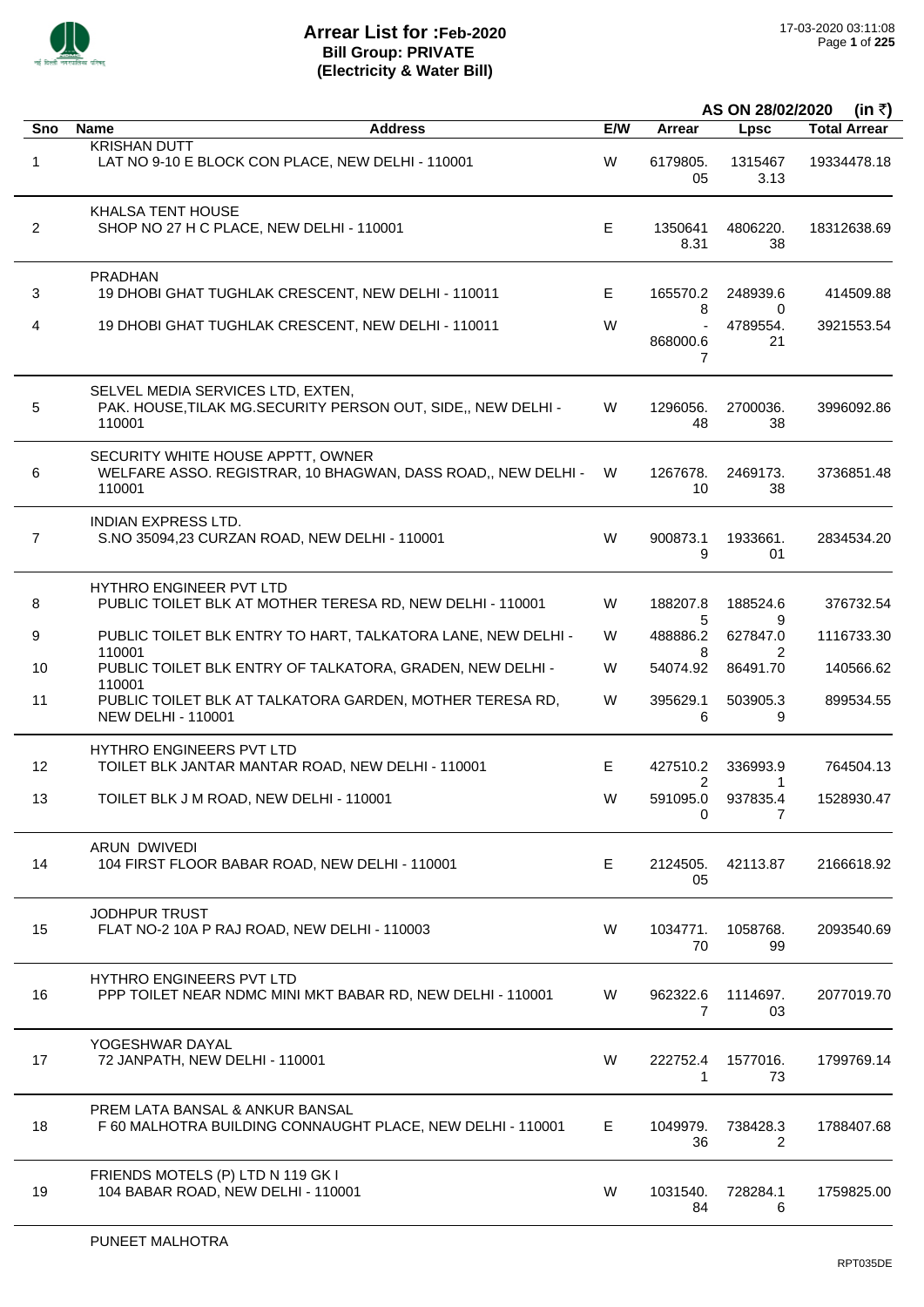# Arrear List for :Feb-2020
## Bill Group: PRIVATE
## (Electricity & Water Bill)

17-03-2020 03:11:08

AS ON 28/02/2020 (in ₹)

| Sno | Name / Address | E/W | Arrear | Lpsc | Total Arrear |
|---|---|---|---|---|---|
| | **KRISHAN DUTT** | | | | |
| 1 | LAT NO 9-10 E BLOCK CON PLACE, NEW DELHI - 110001 | W | 6179805.05 | 13154673.13 | 19334478.18 |
| | **KHALSA TENT HOUSE** | | | | |
| 2 | SHOP NO 27 H C PLACE, NEW DELHI - 110001 | E | 13506418.31 | 4806220.38 | 18312638.69 |
| | **PRADHAN** | | | | |
| 3 | 19 DHOBI GHAT TUGHLAK CRESCENT, NEW DELHI - 110011 | E | 165570.28 | 248939.60 | 414509.88 |
| 4 | 19 DHOBI GHAT TUGHLAK CRESCENT, NEW DELHI - 110011 | W | -868000.67 | 4789554.21 | 3921553.54 |
| | **SELVEL MEDIA SERVICES LTD, EXTEN,** | | | | |
| 5 | PAK. HOUSE,TILAK MG.SECURITY PERSON OUT, SIDE,, NEW DELHI - 110001 | W | 1296056.48 | 2700036.38 | 3996092.86 |
| | **SECURITY WHITE HOUSE APPTT, OWNER** | | | | |
| 6 | WELFARE ASSO. REGISTRAR, 10 BHAGWAN, DASS ROAD,, NEW DELHI - 110001 | W | 1267678.10 | 2469173.38 | 3736851.48 |
| | **INDIAN EXPRESS LTD.** | | | | |
| 7 | S.NO 35094,23 CURZAN ROAD, NEW DELHI - 110001 | W | 900873.19 | 1933661.01 | 2834534.20 |
| | **HYTHRO ENGINEER PVT LTD** | | | | |
| 8 | PUBLIC TOILET BLK AT MOTHER TERESA RD, NEW DELHI - 110001 | W | 188207.85 | 188524.69 | 376732.54 |
| 9 | PUBLIC TOILET BLK ENTRY TO HART, TALKATORA LANE, NEW DELHI - 110001 | W | 488886.28 | 627847.02 | 1116733.30 |
| 10 | PUBLIC TOILET BLK ENTRY OF TALKATORA, GRADEN, NEW DELHI - 110001 | W | 54074.92 | 86491.70 | 140566.62 |
| 11 | PUBLIC TOILET BLK AT TALKATORA GARDEN, MOTHER TERESA RD, NEW DELHI - 110001 | W | 395629.16 | 503905.39 | 899534.55 |
| | **HYTHRO ENGINEERS PVT LTD** | | | | |
| 12 | TOILET BLK JANTAR MANTAR ROAD, NEW DELHI - 110001 | E | 427510.22 | 336993.91 | 764504.13 |
| 13 | TOILET BLK J M ROAD, NEW DELHI - 110001 | W | 591095.00 | 937835.47 | 1528930.47 |
| | **ARUN DWIVEDI** | | | | |
| 14 | 104 FIRST FLOOR BABAR ROAD, NEW DELHI - 110001 | E | 2124505.05 | 42113.87 | 2166618.92 |
| | **JODHPUR TRUST** | | | | |
| 15 | FLAT NO-2 10A P RAJ ROAD, NEW DELHI - 110003 | W | 1034771.70 | 1058768.99 | 2093540.69 |
| | **HYTHRO ENGINEERS PVT LTD** | | | | |
| 16 | PPP TOILET NEAR NDMC MINI MKT BABAR RD, NEW DELHI - 110001 | W | 962322.67 | 1114697.03 | 2077019.70 |
| | **YOGESHWAR DAYAL** | | | | |
| 17 | 72 JANPATH, NEW DELHI - 110001 | W | 222752.41 | 1577016.73 | 1799769.14 |
| | **PREM LATA BANSAL & ANKUR BANSAL** | | | | |
| 18 | F 60 MALHOTRA BUILDING CONNAUGHT PLACE, NEW DELHI - 110001 | E | 1049979.36 | 738428.32 | 1788407.68 |
| | **FRIENDS MOTELS (P) LTD N 119 GK I** | | | | |
| 19 | 104 BABAR ROAD, NEW DELHI - 110001 | W | 1031540.84 | 728284.16 | 1759825.00 |
| | **PUNEET MALHOTRA** | | | | |

RPT035DE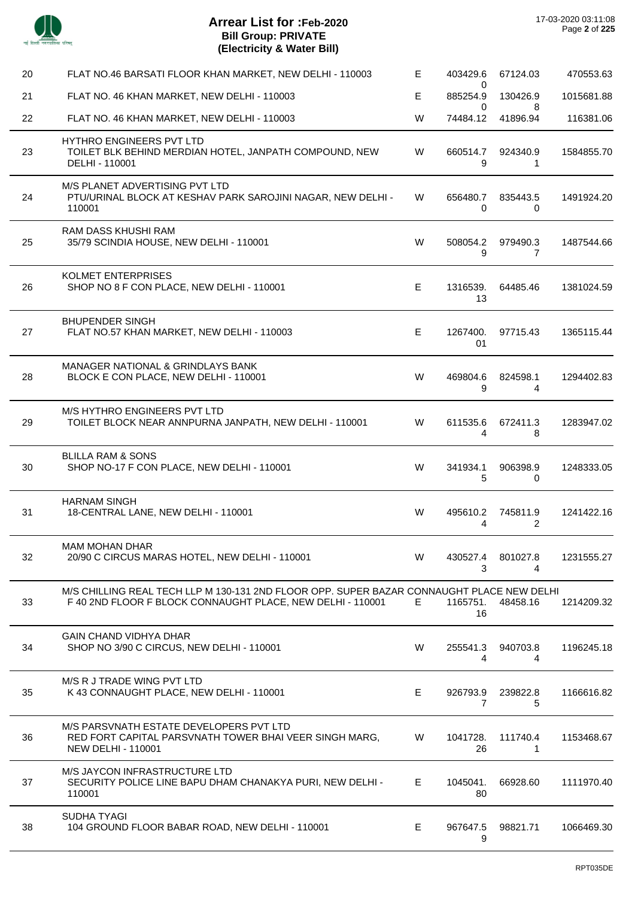# Arrear List for :Feb-2020
## Bill Group: PRIVATE
## (Electricity & Water Bill)

17-03-2020 03:11:08

| | | | | | |
|---|---|---|---|---|---|
| 20 | FLAT NO.46 BARSATI FLOOR KHAN MARKET, NEW DELHI - 110003 | E | 403429.60 | 67124.03 | 470553.63 |
| 21 | FLAT NO. 46 KHAN MARKET, NEW DELHI - 110003 | E | 885254.90 | 130426.98 | 1015681.88 |
| 22 | FLAT NO. 46 KHAN MARKET, NEW DELHI - 110003 | W | 74484.12 | 41896.94 | 116381.06 |
| 23 | HYTHRO ENGINEERS PVT LTD<br>TOILET BLK BEHIND MERDIAN HOTEL, JANPATH COMPOUND, NEW DELHI - 110001 | W | 660514.79 | 924340.91 | 1584855.70 |
| 24 | M/S PLANET ADVERTISING PVT LTD<br>PTU/URINAL BLOCK AT KESHAV PARK SAROJINI NAGAR, NEW DELHI - 110001 | W | 656480.70 | 835443.50 | 1491924.20 |
| 25 | RAM DASS KHUSHI RAM<br>35/79 SCINDIA HOUSE, NEW DELHI - 110001 | W | 508054.29 | 979490.37 | 1487544.66 |
| 26 | KOLMET ENTERPRISES<br>SHOP NO 8 F CON PLACE, NEW DELHI - 110001 | E | 1316539.13 | 64485.46 | 1381024.59 |
| 27 | BHUPENDER SINGH<br>FLAT NO.57 KHAN MARKET, NEW DELHI - 110003 | E | 1267400.01 | 97715.43 | 1365115.44 |
| 28 | MANAGER NATIONAL & GRINDLAYS BANK<br>BLOCK E CON PLACE, NEW DELHI - 110001 | W | 469804.69 | 824598.14 | 1294402.83 |
| 29 | M/S HYTHRO ENGINEERS PVT LTD<br>TOILET BLOCK NEAR ANNPURNA JANPATH, NEW DELHI - 110001 | W | 611535.64 | 672411.38 | 1283947.02 |
| 30 | BLILLA RAM & SONS<br>SHOP NO-17 F CON PLACE, NEW DELHI - 110001 | W | 341934.15 | 906398.90 | 1248333.05 |
| 31 | HARNAM SINGH<br>18-CENTRAL LANE, NEW DELHI - 110001 | W | 495610.24 | 745811.92 | 1241422.16 |
| 32 | MAM MOHAN DHAR<br>20/90 C CIRCUS MARAS HOTEL, NEW DELHI - 110001 | W | 430527.43 | 801027.84 | 1231555.27 |
| 33 | M/S CHILLING REAL TECH LLP M 130-131 2ND FLOOR OPP. SUPER BAZAR CONNAUGHT PLACE NEW DELHI<br>F 40 2ND FLOOR F BLOCK CONNAUGHT PLACE, NEW DELHI - 110001 | E | 1165751.16 | 48458.16 | 1214209.32 |
| 34 | GAIN CHAND VIDHYA DHAR<br>SHOP NO 3/90 C CIRCUS, NEW DELHI - 110001 | W | 255541.34 | 940703.84 | 1196245.18 |
| 35 | M/S R J TRADE WING PVT LTD<br>K 43 CONNAUGHT PLACE, NEW DELHI - 110001 | E | 926793.97 | 239822.85 | 1166616.82 |
| 36 | M/S PARSVNATH ESTATE DEVELOPERS PVT LTD<br>RED FORT CAPITAL PARSVNATH TOWER BHAI VEER SINGH MARG, NEW DELHI - 110001 | W | 1041728.26 | 111740.41 | 1153468.67 |
| 37 | M/S JAYCON INFRASTRUCTURE LTD<br>SECURITY POLICE LINE BAPU DHAM CHANAKYA PURI, NEW DELHI - 110001 | E | 1045041.80 | 66928.60 | 1111970.40 |
| 38 | SUDHA TYAGI<br>104 GROUND FLOOR BABAR ROAD, NEW DELHI - 110001 | E | 967647.59 | 98821.71 | 1066469.30 |

RPT035DE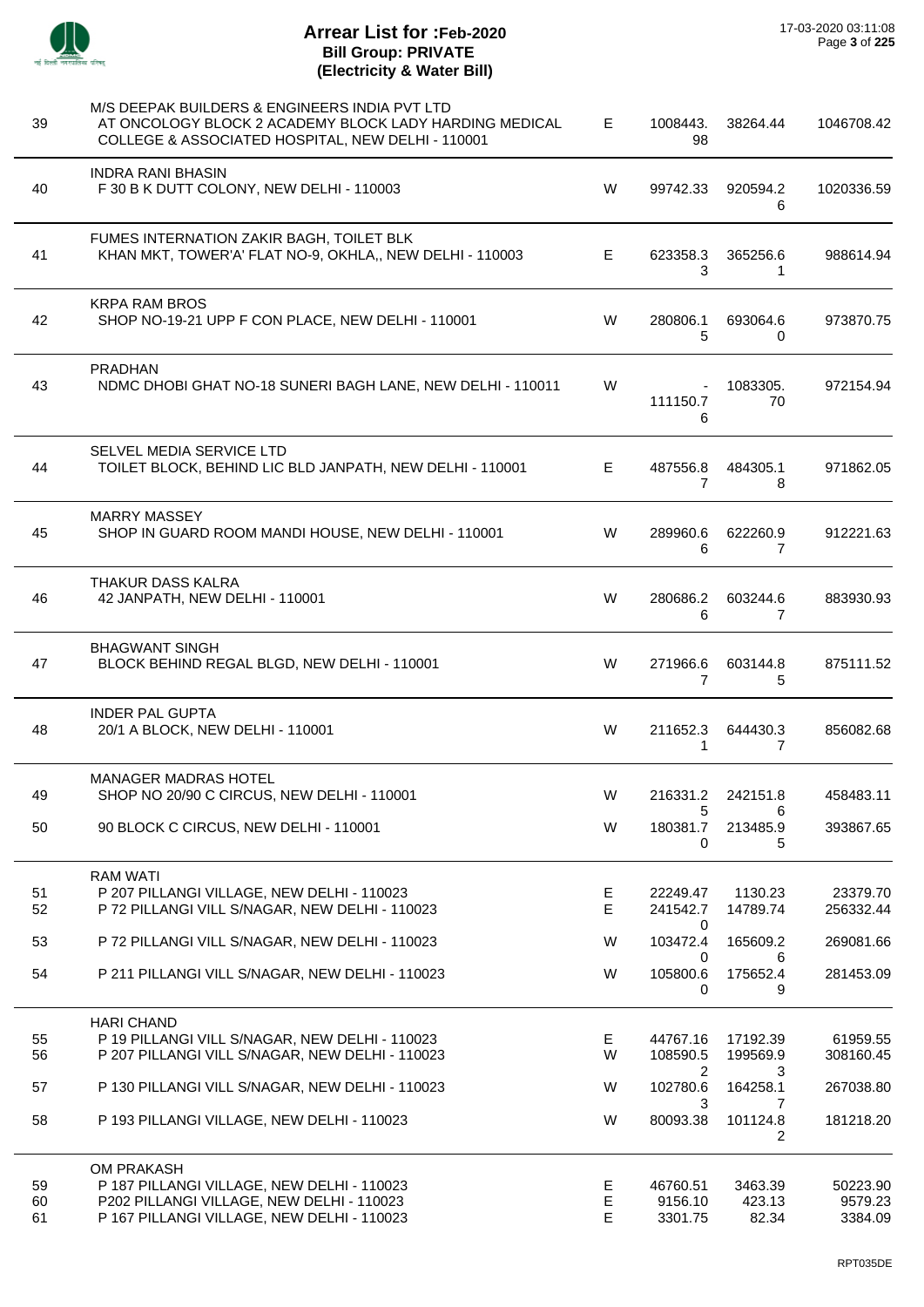# Arrear List for :Feb-2020
## Bill Group: PRIVATE
## (Electricity & Water Bill)

| S.No. | Name / Address | Type | | | Total |
|---|---|---|---|---|---|
| 39 | M/S DEEPAK BUILDERS & ENGINEERS INDIA PVT LTD<br>AT ONCOLOGY BLOCK 2 ACADEMY BLOCK LADY HARDING MEDICAL COLLEGE & ASSOCIATED HOSPITAL, NEW DELHI - 110001 | E | 1008443.98 | 38264.44 | 1046708.42 |
| 40 | INDRA RANI BHASIN<br>F 30 B K DUTT COLONY, NEW DELHI - 110003 | W | 99742.33 | 920594.26 | 1020336.59 |
| 41 | FUMES INTERNATION ZAKIR BAGH, TOILET BLK<br>KHAN MKT, TOWER'A' FLAT NO-9, OKHLA,, NEW DELHI - 110003 | E | 623358.33 | 365256.61 | 988614.94 |
| 42 | KRPA RAM BROS<br>SHOP NO-19-21 UPP F CON PLACE, NEW DELHI - 110001 | W | 280806.15 | 693064.60 | 973870.75 |
| 43 | PRADHAN<br>NDMC DHOBI GHAT NO-18 SUNERI BAGH LANE, NEW DELHI - 110011 | W | -111150.76 | 1083305.70 | 972154.94 |
| 44 | SELVEL MEDIA SERVICE LTD<br>TOILET BLOCK, BEHIND LIC BLD JANPATH, NEW DELHI - 110001 | E | 487556.87 | 484305.18 | 971862.05 |
| 45 | MARRY MASSEY<br>SHOP IN GUARD ROOM MANDI HOUSE, NEW DELHI - 110001 | W | 289960.66 | 622260.97 | 912221.63 |
| 46 | THAKUR DASS KALRA<br>42 JANPATH, NEW DELHI - 110001 | W | 280686.26 | 603244.67 | 883930.93 |
| 47 | BHAGWANT SINGH<br>BLOCK BEHIND REGAL BLGD, NEW DELHI - 110001 | W | 271966.67 | 603144.85 | 875111.52 |
| 48 | INDER PAL GUPTA<br>20/1 A BLOCK, NEW DELHI - 110001 | W | 211652.31 | 644430.37 | 856082.68 |
| 49 | MANAGER MADRAS HOTEL<br>SHOP NO 20/90 C CIRCUS, NEW DELHI - 110001 | W | 216331.25 | 242151.86 | 458483.11 |
| 50 | 90 BLOCK C CIRCUS, NEW DELHI - 110001 | W | 180381.70 | 213485.95 | 393867.65 |
| 51 | RAM WATI<br>P 207 PILLANGI VILLAGE, NEW DELHI - 110023 | E | 22249.47 | 1130.23 | 23379.70 |
| 52 | P 72 PILLANGI VILL S/NAGAR, NEW DELHI - 110023 | E | 241542.70 | 14789.74 | 256332.44 |
| 53 | P 72 PILLANGI VILL S/NAGAR, NEW DELHI - 110023 | W | 103472.40 | 165609.26 | 269081.66 |
| 54 | P 211 PILLANGI VILL S/NAGAR, NEW DELHI - 110023 | W | 105800.60 | 175652.49 | 281453.09 |
| 55 | HARI CHAND<br>P 19 PILLANGI VILL S/NAGAR, NEW DELHI - 110023 | E | 44767.16 | 17192.39 | 61959.55 |
| 56 | P 207 PILLANGI VILL S/NAGAR, NEW DELHI - 110023 | W | 108590.52 | 199569.93 | 308160.45 |
| 57 | P 130 PILLANGI VILL S/NAGAR, NEW DELHI - 110023 | W | 102780.63 | 164258.17 | 267038.80 |
| 58 | P 193 PILLANGI VILLAGE, NEW DELHI - 110023 | W | 80093.38 | 101124.82 | 181218.20 |
| 59 | OM PRAKASH<br>P 187 PILLANGI VILLAGE, NEW DELHI - 110023 | E | 46760.51 | 3463.39 | 50223.90 |
| 60 | P202 PILLANGI VILLAGE, NEW DELHI - 110023 | E | 9156.10 | 423.13 | 9579.23 |
| 61 | P 167 PILLANGI VILLAGE, NEW DELHI - 110023 | E | 3301.75 | 82.34 | 3384.09 |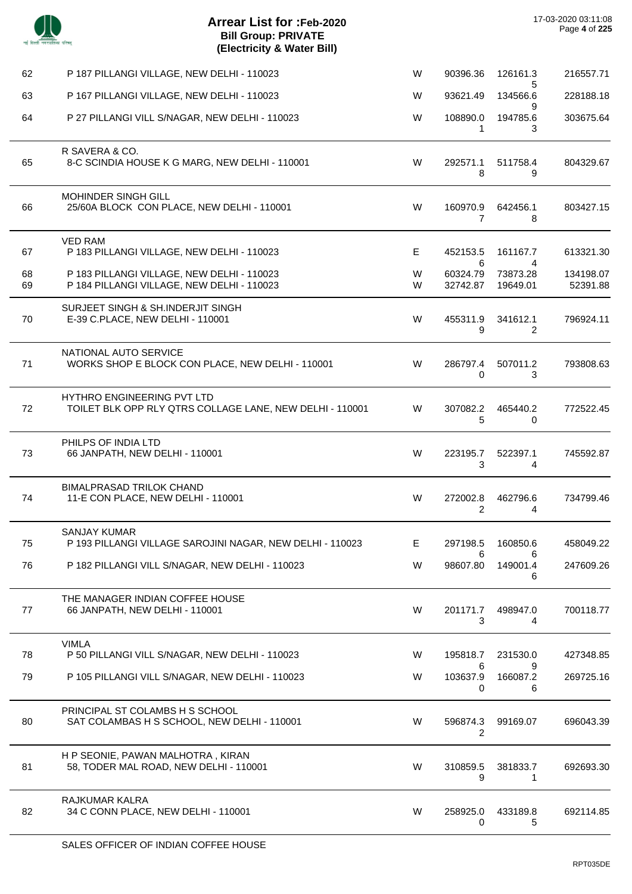# Arrear List for :Feb-2020
## Bill Group: PRIVATE
### (Electricity & Water Bill)

17-03-2020 03:11:08

| No. | Name / Address | Type | | | |
|---|---|---|---|---|---|
| 62 | P 187 PILLANGI VILLAGE, NEW DELHI - 110023 | W | 90396.36 | 126161.35 | 216557.71 |
| 63 | P 167 PILLANGI VILLAGE, NEW DELHI - 110023 | W | 93621.49 | 134566.69 | 228188.18 |
| 64 | P 27 PILLANGI VILL S/NAGAR, NEW DELHI - 110023 | W | 108890.01 | 194785.63 | 303675.64 |
| | R SAVERA & CO. | | | | |
| 65 | 8-C SCINDIA HOUSE K G MARG, NEW DELHI - 110001 | W | 292571.18 | 511758.49 | 804329.67 |
| | MOHINDER SINGH GILL | | | | |
| 66 | 25/60A BLOCK CON PLACE, NEW DELHI - 110001 | W | 160970.97 | 642456.18 | 803427.15 |
| | VED RAM | | | | |
| 67 | P 183 PILLANGI VILLAGE, NEW DELHI - 110023 | E | 452153.56 | 161167.74 | 613321.30 |
| 68 | P 183 PILLANGI VILLAGE, NEW DELHI - 110023 | W | 60324.79 | 73873.28 | 134198.07 |
| 69 | P 184 PILLANGI VILLAGE, NEW DELHI - 110023 | W | 32742.87 | 19649.01 | 52391.88 |
| | SURJEET SINGH & SH.INDERJIT SINGH | | | | |
| 70 | E-39 C.PLACE, NEW DELHI - 110001 | W | 455311.99 | 341612.12 | 796924.11 |
| | NATIONAL AUTO SERVICE | | | | |
| 71 | WORKS SHOP E BLOCK CON PLACE, NEW DELHI - 110001 | W | 286797.40 | 507011.23 | 793808.63 |
| | HYTHRO ENGINEERING PVT LTD | | | | |
| 72 | TOILET BLK OPP RLY QTRS COLLAGE LANE, NEW DELHI - 110001 | W | 307082.25 | 465440.20 | 772522.45 |
| | PHILPS OF INDIA LTD | | | | |
| 73 | 66 JANPATH, NEW DELHI - 110001 | W | 223195.73 | 522397.14 | 745592.87 |
| | BIMALPRASAD TRILOK CHAND | | | | |
| 74 | 11-E CON PLACE, NEW DELHI - 110001 | W | 272002.82 | 462796.64 | 734799.46 |
| | SANJAY KUMAR | | | | |
| 75 | P 193 PILLANGI VILLAGE SAROJINI NAGAR, NEW DELHI - 110023 | E | 297198.56 | 160850.66 | 458049.22 |
| 76 | P 182 PILLANGI VILL S/NAGAR, NEW DELHI - 110023 | W | 98607.80 | 149001.46 | 247609.26 |
| | THE MANAGER INDIAN COFFEE HOUSE | | | | |
| 77 | 66 JANPATH, NEW DELHI - 110001 | W | 201171.73 | 498947.04 | 700118.77 |
| | VIMLA | | | | |
| 78 | P 50 PILLANGI VILL S/NAGAR, NEW DELHI - 110023 | W | 195818.76 | 231530.09 | 427348.85 |
| 79 | P 105 PILLANGI VILL S/NAGAR, NEW DELHI - 110023 | W | 103637.90 | 166087.26 | 269725.16 |
| | PRINCIPAL ST COLAMBS H S SCHOOL | | | | |
| 80 | SAT COLAMBAS H S SCHOOL, NEW DELHI - 110001 | W | 596874.32 | 99169.07 | 696043.39 |
| | H P SEONIE, PAWAN MALHOTRA , KIRAN | | | | |
| 81 | 58, TODER MAL ROAD, NEW DELHI - 110001 | W | 310859.59 | 381833.71 | 692693.30 |
| | RAJKUMAR KALRA | | | | |
| 82 | 34 C CONN PLACE, NEW DELHI - 110001 | W | 258925.00 | 433189.85 | 692114.85 |

SALES OFFICER OF INDIAN COFFEE HOUSE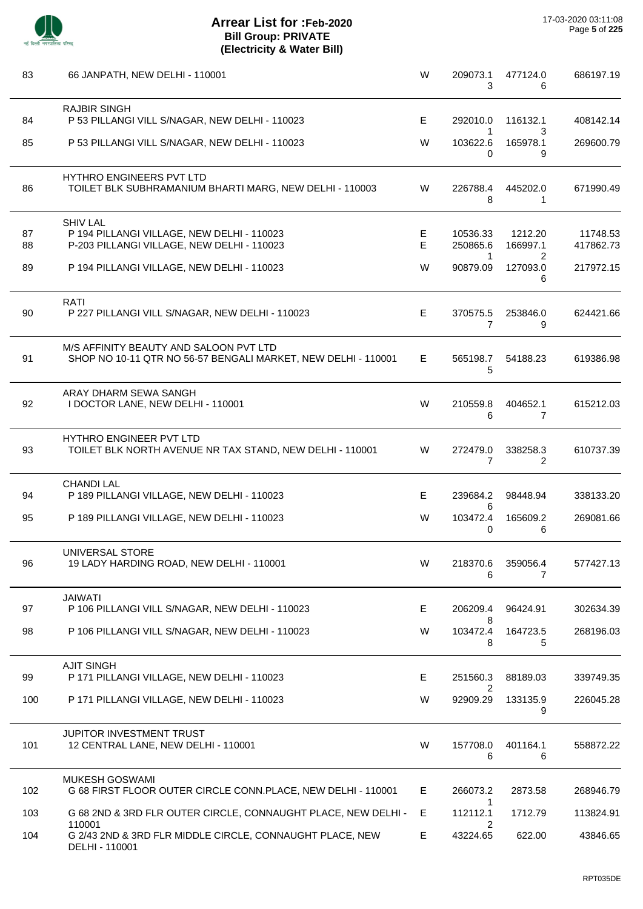# Arrear List for :Feb-2020
## Bill Group: PRIVATE
### (Electricity & Water Bill)

17-03-2020 03:11:08

| S.No. | Name / Address | Type | | | Total |
|---|---|---|---|---|---|
| 83 | 66 JANPATH, NEW DELHI - 110001 | W | 209073.13 | 477124.06 | 686197.19 |
| | RAJBIR SINGH | | | | |
| 84 | P 53 PILLANGI VILL S/NAGAR, NEW DELHI - 110023 | E | 292010.01 | 116132.13 | 408142.14 |
| 85 | P 53 PILLANGI VILL S/NAGAR, NEW DELHI - 110023 | W | 103622.60 | 165978.19 | 269600.79 |
| | HYTHRO ENGINEERS PVT LTD | | | | |
| 86 | TOILET BLK SUBHRAMANIUM BHARTI MARG, NEW DELHI - 110003 | W | 226788.48 | 445202.01 | 671990.49 |
| | SHIV LAL | | | | |
| 87 | P 194 PILLANGI VILLAGE, NEW DELHI - 110023 | E | 10536.33 | 1212.20 | 11748.53 |
| 88 | P-203 PILLANGI VILLAGE, NEW DELHI - 110023 | E | 250865.61 | 166997.12 | 417862.73 |
| 89 | P 194 PILLANGI VILLAGE, NEW DELHI - 110023 | W | 90879.09 | 127093.06 | 217972.15 |
| | RATI | | | | |
| 90 | P 227 PILLANGI VILL S/NAGAR, NEW DELHI - 110023 | E | 370575.57 | 253846.09 | 624421.66 |
| | M/S AFFINITY BEAUTY AND SALOON PVT LTD | | | | |
| 91 | SHOP NO 10-11 QTR NO 56-57 BENGALI MARKET, NEW DELHI - 110001 | E | 565198.75 | 54188.23 | 619386.98 |
| | ARAY DHARM SEWA SANGH | | | | |
| 92 | I DOCTOR LANE, NEW DELHI - 110001 | W | 210559.86 | 404652.17 | 615212.03 |
| | HYTHRO ENGINEER PVT LTD | | | | |
| 93 | TOILET BLK NORTH AVENUE NR TAX STAND, NEW DELHI - 110001 | W | 272479.07 | 338258.32 | 610737.39 |
| | CHANDI LAL | | | | |
| 94 | P 189 PILLANGI VILLAGE, NEW DELHI - 110023 | E | 239684.26 | 98448.94 | 338133.20 |
| 95 | P 189 PILLANGI VILLAGE, NEW DELHI - 110023 | W | 103472.40 | 165609.26 | 269081.66 |
| | UNIVERSAL STORE | | | | |
| 96 | 19 LADY HARDING ROAD, NEW DELHI - 110001 | W | 218370.66 | 359056.47 | 577427.13 |
| | JAIWATI | | | | |
| 97 | P 106 PILLANGI VILL S/NAGAR, NEW DELHI - 110023 | E | 206209.48 | 96424.91 | 302634.39 |
| 98 | P 106 PILLANGI VILL S/NAGAR, NEW DELHI - 110023 | W | 103472.48 | 164723.55 | 268196.03 |
| | AJIT SINGH | | | | |
| 99 | P 171 PILLANGI VILLAGE, NEW DELHI - 110023 | E | 251560.32 | 88189.03 | 339749.35 |
| 100 | P 171 PILLANGI VILLAGE, NEW DELHI - 110023 | W | 92909.29 | 133135.99 | 226045.28 |
| | JUPITOR INVESTMENT TRUST | | | | |
| 101 | 12 CENTRAL LANE, NEW DELHI - 110001 | W | 157708.06 | 401164.16 | 558872.22 |
| | MUKESH GOSWAMI | | | | |
| 102 | G 68 FIRST FLOOR OUTER CIRCLE CONN.PLACE, NEW DELHI - 110001 | E | 266073.21 | 2873.58 | 268946.79 |
| 103 | G 68 2ND & 3RD FLR OUTER CIRCLE, CONNAUGHT PLACE, NEW DELHI - 110001 | E | 112112.12 | 1712.79 | 113824.91 |
| 104 | G 2/43 2ND & 3RD FLR MIDDLE CIRCLE, CONNAUGHT PLACE, NEW DELHI - 110001 | E | 43224.65 | 622.00 | 43846.65 |

RPT035DE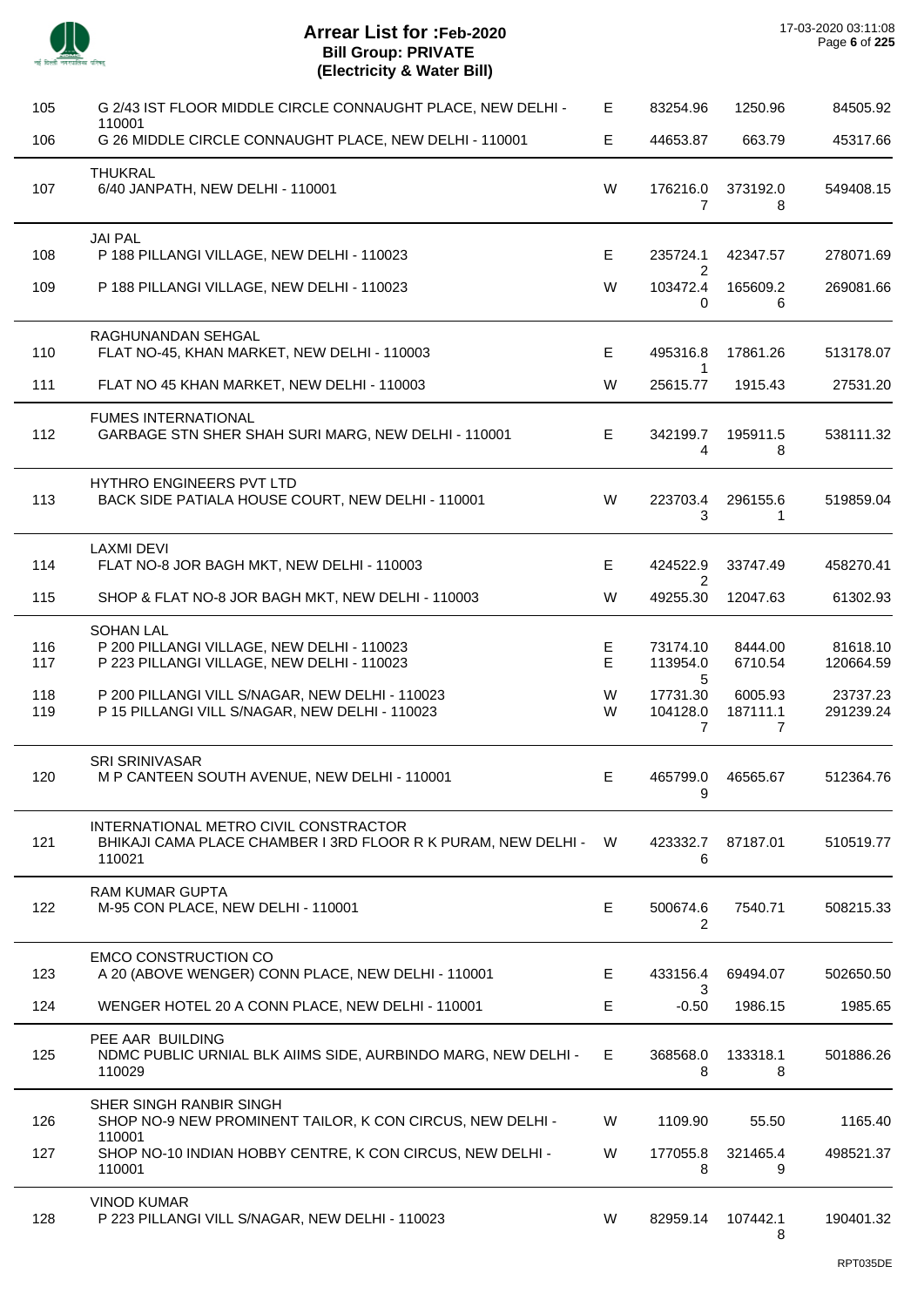# Arrear List for :Feb-2020
## Bill Group: PRIVATE
### (Electricity & Water Bill)

17-03-2020 03:11:08

| S.No | Name / Address | Type | Amount | Amount | Total |
|---|---|---|---|---|---|
| 105 | G 2/43 IST FLOOR MIDDLE CIRCLE CONNAUGHT PLACE, NEW DELHI - 110001 | E | 83254.96 | 1250.96 | 84505.92 |
| 106 | G 26 MIDDLE CIRCLE CONNAUGHT PLACE, NEW DELHI - 110001 | E | 44653.87 | 663.79 | 45317.66 |
| | **THUKRAL** | | | | |
| 107 | 6/40 JANPATH, NEW DELHI - 110001 | W | 176216.07 | 373192.08 | 549408.15 |
| | **JAI PAL** | | | | |
| 108 | P 188 PILLANGI VILLAGE, NEW DELHI - 110023 | E | 235724.12 | 42347.57 | 278071.69 |
| 109 | P 188 PILLANGI VILLAGE, NEW DELHI - 110023 | W | 103472.40 | 165609.26 | 269081.66 |
| | **RAGHUNANDAN SEHGAL** | | | | |
| 110 | FLAT NO-45, KHAN MARKET, NEW DELHI - 110003 | E | 495316.81 | 17861.26 | 513178.07 |
| 111 | FLAT NO 45 KHAN MARKET, NEW DELHI - 110003 | W | 25615.77 | 1915.43 | 27531.20 |
| | **FUMES INTERNATIONAL** | | | | |
| 112 | GARBAGE STN SHER SHAH SURI MARG, NEW DELHI - 110001 | E | 342199.74 | 195911.58 | 538111.32 |
| | **HYTHRO ENGINEERS PVT LTD** | | | | |
| 113 | BACK SIDE PATIALA HOUSE COURT, NEW DELHI - 110001 | W | 223703.43 | 296155.61 | 519859.04 |
| | **LAXMI DEVI** | | | | |
| 114 | FLAT NO-8 JOR BAGH MKT, NEW DELHI - 110003 | E | 424522.92 | 33747.49 | 458270.41 |
| 115 | SHOP & FLAT NO-8 JOR BAGH MKT, NEW DELHI - 110003 | W | 49255.30 | 12047.63 | 61302.93 |
| | **SOHAN LAL** | | | | |
| 116 | P 200 PILLANGI VILLAGE, NEW DELHI - 110023 | E | 73174.10 | 8444.00 | 81618.10 |
| 117 | P 223 PILLANGI VILLAGE, NEW DELHI - 110023 | E | 113954.05 | 6710.54 | 120664.59 |
| 118 | P 200 PILLANGI VILL S/NAGAR, NEW DELHI - 110023 | W | 17731.30 | 6005.93 | 23737.23 |
| 119 | P 15 PILLANGI VILL S/NAGAR, NEW DELHI - 110023 | W | 104128.07 | 187111.17 | 291239.24 |
| | **SRI SRINIVASAR** | | | | |
| 120 | M P CANTEEN SOUTH AVENUE, NEW DELHI - 110001 | E | 465799.09 | 46565.67 | 512364.76 |
| | **INTERNATIONAL METRO CIVIL CONSTRACTOR** | | | | |
| 121 | BHIKAJI CAMA PLACE CHAMBER I 3RD FLOOR R K PURAM, NEW DELHI - 110021 | W | 423332.76 | 87187.01 | 510519.77 |
| | **RAM KUMAR GUPTA** | | | | |
| 122 | M-95 CON PLACE, NEW DELHI - 110001 | E | 500674.62 | 7540.71 | 508215.33 |
| | **EMCO CONSTRUCTION CO** | | | | |
| 123 | A 20 (ABOVE WENGER) CONN PLACE, NEW DELHI - 110001 | E | 433156.43 | 69494.07 | 502650.50 |
| 124 | WENGER HOTEL 20 A CONN PLACE, NEW DELHI - 110001 | E | -0.50 | 1986.15 | 1985.65 |
| | **PEE AAR BUILDING** | | | | |
| 125 | NDMC PUBLIC URNIAL BLK AIIMS SIDE, AURBINDO MARG, NEW DELHI - 110029 | E | 368568.08 | 133318.18 | 501886.26 |
| | **SHER SINGH RANBIR SINGH** | | | | |
| 126 | SHOP NO-9 NEW PROMINENT TAILOR, K CON CIRCUS, NEW DELHI - 110001 | W | 1109.90 | 55.50 | 1165.40 |
| 127 | SHOP NO-10 INDIAN HOBBY CENTRE, K CON CIRCUS, NEW DELHI - 110001 | W | 177055.88 | 321465.49 | 498521.37 |
| | **VINOD KUMAR** | | | | |
| 128 | P 223 PILLANGI VILL S/NAGAR, NEW DELHI - 110023 | W | 82959.14 | 107442.18 | 190401.32 |

RPT035DE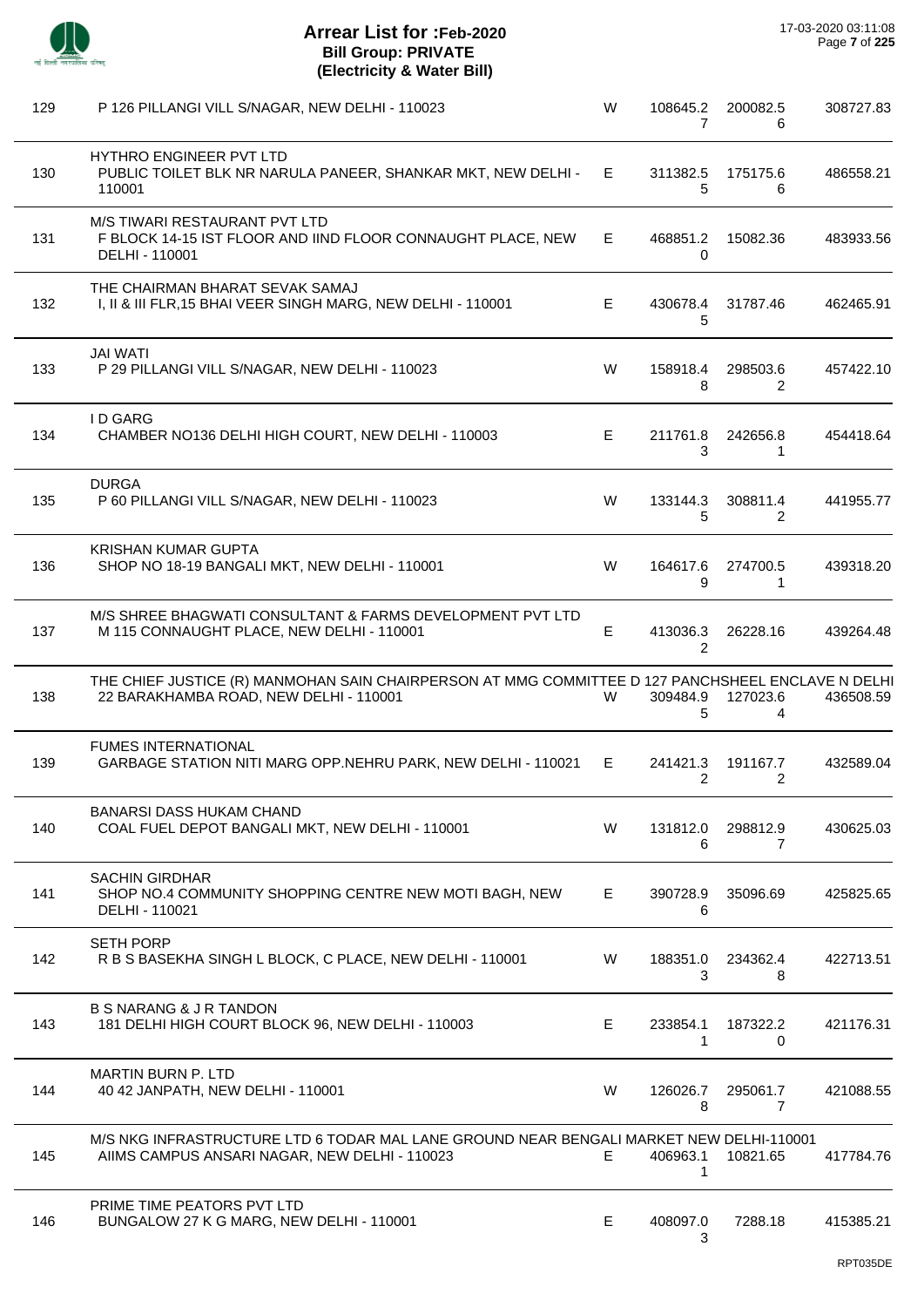# Arrear List for :Feb-2020
## Bill Group: PRIVATE
## (Electricity & Water Bill)

17-03-2020 03:11:08

| | | | | | |
|---|---|---|---|---|---|
| 129 | P 126 PILLANGI VILL S/NAGAR, NEW DELHI - 110023 | W | 108645.27 | 200082.56 | 308727.83 |
| 130 | HYTHRO ENGINEER PVT LTD<br>PUBLIC TOILET BLK NR NARULA PANEER, SHANKAR MKT, NEW DELHI - 110001 | E | 311382.55 | 175175.66 | 486558.21 |
| 131 | M/S TIWARI RESTAURANT PVT LTD<br>F BLOCK 14-15 IST FLOOR AND IIND FLOOR CONNAUGHT PLACE, NEW DELHI - 110001 | E | 468851.20 | 15082.36 | 483933.56 |
| 132 | THE CHAIRMAN BHARAT SEVAK SAMAJ<br>I, II & III FLR,15 BHAI VEER SINGH MARG, NEW DELHI - 110001 | E | 430678.45 | 31787.46 | 462465.91 |
| 133 | JAI WATI<br>P 29 PILLANGI VILL S/NAGAR, NEW DELHI - 110023 | W | 158918.48 | 298503.62 | 457422.10 |
| 134 | I D GARG<br>CHAMBER NO136 DELHI HIGH COURT, NEW DELHI - 110003 | E | 211761.83 | 242656.81 | 454418.64 |
| 135 | DURGA<br>P 60 PILLANGI VILL S/NAGAR, NEW DELHI - 110023 | W | 133144.35 | 308811.42 | 441955.77 |
| 136 | KRISHAN KUMAR GUPTA<br>SHOP NO 18-19 BANGALI MKT, NEW DELHI - 110001 | W | 164617.69 | 274700.51 | 439318.20 |
| 137 | M/S SHREE BHAGWATI CONSULTANT & FARMS DEVELOPMENT PVT LTD<br>M 115 CONNAUGHT PLACE, NEW DELHI - 110001 | E | 413036.32 | 26228.16 | 439264.48 |
| 138 | THE CHIEF JUSTICE (R) MANMOHAN SAIN CHAIRPERSON AT MMG COMMITTEE D 127 PANCHSHEEL ENCLAVE N DELHI<br>22 BARAKHAMBA ROAD, NEW DELHI - 110001 | W | 309484.95 | 127023.64 | 436508.59 |
| 139 | FUMES INTERNATIONAL<br>GARBAGE STATION NITI MARG OPP.NEHRU PARK, NEW DELHI - 110021 | E | 241421.32 | 191167.72 | 432589.04 |
| 140 | BANARSI DASS HUKAM CHAND<br>COAL FUEL DEPOT BANGALI MKT, NEW DELHI - 110001 | W | 131812.06 | 298812.97 | 430625.03 |
| 141 | SACHIN GIRDHAR<br>SHOP NO.4 COMMUNITY SHOPPING CENTRE NEW MOTI BAGH, NEW DELHI - 110021 | E | 390728.96 | 35096.69 | 425825.65 |
| 142 | SETH PORP<br>R B S BASEKHA SINGH L BLOCK, C PLACE, NEW DELHI - 110001 | W | 188351.03 | 234362.48 | 422713.51 |
| 143 | B S NARANG & J R TANDON<br>181 DELHI HIGH COURT BLOCK 96, NEW DELHI - 110003 | E | 233854.11 | 187322.20 | 421176.31 |
| 144 | MARTIN BURN P. LTD<br>40 42 JANPATH, NEW DELHI - 110001 | W | 126026.78 | 295061.77 | 421088.55 |
| 145 | M/S NKG INFRASTRUCTURE LTD 6 TODAR MAL LANE GROUND NEAR BENGALI MARKET NEW DELHI-110001<br>AIIMS CAMPUS ANSARI NAGAR, NEW DELHI - 110023 | E | 406963.11 | 10821.65 | 417784.76 |
| 146 | PRIME TIME PEATORS PVT LTD<br>BUNGALOW 27 K G MARG, NEW DELHI - 110001 | E | 408097.03 | 7288.18 | 415385.21 |

RPT035DE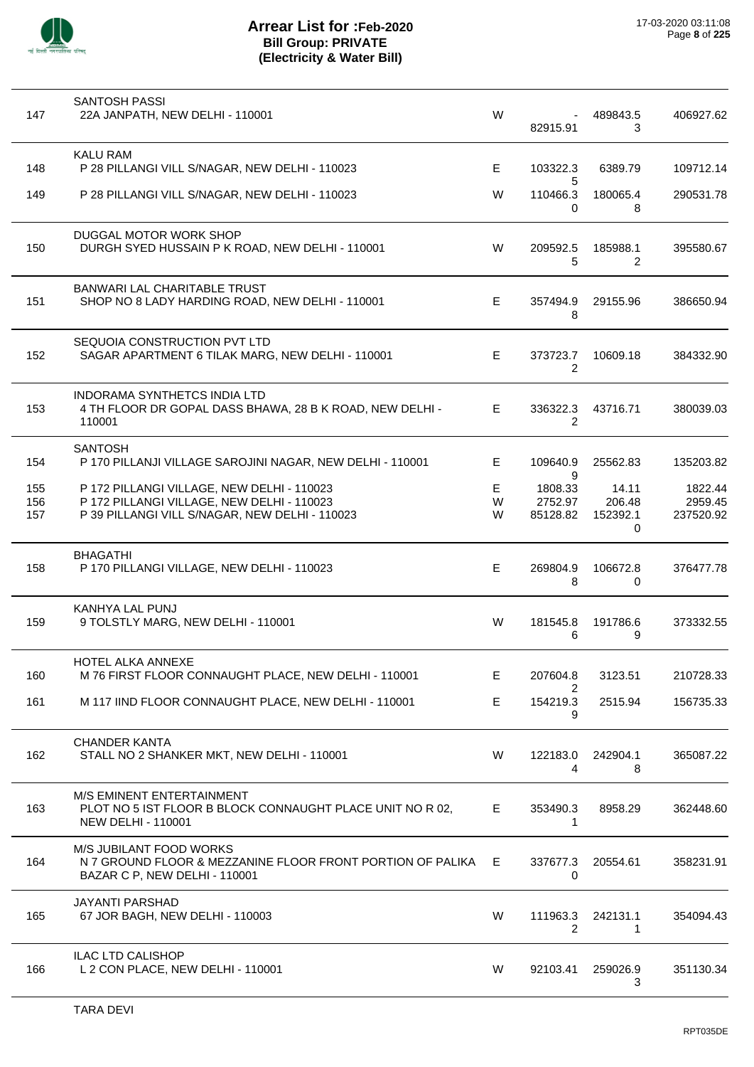# Arrear List for :Feb-2020
## Bill Group: PRIVATE
## (Electricity & Water Bill)

17-03-2020 03:11:08

| S.No. | Name / Address | Type | | | |
|---|---|---|---|---|---|
| | SANTOSH PASSI | | | | |
| 147 | 22A JANPATH, NEW DELHI - 110001 | W | -82915.91 | 489843.53 | 406927.62 |
| | KALU RAM | | | | |
| 148 | P 28 PILLANGI VILL S/NAGAR, NEW DELHI - 110023 | E | 103322.35 | 6389.79 | 109712.14 |
| 149 | P 28 PILLANGI VILL S/NAGAR, NEW DELHI - 110023 | W | 110466.30 | 180065.48 | 290531.78 |
| | DUGGAL MOTOR WORK SHOP | | | | |
| 150 | DURGH SYED HUSSAIN P K ROAD, NEW DELHI - 110001 | W | 209592.55 | 185988.12 | 395580.67 |
| | BANWARI LAL CHARITABLE TRUST | | | | |
| 151 | SHOP NO 8 LADY HARDING ROAD, NEW DELHI - 110001 | E | 357494.98 | 29155.96 | 386650.94 |
| | SEQUOIA CONSTRUCTION PVT LTD | | | | |
| 152 | SAGAR APARTMENT 6 TILAK MARG, NEW DELHI - 110001 | E | 373723.72 | 10609.18 | 384332.90 |
| | INDORAMA SYNTHETCS INDIA LTD | | | | |
| 153 | 4 TH FLOOR DR GOPAL DASS BHAWA, 28 B K ROAD, NEW DELHI - 110001 | E | 336322.32 | 43716.71 | 380039.03 |
| | SANTOSH | | | | |
| 154 | P 170 PILLANJI VILLAGE SAROJINI NAGAR, NEW DELHI - 110001 | E | 109640.99 | 25562.83 | 135203.82 |
| 155 | P 172 PILLANGI VILLAGE, NEW DELHI - 110023 | E | 1808.33 | 14.11 | 1822.44 |
| 156 | P 172 PILLANGI VILLAGE, NEW DELHI - 110023 | W | 2752.97 | 206.48 | 2959.45 |
| 157 | P 39 PILLANGI VILL S/NAGAR, NEW DELHI - 110023 | W | 85128.82 | 152392.10 | 237520.92 |
| | BHAGATHI | | | | |
| 158 | P 170 PILLANGI VILLAGE, NEW DELHI - 110023 | E | 269804.98 | 106672.80 | 376477.78 |
| | KANHYA LAL PUNJ | | | | |
| 159 | 9 TOLSTLY MARG, NEW DELHI - 110001 | W | 181545.86 | 191786.69 | 373332.55 |
| | HOTEL ALKA ANNEXE | | | | |
| 160 | M 76 FIRST FLOOR CONNAUGHT PLACE, NEW DELHI - 110001 | E | 207604.82 | 3123.51 | 210728.33 |
| 161 | M 117 IIND FLOOR CONNAUGHT PLACE, NEW DELHI - 110001 | E | 154219.39 | 2515.94 | 156735.33 |
| | CHANDER KANTA | | | | |
| 162 | STALL NO 2 SHANKER MKT, NEW DELHI - 110001 | W | 122183.04 | 242904.18 | 365087.22 |
| | M/S EMINENT ENTERTAINMENT | | | | |
| 163 | PLOT NO 5 IST FLOOR B BLOCK CONNAUGHT PLACE UNIT NO R 02, NEW DELHI - 110001 | E | 353490.31 | 8958.29 | 362448.60 |
| | M/S JUBILANT FOOD WORKS | | | | |
| 164 | N 7 GROUND FLOOR & MEZZANINE FLOOR FRONT PORTION OF PALIKA BAZAR C P, NEW DELHI - 110001 | E | 337677.30 | 20554.61 | 358231.91 |
| | JAYANTI PARSHAD | | | | |
| 165 | 67 JOR BAGH, NEW DELHI - 110003 | W | 111963.32 | 242131.11 | 354094.43 |
| | ILAC LTD CALISHOP | | | | |
| 166 | L 2 CON PLACE, NEW DELHI - 110001 | W | 92103.41 | 259026.93 | 351130.34 |
| | TARA DEVI | | | | |

RPT035DE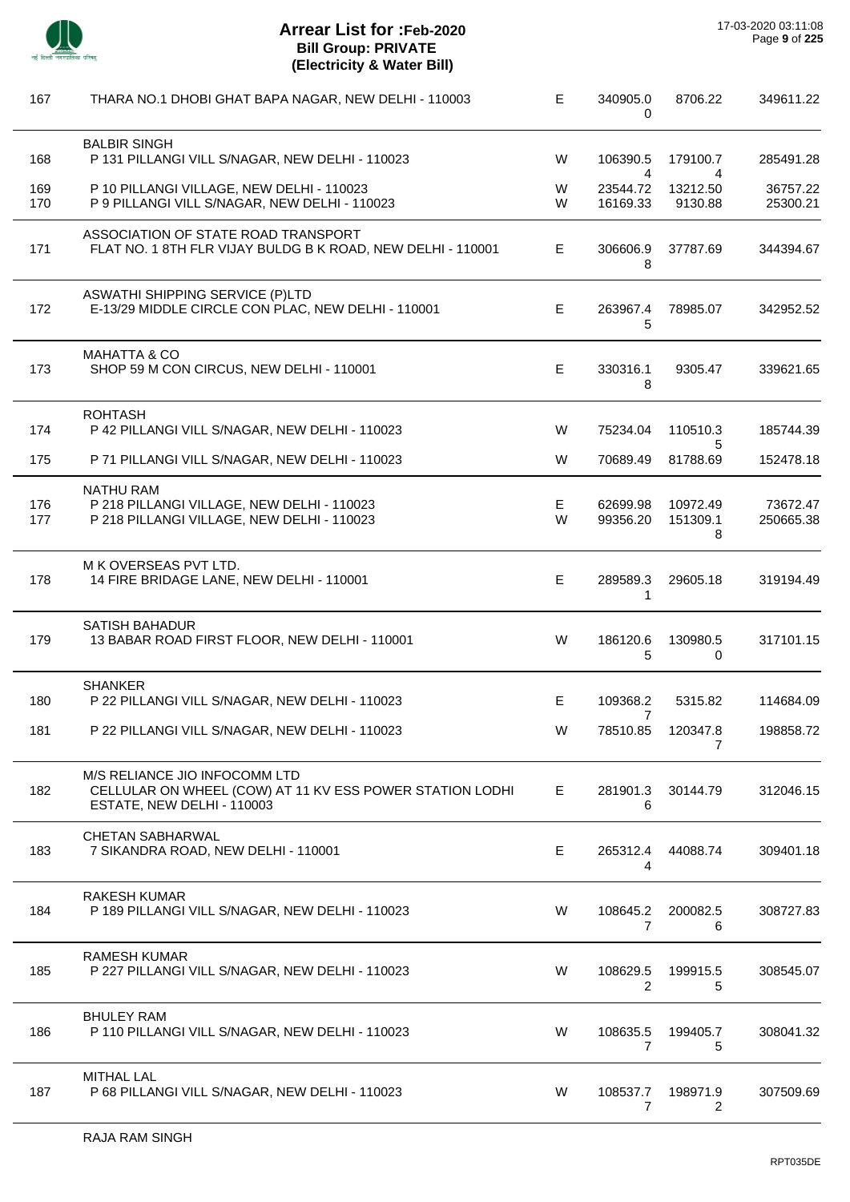# Arrear List for :Feb-2020
## Bill Group: PRIVATE
### (Electricity & Water Bill)

17-03-2020 03:11:08

| | | | | | |
|---|---|---|---|---|---|
| 167 | THARA NO.1 DHOBI GHAT BAPA NAGAR, NEW DELHI - 110003 | E | 340905.00 | 8706.22 | 349611.22 |
| | **BALBIR SINGH** | | | | |
| 168 | P 131 PILLANGI VILL S/NAGAR, NEW DELHI - 110023 | W | 106390.54 | 179100.74 | 285491.28 |
| 169 | P 10 PILLANGI VILLAGE, NEW DELHI - 110023 | W | 23544.72 | 13212.50 | 36757.22 |
| 170 | P 9 PILLANGI VILL S/NAGAR, NEW DELHI - 110023 | W | 16169.33 | 9130.88 | 25300.21 |
| | **ASSOCIATION OF STATE ROAD TRANSPORT** | | | | |
| 171 | FLAT NO. 1 8TH FLR VIJAY BULDG B K ROAD, NEW DELHI - 110001 | E | 306606.98 | 37787.69 | 344394.67 |
| | **ASWATHI SHIPPING SERVICE (P)LTD** | | | | |
| 172 | E-13/29 MIDDLE CIRCLE CON PLAC, NEW DELHI - 110001 | E | 263967.45 | 78985.07 | 342952.52 |
| | **MAHATTA & CO** | | | | |
| 173 | SHOP 59 M CON CIRCUS, NEW DELHI - 110001 | E | 330316.18 | 9305.47 | 339621.65 |
| | **ROHTASH** | | | | |
| 174 | P 42 PILLANGI VILL S/NAGAR, NEW DELHI - 110023 | W | 75234.04 | 110510.35 | 185744.39 |
| 175 | P 71 PILLANGI VILL S/NAGAR, NEW DELHI - 110023 | W | 70689.49 | 81788.69 | 152478.18 |
| | **NATHU RAM** | | | | |
| 176 | P 218 PILLANGI VILLAGE, NEW DELHI - 110023 | E | 62699.98 | 10972.49 | 73672.47 |
| 177 | P 218 PILLANGI VILLAGE, NEW DELHI - 110023 | W | 99356.20 | 151309.18 | 250665.38 |
| | **M K OVERSEAS PVT LTD.** | | | | |
| 178 | 14 FIRE BRIDAGE LANE, NEW DELHI - 110001 | E | 289589.31 | 29605.18 | 319194.49 |
| | **SATISH BAHADUR** | | | | |
| 179 | 13 BABAR ROAD FIRST FLOOR, NEW DELHI - 110001 | W | 186120.65 | 130980.50 | 317101.15 |
| | **SHANKER** | | | | |
| 180 | P 22 PILLANGI VILL S/NAGAR, NEW DELHI - 110023 | E | 109368.27 | 5315.82 | 114684.09 |
| 181 | P 22 PILLANGI VILL S/NAGAR, NEW DELHI - 110023 | W | 78510.85 | 120347.87 | 198858.72 |
| | **M/S RELIANCE JIO INFOCOMM LTD** | | | | |
| 182 | CELLULAR ON WHEEL (COW) AT 11 KV ESS POWER STATION LODHI ESTATE, NEW DELHI - 110003 | E | 281901.36 | 30144.79 | 312046.15 |
| | **CHETAN SABHARWAL** | | | | |
| 183 | 7 SIKANDRA ROAD, NEW DELHI - 110001 | E | 265312.44 | 44088.74 | 309401.18 |
| | **RAKESH KUMAR** | | | | |
| 184 | P 189 PILLANGI VILL S/NAGAR, NEW DELHI - 110023 | W | 108645.27 | 200082.56 | 308727.83 |
| | **RAMESH KUMAR** | | | | |
| 185 | P 227 PILLANGI VILL S/NAGAR, NEW DELHI - 110023 | W | 108629.52 | 199915.55 | 308545.07 |
| | **BHULEY RAM** | | | | |
| 186 | P 110 PILLANGI VILL S/NAGAR, NEW DELHI - 110023 | W | 108635.57 | 199405.75 | 308041.32 |
| | **MITHAL LAL** | | | | |
| 187 | P 68 PILLANGI VILL S/NAGAR, NEW DELHI - 110023 | W | 108537.77 | 198971.92 | 307509.69 |
| | **RAJA RAM SINGH** | | | | |

RPT035DE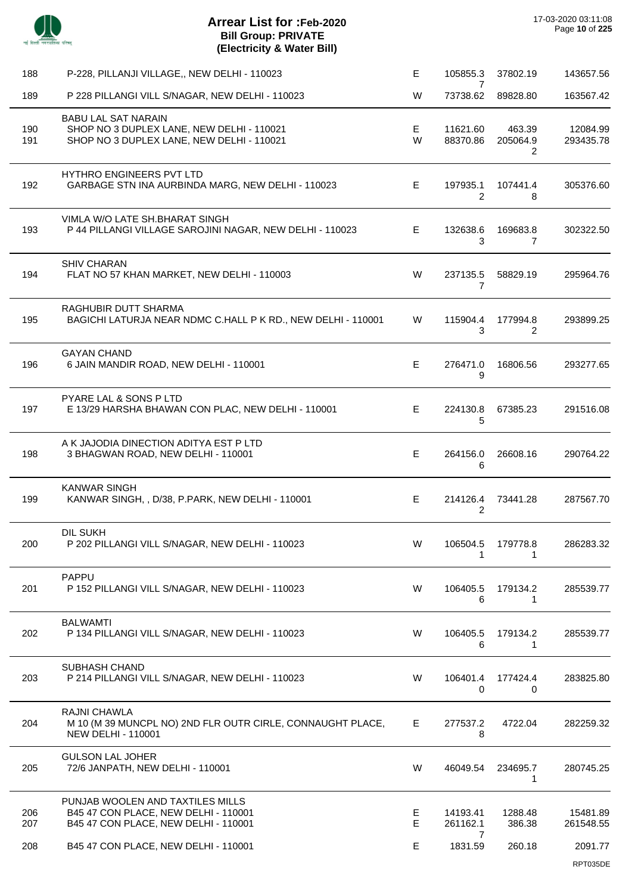# Arrear List for :Feb-2020
## Bill Group: PRIVATE
### (Electricity & Water Bill)

17-03-2020 03:11:08

| S.No. | Name / Address | Type | | | |
|---|---|---|---|---|---|
| 188 | P-228, PILLANJI VILLAGE,, NEW DELHI - 110023 | E | 105855.37 | 37802.19 | 143657.56 |
| 189 | P 228 PILLANGI VILL S/NAGAR, NEW DELHI - 110023 | W | 73738.62 | 89828.80 | 163567.42 |
| | BABU LAL SAT NARAIN | | | | |
| 190 | SHOP NO 3 DUPLEX LANE, NEW DELHI - 110021 | E | 11621.60 | 463.39 | 12084.99 |
| 191 | SHOP NO 3 DUPLEX LANE, NEW DELHI - 110021 | W | 88370.86 | 205064.92 | 293435.78 |
| | HYTHRO ENGINEERS PVT LTD | | | | |
| 192 | GARBAGE STN INA AURBINDA MARG, NEW DELHI - 110023 | E | 197935.12 | 107441.48 | 305376.60 |
| | VIMLA W/O LATE SH.BHARAT SINGH | | | | |
| 193 | P 44 PILLANGI VILLAGE SAROJINI NAGAR, NEW DELHI - 110023 | E | 132638.63 | 169683.87 | 302322.50 |
| | SHIV CHARAN | | | | |
| 194 | FLAT NO 57 KHAN MARKET, NEW DELHI - 110003 | W | 237135.57 | 58829.19 | 295964.76 |
| | RAGHUBIR DUTT SHARMA | | | | |
| 195 | BAGICHI LATURJA NEAR NDMC C.HALL P K RD., NEW DELHI - 110001 | W | 115904.43 | 177994.82 | 293899.25 |
| | GAYAN CHAND | | | | |
| 196 | 6 JAIN MANDIR ROAD, NEW DELHI - 110001 | E | 276471.09 | 16806.56 | 293277.65 |
| | PYARE LAL & SONS P LTD | | | | |
| 197 | E 13/29 HARSHA BHAWAN CON PLAC, NEW DELHI - 110001 | E | 224130.85 | 67385.23 | 291516.08 |
| | A K JAJODIA DINECTION ADITYA EST P LTD | | | | |
| 198 | 3 BHAGWAN ROAD, NEW DELHI - 110001 | E | 264156.06 | 26608.16 | 290764.22 |
| | KANWAR SINGH | | | | |
| 199 | KANWAR SINGH, , D/38, P.PARK, NEW DELHI - 110001 | E | 214126.42 | 73441.28 | 287567.70 |
| | DIL SUKH | | | | |
| 200 | P 202 PILLANGI VILL S/NAGAR, NEW DELHI - 110023 | W | 106504.51 | 179778.81 | 286283.32 |
| | PAPPU | | | | |
| 201 | P 152 PILLANGI VILL S/NAGAR, NEW DELHI - 110023 | W | 106405.56 | 179134.21 | 285539.77 |
| | BALWAMTI | | | | |
| 202 | P 134 PILLANGI VILL S/NAGAR, NEW DELHI - 110023 | W | 106405.56 | 179134.21 | 285539.77 |
| | SUBHASH CHAND | | | | |
| 203 | P 214 PILLANGI VILL S/NAGAR, NEW DELHI - 110023 | W | 106401.40 | 177424.40 | 283825.80 |
| | RAJNI CHAWLA | | | | |
| 204 | M 10 (M 39 MUNCPL NO) 2ND FLR OUTR CIRLE, CONNAUGHT PLACE, NEW DELHI - 110001 | E | 277537.28 | 4722.04 | 282259.32 |
| | GULSON LAL JOHER | | | | |
| 205 | 72/6 JANPATH, NEW DELHI - 110001 | W | 46049.54 | 234695.71 | 280745.25 |
| | PUNJAB WOOLEN AND TAXTILES MILLS | | | | |
| 206 | B45 47 CON PLACE, NEW DELHI - 110001 | E | 14193.41 | 1288.48 | 15481.89 |
| 207 | B45 47 CON PLACE, NEW DELHI - 110001 | E | 261162.17 | 386.38 | 261548.55 |
| 208 | B45 47 CON PLACE, NEW DELHI - 110001 | E | 1831.59 | 260.18 | 2091.77 |

RPT035DE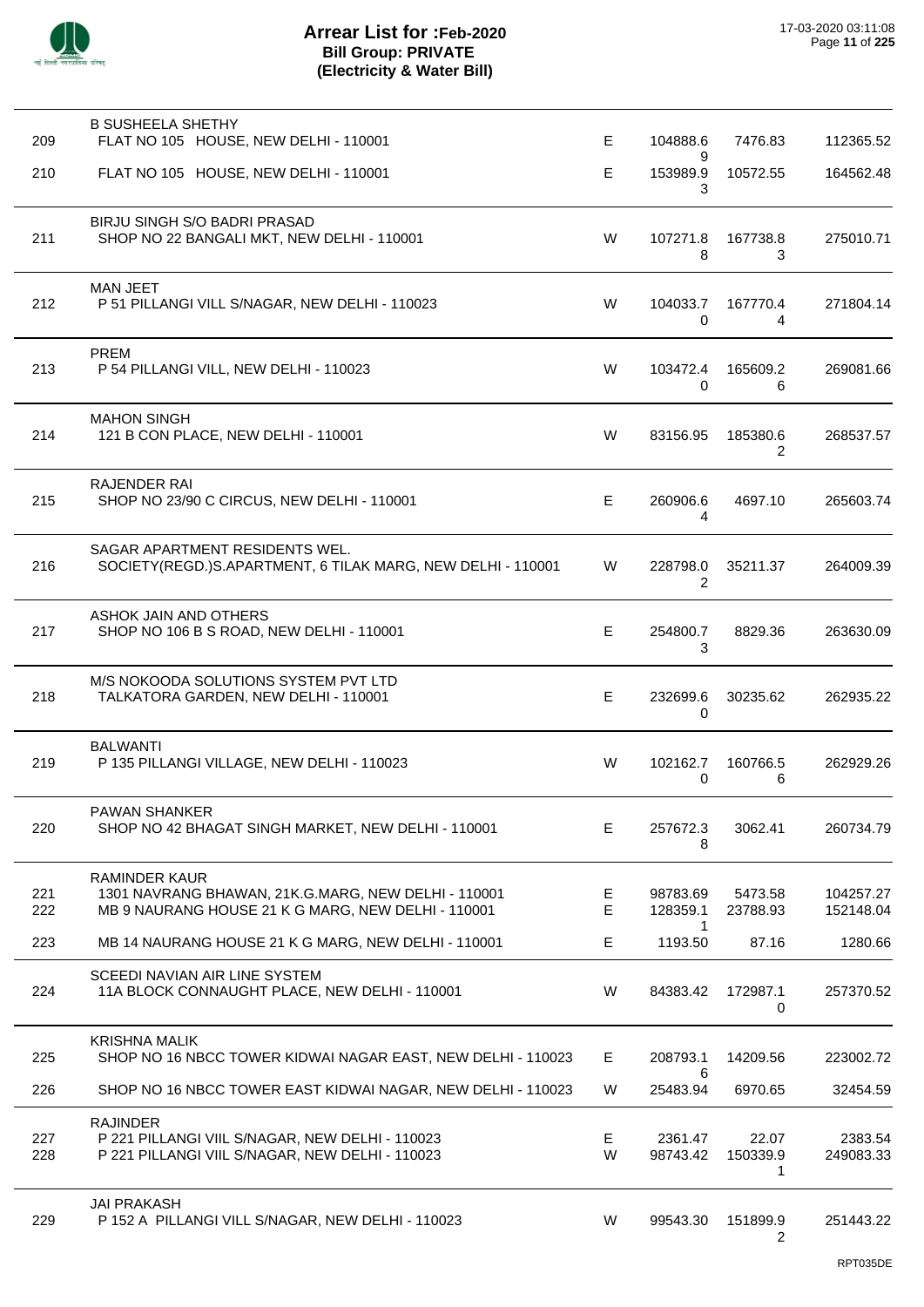# Arrear List for :Feb-2020
## Bill Group: PRIVATE
## (Electricity & Water Bill)

17-03-2020 03:11:08

| S.No. | Name / Address | Type | Col 1 | Col 2 | Total |
|---|---|---|---|---|---|
| | **B SUSHEELA SHETHY** | | | | |
| 209 | FLAT NO 105 HOUSE, NEW DELHI - 110001 | E | 104888.69 | 7476.83 | 112365.52 |
| 210 | FLAT NO 105 HOUSE, NEW DELHI - 110001 | E | 153989.93 | 10572.55 | 164562.48 |
| | **BIRJU SINGH S/O BADRI PRASAD** | | | | |
| 211 | SHOP NO 22 BANGALI MKT, NEW DELHI - 110001 | W | 107271.88 | 167738.83 | 275010.71 |
| | **MAN JEET** | | | | |
| 212 | P 51 PILLANGI VILL S/NAGAR, NEW DELHI - 110023 | W | 104033.70 | 167770.44 | 271804.14 |
| | **PREM** | | | | |
| 213 | P 54 PILLANGI VILL, NEW DELHI - 110023 | W | 103472.40 | 165609.26 | 269081.66 |
| | **MAHON SINGH** | | | | |
| 214 | 121 B CON PLACE, NEW DELHI - 110001 | W | 83156.95 | 185380.62 | 268537.57 |
| | **RAJENDER RAI** | | | | |
| 215 | SHOP NO 23/90 C CIRCUS, NEW DELHI - 110001 | E | 260906.64 | 4697.10 | 265603.74 |
| | **SAGAR APARTMENT RESIDENTS WEL.** | | | | |
| 216 | SOCIETY(REGD.)S.APARTMENT, 6 TILAK MARG, NEW DELHI - 110001 | W | 228798.02 | 35211.37 | 264009.39 |
| | **ASHOK JAIN AND OTHERS** | | | | |
| 217 | SHOP NO 106 B S ROAD, NEW DELHI - 110001 | E | 254800.73 | 8829.36 | 263630.09 |
| | **M/S NOKOODA SOLUTIONS SYSTEM PVT LTD** | | | | |
| 218 | TALKATORA GARDEN, NEW DELHI - 110001 | E | 232699.60 | 30235.62 | 262935.22 |
| | **BALWANTI** | | | | |
| 219 | P 135 PILLANGI VILLAGE, NEW DELHI - 110023 | W | 102162.70 | 160766.56 | 262929.26 |
| | **PAWAN SHANKER** | | | | |
| 220 | SHOP NO 42 BHAGAT SINGH MARKET, NEW DELHI - 110001 | E | 257672.38 | 3062.41 | 260734.79 |
| | **RAMINDER KAUR** | | | | |
| 221 | 1301 NAVRANG BHAWAN, 21K.G.MARG, NEW DELHI - 110001 | E | 98783.69 | 5473.58 | 104257.27 |
| 222 | MB 9 NAURANG HOUSE 21 K G MARG, NEW DELHI - 110001 | E | 128359.11 | 23788.93 | 152148.04 |
| 223 | MB 14 NAURANG HOUSE 21 K G MARG, NEW DELHI - 110001 | E | 1193.50 | 87.16 | 1280.66 |
| | **SCEEDI NAVIAN AIR LINE SYSTEM** | | | | |
| 224 | 11A BLOCK CONNAUGHT PLACE, NEW DELHI - 110001 | W | 84383.42 | 172987.10 | 257370.52 |
| | **KRISHNA MALIK** | | | | |
| 225 | SHOP NO 16 NBCC TOWER KIDWAI NAGAR EAST, NEW DELHI - 110023 | E | 208793.16 | 14209.56 | 223002.72 |
| 226 | SHOP NO 16 NBCC TOWER EAST KIDWAI NAGAR, NEW DELHI - 110023 | W | 25483.94 | 6970.65 | 32454.59 |
| | **RAJINDER** | | | | |
| 227 | P 221 PILLANGI VIIL S/NAGAR, NEW DELHI - 110023 | E | 2361.47 | 22.07 | 2383.54 |
| 228 | P 221 PILLANGI VIIL S/NAGAR, NEW DELHI - 110023 | W | 98743.42 | 150339.91 | 249083.33 |
| | **JAI PRAKASH** | | | | |
| 229 | P 152 A PILLANGI VILL S/NAGAR, NEW DELHI - 110023 | W | 99543.30 | 151899.92 | 251443.22 |

RPT035DE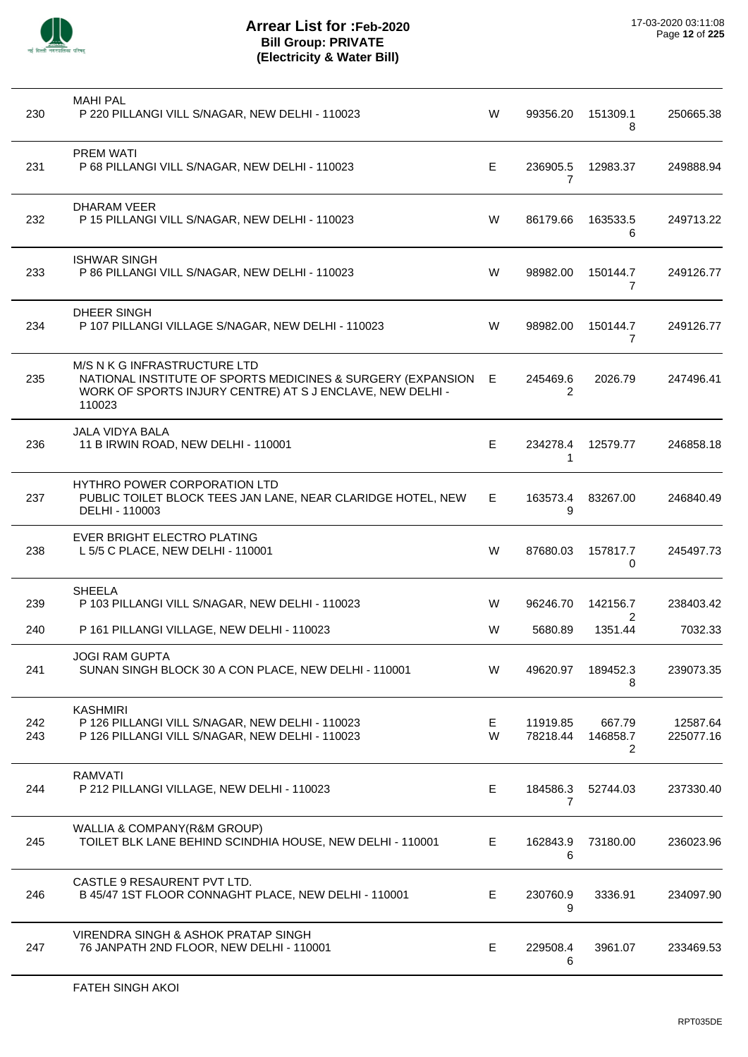# Arrear List for :Feb-2020
## Bill Group: PRIVATE
## (Electricity & Water Bill)

| No. | Name / Address | Type | Amount 1 | Amount 2 | Total |
|---|---|---|---|---|---|
| 230 | MAHI PAL<br>P 220 PILLANGI VILL S/NAGAR, NEW DELHI - 110023 | W | 99356.20 | 151309.18 | 250665.38 |
| 231 | PREM WATI<br>P 68 PILLANGI VILL S/NAGAR, NEW DELHI - 110023 | E | 236905.57 | 12983.37 | 249888.94 |
| 232 | DHARAM VEER<br>P 15 PILLANGI VILL S/NAGAR, NEW DELHI - 110023 | W | 86179.66 | 163533.56 | 249713.22 |
| 233 | ISHWAR SINGH<br>P 86 PILLANGI VILL S/NAGAR, NEW DELHI - 110023 | W | 98982.00 | 150144.77 | 249126.77 |
| 234 | DHEER SINGH<br>P 107 PILLANGI VILLAGE S/NAGAR, NEW DELHI - 110023 | W | 98982.00 | 150144.77 | 249126.77 |
| 235 | M/S N K G INFRASTRUCTURE LTD<br>NATIONAL INSTITUTE OF SPORTS MEDICINES & SURGERY (EXPANSION WORK OF SPORTS INJURY CENTRE) AT S J ENCLAVE, NEW DELHI - 110023 | E | 245469.62 | 2026.79 | 247496.41 |
| 236 | JALA VIDYA BALA<br>11 B IRWIN ROAD, NEW DELHI - 110001 | E | 234278.41 | 12579.77 | 246858.18 |
| 237 | HYTHRO POWER CORPORATION LTD<br>PUBLIC TOILET BLOCK TEES JAN LANE, NEAR CLARIDGE HOTEL, NEW DELHI - 110003 | E | 163573.49 | 83267.00 | 246840.49 |
| 238 | EVER BRIGHT ELECTRO PLATING<br>L 5/5 C PLACE, NEW DELHI - 110001 | W | 87680.03 | 157817.70 | 245497.73 |
| 239 | SHEELA<br>P 103 PILLANGI VILL S/NAGAR, NEW DELHI - 110023 | W | 96246.70 | 142156.72 | 238403.42 |
| 240 | P 161 PILLANGI VILLAGE, NEW DELHI - 110023 | W | 5680.89 | 1351.44 | 7032.33 |
| 241 | JOGI RAM GUPTA<br>SUNAN SINGH BLOCK 30 A CON PLACE, NEW DELHI - 110001 | W | 49620.97 | 189452.38 | 239073.35 |
| 242 | KASHMIRI<br>P 126 PILLANGI VILL S/NAGAR, NEW DELHI - 110023 | E | 11919.85 | 667.79 | 12587.64 |
| 243 | P 126 PILLANGI VILL S/NAGAR, NEW DELHI - 110023 | W | 78218.44 | 146858.72 | 225077.16 |
| 244 | RAMVATI<br>P 212 PILLANGI VILLAGE, NEW DELHI - 110023 | E | 184586.37 | 52744.03 | 237330.40 |
| 245 | WALLIA & COMPANY(R&M GROUP)<br>TOILET BLK LANE BEHIND SCINDHIA HOUSE, NEW DELHI - 110001 | E | 162843.96 | 73180.00 | 236023.96 |
| 246 | CASTLE 9 RESAURENT PVT LTD.<br>B 45/47 1ST FLOOR CONNAGHT PLACE, NEW DELHI - 110001 | E | 230760.99 | 3336.91 | 234097.90 |
| 247 | VIRENDRA SINGH & ASHOK PRATAP SINGH<br>76 JANPATH 2ND FLOOR, NEW DELHI - 110001 | E | 229508.46 | 3961.07 | 233469.53 |

FATEH SINGH AKOI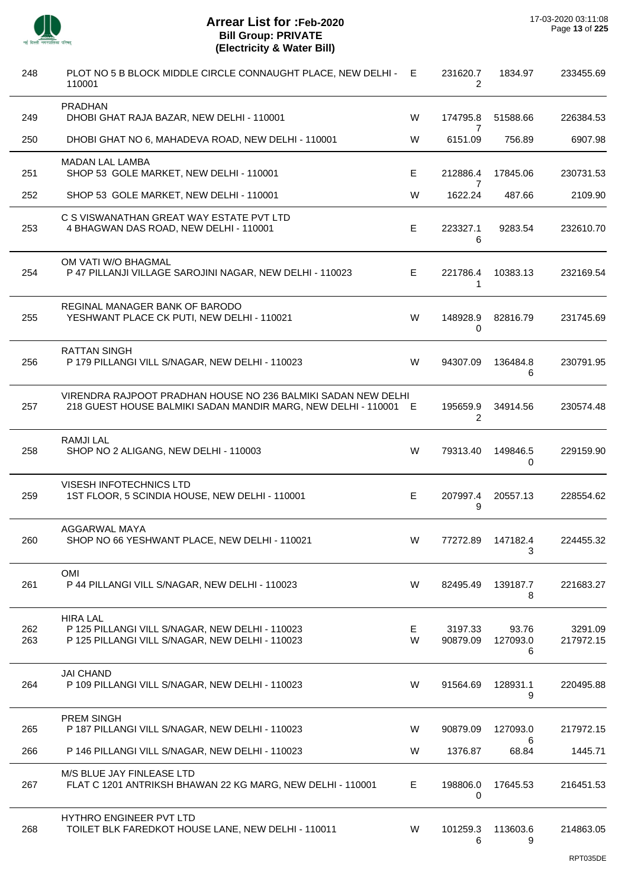# Arrear List for :Feb-2020
## Bill Group: PRIVATE
### (Electricity & Water Bill)

17-03-2020 03:11:08

| S.No | Name / Address | Type | Amount 1 | Amount 2 | Total |
|---|---|---|---|---|---|
| 248 | PLOT NO 5 B BLOCK MIDDLE CIRCLE CONNAUGHT PLACE, NEW DELHI - 110001 | E | 231620.72 | 1834.97 | 233455.69 |
| | **PRADHAN** | | | | |
| 249 | DHOBI GHAT RAJA BAZAR, NEW DELHI - 110001 | W | 174795.87 | 51588.66 | 226384.53 |
| 250 | DHOBI GHAT NO 6, MAHADEVA ROAD, NEW DELHI - 110001 | W | 6151.09 | 756.89 | 6907.98 |
| | **MADAN LAL LAMBA** | | | | |
| 251 | SHOP 53 GOLE MARKET, NEW DELHI - 110001 | E | 212886.47 | 17845.06 | 230731.53 |
| 252 | SHOP 53 GOLE MARKET, NEW DELHI - 110001 | W | 1622.24 | 487.66 | 2109.90 |
| | **C S VISWANATHAN GREAT WAY ESTATE PVT LTD** | | | | |
| 253 | 4 BHAGWAN DAS ROAD, NEW DELHI - 110001 | E | 223327.16 | 9283.54 | 232610.70 |
| | **OM VATI W/O BHAGMAL** | | | | |
| 254 | P 47 PILLANJI VILLAGE SAROJINI NAGAR, NEW DELHI - 110023 | E | 221786.41 | 10383.13 | 232169.54 |
| | **REGINAL MANAGER BANK OF BARODO** | | | | |
| 255 | YESHWANT PLACE CK PUTI, NEW DELHI - 110021 | W | 148928.90 | 82816.79 | 231745.69 |
| | **RATTAN SINGH** | | | | |
| 256 | P 179 PILLANGI VILL S/NAGAR, NEW DELHI - 110023 | W | 94307.09 | 136484.86 | 230791.95 |
| | **VIRENDRA RAJPOOT PRADHAN HOUSE NO 236 BALMIKI SADAN NEW DELHI** | | | | |
| 257 | 218 GUEST HOUSE BALMIKI SADAN MANDIR MARG, NEW DELHI - 110001 | E | 195659.92 | 34914.56 | 230574.48 |
| | **RAMJI LAL** | | | | |
| 258 | SHOP NO 2 ALIGANG, NEW DELHI - 110003 | W | 79313.40 | 149846.50 | 229159.90 |
| | **VISESH INFOTECHNICS LTD** | | | | |
| 259 | 1ST FLOOR, 5 SCINDIA HOUSE, NEW DELHI - 110001 | E | 207997.49 | 20557.13 | 228554.62 |
| | **AGGARWAL MAYA** | | | | |
| 260 | SHOP NO 66 YESHWANT PLACE, NEW DELHI - 110021 | W | 77272.89 | 147182.43 | 224455.32 |
| | **OMI** | | | | |
| 261 | P 44 PILLANGI VILL S/NAGAR, NEW DELHI - 110023 | W | 82495.49 | 139187.78 | 221683.27 |
| | **HIRA LAL** | | | | |
| 262 | P 125 PILLANGI VILL S/NAGAR, NEW DELHI - 110023 | E | 3197.33 | 93.76 | 3291.09 |
| 263 | P 125 PILLANGI VILL S/NAGAR, NEW DELHI - 110023 | W | 90879.09 | 127093.06 | 217972.15 |
| | **JAI CHAND** | | | | |
| 264 | P 109 PILLANGI VILL S/NAGAR, NEW DELHI - 110023 | W | 91564.69 | 128931.19 | 220495.88 |
| | **PREM SINGH** | | | | |
| 265 | P 187 PILLANGI VILL S/NAGAR, NEW DELHI - 110023 | W | 90879.09 | 127093.06 | 217972.15 |
| 266 | P 146 PILLANGI VILL S/NAGAR, NEW DELHI - 110023 | W | 1376.87 | 68.84 | 1445.71 |
| | **M/S BLUE JAY FINLEASE LTD** | | | | |
| 267 | FLAT C 1201 ANTRIKSH BHAWAN 22 KG MARG, NEW DELHI - 110001 | E | 198806.00 | 17645.53 | 216451.53 |
| | **HYTHRO ENGINEER PVT LTD** | | | | |
| 268 | TOILET BLK FAREDKOT HOUSE LANE, NEW DELHI - 110011 | W | 101259.36 | 113603.69 | 214863.05 |

RPT035DE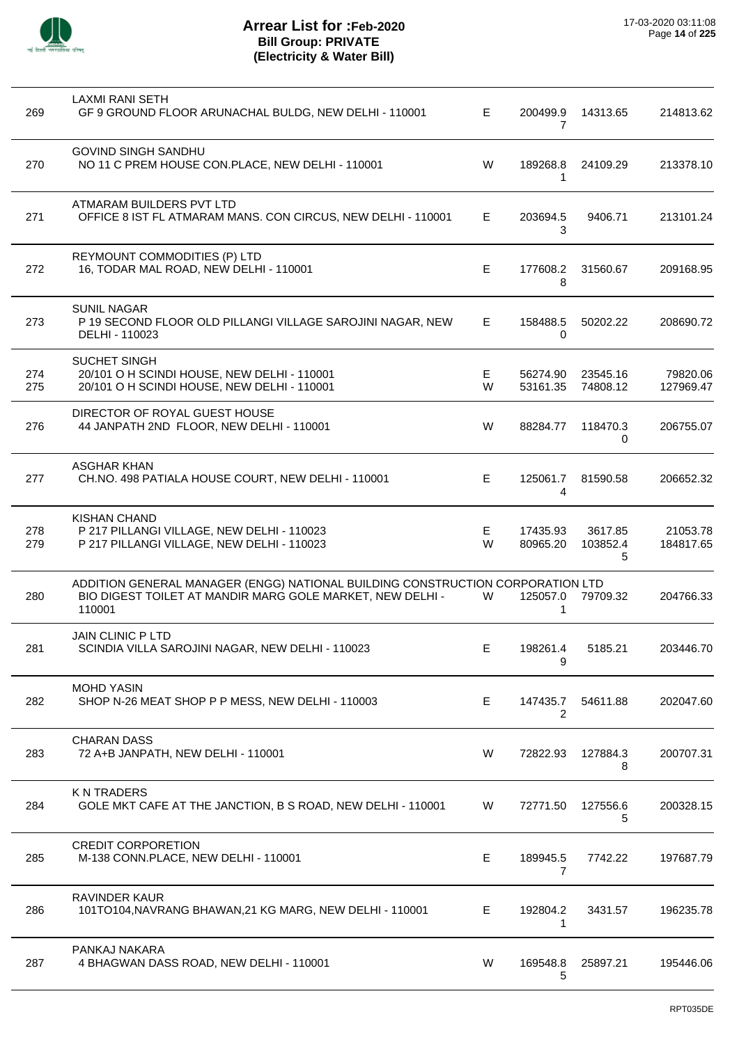# Arrear List for :Feb-2020
## Bill Group: PRIVATE
## (Electricity & Water Bill)

17-03-2020 03:11:08

| S.No. | Name / Address | Type | Amount 1 | Amount 2 | Total |
|---|---|---|---|---|---|
| | LAXMI RANI SETH | | | | |
| 269 | GF 9 GROUND FLOOR ARUNACHAL BULDG, NEW DELHI - 110001 | E | 200499.97 | 14313.65 | 214813.62 |
| | GOVIND SINGH SANDHU | | | | |
| 270 | NO 11 C PREM HOUSE CON.PLACE, NEW DELHI - 110001 | W | 189268.81 | 24109.29 | 213378.10 |
| | ATMARAM BUILDERS PVT LTD | | | | |
| 271 | OFFICE 8 IST FL ATMARAM MANS. CON CIRCUS, NEW DELHI - 110001 | E | 203694.53 | 9406.71 | 213101.24 |
| | REYMOUNT COMMODITIES (P) LTD | | | | |
| 272 | 16, TODAR MAL ROAD, NEW DELHI - 110001 | E | 177608.28 | 31560.67 | 209168.95 |
| | SUNIL NAGAR | | | | |
| 273 | P 19 SECOND FLOOR OLD PILLANGI VILLAGE SAROJINI NAGAR, NEW DELHI - 110023 | E | 158488.50 | 50202.22 | 208690.72 |
| | SUCHET SINGH | | | | |
| 274 | 20/101 O H SCINDI HOUSE, NEW DELHI - 110001 | E | 56274.90 | 23545.16 | 79820.06 |
| 275 | 20/101 O H SCINDI HOUSE, NEW DELHI - 110001 | W | 53161.35 | 74808.12 | 127969.47 |
| | DIRECTOR OF ROYAL GUEST HOUSE | | | | |
| 276 | 44 JANPATH 2ND FLOOR, NEW DELHI - 110001 | W | 88284.77 | 118470.30 | 206755.07 |
| | ASGHAR KHAN | | | | |
| 277 | CH.NO. 498 PATIALA HOUSE COURT, NEW DELHI - 110001 | E | 125061.74 | 81590.58 | 206652.32 |
| | KISHAN CHAND | | | | |
| 278 | P 217 PILLANGI VILLAGE, NEW DELHI - 110023 | E | 17435.93 | 3617.85 | 21053.78 |
| 279 | P 217 PILLANGI VILLAGE, NEW DELHI - 110023 | W | 80965.20 | 103852.45 | 184817.65 |
| | ADDITION GENERAL MANAGER (ENGG) NATIONAL BUILDING CONSTRUCTION CORPORATION LTD | | | | |
| 280 | BIO DIGEST TOILET AT MANDIR MARG GOLE MARKET, NEW DELHI - 110001 | W | 125057.01 | 79709.32 | 204766.33 |
| | JAIN CLINIC P LTD | | | | |
| 281 | SCINDIA VILLA SAROJINI NAGAR, NEW DELHI - 110023 | E | 198261.49 | 5185.21 | 203446.70 |
| | MOHD YASIN | | | | |
| 282 | SHOP N-26 MEAT SHOP P P MESS, NEW DELHI - 110003 | E | 147435.72 | 54611.88 | 202047.60 |
| | CHARAN DASS | | | | |
| 283 | 72 A+B JANPATH, NEW DELHI - 110001 | W | 72822.93 | 127884.38 | 200707.31 |
| | K N TRADERS | | | | |
| 284 | GOLE MKT CAFE AT THE JANCTION, B S ROAD, NEW DELHI - 110001 | W | 72771.50 | 127556.65 | 200328.15 |
| | CREDIT CORPORETION | | | | |
| 285 | M-138 CONN.PLACE, NEW DELHI - 110001 | E | 189945.57 | 7742.22 | 197687.79 |
| | RAVINDER KAUR | | | | |
| 286 | 101TO104,NAVRANG BHAWAN,21 KG MARG, NEW DELHI - 110001 | E | 192804.21 | 3431.57 | 196235.78 |
| | PANKAJ NAKARA | | | | |
| 287 | 4 BHAGWAN DASS ROAD, NEW DELHI - 110001 | W | 169548.85 | 25897.21 | 195446.06 |

RPT035DE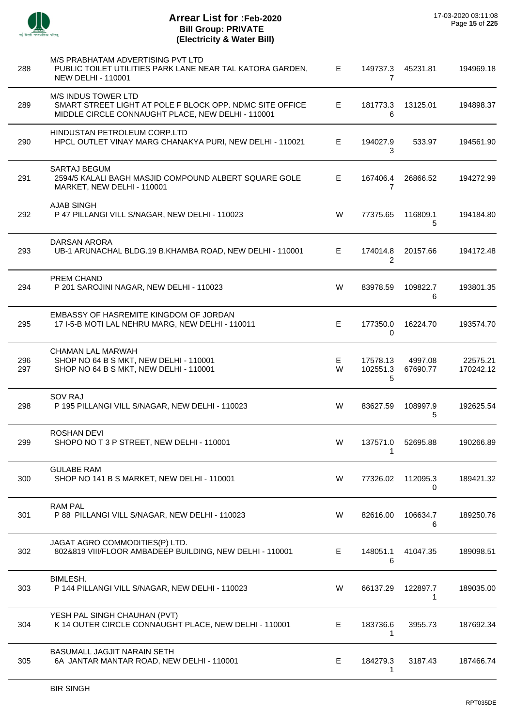# Arrear List for :Feb-2020
## Bill Group: PRIVATE
## (Electricity & Water Bill)

17-03-2020 03:11:08

| | | | | | |
|---|---|---|---|---|---|
| 288 | M/S PRABHATAM ADVERTISING PVT LTD<br>PUBLIC TOILET UTILITIES PARK LANE NEAR TAL KATORA GARDEN, NEW DELHI - 110001 | E | 149737.37 | 45231.81 | 194969.18 |
| 289 | M/S INDUS TOWER LTD<br>SMART STREET LIGHT AT POLE F BLOCK OPP. NDMC SITE OFFICE MIDDLE CIRCLE CONNAUGHT PLACE, NEW DELHI - 110001 | E | 181773.36 | 13125.01 | 194898.37 |
| 290 | HINDUSTAN PETROLEUM CORP.LTD<br>HPCL OUTLET VINAY MARG CHANAKYA PURI, NEW DELHI - 110021 | E | 194027.93 | 533.97 | 194561.90 |
| 291 | SARTAJ BEGUM<br>2594/5 KALALI BAGH MASJID COMPOUND ALBERT SQUARE GOLE MARKET, NEW DELHI - 110001 | E | 167406.47 | 26866.52 | 194272.99 |
| 292 | AJAB SINGH<br>P 47 PILLANGI VILL S/NAGAR, NEW DELHI - 110023 | W | 77375.65 | 116809.15 | 194184.80 |
| 293 | DARSAN ARORA<br>UB-1 ARUNACHAL BLDG.19 B.KHAMBA ROAD, NEW DELHI - 110001 | E | 174014.82 | 20157.66 | 194172.48 |
| 294 | PREM CHAND<br>P 201 SAROJINI NAGAR, NEW DELHI - 110023 | W | 83978.59 | 109822.76 | 193801.35 |
| 295 | EMBASSY OF HASREMITE KINGDOM OF JORDAN<br>17 I-5-B MOTI LAL NEHRU MARG, NEW DELHI - 110011 | E | 177350.00 | 16224.70 | 193574.70 |
| 296<br>297 | CHAMAN LAL MARWAH<br>SHOP NO 64 B S MKT, NEW DELHI - 110001<br>SHOP NO 64 B S MKT, NEW DELHI - 110001 | E<br>W | 17578.13<br>102551.35 | 4997.08<br>67690.77 | 22575.21<br>170242.12 |
| 298 | SOV RAJ<br>P 195 PILLANGI VILL S/NAGAR, NEW DELHI - 110023 | W | 83627.59 | 108997.95 | 192625.54 |
| 299 | ROSHAN DEVI<br>SHOPO NO T 3 P STREET, NEW DELHI - 110001 | W | 137571.01 | 52695.88 | 190266.89 |
| 300 | GULABE RAM<br>SHOP NO 141 B S MARKET, NEW DELHI - 110001 | W | 77326.02 | 112095.30 | 189421.32 |
| 301 | RAM PAL<br>P 88 PILLANGI VILL S/NAGAR, NEW DELHI - 110023 | W | 82616.00 | 106634.76 | 189250.76 |
| 302 | JAGAT AGRO COMMODITIES(P) LTD.<br>802&819 VIII/FLOOR AMBADEEP BUILDING, NEW DELHI - 110001 | E | 148051.16 | 41047.35 | 189098.51 |
| 303 | BIMLESH.<br>P 144 PILLANGI VILL S/NAGAR, NEW DELHI - 110023 | W | 66137.29 | 122897.71 | 189035.00 |
| 304 | YESH PAL SINGH CHAUHAN (PVT)<br>K 14 OUTER CIRCLE CONNAUGHT PLACE, NEW DELHI - 110001 | E | 183736.61 | 3955.73 | 187692.34 |
| 305 | BASUMALL JAGJIT NARAIN SETH<br>6A JANTAR MANTAR ROAD, NEW DELHI - 110001 | E | 184279.31 | 3187.43 | 187466.74 |

BIR SINGH

RPT035DE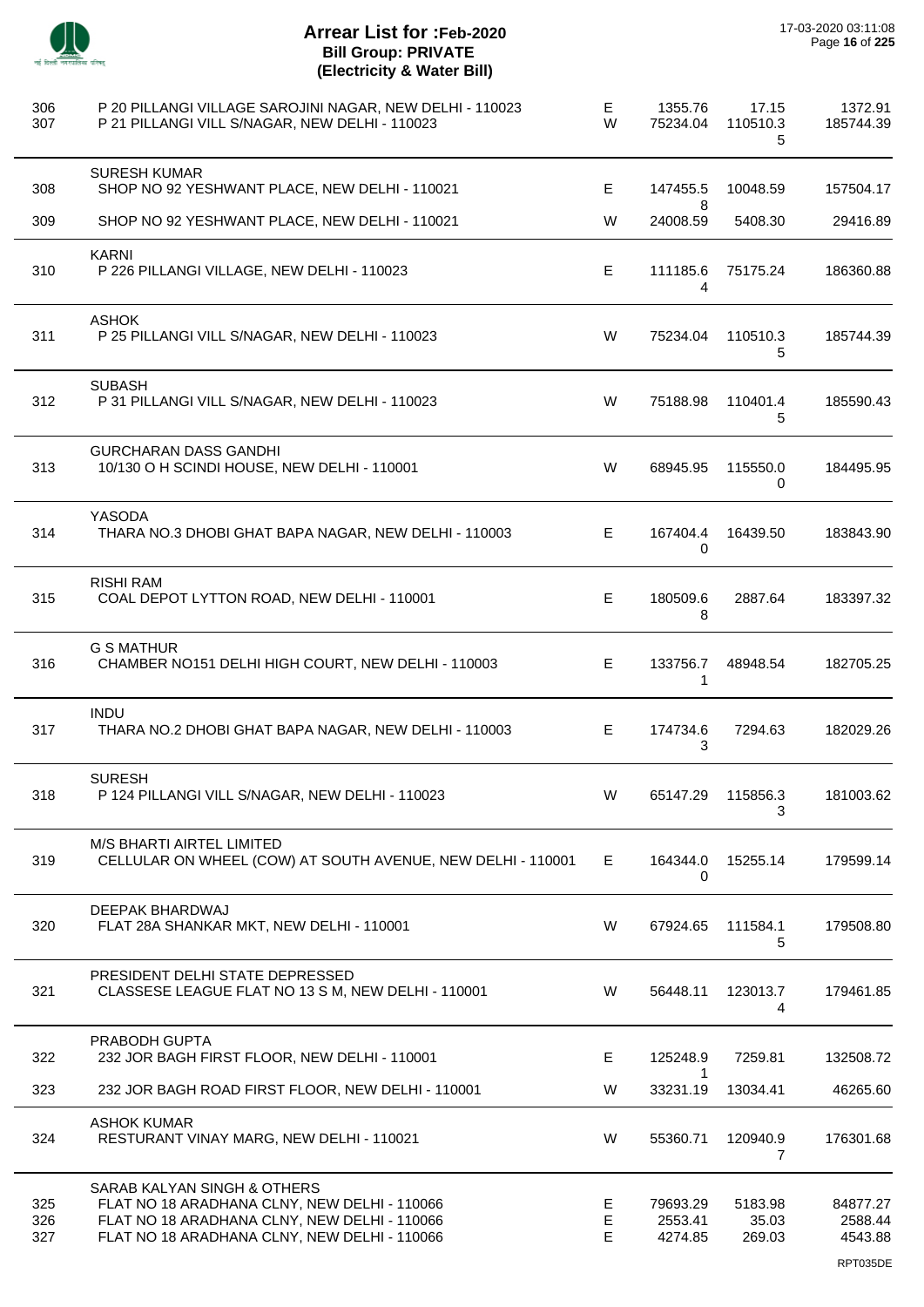# Arrear List for :Feb-2020
## Bill Group: PRIVATE
## (Electricity & Water Bill)

17-03-2020 03:11:08

| S.No. | Name / Address | Type | Amount 1 | Amount 2 | Total |
|---|---|---|---|---|---|
| 306 | P 20 PILLANGI VILLAGE SAROJINI NAGAR, NEW DELHI - 110023 | E | 1355.76 | 17.15 | 1372.91 |
| 307 | P 21 PILLANGI VILL S/NAGAR, NEW DELHI - 110023 | W | 75234.04 | 110510.35 | 185744.39 |
| | SURESH KUMAR | | | | |
| 308 | SHOP NO 92 YESHWANT PLACE, NEW DELHI - 110021 | E | 147455.58 | 10048.59 | 157504.17 |
| 309 | SHOP NO 92 YESHWANT PLACE, NEW DELHI - 110021 | W | 24008.59 | 5408.30 | 29416.89 |
| | KARNI | | | | |
| 310 | P 226 PILLANGI VILLAGE, NEW DELHI - 110023 | E | 111185.64 | 75175.24 | 186360.88 |
| | ASHOK | | | | |
| 311 | P 25 PILLANGI VILL S/NAGAR, NEW DELHI - 110023 | W | 75234.04 | 110510.35 | 185744.39 |
| | SUBASH | | | | |
| 312 | P 31 PILLANGI VILL S/NAGAR, NEW DELHI - 110023 | W | 75188.98 | 110401.45 | 185590.43 |
| | GURCHARAN DASS GANDHI | | | | |
| 313 | 10/130 O H SCINDI HOUSE, NEW DELHI - 110001 | W | 68945.95 | 115550.00 | 184495.95 |
| | YASODA | | | | |
| 314 | THARA NO.3 DHOBI GHAT BAPA NAGAR, NEW DELHI - 110003 | E | 167404.40 | 16439.50 | 183843.90 |
| | RISHI RAM | | | | |
| 315 | COAL DEPOT LYTTON ROAD, NEW DELHI - 110001 | E | 180509.68 | 2887.64 | 183397.32 |
| | G S MATHUR | | | | |
| 316 | CHAMBER NO151 DELHI HIGH COURT, NEW DELHI - 110003 | E | 133756.71 | 48948.54 | 182705.25 |
| | INDU | | | | |
| 317 | THARA NO.2 DHOBI GHAT BAPA NAGAR, NEW DELHI - 110003 | E | 174734.63 | 7294.63 | 182029.26 |
| | SURESH | | | | |
| 318 | P 124 PILLANGI VILL S/NAGAR, NEW DELHI - 110023 | W | 65147.29 | 115856.33 | 181003.62 |
| | M/S BHARTI AIRTEL LIMITED | | | | |
| 319 | CELLULAR ON WHEEL (COW) AT SOUTH AVENUE, NEW DELHI - 110001 | E | 164344.00 | 15255.14 | 179599.14 |
| | DEEPAK BHARDWAJ | | | | |
| 320 | FLAT 28A SHANKAR MKT, NEW DELHI - 110001 | W | 67924.65 | 111584.15 | 179508.80 |
| | PRESIDENT DELHI STATE DEPRESSED | | | | |
| 321 | CLASSESE LEAGUE FLAT NO 13 S M, NEW DELHI - 110001 | W | 56448.11 | 123013.74 | 179461.85 |
| | PRABODH GUPTA | | | | |
| 322 | 232 JOR BAGH FIRST FLOOR, NEW DELHI - 110001 | E | 125248.91 | 7259.81 | 132508.72 |
| 323 | 232 JOR BAGH ROAD FIRST FLOOR, NEW DELHI - 110001 | W | 33231.19 | 13034.41 | 46265.60 |
| | ASHOK KUMAR | | | | |
| 324 | RESTURANT VINAY MARG, NEW DELHI - 110021 | W | 55360.71 | 120940.97 | 176301.68 |
| | SARAB KALYAN SINGH & OTHERS | | | | |
| 325 | FLAT NO 18 ARADHANA CLNY, NEW DELHI - 110066 | E | 79693.29 | 5183.98 | 84877.27 |
| 326 | FLAT NO 18 ARADHANA CLNY, NEW DELHI - 110066 | E | 2553.41 | 35.03 | 2588.44 |
| 327 | FLAT NO 18 ARADHANA CLNY, NEW DELHI - 110066 | E | 4274.85 | 269.03 | 4543.88 |

RPT035DE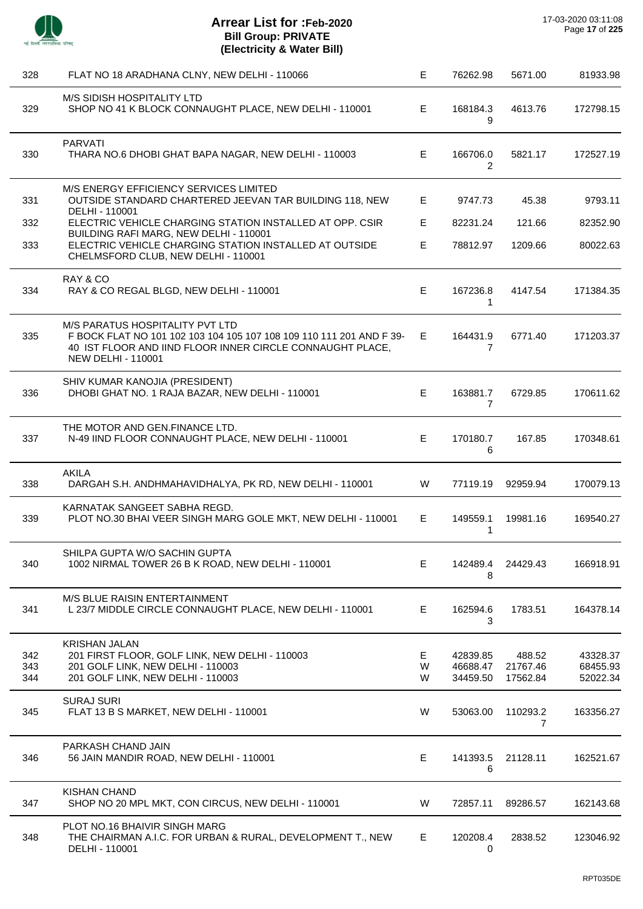# Arrear List for :Feb-2020
## Bill Group: PRIVATE
## (Electricity & Water Bill)

17-03-2020 03:11:08

| | | | | | |
|---|---|---|---|---|---|
| 328 | FLAT NO 18 ARADHANA CLNY, NEW DELHI - 110066 | E | 76262.98 | 5671.00 | 81933.98 |
| | M/S SIDISH HOSPITALITY LTD | | | | |
| 329 | SHOP NO 41 K BLOCK CONNAUGHT PLACE, NEW DELHI - 110001 | E | 168184.39 | 4613.76 | 172798.15 |
| | PARVATI | | | | |
| 330 | THARA NO.6 DHOBI GHAT BAPA NAGAR, NEW DELHI - 110003 | E | 166706.02 | 5821.17 | 172527.19 |
| | M/S ENERGY EFFICIENCY SERVICES LIMITED | | | | |
| 331 | OUTSIDE STANDARD CHARTERED JEEVAN TAR BUILDING 118, NEW DELHI - 110001 | E | 9747.73 | 45.38 | 9793.11 |
| 332 | ELECTRIC VEHICLE CHARGING STATION INSTALLED AT OPP. CSIR BUILDING RAFI MARG, NEW DELHI - 110001 | E | 82231.24 | 121.66 | 82352.90 |
| 333 | ELECTRIC VEHICLE CHARGING STATION INSTALLED AT OUTSIDE CHELMSFORD CLUB, NEW DELHI - 110001 | E | 78812.97 | 1209.66 | 80022.63 |
| | RAY & CO | | | | |
| 334 | RAY & CO REGAL BLGD, NEW DELHI - 110001 | E | 167236.81 | 4147.54 | 171384.35 |
| | M/S PARATUS HOSPITALITY PVT LTD | | | | |
| 335 | F BOCK FLAT NO 101 102 103 104 105 107 108 109 110 111 201 AND F 39-40 IST FLOOR AND IIND FLOOR INNER CIRCLE CONNAUGHT PLACE, NEW DELHI - 110001 | E | 164431.97 | 6771.40 | 171203.37 |
| | SHIV KUMAR KANOJIA (PRESIDENT) | | | | |
| 336 | DHOBI GHAT NO. 1 RAJA BAZAR, NEW DELHI - 110001 | E | 163881.77 | 6729.85 | 170611.62 |
| | THE MOTOR AND GEN.FINANCE LTD. | | | | |
| 337 | N-49 IIND FLOOR CONNAUGHT PLACE, NEW DELHI - 110001 | E | 170180.76 | 167.85 | 170348.61 |
| | AKILA | | | | |
| 338 | DARGAH S.H. ANDHMAHAVIDHALYA, PK RD, NEW DELHI - 110001 | W | 77119.19 | 92959.94 | 170079.13 |
| | KARNATAK SANGEET SABHA REGD. | | | | |
| 339 | PLOT NO.30 BHAI VEER SINGH MARG GOLE MKT, NEW DELHI - 110001 | E | 149559.11 | 19981.16 | 169540.27 |
| | SHILPA GUPTA W/O SACHIN GUPTA | | | | |
| 340 | 1002 NIRMAL TOWER 26 B K ROAD, NEW DELHI - 110001 | E | 142489.48 | 24429.43 | 166918.91 |
| | M/S BLUE RAISIN ENTERTAINMENT | | | | |
| 341 | L 23/7 MIDDLE CIRCLE CONNAUGHT PLACE, NEW DELHI - 110001 | E | 162594.63 | 1783.51 | 164378.14 |
| | KRISHAN JALAN | | | | |
| 342 | 201 FIRST FLOOR, GOLF LINK, NEW DELHI - 110003 | E | 42839.85 | 488.52 | 43328.37 |
| 343 | 201 GOLF LINK, NEW DELHI - 110003 | W | 46688.47 | 21767.46 | 68455.93 |
| 344 | 201 GOLF LINK, NEW DELHI - 110003 | W | 34459.50 | 17562.84 | 52022.34 |
| | SURAJ SURI | | | | |
| 345 | FLAT 13 B S MARKET, NEW DELHI - 110001 | W | 53063.00 | 110293.27 | 163356.27 |
| | PARKASH CHAND JAIN | | | | |
| 346 | 56 JAIN MANDIR ROAD, NEW DELHI - 110001 | E | 141393.56 | 21128.11 | 162521.67 |
| | KISHAN CHAND | | | | |
| 347 | SHOP NO 20 MPL MKT, CON CIRCUS, NEW DELHI - 110001 | W | 72857.11 | 89286.57 | 162143.68 |
| | PLOT NO.16 BHAIVIR SINGH MARG | | | | |
| 348 | THE CHAIRMAN A.I.C. FOR URBAN & RURAL, DEVELOPMENT T., NEW DELHI - 110001 | E | 120208.40 | 2838.52 | 123046.92 |

RPT035DE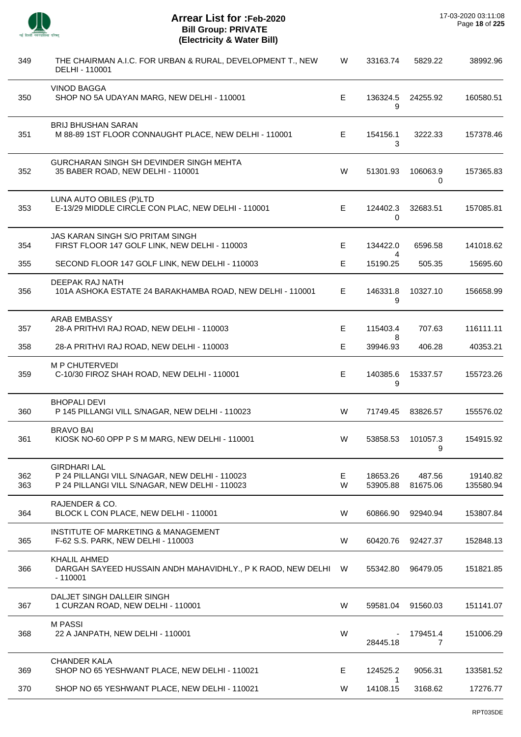# Arrear List for :Feb-2020
## Bill Group: PRIVATE
## (Electricity & Water Bill)

| | | | | | |
|---|---|---|---|---|---|
| 349 | THE CHAIRMAN A.I.C. FOR URBAN & RURAL, DEVELOPMENT T., NEW DELHI - 110001 | W | 33163.74 | 5829.22 | 38992.96 |
| | VINOD BAGGA | | | | |
| 350 | SHOP NO 5A UDAYAN MARG, NEW DELHI - 110001 | E | 136324.59 | 24255.92 | 160580.51 |
| | BRIJ BHUSHAN SARAN | | | | |
| 351 | M 88-89 1ST FLOOR CONNAUGHT PLACE, NEW DELHI - 110001 | E | 154156.13 | 3222.33 | 157378.46 |
| | GURCHARAN SINGH SH DEVINDER SINGH MEHTA | | | | |
| 352 | 35 BABER ROAD, NEW DELHI - 110001 | W | 51301.93 | 106063.90 | 157365.83 |
| | LUNA AUTO OBILES (P)LTD | | | | |
| 353 | E-13/29 MIDDLE CIRCLE CON PLAC, NEW DELHI - 110001 | E | 124402.30 | 32683.51 | 157085.81 |
| | JAS KARAN SINGH S/O PRITAM SINGH | | | | |
| 354 | FIRST FLOOR 147 GOLF LINK, NEW DELHI - 110003 | E | 134422.04 | 6596.58 | 141018.62 |
| 355 | SECOND FLOOR 147 GOLF LINK, NEW DELHI - 110003 | E | 15190.25 | 505.35 | 15695.60 |
| | DEEPAK RAJ NATH | | | | |
| 356 | 101A ASHOKA ESTATE 24 BARAKHAMBA ROAD, NEW DELHI - 110001 | E | 146331.89 | 10327.10 | 156658.99 |
| | ARAB EMBASSY | | | | |
| 357 | 28-A PRITHVI RAJ ROAD, NEW DELHI - 110003 | E | 115403.48 | 707.63 | 116111.11 |
| 358 | 28-A PRITHVI RAJ ROAD, NEW DELHI - 110003 | E | 39946.93 | 406.28 | 40353.21 |
| | M P CHUTERVEDI | | | | |
| 359 | C-10/30 FIROZ SHAH ROAD, NEW DELHI - 110001 | E | 140385.69 | 15337.57 | 155723.26 |
| | BHOPALI DEVI | | | | |
| 360 | P 145 PILLANGI VILL S/NAGAR, NEW DELHI - 110023 | W | 71749.45 | 83826.57 | 155576.02 |
| | BRAVO BAI | | | | |
| 361 | KIOSK NO-60 OPP P S M MARG, NEW DELHI - 110001 | W | 53858.53 | 101057.39 | 154915.92 |
| | GIRDHARI LAL | | | | |
| 362 | P 24 PILLANGI VILL S/NAGAR, NEW DELHI - 110023 | E | 18653.26 | 487.56 | 19140.82 |
| 363 | P 24 PILLANGI VILL S/NAGAR, NEW DELHI - 110023 | W | 53905.88 | 81675.06 | 135580.94 |
| | RAJENDER & CO. | | | | |
| 364 | BLOCK L CON PLACE, NEW DELHI - 110001 | W | 60866.90 | 92940.94 | 153807.84 |
| | INSTITUTE OF MARKETING & MANAGEMENT | | | | |
| 365 | F-62 S.S. PARK, NEW DELHI - 110003 | W | 60420.76 | 92427.37 | 152848.13 |
| | KHALIL AHMED | | | | |
| 366 | DARGAH SAYEED HUSSAIN ANDH MAHAVIDHLY., P K RAOD, NEW DELHI - 110001 | W | 55342.80 | 96479.05 | 151821.85 |
| | DALJET SINGH DALLEIR SINGH | | | | |
| 367 | 1 CURZAN ROAD, NEW DELHI - 110001 | W | 59581.04 | 91560.03 | 151141.07 |
| | M PASSI | | | | |
| 368 | 22 A JANPATH, NEW DELHI - 110001 | W | -28445.18 | 179451.47 | 151006.29 |
| | CHANDER KALA | | | | |
| 369 | SHOP NO 65 YESHWANT PLACE, NEW DELHI - 110021 | E | 124525.21 | 9056.31 | 133581.52 |
| 370 | SHOP NO 65 YESHWANT PLACE, NEW DELHI - 110021 | W | 14108.15 | 3168.62 | 17276.77 |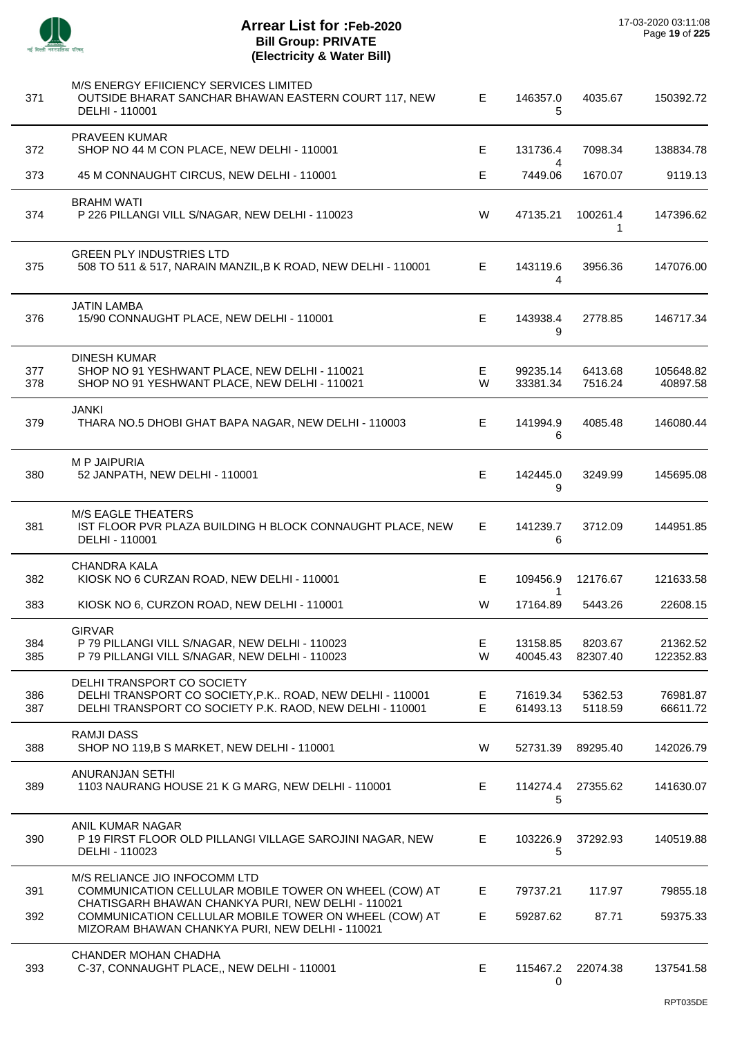# Arrear List for :Feb-2020
## Bill Group: PRIVATE
## (Electricity & Water Bill)

17-03-2020 03:11:08

| No. | Name / Address | Type | Amount 1 | Amount 2 | Total |
|---|---|---|---|---|---|
| | M/S ENERGY EFIICIENCY SERVICES LIMITED | | | | |
| 371 | OUTSIDE BHARAT SANCHAR BHAWAN EASTERN COURT 117, NEW DELHI - 110001 | E | 146357.05 | 4035.67 | 150392.72 |
| | PRAVEEN KUMAR | | | | |
| 372 | SHOP NO 44 M CON PLACE, NEW DELHI - 110001 | E | 131736.44 | 7098.34 | 138834.78 |
| 373 | 45 M CONNAUGHT CIRCUS, NEW DELHI - 110001 | E | 7449.06 | 1670.07 | 9119.13 |
| | BRAHM WATI | | | | |
| 374 | P 226 PILLANGI VILL S/NAGAR, NEW DELHI - 110023 | W | 47135.21 | 100261.41 | 147396.62 |
| | GREEN PLY INDUSTRIES LTD | | | | |
| 375 | 508 TO 511 & 517, NARAIN MANZIL,B K ROAD, NEW DELHI - 110001 | E | 143119.64 | 3956.36 | 147076.00 |
| | JATIN LAMBA | | | | |
| 376 | 15/90 CONNAUGHT PLACE, NEW DELHI - 110001 | E | 143938.49 | 2778.85 | 146717.34 |
| | DINESH KUMAR | | | | |
| 377 | SHOP NO 91 YESHWANT PLACE, NEW DELHI - 110021 | E | 99235.14 | 6413.68 | 105648.82 |
| 378 | SHOP NO 91 YESHWANT PLACE, NEW DELHI - 110021 | W | 33381.34 | 7516.24 | 40897.58 |
| | JANKI | | | | |
| 379 | THARA NO.5 DHOBI GHAT BAPA NAGAR, NEW DELHI - 110003 | E | 141994.96 | 4085.48 | 146080.44 |
| | M P JAIPURIA | | | | |
| 380 | 52 JANPATH, NEW DELHI - 110001 | E | 142445.09 | 3249.99 | 145695.08 |
| | M/S EAGLE THEATERS | | | | |
| 381 | IST FLOOR PVR PLAZA BUILDING H BLOCK CONNAUGHT PLACE, NEW DELHI - 110001 | E | 141239.76 | 3712.09 | 144951.85 |
| | CHANDRA KALA | | | | |
| 382 | KIOSK NO 6 CURZAN ROAD, NEW DELHI - 110001 | E | 109456.91 | 12176.67 | 121633.58 |
| 383 | KIOSK NO 6, CURZON ROAD, NEW DELHI - 110001 | W | 17164.89 | 5443.26 | 22608.15 |
| | GIRVAR | | | | |
| 384 | P 79 PILLANGI VILL S/NAGAR, NEW DELHI - 110023 | E | 13158.85 | 8203.67 | 21362.52 |
| 385 | P 79 PILLANGI VILL S/NAGAR, NEW DELHI - 110023 | W | 40045.43 | 82307.40 | 122352.83 |
| | DELHI TRANSPORT CO SOCIETY | | | | |
| 386 | DELHI TRANSPORT CO SOCIETY,P.K.. ROAD, NEW DELHI - 110001 | E | 71619.34 | 5362.53 | 76981.87 |
| 387 | DELHI TRANSPORT CO SOCIETY P.K. RAOD, NEW DELHI - 110001 | E | 61493.13 | 5118.59 | 66611.72 |
| | RAMJI DASS | | | | |
| 388 | SHOP NO 119,B S MARKET, NEW DELHI - 110001 | W | 52731.39 | 89295.40 | 142026.79 |
| | ANURANJAN SETHI | | | | |
| 389 | 1103 NAURANG HOUSE 21 K G MARG, NEW DELHI - 110001 | E | 114274.45 | 27355.62 | 141630.07 |
| | ANIL KUMAR NAGAR | | | | |
| 390 | P 19 FIRST FLOOR OLD PILLANGI VILLAGE SAROJINI NAGAR, NEW DELHI - 110023 | E | 103226.95 | 37292.93 | 140519.88 |
| | M/S RELIANCE JIO INFOCOMM LTD | | | | |
| 391 | COMMUNICATION CELLULAR MOBILE TOWER ON WHEEL (COW) AT CHATISGARH BHAWAN CHANKYA PURI, NEW DELHI - 110021 | E | 79737.21 | 117.97 | 79855.18 |
| 392 | COMMUNICATION CELLULAR MOBILE TOWER ON WHEEL (COW) AT MIZORAM BHAWAN CHANKYA PURI, NEW DELHI - 110021 | E | 59287.62 | 87.71 | 59375.33 |
| | CHANDER MOHAN CHADHA | | | | |
| 393 | C-37, CONNAUGHT PLACE,, NEW DELHI - 110001 | E | 115467.20 | 22074.38 | 137541.58 |

RPT035DE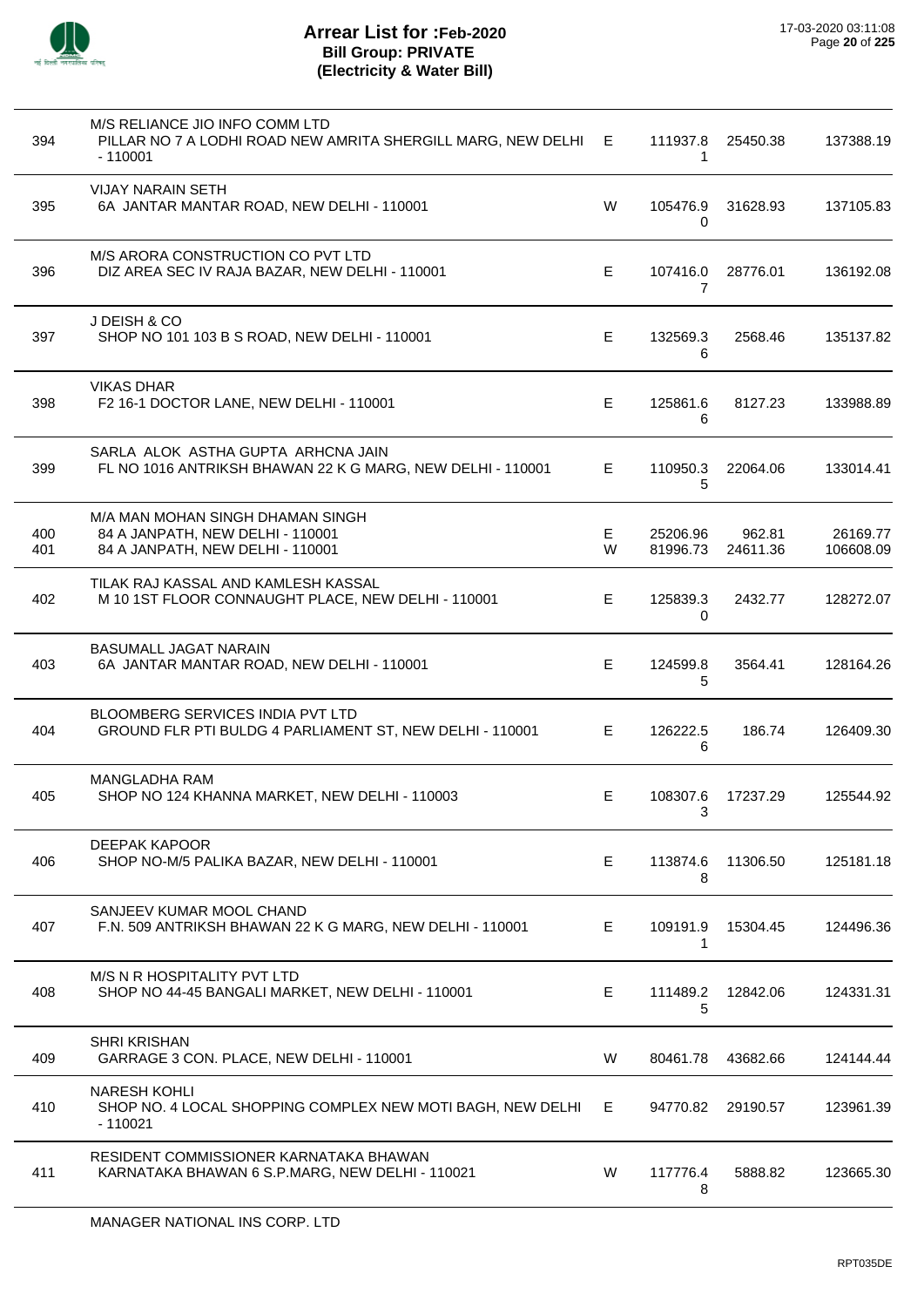# Arrear List for :Feb-2020
## Bill Group: PRIVATE
## (Electricity & Water Bill)

17-03-2020 03:11:08

| No. | Name / Address | Type | Amount 1 | Amount 2 | Total |
|---|---|---|---|---|---|
| 394 | M/S RELIANCE JIO INFO COMM LTD<br>PILLAR NO 7 A LODHI ROAD NEW AMRITA SHERGILL MARG, NEW DELHI - 110001 | E | 111937.81 | 25450.38 | 137388.19 |
| 395 | VIJAY NARAIN SETH<br>6A JANTAR MANTAR ROAD, NEW DELHI - 110001 | W | 105476.90 | 31628.93 | 137105.83 |
| 396 | M/S ARORA CONSTRUCTION CO PVT LTD<br>DIZ AREA SEC IV RAJA BAZAR, NEW DELHI - 110001 | E | 107416.07 | 28776.01 | 136192.08 |
| 397 | J DEISH & CO<br>SHOP NO 101 103 B S ROAD, NEW DELHI - 110001 | E | 132569.36 | 2568.46 | 135137.82 |
| 398 | VIKAS DHAR<br>F2 16-1 DOCTOR LANE, NEW DELHI - 110001 | E | 125861.66 | 8127.23 | 133988.89 |
| 399 | SARLA ALOK ASTHA GUPTA ARHCNA JAIN<br>FL NO 1016 ANTRIKSH BHAWAN 22 K G MARG, NEW DELHI - 110001 | E | 110950.35 | 22064.06 | 133014.41 |
| | M/A MAN MOHAN SINGH DHAMAN SINGH | | | | |
| 400 | 84 A JANPATH, NEW DELHI - 110001 | E | 25206.96 | 962.81 | 26169.77 |
| 401 | 84 A JANPATH, NEW DELHI - 110001 | W | 81996.73 | 24611.36 | 106608.09 |
| 402 | TILAK RAJ KASSAL AND KAMLESH KASSAL<br>M 10 1ST FLOOR CONNAUGHT PLACE, NEW DELHI - 110001 | E | 125839.30 | 2432.77 | 128272.07 |
| 403 | BASUMALL JAGAT NARAIN<br>6A JANTAR MANTAR ROAD, NEW DELHI - 110001 | E | 124599.85 | 3564.41 | 128164.26 |
| 404 | BLOOMBERG SERVICES INDIA PVT LTD<br>GROUND FLR PTI BULDG 4 PARLIAMENT ST, NEW DELHI - 110001 | E | 126222.56 | 186.74 | 126409.30 |
| 405 | MANGLADHA RAM<br>SHOP NO 124 KHANNA MARKET, NEW DELHI - 110003 | E | 108307.63 | 17237.29 | 125544.92 |
| 406 | DEEPAK KAPOOR<br>SHOP NO-M/5 PALIKA BAZAR, NEW DELHI - 110001 | E | 113874.68 | 11306.50 | 125181.18 |
| 407 | SANJEEV KUMAR MOOL CHAND<br>F.N. 509 ANTRIKSH BHAWAN 22 K G MARG, NEW DELHI - 110001 | E | 109191.91 | 15304.45 | 124496.36 |
| 408 | M/S N R HOSPITALITY PVT LTD<br>SHOP NO 44-45 BANGALI MARKET, NEW DELHI - 110001 | E | 111489.25 | 12842.06 | 124331.31 |
| 409 | SHRI KRISHAN<br>GARRAGE 3 CON. PLACE, NEW DELHI - 110001 | W | 80461.78 | 43682.66 | 124144.44 |
| 410 | NARESH KOHLI<br>SHOP NO. 4 LOCAL SHOPPING COMPLEX NEW MOTI BAGH, NEW DELHI - 110021 | E | 94770.82 | 29190.57 | 123961.39 |
| 411 | RESIDENT COMMISSIONER KARNATAKA BHAWAN<br>KARNATAKA BHAWAN 6 S.P.MARG, NEW DELHI - 110021 | W | 117776.48 | 5888.82 | 123665.30 |

MANAGER NATIONAL INS CORP. LTD

RPT035DE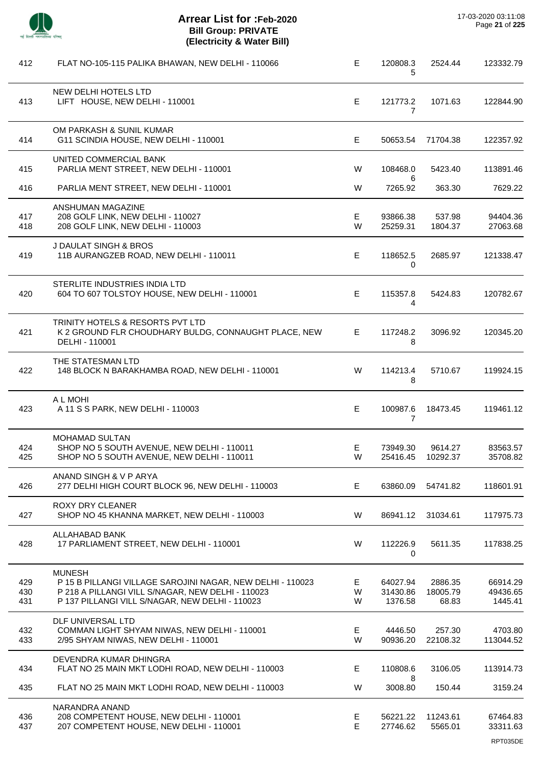# Arrear List for :Feb-2020
## Bill Group: PRIVATE
### (Electricity & Water Bill)

| No. | Name / Address | Type | Amount | Surcharge | Total |
|---|---|---|---|---|---|
| 412 | FLAT NO-105-115 PALIKA BHAWAN, NEW DELHI - 110066 | E | 120808.35 | 2524.44 | 123332.79 |
| | NEW DELHI HOTELS LTD | | | | |
| 413 | LIFT HOUSE, NEW DELHI - 110001 | E | 121773.27 | 1071.63 | 122844.90 |
| | OM PARKASH & SUNIL KUMAR | | | | |
| 414 | G11 SCINDIA HOUSE, NEW DELHI - 110001 | E | 50653.54 | 71704.38 | 122357.92 |
| | UNITED COMMERCIAL BANK | | | | |
| 415 | PARLIA MENT STREET, NEW DELHI - 110001 | W | 108468.06 | 5423.40 | 113891.46 |
| 416 | PARLIA MENT STREET, NEW DELHI - 110001 | W | 7265.92 | 363.30 | 7629.22 |
| | ANSHUMAN MAGAZINE | | | | |
| 417 | 208 GOLF LINK, NEW DELHI - 110027 | E | 93866.38 | 537.98 | 94404.36 |
| 418 | 208 GOLF LINK, NEW DELHI - 110003 | W | 25259.31 | 1804.37 | 27063.68 |
| | J DAULAT SINGH & BROS | | | | |
| 419 | 11B AURANGZEB ROAD, NEW DELHI - 110011 | E | 118652.50 | 2685.97 | 121338.47 |
| | STERLITE INDUSTRIES INDIA LTD | | | | |
| 420 | 604 TO 607 TOLSTOY HOUSE, NEW DELHI - 110001 | E | 115357.84 | 5424.83 | 120782.67 |
| | TRINITY HOTELS & RESORTS PVT LTD | | | | |
| 421 | K 2 GROUND FLR CHOUDHARY BULDG, CONNAUGHT PLACE, NEW DELHI - 110001 | E | 117248.28 | 3096.92 | 120345.20 |
| | THE STATESMAN LTD | | | | |
| 422 | 148 BLOCK N BARAKHAMBA ROAD, NEW DELHI - 110001 | W | 114213.48 | 5710.67 | 119924.15 |
| | A L MOHI | | | | |
| 423 | A 11 S S PARK, NEW DELHI - 110003 | E | 100987.67 | 18473.45 | 119461.12 |
| | MOHAMAD SULTAN | | | | |
| 424 | SHOP NO 5 SOUTH AVENUE, NEW DELHI - 110011 | E | 73949.30 | 9614.27 | 83563.57 |
| 425 | SHOP NO 5 SOUTH AVENUE, NEW DELHI - 110011 | W | 25416.45 | 10292.37 | 35708.82 |
| | ANAND SINGH & V P ARYA | | | | |
| 426 | 277 DELHI HIGH COURT BLOCK 96, NEW DELHI - 110003 | E | 63860.09 | 54741.82 | 118601.91 |
| | ROXY DRY CLEANER | | | | |
| 427 | SHOP NO 45 KHANNA MARKET, NEW DELHI - 110003 | W | 86941.12 | 31034.61 | 117975.73 |
| | ALLAHABAD BANK | | | | |
| 428 | 17 PARLIAMENT STREET, NEW DELHI - 110001 | W | 112226.90 | 5611.35 | 117838.25 |
| | MUNESH | | | | |
| 429 | P 15 B PILLANGI VILLAGE SAROJINI NAGAR, NEW DELHI - 110023 | E | 64027.94 | 2886.35 | 66914.29 |
| 430 | P 218 A PILLANGI VILL S/NAGAR, NEW DELHI - 110023 | W | 31430.86 | 18005.79 | 49436.65 |
| 431 | P 137 PILLANGI VILL S/NAGAR, NEW DELHI - 110023 | W | 1376.58 | 68.83 | 1445.41 |
| | DLF UNIVERSAL LTD | | | | |
| 432 | COMMAN LIGHT SHYAM NIWAS, NEW DELHI - 110001 | E | 4446.50 | 257.30 | 4703.80 |
| 433 | 2/95 SHYAM NIWAS, NEW DELHI - 110001 | W | 90936.20 | 22108.32 | 113044.52 |
| | DEVENDRA KUMAR DHINGRA | | | | |
| 434 | FLAT NO 25 MAIN MKT LODHI ROAD, NEW DELHI - 110003 | E | 110808.68 | 3106.05 | 113914.73 |
| 435 | FLAT NO 25 MAIN MKT LODHI ROAD, NEW DELHI - 110003 | W | 3008.80 | 150.44 | 3159.24 |
| | NARANDRA ANAND | | | | |
| 436 | 208 COMPETENT HOUSE, NEW DELHI - 110001 | E | 56221.22 | 11243.61 | 67464.83 |
| 437 | 207 COMPETENT HOUSE, NEW DELHI - 110001 | E | 27746.62 | 5565.01 | 33311.63 |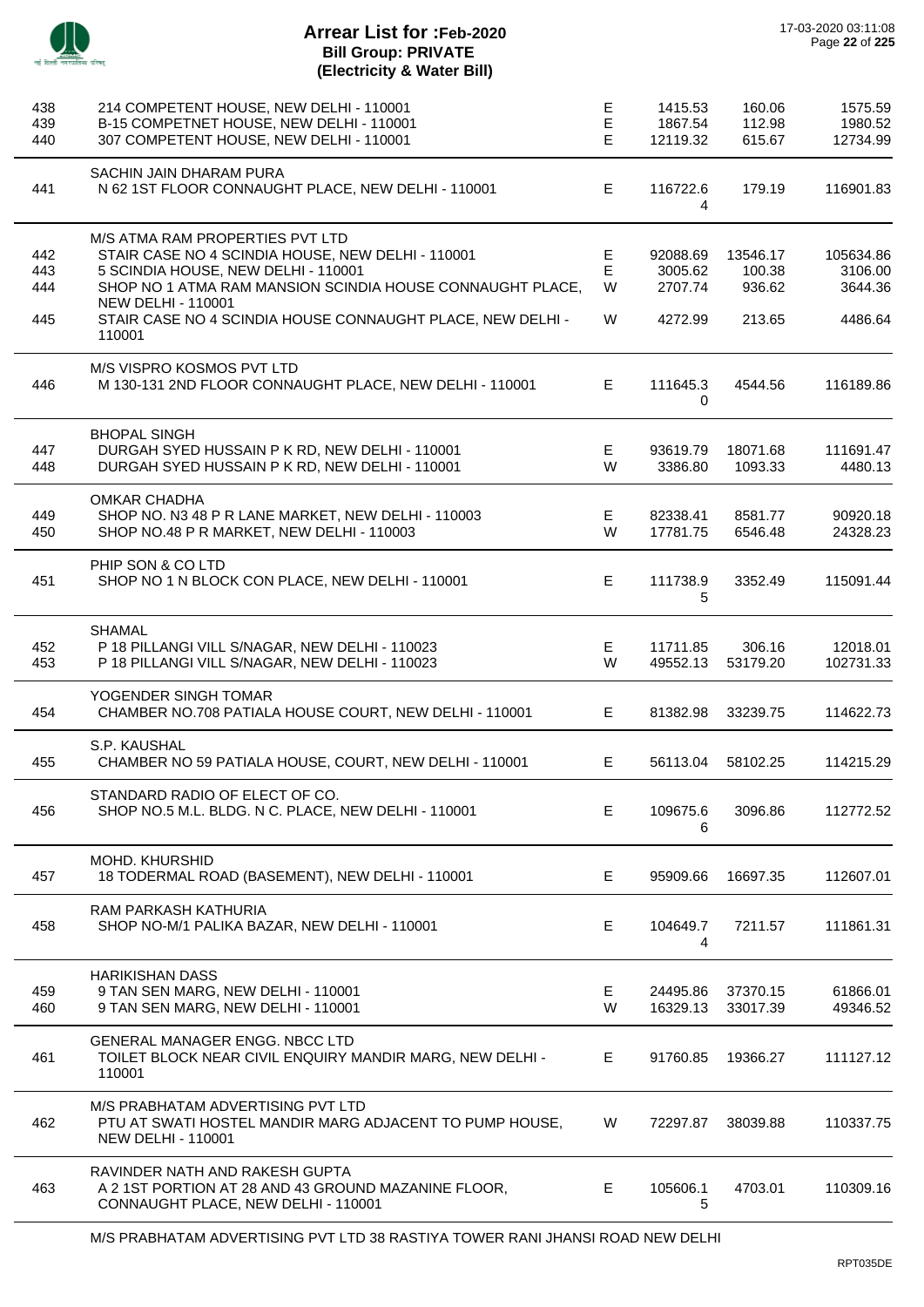# Arrear List for :Feb-2020
**Bill Group: PRIVATE**
**(Electricity & Water Bill)**

17-03-2020 03:11:08

| S.No. | Name / Address | Type | Arrear | Surcharge | Total |
|---|---|---|---|---|---|
| 438 | 214 COMPETENT HOUSE, NEW DELHI - 110001 | E | 1415.53 | 160.06 | 1575.59 |
| 439 | B-15 COMPETNET HOUSE, NEW DELHI - 110001 | E | 1867.54 | 112.98 | 1980.52 |
| 440 | 307 COMPETENT HOUSE, NEW DELHI - 110001 | E | 12119.32 | 615.67 | 12734.99 |
| | SACHIN JAIN DHARAM PURA | | | | |
| 441 | N 62 1ST FLOOR CONNAUGHT PLACE, NEW DELHI - 110001 | E | 116722.64 | 179.19 | 116901.83 |
| | M/S ATMA RAM PROPERTIES PVT LTD | | | | |
| 442 | STAIR CASE NO 4 SCINDIA HOUSE, NEW DELHI - 110001 | E | 92088.69 | 13546.17 | 105634.86 |
| 443 | 5 SCINDIA HOUSE, NEW DELHI - 110001 | E | 3005.62 | 100.38 | 3106.00 |
| 444 | SHOP NO 1 ATMA RAM MANSION SCINDIA HOUSE CONNAUGHT PLACE, NEW DELHI - 110001 | W | 2707.74 | 936.62 | 3644.36 |
| 445 | STAIR CASE NO 4 SCINDIA HOUSE CONNAUGHT PLACE, NEW DELHI - 110001 | W | 4272.99 | 213.65 | 4486.64 |
| | M/S VISPRO KOSMOS PVT LTD | | | | |
| 446 | M 130-131 2ND FLOOR CONNAUGHT PLACE, NEW DELHI - 110001 | E | 111645.30 | 4544.56 | 116189.86 |
| | BHOPAL SINGH | | | | |
| 447 | DURGAH SYED HUSSAIN P K RD, NEW DELHI - 110001 | E | 93619.79 | 18071.68 | 111691.47 |
| 448 | DURGAH SYED HUSSAIN P K RD, NEW DELHI - 110001 | W | 3386.80 | 1093.33 | 4480.13 |
| | OMKAR CHADHA | | | | |
| 449 | SHOP NO. N3 48 P R LANE MARKET, NEW DELHI - 110003 | E | 82338.41 | 8581.77 | 90920.18 |
| 450 | SHOP NO.48 P R MARKET, NEW DELHI - 110003 | W | 17781.75 | 6546.48 | 24328.23 |
| | PHIP SON & CO LTD | | | | |
| 451 | SHOP NO 1 N BLOCK CON PLACE, NEW DELHI - 110001 | E | 111738.95 | 3352.49 | 115091.44 |
| | SHAMAL | | | | |
| 452 | P 18 PILLANGI VILL S/NAGAR, NEW DELHI - 110023 | E | 11711.85 | 306.16 | 12018.01 |
| 453 | P 18 PILLANGI VILL S/NAGAR, NEW DELHI - 110023 | W | 49552.13 | 53179.20 | 102731.33 |
| | YOGENDER SINGH TOMAR | | | | |
| 454 | CHAMBER NO.708 PATIALA HOUSE COURT, NEW DELHI - 110001 | E | 81382.98 | 33239.75 | 114622.73 |
| | S.P. KAUSHAL | | | | |
| 455 | CHAMBER NO 59 PATIALA HOUSE, COURT, NEW DELHI - 110001 | E | 56113.04 | 58102.25 | 114215.29 |
| | STANDARD RADIO OF ELECT OF CO. | | | | |
| 456 | SHOP NO.5 M.L. BLDG. N C. PLACE, NEW DELHI - 110001 | E | 109675.66 | 3096.86 | 112772.52 |
| | MOHD. KHURSHID | | | | |
| 457 | 18 TODERMAL ROAD (BASEMENT), NEW DELHI - 110001 | E | 95909.66 | 16697.35 | 112607.01 |
| | RAM PARKASH KATHURIA | | | | |
| 458 | SHOP NO-M/1 PALIKA BAZAR, NEW DELHI - 110001 | E | 104649.74 | 7211.57 | 111861.31 |
| | HARIKISHAN DASS | | | | |
| 459 | 9 TAN SEN MARG, NEW DELHI - 110001 | E | 24495.86 | 37370.15 | 61866.01 |
| 460 | 9 TAN SEN MARG, NEW DELHI - 110001 | W | 16329.13 | 33017.39 | 49346.52 |
| | GENERAL MANAGER ENGG. NBCC LTD | | | | |
| 461 | TOILET BLOCK NEAR CIVIL ENQUIRY MANDIR MARG, NEW DELHI - 110001 | E | 91760.85 | 19366.27 | 111127.12 |
| | M/S PRABHATAM ADVERTISING PVT LTD | | | | |
| 462 | PTU AT SWATI HOSTEL MANDIR MARG ADJACENT TO PUMP HOUSE, NEW DELHI - 110001 | W | 72297.87 | 38039.88 | 110337.75 |
| | RAVINDER NATH AND RAKESH GUPTA | | | | |
| 463 | A 2 1ST PORTION AT 28 AND 43 GROUND MAZANINE FLOOR, CONNAUGHT PLACE, NEW DELHI - 110001 | E | 105606.15 | 4703.01 | 110309.16 |

M/S PRABHATAM ADVERTISING PVT LTD 38 RASTIYA TOWER RANI JHANSI ROAD NEW DELHI

RPT035DE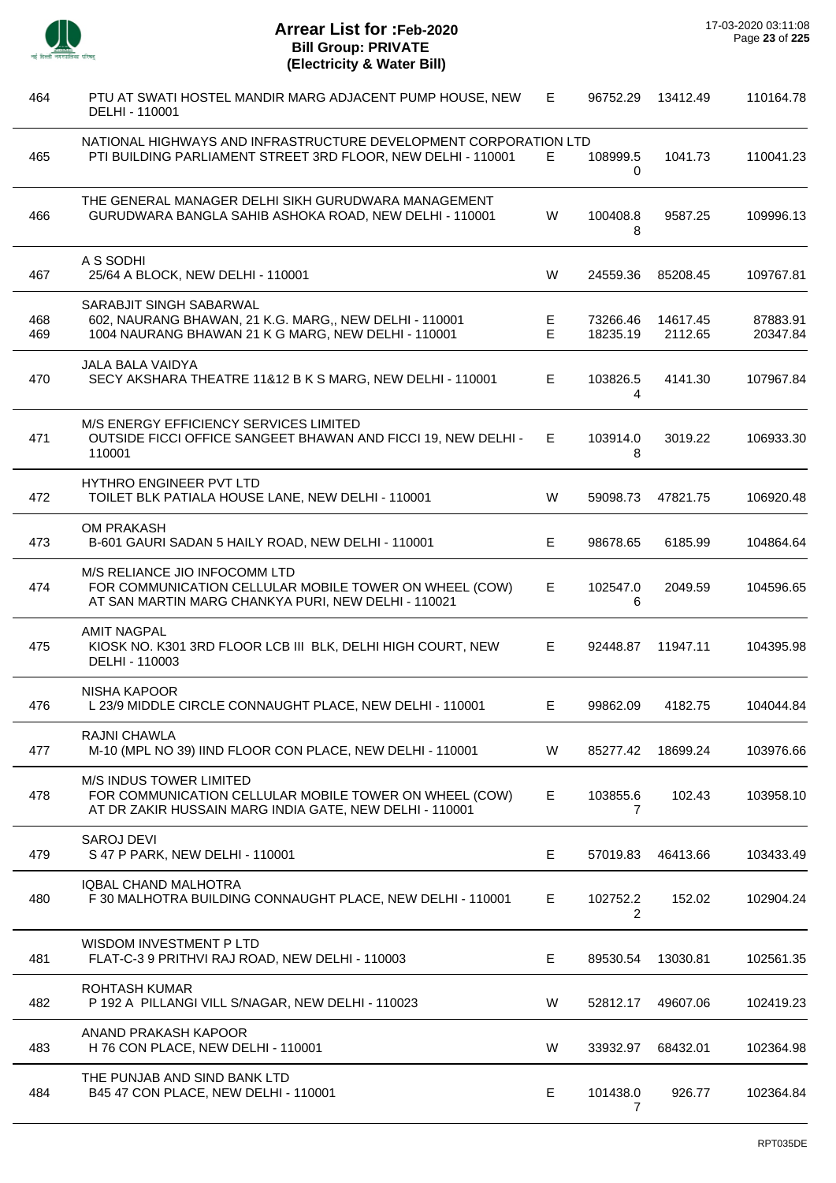# Arrear List for :Feb-2020
## Bill Group: PRIVATE
### (Electricity & Water Bill)

17-03-2020 03:11:08

| | | | | | |
|---|---|---|---|---|---|
| 464 | PTU AT SWATI HOSTEL MANDIR MARG ADJACENT PUMP HOUSE, NEW DELHI - 110001 | E | 96752.29 | 13412.49 | 110164.78 |
| | NATIONAL HIGHWAYS AND INFRASTRUCTURE DEVELOPMENT CORPORATION LTD | | | | |
| 465 | PTI BUILDING PARLIAMENT STREET 3RD FLOOR, NEW DELHI - 110001 | E | 108999.50 | 1041.73 | 110041.23 |
| | THE GENERAL MANAGER DELHI SIKH GURUDWARA MANAGEMENT | | | | |
| 466 | GURUDWARA BANGLA SAHIB ASHOKA ROAD, NEW DELHI - 110001 | W | 100408.88 | 9587.25 | 109996.13 |
| | A S SODHI | | | | |
| 467 | 25/64 A BLOCK, NEW DELHI - 110001 | W | 24559.36 | 85208.45 | 109767.81 |
| | SARABJIT SINGH SABARWAL | | | | |
| 468 | 602, NAURANG BHAWAN, 21 K.G. MARG,, NEW DELHI - 110001 | E | 73266.46 | 14617.45 | 87883.91 |
| 469 | 1004 NAURANG BHAWAN 21 K G MARG, NEW DELHI - 110001 | E | 18235.19 | 2112.65 | 20347.84 |
| | JALA BALA VAIDYA | | | | |
| 470 | SECY AKSHARA THEATRE 11&12 B K S MARG, NEW DELHI - 110001 | E | 103826.54 | 4141.30 | 107967.84 |
| | M/S ENERGY EFFICIENCY SERVICES LIMITED | | | | |
| 471 | OUTSIDE FICCI OFFICE SANGEET BHAWAN AND FICCI 19, NEW DELHI - 110001 | E | 103914.08 | 3019.22 | 106933.30 |
| | HYTHRO ENGINEER PVT LTD | | | | |
| 472 | TOILET BLK PATIALA HOUSE LANE, NEW DELHI - 110001 | W | 59098.73 | 47821.75 | 106920.48 |
| | OM PRAKASH | | | | |
| 473 | B-601 GAURI SADAN 5 HAILY ROAD, NEW DELHI - 110001 | E | 98678.65 | 6185.99 | 104864.64 |
| | M/S RELIANCE JIO INFOCOMM LTD | | | | |
| 474 | FOR COMMUNICATION CELLULAR MOBILE TOWER ON WHEEL (COW) AT SAN MARTIN MARG CHANKYA PURI, NEW DELHI - 110021 | E | 102547.06 | 2049.59 | 104596.65 |
| | AMIT NAGPAL | | | | |
| 475 | KIOSK NO. K301 3RD FLOOR LCB III BLK, DELHI HIGH COURT, NEW DELHI - 110003 | E | 92448.87 | 11947.11 | 104395.98 |
| | NISHA KAPOOR | | | | |
| 476 | L 23/9 MIDDLE CIRCLE CONNAUGHT PLACE, NEW DELHI - 110001 | E | 99862.09 | 4182.75 | 104044.84 |
| | RAJNI CHAWLA | | | | |
| 477 | M-10 (MPL NO 39) IIND FLOOR CON PLACE, NEW DELHI - 110001 | W | 85277.42 | 18699.24 | 103976.66 |
| | M/S INDUS TOWER LIMITED | | | | |
| 478 | FOR COMMUNICATION CELLULAR MOBILE TOWER ON WHEEL (COW) AT DR ZAKIR HUSSAIN MARG INDIA GATE, NEW DELHI - 110001 | E | 103855.67 | 102.43 | 103958.10 |
| | SAROJ DEVI | | | | |
| 479 | S 47 P PARK, NEW DELHI - 110001 | E | 57019.83 | 46413.66 | 103433.49 |
| | IQBAL CHAND MALHOTRA | | | | |
| 480 | F 30 MALHOTRA BUILDING CONNAUGHT PLACE, NEW DELHI - 110001 | E | 102752.22 | 152.02 | 102904.24 |
| | WISDOM INVESTMENT P LTD | | | | |
| 481 | FLAT-C-3 9 PRITHVI RAJ ROAD, NEW DELHI - 110003 | E | 89530.54 | 13030.81 | 102561.35 |
| | ROHTASH KUMAR | | | | |
| 482 | P 192 A PILLANGI VILL S/NAGAR, NEW DELHI - 110023 | W | 52812.17 | 49607.06 | 102419.23 |
| | ANAND PRAKASH KAPOOR | | | | |
| 483 | H 76 CON PLACE, NEW DELHI - 110001 | W | 33932.97 | 68432.01 | 102364.98 |
| | THE PUNJAB AND SIND BANK LTD | | | | |
| 484 | B45 47 CON PLACE, NEW DELHI - 110001 | E | 101438.07 | 926.77 | 102364.84 |

RPT035DE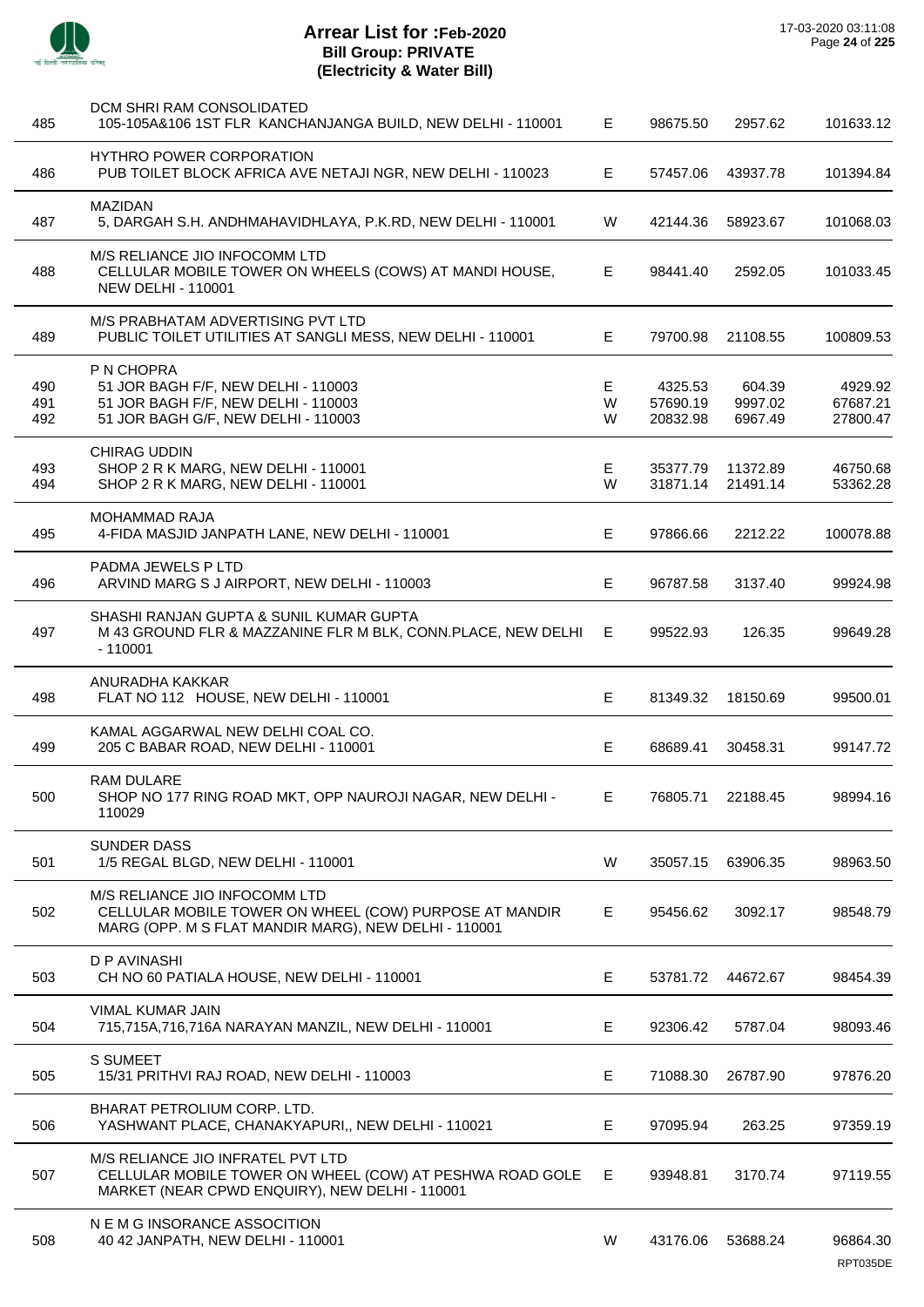# Arrear List for :Feb-2020
## Bill Group: PRIVATE
## (Electricity & Water Bill)

17-03-2020 03:11:08

| S.No. | Name / Address | Type | Amount 1 | Amount 2 | Total |
|---|---|---|---|---|---|
| 485 | DCM SHRI RAM CONSOLIDATED<br>105-105A&106 1ST FLR KANCHANJANGA BUILD, NEW DELHI - 110001 | E | 98675.50 | 2957.62 | 101633.12 |
| 486 | HYTHRO POWER CORPORATION<br>PUB TOILET BLOCK AFRICA AVE NETAJI NGR, NEW DELHI - 110023 | E | 57457.06 | 43937.78 | 101394.84 |
| 487 | MAZIDAN<br>5, DARGAH S.H. ANDHMAHAVIDHLAYA, P.K.RD, NEW DELHI - 110001 | W | 42144.36 | 58923.67 | 101068.03 |
| 488 | M/S RELIANCE JIO INFOCOMM LTD<br>CELLULAR MOBILE TOWER ON WHEELS (COWS) AT MANDI HOUSE, NEW DELHI - 110001 | E | 98441.40 | 2592.05 | 101033.45 |
| 489 | M/S PRABHATAM ADVERTISING PVT LTD<br>PUBLIC TOILET UTILITIES AT SANGLI MESS, NEW DELHI - 110001 | E | 79700.98 | 21108.55 | 100809.53 |
| | P N CHOPRA | | | | |
| 490 | 51 JOR BAGH F/F, NEW DELHI - 110003 | E | 4325.53 | 604.39 | 4929.92 |
| 491 | 51 JOR BAGH F/F, NEW DELHI - 110003 | W | 57690.19 | 9997.02 | 67687.21 |
| 492 | 51 JOR BAGH G/F, NEW DELHI - 110003 | W | 20832.98 | 6967.49 | 27800.47 |
| | CHIRAG UDDIN | | | | |
| 493 | SHOP 2 R K MARG, NEW DELHI - 110001 | E | 35377.79 | 11372.89 | 46750.68 |
| 494 | SHOP 2 R K MARG, NEW DELHI - 110001 | W | 31871.14 | 21491.14 | 53362.28 |
| 495 | MOHAMMAD RAJA<br>4-FIDA MASJID JANPATH LANE, NEW DELHI - 110001 | E | 97866.66 | 2212.22 | 100078.88 |
| 496 | PADMA JEWELS P LTD<br>ARVIND MARG S J AIRPORT, NEW DELHI - 110003 | E | 96787.58 | 3137.40 | 99924.98 |
| 497 | SHASHI RANJAN GUPTA & SUNIL KUMAR GUPTA<br>M 43 GROUND FLR & MAZZANINE FLR M BLK, CONN.PLACE, NEW DELHI - 110001 | E | 99522.93 | 126.35 | 99649.28 |
| 498 | ANURADHA KAKKAR<br>FLAT NO 112 HOUSE, NEW DELHI - 110001 | E | 81349.32 | 18150.69 | 99500.01 |
| 499 | KAMAL AGGARWAL NEW DELHI COAL CO.<br>205 C BABAR ROAD, NEW DELHI - 110001 | E | 68689.41 | 30458.31 | 99147.72 |
| 500 | RAM DULARE<br>SHOP NO 177 RING ROAD MKT, OPP NAUROJI NAGAR, NEW DELHI - 110029 | E | 76805.71 | 22188.45 | 98994.16 |
| 501 | SUNDER DASS<br>1/5 REGAL BLGD, NEW DELHI - 110001 | W | 35057.15 | 63906.35 | 98963.50 |
| 502 | M/S RELIANCE JIO INFOCOMM LTD<br>CELLULAR MOBILE TOWER ON WHEEL (COW) PURPOSE AT MANDIR MARG (OPP. M S FLAT MANDIR MARG), NEW DELHI - 110001 | E | 95456.62 | 3092.17 | 98548.79 |
| 503 | D P AVINASHI<br>CH NO 60 PATIALA HOUSE, NEW DELHI - 110001 | E | 53781.72 | 44672.67 | 98454.39 |
| 504 | VIMAL KUMAR JAIN<br>715,715A,716,716A NARAYAN MANZIL, NEW DELHI - 110001 | E | 92306.42 | 5787.04 | 98093.46 |
| 505 | S SUMEET<br>15/31 PRITHVI RAJ ROAD, NEW DELHI - 110003 | E | 71088.30 | 26787.90 | 97876.20 |
| 506 | BHARAT PETROLIUM CORP. LTD.<br>YASHWANT PLACE, CHANAKYAPURI,, NEW DELHI - 110021 | E | 97095.94 | 263.25 | 97359.19 |
| 507 | M/S RELIANCE JIO INFRATEL PVT LTD<br>CELLULAR MOBILE TOWER ON WHEEL (COW) AT PESHWA ROAD GOLE MARKET (NEAR CPWD ENQUIRY), NEW DELHI - 110001 | E | 93948.81 | 3170.74 | 97119.55 |
| 508 | N E M G INSORANCE ASSOCITION<br>40 42 JANPATH, NEW DELHI - 110001 | W | 43176.06 | 53688.24 | 96864.30 |

RPT035DE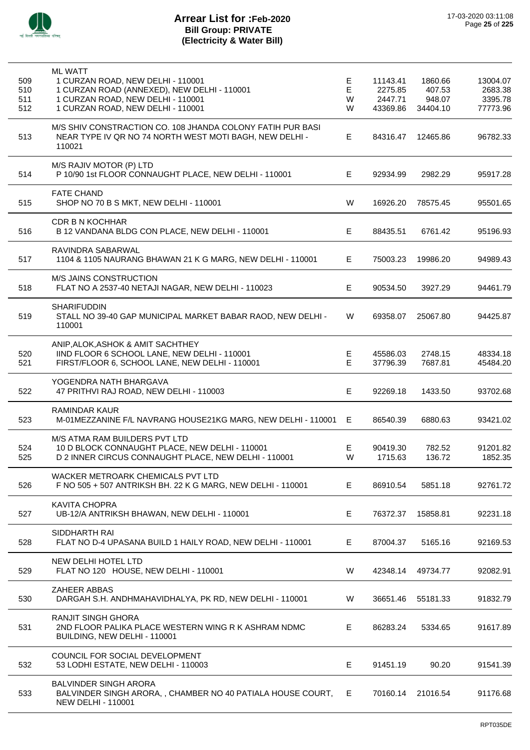# Arrear List for :Feb-2020
## Bill Group: PRIVATE
## (Electricity & Water Bill)

17-03-2020 03:11:08

| No. | Name / Address | Type | | | |
|---|---|---|---|---|---|
| | ML WATT | | | | |
| 509 | 1 CURZAN ROAD, NEW DELHI - 110001 | E | 11143.41 | 1860.66 | 13004.07 |
| 510 | 1 CURZAN ROAD (ANNEXED), NEW DELHI - 110001 | E | 2275.85 | 407.53 | 2683.38 |
| 511 | 1 CURZAN ROAD, NEW DELHI - 110001 | W | 2447.71 | 948.07 | 3395.78 |
| 512 | 1 CURZAN ROAD, NEW DELHI - 110001 | W | 43369.86 | 34404.10 | 77773.96 |
| | M/S SHIV CONSTRACTION CO. 108 JHANDA COLONY FATIH PUR BASI | | | | |
| 513 | NEAR TYPE IV QR NO 74 NORTH WEST MOTI BAGH, NEW DELHI - 110021 | E | 84316.47 | 12465.86 | 96782.33 |
| | M/S RAJIV MOTOR (P) LTD | | | | |
| 514 | P 10/90 1st FLOOR CONNAUGHT PLACE, NEW DELHI - 110001 | E | 92934.99 | 2982.29 | 95917.28 |
| | FATE CHAND | | | | |
| 515 | SHOP NO 70 B S MKT, NEW DELHI - 110001 | W | 16926.20 | 78575.45 | 95501.65 |
| | CDR B N KOCHHAR | | | | |
| 516 | B 12 VANDANA BLDG CON PLACE, NEW DELHI - 110001 | E | 88435.51 | 6761.42 | 95196.93 |
| | RAVINDRA SABARWAL | | | | |
| 517 | 1104 & 1105 NAURANG BHAWAN 21 K G MARG, NEW DELHI - 110001 | E | 75003.23 | 19986.20 | 94989.43 |
| | M/S JAINS CONSTRUCTION | | | | |
| 518 | FLAT NO A 2537-40 NETAJI NAGAR, NEW DELHI - 110023 | E | 90534.50 | 3927.29 | 94461.79 |
| | SHARIFUDDIN | | | | |
| 519 | STALL NO 39-40 GAP MUNICIPAL MARKET BABAR RAOD, NEW DELHI - 110001 | W | 69358.07 | 25067.80 | 94425.87 |
| | ANIP,ALOK,ASHOK & AMIT SACHTHEY | | | | |
| 520 | IIND FLOOR 6 SCHOOL LANE, NEW DELHI - 110001 | E | 45586.03 | 2748.15 | 48334.18 |
| 521 | FIRST/FLOOR 6, SCHOOL LANE, NEW DELHI - 110001 | E | 37796.39 | 7687.81 | 45484.20 |
| | YOGENDRA NATH BHARGAVA | | | | |
| 522 | 47 PRITHVI RAJ ROAD, NEW DELHI - 110003 | E | 92269.18 | 1433.50 | 93702.68 |
| | RAMINDAR KAUR | | | | |
| 523 | M-01MEZZANINE F/L NAVRANG HOUSE21KG MARG, NEW DELHI - 110001 | E | 86540.39 | 6880.63 | 93421.02 |
| | M/S ATMA RAM BUILDERS PVT LTD | | | | |
| 524 | 10 D BLOCK CONNAUGHT PLACE, NEW DELHI - 110001 | E | 90419.30 | 782.52 | 91201.82 |
| 525 | D 2 INNER CIRCUS CONNAUGHT PLACE, NEW DELHI - 110001 | W | 1715.63 | 136.72 | 1852.35 |
| | WACKER METROARK CHEMICALS PVT LTD | | | | |
| 526 | F NO 505 + 507 ANTRIKSH BH. 22 K G MARG, NEW DELHI - 110001 | E | 86910.54 | 5851.18 | 92761.72 |
| | KAVITA CHOPRA | | | | |
| 527 | UB-12/A ANTRIKSH BHAWAN, NEW DELHI - 110001 | E | 76372.37 | 15858.81 | 92231.18 |
| | SIDDHARTH RAI | | | | |
| 528 | FLAT NO D-4 UPASANA BUILD 1 HAILY ROAD, NEW DELHI - 110001 | E | 87004.37 | 5165.16 | 92169.53 |
| | NEW DELHI HOTEL LTD | | | | |
| 529 | FLAT NO 120 HOUSE, NEW DELHI - 110001 | W | 42348.14 | 49734.77 | 92082.91 |
| | ZAHEER ABBAS | | | | |
| 530 | DARGAH S.H. ANDHMAHAVIDHALYA, PK RD, NEW DELHI - 110001 | W | 36651.46 | 55181.33 | 91832.79 |
| | RANJIT SINGH GHORA | | | | |
| 531 | 2ND FLOOR PALIKA PLACE WESTERN WING R K ASHRAM NDMC BUILDING, NEW DELHI - 110001 | E | 86283.24 | 5334.65 | 91617.89 |
| | COUNCIL FOR SOCIAL DEVELOPMENT | | | | |
| 532 | 53 LODHI ESTATE, NEW DELHI - 110003 | E | 91451.19 | 90.20 | 91541.39 |
| | BALVINDER SINGH ARORA | | | | |
| 533 | BALVINDER SINGH ARORA, , CHAMBER NO 40 PATIALA HOUSE COURT, NEW DELHI - 110001 | E | 70160.14 | 21016.54 | 91176.68 |

RPT035DE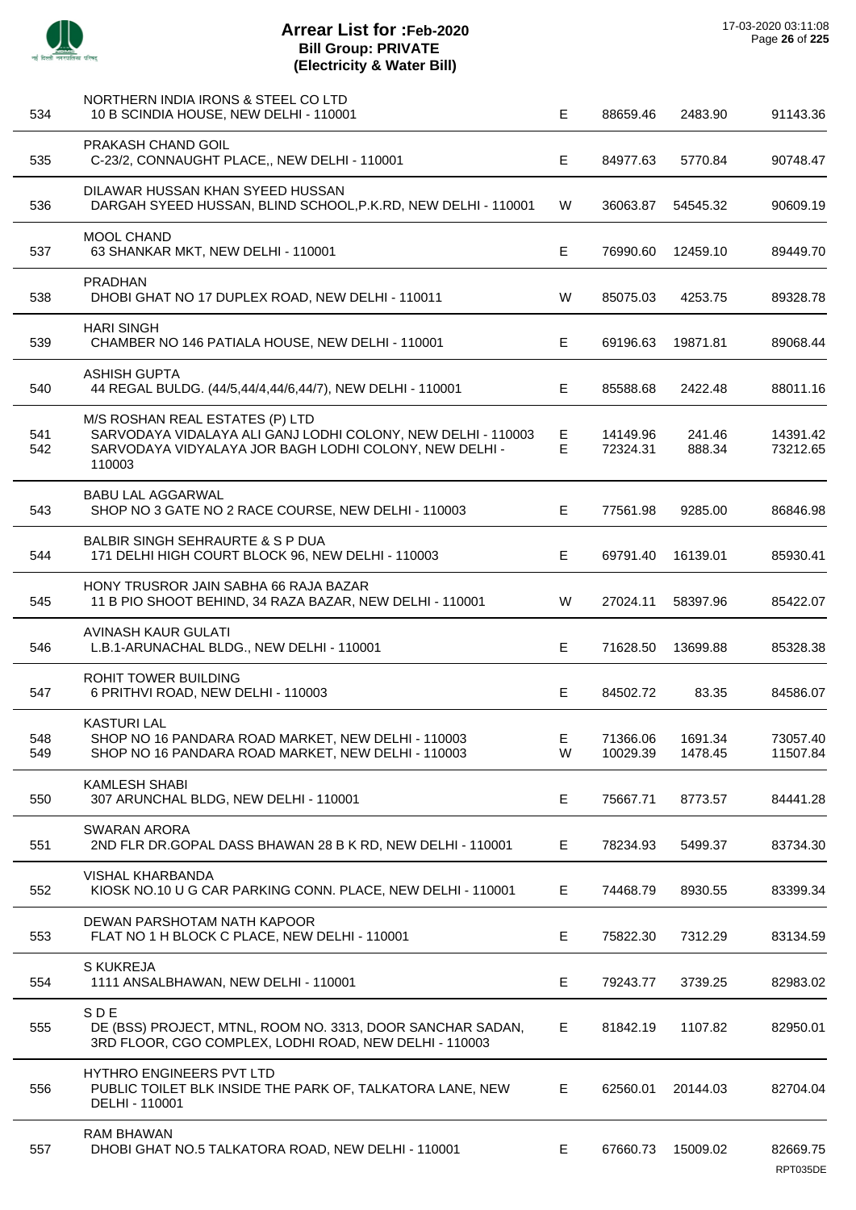# Arrear List for :Feb-2020
## Bill Group: PRIVATE
## (Electricity & Water Bill)

17-03-2020 03:11:08

| No. | Name / Address | Type | Amount | Arrear | Total |
|---|---|---|---|---|---|
| 534 | NORTHERN INDIA IRONS & STEEL CO LTD<br>10 B SCINDIA HOUSE, NEW DELHI - 110001 | E | 88659.46 | 2483.90 | 91143.36 |
| 535 | PRAKASH CHAND GOIL<br>C-23/2, CONNAUGHT PLACE,, NEW DELHI - 110001 | E | 84977.63 | 5770.84 | 90748.47 |
| 536 | DILAWAR HUSSAN KHAN SYEED HUSSAN<br>DARGAH SYEED HUSSAN, BLIND SCHOOL,P.K.RD, NEW DELHI - 110001 | W | 36063.87 | 54545.32 | 90609.19 |
| 537 | MOOL CHAND<br>63 SHANKAR MKT, NEW DELHI - 110001 | E | 76990.60 | 12459.10 | 89449.70 |
| 538 | PRADHAN<br>DHOBI GHAT NO 17 DUPLEX ROAD, NEW DELHI - 110011 | W | 85075.03 | 4253.75 | 89328.78 |
| 539 | HARI SINGH<br>CHAMBER NO 146 PATIALA HOUSE, NEW DELHI - 110001 | E | 69196.63 | 19871.81 | 89068.44 |
| 540 | ASHISH GUPTA<br>44 REGAL BULDG. (44/5,44/4,44/6,44/7), NEW DELHI - 110001 | E | 85588.68 | 2422.48 | 88011.16 |
| | M/S ROSHAN REAL ESTATES (P) LTD | | | | |
| 541 | SARVODAYA VIDALAYA ALI GANJ LODHI COLONY, NEW DELHI - 110003 | E | 14149.96 | 241.46 | 14391.42 |
| 542 | SARVODAYA VIDYALAYA JOR BAGH LODHI COLONY, NEW DELHI - 110003 | E | 72324.31 | 888.34 | 73212.65 |
| 543 | BABU LAL AGGARWAL<br>SHOP NO 3 GATE NO 2 RACE COURSE, NEW DELHI - 110003 | E | 77561.98 | 9285.00 | 86846.98 |
| 544 | BALBIR SINGH SEHRAURTE & S P DUA<br>171 DELHI HIGH COURT BLOCK 96, NEW DELHI - 110003 | E | 69791.40 | 16139.01 | 85930.41 |
| 545 | HONY TRUSROR JAIN SABHA 66 RAJA BAZAR<br>11 B PIO SHOOT BEHIND, 34 RAZA BAZAR, NEW DELHI - 110001 | W | 27024.11 | 58397.96 | 85422.07 |
| 546 | AVINASH KAUR GULATI<br>L.B.1-ARUNACHAL BLDG., NEW DELHI - 110001 | E | 71628.50 | 13699.88 | 85328.38 |
| 547 | ROHIT TOWER BUILDING<br>6 PRITHVI ROAD, NEW DELHI - 110003 | E | 84502.72 | 83.35 | 84586.07 |
| | KASTURI LAL | | | | |
| 548 | SHOP NO 16 PANDARA ROAD MARKET, NEW DELHI - 110003 | E | 71366.06 | 1691.34 | 73057.40 |
| 549 | SHOP NO 16 PANDARA ROAD MARKET, NEW DELHI - 110003 | W | 10029.39 | 1478.45 | 11507.84 |
| 550 | KAMLESH SHABI<br>307 ARUNCHAL BLDG, NEW DELHI - 110001 | E | 75667.71 | 8773.57 | 84441.28 |
| 551 | SWARAN ARORA<br>2ND FLR DR.GOPAL DASS BHAWAN 28 B K RD, NEW DELHI - 110001 | E | 78234.93 | 5499.37 | 83734.30 |
| 552 | VISHAL KHARBANDA<br>KIOSK NO.10 U G CAR PARKING CONN. PLACE, NEW DELHI - 110001 | E | 74468.79 | 8930.55 | 83399.34 |
| 553 | DEWAN PARSHOTAM NATH KAPOOR<br>FLAT NO 1 H BLOCK C PLACE, NEW DELHI - 110001 | E | 75822.30 | 7312.29 | 83134.59 |
| 554 | S KUKREJA<br>1111 ANSALBHAWAN, NEW DELHI - 110001 | E | 79243.77 | 3739.25 | 82983.02 |
| 555 | S D E<br>DE (BSS) PROJECT, MTNL, ROOM NO. 3313, DOOR SANCHAR SADAN, 3RD FLOOR, CGO COMPLEX, LODHI ROAD, NEW DELHI - 110003 | E | 81842.19 | 1107.82 | 82950.01 |
| 556 | HYTHRO ENGINEERS PVT LTD<br>PUBLIC TOILET BLK INSIDE THE PARK OF, TALKATORA LANE, NEW DELHI - 110001 | E | 62560.01 | 20144.03 | 82704.04 |
| 557 | RAM BHAWAN<br>DHOBI GHAT NO.5 TALKATORA ROAD, NEW DELHI - 110001 | E | 67660.73 | 15009.02 | 82669.75 |

RPT035DE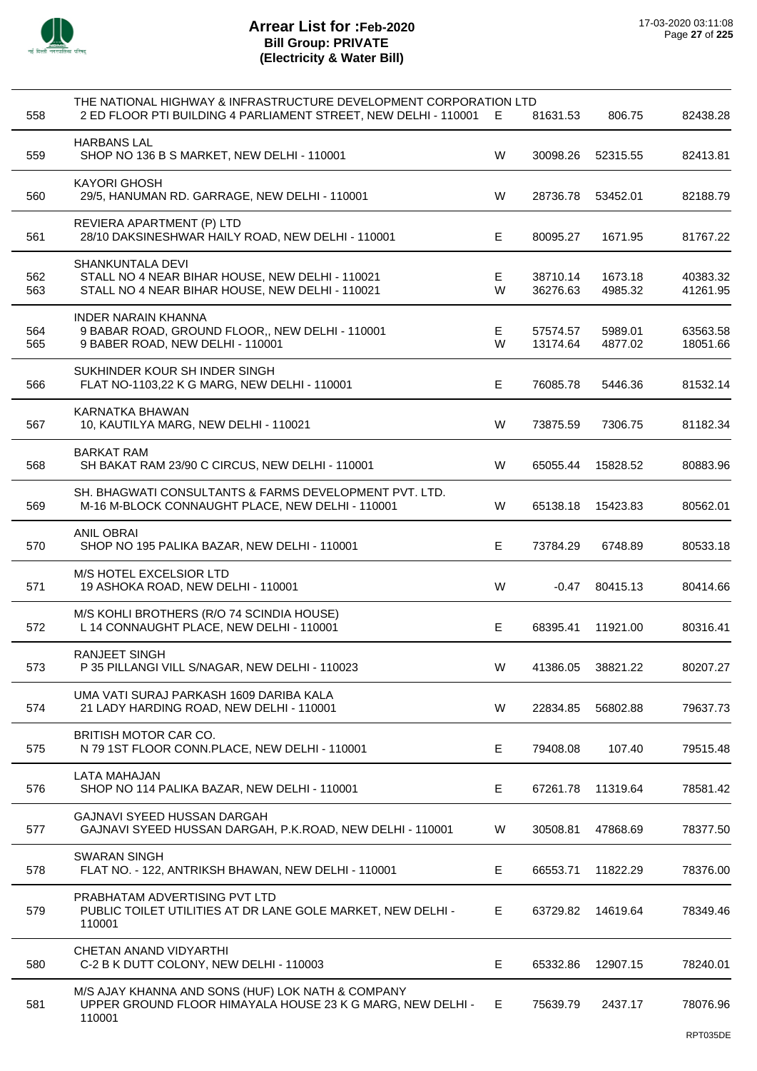# Arrear List for :Feb-2020
## Bill Group: PRIVATE
## (Electricity & Water Bill)

17-03-2020 03:11:08

| No. | Name / Address | Type | | | |
|---|---|---|---|---|---|
| | THE NATIONAL HIGHWAY & INFRASTRUCTURE DEVELOPMENT CORPORATION LTD | | | | |
| 558 | 2 ED FLOOR PTI BUILDING 4 PARLIAMENT STREET, NEW DELHI - 110001 | E | 81631.53 | 806.75 | 82438.28 |
| | HARBANS LAL | | | | |
| 559 | SHOP NO 136 B S MARKET, NEW DELHI - 110001 | W | 30098.26 | 52315.55 | 82413.81 |
| | KAYORI GHOSH | | | | |
| 560 | 29/5, HANUMAN RD. GARRAGE, NEW DELHI - 110001 | W | 28736.78 | 53452.01 | 82188.79 |
| | REVIERA APARTMENT (P) LTD | | | | |
| 561 | 28/10 DAKSINESHWAR HAILY ROAD, NEW DELHI - 110001 | E | 80095.27 | 1671.95 | 81767.22 |
| | SHANKUNTALA DEVI | | | | |
| 562 | STALL NO 4 NEAR BIHAR HOUSE, NEW DELHI - 110021 | E | 38710.14 | 1673.18 | 40383.32 |
| 563 | STALL NO 4 NEAR BIHAR HOUSE, NEW DELHI - 110021 | W | 36276.63 | 4985.32 | 41261.95 |
| | INDER NARAIN KHANNA | | | | |
| 564 | 9 BABAR ROAD, GROUND FLOOR,, NEW DELHI - 110001 | E | 57574.57 | 5989.01 | 63563.58 |
| 565 | 9 BABER ROAD, NEW DELHI - 110001 | W | 13174.64 | 4877.02 | 18051.66 |
| | SUKHINDER KOUR SH INDER SINGH | | | | |
| 566 | FLAT NO-1103,22 K G MARG, NEW DELHI - 110001 | E | 76085.78 | 5446.36 | 81532.14 |
| | KARNATKA BHAWAN | | | | |
| 567 | 10, KAUTILYA MARG, NEW DELHI - 110021 | W | 73875.59 | 7306.75 | 81182.34 |
| | BARKAT RAM | | | | |
| 568 | SH BAKAT RAM 23/90 C CIRCUS, NEW DELHI - 110001 | W | 65055.44 | 15828.52 | 80883.96 |
| | SH. BHAGWATI CONSULTANTS & FARMS DEVELOPMENT PVT. LTD. | | | | |
| 569 | M-16 M-BLOCK CONNAUGHT PLACE, NEW DELHI - 110001 | W | 65138.18 | 15423.83 | 80562.01 |
| | ANIL OBRAI | | | | |
| 570 | SHOP NO 195 PALIKA BAZAR, NEW DELHI - 110001 | E | 73784.29 | 6748.89 | 80533.18 |
| | M/S HOTEL EXCELSIOR LTD | | | | |
| 571 | 19 ASHOKA ROAD, NEW DELHI - 110001 | W | -0.47 | 80415.13 | 80414.66 |
| | M/S KOHLI BROTHERS (R/O 74 SCINDIA HOUSE) | | | | |
| 572 | L 14 CONNAUGHT PLACE, NEW DELHI - 110001 | E | 68395.41 | 11921.00 | 80316.41 |
| | RANJEET SINGH | | | | |
| 573 | P 35 PILLANGI VILL S/NAGAR, NEW DELHI - 110023 | W | 41386.05 | 38821.22 | 80207.27 |
| | UMA VATI SURAJ PARKASH 1609 DARIBA KALA | | | | |
| 574 | 21 LADY HARDING ROAD, NEW DELHI - 110001 | W | 22834.85 | 56802.88 | 79637.73 |
| | BRITISH MOTOR CAR CO. | | | | |
| 575 | N 79 1ST FLOOR CONN.PLACE, NEW DELHI - 110001 | E | 79408.08 | 107.40 | 79515.48 |
| | LATA MAHAJAN | | | | |
| 576 | SHOP NO 114 PALIKA BAZAR, NEW DELHI - 110001 | E | 67261.78 | 11319.64 | 78581.42 |
| | GAJNAVI SYEED HUSSAN DARGAH | | | | |
| 577 | GAJNAVI SYEED HUSSAN DARGAH, P.K.ROAD, NEW DELHI - 110001 | W | 30508.81 | 47868.69 | 78377.50 |
| | SWARAN SINGH | | | | |
| 578 | FLAT NO. - 122, ANTRIKSH BHAWAN, NEW DELHI - 110001 | E | 66553.71 | 11822.29 | 78376.00 |
| | PRABHATAM ADVERTISING PVT LTD | | | | |
| 579 | PUBLIC TOILET UTILITIES AT DR LANE GOLE MARKET, NEW DELHI - 110001 | E | 63729.82 | 14619.64 | 78349.46 |
| | CHETAN ANAND VIDYARTHI | | | | |
| 580 | C-2 B K DUTT COLONY, NEW DELHI - 110003 | E | 65332.86 | 12907.15 | 78240.01 |
| | M/S AJAY KHANNA AND SONS (HUF) LOK NATH & COMPANY | | | | |
| 581 | UPPER GROUND FLOOR HIMAYALA HOUSE 23 K G MARG, NEW DELHI - 110001 | E | 75639.79 | 2437.17 | 78076.96 |

RPT035DE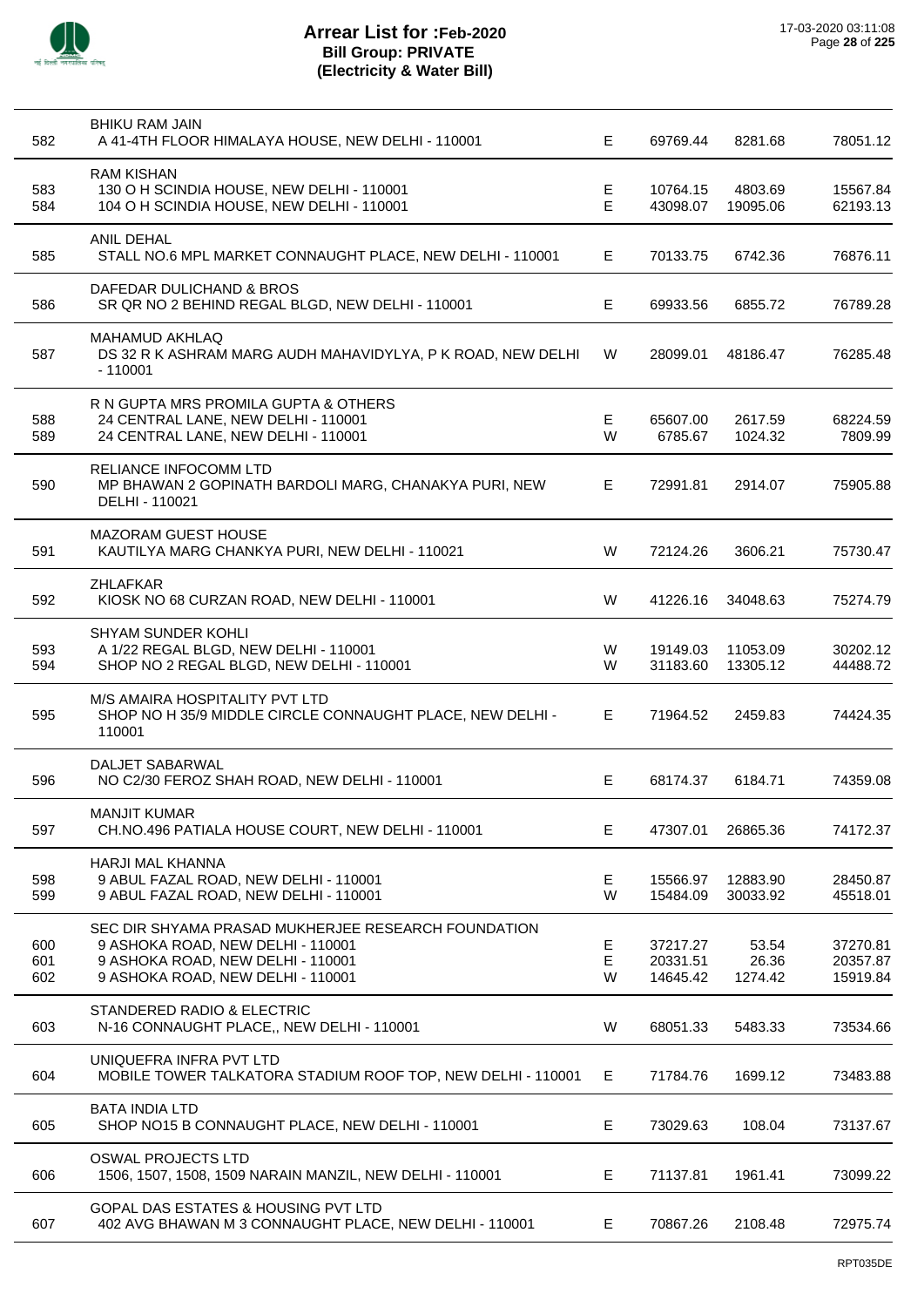# Arrear List for :Feb-2020
## Bill Group: PRIVATE
### (Electricity & Water Bill)

| No. | Name / Address | Type | | | |
|---|---|---|---|---|---|
| | BHIKU RAM JAIN | | | | |
| 582 | A 41-4TH FLOOR HIMALAYA HOUSE, NEW DELHI - 110001 | E | 69769.44 | 8281.68 | 78051.12 |
| | RAM KISHAN | | | | |
| 583 | 130 O H SCINDIA HOUSE, NEW DELHI - 110001 | E | 10764.15 | 4803.69 | 15567.84 |
| 584 | 104 O H SCINDIA HOUSE, NEW DELHI - 110001 | E | 43098.07 | 19095.06 | 62193.13 |
| | ANIL DEHAL | | | | |
| 585 | STALL NO.6 MPL MARKET CONNAUGHT PLACE, NEW DELHI - 110001 | E | 70133.75 | 6742.36 | 76876.11 |
| | DAFEDAR DULICHAND & BROS | | | | |
| 586 | SR QR NO 2 BEHIND REGAL BLGD, NEW DELHI - 110001 | E | 69933.56 | 6855.72 | 76789.28 |
| | MAHAMUD AKHLAQ | | | | |
| 587 | DS 32 R K ASHRAM MARG AUDH MAHAVIDYLYA, P K ROAD, NEW DELHI - 110001 | W | 28099.01 | 48186.47 | 76285.48 |
| | R N GUPTA MRS PROMILA GUPTA & OTHERS | | | | |
| 588 | 24 CENTRAL LANE, NEW DELHI - 110001 | E | 65607.00 | 2617.59 | 68224.59 |
| 589 | 24 CENTRAL LANE, NEW DELHI - 110001 | W | 6785.67 | 1024.32 | 7809.99 |
| | RELIANCE INFOCOMM LTD | | | | |
| 590 | MP BHAWAN 2 GOPINATH BARDOLI MARG, CHANAKYA PURI, NEW DELHI - 110021 | E | 72991.81 | 2914.07 | 75905.88 |
| | MAZORAM GUEST HOUSE | | | | |
| 591 | KAUTILYA MARG CHANKYA PURI, NEW DELHI - 110021 | W | 72124.26 | 3606.21 | 75730.47 |
| | ZHLAFKAR | | | | |
| 592 | KIOSK NO 68 CURZAN ROAD, NEW DELHI - 110001 | W | 41226.16 | 34048.63 | 75274.79 |
| | SHYAM SUNDER KOHLI | | | | |
| 593 | A 1/22 REGAL BLGD, NEW DELHI - 110001 | W | 19149.03 | 11053.09 | 30202.12 |
| 594 | SHOP NO 2 REGAL BLGD, NEW DELHI - 110001 | W | 31183.60 | 13305.12 | 44488.72 |
| | M/S AMAIRA HOSPITALITY PVT LTD | | | | |
| 595 | SHOP NO H 35/9 MIDDLE CIRCLE CONNAUGHT PLACE, NEW DELHI - 110001 | E | 71964.52 | 2459.83 | 74424.35 |
| | DALJET SABARWAL | | | | |
| 596 | NO C2/30 FEROZ SHAH ROAD, NEW DELHI - 110001 | E | 68174.37 | 6184.71 | 74359.08 |
| | MANJIT KUMAR | | | | |
| 597 | CH.NO.496 PATIALA HOUSE COURT, NEW DELHI - 110001 | E | 47307.01 | 26865.36 | 74172.37 |
| | HARJI MAL KHANNA | | | | |
| 598 | 9 ABUL FAZAL ROAD, NEW DELHI - 110001 | E | 15566.97 | 12883.90 | 28450.87 |
| 599 | 9 ABUL FAZAL ROAD, NEW DELHI - 110001 | W | 15484.09 | 30033.92 | 45518.01 |
| | SEC DIR SHYAMA PRASAD MUKHERJEE RESEARCH FOUNDATION | | | | |
| 600 | 9 ASHOKA ROAD, NEW DELHI - 110001 | E | 37217.27 | 53.54 | 37270.81 |
| 601 | 9 ASHOKA ROAD, NEW DELHI - 110001 | E | 20331.51 | 26.36 | 20357.87 |
| 602 | 9 ASHOKA ROAD, NEW DELHI - 110001 | W | 14645.42 | 1274.42 | 15919.84 |
| | STANDERED RADIO & ELECTRIC | | | | |
| 603 | N-16 CONNAUGHT PLACE,, NEW DELHI - 110001 | W | 68051.33 | 5483.33 | 73534.66 |
| | UNIQUEFRA INFRA PVT LTD | | | | |
| 604 | MOBILE TOWER TALKATORA STADIUM ROOF TOP, NEW DELHI - 110001 | E | 71784.76 | 1699.12 | 73483.88 |
| | BATA INDIA LTD | | | | |
| 605 | SHOP NO15 B CONNAUGHT PLACE, NEW DELHI - 110001 | E | 73029.63 | 108.04 | 73137.67 |
| | OSWAL PROJECTS LTD | | | | |
| 606 | 1506, 1507, 1508, 1509 NARAIN MANZIL, NEW DELHI - 110001 | E | 71137.81 | 1961.41 | 73099.22 |
| | GOPAL DAS ESTATES & HOUSING PVT LTD | | | | |
| 607 | 402 AVG BHAWAN M 3 CONNAUGHT PLACE, NEW DELHI - 110001 | E | 70867.26 | 2108.48 | 72975.74 |

RPT035DE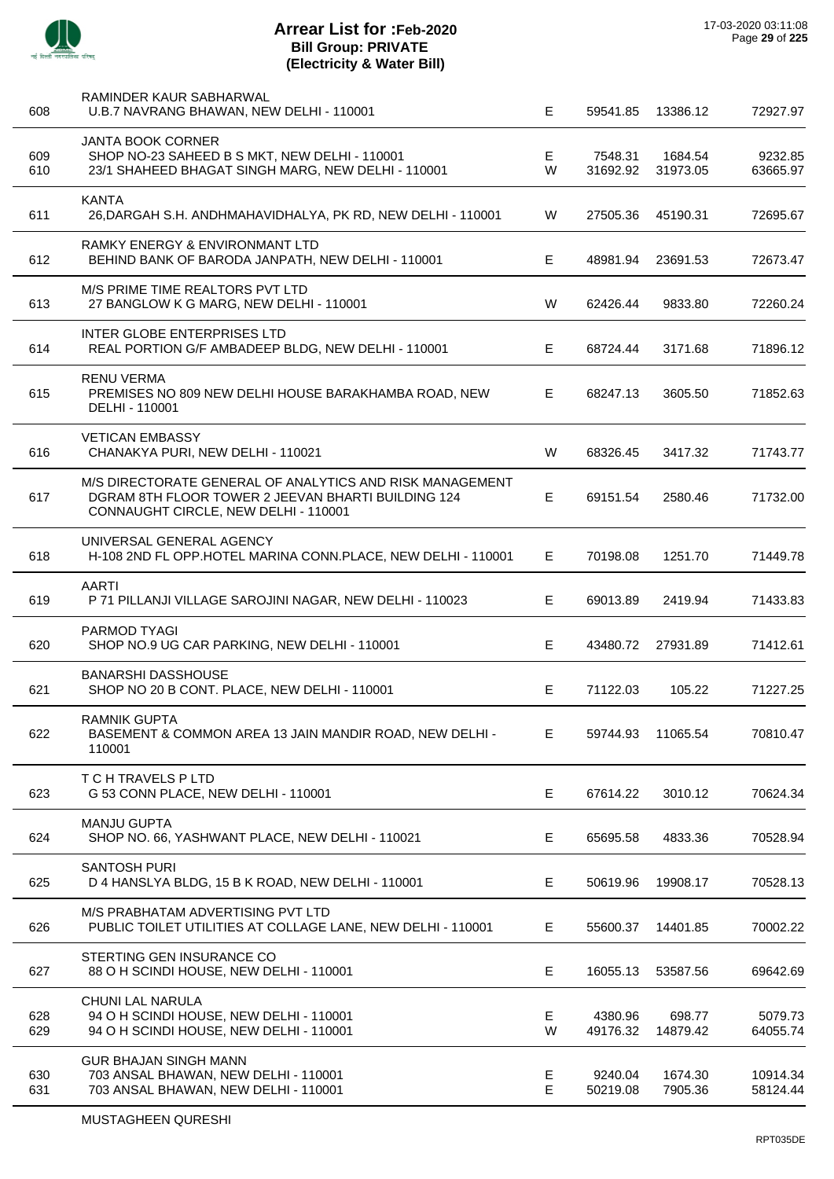# Arrear List for :Feb-2020
## Bill Group: PRIVATE
## (Electricity & Water Bill)

17-03-2020 03:11:08

| No. | Name / Address | Type | Amount 1 | Amount 2 | Total |
|---|---|---|---|---|---|
| | RAMINDER KAUR SABHARWAL | | | | |
| 608 | U.B.7 NAVRANG BHAWAN, NEW DELHI - 110001 | E | 59541.85 | 13386.12 | 72927.97 |
| | JANTA BOOK CORNER | | | | |
| 609 | SHOP NO-23 SAHEED B S MKT, NEW DELHI - 110001 | E | 7548.31 | 1684.54 | 9232.85 |
| 610 | 23/1 SHAHEED BHAGAT SINGH MARG, NEW DELHI - 110001 | W | 31692.92 | 31973.05 | 63665.97 |
| | KANTA | | | | |
| 611 | 26,DARGAH S.H. ANDHMAHAVIDHALYA, PK RD, NEW DELHI - 110001 | W | 27505.36 | 45190.31 | 72695.67 |
| | RAMKY ENERGY & ENVIRONMANT LTD | | | | |
| 612 | BEHIND BANK OF BARODA JANPATH, NEW DELHI - 110001 | E | 48981.94 | 23691.53 | 72673.47 |
| | M/S PRIME TIME REALTORS PVT LTD | | | | |
| 613 | 27 BANGLOW K G MARG, NEW DELHI - 110001 | W | 62426.44 | 9833.80 | 72260.24 |
| | INTER GLOBE ENTERPRISES LTD | | | | |
| 614 | REAL PORTION G/F AMBADEEP BLDG, NEW DELHI - 110001 | E | 68724.44 | 3171.68 | 71896.12 |
| | RENU VERMA | | | | |
| 615 | PREMISES NO 809 NEW DELHI HOUSE BARAKHAMBA ROAD, NEW DELHI - 110001 | E | 68247.13 | 3605.50 | 71852.63 |
| | VETICAN EMBASSY | | | | |
| 616 | CHANAKYA PURI, NEW DELHI - 110021 | W | 68326.45 | 3417.32 | 71743.77 |
| | M/S DIRECTORATE GENERAL OF ANALYTICS AND RISK MANAGEMENT | | | | |
| 617 | DGRAM 8TH FLOOR TOWER 2 JEEVAN BHARTI BUILDING 124 CONNAUGHT CIRCLE, NEW DELHI - 110001 | E | 69151.54 | 2580.46 | 71732.00 |
| | UNIVERSAL GENERAL AGENCY | | | | |
| 618 | H-108 2ND FL OPP.HOTEL MARINA CONN.PLACE, NEW DELHI - 110001 | E | 70198.08 | 1251.70 | 71449.78 |
| | AARTI | | | | |
| 619 | P 71 PILLANJI VILLAGE SAROJINI NAGAR, NEW DELHI - 110023 | E | 69013.89 | 2419.94 | 71433.83 |
| | PARMOD TYAGI | | | | |
| 620 | SHOP NO.9 UG CAR PARKING, NEW DELHI - 110001 | E | 43480.72 | 27931.89 | 71412.61 |
| | BANARSHI DASSHOUSE | | | | |
| 621 | SHOP NO 20 B CONT. PLACE, NEW DELHI - 110001 | E | 71122.03 | 105.22 | 71227.25 |
| | RAMNIK GUPTA | | | | |
| 622 | BASEMENT & COMMON AREA 13 JAIN MANDIR ROAD, NEW DELHI - 110001 | E | 59744.93 | 11065.54 | 70810.47 |
| | T C H TRAVELS P LTD | | | | |
| 623 | G 53 CONN PLACE, NEW DELHI - 110001 | E | 67614.22 | 3010.12 | 70624.34 |
| | MANJU GUPTA | | | | |
| 624 | SHOP NO. 66, YASHWANT PLACE, NEW DELHI - 110021 | E | 65695.58 | 4833.36 | 70528.94 |
| | SANTOSH PURI | | | | |
| 625 | D 4 HANSLYA BLDG, 15 B K ROAD, NEW DELHI - 110001 | E | 50619.96 | 19908.17 | 70528.13 |
| | M/S PRABHATAM ADVERTISING PVT LTD | | | | |
| 626 | PUBLIC TOILET UTILITIES AT COLLAGE LANE, NEW DELHI - 110001 | E | 55600.37 | 14401.85 | 70002.22 |
| | STERTING GEN INSURANCE CO | | | | |
| 627 | 88 O H SCINDI HOUSE, NEW DELHI - 110001 | E | 16055.13 | 53587.56 | 69642.69 |
| | CHUNI LAL NARULA | | | | |
| 628 | 94 O H SCINDI HOUSE, NEW DELHI - 110001 | E | 4380.96 | 698.77 | 5079.73 |
| 629 | 94 O H SCINDI HOUSE, NEW DELHI - 110001 | W | 49176.32 | 14879.42 | 64055.74 |
| | GUR BHAJAN SINGH MANN | | | | |
| 630 | 703 ANSAL BHAWAN, NEW DELHI - 110001 | E | 9240.04 | 1674.30 | 10914.34 |
| 631 | 703 ANSAL BHAWAN, NEW DELHI - 110001 | E | 50219.08 | 7905.36 | 58124.44 |
| | MUSTAGHEEN QURESHI | | | | |

RPT035DE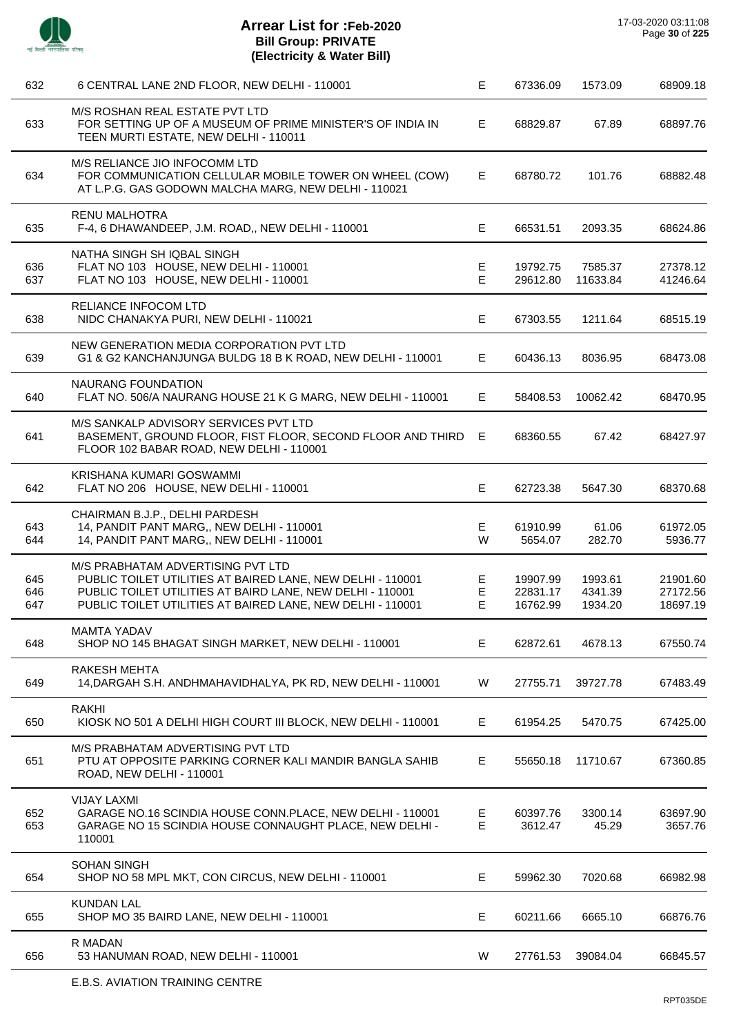# Arrear List for :Feb-2020
## Bill Group: PRIVATE
## (Electricity & Water Bill)

17-03-2020 03:11:08

| | | | | | |
|---|---|---|---|---|---|
| 632 | 6 CENTRAL LANE 2ND FLOOR, NEW DELHI - 110001 | E | 67336.09 | 1573.09 | 68909.18 |
| | M/S ROSHAN REAL ESTATE PVT LTD | | | | |
| 633 | FOR SETTING UP OF A MUSEUM OF PRIME MINISTER'S OF INDIA IN TEEN MURTI ESTATE, NEW DELHI - 110011 | E | 68829.87 | 67.89 | 68897.76 |
| | M/S RELIANCE JIO INFOCOMM LTD | | | | |
| 634 | FOR COMMUNICATION CELLULAR MOBILE TOWER ON WHEEL (COW) AT L.P.G. GAS GODOWN MALCHA MARG, NEW DELHI - 110021 | E | 68780.72 | 101.76 | 68882.48 |
| | RENU MALHOTRA | | | | |
| 635 | F-4, 6 DHAWANDEEP, J.M. ROAD,, NEW DELHI - 110001 | E | 66531.51 | 2093.35 | 68624.86 |
| | NATHA SINGH SH IQBAL SINGH | | | | |
| 636 | FLAT NO 103 HOUSE, NEW DELHI - 110001 | E | 19792.75 | 7585.37 | 27378.12 |
| 637 | FLAT NO 103 HOUSE, NEW DELHI - 110001 | E | 29612.80 | 11633.84 | 41246.64 |
| | RELIANCE INFOCOM LTD | | | | |
| 638 | NIDC CHANAKYA PURI, NEW DELHI - 110021 | E | 67303.55 | 1211.64 | 68515.19 |
| | NEW GENERATION MEDIA CORPORATION PVT LTD | | | | |
| 639 | G1 & G2 KANCHANJUNGA BULDG 18 B K ROAD, NEW DELHI - 110001 | E | 60436.13 | 8036.95 | 68473.08 |
| | NAURANG FOUNDATION | | | | |
| 640 | FLAT NO. 506/A NAURANG HOUSE 21 K G MARG, NEW DELHI - 110001 | E | 58408.53 | 10062.42 | 68470.95 |
| | M/S SANKALP ADVISORY SERVICES PVT LTD | | | | |
| 641 | BASEMENT, GROUND FLOOR, FIST FLOOR, SECOND FLOOR AND THIRD FLOOR 102 BABAR ROAD, NEW DELHI - 110001 | E | 68360.55 | 67.42 | 68427.97 |
| | KRISHANA KUMARI GOSWAMMI | | | | |
| 642 | FLAT NO 206 HOUSE, NEW DELHI - 110001 | E | 62723.38 | 5647.30 | 68370.68 |
| | CHAIRMAN B.J.P., DELHI PARDESH | | | | |
| 643 | 14, PANDIT PANT MARG,, NEW DELHI - 110001 | E | 61910.99 | 61.06 | 61972.05 |
| 644 | 14, PANDIT PANT MARG,, NEW DELHI - 110001 | W | 5654.07 | 282.70 | 5936.77 |
| | M/S PRABHATAM ADVERTISING PVT LTD | | | | |
| 645 | PUBLIC TOILET UTILITIES AT BAIRED LANE, NEW DELHI - 110001 | E | 19907.99 | 1993.61 | 21901.60 |
| 646 | PUBLIC TOILET UTILITIES AT BAIRD LANE, NEW DELHI - 110001 | E | 22831.17 | 4341.39 | 27172.56 |
| 647 | PUBLIC TOILET UTILITIES AT BAIRED LANE, NEW DELHI - 110001 | E | 16762.99 | 1934.20 | 18697.19 |
| | MAMTA YADAV | | | | |
| 648 | SHOP NO 145 BHAGAT SINGH MARKET, NEW DELHI - 110001 | E | 62872.61 | 4678.13 | 67550.74 |
| | RAKESH MEHTA | | | | |
| 649 | 14,DARGAH S.H. ANDHMAHAVIDHALYA, PK RD, NEW DELHI - 110001 | W | 27755.71 | 39727.78 | 67483.49 |
| | RAKHI | | | | |
| 650 | KIOSK NO 501 A DELHI HIGH COURT III BLOCK, NEW DELHI - 110001 | E | 61954.25 | 5470.75 | 67425.00 |
| | M/S PRABHATAM ADVERTISING PVT LTD | | | | |
| 651 | PTU AT OPPOSITE PARKING CORNER KALI MANDIR BANGLA SAHIB ROAD, NEW DELHI - 110001 | E | 55650.18 | 11710.67 | 67360.85 |
| | VIJAY LAXMI | | | | |
| 652 | GARAGE NO.16 SCINDIA HOUSE CONN.PLACE, NEW DELHI - 110001 | E | 60397.76 | 3300.14 | 63697.90 |
| 653 | GARAGE NO 15 SCINDIA HOUSE CONNAUGHT PLACE, NEW DELHI - 110001 | E | 3612.47 | 45.29 | 3657.76 |
| | SOHAN SINGH | | | | |
| 654 | SHOP NO 58 MPL MKT, CON CIRCUS, NEW DELHI - 110001 | E | 59962.30 | 7020.68 | 66982.98 |
| | KUNDAN LAL | | | | |
| 655 | SHOP MO 35 BAIRD LANE, NEW DELHI - 110001 | E | 60211.66 | 6665.10 | 66876.76 |
| | R MADAN | | | | |
| 656 | 53 HANUMAN ROAD, NEW DELHI - 110001 | W | 27761.53 | 39084.04 | 66845.57 |
| | E.B.S. AVIATION TRAINING CENTRE | | | | |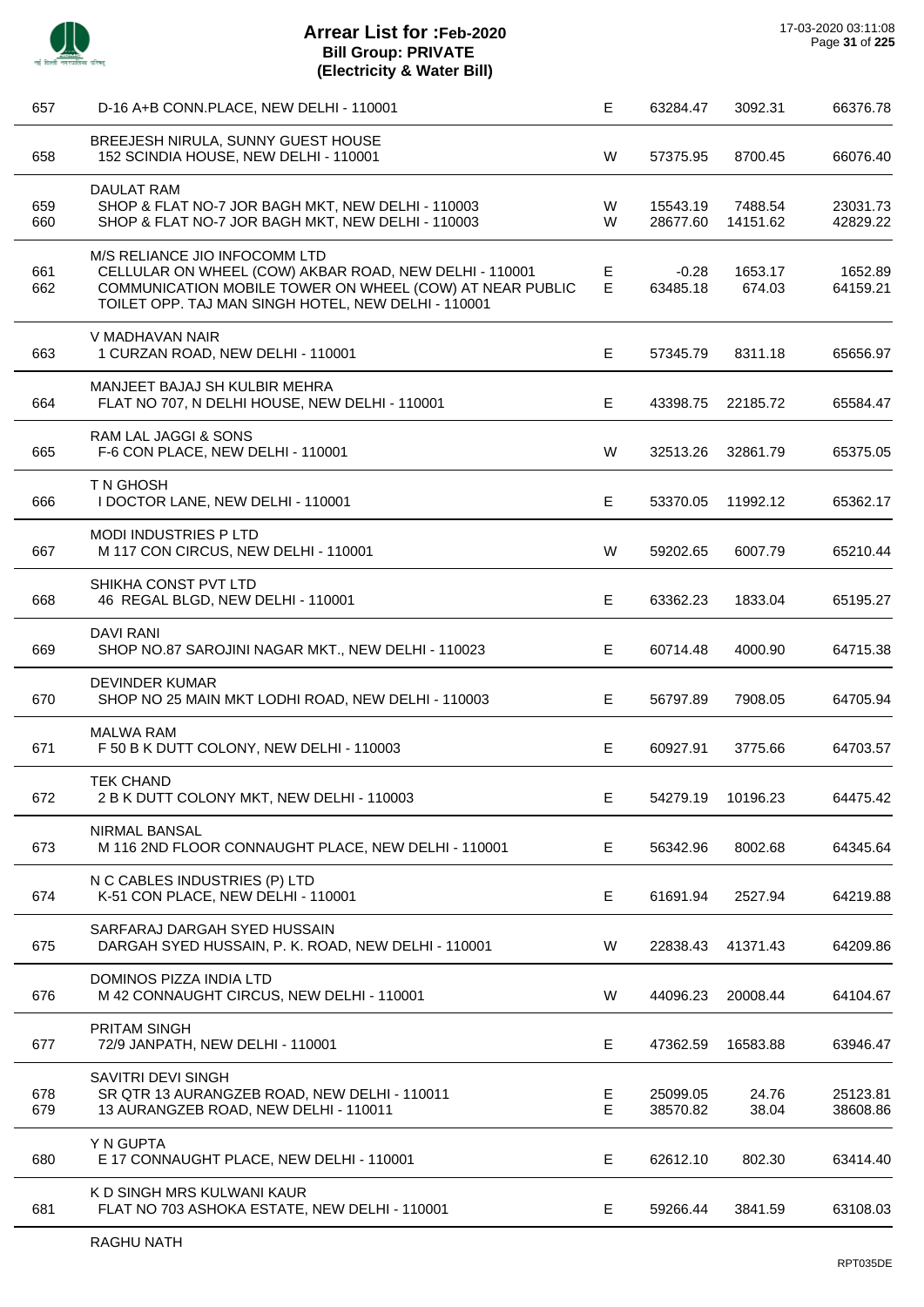# Arrear List for :Feb-2020
## Bill Group: PRIVATE
## (Electricity & Water Bill)

17-03-2020 03:11:08

| S.No. | Name / Address | Type | | | |
|---|---|---|---|---|---|
| 657 | D-16 A+B CONN.PLACE, NEW DELHI - 110001 | E | 63284.47 | 3092.31 | 66376.78 |
| | BREEJESH NIRULA, SUNNY GUEST HOUSE | | | | |
| 658 | 152 SCINDIA HOUSE, NEW DELHI - 110001 | W | 57375.95 | 8700.45 | 66076.40 |
| | DAULAT RAM | | | | |
| 659 | SHOP & FLAT NO-7 JOR BAGH MKT, NEW DELHI - 110003 | W | 15543.19 | 7488.54 | 23031.73 |
| 660 | SHOP & FLAT NO-7 JOR BAGH MKT, NEW DELHI - 110003 | W | 28677.60 | 14151.62 | 42829.22 |
| | M/S RELIANCE JIO INFOCOMM LTD | | | | |
| 661 | CELLULAR ON WHEEL (COW) AKBAR ROAD, NEW DELHI - 110001 | E | -0.28 | 1653.17 | 1652.89 |
| 662 | COMMUNICATION MOBILE TOWER ON WHEEL (COW) AT NEAR PUBLIC TOILET OPP. TAJ MAN SINGH HOTEL, NEW DELHI - 110001 | E | 63485.18 | 674.03 | 64159.21 |
| | V MADHAVAN NAIR | | | | |
| 663 | 1 CURZAN ROAD, NEW DELHI - 110001 | E | 57345.79 | 8311.18 | 65656.97 |
| | MANJEET BAJAJ SH KULBIR MEHRA | | | | |
| 664 | FLAT NO 707, N DELHI HOUSE, NEW DELHI - 110001 | E | 43398.75 | 22185.72 | 65584.47 |
| | RAM LAL JAGGI & SONS | | | | |
| 665 | F-6 CON PLACE, NEW DELHI - 110001 | W | 32513.26 | 32861.79 | 65375.05 |
| | T N GHOSH | | | | |
| 666 | I DOCTOR LANE, NEW DELHI - 110001 | E | 53370.05 | 11992.12 | 65362.17 |
| | MODI INDUSTRIES P LTD | | | | |
| 667 | M 117 CON CIRCUS, NEW DELHI - 110001 | W | 59202.65 | 6007.79 | 65210.44 |
| | SHIKHA CONST PVT LTD | | | | |
| 668 | 46 REGAL BLGD, NEW DELHI - 110001 | E | 63362.23 | 1833.04 | 65195.27 |
| | DAVI RANI | | | | |
| 669 | SHOP NO.87 SAROJINI NAGAR MKT., NEW DELHI - 110023 | E | 60714.48 | 4000.90 | 64715.38 |
| | DEVINDER KUMAR | | | | |
| 670 | SHOP NO 25 MAIN MKT LODHI ROAD, NEW DELHI - 110003 | E | 56797.89 | 7908.05 | 64705.94 |
| | MALWA RAM | | | | |
| 671 | F 50 B K DUTT COLONY, NEW DELHI - 110003 | E | 60927.91 | 3775.66 | 64703.57 |
| | TEK CHAND | | | | |
| 672 | 2 B K DUTT COLONY MKT, NEW DELHI - 110003 | E | 54279.19 | 10196.23 | 64475.42 |
| | NIRMAL BANSAL | | | | |
| 673 | M 116 2ND FLOOR CONNAUGHT PLACE, NEW DELHI - 110001 | E | 56342.96 | 8002.68 | 64345.64 |
| | N C CABLES INDUSTRIES (P) LTD | | | | |
| 674 | K-51 CON PLACE, NEW DELHI - 110001 | E | 61691.94 | 2527.94 | 64219.88 |
| | SARFARAJ DARGAH SYED HUSSAIN | | | | |
| 675 | DARGAH SYED HUSSAIN, P. K. ROAD, NEW DELHI - 110001 | W | 22838.43 | 41371.43 | 64209.86 |
| | DOMINOS PIZZA INDIA LTD | | | | |
| 676 | M 42 CONNAUGHT CIRCUS, NEW DELHI - 110001 | W | 44096.23 | 20008.44 | 64104.67 |
| | PRITAM SINGH | | | | |
| 677 | 72/9 JANPATH, NEW DELHI - 110001 | E | 47362.59 | 16583.88 | 63946.47 |
| | SAVITRI DEVI SINGH | | | | |
| 678 | SR QTR 13 AURANGZEB ROAD, NEW DELHI - 110011 | E | 25099.05 | 24.76 | 25123.81 |
| 679 | 13 AURANGZEB ROAD, NEW DELHI - 110011 | E | 38570.82 | 38.04 | 38608.86 |
| | Y N GUPTA | | | | |
| 680 | E 17 CONNAUGHT PLACE, NEW DELHI - 110001 | E | 62612.10 | 802.30 | 63414.40 |
| | K D SINGH MRS KULWANI KAUR | | | | |
| 681 | FLAT NO 703 ASHOKA ESTATE, NEW DELHI - 110001 | E | 59266.44 | 3841.59 | 63108.03 |
| | RAGHU NATH | | | | |

RPT035DE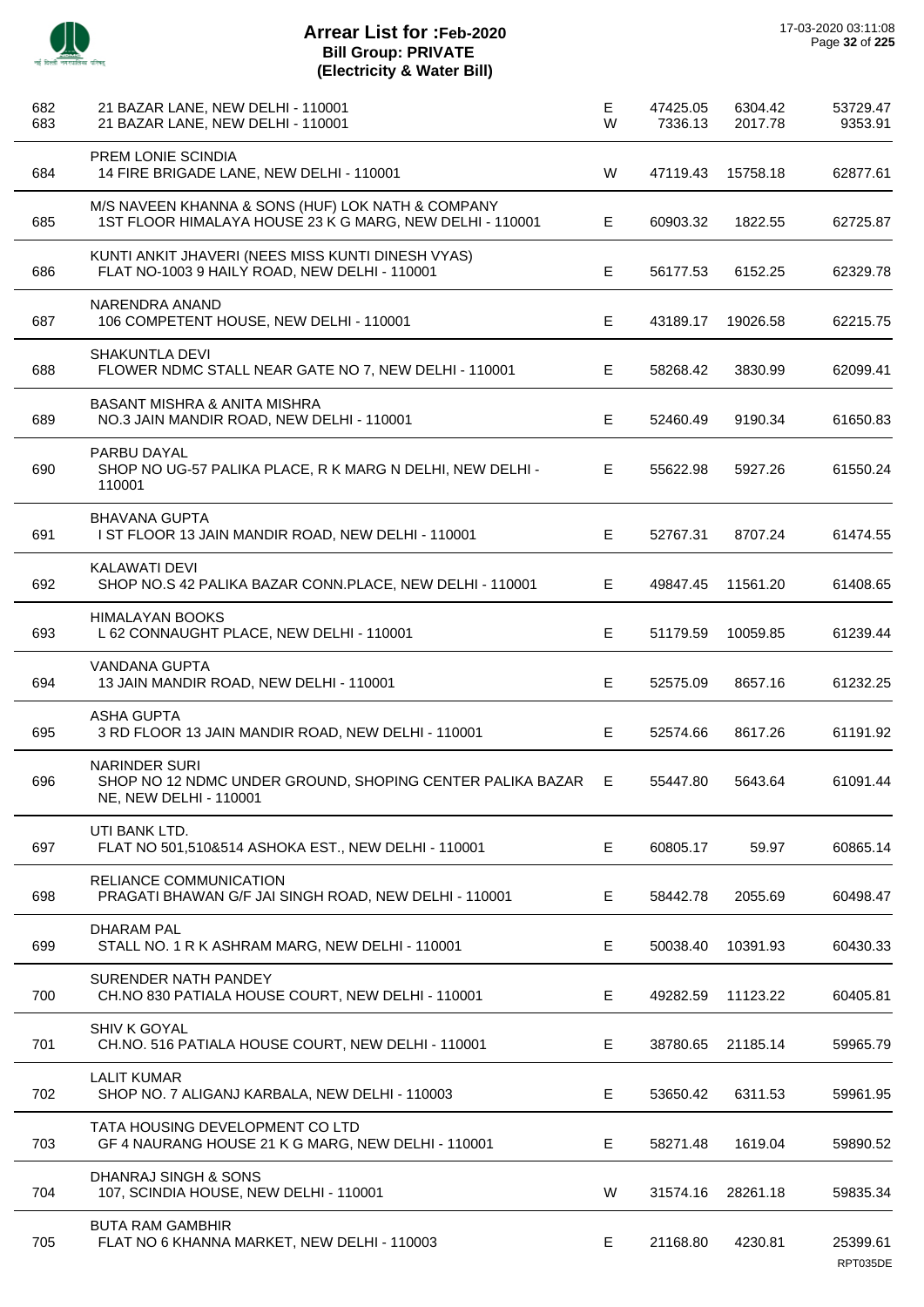# Arrear List for :Feb-2020
## Bill Group: PRIVATE
## (Electricity & Water Bill)

17-03-2020 03:11:08

| | | | | | |
|---|---|---|---|---|---|
| 682 | 21 BAZAR LANE, NEW DELHI - 110001 | E | 47425.05 | 6304.42 | 53729.47 |
| 683 | 21 BAZAR LANE, NEW DELHI - 110001 | W | 7336.13 | 2017.78 | 9353.91 |
| 684 | PREM LONIE SCINDIA<br>14 FIRE BRIGADE LANE, NEW DELHI - 110001 | W | 47119.43 | 15758.18 | 62877.61 |
| 685 | M/S NAVEEN KHANNA & SONS (HUF) LOK NATH & COMPANY<br>1ST FLOOR HIMALAYA HOUSE 23 K G MARG, NEW DELHI - 110001 | E | 60903.32 | 1822.55 | 62725.87 |
| 686 | KUNTI ANKIT JHAVERI (NEES MISS KUNTI DINESH VYAS)<br>FLAT NO-1003 9 HAILY ROAD, NEW DELHI - 110001 | E | 56177.53 | 6152.25 | 62329.78 |
| 687 | NARENDRA ANAND<br>106 COMPETENT HOUSE, NEW DELHI - 110001 | E | 43189.17 | 19026.58 | 62215.75 |
| 688 | SHAKUNTLA DEVI<br>FLOWER NDMC STALL NEAR GATE NO 7, NEW DELHI - 110001 | E | 58268.42 | 3830.99 | 62099.41 |
| 689 | BASANT MISHRA & ANITA MISHRA<br>NO.3 JAIN MANDIR ROAD, NEW DELHI - 110001 | E | 52460.49 | 9190.34 | 61650.83 |
| 690 | PARBU DAYAL<br>SHOP NO UG-57 PALIKA PLACE, R K MARG N DELHI, NEW DELHI - 110001 | E | 55622.98 | 5927.26 | 61550.24 |
| 691 | BHAVANA GUPTA<br>I ST FLOOR 13 JAIN MANDIR ROAD, NEW DELHI - 110001 | E | 52767.31 | 8707.24 | 61474.55 |
| 692 | KALAWATI DEVI<br>SHOP NO.S 42 PALIKA BAZAR CONN.PLACE, NEW DELHI - 110001 | E | 49847.45 | 11561.20 | 61408.65 |
| 693 | HIMALAYAN BOOKS<br>L 62 CONNAUGHT PLACE, NEW DELHI - 110001 | E | 51179.59 | 10059.85 | 61239.44 |
| 694 | VANDANA GUPTA<br>13 JAIN MANDIR ROAD, NEW DELHI - 110001 | E | 52575.09 | 8657.16 | 61232.25 |
| 695 | ASHA GUPTA<br>3 RD FLOOR 13 JAIN MANDIR ROAD, NEW DELHI - 110001 | E | 52574.66 | 8617.26 | 61191.92 |
| 696 | NARINDER SURI<br>SHOP NO 12 NDMC UNDER GROUND, SHOPING CENTER PALIKA BAZAR NE, NEW DELHI - 110001 | E | 55447.80 | 5643.64 | 61091.44 |
| 697 | UTI BANK LTD.<br>FLAT NO 501,510&514 ASHOKA EST., NEW DELHI - 110001 | E | 60805.17 | 59.97 | 60865.14 |
| 698 | RELIANCE COMMUNICATION<br>PRAGATI BHAWAN G/F JAI SINGH ROAD, NEW DELHI - 110001 | E | 58442.78 | 2055.69 | 60498.47 |
| 699 | DHARAM PAL<br>STALL NO. 1 R K ASHRAM MARG, NEW DELHI - 110001 | E | 50038.40 | 10391.93 | 60430.33 |
| 700 | SURENDER NATH PANDEY<br>CH.NO 830 PATIALA HOUSE COURT, NEW DELHI - 110001 | E | 49282.59 | 11123.22 | 60405.81 |
| 701 | SHIV K GOYAL<br>CH.NO. 516 PATIALA HOUSE COURT, NEW DELHI - 110001 | E | 38780.65 | 21185.14 | 59965.79 |
| 702 | LALIT KUMAR<br>SHOP NO. 7 ALIGANJ KARBALA, NEW DELHI - 110003 | E | 53650.42 | 6311.53 | 59961.95 |
| 703 | TATA HOUSING DEVELOPMENT CO LTD<br>GF 4 NAURANG HOUSE 21 K G MARG, NEW DELHI - 110001 | E | 58271.48 | 1619.04 | 59890.52 |
| 704 | DHANRAJ SINGH & SONS<br>107, SCINDIA HOUSE, NEW DELHI - 110001 | W | 31574.16 | 28261.18 | 59835.34 |
| 705 | BUTA RAM GAMBHIR<br>FLAT NO 6 KHANNA MARKET, NEW DELHI - 110003 | E | 21168.80 | 4230.81 | 25399.61 |

RPT035DE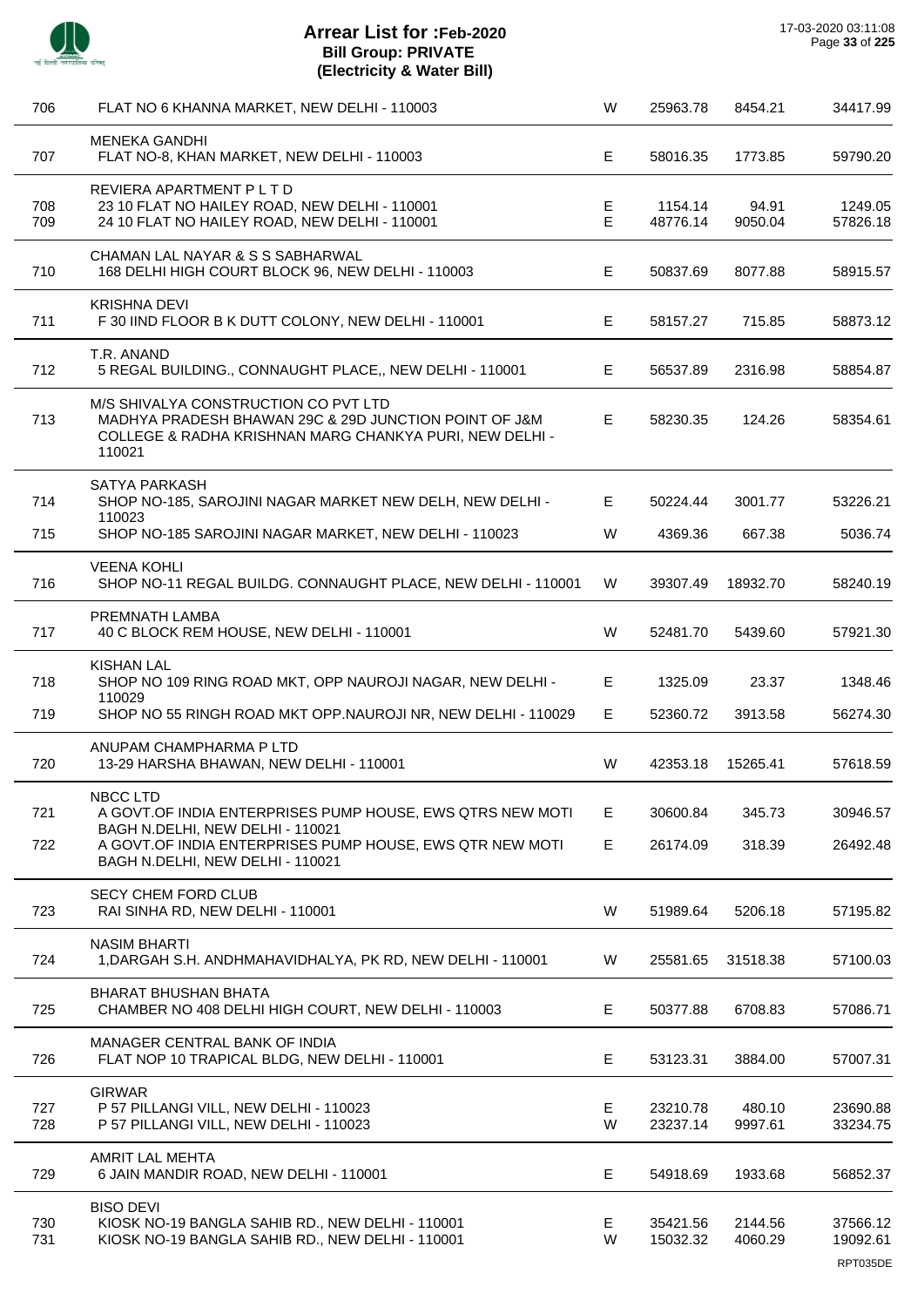# Arrear List for :Feb-2020
## Bill Group: PRIVATE
## (Electricity & Water Bill)

17-03-2020 03:11:08

| | | | | | |
|---|---|---|---|---|---|
| 706 | FLAT NO 6 KHANNA MARKET, NEW DELHI - 110003 | W | 25963.78 | 8454.21 | 34417.99 |
| | MENEKA GANDHI | | | | |
| 707 | FLAT NO-8, KHAN MARKET, NEW DELHI - 110003 | E | 58016.35 | 1773.85 | 59790.20 |
| | REVIERA APARTMENT P L T D | | | | |
| 708 | 23 10 FLAT NO HAILEY ROAD, NEW DELHI - 110001 | E | 1154.14 | 94.91 | 1249.05 |
| 709 | 24 10 FLAT NO HAILEY ROAD, NEW DELHI - 110001 | E | 48776.14 | 9050.04 | 57826.18 |
| | CHAMAN LAL NAYAR & S S SABHARWAL | | | | |
| 710 | 168 DELHI HIGH COURT BLOCK 96, NEW DELHI - 110003 | E | 50837.69 | 8077.88 | 58915.57 |
| | KRISHNA DEVI | | | | |
| 711 | F 30 IIND FLOOR B K DUTT COLONY, NEW DELHI - 110001 | E | 58157.27 | 715.85 | 58873.12 |
| | T.R. ANAND | | | | |
| 712 | 5 REGAL BUILDING., CONNAUGHT PLACE,, NEW DELHI - 110001 | E | 56537.89 | 2316.98 | 58854.87 |
| | M/S SHIVALYA CONSTRUCTION CO PVT LTD | | | | |
| 713 | MADHYA PRADESH BHAWAN 29C & 29D JUNCTION POINT OF J&M COLLEGE & RADHA KRISHNAN MARG CHANKYA PURI, NEW DELHI - 110021 | E | 58230.35 | 124.26 | 58354.61 |
| | SATYA PARKASH | | | | |
| 714 | SHOP NO-185, SAROJINI NAGAR MARKET NEW DELH, NEW DELHI - 110023 | E | 50224.44 | 3001.77 | 53226.21 |
| 715 | SHOP NO-185 SAROJINI NAGAR MARKET, NEW DELHI - 110023 | W | 4369.36 | 667.38 | 5036.74 |
| | VEENA KOHLI | | | | |
| 716 | SHOP NO-11 REGAL BUILDG. CONNAUGHT PLACE, NEW DELHI - 110001 | W | 39307.49 | 18932.70 | 58240.19 |
| | PREMNATH LAMBA | | | | |
| 717 | 40 C BLOCK REM HOUSE, NEW DELHI - 110001 | W | 52481.70 | 5439.60 | 57921.30 |
| | KISHAN LAL | | | | |
| 718 | SHOP NO 109 RING ROAD MKT, OPP NAUROJI NAGAR, NEW DELHI - 110029 | E | 1325.09 | 23.37 | 1348.46 |
| 719 | SHOP NO 55 RINGH ROAD MKT OPP.NAUROJI NR, NEW DELHI - 110029 | E | 52360.72 | 3913.58 | 56274.30 |
| | ANUPAM CHAMPHARMA P LTD | | | | |
| 720 | 13-29 HARSHA BHAWAN, NEW DELHI - 110001 | W | 42353.18 | 15265.41 | 57618.59 |
| | NBCC LTD | | | | |
| 721 | A GOVT.OF INDIA ENTERPRISES PUMP HOUSE, EWS QTRS NEW MOTI BAGH N.DELHI, NEW DELHI - 110021 | E | 30600.84 | 345.73 | 30946.57 |
| 722 | A GOVT.OF INDIA ENTERPRISES PUMP HOUSE, EWS QTR NEW MOTI BAGH N.DELHI, NEW DELHI - 110021 | E | 26174.09 | 318.39 | 26492.48 |
| | SECY CHEM FORD CLUB | | | | |
| 723 | RAI SINHA RD, NEW DELHI - 110001 | W | 51989.64 | 5206.18 | 57195.82 |
| | NASIM BHARTI | | | | |
| 724 | 1,DARGAH S.H. ANDHMAHAVIDHALYA, PK RD, NEW DELHI - 110001 | W | 25581.65 | 31518.38 | 57100.03 |
| | BHARAT BHUSHAN BHATA | | | | |
| 725 | CHAMBER NO 408 DELHI HIGH COURT, NEW DELHI - 110003 | E | 50377.88 | 6708.83 | 57086.71 |
| | MANAGER CENTRAL BANK OF INDIA | | | | |
| 726 | FLAT NOP 10 TRAPICAL BLDG, NEW DELHI - 110001 | E | 53123.31 | 3884.00 | 57007.31 |
| | GIRWAR | | | | |
| 727 | P 57 PILLANGI VILL, NEW DELHI - 110023 | E | 23210.78 | 480.10 | 23690.88 |
| 728 | P 57 PILLANGI VILL, NEW DELHI - 110023 | W | 23237.14 | 9997.61 | 33234.75 |
| | AMRIT LAL MEHTA | | | | |
| 729 | 6 JAIN MANDIR ROAD, NEW DELHI - 110001 | E | 54918.69 | 1933.68 | 56852.37 |
| | BISO DEVI | | | | |
| 730 | KIOSK NO-19 BANGLA SAHIB RD., NEW DELHI - 110001 | E | 35421.56 | 2144.56 | 37566.12 |
| 731 | KIOSK NO-19 BANGLA SAHIB RD., NEW DELHI - 110001 | W | 15032.32 | 4060.29 | 19092.61 |

RPT035DE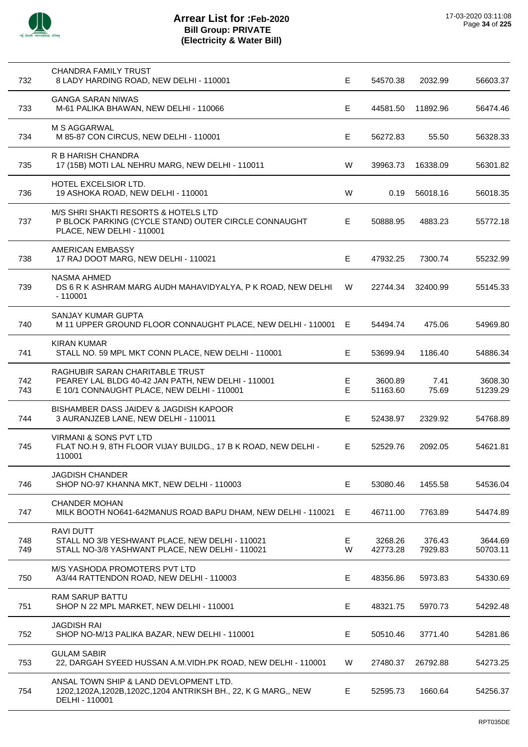# Arrear List for :Feb-2020
## Bill Group: PRIVATE
## (Electricity & Water Bill)

17-03-2020 03:11:08

| No. | Name / Address | Type | | | |
|---|---|---|---|---|---|
| 732 | CHANDRA FAMILY TRUST<br>8 LADY HARDING ROAD, NEW DELHI - 110001 | E | 54570.38 | 2032.99 | 56603.37 |
| 733 | GANGA SARAN NIWAS<br>M-61 PALIKA BHAWAN, NEW DELHI - 110066 | E | 44581.50 | 11892.96 | 56474.46 |
| 734 | M S AGGARWAL<br>M 85-87 CON CIRCUS, NEW DELHI - 110001 | E | 56272.83 | 55.50 | 56328.33 |
| 735 | R B HARISH CHANDRA<br>17 (15B) MOTI LAL NEHRU MARG, NEW DELHI - 110011 | W | 39963.73 | 16338.09 | 56301.82 |
| 736 | HOTEL EXCELSIOR LTD.<br>19 ASHOKA ROAD, NEW DELHI - 110001 | W | 0.19 | 56018.16 | 56018.35 |
| 737 | M/S SHRI SHAKTI RESORTS & HOTELS LTD<br>P BLOCK PARKING (CYCLE STAND) OUTER CIRCLE CONNAUGHT PLACE, NEW DELHI - 110001 | E | 50888.95 | 4883.23 | 55772.18 |
| 738 | AMERICAN EMBASSY<br>17 RAJ DOOT MARG, NEW DELHI - 110021 | E | 47932.25 | 7300.74 | 55232.99 |
| 739 | NASMA AHMED<br>DS 6 R K ASHRAM MARG AUDH MAHAVIDYALYA, P K ROAD, NEW DELHI - 110001 | W | 22744.34 | 32400.99 | 55145.33 |
| 740 | SANJAY KUMAR GUPTA<br>M 11 UPPER GROUND FLOOR CONNAUGHT PLACE, NEW DELHI - 110001 | E | 54494.74 | 475.06 | 54969.80 |
| 741 | KIRAN KUMAR<br>STALL NO. 59 MPL MKT CONN PLACE, NEW DELHI - 110001 | E | 53699.94 | 1186.40 | 54886.34 |
| | RAGHUBIR SARAN CHARITABLE TRUST | | | | |
| 742 | PEAREY LAL BLDG 40-42 JAN PATH, NEW DELHI - 110001 | E | 3600.89 | 7.41 | 3608.30 |
| 743 | E 10/1 CONNAUGHT PLACE, NEW DELHI - 110001 | E | 51163.60 | 75.69 | 51239.29 |
| 744 | BISHAMBER DASS JAIDEV & JAGDISH KAPOOR<br>3 AURANJZEB LANE, NEW DELHI - 110011 | E | 52438.97 | 2329.92 | 54768.89 |
| 745 | VIRMANI & SONS PVT LTD<br>FLAT NO.H 9, 8TH FLOOR VIJAY BUILDG., 17 B K ROAD, NEW DELHI - 110001 | E | 52529.76 | 2092.05 | 54621.81 |
| 746 | JAGDISH CHANDER<br>SHOP NO-97 KHANNA MKT, NEW DELHI - 110003 | E | 53080.46 | 1455.58 | 54536.04 |
| 747 | CHANDER MOHAN<br>MILK BOOTH NO641-642MANUS ROAD BAPU DHAM, NEW DELHI - 110021 | E | 46711.00 | 7763.89 | 54474.89 |
| | RAVI DUTT | | | | |
| 748 | STALL NO 3/8 YESHWANT PLACE, NEW DELHI - 110021 | E | 3268.26 | 376.43 | 3644.69 |
| 749 | STALL NO-3/8 YASHWANT PLACE, NEW DELHI - 110021 | W | 42773.28 | 7929.83 | 50703.11 |
| 750 | M/S YASHODA PROMOTERS PVT LTD<br>A3/44 RATTENDON ROAD, NEW DELHI - 110003 | E | 48356.86 | 5973.83 | 54330.69 |
| 751 | RAM SARUP BATTU<br>SHOP N 22 MPL MARKET, NEW DELHI - 110001 | E | 48321.75 | 5970.73 | 54292.48 |
| 752 | JAGDISH RAI<br>SHOP NO-M/13 PALIKA BAZAR, NEW DELHI - 110001 | E | 50510.46 | 3771.40 | 54281.86 |
| 753 | GULAM SABIR<br>22, DARGAH SYEED HUSSAN A.M.VIDH.PK ROAD, NEW DELHI - 110001 | W | 27480.37 | 26792.88 | 54273.25 |
| 754 | ANSAL TOWN SHIP & LAND DEVLOPMENT LTD.<br>1202,1202A,1202B,1202C,1204 ANTRIKSH BH., 22, K G MARG,, NEW DELHI - 110001 | E | 52595.73 | 1660.64 | 54256.37 |

RPT035DE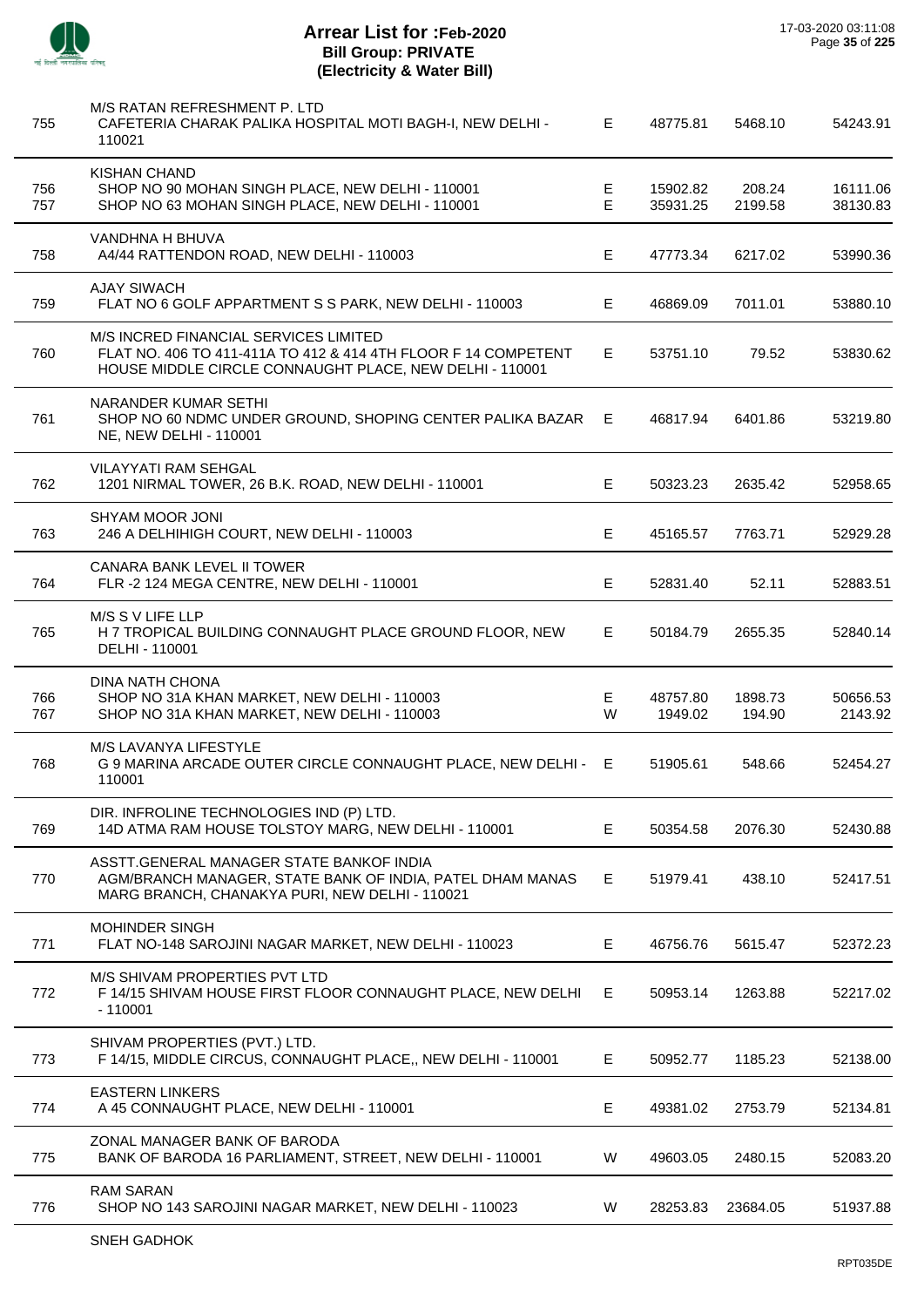# Arrear List for :Feb-2020
## Bill Group: PRIVATE
## (Electricity & Water Bill)

| S.No. | Name / Address | Type | Principal | Surcharge | Total |
|---|---|---|---|---|---|
| | M/S RATAN REFRESHMENT P. LTD | | | | |
| 755 | CAFETERIA CHARAK PALIKA HOSPITAL MOTI BAGH-I, NEW DELHI - 110021 | E | 48775.81 | 5468.10 | 54243.91 |
| | KISHAN CHAND | | | | |
| 756 | SHOP NO 90 MOHAN SINGH PLACE, NEW DELHI - 110001 | E | 15902.82 | 208.24 | 16111.06 |
| 757 | SHOP NO 63 MOHAN SINGH PLACE, NEW DELHI - 110001 | E | 35931.25 | 2199.58 | 38130.83 |
| | VANDHNA H BHUVA | | | | |
| 758 | A4/44 RATTENDON ROAD, NEW DELHI - 110003 | E | 47773.34 | 6217.02 | 53990.36 |
| | AJAY SIWACH | | | | |
| 759 | FLAT NO 6 GOLF APPARTMENT S S PARK, NEW DELHI - 110003 | E | 46869.09 | 7011.01 | 53880.10 |
| | M/S INCRED FINANCIAL SERVICES LIMITED | | | | |
| 760 | FLAT NO. 406 TO 411-411A TO 412 & 414 4TH FLOOR F 14 COMPETENT HOUSE MIDDLE CIRCLE CONNAUGHT PLACE, NEW DELHI - 110001 | E | 53751.10 | 79.52 | 53830.62 |
| | NARANDER KUMAR SETHI | | | | |
| 761 | SHOP NO 60 NDMC UNDER GROUND, SHOPING CENTER PALIKA BAZAR NE, NEW DELHI - 110001 | E | 46817.94 | 6401.86 | 53219.80 |
| | VILAYYATI RAM SEHGAL | | | | |
| 762 | 1201 NIRMAL TOWER, 26 B.K. ROAD, NEW DELHI - 110001 | E | 50323.23 | 2635.42 | 52958.65 |
| | SHYAM MOOR JONI | | | | |
| 763 | 246 A DELHIHIGH COURT, NEW DELHI - 110003 | E | 45165.57 | 7763.71 | 52929.28 |
| | CANARA BANK LEVEL II TOWER | | | | |
| 764 | FLR -2 124 MEGA CENTRE, NEW DELHI - 110001 | E | 52831.40 | 52.11 | 52883.51 |
| | M/S S V LIFE LLP | | | | |
| 765 | H 7 TROPICAL BUILDING CONNAUGHT PLACE GROUND FLOOR, NEW DELHI - 110001 | E | 50184.79 | 2655.35 | 52840.14 |
| | DINA NATH CHONA | | | | |
| 766 | SHOP NO 31A KHAN MARKET, NEW DELHI - 110003 | E | 48757.80 | 1898.73 | 50656.53 |
| 767 | SHOP NO 31A KHAN MARKET, NEW DELHI - 110003 | W | 1949.02 | 194.90 | 2143.92 |
| | M/S LAVANYA LIFESTYLE | | | | |
| 768 | G 9 MARINA ARCADE OUTER CIRCLE CONNAUGHT PLACE, NEW DELHI - 110001 | E | 51905.61 | 548.66 | 52454.27 |
| | DIR. INFROLINE TECHNOLOGIES IND (P) LTD. | | | | |
| 769 | 14D ATMA RAM HOUSE TOLSTOY MARG, NEW DELHI - 110001 | E | 50354.58 | 2076.30 | 52430.88 |
| | ASSTT.GENERAL MANAGER STATE BANKOF INDIA | | | | |
| 770 | AGM/BRANCH MANAGER, STATE BANK OF INDIA, PATEL DHAM MANAS MARG BRANCH, CHANAKYA PURI, NEW DELHI - 110021 | E | 51979.41 | 438.10 | 52417.51 |
| | MOHINDER SINGH | | | | |
| 771 | FLAT NO-148 SAROJINI NAGAR MARKET, NEW DELHI - 110023 | E | 46756.76 | 5615.47 | 52372.23 |
| | M/S SHIVAM PROPERTIES PVT LTD | | | | |
| 772 | F 14/15 SHIVAM HOUSE FIRST FLOOR CONNAUGHT PLACE, NEW DELHI - 110001 | E | 50953.14 | 1263.88 | 52217.02 |
| | SHIVAM PROPERTIES (PVT.) LTD. | | | | |
| 773 | F 14/15, MIDDLE CIRCUS, CONNAUGHT PLACE,, NEW DELHI - 110001 | E | 50952.77 | 1185.23 | 52138.00 |
| | EASTERN LINKERS | | | | |
| 774 | A 45 CONNAUGHT PLACE, NEW DELHI - 110001 | E | 49381.02 | 2753.79 | 52134.81 |
| | ZONAL MANAGER BANK OF BARODA | | | | |
| 775 | BANK OF BARODA 16 PARLIAMENT, STREET, NEW DELHI - 110001 | W | 49603.05 | 2480.15 | 52083.20 |
| | RAM SARAN | | | | |
| 776 | SHOP NO 143 SAROJINI NAGAR MARKET, NEW DELHI - 110023 | W | 28253.83 | 23684.05 | 51937.88 |
| | SNEH GADHOK | | | | |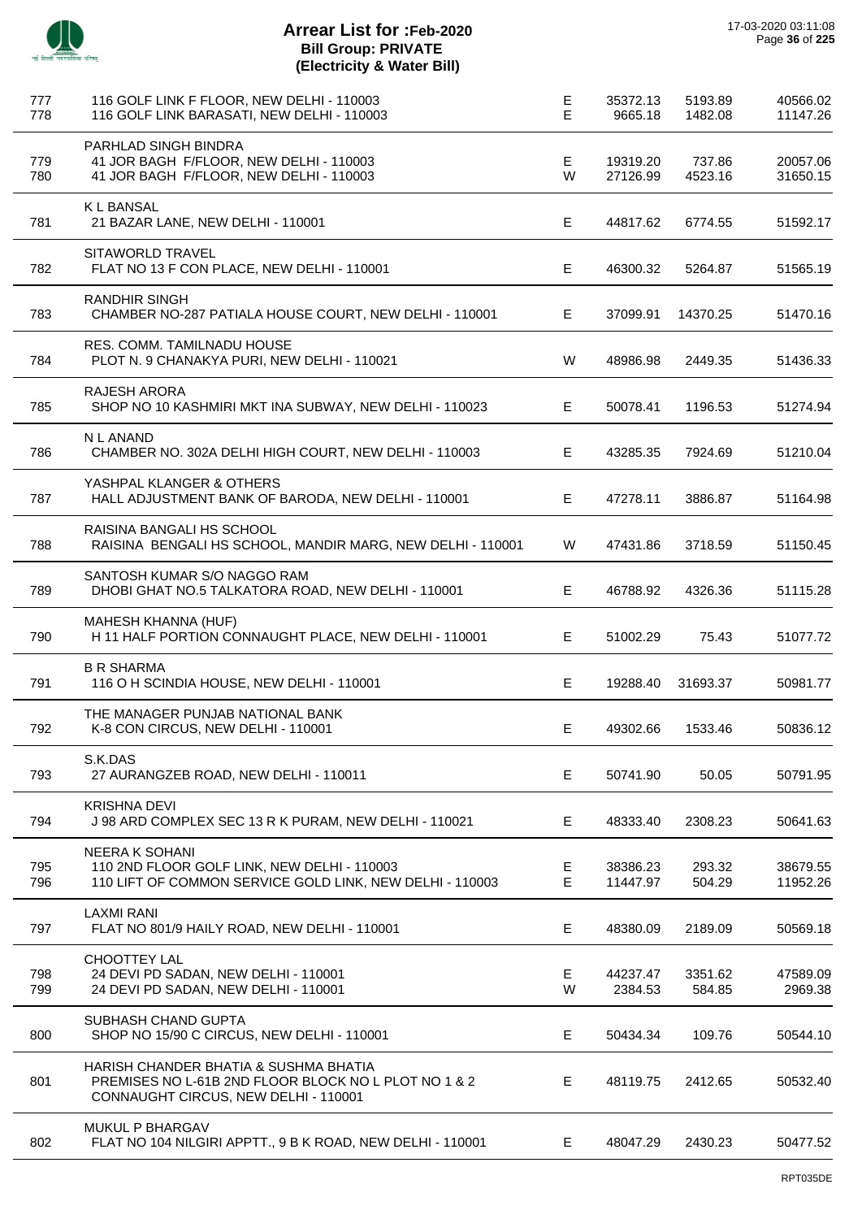# Arrear List for :Feb-2020
## Bill Group: PRIVATE
## (Electricity & Water Bill)

17-03-2020 03:11:08

| S.No. | Name / Address | Type | Amount 1 | Amount 2 | Total |
|---|---|---|---|---|---|
| 777 | 116 GOLF LINK F FLOOR, NEW DELHI - 110003 | E | 35372.13 | 5193.89 | 40566.02 |
| 778 | 116 GOLF LINK BARASATI, NEW DELHI - 110003 | E | 9665.18 | 1482.08 | 11147.26 |
| | PARHLAD SINGH BINDRA | | | | |
| 779 | 41 JOR BAGH F/FLOOR, NEW DELHI - 110003 | E | 19319.20 | 737.86 | 20057.06 |
| 780 | 41 JOR BAGH F/FLOOR, NEW DELHI - 110003 | W | 27126.99 | 4523.16 | 31650.15 |
| | K L BANSAL | | | | |
| 781 | 21 BAZAR LANE, NEW DELHI - 110001 | E | 44817.62 | 6774.55 | 51592.17 |
| | SITAWORLD TRAVEL | | | | |
| 782 | FLAT NO 13 F CON PLACE, NEW DELHI - 110001 | E | 46300.32 | 5264.87 | 51565.19 |
| | RANDHIR SINGH | | | | |
| 783 | CHAMBER NO-287 PATIALA HOUSE COURT, NEW DELHI - 110001 | E | 37099.91 | 14370.25 | 51470.16 |
| | RES. COMM. TAMILNADU HOUSE | | | | |
| 784 | PLOT N. 9 CHANAKYA PURI, NEW DELHI - 110021 | W | 48986.98 | 2449.35 | 51436.33 |
| | RAJESH ARORA | | | | |
| 785 | SHOP NO 10 KASHMIRI MKT INA SUBWAY, NEW DELHI - 110023 | E | 50078.41 | 1196.53 | 51274.94 |
| | N L ANAND | | | | |
| 786 | CHAMBER NO. 302A DELHI HIGH COURT, NEW DELHI - 110003 | E | 43285.35 | 7924.69 | 51210.04 |
| | YASHPAL KLANGER & OTHERS | | | | |
| 787 | HALL ADJUSTMENT BANK OF BARODA, NEW DELHI - 110001 | E | 47278.11 | 3886.87 | 51164.98 |
| | RAISINA BANGALI HS SCHOOL | | | | |
| 788 | RAISINA BENGALI HS SCHOOL, MANDIR MARG, NEW DELHI - 110001 | W | 47431.86 | 3718.59 | 51150.45 |
| | SANTOSH KUMAR S/O NAGGO RAM | | | | |
| 789 | DHOBI GHAT NO.5 TALKATORA ROAD, NEW DELHI - 110001 | E | 46788.92 | 4326.36 | 51115.28 |
| | MAHESH KHANNA (HUF) | | | | |
| 790 | H 11 HALF PORTION CONNAUGHT PLACE, NEW DELHI - 110001 | E | 51002.29 | 75.43 | 51077.72 |
| | B R SHARMA | | | | |
| 791 | 116 O H SCINDIA HOUSE, NEW DELHI - 110001 | E | 19288.40 | 31693.37 | 50981.77 |
| | THE MANAGER PUNJAB NATIONAL BANK | | | | |
| 792 | K-8 CON CIRCUS, NEW DELHI - 110001 | E | 49302.66 | 1533.46 | 50836.12 |
| | S.K.DAS | | | | |
| 793 | 27 AURANGZEB ROAD, NEW DELHI - 110011 | E | 50741.90 | 50.05 | 50791.95 |
| | KRISHNA DEVI | | | | |
| 794 | J 98 ARD COMPLEX SEC 13 R K PURAM, NEW DELHI - 110021 | E | 48333.40 | 2308.23 | 50641.63 |
| | NEERA K SOHANI | | | | |
| 795 | 110 2ND FLOOR GOLF LINK, NEW DELHI - 110003 | E | 38386.23 | 293.32 | 38679.55 |
| 796 | 110 LIFT OF COMMON SERVICE GOLD LINK, NEW DELHI - 110003 | E | 11447.97 | 504.29 | 11952.26 |
| | LAXMI RANI | | | | |
| 797 | FLAT NO 801/9 HAILY ROAD, NEW DELHI - 110001 | E | 48380.09 | 2189.09 | 50569.18 |
| | CHOOTTEY LAL | | | | |
| 798 | 24 DEVI PD SADAN, NEW DELHI - 110001 | E | 44237.47 | 3351.62 | 47589.09 |
| 799 | 24 DEVI PD SADAN, NEW DELHI - 110001 | W | 2384.53 | 584.85 | 2969.38 |
| | SUBHASH CHAND GUPTA | | | | |
| 800 | SHOP NO 15/90 C CIRCUS, NEW DELHI - 110001 | E | 50434.34 | 109.76 | 50544.10 |
| | HARISH CHANDER BHATIA & SUSHMA BHATIA | | | | |
| 801 | PREMISES NO L-61B 2ND FLOOR BLOCK NO L PLOT NO 1 & 2 CONNAUGHT CIRCUS, NEW DELHI - 110001 | E | 48119.75 | 2412.65 | 50532.40 |
| | MUKUL P BHARGAV | | | | |
| 802 | FLAT NO 104 NILGIRI APPTT., 9 B K ROAD, NEW DELHI - 110001 | E | 48047.29 | 2430.23 | 50477.52 |

RPT035DE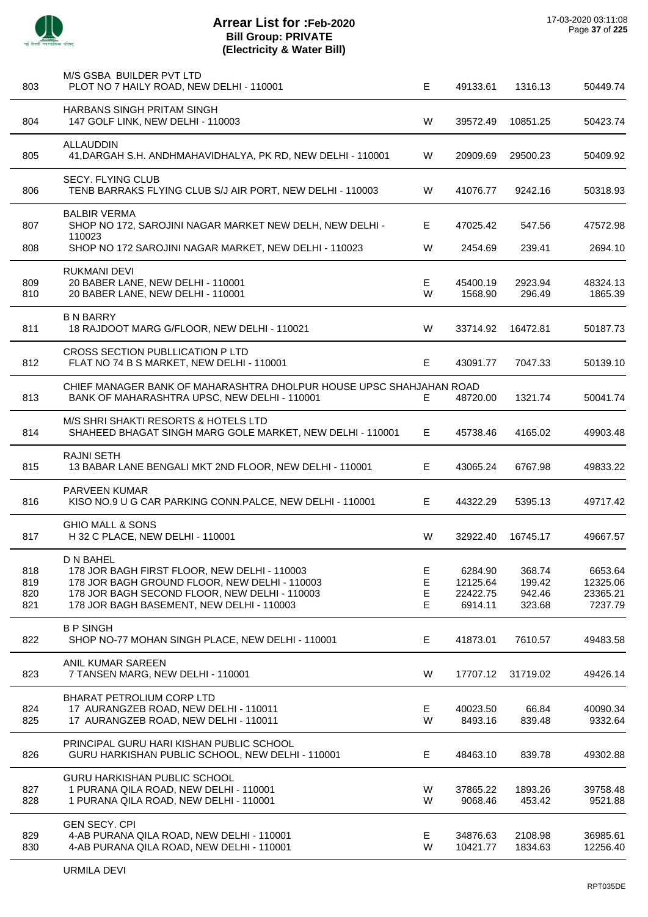# Arrear List for :Feb-2020
## Bill Group: PRIVATE
## (Electricity & Water Bill)

17-03-2020 03:11:08

| No. | Name / Address | Type | Amount 1 | Amount 2 | Total |
|---|---|---|---|---|---|
| | M/S GSBA BUILDER PVT LTD | | | | |
| 803 | PLOT NO 7 HAILY ROAD, NEW DELHI - 110001 | E | 49133.61 | 1316.13 | 50449.74 |
| | HARBANS SINGH PRITAM SINGH | | | | |
| 804 | 147 GOLF LINK, NEW DELHI - 110003 | W | 39572.49 | 10851.25 | 50423.74 |
| | ALLAUDDIN | | | | |
| 805 | 41,DARGAH S.H. ANDHMAHAVIDHALYA, PK RD, NEW DELHI - 110001 | W | 20909.69 | 29500.23 | 50409.92 |
| | SECY. FLYING CLUB | | | | |
| 806 | TENB BARRAKS FLYING CLUB S/J AIR PORT, NEW DELHI - 110003 | W | 41076.77 | 9242.16 | 50318.93 |
| | BALBIR VERMA | | | | |
| 807 | SHOP NO 172, SAROJINI NAGAR MARKET NEW DELH, NEW DELHI - 110023 | E | 47025.42 | 547.56 | 47572.98 |
| 808 | SHOP NO 172 SAROJINI NAGAR MARKET, NEW DELHI - 110023 | W | 2454.69 | 239.41 | 2694.10 |
| | RUKMANI DEVI | | | | |
| 809 | 20 BABER LANE, NEW DELHI - 110001 | E | 45400.19 | 2923.94 | 48324.13 |
| 810 | 20 BABER LANE, NEW DELHI - 110001 | W | 1568.90 | 296.49 | 1865.39 |
| | B N BARRY | | | | |
| 811 | 18 RAJDOOT MARG G/FLOOR, NEW DELHI - 110021 | W | 33714.92 | 16472.81 | 50187.73 |
| | CROSS SECTION PUBLLICATION P LTD | | | | |
| 812 | FLAT NO 74 B S MARKET, NEW DELHI - 110001 | E | 43091.77 | 7047.33 | 50139.10 |
| | CHIEF MANAGER BANK OF MAHARASHTRA DHOLPUR HOUSE UPSC SHAHJAHAN ROAD | | | | |
| 813 | BANK OF MAHARASHTRA UPSC, NEW DELHI - 110001 | E | 48720.00 | 1321.74 | 50041.74 |
| | M/S SHRI SHAKTI RESORTS & HOTELS LTD | | | | |
| 814 | SHAHEED BHAGAT SINGH MARG GOLE MARKET, NEW DELHI - 110001 | E | 45738.46 | 4165.02 | 49903.48 |
| | RAJNI SETH | | | | |
| 815 | 13 BABAR LANE BENGALI MKT 2ND FLOOR, NEW DELHI - 110001 | E | 43065.24 | 6767.98 | 49833.22 |
| | PARVEEN KUMAR | | | | |
| 816 | KISO NO.9 U G CAR PARKING CONN.PALCE, NEW DELHI - 110001 | E | 44322.29 | 5395.13 | 49717.42 |
| | GHIO MALL & SONS | | | | |
| 817 | H 32 C PLACE, NEW DELHI - 110001 | W | 32922.40 | 16745.17 | 49667.57 |
| | D N BAHEL | | | | |
| 818 | 178 JOR BAGH FIRST FLOOR, NEW DELHI - 110003 | E | 6284.90 | 368.74 | 6653.64 |
| 819 | 178 JOR BAGH GROUND FLOOR, NEW DELHI - 110003 | E | 12125.64 | 199.42 | 12325.06 |
| 820 | 178 JOR BAGH SECOND FLOOR, NEW DELHI - 110003 | E | 22422.75 | 942.46 | 23365.21 |
| 821 | 178 JOR BAGH BASEMENT, NEW DELHI - 110003 | E | 6914.11 | 323.68 | 7237.79 |
| | B P SINGH | | | | |
| 822 | SHOP NO-77 MOHAN SINGH PLACE, NEW DELHI - 110001 | E | 41873.01 | 7610.57 | 49483.58 |
| | ANIL KUMAR SAREEN | | | | |
| 823 | 7 TANSEN MARG, NEW DELHI - 110001 | W | 17707.12 | 31719.02 | 49426.14 |
| | BHARAT PETROLIUM CORP LTD | | | | |
| 824 | 17 AURANGZEB ROAD, NEW DELHI - 110011 | E | 40023.50 | 66.84 | 40090.34 |
| 825 | 17 AURANGZEB ROAD, NEW DELHI - 110011 | W | 8493.16 | 839.48 | 9332.64 |
| | PRINCIPAL GURU HARI KISHAN PUBLIC SCHOOL | | | | |
| 826 | GURU HARKISHAN PUBLIC SCHOOL, NEW DELHI - 110001 | E | 48463.10 | 839.78 | 49302.88 |
| | GURU HARKISHAN PUBLIC SCHOOL | | | | |
| 827 | 1 PURANA QILA ROAD, NEW DELHI - 110001 | W | 37865.22 | 1893.26 | 39758.48 |
| 828 | 1 PURANA QILA ROAD, NEW DELHI - 110001 | W | 9068.46 | 453.42 | 9521.88 |
| | GEN SECY. CPI | | | | |
| 829 | 4-AB PURANA QILA ROAD, NEW DELHI - 110001 | E | 34876.63 | 2108.98 | 36985.61 |
| 830 | 4-AB PURANA QILA ROAD, NEW DELHI - 110001 | W | 10421.77 | 1834.63 | 12256.40 |
| | URMILA DEVI | | | | |

RPT035DE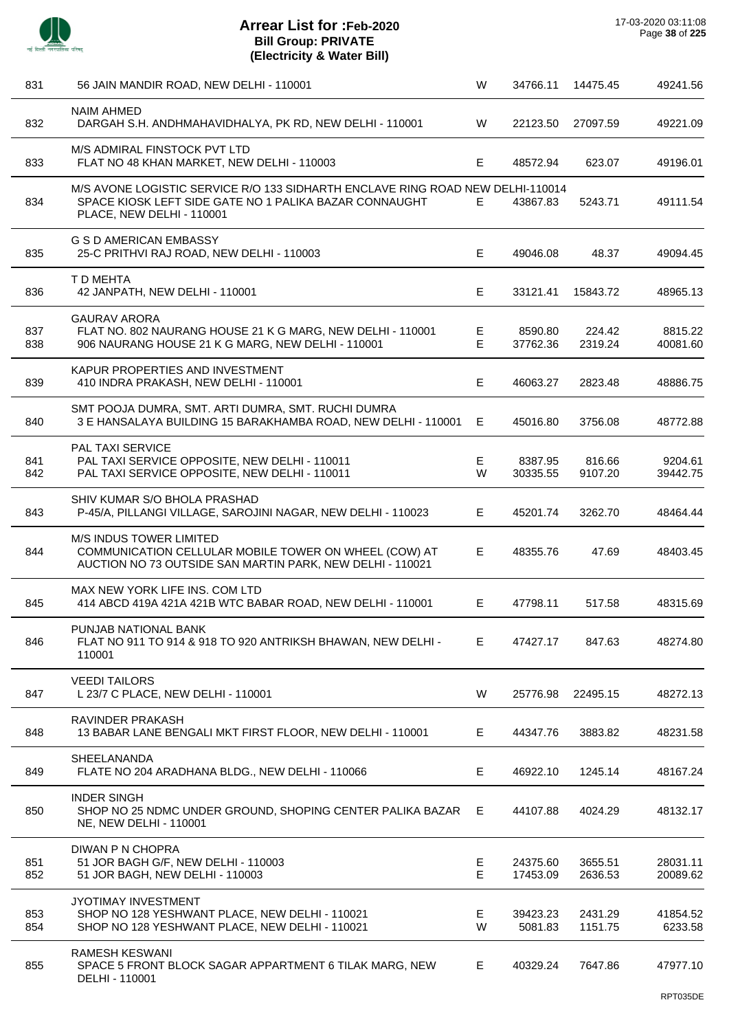# Arrear List for :Feb-2020
## Bill Group: PRIVATE
### (Electricity & Water Bill)

17-03-2020 03:11:08

| S.No. | Name / Address | Type | | | |
|---|---|---|---|---|---|
| 831 | 56 JAIN MANDIR ROAD, NEW DELHI - 110001 | W | 34766.11 | 14475.45 | 49241.56 |
| | NAIM AHMED | | | | |
| 832 | DARGAH S.H. ANDHMAHAVIDHALYA, PK RD, NEW DELHI - 110001 | W | 22123.50 | 27097.59 | 49221.09 |
| | M/S ADMIRAL FINSTOCK PVT LTD | | | | |
| 833 | FLAT NO 48 KHAN MARKET, NEW DELHI - 110003 | E | 48572.94 | 623.07 | 49196.01 |
| | M/S AVONE LOGISTIC SERVICE R/O 133 SIDHARTH ENCLAVE RING ROAD NEW DELHI-110014 | | | | |
| 834 | SPACE KIOSK LEFT SIDE GATE NO 1 PALIKA BAZAR CONNAUGHT PLACE, NEW DELHI - 110001 | E | 43867.83 | 5243.71 | 49111.54 |
| | G S D AMERICAN EMBASSY | | | | |
| 835 | 25-C PRITHVI RAJ ROAD, NEW DELHI - 110003 | E | 49046.08 | 48.37 | 49094.45 |
| | T D MEHTA | | | | |
| 836 | 42 JANPATH, NEW DELHI - 110001 | E | 33121.41 | 15843.72 | 48965.13 |
| | GAURAV ARORA | | | | |
| 837 | FLAT NO. 802 NAURANG HOUSE 21 K G MARG, NEW DELHI - 110001 | E | 8590.80 | 224.42 | 8815.22 |
| 838 | 906 NAURANG HOUSE 21 K G MARG, NEW DELHI - 110001 | E | 37762.36 | 2319.24 | 40081.60 |
| | KAPUR PROPERTIES AND INVESTMENT | | | | |
| 839 | 410 INDRA PRAKASH, NEW DELHI - 110001 | E | 46063.27 | 2823.48 | 48886.75 |
| | SMT POOJA DUMRA, SMT. ARTI DUMRA, SMT. RUCHI DUMRA | | | | |
| 840 | 3 E HANSALAYA BUILDING 15 BARAKHAMBA ROAD, NEW DELHI - 110001 | E | 45016.80 | 3756.08 | 48772.88 |
| | PAL TAXI SERVICE | | | | |
| 841 | PAL TAXI SERVICE OPPOSITE, NEW DELHI - 110011 | E | 8387.95 | 816.66 | 9204.61 |
| 842 | PAL TAXI SERVICE OPPOSITE, NEW DELHI - 110011 | W | 30335.55 | 9107.20 | 39442.75 |
| | SHIV KUMAR S/O BHOLA PRASHAD | | | | |
| 843 | P-45/A, PILLANGI VILLAGE, SAROJINI NAGAR, NEW DELHI - 110023 | E | 45201.74 | 3262.70 | 48464.44 |
| | M/S INDUS TOWER LIMITED | | | | |
| 844 | COMMUNICATION CELLULAR MOBILE TOWER ON WHEEL (COW) AT AUCTION NO 73 OUTSIDE SAN MARTIN PARK, NEW DELHI - 110021 | E | 48355.76 | 47.69 | 48403.45 |
| | MAX NEW YORK LIFE INS. COM LTD | | | | |
| 845 | 414 ABCD 419A 421A 421B WTC BABAR ROAD, NEW DELHI - 110001 | E | 47798.11 | 517.58 | 48315.69 |
| | PUNJAB NATIONAL BANK | | | | |
| 846 | FLAT NO 911 TO 914 & 918 TO 920 ANTRIKSH BHAWAN, NEW DELHI - 110001 | E | 47427.17 | 847.63 | 48274.80 |
| | VEEDI TAILORS | | | | |
| 847 | L 23/7 C PLACE, NEW DELHI - 110001 | W | 25776.98 | 22495.15 | 48272.13 |
| | RAVINDER PRAKASH | | | | |
| 848 | 13 BABAR LANE BENGALI MKT FIRST FLOOR, NEW DELHI - 110001 | E | 44347.76 | 3883.82 | 48231.58 |
| | SHEELANANDA | | | | |
| 849 | FLATE NO 204 ARADHANA BLDG., NEW DELHI - 110066 | E | 46922.10 | 1245.14 | 48167.24 |
| | INDER SINGH | | | | |
| 850 | SHOP NO 25 NDMC UNDER GROUND, SHOPING CENTER PALIKA BAZAR NE, NEW DELHI - 110001 | E | 44107.88 | 4024.29 | 48132.17 |
| | DIWAN P N CHOPRA | | | | |
| 851 | 51 JOR BAGH G/F, NEW DELHI - 110003 | E | 24375.60 | 3655.51 | 28031.11 |
| 852 | 51 JOR BAGH, NEW DELHI - 110003 | E | 17453.09 | 2636.53 | 20089.62 |
| | JYOTIMAY INVESTMENT | | | | |
| 853 | SHOP NO 128 YESHWANT PLACE, NEW DELHI - 110021 | E | 39423.23 | 2431.29 | 41854.52 |
| 854 | SHOP NO 128 YESHWANT PLACE, NEW DELHI - 110021 | W | 5081.83 | 1151.75 | 6233.58 |
| | RAMESH KESWANI | | | | |
| 855 | SPACE 5 FRONT BLOCK SAGAR APPARTMENT 6 TILAK MARG, NEW DELHI - 110001 | E | 40329.24 | 7647.86 | 47977.10 |

RPT035DE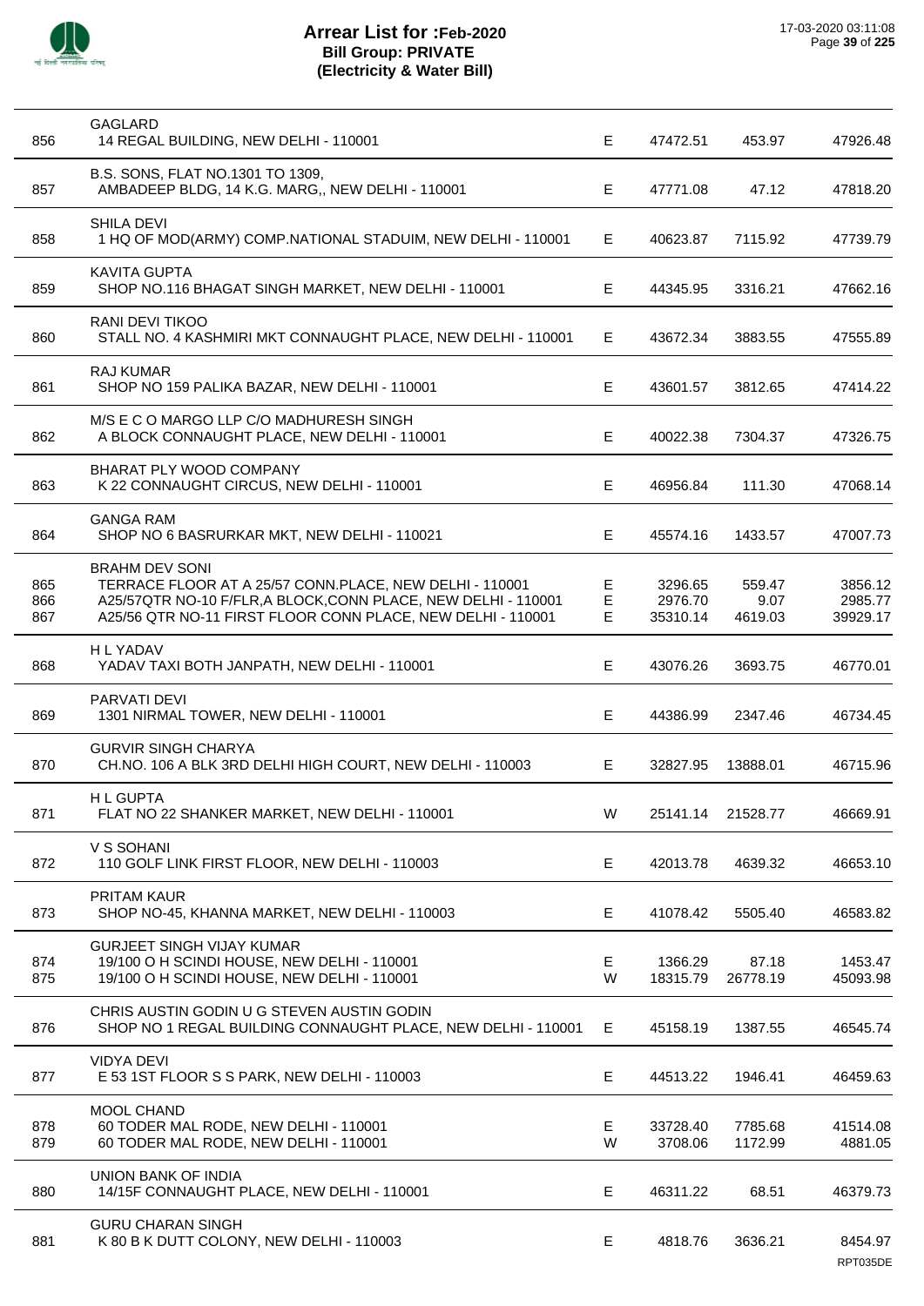# Arrear List for :Feb-2020
## Bill Group: PRIVATE
## (Electricity & Water Bill)

17-03-2020 03:11:08

| S.No. | Name / Address | Type | Amount 1 | Amount 2 | Total |
|---|---|---|---|---|---|
| | GAGLARD | | | | |
| 856 | 14 REGAL BUILDING, NEW DELHI - 110001 | E | 47472.51 | 453.97 | 47926.48 |
| | B.S. SONS, FLAT NO.1301 TO 1309, | | | | |
| 857 | AMBADEEP BLDG, 14 K.G. MARG,, NEW DELHI - 110001 | E | 47771.08 | 47.12 | 47818.20 |
| | SHILA DEVI | | | | |
| 858 | 1 HQ OF MOD(ARMY) COMP.NATIONAL STADUIM, NEW DELHI - 110001 | E | 40623.87 | 7115.92 | 47739.79 |
| | KAVITA GUPTA | | | | |
| 859 | SHOP NO.116 BHAGAT SINGH MARKET, NEW DELHI - 110001 | E | 44345.95 | 3316.21 | 47662.16 |
| | RANI DEVI TIKOO | | | | |
| 860 | STALL NO. 4 KASHMIRI MKT CONNAUGHT PLACE, NEW DELHI - 110001 | E | 43672.34 | 3883.55 | 47555.89 |
| | RAJ KUMAR | | | | |
| 861 | SHOP NO 159 PALIKA BAZAR, NEW DELHI - 110001 | E | 43601.57 | 3812.65 | 47414.22 |
| | M/S E C O MARGO LLP C/O MADHURESH SINGH | | | | |
| 862 | A BLOCK CONNAUGHT PLACE, NEW DELHI - 110001 | E | 40022.38 | 7304.37 | 47326.75 |
| | BHARAT PLY WOOD COMPANY | | | | |
| 863 | K 22 CONNAUGHT CIRCUS, NEW DELHI - 110001 | E | 46956.84 | 111.30 | 47068.14 |
| | GANGA RAM | | | | |
| 864 | SHOP NO 6 BASRURKAR MKT, NEW DELHI - 110021 | E | 45574.16 | 1433.57 | 47007.73 |
| | BRAHM DEV SONI | | | | |
| 865 | TERRACE FLOOR AT A 25/57 CONN.PLACE, NEW DELHI - 110001 | E | 3296.65 | 559.47 | 3856.12 |
| 866 | A25/57QTR NO-10 F/FLR,A BLOCK,CONN PLACE, NEW DELHI - 110001 | E | 2976.70 | 9.07 | 2985.77 |
| 867 | A25/56 QTR NO-11 FIRST FLOOR CONN PLACE, NEW DELHI - 110001 | E | 35310.14 | 4619.03 | 39929.17 |
| | H L YADAV | | | | |
| 868 | YADAV TAXI BOTH JANPATH, NEW DELHI - 110001 | E | 43076.26 | 3693.75 | 46770.01 |
| | PARVATI DEVI | | | | |
| 869 | 1301 NIRMAL TOWER, NEW DELHI - 110001 | E | 44386.99 | 2347.46 | 46734.45 |
| | GURVIR SINGH CHARYA | | | | |
| 870 | CH.NO. 106 A BLK 3RD DELHI HIGH COURT, NEW DELHI - 110003 | E | 32827.95 | 13888.01 | 46715.96 |
| | H L GUPTA | | | | |
| 871 | FLAT NO 22 SHANKER MARKET, NEW DELHI - 110001 | W | 25141.14 | 21528.77 | 46669.91 |
| | V S SOHANI | | | | |
| 872 | 110 GOLF LINK FIRST FLOOR, NEW DELHI - 110003 | E | 42013.78 | 4639.32 | 46653.10 |
| | PRITAM KAUR | | | | |
| 873 | SHOP NO-45, KHANNA MARKET, NEW DELHI - 110003 | E | 41078.42 | 5505.40 | 46583.82 |
| | GURJEET SINGH VIJAY KUMAR | | | | |
| 874 | 19/100 O H SCINDI HOUSE, NEW DELHI - 110001 | E | 1366.29 | 87.18 | 1453.47 |
| 875 | 19/100 O H SCINDI HOUSE, NEW DELHI - 110001 | W | 18315.79 | 26778.19 | 45093.98 |
| | CHRIS AUSTIN GODIN U G STEVEN AUSTIN GODIN | | | | |
| 876 | SHOP NO 1 REGAL BUILDING CONNAUGHT PLACE, NEW DELHI - 110001 | E | 45158.19 | 1387.55 | 46545.74 |
| | VIDYA DEVI | | | | |
| 877 | E 53 1ST FLOOR S S PARK, NEW DELHI - 110003 | E | 44513.22 | 1946.41 | 46459.63 |
| | MOOL CHAND | | | | |
| 878 | 60 TODER MAL RODE, NEW DELHI - 110001 | E | 33728.40 | 7785.68 | 41514.08 |
| 879 | 60 TODER MAL RODE, NEW DELHI - 110001 | W | 3708.06 | 1172.99 | 4881.05 |
| | UNION BANK OF INDIA | | | | |
| 880 | 14/15F CONNAUGHT PLACE, NEW DELHI - 110001 | E | 46311.22 | 68.51 | 46379.73 |
| | GURU CHARAN SINGH | | | | |
| 881 | K 80 B K DUTT COLONY, NEW DELHI - 110003 | E | 4818.76 | 3636.21 | 8454.97 |

RPT035DE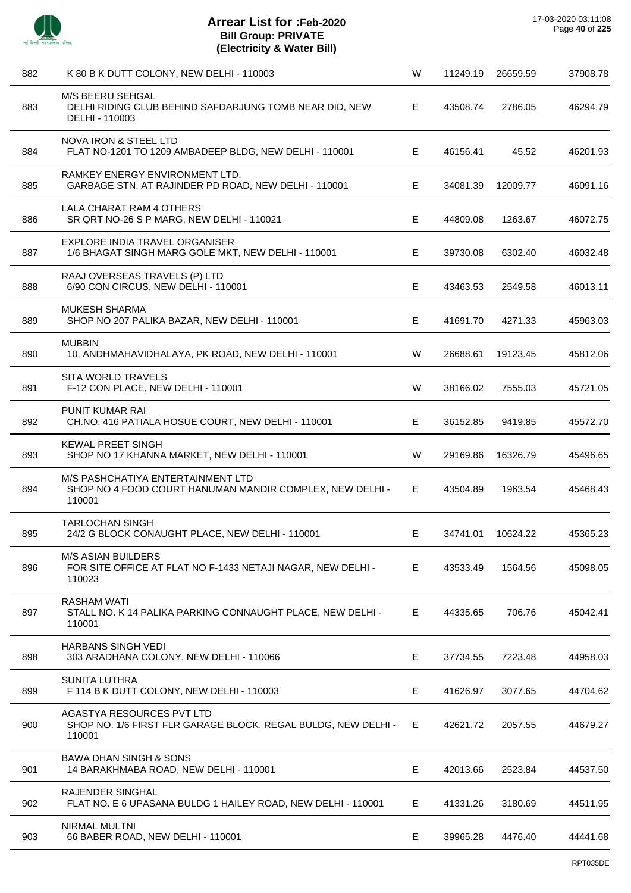# Arrear List for :Feb-2020
## Bill Group: PRIVATE
### (Electricity & Water Bill)

17-03-2020 03:11:08

| | | | | | |
|---|---|---|---|---|---|
| 882 | K 80 B K DUTT COLONY, NEW DELHI - 110003 | W | 11249.19 | 26659.59 | 37908.78 |
| 883 | M/S BEERU SEHGAL<br>DELHI RIDING CLUB BEHIND SAFDARJUNG TOMB NEAR DID, NEW DELHI - 110003 | E | 43508.74 | 2786.05 | 46294.79 |
| 884 | NOVA IRON & STEEL LTD<br>FLAT NO-1201 TO 1209 AMBADEEP BLDG, NEW DELHI - 110001 | E | 46156.41 | 45.52 | 46201.93 |
| 885 | RAMKEY ENERGY ENVIRONMENT LTD.<br>GARBAGE STN. AT RAJINDER PD ROAD, NEW DELHI - 110001 | E | 34081.39 | 12009.77 | 46091.16 |
| 886 | LALA CHARAT RAM 4 OTHERS<br>SR QRT NO-26 S P MARG, NEW DELHI - 110021 | E | 44809.08 | 1263.67 | 46072.75 |
| 887 | EXPLORE INDIA TRAVEL ORGANISER<br>1/6 BHAGAT SINGH MARG GOLE MKT, NEW DELHI - 110001 | E | 39730.08 | 6302.40 | 46032.48 |
| 888 | RAAJ OVERSEAS TRAVELS (P) LTD<br>6/90 CON CIRCUS, NEW DELHI - 110001 | E | 43463.53 | 2549.58 | 46013.11 |
| 889 | MUKESH SHARMA<br>SHOP NO 207 PALIKA BAZAR, NEW DELHI - 110001 | E | 41691.70 | 4271.33 | 45963.03 |
| 890 | MUBBIN<br>10, ANDHMAHAVIDHALAYA, PK ROAD, NEW DELHI - 110001 | W | 26688.61 | 19123.45 | 45812.06 |
| 891 | SITA WORLD TRAVELS<br>F-12 CON PLACE, NEW DELHI - 110001 | W | 38166.02 | 7555.03 | 45721.05 |
| 892 | PUNIT KUMAR RAI<br>CH.NO. 416 PATIALA HOSUE COURT, NEW DELHI - 110001 | E | 36152.85 | 9419.85 | 45572.70 |
| 893 | KEWAL PREET SINGH<br>SHOP NO 17 KHANNA MARKET, NEW DELHI - 110001 | W | 29169.86 | 16326.79 | 45496.65 |
| 894 | M/S PASHCHATIYA ENTERTAINMENT LTD<br>SHOP NO 4 FOOD COURT HANUMAN MANDIR COMPLEX, NEW DELHI - 110001 | E | 43504.89 | 1963.54 | 45468.43 |
| 895 | TARLOCHAN SINGH<br>24/2 G BLOCK CONAUGHT PLACE, NEW DELHI - 110001 | E | 34741.01 | 10624.22 | 45365.23 |
| 896 | M/S ASIAN BUILDERS<br>FOR SITE OFFICE AT FLAT NO F-1433 NETAJI NAGAR, NEW DELHI - 110023 | E | 43533.49 | 1564.56 | 45098.05 |
| 897 | RASHAM WATI<br>STALL NO. K 14 PALIKA PARKING CONNAUGHT PLACE, NEW DELHI - 110001 | E | 44335.65 | 706.76 | 45042.41 |
| 898 | HARBANS SINGH VEDI<br>303 ARADHANA COLONY, NEW DELHI - 110066 | E | 37734.55 | 7223.48 | 44958.03 |
| 899 | SUNITA LUTHRA<br>F 114 B K DUTT COLONY, NEW DELHI - 110003 | E | 41626.97 | 3077.65 | 44704.62 |
| 900 | AGASTYA RESOURCES PVT LTD<br>SHOP NO. 1/6 FIRST FLR GARAGE BLOCK, REGAL BULDG, NEW DELHI - 110001 | E | 42621.72 | 2057.55 | 44679.27 |
| 901 | BAWA DHAN SINGH & SONS<br>14 BARAKHMABA ROAD, NEW DELHI - 110001 | E | 42013.66 | 2523.84 | 44537.50 |
| 902 | RAJENDER SINGHAL<br>FLAT NO. E 6 UPASANA BULDG 1 HAILEY ROAD, NEW DELHI - 110001 | E | 41331.26 | 3180.69 | 44511.95 |
| 903 | NIRMAL MULTNI<br>66 BABER ROAD, NEW DELHI - 110001 | E | 39965.28 | 4476.40 | 44441.68 |

RPT035DE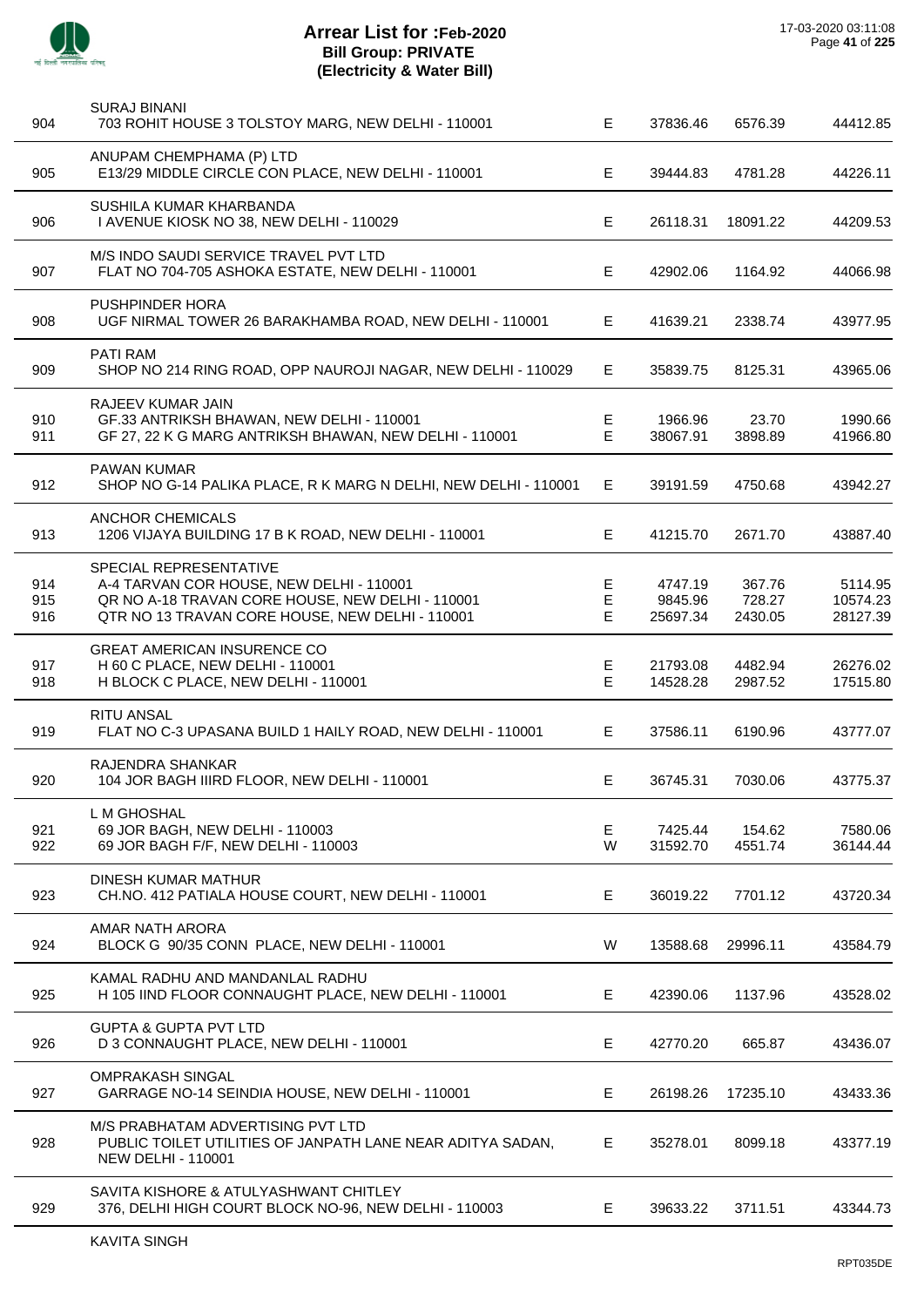# Arrear List for :Feb-2020
## Bill Group: PRIVATE
### (Electricity & Water Bill)

17-03-2020 03:11:08

| No. | Name / Address | Type | Principal | Surcharge | Total |
|---|---|---|---|---|---|
| | SURAJ BINANI | | | | |
| 904 | 703 ROHIT HOUSE 3 TOLSTOY MARG, NEW DELHI - 110001 | E | 37836.46 | 6576.39 | 44412.85 |
| | ANUPAM CHEMPHAMA (P) LTD | | | | |
| 905 | E13/29 MIDDLE CIRCLE CON PLACE, NEW DELHI - 110001 | E | 39444.83 | 4781.28 | 44226.11 |
| | SUSHILA KUMAR KHARBANDA | | | | |
| 906 | I AVENUE KIOSK NO 38, NEW DELHI - 110029 | E | 26118.31 | 18091.22 | 44209.53 |
| | M/S INDO SAUDI SERVICE TRAVEL PVT LTD | | | | |
| 907 | FLAT NO 704-705 ASHOKA ESTATE, NEW DELHI - 110001 | E | 42902.06 | 1164.92 | 44066.98 |
| | PUSHPINDER HORA | | | | |
| 908 | UGF NIRMAL TOWER 26 BARAKHAMBA ROAD, NEW DELHI - 110001 | E | 41639.21 | 2338.74 | 43977.95 |
| | PATI RAM | | | | |
| 909 | SHOP NO 214 RING ROAD, OPP NAUROJI NAGAR, NEW DELHI - 110029 | E | 35839.75 | 8125.31 | 43965.06 |
| | RAJEEV KUMAR JAIN | | | | |
| 910 | GF.33 ANTRIKSH BHAWAN, NEW DELHI - 110001 | E | 1966.96 | 23.70 | 1990.66 |
| 911 | GF 27, 22 K G MARG ANTRIKSH BHAWAN, NEW DELHI - 110001 | E | 38067.91 | 3898.89 | 41966.80 |
| | PAWAN KUMAR | | | | |
| 912 | SHOP NO G-14 PALIKA PLACE, R K MARG N DELHI, NEW DELHI - 110001 | E | 39191.59 | 4750.68 | 43942.27 |
| | ANCHOR CHEMICALS | | | | |
| 913 | 1206 VIJAYA BUILDING 17 B K ROAD, NEW DELHI - 110001 | E | 41215.70 | 2671.70 | 43887.40 |
| | SPECIAL REPRESENTATIVE | | | | |
| 914 | A-4 TARVAN COR HOUSE, NEW DELHI - 110001 | E | 4747.19 | 367.76 | 5114.95 |
| 915 | QR NO A-18 TRAVAN CORE HOUSE, NEW DELHI - 110001 | E | 9845.96 | 728.27 | 10574.23 |
| 916 | QTR NO 13 TRAVAN CORE HOUSE, NEW DELHI - 110001 | E | 25697.34 | 2430.05 | 28127.39 |
| | GREAT AMERICAN INSURENCE CO | | | | |
| 917 | H 60 C PLACE, NEW DELHI - 110001 | E | 21793.08 | 4482.94 | 26276.02 |
| 918 | H BLOCK C PLACE, NEW DELHI - 110001 | E | 14528.28 | 2987.52 | 17515.80 |
| | RITU ANSAL | | | | |
| 919 | FLAT NO C-3 UPASANA BUILD 1 HAILY ROAD, NEW DELHI - 110001 | E | 37586.11 | 6190.96 | 43777.07 |
| | RAJENDRA SHANKAR | | | | |
| 920 | 104 JOR BAGH IIIRD FLOOR, NEW DELHI - 110001 | E | 36745.31 | 7030.06 | 43775.37 |
| | L M GHOSHAL | | | | |
| 921 | 69 JOR BAGH, NEW DELHI - 110003 | E | 7425.44 | 154.62 | 7580.06 |
| 922 | 69 JOR BAGH F/F, NEW DELHI - 110003 | W | 31592.70 | 4551.74 | 36144.44 |
| | DINESH KUMAR MATHUR | | | | |
| 923 | CH.NO. 412 PATIALA HOUSE COURT, NEW DELHI - 110001 | E | 36019.22 | 7701.12 | 43720.34 |
| | AMAR NATH ARORA | | | | |
| 924 | BLOCK G 90/35 CONN PLACE, NEW DELHI - 110001 | W | 13588.68 | 29996.11 | 43584.79 |
| | KAMAL RADHU AND MANDANLAL RADHU | | | | |
| 925 | H 105 IIND FLOOR CONNAUGHT PLACE, NEW DELHI - 110001 | E | 42390.06 | 1137.96 | 43528.02 |
| | GUPTA & GUPTA PVT LTD | | | | |
| 926 | D 3 CONNAUGHT PLACE, NEW DELHI - 110001 | E | 42770.20 | 665.87 | 43436.07 |
| | OMPRAKASH SINGAL | | | | |
| 927 | GARRAGE NO-14 SEINDIA HOUSE, NEW DELHI - 110001 | E | 26198.26 | 17235.10 | 43433.36 |
| | M/S PRABHATAM ADVERTISING PVT LTD | | | | |
| 928 | PUBLIC TOILET UTILITIES OF JANPATH LANE NEAR ADITYA SADAN, NEW DELHI - 110001 | E | 35278.01 | 8099.18 | 43377.19 |
| | SAVITA KISHORE & ATULYASHWANT CHITLEY | | | | |
| 929 | 376, DELHI HIGH COURT BLOCK NO-96, NEW DELHI - 110003 | E | 39633.22 | 3711.51 | 43344.73 |
| | KAVITA SINGH | | | | |

RPT035DE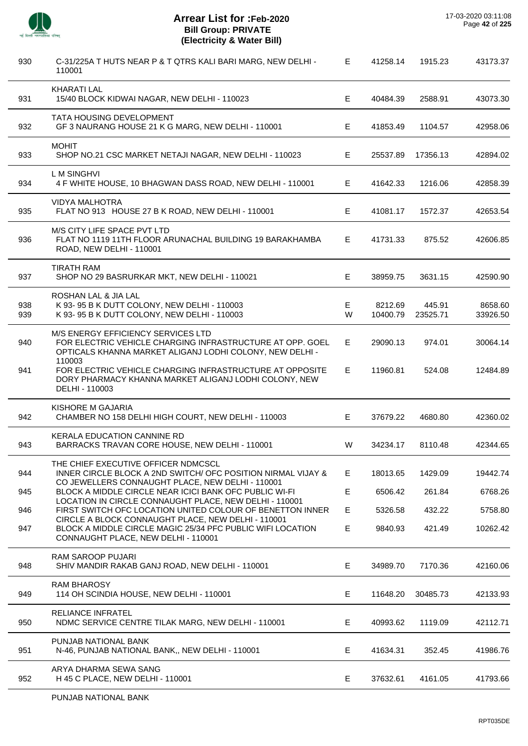# Arrear List for :Feb-2020
## Bill Group: PRIVATE
## (Electricity & Water Bill)

17-03-2020 03:11:08

| S.No. | Name / Address | Type | Amount 1 | Amount 2 | Total |
|---|---|---|---|---|---|
| 930 | C-31/225A T HUTS NEAR P & T QTRS KALI BARI MARG, NEW DELHI - 110001 | E | 41258.14 | 1915.23 | 43173.37 |
| | KHARATI LAL | | | | |
| 931 | 15/40 BLOCK KIDWAI NAGAR, NEW DELHI - 110023 | E | 40484.39 | 2588.91 | 43073.30 |
| | TATA HOUSING DEVELOPMENT | | | | |
| 932 | GF 3 NAURANG HOUSE 21 K G MARG, NEW DELHI - 110001 | E | 41853.49 | 1104.57 | 42958.06 |
| | MOHIT | | | | |
| 933 | SHOP NO.21 CSC MARKET NETAJI NAGAR, NEW DELHI - 110023 | E | 25537.89 | 17356.13 | 42894.02 |
| | L M SINGHVI | | | | |
| 934 | 4 F WHITE HOUSE, 10 BHAGWAN DASS ROAD, NEW DELHI - 110001 | E | 41642.33 | 1216.06 | 42858.39 |
| | VIDYA MALHOTRA | | | | |
| 935 | FLAT NO 913 HOUSE 27 B K ROAD, NEW DELHI - 110001 | E | 41081.17 | 1572.37 | 42653.54 |
| | M/S CITY LIFE SPACE PVT LTD | | | | |
| 936 | FLAT NO 1119 11TH FLOOR ARUNACHAL BUILDING 19 BARAKHAMBA ROAD, NEW DELHI - 110001 | E | 41731.33 | 875.52 | 42606.85 |
| | TIRATH RAM | | | | |
| 937 | SHOP NO 29 BASRURKAR MKT, NEW DELHI - 110021 | E | 38959.75 | 3631.15 | 42590.90 |
| | ROSHAN LAL & JIA LAL | | | | |
| 938 | K 93- 95 B K DUTT COLONY, NEW DELHI - 110003 | E | 8212.69 | 445.91 | 8658.60 |
| 939 | K 93- 95 B K DUTT COLONY, NEW DELHI - 110003 | W | 10400.79 | 23525.71 | 33926.50 |
| | M/S ENERGY EFFICIENCY SERVICES LTD | | | | |
| 940 | FOR ELECTRIC VEHICLE CHARGING INFRASTRUCTURE AT OPP. GOEL OPTICALS KHANNA MARKET ALIGANJ LODHI COLONY, NEW DELHI - 110003 | E | 29090.13 | 974.01 | 30064.14 |
| 941 | FOR ELECTRIC VEHICLE CHARGING INFRASTRUCTURE AT OPPOSITE DORY PHARMACY KHANNA MARKET ALIGANJ LODHI COLONY, NEW DELHI - 110003 | E | 11960.81 | 524.08 | 12484.89 |
| | KISHORE M GAJARIA | | | | |
| 942 | CHAMBER NO 158 DELHI HIGH COURT, NEW DELHI - 110003 | E | 37679.22 | 4680.80 | 42360.02 |
| | KERALA EDUCATION CANNINE RD | | | | |
| 943 | BARRACKS TRAVAN CORE HOUSE, NEW DELHI - 110001 | W | 34234.17 | 8110.48 | 42344.65 |
| | THE CHIEF EXECUTIVE OFFICER NDMCSCL | | | | |
| 944 | INNER CIRCLE BLOCK A 2ND SWITCH/ OFC POSITION NIRMAL VIJAY & CO JEWELLERS CONNAUGHT PLACE, NEW DELHI - 110001 | E | 18013.65 | 1429.09 | 19442.74 |
| 945 | BLOCK A MIDDLE CIRCLE NEAR ICICI BANK OFC PUBLIC WI-FI LOCATION IN CIRCLE CONNAUGHT PLACE, NEW DELHI - 110001 | E | 6506.42 | 261.84 | 6768.26 |
| 946 | FIRST SWITCH OFC LOCATION UNITED COLOUR OF BENETTON INNER CIRCLE A BLOCK CONNAUGHT PLACE, NEW DELHI - 110001 | E | 5326.58 | 432.22 | 5758.80 |
| 947 | BLOCK A MIDDLE CIRCLE MAGIC 25/34 PFC PUBLIC WIFI LOCATION CONNAUGHT PLACE, NEW DELHI - 110001 | E | 9840.93 | 421.49 | 10262.42 |
| | RAM SAROOP PUJARI | | | | |
| 948 | SHIV MANDIR RAKAB GANJ ROAD, NEW DELHI - 110001 | E | 34989.70 | 7170.36 | 42160.06 |
| | RAM BHAROSY | | | | |
| 949 | 114 OH SCINDIA HOUSE, NEW DELHI - 110001 | E | 11648.20 | 30485.73 | 42133.93 |
| | RELIANCE INFRATEL | | | | |
| 950 | NDMC SERVICE CENTRE TILAK MARG, NEW DELHI - 110001 | E | 40993.62 | 1119.09 | 42112.71 |
| | PUNJAB NATIONAL BANK | | | | |
| 951 | N-46, PUNJAB NATIONAL BANK,, NEW DELHI - 110001 | E | 41634.31 | 352.45 | 41986.76 |
| | ARYA DHARMA SEWA SANG | | | | |
| 952 | H 45 C PLACE, NEW DELHI - 110001 | E | 37632.61 | 4161.05 | 41793.66 |
| | PUNJAB NATIONAL BANK | | | | |

RPT035DE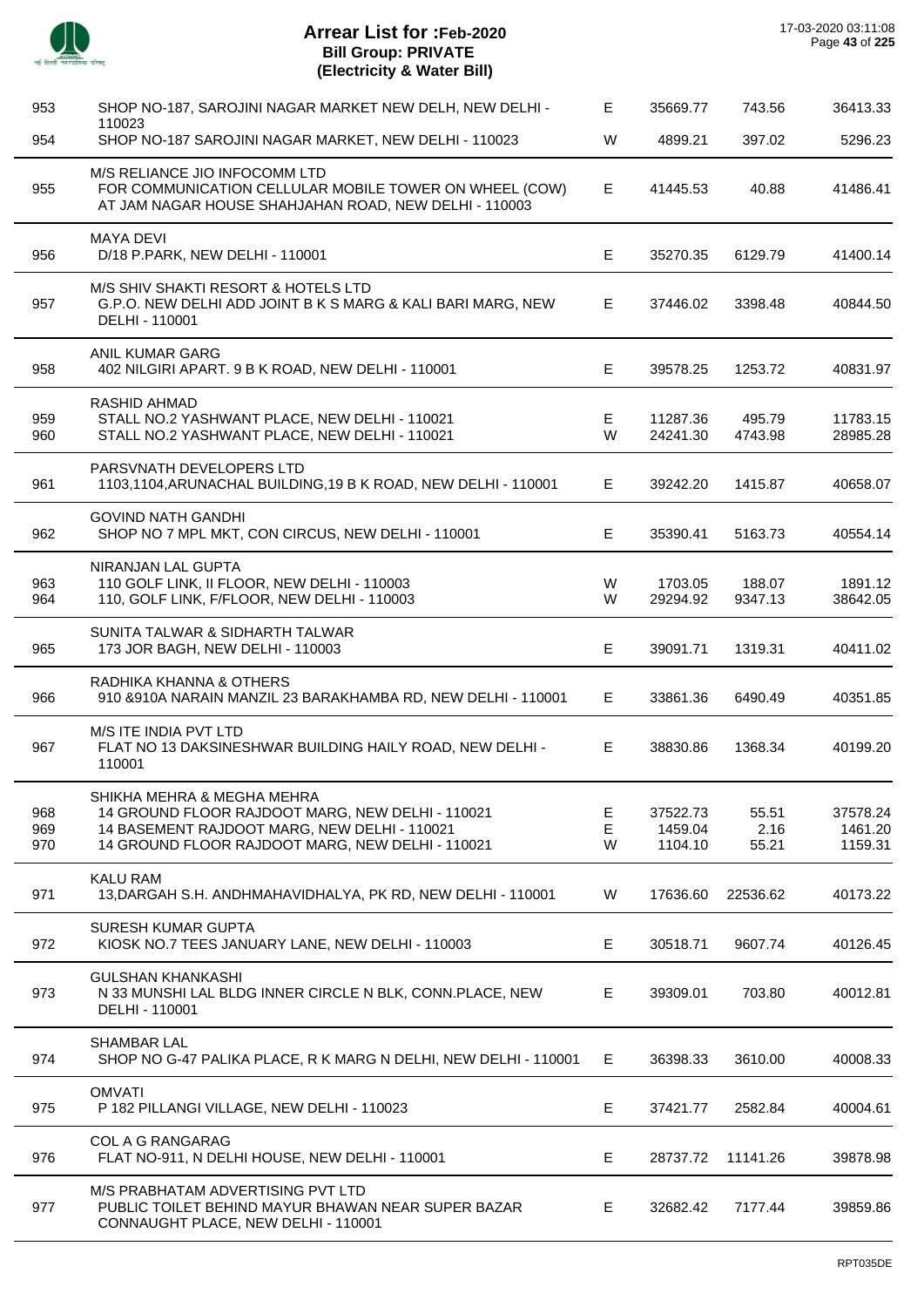# Arrear List for :Feb-2020
## Bill Group: PRIVATE
## (Electricity & Water Bill)

17-03-2020 03:11:08

| S.No. | Name / Address | Type | Principal | Interest | Total |
|---|---|---|---|---|---|
| 953 | SHOP NO-187, SAROJINI NAGAR MARKET NEW DELH, NEW DELHI - 110023 | E | 35669.77 | 743.56 | 36413.33 |
| 954 | SHOP NO-187 SAROJINI NAGAR MARKET, NEW DELHI - 110023 | W | 4899.21 | 397.02 | 5296.23 |
| | M/S RELIANCE JIO INFOCOMM LTD | | | | |
| 955 | FOR COMMUNICATION CELLULAR MOBILE TOWER ON WHEEL (COW) AT JAM NAGAR HOUSE SHAHJAHAN ROAD, NEW DELHI - 110003 | E | 41445.53 | 40.88 | 41486.41 |
| | MAYA DEVI | | | | |
| 956 | D/18 P.PARK, NEW DELHI - 110001 | E | 35270.35 | 6129.79 | 41400.14 |
| | M/S SHIV SHAKTI RESORT & HOTELS LTD | | | | |
| 957 | G.P.O. NEW DELHI ADD JOINT B K S MARG & KALI BARI MARG, NEW DELHI - 110001 | E | 37446.02 | 3398.48 | 40844.50 |
| | ANIL KUMAR GARG | | | | |
| 958 | 402 NILGIRI APART. 9 B K ROAD, NEW DELHI - 110001 | E | 39578.25 | 1253.72 | 40831.97 |
| | RASHID AHMAD | | | | |
| 959 | STALL NO.2 YASHWANT PLACE, NEW DELHI - 110021 | E | 11287.36 | 495.79 | 11783.15 |
| 960 | STALL NO.2 YASHWANT PLACE, NEW DELHI - 110021 | W | 24241.30 | 4743.98 | 28985.28 |
| | PARSVNATH DEVELOPERS LTD | | | | |
| 961 | 1103,1104,ARUNACHAL BUILDING,19 B K ROAD, NEW DELHI - 110001 | E | 39242.20 | 1415.87 | 40658.07 |
| | GOVIND NATH GANDHI | | | | |
| 962 | SHOP NO 7 MPL MKT, CON CIRCUS, NEW DELHI - 110001 | E | 35390.41 | 5163.73 | 40554.14 |
| | NIRANJAN LAL GUPTA | | | | |
| 963 | 110 GOLF LINK, II FLOOR, NEW DELHI - 110003 | W | 1703.05 | 188.07 | 1891.12 |
| 964 | 110, GOLF LINK, F/FLOOR, NEW DELHI - 110003 | W | 29294.92 | 9347.13 | 38642.05 |
| | SUNITA TALWAR & SIDHARTH TALWAR | | | | |
| 965 | 173 JOR BAGH, NEW DELHI - 110003 | E | 39091.71 | 1319.31 | 40411.02 |
| | RADHIKA KHANNA & OTHERS | | | | |
| 966 | 910 &910A NARAIN MANZIL 23 BARAKHAMBA RD, NEW DELHI - 110001 | E | 33861.36 | 6490.49 | 40351.85 |
| | M/S ITE INDIA PVT LTD | | | | |
| 967 | FLAT NO 13 DAKSINESHWAR BUILDING HAILY ROAD, NEW DELHI - 110001 | E | 38830.86 | 1368.34 | 40199.20 |
| | SHIKHA MEHRA & MEGHA MEHRA | | | | |
| 968 | 14 GROUND FLOOR RAJDOOT MARG, NEW DELHI - 110021 | E | 37522.73 | 55.51 | 37578.24 |
| 969 | 14 BASEMENT RAJDOOT MARG, NEW DELHI - 110021 | E | 1459.04 | 2.16 | 1461.20 |
| 970 | 14 GROUND FLOOR RAJDOOT MARG, NEW DELHI - 110021 | W | 1104.10 | 55.21 | 1159.31 |
| | KALU RAM | | | | |
| 971 | 13,DARGAH S.H. ANDHMAHAVIDHALYA, PK RD, NEW DELHI - 110001 | W | 17636.60 | 22536.62 | 40173.22 |
| | SURESH KUMAR GUPTA | | | | |
| 972 | KIOSK NO.7 TEES JANUARY LANE, NEW DELHI - 110003 | E | 30518.71 | 9607.74 | 40126.45 |
| | GULSHAN KHANKASHI | | | | |
| 973 | N 33 MUNSHI LAL BLDG INNER CIRCLE N BLK, CONN.PLACE, NEW DELHI - 110001 | E | 39309.01 | 703.80 | 40012.81 |
| | SHAMBAR LAL | | | | |
| 974 | SHOP NO G-47 PALIKA PLACE, R K MARG N DELHI, NEW DELHI - 110001 | E | 36398.33 | 3610.00 | 40008.33 |
| | OMVATI | | | | |
| 975 | P 182 PILLANGI VILLAGE, NEW DELHI - 110023 | E | 37421.77 | 2582.84 | 40004.61 |
| | COL A G RANGARAG | | | | |
| 976 | FLAT NO-911, N DELHI HOUSE, NEW DELHI - 110001 | E | 28737.72 | 11141.26 | 39878.98 |
| | M/S PRABHATAM ADVERTISING PVT LTD | | | | |
| 977 | PUBLIC TOILET BEHIND MAYUR BHAWAN NEAR SUPER BAZAR CONNAUGHT PLACE, NEW DELHI - 110001 | E | 32682.42 | 7177.44 | 39859.86 |

RPT035DE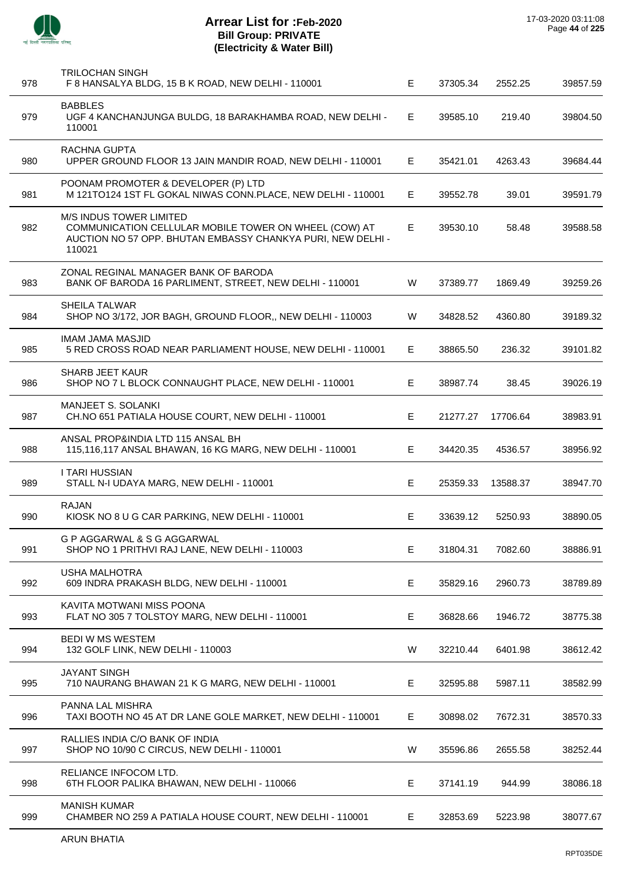# Arrear List for :Feb-2020
## Bill Group: PRIVATE
## (Electricity & Water Bill)

17-03-2020 03:11:08

| | | | | | |
|---|---|---|---|---|---|
| 978 | TRILOCHAN SINGH<br>F 8 HANSALYA BLDG, 15 B K ROAD, NEW DELHI - 110001 | E | 37305.34 | 2552.25 | 39857.59 |
| 979 | BABBLES<br>UGF 4 KANCHANJUNGA BULDG, 18 BARAKHAMBA ROAD, NEW DELHI - 110001 | E | 39585.10 | 219.40 | 39804.50 |
| 980 | RACHNA GUPTA<br>UPPER GROUND FLOOR 13 JAIN MANDIR ROAD, NEW DELHI - 110001 | E | 35421.01 | 4263.43 | 39684.44 |
| 981 | POONAM PROMOTER & DEVELOPER (P) LTD<br>M 121TO124 1ST FL GOKAL NIWAS CONN.PLACE, NEW DELHI - 110001 | E | 39552.78 | 39.01 | 39591.79 |
| 982 | M/S INDUS TOWER LIMITED<br>COMMUNICATION CELLULAR MOBILE TOWER ON WHEEL (COW) AT AUCTION NO 57 OPP. BHUTAN EMBASSY CHANKYA PURI, NEW DELHI - 110021 | E | 39530.10 | 58.48 | 39588.58 |
| 983 | ZONAL REGINAL MANAGER BANK OF BARODA<br>BANK OF BARODA 16 PARLIMENT, STREET, NEW DELHI - 110001 | W | 37389.77 | 1869.49 | 39259.26 |
| 984 | SHEILA TALWAR<br>SHOP NO 3/172, JOR BAGH, GROUND FLOOR,, NEW DELHI - 110003 | W | 34828.52 | 4360.80 | 39189.32 |
| 985 | IMAM JAMA MASJID<br>5 RED CROSS ROAD NEAR PARLIAMENT HOUSE, NEW DELHI - 110001 | E | 38865.50 | 236.32 | 39101.82 |
| 986 | SHARB JEET KAUR<br>SHOP NO 7 L BLOCK CONNAUGHT PLACE, NEW DELHI - 110001 | E | 38987.74 | 38.45 | 39026.19 |
| 987 | MANJEET S. SOLANKI<br>CH.NO 651 PATIALA HOUSE COURT, NEW DELHI - 110001 | E | 21277.27 | 17706.64 | 38983.91 |
| 988 | ANSAL PROP&INDIA LTD 115 ANSAL BH<br>115,116,117 ANSAL BHAWAN, 16 KG MARG, NEW DELHI - 110001 | E | 34420.35 | 4536.57 | 38956.92 |
| 989 | I TARI HUSSIAN<br>STALL N-I UDAYA MARG, NEW DELHI - 110001 | E | 25359.33 | 13588.37 | 38947.70 |
| 990 | RAJAN<br>KIOSK NO 8 U G CAR PARKING, NEW DELHI - 110001 | E | 33639.12 | 5250.93 | 38890.05 |
| 991 | G P AGGARWAL & S G AGGARWAL<br>SHOP NO 1 PRITHVI RAJ LANE, NEW DELHI - 110003 | E | 31804.31 | 7082.60 | 38886.91 |
| 992 | USHA MALHOTRA<br>609 INDRA PRAKASH BLDG, NEW DELHI - 110001 | E | 35829.16 | 2960.73 | 38789.89 |
| 993 | KAVITA MOTWANI MISS POONA<br>FLAT NO 305 7 TOLSTOY MARG, NEW DELHI - 110001 | E | 36828.66 | 1946.72 | 38775.38 |
| 994 | BEDI W MS WESTEM<br>132 GOLF LINK, NEW DELHI - 110003 | W | 32210.44 | 6401.98 | 38612.42 |
| 995 | JAYANT SINGH<br>710 NAURANG BHAWAN 21 K G MARG, NEW DELHI - 110001 | E | 32595.88 | 5987.11 | 38582.99 |
| 996 | PANNA LAL MISHRA<br>TAXI BOOTH NO 45 AT DR LANE GOLE MARKET, NEW DELHI - 110001 | E | 30898.02 | 7672.31 | 38570.33 |
| 997 | RALLIES INDIA C/O BANK OF INDIA<br>SHOP NO 10/90 C CIRCUS, NEW DELHI - 110001 | W | 35596.86 | 2655.58 | 38252.44 |
| 998 | RELIANCE INFOCOM LTD.<br>6TH FLOOR PALIKA BHAWAN, NEW DELHI - 110066 | E | 37141.19 | 944.99 | 38086.18 |
| 999 | MANISH KUMAR<br>CHAMBER NO 259 A PATIALA HOUSE COURT, NEW DELHI - 110001 | E | 32853.69 | 5223.98 | 38077.67 |
| | ARUN BHATIA | | | | |

RPT035DE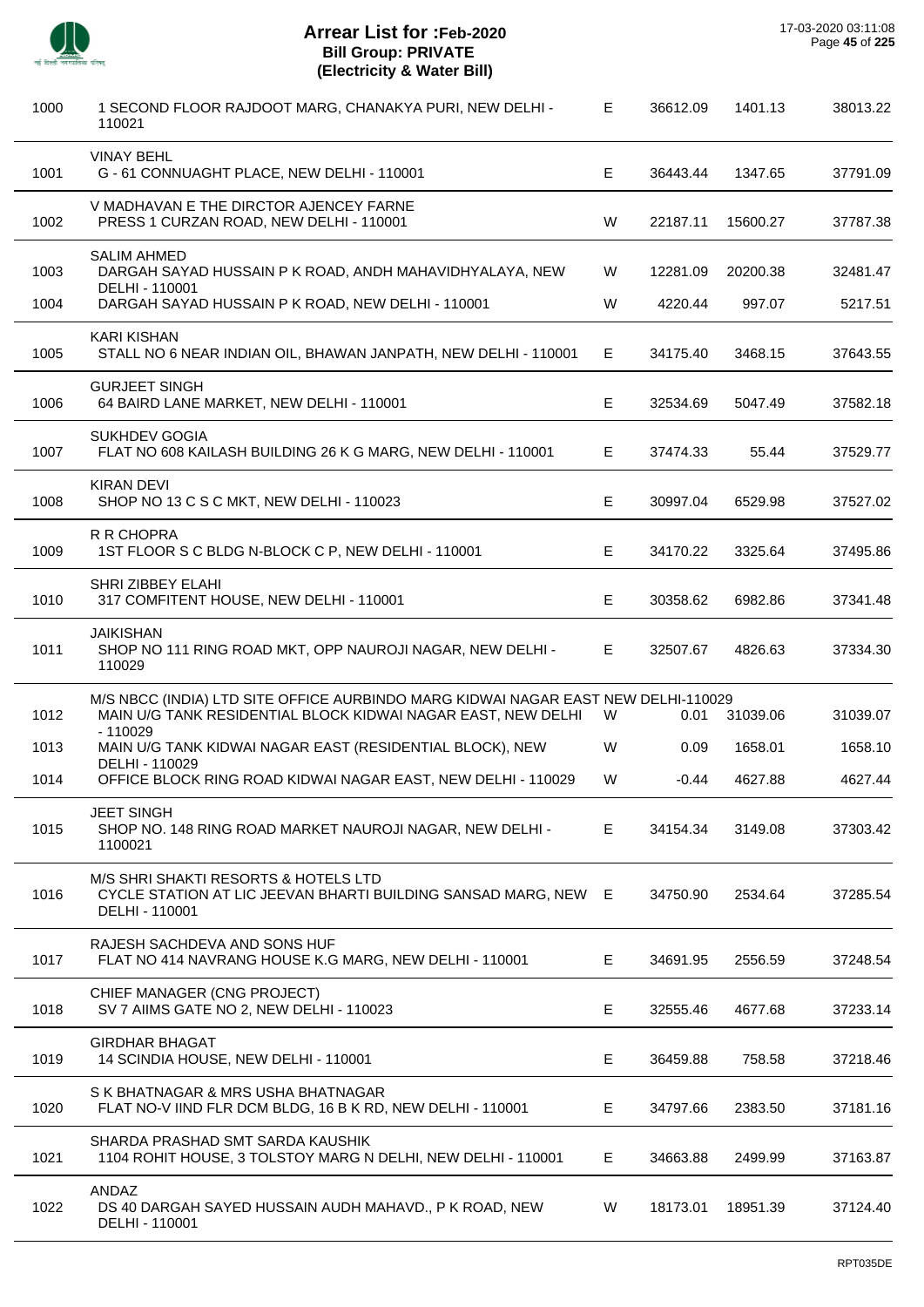# Arrear List for :Feb-2020
## Bill Group: PRIVATE
## (Electricity & Water Bill)

17-03-2020 03:11:08

| | | | | | |
|---|---|---|---|---|---|
| 1000 | 1 SECOND FLOOR RAJDOOT MARG, CHANAKYA PURI, NEW DELHI - 110021 | E | 36612.09 | 1401.13 | 38013.22 |
| | VINAY BEHL | | | | |
| 1001 | G - 61 CONNUAGHT PLACE, NEW DELHI - 110001 | E | 36443.44 | 1347.65 | 37791.09 |
| | V MADHAVAN E THE DIRCTOR AJENCEY FARNE | | | | |
| 1002 | PRESS 1 CURZAN ROAD, NEW DELHI - 110001 | W | 22187.11 | 15600.27 | 37787.38 |
| | SALIM AHMED | | | | |
| 1003 | DARGAH SAYAD HUSSAIN P K ROAD, ANDH MAHAVIDHYALAYA, NEW DELHI - 110001 | W | 12281.09 | 20200.38 | 32481.47 |
| 1004 | DARGAH SAYAD HUSSAIN P K ROAD, NEW DELHI - 110001 | W | 4220.44 | 997.07 | 5217.51 |
| | KARI KISHAN | | | | |
| 1005 | STALL NO 6 NEAR INDIAN OIL, BHAWAN JANPATH, NEW DELHI - 110001 | E | 34175.40 | 3468.15 | 37643.55 |
| | GURJEET SINGH | | | | |
| 1006 | 64 BAIRD LANE MARKET, NEW DELHI - 110001 | E | 32534.69 | 5047.49 | 37582.18 |
| | SUKHDEV GOGIA | | | | |
| 1007 | FLAT NO 608 KAILASH BUILDING 26 K G MARG, NEW DELHI - 110001 | E | 37474.33 | 55.44 | 37529.77 |
| | KIRAN DEVI | | | | |
| 1008 | SHOP NO 13 C S C MKT, NEW DELHI - 110023 | E | 30997.04 | 6529.98 | 37527.02 |
| | R R CHOPRA | | | | |
| 1009 | 1ST FLOOR S C BLDG N-BLOCK C P, NEW DELHI - 110001 | E | 34170.22 | 3325.64 | 37495.86 |
| | SHRI ZIBBEY ELAHI | | | | |
| 1010 | 317 COMFITENT HOUSE, NEW DELHI - 110001 | E | 30358.62 | 6982.86 | 37341.48 |
| | JAIKISHAN | | | | |
| 1011 | SHOP NO 111 RING ROAD MKT, OPP NAUROJI NAGAR, NEW DELHI - 110029 | E | 32507.67 | 4826.63 | 37334.30 |
| | M/S NBCC (INDIA) LTD SITE OFFICE AURBINDO MARG KIDWAI NAGAR EAST NEW DELHI-110029 | | | | |
| 1012 | MAIN U/G TANK RESIDENTIAL BLOCK KIDWAI NAGAR EAST, NEW DELHI - 110029 | W | 0.01 | 31039.06 | 31039.07 |
| 1013 | MAIN U/G TANK KIDWAI NAGAR EAST (RESIDENTIAL BLOCK), NEW DELHI - 110029 | W | 0.09 | 1658.01 | 1658.10 |
| 1014 | OFFICE BLOCK RING ROAD KIDWAI NAGAR EAST, NEW DELHI - 110029 | W | -0.44 | 4627.88 | 4627.44 |
| | JEET SINGH | | | | |
| 1015 | SHOP NO. 148 RING ROAD MARKET NAUROJI NAGAR, NEW DELHI - 1100021 | E | 34154.34 | 3149.08 | 37303.42 |
| | M/S SHRI SHAKTI RESORTS & HOTELS LTD | | | | |
| 1016 | CYCLE STATION AT LIC JEEVAN BHARTI BUILDING SANSAD MARG, NEW DELHI - 110001 | E | 34750.90 | 2534.64 | 37285.54 |
| | RAJESH SACHDEVA AND SONS HUF | | | | |
| 1017 | FLAT NO 414 NAVRANG HOUSE K.G MARG, NEW DELHI - 110001 | E | 34691.95 | 2556.59 | 37248.54 |
| | CHIEF MANAGER (CNG PROJECT) | | | | |
| 1018 | SV 7 AIIMS GATE NO 2, NEW DELHI - 110023 | E | 32555.46 | 4677.68 | 37233.14 |
| | GIRDHAR BHAGAT | | | | |
| 1019 | 14 SCINDIA HOUSE, NEW DELHI - 110001 | E | 36459.88 | 758.58 | 37218.46 |
| | S K BHATNAGAR & MRS USHA BHATNAGAR | | | | |
| 1020 | FLAT NO-V IIND FLR DCM BLDG, 16 B K RD, NEW DELHI - 110001 | E | 34797.66 | 2383.50 | 37181.16 |
| | SHARDA PRASHAD SMT SARDA KAUSHIK | | | | |
| 1021 | 1104 ROHIT HOUSE, 3 TOLSTOY MARG N DELHI, NEW DELHI - 110001 | E | 34663.88 | 2499.99 | 37163.87 |
| | ANDAZ | | | | |
| 1022 | DS 40 DARGAH SAYED HUSSAIN AUDH MAHAVD., P K ROAD, NEW DELHI - 110001 | W | 18173.01 | 18951.39 | 37124.40 |

RPT035DE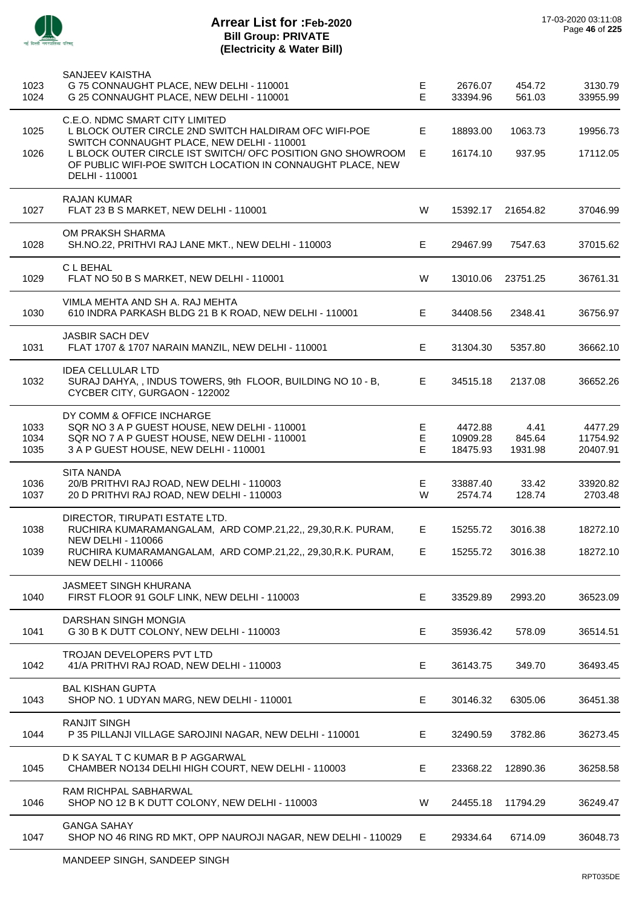# Arrear List for :Feb-2020
## Bill Group: PRIVATE
## (Electricity & Water Bill)

17-03-2020 03:11:08

| No. | Name / Address | Type | Amount 1 | Amount 2 | Total |
|---|---|---|---|---|---|
| | SANJEEV KAISTHA | | | | |
| 1023 | G 75 CONNAUGHT PLACE, NEW DELHI - 110001 | E | 2676.07 | 454.72 | 3130.79 |
| 1024 | G 25 CONNAUGHT PLACE, NEW DELHI - 110001 | E | 33394.96 | 561.03 | 33955.99 |
| | C.E.O. NDMC SMART CITY LIMITED | | | | |
| 1025 | L BLOCK OUTER CIRCLE 2ND SWITCH HALDIRAM OFC WIFI-POE SWITCH CONNAUGHT PLACE, NEW DELHI - 110001 | E | 18893.00 | 1063.73 | 19956.73 |
| 1026 | L BLOCK OUTER CIRCLE IST SWITCH/ OFC POSITION GNO SHOWROOM OF PUBLIC WIFI-POE SWITCH LOCATION IN CONNAUGHT PLACE, NEW DELHI - 110001 | E | 16174.10 | 937.95 | 17112.05 |
| | RAJAN KUMAR | | | | |
| 1027 | FLAT 23 B S MARKET, NEW DELHI - 110001 | W | 15392.17 | 21654.82 | 37046.99 |
| | OM PRAKSH SHARMA | | | | |
| 1028 | SH.NO.22, PRITHVI RAJ LANE MKT., NEW DELHI - 110003 | E | 29467.99 | 7547.63 | 37015.62 |
| | C L BEHAL | | | | |
| 1029 | FLAT NO 50 B S MARKET, NEW DELHI - 110001 | W | 13010.06 | 23751.25 | 36761.31 |
| | VIMLA MEHTA AND SH A. RAJ MEHTA | | | | |
| 1030 | 610 INDRA PARKASH BLDG 21 B K ROAD, NEW DELHI - 110001 | E | 34408.56 | 2348.41 | 36756.97 |
| | JASBIR SACH DEV | | | | |
| 1031 | FLAT 1707 & 1707 NARAIN MANZIL, NEW DELHI - 110001 | E | 31304.30 | 5357.80 | 36662.10 |
| | IDEA CELLULAR LTD | | | | |
| 1032 | SURAJ DAHYA, , INDUS TOWERS, 9th FLOOR, BUILDING NO 10 - B, CYCBER CITY, GURGAON - 122002 | E | 34515.18 | 2137.08 | 36652.26 |
| | DY COMM & OFFICE INCHARGE | | | | |
| 1033 | SQR NO 3 A P GUEST HOUSE, NEW DELHI - 110001 | E | 4472.88 | 4.41 | 4477.29 |
| 1034 | SQR NO 7 A P GUEST HOUSE, NEW DELHI - 110001 | E | 10909.28 | 845.64 | 11754.92 |
| 1035 | 3 A P GUEST HOUSE, NEW DELHI - 110001 | E | 18475.93 | 1931.98 | 20407.91 |
| | SITA NANDA | | | | |
| 1036 | 20/B PRITHVI RAJ ROAD, NEW DELHI - 110003 | E | 33887.40 | 33.42 | 33920.82 |
| 1037 | 20 D PRITHVI RAJ ROAD, NEW DELHI - 110003 | W | 2574.74 | 128.74 | 2703.48 |
| | DIRECTOR, TIRUPATI ESTATE LTD. | | | | |
| 1038 | RUCHIRA KUMARAMANGALAM, ARD COMP.21,22,, 29,30,R.K. PURAM, NEW DELHI - 110066 | E | 15255.72 | 3016.38 | 18272.10 |
| 1039 | RUCHIRA KUMARAMANGALAM, ARD COMP.21,22,, 29,30,R.K. PURAM, NEW DELHI - 110066 | E | 15255.72 | 3016.38 | 18272.10 |
| | JASMEET SINGH KHURANA | | | | |
| 1040 | FIRST FLOOR 91 GOLF LINK, NEW DELHI - 110003 | E | 33529.89 | 2993.20 | 36523.09 |
| | DARSHAN SINGH MONGIA | | | | |
| 1041 | G 30 B K DUTT COLONY, NEW DELHI - 110003 | E | 35936.42 | 578.09 | 36514.51 |
| | TROJAN DEVELOPERS PVT LTD | | | | |
| 1042 | 41/A PRITHVI RAJ ROAD, NEW DELHI - 110003 | E | 36143.75 | 349.70 | 36493.45 |
| | BAL KISHAN GUPTA | | | | |
| 1043 | SHOP NO. 1 UDYAN MARG, NEW DELHI - 110001 | E | 30146.32 | 6305.06 | 36451.38 |
| | RANJIT SINGH | | | | |
| 1044 | P 35 PILLANJI VILLAGE SAROJINI NAGAR, NEW DELHI - 110001 | E | 32490.59 | 3782.86 | 36273.45 |
| | D K SAYAL T C KUMAR B P AGGARWAL | | | | |
| 1045 | CHAMBER NO134 DELHI HIGH COURT, NEW DELHI - 110003 | E | 23368.22 | 12890.36 | 36258.58 |
| | RAM RICHPAL SABHARWAL | | | | |
| 1046 | SHOP NO 12 B K DUTT COLONY, NEW DELHI - 110003 | W | 24455.18 | 11794.29 | 36249.47 |
| | GANGA SAHAY | | | | |
| 1047 | SHOP NO 46 RING RD MKT, OPP NAUROJI NAGAR, NEW DELHI - 110029 | E | 29334.64 | 6714.09 | 36048.73 |
| | MANDEEP SINGH, SANDEEP SINGH | | | | |

RPT035DE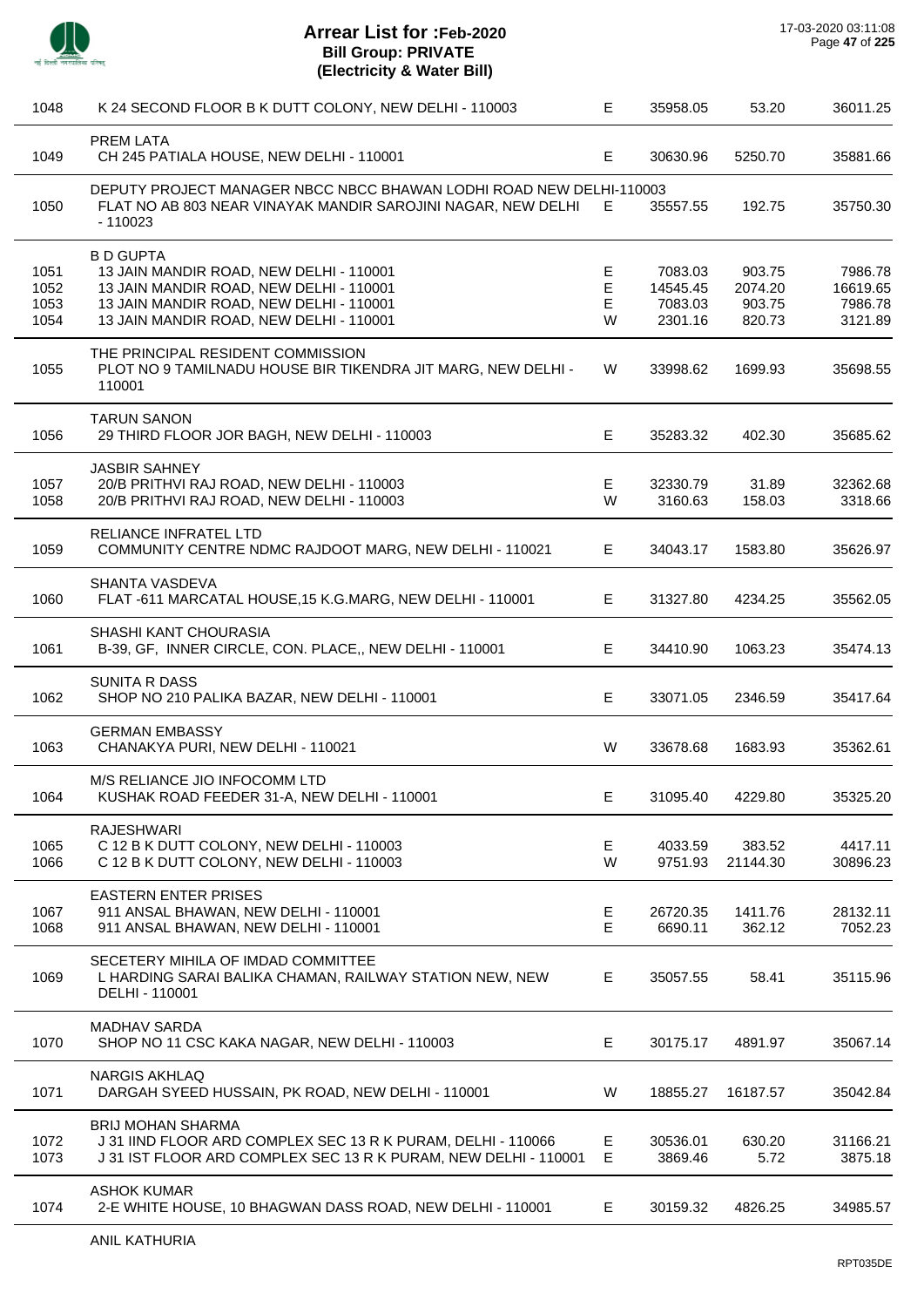# Arrear List for :Feb-2020
## Bill Group: PRIVATE
## (Electricity & Water Bill)

17-03-2020 03:11:08

| | | | | | |
|---|---|---|---|---|---|
| 1048 | K 24 SECOND FLOOR B K DUTT COLONY, NEW DELHI - 110003 | E | 35958.05 | 53.20 | 36011.25 |
| | PREM LATA | | | | |
| 1049 | CH 245 PATIALA HOUSE, NEW DELHI - 110001 | E | 30630.96 | 5250.70 | 35881.66 |
| | DEPUTY PROJECT MANAGER NBCC NBCC BHAWAN LODHI ROAD NEW DELHI-110003 | | | | |
| 1050 | FLAT NO AB 803 NEAR VINAYAK MANDIR SAROJINI NAGAR, NEW DELHI - 110023 | E | 35557.55 | 192.75 | 35750.30 |
| | B D GUPTA | | | | |
| 1051 | 13 JAIN MANDIR ROAD, NEW DELHI - 110001 | E | 7083.03 | 903.75 | 7986.78 |
| 1052 | 13 JAIN MANDIR ROAD, NEW DELHI - 110001 | E | 14545.45 | 2074.20 | 16619.65 |
| 1053 | 13 JAIN MANDIR ROAD, NEW DELHI - 110001 | E | 7083.03 | 903.75 | 7986.78 |
| 1054 | 13 JAIN MANDIR ROAD, NEW DELHI - 110001 | W | 2301.16 | 820.73 | 3121.89 |
| | THE PRINCIPAL RESIDENT COMMISSION | | | | |
| 1055 | PLOT NO 9 TAMILNADU HOUSE BIR TIKENDRA JIT MARG, NEW DELHI - 110001 | W | 33998.62 | 1699.93 | 35698.55 |
| | TARUN SANON | | | | |
| 1056 | 29 THIRD FLOOR JOR BAGH, NEW DELHI - 110003 | E | 35283.32 | 402.30 | 35685.62 |
| | JASBIR SAHNEY | | | | |
| 1057 | 20/B PRITHVI RAJ ROAD, NEW DELHI - 110003 | E | 32330.79 | 31.89 | 32362.68 |
| 1058 | 20/B PRITHVI RAJ ROAD, NEW DELHI - 110003 | W | 3160.63 | 158.03 | 3318.66 |
| | RELIANCE INFRATEL LTD | | | | |
| 1059 | COMMUNITY CENTRE NDMC RAJDOOT MARG, NEW DELHI - 110021 | E | 34043.17 | 1583.80 | 35626.97 |
| | SHANTA VASDEVA | | | | |
| 1060 | FLAT -611 MARCATAL HOUSE,15 K.G.MARG, NEW DELHI - 110001 | E | 31327.80 | 4234.25 | 35562.05 |
| | SHASHI KANT CHOURASIA | | | | |
| 1061 | B-39, GF, INNER CIRCLE, CON. PLACE,, NEW DELHI - 110001 | E | 34410.90 | 1063.23 | 35474.13 |
| | SUNITA R DASS | | | | |
| 1062 | SHOP NO 210 PALIKA BAZAR, NEW DELHI - 110001 | E | 33071.05 | 2346.59 | 35417.64 |
| | GERMAN EMBASSY | | | | |
| 1063 | CHANAKYA PURI, NEW DELHI - 110021 | W | 33678.68 | 1683.93 | 35362.61 |
| | M/S RELIANCE JIO INFOCOMM LTD | | | | |
| 1064 | KUSHAK ROAD FEEDER 31-A, NEW DELHI - 110001 | E | 31095.40 | 4229.80 | 35325.20 |
| | RAJESHWARI | | | | |
| 1065 | C 12 B K DUTT COLONY, NEW DELHI - 110003 | E | 4033.59 | 383.52 | 4417.11 |
| 1066 | C 12 B K DUTT COLONY, NEW DELHI - 110003 | W | 9751.93 | 21144.30 | 30896.23 |
| | EASTERN ENTER PRISES | | | | |
| 1067 | 911 ANSAL BHAWAN, NEW DELHI - 110001 | E | 26720.35 | 1411.76 | 28132.11 |
| 1068 | 911 ANSAL BHAWAN, NEW DELHI - 110001 | E | 6690.11 | 362.12 | 7052.23 |
| | SECETERY MIHILA OF IMDAD COMMITTEE | | | | |
| 1069 | L HARDING SARAI BALIKA CHAMAN, RAILWAY STATION NEW, NEW DELHI - 110001 | E | 35057.55 | 58.41 | 35115.96 |
| | MADHAV SARDA | | | | |
| 1070 | SHOP NO 11 CSC KAKA NAGAR, NEW DELHI - 110003 | E | 30175.17 | 4891.97 | 35067.14 |
| | NARGIS AKHLAQ | | | | |
| 1071 | DARGAH SYEED HUSSAIN, PK ROAD, NEW DELHI - 110001 | W | 18855.27 | 16187.57 | 35042.84 |
| | BRIJ MOHAN SHARMA | | | | |
| 1072 | J 31 IIND FLOOR ARD COMPLEX SEC 13 R K PURAM, DELHI - 110066 | E | 30536.01 | 630.20 | 31166.21 |
| 1073 | J 31 IST FLOOR ARD COMPLEX SEC 13 R K PURAM, NEW DELHI - 110001 | E | 3869.46 | 5.72 | 3875.18 |
| | ASHOK KUMAR | | | | |
| 1074 | 2-E WHITE HOUSE, 10 BHAGWAN DASS ROAD, NEW DELHI - 110001 | E | 30159.32 | 4826.25 | 34985.57 |
| | ANIL KATHURIA | | | | |

RPT035DE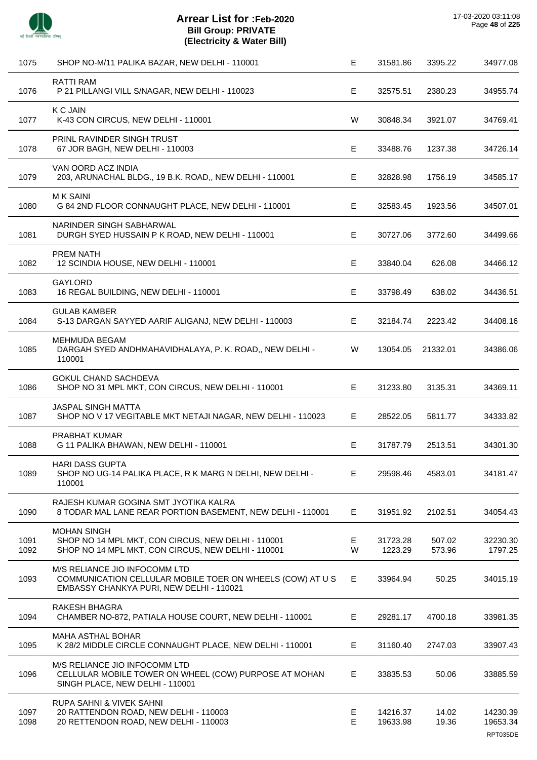# Arrear List for :Feb-2020
## Bill Group: PRIVATE
## (Electricity & Water Bill)

17-03-2020 03:11:08

| No. | Name / Address | Type | | | |
|---|---|---|---|---|---|
| 1075 | SHOP NO-M/11 PALIKA BAZAR, NEW DELHI - 110001 | E | 31581.86 | 3395.22 | 34977.08 |
| 1076 | RATTI RAM<br>P 21 PILLANGI VILL S/NAGAR, NEW DELHI - 110023 | E | 32575.51 | 2380.23 | 34955.74 |
| 1077 | K C JAIN<br>K-43 CON CIRCUS, NEW DELHI - 110001 | W | 30848.34 | 3921.07 | 34769.41 |
| 1078 | PRINL RAVINDER SINGH TRUST<br>67 JOR BAGH, NEW DELHI - 110003 | E | 33488.76 | 1237.38 | 34726.14 |
| 1079 | VAN OORD ACZ INDIA<br>203, ARUNACHAL BLDG., 19 B.K. ROAD,, NEW DELHI - 110001 | E | 32828.98 | 1756.19 | 34585.17 |
| 1080 | M K SAINI<br>G 84 2ND FLOOR CONNAUGHT PLACE, NEW DELHI - 110001 | E | 32583.45 | 1923.56 | 34507.01 |
| 1081 | NARINDER SINGH SABHARWAL<br>DURGH SYED HUSSAIN P K ROAD, NEW DELHI - 110001 | E | 30727.06 | 3772.60 | 34499.66 |
| 1082 | PREM NATH<br>12 SCINDIA HOUSE, NEW DELHI - 110001 | E | 33840.04 | 626.08 | 34466.12 |
| 1083 | GAYLORD<br>16 REGAL BUILDING, NEW DELHI - 110001 | E | 33798.49 | 638.02 | 34436.51 |
| 1084 | GULAB KAMBER<br>S-13 DARGAN SAYYED AARIF ALIGANJ, NEW DELHI - 110003 | E | 32184.74 | 2223.42 | 34408.16 |
| 1085 | MEHMUDA BEGAM<br>DARGAH SYED ANDHMAHAVIDHALAYA, P. K. ROAD,, NEW DELHI - 110001 | W | 13054.05 | 21332.01 | 34386.06 |
| 1086 | GOKUL CHAND SACHDEVA<br>SHOP NO 31 MPL MKT, CON CIRCUS, NEW DELHI - 110001 | E | 31233.80 | 3135.31 | 34369.11 |
| 1087 | JASPAL SINGH MATTA<br>SHOP NO V 17 VEGITABLE MKT NETAJI NAGAR, NEW DELHI - 110023 | E | 28522.05 | 5811.77 | 34333.82 |
| 1088 | PRABHAT KUMAR<br>G 11 PALIKA BHAWAN, NEW DELHI - 110001 | E | 31787.79 | 2513.51 | 34301.30 |
| 1089 | HARI DASS GUPTA<br>SHOP NO UG-14 PALIKA PLACE, R K MARG N DELHI, NEW DELHI - 110001 | E | 29598.46 | 4583.01 | 34181.47 |
| 1090 | RAJESH KUMAR GOGINA SMT JYOTIKA KALRA<br>8 TODAR MAL LANE REAR PORTION BASEMENT, NEW DELHI - 110001 | E | 31951.92 | 2102.51 | 34054.43 |
| 1091 | MOHAN SINGH<br>SHOP NO 14 MPL MKT, CON CIRCUS, NEW DELHI - 110001 | E | 31723.28 | 507.02 | 32230.30 |
| 1092 | SHOP NO 14 MPL MKT, CON CIRCUS, NEW DELHI - 110001 | W | 1223.29 | 573.96 | 1797.25 |
| 1093 | M/S RELIANCE JIO INFOCOMM LTD<br>COMMUNICATION CELLULAR MOBILE TOER ON WHEELS (COW) AT U S EMBASSY CHANKYA PURI, NEW DELHI - 110021 | E | 33964.94 | 50.25 | 34015.19 |
| 1094 | RAKESH BHAGRA<br>CHAMBER NO-872, PATIALA HOUSE COURT, NEW DELHI - 110001 | E | 29281.17 | 4700.18 | 33981.35 |
| 1095 | MAHA ASTHAL BOHAR<br>K 28/2 MIDDLE CIRCLE CONNAUGHT PLACE, NEW DELHI - 110001 | E | 31160.40 | 2747.03 | 33907.43 |
| 1096 | M/S RELIANCE JIO INFOCOMM LTD<br>CELLULAR MOBILE TOWER ON WHEEL (COW) PURPOSE AT MOHAN SINGH PLACE, NEW DELHI - 110001 | E | 33835.53 | 50.06 | 33885.59 |
| 1097 | RUPA SAHNI & VIVEK SAHNI<br>20 RATTENDON ROAD, NEW DELHI - 110003 | E | 14216.37 | 14.02 | 14230.39 |
| 1098 | 20 RETTENDON ROAD, NEW DELHI - 110003 | E | 19633.98 | 19.36 | 19653.34 |

RPT035DE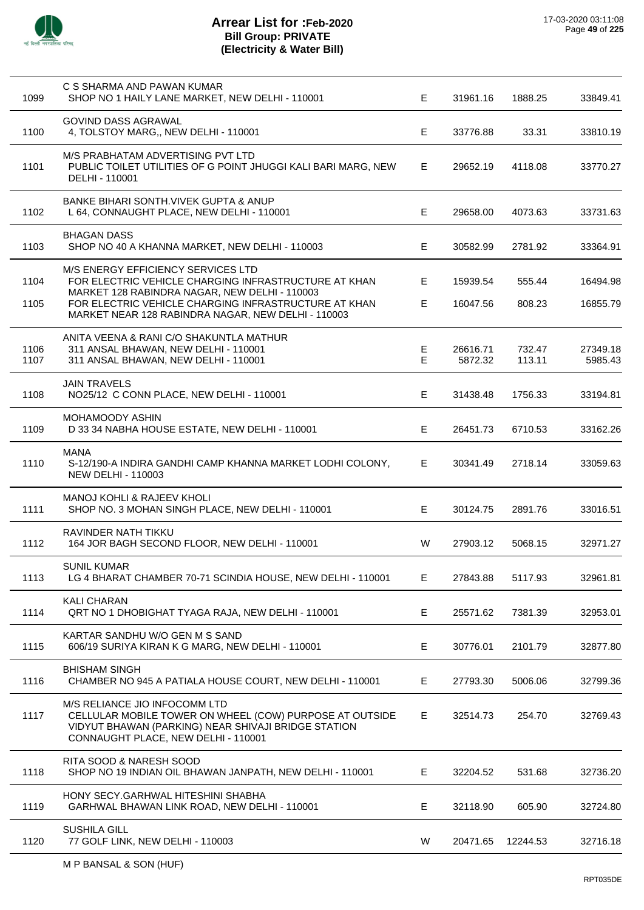# Arrear List for :Feb-2020
## Bill Group: PRIVATE
## (Electricity & Water Bill)

17-03-2020 03:11:08

| No. | Name / Address | Type | Amount | Surcharge | Total |
|---|---|---|---|---|---|
| 1099 | C S SHARMA AND PAWAN KUMAR<br>SHOP NO 1 HAILY LANE MARKET, NEW DELHI - 110001 | E | 31961.16 | 1888.25 | 33849.41 |
| 1100 | GOVIND DASS AGRAWAL<br>4, TOLSTOY MARG,, NEW DELHI - 110001 | E | 33776.88 | 33.31 | 33810.19 |
| 1101 | M/S PRABHATAM ADVERTISING PVT LTD<br>PUBLIC TOILET UTILITIES OF G POINT JHUGGI KALI BARI MARG, NEW DELHI - 110001 | E | 29652.19 | 4118.08 | 33770.27 |
| 1102 | BANKE BIHARI SONTH.VIVEK GUPTA & ANUP<br>L 64, CONNAUGHT PLACE, NEW DELHI - 110001 | E | 29658.00 | 4073.63 | 33731.63 |
| 1103 | BHAGAN DASS<br>SHOP NO 40 A KHANNA MARKET, NEW DELHI - 110003 | E | 30582.99 | 2781.92 | 33364.91 |
| 1104 | M/S ENERGY EFFICIENCY SERVICES LTD<br>FOR ELECTRIC VEHICLE CHARGING INFRASTRUCTURE AT KHAN MARKET 128 RABINDRA NAGAR, NEW DELHI - 110003 | E | 15939.54 | 555.44 | 16494.98 |
| 1105 | FOR ELECTRIC VEHICLE CHARGING INFRASTRUCTURE AT KHAN MARKET NEAR 128 RABINDRA NAGAR, NEW DELHI - 110003 | E | 16047.56 | 808.23 | 16855.79 |
| 1106 | ANITA VEENA & RANI C/O SHAKUNTLA MATHUR<br>311 ANSAL BHAWAN, NEW DELHI - 110001 | E | 26616.71 | 732.47 | 27349.18 |
| 1107 | 311 ANSAL BHAWAN, NEW DELHI - 110001 | E | 5872.32 | 113.11 | 5985.43 |
| 1108 | JAIN TRAVELS<br>NO25/12 C CONN PLACE, NEW DELHI - 110001 | E | 31438.48 | 1756.33 | 33194.81 |
| 1109 | MOHAMOODY ASHIN<br>D 33 34 NABHA HOUSE ESTATE, NEW DELHI - 110001 | E | 26451.73 | 6710.53 | 33162.26 |
| 1110 | MANA<br>S-12/190-A INDIRA GANDHI CAMP KHANNA MARKET LODHI COLONY, NEW DELHI - 110003 | E | 30341.49 | 2718.14 | 33059.63 |
| 1111 | MANOJ KOHLI & RAJEEV KHOLI<br>SHOP NO. 3 MOHAN SINGH PLACE, NEW DELHI - 110001 | E | 30124.75 | 2891.76 | 33016.51 |
| 1112 | RAVINDER NATH TIKKU<br>164 JOR BAGH SECOND FLOOR, NEW DELHI - 110001 | W | 27903.12 | 5068.15 | 32971.27 |
| 1113 | SUNIL KUMAR<br>LG 4 BHARAT CHAMBER 70-71 SCINDIA HOUSE, NEW DELHI - 110001 | E | 27843.88 | 5117.93 | 32961.81 |
| 1114 | KALI CHARAN<br>QRT NO 1 DHOBIGHAT TYAGA RAJA, NEW DELHI - 110001 | E | 25571.62 | 7381.39 | 32953.01 |
| 1115 | KARTAR SANDHU W/O GEN M S SAND<br>606/19 SURIYA KIRAN K G MARG, NEW DELHI - 110001 | E | 30776.01 | 2101.79 | 32877.80 |
| 1116 | BHISHAM SINGH<br>CHAMBER NO 945 A PATIALA HOUSE COURT, NEW DELHI - 110001 | E | 27793.30 | 5006.06 | 32799.36 |
| 1117 | M/S RELIANCE JIO INFOCOMM LTD<br>CELLULAR MOBILE TOWER ON WHEEL (COW) PURPOSE AT OUTSIDE VIDYUT BHAWAN (PARKING) NEAR SHIVAJI BRIDGE STATION CONNAUGHT PLACE, NEW DELHI - 110001 | E | 32514.73 | 254.70 | 32769.43 |
| 1118 | RITA SOOD & NARESH SOOD<br>SHOP NO 19 INDIAN OIL BHAWAN JANPATH, NEW DELHI - 110001 | E | 32204.52 | 531.68 | 32736.20 |
| 1119 | HONY SECY.GARHWAL HITESHINI SHABHA<br>GARHWAL BHAWAN LINK ROAD, NEW DELHI - 110001 | E | 32118.90 | 605.90 | 32724.80 |
| 1120 | SUSHILA GILL<br>77 GOLF LINK, NEW DELHI - 110003 | W | 20471.65 | 12244.53 | 32716.18 |

M P BANSAL & SON (HUF)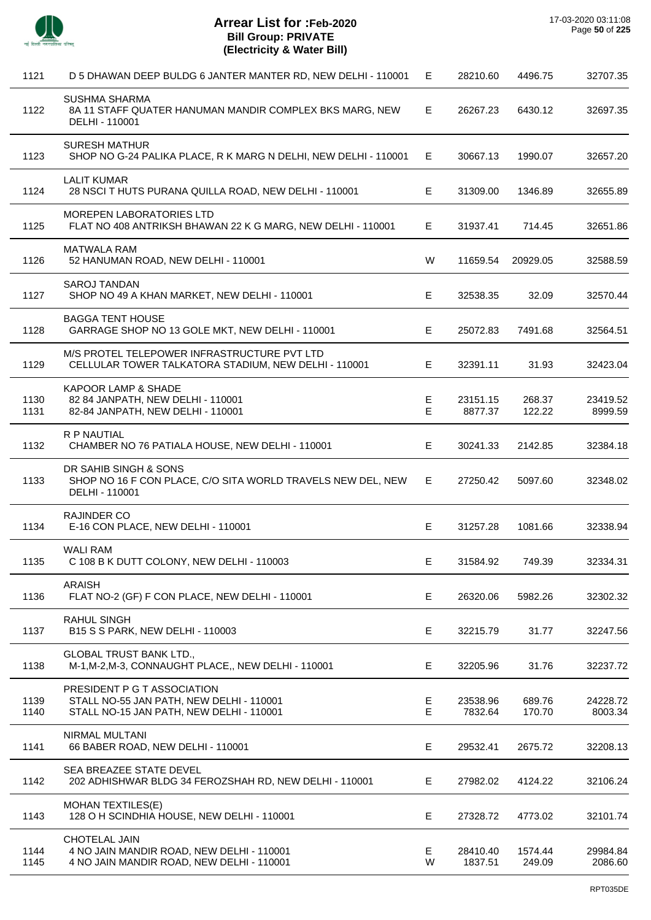# Arrear List for :Feb-2020

## Bill Group: PRIVATE

## (Electricity & Water Bill)

17-03-2020 03:11:08

| No. | Name / Address | Type | Amount | Amount | Total |
|---|---|---|---|---|---|
| 1121 | D 5 DHAWAN DEEP BULDG 6 JANTER MANTER RD, NEW DELHI - 110001 | E | 28210.60 | 4496.75 | 32707.35 |
| 1122 | SUSHMA SHARMA<br>8A 11 STAFF QUATER HANUMAN MANDIR COMPLEX BKS MARG, NEW DELHI - 110001 | E | 26267.23 | 6430.12 | 32697.35 |
| 1123 | SURESH MATHUR<br>SHOP NO G-24 PALIKA PLACE, R K MARG N DELHI, NEW DELHI - 110001 | E | 30667.13 | 1990.07 | 32657.20 |
| 1124 | LALIT KUMAR<br>28 NSCI T HUTS PURANA QUILLA ROAD, NEW DELHI - 110001 | E | 31309.00 | 1346.89 | 32655.89 |
| 1125 | MOREPEN LABORATORIES LTD<br>FLAT NO 408 ANTRIKSH BHAWAN 22 K G MARG, NEW DELHI - 110001 | E | 31937.41 | 714.45 | 32651.86 |
| 1126 | MATWALA RAM<br>52 HANUMAN ROAD, NEW DELHI - 110001 | W | 11659.54 | 20929.05 | 32588.59 |
| 1127 | SAROJ TANDAN<br>SHOP NO 49 A KHAN MARKET, NEW DELHI - 110001 | E | 32538.35 | 32.09 | 32570.44 |
| 1128 | BAGGA TENT HOUSE<br>GARRAGE SHOP NO 13 GOLE MKT, NEW DELHI - 110001 | E | 25072.83 | 7491.68 | 32564.51 |
| 1129 | M/S PROTEL TELEPOWER INFRASTRUCTURE PVT LTD<br>CELLULAR TOWER TALKATORA STADIUM, NEW DELHI - 110001 | E | 32391.11 | 31.93 | 32423.04 |
| 1130 | KAPOOR LAMP & SHADE<br>82 84 JANPATH, NEW DELHI - 110001 | E | 23151.15 | 268.37 | 23419.52 |
| 1131 | 82-84 JANPATH, NEW DELHI - 110001 | E | 8877.37 | 122.22 | 8999.59 |
| 1132 | R P NAUTIAL<br>CHAMBER NO 76 PATIALA HOUSE, NEW DELHI - 110001 | E | 30241.33 | 2142.85 | 32384.18 |
| 1133 | DR SAHIB SINGH & SONS<br>SHOP NO 16 F CON PLACE, C/O SITA WORLD TRAVELS NEW DEL, NEW DELHI - 110001 | E | 27250.42 | 5097.60 | 32348.02 |
| 1134 | RAJINDER CO<br>E-16 CON PLACE, NEW DELHI - 110001 | E | 31257.28 | 1081.66 | 32338.94 |
| 1135 | WALI RAM<br>C 108 B K DUTT COLONY, NEW DELHI - 110003 | E | 31584.92 | 749.39 | 32334.31 |
| 1136 | ARAISH<br>FLAT NO-2 (GF) F CON PLACE, NEW DELHI - 110001 | E | 26320.06 | 5982.26 | 32302.32 |
| 1137 | RAHUL SINGH<br>B15 S S PARK, NEW DELHI - 110003 | E | 32215.79 | 31.77 | 32247.56 |
| 1138 | GLOBAL TRUST BANK LTD.,<br>M-1,M-2,M-3, CONNAUGHT PLACE,, NEW DELHI - 110001 | E | 32205.96 | 31.76 | 32237.72 |
| 1139 | PRESIDENT P G T ASSOCIATION<br>STALL NO-55 JAN PATH, NEW DELHI - 110001 | E | 23538.96 | 689.76 | 24228.72 |
| 1140 | STALL NO-15 JAN PATH, NEW DELHI - 110001 | E | 7832.64 | 170.70 | 8003.34 |
| 1141 | NIRMAL MULTANI<br>66 BABER ROAD, NEW DELHI - 110001 | E | 29532.41 | 2675.72 | 32208.13 |
| 1142 | SEA BREAZEE STATE DEVEL<br>202 ADHISHWAR BLDG 34 FEROZSHAH RD, NEW DELHI - 110001 | E | 27982.02 | 4124.22 | 32106.24 |
| 1143 | MOHAN TEXTILES(E)<br>128 O H SCINDHIA HOUSE, NEW DELHI - 110001 | E | 27328.72 | 4773.02 | 32101.74 |
| 1144 | CHOTELAL JAIN<br>4 NO JAIN MANDIR ROAD, NEW DELHI - 110001 | E | 28410.40 | 1574.44 | 29984.84 |
| 1145 | 4 NO JAIN MANDIR ROAD, NEW DELHI - 110001 | W | 1837.51 | 249.09 | 2086.60 |

RPT035DE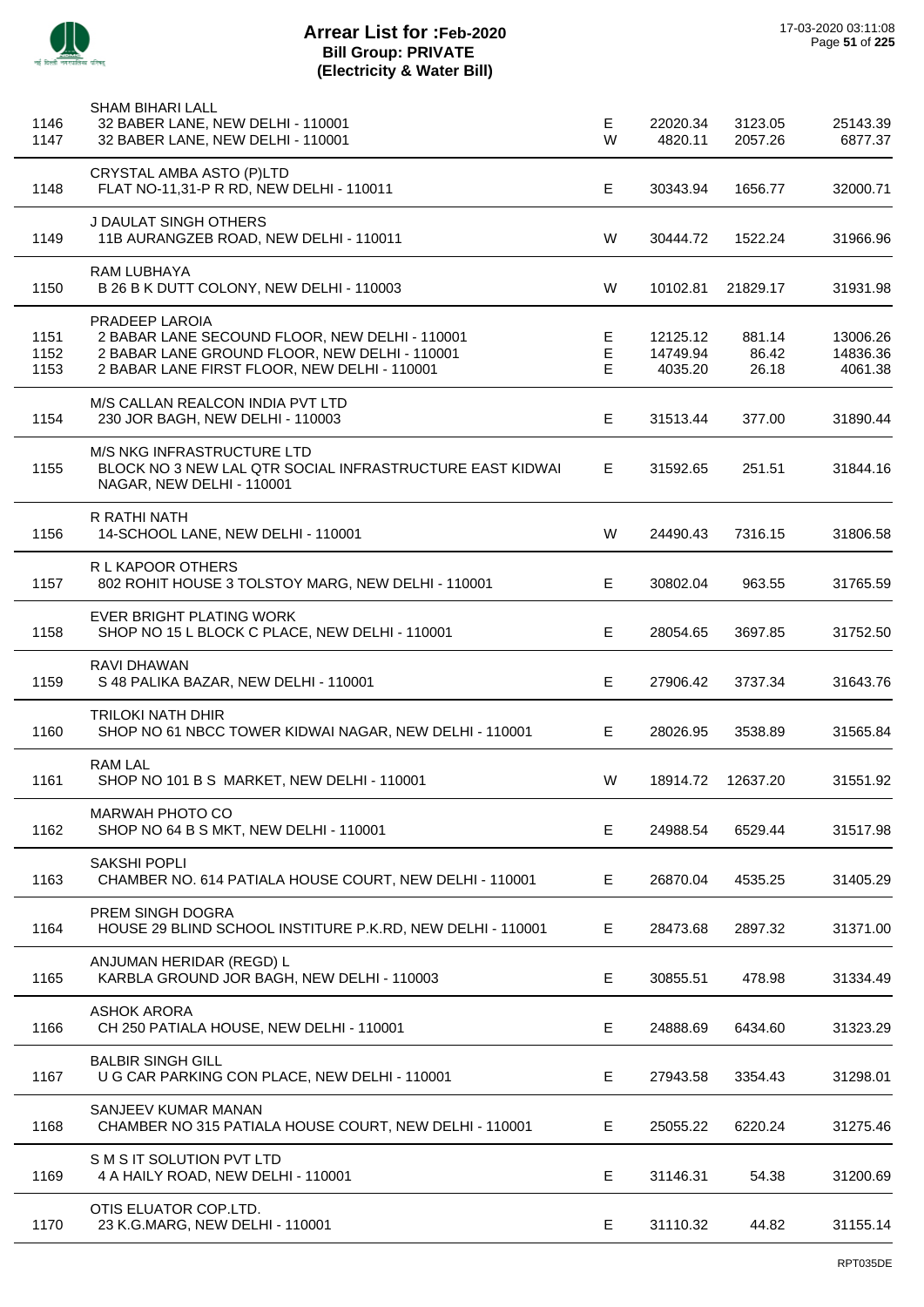# Arrear List for :Feb-2020
## Bill Group: PRIVATE
### (Electricity & Water Bill)

17-03-2020 03:11:08

| S.No. | Name / Address | Type | Amount | Amount | Total |
|---|---|---|---|---|---|
| | SHAM BIHARI LALL | | | | |
| 1146 | 32 BABER LANE, NEW DELHI - 110001 | E | 22020.34 | 3123.05 | 25143.39 |
| 1147 | 32 BABER LANE, NEW DELHI - 110001 | W | 4820.11 | 2057.26 | 6877.37 |
| | CRYSTAL AMBA ASTO (P)LTD | | | | |
| 1148 | FLAT NO-11,31-P R RD, NEW DELHI - 110011 | E | 30343.94 | 1656.77 | 32000.71 |
| | J DAULAT SINGH OTHERS | | | | |
| 1149 | 11B AURANGZEB ROAD, NEW DELHI - 110011 | W | 30444.72 | 1522.24 | 31966.96 |
| | RAM LUBHAYA | | | | |
| 1150 | B 26 B K DUTT COLONY, NEW DELHI - 110003 | W | 10102.81 | 21829.17 | 31931.98 |
| | PRADEEP LAROIA | | | | |
| 1151 | 2 BABAR LANE SECOUND FLOOR, NEW DELHI - 110001 | E | 12125.12 | 881.14 | 13006.26 |
| 1152 | 2 BABAR LANE GROUND FLOOR, NEW DELHI - 110001 | E | 14749.94 | 86.42 | 14836.36 |
| 1153 | 2 BABAR LANE FIRST FLOOR, NEW DELHI - 110001 | E | 4035.20 | 26.18 | 4061.38 |
| | M/S CALLAN REALCON INDIA PVT LTD | | | | |
| 1154 | 230 JOR BAGH, NEW DELHI - 110003 | E | 31513.44 | 377.00 | 31890.44 |
| | M/S NKG INFRASTRUCTURE LTD | | | | |
| 1155 | BLOCK NO 3 NEW LAL QTR SOCIAL INFRASTRUCTURE EAST KIDWAI NAGAR, NEW DELHI - 110001 | E | 31592.65 | 251.51 | 31844.16 |
| | R RATHI NATH | | | | |
| 1156 | 14-SCHOOL LANE, NEW DELHI - 110001 | W | 24490.43 | 7316.15 | 31806.58 |
| | R L KAPOOR OTHERS | | | | |
| 1157 | 802 ROHIT HOUSE 3 TOLSTOY MARG, NEW DELHI - 110001 | E | 30802.04 | 963.55 | 31765.59 |
| | EVER BRIGHT PLATING WORK | | | | |
| 1158 | SHOP NO 15 L BLOCK C PLACE, NEW DELHI - 110001 | E | 28054.65 | 3697.85 | 31752.50 |
| | RAVI DHAWAN | | | | |
| 1159 | S 48 PALIKA BAZAR, NEW DELHI - 110001 | E | 27906.42 | 3737.34 | 31643.76 |
| | TRILOKI NATH DHIR | | | | |
| 1160 | SHOP NO 61 NBCC TOWER KIDWAI NAGAR, NEW DELHI - 110001 | E | 28026.95 | 3538.89 | 31565.84 |
| | RAM LAL | | | | |
| 1161 | SHOP NO 101 B S MARKET, NEW DELHI - 110001 | W | 18914.72 | 12637.20 | 31551.92 |
| | MARWAH PHOTO CO | | | | |
| 1162 | SHOP NO 64 B S MKT, NEW DELHI - 110001 | E | 24988.54 | 6529.44 | 31517.98 |
| | SAKSHI POPLI | | | | |
| 1163 | CHAMBER NO. 614 PATIALA HOUSE COURT, NEW DELHI - 110001 | E | 26870.04 | 4535.25 | 31405.29 |
| | PREM SINGH DOGRA | | | | |
| 1164 | HOUSE 29 BLIND SCHOOL INSTITURE P.K.RD, NEW DELHI - 110001 | E | 28473.68 | 2897.32 | 31371.00 |
| | ANJUMAN HERIDAR (REGD) L | | | | |
| 1165 | KARBLA GROUND JOR BAGH, NEW DELHI - 110003 | E | 30855.51 | 478.98 | 31334.49 |
| | ASHOK ARORA | | | | |
| 1166 | CH 250 PATIALA HOUSE, NEW DELHI - 110001 | E | 24888.69 | 6434.60 | 31323.29 |
| | BALBIR SINGH GILL | | | | |
| 1167 | U G CAR PARKING CON PLACE, NEW DELHI - 110001 | E | 27943.58 | 3354.43 | 31298.01 |
| | SANJEEV KUMAR MANAN | | | | |
| 1168 | CHAMBER NO 315 PATIALA HOUSE COURT, NEW DELHI - 110001 | E | 25055.22 | 6220.24 | 31275.46 |
| | S M S IT SOLUTION PVT LTD | | | | |
| 1169 | 4 A HAILY ROAD, NEW DELHI - 110001 | E | 31146.31 | 54.38 | 31200.69 |
| | OTIS ELUATOR COP.LTD. | | | | |
| 1170 | 23 K.G.MARG, NEW DELHI - 110001 | E | 31110.32 | 44.82 | 31155.14 |

RPT035DE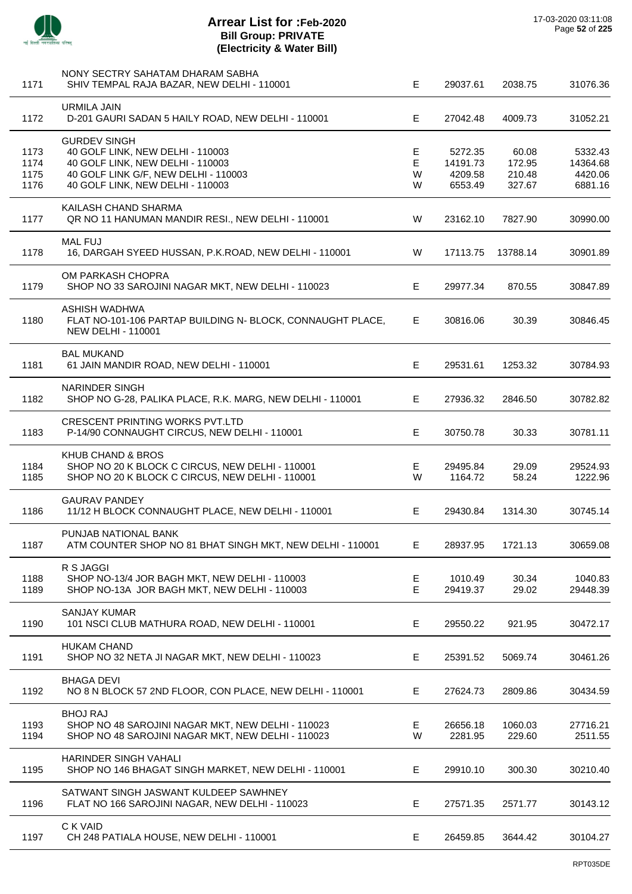# Arrear List for :Feb-2020
## Bill Group: PRIVATE
## (Electricity & Water Bill)

17-03-2020 03:11:08

| S.No. | Name / Address | Type | | | |
|---|---|---|---|---|---|
| | NONY SECTRY SAHATAM DHARAM SABHA | | | | |
| 1171 | SHIV TEMPAL RAJA BAZAR, NEW DELHI - 110001 | E | 29037.61 | 2038.75 | 31076.36 |
| | URMILA JAIN | | | | |
| 1172 | D-201 GAURI SADAN 5 HAILY ROAD, NEW DELHI - 110001 | E | 27042.48 | 4009.73 | 31052.21 |
| | GURDEV SINGH | | | | |
| 1173 | 40 GOLF LINK, NEW DELHI - 110003 | E | 5272.35 | 60.08 | 5332.43 |
| 1174 | 40 GOLF LINK, NEW DELHI - 110003 | E | 14191.73 | 172.95 | 14364.68 |
| 1175 | 40 GOLF LINK G/F, NEW DELHI - 110003 | W | 4209.58 | 210.48 | 4420.06 |
| 1176 | 40 GOLF LINK, NEW DELHI - 110003 | W | 6553.49 | 327.67 | 6881.16 |
| | KAILASH CHAND SHARMA | | | | |
| 1177 | QR NO 11 HANUMAN MANDIR RESI., NEW DELHI - 110001 | W | 23162.10 | 7827.90 | 30990.00 |
| | MAL FUJ | | | | |
| 1178 | 16, DARGAH SYEED HUSSAN, P.K.ROAD, NEW DELHI - 110001 | W | 17113.75 | 13788.14 | 30901.89 |
| | OM PARKASH CHOPRA | | | | |
| 1179 | SHOP NO 33 SAROJINI NAGAR MKT, NEW DELHI - 110023 | E | 29977.34 | 870.55 | 30847.89 |
| | ASHISH WADHWA | | | | |
| 1180 | FLAT NO-101-106 PARTAP BUILDING N- BLOCK, CONNAUGHT PLACE, NEW DELHI - 110001 | E | 30816.06 | 30.39 | 30846.45 |
| | BAL MUKAND | | | | |
| 1181 | 61 JAIN MANDIR ROAD, NEW DELHI - 110001 | E | 29531.61 | 1253.32 | 30784.93 |
| | NARINDER SINGH | | | | |
| 1182 | SHOP NO G-28, PALIKA PLACE, R.K. MARG, NEW DELHI - 110001 | E | 27936.32 | 2846.50 | 30782.82 |
| | CRESCENT PRINTING WORKS PVT.LTD | | | | |
| 1183 | P-14/90 CONNAUGHT CIRCUS, NEW DELHI - 110001 | E | 30750.78 | 30.33 | 30781.11 |
| | KHUB CHAND & BROS | | | | |
| 1184 | SHOP NO 20 K BLOCK C CIRCUS, NEW DELHI - 110001 | E | 29495.84 | 29.09 | 29524.93 |
| 1185 | SHOP NO 20 K BLOCK C CIRCUS, NEW DELHI - 110001 | W | 1164.72 | 58.24 | 1222.96 |
| | GAURAV PANDEY | | | | |
| 1186 | 11/12 H BLOCK CONNAUGHT PLACE, NEW DELHI - 110001 | E | 29430.84 | 1314.30 | 30745.14 |
| | PUNJAB NATIONAL BANK | | | | |
| 1187 | ATM COUNTER SHOP NO 81 BHAT SINGH MKT, NEW DELHI - 110001 | E | 28937.95 | 1721.13 | 30659.08 |
| | R S JAGGI | | | | |
| 1188 | SHOP NO-13/4 JOR BAGH MKT, NEW DELHI - 110003 | E | 1010.49 | 30.34 | 1040.83 |
| 1189 | SHOP NO-13A JOR BAGH MKT, NEW DELHI - 110003 | E | 29419.37 | 29.02 | 29448.39 |
| | SANJAY KUMAR | | | | |
| 1190 | 101 NSCI CLUB MATHURA ROAD, NEW DELHI - 110001 | E | 29550.22 | 921.95 | 30472.17 |
| | HUKAM CHAND | | | | |
| 1191 | SHOP NO 32 NETA JI NAGAR MKT, NEW DELHI - 110023 | E | 25391.52 | 5069.74 | 30461.26 |
| | BHAGA DEVI | | | | |
| 1192 | NO 8 N BLOCK 57 2ND FLOOR, CON PLACE, NEW DELHI - 110001 | E | 27624.73 | 2809.86 | 30434.59 |
| | BHOJ RAJ | | | | |
| 1193 | SHOP NO 48 SAROJINI NAGAR MKT, NEW DELHI - 110023 | E | 26656.18 | 1060.03 | 27716.21 |
| 1194 | SHOP NO 48 SAROJINI NAGAR MKT, NEW DELHI - 110023 | W | 2281.95 | 229.60 | 2511.55 |
| | HARINDER SINGH VAHALI | | | | |
| 1195 | SHOP NO 146 BHAGAT SINGH MARKET, NEW DELHI - 110001 | E | 29910.10 | 300.30 | 30210.40 |
| | SATWANT SINGH JASWANT KULDEEP SAWHNEY | | | | |
| 1196 | FLAT NO 166 SAROJINI NAGAR, NEW DELHI - 110023 | E | 27571.35 | 2571.77 | 30143.12 |
| | C K VAID | | | | |
| 1197 | CH 248 PATIALA HOUSE, NEW DELHI - 110001 | E | 26459.85 | 3644.42 | 30104.27 |

RPT035DE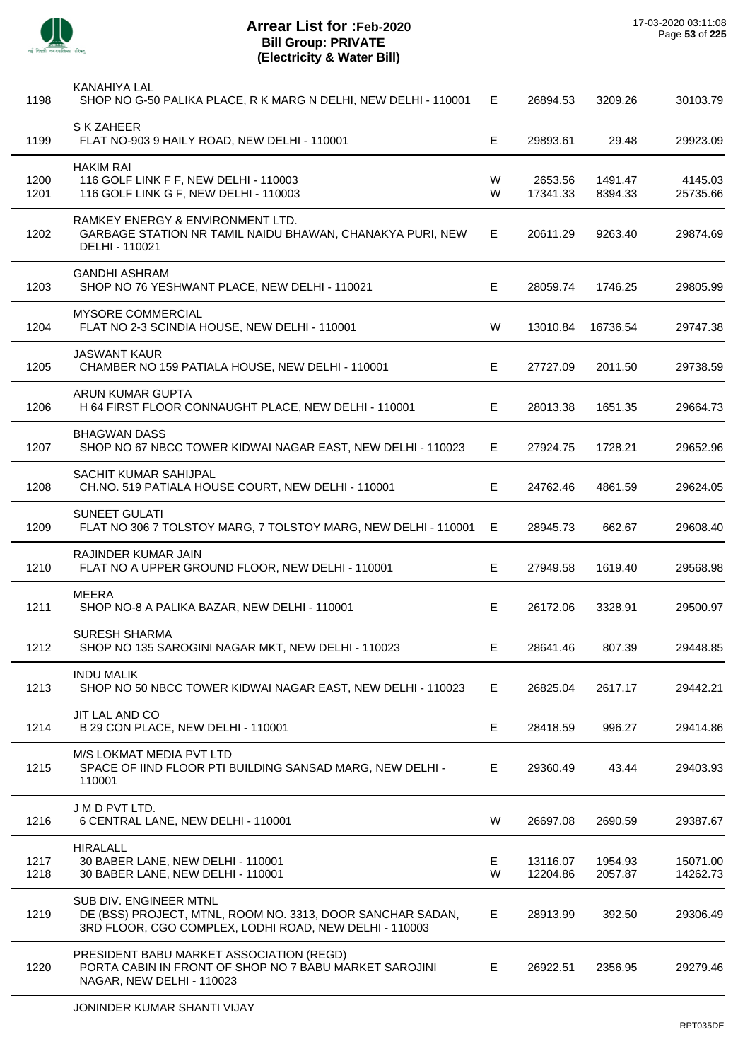# Arrear List for :Feb-2020
## Bill Group: PRIVATE
## (Electricity & Water Bill)

17-03-2020 03:11:08

| S.No. | Name / Address | Type | Amount 1 | Amount 2 | Total |
|---|---|---|---|---|---|
| 1198 | KANAHIYA LAL<br>SHOP NO G-50 PALIKA PLACE, R K MARG N DELHI, NEW DELHI - 110001 | E | 26894.53 | 3209.26 | 30103.79 |
| 1199 | S K ZAHEER<br>FLAT NO-903 9 HAILY ROAD, NEW DELHI - 110001 | E | 29893.61 | 29.48 | 29923.09 |
| 1200 | HAKIM RAI<br>116 GOLF LINK F F, NEW DELHI - 110003 | W | 2653.56 | 1491.47 | 4145.03 |
| 1201 | 116 GOLF LINK G F, NEW DELHI - 110003 | W | 17341.33 | 8394.33 | 25735.66 |
| 1202 | RAMKEY ENERGY & ENVIRONMENT LTD.<br>GARBAGE STATION NR TAMIL NAIDU BHAWAN, CHANAKYA PURI, NEW DELHI - 110021 | E | 20611.29 | 9263.40 | 29874.69 |
| 1203 | GANDHI ASHRAM<br>SHOP NO 76 YESHWANT PLACE, NEW DELHI - 110021 | E | 28059.74 | 1746.25 | 29805.99 |
| 1204 | MYSORE COMMERCIAL<br>FLAT NO 2-3 SCINDIA HOUSE, NEW DELHI - 110001 | W | 13010.84 | 16736.54 | 29747.38 |
| 1205 | JASWANT KAUR<br>CHAMBER NO 159 PATIALA HOUSE, NEW DELHI - 110001 | E | 27727.09 | 2011.50 | 29738.59 |
| 1206 | ARUN KUMAR GUPTA<br>H 64 FIRST FLOOR CONNAUGHT PLACE, NEW DELHI - 110001 | E | 28013.38 | 1651.35 | 29664.73 |
| 1207 | BHAGWAN DASS<br>SHOP NO 67 NBCC TOWER KIDWAI NAGAR EAST, NEW DELHI - 110023 | E | 27924.75 | 1728.21 | 29652.96 |
| 1208 | SACHIT KUMAR SAHIJPAL<br>CH.NO. 519 PATIALA HOUSE COURT, NEW DELHI - 110001 | E | 24762.46 | 4861.59 | 29624.05 |
| 1209 | SUNEET GULATI<br>FLAT NO 306 7 TOLSTOY MARG, 7 TOLSTOY MARG, NEW DELHI - 110001 | E | 28945.73 | 662.67 | 29608.40 |
| 1210 | RAJINDER KUMAR JAIN<br>FLAT NO A UPPER GROUND FLOOR, NEW DELHI - 110001 | E | 27949.58 | 1619.40 | 29568.98 |
| 1211 | MEERA<br>SHOP NO-8 A PALIKA BAZAR, NEW DELHI - 110001 | E | 26172.06 | 3328.91 | 29500.97 |
| 1212 | SURESH SHARMA<br>SHOP NO 135 SAROGINI NAGAR MKT, NEW DELHI - 110023 | E | 28641.46 | 807.39 | 29448.85 |
| 1213 | INDU MALIK<br>SHOP NO 50 NBCC TOWER KIDWAI NAGAR EAST, NEW DELHI - 110023 | E | 26825.04 | 2617.17 | 29442.21 |
| 1214 | JIT LAL AND CO<br>B 29 CON PLACE, NEW DELHI - 110001 | E | 28418.59 | 996.27 | 29414.86 |
| 1215 | M/S LOKMAT MEDIA PVT LTD<br>SPACE OF IIND FLOOR PTI BUILDING SANSAD MARG, NEW DELHI - 110001 | E | 29360.49 | 43.44 | 29403.93 |
| 1216 | J M D PVT LTD.<br>6 CENTRAL LANE, NEW DELHI - 110001 | W | 26697.08 | 2690.59 | 29387.67 |
| 1217 | HIRALALL<br>30 BABER LANE, NEW DELHI - 110001 | E | 13116.07 | 1954.93 | 15071.00 |
| 1218 | 30 BABER LANE, NEW DELHI - 110001 | W | 12204.86 | 2057.87 | 14262.73 |
| 1219 | SUB DIV. ENGINEER MTNL<br>DE (BSS) PROJECT, MTNL, ROOM NO. 3313, DOOR SANCHAR SADAN, 3RD FLOOR, CGO COMPLEX, LODHI ROAD, NEW DELHI - 110003 | E | 28913.99 | 392.50 | 29306.49 |
| 1220 | PRESIDENT BABU MARKET ASSOCIATION (REGD)<br>PORTA CABIN IN FRONT OF SHOP NO 7 BABU MARKET SAROJINI NAGAR, NEW DELHI - 110023 | E | 26922.51 | 2356.95 | 29279.46 |

JONINDER KUMAR SHANTI VIJAY

RPT035DE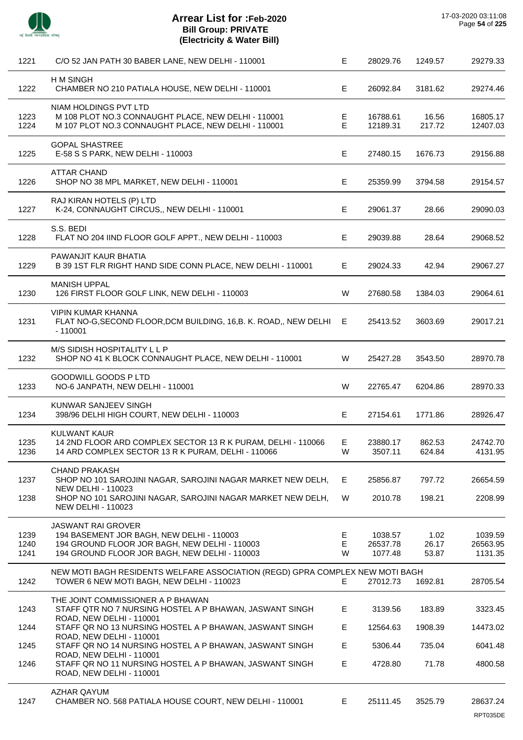# Arrear List for :Feb-2020
## Bill Group: PRIVATE
## (Electricity & Water Bill)

17-03-2020 03:11:08

| S.No. | Name / Address | Type | Amount | Surcharge | Total |
|---|---|---|---|---|---|
| 1221 | C/O 52 JAN PATH 30 BABER LANE, NEW DELHI - 110001 | E | 28029.76 | 1249.57 | 29279.33 |
| | H M SINGH | | | | |
| 1222 | CHAMBER NO 210 PATIALA HOUSE, NEW DELHI - 110001 | E | 26092.84 | 3181.62 | 29274.46 |
| | NIAM HOLDINGS PVT LTD | | | | |
| 1223 | M 108 PLOT NO.3 CONNAUGHT PLACE, NEW DELHI - 110001 | E | 16788.61 | 16.56 | 16805.17 |
| 1224 | M 107 PLOT NO.3 CONNAUGHT PLACE, NEW DELHI - 110001 | E | 12189.31 | 217.72 | 12407.03 |
| | GOPAL SHASTREE | | | | |
| 1225 | E-58 S S PARK, NEW DELHI - 110003 | E | 27480.15 | 1676.73 | 29156.88 |
| | ATTAR CHAND | | | | |
| 1226 | SHOP NO 38 MPL MARKET, NEW DELHI - 110001 | E | 25359.99 | 3794.58 | 29154.57 |
| | RAJ KIRAN HOTELS (P) LTD | | | | |
| 1227 | K-24, CONNAUGHT CIRCUS,, NEW DELHI - 110001 | E | 29061.37 | 28.66 | 29090.03 |
| | S.S. BEDI | | | | |
| 1228 | FLAT NO 204 IIND FLOOR GOLF APPT., NEW DELHI - 110003 | E | 29039.88 | 28.64 | 29068.52 |
| | PAWANJIT KAUR BHATIA | | | | |
| 1229 | B 39 1ST FLR RIGHT HAND SIDE CONN PLACE, NEW DELHI - 110001 | E | 29024.33 | 42.94 | 29067.27 |
| | MANISH UPPAL | | | | |
| 1230 | 126 FIRST FLOOR GOLF LINK, NEW DELHI - 110003 | W | 27680.58 | 1384.03 | 29064.61 |
| | VIPIN KUMAR KHANNA | | | | |
| 1231 | FLAT NO-G,SECOND FLOOR,DCM BUILDING, 16,B. K. ROAD,, NEW DELHI - 110001 | E | 25413.52 | 3603.69 | 29017.21 |
| | M/S SIDISH HOSPITALITY L L P | | | | |
| 1232 | SHOP NO 41 K BLOCK CONNAUGHT PLACE, NEW DELHI - 110001 | W | 25427.28 | 3543.50 | 28970.78 |
| | GOODWILL GOODS P LTD | | | | |
| 1233 | NO-6 JANPATH, NEW DELHI - 110001 | W | 22765.47 | 6204.86 | 28970.33 |
| | KUNWAR SANJEEV SINGH | | | | |
| 1234 | 398/96 DELHI HIGH COURT, NEW DELHI - 110003 | E | 27154.61 | 1771.86 | 28926.47 |
| | KULWANT KAUR | | | | |
| 1235 | 14 2ND FLOOR ARD COMPLEX SECTOR 13 R K PURAM, DELHI - 110066 | E | 23880.17 | 862.53 | 24742.70 |
| 1236 | 14 ARD COMPLEX SECTOR 13 R K PURAM, DELHI - 110066 | W | 3507.11 | 624.84 | 4131.95 |
| | CHAND PRAKASH | | | | |
| 1237 | SHOP NO 101 SAROJINI NAGAR, SAROJINI NAGAR MARKET NEW DELH, NEW DELHI - 110023 | E | 25856.87 | 797.72 | 26654.59 |
| 1238 | SHOP NO 101 SAROJINI NAGAR, SAROJINI NAGAR MARKET NEW DELH, NEW DELHI - 110023 | W | 2010.78 | 198.21 | 2208.99 |
| | JASWANT RAI GROVER | | | | |
| 1239 | 194 BASEMENT JOR BAGH, NEW DELHI - 110003 | E | 1038.57 | 1.02 | 1039.59 |
| 1240 | 194 GROUND FLOOR JOR BAGH, NEW DELHI - 110003 | E | 26537.78 | 26.17 | 26563.95 |
| 1241 | 194 GROUND FLOOR JOR BAGH, NEW DELHI - 110003 | W | 1077.48 | 53.87 | 1131.35 |
| | NEW MOTI BAGH RESIDENTS WELFARE ASSOCIATION (REGD) GPRA COMPLEX NEW MOTI BAGH | | | | |
| 1242 | TOWER 6 NEW MOTI BAGH, NEW DELHI - 110023 | E | 27012.73 | 1692.81 | 28705.54 |
| | THE JOINT COMMISSIONER A P BHAWAN | | | | |
| 1243 | STAFF QTR NO 7 NURSING HOSTEL A P BHAWAN, JASWANT SINGH ROAD, NEW DELHI - 110001 | E | 3139.56 | 183.89 | 3323.45 |
| 1244 | STAFF QR NO 13 NURSING HOSTEL A P BHAWAN, JASWANT SINGH ROAD, NEW DELHI - 110001 | E | 12564.63 | 1908.39 | 14473.02 |
| 1245 | STAFF QR NO 14 NURSING HOSTEL A P BHAWAN, JASWANT SINGH ROAD, NEW DELHI - 110001 | E | 5306.44 | 735.04 | 6041.48 |
| 1246 | STAFF QR NO 11 NURSING HOSTEL A P BHAWAN, JASWANT SINGH ROAD, NEW DELHI - 110001 | E | 4728.80 | 71.78 | 4800.58 |
| | AZHAR QAYUM | | | | |
| 1247 | CHAMBER NO. 568 PATIALA HOUSE COURT, NEW DELHI - 110001 | E | 25111.45 | 3525.79 | 28637.24 |

RPT035DE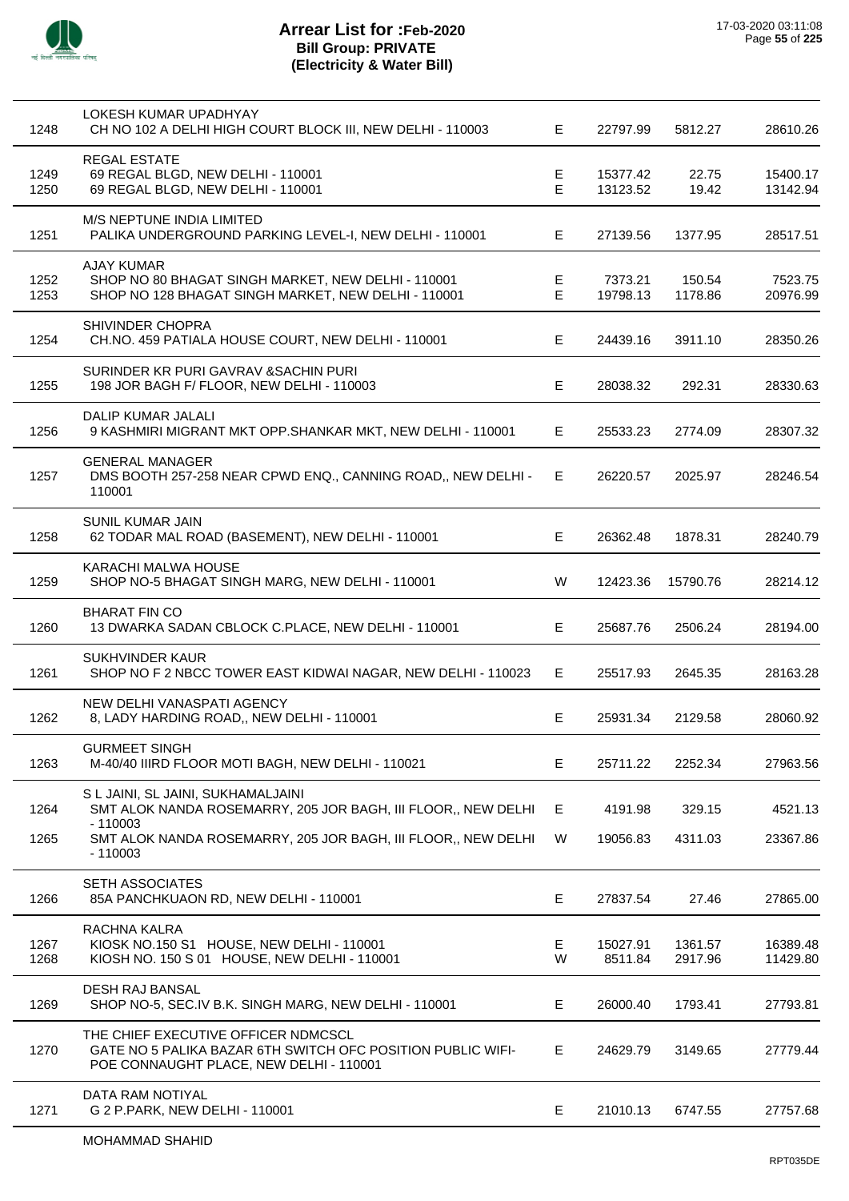# Arrear List for :Feb-2020
## Bill Group: PRIVATE
## (Electricity & Water Bill)

17-03-2020 03:11:08

| S.No. | Name / Address | Type | | | |
|---|---|---|---|---|---|
| | LOKESH KUMAR UPADHYAY | | | | |
| 1248 | CH NO 102 A DELHI HIGH COURT BLOCK III, NEW DELHI - 110003 | E | 22797.99 | 5812.27 | 28610.26 |
| | REGAL ESTATE | | | | |
| 1249 | 69 REGAL BLGD, NEW DELHI - 110001 | E | 15377.42 | 22.75 | 15400.17 |
| 1250 | 69 REGAL BLGD, NEW DELHI - 110001 | E | 13123.52 | 19.42 | 13142.94 |
| | M/S NEPTUNE INDIA LIMITED | | | | |
| 1251 | PALIKA UNDERGROUND PARKING LEVEL-I, NEW DELHI - 110001 | E | 27139.56 | 1377.95 | 28517.51 |
| | AJAY KUMAR | | | | |
| 1252 | SHOP NO 80 BHAGAT SINGH MARKET, NEW DELHI - 110001 | E | 7373.21 | 150.54 | 7523.75 |
| 1253 | SHOP NO 128 BHAGAT SINGH MARKET, NEW DELHI - 110001 | E | 19798.13 | 1178.86 | 20976.99 |
| | SHIVINDER CHOPRA | | | | |
| 1254 | CH.NO. 459 PATIALA HOUSE COURT, NEW DELHI - 110001 | E | 24439.16 | 3911.10 | 28350.26 |
| | SURINDER KR PURI GAVRAV &SACHIN PURI | | | | |
| 1255 | 198 JOR BAGH F/ FLOOR, NEW DELHI - 110003 | E | 28038.32 | 292.31 | 28330.63 |
| | DALIP KUMAR JALALI | | | | |
| 1256 | 9 KASHMIRI MIGRANT MKT OPP.SHANKAR MKT, NEW DELHI - 110001 | E | 25533.23 | 2774.09 | 28307.32 |
| | GENERAL MANAGER | | | | |
| 1257 | DMS BOOTH 257-258 NEAR CPWD ENQ., CANNING ROAD,, NEW DELHI - 110001 | E | 26220.57 | 2025.97 | 28246.54 |
| | SUNIL KUMAR JAIN | | | | |
| 1258 | 62 TODAR MAL ROAD (BASEMENT), NEW DELHI - 110001 | E | 26362.48 | 1878.31 | 28240.79 |
| | KARACHI MALWA HOUSE | | | | |
| 1259 | SHOP NO-5 BHAGAT SINGH MARG, NEW DELHI - 110001 | W | 12423.36 | 15790.76 | 28214.12 |
| | BHARAT FIN CO | | | | |
| 1260 | 13 DWARKA SADAN CBLOCK C.PLACE, NEW DELHI - 110001 | E | 25687.76 | 2506.24 | 28194.00 |
| | SUKHVINDER KAUR | | | | |
| 1261 | SHOP NO F 2 NBCC TOWER EAST KIDWAI NAGAR, NEW DELHI - 110023 | E | 25517.93 | 2645.35 | 28163.28 |
| | NEW DELHI VANASPATI AGENCY | | | | |
| 1262 | 8, LADY HARDING ROAD,, NEW DELHI - 110001 | E | 25931.34 | 2129.58 | 28060.92 |
| | GURMEET SINGH | | | | |
| 1263 | M-40/40 IIIRD FLOOR MOTI BAGH, NEW DELHI - 110021 | E | 25711.22 | 2252.34 | 27963.56 |
| | S L JAINI, SL JAINI, SUKHAMALJAINI | | | | |
| 1264 | SMT ALOK NANDA ROSEMARRY, 205 JOR BAGH, III FLOOR,, NEW DELHI - 110003 | E | 4191.98 | 329.15 | 4521.13 |
| 1265 | SMT ALOK NANDA ROSEMARRY, 205 JOR BAGH, III FLOOR,, NEW DELHI - 110003 | W | 19056.83 | 4311.03 | 23367.86 |
| | SETH ASSOCIATES | | | | |
| 1266 | 85A PANCHKUAON RD, NEW DELHI - 110001 | E | 27837.54 | 27.46 | 27865.00 |
| | RACHNA KALRA | | | | |
| 1267 | KIOSK NO.150 S1 HOUSE, NEW DELHI - 110001 | E | 15027.91 | 1361.57 | 16389.48 |
| 1268 | KIOSH NO. 150 S 01 HOUSE, NEW DELHI - 110001 | W | 8511.84 | 2917.96 | 11429.80 |
| | DESH RAJ BANSAL | | | | |
| 1269 | SHOP NO-5, SEC.IV B.K. SINGH MARG, NEW DELHI - 110001 | E | 26000.40 | 1793.41 | 27793.81 |
| | THE CHIEF EXECUTIVE OFFICER NDMCSCL | | | | |
| 1270 | GATE NO 5 PALIKA BAZAR 6TH SWITCH OFC POSITION PUBLIC WIFI-POE CONNAUGHT PLACE, NEW DELHI - 110001 | E | 24629.79 | 3149.65 | 27779.44 |
| | DATA RAM NOTIYAL | | | | |
| 1271 | G 2 P.PARK, NEW DELHI - 110001 | E | 21010.13 | 6747.55 | 27757.68 |
| | MOHAMMAD SHAHID | | | | |

RPT035DE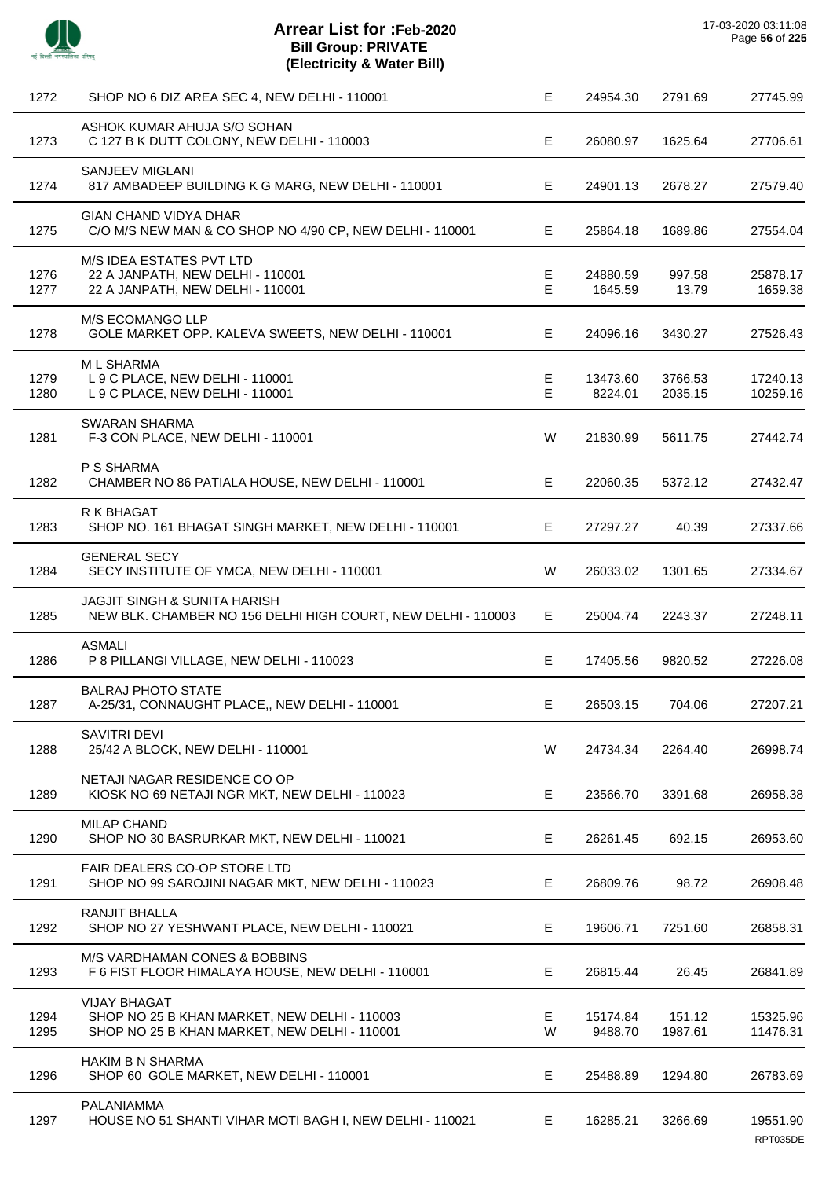# Arrear List for :Feb-2020
## Bill Group: PRIVATE
## (Electricity & Water Bill)

17-03-2020 03:11:08

| No. | Name / Address | Type | Amount | Surcharge | Total |
|---|---|---|---|---|---|
| 1272 | SHOP NO 6 DIZ AREA SEC 4, NEW DELHI - 110001 | E | 24954.30 | 2791.69 | 27745.99 |
| 1273 | ASHOK KUMAR AHUJA S/O SOHAN<br>C 127 B K DUTT COLONY, NEW DELHI - 110003 | E | 26080.97 | 1625.64 | 27706.61 |
| 1274 | SANJEEV MIGLANI<br>817 AMBADEEP BUILDING K G MARG, NEW DELHI - 110001 | E | 24901.13 | 2678.27 | 27579.40 |
| 1275 | GIAN CHAND VIDYA DHAR<br>C/O M/S NEW MAN & CO SHOP NO 4/90 CP, NEW DELHI - 110001 | E | 25864.18 | 1689.86 | 27554.04 |
| 1276 | M/S IDEA ESTATES PVT LTD<br>22 A JANPATH, NEW DELHI - 110001 | E | 24880.59 | 997.58 | 25878.17 |
| 1277 | 22 A JANPATH, NEW DELHI - 110001 | E | 1645.59 | 13.79 | 1659.38 |
| 1278 | M/S ECOMANGO LLP<br>GOLE MARKET OPP. KALEVA SWEETS, NEW DELHI - 110001 | E | 24096.16 | 3430.27 | 27526.43 |
| 1279 | M L SHARMA<br>L 9 C PLACE, NEW DELHI - 110001 | E | 13473.60 | 3766.53 | 17240.13 |
| 1280 | L 9 C PLACE, NEW DELHI - 110001 | E | 8224.01 | 2035.15 | 10259.16 |
| 1281 | SWARAN SHARMA<br>F-3 CON PLACE, NEW DELHI - 110001 | W | 21830.99 | 5611.75 | 27442.74 |
| 1282 | P S SHARMA<br>CHAMBER NO 86 PATIALA HOUSE, NEW DELHI - 110001 | E | 22060.35 | 5372.12 | 27432.47 |
| 1283 | R K BHAGAT<br>SHOP NO. 161 BHAGAT SINGH MARKET, NEW DELHI - 110001 | E | 27297.27 | 40.39 | 27337.66 |
| 1284 | GENERAL SECY<br>SECY INSTITUTE OF YMCA, NEW DELHI - 110001 | W | 26033.02 | 1301.65 | 27334.67 |
| 1285 | JAGJIT SINGH & SUNITA HARISH<br>NEW BLK. CHAMBER NO 156 DELHI HIGH COURT, NEW DELHI - 110003 | E | 25004.74 | 2243.37 | 27248.11 |
| 1286 | ASMALI<br>P 8 PILLANGI VILLAGE, NEW DELHI - 110023 | E | 17405.56 | 9820.52 | 27226.08 |
| 1287 | BALRAJ PHOTO STATE<br>A-25/31, CONNAUGHT PLACE,, NEW DELHI - 110001 | E | 26503.15 | 704.06 | 27207.21 |
| 1288 | SAVITRI DEVI<br>25/42 A BLOCK, NEW DELHI - 110001 | W | 24734.34 | 2264.40 | 26998.74 |
| 1289 | NETAJI NAGAR RESIDENCE CO OP<br>KIOSK NO 69 NETAJI NGR MKT, NEW DELHI - 110023 | E | 23566.70 | 3391.68 | 26958.38 |
| 1290 | MILAP CHAND<br>SHOP NO 30 BASRURKAR MKT, NEW DELHI - 110021 | E | 26261.45 | 692.15 | 26953.60 |
| 1291 | FAIR DEALERS CO-OP STORE LTD<br>SHOP NO 99 SAROJINI NAGAR MKT, NEW DELHI - 110023 | E | 26809.76 | 98.72 | 26908.48 |
| 1292 | RANJIT BHALLA<br>SHOP NO 27 YESHWANT PLACE, NEW DELHI - 110021 | E | 19606.71 | 7251.60 | 26858.31 |
| 1293 | M/S VARDHAMAN CONES & BOBBINS<br>F 6 FIST FLOOR HIMALAYA HOUSE, NEW DELHI - 110001 | E | 26815.44 | 26.45 | 26841.89 |
| 1294 | VIJAY BHAGAT<br>SHOP NO 25 B KHAN MARKET, NEW DELHI - 110003 | E | 15174.84 | 151.12 | 15325.96 |
| 1295 | SHOP NO 25 B KHAN MARKET, NEW DELHI - 110001 | W | 9488.70 | 1987.61 | 11476.31 |
| 1296 | HAKIM B N SHARMA<br>SHOP 60 GOLE MARKET, NEW DELHI - 110001 | E | 25488.89 | 1294.80 | 26783.69 |
| 1297 | PALANIAMMA<br>HOUSE NO 51 SHANTI VIHAR MOTI BAGH I, NEW DELHI - 110021 | E | 16285.21 | 3266.69 | 19551.90 |

RPT035DE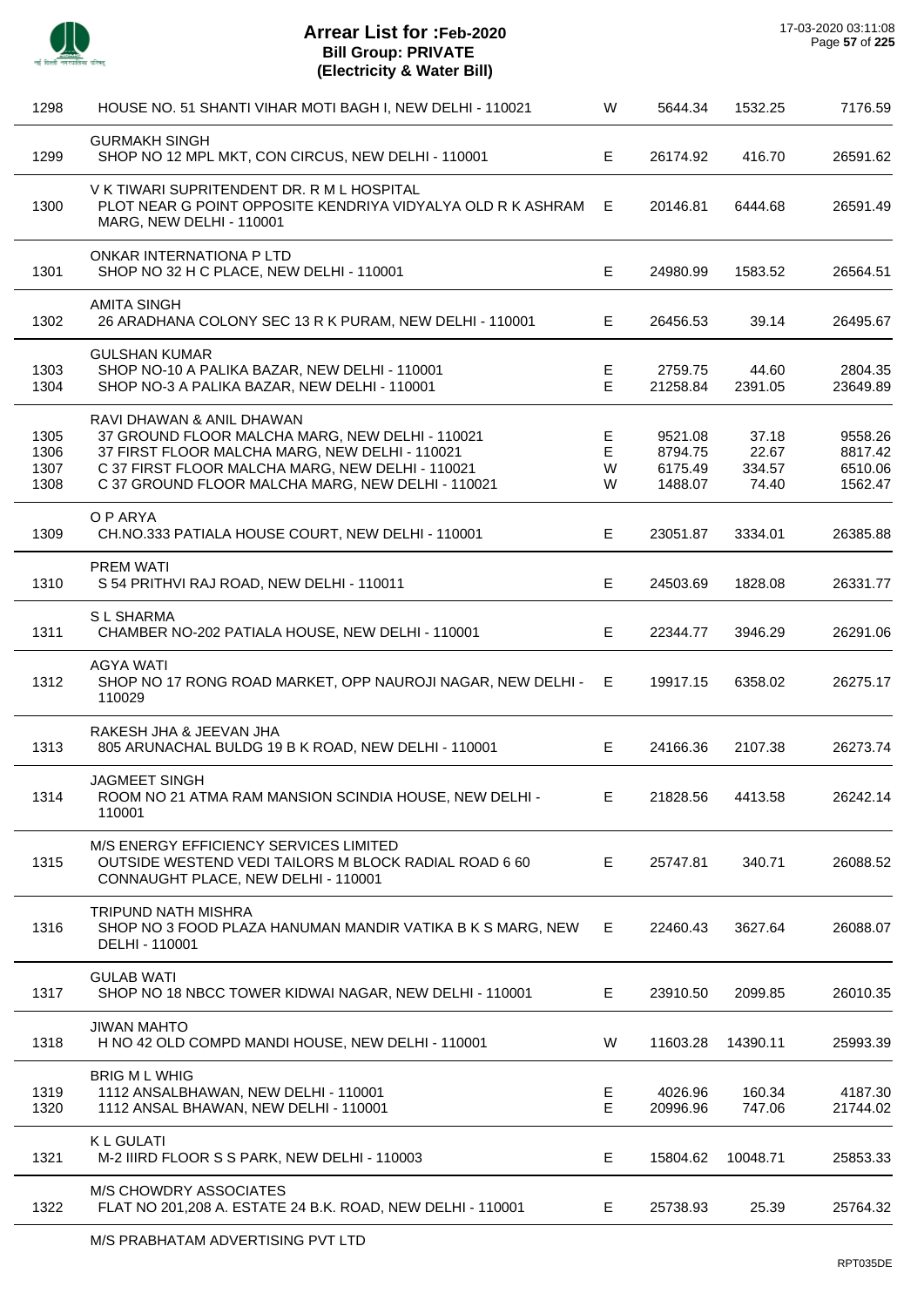# Arrear List for :Feb-2020
## Bill Group: PRIVATE
### (Electricity & Water Bill)

17-03-2020 03:11:08

| No. | Name / Address | Type | Amount | Amount | Total |
|---|---|---|---|---|---|
| 1298 | HOUSE NO. 51 SHANTI VIHAR MOTI BAGH I, NEW DELHI - 110021 | W | 5644.34 | 1532.25 | 7176.59 |
| | GURMAKH SINGH | | | | |
| 1299 | SHOP NO 12 MPL MKT, CON CIRCUS, NEW DELHI - 110001 | E | 26174.92 | 416.70 | 26591.62 |
| | V K TIWARI SUPRITENDENT DR. R M L HOSPITAL | | | | |
| 1300 | PLOT NEAR G POINT OPPOSITE KENDRIYA VIDYALYA OLD R K ASHRAM MARG, NEW DELHI - 110001 | E | 20146.81 | 6444.68 | 26591.49 |
| | ONKAR INTERNATIONA P LTD | | | | |
| 1301 | SHOP NO 32 H C PLACE, NEW DELHI - 110001 | E | 24980.99 | 1583.52 | 26564.51 |
| | AMITA SINGH | | | | |
| 1302 | 26 ARADHANA COLONY SEC 13 R K PURAM, NEW DELHI - 110001 | E | 26456.53 | 39.14 | 26495.67 |
| | GULSHAN KUMAR | | | | |
| 1303 | SHOP NO-10 A PALIKA BAZAR, NEW DELHI - 110001 | E | 2759.75 | 44.60 | 2804.35 |
| 1304 | SHOP NO-3 A PALIKA BAZAR, NEW DELHI - 110001 | E | 21258.84 | 2391.05 | 23649.89 |
| | RAVI DHAWAN & ANIL DHAWAN | | | | |
| 1305 | 37 GROUND FLOOR MALCHA MARG, NEW DELHI - 110021 | E | 9521.08 | 37.18 | 9558.26 |
| 1306 | 37 FIRST FLOOR MALCHA MARG, NEW DELHI - 110021 | E | 8794.75 | 22.67 | 8817.42 |
| 1307 | C 37 FIRST FLOOR MALCHA MARG, NEW DELHI - 110021 | W | 6175.49 | 334.57 | 6510.06 |
| 1308 | C 37 GROUND FLOOR MALCHA MARG, NEW DELHI - 110021 | W | 1488.07 | 74.40 | 1562.47 |
| | O P ARYA | | | | |
| 1309 | CH.NO.333 PATIALA HOUSE COURT, NEW DELHI - 110001 | E | 23051.87 | 3334.01 | 26385.88 |
| | PREM WATI | | | | |
| 1310 | S 54 PRITHVI RAJ ROAD, NEW DELHI - 110011 | E | 24503.69 | 1828.08 | 26331.77 |
| | S L SHARMA | | | | |
| 1311 | CHAMBER NO-202 PATIALA HOUSE, NEW DELHI - 110001 | E | 22344.77 | 3946.29 | 26291.06 |
| | AGYA WATI | | | | |
| 1312 | SHOP NO 17 RONG ROAD MARKET, OPP NAUROJI NAGAR, NEW DELHI - 110029 | E | 19917.15 | 6358.02 | 26275.17 |
| | RAKESH JHA & JEEVAN JHA | | | | |
| 1313 | 805 ARUNACHAL BULDG 19 B K ROAD, NEW DELHI - 110001 | E | 24166.36 | 2107.38 | 26273.74 |
| | JAGMEET SINGH | | | | |
| 1314 | ROOM NO 21 ATMA RAM MANSION SCINDIA HOUSE, NEW DELHI - 110001 | E | 21828.56 | 4413.58 | 26242.14 |
| | M/S ENERGY EFFICIENCY SERVICES LIMITED | | | | |
| 1315 | OUTSIDE WESTEND VEDI TAILORS M BLOCK RADIAL ROAD 6 60 CONNAUGHT PLACE, NEW DELHI - 110001 | E | 25747.81 | 340.71 | 26088.52 |
| | TRIPUND NATH MISHRA | | | | |
| 1316 | SHOP NO 3 FOOD PLAZA HANUMAN MANDIR VATIKA B K S MARG, NEW DELHI - 110001 | E | 22460.43 | 3627.64 | 26088.07 |
| | GULAB WATI | | | | |
| 1317 | SHOP NO 18 NBCC TOWER KIDWAI NAGAR, NEW DELHI - 110001 | E | 23910.50 | 2099.85 | 26010.35 |
| | JIWAN MAHTO | | | | |
| 1318 | H NO 42 OLD COMPD MANDI HOUSE, NEW DELHI - 110001 | W | 11603.28 | 14390.11 | 25993.39 |
| | BRIG M L WHIG | | | | |
| 1319 | 1112 ANSALBHAWAN, NEW DELHI - 110001 | E | 4026.96 | 160.34 | 4187.30 |
| 1320 | 1112 ANSAL BHAWAN, NEW DELHI - 110001 | E | 20996.96 | 747.06 | 21744.02 |
| | K L GULATI | | | | |
| 1321 | M-2 IIIRD FLOOR S S PARK, NEW DELHI - 110003 | E | 15804.62 | 10048.71 | 25853.33 |
| | M/S CHOWDRY ASSOCIATES | | | | |
| 1322 | FLAT NO 201,208 A. ESTATE 24 B.K. ROAD, NEW DELHI - 110001 | E | 25738.93 | 25.39 | 25764.32 |
| | M/S PRABHATAM ADVERTISING PVT LTD | | | | |

RPT035DE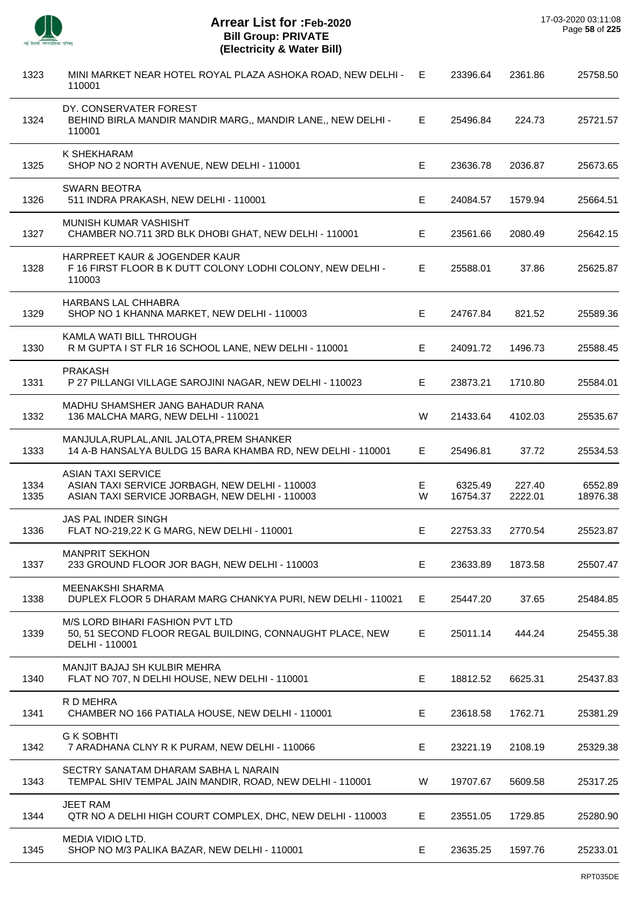# Arrear List for :Feb-2020
## Bill Group: PRIVATE
### (Electricity & Water Bill)

17-03-2020 03:11:08

| | | | | | |
|---|---|---|---|---|---|
| 1323 | MINI MARKET NEAR HOTEL ROYAL PLAZA ASHOKA ROAD, NEW DELHI - 110001 | E | 23396.64 | 2361.86 | 25758.50 |
| 1324 | DY. CONSERVATER FOREST<br>BEHIND BIRLA MANDIR MANDIR MARG,, MANDIR LANE,, NEW DELHI - 110001 | E | 25496.84 | 224.73 | 25721.57 |
| 1325 | K SHEKHARAM<br>SHOP NO 2 NORTH AVENUE, NEW DELHI - 110001 | E | 23636.78 | 2036.87 | 25673.65 |
| 1326 | SWARN BEOTRA<br>511 INDRA PRAKASH, NEW DELHI - 110001 | E | 24084.57 | 1579.94 | 25664.51 |
| 1327 | MUNISH KUMAR VASHISHT<br>CHAMBER NO.711 3RD BLK DHOBI GHAT, NEW DELHI - 110001 | E | 23561.66 | 2080.49 | 25642.15 |
| 1328 | HARPREET KAUR & JOGENDER KAUR<br>F 16 FIRST FLOOR B K DUTT COLONY LODHI COLONY, NEW DELHI - 110003 | E | 25588.01 | 37.86 | 25625.87 |
| 1329 | HARBANS LAL CHHABRA<br>SHOP NO 1 KHANNA MARKET, NEW DELHI - 110003 | E | 24767.84 | 821.52 | 25589.36 |
| 1330 | KAMLA WATI BILL THROUGH<br>R M GUPTA I ST FLR 16 SCHOOL LANE, NEW DELHI - 110001 | E | 24091.72 | 1496.73 | 25588.45 |
| 1331 | PRAKASH<br>P 27 PILLANGI VILLAGE SAROJINI NAGAR, NEW DELHI - 110023 | E | 23873.21 | 1710.80 | 25584.01 |
| 1332 | MADHU SHAMSHER JANG BAHADUR RANA<br>136 MALCHA MARG, NEW DELHI - 110021 | W | 21433.64 | 4102.03 | 25535.67 |
| 1333 | MANJULA,RUPLAL,ANIL JALOTA,PREM SHANKER<br>14 A-B HANSALYA BULDG 15 BARA KHAMBA RD, NEW DELHI - 110001 | E | 25496.81 | 37.72 | 25534.53 |
| | ASIAN TAXI SERVICE | | | | |
| 1334 | ASIAN TAXI SERVICE JORBAGH, NEW DELHI - 110003 | E | 6325.49 | 227.40 | 6552.89 |
| 1335 | ASIAN TAXI SERVICE JORBAGH, NEW DELHI - 110003 | W | 16754.37 | 2222.01 | 18976.38 |
| 1336 | JAS PAL INDER SINGH<br>FLAT NO-219,22 K G MARG, NEW DELHI - 110001 | E | 22753.33 | 2770.54 | 25523.87 |
| 1337 | MANPRIT SEKHON<br>233 GROUND FLOOR JOR BAGH, NEW DELHI - 110003 | E | 23633.89 | 1873.58 | 25507.47 |
| 1338 | MEENAKSHI SHARMA<br>DUPLEX FLOOR 5 DHARAM MARG CHANKYA PURI, NEW DELHI - 110021 | E | 25447.20 | 37.65 | 25484.85 |
| 1339 | M/S LORD BIHARI FASHION PVT LTD<br>50, 51 SECOND FLOOR REGAL BUILDING, CONNAUGHT PLACE, NEW DELHI - 110001 | E | 25011.14 | 444.24 | 25455.38 |
| 1340 | MANJIT BAJAJ SH KULBIR MEHRA<br>FLAT NO 707, N DELHI HOUSE, NEW DELHI - 110001 | E | 18812.52 | 6625.31 | 25437.83 |
| 1341 | R D MEHRA<br>CHAMBER NO 166 PATIALA HOUSE, NEW DELHI - 110001 | E | 23618.58 | 1762.71 | 25381.29 |
| 1342 | G K SOBHTI<br>7 ARADHANA CLNY R K PURAM, NEW DELHI - 110066 | E | 23221.19 | 2108.19 | 25329.38 |
| 1343 | SECTRY SANATAM DHARAM SABHA L NARAIN<br>TEMPAL SHIV TEMPAL JAIN MANDIR, ROAD, NEW DELHI - 110001 | W | 19707.67 | 5609.58 | 25317.25 |
| 1344 | JEET RAM<br>QTR NO A DELHI HIGH COURT COMPLEX, DHC, NEW DELHI - 110003 | E | 23551.05 | 1729.85 | 25280.90 |
| 1345 | MEDIA VIDIO LTD.<br>SHOP NO M/3 PALIKA BAZAR, NEW DELHI - 110001 | E | 23635.25 | 1597.76 | 25233.01 |

RPT035DE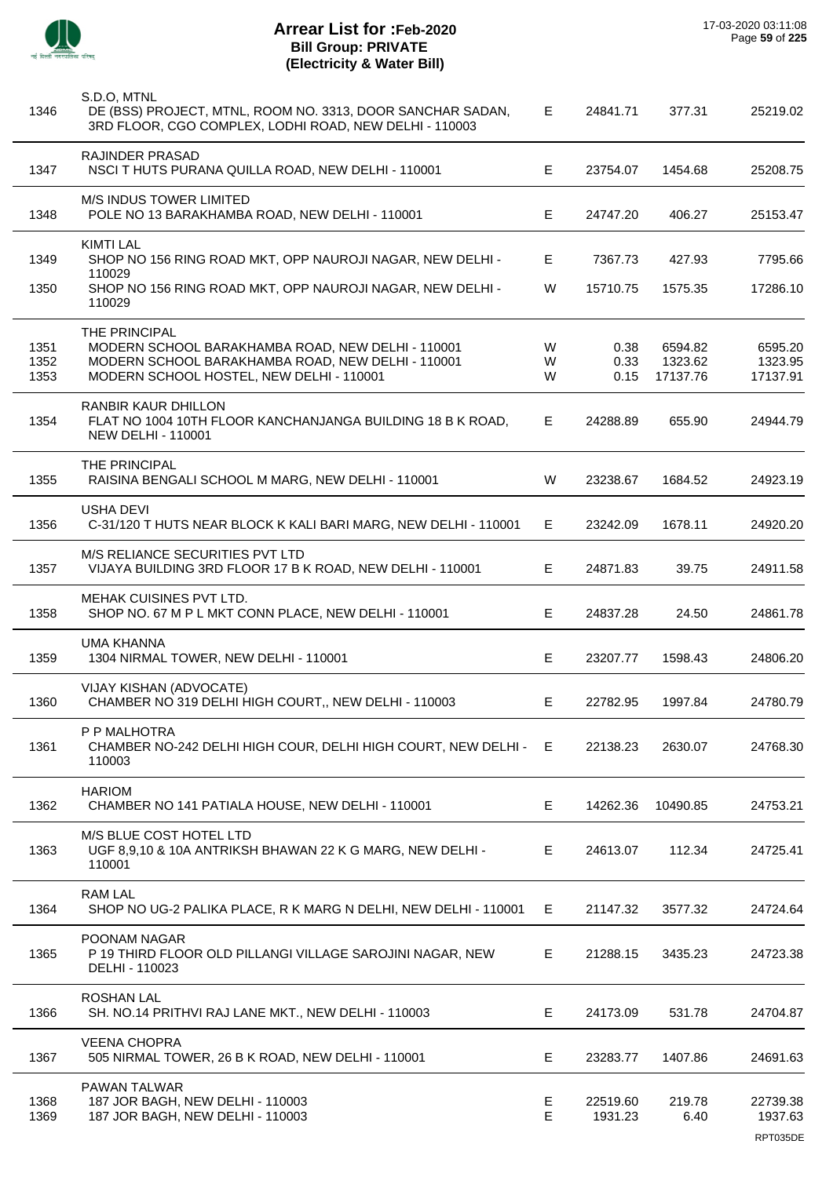# Arrear List for :Feb-2020
## Bill Group: PRIVATE
### (Electricity & Water Bill)

17-03-2020 03:11:08

| S.No. | Name / Address | Type | Amount 1 | Amount 2 | Total |
|---|---|---|---|---|---|
| | S.D.O, MTNL | | | | |
| 1346 | DE (BSS) PROJECT, MTNL, ROOM NO. 3313, DOOR SANCHAR SADAN, 3RD FLOOR, CGO COMPLEX, LODHI ROAD, NEW DELHI - 110003 | E | 24841.71 | 377.31 | 25219.02 |
| | RAJINDER PRASAD | | | | |
| 1347 | NSCI T HUTS PURANA QUILLA ROAD, NEW DELHI - 110001 | E | 23754.07 | 1454.68 | 25208.75 |
| | M/S INDUS TOWER LIMITED | | | | |
| 1348 | POLE NO 13 BARAKHAMBA ROAD, NEW DELHI - 110001 | E | 24747.20 | 406.27 | 25153.47 |
| | KIMTI LAL | | | | |
| 1349 | SHOP NO 156 RING ROAD MKT, OPP NAUROJI NAGAR, NEW DELHI - 110029 | E | 7367.73 | 427.93 | 7795.66 |
| 1350 | SHOP NO 156 RING ROAD MKT, OPP NAUROJI NAGAR, NEW DELHI - 110029 | W | 15710.75 | 1575.35 | 17286.10 |
| | THE PRINCIPAL | | | | |
| 1351 | MODERN SCHOOL BARAKHAMBA ROAD, NEW DELHI - 110001 | W | 0.38 | 6594.82 | 6595.20 |
| 1352 | MODERN SCHOOL BARAKHAMBA ROAD, NEW DELHI - 110001 | W | 0.33 | 1323.62 | 1323.95 |
| 1353 | MODERN SCHOOL HOSTEL, NEW DELHI - 110001 | W | 0.15 | 17137.76 | 17137.91 |
| | RANBIR KAUR DHILLON | | | | |
| 1354 | FLAT NO 1004 10TH FLOOR KANCHANJANGA BUILDING 18 B K ROAD, NEW DELHI - 110001 | E | 24288.89 | 655.90 | 24944.79 |
| | THE PRINCIPAL | | | | |
| 1355 | RAISINA BENGALI SCHOOL M MARG, NEW DELHI - 110001 | W | 23238.67 | 1684.52 | 24923.19 |
| | USHA DEVI | | | | |
| 1356 | C-31/120 T HUTS NEAR BLOCK K KALI BARI MARG, NEW DELHI - 110001 | E | 23242.09 | 1678.11 | 24920.20 |
| | M/S RELIANCE SECURITIES PVT LTD | | | | |
| 1357 | VIJAYA BUILDING 3RD FLOOR 17 B K ROAD, NEW DELHI - 110001 | E | 24871.83 | 39.75 | 24911.58 |
| | MEHAK CUISINES PVT LTD. | | | | |
| 1358 | SHOP NO. 67 M P L MKT CONN PLACE, NEW DELHI - 110001 | E | 24837.28 | 24.50 | 24861.78 |
| | UMA KHANNA | | | | |
| 1359 | 1304 NIRMAL TOWER, NEW DELHI - 110001 | E | 23207.77 | 1598.43 | 24806.20 |
| | VIJAY KISHAN (ADVOCATE) | | | | |
| 1360 | CHAMBER NO 319 DELHI HIGH COURT,, NEW DELHI - 110003 | E | 22782.95 | 1997.84 | 24780.79 |
| | P P MALHOTRA | | | | |
| 1361 | CHAMBER NO-242 DELHI HIGH COUR, DELHI HIGH COURT, NEW DELHI - 110003 | E | 22138.23 | 2630.07 | 24768.30 |
| | HARIOM | | | | |
| 1362 | CHAMBER NO 141 PATIALA HOUSE, NEW DELHI - 110001 | E | 14262.36 | 10490.85 | 24753.21 |
| | M/S BLUE COST HOTEL LTD | | | | |
| 1363 | UGF 8,9,10 & 10A ANTRIKSH BHAWAN 22 K G MARG, NEW DELHI - 110001 | E | 24613.07 | 112.34 | 24725.41 |
| | RAM LAL | | | | |
| 1364 | SHOP NO UG-2 PALIKA PLACE, R K MARG N DELHI, NEW DELHI - 110001 | E | 21147.32 | 3577.32 | 24724.64 |
| | POONAM NAGAR | | | | |
| 1365 | P 19 THIRD FLOOR OLD PILLANGI VILLAGE SAROJINI NAGAR, NEW DELHI - 110023 | E | 21288.15 | 3435.23 | 24723.38 |
| | ROSHAN LAL | | | | |
| 1366 | SH. NO.14 PRITHVI RAJ LANE MKT., NEW DELHI - 110003 | E | 24173.09 | 531.78 | 24704.87 |
| | VEENA CHOPRA | | | | |
| 1367 | 505 NIRMAL TOWER, 26 B K ROAD, NEW DELHI - 110001 | E | 23283.77 | 1407.86 | 24691.63 |
| | PAWAN TALWAR | | | | |
| 1368 | 187 JOR BAGH, NEW DELHI - 110003 | E | 22519.60 | 219.78 | 22739.38 |
| 1369 | 187 JOR BAGH, NEW DELHI - 110003 | E | 1931.23 | 6.40 | 1937.63 |

RPT035DE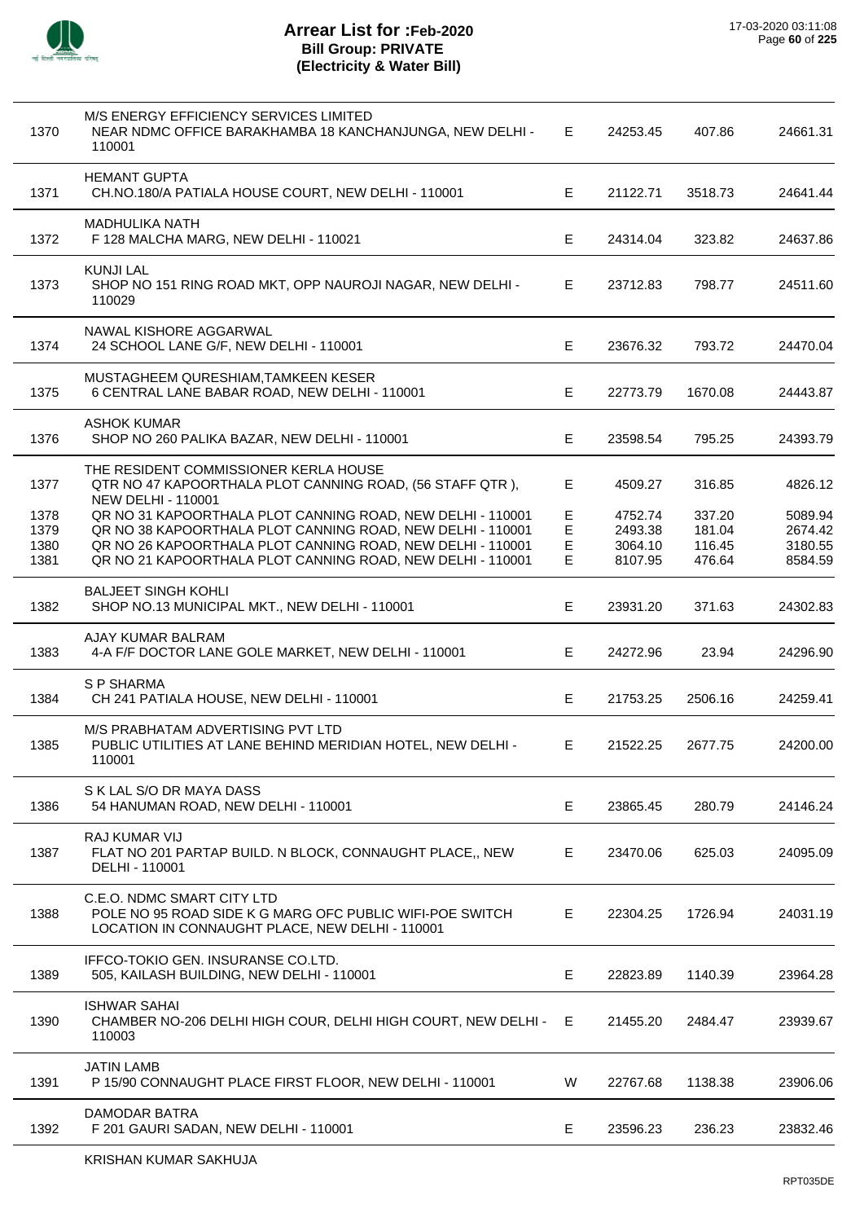# Arrear List for :Feb-2020
## Bill Group: PRIVATE
## (Electricity & Water Bill)

| No. | Name / Address | Type | Amount | Surcharge | Total |
|---|---|---|---|---|---|
| 1370 | M/S ENERGY EFFICIENCY SERVICES LIMITED<br>NEAR NDMC OFFICE BARAKHAMBA 18 KANCHANJUNGA, NEW DELHI - 110001 | E | 24253.45 | 407.86 | 24661.31 |
| 1371 | HEMANT GUPTA<br>CH.NO.180/A PATIALA HOUSE COURT, NEW DELHI - 110001 | E | 21122.71 | 3518.73 | 24641.44 |
| 1372 | MADHULIKA NATH<br>F 128 MALCHA MARG, NEW DELHI - 110021 | E | 24314.04 | 323.82 | 24637.86 |
| 1373 | KUNJI LAL<br>SHOP NO 151 RING ROAD MKT, OPP NAUROJI NAGAR, NEW DELHI - 110029 | E | 23712.83 | 798.77 | 24511.60 |
| 1374 | NAWAL KISHORE AGGARWAL<br>24 SCHOOL LANE G/F, NEW DELHI - 110001 | E | 23676.32 | 793.72 | 24470.04 |
| 1375 | MUSTAGHEEM QURESHIAM,TAMKEEN KESER<br>6 CENTRAL LANE BABAR ROAD, NEW DELHI - 110001 | E | 22773.79 | 1670.08 | 24443.87 |
| 1376 | ASHOK KUMAR<br>SHOP NO 260 PALIKA BAZAR, NEW DELHI - 110001 | E | 23598.54 | 795.25 | 24393.79 |
| 1377 | THE RESIDENT COMMISSIONER KERLA HOUSE<br>QTR NO 47 KAPOORTHALA PLOT CANNING ROAD, (56 STAFF QTR ), NEW DELHI - 110001 | E | 4509.27 | 316.85 | 4826.12 |
| 1378 | QR NO 31 KAPOORTHALA PLOT CANNING ROAD, NEW DELHI - 110001 | E | 4752.74 | 337.20 | 5089.94 |
| 1379 | QR NO 38 KAPOORTHALA PLOT CANNING ROAD, NEW DELHI - 110001 | E | 2493.38 | 181.04 | 2674.42 |
| 1380 | QR NO 26 KAPOORTHALA PLOT CANNING ROAD, NEW DELHI - 110001 | E | 3064.10 | 116.45 | 3180.55 |
| 1381 | QR NO 21 KAPOORTHALA PLOT CANNING ROAD, NEW DELHI - 110001 | E | 8107.95 | 476.64 | 8584.59 |
| 1382 | BALJEET SINGH KOHLI<br>SHOP NO.13 MUNICIPAL MKT., NEW DELHI - 110001 | E | 23931.20 | 371.63 | 24302.83 |
| 1383 | AJAY KUMAR BALRAM<br>4-A F/F DOCTOR LANE GOLE MARKET, NEW DELHI - 110001 | E | 24272.96 | 23.94 | 24296.90 |
| 1384 | S P SHARMA<br>CH 241 PATIALA HOUSE, NEW DELHI - 110001 | E | 21753.25 | 2506.16 | 24259.41 |
| 1385 | M/S PRABHATAM ADVERTISING PVT LTD<br>PUBLIC UTILITIES AT LANE BEHIND MERIDIAN HOTEL, NEW DELHI - 110001 | E | 21522.25 | 2677.75 | 24200.00 |
| 1386 | S K LAL S/O DR MAYA DASS<br>54 HANUMAN ROAD, NEW DELHI - 110001 | E | 23865.45 | 280.79 | 24146.24 |
| 1387 | RAJ KUMAR VIJ<br>FLAT NO 201 PARTAP BUILD. N BLOCK, CONNAUGHT PLACE,, NEW DELHI - 110001 | E | 23470.06 | 625.03 | 24095.09 |
| 1388 | C.E.O. NDMC SMART CITY LTD<br>POLE NO 95 ROAD SIDE K G MARG OFC PUBLIC WIFI-POE SWITCH LOCATION IN CONNAUGHT PLACE, NEW DELHI - 110001 | E | 22304.25 | 1726.94 | 24031.19 |
| 1389 | IFFCO-TOKIO GEN. INSURANSE CO.LTD.<br>505, KAILASH BUILDING, NEW DELHI - 110001 | E | 22823.89 | 1140.39 | 23964.28 |
| 1390 | ISHWAR SAHAI<br>CHAMBER NO-206 DELHI HIGH COUR, DELHI HIGH COURT, NEW DELHI - 110003 | E | 21455.20 | 2484.47 | 23939.67 |
| 1391 | JATIN LAMB<br>P 15/90 CONNAUGHT PLACE FIRST FLOOR, NEW DELHI - 110001 | W | 22767.68 | 1138.38 | 23906.06 |
| 1392 | DAMODAR BATRA<br>F 201 GAURI SADAN, NEW DELHI - 110001 | E | 23596.23 | 236.23 | 23832.46 |

KRISHAN KUMAR SAKHUJA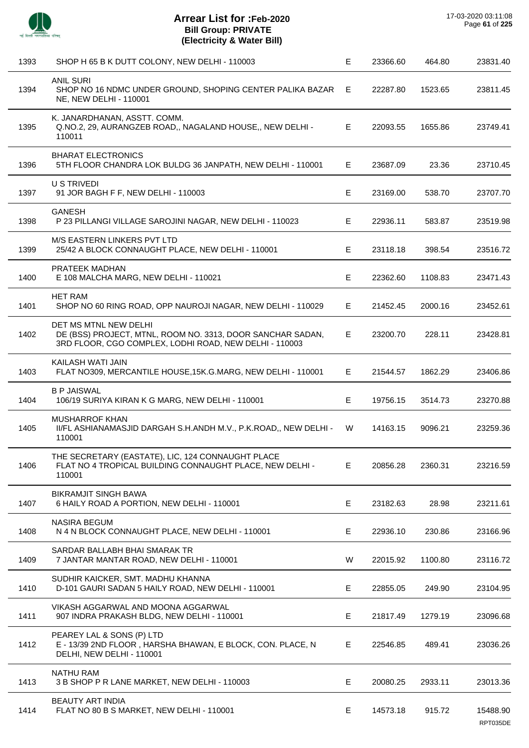# Arrear List for :Feb-2020
## Bill Group: PRIVATE
## (Electricity & Water Bill)

17-03-2020 03:11:08

| | | | | | |
|---|---|---|---|---|---|
| 1393 | SHOP H 65 B K DUTT COLONY, NEW DELHI - 110003 | E | 23366.60 | 464.80 | 23831.40 |
| 1394 | ANIL SURI<br>SHOP NO 16 NDMC UNDER GROUND, SHOPING CENTER PALIKA BAZAR NE, NEW DELHI - 110001 | E | 22287.80 | 1523.65 | 23811.45 |
| 1395 | K. JANARDHANAN, ASSTT. COMM.<br>Q.NO.2, 29, AURANGZEB ROAD,, NAGALAND HOUSE,, NEW DELHI - 110011 | E | 22093.55 | 1655.86 | 23749.41 |
| 1396 | BHARAT ELECTRONICS<br>5TH FLOOR CHANDRA LOK BULDG 36 JANPATH, NEW DELHI - 110001 | E | 23687.09 | 23.36 | 23710.45 |
| 1397 | U S TRIVEDI<br>91 JOR BAGH F F, NEW DELHI - 110003 | E | 23169.00 | 538.70 | 23707.70 |
| 1398 | GANESH<br>P 23 PILLANGI VILLAGE SAROJINI NAGAR, NEW DELHI - 110023 | E | 22936.11 | 583.87 | 23519.98 |
| 1399 | M/S EASTERN LINKERS PVT LTD<br>25/42 A BLOCK CONNAUGHT PLACE, NEW DELHI - 110001 | E | 23118.18 | 398.54 | 23516.72 |
| 1400 | PRATEEK MADHAN<br>E 108 MALCHA MARG, NEW DELHI - 110021 | E | 22362.60 | 1108.83 | 23471.43 |
| 1401 | HET RAM<br>SHOP NO 60 RING ROAD, OPP NAUROJI NAGAR, NEW DELHI - 110029 | E | 21452.45 | 2000.16 | 23452.61 |
| 1402 | DET MS MTNL NEW DELHI<br>DE (BSS) PROJECT, MTNL, ROOM NO. 3313, DOOR SANCHAR SADAN, 3RD FLOOR, CGO COMPLEX, LODHI ROAD, NEW DELHI - 110003 | E | 23200.70 | 228.11 | 23428.81 |
| 1403 | KAILASH WATI JAIN<br>FLAT NO309, MERCANTILE HOUSE,15K.G.MARG, NEW DELHI - 110001 | E | 21544.57 | 1862.29 | 23406.86 |
| 1404 | B P JAISWAL<br>106/19 SURIYA KIRAN K G MARG, NEW DELHI - 110001 | E | 19756.15 | 3514.73 | 23270.88 |
| 1405 | MUSHARROF KHAN<br>II/FL ASHIANAMASJID DARGAH S.H.ANDH M.V., P.K.ROAD,, NEW DELHI - 110001 | W | 14163.15 | 9096.21 | 23259.36 |
| 1406 | THE SECRETARY (EASTATE), LIC, 124 CONNAUGHT PLACE<br>FLAT NO 4 TROPICAL BUILDING CONNAUGHT PLACE, NEW DELHI - 110001 | E | 20856.28 | 2360.31 | 23216.59 |
| 1407 | BIKRAMJIT SINGH BAWA<br>6 HAILY ROAD A PORTION, NEW DELHI - 110001 | E | 23182.63 | 28.98 | 23211.61 |
| 1408 | NASIRA BEGUM<br>N 4 N BLOCK CONNAUGHT PLACE, NEW DELHI - 110001 | E | 22936.10 | 230.86 | 23166.96 |
| 1409 | SARDAR BALLABH BHAI SMARAK TR<br>7 JANTAR MANTAR ROAD, NEW DELHI - 110001 | W | 22015.92 | 1100.80 | 23116.72 |
| 1410 | SUDHIR KAICKER, SMT. MADHU KHANNA<br>D-101 GAURI SADAN 5 HAILY ROAD, NEW DELHI - 110001 | E | 22855.05 | 249.90 | 23104.95 |
| 1411 | VIKASH AGGARWAL AND MOONA AGGARWAL<br>907 INDRA PRAKASH BLDG, NEW DELHI - 110001 | E | 21817.49 | 1279.19 | 23096.68 |
| 1412 | PEAREY LAL & SONS (P) LTD<br>E - 13/39 2ND FLOOR , HARSHA BHAWAN, E BLOCK, CON. PLACE, N DELHI, NEW DELHI - 110001 | E | 22546.85 | 489.41 | 23036.26 |
| 1413 | NATHU RAM<br>3 B SHOP P R LANE MARKET, NEW DELHI - 110003 | E | 20080.25 | 2933.11 | 23013.36 |
| 1414 | BEAUTY ART INDIA<br>FLAT NO 80 B S MARKET, NEW DELHI - 110001 | E | 14573.18 | 915.72 | 15488.90 |

RPT035DE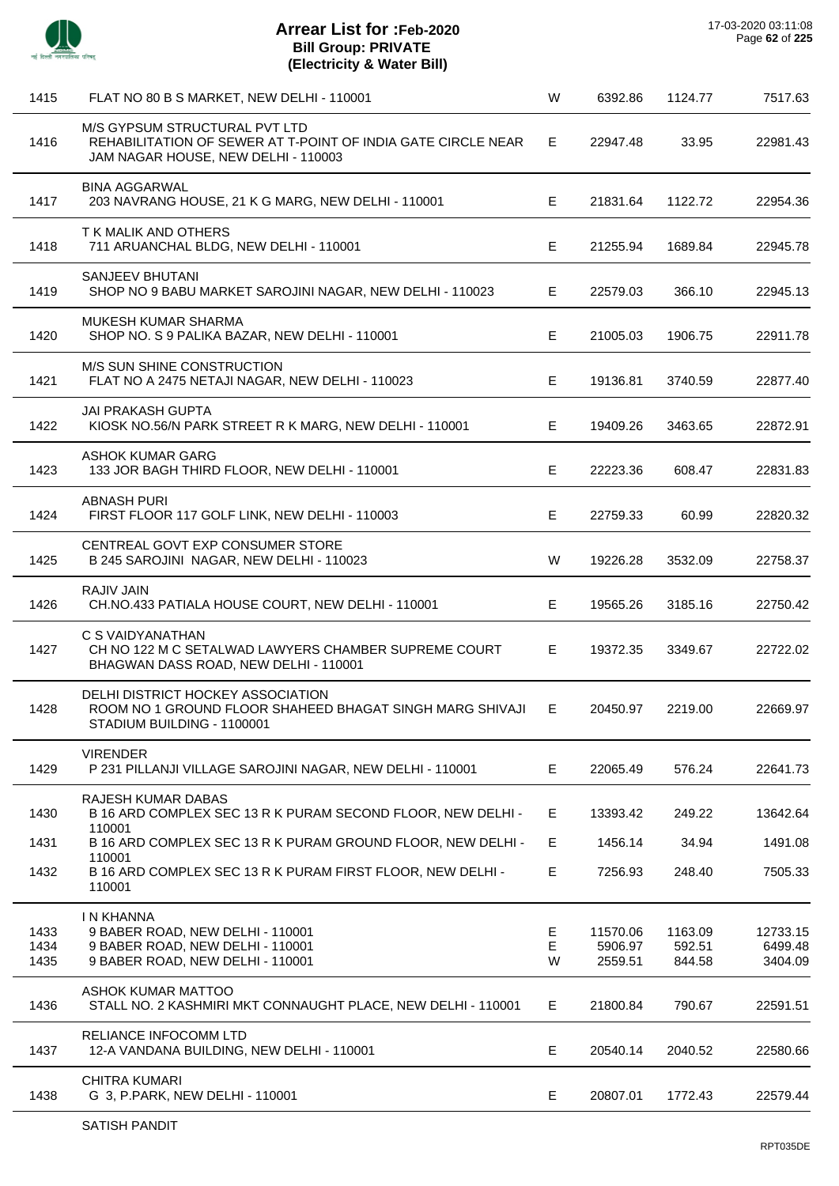# Arrear List for :Feb-2020
## Bill Group: PRIVATE
## (Electricity & Water Bill)

17-03-2020 03:11:08

| | | | | | |
|---|---|---|---|---|---|
| 1415 | FLAT NO 80 B S MARKET, NEW DELHI - 110001 | W | 6392.86 | 1124.77 | 7517.63 |
| 1416 | M/S GYPSUM STRUCTURAL PVT LTD<br>REHABILITATION OF SEWER AT T-POINT OF INDIA GATE CIRCLE NEAR JAM NAGAR HOUSE, NEW DELHI - 110003 | E | 22947.48 | 33.95 | 22981.43 |
| 1417 | BINA AGGARWAL<br>203 NAVRANG HOUSE, 21 K G MARG, NEW DELHI - 110001 | E | 21831.64 | 1122.72 | 22954.36 |
| 1418 | T K MALIK AND OTHERS<br>711 ARUANCHAL BLDG, NEW DELHI - 110001 | E | 21255.94 | 1689.84 | 22945.78 |
| 1419 | SANJEEV BHUTANI<br>SHOP NO 9 BABU MARKET SAROJINI NAGAR, NEW DELHI - 110023 | E | 22579.03 | 366.10 | 22945.13 |
| 1420 | MUKESH KUMAR SHARMA<br>SHOP NO. S 9 PALIKA BAZAR, NEW DELHI - 110001 | E | 21005.03 | 1906.75 | 22911.78 |
| 1421 | M/S SUN SHINE CONSTRUCTION<br>FLAT NO A 2475 NETAJI NAGAR, NEW DELHI - 110023 | E | 19136.81 | 3740.59 | 22877.40 |
| 1422 | JAI PRAKASH GUPTA<br>KIOSK NO.56/N PARK STREET R K MARG, NEW DELHI - 110001 | E | 19409.26 | 3463.65 | 22872.91 |
| 1423 | ASHOK KUMAR GARG<br>133 JOR BAGH THIRD FLOOR, NEW DELHI - 110001 | E | 22223.36 | 608.47 | 22831.83 |
| 1424 | ABNASH PURI<br>FIRST FLOOR 117 GOLF LINK, NEW DELHI - 110003 | E | 22759.33 | 60.99 | 22820.32 |
| 1425 | CENTREAL GOVT EXP CONSUMER STORE<br>B 245 SAROJINI NAGAR, NEW DELHI - 110023 | W | 19226.28 | 3532.09 | 22758.37 |
| 1426 | RAJIV JAIN<br>CH.NO.433 PATIALA HOUSE COURT, NEW DELHI - 110001 | E | 19565.26 | 3185.16 | 22750.42 |
| 1427 | C S VAIDYANATHAN<br>CH NO 122 M C SETALWAD LAWYERS CHAMBER SUPREME COURT BHAGWAN DASS ROAD, NEW DELHI - 110001 | E | 19372.35 | 3349.67 | 22722.02 |
| 1428 | DELHI DISTRICT HOCKEY ASSOCIATION<br>ROOM NO 1 GROUND FLOOR SHAHEED BHAGAT SINGH MARG SHIVAJI STADIUM BUILDING - 1100001 | E | 20450.97 | 2219.00 | 22669.97 |
| 1429 | VIRENDER<br>P 231 PILLANJI VILLAGE SAROJINI NAGAR, NEW DELHI - 110001 | E | 22065.49 | 576.24 | 22641.73 |
| 1430 | RAJESH KUMAR DABAS<br>B 16 ARD COMPLEX SEC 13 R K PURAM SECOND FLOOR, NEW DELHI - 110001 | E | 13393.42 | 249.22 | 13642.64 |
| 1431 | B 16 ARD COMPLEX SEC 13 R K PURAM GROUND FLOOR, NEW DELHI - 110001 | E | 1456.14 | 34.94 | 1491.08 |
| 1432 | B 16 ARD COMPLEX SEC 13 R K PURAM FIRST FLOOR, NEW DELHI - 110001 | E | 7256.93 | 248.40 | 7505.33 |
| 1433 | I N KHANNA<br>9 BABER ROAD, NEW DELHI - 110001 | E | 11570.06 | 1163.09 | 12733.15 |
| 1434 | 9 BABER ROAD, NEW DELHI - 110001 | E | 5906.97 | 592.51 | 6499.48 |
| 1435 | 9 BABER ROAD, NEW DELHI - 110001 | W | 2559.51 | 844.58 | 3404.09 |
| 1436 | ASHOK KUMAR MATTOO<br>STALL NO. 2 KASHMIRI MKT CONNAUGHT PLACE, NEW DELHI - 110001 | E | 21800.84 | 790.67 | 22591.51 |
| 1437 | RELIANCE INFOCOMM LTD<br>12-A VANDANA BUILDING, NEW DELHI - 110001 | E | 20540.14 | 2040.52 | 22580.66 |
| 1438 | CHITRA KUMARI<br>G 3, P.PARK, NEW DELHI - 110001 | E | 20807.01 | 1772.43 | 22579.44 |

SATISH PANDIT

RPT035DE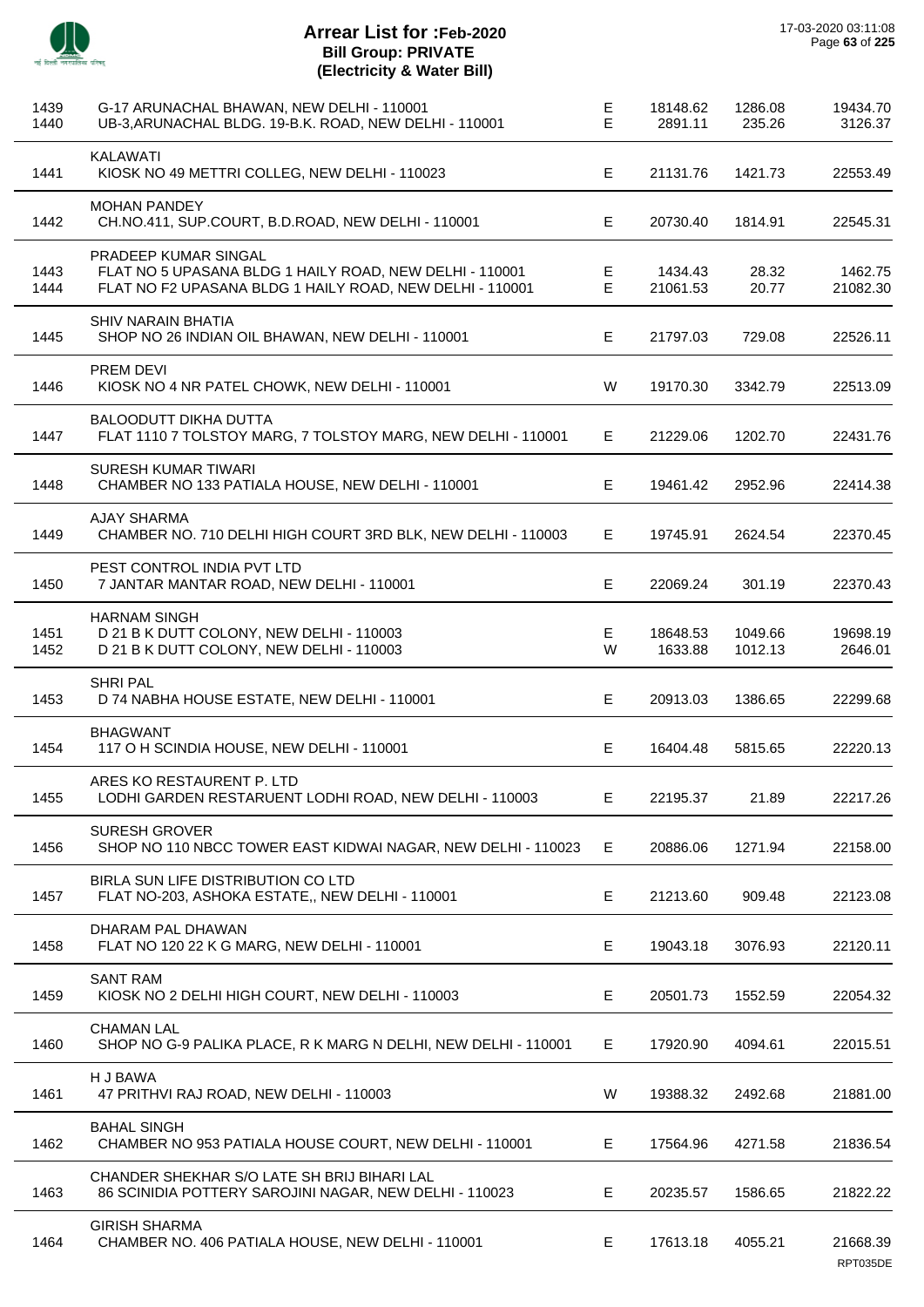# Arrear List for :Feb-2020
## Bill Group: PRIVATE
### (Electricity & Water Bill)

17-03-2020 03:11:08

| S.No. | Name / Address | Type | Amount 1 | Amount 2 | Total |
|---|---|---|---|---|---|
| 1439 | G-17 ARUNACHAL BHAWAN, NEW DELHI - 110001 | E | 18148.62 | 1286.08 | 19434.70 |
| 1440 | UB-3,ARUNACHAL BLDG. 19-B.K. ROAD, NEW DELHI - 110001 | E | 2891.11 | 235.26 | 3126.37 |
| | KALAWATI | | | | |
| 1441 | KIOSK NO 49 METTRI COLLEG, NEW DELHI - 110023 | E | 21131.76 | 1421.73 | 22553.49 |
| | MOHAN PANDEY | | | | |
| 1442 | CH.NO.411, SUP.COURT, B.D.ROAD, NEW DELHI - 110001 | E | 20730.40 | 1814.91 | 22545.31 |
| | PRADEEP KUMAR SINGAL | | | | |
| 1443 | FLAT NO 5 UPASANA BLDG 1 HAILY ROAD, NEW DELHI - 110001 | E | 1434.43 | 28.32 | 1462.75 |
| 1444 | FLAT NO F2 UPASANA BLDG 1 HAILY ROAD, NEW DELHI - 110001 | E | 21061.53 | 20.77 | 21082.30 |
| | SHIV NARAIN BHATIA | | | | |
| 1445 | SHOP NO 26 INDIAN OIL BHAWAN, NEW DELHI - 110001 | E | 21797.03 | 729.08 | 22526.11 |
| | PREM DEVI | | | | |
| 1446 | KIOSK NO 4 NR PATEL CHOWK, NEW DELHI - 110001 | W | 19170.30 | 3342.79 | 22513.09 |
| | BALOODUTT DIKHA DUTTA | | | | |
| 1447 | FLAT 1110 7 TOLSTOY MARG, 7 TOLSTOY MARG, NEW DELHI - 110001 | E | 21229.06 | 1202.70 | 22431.76 |
| | SURESH KUMAR TIWARI | | | | |
| 1448 | CHAMBER NO 133 PATIALA HOUSE, NEW DELHI - 110001 | E | 19461.42 | 2952.96 | 22414.38 |
| | AJAY SHARMA | | | | |
| 1449 | CHAMBER NO. 710 DELHI HIGH COURT 3RD BLK, NEW DELHI - 110003 | E | 19745.91 | 2624.54 | 22370.45 |
| | PEST CONTROL INDIA PVT LTD | | | | |
| 1450 | 7 JANTAR MANTAR ROAD, NEW DELHI - 110001 | E | 22069.24 | 301.19 | 22370.43 |
| | HARNAM SINGH | | | | |
| 1451 | D 21 B K DUTT COLONY, NEW DELHI - 110003 | E | 18648.53 | 1049.66 | 19698.19 |
| 1452 | D 21 B K DUTT COLONY, NEW DELHI - 110003 | W | 1633.88 | 1012.13 | 2646.01 |
| | SHRI PAL | | | | |
| 1453 | D 74 NABHA HOUSE ESTATE, NEW DELHI - 110001 | E | 20913.03 | 1386.65 | 22299.68 |
| | BHAGWANT | | | | |
| 1454 | 117 O H SCINDIA HOUSE, NEW DELHI - 110001 | E | 16404.48 | 5815.65 | 22220.13 |
| | ARES KO RESTAURENT P. LTD | | | | |
| 1455 | LODHI GARDEN RESTARUENT LODHI ROAD, NEW DELHI - 110003 | E | 22195.37 | 21.89 | 22217.26 |
| | SURESH GROVER | | | | |
| 1456 | SHOP NO 110 NBCC TOWER EAST KIDWAI NAGAR, NEW DELHI - 110023 | E | 20886.06 | 1271.94 | 22158.00 |
| | BIRLA SUN LIFE DISTRIBUTION CO LTD | | | | |
| 1457 | FLAT NO-203, ASHOKA ESTATE,, NEW DELHI - 110001 | E | 21213.60 | 909.48 | 22123.08 |
| | DHARAM PAL DHAWAN | | | | |
| 1458 | FLAT NO 120 22 K G MARG, NEW DELHI - 110001 | E | 19043.18 | 3076.93 | 22120.11 |
| | SANT RAM | | | | |
| 1459 | KIOSK NO 2 DELHI HIGH COURT, NEW DELHI - 110003 | E | 20501.73 | 1552.59 | 22054.32 |
| | CHAMAN LAL | | | | |
| 1460 | SHOP NO G-9 PALIKA PLACE, R K MARG N DELHI, NEW DELHI - 110001 | E | 17920.90 | 4094.61 | 22015.51 |
| | H J BAWA | | | | |
| 1461 | 47 PRITHVI RAJ ROAD, NEW DELHI - 110003 | W | 19388.32 | 2492.68 | 21881.00 |
| | BAHAL SINGH | | | | |
| 1462 | CHAMBER NO 953 PATIALA HOUSE COURT, NEW DELHI - 110001 | E | 17564.96 | 4271.58 | 21836.54 |
| | CHANDER SHEKHAR S/O LATE SH BRIJ BIHARI LAL | | | | |
| 1463 | 86 SCINIDIA POTTERY SAROJINI NAGAR, NEW DELHI - 110023 | E | 20235.57 | 1586.65 | 21822.22 |
| | GIRISH SHARMA | | | | |
| 1464 | CHAMBER NO. 406 PATIALA HOUSE, NEW DELHI - 110001 | E | 17613.18 | 4055.21 | 21668.39 |

RPT035DE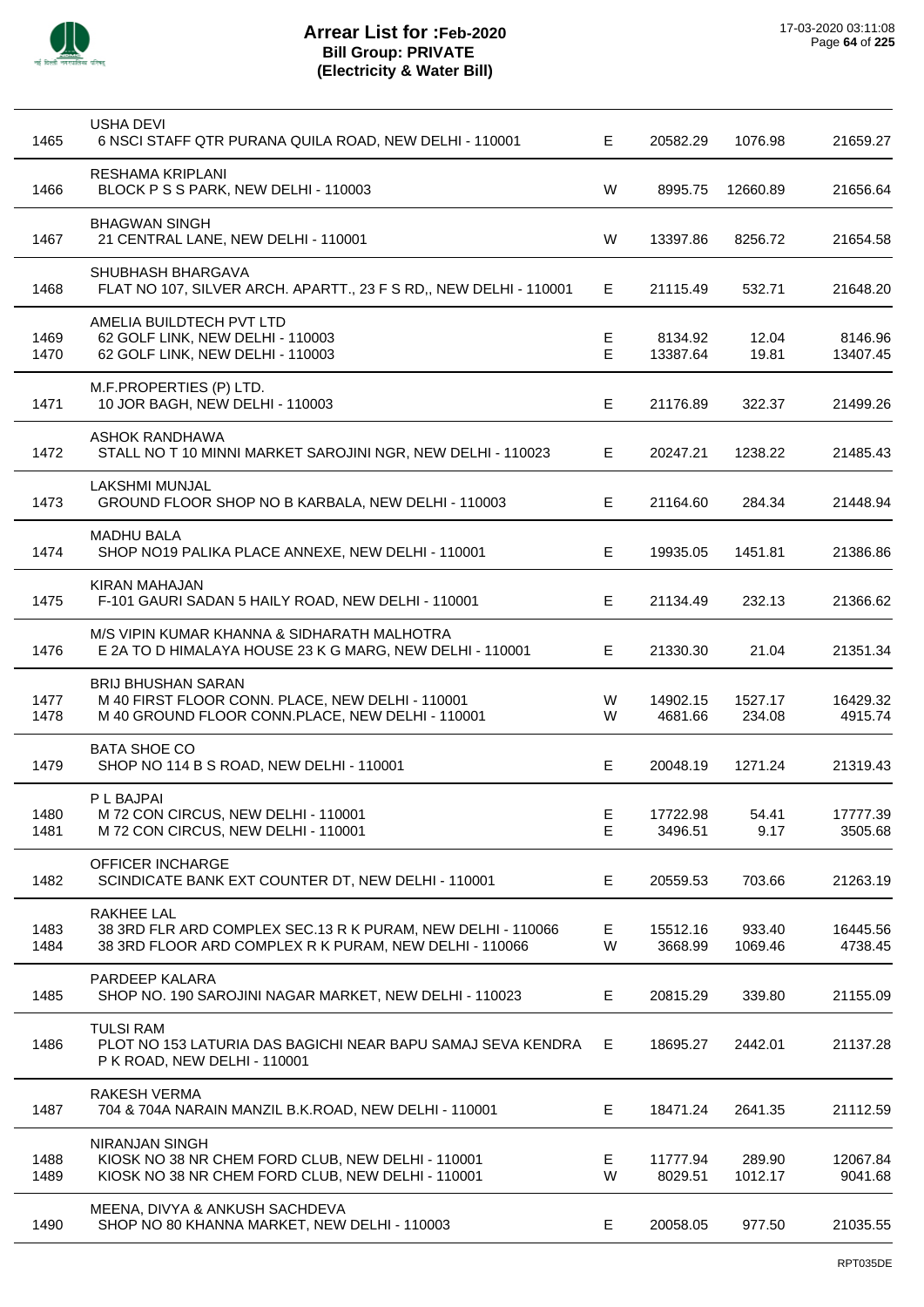# Arrear List for :Feb-2020
## Bill Group: PRIVATE
## (Electricity & Water Bill)

17-03-2020 03:11:08

| S.No. | Name / Address | Type | Amount 1 | Amount 2 | Total |
|---|---|---|---|---|---|
| | **USHA DEVI** | | | | |
| 1465 | 6 NSCI STAFF QTR PURANA QUILA ROAD, NEW DELHI - 110001 | E | 20582.29 | 1076.98 | 21659.27 |
| | **RESHAMA KRIPLANI** | | | | |
| 1466 | BLOCK P S S PARK, NEW DELHI - 110003 | W | 8995.75 | 12660.89 | 21656.64 |
| | **BHAGWAN SINGH** | | | | |
| 1467 | 21 CENTRAL LANE, NEW DELHI - 110001 | W | 13397.86 | 8256.72 | 21654.58 |
| | **SHUBHASH BHARGAVA** | | | | |
| 1468 | FLAT NO 107, SILVER ARCH. APARTT., 23 F S RD,, NEW DELHI - 110001 | E | 21115.49 | 532.71 | 21648.20 |
| | **AMELIA BUILDTECH PVT LTD** | | | | |
| 1469 | 62 GOLF LINK, NEW DELHI - 110003 | E | 8134.92 | 12.04 | 8146.96 |
| 1470 | 62 GOLF LINK, NEW DELHI - 110003 | E | 13387.64 | 19.81 | 13407.45 |
| | **M.F.PROPERTIES (P) LTD.** | | | | |
| 1471 | 10 JOR BAGH, NEW DELHI - 110003 | E | 21176.89 | 322.37 | 21499.26 |
| | **ASHOK RANDHAWA** | | | | |
| 1472 | STALL NO T 10 MINNI MARKET SAROJINI NGR, NEW DELHI - 110023 | E | 20247.21 | 1238.22 | 21485.43 |
| | **LAKSHMI MUNJAL** | | | | |
| 1473 | GROUND FLOOR SHOP NO B KARBALA, NEW DELHI - 110003 | E | 21164.60 | 284.34 | 21448.94 |
| | **MADHU BALA** | | | | |
| 1474 | SHOP NO19 PALIKA PLACE ANNEXE, NEW DELHI - 110001 | E | 19935.05 | 1451.81 | 21386.86 |
| | **KIRAN MAHAJAN** | | | | |
| 1475 | F-101 GAURI SADAN 5 HAILY ROAD, NEW DELHI - 110001 | E | 21134.49 | 232.13 | 21366.62 |
| | **M/S VIPIN KUMAR KHANNA & SIDHARATH MALHOTRA** | | | | |
| 1476 | E 2A TO D HIMALAYA HOUSE 23 K G MARG, NEW DELHI - 110001 | E | 21330.30 | 21.04 | 21351.34 |
| | **BRIJ BHUSHAN SARAN** | | | | |
| 1477 | M 40 FIRST FLOOR CONN. PLACE, NEW DELHI - 110001 | W | 14902.15 | 1527.17 | 16429.32 |
| 1478 | M 40 GROUND FLOOR CONN.PLACE, NEW DELHI - 110001 | W | 4681.66 | 234.08 | 4915.74 |
| | **BATA SHOE CO** | | | | |
| 1479 | SHOP NO 114 B S ROAD, NEW DELHI - 110001 | E | 20048.19 | 1271.24 | 21319.43 |
| | **P L BAJPAI** | | | | |
| 1480 | M 72 CON CIRCUS, NEW DELHI - 110001 | E | 17722.98 | 54.41 | 17777.39 |
| 1481 | M 72 CON CIRCUS, NEW DELHI - 110001 | E | 3496.51 | 9.17 | 3505.68 |
| | **OFFICER INCHARGE** | | | | |
| 1482 | SCINDICATE BANK EXT COUNTER DT, NEW DELHI - 110001 | E | 20559.53 | 703.66 | 21263.19 |
| | **RAKHEE LAL** | | | | |
| 1483 | 38 3RD FLR ARD COMPLEX SEC.13 R K PURAM, NEW DELHI - 110066 | E | 15512.16 | 933.40 | 16445.56 |
| 1484 | 38 3RD FLOOR ARD COMPLEX R K PURAM, NEW DELHI - 110066 | W | 3668.99 | 1069.46 | 4738.45 |
| | **PARDEEP KALARA** | | | | |
| 1485 | SHOP NO. 190 SAROJINI NAGAR MARKET, NEW DELHI - 110023 | E | 20815.29 | 339.80 | 21155.09 |
| | **TULSI RAM** | | | | |
| 1486 | PLOT NO 153 LATURIA DAS BAGICHI NEAR BAPU SAMAJ SEVA KENDRA P K ROAD, NEW DELHI - 110001 | E | 18695.27 | 2442.01 | 21137.28 |
| | **RAKESH VERMA** | | | | |
| 1487 | 704 & 704A NARAIN MANZIL B.K.ROAD, NEW DELHI - 110001 | E | 18471.24 | 2641.35 | 21112.59 |
| | **NIRANJAN SINGH** | | | | |
| 1488 | KIOSK NO 38 NR CHEM FORD CLUB, NEW DELHI - 110001 | E | 11777.94 | 289.90 | 12067.84 |
| 1489 | KIOSK NO 38 NR CHEM FORD CLUB, NEW DELHI - 110001 | W | 8029.51 | 1012.17 | 9041.68 |
| | **MEENA, DIVYA & ANKUSH SACHDEVA** | | | | |
| 1490 | SHOP NO 80 KHANNA MARKET, NEW DELHI - 110003 | E | 20058.05 | 977.50 | 21035.55 |

RPT035DE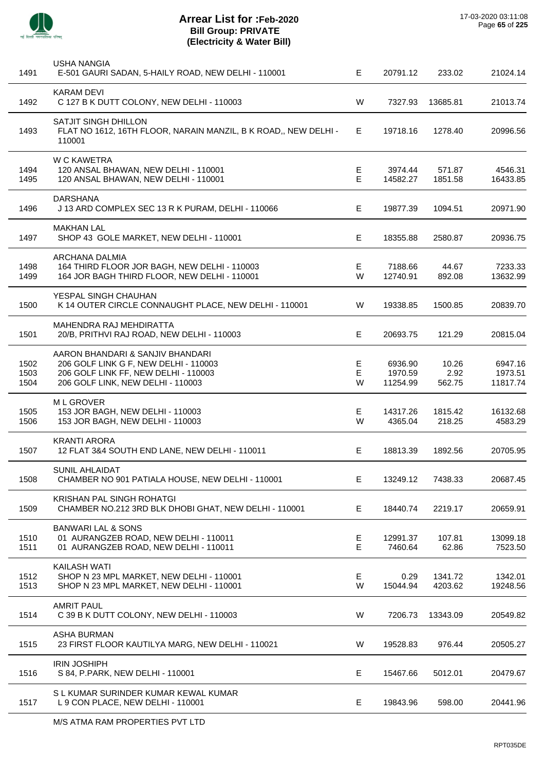# Arrear List for :Feb-2020
## Bill Group: PRIVATE
### (Electricity & Water Bill)

17-03-2020 03:11:08

| No. | Name / Address | Type | Amount 1 | Amount 2 | Total |
|---|---|---|---|---|---|
| | USHA NANGIA | | | | |
| 1491 | E-501 GAURI SADAN, 5-HAILY ROAD, NEW DELHI - 110001 | E | 20791.12 | 233.02 | 21024.14 |
| | KARAM DEVI | | | | |
| 1492 | C 127 B K DUTT COLONY, NEW DELHI - 110003 | W | 7327.93 | 13685.81 | 21013.74 |
| | SATJIT SINGH DHILLON | | | | |
| 1493 | FLAT NO 1612, 16TH FLOOR, NARAIN MANZIL, B K ROAD,, NEW DELHI - 110001 | E | 19718.16 | 1278.40 | 20996.56 |
| | W C KAWETRA | | | | |
| 1494 | 120 ANSAL BHAWAN, NEW DELHI - 110001 | E | 3974.44 | 571.87 | 4546.31 |
| 1495 | 120 ANSAL BHAWAN, NEW DELHI - 110001 | E | 14582.27 | 1851.58 | 16433.85 |
| | DARSHANA | | | | |
| 1496 | J 13 ARD COMPLEX SEC 13 R K PURAM, DELHI - 110066 | E | 19877.39 | 1094.51 | 20971.90 |
| | MAKHAN LAL | | | | |
| 1497 | SHOP 43 GOLE MARKET, NEW DELHI - 110001 | E | 18355.88 | 2580.87 | 20936.75 |
| | ARCHANA DALMIA | | | | |
| 1498 | 164 THIRD FLOOR JOR BAGH, NEW DELHI - 110003 | E | 7188.66 | 44.67 | 7233.33 |
| 1499 | 164 JOR BAGH THIRD FLOOR, NEW DELHI - 110001 | W | 12740.91 | 892.08 | 13632.99 |
| | YESPAL SINGH CHAUHAN | | | | |
| 1500 | K 14 OUTER CIRCLE CONNAUGHT PLACE, NEW DELHI - 110001 | W | 19338.85 | 1500.85 | 20839.70 |
| | MAHENDRA RAJ MEHDIRATTA | | | | |
| 1501 | 20/B, PRITHVI RAJ ROAD, NEW DELHI - 110003 | E | 20693.75 | 121.29 | 20815.04 |
| | AARON BHANDARI & SANJIV BHANDARI | | | | |
| 1502 | 206 GOLF LINK G F, NEW DELHI - 110003 | E | 6936.90 | 10.26 | 6947.16 |
| 1503 | 206 GOLF LINK FF, NEW DELHI - 110003 | E | 1970.59 | 2.92 | 1973.51 |
| 1504 | 206 GOLF LINK, NEW DELHI - 110003 | W | 11254.99 | 562.75 | 11817.74 |
| | M L GROVER | | | | |
| 1505 | 153 JOR BAGH, NEW DELHI - 110003 | E | 14317.26 | 1815.42 | 16132.68 |
| 1506 | 153 JOR BAGH, NEW DELHI - 110003 | W | 4365.04 | 218.25 | 4583.29 |
| | KRANTI ARORA | | | | |
| 1507 | 12 FLAT 3&4 SOUTH END LANE, NEW DELHI - 110011 | E | 18813.39 | 1892.56 | 20705.95 |
| | SUNIL AHLAIDAT | | | | |
| 1508 | CHAMBER NO 901 PATIALA HOUSE, NEW DELHI - 110001 | E | 13249.12 | 7438.33 | 20687.45 |
| | KRISHAN PAL SINGH ROHATGI | | | | |
| 1509 | CHAMBER NO.212 3RD BLK DHOBI GHAT, NEW DELHI - 110001 | E | 18440.74 | 2219.17 | 20659.91 |
| | BANWARI LAL & SONS | | | | |
| 1510 | 01 AURANGZEB ROAD, NEW DELHI - 110011 | E | 12991.37 | 107.81 | 13099.18 |
| 1511 | 01 AURANGZEB ROAD, NEW DELHI - 110011 | E | 7460.64 | 62.86 | 7523.50 |
| | KAILASH WATI | | | | |
| 1512 | SHOP N 23 MPL MARKET, NEW DELHI - 110001 | E | 0.29 | 1341.72 | 1342.01 |
| 1513 | SHOP N 23 MPL MARKET, NEW DELHI - 110001 | W | 15044.94 | 4203.62 | 19248.56 |
| | AMRIT PAUL | | | | |
| 1514 | C 39 B K DUTT COLONY, NEW DELHI - 110003 | W | 7206.73 | 13343.09 | 20549.82 |
| | ASHA BURMAN | | | | |
| 1515 | 23 FIRST FLOOR KAUTILYA MARG, NEW DELHI - 110021 | W | 19528.83 | 976.44 | 20505.27 |
| | IRIN JOSHIPH | | | | |
| 1516 | S 84, P.PARK, NEW DELHI - 110001 | E | 15467.66 | 5012.01 | 20479.67 |
| | S L KUMAR SURINDER KUMAR KEWAL KUMAR | | | | |
| 1517 | L 9 CON PLACE, NEW DELHI - 110001 | E | 19843.96 | 598.00 | 20441.96 |
| | M/S ATMA RAM PROPERTIES PVT LTD | | | | |

RPT035DE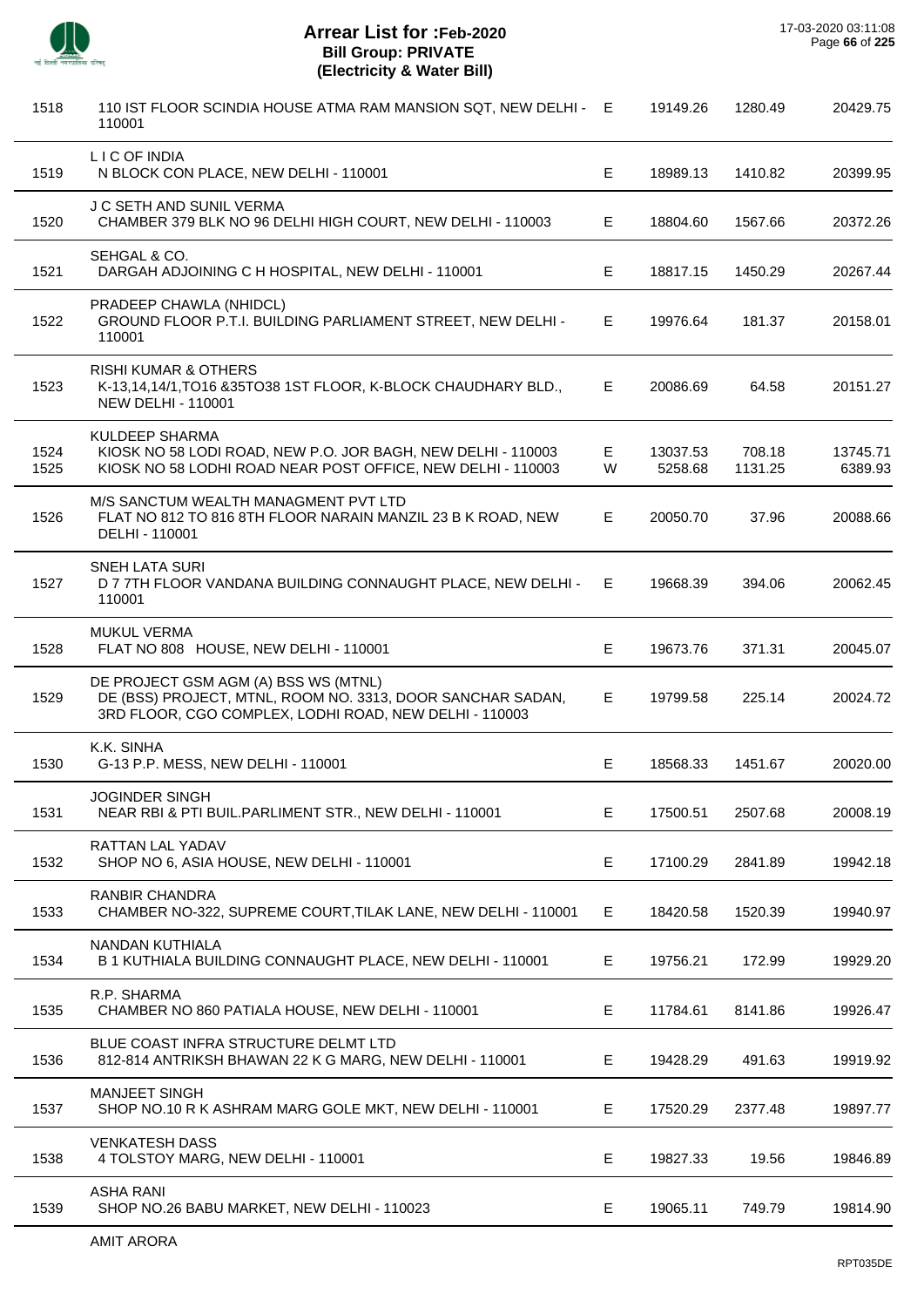# Arrear List for :Feb-2020
## Bill Group: PRIVATE
## (Electricity & Water Bill)

17-03-2020 03:11:08

| S.No. | Name / Address | Type | | | |
|---|---|---|---|---|---|
| 1518 | 110 IST FLOOR SCINDIA HOUSE ATMA RAM MANSION SQT, NEW DELHI - 110001 | E | 19149.26 | 1280.49 | 20429.75 |
| 1519 | L I C OF INDIA<br>N BLOCK CON PLACE, NEW DELHI - 110001 | E | 18989.13 | 1410.82 | 20399.95 |
| 1520 | J C SETH AND SUNIL VERMA<br>CHAMBER 379 BLK NO 96 DELHI HIGH COURT, NEW DELHI - 110003 | E | 18804.60 | 1567.66 | 20372.26 |
| 1521 | SEHGAL & CO.<br>DARGAH ADJOINING C H HOSPITAL, NEW DELHI - 110001 | E | 18817.15 | 1450.29 | 20267.44 |
| 1522 | PRADEEP CHAWLA (NHIDCL)<br>GROUND FLOOR P.T.I. BUILDING PARLIAMENT STREET, NEW DELHI - 110001 | E | 19976.64 | 181.37 | 20158.01 |
| 1523 | RISHI KUMAR & OTHERS<br>K-13,14,14/1,TO16 &35TO38 1ST FLOOR, K-BLOCK CHAUDHARY BLD., NEW DELHI - 110001 | E | 20086.69 | 64.58 | 20151.27 |
| 1524 | KULDEEP SHARMA<br>KIOSK NO 58 LODI ROAD, NEW P.O. JOR BAGH, NEW DELHI - 110003 | E | 13037.53 | 708.18 | 13745.71 |
| 1525 | KIOSK NO 58 LODHI ROAD NEAR POST OFFICE, NEW DELHI - 110003 | W | 5258.68 | 1131.25 | 6389.93 |
| 1526 | M/S SANCTUM WEALTH MANAGMENT PVT LTD<br>FLAT NO 812 TO 816 8TH FLOOR NARAIN MANZIL 23 B K ROAD, NEW DELHI - 110001 | E | 20050.70 | 37.96 | 20088.66 |
| 1527 | SNEH LATA SURI<br>D 7 7TH FLOOR VANDANA BUILDING CONNAUGHT PLACE, NEW DELHI - 110001 | E | 19668.39 | 394.06 | 20062.45 |
| 1528 | MUKUL VERMA<br>FLAT NO 808 HOUSE, NEW DELHI - 110001 | E | 19673.76 | 371.31 | 20045.07 |
| 1529 | DE PROJECT GSM AGM (A) BSS WS (MTNL)<br>DE (BSS) PROJECT, MTNL, ROOM NO. 3313, DOOR SANCHAR SADAN, 3RD FLOOR, CGO COMPLEX, LODHI ROAD, NEW DELHI - 110003 | E | 19799.58 | 225.14 | 20024.72 |
| 1530 | K.K. SINHA<br>G-13 P.P. MESS, NEW DELHI - 110001 | E | 18568.33 | 1451.67 | 20020.00 |
| 1531 | JOGINDER SINGH<br>NEAR RBI & PTI BUIL.PARLIMENT STR., NEW DELHI - 110001 | E | 17500.51 | 2507.68 | 20008.19 |
| 1532 | RATTAN LAL YADAV<br>SHOP NO 6, ASIA HOUSE, NEW DELHI - 110001 | E | 17100.29 | 2841.89 | 19942.18 |
| 1533 | RANBIR CHANDRA<br>CHAMBER NO-322, SUPREME COURT,TILAK LANE, NEW DELHI - 110001 | E | 18420.58 | 1520.39 | 19940.97 |
| 1534 | NANDAN KUTHIALA<br>B 1 KUTHIALA BUILDING CONNAUGHT PLACE, NEW DELHI - 110001 | E | 19756.21 | 172.99 | 19929.20 |
| 1535 | R.P. SHARMA<br>CHAMBER NO 860 PATIALA HOUSE, NEW DELHI - 110001 | E | 11784.61 | 8141.86 | 19926.47 |
| 1536 | BLUE COAST INFRA STRUCTURE DELMT LTD<br>812-814 ANTRIKSH BHAWAN 22 K G MARG, NEW DELHI - 110001 | E | 19428.29 | 491.63 | 19919.92 |
| 1537 | MANJEET SINGH<br>SHOP NO.10 R K ASHRAM MARG GOLE MKT, NEW DELHI - 110001 | E | 17520.29 | 2377.48 | 19897.77 |
| 1538 | VENKATESH DASS<br>4 TOLSTOY MARG, NEW DELHI - 110001 | E | 19827.33 | 19.56 | 19846.89 |
| 1539 | ASHA RANI<br>SHOP NO.26 BABU MARKET, NEW DELHI - 110023 | E | 19065.11 | 749.79 | 19814.90 |
| | AMIT ARORA | | | | |

RPT035DE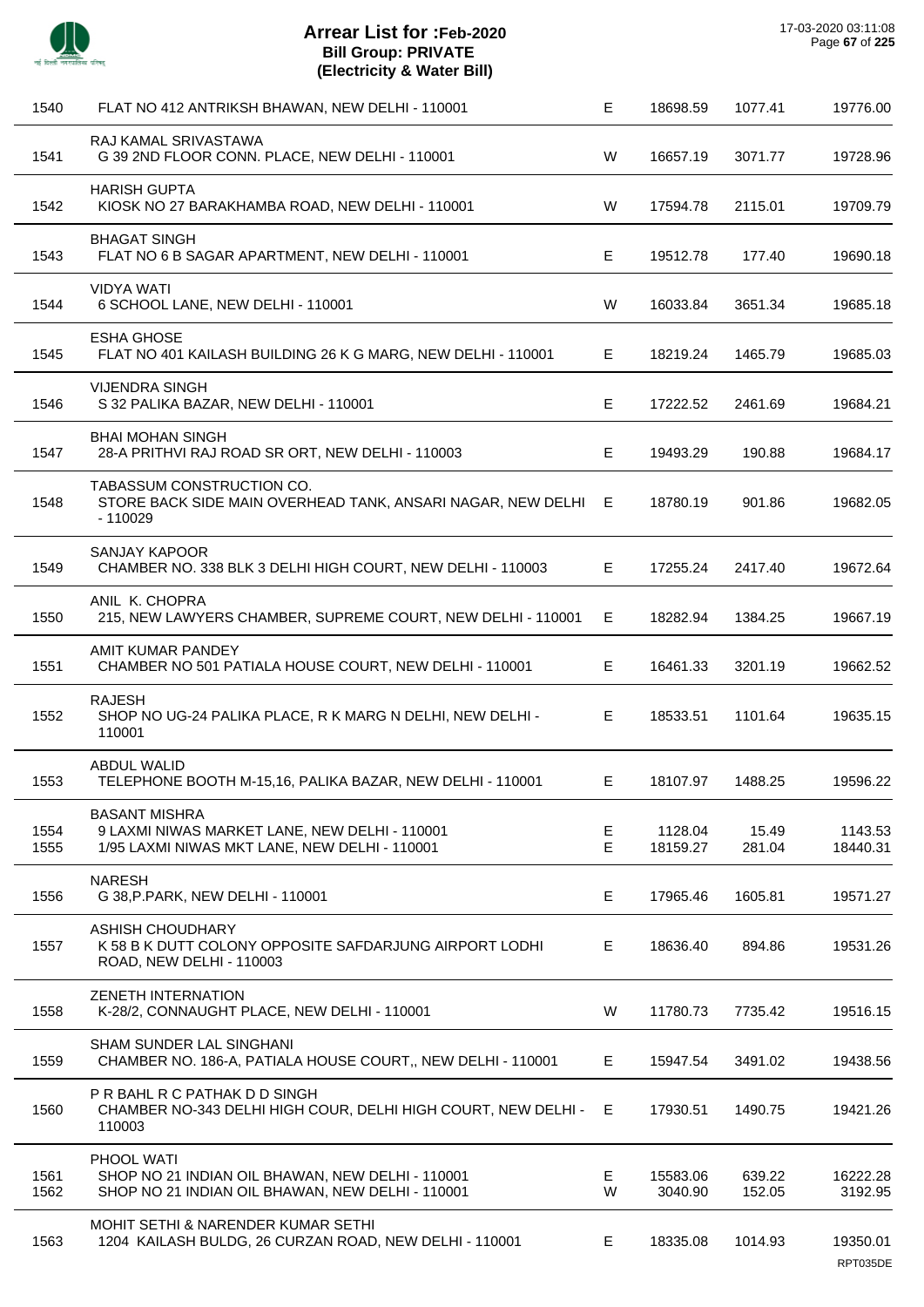# Arrear List for :Feb-2020
## Bill Group: PRIVATE
## (Electricity & Water Bill)

| S.No. | Name / Address | Type | Amount | Surcharge | Total |
|---|---|---|---|---|---|
| 1540 | FLAT NO 412 ANTRIKSH BHAWAN, NEW DELHI - 110001 | E | 18698.59 | 1077.41 | 19776.00 |
| 1541 | RAJ KAMAL SRIVASTAWA<br>G 39 2ND FLOOR CONN. PLACE, NEW DELHI - 110001 | W | 16657.19 | 3071.77 | 19728.96 |
| 1542 | HARISH GUPTA<br>KIOSK NO 27 BARAKHAMBA ROAD, NEW DELHI - 110001 | W | 17594.78 | 2115.01 | 19709.79 |
| 1543 | BHAGAT SINGH<br>FLAT NO 6 B SAGAR APARTMENT, NEW DELHI - 110001 | E | 19512.78 | 177.40 | 19690.18 |
| 1544 | VIDYA WATI<br>6 SCHOOL LANE, NEW DELHI - 110001 | W | 16033.84 | 3651.34 | 19685.18 |
| 1545 | ESHA GHOSE<br>FLAT NO 401 KAILASH BUILDING 26 K G MARG, NEW DELHI - 110001 | E | 18219.24 | 1465.79 | 19685.03 |
| 1546 | VIJENDRA SINGH<br>S 32 PALIKA BAZAR, NEW DELHI - 110001 | E | 17222.52 | 2461.69 | 19684.21 |
| 1547 | BHAI MOHAN SINGH<br>28-A PRITHVI RAJ ROAD SR ORT, NEW DELHI - 110003 | E | 19493.29 | 190.88 | 19684.17 |
| 1548 | TABASSUM CONSTRUCTION CO.<br>STORE BACK SIDE MAIN OVERHEAD TANK, ANSARI NAGAR, NEW DELHI - 110029 | E | 18780.19 | 901.86 | 19682.05 |
| 1549 | SANJAY KAPOOR<br>CHAMBER NO. 338 BLK 3 DELHI HIGH COURT, NEW DELHI - 110003 | E | 17255.24 | 2417.40 | 19672.64 |
| 1550 | ANIL K. CHOPRA<br>215, NEW LAWYERS CHAMBER, SUPREME COURT, NEW DELHI - 110001 | E | 18282.94 | 1384.25 | 19667.19 |
| 1551 | AMIT KUMAR PANDEY<br>CHAMBER NO 501 PATIALA HOUSE COURT, NEW DELHI - 110001 | E | 16461.33 | 3201.19 | 19662.52 |
| 1552 | RAJESH<br>SHOP NO UG-24 PALIKA PLACE, R K MARG N DELHI, NEW DELHI - 110001 | E | 18533.51 | 1101.64 | 19635.15 |
| 1553 | ABDUL WALID<br>TELEPHONE BOOTH M-15,16, PALIKA BAZAR, NEW DELHI - 110001 | E | 18107.97 | 1488.25 | 19596.22 |
| 1554 | BASANT MISHRA<br>9 LAXMI NIWAS MARKET LANE, NEW DELHI - 110001 | E | 1128.04 | 15.49 | 1143.53 |
| 1555 | 1/95 LAXMI NIWAS MKT LANE, NEW DELHI - 110001 | E | 18159.27 | 281.04 | 18440.31 |
| 1556 | NARESH<br>G 38,P.PARK, NEW DELHI - 110001 | E | 17965.46 | 1605.81 | 19571.27 |
| 1557 | ASHISH CHOUDHARY<br>K 58 B K DUTT COLONY OPPOSITE SAFDARJUNG AIRPORT LODHI ROAD, NEW DELHI - 110003 | E | 18636.40 | 894.86 | 19531.26 |
| 1558 | ZENETH INTERNATION<br>K-28/2, CONNAUGHT PLACE, NEW DELHI - 110001 | W | 11780.73 | 7735.42 | 19516.15 |
| 1559 | SHAM SUNDER LAL SINGHANI<br>CHAMBER NO. 186-A, PATIALA HOUSE COURT,, NEW DELHI - 110001 | E | 15947.54 | 3491.02 | 19438.56 |
| 1560 | P R BAHL R C PATHAK D D SINGH<br>CHAMBER NO-343 DELHI HIGH COUR, DELHI HIGH COURT, NEW DELHI - 110003 | E | 17930.51 | 1490.75 | 19421.26 |
| 1561 | PHOOL WATI<br>SHOP NO 21 INDIAN OIL BHAWAN, NEW DELHI - 110001 | E | 15583.06 | 639.22 | 16222.28 |
| 1562 | SHOP NO 21 INDIAN OIL BHAWAN, NEW DELHI - 110001 | W | 3040.90 | 152.05 | 3192.95 |
| 1563 | MOHIT SETHI & NARENDER KUMAR SETHI<br>1204 KAILASH BULDG, 26 CURZAN ROAD, NEW DELHI - 110001 | E | 18335.08 | 1014.93 | 19350.01 |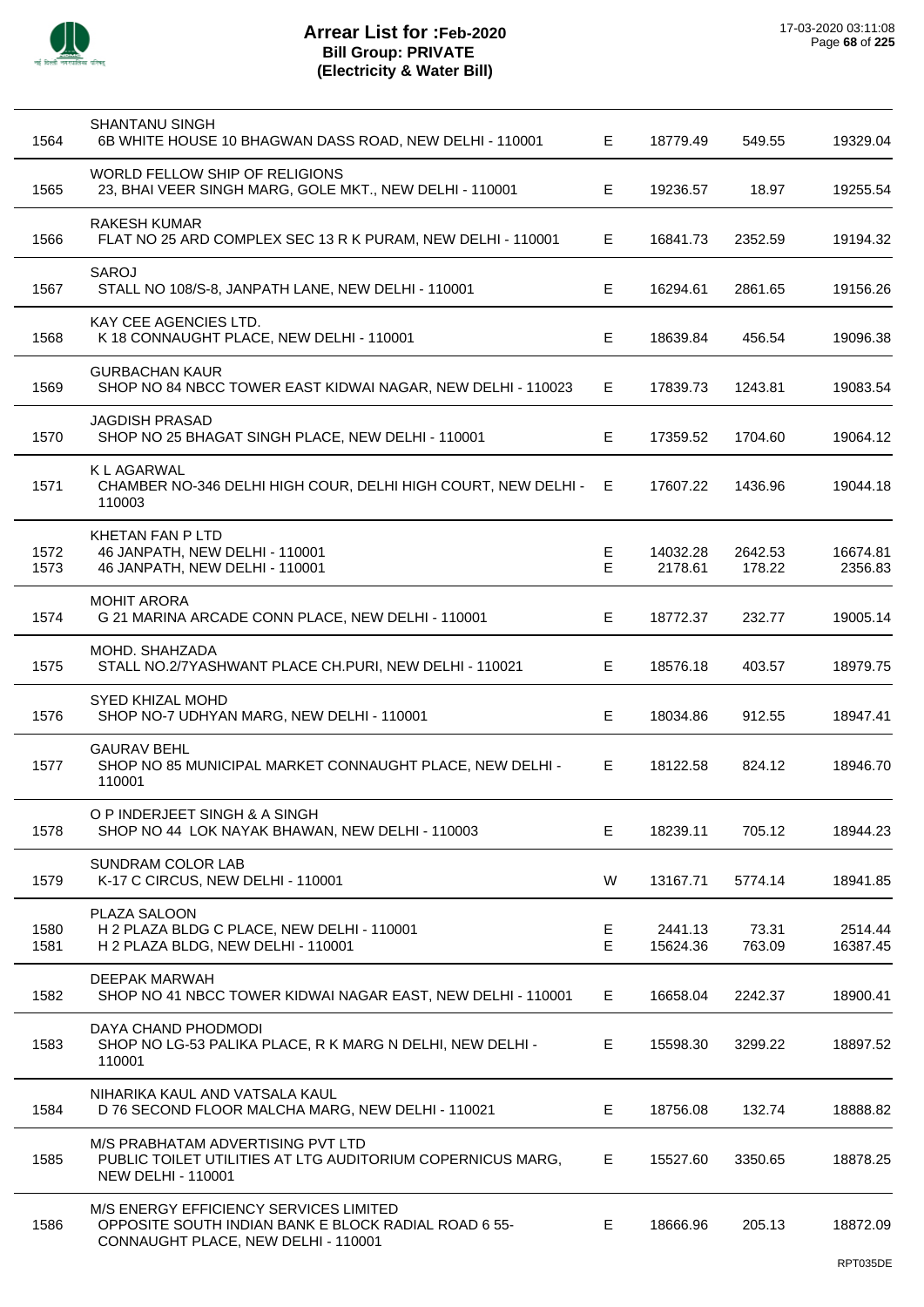# Arrear List for :Feb-2020
## Bill Group: PRIVATE
## (Electricity & Water Bill)

17-03-2020 03:11:08

| S.No. | Name / Address | Type | Amount 1 | Amount 2 | Total |
|---|---|---|---|---|---|
| 1564 | SHANTANU SINGH<br>6B WHITE HOUSE 10 BHAGWAN DASS ROAD, NEW DELHI - 110001 | E | 18779.49 | 549.55 | 19329.04 |
| 1565 | WORLD FELLOW SHIP OF RELIGIONS<br>23, BHAI VEER SINGH MARG, GOLE MKT., NEW DELHI - 110001 | E | 19236.57 | 18.97 | 19255.54 |
| 1566 | RAKESH KUMAR<br>FLAT NO 25 ARD COMPLEX SEC 13 R K PURAM, NEW DELHI - 110001 | E | 16841.73 | 2352.59 | 19194.32 |
| 1567 | SAROJ<br>STALL NO 108/S-8, JANPATH LANE, NEW DELHI - 110001 | E | 16294.61 | 2861.65 | 19156.26 |
| 1568 | KAY CEE AGENCIES LTD.<br>K 18 CONNAUGHT PLACE, NEW DELHI - 110001 | E | 18639.84 | 456.54 | 19096.38 |
| 1569 | GURBACHAN KAUR<br>SHOP NO 84 NBCC TOWER EAST KIDWAI NAGAR, NEW DELHI - 110023 | E | 17839.73 | 1243.81 | 19083.54 |
| 1570 | JAGDISH PRASAD<br>SHOP NO 25 BHAGAT SINGH PLACE, NEW DELHI - 110001 | E | 17359.52 | 1704.60 | 19064.12 |
| 1571 | K L AGARWAL<br>CHAMBER NO-346 DELHI HIGH COUR, DELHI HIGH COURT, NEW DELHI - 110003 | E | 17607.22 | 1436.96 | 19044.18 |
| 1572 | KHETAN FAN P LTD<br>46 JANPATH, NEW DELHI - 110001 | E | 14032.28 | 2642.53 | 16674.81 |
| 1573 | 46 JANPATH, NEW DELHI - 110001 | E | 2178.61 | 178.22 | 2356.83 |
| 1574 | MOHIT ARORA<br>G 21 MARINA ARCADE CONN PLACE, NEW DELHI - 110001 | E | 18772.37 | 232.77 | 19005.14 |
| 1575 | MOHD. SHAHZADA<br>STALL NO.2/7YASHWANT PLACE CH.PURI, NEW DELHI - 110021 | E | 18576.18 | 403.57 | 18979.75 |
| 1576 | SYED KHIZAL MOHD<br>SHOP NO-7 UDHYAN MARG, NEW DELHI - 110001 | E | 18034.86 | 912.55 | 18947.41 |
| 1577 | GAURAV BEHL<br>SHOP NO 85 MUNICIPAL MARKET CONNAUGHT PLACE, NEW DELHI - 110001 | E | 18122.58 | 824.12 | 18946.70 |
| 1578 | O P INDERJEET SINGH & A SINGH<br>SHOP NO 44 LOK NAYAK BHAWAN, NEW DELHI - 110003 | E | 18239.11 | 705.12 | 18944.23 |
| 1579 | SUNDRAM COLOR LAB<br>K-17 C CIRCUS, NEW DELHI - 110001 | W | 13167.71 | 5774.14 | 18941.85 |
| 1580 | PLAZA SALOON<br>H 2 PLAZA BLDG C PLACE, NEW DELHI - 110001 | E | 2441.13 | 73.31 | 2514.44 |
| 1581 | H 2 PLAZA BLDG, NEW DELHI - 110001 | E | 15624.36 | 763.09 | 16387.45 |
| 1582 | DEEPAK MARWAH<br>SHOP NO 41 NBCC TOWER KIDWAI NAGAR EAST, NEW DELHI - 110001 | E | 16658.04 | 2242.37 | 18900.41 |
| 1583 | DAYA CHAND PHODMODI<br>SHOP NO LG-53 PALIKA PLACE, R K MARG N DELHI, NEW DELHI - 110001 | E | 15598.30 | 3299.22 | 18897.52 |
| 1584 | NIHARIKA KAUL AND VATSALA KAUL<br>D 76 SECOND FLOOR MALCHA MARG, NEW DELHI - 110021 | E | 18756.08 | 132.74 | 18888.82 |
| 1585 | M/S PRABHATAM ADVERTISING PVT LTD<br>PUBLIC TOILET UTILITIES AT LTG AUDITORIUM COPERNICUS MARG, NEW DELHI - 110001 | E | 15527.60 | 3350.65 | 18878.25 |
| 1586 | M/S ENERGY EFFICIENCY SERVICES LIMITED<br>OPPOSITE SOUTH INDIAN BANK E BLOCK RADIAL ROAD 6 55-CONNAUGHT PLACE, NEW DELHI - 110001 | E | 18666.96 | 205.13 | 18872.09 |

RPT035DE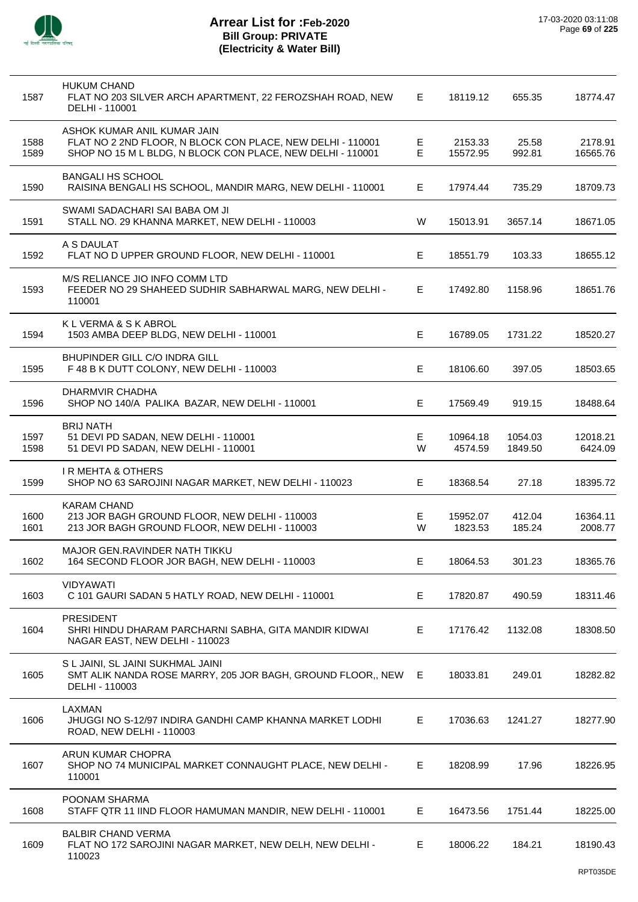# Arrear List for :Feb-2020
## Bill Group: PRIVATE
## (Electricity & Water Bill)

17-03-2020 03:11:08

| No. | Name / Address | Type | Amount | Surcharge | Total |
|---|---|---|---|---|---|
| 1587 | HUKUM CHAND<br>FLAT NO 203 SILVER ARCH APARTMENT, 22 FEROZSHAH ROAD, NEW DELHI - 110001 | E | 18119.12 | 655.35 | 18774.47 |
| 1588 | ASHOK KUMAR ANIL KUMAR JAIN<br>FLAT NO 2 2ND FLOOR, N BLOCK CON PLACE, NEW DELHI - 110001 | E | 2153.33 | 25.58 | 2178.91 |
| 1589 | SHOP NO 15 M L BLDG, N BLOCK CON PLACE, NEW DELHI - 110001 | E | 15572.95 | 992.81 | 16565.76 |
| 1590 | BANGALI HS SCHOOL<br>RAISINA BENGALI HS SCHOOL, MANDIR MARG, NEW DELHI - 110001 | E | 17974.44 | 735.29 | 18709.73 |
| 1591 | SWAMI SADACHARI SAI BABA OM JI<br>STALL NO. 29 KHANNA MARKET, NEW DELHI - 110003 | W | 15013.91 | 3657.14 | 18671.05 |
| 1592 | A S DAULAT<br>FLAT NO D UPPER GROUND FLOOR, NEW DELHI - 110001 | E | 18551.79 | 103.33 | 18655.12 |
| 1593 | M/S RELIANCE JIO INFO COMM LTD<br>FEEDER NO 29 SHAHEED SUDHIR SABHARWAL MARG, NEW DELHI - 110001 | E | 17492.80 | 1158.96 | 18651.76 |
| 1594 | K L VERMA & S K ABROL<br>1503 AMBA DEEP BLDG, NEW DELHI - 110001 | E | 16789.05 | 1731.22 | 18520.27 |
| 1595 | BHUPINDER GILL C/O INDRA GILL<br>F 48 B K DUTT COLONY, NEW DELHI - 110003 | E | 18106.60 | 397.05 | 18503.65 |
| 1596 | DHARMVIR CHADHA<br>SHOP NO 140/A PALIKA BAZAR, NEW DELHI - 110001 | E | 17569.49 | 919.15 | 18488.64 |
| 1597 | BRIJ NATH<br>51 DEVI PD SADAN, NEW DELHI - 110001 | E | 10964.18 | 1054.03 | 12018.21 |
| 1598 | 51 DEVI PD SADAN, NEW DELHI - 110001 | W | 4574.59 | 1849.50 | 6424.09 |
| 1599 | I R MEHTA & OTHERS<br>SHOP NO 63 SAROJINI NAGAR MARKET, NEW DELHI - 110023 | E | 18368.54 | 27.18 | 18395.72 |
| 1600 | KARAM CHAND<br>213 JOR BAGH GROUND FLOOR, NEW DELHI - 110003 | E | 15952.07 | 412.04 | 16364.11 |
| 1601 | 213 JOR BAGH GROUND FLOOR, NEW DELHI - 110003 | W | 1823.53 | 185.24 | 2008.77 |
| 1602 | MAJOR GEN.RAVINDER NATH TIKKU<br>164 SECOND FLOOR JOR BAGH, NEW DELHI - 110003 | E | 18064.53 | 301.23 | 18365.76 |
| 1603 | VIDYAWATI<br>C 101 GAURI SADAN 5 HATLY ROAD, NEW DELHI - 110001 | E | 17820.87 | 490.59 | 18311.46 |
| 1604 | PRESIDENT<br>SHRI HINDU DHARAM PARCHARNI SABHA, GITA MANDIR KIDWAI NAGAR EAST, NEW DELHI - 110023 | E | 17176.42 | 1132.08 | 18308.50 |
| 1605 | S L JAINI, SL JAINI SUKHMAL JAINI<br>SMT ALIK NANDA ROSE MARRY, 205 JOR BAGH, GROUND FLOOR,, NEW DELHI - 110003 | E | 18033.81 | 249.01 | 18282.82 |
| 1606 | LAXMAN<br>JHUGGI NO S-12/97 INDIRA GANDHI CAMP KHANNA MARKET LODHI ROAD, NEW DELHI - 110003 | E | 17036.63 | 1241.27 | 18277.90 |
| 1607 | ARUN KUMAR CHOPRA<br>SHOP NO 74 MUNICIPAL MARKET CONNAUGHT PLACE, NEW DELHI - 110001 | E | 18208.99 | 17.96 | 18226.95 |
| 1608 | POONAM SHARMA<br>STAFF QTR 11 IIND FLOOR HAMUMAN MANDIR, NEW DELHI - 110001 | E | 16473.56 | 1751.44 | 18225.00 |
| 1609 | BALBIR CHAND VERMA<br>FLAT NO 172 SAROJINI NAGAR MARKET, NEW DELH, NEW DELHI - 110023 | E | 18006.22 | 184.21 | 18190.43 |

RPT035DE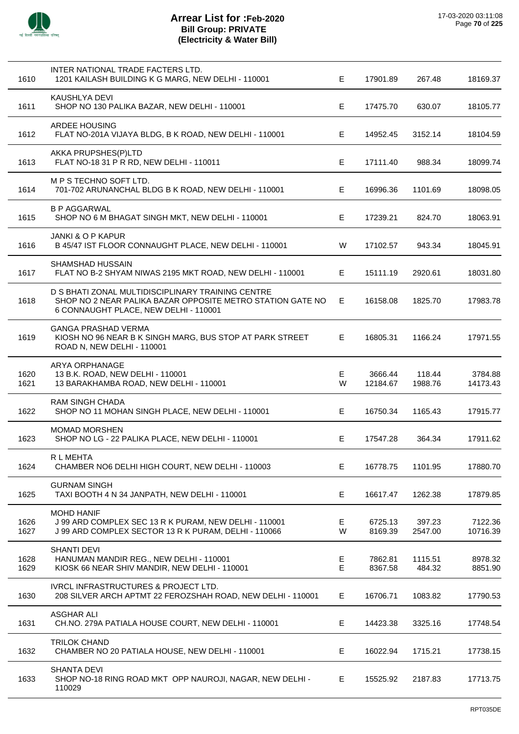# Arrear List for :Feb-2020
## Bill Group: PRIVATE
## (Electricity & Water Bill)

17-03-2020 03:11:08

| | | | | | |
|---|---|---|---|---|---|
| 1610 | INTER NATIONAL TRADE FACTERS LTD.<br>1201 KAILASH BUILDING K G MARG, NEW DELHI - 110001 | E | 17901.89 | 267.48 | 18169.37 |
| 1611 | KAUSHLYA DEVI<br>SHOP NO 130 PALIKA BAZAR, NEW DELHI - 110001 | E | 17475.70 | 630.07 | 18105.77 |
| 1612 | ARDEE HOUSING<br>FLAT NO-201A VIJAYA BLDG, B K ROAD, NEW DELHI - 110001 | E | 14952.45 | 3152.14 | 18104.59 |
| 1613 | AKKA PRUPSHES(P)LTD<br>FLAT NO-18 31 P R RD, NEW DELHI - 110011 | E | 17111.40 | 988.34 | 18099.74 |
| 1614 | M P S TECHNO SOFT LTD.<br>701-702 ARUNANCHAL BLDG B K ROAD, NEW DELHI - 110001 | E | 16996.36 | 1101.69 | 18098.05 |
| 1615 | B P AGGARWAL<br>SHOP NO 6 M BHAGAT SINGH MKT, NEW DELHI - 110001 | E | 17239.21 | 824.70 | 18063.91 |
| 1616 | JANKI & O P KAPUR<br>B 45/47 IST FLOOR CONNAUGHT PLACE, NEW DELHI - 110001 | W | 17102.57 | 943.34 | 18045.91 |
| 1617 | SHAMSHAD HUSSAIN<br>FLAT NO B-2 SHYAM NIWAS 2195 MKT ROAD, NEW DELHI - 110001 | E | 15111.19 | 2920.61 | 18031.80 |
| 1618 | D S BHATI ZONAL MULTIDISCIPLINARY TRAINING CENTRE<br>SHOP NO 2 NEAR PALIKA BAZAR OPPOSITE METRO STATION GATE NO 6 CONNAUGHT PLACE, NEW DELHI - 110001 | E | 16158.08 | 1825.70 | 17983.78 |
| 1619 | GANGA PRASHAD VERMA<br>KIOSH NO 96 NEAR B K SINGH MARG, BUS STOP AT PARK STREET ROAD N, NEW DELHI - 110001 | E | 16805.31 | 1166.24 | 17971.55 |
| 1620 | ARYA ORPHANAGE<br>13 B.K. ROAD, NEW DELHI - 110001 | E | 3666.44 | 118.44 | 3784.88 |
| 1621 | 13 BARAKHAMBA ROAD, NEW DELHI - 110001 | W | 12184.67 | 1988.76 | 14173.43 |
| 1622 | RAM SINGH CHADA<br>SHOP NO 11 MOHAN SINGH PLACE, NEW DELHI - 110001 | E | 16750.34 | 1165.43 | 17915.77 |
| 1623 | MOMAD MORSHEN<br>SHOP NO LG - 22 PALIKA PLACE, NEW DELHI - 110001 | E | 17547.28 | 364.34 | 17911.62 |
| 1624 | R L MEHTA<br>CHAMBER NO6 DELHI HIGH COURT, NEW DELHI - 110003 | E | 16778.75 | 1101.95 | 17880.70 |
| 1625 | GURNAM SINGH<br>TAXI BOOTH 4 N 34 JANPATH, NEW DELHI - 110001 | E | 16617.47 | 1262.38 | 17879.85 |
| 1626 | MOHD HANIF<br>J 99 ARD COMPLEX SEC 13 R K PURAM, NEW DELHI - 110001 | E | 6725.13 | 397.23 | 7122.36 |
| 1627 | J 99 ARD COMPLEX SECTOR 13 R K PURAM, DELHI - 110066 | W | 8169.39 | 2547.00 | 10716.39 |
| 1628 | SHANTI DEVI<br>HANUMAN MANDIR REG., NEW DELHI - 110001 | E | 7862.81 | 1115.51 | 8978.32 |
| 1629 | KIOSK 66 NEAR SHIV MANDIR, NEW DELHI - 110001 | E | 8367.58 | 484.32 | 8851.90 |
| 1630 | IVRCL INFRASTRUCTURES & PROJECT LTD.<br>208 SILVER ARCH APTMT 22 FEROZSHAH ROAD, NEW DELHI - 110001 | E | 16706.71 | 1083.82 | 17790.53 |
| 1631 | ASGHAR ALI<br>CH.NO. 279A PATIALA HOUSE COURT, NEW DELHI - 110001 | E | 14423.38 | 3325.16 | 17748.54 |
| 1632 | TRILOK CHAND<br>CHAMBER NO 20 PATIALA HOUSE, NEW DELHI - 110001 | E | 16022.94 | 1715.21 | 17738.15 |
| 1633 | SHANTA DEVI<br>SHOP NO-18 RING ROAD MKT OPP NAUROJI, NAGAR, NEW DELHI - 110029 | E | 15525.92 | 2187.83 | 17713.75 |

RPT035DE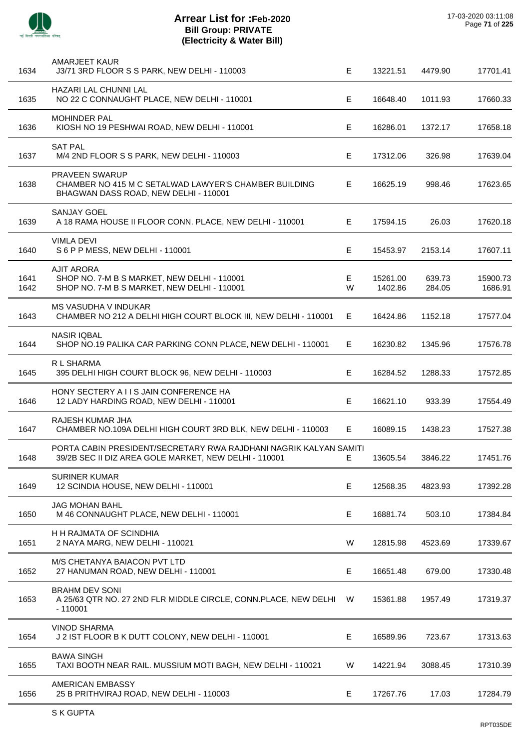# Arrear List for :Feb-2020
## Bill Group: PRIVATE
## (Electricity & Water Bill)

17-03-2020 03:11:08

| No. | Name / Address | Type | Amount | Surcharge | Total |
|---|---|---|---|---|---|
| 1634 | AMARJEET KAUR<br>J3/71 3RD FLOOR S S PARK, NEW DELHI - 110003 | E | 13221.51 | 4479.90 | 17701.41 |
| 1635 | HAZARI LAL CHUNNI LAL<br>NO 22 C CONNAUGHT PLACE, NEW DELHI - 110001 | E | 16648.40 | 1011.93 | 17660.33 |
| 1636 | MOHINDER PAL<br>KIOSH NO 19 PESHWAI ROAD, NEW DELHI - 110001 | E | 16286.01 | 1372.17 | 17658.18 |
| 1637 | SAT PAL<br>M/4 2ND FLOOR S S PARK, NEW DELHI - 110003 | E | 17312.06 | 326.98 | 17639.04 |
| 1638 | PRAVEEN SWARUP<br>CHAMBER NO 415 M C SETALWAD LAWYER'S CHAMBER BUILDING BHAGWAN DASS ROAD, NEW DELHI - 110001 | E | 16625.19 | 998.46 | 17623.65 |
| 1639 | SANJAY GOEL<br>A 18 RAMA HOUSE II FLOOR CONN. PLACE, NEW DELHI - 110001 | E | 17594.15 | 26.03 | 17620.18 |
| 1640 | VIMLA DEVI<br>S 6 P P MESS, NEW DELHI - 110001 | E | 15453.97 | 2153.14 | 17607.11 |
| 1641 | AJIT ARORA<br>SHOP NO. 7-M B S MARKET, NEW DELHI - 110001 | E | 15261.00 | 639.73 | 15900.73 |
| 1642 | SHOP NO. 7-M B S MARKET, NEW DELHI - 110001 | W | 1402.86 | 284.05 | 1686.91 |
| 1643 | MS VASUDHA V INDUKAR<br>CHAMBER NO 212 A DELHI HIGH COURT BLOCK III, NEW DELHI - 110001 | E | 16424.86 | 1152.18 | 17577.04 |
| 1644 | NASIR IQBAL<br>SHOP NO.19 PALIKA CAR PARKING CONN PLACE, NEW DELHI - 110001 | E | 16230.82 | 1345.96 | 17576.78 |
| 1645 | R L SHARMA<br>395 DELHI HIGH COURT BLOCK 96, NEW DELHI - 110003 | E | 16284.52 | 1288.33 | 17572.85 |
| 1646 | HONY SECTERY A I I S JAIN CONFERENCE HA<br>12 LADY HARDING ROAD, NEW DELHI - 110001 | E | 16621.10 | 933.39 | 17554.49 |
| 1647 | RAJESH KUMAR JHA<br>CHAMBER NO.109A DELHI HIGH COURT 3RD BLK, NEW DELHI - 110003 | E | 16089.15 | 1438.23 | 17527.38 |
| 1648 | PORTA CABIN PRESIDENT/SECRETARY RWA RAJDHANI NAGRIK KALYAN SAMITI<br>39/2B SEC II DIZ AREA GOLE MARKET, NEW DELHI - 110001 | E | 13605.54 | 3846.22 | 17451.76 |
| 1649 | SURINER KUMAR<br>12 SCINDIA HOUSE, NEW DELHI - 110001 | E | 12568.35 | 4823.93 | 17392.28 |
| 1650 | JAG MOHAN BAHL<br>M 46 CONNAUGHT PLACE, NEW DELHI - 110001 | E | 16881.74 | 503.10 | 17384.84 |
| 1651 | H H RAJMATA OF SCINDHIA<br>2 NAYA MARG, NEW DELHI - 110021 | W | 12815.98 | 4523.69 | 17339.67 |
| 1652 | M/S CHETANYA BAIACON PVT LTD<br>27 HANUMAN ROAD, NEW DELHI - 110001 | E | 16651.48 | 679.00 | 17330.48 |
| 1653 | BRAHM DEV SONI<br>A 25/63 QTR NO. 27 2ND FLR MIDDLE CIRCLE, CONN.PLACE, NEW DELHI - 110001 | W | 15361.88 | 1957.49 | 17319.37 |
| 1654 | VINOD SHARMA<br>J 2 IST FLOOR B K DUTT COLONY, NEW DELHI - 110001 | E | 16589.96 | 723.67 | 17313.63 |
| 1655 | BAWA SINGH<br>TAXI BOOTH NEAR RAIL. MUSSIUM MOTI BAGH, NEW DELHI - 110021 | W | 14221.94 | 3088.45 | 17310.39 |
| 1656 | AMERICAN EMBASSY<br>25 B PRITHVIRAJ ROAD, NEW DELHI - 110003 | E | 17267.76 | 17.03 | 17284.79 |

S K GUPTA

RPT035DE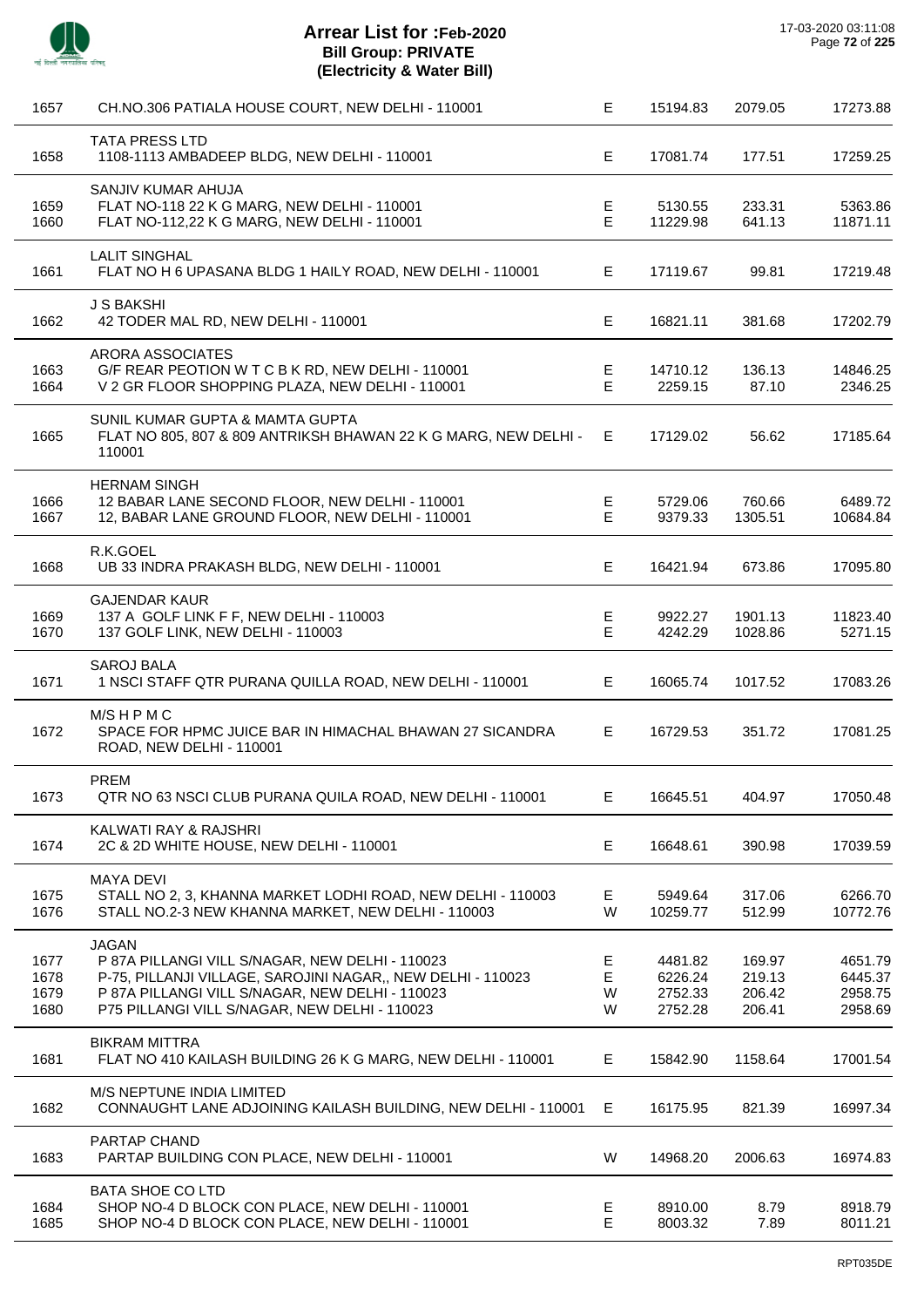# Arrear List for :Feb-2020
## Bill Group: PRIVATE
## (Electricity & Water Bill)

17-03-2020 03:11:08

| S.No. | Name / Address | Type | | | |
|---|---|---|---|---|---|
| 1657 | CH.NO.306 PATIALA HOUSE COURT, NEW DELHI - 110001 | E | 15194.83 | 2079.05 | 17273.88 |
| | TATA PRESS LTD | | | | |
| 1658 | 1108-1113 AMBADEEP BLDG, NEW DELHI - 110001 | E | 17081.74 | 177.51 | 17259.25 |
| | SANJIV KUMAR AHUJA | | | | |
| 1659 | FLAT NO-118 22 K G MARG, NEW DELHI - 110001 | E | 5130.55 | 233.31 | 5363.86 |
| 1660 | FLAT NO-112,22 K G MARG, NEW DELHI - 110001 | E | 11229.98 | 641.13 | 11871.11 |
| | LALIT SINGHAL | | | | |
| 1661 | FLAT NO H 6 UPASANA BLDG 1 HAILY ROAD, NEW DELHI - 110001 | E | 17119.67 | 99.81 | 17219.48 |
| | J S BAKSHI | | | | |
| 1662 | 42 TODER MAL RD, NEW DELHI - 110001 | E | 16821.11 | 381.68 | 17202.79 |
| | ARORA ASSOCIATES | | | | |
| 1663 | G/F REAR PEOTION W T C B K RD, NEW DELHI - 110001 | E | 14710.12 | 136.13 | 14846.25 |
| 1664 | V 2 GR FLOOR SHOPPING PLAZA, NEW DELHI - 110001 | E | 2259.15 | 87.10 | 2346.25 |
| | SUNIL KUMAR GUPTA & MAMTA GUPTA | | | | |
| 1665 | FLAT NO 805, 807 & 809 ANTRIKSH BHAWAN 22 K G MARG, NEW DELHI - 110001 | E | 17129.02 | 56.62 | 17185.64 |
| | HERNAM SINGH | | | | |
| 1666 | 12 BABAR LANE SECOND FLOOR, NEW DELHI - 110001 | E | 5729.06 | 760.66 | 6489.72 |
| 1667 | 12, BABAR LANE GROUND FLOOR, NEW DELHI - 110001 | E | 9379.33 | 1305.51 | 10684.84 |
| | R.K.GOEL | | | | |
| 1668 | UB 33 INDRA PRAKASH BLDG, NEW DELHI - 110001 | E | 16421.94 | 673.86 | 17095.80 |
| | GAJENDAR KAUR | | | | |
| 1669 | 137 A GOLF LINK F F, NEW DELHI - 110003 | E | 9922.27 | 1901.13 | 11823.40 |
| 1670 | 137 GOLF LINK, NEW DELHI - 110003 | E | 4242.29 | 1028.86 | 5271.15 |
| | SAROJ BALA | | | | |
| 1671 | 1 NSCI STAFF QTR PURANA QUILLA ROAD, NEW DELHI - 110001 | E | 16065.74 | 1017.52 | 17083.26 |
| | M/S H P M C | | | | |
| 1672 | SPACE FOR HPMC JUICE BAR IN HIMACHAL BHAWAN 27 SICANDRA ROAD, NEW DELHI - 110001 | E | 16729.53 | 351.72 | 17081.25 |
| | PREM | | | | |
| 1673 | QTR NO 63 NSCI CLUB PURANA QUILA ROAD, NEW DELHI - 110001 | E | 16645.51 | 404.97 | 17050.48 |
| | KALWATI RAY & RAJSHRI | | | | |
| 1674 | 2C & 2D WHITE HOUSE, NEW DELHI - 110001 | E | 16648.61 | 390.98 | 17039.59 |
| | MAYA DEVI | | | | |
| 1675 | STALL NO 2, 3, KHANNA MARKET LODHI ROAD, NEW DELHI - 110003 | E | 5949.64 | 317.06 | 6266.70 |
| 1676 | STALL NO.2-3 NEW KHANNA MARKET, NEW DELHI - 110003 | W | 10259.77 | 512.99 | 10772.76 |
| | JAGAN | | | | |
| 1677 | P 87A PILLANGI VILL S/NAGAR, NEW DELHI - 110023 | E | 4481.82 | 169.97 | 4651.79 |
| 1678 | P-75, PILLANJI VILLAGE, SAROJINI NAGAR,, NEW DELHI - 110023 | E | 6226.24 | 219.13 | 6445.37 |
| 1679 | P 87A PILLANGI VILL S/NAGAR, NEW DELHI - 110023 | W | 2752.33 | 206.42 | 2958.75 |
| 1680 | P75 PILLANGI VILL S/NAGAR, NEW DELHI - 110023 | W | 2752.28 | 206.41 | 2958.69 |
| | BIKRAM MITTRA | | | | |
| 1681 | FLAT NO 410 KAILASH BUILDING 26 K G MARG, NEW DELHI - 110001 | E | 15842.90 | 1158.64 | 17001.54 |
| | M/S NEPTUNE INDIA LIMITED | | | | |
| 1682 | CONNAUGHT LANE ADJOINING KAILASH BUILDING, NEW DELHI - 110001 | E | 16175.95 | 821.39 | 16997.34 |
| | PARTAP CHAND | | | | |
| 1683 | PARTAP BUILDING CON PLACE, NEW DELHI - 110001 | W | 14968.20 | 2006.63 | 16974.83 |
| | BATA SHOE CO LTD | | | | |
| 1684 | SHOP NO-4 D BLOCK CON PLACE, NEW DELHI - 110001 | E | 8910.00 | 8.79 | 8918.79 |
| 1685 | SHOP NO-4 D BLOCK CON PLACE, NEW DELHI - 110001 | E | 8003.32 | 7.89 | 8011.21 |

RPT035DE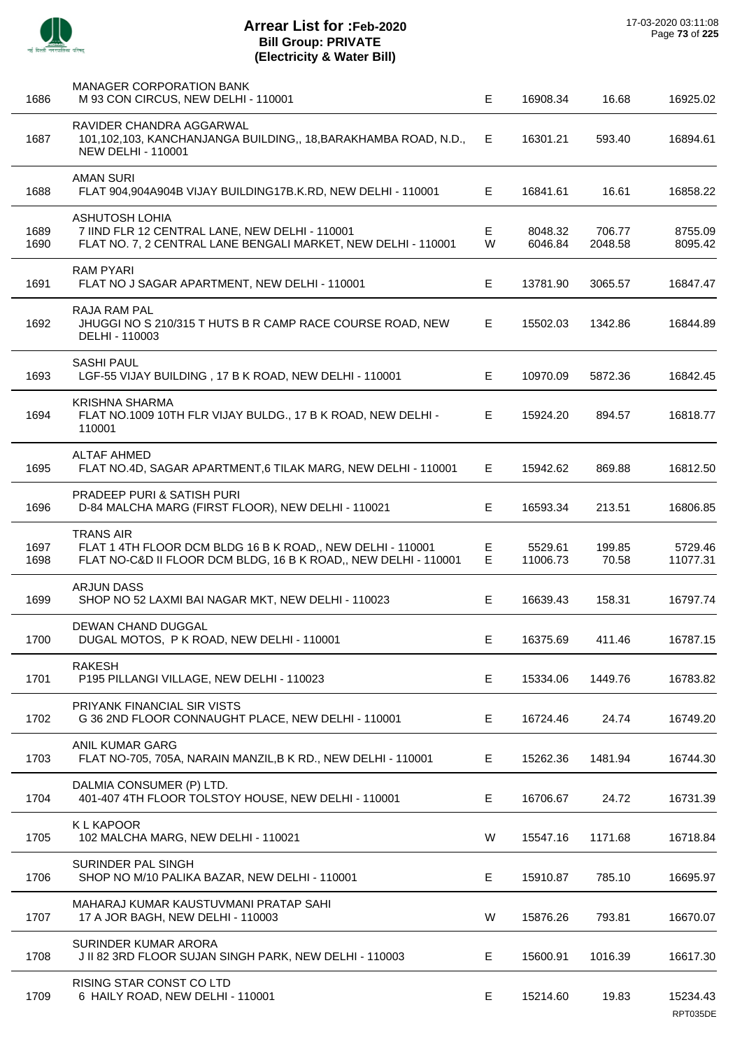# Arrear List for :Feb-2020
## Bill Group: PRIVATE
## (Electricity & Water Bill)

17-03-2020 03:11:08

| No. | Name / Address | Type | Amount | Surcharge | Total |
|---|---|---|---|---|---|
| 1686 | MANAGER CORPORATION BANK<br>M 93 CON CIRCUS, NEW DELHI - 110001 | E | 16908.34 | 16.68 | 16925.02 |
| 1687 | RAVIDER CHANDRA AGGARWAL<br>101,102,103, KANCHANJANGA BUILDING,, 18,BARAKHAMBA ROAD, N.D., NEW DELHI - 110001 | E | 16301.21 | 593.40 | 16894.61 |
| 1688 | AMAN SURI<br>FLAT 904,904A904B VIJAY BUILDING17B.K.RD, NEW DELHI - 110001 | E | 16841.61 | 16.61 | 16858.22 |
| 1689 | ASHUTOSH LOHIA<br>7 IIND FLR 12 CENTRAL LANE, NEW DELHI - 110001 | E | 8048.32 | 706.77 | 8755.09 |
| 1690 | FLAT NO. 7, 2 CENTRAL LANE BENGALI MARKET, NEW DELHI - 110001 | W | 6046.84 | 2048.58 | 8095.42 |
| 1691 | RAM PYARI<br>FLAT NO J SAGAR APARTMENT, NEW DELHI - 110001 | E | 13781.90 | 3065.57 | 16847.47 |
| 1692 | RAJA RAM PAL<br>JHUGGI NO S 210/315 T HUTS B R CAMP RACE COURSE ROAD, NEW DELHI - 110003 | E | 15502.03 | 1342.86 | 16844.89 |
| 1693 | SASHI PAUL<br>LGF-55 VIJAY BUILDING , 17 B K ROAD, NEW DELHI - 110001 | E | 10970.09 | 5872.36 | 16842.45 |
| 1694 | KRISHNA SHARMA<br>FLAT NO.1009 10TH FLR VIJAY BULDG., 17 B K ROAD, NEW DELHI - 110001 | E | 15924.20 | 894.57 | 16818.77 |
| 1695 | ALTAF AHMED<br>FLAT NO.4D, SAGAR APARTMENT,6 TILAK MARG, NEW DELHI - 110001 | E | 15942.62 | 869.88 | 16812.50 |
| 1696 | PRADEEP PURI & SATISH PURI<br>D-84 MALCHA MARG (FIRST FLOOR), NEW DELHI - 110021 | E | 16593.34 | 213.51 | 16806.85 |
| 1697 | TRANS AIR<br>FLAT 1 4TH FLOOR DCM BLDG 16 B K ROAD,, NEW DELHI - 110001 | E | 5529.61 | 199.85 | 5729.46 |
| 1698 | FLAT NO-C&D II FLOOR DCM BLDG, 16 B K ROAD,, NEW DELHI - 110001 | E | 11006.73 | 70.58 | 11077.31 |
| 1699 | ARJUN DASS<br>SHOP NO 52 LAXMI BAI NAGAR MKT, NEW DELHI - 110023 | E | 16639.43 | 158.31 | 16797.74 |
| 1700 | DEWAN CHAND DUGGAL<br>DUGAL MOTOS, P K ROAD, NEW DELHI - 110001 | E | 16375.69 | 411.46 | 16787.15 |
| 1701 | RAKESH<br>P195 PILLANGI VILLAGE, NEW DELHI - 110023 | E | 15334.06 | 1449.76 | 16783.82 |
| 1702 | PRIYANK FINANCIAL SIR VISTS<br>G 36 2ND FLOOR CONNAUGHT PLACE, NEW DELHI - 110001 | E | 16724.46 | 24.74 | 16749.20 |
| 1703 | ANIL KUMAR GARG<br>FLAT NO-705, 705A, NARAIN MANZIL,B K RD., NEW DELHI - 110001 | E | 15262.36 | 1481.94 | 16744.30 |
| 1704 | DALMIA CONSUMER (P) LTD.<br>401-407 4TH FLOOR TOLSTOY HOUSE, NEW DELHI - 110001 | E | 16706.67 | 24.72 | 16731.39 |
| 1705 | K L KAPOOR<br>102 MALCHA MARG, NEW DELHI - 110021 | W | 15547.16 | 1171.68 | 16718.84 |
| 1706 | SURINDER PAL SINGH<br>SHOP NO M/10 PALIKA BAZAR, NEW DELHI - 110001 | E | 15910.87 | 785.10 | 16695.97 |
| 1707 | MAHARAJ KUMAR KAUSTUVMANI PRATAP SAHI<br>17 A JOR BAGH, NEW DELHI - 110003 | W | 15876.26 | 793.81 | 16670.07 |
| 1708 | SURINDER KUMAR ARORA<br>J II 82 3RD FLOOR SUJAN SINGH PARK, NEW DELHI - 110003 | E | 15600.91 | 1016.39 | 16617.30 |
| 1709 | RISING STAR CONST CO LTD<br>6 HAILY ROAD, NEW DELHI - 110001 | E | 15214.60 | 19.83 | 15234.43 |

RPT035DE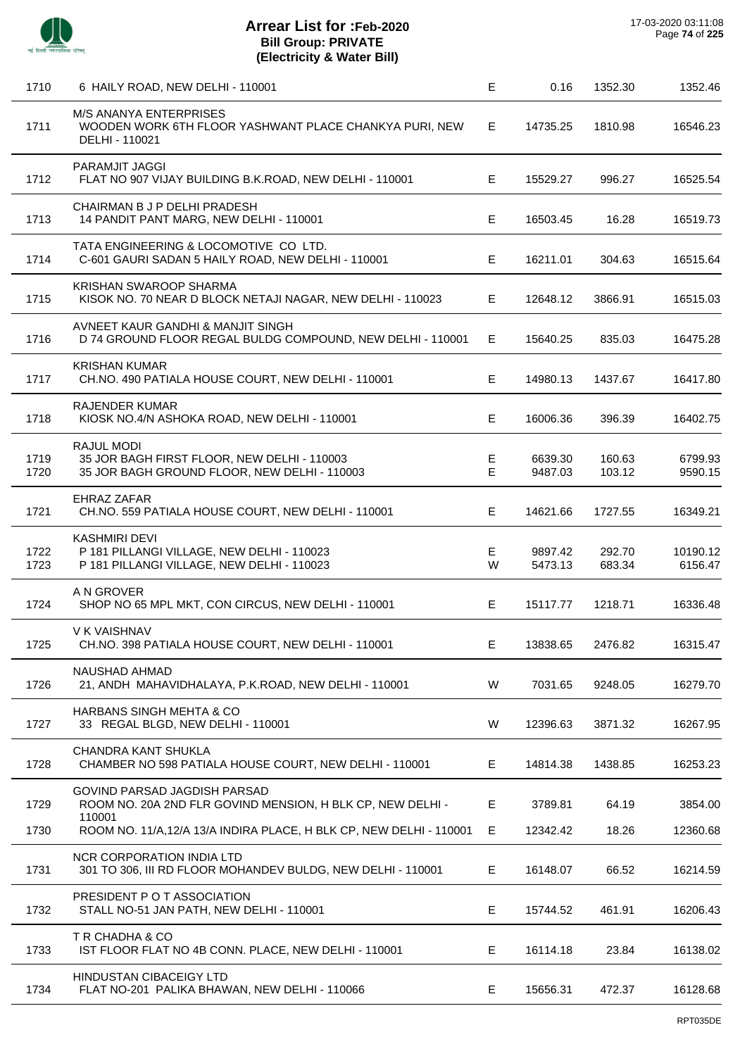# Arrear List for :Feb-2020
## Bill Group: PRIVATE
### (Electricity & Water Bill)

17-03-2020 03:11:08

| | | | | | |
|---|---|---|---|---|---|
| 1710 | 6 HAILY ROAD, NEW DELHI - 110001 | E | 0.16 | 1352.30 | 1352.46 |
| | M/S ANANYA ENTERPRISES | | | | |
| 1711 | WOODEN WORK 6TH FLOOR YASHWANT PLACE CHANKYA PURI, NEW DELHI - 110021 | E | 14735.25 | 1810.98 | 16546.23 |
| | PARAMJIT JAGGI | | | | |
| 1712 | FLAT NO 907 VIJAY BUILDING B.K.ROAD, NEW DELHI - 110001 | E | 15529.27 | 996.27 | 16525.54 |
| | CHAIRMAN B J P DELHI PRADESH | | | | |
| 1713 | 14 PANDIT PANT MARG, NEW DELHI - 110001 | E | 16503.45 | 16.28 | 16519.73 |
| | TATA ENGINEERING & LOCOMOTIVE CO LTD. | | | | |
| 1714 | C-601 GAURI SADAN 5 HAILY ROAD, NEW DELHI - 110001 | E | 16211.01 | 304.63 | 16515.64 |
| | KRISHAN SWAROOP SHARMA | | | | |
| 1715 | KISOK NO. 70 NEAR D BLOCK NETAJI NAGAR, NEW DELHI - 110023 | E | 12648.12 | 3866.91 | 16515.03 |
| | AVNEET KAUR GANDHI & MANJIT SINGH | | | | |
| 1716 | D 74 GROUND FLOOR REGAL BULDG COMPOUND, NEW DELHI - 110001 | E | 15640.25 | 835.03 | 16475.28 |
| | KRISHAN KUMAR | | | | |
| 1717 | CH.NO. 490 PATIALA HOUSE COURT, NEW DELHI - 110001 | E | 14980.13 | 1437.67 | 16417.80 |
| | RAJENDER KUMAR | | | | |
| 1718 | KIOSK NO.4/N ASHOKA ROAD, NEW DELHI - 110001 | E | 16006.36 | 396.39 | 16402.75 |
| | RAJUL MODI | | | | |
| 1719 | 35 JOR BAGH FIRST FLOOR, NEW DELHI - 110003 | E | 6639.30 | 160.63 | 6799.93 |
| 1720 | 35 JOR BAGH GROUND FLOOR, NEW DELHI - 110003 | E | 9487.03 | 103.12 | 9590.15 |
| | EHRAZ ZAFAR | | | | |
| 1721 | CH.NO. 559 PATIALA HOUSE COURT, NEW DELHI - 110001 | E | 14621.66 | 1727.55 | 16349.21 |
| | KASHMIRI DEVI | | | | |
| 1722 | P 181 PILLANGI VILLAGE, NEW DELHI - 110023 | E | 9897.42 | 292.70 | 10190.12 |
| 1723 | P 181 PILLANGI VILLAGE, NEW DELHI - 110023 | W | 5473.13 | 683.34 | 6156.47 |
| | A N GROVER | | | | |
| 1724 | SHOP NO 65 MPL MKT, CON CIRCUS, NEW DELHI - 110001 | E | 15117.77 | 1218.71 | 16336.48 |
| | V K VAISHNAV | | | | |
| 1725 | CH.NO. 398 PATIALA HOUSE COURT, NEW DELHI - 110001 | E | 13838.65 | 2476.82 | 16315.47 |
| | NAUSHAD AHMAD | | | | |
| 1726 | 21, ANDH MAHAVIDHALAYA, P.K.ROAD, NEW DELHI - 110001 | W | 7031.65 | 9248.05 | 16279.70 |
| | HARBANS SINGH MEHTA & CO | | | | |
| 1727 | 33 REGAL BLGD, NEW DELHI - 110001 | W | 12396.63 | 3871.32 | 16267.95 |
| | CHANDRA KANT SHUKLA | | | | |
| 1728 | CHAMBER NO 598 PATIALA HOUSE COURT, NEW DELHI - 110001 | E | 14814.38 | 1438.85 | 16253.23 |
| | GOVIND PARSAD JAGDISH PARSAD | | | | |
| 1729 | ROOM NO. 20A 2ND FLR GOVIND MENSION, H BLK CP, NEW DELHI - 110001 | E | 3789.81 | 64.19 | 3854.00 |
| 1730 | ROOM NO. 11/A,12/A 13/A INDIRA PLACE, H BLK CP, NEW DELHI - 110001 | E | 12342.42 | 18.26 | 12360.68 |
| | NCR CORPORATION INDIA LTD | | | | |
| 1731 | 301 TO 306, III RD FLOOR MOHANDEV BULDG, NEW DELHI - 110001 | E | 16148.07 | 66.52 | 16214.59 |
| | PRESIDENT P O T ASSOCIATION | | | | |
| 1732 | STALL NO-51 JAN PATH, NEW DELHI - 110001 | E | 15744.52 | 461.91 | 16206.43 |
| | T R CHADHA & CO | | | | |
| 1733 | IST FLOOR FLAT NO 4B CONN. PLACE, NEW DELHI - 110001 | E | 16114.18 | 23.84 | 16138.02 |
| | HINDUSTAN CIBACEIGY LTD | | | | |
| 1734 | FLAT NO-201 PALIKA BHAWAN, NEW DELHI - 110066 | E | 15656.31 | 472.37 | 16128.68 |

RPT035DE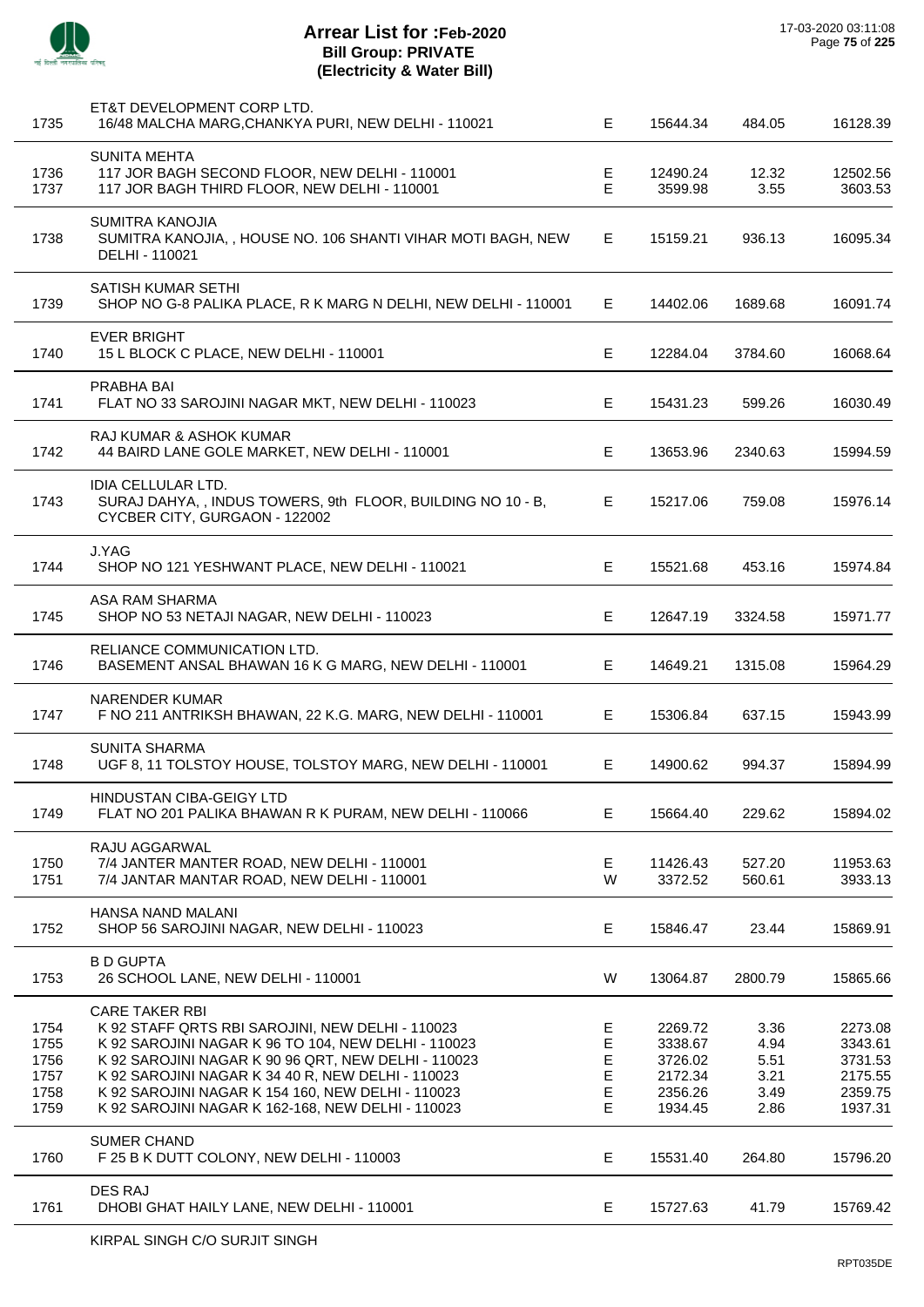# Arrear List for :Feb-2020
## Bill Group: PRIVATE
### (Electricity & Water Bill)

17-03-2020 03:11:08

| No. | Name / Address | Type | Amount | Amount | Total |
|---|---|---|---|---|---|
| | ET&T DEVELOPMENT CORP LTD. | | | | |
| 1735 | 16/48 MALCHA MARG,CHANKYA PURI, NEW DELHI - 110021 | E | 15644.34 | 484.05 | 16128.39 |
| | SUNITA MEHTA | | | | |
| 1736 | 117 JOR BAGH SECOND FLOOR, NEW DELHI - 110001 | E | 12490.24 | 12.32 | 12502.56 |
| 1737 | 117 JOR BAGH THIRD FLOOR, NEW DELHI - 110001 | E | 3599.98 | 3.55 | 3603.53 |
| | SUMITRA KANOJIA | | | | |
| 1738 | SUMITRA KANOJIA, , HOUSE NO. 106 SHANTI VIHAR MOTI BAGH, NEW DELHI - 110021 | E | 15159.21 | 936.13 | 16095.34 |
| | SATISH KUMAR SETHI | | | | |
| 1739 | SHOP NO G-8 PALIKA PLACE, R K MARG N DELHI, NEW DELHI - 110001 | E | 14402.06 | 1689.68 | 16091.74 |
| | EVER BRIGHT | | | | |
| 1740 | 15 L BLOCK C PLACE, NEW DELHI - 110001 | E | 12284.04 | 3784.60 | 16068.64 |
| | PRABHA BAI | | | | |
| 1741 | FLAT NO 33 SAROJINI NAGAR MKT, NEW DELHI - 110023 | E | 15431.23 | 599.26 | 16030.49 |
| | RAJ KUMAR & ASHOK KUMAR | | | | |
| 1742 | 44 BAIRD LANE GOLE MARKET, NEW DELHI - 110001 | E | 13653.96 | 2340.63 | 15994.59 |
| | IDIA CELLULAR LTD. | | | | |
| 1743 | SURAJ DAHYA, , INDUS TOWERS, 9th FLOOR, BUILDING NO 10 - B, CYCBER CITY, GURGAON - 122002 | E | 15217.06 | 759.08 | 15976.14 |
| | J.YAG | | | | |
| 1744 | SHOP NO 121 YESHWANT PLACE, NEW DELHI - 110021 | E | 15521.68 | 453.16 | 15974.84 |
| | ASA RAM SHARMA | | | | |
| 1745 | SHOP NO 53 NETAJI NAGAR, NEW DELHI - 110023 | E | 12647.19 | 3324.58 | 15971.77 |
| | RELIANCE COMMUNICATION LTD. | | | | |
| 1746 | BASEMENT ANSAL BHAWAN 16 K G MARG, NEW DELHI - 110001 | E | 14649.21 | 1315.08 | 15964.29 |
| | NARENDER KUMAR | | | | |
| 1747 | F NO 211 ANTRIKSH BHAWAN, 22 K.G. MARG, NEW DELHI - 110001 | E | 15306.84 | 637.15 | 15943.99 |
| | SUNITA SHARMA | | | | |
| 1748 | UGF 8, 11 TOLSTOY HOUSE, TOLSTOY MARG, NEW DELHI - 110001 | E | 14900.62 | 994.37 | 15894.99 |
| | HINDUSTAN CIBA-GEIGY LTD | | | | |
| 1749 | FLAT NO 201 PALIKA BHAWAN R K PURAM, NEW DELHI - 110066 | E | 15664.40 | 229.62 | 15894.02 |
| | RAJU AGGARWAL | | | | |
| 1750 | 7/4 JANTER MANTER ROAD, NEW DELHI - 110001 | E | 11426.43 | 527.20 | 11953.63 |
| 1751 | 7/4 JANTAR MANTAR ROAD, NEW DELHI - 110001 | W | 3372.52 | 560.61 | 3933.13 |
| | HANSA NAND MALANI | | | | |
| 1752 | SHOP 56 SAROJINI NAGAR, NEW DELHI - 110023 | E | 15846.47 | 23.44 | 15869.91 |
| | B D GUPTA | | | | |
| 1753 | 26 SCHOOL LANE, NEW DELHI - 110001 | W | 13064.87 | 2800.79 | 15865.66 |
| | CARE TAKER RBI | | | | |
| 1754 | K 92 STAFF QRTS RBI SAROJINI, NEW DELHI - 110023 | E | 2269.72 | 3.36 | 2273.08 |
| 1755 | K 92 SAROJINI NAGAR K 96 TO 104, NEW DELHI - 110023 | E | 3338.67 | 4.94 | 3343.61 |
| 1756 | K 92 SAROJINI NAGAR K 90 96 QRT, NEW DELHI - 110023 | E | 3726.02 | 5.51 | 3731.53 |
| 1757 | K 92 SAROJINI NAGAR K 34 40 R, NEW DELHI - 110023 | E | 2172.34 | 3.21 | 2175.55 |
| 1758 | K 92 SAROJINI NAGAR K 154 160, NEW DELHI - 110023 | E | 2356.26 | 3.49 | 2359.75 |
| 1759 | K 92 SAROJINI NAGAR K 162-168, NEW DELHI - 110023 | E | 1934.45 | 2.86 | 1937.31 |
| | SUMER CHAND | | | | |
| 1760 | F 25 B K DUTT COLONY, NEW DELHI - 110003 | E | 15531.40 | 264.80 | 15796.20 |
| | DES RAJ | | | | |
| 1761 | DHOBI GHAT HAILY LANE, NEW DELHI - 110001 | E | 15727.63 | 41.79 | 15769.42 |
| | KIRPAL SINGH C/O SURJIT SINGH | | | | |

RPT035DE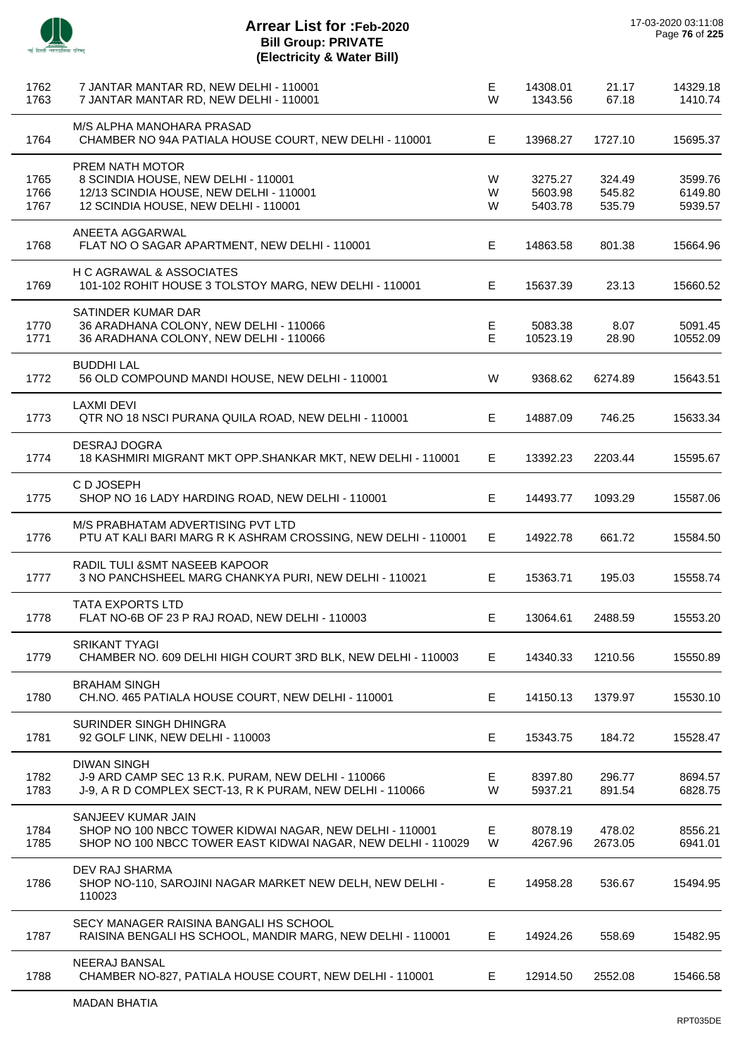# Arrear List for :Feb-2020
## Bill Group: PRIVATE
### (Electricity & Water Bill)

17-03-2020 03:11:08

| S.No. | Name / Address | Type | Amount | Surcharge | Total |
|---|---|---|---|---|---|
| 1762 | 7 JANTAR MANTAR RD, NEW DELHI - 110001 | E | 14308.01 | 21.17 | 14329.18 |
| 1763 | 7 JANTAR MANTAR RD, NEW DELHI - 110001 | W | 1343.56 | 67.18 | 1410.74 |
| | M/S ALPHA MANOHARA PRASAD | | | | |
| 1764 | CHAMBER NO 94A PATIALA HOUSE COURT, NEW DELHI - 110001 | E | 13968.27 | 1727.10 | 15695.37 |
| | PREM NATH MOTOR | | | | |
| 1765 | 8 SCINDIA HOUSE, NEW DELHI - 110001 | W | 3275.27 | 324.49 | 3599.76 |
| 1766 | 12/13 SCINDIA HOUSE, NEW DELHI - 110001 | W | 5603.98 | 545.82 | 6149.80 |
| 1767 | 12 SCINDIA HOUSE, NEW DELHI - 110001 | W | 5403.78 | 535.79 | 5939.57 |
| | ANEETA AGGARWAL | | | | |
| 1768 | FLAT NO O SAGAR APARTMENT, NEW DELHI - 110001 | E | 14863.58 | 801.38 | 15664.96 |
| | H C AGRAWAL & ASSOCIATES | | | | |
| 1769 | 101-102 ROHIT HOUSE 3 TOLSTOY MARG, NEW DELHI - 110001 | E | 15637.39 | 23.13 | 15660.52 |
| | SATINDER KUMAR DAR | | | | |
| 1770 | 36 ARADHANA COLONY, NEW DELHI - 110066 | E | 5083.38 | 8.07 | 5091.45 |
| 1771 | 36 ARADHANA COLONY, NEW DELHI - 110066 | E | 10523.19 | 28.90 | 10552.09 |
| | BUDDHI LAL | | | | |
| 1772 | 56 OLD COMPOUND MANDI HOUSE, NEW DELHI - 110001 | W | 9368.62 | 6274.89 | 15643.51 |
| | LAXMI DEVI | | | | |
| 1773 | QTR NO 18 NSCI PURANA QUILA ROAD, NEW DELHI - 110001 | E | 14887.09 | 746.25 | 15633.34 |
| | DESRAJ DOGRA | | | | |
| 1774 | 18 KASHMIRI MIGRANT MKT OPP.SHANKAR MKT, NEW DELHI - 110001 | E | 13392.23 | 2203.44 | 15595.67 |
| | C D JOSEPH | | | | |
| 1775 | SHOP NO 16 LADY HARDING ROAD, NEW DELHI - 110001 | E | 14493.77 | 1093.29 | 15587.06 |
| | M/S PRABHATAM ADVERTISING PVT LTD | | | | |
| 1776 | PTU AT KALI BARI MARG R K ASHRAM CROSSING, NEW DELHI - 110001 | E | 14922.78 | 661.72 | 15584.50 |
| | RADIL TULI &SMT NASEEB KAPOOR | | | | |
| 1777 | 3 NO PANCHSHEEL MARG CHANKYA PURI, NEW DELHI - 110021 | E | 15363.71 | 195.03 | 15558.74 |
| | TATA EXPORTS LTD | | | | |
| 1778 | FLAT NO-6B OF 23 P RAJ ROAD, NEW DELHI - 110003 | E | 13064.61 | 2488.59 | 15553.20 |
| | SRIKANT TYAGI | | | | |
| 1779 | CHAMBER NO. 609 DELHI HIGH COURT 3RD BLK, NEW DELHI - 110003 | E | 14340.33 | 1210.56 | 15550.89 |
| | BRAHAM SINGH | | | | |
| 1780 | CH.NO. 465 PATIALA HOUSE COURT, NEW DELHI - 110001 | E | 14150.13 | 1379.97 | 15530.10 |
| | SURINDER SINGH DHINGRA | | | | |
| 1781 | 92 GOLF LINK, NEW DELHI - 110003 | E | 15343.75 | 184.72 | 15528.47 |
| | DIWAN SINGH | | | | |
| 1782 | J-9 ARD CAMP SEC 13 R.K. PURAM, NEW DELHI - 110066 | E | 8397.80 | 296.77 | 8694.57 |
| 1783 | J-9, A R D COMPLEX SECT-13, R K PURAM, NEW DELHI - 110066 | W | 5937.21 | 891.54 | 6828.75 |
| | SANJEEV KUMAR JAIN | | | | |
| 1784 | SHOP NO 100 NBCC TOWER KIDWAI NAGAR, NEW DELHI - 110001 | E | 8078.19 | 478.02 | 8556.21 |
| 1785 | SHOP NO 100 NBCC TOWER EAST KIDWAI NAGAR, NEW DELHI - 110029 | W | 4267.96 | 2673.05 | 6941.01 |
| | DEV RAJ SHARMA | | | | |
| 1786 | SHOP NO-110, SAROJINI NAGAR MARKET NEW DELH, NEW DELHI - 110023 | E | 14958.28 | 536.67 | 15494.95 |
| | SECY MANAGER RAISINA BANGALI HS SCHOOL | | | | |
| 1787 | RAISINA BENGALI HS SCHOOL, MANDIR MARG, NEW DELHI - 110001 | E | 14924.26 | 558.69 | 15482.95 |
| | NEERAJ BANSAL | | | | |
| 1788 | CHAMBER NO-827, PATIALA HOUSE COURT, NEW DELHI - 110001 | E | 12914.50 | 2552.08 | 15466.58 |
| | MADAN BHATIA | | | | |

RPT035DE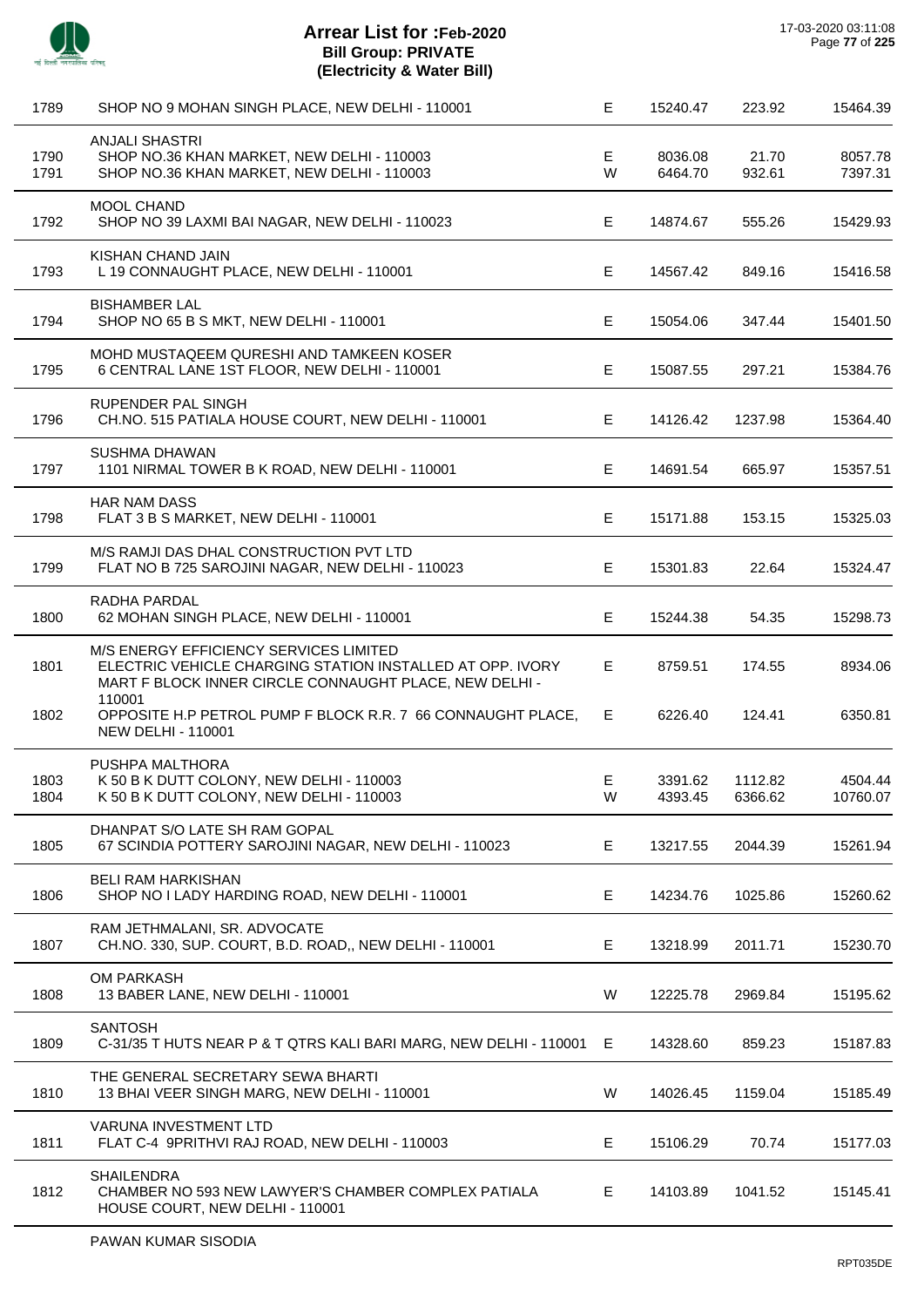# Arrear List for :Feb-2020
## Bill Group: PRIVATE
### (Electricity & Water Bill)

17-03-2020 03:11:08

| S.No. | Name / Address | Type | | | |
|---|---|---|---|---|---|
| 1789 | SHOP NO 9 MOHAN SINGH PLACE, NEW DELHI - 110001 | E | 15240.47 | 223.92 | 15464.39 |
| | ANJALI SHASTRI | | | | |
| 1790 | SHOP NO.36 KHAN MARKET, NEW DELHI - 110003 | E | 8036.08 | 21.70 | 8057.78 |
| 1791 | SHOP NO.36 KHAN MARKET, NEW DELHI - 110003 | W | 6464.70 | 932.61 | 7397.31 |
| | MOOL CHAND | | | | |
| 1792 | SHOP NO 39 LAXMI BAI NAGAR, NEW DELHI - 110023 | E | 14874.67 | 555.26 | 15429.93 |
| | KISHAN CHAND JAIN | | | | |
| 1793 | L 19 CONNAUGHT PLACE, NEW DELHI - 110001 | E | 14567.42 | 849.16 | 15416.58 |
| | BISHAMBER LAL | | | | |
| 1794 | SHOP NO 65 B S MKT, NEW DELHI - 110001 | E | 15054.06 | 347.44 | 15401.50 |
| | MOHD MUSTAQEEM QURESHI AND TAMKEEN KOSER | | | | |
| 1795 | 6 CENTRAL LANE 1ST FLOOR, NEW DELHI - 110001 | E | 15087.55 | 297.21 | 15384.76 |
| | RUPENDER PAL SINGH | | | | |
| 1796 | CH.NO. 515 PATIALA HOUSE COURT, NEW DELHI - 110001 | E | 14126.42 | 1237.98 | 15364.40 |
| | SUSHMA DHAWAN | | | | |
| 1797 | 1101 NIRMAL TOWER B K ROAD, NEW DELHI - 110001 | E | 14691.54 | 665.97 | 15357.51 |
| | HAR NAM DASS | | | | |
| 1798 | FLAT 3 B S MARKET, NEW DELHI - 110001 | E | 15171.88 | 153.15 | 15325.03 |
| | M/S RAMJI DAS DHAL CONSTRUCTION PVT LTD | | | | |
| 1799 | FLAT NO B 725 SAROJINI NAGAR, NEW DELHI - 110023 | E | 15301.83 | 22.64 | 15324.47 |
| | RADHA PARDAL | | | | |
| 1800 | 62 MOHAN SINGH PLACE, NEW DELHI - 110001 | E | 15244.38 | 54.35 | 15298.73 |
| | M/S ENERGY EFFICIENCY SERVICES LIMITED | | | | |
| 1801 | ELECTRIC VEHICLE CHARGING STATION INSTALLED AT OPP. IVORY MART F BLOCK INNER CIRCLE CONNAUGHT PLACE, NEW DELHI - 110001 | E | 8759.51 | 174.55 | 8934.06 |
| 1802 | OPPOSITE H.P PETROL PUMP F BLOCK R.R. 7 66 CONNAUGHT PLACE, NEW DELHI - 110001 | E | 6226.40 | 124.41 | 6350.81 |
| | PUSHPA MALTHORA | | | | |
| 1803 | K 50 B K DUTT COLONY, NEW DELHI - 110003 | E | 3391.62 | 1112.82 | 4504.44 |
| 1804 | K 50 B K DUTT COLONY, NEW DELHI - 110003 | W | 4393.45 | 6366.62 | 10760.07 |
| | DHANPAT S/O LATE SH RAM GOPAL | | | | |
| 1805 | 67 SCINDIA POTTERY SAROJINI NAGAR, NEW DELHI - 110023 | E | 13217.55 | 2044.39 | 15261.94 |
| | BELI RAM HARKISHAN | | | | |
| 1806 | SHOP NO I LADY HARDING ROAD, NEW DELHI - 110001 | E | 14234.76 | 1025.86 | 15260.62 |
| | RAM JETHMALANI, SR. ADVOCATE | | | | |
| 1807 | CH.NO. 330, SUP. COURT, B.D. ROAD,, NEW DELHI - 110001 | E | 13218.99 | 2011.71 | 15230.70 |
| | OM PARKASH | | | | |
| 1808 | 13 BABER LANE, NEW DELHI - 110001 | W | 12225.78 | 2969.84 | 15195.62 |
| | SANTOSH | | | | |
| 1809 | C-31/35 T HUTS NEAR P & T QTRS KALI BARI MARG, NEW DELHI - 110001 | E | 14328.60 | 859.23 | 15187.83 |
| | THE GENERAL SECRETARY SEWA BHARTI | | | | |
| 1810 | 13 BHAI VEER SINGH MARG, NEW DELHI - 110001 | W | 14026.45 | 1159.04 | 15185.49 |
| | VARUNA INVESTMENT LTD | | | | |
| 1811 | FLAT C-4 9PRITHVI RAJ ROAD, NEW DELHI - 110003 | E | 15106.29 | 70.74 | 15177.03 |
| | SHAILENDRA | | | | |
| 1812 | CHAMBER NO 593 NEW LAWYER'S CHAMBER COMPLEX PATIALA HOUSE COURT, NEW DELHI - 110001 | E | 14103.89 | 1041.52 | 15145.41 |
| | PAWAN KUMAR SISODIA | | | | |

RPT035DE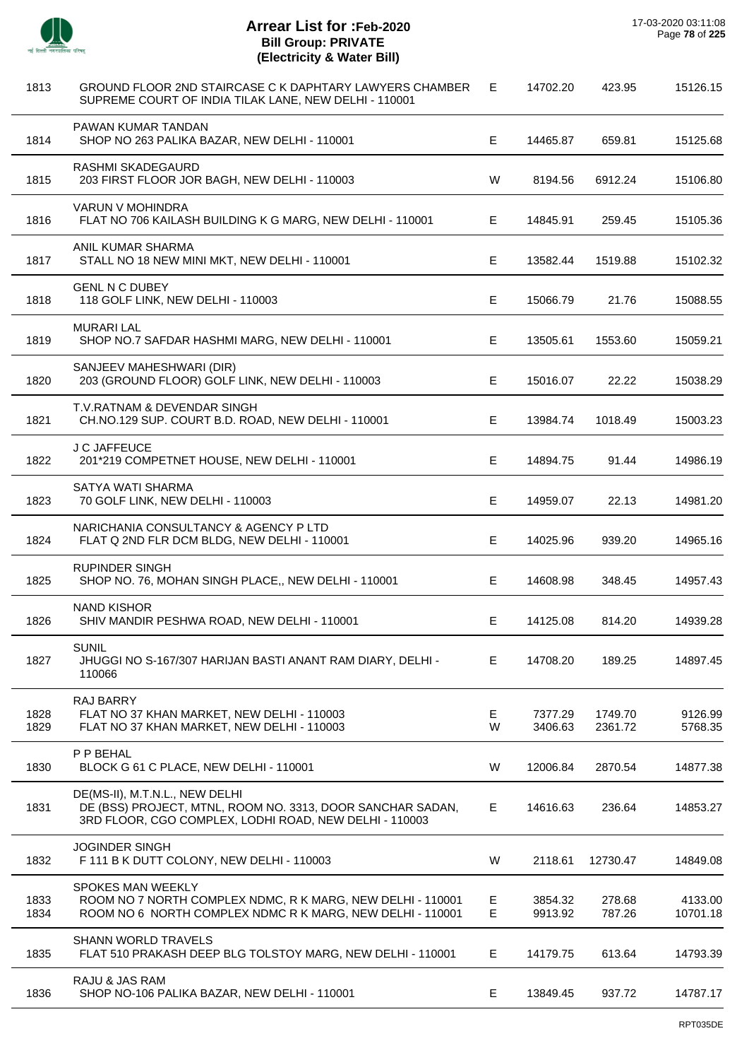# Arrear List for :Feb-2020
## Bill Group: PRIVATE
## (Electricity & Water Bill)

17-03-2020 03:11:08

| | | | | | |
|---|---|---|---|---|---|
| 1813 | GROUND FLOOR 2ND STAIRCASE C K DAPHTARY LAWYERS CHAMBER SUPREME COURT OF INDIA TILAK LANE, NEW DELHI - 110001 | E | 14702.20 | 423.95 | 15126.15 |
| 1814 | PAWAN KUMAR TANDAN<br>SHOP NO 263 PALIKA BAZAR, NEW DELHI - 110001 | E | 14465.87 | 659.81 | 15125.68 |
| 1815 | RASHMI SKADEGAURD<br>203 FIRST FLOOR JOR BAGH, NEW DELHI - 110003 | W | 8194.56 | 6912.24 | 15106.80 |
| 1816 | VARUN V MOHINDRA<br>FLAT NO 706 KAILASH BUILDING K G MARG, NEW DELHI - 110001 | E | 14845.91 | 259.45 | 15105.36 |
| 1817 | ANIL KUMAR SHARMA<br>STALL NO 18 NEW MINI MKT, NEW DELHI - 110001 | E | 13582.44 | 1519.88 | 15102.32 |
| 1818 | GENL N C DUBEY<br>118 GOLF LINK, NEW DELHI - 110003 | E | 15066.79 | 21.76 | 15088.55 |
| 1819 | MURARI LAL<br>SHOP NO.7 SAFDAR HASHMI MARG, NEW DELHI - 110001 | E | 13505.61 | 1553.60 | 15059.21 |
| 1820 | SANJEEV MAHESHWARI (DIR)<br>203 (GROUND FLOOR) GOLF LINK, NEW DELHI - 110003 | E | 15016.07 | 22.22 | 15038.29 |
| 1821 | T.V.RATNAM & DEVENDAR SINGH<br>CH.NO.129 SUP. COURT B.D. ROAD, NEW DELHI - 110001 | E | 13984.74 | 1018.49 | 15003.23 |
| 1822 | J C JAFFEUCE<br>201*219 COMPETNET HOUSE, NEW DELHI - 110001 | E | 14894.75 | 91.44 | 14986.19 |
| 1823 | SATYA WATI SHARMA<br>70 GOLF LINK, NEW DELHI - 110003 | E | 14959.07 | 22.13 | 14981.20 |
| 1824 | NARICHANIA CONSULTANCY & AGENCY P LTD<br>FLAT Q 2ND FLR DCM BLDG, NEW DELHI - 110001 | E | 14025.96 | 939.20 | 14965.16 |
| 1825 | RUPINDER SINGH<br>SHOP NO. 76, MOHAN SINGH PLACE,, NEW DELHI - 110001 | E | 14608.98 | 348.45 | 14957.43 |
| 1826 | NAND KISHOR<br>SHIV MANDIR PESHWA ROAD, NEW DELHI - 110001 | E | 14125.08 | 814.20 | 14939.28 |
| 1827 | SUNIL<br>JHUGGI NO S-167/307 HARIJAN BASTI ANANT RAM DIARY, DELHI - 110066 | E | 14708.20 | 189.25 | 14897.45 |
| 1828 | RAJ BARRY<br>FLAT NO 37 KHAN MARKET, NEW DELHI - 110003 | E | 7377.29 | 1749.70 | 9126.99 |
| 1829 | FLAT NO 37 KHAN MARKET, NEW DELHI - 110003 | W | 3406.63 | 2361.72 | 5768.35 |
| 1830 | P P BEHAL<br>BLOCK G 61 C PLACE, NEW DELHI - 110001 | W | 12006.84 | 2870.54 | 14877.38 |
| 1831 | DE(MS-II), M.T.N.L., NEW DELHI<br>DE (BSS) PROJECT, MTNL, ROOM NO. 3313, DOOR SANCHAR SADAN, 3RD FLOOR, CGO COMPLEX, LODHI ROAD, NEW DELHI - 110003 | E | 14616.63 | 236.64 | 14853.27 |
| 1832 | JOGINDER SINGH<br>F 111 B K DUTT COLONY, NEW DELHI - 110003 | W | 2118.61 | 12730.47 | 14849.08 |
| 1833 | SPOKES MAN WEEKLY<br>ROOM NO 7 NORTH COMPLEX NDMC, R K MARG, NEW DELHI - 110001 | E | 3854.32 | 278.68 | 4133.00 |
| 1834 | ROOM NO 6 NORTH COMPLEX NDMC R K MARG, NEW DELHI - 110001 | E | 9913.92 | 787.26 | 10701.18 |
| 1835 | SHANN WORLD TRAVELS<br>FLAT 510 PRAKASH DEEP BLG TOLSTOY MARG, NEW DELHI - 110001 | E | 14179.75 | 613.64 | 14793.39 |
| 1836 | RAJU & JAS RAM<br>SHOP NO-106 PALIKA BAZAR, NEW DELHI - 110001 | E | 13849.45 | 937.72 | 14787.17 |

RPT035DE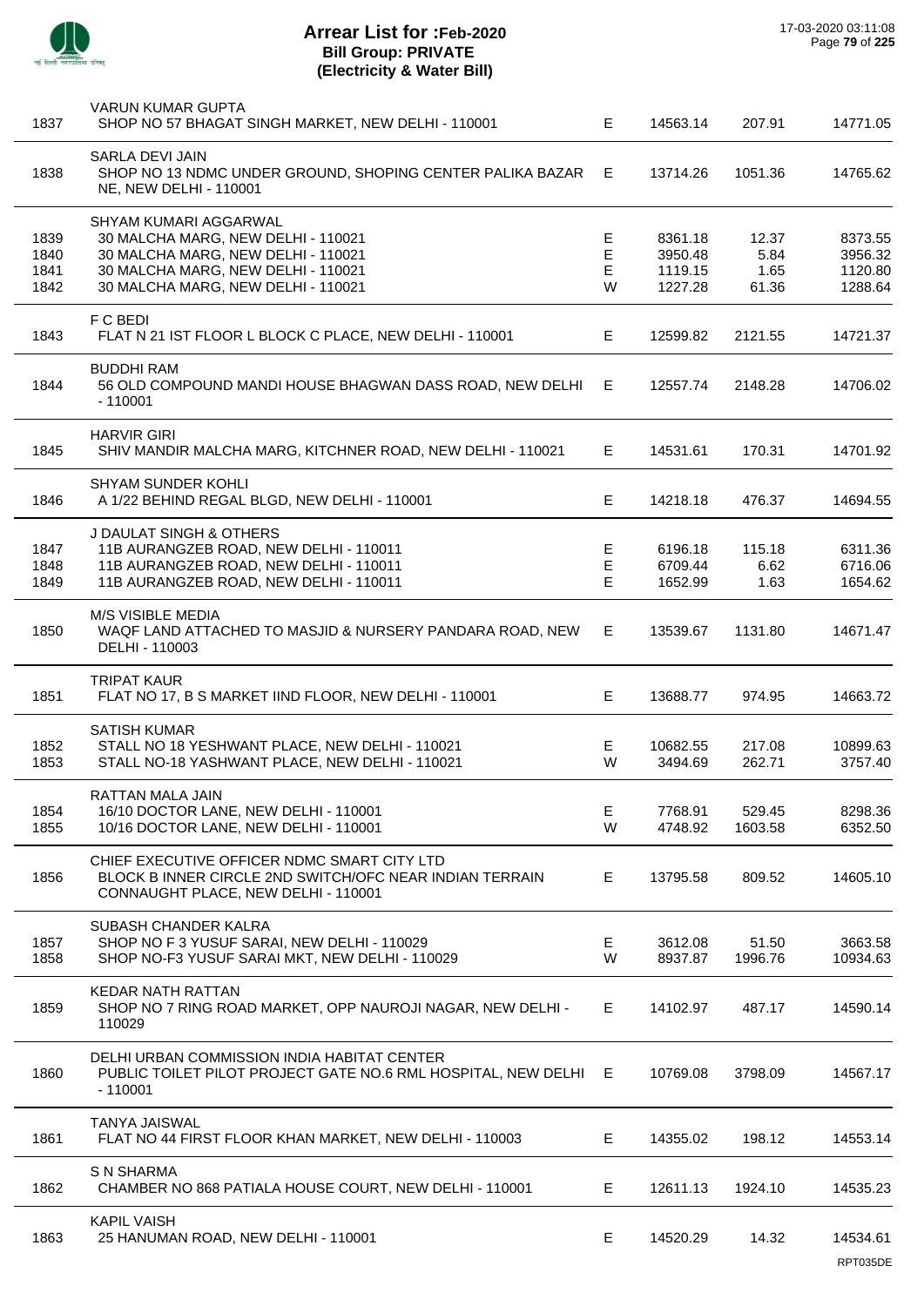# Arrear List for :Feb-2020
## Bill Group: PRIVATE
## (Electricity & Water Bill)

17-03-2020 03:11:08

| No. | Name / Address | Type | Amount | Surcharge | Total |
|---|---|---|---|---|---|
| | VARUN KUMAR GUPTA | | | | |
| 1837 | SHOP NO 57 BHAGAT SINGH MARKET, NEW DELHI - 110001 | E | 14563.14 | 207.91 | 14771.05 |
| | SARLA DEVI JAIN | | | | |
| 1838 | SHOP NO 13 NDMC UNDER GROUND, SHOPING CENTER PALIKA BAZAR NE, NEW DELHI - 110001 | E | 13714.26 | 1051.36 | 14765.62 |
| | SHYAM KUMARI AGGARWAL | | | | |
| 1839 | 30 MALCHA MARG, NEW DELHI - 110021 | E | 8361.18 | 12.37 | 8373.55 |
| 1840 | 30 MALCHA MARG, NEW DELHI - 110021 | E | 3950.48 | 5.84 | 3956.32 |
| 1841 | 30 MALCHA MARG, NEW DELHI - 110021 | E | 1119.15 | 1.65 | 1120.80 |
| 1842 | 30 MALCHA MARG, NEW DELHI - 110021 | W | 1227.28 | 61.36 | 1288.64 |
| | F C BEDI | | | | |
| 1843 | FLAT N 21 IST FLOOR L BLOCK C PLACE, NEW DELHI - 110001 | E | 12599.82 | 2121.55 | 14721.37 |
| | BUDDHI RAM | | | | |
| 1844 | 56 OLD COMPOUND MANDI HOUSE BHAGWAN DASS ROAD, NEW DELHI - 110001 | E | 12557.74 | 2148.28 | 14706.02 |
| | HARVIR GIRI | | | | |
| 1845 | SHIV MANDIR MALCHA MARG, KITCHNER ROAD, NEW DELHI - 110021 | E | 14531.61 | 170.31 | 14701.92 |
| | SHYAM SUNDER KOHLI | | | | |
| 1846 | A 1/22 BEHIND REGAL BLGD, NEW DELHI - 110001 | E | 14218.18 | 476.37 | 14694.55 |
| | J DAULAT SINGH & OTHERS | | | | |
| 1847 | 11B AURANGZEB ROAD, NEW DELHI - 110011 | E | 6196.18 | 115.18 | 6311.36 |
| 1848 | 11B AURANGZEB ROAD, NEW DELHI - 110011 | E | 6709.44 | 6.62 | 6716.06 |
| 1849 | 11B AURANGZEB ROAD, NEW DELHI - 110011 | E | 1652.99 | 1.63 | 1654.62 |
| | M/S VISIBLE MEDIA | | | | |
| 1850 | WAQF LAND ATTACHED TO MASJID & NURSERY PANDARA ROAD, NEW DELHI - 110003 | E | 13539.67 | 1131.80 | 14671.47 |
| | TRIPAT KAUR | | | | |
| 1851 | FLAT NO 17, B S MARKET IIND FLOOR, NEW DELHI - 110001 | E | 13688.77 | 974.95 | 14663.72 |
| | SATISH KUMAR | | | | |
| 1852 | STALL NO 18 YESHWANT PLACE, NEW DELHI - 110021 | E | 10682.55 | 217.08 | 10899.63 |
| 1853 | STALL NO-18 YASHWANT PLACE, NEW DELHI - 110021 | W | 3494.69 | 262.71 | 3757.40 |
| | RATTAN MALA JAIN | | | | |
| 1854 | 16/10 DOCTOR LANE, NEW DELHI - 110001 | E | 7768.91 | 529.45 | 8298.36 |
| 1855 | 10/16 DOCTOR LANE, NEW DELHI - 110001 | W | 4748.92 | 1603.58 | 6352.50 |
| | CHIEF EXECUTIVE OFFICER NDMC SMART CITY LTD | | | | |
| 1856 | BLOCK B INNER CIRCLE 2ND SWITCH/OFC NEAR INDIAN TERRAIN CONNAUGHT PLACE, NEW DELHI - 110001 | E | 13795.58 | 809.52 | 14605.10 |
| | SUBASH CHANDER KALRA | | | | |
| 1857 | SHOP NO F 3 YUSUF SARAI, NEW DELHI - 110029 | E | 3612.08 | 51.50 | 3663.58 |
| 1858 | SHOP NO-F3 YUSUF SARAI MKT, NEW DELHI - 110029 | W | 8937.87 | 1996.76 | 10934.63 |
| | KEDAR NATH RATTAN | | | | |
| 1859 | SHOP NO 7 RING ROAD MARKET, OPP NAUROJI NAGAR, NEW DELHI - 110029 | E | 14102.97 | 487.17 | 14590.14 |
| | DELHI URBAN COMMISSION INDIA HABITAT CENTER | | | | |
| 1860 | PUBLIC TOILET PILOT PROJECT GATE NO.6 RML HOSPITAL, NEW DELHI - 110001 | E | 10769.08 | 3798.09 | 14567.17 |
| | TANYA JAISWAL | | | | |
| 1861 | FLAT NO 44 FIRST FLOOR KHAN MARKET, NEW DELHI - 110003 | E | 14355.02 | 198.12 | 14553.14 |
| | S N SHARMA | | | | |
| 1862 | CHAMBER NO 868 PATIALA HOUSE COURT, NEW DELHI - 110001 | E | 12611.13 | 1924.10 | 14535.23 |
| | KAPIL VAISH | | | | |
| 1863 | 25 HANUMAN ROAD, NEW DELHI - 110001 | E | 14520.29 | 14.32 | 14534.61 |

RPT035DE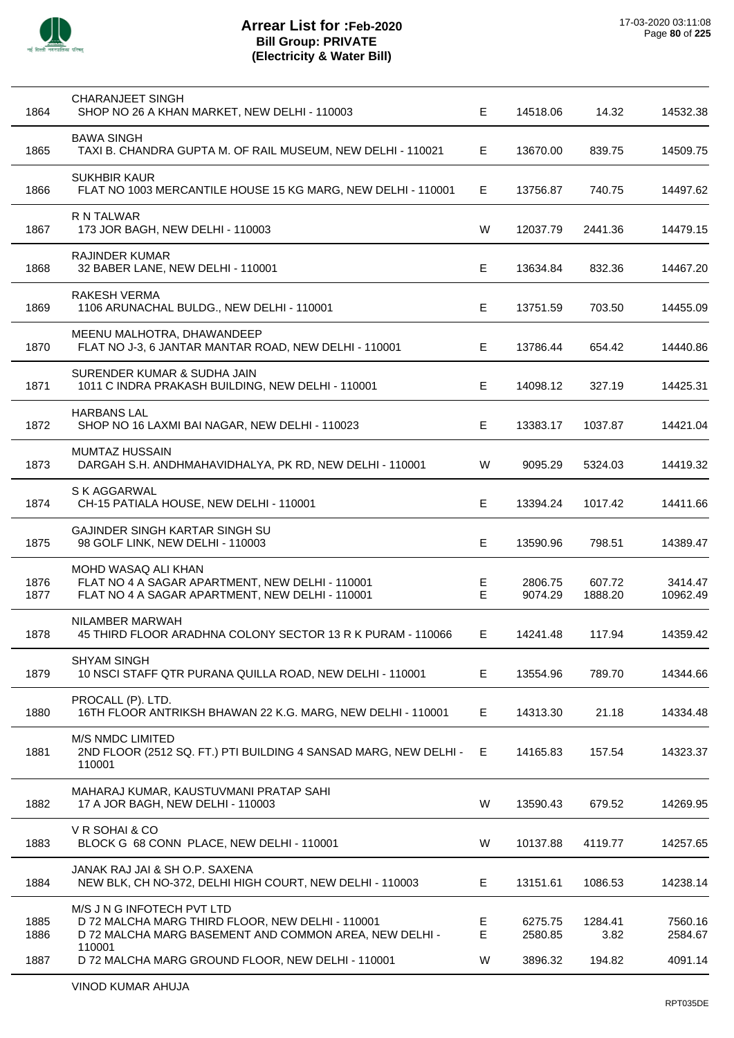# Arrear List for :Feb-2020
## Bill Group: PRIVATE
## (Electricity & Water Bill)

17-03-2020 03:11:08

| | | | | | |
|---|---|---|---|---|---|
| | CHARANJEET SINGH | | | | |
| 1864 | SHOP NO 26 A KHAN MARKET, NEW DELHI - 110003 | E | 14518.06 | 14.32 | 14532.38 |
| | BAWA SINGH | | | | |
| 1865 | TAXI B. CHANDRA GUPTA M. OF RAIL MUSEUM, NEW DELHI - 110021 | E | 13670.00 | 839.75 | 14509.75 |
| | SUKHBIR KAUR | | | | |
| 1866 | FLAT NO 1003 MERCANTILE HOUSE 15 KG MARG, NEW DELHI - 110001 | E | 13756.87 | 740.75 | 14497.62 |
| | R N TALWAR | | | | |
| 1867 | 173 JOR BAGH, NEW DELHI - 110003 | W | 12037.79 | 2441.36 | 14479.15 |
| | RAJINDER KUMAR | | | | |
| 1868 | 32 BABER LANE, NEW DELHI - 110001 | E | 13634.84 | 832.36 | 14467.20 |
| | RAKESH VERMA | | | | |
| 1869 | 1106 ARUNACHAL BULDG., NEW DELHI - 110001 | E | 13751.59 | 703.50 | 14455.09 |
| | MEENU MALHOTRA, DHAWANDEEP | | | | |
| 1870 | FLAT NO J-3, 6 JANTAR MANTAR ROAD, NEW DELHI - 110001 | E | 13786.44 | 654.42 | 14440.86 |
| | SURENDER KUMAR & SUDHA JAIN | | | | |
| 1871 | 1011 C INDRA PRAKASH BUILDING, NEW DELHI - 110001 | E | 14098.12 | 327.19 | 14425.31 |
| | HARBANS LAL | | | | |
| 1872 | SHOP NO 16 LAXMI BAI NAGAR, NEW DELHI - 110023 | E | 13383.17 | 1037.87 | 14421.04 |
| | MUMTAZ HUSSAIN | | | | |
| 1873 | DARGAH S.H. ANDHMAHAVIDHALYA, PK RD, NEW DELHI - 110001 | W | 9095.29 | 5324.03 | 14419.32 |
| | S K AGGARWAL | | | | |
| 1874 | CH-15 PATIALA HOUSE, NEW DELHI - 110001 | E | 13394.24 | 1017.42 | 14411.66 |
| | GAJINDER SINGH KARTAR SINGH SU | | | | |
| 1875 | 98 GOLF LINK, NEW DELHI - 110003 | E | 13590.96 | 798.51 | 14389.47 |
| | MOHD WASAQ ALI KHAN | | | | |
| 1876 | FLAT NO 4 A SAGAR APARTMENT, NEW DELHI - 110001 | E | 2806.75 | 607.72 | 3414.47 |
| 1877 | FLAT NO 4 A SAGAR APARTMENT, NEW DELHI - 110001 | E | 9074.29 | 1888.20 | 10962.49 |
| | NILAMBER MARWAH | | | | |
| 1878 | 45 THIRD FLOOR ARADHNA COLONY SECTOR 13 R K PURAM - 110066 | E | 14241.48 | 117.94 | 14359.42 |
| | SHYAM SINGH | | | | |
| 1879 | 10 NSCI STAFF QTR PURANA QUILLA ROAD, NEW DELHI - 110001 | E | 13554.96 | 789.70 | 14344.66 |
| | PROCALL (P). LTD. | | | | |
| 1880 | 16TH FLOOR ANTRIKSH BHAWAN 22 K.G. MARG, NEW DELHI - 110001 | E | 14313.30 | 21.18 | 14334.48 |
| | M/S NMDC LIMITED | | | | |
| 1881 | 2ND FLOOR (2512 SQ. FT.) PTI BUILDING 4 SANSAD MARG, NEW DELHI - 110001 | E | 14165.83 | 157.54 | 14323.37 |
| | MAHARAJ KUMAR, KAUSTUVMANI PRATAP SAHI | | | | |
| 1882 | 17 A JOR BAGH, NEW DELHI - 110003 | W | 13590.43 | 679.52 | 14269.95 |
| | V R SOHAI & CO | | | | |
| 1883 | BLOCK G 68 CONN PLACE, NEW DELHI - 110001 | W | 10137.88 | 4119.77 | 14257.65 |
| | JANAK RAJ JAI & SH O.P. SAXENA | | | | |
| 1884 | NEW BLK, CH NO-372, DELHI HIGH COURT, NEW DELHI - 110003 | E | 13151.61 | 1086.53 | 14238.14 |
| | M/S J N G INFOTECH PVT LTD | | | | |
| 1885 | D 72 MALCHA MARG THIRD FLOOR, NEW DELHI - 110001 | E | 6275.75 | 1284.41 | 7560.16 |
| 1886 | D 72 MALCHA MARG BASEMENT AND COMMON AREA, NEW DELHI - 110001 | E | 2580.85 | 3.82 | 2584.67 |
| 1887 | D 72 MALCHA MARG GROUND FLOOR, NEW DELHI - 110001 | W | 3896.32 | 194.82 | 4091.14 |
| | VINOD KUMAR AHUJA | | | | |

RPT035DE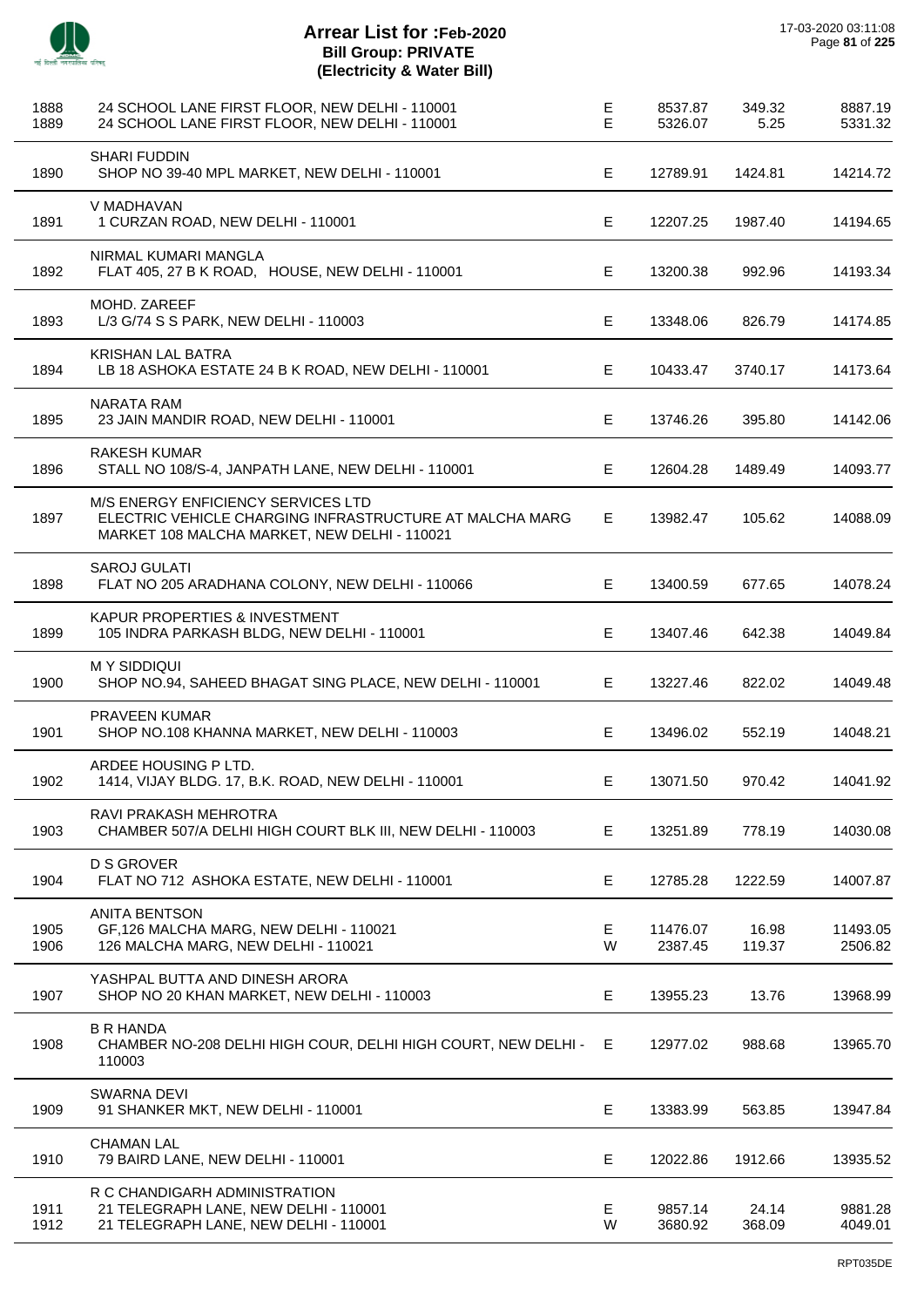# Arrear List for :Feb-2020
## Bill Group: PRIVATE
### (Electricity & Water Bill)

17-03-2020 03:11:08

| No. | Name / Address | Type | Amount | Surcharge | Total |
|---|---|---|---|---|---|
| 1888 | 24 SCHOOL LANE FIRST FLOOR, NEW DELHI - 110001 | E | 8537.87 | 349.32 | 8887.19 |
| 1889 | 24 SCHOOL LANE FIRST FLOOR, NEW DELHI - 110001 | E | 5326.07 | 5.25 | 5331.32 |
| 1890 | SHARI FUDDIN<br>SHOP NO 39-40 MPL MARKET, NEW DELHI - 110001 | E | 12789.91 | 1424.81 | 14214.72 |
| 1891 | V MADHAVAN<br>1 CURZAN ROAD, NEW DELHI - 110001 | E | 12207.25 | 1987.40 | 14194.65 |
| 1892 | NIRMAL KUMARI MANGLA<br>FLAT 405, 27 B K ROAD, HOUSE, NEW DELHI - 110001 | E | 13200.38 | 992.96 | 14193.34 |
| 1893 | MOHD. ZAREEF<br>L/3 G/74 S S PARK, NEW DELHI - 110003 | E | 13348.06 | 826.79 | 14174.85 |
| 1894 | KRISHAN LAL BATRA<br>LB 18 ASHOKA ESTATE 24 B K ROAD, NEW DELHI - 110001 | E | 10433.47 | 3740.17 | 14173.64 |
| 1895 | NARATA RAM<br>23 JAIN MANDIR ROAD, NEW DELHI - 110001 | E | 13746.26 | 395.80 | 14142.06 |
| 1896 | RAKESH KUMAR<br>STALL NO 108/S-4, JANPATH LANE, NEW DELHI - 110001 | E | 12604.28 | 1489.49 | 14093.77 |
| 1897 | M/S ENERGY ENFICIENCY SERVICES LTD<br>ELECTRIC VEHICLE CHARGING INFRASTRUCTURE AT MALCHA MARG MARKET 108 MALCHA MARKET, NEW DELHI - 110021 | E | 13982.47 | 105.62 | 14088.09 |
| 1898 | SAROJ GULATI<br>FLAT NO 205 ARADHANA COLONY, NEW DELHI - 110066 | E | 13400.59 | 677.65 | 14078.24 |
| 1899 | KAPUR PROPERTIES & INVESTMENT<br>105 INDRA PARKASH BLDG, NEW DELHI - 110001 | E | 13407.46 | 642.38 | 14049.84 |
| 1900 | M Y SIDDIQUI<br>SHOP NO.94, SAHEED BHAGAT SING PLACE, NEW DELHI - 110001 | E | 13227.46 | 822.02 | 14049.48 |
| 1901 | PRAVEEN KUMAR<br>SHOP NO.108 KHANNA MARKET, NEW DELHI - 110003 | E | 13496.02 | 552.19 | 14048.21 |
| 1902 | ARDEE HOUSING P LTD.<br>1414, VIJAY BLDG. 17, B.K. ROAD, NEW DELHI - 110001 | E | 13071.50 | 970.42 | 14041.92 |
| 1903 | RAVI PRAKASH MEHROTRA<br>CHAMBER 507/A DELHI HIGH COURT BLK III, NEW DELHI - 110003 | E | 13251.89 | 778.19 | 14030.08 |
| 1904 | D S GROVER<br>FLAT NO 712 ASHOKA ESTATE, NEW DELHI - 110001 | E | 12785.28 | 1222.59 | 14007.87 |
| 1905 | ANITA BENTSON<br>GF,126 MALCHA MARG, NEW DELHI - 110021 | E | 11476.07 | 16.98 | 11493.05 |
| 1906 | 126 MALCHA MARG, NEW DELHI - 110021 | W | 2387.45 | 119.37 | 2506.82 |
| 1907 | YASHPAL BUTTA AND DINESH ARORA<br>SHOP NO 20 KHAN MARKET, NEW DELHI - 110003 | E | 13955.23 | 13.76 | 13968.99 |
| 1908 | B R HANDA<br>CHAMBER NO-208 DELHI HIGH COUR, DELHI HIGH COURT, NEW DELHI - 110003 | E | 12977.02 | 988.68 | 13965.70 |
| 1909 | SWARNA DEVI<br>91 SHANKER MKT, NEW DELHI - 110001 | E | 13383.99 | 563.85 | 13947.84 |
| 1910 | CHAMAN LAL<br>79 BAIRD LANE, NEW DELHI - 110001 | E | 12022.86 | 1912.66 | 13935.52 |
| 1911 | R C CHANDIGARH ADMINISTRATION<br>21 TELEGRAPH LANE, NEW DELHI - 110001 | E | 9857.14 | 24.14 | 9881.28 |
| 1912 | 21 TELEGRAPH LANE, NEW DELHI - 110001 | W | 3680.92 | 368.09 | 4049.01 |

RPT035DE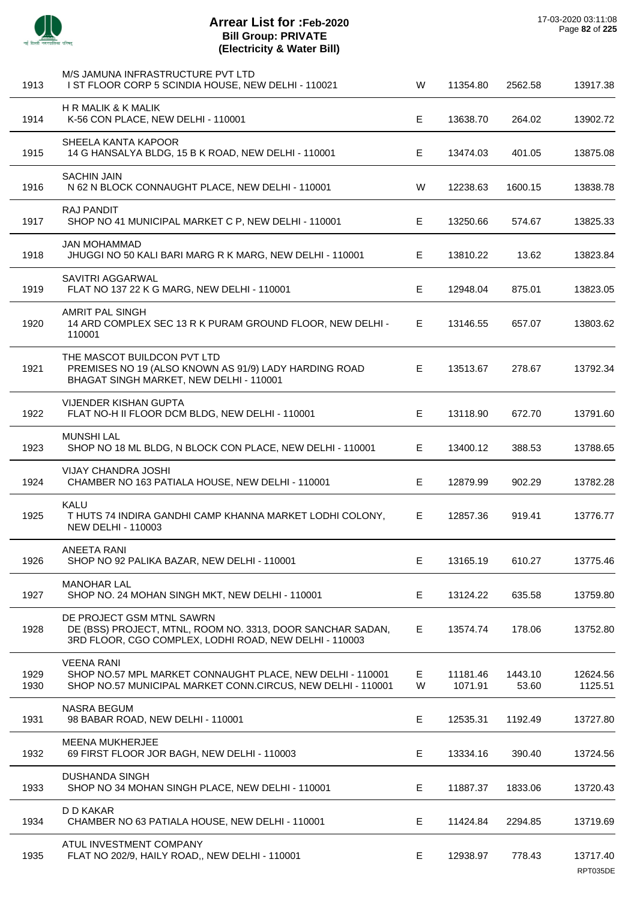# Arrear List for :Feb-2020
## Bill Group: PRIVATE
## (Electricity & Water Bill)

17-03-2020 03:11:08

| No. | Name / Address | Type | Amount 1 | Amount 2 | Total |
|---|---|---|---|---|---|
| 1913 | M/S JAMUNA INFRASTRUCTURE PVT LTD<br>I ST FLOOR CORP 5 SCINDIA HOUSE, NEW DELHI - 110021 | W | 11354.80 | 2562.58 | 13917.38 |
| 1914 | H R MALIK & K MALIK<br>K-56 CON PLACE, NEW DELHI - 110001 | E | 13638.70 | 264.02 | 13902.72 |
| 1915 | SHEELA KANTA KAPOOR<br>14 G HANSALYA BLDG, 15 B K ROAD, NEW DELHI - 110001 | E | 13474.03 | 401.05 | 13875.08 |
| 1916 | SACHIN JAIN<br>N 62 N BLOCK CONNAUGHT PLACE, NEW DELHI - 110001 | W | 12238.63 | 1600.15 | 13838.78 |
| 1917 | RAJ PANDIT<br>SHOP NO 41 MUNICIPAL MARKET C P, NEW DELHI - 110001 | E | 13250.66 | 574.67 | 13825.33 |
| 1918 | JAN MOHAMMAD<br>JHUGGI NO 50 KALI BARI MARG R K MARG, NEW DELHI - 110001 | E | 13810.22 | 13.62 | 13823.84 |
| 1919 | SAVITRI AGGARWAL<br>FLAT NO 137 22 K G MARG, NEW DELHI - 110001 | E | 12948.04 | 875.01 | 13823.05 |
| 1920 | AMRIT PAL SINGH<br>14 ARD COMPLEX SEC 13 R K PURAM GROUND FLOOR, NEW DELHI - 110001 | E | 13146.55 | 657.07 | 13803.62 |
| 1921 | THE MASCOT BUILDCON PVT LTD<br>PREMISES NO 19 (ALSO KNOWN AS 91/9) LADY HARDING ROAD BHAGAT SINGH MARKET, NEW DELHI - 110001 | E | 13513.67 | 278.67 | 13792.34 |
| 1922 | VIJENDER KISHAN GUPTA<br>FLAT NO-H II FLOOR DCM BLDG, NEW DELHI - 110001 | E | 13118.90 | 672.70 | 13791.60 |
| 1923 | MUNSHI LAL<br>SHOP NO 18 ML BLDG, N BLOCK CON PLACE, NEW DELHI - 110001 | E | 13400.12 | 388.53 | 13788.65 |
| 1924 | VIJAY CHANDRA JOSHI<br>CHAMBER NO 163 PATIALA HOUSE, NEW DELHI - 110001 | E | 12879.99 | 902.29 | 13782.28 |
| 1925 | KALU<br>T HUTS 74 INDIRA GANDHI CAMP KHANNA MARKET LODHI COLONY, NEW DELHI - 110003 | E | 12857.36 | 919.41 | 13776.77 |
| 1926 | ANEETA RANI<br>SHOP NO 92 PALIKA BAZAR, NEW DELHI - 110001 | E | 13165.19 | 610.27 | 13775.46 |
| 1927 | MANOHAR LAL<br>SHOP NO. 24 MOHAN SINGH MKT, NEW DELHI - 110001 | E | 13124.22 | 635.58 | 13759.80 |
| 1928 | DE PROJECT GSM MTNL SAWRN<br>DE (BSS) PROJECT, MTNL, ROOM NO. 3313, DOOR SANCHAR SADAN, 3RD FLOOR, CGO COMPLEX, LODHI ROAD, NEW DELHI - 110003 | E | 13574.74 | 178.06 | 13752.80 |
| 1929 | VEENA RANI<br>SHOP NO.57 MPL MARKET CONNAUGHT PLACE, NEW DELHI - 110001 | E | 11181.46 | 1443.10 | 12624.56 |
| 1930 | SHOP NO.57 MUNICIPAL MARKET CONN.CIRCUS, NEW DELHI - 110001 | W | 1071.91 | 53.60 | 1125.51 |
| 1931 | NASRA BEGUM<br>98 BABAR ROAD, NEW DELHI - 110001 | E | 12535.31 | 1192.49 | 13727.80 |
| 1932 | MEENA MUKHERJEE<br>69 FIRST FLOOR JOR BAGH, NEW DELHI - 110003 | E | 13334.16 | 390.40 | 13724.56 |
| 1933 | DUSHANDA SINGH<br>SHOP NO 34 MOHAN SINGH PLACE, NEW DELHI - 110001 | E | 11887.37 | 1833.06 | 13720.43 |
| 1934 | D D KAKAR<br>CHAMBER NO 63 PATIALA HOUSE, NEW DELHI - 110001 | E | 11424.84 | 2294.85 | 13719.69 |
| 1935 | ATUL INVESTMENT COMPANY<br>FLAT NO 202/9, HAILY ROAD,, NEW DELHI - 110001 | E | 12938.97 | 778.43 | 13717.40 |

RPT035DE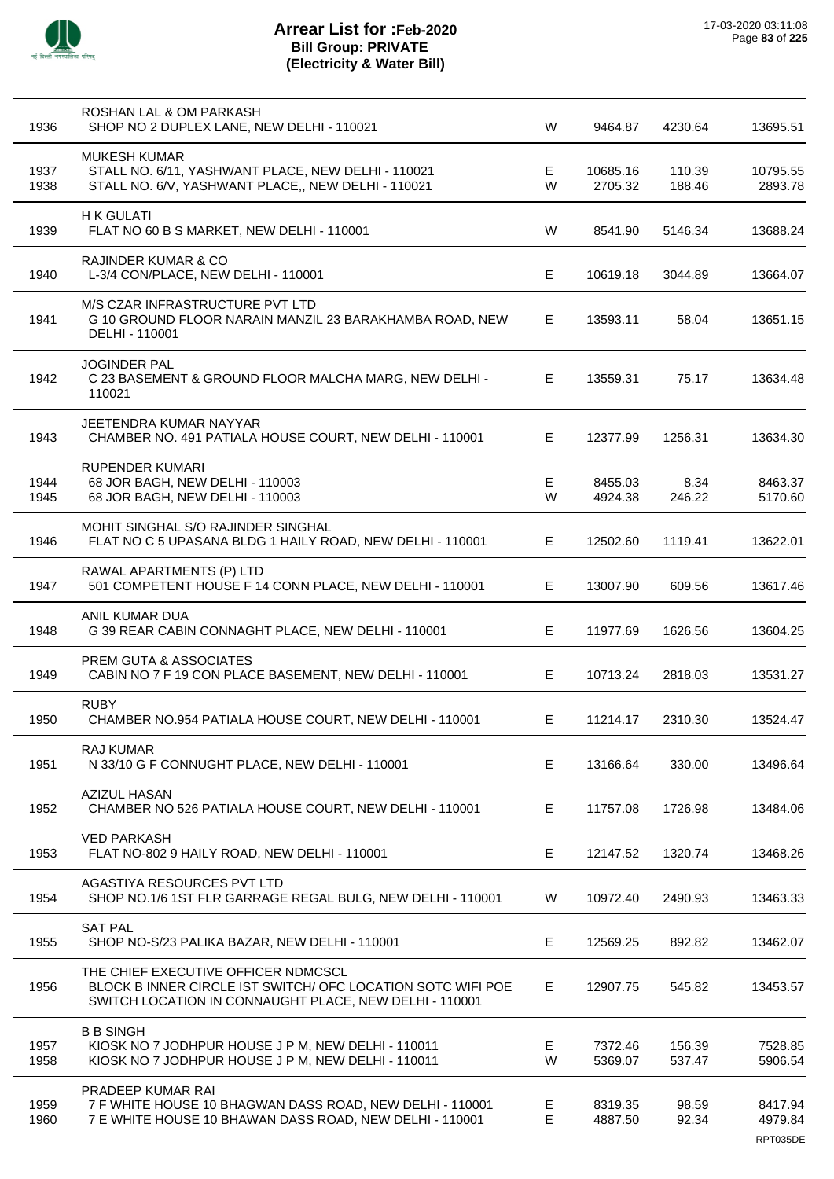# Arrear List for :Feb-2020
## Bill Group: PRIVATE
## (Electricity & Water Bill)

17-03-2020 03:11:08

| | | | | | |
|---|---|---|---|---|---|
| | ROSHAN LAL & OM PARKASH | | | | |
| 1936 | SHOP NO 2 DUPLEX LANE, NEW DELHI - 110021 | W | 9464.87 | 4230.64 | 13695.51 |
| | MUKESH KUMAR | | | | |
| 1937 | STALL NO. 6/11, YASHWANT PLACE, NEW DELHI - 110021 | E | 10685.16 | 110.39 | 10795.55 |
| 1938 | STALL NO. 6/V, YASHWANT PLACE,, NEW DELHI - 110021 | W | 2705.32 | 188.46 | 2893.78 |
| | H K GULATI | | | | |
| 1939 | FLAT NO 60 B S MARKET, NEW DELHI - 110001 | W | 8541.90 | 5146.34 | 13688.24 |
| | RAJINDER KUMAR & CO | | | | |
| 1940 | L-3/4 CON/PLACE, NEW DELHI - 110001 | E | 10619.18 | 3044.89 | 13664.07 |
| | M/S CZAR INFRASTRUCTURE PVT LTD | | | | |
| 1941 | G 10 GROUND FLOOR NARAIN MANZIL 23 BARAKHAMBA ROAD, NEW DELHI - 110001 | E | 13593.11 | 58.04 | 13651.15 |
| | JOGINDER PAL | | | | |
| 1942 | C 23 BASEMENT & GROUND FLOOR MALCHA MARG, NEW DELHI - 110021 | E | 13559.31 | 75.17 | 13634.48 |
| | JEETENDRA KUMAR NAYYAR | | | | |
| 1943 | CHAMBER NO. 491 PATIALA HOUSE COURT, NEW DELHI - 110001 | E | 12377.99 | 1256.31 | 13634.30 |
| | RUPENDER KUMARI | | | | |
| 1944 | 68 JOR BAGH, NEW DELHI - 110003 | E | 8455.03 | 8.34 | 8463.37 |
| 1945 | 68 JOR BAGH, NEW DELHI - 110003 | W | 4924.38 | 246.22 | 5170.60 |
| | MOHIT SINGHAL S/O RAJINDER SINGHAL | | | | |
| 1946 | FLAT NO C 5 UPASANA BLDG 1 HAILY ROAD, NEW DELHI - 110001 | E | 12502.60 | 1119.41 | 13622.01 |
| | RAWAL APARTMENTS (P) LTD | | | | |
| 1947 | 501 COMPETENT HOUSE F 14 CONN PLACE, NEW DELHI - 110001 | E | 13007.90 | 609.56 | 13617.46 |
| | ANIL KUMAR DUA | | | | |
| 1948 | G 39 REAR CABIN CONNAGHT PLACE, NEW DELHI - 110001 | E | 11977.69 | 1626.56 | 13604.25 |
| | PREM GUTA & ASSOCIATES | | | | |
| 1949 | CABIN NO 7 F 19 CON PLACE BASEMENT, NEW DELHI - 110001 | E | 10713.24 | 2818.03 | 13531.27 |
| | RUBY | | | | |
| 1950 | CHAMBER NO.954 PATIALA HOUSE COURT, NEW DELHI - 110001 | E | 11214.17 | 2310.30 | 13524.47 |
| | RAJ KUMAR | | | | |
| 1951 | N 33/10 G F CONNUGHT PLACE, NEW DELHI - 110001 | E | 13166.64 | 330.00 | 13496.64 |
| | AZIZUL HASAN | | | | |
| 1952 | CHAMBER NO 526 PATIALA HOUSE COURT, NEW DELHI - 110001 | E | 11757.08 | 1726.98 | 13484.06 |
| | VED PARKASH | | | | |
| 1953 | FLAT NO-802 9 HAILY ROAD, NEW DELHI - 110001 | E | 12147.52 | 1320.74 | 13468.26 |
| | AGASTIYA RESOURCES PVT LTD | | | | |
| 1954 | SHOP NO.1/6 1ST FLR GARRAGE REGAL BULG, NEW DELHI - 110001 | W | 10972.40 | 2490.93 | 13463.33 |
| | SAT PAL | | | | |
| 1955 | SHOP NO-S/23 PALIKA BAZAR, NEW DELHI - 110001 | E | 12569.25 | 892.82 | 13462.07 |
| | THE CHIEF EXECUTIVE OFFICER NDMCSCL | | | | |
| 1956 | BLOCK B INNER CIRCLE IST SWITCH/ OFC LOCATION SOTC WIFI POE SWITCH LOCATION IN CONNAUGHT PLACE, NEW DELHI - 110001 | E | 12907.75 | 545.82 | 13453.57 |
| | B B SINGH | | | | |
| 1957 | KIOSK NO 7 JODHPUR HOUSE J P M, NEW DELHI - 110011 | E | 7372.46 | 156.39 | 7528.85 |
| 1958 | KIOSK NO 7 JODHPUR HOUSE J P M, NEW DELHI - 110011 | W | 5369.07 | 537.47 | 5906.54 |
| | PRADEEP KUMAR RAI | | | | |
| 1959 | 7 F WHITE HOUSE 10 BHAGWAN DASS ROAD, NEW DELHI - 110001 | E | 8319.35 | 98.59 | 8417.94 |
| 1960 | 7 E WHITE HOUSE 10 BHAWAN DASS ROAD, NEW DELHI - 110001 | E | 4887.50 | 92.34 | 4979.84 |

RPT035DE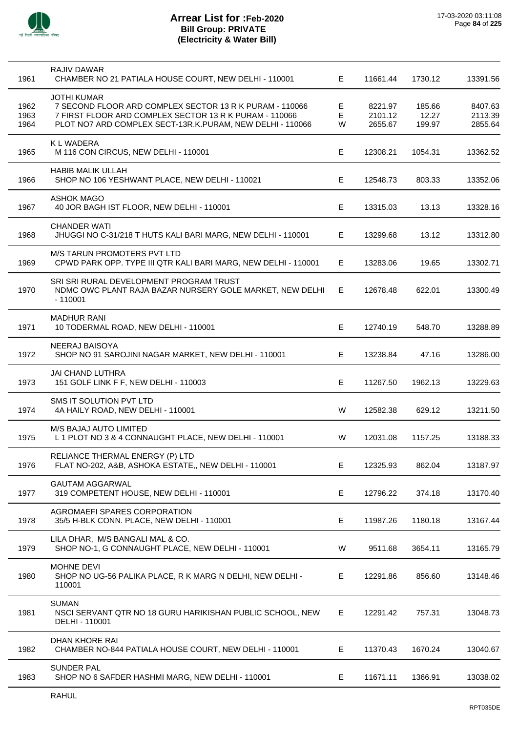# Arrear List for :Feb-2020
## Bill Group: PRIVATE
## (Electricity & Water Bill)

| | | | | | |
|---|---|---|---|---|---|
| 1961 | RAJIV DAWAR<br>CHAMBER NO 21 PATIALA HOUSE COURT, NEW DELHI - 110001 | E | 11661.44 | 1730.12 | 13391.56 |
| | JOTHI KUMAR | | | | |
| 1962 | 7 SECOND FLOOR ARD COMPLEX SECTOR 13 R K PURAM - 110066 | E | 8221.97 | 185.66 | 8407.63 |
| 1963 | 7 FIRST FLOOR ARD COMPLEX SECTOR 13 R K PURAM - 110066 | E | 2101.12 | 12.27 | 2113.39 |
| 1964 | PLOT NO7 ARD COMPLEX SECT-13R.K.PURAM, NEW DELHI - 110066 | W | 2655.67 | 199.97 | 2855.64 |
| 1965 | K L WADERA<br>M 116 CON CIRCUS, NEW DELHI - 110001 | E | 12308.21 | 1054.31 | 13362.52 |
| 1966 | HABIB MALIK ULLAH<br>SHOP NO 106 YESHWANT PLACE, NEW DELHI - 110021 | E | 12548.73 | 803.33 | 13352.06 |
| 1967 | ASHOK MAGO<br>40 JOR BAGH IST FLOOR, NEW DELHI - 110001 | E | 13315.03 | 13.13 | 13328.16 |
| 1968 | CHANDER WATI<br>JHUGGI NO C-31/218 T HUTS KALI BARI MARG, NEW DELHI - 110001 | E | 13299.68 | 13.12 | 13312.80 |
| 1969 | M/S TARUN PROMOTERS PVT LTD<br>CPWD PARK OPP. TYPE III QTR KALI BARI MARG, NEW DELHI - 110001 | E | 13283.06 | 19.65 | 13302.71 |
| 1970 | SRI SRI RURAL DEVELOPMENT PROGRAM TRUST<br>NDMC OWC PLANT RAJA BAZAR NURSERY GOLE MARKET, NEW DELHI - 110001 | E | 12678.48 | 622.01 | 13300.49 |
| 1971 | MADHUR RANI<br>10 TODERMAL ROAD, NEW DELHI - 110001 | E | 12740.19 | 548.70 | 13288.89 |
| 1972 | NEERAJ BAISOYA<br>SHOP NO 91 SAROJINI NAGAR MARKET, NEW DELHI - 110001 | E | 13238.84 | 47.16 | 13286.00 |
| 1973 | JAI CHAND LUTHRA<br>151 GOLF LINK F F, NEW DELHI - 110003 | E | 11267.50 | 1962.13 | 13229.63 |
| 1974 | SMS IT SOLUTION PVT LTD<br>4A HAILY ROAD, NEW DELHI - 110001 | W | 12582.38 | 629.12 | 13211.50 |
| 1975 | M/S BAJAJ AUTO LIMITED<br>L 1 PLOT NO 3 & 4 CONNAUGHT PLACE, NEW DELHI - 110001 | W | 12031.08 | 1157.25 | 13188.33 |
| 1976 | RELIANCE THERMAL ENERGY (P) LTD<br>FLAT NO-202, A&B, ASHOKA ESTATE,, NEW DELHI - 110001 | E | 12325.93 | 862.04 | 13187.97 |
| 1977 | GAUTAM AGGARWAL<br>319 COMPETENT HOUSE, NEW DELHI - 110001 | E | 12796.22 | 374.18 | 13170.40 |
| 1978 | AGROMAEFI SPARES CORPORATION<br>35/5 H-BLK CONN. PLACE, NEW DELHI - 110001 | E | 11987.26 | 1180.18 | 13167.44 |
| 1979 | LILA DHAR, M/S BANGALI MAL & CO.<br>SHOP NO-1, G CONNAUGHT PLACE, NEW DELHI - 110001 | W | 9511.68 | 3654.11 | 13165.79 |
| 1980 | MOHNE DEVI<br>SHOP NO UG-56 PALIKA PLACE, R K MARG N DELHI, NEW DELHI - 110001 | E | 12291.86 | 856.60 | 13148.46 |
| 1981 | SUMAN<br>NSCI SERVANT QTR NO 18 GURU HARIKISHAN PUBLIC SCHOOL, NEW DELHI - 110001 | E | 12291.42 | 757.31 | 13048.73 |
| 1982 | DHAN KHORE RAI<br>CHAMBER NO-844 PATIALA HOUSE COURT, NEW DELHI - 110001 | E | 11370.43 | 1670.24 | 13040.67 |
| 1983 | SUNDER PAL<br>SHOP NO 6 SAFDER HASHMI MARG, NEW DELHI - 110001 | E | 11671.11 | 1366.91 | 13038.02 |
| | RAHUL | | | | |

RPT035DE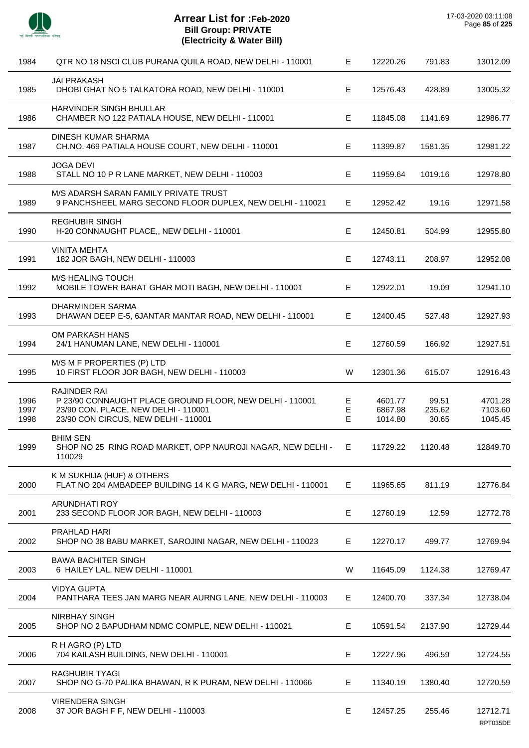# Arrear List for :Feb-2020
## Bill Group: PRIVATE
## (Electricity & Water Bill)

17-03-2020 03:11:08

| No. | Name / Address | Type | Amount | Surcharge | Total |
|---|---|---|---|---|---|
| 1984 | QTR NO 18 NSCI CLUB PURANA QUILA ROAD, NEW DELHI - 110001 | E | 12220.26 | 791.83 | 13012.09 |
| 1985 | JAI PRAKASH<br>DHOBI GHAT NO 5 TALKATORA ROAD, NEW DELHI - 110001 | E | 12576.43 | 428.89 | 13005.32 |
| 1986 | HARVINDER SINGH BHULLAR<br>CHAMBER NO 122 PATIALA HOUSE, NEW DELHI - 110001 | E | 11845.08 | 1141.69 | 12986.77 |
| 1987 | DINESH KUMAR SHARMA<br>CH.NO. 469 PATIALA HOUSE COURT, NEW DELHI - 110001 | E | 11399.87 | 1581.35 | 12981.22 |
| 1988 | JOGA DEVI<br>STALL NO 10 P R LANE MARKET, NEW DELHI - 110003 | E | 11959.64 | 1019.16 | 12978.80 |
| 1989 | M/S ADARSH SARAN FAMILY PRIVATE TRUST<br>9 PANCHSHEEL MARG SECOND FLOOR DUPLEX, NEW DELHI - 110021 | E | 12952.42 | 19.16 | 12971.58 |
| 1990 | REGHUBIR SINGH<br>H-20 CONNAUGHT PLACE,, NEW DELHI - 110001 | E | 12450.81 | 504.99 | 12955.80 |
| 1991 | VINITA MEHTA<br>182 JOR BAGH, NEW DELHI - 110003 | E | 12743.11 | 208.97 | 12952.08 |
| 1992 | M/S HEALING TOUCH<br>MOBILE TOWER BARAT GHAR MOTI BAGH, NEW DELHI - 110001 | E | 12922.01 | 19.09 | 12941.10 |
| 1993 | DHARMINDER SARMA<br>DHAWAN DEEP E-5, 6JANTAR MANTAR ROAD, NEW DELHI - 110001 | E | 12400.45 | 527.48 | 12927.93 |
| 1994 | OM PARKASH HANS<br>24/1 HANUMAN LANE, NEW DELHI - 110001 | E | 12760.59 | 166.92 | 12927.51 |
| 1995 | M/S M F PROPERTIES (P) LTD<br>10 FIRST FLOOR JOR BAGH, NEW DELHI - 110003 | W | 12301.36 | 615.07 | 12916.43 |
| | RAJINDER RAI | | | | |
| 1996 | P 23/90 CONNAUGHT PLACE GROUND FLOOR, NEW DELHI - 110001 | E | 4601.77 | 99.51 | 4701.28 |
| 1997 | 23/90 CON. PLACE, NEW DELHI - 110001 | E | 6867.98 | 235.62 | 7103.60 |
| 1998 | 23/90 CON CIRCUS, NEW DELHI - 110001 | E | 1014.80 | 30.65 | 1045.45 |
| 1999 | BHIM SEN<br>SHOP NO 25 RING ROAD MARKET, OPP NAUROJI NAGAR, NEW DELHI - 110029 | E | 11729.22 | 1120.48 | 12849.70 |
| 2000 | K M SUKHIJA (HUF) & OTHERS<br>FLAT NO 204 AMBADEEP BUILDING 14 K G MARG, NEW DELHI - 110001 | E | 11965.65 | 811.19 | 12776.84 |
| 2001 | ARUNDHATI ROY<br>233 SECOND FLOOR JOR BAGH, NEW DELHI - 110003 | E | 12760.19 | 12.59 | 12772.78 |
| 2002 | PRAHLAD HARI<br>SHOP NO 38 BABU MARKET, SAROJINI NAGAR, NEW DELHI - 110023 | E | 12270.17 | 499.77 | 12769.94 |
| 2003 | BAWA BACHITER SINGH<br>6 HAILEY LAL, NEW DELHI - 110001 | W | 11645.09 | 1124.38 | 12769.47 |
| 2004 | VIDYA GUPTA<br>PANTHARA TEES JAN MARG NEAR AURNG LANE, NEW DELHI - 110003 | E | 12400.70 | 337.34 | 12738.04 |
| 2005 | NIRBHAY SINGH<br>SHOP NO 2 BAPUDHAM NDMC COMPLE, NEW DELHI - 110021 | E | 10591.54 | 2137.90 | 12729.44 |
| 2006 | R H AGRO (P) LTD<br>704 KAILASH BUILDING, NEW DELHI - 110001 | E | 12227.96 | 496.59 | 12724.55 |
| 2007 | RAGHUBIR TYAGI<br>SHOP NO G-70 PALIKA BHAWAN, R K PURAM, NEW DELHI - 110066 | E | 11340.19 | 1380.40 | 12720.59 |
| 2008 | VIRENDERA SINGH<br>37 JOR BAGH F F, NEW DELHI - 110003 | E | 12457.25 | 255.46 | 12712.71 |

RPT035DE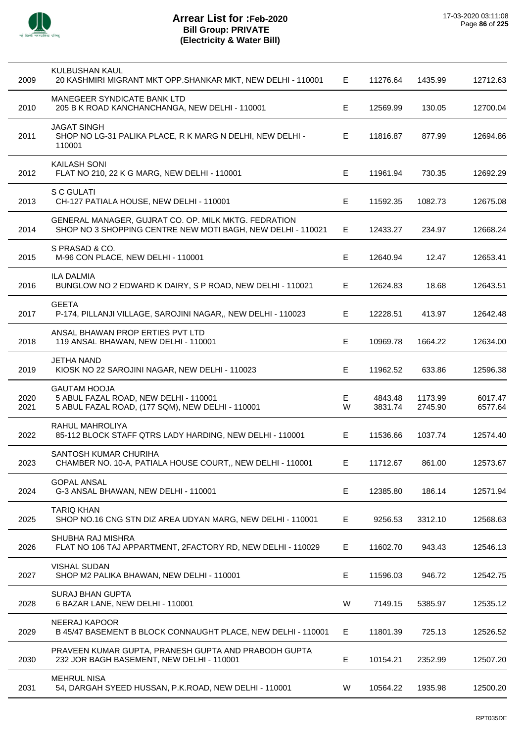# Arrear List for :Feb-2020
## Bill Group: PRIVATE
## (Electricity & Water Bill)

17-03-2020 03:11:08

| | Name / Address | | | | |
|---|---|---|---|---|---|
| 2009 | KULBUSHAN KAUL<br>20 KASHMIRI MIGRANT MKT OPP.SHANKAR MKT, NEW DELHI - 110001 | E | 11276.64 | 1435.99 | 12712.63 |
| 2010 | MANEGEER SYNDICATE BANK LTD<br>205 B K ROAD KANCHANCHANGA, NEW DELHI - 110001 | E | 12569.99 | 130.05 | 12700.04 |
| 2011 | JAGAT SINGH<br>SHOP NO LG-31 PALIKA PLACE, R K MARG N DELHI, NEW DELHI - 110001 | E | 11816.87 | 877.99 | 12694.86 |
| 2012 | KAILASH SONI<br>FLAT NO 210, 22 K G MARG, NEW DELHI - 110001 | E | 11961.94 | 730.35 | 12692.29 |
| 2013 | S C GULATI<br>CH-127 PATIALA HOUSE, NEW DELHI - 110001 | E | 11592.35 | 1082.73 | 12675.08 |
| 2014 | GENERAL MANAGER, GUJRAT CO. OP. MILK MKTG. FEDRATION<br>SHOP NO 3 SHOPPING CENTRE NEW MOTI BAGH, NEW DELHI - 110021 | E | 12433.27 | 234.97 | 12668.24 |
| 2015 | S PRASAD & CO.<br>M-96 CON PLACE, NEW DELHI - 110001 | E | 12640.94 | 12.47 | 12653.41 |
| 2016 | ILA DALMIA<br>BUNGLOW NO 2 EDWARD K DAIRY, S P ROAD, NEW DELHI - 110021 | E | 12624.83 | 18.68 | 12643.51 |
| 2017 | GEETA<br>P-174, PILLANJI VILLAGE, SAROJINI NAGAR,, NEW DELHI - 110023 | E | 12228.51 | 413.97 | 12642.48 |
| 2018 | ANSAL BHAWAN PROP ERTIES PVT LTD<br>119 ANSAL BHAWAN, NEW DELHI - 110001 | E | 10969.78 | 1664.22 | 12634.00 |
| 2019 | JETHA NAND<br>KIOSK NO 22 SAROJINI NAGAR, NEW DELHI - 110023 | E | 11962.52 | 633.86 | 12596.38 |
| 2020 | GAUTAM HOOJA<br>5 ABUL FAZAL ROAD, NEW DELHI - 110001 | E | 4843.48 | 1173.99 | 6017.47 |
| 2021 | 5 ABUL FAZAL ROAD, (177 SQM), NEW DELHI - 110001 | W | 3831.74 | 2745.90 | 6577.64 |
| 2022 | RAHUL MAHROLIYA<br>85-112 BLOCK STAFF QTRS LADY HARDING, NEW DELHI - 110001 | E | 11536.66 | 1037.74 | 12574.40 |
| 2023 | SANTOSH KUMAR CHURIHA<br>CHAMBER NO. 10-A, PATIALA HOUSE COURT,, NEW DELHI - 110001 | E | 11712.67 | 861.00 | 12573.67 |
| 2024 | GOPAL ANSAL<br>G-3 ANSAL BHAWAN, NEW DELHI - 110001 | E | 12385.80 | 186.14 | 12571.94 |
| 2025 | TARIQ KHAN<br>SHOP NO.16 CNG STN DIZ AREA UDYAN MARG, NEW DELHI - 110001 | E | 9256.53 | 3312.10 | 12568.63 |
| 2026 | SHUBHA RAJ MISHRA<br>FLAT NO 106 TAJ APPARTMENT, 2FACTORY RD, NEW DELHI - 110029 | E | 11602.70 | 943.43 | 12546.13 |
| 2027 | VISHAL SUDAN<br>SHOP M2 PALIKA BHAWAN, NEW DELHI - 110001 | E | 11596.03 | 946.72 | 12542.75 |
| 2028 | SURAJ BHAN GUPTA<br>6 BAZAR LANE, NEW DELHI - 110001 | W | 7149.15 | 5385.97 | 12535.12 |
| 2029 | NEERAJ KAPOOR<br>B 45/47 BASEMENT B BLOCK CONNAUGHT PLACE, NEW DELHI - 110001 | E | 11801.39 | 725.13 | 12526.52 |
| 2030 | PRAVEEN KUMAR GUPTA, PRANESH GUPTA AND PRABODH GUPTA<br>232 JOR BAGH BASEMENT, NEW DELHI - 110001 | E | 10154.21 | 2352.99 | 12507.20 |
| 2031 | MEHRUL NISA<br>54, DARGAH SYEED HUSSAN, P.K.ROAD, NEW DELHI - 110001 | W | 10564.22 | 1935.98 | 12500.20 |

RPT035DE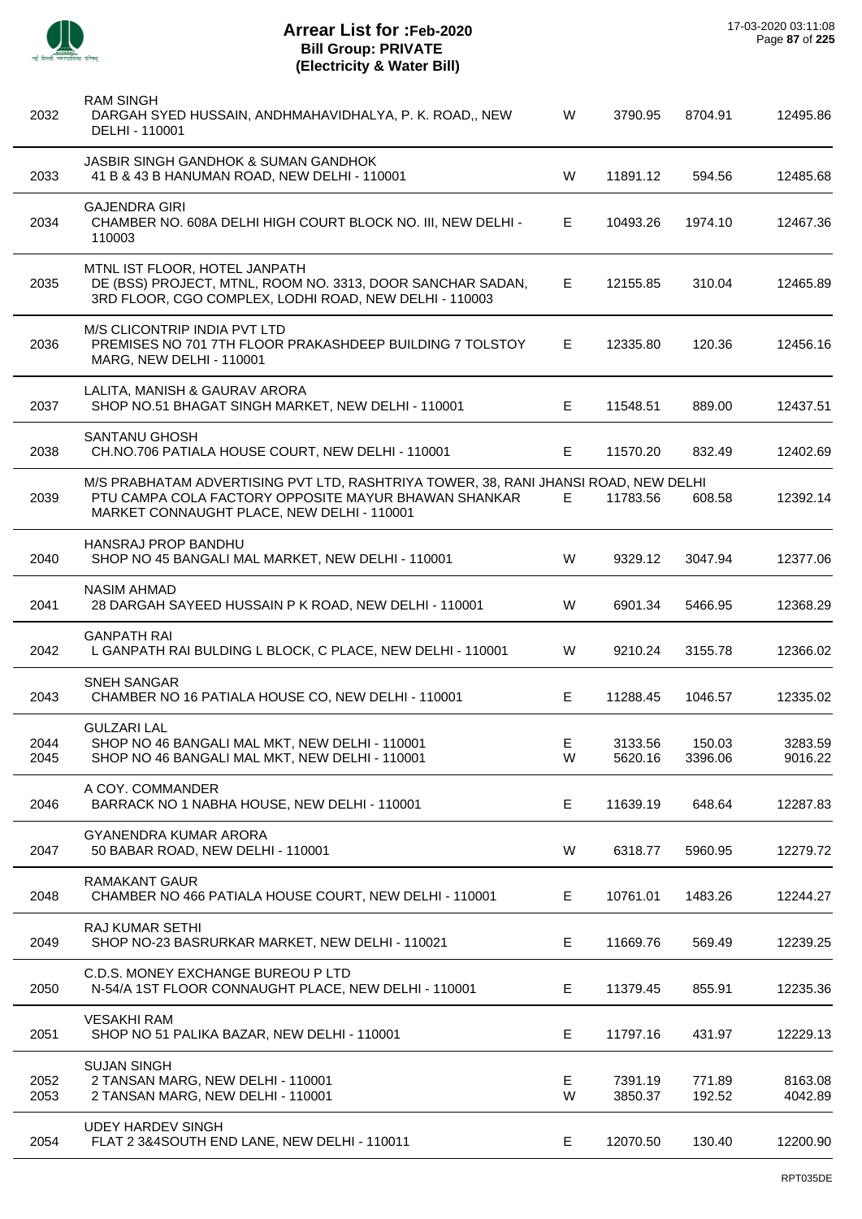# Arrear List for :Feb-2020
## Bill Group: PRIVATE
## (Electricity & Water Bill)

17-03-2020 03:11:08

| S.No. | Name / Address | Type | Amount 1 | Amount 2 | Total |
|---|---|---|---|---|---|
| 2032 | RAM SINGH<br>DARGAH SYED HUSSAIN, ANDHMAHAVIDHALYA, P. K. ROAD,, NEW DELHI - 110001 | W | 3790.95 | 8704.91 | 12495.86 |
| 2033 | JASBIR SINGH GANDHOK & SUMAN GANDHOK<br>41 B & 43 B HANUMAN ROAD, NEW DELHI - 110001 | W | 11891.12 | 594.56 | 12485.68 |
| 2034 | GAJENDRA GIRI<br>CHAMBER NO. 608A DELHI HIGH COURT BLOCK NO. III, NEW DELHI - 110003 | E | 10493.26 | 1974.10 | 12467.36 |
| 2035 | MTNL IST FLOOR, HOTEL JANPATH<br>DE (BSS) PROJECT, MTNL, ROOM NO. 3313, DOOR SANCHAR SADAN, 3RD FLOOR, CGO COMPLEX, LODHI ROAD, NEW DELHI - 110003 | E | 12155.85 | 310.04 | 12465.89 |
| 2036 | M/S CLICONTRIP INDIA PVT LTD<br>PREMISES NO 701 7TH FLOOR PRAKASHDEEP BUILDING 7 TOLSTOY MARG, NEW DELHI - 110001 | E | 12335.80 | 120.36 | 12456.16 |
| 2037 | LALITA, MANISH & GAURAV ARORA<br>SHOP NO.51 BHAGAT SINGH MARKET, NEW DELHI - 110001 | E | 11548.51 | 889.00 | 12437.51 |
| 2038 | SANTANU GHOSH<br>CH.NO.706 PATIALA HOUSE COURT, NEW DELHI - 110001 | E | 11570.20 | 832.49 | 12402.69 |
| 2039 | M/S PRABHATAM ADVERTISING PVT LTD, RASHTRIYA TOWER, 38, RANI JHANSI ROAD, NEW DELHI<br>PTU CAMPA COLA FACTORY OPPOSITE MAYUR BHAWAN SHANKAR MARKET CONNAUGHT PLACE, NEW DELHI - 110001 | E | 11783.56 | 608.58 | 12392.14 |
| 2040 | HANSRAJ PROP BANDHU<br>SHOP NO 45 BANGALI MAL MARKET, NEW DELHI - 110001 | W | 9329.12 | 3047.94 | 12377.06 |
| 2041 | NASIM AHMAD<br>28 DARGAH SAYEED HUSSAIN P K ROAD, NEW DELHI - 110001 | W | 6901.34 | 5466.95 | 12368.29 |
| 2042 | GANPATH RAI<br>L GANPATH RAI BULDING L BLOCK, C PLACE, NEW DELHI - 110001 | W | 9210.24 | 3155.78 | 12366.02 |
| 2043 | SNEH SANGAR<br>CHAMBER NO 16 PATIALA HOUSE CO, NEW DELHI - 110001 | E | 11288.45 | 1046.57 | 12335.02 |
| 2044 | GULZARI LAL<br>SHOP NO 46 BANGALI MAL MKT, NEW DELHI - 110001 | E | 3133.56 | 150.03 | 3283.59 |
| 2045 | SHOP NO 46 BANGALI MAL MKT, NEW DELHI - 110001 | W | 5620.16 | 3396.06 | 9016.22 |
| 2046 | A COY. COMMANDER<br>BARRACK NO 1 NABHA HOUSE, NEW DELHI - 110001 | E | 11639.19 | 648.64 | 12287.83 |
| 2047 | GYANENDRA KUMAR ARORA<br>50 BABAR ROAD, NEW DELHI - 110001 | W | 6318.77 | 5960.95 | 12279.72 |
| 2048 | RAMAKANT GAUR<br>CHAMBER NO 466 PATIALA HOUSE COURT, NEW DELHI - 110001 | E | 10761.01 | 1483.26 | 12244.27 |
| 2049 | RAJ KUMAR SETHI<br>SHOP NO-23 BASRURKAR MARKET, NEW DELHI - 110021 | E | 11669.76 | 569.49 | 12239.25 |
| 2050 | C.D.S. MONEY EXCHANGE BUREOU P LTD<br>N-54/A 1ST FLOOR CONNAUGHT PLACE, NEW DELHI - 110001 | E | 11379.45 | 855.91 | 12235.36 |
| 2051 | VESAKHI RAM<br>SHOP NO 51 PALIKA BAZAR, NEW DELHI - 110001 | E | 11797.16 | 431.97 | 12229.13 |
| 2052 | SUJAN SINGH<br>2 TANSAN MARG, NEW DELHI - 110001 | E | 7391.19 | 771.89 | 8163.08 |
| 2053 | 2 TANSAN MARG, NEW DELHI - 110001 | W | 3850.37 | 192.52 | 4042.89 |
| 2054 | UDEY HARDEV SINGH<br>FLAT 2 3&4SOUTH END LANE, NEW DELHI - 110011 | E | 12070.50 | 130.40 | 12200.90 |

RPT035DE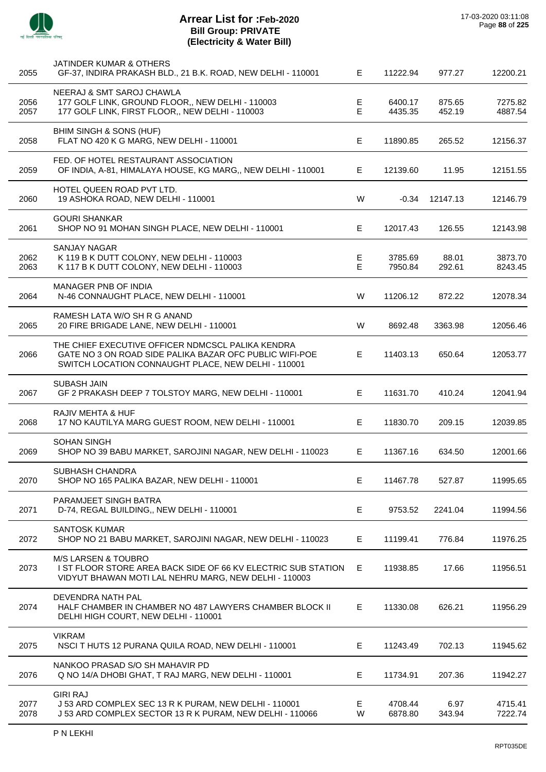# Arrear List for :Feb-2020
## Bill Group: PRIVATE
## (Electricity & Water Bill)

17-03-2020 03:11:08

| No. | Name / Address | Type | | | |
|---|---|---|---|---|---|
| | JATINDER KUMAR & OTHERS | | | | |
| 2055 | GF-37, INDIRA PRAKASH BLD., 21 B.K. ROAD, NEW DELHI - 110001 | E | 11222.94 | 977.27 | 12200.21 |
| | NEERAJ & SMT SAROJ CHAWLA | | | | |
| 2056 | 177 GOLF LINK, GROUND FLOOR,, NEW DELHI - 110003 | E | 6400.17 | 875.65 | 7275.82 |
| 2057 | 177 GOLF LINK, FIRST FLOOR,, NEW DELHI - 110003 | E | 4435.35 | 452.19 | 4887.54 |
| | BHIM SINGH & SONS (HUF) | | | | |
| 2058 | FLAT NO 420 K G MARG, NEW DELHI - 110001 | E | 11890.85 | 265.52 | 12156.37 |
| | FED. OF HOTEL RESTAURANT ASSOCIATION | | | | |
| 2059 | OF INDIA, A-81, HIMALAYA HOUSE, KG MARG,, NEW DELHI - 110001 | E | 12139.60 | 11.95 | 12151.55 |
| | HOTEL QUEEN ROAD PVT LTD. | | | | |
| 2060 | 19 ASHOKA ROAD, NEW DELHI - 110001 | W | -0.34 | 12147.13 | 12146.79 |
| | GOURI SHANKAR | | | | |
| 2061 | SHOP NO 91 MOHAN SINGH PLACE, NEW DELHI - 110001 | E | 12017.43 | 126.55 | 12143.98 |
| | SANJAY NAGAR | | | | |
| 2062 | K 119 B K DUTT COLONY, NEW DELHI - 110003 | E | 3785.69 | 88.01 | 3873.70 |
| 2063 | K 117 B K DUTT COLONY, NEW DELHI - 110003 | E | 7950.84 | 292.61 | 8243.45 |
| | MANAGER PNB OF INDIA | | | | |
| 2064 | N-46 CONNAUGHT PLACE, NEW DELHI - 110001 | W | 11206.12 | 872.22 | 12078.34 |
| | RAMESH LATA W/O SH R G ANAND | | | | |
| 2065 | 20 FIRE BRIGADE LANE, NEW DELHI - 110001 | W | 8692.48 | 3363.98 | 12056.46 |
| | THE CHIEF EXECUTIVE OFFICER NDMCSCL PALIKA KENDRA | | | | |
| 2066 | GATE NO 3 ON ROAD SIDE PALIKA BAZAR OFC PUBLIC WIFI-POE SWITCH LOCATION CONNAUGHT PLACE, NEW DELHI - 110001 | E | 11403.13 | 650.64 | 12053.77 |
| | SUBASH JAIN | | | | |
| 2067 | GF 2 PRAKASH DEEP 7 TOLSTOY MARG, NEW DELHI - 110001 | E | 11631.70 | 410.24 | 12041.94 |
| | RAJIV MEHTA & HUF | | | | |
| 2068 | 17 NO KAUTILYA MARG GUEST ROOM, NEW DELHI - 110001 | E | 11830.70 | 209.15 | 12039.85 |
| | SOHAN SINGH | | | | |
| 2069 | SHOP NO 39 BABU MARKET, SAROJINI NAGAR, NEW DELHI - 110023 | E | 11367.16 | 634.50 | 12001.66 |
| | SUBHASH CHANDRA | | | | |
| 2070 | SHOP NO 165 PALIKA BAZAR, NEW DELHI - 110001 | E | 11467.78 | 527.87 | 11995.65 |
| | PARAMJEET SINGH BATRA | | | | |
| 2071 | D-74, REGAL BUILDING,, NEW DELHI - 110001 | E | 9753.52 | 2241.04 | 11994.56 |
| | SANTOSK KUMAR | | | | |
| 2072 | SHOP NO 21 BABU MARKET, SAROJINI NAGAR, NEW DELHI - 110023 | E | 11199.41 | 776.84 | 11976.25 |
| | M/S LARSEN & TOUBRO | | | | |
| 2073 | I ST FLOOR STORE AREA BACK SIDE OF 66 KV ELECTRIC SUB STATION VIDYUT BHAWAN MOTI LAL NEHRU MARG, NEW DELHI - 110003 | E | 11938.85 | 17.66 | 11956.51 |
| | DEVENDRA NATH PAL | | | | |
| 2074 | HALF CHAMBER IN CHAMBER NO 487 LAWYERS CHAMBER BLOCK II DELHI HIGH COURT, NEW DELHI - 110001 | E | 11330.08 | 626.21 | 11956.29 |
| | VIKRAM | | | | |
| 2075 | NSCI T HUTS 12 PURANA QUILA ROAD, NEW DELHI - 110001 | E | 11243.49 | 702.13 | 11945.62 |
| | NANKOO PRASAD S/O SH MAHAVIR PD | | | | |
| 2076 | Q NO 14/A DHOBI GHAT, T RAJ MARG, NEW DELHI - 110001 | E | 11734.91 | 207.36 | 11942.27 |
| | GIRI RAJ | | | | |
| 2077 | J 53 ARD COMPLEX SEC 13 R K PURAM, NEW DELHI - 110001 | E | 4708.44 | 6.97 | 4715.41 |
| 2078 | J 53 ARD COMPLEX SECTOR 13 R K PURAM, NEW DELHI - 110066 | W | 6878.80 | 343.94 | 7222.74 |
| | P N LEKHI | | | | |

RPT035DE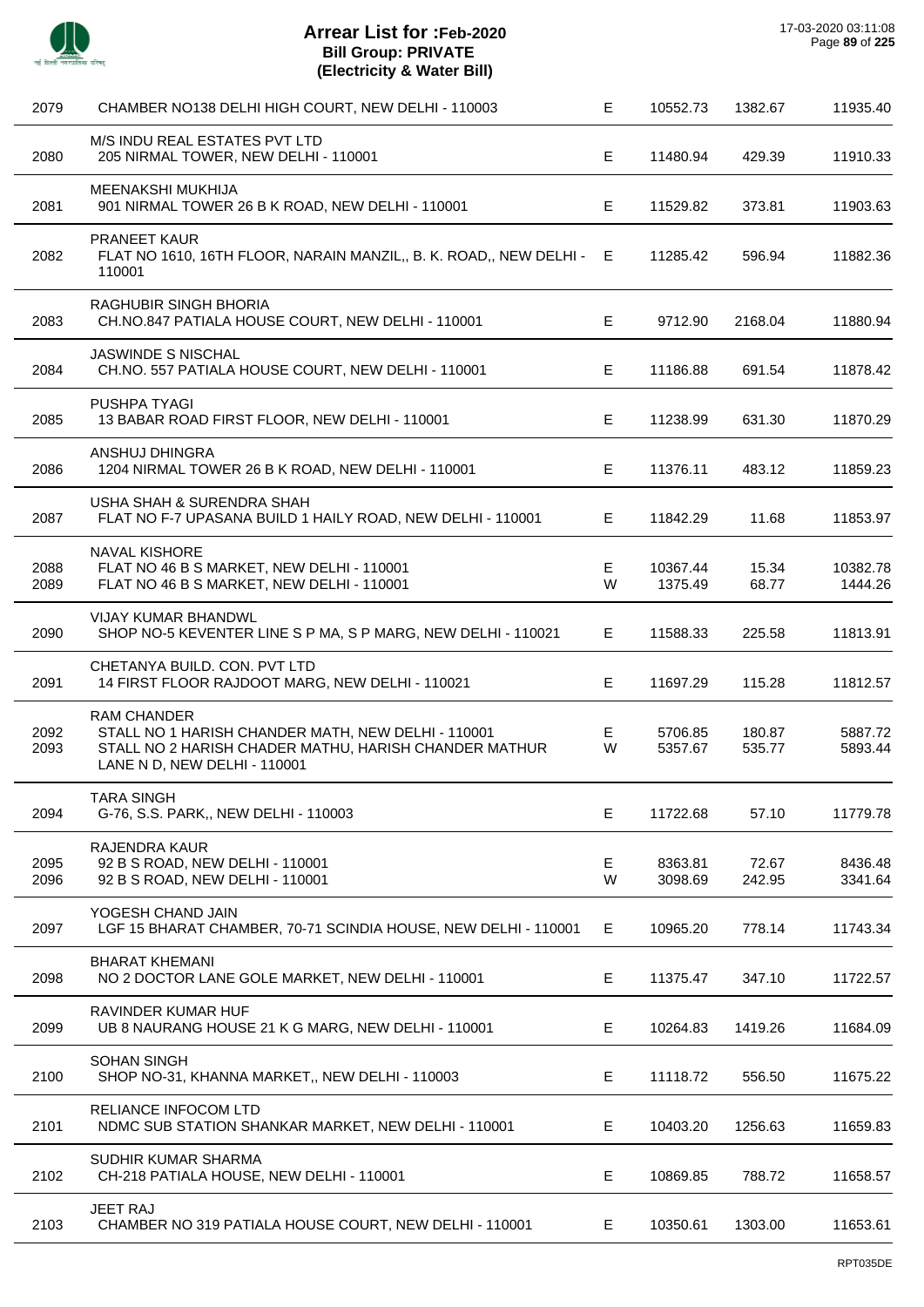# Arrear List for :Feb-2020
## Bill Group: PRIVATE
## (Electricity & Water Bill)

17-03-2020 03:11:08

| No. | Name / Address | Type | Amount | Surcharge | Total |
|---|---|---|---|---|---|
| 2079 | CHAMBER NO138 DELHI HIGH COURT, NEW DELHI - 110003 | E | 10552.73 | 1382.67 | 11935.40 |
| 2080 | M/S INDU REAL ESTATES PVT LTD<br>205 NIRMAL TOWER, NEW DELHI - 110001 | E | 11480.94 | 429.39 | 11910.33 |
| 2081 | MEENAKSHI MUKHIJA<br>901 NIRMAL TOWER 26 B K ROAD, NEW DELHI - 110001 | E | 11529.82 | 373.81 | 11903.63 |
| 2082 | PRANEET KAUR<br>FLAT NO 1610, 16TH FLOOR, NARAIN MANZIL,, B. K. ROAD,, NEW DELHI - 110001 | E | 11285.42 | 596.94 | 11882.36 |
| 2083 | RAGHUBIR SINGH BHORIA<br>CH.NO.847 PATIALA HOUSE COURT, NEW DELHI - 110001 | E | 9712.90 | 2168.04 | 11880.94 |
| 2084 | JASWINDE S NISCHAL<br>CH.NO. 557 PATIALA HOUSE COURT, NEW DELHI - 110001 | E | 11186.88 | 691.54 | 11878.42 |
| 2085 | PUSHPA TYAGI<br>13 BABAR ROAD FIRST FLOOR, NEW DELHI - 110001 | E | 11238.99 | 631.30 | 11870.29 |
| 2086 | ANSHUJ DHINGRA<br>1204 NIRMAL TOWER 26 B K ROAD, NEW DELHI - 110001 | E | 11376.11 | 483.12 | 11859.23 |
| 2087 | USHA SHAH & SURENDRA SHAH<br>FLAT NO F-7 UPASANA BUILD 1 HAILY ROAD, NEW DELHI - 110001 | E | 11842.29 | 11.68 | 11853.97 |
| 2088 | NAVAL KISHORE<br>FLAT NO 46 B S MARKET, NEW DELHI - 110001 | E | 10367.44 | 15.34 | 10382.78 |
| 2089 | FLAT NO 46 B S MARKET, NEW DELHI - 110001 | W | 1375.49 | 68.77 | 1444.26 |
| 2090 | VIJAY KUMAR BHANDWL<br>SHOP NO-5 KEVENTER LINE S P MA, S P MARG, NEW DELHI - 110021 | E | 11588.33 | 225.58 | 11813.91 |
| 2091 | CHETANYA BUILD. CON. PVT LTD<br>14 FIRST FLOOR RAJDOOT MARG, NEW DELHI - 110021 | E | 11697.29 | 115.28 | 11812.57 |
| 2092 | RAM CHANDER<br>STALL NO 1 HARISH CHANDER MATH, NEW DELHI - 110001 | E | 5706.85 | 180.87 | 5887.72 |
| 2093 | STALL NO 2 HARISH CHADER MATHU, HARISH CHANDER MATHUR LANE N D, NEW DELHI - 110001 | W | 5357.67 | 535.77 | 5893.44 |
| 2094 | TARA SINGH<br>G-76, S.S. PARK,, NEW DELHI - 110003 | E | 11722.68 | 57.10 | 11779.78 |
| 2095 | RAJENDRA KAUR<br>92 B S ROAD, NEW DELHI - 110001 | E | 8363.81 | 72.67 | 8436.48 |
| 2096 | 92 B S ROAD, NEW DELHI - 110001 | W | 3098.69 | 242.95 | 3341.64 |
| 2097 | YOGESH CHAND JAIN<br>LGF 15 BHARAT CHAMBER, 70-71 SCINDIA HOUSE, NEW DELHI - 110001 | E | 10965.20 | 778.14 | 11743.34 |
| 2098 | BHARAT KHEMANI<br>NO 2 DOCTOR LANE GOLE MARKET, NEW DELHI - 110001 | E | 11375.47 | 347.10 | 11722.57 |
| 2099 | RAVINDER KUMAR HUF<br>UB 8 NAURANG HOUSE 21 K G MARG, NEW DELHI - 110001 | E | 10264.83 | 1419.26 | 11684.09 |
| 2100 | SOHAN SINGH<br>SHOP NO-31, KHANNA MARKET,, NEW DELHI - 110003 | E | 11118.72 | 556.50 | 11675.22 |
| 2101 | RELIANCE INFOCOM LTD<br>NDMC SUB STATION SHANKAR MARKET, NEW DELHI - 110001 | E | 10403.20 | 1256.63 | 11659.83 |
| 2102 | SUDHIR KUMAR SHARMA<br>CH-218 PATIALA HOUSE, NEW DELHI - 110001 | E | 10869.85 | 788.72 | 11658.57 |
| 2103 | JEET RAJ<br>CHAMBER NO 319 PATIALA HOUSE COURT, NEW DELHI - 110001 | E | 10350.61 | 1303.00 | 11653.61 |

RPT035DE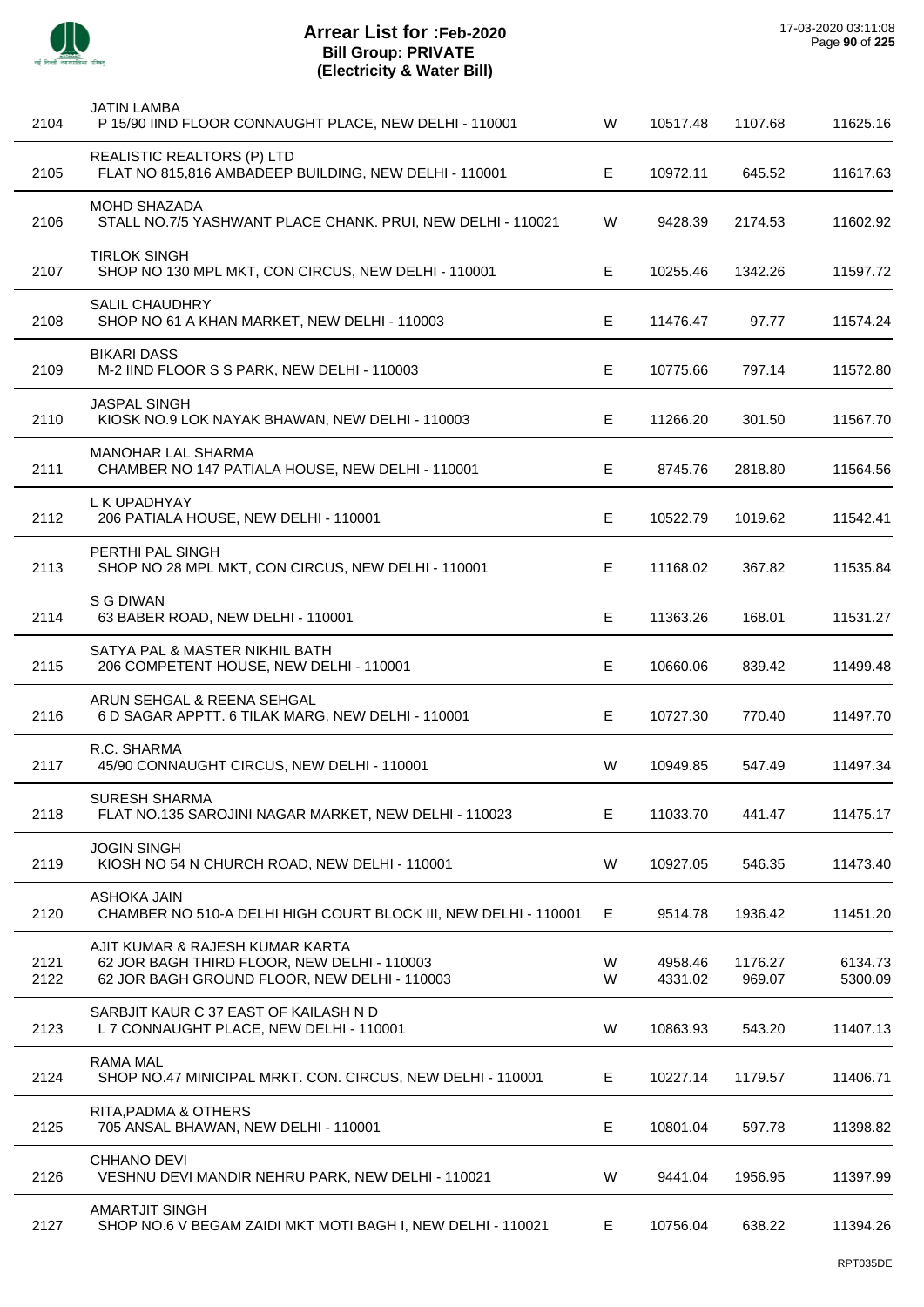# Arrear List for :Feb-2020
## Bill Group: PRIVATE
## (Electricity & Water Bill)

17-03-2020 03:11:08

| No. | Name / Address | Type | Amount | Interest | Total |
|---|---|---|---|---|---|
| 2104 | JATIN LAMBA<br>P 15/90 IIND FLOOR CONNAUGHT PLACE, NEW DELHI - 110001 | W | 10517.48 | 1107.68 | 11625.16 |
| 2105 | REALISTIC REALTORS (P) LTD<br>FLAT NO 815,816 AMBADEEP BUILDING, NEW DELHI - 110001 | E | 10972.11 | 645.52 | 11617.63 |
| 2106 | MOHD SHAZADA<br>STALL NO.7/5 YASHWANT PLACE CHANK. PRUI, NEW DELHI - 110021 | W | 9428.39 | 2174.53 | 11602.92 |
| 2107 | TIRLOK SINGH<br>SHOP NO 130 MPL MKT, CON CIRCUS, NEW DELHI - 110001 | E | 10255.46 | 1342.26 | 11597.72 |
| 2108 | SALIL CHAUDHRY<br>SHOP NO 61 A KHAN MARKET, NEW DELHI - 110003 | E | 11476.47 | 97.77 | 11574.24 |
| 2109 | BIKARI DASS<br>M-2 IIND FLOOR S S PARK, NEW DELHI - 110003 | E | 10775.66 | 797.14 | 11572.80 |
| 2110 | JASPAL SINGH<br>KIOSK NO.9 LOK NAYAK BHAWAN, NEW DELHI - 110003 | E | 11266.20 | 301.50 | 11567.70 |
| 2111 | MANOHAR LAL SHARMA<br>CHAMBER NO 147 PATIALA HOUSE, NEW DELHI - 110001 | E | 8745.76 | 2818.80 | 11564.56 |
| 2112 | L K UPADHYAY<br>206 PATIALA HOUSE, NEW DELHI - 110001 | E | 10522.79 | 1019.62 | 11542.41 |
| 2113 | PERTHI PAL SINGH<br>SHOP NO 28 MPL MKT, CON CIRCUS, NEW DELHI - 110001 | E | 11168.02 | 367.82 | 11535.84 |
| 2114 | S G DIWAN<br>63 BABER ROAD, NEW DELHI - 110001 | E | 11363.26 | 168.01 | 11531.27 |
| 2115 | SATYA PAL & MASTER NIKHIL BATH<br>206 COMPETENT HOUSE, NEW DELHI - 110001 | E | 10660.06 | 839.42 | 11499.48 |
| 2116 | ARUN SEHGAL & REENA SEHGAL<br>6 D SAGAR APPTT. 6 TILAK MARG, NEW DELHI - 110001 | E | 10727.30 | 770.40 | 11497.70 |
| 2117 | R.C. SHARMA<br>45/90 CONNAUGHT CIRCUS, NEW DELHI - 110001 | W | 10949.85 | 547.49 | 11497.34 |
| 2118 | SURESH SHARMA<br>FLAT NO.135 SAROJINI NAGAR MARKET, NEW DELHI - 110023 | E | 11033.70 | 441.47 | 11475.17 |
| 2119 | JOGIN SINGH<br>KIOSH NO 54 N CHURCH ROAD, NEW DELHI - 110001 | W | 10927.05 | 546.35 | 11473.40 |
| 2120 | ASHOKA JAIN<br>CHAMBER NO 510-A DELHI HIGH COURT BLOCK III, NEW DELHI - 110001 | E | 9514.78 | 1936.42 | 11451.20 |
| 2121 | AJIT KUMAR & RAJESH KUMAR KARTA<br>62 JOR BAGH THIRD FLOOR, NEW DELHI - 110003 | W | 4958.46 | 1176.27 | 6134.73 |
| 2122 | 62 JOR BAGH GROUND FLOOR, NEW DELHI - 110003 | W | 4331.02 | 969.07 | 5300.09 |
| 2123 | SARBJIT KAUR C 37 EAST OF KAILASH N D<br>L 7 CONNAUGHT PLACE, NEW DELHI - 110001 | W | 10863.93 | 543.20 | 11407.13 |
| 2124 | RAMA MAL<br>SHOP NO.47 MINICIPAL MRKT. CON. CIRCUS, NEW DELHI - 110001 | E | 10227.14 | 1179.57 | 11406.71 |
| 2125 | RITA,PADMA & OTHERS<br>705 ANSAL BHAWAN, NEW DELHI - 110001 | E | 10801.04 | 597.78 | 11398.82 |
| 2126 | CHHANO DEVI<br>VESHNU DEVI MANDIR NEHRU PARK, NEW DELHI - 110021 | W | 9441.04 | 1956.95 | 11397.99 |
| 2127 | AMARTJIT SINGH<br>SHOP NO.6 V BEGAM ZAIDI MKT MOTI BAGH I, NEW DELHI - 110021 | E | 10756.04 | 638.22 | 11394.26 |

RPT035DE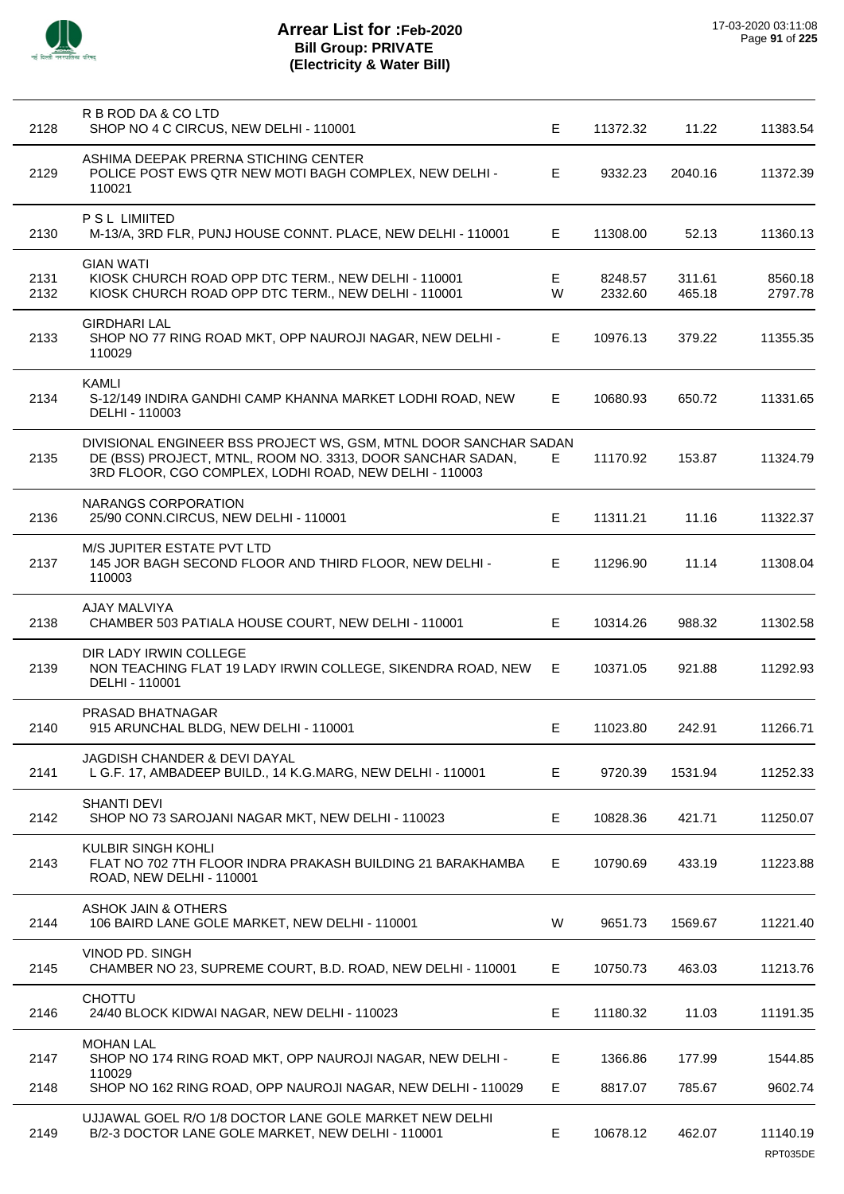# Arrear List for :Feb-2020
## Bill Group: PRIVATE
## (Electricity & Water Bill)

17-03-2020 03:11:08

| No. | Name / Address | Type | Amount | Surcharge | Total |
|---|---|---|---|---|---|
| 2128 | R B ROD DA & CO LTD<br>SHOP NO 4 C CIRCUS, NEW DELHI - 110001 | E | 11372.32 | 11.22 | 11383.54 |
| 2129 | ASHIMA DEEPAK PRERNA STICHING CENTER<br>POLICE POST EWS QTR NEW MOTI BAGH COMPLEX, NEW DELHI - 110021 | E | 9332.23 | 2040.16 | 11372.39 |
| 2130 | P S L LIMIITED<br>M-13/A, 3RD FLR, PUNJ HOUSE CONNT. PLACE, NEW DELHI - 110001 | E | 11308.00 | 52.13 | 11360.13 |
| 2131 | GIAN WATI<br>KIOSK CHURCH ROAD OPP DTC TERM., NEW DELHI - 110001 | E | 8248.57 | 311.61 | 8560.18 |
| 2132 | KIOSK CHURCH ROAD OPP DTC TERM., NEW DELHI - 110001 | W | 2332.60 | 465.18 | 2797.78 |
| 2133 | GIRDHARI LAL<br>SHOP NO 77 RING ROAD MKT, OPP NAUROJI NAGAR, NEW DELHI - 110029 | E | 10976.13 | 379.22 | 11355.35 |
| 2134 | KAMLI<br>S-12/149 INDIRA GANDHI CAMP KHANNA MARKET LODHI ROAD, NEW DELHI - 110003 | E | 10680.93 | 650.72 | 11331.65 |
| 2135 | DIVISIONAL ENGINEER BSS PROJECT WS, GSM, MTNL DOOR SANCHAR SADAN<br>DE (BSS) PROJECT, MTNL, ROOM NO. 3313, DOOR SANCHAR SADAN, 3RD FLOOR, CGO COMPLEX, LODHI ROAD, NEW DELHI - 110003 | E | 11170.92 | 153.87 | 11324.79 |
| 2136 | NARANGS CORPORATION<br>25/90 CONN.CIRCUS, NEW DELHI - 110001 | E | 11311.21 | 11.16 | 11322.37 |
| 2137 | M/S JUPITER ESTATE PVT LTD<br>145 JOR BAGH SECOND FLOOR AND THIRD FLOOR, NEW DELHI - 110003 | E | 11296.90 | 11.14 | 11308.04 |
| 2138 | AJAY MALVIYA<br>CHAMBER 503 PATIALA HOUSE COURT, NEW DELHI - 110001 | E | 10314.26 | 988.32 | 11302.58 |
| 2139 | DIR LADY IRWIN COLLEGE<br>NON TEACHING FLAT 19 LADY IRWIN COLLEGE, SIKENDRA ROAD, NEW DELHI - 110001 | E | 10371.05 | 921.88 | 11292.93 |
| 2140 | PRASAD BHATNAGAR<br>915 ARUNCHAL BLDG, NEW DELHI - 110001 | E | 11023.80 | 242.91 | 11266.71 |
| 2141 | JAGDISH CHANDER & DEVI DAYAL<br>L G.F. 17, AMBADEEP BUILD., 14 K.G.MARG, NEW DELHI - 110001 | E | 9720.39 | 1531.94 | 11252.33 |
| 2142 | SHANTI DEVI<br>SHOP NO 73 SAROJANI NAGAR MKT, NEW DELHI - 110023 | E | 10828.36 | 421.71 | 11250.07 |
| 2143 | KULBIR SINGH KOHLI<br>FLAT NO 702 7TH FLOOR INDRA PRAKASH BUILDING 21 BARAKHAMBA ROAD, NEW DELHI - 110001 | E | 10790.69 | 433.19 | 11223.88 |
| 2144 | ASHOK JAIN & OTHERS<br>106 BAIRD LANE GOLE MARKET, NEW DELHI - 110001 | W | 9651.73 | 1569.67 | 11221.40 |
| 2145 | VINOD PD. SINGH<br>CHAMBER NO 23, SUPREME COURT, B.D. ROAD, NEW DELHI - 110001 | E | 10750.73 | 463.03 | 11213.76 |
| 2146 | CHOTTU<br>24/40 BLOCK KIDWAI NAGAR, NEW DELHI - 110023 | E | 11180.32 | 11.03 | 11191.35 |
| 2147 | MOHAN LAL<br>SHOP NO 174 RING ROAD MKT, OPP NAUROJI NAGAR, NEW DELHI - 110029 | E | 1366.86 | 177.99 | 1544.85 |
| 2148 | SHOP NO 162 RING ROAD, OPP NAUROJI NAGAR, NEW DELHI - 110029 | E | 8817.07 | 785.67 | 9602.74 |
| 2149 | UJJAWAL GOEL R/O 1/8 DOCTOR LANE GOLE MARKET NEW DELHI<br>B/2-3 DOCTOR LANE GOLE MARKET, NEW DELHI - 110001 | E | 10678.12 | 462.07 | 11140.19 |

RPT035DE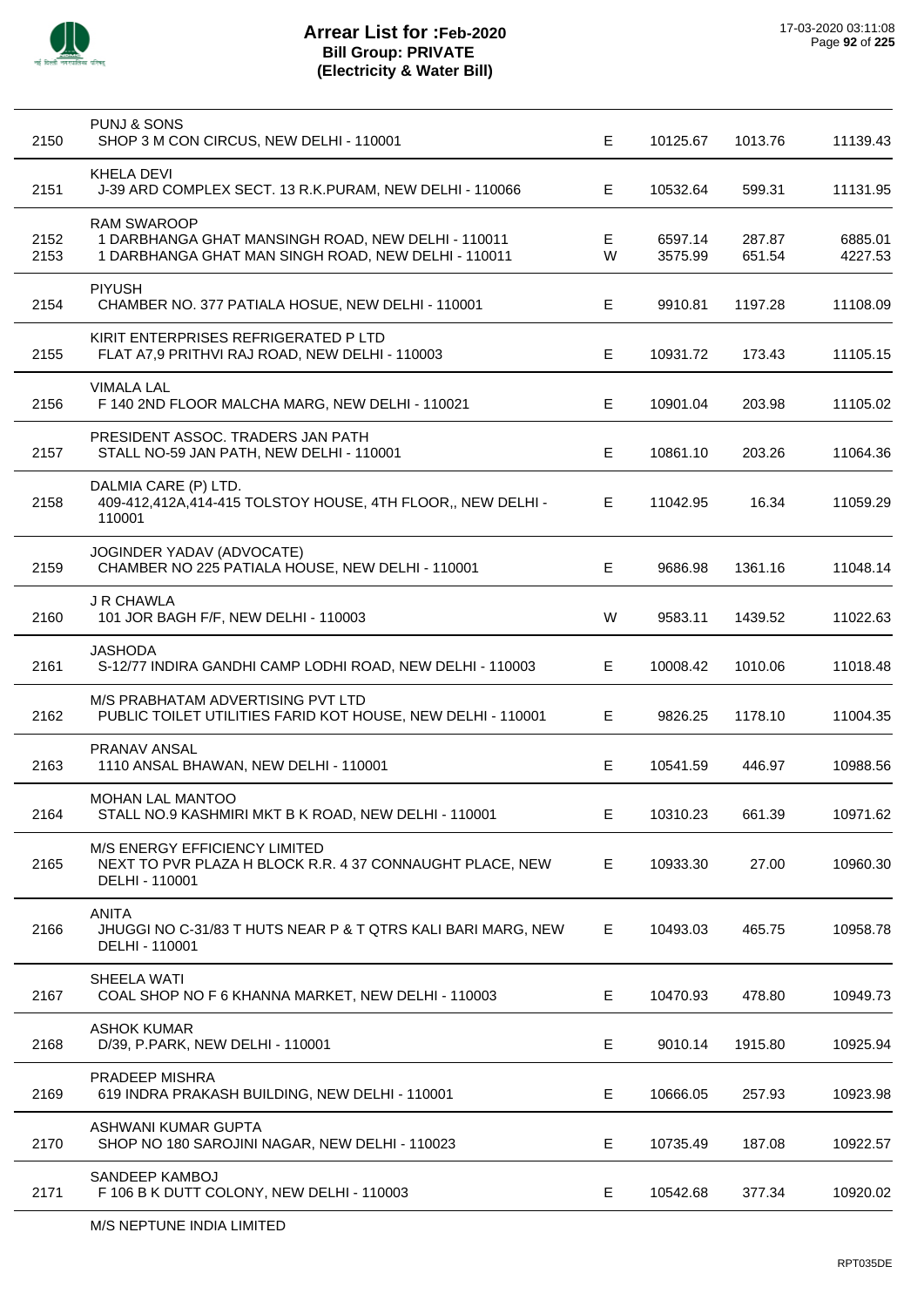# Arrear List for :Feb-2020
## Bill Group: PRIVATE
## (Electricity & Water Bill)

17-03-2020 03:11:08

| S.No. | Name / Address | Type | | | |
|---|---|---|---|---|---|
| 2150 | PUNJ & SONS<br>SHOP 3 M CON CIRCUS, NEW DELHI - 110001 | E | 10125.67 | 1013.76 | 11139.43 |
| 2151 | KHELA DEVI<br>J-39 ARD COMPLEX SECT. 13 R.K.PURAM, NEW DELHI - 110066 | E | 10532.64 | 599.31 | 11131.95 |
| 2152 | RAM SWAROOP<br>1 DARBHANGA GHAT MANSINGH ROAD, NEW DELHI - 110011 | E | 6597.14 | 287.87 | 6885.01 |
| 2153 | 1 DARBHANGA GHAT MAN SINGH ROAD, NEW DELHI - 110011 | W | 3575.99 | 651.54 | 4227.53 |
| 2154 | PIYUSH<br>CHAMBER NO. 377 PATIALA HOSUE, NEW DELHI - 110001 | E | 9910.81 | 1197.28 | 11108.09 |
| 2155 | KIRIT ENTERPRISES REFRIGERATED P LTD<br>FLAT A7,9 PRITHVI RAJ ROAD, NEW DELHI - 110003 | E | 10931.72 | 173.43 | 11105.15 |
| 2156 | VIMALA LAL<br>F 140 2ND FLOOR MALCHA MARG, NEW DELHI - 110021 | E | 10901.04 | 203.98 | 11105.02 |
| 2157 | PRESIDENT ASSOC. TRADERS JAN PATH<br>STALL NO-59 JAN PATH, NEW DELHI - 110001 | E | 10861.10 | 203.26 | 11064.36 |
| 2158 | DALMIA CARE (P) LTD.<br>409-412,412A,414-415 TOLSTOY HOUSE, 4TH FLOOR,, NEW DELHI - 110001 | E | 11042.95 | 16.34 | 11059.29 |
| 2159 | JOGINDER YADAV (ADVOCATE)<br>CHAMBER NO 225 PATIALA HOUSE, NEW DELHI - 110001 | E | 9686.98 | 1361.16 | 11048.14 |
| 2160 | J R CHAWLA<br>101 JOR BAGH F/F, NEW DELHI - 110003 | W | 9583.11 | 1439.52 | 11022.63 |
| 2161 | JASHODA<br>S-12/77 INDIRA GANDHI CAMP LODHI ROAD, NEW DELHI - 110003 | E | 10008.42 | 1010.06 | 11018.48 |
| 2162 | M/S PRABHATAM ADVERTISING PVT LTD<br>PUBLIC TOILET UTILITIES FARID KOT HOUSE, NEW DELHI - 110001 | E | 9826.25 | 1178.10 | 11004.35 |
| 2163 | PRANAV ANSAL<br>1110 ANSAL BHAWAN, NEW DELHI - 110001 | E | 10541.59 | 446.97 | 10988.56 |
| 2164 | MOHAN LAL MANTOO<br>STALL NO.9 KASHMIRI MKT B K ROAD, NEW DELHI - 110001 | E | 10310.23 | 661.39 | 10971.62 |
| 2165 | M/S ENERGY EFFICIENCY LIMITED<br>NEXT TO PVR PLAZA H BLOCK R.R. 4 37 CONNAUGHT PLACE, NEW DELHI - 110001 | E | 10933.30 | 27.00 | 10960.30 |
| 2166 | ANITA<br>JHUGGI NO C-31/83 T HUTS NEAR P & T QTRS KALI BARI MARG, NEW DELHI - 110001 | E | 10493.03 | 465.75 | 10958.78 |
| 2167 | SHEELA WATI<br>COAL SHOP NO F 6 KHANNA MARKET, NEW DELHI - 110003 | E | 10470.93 | 478.80 | 10949.73 |
| 2168 | ASHOK KUMAR<br>D/39, P.PARK, NEW DELHI - 110001 | E | 9010.14 | 1915.80 | 10925.94 |
| 2169 | PRADEEP MISHRA<br>619 INDRA PRAKASH BUILDING, NEW DELHI - 110001 | E | 10666.05 | 257.93 | 10923.98 |
| 2170 | ASHWANI KUMAR GUPTA<br>SHOP NO 180 SAROJINI NAGAR, NEW DELHI - 110023 | E | 10735.49 | 187.08 | 10922.57 |
| 2171 | SANDEEP KAMBOJ<br>F 106 B K DUTT COLONY, NEW DELHI - 110003 | E | 10542.68 | 377.34 | 10920.02 |

M/S NEPTUNE INDIA LIMITED

RPT035DE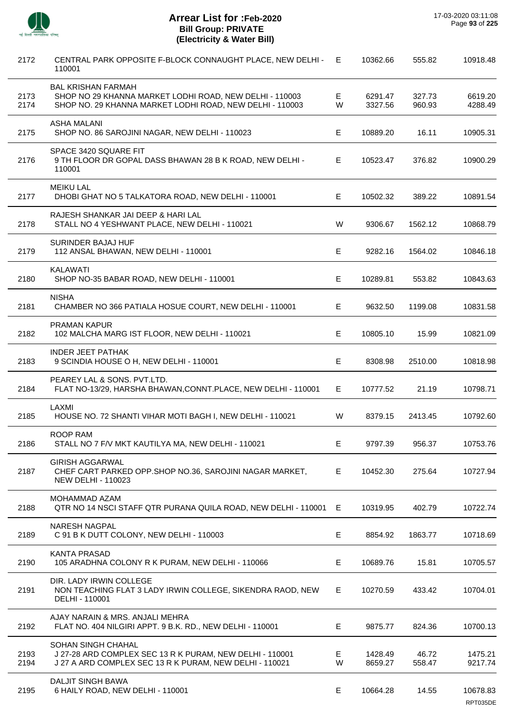# Arrear List for :Feb-2020
## Bill Group: PRIVATE
## (Electricity & Water Bill)

17-03-2020 03:11:08

| No. | Name / Address | Type | Amount | Surcharge | Total |
|---|---|---|---|---|---|
| 2172 | CENTRAL PARK OPPOSITE F-BLOCK CONNAUGHT PLACE, NEW DELHI - 110001 | E | 10362.66 | 555.82 | 10918.48 |
| | BAL KRISHAN FARMAH | | | | |
| 2173 | SHOP NO 29 KHANNA MARKET LODHI ROAD, NEW DELHI - 110003 | E | 6291.47 | 327.73 | 6619.20 |
| 2174 | SHOP NO. 29 KHANNA MARKET LODHI ROAD, NEW DELHI - 110003 | W | 3327.56 | 960.93 | 4288.49 |
| | ASHA MALANI | | | | |
| 2175 | SHOP NO. 86 SAROJINI NAGAR, NEW DELHI - 110023 | E | 10889.20 | 16.11 | 10905.31 |
| | SPACE 3420 SQUARE FIT | | | | |
| 2176 | 9 TH FLOOR DR GOPAL DASS BHAWAN 28 B K ROAD, NEW DELHI - 110001 | E | 10523.47 | 376.82 | 10900.29 |
| | MEIKU LAL | | | | |
| 2177 | DHOBI GHAT NO 5 TALKATORA ROAD, NEW DELHI - 110001 | E | 10502.32 | 389.22 | 10891.54 |
| | RAJESH SHANKAR JAI DEEP & HARI LAL | | | | |
| 2178 | STALL NO 4 YESHWANT PLACE, NEW DELHI - 110021 | W | 9306.67 | 1562.12 | 10868.79 |
| | SURINDER BAJAJ HUF | | | | |
| 2179 | 112 ANSAL BHAWAN, NEW DELHI - 110001 | E | 9282.16 | 1564.02 | 10846.18 |
| | KALAWATI | | | | |
| 2180 | SHOP NO-35 BABAR ROAD, NEW DELHI - 110001 | E | 10289.81 | 553.82 | 10843.63 |
| | NISHA | | | | |
| 2181 | CHAMBER NO 366 PATIALA HOSUE COURT, NEW DELHI - 110001 | E | 9632.50 | 1199.08 | 10831.58 |
| | PRAMAN KAPUR | | | | |
| 2182 | 102 MALCHA MARG IST FLOOR, NEW DELHI - 110021 | E | 10805.10 | 15.99 | 10821.09 |
| | INDER JEET PATHAK | | | | |
| 2183 | 9 SCINDIA HOUSE O H, NEW DELHI - 110001 | E | 8308.98 | 2510.00 | 10818.98 |
| | PEAREY LAL & SONS. PVT.LTD. | | | | |
| 2184 | FLAT NO-13/29, HARSHA BHAWAN,CONNT.PLACE, NEW DELHI - 110001 | E | 10777.52 | 21.19 | 10798.71 |
| | LAXMI | | | | |
| 2185 | HOUSE NO. 72 SHANTI VIHAR MOTI BAGH I, NEW DELHI - 110021 | W | 8379.15 | 2413.45 | 10792.60 |
| | ROOP RAM | | | | |
| 2186 | STALL NO 7 F/V MKT KAUTILYA MA, NEW DELHI - 110021 | E | 9797.39 | 956.37 | 10753.76 |
| | GIRISH AGGARWAL | | | | |
| 2187 | CHEF CART PARKED OPP.SHOP NO.36, SAROJINI NAGAR MARKET, NEW DELHI - 110023 | E | 10452.30 | 275.64 | 10727.94 |
| | MOHAMMAD AZAM | | | | |
| 2188 | QTR NO 14 NSCI STAFF QTR PURANA QUILA ROAD, NEW DELHI - 110001 | E | 10319.95 | 402.79 | 10722.74 |
| | NARESH NAGPAL | | | | |
| 2189 | C 91 B K DUTT COLONY, NEW DELHI - 110003 | E | 8854.92 | 1863.77 | 10718.69 |
| | KANTA PRASAD | | | | |
| 2190 | 105 ARADHNA COLONY R K PURAM, NEW DELHI - 110066 | E | 10689.76 | 15.81 | 10705.57 |
| | DIR. LADY IRWIN COLLEGE | | | | |
| 2191 | NON TEACHING FLAT 3 LADY IRWIN COLLEGE, SIKENDRA RAOD, NEW DELHI - 110001 | E | 10270.59 | 433.42 | 10704.01 |
| | AJAY NARAIN & MRS. ANJALI MEHRA | | | | |
| 2192 | FLAT NO. 404 NILGIRI APPT. 9 B.K. RD., NEW DELHI - 110001 | E | 9875.77 | 824.36 | 10700.13 |
| | SOHAN SINGH CHAHAL | | | | |
| 2193 | J 27-28 ARD COMPLEX SEC 13 R K PURAM, NEW DELHI - 110001 | E | 1428.49 | 46.72 | 1475.21 |
| 2194 | J 27 A ARD COMPLEX SEC 13 R K PURAM, NEW DELHI - 110021 | W | 8659.27 | 558.47 | 9217.74 |
| | DALJIT SINGH BAWA | | | | |
| 2195 | 6 HAILY ROAD, NEW DELHI - 110001 | E | 10664.28 | 14.55 | 10678.83 |

RPT035DE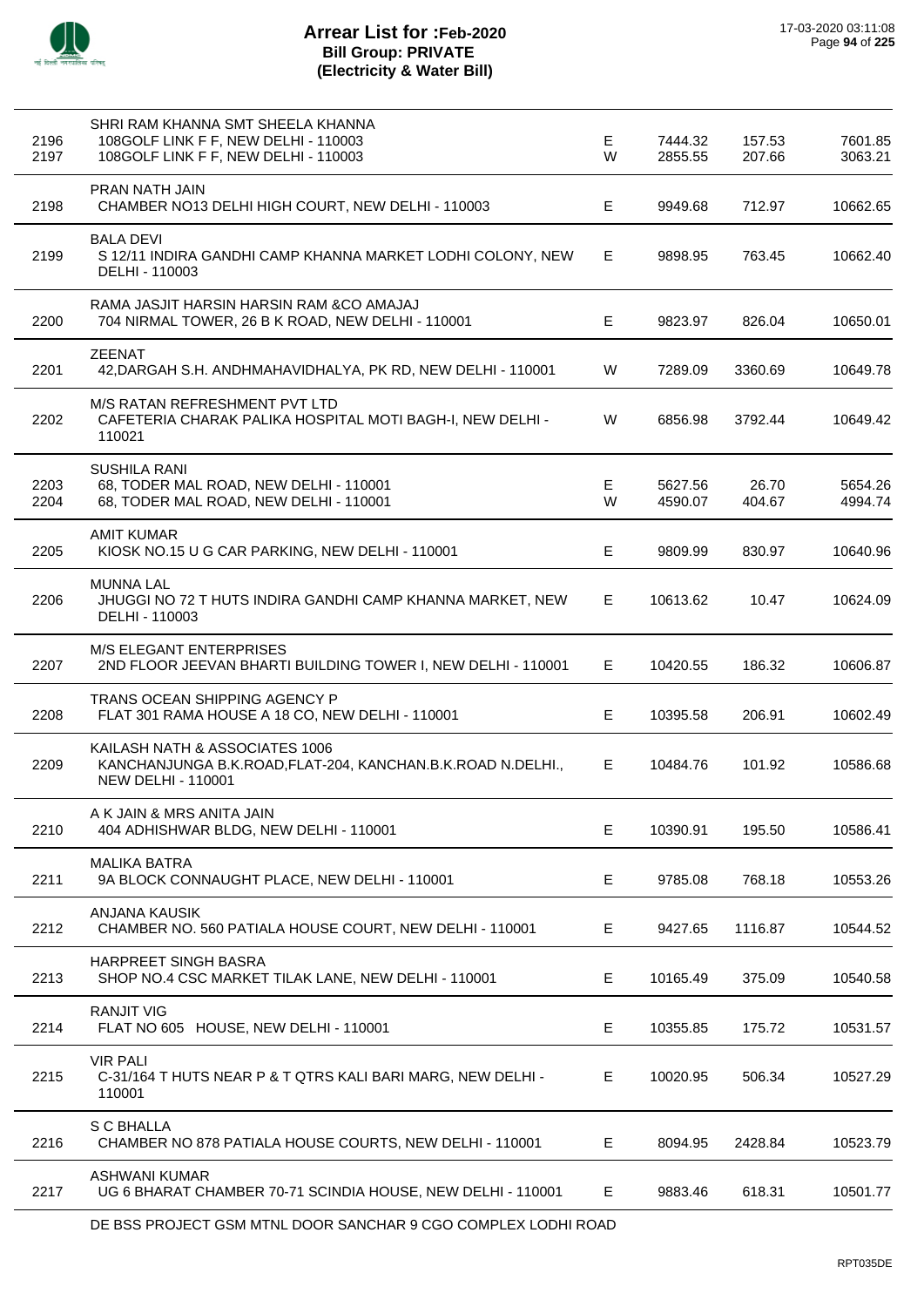# Arrear List for :Feb-2020
## Bill Group: PRIVATE
## (Electricity & Water Bill)

17-03-2020 03:11:08

| No. | Name / Address | Type | Amount | Interest | Total |
|---|---|---|---|---|---|
| 2196 | SHRI RAM KHANNA SMT SHEELA KHANNA<br>108GOLF LINK F F, NEW DELHI - 110003 | E | 7444.32 | 157.53 | 7601.85 |
| 2197 | 108GOLF LINK F F, NEW DELHI - 110003 | W | 2855.55 | 207.66 | 3063.21 |
| 2198 | PRAN NATH JAIN<br>CHAMBER NO13 DELHI HIGH COURT, NEW DELHI - 110003 | E | 9949.68 | 712.97 | 10662.65 |
| 2199 | BALA DEVI<br>S 12/11 INDIRA GANDHI CAMP KHANNA MARKET LODHI COLONY, NEW DELHI - 110003 | E | 9898.95 | 763.45 | 10662.40 |
| 2200 | RAMA JASJIT HARSIN HARSIN RAM &CO AMAJAJ<br>704 NIRMAL TOWER, 26 B K ROAD, NEW DELHI - 110001 | E | 9823.97 | 826.04 | 10650.01 |
| 2201 | ZEENAT<br>42,DARGAH S.H. ANDHMAHAVIDHALYA, PK RD, NEW DELHI - 110001 | W | 7289.09 | 3360.69 | 10649.78 |
| 2202 | M/S RATAN REFRESHMENT PVT LTD<br>CAFETERIA CHARAK PALIKA HOSPITAL MOTI BAGH-I, NEW DELHI - 110021 | W | 6856.98 | 3792.44 | 10649.42 |
| 2203 | SUSHILA RANI<br>68, TODER MAL ROAD, NEW DELHI - 110001 | E | 5627.56 | 26.70 | 5654.26 |
| 2204 | 68, TODER MAL ROAD, NEW DELHI - 110001 | W | 4590.07 | 404.67 | 4994.74 |
| 2205 | AMIT KUMAR<br>KIOSK NO.15 U G CAR PARKING, NEW DELHI - 110001 | E | 9809.99 | 830.97 | 10640.96 |
| 2206 | MUNNA LAL<br>JHUGGI NO 72 T HUTS INDIRA GANDHI CAMP KHANNA MARKET, NEW DELHI - 110003 | E | 10613.62 | 10.47 | 10624.09 |
| 2207 | M/S ELEGANT ENTERPRISES<br>2ND FLOOR JEEVAN BHARTI BUILDING TOWER I, NEW DELHI - 110001 | E | 10420.55 | 186.32 | 10606.87 |
| 2208 | TRANS OCEAN SHIPPING AGENCY P<br>FLAT 301 RAMA HOUSE A 18 CO, NEW DELHI - 110001 | E | 10395.58 | 206.91 | 10602.49 |
| 2209 | KAILASH NATH & ASSOCIATES 1006<br>KANCHANJUNGA B.K.ROAD,FLAT-204, KANCHAN.B.K.ROAD N.DELHI., NEW DELHI - 110001 | E | 10484.76 | 101.92 | 10586.68 |
| 2210 | A K JAIN & MRS ANITA JAIN<br>404 ADHISHWAR BLDG, NEW DELHI - 110001 | E | 10390.91 | 195.50 | 10586.41 |
| 2211 | MALIKA BATRA<br>9A BLOCK CONNAUGHT PLACE, NEW DELHI - 110001 | E | 9785.08 | 768.18 | 10553.26 |
| 2212 | ANJANA KAUSIK<br>CHAMBER NO. 560 PATIALA HOUSE COURT, NEW DELHI - 110001 | E | 9427.65 | 1116.87 | 10544.52 |
| 2213 | HARPREET SINGH BASRA<br>SHOP NO.4 CSC MARKET TILAK LANE, NEW DELHI - 110001 | E | 10165.49 | 375.09 | 10540.58 |
| 2214 | RANJIT VIG<br>FLAT NO 605 HOUSE, NEW DELHI - 110001 | E | 10355.85 | 175.72 | 10531.57 |
| 2215 | VIR PALI<br>C-31/164 T HUTS NEAR P & T QTRS KALI BARI MARG, NEW DELHI - 110001 | E | 10020.95 | 506.34 | 10527.29 |
| 2216 | S C BHALLA<br>CHAMBER NO 878 PATIALA HOUSE COURTS, NEW DELHI - 110001 | E | 8094.95 | 2428.84 | 10523.79 |
| 2217 | ASHWANI KUMAR<br>UG 6 BHARAT CHAMBER 70-71 SCINDIA HOUSE, NEW DELHI - 110001 | E | 9883.46 | 618.31 | 10501.77 |

DE BSS PROJECT GSM MTNL DOOR SANCHAR 9 CGO COMPLEX LODHI ROAD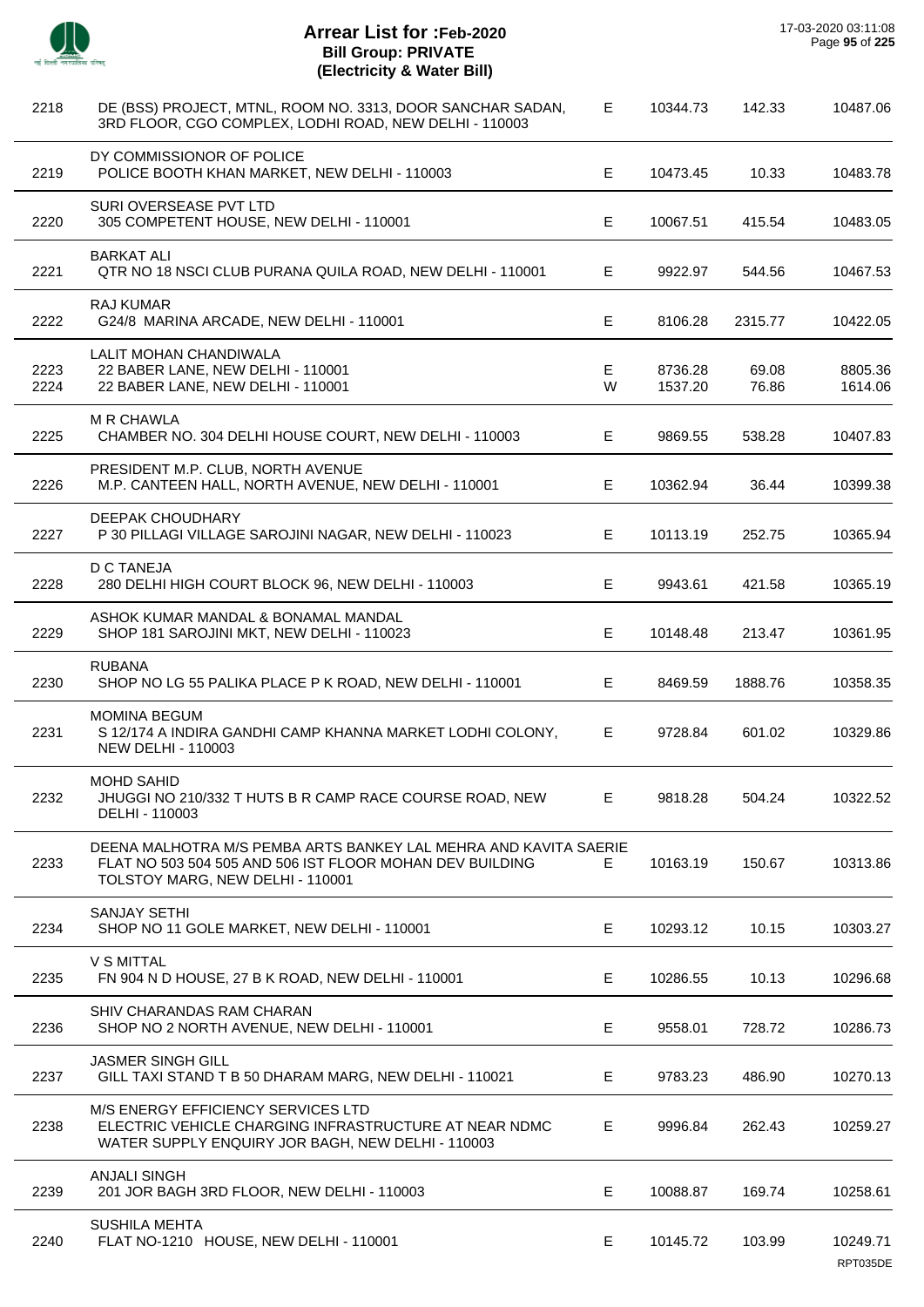# Arrear List for :Feb-2020
## Bill Group: PRIVATE
## (Electricity & Water Bill)

17-03-2020 03:11:08

| | | | | | |
|---|---|---|---|---|---|
| 2218 | DE (BSS) PROJECT, MTNL, ROOM NO. 3313, DOOR SANCHAR SADAN, 3RD FLOOR, CGO COMPLEX, LODHI ROAD, NEW DELHI - 110003 | E | 10344.73 | 142.33 | 10487.06 |
| 2219 | DY COMMISSIONOR OF POLICE<br>POLICE BOOTH KHAN MARKET, NEW DELHI - 110003 | E | 10473.45 | 10.33 | 10483.78 |
| 2220 | SURI OVERSEASE PVT LTD<br>305 COMPETENT HOUSE, NEW DELHI - 110001 | E | 10067.51 | 415.54 | 10483.05 |
| 2221 | BARKAT ALI<br>QTR NO 18 NSCI CLUB PURANA QUILA ROAD, NEW DELHI - 110001 | E | 9922.97 | 544.56 | 10467.53 |
| 2222 | RAJ KUMAR<br>G24/8 MARINA ARCADE, NEW DELHI - 110001 | E | 8106.28 | 2315.77 | 10422.05 |
| 2223 | LALIT MOHAN CHANDIWALA<br>22 BABER LANE, NEW DELHI - 110001 | E | 8736.28 | 69.08 | 8805.36 |
| 2224 | 22 BABER LANE, NEW DELHI - 110001 | W | 1537.20 | 76.86 | 1614.06 |
| 2225 | M R CHAWLA<br>CHAMBER NO. 304 DELHI HOUSE COURT, NEW DELHI - 110003 | E | 9869.55 | 538.28 | 10407.83 |
| 2226 | PRESIDENT M.P. CLUB, NORTH AVENUE<br>M.P. CANTEEN HALL, NORTH AVENUE, NEW DELHI - 110001 | E | 10362.94 | 36.44 | 10399.38 |
| 2227 | DEEPAK CHOUDHARY<br>P 30 PILLAGI VILLAGE SAROJINI NAGAR, NEW DELHI - 110023 | E | 10113.19 | 252.75 | 10365.94 |
| 2228 | D C TANEJA<br>280 DELHI HIGH COURT BLOCK 96, NEW DELHI - 110003 | E | 9943.61 | 421.58 | 10365.19 |
| 2229 | ASHOK KUMAR MANDAL & BONAMAL MANDAL<br>SHOP 181 SAROJINI MKT, NEW DELHI - 110023 | E | 10148.48 | 213.47 | 10361.95 |
| 2230 | RUBANA<br>SHOP NO LG 55 PALIKA PLACE P K ROAD, NEW DELHI - 110001 | E | 8469.59 | 1888.76 | 10358.35 |
| 2231 | MOMINA BEGUM<br>S 12/174 A INDIRA GANDHI CAMP KHANNA MARKET LODHI COLONY, NEW DELHI - 110003 | E | 9728.84 | 601.02 | 10329.86 |
| 2232 | MOHD SAHID<br>JHUGGI NO 210/332 T HUTS B R CAMP RACE COURSE ROAD, NEW DELHI - 110003 | E | 9818.28 | 504.24 | 10322.52 |
| 2233 | DEENA MALHOTRA M/S PEMBA ARTS BANKEY LAL MEHRA AND KAVITA SAERIE<br>FLAT NO 503 504 505 AND 506 IST FLOOR MOHAN DEV BUILDING TOLSTOY MARG, NEW DELHI - 110001 | E | 10163.19 | 150.67 | 10313.86 |
| 2234 | SANJAY SETHI<br>SHOP NO 11 GOLE MARKET, NEW DELHI - 110001 | E | 10293.12 | 10.15 | 10303.27 |
| 2235 | V S MITTAL<br>FN 904 N D HOUSE, 27 B K ROAD, NEW DELHI - 110001 | E | 10286.55 | 10.13 | 10296.68 |
| 2236 | SHIV CHARANDAS RAM CHARAN<br>SHOP NO 2 NORTH AVENUE, NEW DELHI - 110001 | E | 9558.01 | 728.72 | 10286.73 |
| 2237 | JASMER SINGH GILL<br>GILL TAXI STAND T B 50 DHARAM MARG, NEW DELHI - 110021 | E | 9783.23 | 486.90 | 10270.13 |
| 2238 | M/S ENERGY EFFICIENCY SERVICES LTD<br>ELECTRIC VEHICLE CHARGING INFRASTRUCTURE AT NEAR NDMC WATER SUPPLY ENQUIRY JOR BAGH, NEW DELHI - 110003 | E | 9996.84 | 262.43 | 10259.27 |
| 2239 | ANJALI SINGH<br>201 JOR BAGH 3RD FLOOR, NEW DELHI - 110003 | E | 10088.87 | 169.74 | 10258.61 |
| 2240 | SUSHILA MEHTA<br>FLAT NO-1210 HOUSE, NEW DELHI - 110001 | E | 10145.72 | 103.99 | 10249.71 |

RPT035DE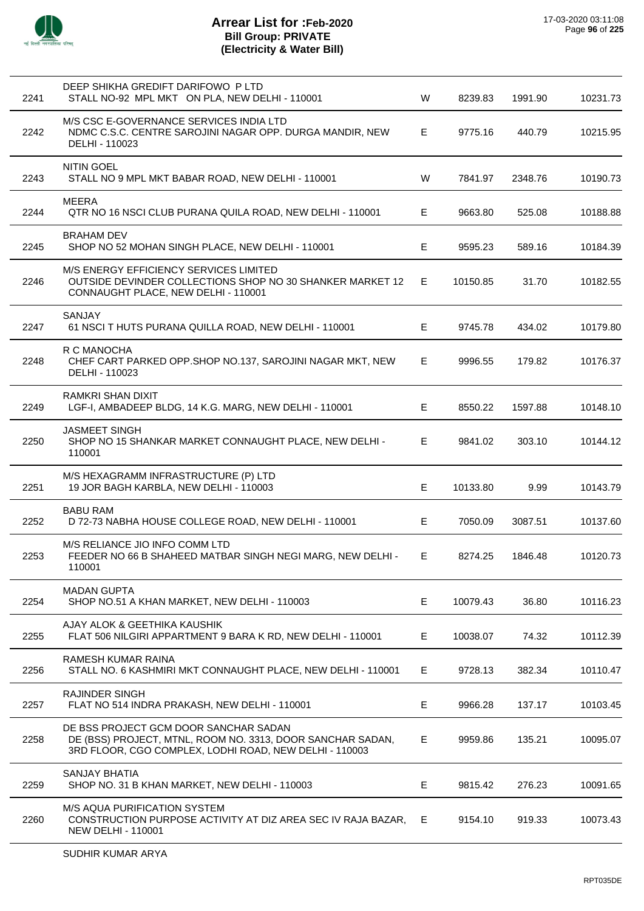# Arrear List for :Feb-2020
## Bill Group: PRIVATE
## (Electricity & Water Bill)

17-03-2020 03:11:08

| | | | | | |
|---|---|---|---|---|---|
| 2241 | DEEP SHIKHA GREDIFT DARIFOWO P LTD<br>STALL NO-92 MPL MKT ON PLA, NEW DELHI - 110001 | W | 8239.83 | 1991.90 | 10231.73 |
| 2242 | M/S CSC E-GOVERNANCE SERVICES INDIA LTD<br>NDMC C.S.C. CENTRE SAROJINI NAGAR OPP. DURGA MANDIR, NEW DELHI - 110023 | E | 9775.16 | 440.79 | 10215.95 |
| 2243 | NITIN GOEL<br>STALL NO 9 MPL MKT BABAR ROAD, NEW DELHI - 110001 | W | 7841.97 | 2348.76 | 10190.73 |
| 2244 | MEERA<br>QTR NO 16 NSCI CLUB PURANA QUILA ROAD, NEW DELHI - 110001 | E | 9663.80 | 525.08 | 10188.88 |
| 2245 | BRAHAM DEV<br>SHOP NO 52 MOHAN SINGH PLACE, NEW DELHI - 110001 | E | 9595.23 | 589.16 | 10184.39 |
| 2246 | M/S ENERGY EFFICIENCY SERVICES LIMITED<br>OUTSIDE DEVINDER COLLECTIONS SHOP NO 30 SHANKER MARKET 12 CONNAUGHT PLACE, NEW DELHI - 110001 | E | 10150.85 | 31.70 | 10182.55 |
| 2247 | SANJAY<br>61 NSCI T HUTS PURANA QUILLA ROAD, NEW DELHI - 110001 | E | 9745.78 | 434.02 | 10179.80 |
| 2248 | R C MANOCHA<br>CHEF CART PARKED OPP.SHOP NO.137, SAROJINI NAGAR MKT, NEW DELHI - 110023 | E | 9996.55 | 179.82 | 10176.37 |
| 2249 | RAMKRI SHAN DIXIT<br>LGF-I, AMBADEEP BLDG, 14 K.G. MARG, NEW DELHI - 110001 | E | 8550.22 | 1597.88 | 10148.10 |
| 2250 | JASMEET SINGH<br>SHOP NO 15 SHANKAR MARKET CONNAUGHT PLACE, NEW DELHI - 110001 | E | 9841.02 | 303.10 | 10144.12 |
| 2251 | M/S HEXAGRAMM INFRASTRUCTURE (P) LTD<br>19 JOR BAGH KARBLA, NEW DELHI - 110003 | E | 10133.80 | 9.99 | 10143.79 |
| 2252 | BABU RAM<br>D 72-73 NABHA HOUSE COLLEGE ROAD, NEW DELHI - 110001 | E | 7050.09 | 3087.51 | 10137.60 |
| 2253 | M/S RELIANCE JIO INFO COMM LTD<br>FEEDER NO 66 B SHAHEED MATBAR SINGH NEGI MARG, NEW DELHI - 110001 | E | 8274.25 | 1846.48 | 10120.73 |
| 2254 | MADAN GUPTA<br>SHOP NO.51 A KHAN MARKET, NEW DELHI - 110003 | E | 10079.43 | 36.80 | 10116.23 |
| 2255 | AJAY ALOK & GEETHIKA KAUSHIK<br>FLAT 506 NILGIRI APPARTMENT 9 BARA K RD, NEW DELHI - 110001 | E | 10038.07 | 74.32 | 10112.39 |
| 2256 | RAMESH KUMAR RAINA<br>STALL NO. 6 KASHMIRI MKT CONNAUGHT PLACE, NEW DELHI - 110001 | E | 9728.13 | 382.34 | 10110.47 |
| 2257 | RAJINDER SINGH<br>FLAT NO 514 INDRA PRAKASH, NEW DELHI - 110001 | E | 9966.28 | 137.17 | 10103.45 |
| 2258 | DE BSS PROJECT GCM DOOR SANCHAR SADAN<br>DE (BSS) PROJECT, MTNL, ROOM NO. 3313, DOOR SANCHAR SADAN, 3RD FLOOR, CGO COMPLEX, LODHI ROAD, NEW DELHI - 110003 | E | 9959.86 | 135.21 | 10095.07 |
| 2259 | SANJAY BHATIA<br>SHOP NO. 31 B KHAN MARKET, NEW DELHI - 110003 | E | 9815.42 | 276.23 | 10091.65 |
| 2260 | M/S AQUA PURIFICATION SYSTEM<br>CONSTRUCTION PURPOSE ACTIVITY AT DIZ AREA SEC IV RAJA BAZAR, NEW DELHI - 110001 | E | 9154.10 | 919.33 | 10073.43 |

SUDHIR KUMAR ARYA

RPT035DE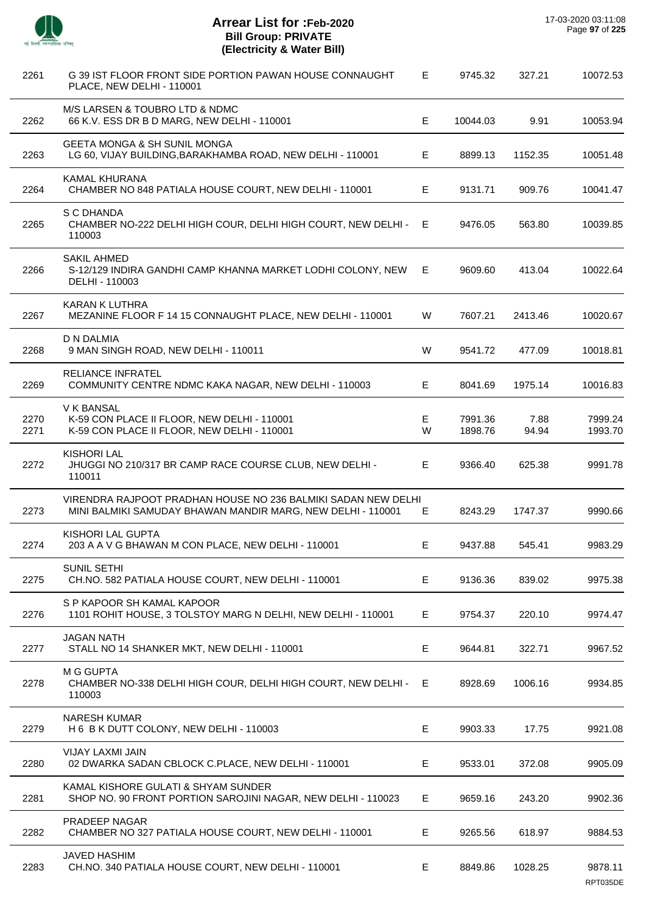# Arrear List for :Feb-2020
## Bill Group: PRIVATE
### (Electricity & Water Bill)

17-03-2020 03:11:08

| | | | | | |
|---|---|---|---|---|---|
| 2261 | G 39 IST FLOOR FRONT SIDE PORTION PAWAN HOUSE CONNAUGHT PLACE, NEW DELHI - 110001 | E | 9745.32 | 327.21 | 10072.53 |
| 2262 | M/S LARSEN & TOUBRO LTD & NDMC<br>66 K.V. ESS DR B D MARG, NEW DELHI - 110001 | E | 10044.03 | 9.91 | 10053.94 |
| 2263 | GEETA MONGA & SH SUNIL MONGA<br>LG 60, VIJAY BUILDING,BARAKHAMBA ROAD, NEW DELHI - 110001 | E | 8899.13 | 1152.35 | 10051.48 |
| 2264 | KAMAL KHURANA<br>CHAMBER NO 848 PATIALA HOUSE COURT, NEW DELHI - 110001 | E | 9131.71 | 909.76 | 10041.47 |
| 2265 | S C DHANDA<br>CHAMBER NO-222 DELHI HIGH COUR, DELHI HIGH COURT, NEW DELHI - 110003 | E | 9476.05 | 563.80 | 10039.85 |
| 2266 | SAKIL AHMED<br>S-12/129 INDIRA GANDHI CAMP KHANNA MARKET LODHI COLONY, NEW DELHI - 110003 | E | 9609.60 | 413.04 | 10022.64 |
| 2267 | KARAN K LUTHRA<br>MEZANINE FLOOR F 14 15 CONNAUGHT PLACE, NEW DELHI - 110001 | W | 7607.21 | 2413.46 | 10020.67 |
| 2268 | D N DALMIA<br>9 MAN SINGH ROAD, NEW DELHI - 110011 | W | 9541.72 | 477.09 | 10018.81 |
| 2269 | RELIANCE INFRATEL<br>COMMUNITY CENTRE NDMC KAKA NAGAR, NEW DELHI - 110003 | E | 8041.69 | 1975.14 | 10016.83 |
| 2270 | V K BANSAL<br>K-59 CON PLACE II FLOOR, NEW DELHI - 110001 | E | 7991.36 | 7.88 | 7999.24 |
| 2271 | K-59 CON PLACE II FLOOR, NEW DELHI - 110001 | W | 1898.76 | 94.94 | 1993.70 |
| 2272 | KISHORI LAL<br>JHUGGI NO 210/317 BR CAMP RACE COURSE CLUB, NEW DELHI - 110011 | E | 9366.40 | 625.38 | 9991.78 |
| 2273 | VIRENDRA RAJPOOT PRADHAN HOUSE NO 236 BALMIKI SADAN NEW DELHI<br>MINI BALMIKI SAMUDAY BHAWAN MANDIR MARG, NEW DELHI - 110001 | E | 8243.29 | 1747.37 | 9990.66 |
| 2274 | KISHORI LAL GUPTA<br>203 A A V G BHAWAN M CON PLACE, NEW DELHI - 110001 | E | 9437.88 | 545.41 | 9983.29 |
| 2275 | SUNIL SETHI<br>CH.NO. 582 PATIALA HOUSE COURT, NEW DELHI - 110001 | E | 9136.36 | 839.02 | 9975.38 |
| 2276 | S P KAPOOR SH KAMAL KAPOOR<br>1101 ROHIT HOUSE, 3 TOLSTOY MARG N DELHI, NEW DELHI - 110001 | E | 9754.37 | 220.10 | 9974.47 |
| 2277 | JAGAN NATH<br>STALL NO 14 SHANKER MKT, NEW DELHI - 110001 | E | 9644.81 | 322.71 | 9967.52 |
| 2278 | M G GUPTA<br>CHAMBER NO-338 DELHI HIGH COUR, DELHI HIGH COURT, NEW DELHI - 110003 | E | 8928.69 | 1006.16 | 9934.85 |
| 2279 | NARESH KUMAR<br>H 6 B K DUTT COLONY, NEW DELHI - 110003 | E | 9903.33 | 17.75 | 9921.08 |
| 2280 | VIJAY LAXMI JAIN<br>02 DWARKA SADAN CBLOCK C.PLACE, NEW DELHI - 110001 | E | 9533.01 | 372.08 | 9905.09 |
| 2281 | KAMAL KISHORE GULATI & SHYAM SUNDER<br>SHOP NO. 90 FRONT PORTION SAROJINI NAGAR, NEW DELHI - 110023 | E | 9659.16 | 243.20 | 9902.36 |
| 2282 | PRADEEP NAGAR<br>CHAMBER NO 327 PATIALA HOUSE COURT, NEW DELHI - 110001 | E | 9265.56 | 618.97 | 9884.53 |
| 2283 | JAVED HASHIM<br>CH.NO. 340 PATIALA HOUSE COURT, NEW DELHI - 110001 | E | 8849.86 | 1028.25 | 9878.11 |

RPT035DE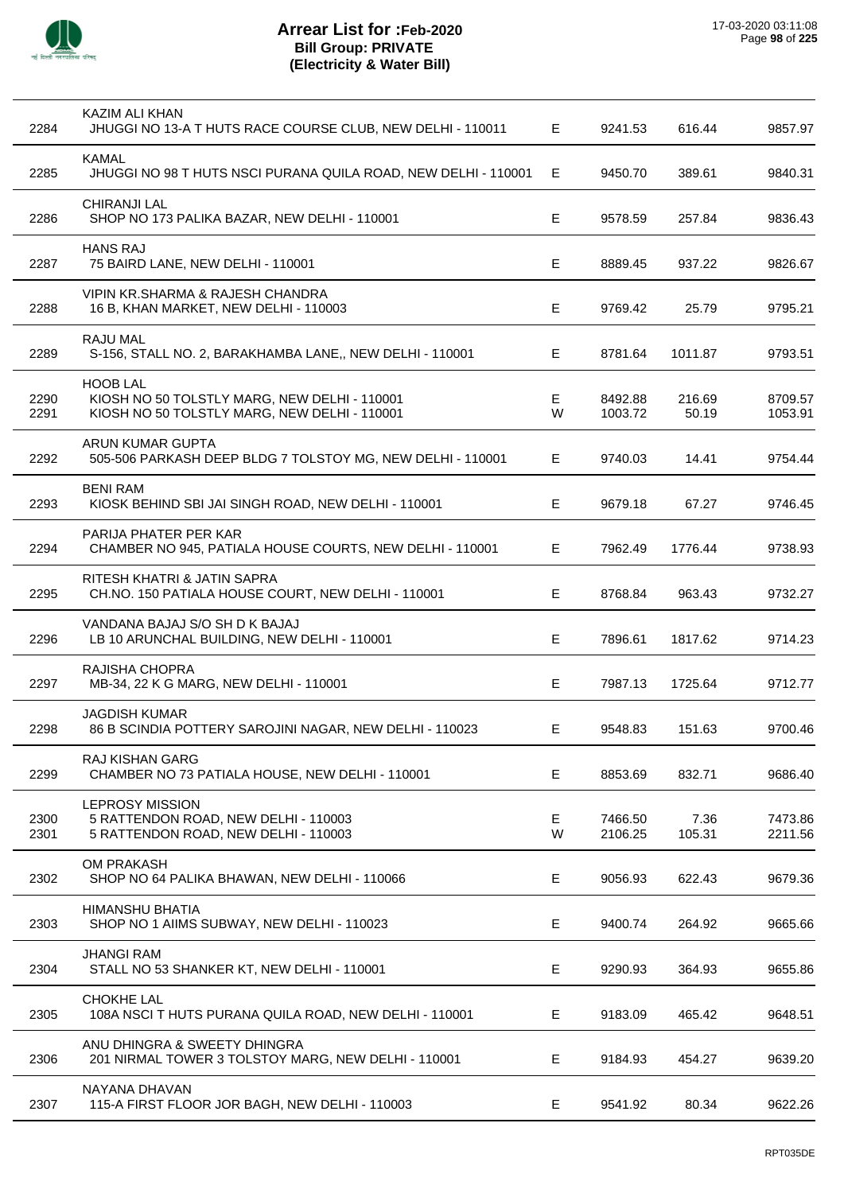# Arrear List for :Feb-2020
## Bill Group: PRIVATE
## (Electricity & Water Bill)

17-03-2020 03:11:08

| No. | Name / Address | Type | | | |
|---|---|---|---|---|---|
| 2284 | KAZIM ALI KHAN<br>JHUGGI NO 13-A T HUTS RACE COURSE CLUB, NEW DELHI - 110011 | E | 9241.53 | 616.44 | 9857.97 |
| 2285 | KAMAL<br>JHUGGI NO 98 T HUTS NSCI PURANA QUILA ROAD, NEW DELHI - 110001 | E | 9450.70 | 389.61 | 9840.31 |
| 2286 | CHIRANJI LAL<br>SHOP NO 173 PALIKA BAZAR, NEW DELHI - 110001 | E | 9578.59 | 257.84 | 9836.43 |
| 2287 | HANS RAJ<br>75 BAIRD LANE, NEW DELHI - 110001 | E | 8889.45 | 937.22 | 9826.67 |
| 2288 | VIPIN KR.SHARMA & RAJESH CHANDRA<br>16 B, KHAN MARKET, NEW DELHI - 110003 | E | 9769.42 | 25.79 | 9795.21 |
| 2289 | RAJU MAL<br>S-156, STALL NO. 2, BARAKHAMBA LANE,, NEW DELHI - 110001 | E | 8781.64 | 1011.87 | 9793.51 |
| 2290 | HOOB LAL<br>KIOSH NO 50 TOLSTLY MARG, NEW DELHI - 110001 | E | 8492.88 | 216.69 | 8709.57 |
| 2291 | KIOSH NO 50 TOLSTLY MARG, NEW DELHI - 110001 | W | 1003.72 | 50.19 | 1053.91 |
| 2292 | ARUN KUMAR GUPTA<br>505-506 PARKASH DEEP BLDG 7 TOLSTOY MG, NEW DELHI - 110001 | E | 9740.03 | 14.41 | 9754.44 |
| 2293 | BENI RAM<br>KIOSK BEHIND SBI JAI SINGH ROAD, NEW DELHI - 110001 | E | 9679.18 | 67.27 | 9746.45 |
| 2294 | PARIJA PHATER PER KAR<br>CHAMBER NO 945, PATIALA HOUSE COURTS, NEW DELHI - 110001 | E | 7962.49 | 1776.44 | 9738.93 |
| 2295 | RITESH KHATRI & JATIN SAPRA<br>CH.NO. 150 PATIALA HOUSE COURT, NEW DELHI - 110001 | E | 8768.84 | 963.43 | 9732.27 |
| 2296 | VANDANA BAJAJ S/O SH D K BAJAJ<br>LB 10 ARUNCHAL BUILDING, NEW DELHI - 110001 | E | 7896.61 | 1817.62 | 9714.23 |
| 2297 | RAJISHA CHOPRA<br>MB-34, 22 K G MARG, NEW DELHI - 110001 | E | 7987.13 | 1725.64 | 9712.77 |
| 2298 | JAGDISH KUMAR<br>86 B SCINDIA POTTERY SAROJINI NAGAR, NEW DELHI - 110023 | E | 9548.83 | 151.63 | 9700.46 |
| 2299 | RAJ KISHAN GARG<br>CHAMBER NO 73 PATIALA HOUSE, NEW DELHI - 110001 | E | 8853.69 | 832.71 | 9686.40 |
| 2300 | LEPROSY MISSION<br>5 RATTENDON ROAD, NEW DELHI - 110003 | E | 7466.50 | 7.36 | 7473.86 |
| 2301 | 5 RATTENDON ROAD, NEW DELHI - 110003 | W | 2106.25 | 105.31 | 2211.56 |
| 2302 | OM PRAKASH<br>SHOP NO 64 PALIKA BHAWAN, NEW DELHI - 110066 | E | 9056.93 | 622.43 | 9679.36 |
| 2303 | HIMANSHU BHATIA<br>SHOP NO 1 AIIMS SUBWAY, NEW DELHI - 110023 | E | 9400.74 | 264.92 | 9665.66 |
| 2304 | JHANGI RAM<br>STALL NO 53 SHANKER KT, NEW DELHI - 110001 | E | 9290.93 | 364.93 | 9655.86 |
| 2305 | CHOKHE LAL<br>108A NSCI T HUTS PURANA QUILA ROAD, NEW DELHI - 110001 | E | 9183.09 | 465.42 | 9648.51 |
| 2306 | ANU DHINGRA & SWEETY DHINGRA<br>201 NIRMAL TOWER 3 TOLSTOY MARG, NEW DELHI - 110001 | E | 9184.93 | 454.27 | 9639.20 |
| 2307 | NAYANA DHAVAN<br>115-A FIRST FLOOR JOR BAGH, NEW DELHI - 110003 | E | 9541.92 | 80.34 | 9622.26 |

RPT035DE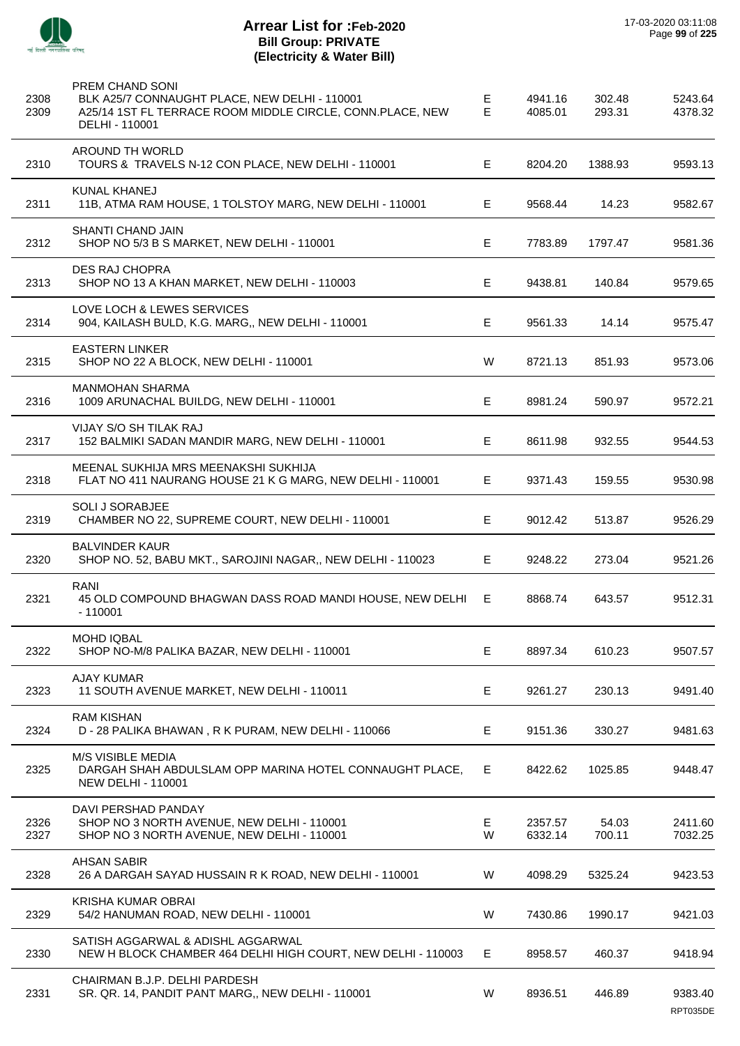# Arrear List for :Feb-2020
## Bill Group: PRIVATE
## (Electricity & Water Bill)

17-03-2020 03:11:08

| No. | Name / Address | Type | Amount | Surcharge | Total |
|---|---|---|---|---|---|
| | PREM CHAND SONI | | | | |
| 2308 | BLK A25/7 CONNAUGHT PLACE, NEW DELHI - 110001 | E | 4941.16 | 302.48 | 5243.64 |
| 2309 | A25/14 1ST FL TERRACE ROOM MIDDLE CIRCLE, CONN.PLACE, NEW DELHI - 110001 | E | 4085.01 | 293.31 | 4378.32 |
| | AROUND TH WORLD | | | | |
| 2310 | TOURS & TRAVELS N-12 CON PLACE, NEW DELHI - 110001 | E | 8204.20 | 1388.93 | 9593.13 |
| | KUNAL KHANEJ | | | | |
| 2311 | 11B, ATMA RAM HOUSE, 1 TOLSTOY MARG, NEW DELHI - 110001 | E | 9568.44 | 14.23 | 9582.67 |
| | SHANTI CHAND JAIN | | | | |
| 2312 | SHOP NO 5/3 B S MARKET, NEW DELHI - 110001 | E | 7783.89 | 1797.47 | 9581.36 |
| | DES RAJ CHOPRA | | | | |
| 2313 | SHOP NO 13 A KHAN MARKET, NEW DELHI - 110003 | E | 9438.81 | 140.84 | 9579.65 |
| | LOVE LOCH & LEWES SERVICES | | | | |
| 2314 | 904, KAILASH BULD, K.G. MARG,, NEW DELHI - 110001 | E | 9561.33 | 14.14 | 9575.47 |
| | EASTERN LINKER | | | | |
| 2315 | SHOP NO 22 A BLOCK, NEW DELHI - 110001 | W | 8721.13 | 851.93 | 9573.06 |
| | MANMOHAN SHARMA | | | | |
| 2316 | 1009 ARUNACHAL BUILDG, NEW DELHI - 110001 | E | 8981.24 | 590.97 | 9572.21 |
| | VIJAY S/O SH TILAK RAJ | | | | |
| 2317 | 152 BALMIKI SADAN MANDIR MARG, NEW DELHI - 110001 | E | 8611.98 | 932.55 | 9544.53 |
| | MEENAL SUKHIJA MRS MEENAKSHI SUKHIJA | | | | |
| 2318 | FLAT NO 411 NAURANG HOUSE 21 K G MARG, NEW DELHI - 110001 | E | 9371.43 | 159.55 | 9530.98 |
| | SOLI J SORABJEE | | | | |
| 2319 | CHAMBER NO 22, SUPREME COURT, NEW DELHI - 110001 | E | 9012.42 | 513.87 | 9526.29 |
| | BALVINDER KAUR | | | | |
| 2320 | SHOP NO. 52, BABU MKT., SAROJINI NAGAR,, NEW DELHI - 110023 | E | 9248.22 | 273.04 | 9521.26 |
| | RANI | | | | |
| 2321 | 45 OLD COMPOUND BHAGWAN DASS ROAD MANDI HOUSE, NEW DELHI - 110001 | E | 8868.74 | 643.57 | 9512.31 |
| | MOHD IQBAL | | | | |
| 2322 | SHOP NO-M/8 PALIKA BAZAR, NEW DELHI - 110001 | E | 8897.34 | 610.23 | 9507.57 |
| | AJAY KUMAR | | | | |
| 2323 | 11 SOUTH AVENUE MARKET, NEW DELHI - 110011 | E | 9261.27 | 230.13 | 9491.40 |
| | RAM KISHAN | | | | |
| 2324 | D - 28 PALIKA BHAWAN , R K PURAM, NEW DELHI - 110066 | E | 9151.36 | 330.27 | 9481.63 |
| | M/S VISIBLE MEDIA | | | | |
| 2325 | DARGAH SHAH ABDULSLAM OPP MARINA HOTEL CONNAUGHT PLACE, NEW DELHI - 110001 | E | 8422.62 | 1025.85 | 9448.47 |
| | DAVI PERSHAD PANDAY | | | | |
| 2326 | SHOP NO 3 NORTH AVENUE, NEW DELHI - 110001 | E | 2357.57 | 54.03 | 2411.60 |
| 2327 | SHOP NO 3 NORTH AVENUE, NEW DELHI - 110001 | W | 6332.14 | 700.11 | 7032.25 |
| | AHSAN SABIR | | | | |
| 2328 | 26 A DARGAH SAYAD HUSSAIN R K ROAD, NEW DELHI - 110001 | W | 4098.29 | 5325.24 | 9423.53 |
| | KRISHA KUMAR OBRAI | | | | |
| 2329 | 54/2 HANUMAN ROAD, NEW DELHI - 110001 | W | 7430.86 | 1990.17 | 9421.03 |
| | SATISH AGGARWAL & ADISHL AGGARWAL | | | | |
| 2330 | NEW H BLOCK CHAMBER 464 DELHI HIGH COURT, NEW DELHI - 110003 | E | 8958.57 | 460.37 | 9418.94 |
| | CHAIRMAN B.J.P. DELHI PARDESH | | | | |
| 2331 | SR. QR. 14, PANDIT PANT MARG,, NEW DELHI - 110001 | W | 8936.51 | 446.89 | 9383.40 |

RPT035DE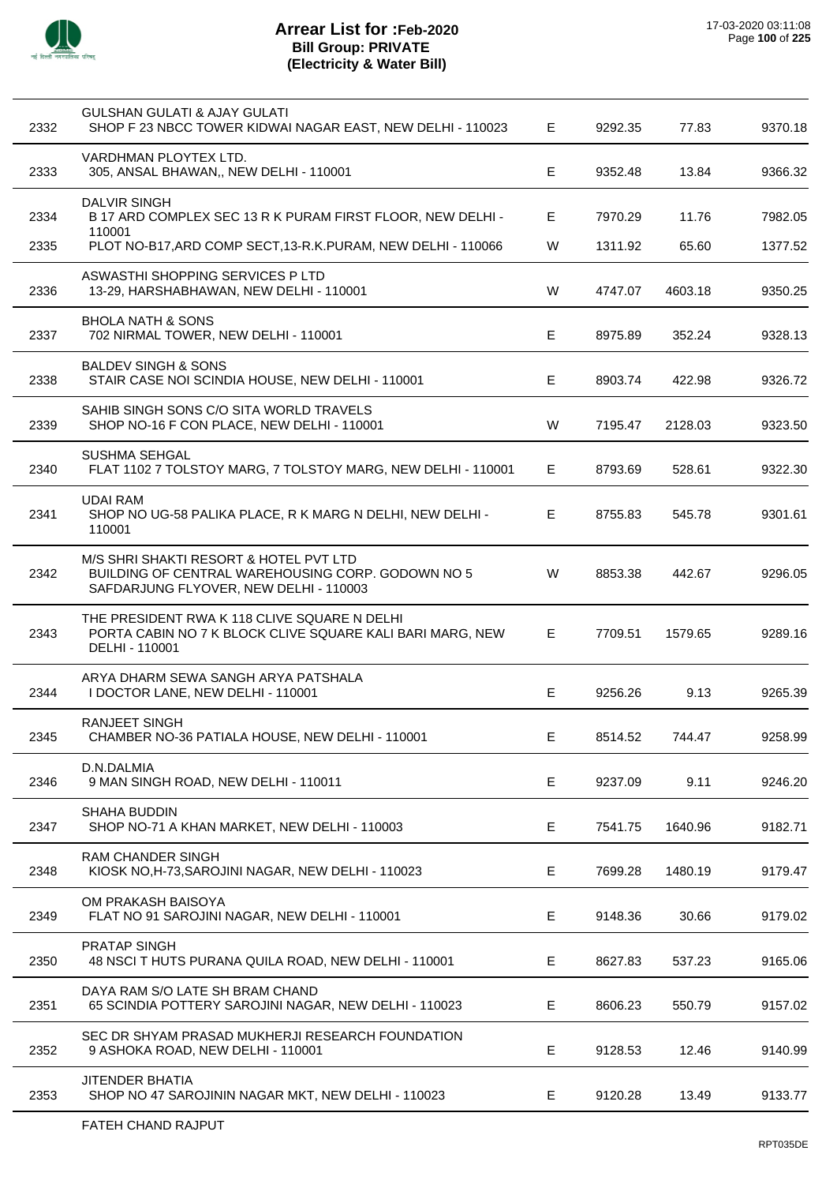# Arrear List for :Feb-2020
## Bill Group: PRIVATE
## (Electricity & Water Bill)

17-03-2020 03:11:08

| | | | | | |
|---|---|---|---|---|---|
| 2332 | GULSHAN GULATI & AJAY GULATI<br>SHOP F 23 NBCC TOWER KIDWAI NAGAR EAST, NEW DELHI - 110023 | E | 9292.35 | 77.83 | 9370.18 |
| 2333 | VARDHMAN PLOYTEX LTD.<br>305, ANSAL BHAWAN,, NEW DELHI - 110001 | E | 9352.48 | 13.84 | 9366.32 |
| 2334 | DALVIR SINGH<br>B 17 ARD COMPLEX SEC 13 R K PURAM FIRST FLOOR, NEW DELHI - 110001 | E | 7970.29 | 11.76 | 7982.05 |
| 2335 | PLOT NO-B17,ARD COMP SECT,13-R.K.PURAM, NEW DELHI - 110066 | W | 1311.92 | 65.60 | 1377.52 |
| 2336 | ASWASTHI SHOPPING SERVICES P LTD<br>13-29, HARSHABHAWAN, NEW DELHI - 110001 | W | 4747.07 | 4603.18 | 9350.25 |
| 2337 | BHOLA NATH & SONS<br>702 NIRMAL TOWER, NEW DELHI - 110001 | E | 8975.89 | 352.24 | 9328.13 |
| 2338 | BALDEV SINGH & SONS<br>STAIR CASE NOI SCINDIA HOUSE, NEW DELHI - 110001 | E | 8903.74 | 422.98 | 9326.72 |
| 2339 | SAHIB SINGH SONS C/O SITA WORLD TRAVELS<br>SHOP NO-16 F CON PLACE, NEW DELHI - 110001 | W | 7195.47 | 2128.03 | 9323.50 |
| 2340 | SUSHMA SEHGAL<br>FLAT 1102 7 TOLSTOY MARG, 7 TOLSTOY MARG, NEW DELHI - 110001 | E | 8793.69 | 528.61 | 9322.30 |
| 2341 | UDAI RAM<br>SHOP NO UG-58 PALIKA PLACE, R K MARG N DELHI, NEW DELHI - 110001 | E | 8755.83 | 545.78 | 9301.61 |
| 2342 | M/S SHRI SHAKTI RESORT & HOTEL PVT LTD<br>BUILDING OF CENTRAL WAREHOUSING CORP. GODOWN NO 5 SAFDARJUNG FLYOVER, NEW DELHI - 110003 | W | 8853.38 | 442.67 | 9296.05 |
| 2343 | THE PRESIDENT RWA K 118 CLIVE SQUARE N DELHI<br>PORTA CABIN NO 7 K BLOCK CLIVE SQUARE KALI BARI MARG, NEW DELHI - 110001 | E | 7709.51 | 1579.65 | 9289.16 |
| 2344 | ARYA DHARM SEWA SANGH ARYA PATSHALA<br>I DOCTOR LANE, NEW DELHI - 110001 | E | 9256.26 | 9.13 | 9265.39 |
| 2345 | RANJEET SINGH<br>CHAMBER NO-36 PATIALA HOUSE, NEW DELHI - 110001 | E | 8514.52 | 744.47 | 9258.99 |
| 2346 | D.N.DALMIA<br>9 MAN SINGH ROAD, NEW DELHI - 110011 | E | 9237.09 | 9.11 | 9246.20 |
| 2347 | SHAHA BUDDIN<br>SHOP NO-71 A KHAN MARKET, NEW DELHI - 110003 | E | 7541.75 | 1640.96 | 9182.71 |
| 2348 | RAM CHANDER SINGH<br>KIOSK NO,H-73,SAROJINI NAGAR, NEW DELHI - 110023 | E | 7699.28 | 1480.19 | 9179.47 |
| 2349 | OM PRAKASH BAISOYA<br>FLAT NO 91 SAROJINI NAGAR, NEW DELHI - 110001 | E | 9148.36 | 30.66 | 9179.02 |
| 2350 | PRATAP SINGH<br>48 NSCI T HUTS PURANA QUILA ROAD, NEW DELHI - 110001 | E | 8627.83 | 537.23 | 9165.06 |
| 2351 | DAYA RAM S/O LATE SH BRAM CHAND<br>65 SCINDIA POTTERY SAROJINI NAGAR, NEW DELHI - 110023 | E | 8606.23 | 550.79 | 9157.02 |
| 2352 | SEC DR SHYAM PRASAD MUKHERJI RESEARCH FOUNDATION<br>9 ASHOKA ROAD, NEW DELHI - 110001 | E | 9128.53 | 12.46 | 9140.99 |
| 2353 | JITENDER BHATIA<br>SHOP NO 47 SAROJININ NAGAR MKT, NEW DELHI - 110023 | E | 9120.28 | 13.49 | 9133.77 |

FATEH CHAND RAJPUT

RPT035DE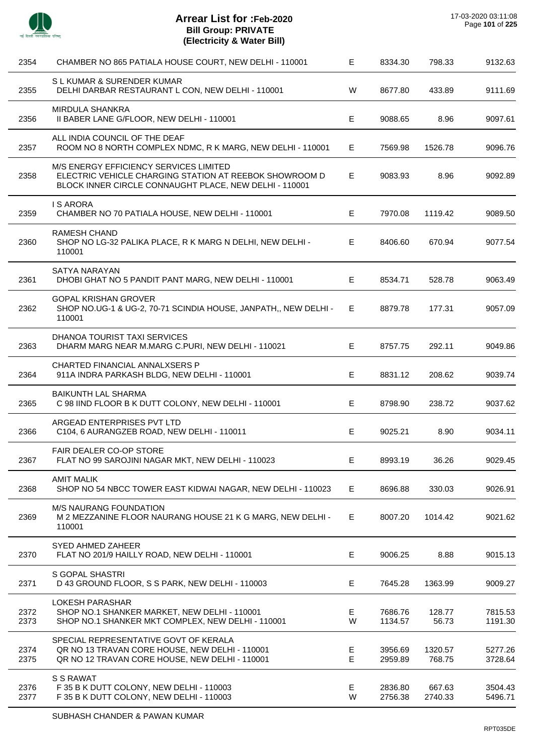# Arrear List for :Feb-2020
## Bill Group: PRIVATE
## (Electricity & Water Bill)

17-03-2020 03:11:08

| | | | | | |
|---|---|---|---|---|---|
| 2354 | CHAMBER NO 865 PATIALA HOUSE COURT, NEW DELHI - 110001 | E | 8334.30 | 798.33 | 9132.63 |
| 2355 | S L KUMAR & SURENDER KUMAR<br>DELHI DARBAR RESTAURANT L CON, NEW DELHI - 110001 | W | 8677.80 | 433.89 | 9111.69 |
| 2356 | MIRDULA SHANKRA<br>II BABER LANE G/FLOOR, NEW DELHI - 110001 | E | 9088.65 | 8.96 | 9097.61 |
| 2357 | ALL INDIA COUNCIL OF THE DEAF<br>ROOM NO 8 NORTH COMPLEX NDMC, R K MARG, NEW DELHI - 110001 | E | 7569.98 | 1526.78 | 9096.76 |
| 2358 | M/S ENERGY EFFICIENCY SERVICES LIMITED<br>ELECTRIC VEHICLE CHARGING STATION AT REEBOK SHOWROOM D BLOCK INNER CIRCLE CONNAUGHT PLACE, NEW DELHI - 110001 | E | 9083.93 | 8.96 | 9092.89 |
| 2359 | I S ARORA<br>CHAMBER NO 70 PATIALA HOUSE, NEW DELHI - 110001 | E | 7970.08 | 1119.42 | 9089.50 |
| 2360 | RAMESH CHAND<br>SHOP NO LG-32 PALIKA PLACE, R K MARG N DELHI, NEW DELHI - 110001 | E | 8406.60 | 670.94 | 9077.54 |
| 2361 | SATYA NARAYAN<br>DHOBI GHAT NO 5 PANDIT PANT MARG, NEW DELHI - 110001 | E | 8534.71 | 528.78 | 9063.49 |
| 2362 | GOPAL KRISHAN GROVER<br>SHOP NO.UG-1 & UG-2, 70-71 SCINDIA HOUSE, JANPATH,, NEW DELHI - 110001 | E | 8879.78 | 177.31 | 9057.09 |
| 2363 | DHANOA TOURIST TAXI SERVICES<br>DHARM MARG NEAR M.MARG C.PURI, NEW DELHI - 110021 | E | 8757.75 | 292.11 | 9049.86 |
| 2364 | CHARTED FINANCIAL ANNALXSERS P<br>911A INDRA PARKASH BLDG, NEW DELHI - 110001 | E | 8831.12 | 208.62 | 9039.74 |
| 2365 | BAIKUNTH LAL SHARMA<br>C 98 IIND FLOOR B K DUTT COLONY, NEW DELHI - 110001 | E | 8798.90 | 238.72 | 9037.62 |
| 2366 | ARGEAD ENTERPRISES PVT LTD<br>C104, 6 AURANGZEB ROAD, NEW DELHI - 110011 | E | 9025.21 | 8.90 | 9034.11 |
| 2367 | FAIR DEALER CO-OP STORE<br>FLAT NO 99 SAROJINI NAGAR MKT, NEW DELHI - 110023 | E | 8993.19 | 36.26 | 9029.45 |
| 2368 | AMIT MALIK<br>SHOP NO 54 NBCC TOWER EAST KIDWAI NAGAR, NEW DELHI - 110023 | E | 8696.88 | 330.03 | 9026.91 |
| 2369 | M/S NAURANG FOUNDATION<br>M 2 MEZZANINE FLOOR NAURANG HOUSE 21 K G MARG, NEW DELHI - 110001 | E | 8007.20 | 1014.42 | 9021.62 |
| 2370 | SYED AHMED ZAHEER<br>FLAT NO 201/9 HAILLY ROAD, NEW DELHI - 110001 | E | 9006.25 | 8.88 | 9015.13 |
| 2371 | S GOPAL SHASTRI<br>D 43 GROUND FLOOR, S S PARK, NEW DELHI - 110003 | E | 7645.28 | 1363.99 | 9009.27 |
| | LOKESH PARASHAR | | | | |
| 2372 | SHOP NO.1 SHANKER MARKET, NEW DELHI - 110001 | E | 7686.76 | 128.77 | 7815.53 |
| 2373 | SHOP NO.1 SHANKER MKT COMPLEX, NEW DELHI - 110001 | W | 1134.57 | 56.73 | 1191.30 |
| | SPECIAL REPRESENTATIVE GOVT OF KERALA | | | | |
| 2374 | QR NO 13 TRAVAN CORE HOUSE, NEW DELHI - 110001 | E | 3956.69 | 1320.57 | 5277.26 |
| 2375 | QR NO 12 TRAVAN CORE HOUSE, NEW DELHI - 110001 | E | 2959.89 | 768.75 | 3728.64 |
| | S S RAWAT | | | | |
| 2376 | F 35 B K DUTT COLONY, NEW DELHI - 110003 | E | 2836.80 | 667.63 | 3504.43 |
| 2377 | F 35 B K DUTT COLONY, NEW DELHI - 110003 | W | 2756.38 | 2740.33 | 5496.71 |
| | SUBHASH CHANDER & PAWAN KUMAR | | | | |

RPT035DE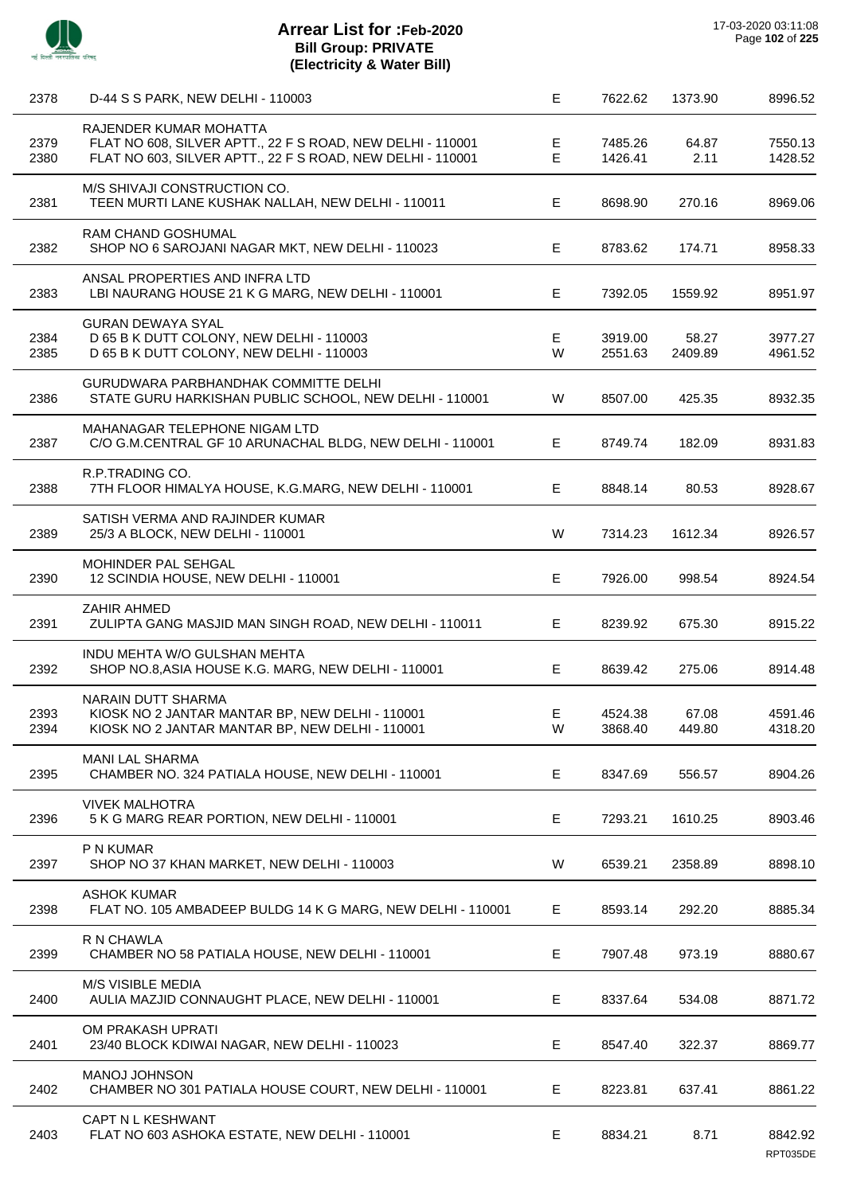# Arrear List for :Feb-2020
## Bill Group: PRIVATE
### (Electricity & Water Bill)

17-03-2020 03:11:08

| S.No. | Name / Address | Type | Amount | Surcharge | Total |
|---|---|---|---|---|---|
| 2378 | D-44 S S PARK, NEW DELHI - 110003 | E | 7622.62 | 1373.90 | 8996.52 |
| | RAJENDER KUMAR MOHATTA | | | | |
| 2379 | FLAT NO 608, SILVER APTT., 22 F S ROAD, NEW DELHI - 110001 | E | 7485.26 | 64.87 | 7550.13 |
| 2380 | FLAT NO 603, SILVER APTT., 22 F S ROAD, NEW DELHI - 110001 | E | 1426.41 | 2.11 | 1428.52 |
| | M/S SHIVAJI CONSTRUCTION CO. | | | | |
| 2381 | TEEN MURTI LANE KUSHAK NALLAH, NEW DELHI - 110011 | E | 8698.90 | 270.16 | 8969.06 |
| | RAM CHAND GOSHUMAL | | | | |
| 2382 | SHOP NO 6 SAROJANI NAGAR MKT, NEW DELHI - 110023 | E | 8783.62 | 174.71 | 8958.33 |
| | ANSAL PROPERTIES AND INFRA LTD | | | | |
| 2383 | LBI NAURANG HOUSE 21 K G MARG, NEW DELHI - 110001 | E | 7392.05 | 1559.92 | 8951.97 |
| | GURAN DEWAYA SYAL | | | | |
| 2384 | D 65 B K DUTT COLONY, NEW DELHI - 110003 | E | 3919.00 | 58.27 | 3977.27 |
| 2385 | D 65 B K DUTT COLONY, NEW DELHI - 110003 | W | 2551.63 | 2409.89 | 4961.52 |
| | GURUDWARA PARBHANDHAK COMMITTE DELHI | | | | |
| 2386 | STATE GURU HARKISHAN PUBLIC SCHOOL, NEW DELHI - 110001 | W | 8507.00 | 425.35 | 8932.35 |
| | MAHANAGAR TELEPHONE NIGAM LTD | | | | |
| 2387 | C/O G.M.CENTRAL GF 10 ARUNACHAL BLDG, NEW DELHI - 110001 | E | 8749.74 | 182.09 | 8931.83 |
| | R.P.TRADING CO. | | | | |
| 2388 | 7TH FLOOR HIMALYA HOUSE, K.G.MARG, NEW DELHI - 110001 | E | 8848.14 | 80.53 | 8928.67 |
| | SATISH VERMA AND RAJINDER KUMAR | | | | |
| 2389 | 25/3 A BLOCK, NEW DELHI - 110001 | W | 7314.23 | 1612.34 | 8926.57 |
| | MOHINDER PAL SEHGAL | | | | |
| 2390 | 12 SCINDIA HOUSE, NEW DELHI - 110001 | E | 7926.00 | 998.54 | 8924.54 |
| | ZAHIR AHMED | | | | |
| 2391 | ZULIPTA GANG MASJID MAN SINGH ROAD, NEW DELHI - 110011 | E | 8239.92 | 675.30 | 8915.22 |
| | INDU MEHTA W/O GULSHAN MEHTA | | | | |
| 2392 | SHOP NO.8,ASIA HOUSE K.G. MARG, NEW DELHI - 110001 | E | 8639.42 | 275.06 | 8914.48 |
| | NARAIN DUTT SHARMA | | | | |
| 2393 | KIOSK NO 2 JANTAR MANTAR BP, NEW DELHI - 110001 | E | 4524.38 | 67.08 | 4591.46 |
| 2394 | KIOSK NO 2 JANTAR MANTAR BP, NEW DELHI - 110001 | W | 3868.40 | 449.80 | 4318.20 |
| | MANI LAL SHARMA | | | | |
| 2395 | CHAMBER NO. 324 PATIALA HOUSE, NEW DELHI - 110001 | E | 8347.69 | 556.57 | 8904.26 |
| | VIVEK MALHOTRA | | | | |
| 2396 | 5 K G MARG REAR PORTION, NEW DELHI - 110001 | E | 7293.21 | 1610.25 | 8903.46 |
| | P N KUMAR | | | | |
| 2397 | SHOP NO 37 KHAN MARKET, NEW DELHI - 110003 | W | 6539.21 | 2358.89 | 8898.10 |
| | ASHOK KUMAR | | | | |
| 2398 | FLAT NO. 105 AMBADEEP BULDG 14 K G MARG, NEW DELHI - 110001 | E | 8593.14 | 292.20 | 8885.34 |
| | R N CHAWLA | | | | |
| 2399 | CHAMBER NO 58 PATIALA HOUSE, NEW DELHI - 110001 | E | 7907.48 | 973.19 | 8880.67 |
| | M/S VISIBLE MEDIA | | | | |
| 2400 | AULIA MAZJID CONNAUGHT PLACE, NEW DELHI - 110001 | E | 8337.64 | 534.08 | 8871.72 |
| | OM PRAKASH UPRATI | | | | |
| 2401 | 23/40 BLOCK KDIWAI NAGAR, NEW DELHI - 110023 | E | 8547.40 | 322.37 | 8869.77 |
| | MANOJ JOHNSON | | | | |
| 2402 | CHAMBER NO 301 PATIALA HOUSE COURT, NEW DELHI - 110001 | E | 8223.81 | 637.41 | 8861.22 |
| | CAPT N L KESHWANT | | | | |
| 2403 | FLAT NO 603 ASHOKA ESTATE, NEW DELHI - 110001 | E | 8834.21 | 8.71 | 8842.92 |

RPT035DE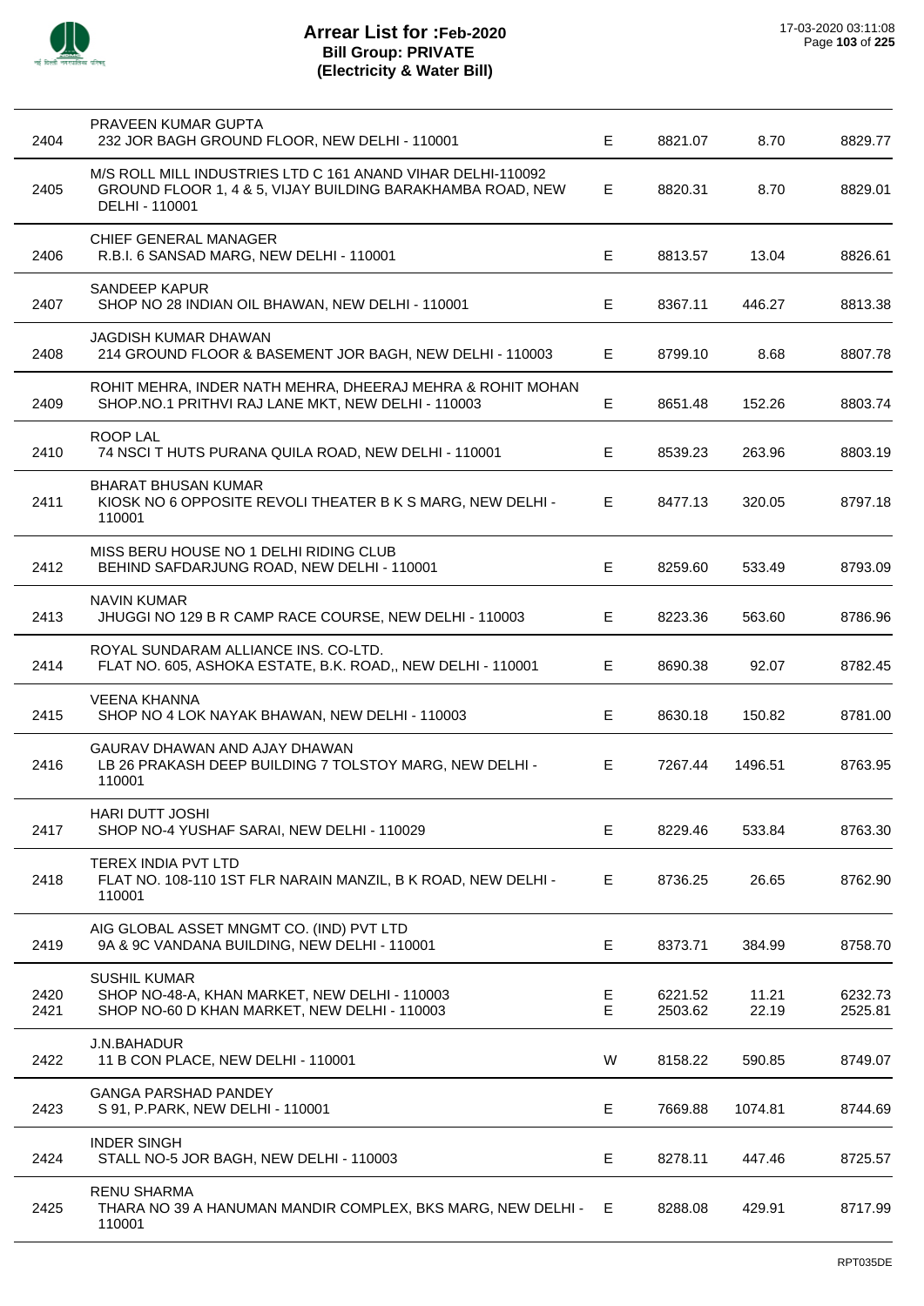# Arrear List for :Feb-2020
## Bill Group: PRIVATE
## (Electricity & Water Bill)

17-03-2020 03:11:08

| | | | | | |
|---|---|---|---|---|---|
| 2404 | PRAVEEN KUMAR GUPTA<br>232 JOR BAGH GROUND FLOOR, NEW DELHI - 110001 | E | 8821.07 | 8.70 | 8829.77 |
| 2405 | M/S ROLL MILL INDUSTRIES LTD C 161 ANAND VIHAR DELHI-110092<br>GROUND FLOOR 1, 4 & 5, VIJAY BUILDING BARAKHAMBA ROAD, NEW DELHI - 110001 | E | 8820.31 | 8.70 | 8829.01 |
| 2406 | CHIEF GENERAL MANAGER<br>R.B.I. 6 SANSAD MARG, NEW DELHI - 110001 | E | 8813.57 | 13.04 | 8826.61 |
| 2407 | SANDEEP KAPUR<br>SHOP NO 28 INDIAN OIL BHAWAN, NEW DELHI - 110001 | E | 8367.11 | 446.27 | 8813.38 |
| 2408 | JAGDISH KUMAR DHAWAN<br>214 GROUND FLOOR & BASEMENT JOR BAGH, NEW DELHI - 110003 | E | 8799.10 | 8.68 | 8807.78 |
| 2409 | ROHIT MEHRA, INDER NATH MEHRA, DHEERAJ MEHRA & ROHIT MOHAN<br>SHOP.NO.1 PRITHVI RAJ LANE MKT, NEW DELHI - 110003 | E | 8651.48 | 152.26 | 8803.74 |
| 2410 | ROOP LAL<br>74 NSCI T HUTS PURANA QUILA ROAD, NEW DELHI - 110001 | E | 8539.23 | 263.96 | 8803.19 |
| 2411 | BHARAT BHUSAN KUMAR<br>KIOSK NO 6 OPPOSITE REVOLI THEATER B K S MARG, NEW DELHI - 110001 | E | 8477.13 | 320.05 | 8797.18 |
| 2412 | MISS BERU HOUSE NO 1 DELHI RIDING CLUB<br>BEHIND SAFDARJUNG ROAD, NEW DELHI - 110001 | E | 8259.60 | 533.49 | 8793.09 |
| 2413 | NAVIN KUMAR<br>JHUGGI NO 129 B R CAMP RACE COURSE, NEW DELHI - 110003 | E | 8223.36 | 563.60 | 8786.96 |
| 2414 | ROYAL SUNDARAM ALLIANCE INS. CO-LTD.<br>FLAT NO. 605, ASHOKA ESTATE, B.K. ROAD,, NEW DELHI - 110001 | E | 8690.38 | 92.07 | 8782.45 |
| 2415 | VEENA KHANNA<br>SHOP NO 4 LOK NAYAK BHAWAN, NEW DELHI - 110003 | E | 8630.18 | 150.82 | 8781.00 |
| 2416 | GAURAV DHAWAN AND AJAY DHAWAN<br>LB 26 PRAKASH DEEP BUILDING 7 TOLSTOY MARG, NEW DELHI - 110001 | E | 7267.44 | 1496.51 | 8763.95 |
| 2417 | HARI DUTT JOSHI<br>SHOP NO-4 YUSHAF SARAI, NEW DELHI - 110029 | E | 8229.46 | 533.84 | 8763.30 |
| 2418 | TEREX INDIA PVT LTD<br>FLAT NO. 108-110 1ST FLR NARAIN MANZIL, B K ROAD, NEW DELHI - 110001 | E | 8736.25 | 26.65 | 8762.90 |
| 2419 | AIG GLOBAL ASSET MNGMT CO. (IND) PVT LTD<br>9A & 9C VANDANA BUILDING, NEW DELHI - 110001 | E | 8373.71 | 384.99 | 8758.70 |
| | SUSHIL KUMAR | | | | |
| 2420 | SHOP NO-48-A, KHAN MARKET, NEW DELHI - 110003 | E | 6221.52 | 11.21 | 6232.73 |
| 2421 | SHOP NO-60 D KHAN MARKET, NEW DELHI - 110003 | E | 2503.62 | 22.19 | 2525.81 |
| 2422 | J.N.BAHADUR<br>11 B CON PLACE, NEW DELHI - 110001 | W | 8158.22 | 590.85 | 8749.07 |
| 2423 | GANGA PARSHAD PANDEY<br>S 91, P.PARK, NEW DELHI - 110001 | E | 7669.88 | 1074.81 | 8744.69 |
| 2424 | INDER SINGH<br>STALL NO-5 JOR BAGH, NEW DELHI - 110003 | E | 8278.11 | 447.46 | 8725.57 |
| 2425 | RENU SHARMA<br>THARA NO 39 A HANUMAN MANDIR COMPLEX, BKS MARG, NEW DELHI - 110001 | E | 8288.08 | 429.91 | 8717.99 |

RPT035DE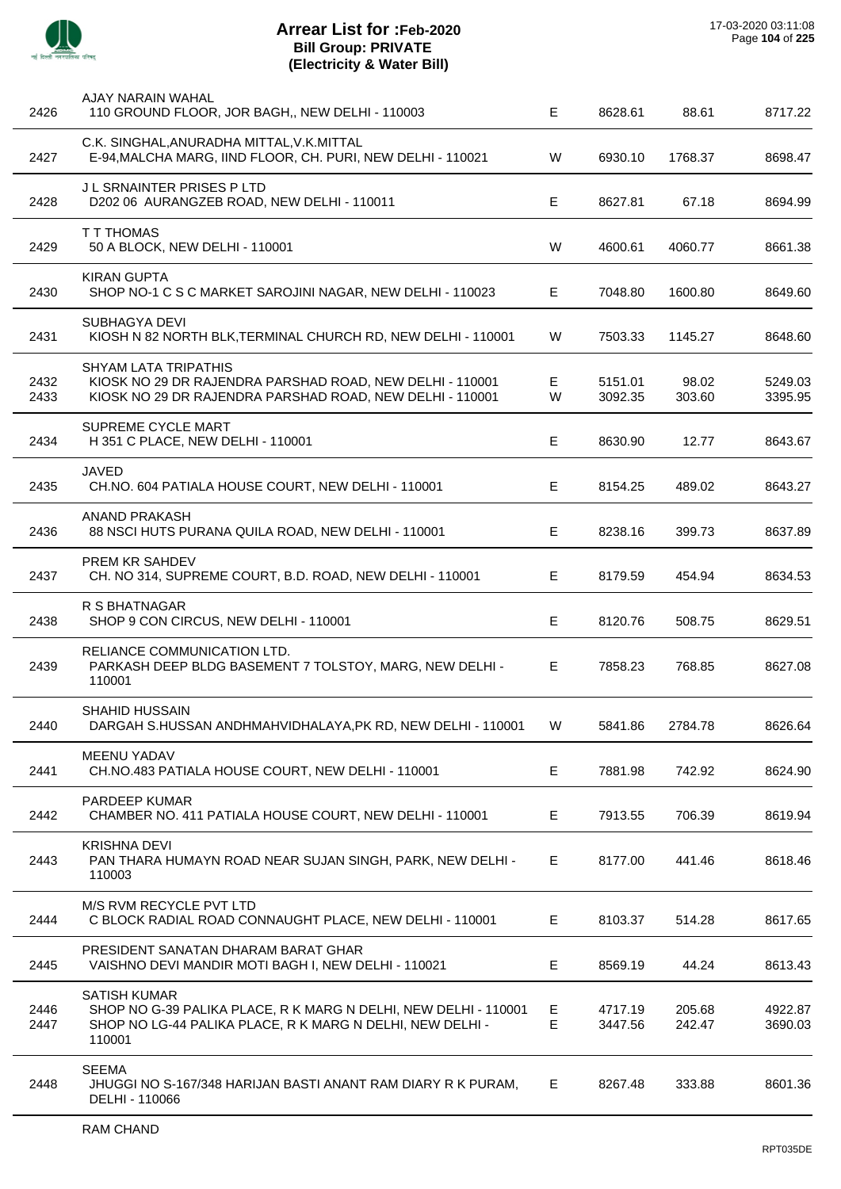# Arrear List for :Feb-2020
## Bill Group: PRIVATE
## (Electricity & Water Bill)

17-03-2020 03:11:08

| No. | Name / Address | Type | Amount | Surcharge | Total |
|---|---|---|---|---|---|
| | AJAY NARAIN WAHAL | | | | |
| 2426 | 110 GROUND FLOOR, JOR BAGH,, NEW DELHI - 110003 | E | 8628.61 | 88.61 | 8717.22 |
| | C.K. SINGHAL,ANURADHA MITTAL,V.K.MITTAL | | | | |
| 2427 | E-94,MALCHA MARG, IIND FLOOR, CH. PURI, NEW DELHI - 110021 | W | 6930.10 | 1768.37 | 8698.47 |
| | J L SRNAINTER PRISES P LTD | | | | |
| 2428 | D202 06 AURANGZEB ROAD, NEW DELHI - 110011 | E | 8627.81 | 67.18 | 8694.99 |
| | T T THOMAS | | | | |
| 2429 | 50 A BLOCK, NEW DELHI - 110001 | W | 4600.61 | 4060.77 | 8661.38 |
| | KIRAN GUPTA | | | | |
| 2430 | SHOP NO-1 C S C MARKET SAROJINI NAGAR, NEW DELHI - 110023 | E | 7048.80 | 1600.80 | 8649.60 |
| | SUBHAGYA DEVI | | | | |
| 2431 | KIOSH N 82 NORTH BLK,TERMINAL CHURCH RD, NEW DELHI - 110001 | W | 7503.33 | 1145.27 | 8648.60 |
| | SHYAM LATA TRIPATHIS | | | | |
| 2432 | KIOSK NO 29 DR RAJENDRA PARSHAD ROAD, NEW DELHI - 110001 | E | 5151.01 | 98.02 | 5249.03 |
| 2433 | KIOSK NO 29 DR RAJENDRA PARSHAD ROAD, NEW DELHI - 110001 | W | 3092.35 | 303.60 | 3395.95 |
| | SUPREME CYCLE MART | | | | |
| 2434 | H 351 C PLACE, NEW DELHI - 110001 | E | 8630.90 | 12.77 | 8643.67 |
| | JAVED | | | | |
| 2435 | CH.NO. 604 PATIALA HOUSE COURT, NEW DELHI - 110001 | E | 8154.25 | 489.02 | 8643.27 |
| | ANAND PRAKASH | | | | |
| 2436 | 88 NSCI HUTS PURANA QUILA ROAD, NEW DELHI - 110001 | E | 8238.16 | 399.73 | 8637.89 |
| | PREM KR SAHDEV | | | | |
| 2437 | CH. NO 314, SUPREME COURT, B.D. ROAD, NEW DELHI - 110001 | E | 8179.59 | 454.94 | 8634.53 |
| | R S BHATNAGAR | | | | |
| 2438 | SHOP 9 CON CIRCUS, NEW DELHI - 110001 | E | 8120.76 | 508.75 | 8629.51 |
| | RELIANCE COMMUNICATION LTD. | | | | |
| 2439 | PARKASH DEEP BLDG BASEMENT 7 TOLSTOY, MARG, NEW DELHI - 110001 | E | 7858.23 | 768.85 | 8627.08 |
| | SHAHID HUSSAIN | | | | |
| 2440 | DARGAH S.HUSSAN ANDHMAHVIDHALAYA,PK RD, NEW DELHI - 110001 | W | 5841.86 | 2784.78 | 8626.64 |
| | MEENU YADAV | | | | |
| 2441 | CH.NO.483 PATIALA HOUSE COURT, NEW DELHI - 110001 | E | 7881.98 | 742.92 | 8624.90 |
| | PARDEEP KUMAR | | | | |
| 2442 | CHAMBER NO. 411 PATIALA HOUSE COURT, NEW DELHI - 110001 | E | 7913.55 | 706.39 | 8619.94 |
| | KRISHNA DEVI | | | | |
| 2443 | PAN THARA HUMAYN ROAD NEAR SUJAN SINGH, PARK, NEW DELHI - 110003 | E | 8177.00 | 441.46 | 8618.46 |
| | M/S RVM RECYCLE PVT LTD | | | | |
| 2444 | C BLOCK RADIAL ROAD CONNAUGHT PLACE, NEW DELHI - 110001 | E | 8103.37 | 514.28 | 8617.65 |
| | PRESIDENT SANATAN DHARAM BARAT GHAR | | | | |
| 2445 | VAISHNO DEVI MANDIR MOTI BAGH I, NEW DELHI - 110021 | E | 8569.19 | 44.24 | 8613.43 |
| | SATISH KUMAR | | | | |
| 2446 | SHOP NO G-39 PALIKA PLACE, R K MARG N DELHI, NEW DELHI - 110001 | E | 4717.19 | 205.68 | 4922.87 |
| 2447 | SHOP NO LG-44 PALIKA PLACE, R K MARG N DELHI, NEW DELHI - 110001 | E | 3447.56 | 242.47 | 3690.03 |
| | SEEMA | | | | |
| 2448 | JHUGGI NO S-167/348 HARIJAN BASTI ANANT RAM DIARY R K PURAM, DELHI - 110066 | E | 8267.48 | 333.88 | 8601.36 |
| | RAM CHAND | | | | |

RPT035DE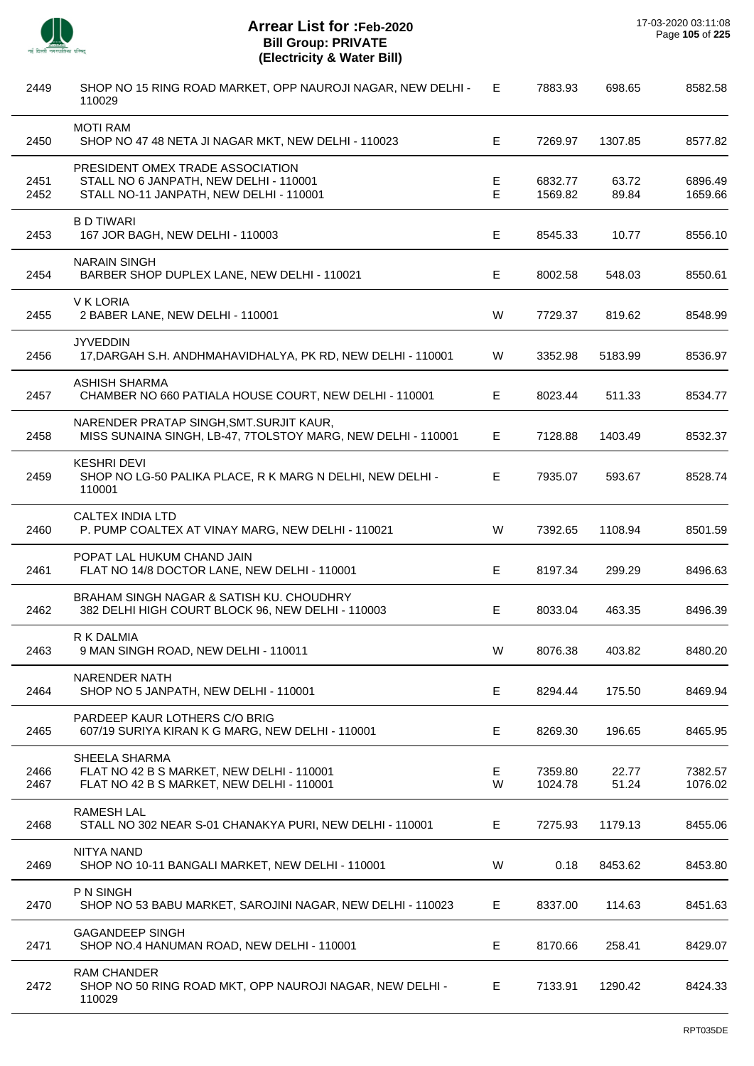# Arrear List for :Feb-2020
## Bill Group: PRIVATE
## (Electricity & Water Bill)

17-03-2020 03:11:08

| No. | Name / Address | Type | Amount 1 | Amount 2 | Total |
|---|---|---|---|---|---|
| 2449 | SHOP NO 15 RING ROAD MARKET, OPP NAUROJI NAGAR, NEW DELHI - 110029 | E | 7883.93 | 698.65 | 8582.58 |
| | MOTI RAM | | | | |
| 2450 | SHOP NO 47 48 NETA JI NAGAR MKT, NEW DELHI - 110023 | E | 7269.97 | 1307.85 | 8577.82 |
| | PRESIDENT OMEX TRADE ASSOCIATION | | | | |
| 2451 | STALL NO 6 JANPATH, NEW DELHI - 110001 | E | 6832.77 | 63.72 | 6896.49 |
| 2452 | STALL NO-11 JANPATH, NEW DELHI - 110001 | E | 1569.82 | 89.84 | 1659.66 |
| | B D TIWARI | | | | |
| 2453 | 167 JOR BAGH, NEW DELHI - 110003 | E | 8545.33 | 10.77 | 8556.10 |
| | NARAIN SINGH | | | | |
| 2454 | BARBER SHOP DUPLEX LANE, NEW DELHI - 110021 | E | 8002.58 | 548.03 | 8550.61 |
| | V K LORIA | | | | |
| 2455 | 2 BABER LANE, NEW DELHI - 110001 | W | 7729.37 | 819.62 | 8548.99 |
| | JYVEDDIN | | | | |
| 2456 | 17,DARGAH S.H. ANDHMAHAVIDHALYA, PK RD, NEW DELHI - 110001 | W | 3352.98 | 5183.99 | 8536.97 |
| | ASHISH SHARMA | | | | |
| 2457 | CHAMBER NO 660 PATIALA HOUSE COURT, NEW DELHI - 110001 | E | 8023.44 | 511.33 | 8534.77 |
| | NARENDER PRATAP SINGH,SMT.SURJIT KAUR, | | | | |
| 2458 | MISS SUNAINA SINGH, LB-47, 7TOLSTOY MARG, NEW DELHI - 110001 | E | 7128.88 | 1403.49 | 8532.37 |
| | KESHRI DEVI | | | | |
| 2459 | SHOP NO LG-50 PALIKA PLACE, R K MARG N DELHI, NEW DELHI - 110001 | E | 7935.07 | 593.67 | 8528.74 |
| | CALTEX INDIA LTD | | | | |
| 2460 | P. PUMP COALTEX AT VINAY MARG, NEW DELHI - 110021 | W | 7392.65 | 1108.94 | 8501.59 |
| | POPAT LAL HUKUM CHAND JAIN | | | | |
| 2461 | FLAT NO 14/8 DOCTOR LANE, NEW DELHI - 110001 | E | 8197.34 | 299.29 | 8496.63 |
| | BRAHAM SINGH NAGAR & SATISH KU. CHOUDHRY | | | | |
| 2462 | 382 DELHI HIGH COURT BLOCK 96, NEW DELHI - 110003 | E | 8033.04 | 463.35 | 8496.39 |
| | R K DALMIA | | | | |
| 2463 | 9 MAN SINGH ROAD, NEW DELHI - 110011 | W | 8076.38 | 403.82 | 8480.20 |
| | NARENDER NATH | | | | |
| 2464 | SHOP NO 5 JANPATH, NEW DELHI - 110001 | E | 8294.44 | 175.50 | 8469.94 |
| | PARDEEP KAUR LOTHERS C/O BRIG | | | | |
| 2465 | 607/19 SURIYA KIRAN K G MARG, NEW DELHI - 110001 | E | 8269.30 | 196.65 | 8465.95 |
| | SHEELA SHARMA | | | | |
| 2466 | FLAT NO 42 B S MARKET, NEW DELHI - 110001 | E | 7359.80 | 22.77 | 7382.57 |
| 2467 | FLAT NO 42 B S MARKET, NEW DELHI - 110001 | W | 1024.78 | 51.24 | 1076.02 |
| | RAMESH LAL | | | | |
| 2468 | STALL NO 302 NEAR S-01 CHANAKYA PURI, NEW DELHI - 110001 | E | 7275.93 | 1179.13 | 8455.06 |
| | NITYA NAND | | | | |
| 2469 | SHOP NO 10-11 BANGALI MARKET, NEW DELHI - 110001 | W | 0.18 | 8453.62 | 8453.80 |
| | P N SINGH | | | | |
| 2470 | SHOP NO 53 BABU MARKET, SAROJINI NAGAR, NEW DELHI - 110023 | E | 8337.00 | 114.63 | 8451.63 |
| | GAGANDEEP SINGH | | | | |
| 2471 | SHOP NO.4 HANUMAN ROAD, NEW DELHI - 110001 | E | 8170.66 | 258.41 | 8429.07 |
| | RAM CHANDER | | | | |
| 2472 | SHOP NO 50 RING ROAD MKT, OPP NAUROJI NAGAR, NEW DELHI - 110029 | E | 7133.91 | 1290.42 | 8424.33 |

RPT035DE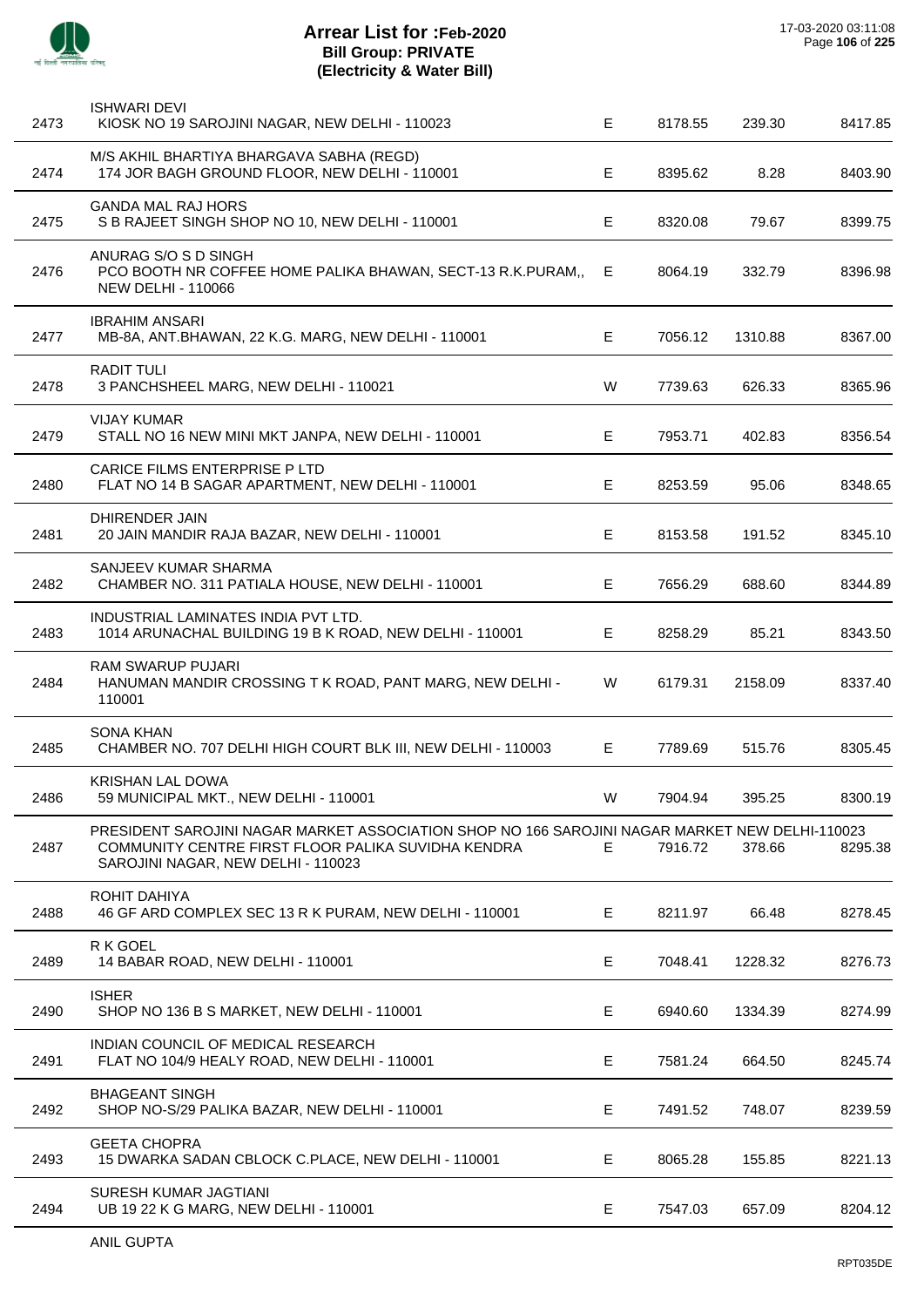# Arrear List for :Feb-2020
## Bill Group: PRIVATE
## (Electricity & Water Bill)

| S.No. | Name / Address | Type | Amount 1 | Amount 2 | Total |
|---|---|---|---|---|---|
| 2473 | ISHWARI DEVI<br>KIOSK NO 19 SAROJINI NAGAR, NEW DELHI - 110023 | E | 8178.55 | 239.30 | 8417.85 |
| 2474 | M/S AKHIL BHARTIYA BHARGAVA SABHA (REGD)<br>174 JOR BAGH GROUND FLOOR, NEW DELHI - 110001 | E | 8395.62 | 8.28 | 8403.90 |
| 2475 | GANDA MAL RAJ HORS<br>S B RAJEET SINGH SHOP NO 10, NEW DELHI - 110001 | E | 8320.08 | 79.67 | 8399.75 |
| 2476 | ANURAG S/O S D SINGH<br>PCO BOOTH NR COFFEE HOME PALIKA BHAWAN, SECT-13 R.K.PURAM,, NEW DELHI - 110066 | E | 8064.19 | 332.79 | 8396.98 |
| 2477 | IBRAHIM ANSARI<br>MB-8A, ANT.BHAWAN, 22 K.G. MARG, NEW DELHI - 110001 | E | 7056.12 | 1310.88 | 8367.00 |
| 2478 | RADIT TULI<br>3 PANCHSHEEL MARG, NEW DELHI - 110021 | W | 7739.63 | 626.33 | 8365.96 |
| 2479 | VIJAY KUMAR<br>STALL NO 16 NEW MINI MKT JANPA, NEW DELHI - 110001 | E | 7953.71 | 402.83 | 8356.54 |
| 2480 | CARICE FILMS ENTERPRISE P LTD<br>FLAT NO 14 B SAGAR APARTMENT, NEW DELHI - 110001 | E | 8253.59 | 95.06 | 8348.65 |
| 2481 | DHIRENDER JAIN<br>20 JAIN MANDIR RAJA BAZAR, NEW DELHI - 110001 | E | 8153.58 | 191.52 | 8345.10 |
| 2482 | SANJEEV KUMAR SHARMA<br>CHAMBER NO. 311 PATIALA HOUSE, NEW DELHI - 110001 | E | 7656.29 | 688.60 | 8344.89 |
| 2483 | INDUSTRIAL LAMINATES INDIA PVT LTD.<br>1014 ARUNACHAL BUILDING 19 B K ROAD, NEW DELHI - 110001 | E | 8258.29 | 85.21 | 8343.50 |
| 2484 | RAM SWARUP PUJARI<br>HANUMAN MANDIR CROSSING T K ROAD, PANT MARG, NEW DELHI - 110001 | W | 6179.31 | 2158.09 | 8337.40 |
| 2485 | SONA KHAN<br>CHAMBER NO. 707 DELHI HIGH COURT BLK III, NEW DELHI - 110003 | E | 7789.69 | 515.76 | 8305.45 |
| 2486 | KRISHAN LAL DOWA<br>59 MUNICIPAL MKT., NEW DELHI - 110001 | W | 7904.94 | 395.25 | 8300.19 |
| 2487 | PRESIDENT SAROJINI NAGAR MARKET ASSOCIATION SHOP NO 166 SAROJINI NAGAR MARKET NEW DELHI-110023<br>COMMUNITY CENTRE FIRST FLOOR PALIKA SUVIDHA KENDRA SAROJINI NAGAR, NEW DELHI - 110023 | E | 7916.72 | 378.66 | 8295.38 |
| 2488 | ROHIT DAHIYA<br>46 GF ARD COMPLEX SEC 13 R K PURAM, NEW DELHI - 110001 | E | 8211.97 | 66.48 | 8278.45 |
| 2489 | R K GOEL<br>14 BABAR ROAD, NEW DELHI - 110001 | E | 7048.41 | 1228.32 | 8276.73 |
| 2490 | ISHER<br>SHOP NO 136 B S MARKET, NEW DELHI - 110001 | E | 6940.60 | 1334.39 | 8274.99 |
| 2491 | INDIAN COUNCIL OF MEDICAL RESEARCH<br>FLAT NO 104/9 HEALY ROAD, NEW DELHI - 110001 | E | 7581.24 | 664.50 | 8245.74 |
| 2492 | BHAGEANT SINGH<br>SHOP NO-S/29 PALIKA BAZAR, NEW DELHI - 110001 | E | 7491.52 | 748.07 | 8239.59 |
| 2493 | GEETA CHOPRA<br>15 DWARKA SADAN CBLOCK C.PLACE, NEW DELHI - 110001 | E | 8065.28 | 155.85 | 8221.13 |
| 2494 | SURESH KUMAR JAGTIANI<br>UB 19 22 K G MARG, NEW DELHI - 110001 | E | 7547.03 | 657.09 | 8204.12 |

ANIL GUPTA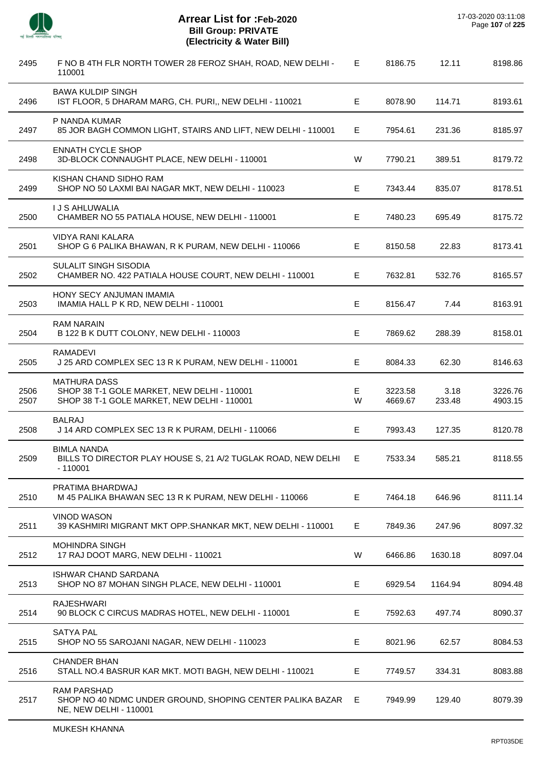# Arrear List for :Feb-2020
## Bill Group: PRIVATE
## (Electricity & Water Bill)

17-03-2020 03:11:08

| | | | | | |
|---|---|---|---|---|---|
| 2495 | F NO B 4TH FLR NORTH TOWER 28 FEROZ SHAH, ROAD, NEW DELHI - 110001 | E | 8186.75 | 12.11 | 8198.86 |
| 2496 | BAWA KULDIP SINGH<br>IST FLOOR, 5 DHARAM MARG, CH. PURI,, NEW DELHI - 110021 | E | 8078.90 | 114.71 | 8193.61 |
| 2497 | P NANDA KUMAR<br>85 JOR BAGH COMMON LIGHT, STAIRS AND LIFT, NEW DELHI - 110001 | E | 7954.61 | 231.36 | 8185.97 |
| 2498 | ENNATH CYCLE SHOP<br>3D-BLOCK CONNAUGHT PLACE, NEW DELHI - 110001 | W | 7790.21 | 389.51 | 8179.72 |
| 2499 | KISHAN CHAND SIDHO RAM<br>SHOP NO 50 LAXMI BAI NAGAR MKT, NEW DELHI - 110023 | E | 7343.44 | 835.07 | 8178.51 |
| 2500 | I J S AHLUWALIA<br>CHAMBER NO 55 PATIALA HOUSE, NEW DELHI - 110001 | E | 7480.23 | 695.49 | 8175.72 |
| 2501 | VIDYA RANI KALARA<br>SHOP G 6 PALIKA BHAWAN, R K PURAM, NEW DELHI - 110066 | E | 8150.58 | 22.83 | 8173.41 |
| 2502 | SULALIT SINGH SISODIA<br>CHAMBER NO. 422 PATIALA HOUSE COURT, NEW DELHI - 110001 | E | 7632.81 | 532.76 | 8165.57 |
| 2503 | HONY SECY ANJUMAN IMAMIA<br>IMAMIA HALL P K RD, NEW DELHI - 110001 | E | 8156.47 | 7.44 | 8163.91 |
| 2504 | RAM NARAIN<br>B 122 B K DUTT COLONY, NEW DELHI - 110003 | E | 7869.62 | 288.39 | 8158.01 |
| 2505 | RAMADEVI<br>J 25 ARD COMPLEX SEC 13 R K PURAM, NEW DELHI - 110001 | E | 8084.33 | 62.30 | 8146.63 |
| | MATHURA DASS | | | | |
| 2506 | SHOP 38 T-1 GOLE MARKET, NEW DELHI - 110001 | E | 3223.58 | 3.18 | 3226.76 |
| 2507 | SHOP 38 T-1 GOLE MARKET, NEW DELHI - 110001 | W | 4669.67 | 233.48 | 4903.15 |
| 2508 | BALRAJ<br>J 14 ARD COMPLEX SEC 13 R K PURAM, DELHI - 110066 | E | 7993.43 | 127.35 | 8120.78 |
| 2509 | BIMLA NANDA<br>BILLS TO DIRECTOR PLAY HOUSE S, 21 A/2 TUGLAK ROAD, NEW DELHI - 110001 | E | 7533.34 | 585.21 | 8118.55 |
| 2510 | PRATIMA BHARDWAJ<br>M 45 PALIKA BHAWAN SEC 13 R K PURAM, NEW DELHI - 110066 | E | 7464.18 | 646.96 | 8111.14 |
| 2511 | VINOD WASON<br>39 KASHMIRI MIGRANT MKT OPP.SHANKAR MKT, NEW DELHI - 110001 | E | 7849.36 | 247.96 | 8097.32 |
| 2512 | MOHINDRA SINGH<br>17 RAJ DOOT MARG, NEW DELHI - 110021 | W | 6466.86 | 1630.18 | 8097.04 |
| 2513 | ISHWAR CHAND SARDANA<br>SHOP NO 87 MOHAN SINGH PLACE, NEW DELHI - 110001 | E | 6929.54 | 1164.94 | 8094.48 |
| 2514 | RAJESHWARI<br>90 BLOCK C CIRCUS MADRAS HOTEL, NEW DELHI - 110001 | E | 7592.63 | 497.74 | 8090.37 |
| 2515 | SATYA PAL<br>SHOP NO 55 SAROJANI NAGAR, NEW DELHI - 110023 | E | 8021.96 | 62.57 | 8084.53 |
| 2516 | CHANDER BHAN<br>STALL NO.4 BASRUR KAR MKT. MOTI BAGH, NEW DELHI - 110021 | E | 7749.57 | 334.31 | 8083.88 |
| 2517 | RAM PARSHAD<br>SHOP NO 40 NDMC UNDER GROUND, SHOPING CENTER PALIKA BAZAR NE, NEW DELHI - 110001 | E | 7949.99 | 129.40 | 8079.39 |
| | MUKESH KHANNA | | | | |

RPT035DE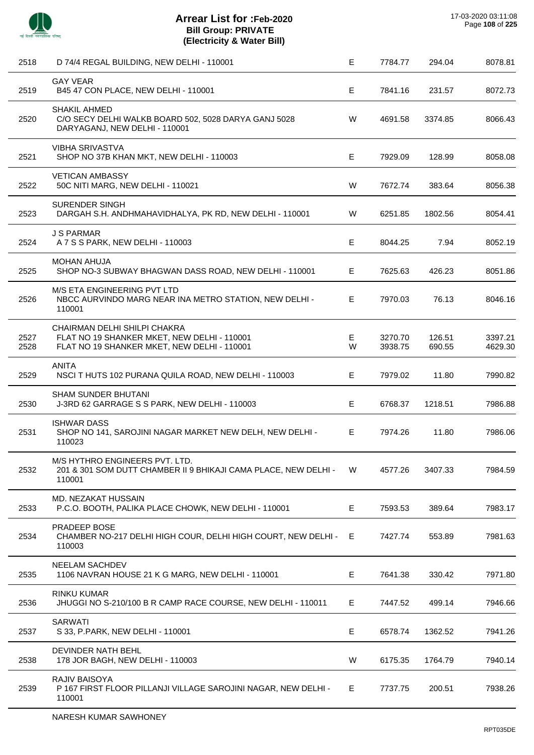# Arrear List for :Feb-2020
## Bill Group: PRIVATE
## (Electricity & Water Bill)

17-03-2020 03:11:08

| | | | | | |
|---|---|---|---|---|---|
| 2518 | D 74/4 REGAL BUILDING, NEW DELHI - 110001 | E | 7784.77 | 294.04 | 8078.81 |
| 2519 | GAY VEAR<br>B45 47 CON PLACE, NEW DELHI - 110001 | E | 7841.16 | 231.57 | 8072.73 |
| 2520 | SHAKIL AHMED<br>C/O SECY DELHI WALKB BOARD 502, 5028 DARYA GANJ 5028 DARYAGANJ, NEW DELHI - 110001 | W | 4691.58 | 3374.85 | 8066.43 |
| 2521 | VIBHA SRIVASTVA<br>SHOP NO 37B KHAN MKT, NEW DELHI - 110003 | E | 7929.09 | 128.99 | 8058.08 |
| 2522 | VETICAN AMBASSY<br>50C NITI MARG, NEW DELHI - 110021 | W | 7672.74 | 383.64 | 8056.38 |
| 2523 | SURENDER SINGH<br>DARGAH S.H. ANDHMAHAVIDHALYA, PK RD, NEW DELHI - 110001 | W | 6251.85 | 1802.56 | 8054.41 |
| 2524 | J S PARMAR<br>A 7 S S PARK, NEW DELHI - 110003 | E | 8044.25 | 7.94 | 8052.19 |
| 2525 | MOHAN AHUJA<br>SHOP NO-3 SUBWAY BHAGWAN DASS ROAD, NEW DELHI - 110001 | E | 7625.63 | 426.23 | 8051.86 |
| 2526 | M/S ETA ENGINEERING PVT LTD<br>NBCC AURVINDO MARG NEAR INA METRO STATION, NEW DELHI - 110001 | E | 7970.03 | 76.13 | 8046.16 |
| | CHAIRMAN DELHI SHILPI CHAKRA | | | | |
| 2527 | FLAT NO 19 SHANKER MKET, NEW DELHI - 110001 | E | 3270.70 | 126.51 | 3397.21 |
| 2528 | FLAT NO 19 SHANKER MKET, NEW DELHI - 110001 | W | 3938.75 | 690.55 | 4629.30 |
| 2529 | ANITA<br>NSCI T HUTS 102 PURANA QUILA ROAD, NEW DELHI - 110003 | E | 7979.02 | 11.80 | 7990.82 |
| 2530 | SHAM SUNDER BHUTANI<br>J-3RD 62 GARRAGE S S PARK, NEW DELHI - 110003 | E | 6768.37 | 1218.51 | 7986.88 |
| 2531 | ISHWAR DASS<br>SHOP NO 141, SAROJINI NAGAR MARKET NEW DELH, NEW DELHI - 110023 | E | 7974.26 | 11.80 | 7986.06 |
| 2532 | M/S HYTHRO ENGINEERS PVT. LTD.<br>201 & 301 SOM DUTT CHAMBER II 9 BHIKAJI CAMA PLACE, NEW DELHI - 110001 | W | 4577.26 | 3407.33 | 7984.59 |
| 2533 | MD. NEZAKAT HUSSAIN<br>P.C.O. BOOTH, PALIKA PLACE CHOWK, NEW DELHI - 110001 | E | 7593.53 | 389.64 | 7983.17 |
| 2534 | PRADEEP BOSE<br>CHAMBER NO-217 DELHI HIGH COUR, DELHI HIGH COURT, NEW DELHI - 110003 | E | 7427.74 | 553.89 | 7981.63 |
| 2535 | NEELAM SACHDEV<br>1106 NAVRAN HOUSE 21 K G MARG, NEW DELHI - 110001 | E | 7641.38 | 330.42 | 7971.80 |
| 2536 | RINKU KUMAR<br>JHUGGI NO S-210/100 B R CAMP RACE COURSE, NEW DELHI - 110011 | E | 7447.52 | 499.14 | 7946.66 |
| 2537 | SARWATI<br>S 33, P.PARK, NEW DELHI - 110001 | E | 6578.74 | 1362.52 | 7941.26 |
| 2538 | DEVINDER NATH BEHL<br>178 JOR BAGH, NEW DELHI - 110003 | W | 6175.35 | 1764.79 | 7940.14 |
| 2539 | RAJIV BAISOYA<br>P 167 FIRST FLOOR PILLANJI VILLAGE SAROJINI NAGAR, NEW DELHI - 110001 | E | 7737.75 | 200.51 | 7938.26 |
| | NARESH KUMAR SAWHONEY | | | | |

RPT035DE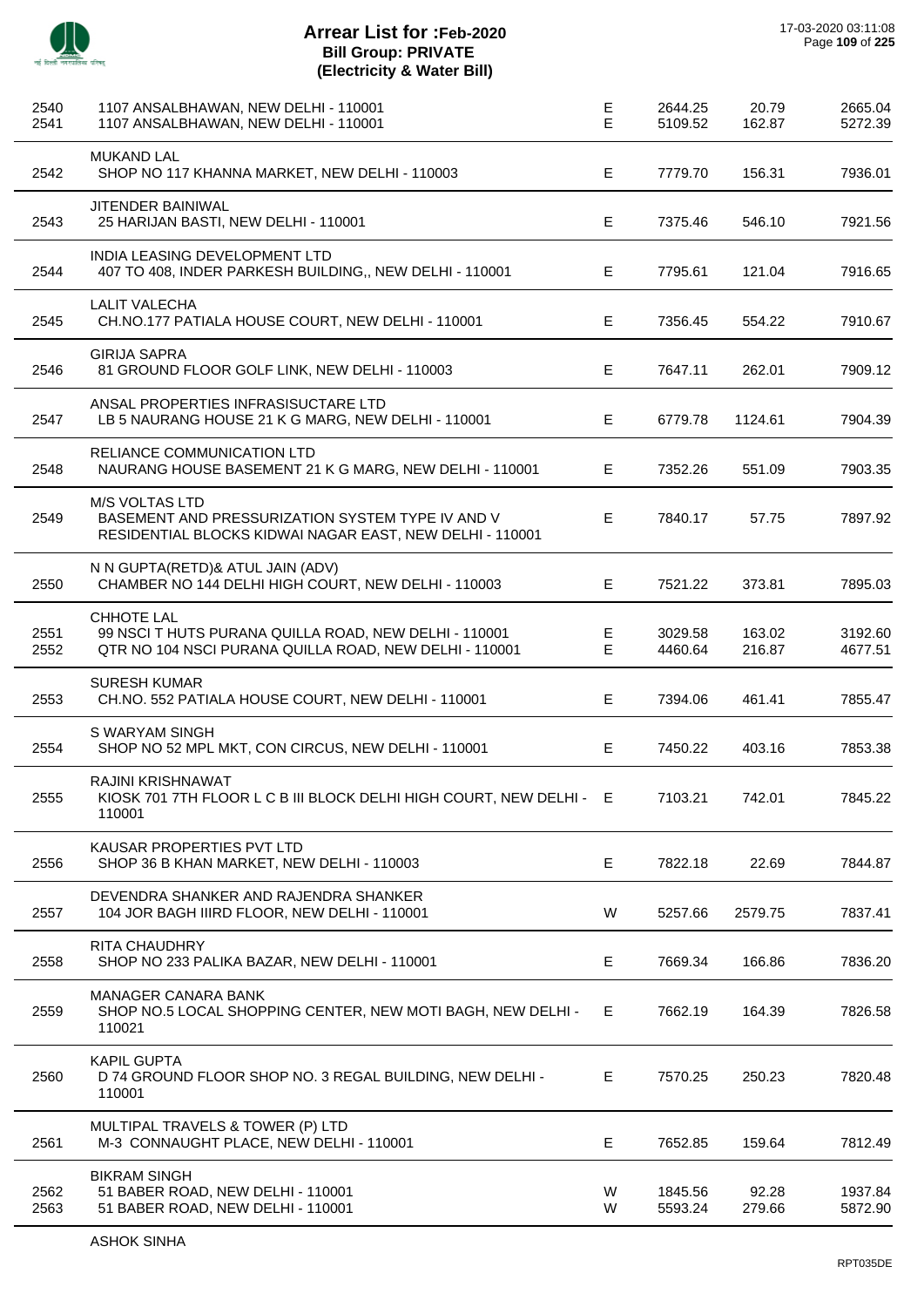# Arrear List for :Feb-2020
## Bill Group: PRIVATE
## (Electricity & Water Bill)

17-03-2020 03:11:08

| | | | | | |
|---|---|---|---|---|---|
| 2540 | 1107 ANSALBHAWAN, NEW DELHI - 110001 | E | 2644.25 | 20.79 | 2665.04 |
| 2541 | 1107 ANSALBHAWAN, NEW DELHI - 110001 | E | 5109.52 | 162.87 | 5272.39 |
| | MUKAND LAL | | | | |
| 2542 | SHOP NO 117 KHANNA MARKET, NEW DELHI - 110003 | E | 7779.70 | 156.31 | 7936.01 |
| | JITENDER BAINIWAL | | | | |
| 2543 | 25 HARIJAN BASTI, NEW DELHI - 110001 | E | 7375.46 | 546.10 | 7921.56 |
| | INDIA LEASING DEVELOPMENT LTD | | | | |
| 2544 | 407 TO 408, INDER PARKESH BUILDING,, NEW DELHI - 110001 | E | 7795.61 | 121.04 | 7916.65 |
| | LALIT VALECHA | | | | |
| 2545 | CH.NO.177 PATIALA HOUSE COURT, NEW DELHI - 110001 | E | 7356.45 | 554.22 | 7910.67 |
| | GIRIJA SAPRA | | | | |
| 2546 | 81 GROUND FLOOR GOLF LINK, NEW DELHI - 110003 | E | 7647.11 | 262.01 | 7909.12 |
| | ANSAL PROPERTIES INFRASISUCTARE LTD | | | | |
| 2547 | LB 5 NAURANG HOUSE 21 K G MARG, NEW DELHI - 110001 | E | 6779.78 | 1124.61 | 7904.39 |
| | RELIANCE COMMUNICATION LTD | | | | |
| 2548 | NAURANG HOUSE BASEMENT 21 K G MARG, NEW DELHI - 110001 | E | 7352.26 | 551.09 | 7903.35 |
| | M/S VOLTAS LTD | | | | |
| 2549 | BASEMENT AND PRESSURIZATION SYSTEM TYPE IV AND V RESIDENTIAL BLOCKS KIDWAI NAGAR EAST, NEW DELHI - 110001 | E | 7840.17 | 57.75 | 7897.92 |
| | N N GUPTA(RETD)& ATUL JAIN (ADV) | | | | |
| 2550 | CHAMBER NO 144 DELHI HIGH COURT, NEW DELHI - 110003 | E | 7521.22 | 373.81 | 7895.03 |
| | CHHOTE LAL | | | | |
| 2551 | 99 NSCI T HUTS PURANA QUILLA ROAD, NEW DELHI - 110001 | E | 3029.58 | 163.02 | 3192.60 |
| 2552 | QTR NO 104 NSCI PURANA QUILLA ROAD, NEW DELHI - 110001 | E | 4460.64 | 216.87 | 4677.51 |
| | SURESH KUMAR | | | | |
| 2553 | CH.NO. 552 PATIALA HOUSE COURT, NEW DELHI - 110001 | E | 7394.06 | 461.41 | 7855.47 |
| | S WARYAM SINGH | | | | |
| 2554 | SHOP NO 52 MPL MKT, CON CIRCUS, NEW DELHI - 110001 | E | 7450.22 | 403.16 | 7853.38 |
| | RAJINI KRISHNAWAT | | | | |
| 2555 | KIOSK 701 7TH FLOOR L C B III BLOCK DELHI HIGH COURT, NEW DELHI - 110001 | E | 7103.21 | 742.01 | 7845.22 |
| | KAUSAR PROPERTIES PVT LTD | | | | |
| 2556 | SHOP 36 B KHAN MARKET, NEW DELHI - 110003 | E | 7822.18 | 22.69 | 7844.87 |
| | DEVENDRA SHANKER AND RAJENDRA SHANKER | | | | |
| 2557 | 104 JOR BAGH IIIRD FLOOR, NEW DELHI - 110001 | W | 5257.66 | 2579.75 | 7837.41 |
| | RITA CHAUDHRY | | | | |
| 2558 | SHOP NO 233 PALIKA BAZAR, NEW DELHI - 110001 | E | 7669.34 | 166.86 | 7836.20 |
| | MANAGER CANARA BANK | | | | |
| 2559 | SHOP NO.5 LOCAL SHOPPING CENTER, NEW MOTI BAGH, NEW DELHI - 110021 | E | 7662.19 | 164.39 | 7826.58 |
| | KAPIL GUPTA | | | | |
| 2560 | D 74 GROUND FLOOR SHOP NO. 3 REGAL BUILDING, NEW DELHI - 110001 | E | 7570.25 | 250.23 | 7820.48 |
| | MULTIPAL TRAVELS & TOWER (P) LTD | | | | |
| 2561 | M-3 CONNAUGHT PLACE, NEW DELHI - 110001 | E | 7652.85 | 159.64 | 7812.49 |
| | BIKRAM SINGH | | | | |
| 2562 | 51 BABER ROAD, NEW DELHI - 110001 | W | 1845.56 | 92.28 | 1937.84 |
| 2563 | 51 BABER ROAD, NEW DELHI - 110001 | W | 5593.24 | 279.66 | 5872.90 |
| | ASHOK SINHA | | | | |

RPT035DE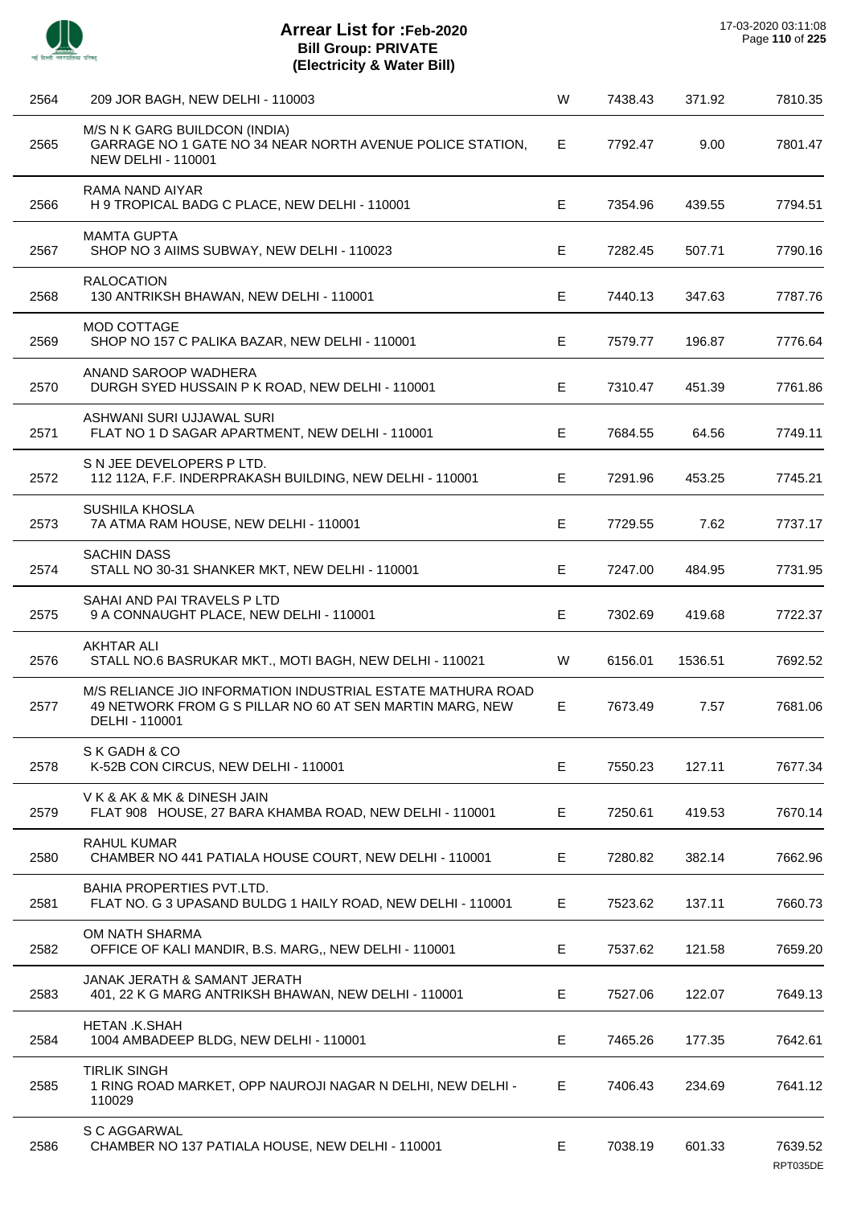# Arrear List for :Feb-2020
## Bill Group: PRIVATE
### (Electricity & Water Bill)

17-03-2020 03:11:08

| | | | | | |
|---|---|---|---|---|---|
| 2564 | 209 JOR BAGH, NEW DELHI - 110003 | W | 7438.43 | 371.92 | 7810.35 |
| 2565 | M/S N K GARG BUILDCON (INDIA)<br>GARRAGE NO 1 GATE NO 34 NEAR NORTH AVENUE POLICE STATION, NEW DELHI - 110001 | E | 7792.47 | 9.00 | 7801.47 |
| 2566 | RAMA NAND AIYAR<br>H 9 TROPICAL BADG C PLACE, NEW DELHI - 110001 | E | 7354.96 | 439.55 | 7794.51 |
| 2567 | MAMTA GUPTA<br>SHOP NO 3 AIIMS SUBWAY, NEW DELHI - 110023 | E | 7282.45 | 507.71 | 7790.16 |
| 2568 | RALOCATION<br>130 ANTRIKSH BHAWAN, NEW DELHI - 110001 | E | 7440.13 | 347.63 | 7787.76 |
| 2569 | MOD COTTAGE<br>SHOP NO 157 C PALIKA BAZAR, NEW DELHI - 110001 | E | 7579.77 | 196.87 | 7776.64 |
| 2570 | ANAND SAROOP WADHERA<br>DURGH SYED HUSSAIN P K ROAD, NEW DELHI - 110001 | E | 7310.47 | 451.39 | 7761.86 |
| 2571 | ASHWANI SURI UJJAWAL SURI<br>FLAT NO 1 D SAGAR APARTMENT, NEW DELHI - 110001 | E | 7684.55 | 64.56 | 7749.11 |
| 2572 | S N JEE DEVELOPERS P LTD.<br>112 112A, F.F. INDERPRAKASH BUILDING, NEW DELHI - 110001 | E | 7291.96 | 453.25 | 7745.21 |
| 2573 | SUSHILA KHOSLA<br>7A ATMA RAM HOUSE, NEW DELHI - 110001 | E | 7729.55 | 7.62 | 7737.17 |
| 2574 | SACHIN DASS<br>STALL NO 30-31 SHANKER MKT, NEW DELHI - 110001 | E | 7247.00 | 484.95 | 7731.95 |
| 2575 | SAHAI AND PAI TRAVELS P LTD<br>9 A CONNAUGHT PLACE, NEW DELHI - 110001 | E | 7302.69 | 419.68 | 7722.37 |
| 2576 | AKHTAR ALI<br>STALL NO.6 BASRUKAR MKT., MOTI BAGH, NEW DELHI - 110021 | W | 6156.01 | 1536.51 | 7692.52 |
| 2577 | M/S RELIANCE JIO INFORMATION INDUSTRIAL ESTATE MATHURA ROAD 49 NETWORK FROM G S PILLAR NO 60 AT SEN MARTIN MARG, NEW DELHI - 110001 | E | 7673.49 | 7.57 | 7681.06 |
| 2578 | S K GADH & CO<br>K-52B CON CIRCUS, NEW DELHI - 110001 | E | 7550.23 | 127.11 | 7677.34 |
| 2579 | V K & AK & MK & DINESH JAIN<br>FLAT 908 HOUSE, 27 BARA KHAMBA ROAD, NEW DELHI - 110001 | E | 7250.61 | 419.53 | 7670.14 |
| 2580 | RAHUL KUMAR<br>CHAMBER NO 441 PATIALA HOUSE COURT, NEW DELHI - 110001 | E | 7280.82 | 382.14 | 7662.96 |
| 2581 | BAHIA PROPERTIES PVT.LTD.<br>FLAT NO. G 3 UPASAND BULDG 1 HAILY ROAD, NEW DELHI - 110001 | E | 7523.62 | 137.11 | 7660.73 |
| 2582 | OM NATH SHARMA<br>OFFICE OF KALI MANDIR, B.S. MARG,, NEW DELHI - 110001 | E | 7537.62 | 121.58 | 7659.20 |
| 2583 | JANAK JERATH & SAMANT JERATH<br>401, 22 K G MARG ANTRIKSH BHAWAN, NEW DELHI - 110001 | E | 7527.06 | 122.07 | 7649.13 |
| 2584 | HETAN .K.SHAH<br>1004 AMBADEEP BLDG, NEW DELHI - 110001 | E | 7465.26 | 177.35 | 7642.61 |
| 2585 | TIRLIK SINGH<br>1 RING ROAD MARKET, OPP NAUROJI NAGAR N DELHI, NEW DELHI - 110029 | E | 7406.43 | 234.69 | 7641.12 |
| 2586 | S C AGGARWAL<br>CHAMBER NO 137 PATIALA HOUSE, NEW DELHI - 110001 | E | 7038.19 | 601.33 | 7639.52 |

RPT035DE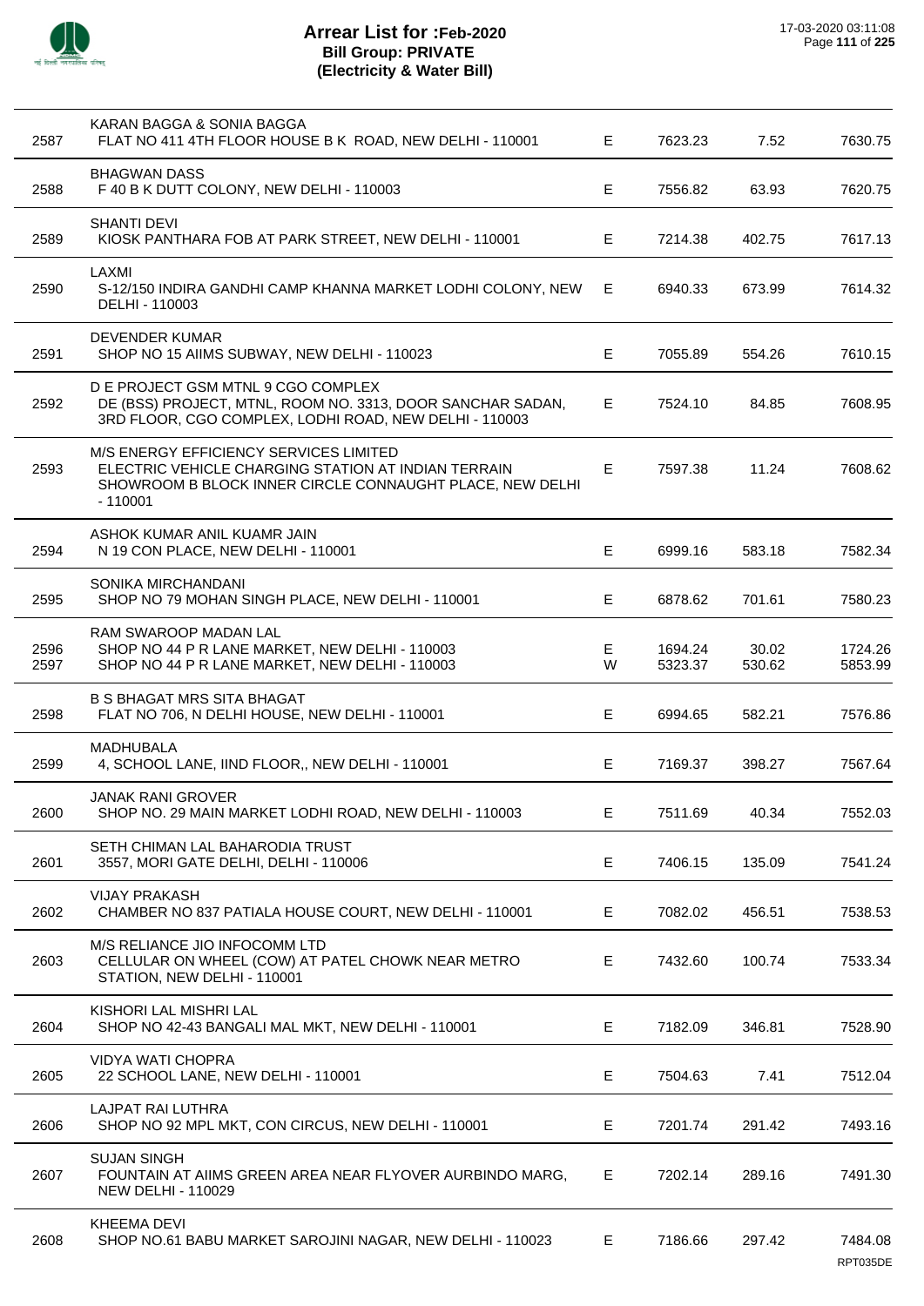# Arrear List for :Feb-2020
## Bill Group: PRIVATE
## (Electricity & Water Bill)

17-03-2020 03:11:08

| No. | Name / Address | Type | Amount | Surcharge | Total |
|---|---|---|---|---|---|
| 2587 | KARAN BAGGA & SONIA BAGGA<br>FLAT NO 411 4TH FLOOR HOUSE B K ROAD, NEW DELHI - 110001 | E | 7623.23 | 7.52 | 7630.75 |
| 2588 | BHAGWAN DASS<br>F 40 B K DUTT COLONY, NEW DELHI - 110003 | E | 7556.82 | 63.93 | 7620.75 |
| 2589 | SHANTI DEVI<br>KIOSK PANTHARA FOB AT PARK STREET, NEW DELHI - 110001 | E | 7214.38 | 402.75 | 7617.13 |
| 2590 | LAXMI<br>S-12/150 INDIRA GANDHI CAMP KHANNA MARKET LODHI COLONY, NEW DELHI - 110003 | E | 6940.33 | 673.99 | 7614.32 |
| 2591 | DEVENDER KUMAR<br>SHOP NO 15 AIIMS SUBWAY, NEW DELHI - 110023 | E | 7055.89 | 554.26 | 7610.15 |
| 2592 | D E PROJECT GSM MTNL 9 CGO COMPLEX<br>DE (BSS) PROJECT, MTNL, ROOM NO. 3313, DOOR SANCHAR SADAN, 3RD FLOOR, CGO COMPLEX, LODHI ROAD, NEW DELHI - 110003 | E | 7524.10 | 84.85 | 7608.95 |
| 2593 | M/S ENERGY EFFICIENCY SERVICES LIMITED<br>ELECTRIC VEHICLE CHARGING STATION AT INDIAN TERRAIN SHOWROOM B BLOCK INNER CIRCLE CONNAUGHT PLACE, NEW DELHI - 110001 | E | 7597.38 | 11.24 | 7608.62 |
| 2594 | ASHOK KUMAR ANIL KUAMR JAIN<br>N 19 CON PLACE, NEW DELHI - 110001 | E | 6999.16 | 583.18 | 7582.34 |
| 2595 | SONIKA MIRCHANDANI<br>SHOP NO 79 MOHAN SINGH PLACE, NEW DELHI - 110001 | E | 6878.62 | 701.61 | 7580.23 |
| 2596 | RAM SWAROOP MADAN LAL<br>SHOP NO 44 P R LANE MARKET, NEW DELHI - 110003 | E | 1694.24 | 30.02 | 1724.26 |
| 2597 | SHOP NO 44 P R LANE MARKET, NEW DELHI - 110003 | W | 5323.37 | 530.62 | 5853.99 |
| 2598 | B S BHAGAT MRS SITA BHAGAT<br>FLAT NO 706, N DELHI HOUSE, NEW DELHI - 110001 | E | 6994.65 | 582.21 | 7576.86 |
| 2599 | MADHUBALA<br>4, SCHOOL LANE, IIND FLOOR,, NEW DELHI - 110001 | E | 7169.37 | 398.27 | 7567.64 |
| 2600 | JANAK RANI GROVER<br>SHOP NO. 29 MAIN MARKET LODHI ROAD, NEW DELHI - 110003 | E | 7511.69 | 40.34 | 7552.03 |
| 2601 | SETH CHIMAN LAL BAHARODIA TRUST<br>3557, MORI GATE DELHI, DELHI - 110006 | E | 7406.15 | 135.09 | 7541.24 |
| 2602 | VIJAY PRAKASH<br>CHAMBER NO 837 PATIALA HOUSE COURT, NEW DELHI - 110001 | E | 7082.02 | 456.51 | 7538.53 |
| 2603 | M/S RELIANCE JIO INFOCOMM LTD<br>CELLULAR ON WHEEL (COW) AT PATEL CHOWK NEAR METRO STATION, NEW DELHI - 110001 | E | 7432.60 | 100.74 | 7533.34 |
| 2604 | KISHORI LAL MISHRI LAL<br>SHOP NO 42-43 BANGALI MAL MKT, NEW DELHI - 110001 | E | 7182.09 | 346.81 | 7528.90 |
| 2605 | VIDYA WATI CHOPRA<br>22 SCHOOL LANE, NEW DELHI - 110001 | E | 7504.63 | 7.41 | 7512.04 |
| 2606 | LAJPAT RAI LUTHRA<br>SHOP NO 92 MPL MKT, CON CIRCUS, NEW DELHI - 110001 | E | 7201.74 | 291.42 | 7493.16 |
| 2607 | SUJAN SINGH<br>FOUNTAIN AT AIIMS GREEN AREA NEAR FLYOVER AURBINDO MARG, NEW DELHI - 110029 | E | 7202.14 | 289.16 | 7491.30 |
| 2608 | KHEEMA DEVI<br>SHOP NO.61 BABU MARKET SAROJINI NAGAR, NEW DELHI - 110023 | E | 7186.66 | 297.42 | 7484.08 |

RPT035DE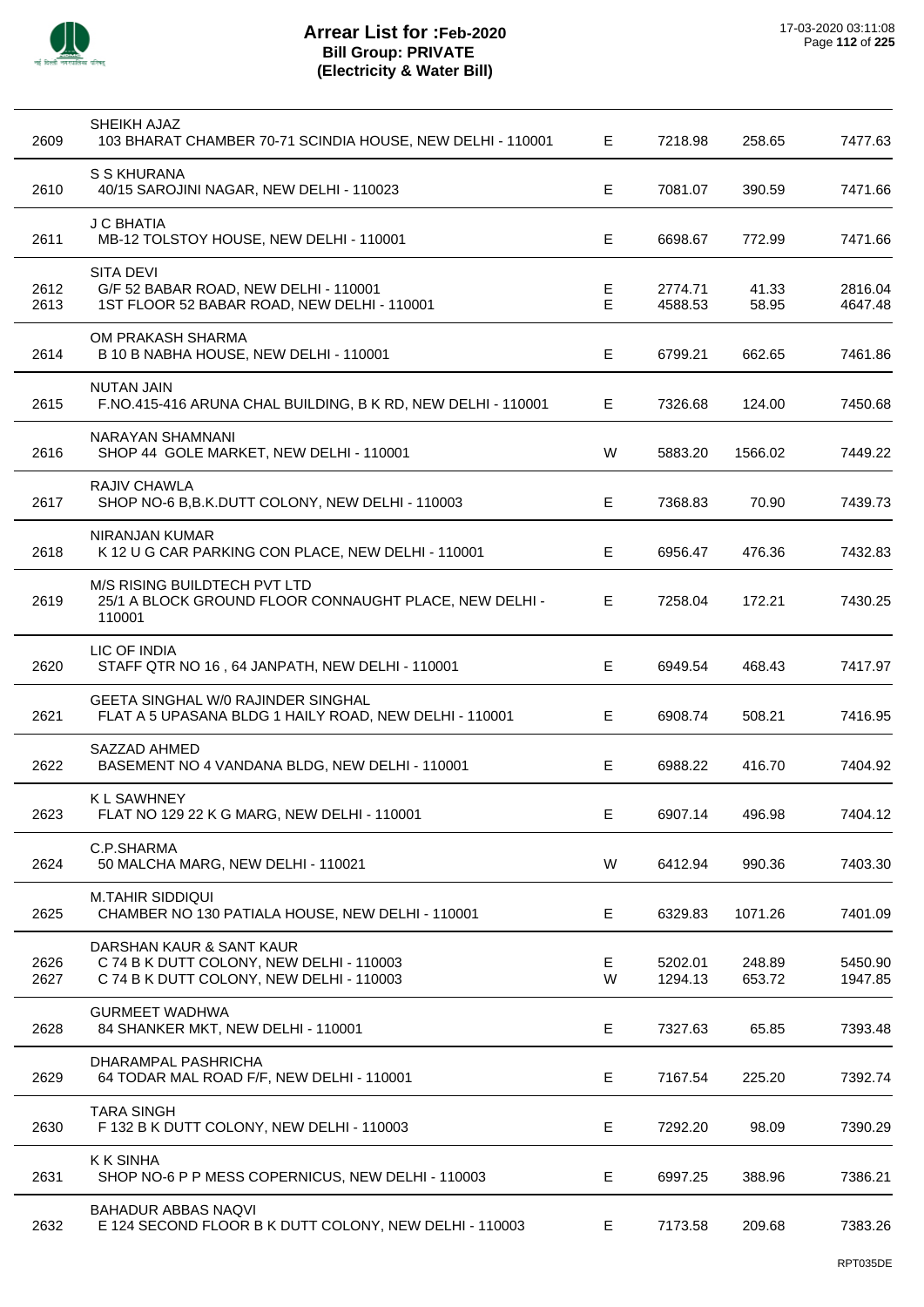# Arrear List for :Feb-2020
## Bill Group: PRIVATE
## (Electricity & Water Bill)

17-03-2020 03:11:08

| No. | Name / Address | Type | | | |
|---|---|---|---|---|---|
| | SHEIKH AJAZ | | | | |
| 2609 | 103 BHARAT CHAMBER 70-71 SCINDIA HOUSE, NEW DELHI - 110001 | E | 7218.98 | 258.65 | 7477.63 |
| | S S KHURANA | | | | |
| 2610 | 40/15 SAROJINI NAGAR, NEW DELHI - 110023 | E | 7081.07 | 390.59 | 7471.66 |
| | J C BHATIA | | | | |
| 2611 | MB-12 TOLSTOY HOUSE, NEW DELHI - 110001 | E | 6698.67 | 772.99 | 7471.66 |
| | SITA DEVI | | | | |
| 2612 | G/F 52 BABAR ROAD, NEW DELHI - 110001 | E | 2774.71 | 41.33 | 2816.04 |
| 2613 | 1ST FLOOR 52 BABAR ROAD, NEW DELHI - 110001 | E | 4588.53 | 58.95 | 4647.48 |
| | OM PRAKASH SHARMA | | | | |
| 2614 | B 10 B NABHA HOUSE, NEW DELHI - 110001 | E | 6799.21 | 662.65 | 7461.86 |
| | NUTAN JAIN | | | | |
| 2615 | F.NO.415-416 ARUNA CHAL BUILDING, B K RD, NEW DELHI - 110001 | E | 7326.68 | 124.00 | 7450.68 |
| | NARAYAN SHAMNANI | | | | |
| 2616 | SHOP 44 GOLE MARKET, NEW DELHI - 110001 | W | 5883.20 | 1566.02 | 7449.22 |
| | RAJIV CHAWLA | | | | |
| 2617 | SHOP NO-6 B,B.K.DUTT COLONY, NEW DELHI - 110003 | E | 7368.83 | 70.90 | 7439.73 |
| | NIRANJAN KUMAR | | | | |
| 2618 | K 12 U G CAR PARKING CON PLACE, NEW DELHI - 110001 | E | 6956.47 | 476.36 | 7432.83 |
| | M/S RISING BUILDTECH PVT LTD | | | | |
| 2619 | 25/1 A BLOCK GROUND FLOOR CONNAUGHT PLACE, NEW DELHI - 110001 | E | 7258.04 | 172.21 | 7430.25 |
| | LIC OF INDIA | | | | |
| 2620 | STAFF QTR NO 16 , 64 JANPATH, NEW DELHI - 110001 | E | 6949.54 | 468.43 | 7417.97 |
| | GEETA SINGHAL W/0 RAJINDER SINGHAL | | | | |
| 2621 | FLAT A 5 UPASANA BLDG 1 HAILY ROAD, NEW DELHI - 110001 | E | 6908.74 | 508.21 | 7416.95 |
| | SAZZAD AHMED | | | | |
| 2622 | BASEMENT NO 4 VANDANA BLDG, NEW DELHI - 110001 | E | 6988.22 | 416.70 | 7404.92 |
| | K L SAWHNEY | | | | |
| 2623 | FLAT NO 129 22 K G MARG, NEW DELHI - 110001 | E | 6907.14 | 496.98 | 7404.12 |
| | C.P.SHARMA | | | | |
| 2624 | 50 MALCHA MARG, NEW DELHI - 110021 | W | 6412.94 | 990.36 | 7403.30 |
| | M.TAHIR SIDDIQUI | | | | |
| 2625 | CHAMBER NO 130 PATIALA HOUSE, NEW DELHI - 110001 | E | 6329.83 | 1071.26 | 7401.09 |
| | DARSHAN KAUR & SANT KAUR | | | | |
| 2626 | C 74 B K DUTT COLONY, NEW DELHI - 110003 | E | 5202.01 | 248.89 | 5450.90 |
| 2627 | C 74 B K DUTT COLONY, NEW DELHI - 110003 | W | 1294.13 | 653.72 | 1947.85 |
| | GURMEET WADHWA | | | | |
| 2628 | 84 SHANKER MKT, NEW DELHI - 110001 | E | 7327.63 | 65.85 | 7393.48 |
| | DHARAMPAL PASHRICHA | | | | |
| 2629 | 64 TODAR MAL ROAD F/F, NEW DELHI - 110001 | E | 7167.54 | 225.20 | 7392.74 |
| | TARA SINGH | | | | |
| 2630 | F 132 B K DUTT COLONY, NEW DELHI - 110003 | E | 7292.20 | 98.09 | 7390.29 |
| | K K SINHA | | | | |
| 2631 | SHOP NO-6 P P MESS COPERNICUS, NEW DELHI - 110003 | E | 6997.25 | 388.96 | 7386.21 |
| | BAHADUR ABBAS NAQVI | | | | |
| 2632 | E 124 SECOND FLOOR B K DUTT COLONY, NEW DELHI - 110003 | E | 7173.58 | 209.68 | 7383.26 |

RPT035DE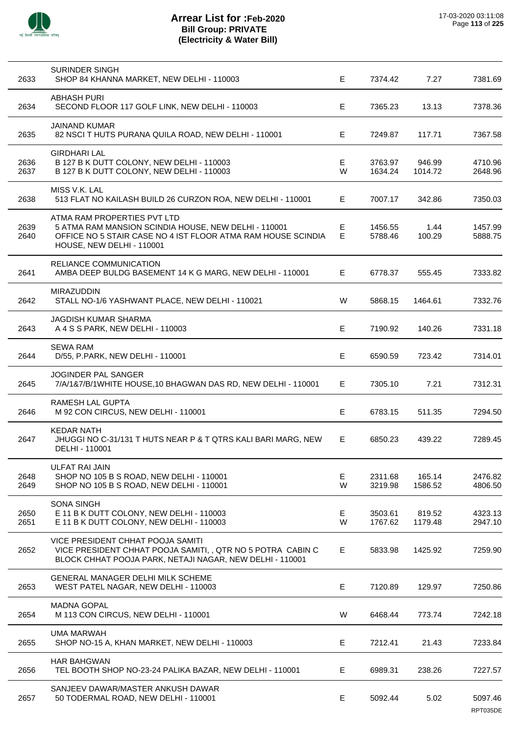# Arrear List for :Feb-2020
## Bill Group: PRIVATE
## (Electricity & Water Bill)

17-03-2020 03:11:08

| No. | Name / Address | Type | Amount | Surcharge | Total |
|---|---|---|---|---|---|
| | **SURINDER SINGH** | | | | |
| 2633 | SHOP 84 KHANNA MARKET, NEW DELHI - 110003 | E | 7374.42 | 7.27 | 7381.69 |
| | **ABHASH PURI** | | | | |
| 2634 | SECOND FLOOR 117 GOLF LINK, NEW DELHI - 110003 | E | 7365.23 | 13.13 | 7378.36 |
| | **JAINAND KUMAR** | | | | |
| 2635 | 82 NSCI T HUTS PURANA QUILA ROAD, NEW DELHI - 110001 | E | 7249.87 | 117.71 | 7367.58 |
| | **GIRDHARI LAL** | | | | |
| 2636 | B 127 B K DUTT COLONY, NEW DELHI - 110003 | E | 3763.97 | 946.99 | 4710.96 |
| 2637 | B 127 B K DUTT COLONY, NEW DELHI - 110003 | W | 1634.24 | 1014.72 | 2648.96 |
| | **MISS V.K. LAL** | | | | |
| 2638 | 513 FLAT NO KAILASH BUILD 26 CURZON ROA, NEW DELHI - 110001 | E | 7007.17 | 342.86 | 7350.03 |
| | **ATMA RAM PROPERTIES PVT LTD** | | | | |
| 2639 | 5 ATMA RAM MANSION SCINDIA HOUSE, NEW DELHI - 110001 | E | 1456.55 | 1.44 | 1457.99 |
| 2640 | OFFICE NO 5 STAIR CASE NO 4 IST FLOOR ATMA RAM HOUSE SCINDIA HOUSE, NEW DELHI - 110001 | E | 5788.46 | 100.29 | 5888.75 |
| | **RELIANCE COMMUNICATION** | | | | |
| 2641 | AMBA DEEP BULDG BASEMENT 14 K G MARG, NEW DELHI - 110001 | E | 6778.37 | 555.45 | 7333.82 |
| | **MIRAZUDDIN** | | | | |
| 2642 | STALL NO-1/6 YASHWANT PLACE, NEW DELHI - 110021 | W | 5868.15 | 1464.61 | 7332.76 |
| | **JAGDISH KUMAR SHARMA** | | | | |
| 2643 | A 4 S S PARK, NEW DELHI - 110003 | E | 7190.92 | 140.26 | 7331.18 |
| | **SEWA RAM** | | | | |
| 2644 | D/55, P.PARK, NEW DELHI - 110001 | E | 6590.59 | 723.42 | 7314.01 |
| | **JOGINDER PAL SANGER** | | | | |
| 2645 | 7/A/1&7/B/1WHITE HOUSE,10 BHAGWAN DAS RD, NEW DELHI - 110001 | E | 7305.10 | 7.21 | 7312.31 |
| | **RAMESH LAL GUPTA** | | | | |
| 2646 | M 92 CON CIRCUS, NEW DELHI - 110001 | E | 6783.15 | 511.35 | 7294.50 |
| | **KEDAR NATH** | | | | |
| 2647 | JHUGGI NO C-31/131 T HUTS NEAR P & T QTRS KALI BARI MARG, NEW DELHI - 110001 | E | 6850.23 | 439.22 | 7289.45 |
| | **ULFAT RAI JAIN** | | | | |
| 2648 | SHOP NO 105 B S ROAD, NEW DELHI - 110001 | E | 2311.68 | 165.14 | 2476.82 |
| 2649 | SHOP NO 105 B S ROAD, NEW DELHI - 110001 | W | 3219.98 | 1586.52 | 4806.50 |
| | **SONA SINGH** | | | | |
| 2650 | E 11 B K DUTT COLONY, NEW DELHI - 110003 | E | 3503.61 | 819.52 | 4323.13 |
| 2651 | E 11 B K DUTT COLONY, NEW DELHI - 110003 | W | 1767.62 | 1179.48 | 2947.10 |
| | **VICE PRESIDENT CHHAT POOJA SAMITI** | | | | |
| 2652 | VICE PRESIDENT CHHAT POOJA SAMITI, , QTR NO 5 POTRA CABIN C BLOCK CHHAT POOJA PARK, NETAJI NAGAR, NEW DELHI - 110001 | E | 5833.98 | 1425.92 | 7259.90 |
| | **GENERAL MANAGER DELHI MILK SCHEME** | | | | |
| 2653 | WEST PATEL NAGAR, NEW DELHI - 110003 | E | 7120.89 | 129.97 | 7250.86 |
| | **MADNA GOPAL** | | | | |
| 2654 | M 113 CON CIRCUS, NEW DELHI - 110001 | W | 6468.44 | 773.74 | 7242.18 |
| | **UMA MARWAH** | | | | |
| 2655 | SHOP NO-15 A, KHAN MARKET, NEW DELHI - 110003 | E | 7212.41 | 21.43 | 7233.84 |
| | **HAR BAHGWAN** | | | | |
| 2656 | TEL BOOTH SHOP NO-23-24 PALIKA BAZAR, NEW DELHI - 110001 | E | 6989.31 | 238.26 | 7227.57 |
| | **SANJEEV DAWAR/MASTER ANKUSH DAWAR** | | | | |
| 2657 | 50 TODERMAL ROAD, NEW DELHI - 110001 | E | 5092.44 | 5.02 | 5097.46 |

RPT035DE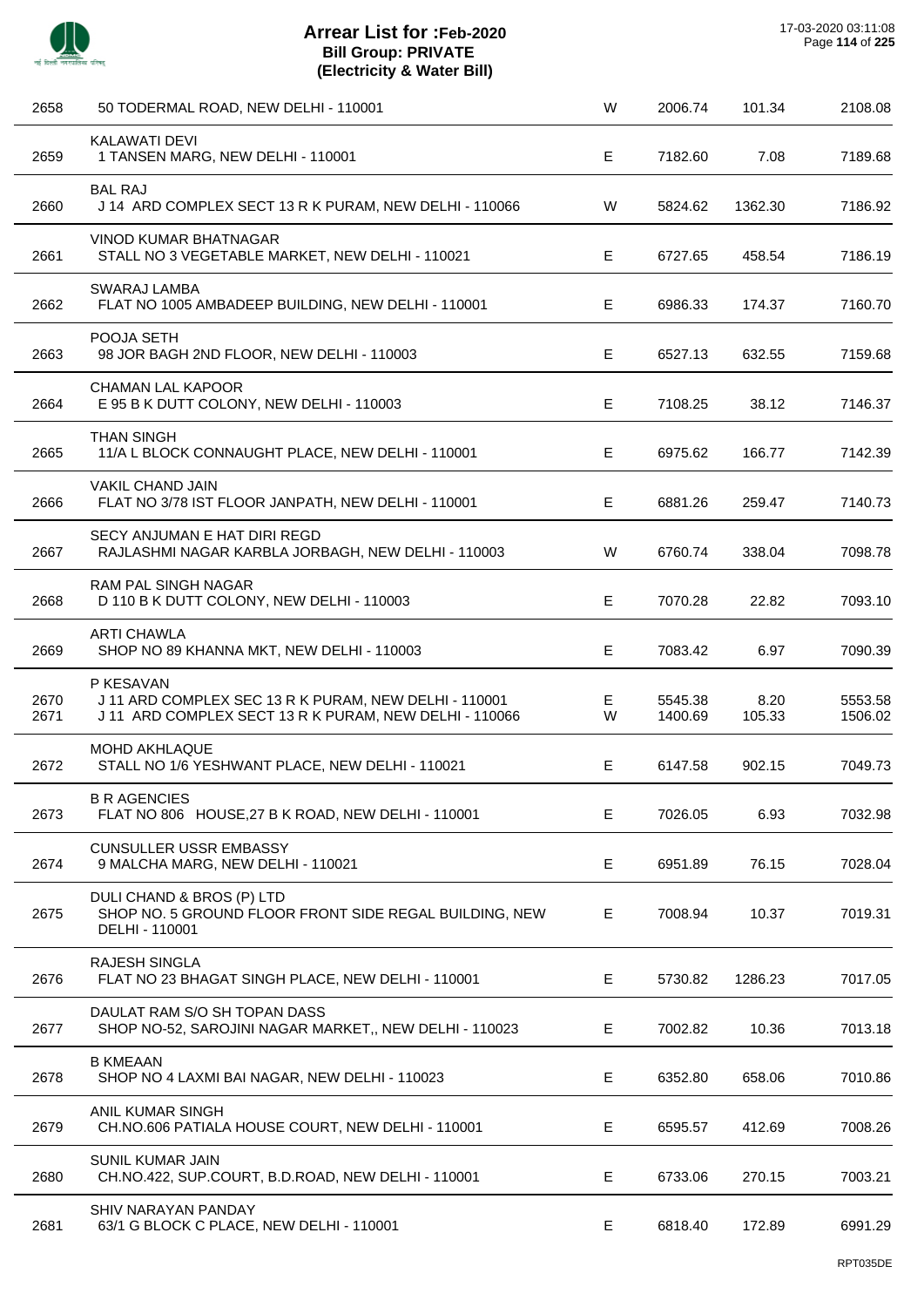# Arrear List for :Feb-2020
## Bill Group: PRIVATE
## (Electricity & Water Bill)

17-03-2020 03:11:08

| | | | | | |
|---|---|---|---|---|---|
| 2658 | 50 TODERMAL ROAD, NEW DELHI - 110001 | W | 2006.74 | 101.34 | 2108.08 |
| 2659 | KALAWATI DEVI<br>1 TANSEN MARG, NEW DELHI - 110001 | E | 7182.60 | 7.08 | 7189.68 |
| 2660 | BAL RAJ<br>J 14 ARD COMPLEX SECT 13 R K PURAM, NEW DELHI - 110066 | W | 5824.62 | 1362.30 | 7186.92 |
| 2661 | VINOD KUMAR BHATNAGAR<br>STALL NO 3 VEGETABLE MARKET, NEW DELHI - 110021 | E | 6727.65 | 458.54 | 7186.19 |
| 2662 | SWARAJ LAMBA<br>FLAT NO 1005 AMBADEEP BUILDING, NEW DELHI - 110001 | E | 6986.33 | 174.37 | 7160.70 |
| 2663 | POOJA SETH<br>98 JOR BAGH 2ND FLOOR, NEW DELHI - 110003 | E | 6527.13 | 632.55 | 7159.68 |
| 2664 | CHAMAN LAL KAPOOR<br>E 95 B K DUTT COLONY, NEW DELHI - 110003 | E | 7108.25 | 38.12 | 7146.37 |
| 2665 | THAN SINGH<br>11/A L BLOCK CONNAUGHT PLACE, NEW DELHI - 110001 | E | 6975.62 | 166.77 | 7142.39 |
| 2666 | VAKIL CHAND JAIN<br>FLAT NO 3/78 IST FLOOR JANPATH, NEW DELHI - 110001 | E | 6881.26 | 259.47 | 7140.73 |
| 2667 | SECY ANJUMAN E HAT DIRI REGD<br>RAJLASHMI NAGAR KARBLA JORBAGH, NEW DELHI - 110003 | W | 6760.74 | 338.04 | 7098.78 |
| 2668 | RAM PAL SINGH NAGAR<br>D 110 B K DUTT COLONY, NEW DELHI - 110003 | E | 7070.28 | 22.82 | 7093.10 |
| 2669 | ARTI CHAWLA<br>SHOP NO 89 KHANNA MKT, NEW DELHI - 110003 | E | 7083.42 | 6.97 | 7090.39 |
| 2670 | P KESAVAN<br>J 11 ARD COMPLEX SEC 13 R K PURAM, NEW DELHI - 110001 | E | 5545.38 | 8.20 | 5553.58 |
| 2671 | J 11 ARD COMPLEX SECT 13 R K PURAM, NEW DELHI - 110066 | W | 1400.69 | 105.33 | 1506.02 |
| 2672 | MOHD AKHLAQUE<br>STALL NO 1/6 YESHWANT PLACE, NEW DELHI - 110021 | E | 6147.58 | 902.15 | 7049.73 |
| 2673 | B R AGENCIES<br>FLAT NO 806 HOUSE,27 B K ROAD, NEW DELHI - 110001 | E | 7026.05 | 6.93 | 7032.98 |
| 2674 | CUNSULLER USSR EMBASSY<br>9 MALCHA MARG, NEW DELHI - 110021 | E | 6951.89 | 76.15 | 7028.04 |
| 2675 | DULI CHAND & BROS (P) LTD<br>SHOP NO. 5 GROUND FLOOR FRONT SIDE REGAL BUILDING, NEW DELHI - 110001 | E | 7008.94 | 10.37 | 7019.31 |
| 2676 | RAJESH SINGLA<br>FLAT NO 23 BHAGAT SINGH PLACE, NEW DELHI - 110001 | E | 5730.82 | 1286.23 | 7017.05 |
| 2677 | DAULAT RAM S/O SH TOPAN DASS<br>SHOP NO-52, SAROJINI NAGAR MARKET,, NEW DELHI - 110023 | E | 7002.82 | 10.36 | 7013.18 |
| 2678 | B KMEAAN<br>SHOP NO 4 LAXMI BAI NAGAR, NEW DELHI - 110023 | E | 6352.80 | 658.06 | 7010.86 |
| 2679 | ANIL KUMAR SINGH<br>CH.NO.606 PATIALA HOUSE COURT, NEW DELHI - 110001 | E | 6595.57 | 412.69 | 7008.26 |
| 2680 | SUNIL KUMAR JAIN<br>CH.NO.422, SUP.COURT, B.D.ROAD, NEW DELHI - 110001 | E | 6733.06 | 270.15 | 7003.21 |
| 2681 | SHIV NARAYAN PANDAY<br>63/1 G BLOCK C PLACE, NEW DELHI - 110001 | E | 6818.40 | 172.89 | 6991.29 |

RPT035DE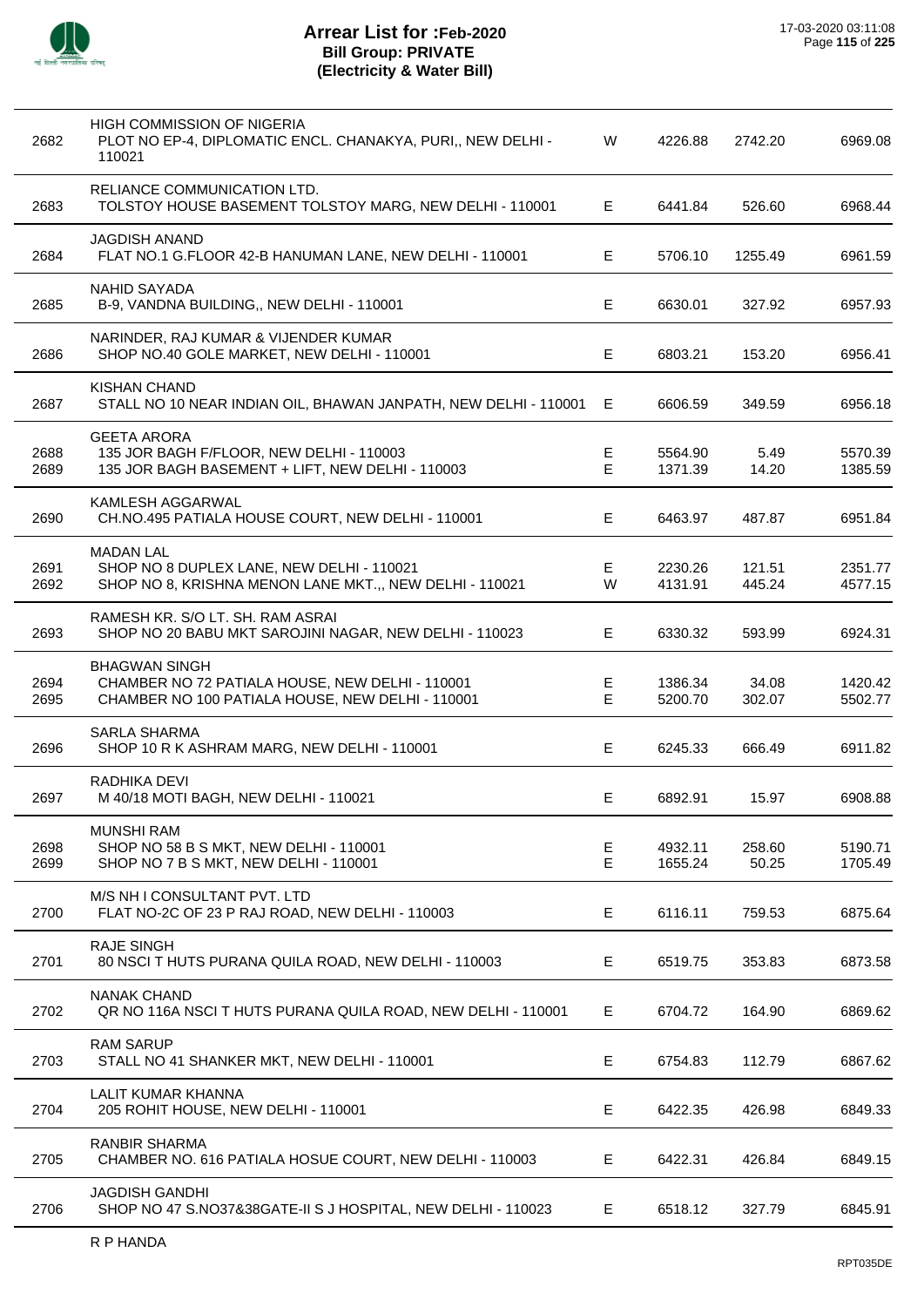# Arrear List for :Feb-2020
## Bill Group: PRIVATE
## (Electricity & Water Bill)

| No. | Name / Address | Type | Amount 1 | Amount 2 | Total |
|---|---|---|---|---|---|
| 2682 | HIGH COMMISSION OF NIGERIA<br>PLOT NO EP-4, DIPLOMATIC ENCL. CHANAKYA, PURI,, NEW DELHI - 110021 | W | 4226.88 | 2742.20 | 6969.08 |
| 2683 | RELIANCE COMMUNICATION LTD.<br>TOLSTOY HOUSE BASEMENT TOLSTOY MARG, NEW DELHI - 110001 | E | 6441.84 | 526.60 | 6968.44 |
| 2684 | JAGDISH ANAND<br>FLAT NO.1 G.FLOOR 42-B HANUMAN LANE, NEW DELHI - 110001 | E | 5706.10 | 1255.49 | 6961.59 |
| 2685 | NAHID SAYADA<br>B-9, VANDNA BUILDING,, NEW DELHI - 110001 | E | 6630.01 | 327.92 | 6957.93 |
| 2686 | NARINDER, RAJ KUMAR & VIJENDER KUMAR<br>SHOP NO.40 GOLE MARKET, NEW DELHI - 110001 | E | 6803.21 | 153.20 | 6956.41 |
| 2687 | KISHAN CHAND<br>STALL NO 10 NEAR INDIAN OIL, BHAWAN JANPATH, NEW DELHI - 110001 | E | 6606.59 | 349.59 | 6956.18 |
| 2688 | GEETA ARORA<br>135 JOR BAGH F/FLOOR, NEW DELHI - 110003 | E | 5564.90 | 5.49 | 5570.39 |
| 2689 | 135 JOR BAGH BASEMENT + LIFT, NEW DELHI - 110003 | E | 1371.39 | 14.20 | 1385.59 |
| 2690 | KAMLESH AGGARWAL<br>CH.NO.495 PATIALA HOUSE COURT, NEW DELHI - 110001 | E | 6463.97 | 487.87 | 6951.84 |
| 2691 | MADAN LAL<br>SHOP NO 8 DUPLEX LANE, NEW DELHI - 110021 | E | 2230.26 | 121.51 | 2351.77 |
| 2692 | SHOP NO 8, KRISHNA MENON LANE MKT.,, NEW DELHI - 110021 | W | 4131.91 | 445.24 | 4577.15 |
| 2693 | RAMESH KR. S/O LT. SH. RAM ASRAI<br>SHOP NO 20 BABU MKT SAROJINI NAGAR, NEW DELHI - 110023 | E | 6330.32 | 593.99 | 6924.31 |
| 2694 | BHAGWAN SINGH<br>CHAMBER NO 72 PATIALA HOUSE, NEW DELHI - 110001 | E | 1386.34 | 34.08 | 1420.42 |
| 2695 | CHAMBER NO 100 PATIALA HOUSE, NEW DELHI - 110001 | E | 5200.70 | 302.07 | 5502.77 |
| 2696 | SARLA SHARMA<br>SHOP 10 R K ASHRAM MARG, NEW DELHI - 110001 | E | 6245.33 | 666.49 | 6911.82 |
| 2697 | RADHIKA DEVI<br>M 40/18 MOTI BAGH, NEW DELHI - 110021 | E | 6892.91 | 15.97 | 6908.88 |
| 2698 | MUNSHI RAM<br>SHOP NO 58 B S MKT, NEW DELHI - 110001 | E | 4932.11 | 258.60 | 5190.71 |
| 2699 | SHOP NO 7 B S MKT, NEW DELHI - 110001 | E | 1655.24 | 50.25 | 1705.49 |
| 2700 | M/S NH I CONSULTANT PVT. LTD<br>FLAT NO-2C OF 23 P RAJ ROAD, NEW DELHI - 110003 | E | 6116.11 | 759.53 | 6875.64 |
| 2701 | RAJE SINGH<br>80 NSCI T HUTS PURANA QUILA ROAD, NEW DELHI - 110003 | E | 6519.75 | 353.83 | 6873.58 |
| 2702 | NANAK CHAND<br>QR NO 116A NSCI T HUTS PURANA QUILA ROAD, NEW DELHI - 110001 | E | 6704.72 | 164.90 | 6869.62 |
| 2703 | RAM SARUP<br>STALL NO 41 SHANKER MKT, NEW DELHI - 110001 | E | 6754.83 | 112.79 | 6867.62 |
| 2704 | LALIT KUMAR KHANNA<br>205 ROHIT HOUSE, NEW DELHI - 110001 | E | 6422.35 | 426.98 | 6849.33 |
| 2705 | RANBIR SHARMA<br>CHAMBER NO. 616 PATIALA HOSUE COURT, NEW DELHI - 110003 | E | 6422.31 | 426.84 | 6849.15 |
| 2706 | JAGDISH GANDHI<br>SHOP NO 47 S.NO37&38GATE-II S J HOSPITAL, NEW DELHI - 110023 | E | 6518.12 | 327.79 | 6845.91 |

R P HANDA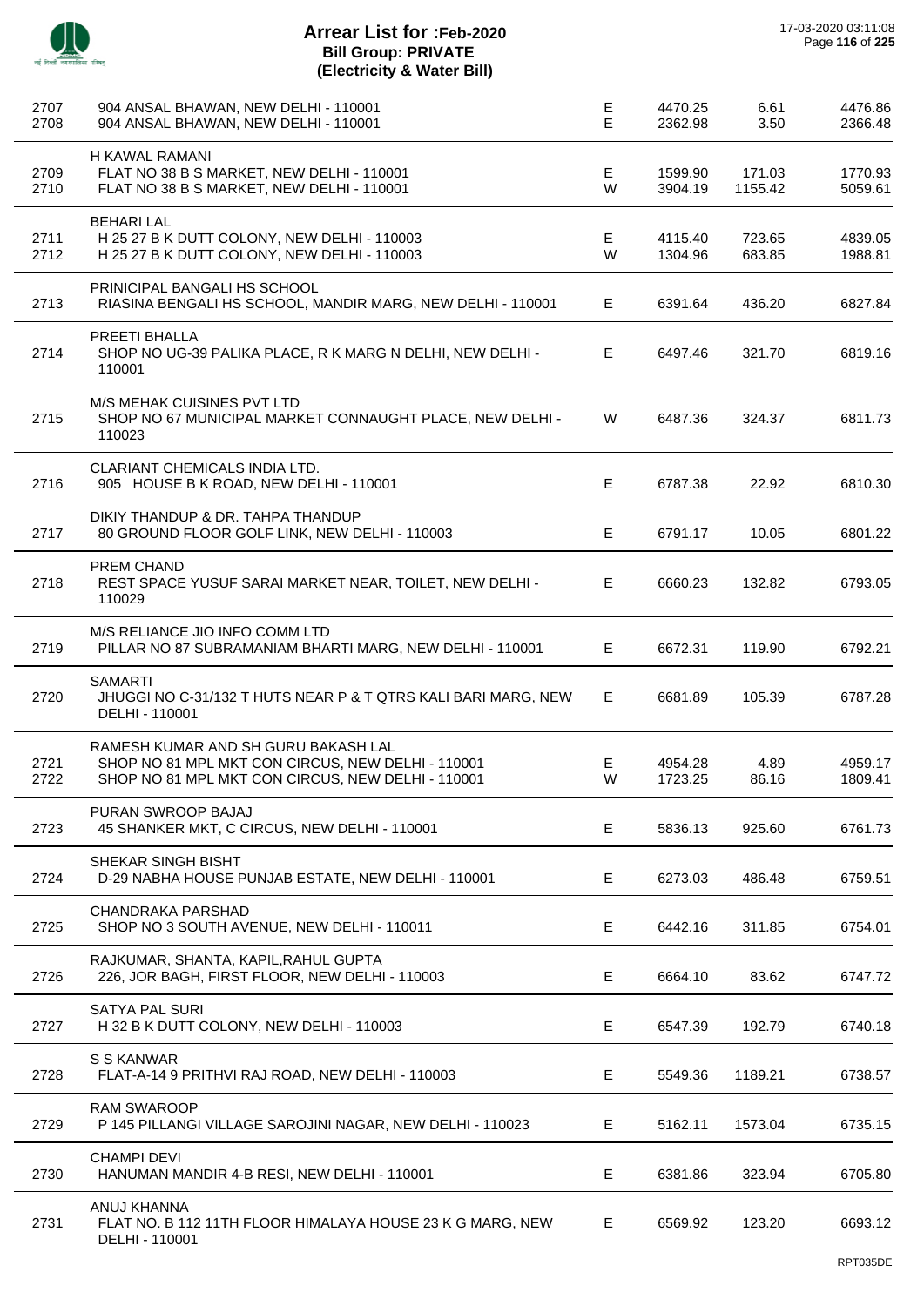# Arrear List for :Feb-2020
## Bill Group: PRIVATE
## (Electricity & Water Bill)

17-03-2020 03:11:08

| | | | | | |
|---|---|---|---|---|---|
| 2707 | 904 ANSAL BHAWAN, NEW DELHI - 110001 | E | 4470.25 | 6.61 | 4476.86 |
| 2708 | 904 ANSAL BHAWAN, NEW DELHI - 110001 | E | 2362.98 | 3.50 | 2366.48 |
| | H KAWAL RAMANI | | | | |
| 2709 | FLAT NO 38 B S MARKET, NEW DELHI - 110001 | E | 1599.90 | 171.03 | 1770.93 |
| 2710 | FLAT NO 38 B S MARKET, NEW DELHI - 110001 | W | 3904.19 | 1155.42 | 5059.61 |
| | BEHARI LAL | | | | |
| 2711 | H 25 27 B K DUTT COLONY, NEW DELHI - 110003 | E | 4115.40 | 723.65 | 4839.05 |
| 2712 | H 25 27 B K DUTT COLONY, NEW DELHI - 110003 | W | 1304.96 | 683.85 | 1988.81 |
| | PRINICIPAL BANGALI HS SCHOOL | | | | |
| 2713 | RIASINA BENGALI HS SCHOOL, MANDIR MARG, NEW DELHI - 110001 | E | 6391.64 | 436.20 | 6827.84 |
| | PREETI BHALLA | | | | |
| 2714 | SHOP NO UG-39 PALIKA PLACE, R K MARG N DELHI, NEW DELHI - 110001 | E | 6497.46 | 321.70 | 6819.16 |
| | M/S MEHAK CUISINES PVT LTD | | | | |
| 2715 | SHOP NO 67 MUNICIPAL MARKET CONNAUGHT PLACE, NEW DELHI - 110023 | W | 6487.36 | 324.37 | 6811.73 |
| | CLARIANT CHEMICALS INDIA LTD. | | | | |
| 2716 | 905 HOUSE B K ROAD, NEW DELHI - 110001 | E | 6787.38 | 22.92 | 6810.30 |
| | DIKIY THANDUP & DR. TAHPA THANDUP | | | | |
| 2717 | 80 GROUND FLOOR GOLF LINK, NEW DELHI - 110003 | E | 6791.17 | 10.05 | 6801.22 |
| | PREM CHAND | | | | |
| 2718 | REST SPACE YUSUF SARAI MARKET NEAR, TOILET, NEW DELHI - 110029 | E | 6660.23 | 132.82 | 6793.05 |
| | M/S RELIANCE JIO INFO COMM LTD | | | | |
| 2719 | PILLAR NO 87 SUBRAMANIAM BHARTI MARG, NEW DELHI - 110001 | E | 6672.31 | 119.90 | 6792.21 |
| | SAMARTI | | | | |
| 2720 | JHUGGI NO C-31/132 T HUTS NEAR P & T QTRS KALI BARI MARG, NEW DELHI - 110001 | E | 6681.89 | 105.39 | 6787.28 |
| | RAMESH KUMAR AND SH GURU BAKASH LAL | | | | |
| 2721 | SHOP NO 81 MPL MKT CON CIRCUS, NEW DELHI - 110001 | E | 4954.28 | 4.89 | 4959.17 |
| 2722 | SHOP NO 81 MPL MKT CON CIRCUS, NEW DELHI - 110001 | W | 1723.25 | 86.16 | 1809.41 |
| | PURAN SWROOP BAJAJ | | | | |
| 2723 | 45 SHANKER MKT, C CIRCUS, NEW DELHI - 110001 | E | 5836.13 | 925.60 | 6761.73 |
| | SHEKAR SINGH BISHT | | | | |
| 2724 | D-29 NABHA HOUSE PUNJAB ESTATE, NEW DELHI - 110001 | E | 6273.03 | 486.48 | 6759.51 |
| | CHANDRAKA PARSHAD | | | | |
| 2725 | SHOP NO 3 SOUTH AVENUE, NEW DELHI - 110011 | E | 6442.16 | 311.85 | 6754.01 |
| | RAJKUMAR, SHANTA, KAPIL,RAHUL GUPTA | | | | |
| 2726 | 226, JOR BAGH, FIRST FLOOR, NEW DELHI - 110003 | E | 6664.10 | 83.62 | 6747.72 |
| | SATYA PAL SURI | | | | |
| 2727 | H 32 B K DUTT COLONY, NEW DELHI - 110003 | E | 6547.39 | 192.79 | 6740.18 |
| | S S KANWAR | | | | |
| 2728 | FLAT-A-14 9 PRITHVI RAJ ROAD, NEW DELHI - 110003 | E | 5549.36 | 1189.21 | 6738.57 |
| | RAM SWAROOP | | | | |
| 2729 | P 145 PILLANGI VILLAGE SAROJINI NAGAR, NEW DELHI - 110023 | E | 5162.11 | 1573.04 | 6735.15 |
| | CHAMPI DEVI | | | | |
| 2730 | HANUMAN MANDIR 4-B RESI, NEW DELHI - 110001 | E | 6381.86 | 323.94 | 6705.80 |
| | ANUJ KHANNA | | | | |
| 2731 | FLAT NO. B 112 11TH FLOOR HIMALAYA HOUSE 23 K G MARG, NEW DELHI - 110001 | E | 6569.92 | 123.20 | 6693.12 |

RPT035DE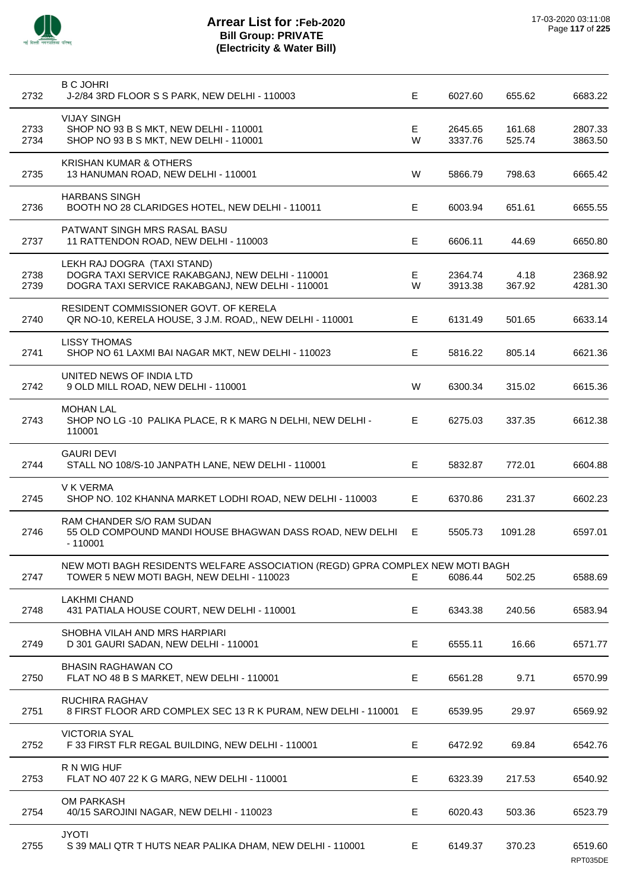# Arrear List for :Feb-2020
## Bill Group: PRIVATE
## (Electricity & Water Bill)

17-03-2020 03:11:08

| No. | Name / Address | Type | Amount 1 | Amount 2 | Total |
|---|---|---|---|---|---|
| | B C JOHRI | | | | |
| 2732 | J-2/84 3RD FLOOR S S PARK, NEW DELHI - 110003 | E | 6027.60 | 655.62 | 6683.22 |
| | VIJAY SINGH | | | | |
| 2733 | SHOP NO 93 B S MKT, NEW DELHI - 110001 | E | 2645.65 | 161.68 | 2807.33 |
| 2734 | SHOP NO 93 B S MKT, NEW DELHI - 110001 | W | 3337.76 | 525.74 | 3863.50 |
| | KRISHAN KUMAR & OTHERS | | | | |
| 2735 | 13 HANUMAN ROAD, NEW DELHI - 110001 | W | 5866.79 | 798.63 | 6665.42 |
| | HARBANS SINGH | | | | |
| 2736 | BOOTH NO 28 CLARIDGES HOTEL, NEW DELHI - 110011 | E | 6003.94 | 651.61 | 6655.55 |
| | PATWANT SINGH MRS RASAL BASU | | | | |
| 2737 | 11 RATTENDON ROAD, NEW DELHI - 110003 | E | 6606.11 | 44.69 | 6650.80 |
| | LEKH RAJ DOGRA (TAXI STAND) | | | | |
| 2738 | DOGRA TAXI SERVICE RAKABGANJ, NEW DELHI - 110001 | E | 2364.74 | 4.18 | 2368.92 |
| 2739 | DOGRA TAXI SERVICE RAKABGANJ, NEW DELHI - 110001 | W | 3913.38 | 367.92 | 4281.30 |
| | RESIDENT COMMISSIONER GOVT. OF KERELA | | | | |
| 2740 | QR NO-10, KERELA HOUSE, 3 J.M. ROAD,, NEW DELHI - 110001 | E | 6131.49 | 501.65 | 6633.14 |
| | LISSY THOMAS | | | | |
| 2741 | SHOP NO 61 LAXMI BAI NAGAR MKT, NEW DELHI - 110023 | E | 5816.22 | 805.14 | 6621.36 |
| | UNITED NEWS OF INDIA LTD | | | | |
| 2742 | 9 OLD MILL ROAD, NEW DELHI - 110001 | W | 6300.34 | 315.02 | 6615.36 |
| | MOHAN LAL | | | | |
| 2743 | SHOP NO LG -10 PALIKA PLACE, R K MARG N DELHI, NEW DELHI - 110001 | E | 6275.03 | 337.35 | 6612.38 |
| | GAURI DEVI | | | | |
| 2744 | STALL NO 108/S-10 JANPATH LANE, NEW DELHI - 110001 | E | 5832.87 | 772.01 | 6604.88 |
| | V K VERMA | | | | |
| 2745 | SHOP NO. 102 KHANNA MARKET LODHI ROAD, NEW DELHI - 110003 | E | 6370.86 | 231.37 | 6602.23 |
| | RAM CHANDER S/O RAM SUDAN | | | | |
| 2746 | 55 OLD COMPOUND MANDI HOUSE BHAGWAN DASS ROAD, NEW DELHI - 110001 | E | 5505.73 | 1091.28 | 6597.01 |
| | NEW MOTI BAGH RESIDENTS WELFARE ASSOCIATION (REGD) GPRA COMPLEX NEW MOTI BAGH | | | | |
| 2747 | TOWER 5 NEW MOTI BAGH, NEW DELHI - 110023 | E | 6086.44 | 502.25 | 6588.69 |
| | LAKHMI CHAND | | | | |
| 2748 | 431 PATIALA HOUSE COURT, NEW DELHI - 110001 | E | 6343.38 | 240.56 | 6583.94 |
| | SHOBHA VILAH AND MRS HARPIARI | | | | |
| 2749 | D 301 GAURI SADAN, NEW DELHI - 110001 | E | 6555.11 | 16.66 | 6571.77 |
| | BHASIN RAGHAWAN CO | | | | |
| 2750 | FLAT NO 48 B S MARKET, NEW DELHI - 110001 | E | 6561.28 | 9.71 | 6570.99 |
| | RUCHIRA RAGHAV | | | | |
| 2751 | 8 FIRST FLOOR ARD COMPLEX SEC 13 R K PURAM, NEW DELHI - 110001 | E | 6539.95 | 29.97 | 6569.92 |
| | VICTORIA SYAL | | | | |
| 2752 | F 33 FIRST FLR REGAL BUILDING, NEW DELHI - 110001 | E | 6472.92 | 69.84 | 6542.76 |
| | R N WIG HUF | | | | |
| 2753 | FLAT NO 407 22 K G MARG, NEW DELHI - 110001 | E | 6323.39 | 217.53 | 6540.92 |
| | OM PARKASH | | | | |
| 2754 | 40/15 SAROJINI NAGAR, NEW DELHI - 110023 | E | 6020.43 | 503.36 | 6523.79 |
| | JYOTI | | | | |
| 2755 | S 39 MALI QTR T HUTS NEAR PALIKA DHAM, NEW DELHI - 110001 | E | 6149.37 | 370.23 | 6519.60 |

RPT035DE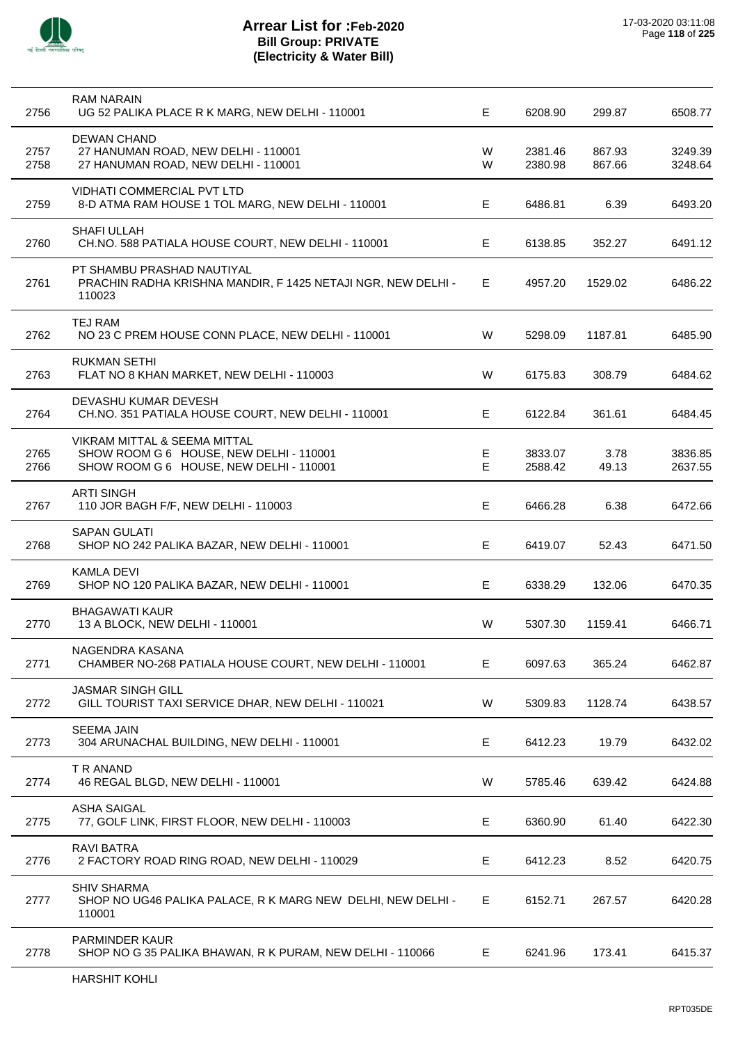# Arrear List for :Feb-2020
## Bill Group: PRIVATE
## (Electricity & Water Bill)

17-03-2020 03:11:08

| S.No. | Name / Address | Type | Amount | Surcharge | Total |
|---|---|---|---|---|---|
| | RAM NARAIN | | | | |
| 2756 | UG 52 PALIKA PLACE R K MARG, NEW DELHI - 110001 | E | 6208.90 | 299.87 | 6508.77 |
| | DEWAN CHAND | | | | |
| 2757 | 27 HANUMAN ROAD, NEW DELHI - 110001 | W | 2381.46 | 867.93 | 3249.39 |
| 2758 | 27 HANUMAN ROAD, NEW DELHI - 110001 | W | 2380.98 | 867.66 | 3248.64 |
| | VIDHATI COMMERCIAL PVT LTD | | | | |
| 2759 | 8-D ATMA RAM HOUSE 1 TOL MARG, NEW DELHI - 110001 | E | 6486.81 | 6.39 | 6493.20 |
| | SHAFI ULLAH | | | | |
| 2760 | CH.NO. 588 PATIALA HOUSE COURT, NEW DELHI - 110001 | E | 6138.85 | 352.27 | 6491.12 |
| | PT SHAMBU PRASHAD NAUTIYAL | | | | |
| 2761 | PRACHIN RADHA KRISHNA MANDIR, F 1425 NETAJI NGR, NEW DELHI - 110023 | E | 4957.20 | 1529.02 | 6486.22 |
| | TEJ RAM | | | | |
| 2762 | NO 23 C PREM HOUSE CONN PLACE, NEW DELHI - 110001 | W | 5298.09 | 1187.81 | 6485.90 |
| | RUKMAN SETHI | | | | |
| 2763 | FLAT NO 8 KHAN MARKET, NEW DELHI - 110003 | W | 6175.83 | 308.79 | 6484.62 |
| | DEVASHU KUMAR DEVESH | | | | |
| 2764 | CH.NO. 351 PATIALA HOUSE COURT, NEW DELHI - 110001 | E | 6122.84 | 361.61 | 6484.45 |
| | VIKRAM MITTAL & SEEMA MITTAL | | | | |
| 2765 | SHOW ROOM G 6 HOUSE, NEW DELHI - 110001 | E | 3833.07 | 3.78 | 3836.85 |
| 2766 | SHOW ROOM G 6 HOUSE, NEW DELHI - 110001 | E | 2588.42 | 49.13 | 2637.55 |
| | ARTI SINGH | | | | |
| 2767 | 110 JOR BAGH F/F, NEW DELHI - 110003 | E | 6466.28 | 6.38 | 6472.66 |
| | SAPAN GULATI | | | | |
| 2768 | SHOP NO 242 PALIKA BAZAR, NEW DELHI - 110001 | E | 6419.07 | 52.43 | 6471.50 |
| | KAMLA DEVI | | | | |
| 2769 | SHOP NO 120 PALIKA BAZAR, NEW DELHI - 110001 | E | 6338.29 | 132.06 | 6470.35 |
| | BHAGAWATI KAUR | | | | |
| 2770 | 13 A BLOCK, NEW DELHI - 110001 | W | 5307.30 | 1159.41 | 6466.71 |
| | NAGENDRA KASANA | | | | |
| 2771 | CHAMBER NO-268 PATIALA HOUSE COURT, NEW DELHI - 110001 | E | 6097.63 | 365.24 | 6462.87 |
| | JASMAR SINGH GILL | | | | |
| 2772 | GILL TOURIST TAXI SERVICE DHAR, NEW DELHI - 110021 | W | 5309.83 | 1128.74 | 6438.57 |
| | SEEMA JAIN | | | | |
| 2773 | 304 ARUNACHAL BUILDING, NEW DELHI - 110001 | E | 6412.23 | 19.79 | 6432.02 |
| | T R ANAND | | | | |
| 2774 | 46 REGAL BLGD, NEW DELHI - 110001 | W | 5785.46 | 639.42 | 6424.88 |
| | ASHA SAIGAL | | | | |
| 2775 | 77, GOLF LINK, FIRST FLOOR, NEW DELHI - 110003 | E | 6360.90 | 61.40 | 6422.30 |
| | RAVI BATRA | | | | |
| 2776 | 2 FACTORY ROAD RING ROAD, NEW DELHI - 110029 | E | 6412.23 | 8.52 | 6420.75 |
| | SHIV SHARMA | | | | |
| 2777 | SHOP NO UG46 PALIKA PALACE, R K MARG NEW DELHI, NEW DELHI - 110001 | E | 6152.71 | 267.57 | 6420.28 |
| | PARMINDER KAUR | | | | |
| 2778 | SHOP NO G 35 PALIKA BHAWAN, R K PURAM, NEW DELHI - 110066 | E | 6241.96 | 173.41 | 6415.37 |
| | HARSHIT KOHLI | | | | |

RPT035DE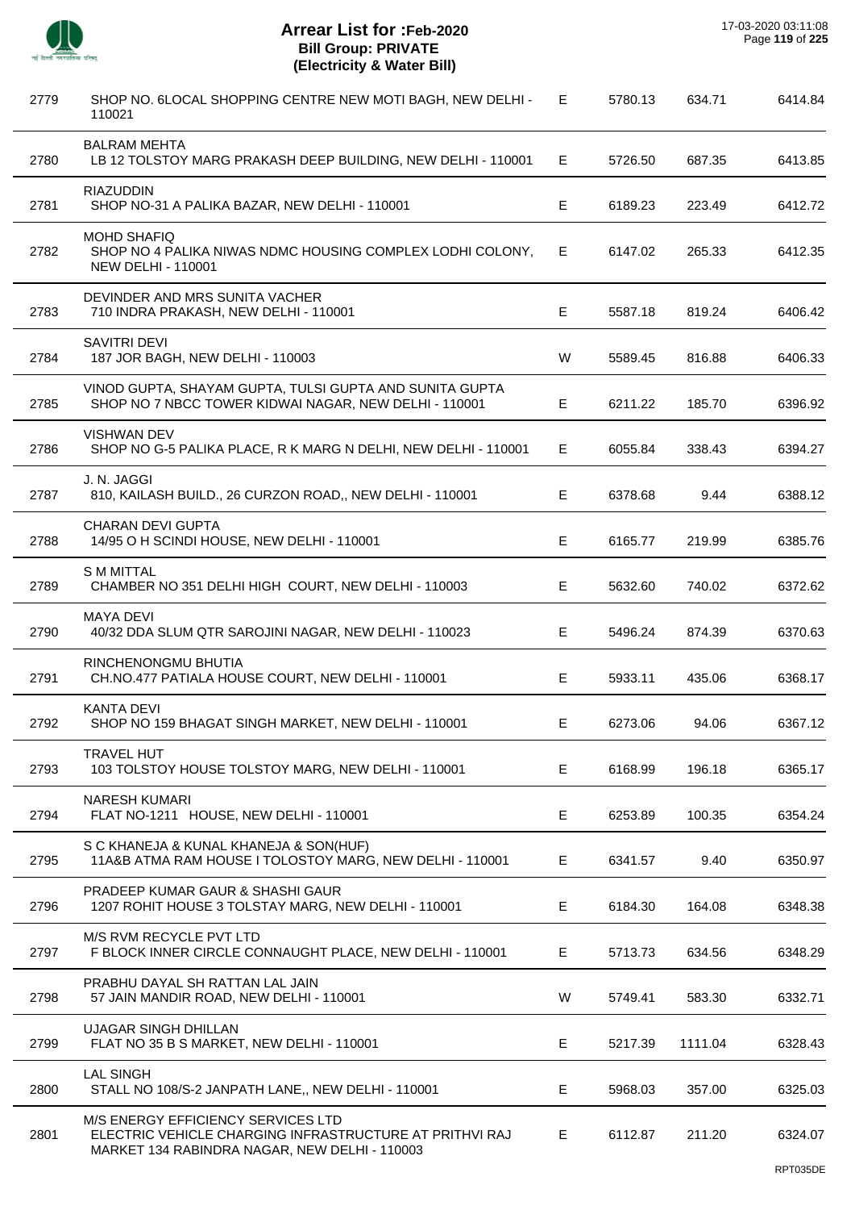# Arrear List for :Feb-2020
## Bill Group: PRIVATE
### (Electricity & Water Bill)

17-03-2020 03:11:08

| | | | | | |
|---|---|---|---|---|---|
| 2779 | SHOP NO. 6LOCAL SHOPPING CENTRE NEW MOTI BAGH, NEW DELHI - 110021 | E | 5780.13 | 634.71 | 6414.84 |
| 2780 | BALRAM MEHTA<br>LB 12 TOLSTOY MARG PRAKASH DEEP BUILDING, NEW DELHI - 110001 | E | 5726.50 | 687.35 | 6413.85 |
| 2781 | RIAZUDDIN<br>SHOP NO-31 A PALIKA BAZAR, NEW DELHI - 110001 | E | 6189.23 | 223.49 | 6412.72 |
| 2782 | MOHD SHAFIQ<br>SHOP NO 4 PALIKA NIWAS NDMC HOUSING COMPLEX LODHI COLONY, NEW DELHI - 110001 | E | 6147.02 | 265.33 | 6412.35 |
| 2783 | DEVINDER AND MRS SUNITA VACHER<br>710 INDRA PRAKASH, NEW DELHI - 110001 | E | 5587.18 | 819.24 | 6406.42 |
| 2784 | SAVITRI DEVI<br>187 JOR BAGH, NEW DELHI - 110003 | W | 5589.45 | 816.88 | 6406.33 |
| 2785 | VINOD GUPTA, SHAYAM GUPTA, TULSI GUPTA AND SUNITA GUPTA<br>SHOP NO 7 NBCC TOWER KIDWAI NAGAR, NEW DELHI - 110001 | E | 6211.22 | 185.70 | 6396.92 |
| 2786 | VISHWAN DEV<br>SHOP NO G-5 PALIKA PLACE, R K MARG N DELHI, NEW DELHI - 110001 | E | 6055.84 | 338.43 | 6394.27 |
| 2787 | J. N. JAGGI<br>810, KAILASH BUILD., 26 CURZON ROAD,, NEW DELHI - 110001 | E | 6378.68 | 9.44 | 6388.12 |
| 2788 | CHARAN DEVI GUPTA<br>14/95 O H SCINDI HOUSE, NEW DELHI - 110001 | E | 6165.77 | 219.99 | 6385.76 |
| 2789 | S M MITTAL<br>CHAMBER NO 351 DELHI HIGH COURT, NEW DELHI - 110003 | E | 5632.60 | 740.02 | 6372.62 |
| 2790 | MAYA DEVI<br>40/32 DDA SLUM QTR SAROJINI NAGAR, NEW DELHI - 110023 | E | 5496.24 | 874.39 | 6370.63 |
| 2791 | RINCHENONGMU BHUTIA<br>CH.NO.477 PATIALA HOUSE COURT, NEW DELHI - 110001 | E | 5933.11 | 435.06 | 6368.17 |
| 2792 | KANTA DEVI<br>SHOP NO 159 BHAGAT SINGH MARKET, NEW DELHI - 110001 | E | 6273.06 | 94.06 | 6367.12 |
| 2793 | TRAVEL HUT<br>103 TOLSTOY HOUSE TOLSTOY MARG, NEW DELHI - 110001 | E | 6168.99 | 196.18 | 6365.17 |
| 2794 | NARESH KUMARI<br>FLAT NO-1211 HOUSE, NEW DELHI - 110001 | E | 6253.89 | 100.35 | 6354.24 |
| 2795 | S C KHANEJA & KUNAL KHANEJA & SON(HUF)<br>11A&B ATMA RAM HOUSE I TOLOSTOY MARG, NEW DELHI - 110001 | E | 6341.57 | 9.40 | 6350.97 |
| 2796 | PRADEEP KUMAR GAUR & SHASHI GAUR<br>1207 ROHIT HOUSE 3 TOLSTAY MARG, NEW DELHI - 110001 | E | 6184.30 | 164.08 | 6348.38 |
| 2797 | M/S RVM RECYCLE PVT LTD<br>F BLOCK INNER CIRCLE CONNAUGHT PLACE, NEW DELHI - 110001 | E | 5713.73 | 634.56 | 6348.29 |
| 2798 | PRABHU DAYAL SH RATTAN LAL JAIN<br>57 JAIN MANDIR ROAD, NEW DELHI - 110001 | W | 5749.41 | 583.30 | 6332.71 |
| 2799 | UJAGAR SINGH DHILLAN<br>FLAT NO 35 B S MARKET, NEW DELHI - 110001 | E | 5217.39 | 1111.04 | 6328.43 |
| 2800 | LAL SINGH<br>STALL NO 108/S-2 JANPATH LANE,, NEW DELHI - 110001 | E | 5968.03 | 357.00 | 6325.03 |
| 2801 | M/S ENERGY EFFICIENCY SERVICES LTD<br>ELECTRIC VEHICLE CHARGING INFRASTRUCTURE AT PRITHVI RAJ MARKET 134 RABINDRA NAGAR, NEW DELHI - 110003 | E | 6112.87 | 211.20 | 6324.07 |

RPT035DE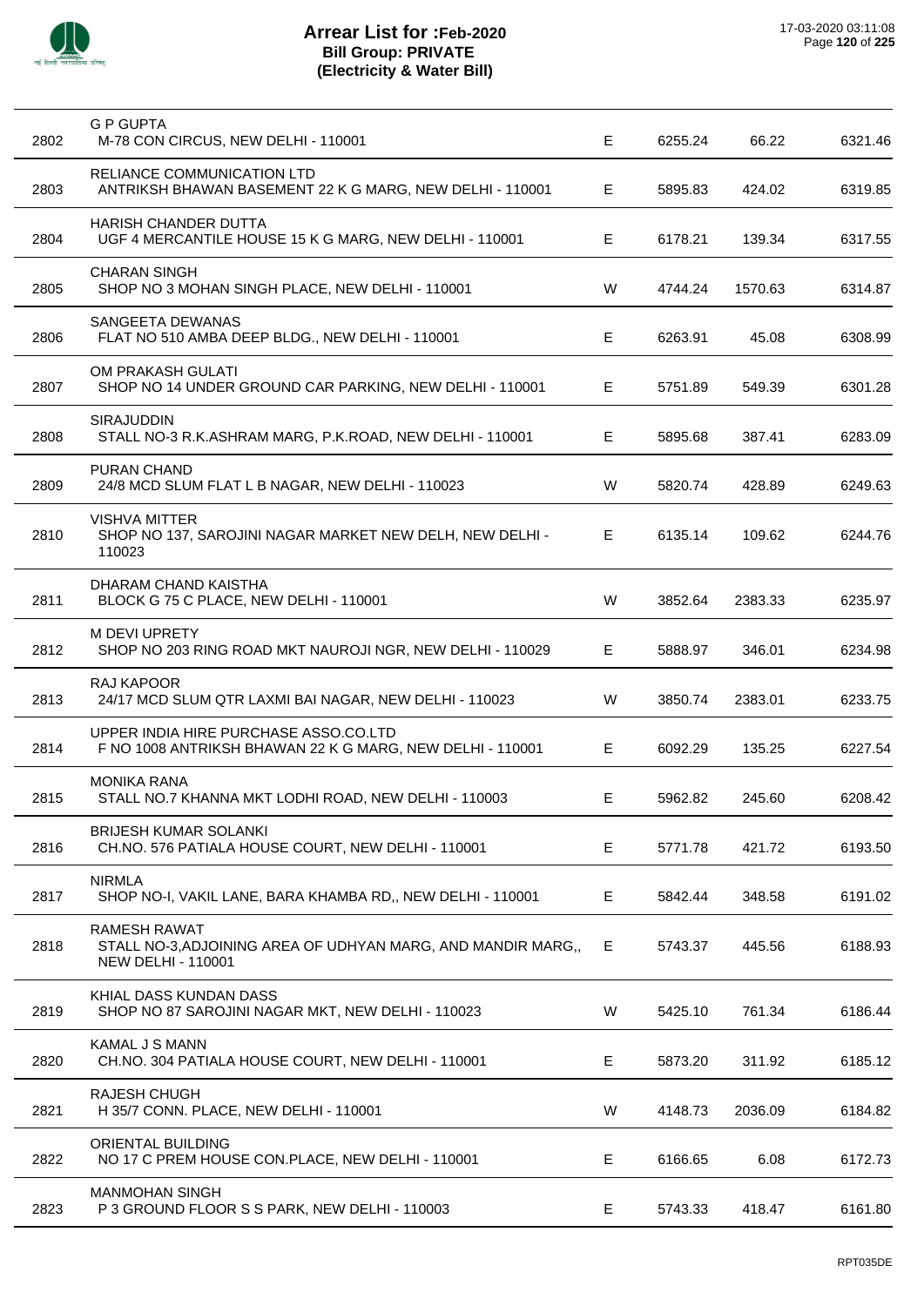# Arrear List for :Feb-2020
## Bill Group: PRIVATE
## (Electricity & Water Bill)

17-03-2020 03:11:08

| | | | | | |
|---|---|---|---|---|---|
| 2802 | G P GUPTA<br>M-78 CON CIRCUS, NEW DELHI - 110001 | E | 6255.24 | 66.22 | 6321.46 |
| 2803 | RELIANCE COMMUNICATION LTD<br>ANTRIKSH BHAWAN BASEMENT 22 K G MARG, NEW DELHI - 110001 | E | 5895.83 | 424.02 | 6319.85 |
| 2804 | HARISH CHANDER DUTTA<br>UGF 4 MERCANTILE HOUSE 15 K G MARG, NEW DELHI - 110001 | E | 6178.21 | 139.34 | 6317.55 |
| 2805 | CHARAN SINGH<br>SHOP NO 3 MOHAN SINGH PLACE, NEW DELHI - 110001 | W | 4744.24 | 1570.63 | 6314.87 |
| 2806 | SANGEETA DEWANAS<br>FLAT NO 510 AMBA DEEP BLDG., NEW DELHI - 110001 | E | 6263.91 | 45.08 | 6308.99 |
| 2807 | OM PRAKASH GULATI<br>SHOP NO 14 UNDER GROUND CAR PARKING, NEW DELHI - 110001 | E | 5751.89 | 549.39 | 6301.28 |
| 2808 | SIRAJUDDIN<br>STALL NO-3 R.K.ASHRAM MARG, P.K.ROAD, NEW DELHI - 110001 | E | 5895.68 | 387.41 | 6283.09 |
| 2809 | PURAN CHAND<br>24/8 MCD SLUM FLAT L B NAGAR, NEW DELHI - 110023 | W | 5820.74 | 428.89 | 6249.63 |
| 2810 | VISHVA MITTER<br>SHOP NO 137, SAROJINI NAGAR MARKET NEW DELH, NEW DELHI - 110023 | E | 6135.14 | 109.62 | 6244.76 |
| 2811 | DHARAM CHAND KAISTHA<br>BLOCK G 75 C PLACE, NEW DELHI - 110001 | W | 3852.64 | 2383.33 | 6235.97 |
| 2812 | M DEVI UPRETY<br>SHOP NO 203 RING ROAD MKT NAUROJI NGR, NEW DELHI - 110029 | E | 5888.97 | 346.01 | 6234.98 |
| 2813 | RAJ KAPOOR<br>24/17 MCD SLUM QTR LAXMI BAI NAGAR, NEW DELHI - 110023 | W | 3850.74 | 2383.01 | 6233.75 |
| 2814 | UPPER INDIA HIRE PURCHASE ASSO.CO.LTD<br>F NO 1008 ANTRIKSH BHAWAN 22 K G MARG, NEW DELHI - 110001 | E | 6092.29 | 135.25 | 6227.54 |
| 2815 | MONIKA RANA<br>STALL NO.7 KHANNA MKT LODHI ROAD, NEW DELHI - 110003 | E | 5962.82 | 245.60 | 6208.42 |
| 2816 | BRIJESH KUMAR SOLANKI<br>CH.NO. 576 PATIALA HOUSE COURT, NEW DELHI - 110001 | E | 5771.78 | 421.72 | 6193.50 |
| 2817 | NIRMLA<br>SHOP NO-I, VAKIL LANE, BARA KHAMBA RD,, NEW DELHI - 110001 | E | 5842.44 | 348.58 | 6191.02 |
| 2818 | RAMESH RAWAT<br>STALL NO-3,ADJOINING AREA OF UDHYAN MARG, AND MANDIR MARG,, NEW DELHI - 110001 | E | 5743.37 | 445.56 | 6188.93 |
| 2819 | KHIAL DASS KUNDAN DASS<br>SHOP NO 87 SAROJINI NAGAR MKT, NEW DELHI - 110023 | W | 5425.10 | 761.34 | 6186.44 |
| 2820 | KAMAL J S MANN<br>CH.NO. 304 PATIALA HOUSE COURT, NEW DELHI - 110001 | E | 5873.20 | 311.92 | 6185.12 |
| 2821 | RAJESH CHUGH<br>H 35/7 CONN. PLACE, NEW DELHI - 110001 | W | 4148.73 | 2036.09 | 6184.82 |
| 2822 | ORIENTAL BUILDING<br>NO 17 C PREM HOUSE CON.PLACE, NEW DELHI - 110001 | E | 6166.65 | 6.08 | 6172.73 |
| 2823 | MANMOHAN SINGH<br>P 3 GROUND FLOOR S S PARK, NEW DELHI - 110003 | E | 5743.33 | 418.47 | 6161.80 |

RPT035DE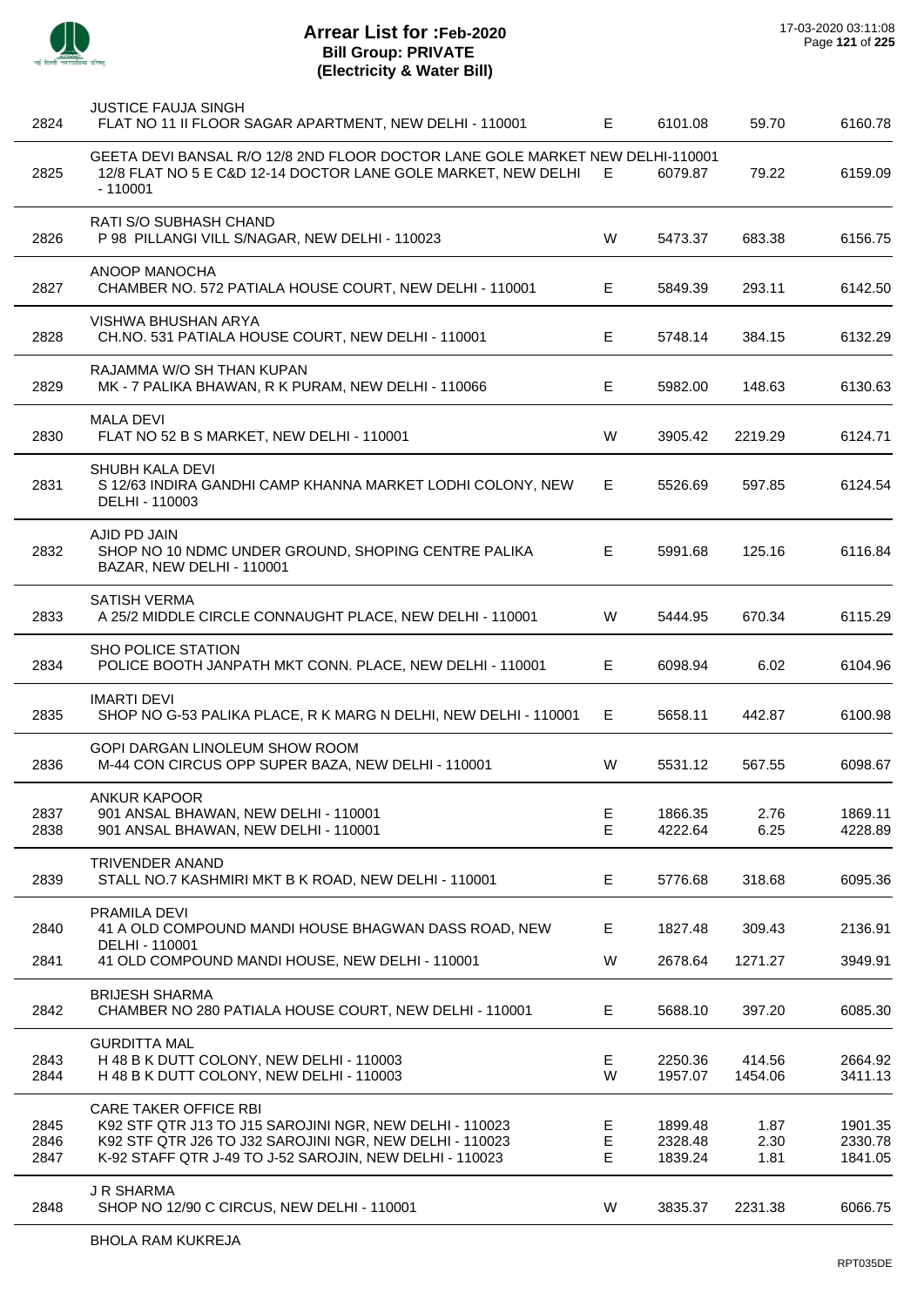# Arrear List for :Feb-2020
## Bill Group: PRIVATE
## (Electricity & Water Bill)

| S.No. | Name / Address | Type | Amount 1 | Amount 2 | Total |
|---|---|---|---|---|---|
| | JUSTICE FAUJA SINGH | | | | |
| 2824 | FLAT NO 11 II FLOOR SAGAR APARTMENT, NEW DELHI - 110001 | E | 6101.08 | 59.70 | 6160.78 |
| | GEETA DEVI BANSAL R/O 12/8 2ND FLOOR DOCTOR LANE GOLE MARKET NEW DELHI-110001 | | | | |
| 2825 | 12/8 FLAT NO 5 E C&D 12-14 DOCTOR LANE GOLE MARKET, NEW DELHI - 110001 | E | 6079.87 | 79.22 | 6159.09 |
| | RATI S/O SUBHASH CHAND | | | | |
| 2826 | P 98 PILLANGI VILL S/NAGAR, NEW DELHI - 110023 | W | 5473.37 | 683.38 | 6156.75 |
| | ANOOP MANOCHA | | | | |
| 2827 | CHAMBER NO. 572 PATIALA HOUSE COURT, NEW DELHI - 110001 | E | 5849.39 | 293.11 | 6142.50 |
| | VISHWA BHUSHAN ARYA | | | | |
| 2828 | CH.NO. 531 PATIALA HOUSE COURT, NEW DELHI - 110001 | E | 5748.14 | 384.15 | 6132.29 |
| | RAJAMMA W/O SH THAN KUPAN | | | | |
| 2829 | MK - 7 PALIKA BHAWAN, R K PURAM, NEW DELHI - 110066 | E | 5982.00 | 148.63 | 6130.63 |
| | MALA DEVI | | | | |
| 2830 | FLAT NO 52 B S MARKET, NEW DELHI - 110001 | W | 3905.42 | 2219.29 | 6124.71 |
| | SHUBH KALA DEVI | | | | |
| 2831 | S 12/63 INDIRA GANDHI CAMP KHANNA MARKET LODHI COLONY, NEW DELHI - 110003 | E | 5526.69 | 597.85 | 6124.54 |
| | AJID PD JAIN | | | | |
| 2832 | SHOP NO 10 NDMC UNDER GROUND, SHOPING CENTRE PALIKA BAZAR, NEW DELHI - 110001 | E | 5991.68 | 125.16 | 6116.84 |
| | SATISH VERMA | | | | |
| 2833 | A 25/2 MIDDLE CIRCLE CONNAUGHT PLACE, NEW DELHI - 110001 | W | 5444.95 | 670.34 | 6115.29 |
| | SHO POLICE STATION | | | | |
| 2834 | POLICE BOOTH JANPATH MKT CONN. PLACE, NEW DELHI - 110001 | E | 6098.94 | 6.02 | 6104.96 |
| | IMARTI DEVI | | | | |
| 2835 | SHOP NO G-53 PALIKA PLACE, R K MARG N DELHI, NEW DELHI - 110001 | E | 5658.11 | 442.87 | 6100.98 |
| | GOPI DARGAN LINOLEUM SHOW ROOM | | | | |
| 2836 | M-44 CON CIRCUS OPP SUPER BAZA, NEW DELHI - 110001 | W | 5531.12 | 567.55 | 6098.67 |
| | ANKUR KAPOOR | | | | |
| 2837 | 901 ANSAL BHAWAN, NEW DELHI - 110001 | E | 1866.35 | 2.76 | 1869.11 |
| 2838 | 901 ANSAL BHAWAN, NEW DELHI - 110001 | E | 4222.64 | 6.25 | 4228.89 |
| | TRIVENDER ANAND | | | | |
| 2839 | STALL NO.7 KASHMIRI MKT B K ROAD, NEW DELHI - 110001 | E | 5776.68 | 318.68 | 6095.36 |
| | PRAMILA DEVI | | | | |
| 2840 | 41 A OLD COMPOUND MANDI HOUSE BHAGWAN DASS ROAD, NEW DELHI - 110001 | E | 1827.48 | 309.43 | 2136.91 |
| 2841 | 41 OLD COMPOUND MANDI HOUSE, NEW DELHI - 110001 | W | 2678.64 | 1271.27 | 3949.91 |
| | BRIJESH SHARMA | | | | |
| 2842 | CHAMBER NO 280 PATIALA HOUSE COURT, NEW DELHI - 110001 | E | 5688.10 | 397.20 | 6085.30 |
| | GURDITTA MAL | | | | |
| 2843 | H 48 B K DUTT COLONY, NEW DELHI - 110003 | E | 2250.36 | 414.56 | 2664.92 |
| 2844 | H 48 B K DUTT COLONY, NEW DELHI - 110003 | W | 1957.07 | 1454.06 | 3411.13 |
| | CARE TAKER OFFICE RBI | | | | |
| 2845 | K92 STF QTR J13 TO J15 SAROJINI NGR, NEW DELHI - 110023 | E | 1899.48 | 1.87 | 1901.35 |
| 2846 | K92 STF QTR J26 TO J32 SAROJINI NGR, NEW DELHI - 110023 | E | 2328.48 | 2.30 | 2330.78 |
| 2847 | K-92 STAFF QTR J-49 TO J-52 SAROJIN, NEW DELHI - 110023 | E | 1839.24 | 1.81 | 1841.05 |
| | J R SHARMA | | | | |
| 2848 | SHOP NO 12/90 C CIRCUS, NEW DELHI - 110001 | W | 3835.37 | 2231.38 | 6066.75 |
| | BHOLA RAM KUKREJA | | | | |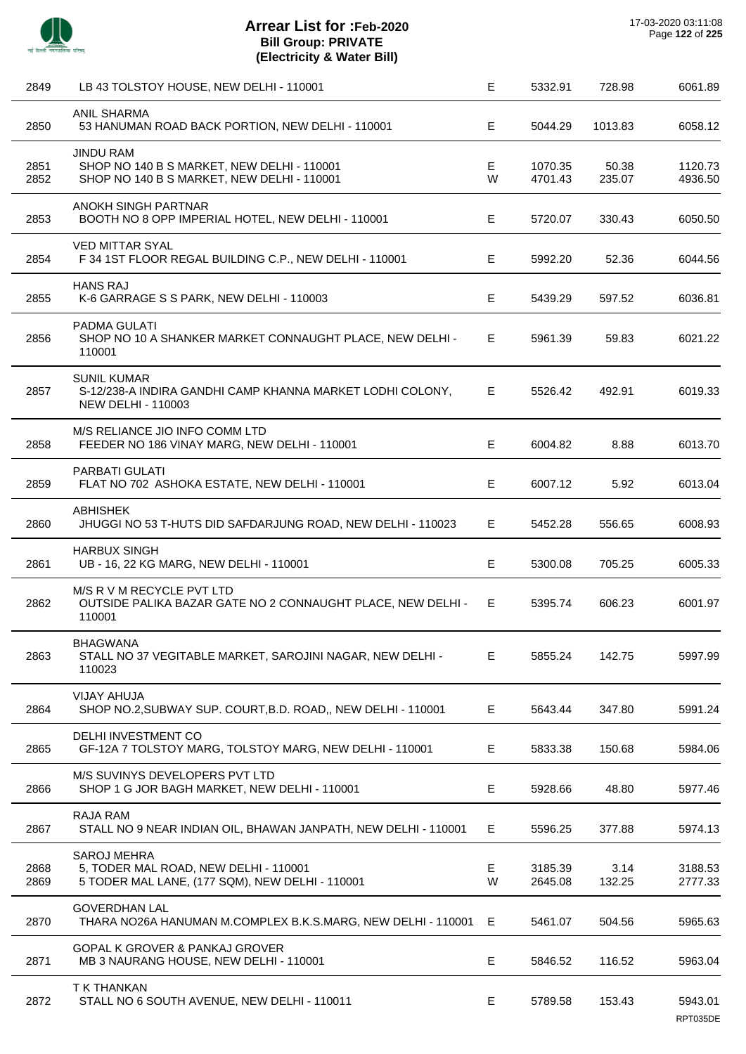# Arrear List for :Feb-2020
## Bill Group: PRIVATE
## (Electricity & Water Bill)

17-03-2020 03:11:08

| No. | Name / Address | Type | Amount | Surcharge | Total |
|---|---|---|---|---|---|
| 2849 | LB 43 TOLSTOY HOUSE, NEW DELHI - 110001 | E | 5332.91 | 728.98 | 6061.89 |
| | ANIL SHARMA | | | | |
| 2850 | 53 HANUMAN ROAD BACK PORTION, NEW DELHI - 110001 | E | 5044.29 | 1013.83 | 6058.12 |
| | JINDU RAM | | | | |
| 2851 | SHOP NO 140 B S MARKET, NEW DELHI - 110001 | E | 1070.35 | 50.38 | 1120.73 |
| 2852 | SHOP NO 140 B S MARKET, NEW DELHI - 110001 | W | 4701.43 | 235.07 | 4936.50 |
| | ANOKH SINGH PARTNAR | | | | |
| 2853 | BOOTH NO 8 OPP IMPERIAL HOTEL, NEW DELHI - 110001 | E | 5720.07 | 330.43 | 6050.50 |
| | VED MITTAR SYAL | | | | |
| 2854 | F 34 1ST FLOOR REGAL BUILDING C.P., NEW DELHI - 110001 | E | 5992.20 | 52.36 | 6044.56 |
| | HANS RAJ | | | | |
| 2855 | K-6 GARRAGE S S PARK, NEW DELHI - 110003 | E | 5439.29 | 597.52 | 6036.81 |
| | PADMA GULATI | | | | |
| 2856 | SHOP NO 10 A SHANKER MARKET CONNAUGHT PLACE, NEW DELHI - 110001 | E | 5961.39 | 59.83 | 6021.22 |
| | SUNIL KUMAR | | | | |
| 2857 | S-12/238-A INDIRA GANDHI CAMP KHANNA MARKET LODHI COLONY, NEW DELHI - 110003 | E | 5526.42 | 492.91 | 6019.33 |
| | M/S RELIANCE JIO INFO COMM LTD | | | | |
| 2858 | FEEDER NO 186 VINAY MARG, NEW DELHI - 110001 | E | 6004.82 | 8.88 | 6013.70 |
| | PARBATI GULATI | | | | |
| 2859 | FLAT NO 702 ASHOKA ESTATE, NEW DELHI - 110001 | E | 6007.12 | 5.92 | 6013.04 |
| | ABHISHEK | | | | |
| 2860 | JHUGGI NO 53 T-HUTS DID SAFDARJUNG ROAD, NEW DELHI - 110023 | E | 5452.28 | 556.65 | 6008.93 |
| | HARBUX SINGH | | | | |
| 2861 | UB - 16, 22 KG MARG, NEW DELHI - 110001 | E | 5300.08 | 705.25 | 6005.33 |
| | M/S R V M RECYCLE PVT LTD | | | | |
| 2862 | OUTSIDE PALIKA BAZAR GATE NO 2 CONNAUGHT PLACE, NEW DELHI - 110001 | E | 5395.74 | 606.23 | 6001.97 |
| | BHAGWANA | | | | |
| 2863 | STALL NO 37 VEGITABLE MARKET, SAROJINI NAGAR, NEW DELHI - 110023 | E | 5855.24 | 142.75 | 5997.99 |
| | VIJAY AHUJA | | | | |
| 2864 | SHOP NO.2,SUBWAY SUP. COURT,B.D. ROAD,, NEW DELHI - 110001 | E | 5643.44 | 347.80 | 5991.24 |
| | DELHI INVESTMENT CO | | | | |
| 2865 | GF-12A 7 TOLSTOY MARG, TOLSTOY MARG, NEW DELHI - 110001 | E | 5833.38 | 150.68 | 5984.06 |
| | M/S SUVINYS DEVELOPERS PVT LTD | | | | |
| 2866 | SHOP 1 G JOR BAGH MARKET, NEW DELHI - 110001 | E | 5928.66 | 48.80 | 5977.46 |
| | RAJA RAM | | | | |
| 2867 | STALL NO 9 NEAR INDIAN OIL, BHAWAN JANPATH, NEW DELHI - 110001 | E | 5596.25 | 377.88 | 5974.13 |
| | SAROJ MEHRA | | | | |
| 2868 | 5, TODER MAL ROAD, NEW DELHI - 110001 | E | 3185.39 | 3.14 | 3188.53 |
| 2869 | 5 TODER MAL LANE, (177 SQM), NEW DELHI - 110001 | W | 2645.08 | 132.25 | 2777.33 |
| | GOVERDHAN LAL | | | | |
| 2870 | THARA NO26A HANUMAN M.COMPLEX B.K.S.MARG, NEW DELHI - 110001 | E | 5461.07 | 504.56 | 5965.63 |
| | GOPAL K GROVER & PANKAJ GROVER | | | | |
| 2871 | MB 3 NAURANG HOUSE, NEW DELHI - 110001 | E | 5846.52 | 116.52 | 5963.04 |
| | T K THANKAN | | | | |
| 2872 | STALL NO 6 SOUTH AVENUE, NEW DELHI - 110011 | E | 5789.58 | 153.43 | 5943.01 |

RPT035DE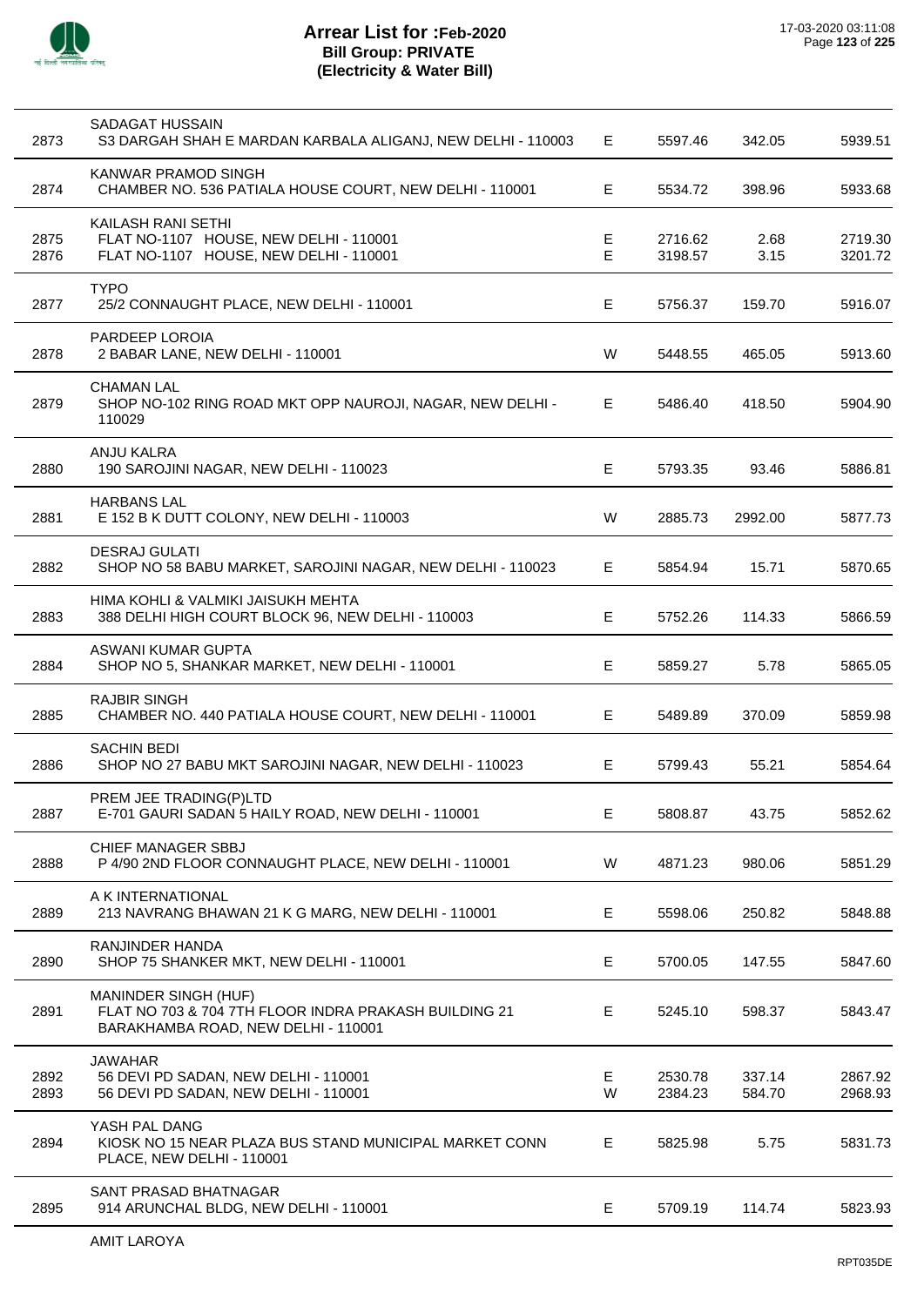# Arrear List for :Feb-2020
## Bill Group: PRIVATE
## (Electricity & Water Bill)

17-03-2020 03:11:08

| | Name / Address | Type | Amount | Interest | Total |
|---|---|---|---|---|---|
| 2873 | SADAGAT HUSSAIN<br>S3 DARGAH SHAH E MARDAN KARBALA ALIGANJ, NEW DELHI - 110003 | E | 5597.46 | 342.05 | 5939.51 |
| 2874 | KANWAR PRAMOD SINGH<br>CHAMBER NO. 536 PATIALA HOUSE COURT, NEW DELHI - 110001 | E | 5534.72 | 398.96 | 5933.68 |
| 2875 | KAILASH RANI SETHI<br>FLAT NO-1107 HOUSE, NEW DELHI - 110001 | E | 2716.62 | 2.68 | 2719.30 |
| 2876 | FLAT NO-1107 HOUSE, NEW DELHI - 110001 | E | 3198.57 | 3.15 | 3201.72 |
| 2877 | TYPO<br>25/2 CONNAUGHT PLACE, NEW DELHI - 110001 | E | 5756.37 | 159.70 | 5916.07 |
| 2878 | PARDEEP LOROIA<br>2 BABAR LANE, NEW DELHI - 110001 | W | 5448.55 | 465.05 | 5913.60 |
| 2879 | CHAMAN LAL<br>SHOP NO-102 RING ROAD MKT OPP NAUROJI, NAGAR, NEW DELHI - 110029 | E | 5486.40 | 418.50 | 5904.90 |
| 2880 | ANJU KALRA<br>190 SAROJINI NAGAR, NEW DELHI - 110023 | E | 5793.35 | 93.46 | 5886.81 |
| 2881 | HARBANS LAL<br>E 152 B K DUTT COLONY, NEW DELHI - 110003 | W | 2885.73 | 2992.00 | 5877.73 |
| 2882 | DESRAJ GULATI<br>SHOP NO 58 BABU MARKET, SAROJINI NAGAR, NEW DELHI - 110023 | E | 5854.94 | 15.71 | 5870.65 |
| 2883 | HIMA KOHLI & VALMIKI JAISUKH MEHTA<br>388 DELHI HIGH COURT BLOCK 96, NEW DELHI - 110003 | E | 5752.26 | 114.33 | 5866.59 |
| 2884 | ASWANI KUMAR GUPTA<br>SHOP NO 5, SHANKAR MARKET, NEW DELHI - 110001 | E | 5859.27 | 5.78 | 5865.05 |
| 2885 | RAJBIR SINGH<br>CHAMBER NO. 440 PATIALA HOUSE COURT, NEW DELHI - 110001 | E | 5489.89 | 370.09 | 5859.98 |
| 2886 | SACHIN BEDI<br>SHOP NO 27 BABU MKT SAROJINI NAGAR, NEW DELHI - 110023 | E | 5799.43 | 55.21 | 5854.64 |
| 2887 | PREM JEE TRADING(P)LTD<br>E-701 GAURI SADAN 5 HAILY ROAD, NEW DELHI - 110001 | E | 5808.87 | 43.75 | 5852.62 |
| 2888 | CHIEF MANAGER SBBJ<br>P 4/90 2ND FLOOR CONNAUGHT PLACE, NEW DELHI - 110001 | W | 4871.23 | 980.06 | 5851.29 |
| 2889 | A K INTERNATIONAL<br>213 NAVRANG BHAWAN 21 K G MARG, NEW DELHI - 110001 | E | 5598.06 | 250.82 | 5848.88 |
| 2890 | RANJINDER HANDA<br>SHOP 75 SHANKER MKT, NEW DELHI - 110001 | E | 5700.05 | 147.55 | 5847.60 |
| 2891 | MANINDER SINGH (HUF)<br>FLAT NO 703 & 704 7TH FLOOR INDRA PRAKASH BUILDING 21 BARAKHAMBA ROAD, NEW DELHI - 110001 | E | 5245.10 | 598.37 | 5843.47 |
| 2892 | JAWAHAR<br>56 DEVI PD SADAN, NEW DELHI - 110001 | E | 2530.78 | 337.14 | 2867.92 |
| 2893 | 56 DEVI PD SADAN, NEW DELHI - 110001 | W | 2384.23 | 584.70 | 2968.93 |
| 2894 | YASH PAL DANG<br>KIOSK NO 15 NEAR PLAZA BUS STAND MUNICIPAL MARKET CONN PLACE, NEW DELHI - 110001 | E | 5825.98 | 5.75 | 5831.73 |
| 2895 | SANT PRASAD BHATNAGAR<br>914 ARUNCHAL BLDG, NEW DELHI - 110001 | E | 5709.19 | 114.74 | 5823.93 |

AMIT LAROYA

RPT035DE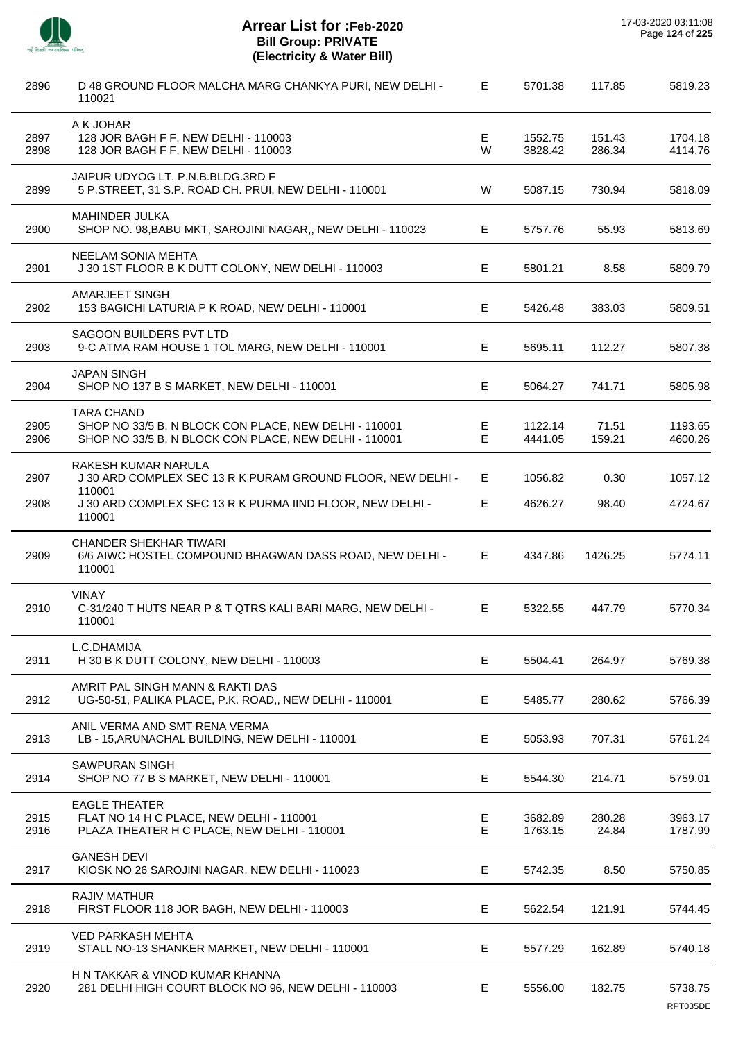# Arrear List for :Feb-2020
## Bill Group: PRIVATE
### (Electricity & Water Bill)

| No. | Name / Address | Type | Amount | Interest | Total |
|---|---|---|---|---|---|
| 2896 | D 48 GROUND FLOOR MALCHA MARG CHANKYA PURI, NEW DELHI - 110021 | E | 5701.38 | 117.85 | 5819.23 |
| | A K JOHAR | | | | |
| 2897 | 128 JOR BAGH F F, NEW DELHI - 110003 | E | 1552.75 | 151.43 | 1704.18 |
| 2898 | 128 JOR BAGH F F, NEW DELHI - 110003 | W | 3828.42 | 286.34 | 4114.76 |
| | JAIPUR UDYOG LT. P.N.B.BLDG.3RD F | | | | |
| 2899 | 5 P.STREET, 31 S.P. ROAD CH. PRUI, NEW DELHI - 110001 | W | 5087.15 | 730.94 | 5818.09 |
| | MAHINDER JULKA | | | | |
| 2900 | SHOP NO. 98,BABU MKT, SAROJINI NAGAR,, NEW DELHI - 110023 | E | 5757.76 | 55.93 | 5813.69 |
| | NEELAM SONIA MEHTA | | | | |
| 2901 | J 30 1ST FLOOR B K DUTT COLONY, NEW DELHI - 110003 | E | 5801.21 | 8.58 | 5809.79 |
| | AMARJEET SINGH | | | | |
| 2902 | 153 BAGICHI LATURIA P K ROAD, NEW DELHI - 110001 | E | 5426.48 | 383.03 | 5809.51 |
| | SAGOON BUILDERS PVT LTD | | | | |
| 2903 | 9-C ATMA RAM HOUSE 1 TOL MARG, NEW DELHI - 110001 | E | 5695.11 | 112.27 | 5807.38 |
| | JAPAN SINGH | | | | |
| 2904 | SHOP NO 137 B S MARKET, NEW DELHI - 110001 | E | 5064.27 | 741.71 | 5805.98 |
| | TARA CHAND | | | | |
| 2905 | SHOP NO 33/5 B, N BLOCK CON PLACE, NEW DELHI - 110001 | E | 1122.14 | 71.51 | 1193.65 |
| 2906 | SHOP NO 33/5 B, N BLOCK CON PLACE, NEW DELHI - 110001 | E | 4441.05 | 159.21 | 4600.26 |
| | RAKESH KUMAR NARULA | | | | |
| 2907 | J 30 ARD COMPLEX SEC 13 R K PURAM GROUND FLOOR, NEW DELHI - 110001 | E | 1056.82 | 0.30 | 1057.12 |
| 2908 | J 30 ARD COMPLEX SEC 13 R K PURMA IIND FLOOR, NEW DELHI - 110001 | E | 4626.27 | 98.40 | 4724.67 |
| | CHANDER SHEKHAR TIWARI | | | | |
| 2909 | 6/6 AIWC HOSTEL COMPOUND BHAGWAN DASS ROAD, NEW DELHI - 110001 | E | 4347.86 | 1426.25 | 5774.11 |
| | VINAY | | | | |
| 2910 | C-31/240 T HUTS NEAR P & T QTRS KALI BARI MARG, NEW DELHI - 110001 | E | 5322.55 | 447.79 | 5770.34 |
| | L.C.DHAMIJA | | | | |
| 2911 | H 30 B K DUTT COLONY, NEW DELHI - 110003 | E | 5504.41 | 264.97 | 5769.38 |
| | AMRIT PAL SINGH MANN & RAKTI DAS | | | | |
| 2912 | UG-50-51, PALIKA PLACE, P.K. ROAD,, NEW DELHI - 110001 | E | 5485.77 | 280.62 | 5766.39 |
| | ANIL VERMA AND SMT RENA VERMA | | | | |
| 2913 | LB - 15,ARUNACHAL BUILDING, NEW DELHI - 110001 | E | 5053.93 | 707.31 | 5761.24 |
| | SAWPURAN SINGH | | | | |
| 2914 | SHOP NO 77 B S MARKET, NEW DELHI - 110001 | E | 5544.30 | 214.71 | 5759.01 |
| | EAGLE THEATER | | | | |
| 2915 | FLAT NO 14 H C PLACE, NEW DELHI - 110001 | E | 3682.89 | 280.28 | 3963.17 |
| 2916 | PLAZA THEATER H C PLACE, NEW DELHI - 110001 | E | 1763.15 | 24.84 | 1787.99 |
| | GANESH DEVI | | | | |
| 2917 | KIOSK NO 26 SAROJINI NAGAR, NEW DELHI - 110023 | E | 5742.35 | 8.50 | 5750.85 |
| | RAJIV MATHUR | | | | |
| 2918 | FIRST FLOOR 118 JOR BAGH, NEW DELHI - 110003 | E | 5622.54 | 121.91 | 5744.45 |
| | VED PARKASH MEHTA | | | | |
| 2919 | STALL NO-13 SHANKER MARKET, NEW DELHI - 110001 | E | 5577.29 | 162.89 | 5740.18 |
| | H N TAKKAR & VINOD KUMAR KHANNA | | | | |
| 2920 | 281 DELHI HIGH COURT BLOCK NO 96, NEW DELHI - 110003 | E | 5556.00 | 182.75 | 5738.75 |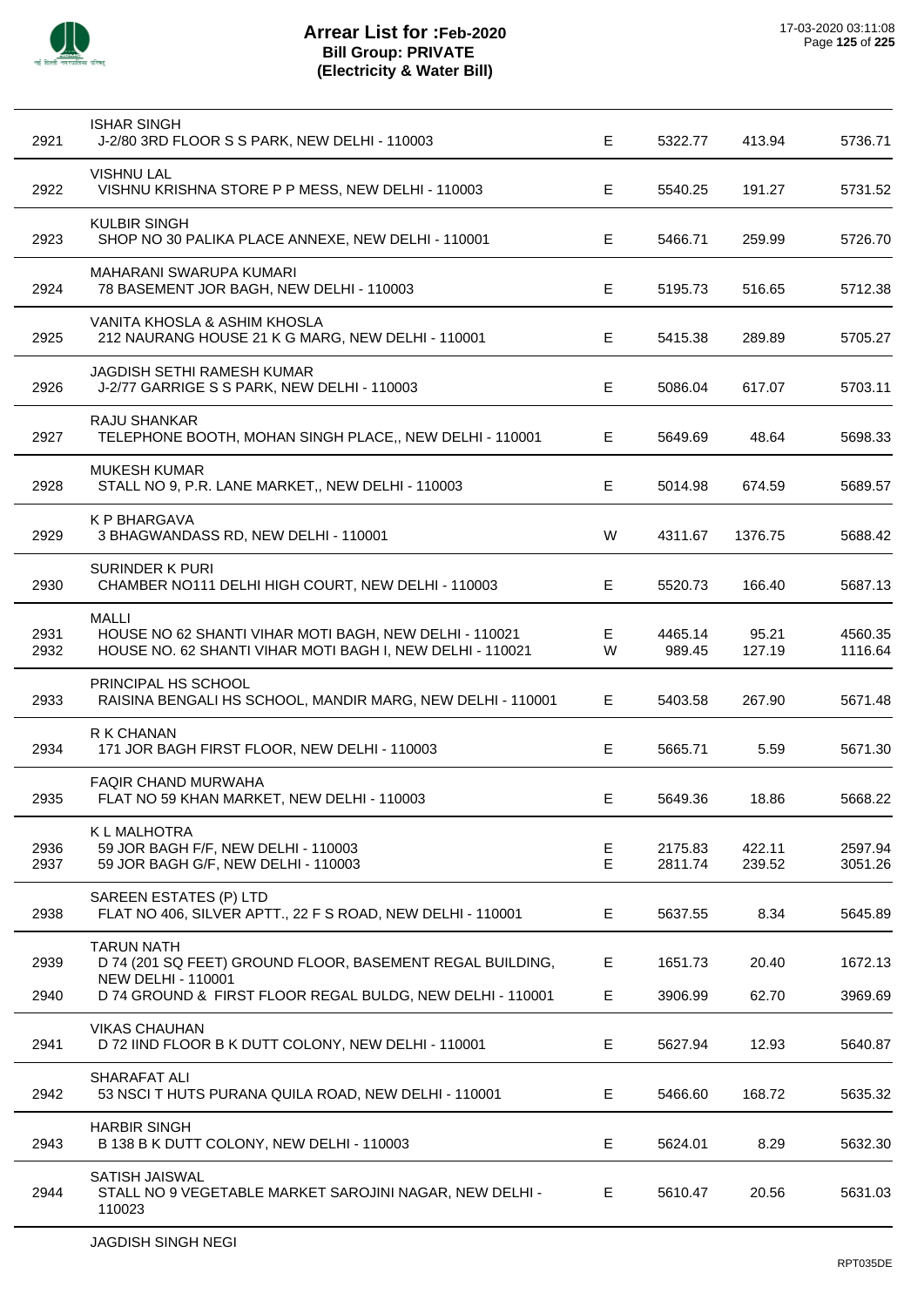# Arrear List for :Feb-2020
## Bill Group: PRIVATE
## (Electricity & Water Bill)

17-03-2020 03:11:08

| No. | Name / Address | Type | Amount 1 | Amount 2 | Total |
|---|---|---|---|---|---|
| | ISHAR SINGH | | | | |
| 2921 | J-2/80 3RD FLOOR S S PARK, NEW DELHI - 110003 | E | 5322.77 | 413.94 | 5736.71 |
| | VISHNU LAL | | | | |
| 2922 | VISHNU KRISHNA STORE P P MESS, NEW DELHI - 110003 | E | 5540.25 | 191.27 | 5731.52 |
| | KULBIR SINGH | | | | |
| 2923 | SHOP NO 30 PALIKA PLACE ANNEXE, NEW DELHI - 110001 | E | 5466.71 | 259.99 | 5726.70 |
| | MAHARANI SWARUPA KUMARI | | | | |
| 2924 | 78 BASEMENT JOR BAGH, NEW DELHI - 110003 | E | 5195.73 | 516.65 | 5712.38 |
| | VANITA KHOSLA & ASHIM KHOSLA | | | | |
| 2925 | 212 NAURANG HOUSE 21 K G MARG, NEW DELHI - 110001 | E | 5415.38 | 289.89 | 5705.27 |
| | JAGDISH SETHI RAMESH KUMAR | | | | |
| 2926 | J-2/77 GARRIGE S S PARK, NEW DELHI - 110003 | E | 5086.04 | 617.07 | 5703.11 |
| | RAJU SHANKAR | | | | |
| 2927 | TELEPHONE BOOTH, MOHAN SINGH PLACE,, NEW DELHI - 110001 | E | 5649.69 | 48.64 | 5698.33 |
| | MUKESH KUMAR | | | | |
| 2928 | STALL NO 9, P.R. LANE MARKET,, NEW DELHI - 110003 | E | 5014.98 | 674.59 | 5689.57 |
| | K P BHARGAVA | | | | |
| 2929 | 3 BHAGWANDASS RD, NEW DELHI - 110001 | W | 4311.67 | 1376.75 | 5688.42 |
| | SURINDER K PURI | | | | |
| 2930 | CHAMBER NO111 DELHI HIGH COURT, NEW DELHI - 110003 | E | 5520.73 | 166.40 | 5687.13 |
| | MALLI | | | | |
| 2931 | HOUSE NO 62 SHANTI VIHAR MOTI BAGH, NEW DELHI - 110021 | E | 4465.14 | 95.21 | 4560.35 |
| 2932 | HOUSE NO. 62 SHANTI VIHAR MOTI BAGH I, NEW DELHI - 110021 | W | 989.45 | 127.19 | 1116.64 |
| | PRINCIPAL HS SCHOOL | | | | |
| 2933 | RAISINA BENGALI HS SCHOOL, MANDIR MARG, NEW DELHI - 110001 | E | 5403.58 | 267.90 | 5671.48 |
| | R K CHANAN | | | | |
| 2934 | 171 JOR BAGH FIRST FLOOR, NEW DELHI - 110003 | E | 5665.71 | 5.59 | 5671.30 |
| | FAQIR CHAND MURWAHA | | | | |
| 2935 | FLAT NO 59 KHAN MARKET, NEW DELHI - 110003 | E | 5649.36 | 18.86 | 5668.22 |
| | K L MALHOTRA | | | | |
| 2936 | 59 JOR BAGH F/F, NEW DELHI - 110003 | E | 2175.83 | 422.11 | 2597.94 |
| 2937 | 59 JOR BAGH G/F, NEW DELHI - 110003 | E | 2811.74 | 239.52 | 3051.26 |
| | SAREEN ESTATES (P) LTD | | | | |
| 2938 | FLAT NO 406, SILVER APTT., 22 F S ROAD, NEW DELHI - 110001 | E | 5637.55 | 8.34 | 5645.89 |
| | TARUN NATH | | | | |
| 2939 | D 74 (201 SQ FEET) GROUND FLOOR, BASEMENT REGAL BUILDING, NEW DELHI - 110001 | E | 1651.73 | 20.40 | 1672.13 |
| 2940 | D 74 GROUND & FIRST FLOOR REGAL BULDG, NEW DELHI - 110001 | E | 3906.99 | 62.70 | 3969.69 |
| | VIKAS CHAUHAN | | | | |
| 2941 | D 72 IIND FLOOR B K DUTT COLONY, NEW DELHI - 110001 | E | 5627.94 | 12.93 | 5640.87 |
| | SHARAFAT ALI | | | | |
| 2942 | 53 NSCI T HUTS PURANA QUILA ROAD, NEW DELHI - 110001 | E | 5466.60 | 168.72 | 5635.32 |
| | HARBIR SINGH | | | | |
| 2943 | B 138 B K DUTT COLONY, NEW DELHI - 110003 | E | 5624.01 | 8.29 | 5632.30 |
| | SATISH JAISWAL | | | | |
| 2944 | STALL NO 9 VEGETABLE MARKET SAROJINI NAGAR, NEW DELHI - 110023 | E | 5610.47 | 20.56 | 5631.03 |
| | JAGDISH SINGH NEGI | | | | |

RPT035DE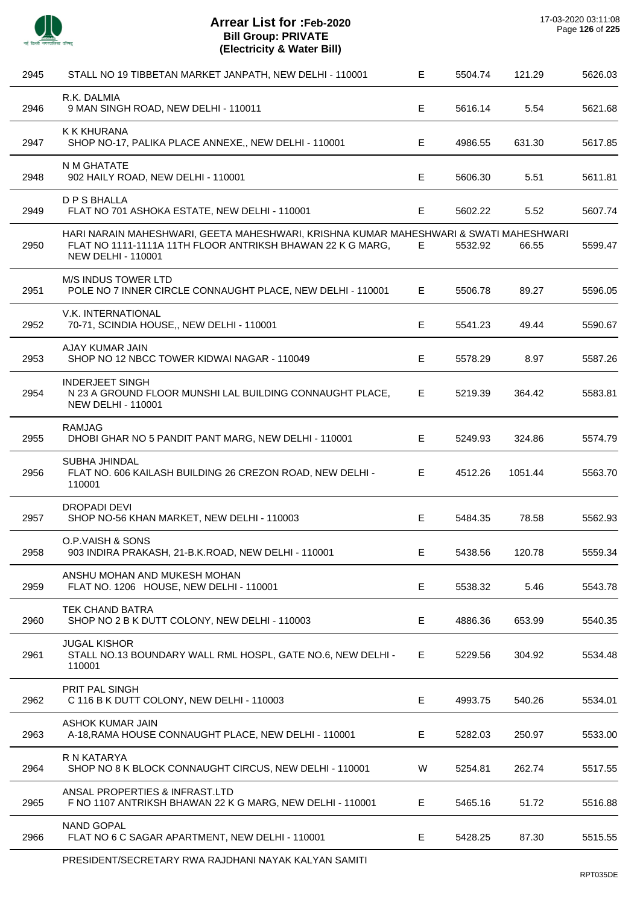# Arrear List for :Feb-2020
## Bill Group: PRIVATE
## (Electricity & Water Bill)

17-03-2020 03:11:08

| | | | | | |
|---|---|---|---|---|---|
| 2945 | STALL NO 19 TIBBETAN MARKET JANPATH, NEW DELHI - 110001 | E | 5504.74 | 121.29 | 5626.03 |
| 2946 | R.K. DALMIA<br>9 MAN SINGH ROAD, NEW DELHI - 110011 | E | 5616.14 | 5.54 | 5621.68 |
| 2947 | K K KHURANA<br>SHOP NO-17, PALIKA PLACE ANNEXE,, NEW DELHI - 110001 | E | 4986.55 | 631.30 | 5617.85 |
| 2948 | N M GHATATE<br>902 HAILY ROAD, NEW DELHI - 110001 | E | 5606.30 | 5.51 | 5611.81 |
| 2949 | D P S BHALLA<br>FLAT NO 701 ASHOKA ESTATE, NEW DELHI - 110001 | E | 5602.22 | 5.52 | 5607.74 |
| 2950 | HARI NARAIN MAHESHWARI, GEETA MAHESHWARI, KRISHNA KUMAR MAHESHWARI & SWATI MAHESHWARI<br>FLAT NO 1111-1111A 11TH FLOOR ANTRIKSH BHAWAN 22 K G MARG, NEW DELHI - 110001 | E | 5532.92 | 66.55 | 5599.47 |
| 2951 | M/S INDUS TOWER LTD<br>POLE NO 7 INNER CIRCLE CONNAUGHT PLACE, NEW DELHI - 110001 | E | 5506.78 | 89.27 | 5596.05 |
| 2952 | V.K. INTERNATIONAL<br>70-71, SCINDIA HOUSE,, NEW DELHI - 110001 | E | 5541.23 | 49.44 | 5590.67 |
| 2953 | AJAY KUMAR JAIN<br>SHOP NO 12 NBCC TOWER KIDWAI NAGAR - 110049 | E | 5578.29 | 8.97 | 5587.26 |
| 2954 | INDERJEET SINGH<br>N 23 A GROUND FLOOR MUNSHI LAL BUILDING CONNAUGHT PLACE, NEW DELHI - 110001 | E | 5219.39 | 364.42 | 5583.81 |
| 2955 | RAMJAG<br>DHOBI GHAR NO 5 PANDIT PANT MARG, NEW DELHI - 110001 | E | 5249.93 | 324.86 | 5574.79 |
| 2956 | SUBHA JHINDAL<br>FLAT NO. 606 KAILASH BUILDING 26 CREZON ROAD, NEW DELHI - 110001 | E | 4512.26 | 1051.44 | 5563.70 |
| 2957 | DROPADI DEVI<br>SHOP NO-56 KHAN MARKET, NEW DELHI - 110003 | E | 5484.35 | 78.58 | 5562.93 |
| 2958 | O.P.VAISH & SONS<br>903 INDIRA PRAKASH, 21-B.K.ROAD, NEW DELHI - 110001 | E | 5438.56 | 120.78 | 5559.34 |
| 2959 | ANSHU MOHAN AND MUKESH MOHAN<br>FLAT NO. 1206 HOUSE, NEW DELHI - 110001 | E | 5538.32 | 5.46 | 5543.78 |
| 2960 | TEK CHAND BATRA<br>SHOP NO 2 B K DUTT COLONY, NEW DELHI - 110003 | E | 4886.36 | 653.99 | 5540.35 |
| 2961 | JUGAL KISHOR<br>STALL NO.13 BOUNDARY WALL RML HOSPL, GATE NO.6, NEW DELHI - 110001 | E | 5229.56 | 304.92 | 5534.48 |
| 2962 | PRIT PAL SINGH<br>C 116 B K DUTT COLONY, NEW DELHI - 110003 | E | 4993.75 | 540.26 | 5534.01 |
| 2963 | ASHOK KUMAR JAIN<br>A-18,RAMA HOUSE CONNAUGHT PLACE, NEW DELHI - 110001 | E | 5282.03 | 250.97 | 5533.00 |
| 2964 | R N KATARYA<br>SHOP NO 8 K BLOCK CONNAUGHT CIRCUS, NEW DELHI - 110001 | W | 5254.81 | 262.74 | 5517.55 |
| 2965 | ANSAL PROPERTIES & INFRAST.LTD<br>F NO 1107 ANTRIKSH BHAWAN 22 K G MARG, NEW DELHI - 110001 | E | 5465.16 | 51.72 | 5516.88 |
| 2966 | NAND GOPAL<br>FLAT NO 6 C SAGAR APARTMENT, NEW DELHI - 110001 | E | 5428.25 | 87.30 | 5515.55 |

PRESIDENT/SECRETARY RWA RAJDHANI NAYAK KALYAN SAMITI

RPT035DE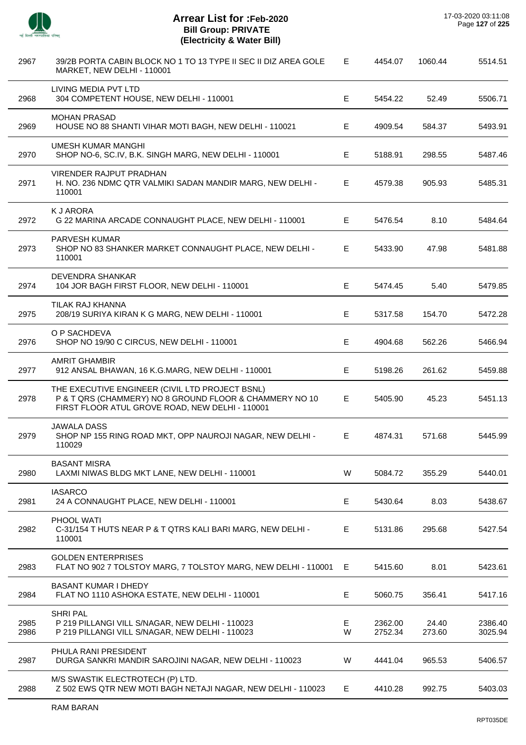# Arrear List for :Feb-2020
## Bill Group: PRIVATE
## (Electricity & Water Bill)

17-03-2020 03:11:08

| | | | | | |
|---|---|---|---|---|---|
| 2967 | 39/2B PORTA CABIN BLOCK NO 1 TO 13 TYPE II SEC II DIZ AREA GOLE MARKET, NEW DELHI - 110001 | E | 4454.07 | 1060.44 | 5514.51 |
| 2968 | LIVING MEDIA PVT LTD<br>304 COMPETENT HOUSE, NEW DELHI - 110001 | E | 5454.22 | 52.49 | 5506.71 |
| 2969 | MOHAN PRASAD<br>HOUSE NO 88 SHANTI VIHAR MOTI BAGH, NEW DELHI - 110021 | E | 4909.54 | 584.37 | 5493.91 |
| 2970 | UMESH KUMAR MANGHI<br>SHOP NO-6, SC.IV, B.K. SINGH MARG, NEW DELHI - 110001 | E | 5188.91 | 298.55 | 5487.46 |
| 2971 | VIRENDER RAJPUT PRADHAN<br>H. NO. 236 NDMC QTR VALMIKI SADAN MANDIR MARG, NEW DELHI - 110001 | E | 4579.38 | 905.93 | 5485.31 |
| 2972 | K J ARORA<br>G 22 MARINA ARCADE CONNAUGHT PLACE, NEW DELHI - 110001 | E | 5476.54 | 8.10 | 5484.64 |
| 2973 | PARVESH KUMAR<br>SHOP NO 83 SHANKER MARKET CONNAUGHT PLACE, NEW DELHI - 110001 | E | 5433.90 | 47.98 | 5481.88 |
| 2974 | DEVENDRA SHANKAR<br>104 JOR BAGH FIRST FLOOR, NEW DELHI - 110001 | E | 5474.45 | 5.40 | 5479.85 |
| 2975 | TILAK RAJ KHANNA<br>208/19 SURIYA KIRAN K G MARG, NEW DELHI - 110001 | E | 5317.58 | 154.70 | 5472.28 |
| 2976 | O P SACHDEVA<br>SHOP NO 19/90 C CIRCUS, NEW DELHI - 110001 | E | 4904.68 | 562.26 | 5466.94 |
| 2977 | AMRIT GHAMBIR<br>912 ANSAL BHAWAN, 16 K.G.MARG, NEW DELHI - 110001 | E | 5198.26 | 261.62 | 5459.88 |
| 2978 | THE EXECUTIVE ENGINEER (CIVIL LTD PROJECT BSNL)<br>P & T QRS (CHAMMERY) NO 8 GROUND FLOOR & CHAMMERY NO 10 FIRST FLOOR ATUL GROVE ROAD, NEW DELHI - 110001 | E | 5405.90 | 45.23 | 5451.13 |
| 2979 | JAWALA DASS<br>SHOP NP 155 RING ROAD MKT, OPP NAUROJI NAGAR, NEW DELHI - 110029 | E | 4874.31 | 571.68 | 5445.99 |
| 2980 | BASANT MISRA<br>LAXMI NIWAS BLDG MKT LANE, NEW DELHI - 110001 | W | 5084.72 | 355.29 | 5440.01 |
| 2981 | IASARCO<br>24 A CONNAUGHT PLACE, NEW DELHI - 110001 | E | 5430.64 | 8.03 | 5438.67 |
| 2982 | PHOOL WATI<br>C-31/154 T HUTS NEAR P & T QTRS KALI BARI MARG, NEW DELHI - 110001 | E | 5131.86 | 295.68 | 5427.54 |
| 2983 | GOLDEN ENTERPRISES<br>FLAT NO 902 7 TOLSTOY MARG, 7 TOLSTOY MARG, NEW DELHI - 110001 | E | 5415.60 | 8.01 | 5423.61 |
| 2984 | BASANT KUMAR I DHEDY<br>FLAT NO 1110 ASHOKA ESTATE, NEW DELHI - 110001 | E | 5060.75 | 356.41 | 5417.16 |
| 2985 | SHRI PAL<br>P 219 PILLANGI VILL S/NAGAR, NEW DELHI - 110023 | E | 2362.00 | 24.40 | 2386.40 |
| 2986 | P 219 PILLANGI VILL S/NAGAR, NEW DELHI - 110023 | W | 2752.34 | 273.60 | 3025.94 |
| 2987 | PHULA RANI PRESIDENT<br>DURGA SANKRI MANDIR SAROJINI NAGAR, NEW DELHI - 110023 | W | 4441.04 | 965.53 | 5406.57 |
| 2988 | M/S SWASTIK ELECTROTECH (P) LTD.<br>Z 502 EWS QTR NEW MOTI BAGH NETAJI NAGAR, NEW DELHI - 110023 | E | 4410.28 | 992.75 | 5403.03 |

RAM BARAN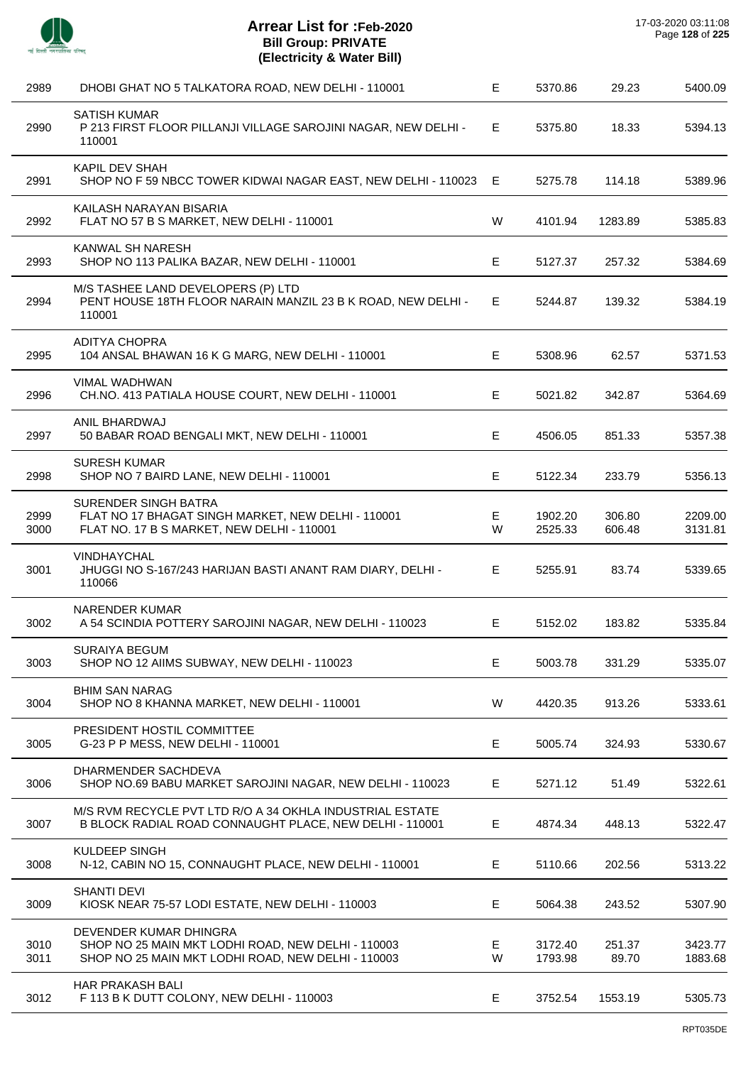# Arrear List for :Feb-2020
## Bill Group: PRIVATE
### (Electricity & Water Bill)

17-03-2020 03:11:08

| | | | | | |
|---|---|---|---|---|---|
| 2989 | DHOBI GHAT NO 5 TALKATORA ROAD, NEW DELHI - 110001 | E | 5370.86 | 29.23 | 5400.09 |
| 2990 | SATISH KUMAR<br>P 213 FIRST FLOOR PILLANJI VILLAGE SAROJINI NAGAR, NEW DELHI - 110001 | E | 5375.80 | 18.33 | 5394.13 |
| 2991 | KAPIL DEV SHAH<br>SHOP NO F 59 NBCC TOWER KIDWAI NAGAR EAST, NEW DELHI - 110023 | E | 5275.78 | 114.18 | 5389.96 |
| 2992 | KAILASH NARAYAN BISARIA<br>FLAT NO 57 B S MARKET, NEW DELHI - 110001 | W | 4101.94 | 1283.89 | 5385.83 |
| 2993 | KANWAL SH NARESH<br>SHOP NO 113 PALIKA BAZAR, NEW DELHI - 110001 | E | 5127.37 | 257.32 | 5384.69 |
| 2994 | M/S TASHEE LAND DEVELOPERS (P) LTD<br>PENT HOUSE 18TH FLOOR NARAIN MANZIL 23 B K ROAD, NEW DELHI - 110001 | E | 5244.87 | 139.32 | 5384.19 |
| 2995 | ADITYA CHOPRA<br>104 ANSAL BHAWAN 16 K G MARG, NEW DELHI - 110001 | E | 5308.96 | 62.57 | 5371.53 |
| 2996 | VIMAL WADHWAN<br>CH.NO. 413 PATIALA HOUSE COURT, NEW DELHI - 110001 | E | 5021.82 | 342.87 | 5364.69 |
| 2997 | ANIL BHARDWAJ<br>50 BABAR ROAD BENGALI MKT, NEW DELHI - 110001 | E | 4506.05 | 851.33 | 5357.38 |
| 2998 | SURESH KUMAR<br>SHOP NO 7 BAIRD LANE, NEW DELHI - 110001 | E | 5122.34 | 233.79 | 5356.13 |
| 2999 | SURENDER SINGH BATRA<br>FLAT NO 17 BHAGAT SINGH MARKET, NEW DELHI - 110001 | E | 1902.20 | 306.80 | 2209.00 |
| 3000 | FLAT NO. 17 B S MARKET, NEW DELHI - 110001 | W | 2525.33 | 606.48 | 3131.81 |
| 3001 | VINDHAYCHAL<br>JHUGGI NO S-167/243 HARIJAN BASTI ANANT RAM DIARY, DELHI - 110066 | E | 5255.91 | 83.74 | 5339.65 |
| 3002 | NARENDER KUMAR<br>A 54 SCINDIA POTTERY SAROJINI NAGAR, NEW DELHI - 110023 | E | 5152.02 | 183.82 | 5335.84 |
| 3003 | SURAIYA BEGUM<br>SHOP NO 12 AIIMS SUBWAY, NEW DELHI - 110023 | E | 5003.78 | 331.29 | 5335.07 |
| 3004 | BHIM SAN NARAG<br>SHOP NO 8 KHANNA MARKET, NEW DELHI - 110001 | W | 4420.35 | 913.26 | 5333.61 |
| 3005 | PRESIDENT HOSTIL COMMITTEE<br>G-23 P P MESS, NEW DELHI - 110001 | E | 5005.74 | 324.93 | 5330.67 |
| 3006 | DHARMENDER SACHDEVA<br>SHOP NO.69 BABU MARKET SAROJINI NAGAR, NEW DELHI - 110023 | E | 5271.12 | 51.49 | 5322.61 |
| 3007 | M/S RVM RECYCLE PVT LTD R/O A 34 OKHLA INDUSTRIAL ESTATE<br>B BLOCK RADIAL ROAD CONNAUGHT PLACE, NEW DELHI - 110001 | E | 4874.34 | 448.13 | 5322.47 |
| 3008 | KULDEEP SINGH<br>N-12, CABIN NO 15, CONNAUGHT PLACE, NEW DELHI - 110001 | E | 5110.66 | 202.56 | 5313.22 |
| 3009 | SHANTI DEVI<br>KIOSK NEAR 75-57 LODI ESTATE, NEW DELHI - 110003 | E | 5064.38 | 243.52 | 5307.90 |
| 3010 | DEVENDER KUMAR DHINGRA<br>SHOP NO 25 MAIN MKT LODHI ROAD, NEW DELHI - 110003 | E | 3172.40 | 251.37 | 3423.77 |
| 3011 | SHOP NO 25 MAIN MKT LODHI ROAD, NEW DELHI - 110003 | W | 1793.98 | 89.70 | 1883.68 |
| 3012 | HAR PRAKASH BALI<br>F 113 B K DUTT COLONY, NEW DELHI - 110003 | E | 3752.54 | 1553.19 | 5305.73 |

RPT035DE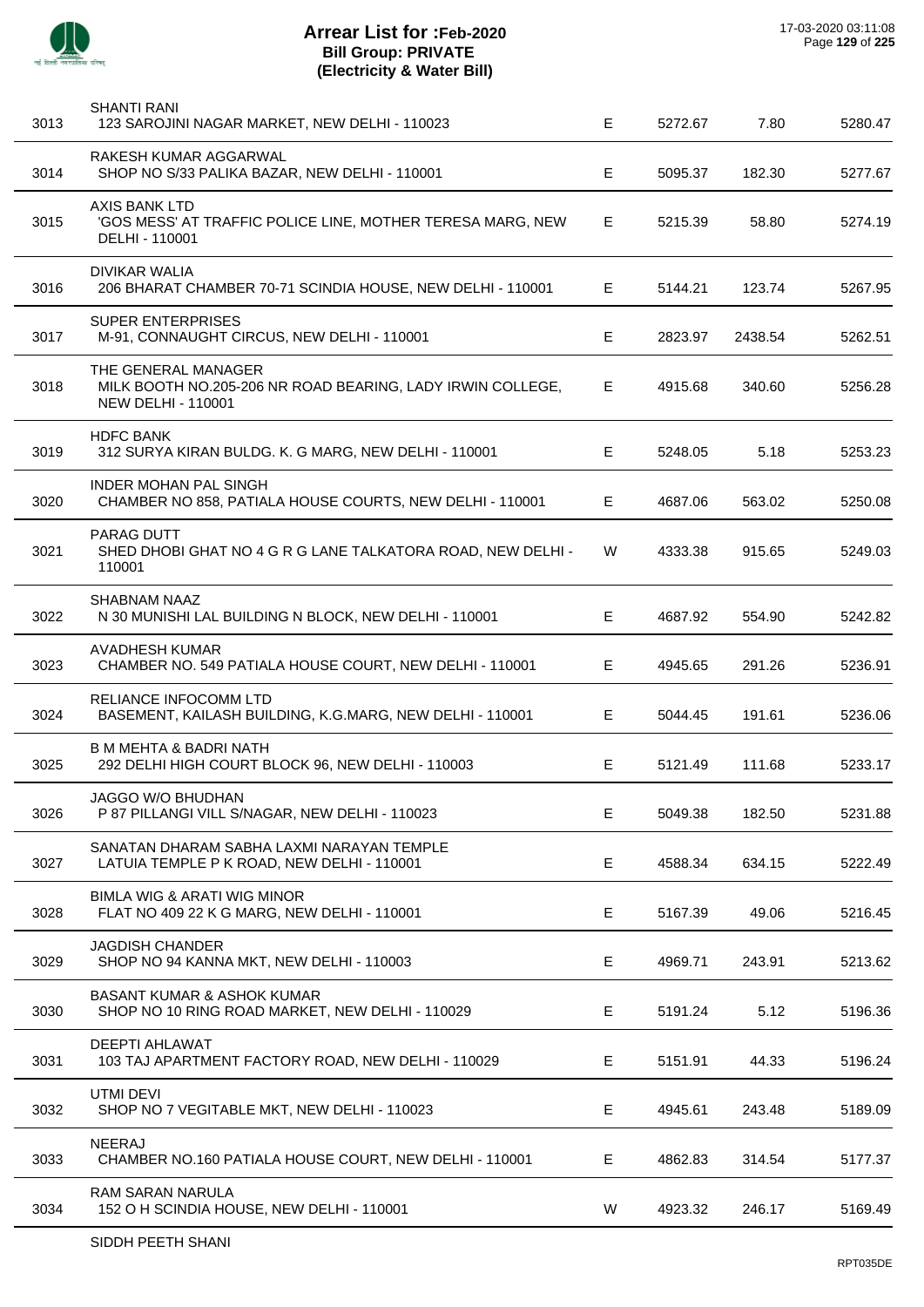# Arrear List for :Feb-2020
## Bill Group: PRIVATE
## (Electricity & Water Bill)

17-03-2020 03:11:08

| | | | | | |
|---|---|---|---|---|---|
| 3013 | SHANTI RANI<br>123 SAROJINI NAGAR MARKET, NEW DELHI - 110023 | E | 5272.67 | 7.80 | 5280.47 |
| 3014 | RAKESH KUMAR AGGARWAL<br>SHOP NO S/33 PALIKA BAZAR, NEW DELHI - 110001 | E | 5095.37 | 182.30 | 5277.67 |
| 3015 | AXIS BANK LTD<br>'GOS MESS' AT TRAFFIC POLICE LINE, MOTHER TERESA MARG, NEW DELHI - 110001 | E | 5215.39 | 58.80 | 5274.19 |
| 3016 | DIVIKAR WALIA<br>206 BHARAT CHAMBER 70-71 SCINDIA HOUSE, NEW DELHI - 110001 | E | 5144.21 | 123.74 | 5267.95 |
| 3017 | SUPER ENTERPRISES<br>M-91, CONNAUGHT CIRCUS, NEW DELHI - 110001 | E | 2823.97 | 2438.54 | 5262.51 |
| 3018 | THE GENERAL MANAGER<br>MILK BOOTH NO.205-206 NR ROAD BEARING, LADY IRWIN COLLEGE, NEW DELHI - 110001 | E | 4915.68 | 340.60 | 5256.28 |
| 3019 | HDFC BANK<br>312 SURYA KIRAN BULDG. K. G MARG, NEW DELHI - 110001 | E | 5248.05 | 5.18 | 5253.23 |
| 3020 | INDER MOHAN PAL SINGH<br>CHAMBER NO 858, PATIALA HOUSE COURTS, NEW DELHI - 110001 | E | 4687.06 | 563.02 | 5250.08 |
| 3021 | PARAG DUTT<br>SHED DHOBI GHAT NO 4 G R G LANE TALKATORA ROAD, NEW DELHI - 110001 | W | 4333.38 | 915.65 | 5249.03 |
| 3022 | SHABNAM NAAZ<br>N 30 MUNISHI LAL BUILDING N BLOCK, NEW DELHI - 110001 | E | 4687.92 | 554.90 | 5242.82 |
| 3023 | AVADHESH KUMAR<br>CHAMBER NO. 549 PATIALA HOUSE COURT, NEW DELHI - 110001 | E | 4945.65 | 291.26 | 5236.91 |
| 3024 | RELIANCE INFOCOMM LTD<br>BASEMENT, KAILASH BUILDING, K.G.MARG, NEW DELHI - 110001 | E | 5044.45 | 191.61 | 5236.06 |
| 3025 | B M MEHTA & BADRI NATH<br>292 DELHI HIGH COURT BLOCK 96, NEW DELHI - 110003 | E | 5121.49 | 111.68 | 5233.17 |
| 3026 | JAGGO W/O BHUDHAN<br>P 87 PILLANGI VILL S/NAGAR, NEW DELHI - 110023 | E | 5049.38 | 182.50 | 5231.88 |
| 3027 | SANATAN DHARAM SABHA LAXMI NARAYAN TEMPLE<br>LATUIA TEMPLE P K ROAD, NEW DELHI - 110001 | E | 4588.34 | 634.15 | 5222.49 |
| 3028 | BIMLA WIG & ARATI WIG MINOR<br>FLAT NO 409 22 K G MARG, NEW DELHI - 110001 | E | 5167.39 | 49.06 | 5216.45 |
| 3029 | JAGDISH CHANDER<br>SHOP NO 94 KANNA MKT, NEW DELHI - 110003 | E | 4969.71 | 243.91 | 5213.62 |
| 3030 | BASANT KUMAR & ASHOK KUMAR<br>SHOP NO 10 RING ROAD MARKET, NEW DELHI - 110029 | E | 5191.24 | 5.12 | 5196.36 |
| 3031 | DEEPTI AHLAWAT<br>103 TAJ APARTMENT FACTORY ROAD, NEW DELHI - 110029 | E | 5151.91 | 44.33 | 5196.24 |
| 3032 | UTMI DEVI<br>SHOP NO 7 VEGITABLE MKT, NEW DELHI - 110023 | E | 4945.61 | 243.48 | 5189.09 |
| 3033 | NEERAJ<br>CHAMBER NO.160 PATIALA HOUSE COURT, NEW DELHI - 110001 | E | 4862.83 | 314.54 | 5177.37 |
| 3034 | RAM SARAN NARULA<br>152 O H SCINDIA HOUSE, NEW DELHI - 110001 | W | 4923.32 | 246.17 | 5169.49 |
| | SIDDH PEETH SHANI | | | | |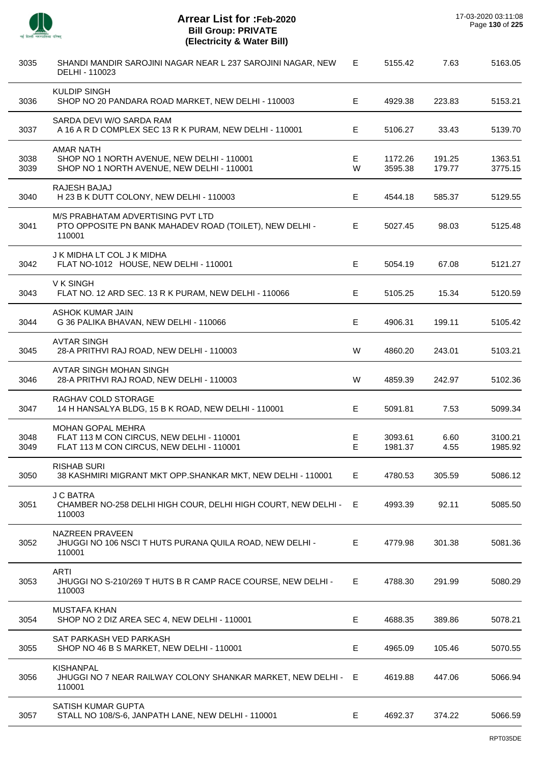# Arrear List for :Feb-2020
## Bill Group: PRIVATE
## (Electricity & Water Bill)

17-03-2020 03:11:08

| No. | Name / Address | Type | Amount | Surcharge | Total |
|---|---|---|---|---|---|
| 3035 | SHANDI MANDIR SAROJINI NAGAR NEAR L 237 SAROJINI NAGAR, NEW DELHI - 110023 | E | 5155.42 | 7.63 | 5163.05 |
| 3036 | KULDIP SINGH<br>SHOP NO 20 PANDARA ROAD MARKET, NEW DELHI - 110003 | E | 4929.38 | 223.83 | 5153.21 |
| 3037 | SARDA DEVI W/O SARDA RAM<br>A 16 A R D COMPLEX SEC 13 R K PURAM, NEW DELHI - 110001 | E | 5106.27 | 33.43 | 5139.70 |
| 3038 | AMAR NATH<br>SHOP NO 1 NORTH AVENUE, NEW DELHI - 110001 | E | 1172.26 | 191.25 | 1363.51 |
| 3039 | SHOP NO 1 NORTH AVENUE, NEW DELHI - 110001 | W | 3595.38 | 179.77 | 3775.15 |
| 3040 | RAJESH BAJAJ<br>H 23 B K DUTT COLONY, NEW DELHI - 110003 | E | 4544.18 | 585.37 | 5129.55 |
| 3041 | M/S PRABHATAM ADVERTISING PVT LTD<br>PTO OPPOSITE PN BANK MAHADEV ROAD (TOILET), NEW DELHI - 110001 | E | 5027.45 | 98.03 | 5125.48 |
| 3042 | J K MIDHA LT COL J K MIDHA<br>FLAT NO-1012 HOUSE, NEW DELHI - 110001 | E | 5054.19 | 67.08 | 5121.27 |
| 3043 | V K SINGH<br>FLAT NO. 12 ARD SEC. 13 R K PURAM, NEW DELHI - 110066 | E | 5105.25 | 15.34 | 5120.59 |
| 3044 | ASHOK KUMAR JAIN<br>G 36 PALIKA BHAVAN, NEW DELHI - 110066 | E | 4906.31 | 199.11 | 5105.42 |
| 3045 | AVTAR SINGH<br>28-A PRITHVI RAJ ROAD, NEW DELHI - 110003 | W | 4860.20 | 243.01 | 5103.21 |
| 3046 | AVTAR SINGH MOHAN SINGH<br>28-A PRITHVI RAJ ROAD, NEW DELHI - 110003 | W | 4859.39 | 242.97 | 5102.36 |
| 3047 | RAGHAV COLD STORAGE<br>14 H HANSALYA BLDG, 15 B K ROAD, NEW DELHI - 110001 | E | 5091.81 | 7.53 | 5099.34 |
| 3048 | MOHAN GOPAL MEHRA<br>FLAT 113 M CON CIRCUS, NEW DELHI - 110001 | E | 3093.61 | 6.60 | 3100.21 |
| 3049 | FLAT 113 M CON CIRCUS, NEW DELHI - 110001 | E | 1981.37 | 4.55 | 1985.92 |
| 3050 | RISHAB SURI<br>38 KASHMIRI MIGRANT MKT OPP.SHANKAR MKT, NEW DELHI - 110001 | E | 4780.53 | 305.59 | 5086.12 |
| 3051 | J C BATRA<br>CHAMBER NO-258 DELHI HIGH COUR, DELHI HIGH COURT, NEW DELHI - 110003 | E | 4993.39 | 92.11 | 5085.50 |
| 3052 | NAZREEN PRAVEEN<br>JHUGGI NO 106 NSCI T HUTS PURANA QUILA ROAD, NEW DELHI - 110001 | E | 4779.98 | 301.38 | 5081.36 |
| 3053 | ARTI<br>JHUGGI NO S-210/269 T HUTS B R CAMP RACE COURSE, NEW DELHI - 110003 | E | 4788.30 | 291.99 | 5080.29 |
| 3054 | MUSTAFA KHAN<br>SHOP NO 2 DIZ AREA SEC 4, NEW DELHI - 110001 | E | 4688.35 | 389.86 | 5078.21 |
| 3055 | SAT PARKASH VED PARKASH<br>SHOP NO 46 B S MARKET, NEW DELHI - 110001 | E | 4965.09 | 105.46 | 5070.55 |
| 3056 | KISHANPAL<br>JHUGGI NO 7 NEAR RAILWAY COLONY SHANKAR MARKET, NEW DELHI - 110001 | E | 4619.88 | 447.06 | 5066.94 |
| 3057 | SATISH KUMAR GUPTA<br>STALL NO 108/S-6, JANPATH LANE, NEW DELHI - 110001 | E | 4692.37 | 374.22 | 5066.59 |

RPT035DE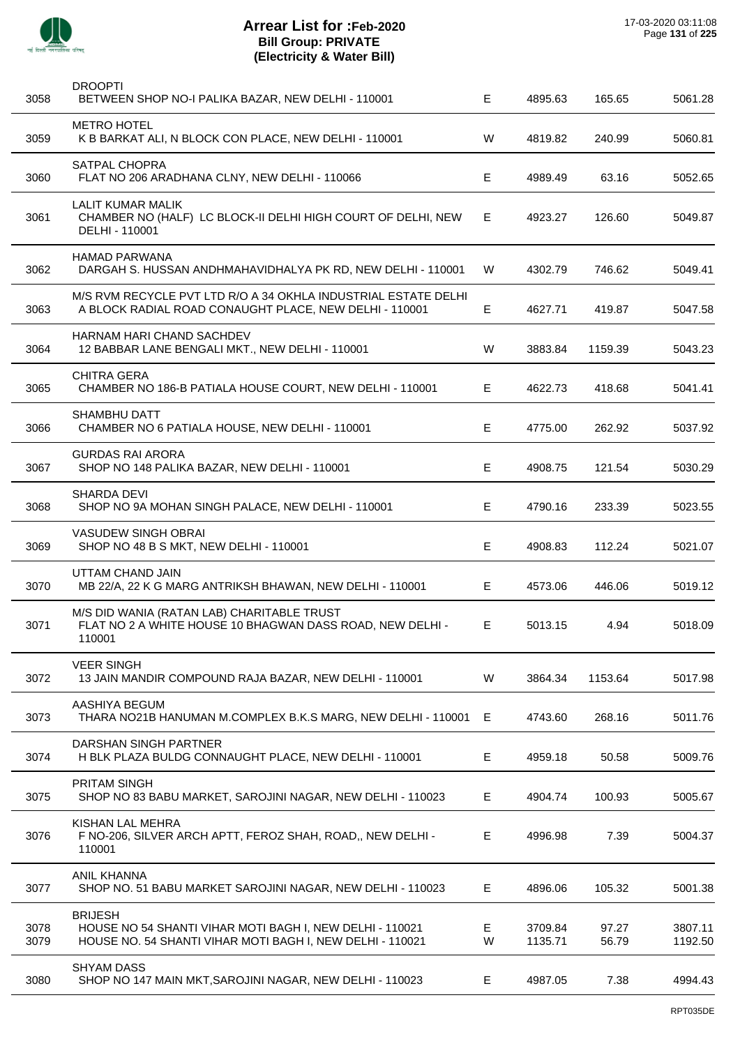# Arrear List for :Feb-2020
## Bill Group: PRIVATE
## (Electricity & Water Bill)

17-03-2020 03:11:08

| No. | Name / Address | Type | Amount | Surcharge | Total |
|---|---|---|---|---|---|
| 3058 | DROOPTI<br>BETWEEN SHOP NO-I PALIKA BAZAR, NEW DELHI - 110001 | E | 4895.63 | 165.65 | 5061.28 |
| 3059 | METRO HOTEL<br>K B BARKAT ALI, N BLOCK CON PLACE, NEW DELHI - 110001 | W | 4819.82 | 240.99 | 5060.81 |
| 3060 | SATPAL CHOPRA<br>FLAT NO 206 ARADHANA CLNY, NEW DELHI - 110066 | E | 4989.49 | 63.16 | 5052.65 |
| 3061 | LALIT KUMAR MALIK<br>CHAMBER NO (HALF) LC BLOCK-II DELHI HIGH COURT OF DELHI, NEW DELHI - 110001 | E | 4923.27 | 126.60 | 5049.87 |
| 3062 | HAMAD PARWANA<br>DARGAH S. HUSSAN ANDHMAHAVIDHALYA PK RD, NEW DELHI - 110001 | W | 4302.79 | 746.62 | 5049.41 |
| 3063 | M/S RVM RECYCLE PVT LTD R/O A 34 OKHLA INDUSTRIAL ESTATE DELHI<br>A BLOCK RADIAL ROAD CONAUGHT PLACE, NEW DELHI - 110001 | E | 4627.71 | 419.87 | 5047.58 |
| 3064 | HARNAM HARI CHAND SACHDEV<br>12 BABBAR LANE BENGALI MKT., NEW DELHI - 110001 | W | 3883.84 | 1159.39 | 5043.23 |
| 3065 | CHITRA GERA<br>CHAMBER NO 186-B PATIALA HOUSE COURT, NEW DELHI - 110001 | E | 4622.73 | 418.68 | 5041.41 |
| 3066 | SHAMBHU DATT<br>CHAMBER NO 6 PATIALA HOUSE, NEW DELHI - 110001 | E | 4775.00 | 262.92 | 5037.92 |
| 3067 | GURDAS RAI ARORA<br>SHOP NO 148 PALIKA BAZAR, NEW DELHI - 110001 | E | 4908.75 | 121.54 | 5030.29 |
| 3068 | SHARDA DEVI<br>SHOP NO 9A MOHAN SINGH PALACE, NEW DELHI - 110001 | E | 4790.16 | 233.39 | 5023.55 |
| 3069 | VASUDEW SINGH OBRAI<br>SHOP NO 48 B S MKT, NEW DELHI - 110001 | E | 4908.83 | 112.24 | 5021.07 |
| 3070 | UTTAM CHAND JAIN<br>MB 22/A, 22 K G MARG ANTRIKSH BHAWAN, NEW DELHI - 110001 | E | 4573.06 | 446.06 | 5019.12 |
| 3071 | M/S DID WANIA (RATAN LAB) CHARITABLE TRUST<br>FLAT NO 2 A WHITE HOUSE 10 BHAGWAN DASS ROAD, NEW DELHI - 110001 | E | 5013.15 | 4.94 | 5018.09 |
| 3072 | VEER SINGH<br>13 JAIN MANDIR COMPOUND RAJA BAZAR, NEW DELHI - 110001 | W | 3864.34 | 1153.64 | 5017.98 |
| 3073 | AASHIYA BEGUM<br>THARA NO21B HANUMAN M.COMPLEX B.K.S MARG, NEW DELHI - 110001 | E | 4743.60 | 268.16 | 5011.76 |
| 3074 | DARSHAN SINGH PARTNER<br>H BLK PLAZA BULDG CONNAUGHT PLACE, NEW DELHI - 110001 | E | 4959.18 | 50.58 | 5009.76 |
| 3075 | PRITAM SINGH<br>SHOP NO 83 BABU MARKET, SAROJINI NAGAR, NEW DELHI - 110023 | E | 4904.74 | 100.93 | 5005.67 |
| 3076 | KISHAN LAL MEHRA<br>F NO-206, SILVER ARCH APTT, FEROZ SHAH, ROAD,, NEW DELHI - 110001 | E | 4996.98 | 7.39 | 5004.37 |
| 3077 | ANIL KHANNA<br>SHOP NO. 51 BABU MARKET SAROJINI NAGAR, NEW DELHI - 110023 | E | 4896.06 | 105.32 | 5001.38 |
| 3078 | BRIJESH<br>HOUSE NO 54 SHANTI VIHAR MOTI BAGH I, NEW DELHI - 110021 | E | 3709.84 | 97.27 | 3807.11 |
| 3079 | HOUSE NO. 54 SHANTI VIHAR MOTI BAGH I, NEW DELHI - 110021 | W | 1135.71 | 56.79 | 1192.50 |
| 3080 | SHYAM DASS<br>SHOP NO 147 MAIN MKT,SAROJINI NAGAR, NEW DELHI - 110023 | E | 4987.05 | 7.38 | 4994.43 |

RPT035DE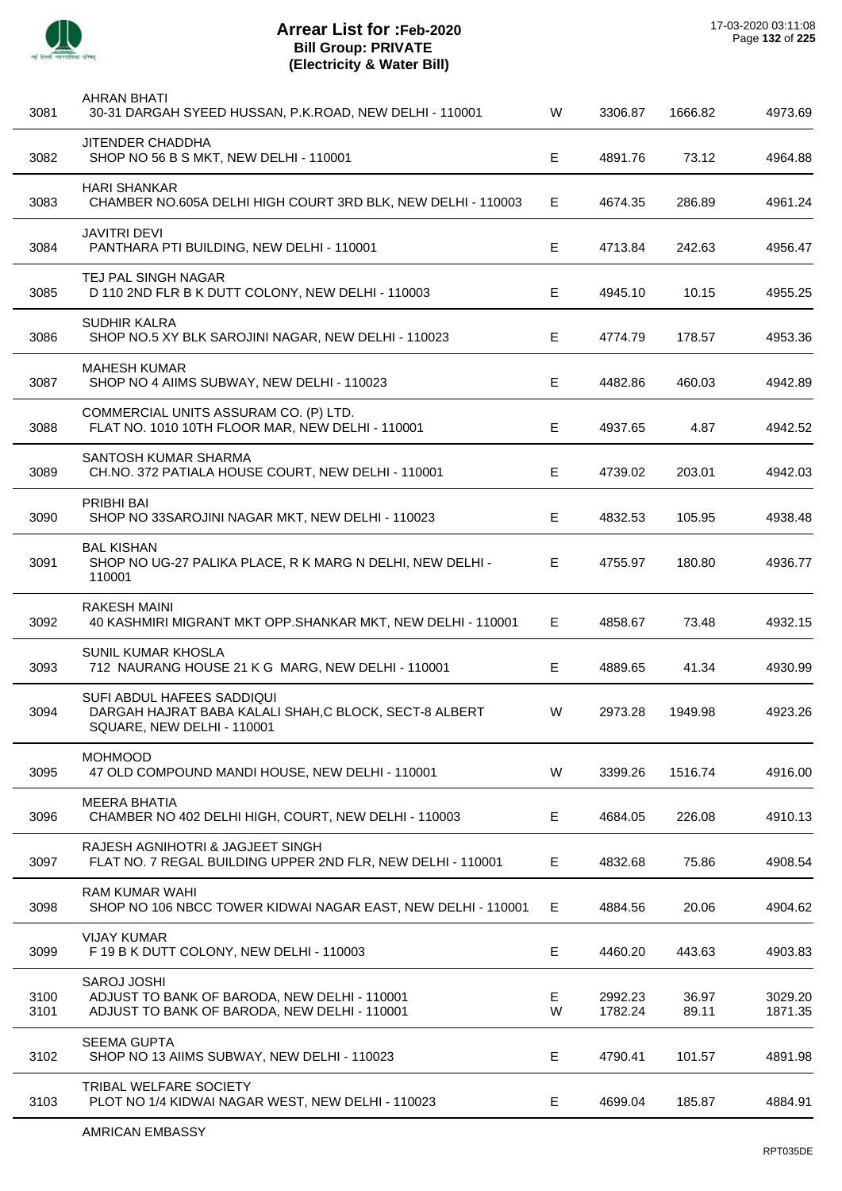# Arrear List for :Feb-2020
## Bill Group: PRIVATE
## (Electricity & Water Bill)

| | | | | | |
|---|---|---|---|---|---|
| 3081 | AHRAN BHATI<br>30-31 DARGAH SYEED HUSSAN, P.K.ROAD, NEW DELHI - 110001 | W | 3306.87 | 1666.82 | 4973.69 |
| 3082 | JITENDER CHADDHA<br>SHOP NO 56 B S MKT, NEW DELHI - 110001 | E | 4891.76 | 73.12 | 4964.88 |
| 3083 | HARI SHANKAR<br>CHAMBER NO.605A DELHI HIGH COURT 3RD BLK, NEW DELHI - 110003 | E | 4674.35 | 286.89 | 4961.24 |
| 3084 | JAVITRI DEVI<br>PANTHARA PTI BUILDING, NEW DELHI - 110001 | E | 4713.84 | 242.63 | 4956.47 |
| 3085 | TEJ PAL SINGH NAGAR<br>D 110 2ND FLR B K DUTT COLONY, NEW DELHI - 110003 | E | 4945.10 | 10.15 | 4955.25 |
| 3086 | SUDHIR KALRA<br>SHOP NO.5 XY BLK SAROJINI NAGAR, NEW DELHI - 110023 | E | 4774.79 | 178.57 | 4953.36 |
| 3087 | MAHESH KUMAR<br>SHOP NO 4 AIIMS SUBWAY, NEW DELHI - 110023 | E | 4482.86 | 460.03 | 4942.89 |
| 3088 | COMMERCIAL UNITS ASSURAM CO. (P) LTD.<br>FLAT NO. 1010 10TH FLOOR MAR, NEW DELHI - 110001 | E | 4937.65 | 4.87 | 4942.52 |
| 3089 | SANTOSH KUMAR SHARMA<br>CH.NO. 372 PATIALA HOUSE COURT, NEW DELHI - 110001 | E | 4739.02 | 203.01 | 4942.03 |
| 3090 | PRIBHI BAI<br>SHOP NO 33SAROJINI NAGAR MKT, NEW DELHI - 110023 | E | 4832.53 | 105.95 | 4938.48 |
| 3091 | BAL KISHAN<br>SHOP NO UG-27 PALIKA PLACE, R K MARG N DELHI, NEW DELHI - 110001 | E | 4755.97 | 180.80 | 4936.77 |
| 3092 | RAKESH MAINI<br>40 KASHMIRI MIGRANT MKT OPP.SHANKAR MKT, NEW DELHI - 110001 | E | 4858.67 | 73.48 | 4932.15 |
| 3093 | SUNIL KUMAR KHOSLA<br>712 NAURANG HOUSE 21 K G MARG, NEW DELHI - 110001 | E | 4889.65 | 41.34 | 4930.99 |
| 3094 | SUFI ABDUL HAFEES SADDIQUI<br>DARGAH HAJRAT BABA KALALI SHAH,C BLOCK, SECT-8 ALBERT SQUARE, NEW DELHI - 110001 | W | 2973.28 | 1949.98 | 4923.26 |
| 3095 | MOHMOOD<br>47 OLD COMPOUND MANDI HOUSE, NEW DELHI - 110001 | W | 3399.26 | 1516.74 | 4916.00 |
| 3096 | MEERA BHATIA<br>CHAMBER NO 402 DELHI HIGH, COURT, NEW DELHI - 110003 | E | 4684.05 | 226.08 | 4910.13 |
| 3097 | RAJESH AGNIHOTRI & JAGJEET SINGH<br>FLAT NO. 7 REGAL BUILDING UPPER 2ND FLR, NEW DELHI - 110001 | E | 4832.68 | 75.86 | 4908.54 |
| 3098 | RAM KUMAR WAHI<br>SHOP NO 106 NBCC TOWER KIDWAI NAGAR EAST, NEW DELHI - 110001 | E | 4884.56 | 20.06 | 4904.62 |
| 3099 | VIJAY KUMAR<br>F 19 B K DUTT COLONY, NEW DELHI - 110003 | E | 4460.20 | 443.63 | 4903.83 |
| 3100 | SAROJ JOSHI<br>ADJUST TO BANK OF BARODA, NEW DELHI - 110001 | E | 2992.23 | 36.97 | 3029.20 |
| 3101 | ADJUST TO BANK OF BARODA, NEW DELHI - 110001 | W | 1782.24 | 89.11 | 1871.35 |
| 3102 | SEEMA GUPTA<br>SHOP NO 13 AIIMS SUBWAY, NEW DELHI - 110023 | E | 4790.41 | 101.57 | 4891.98 |
| 3103 | TRIBAL WELFARE SOCIETY<br>PLOT NO 1/4 KIDWAI NAGAR WEST, NEW DELHI - 110023 | E | 4699.04 | 185.87 | 4884.91 |
| | AMRICAN EMBASSY | | | | |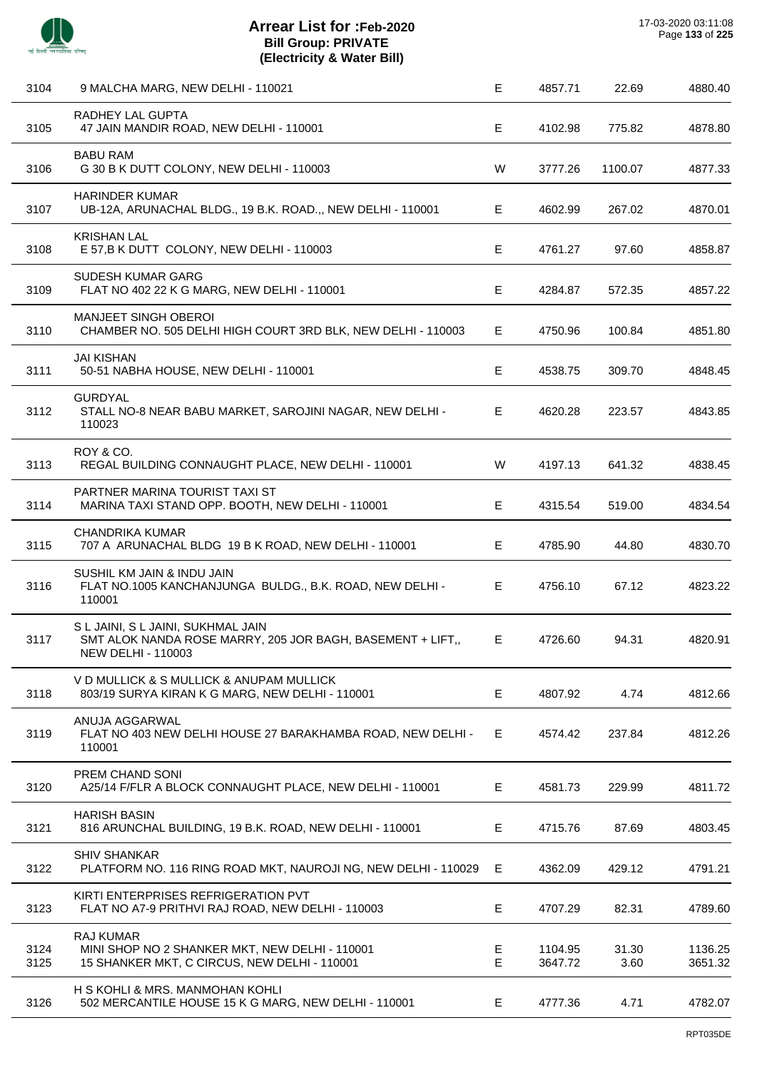# Arrear List for :Feb-2020
## Bill Group: PRIVATE
## (Electricity & Water Bill)

17-03-2020 03:11:08

| | | | | | |
|---|---|---|---|---|---|
| 3104 | 9 MALCHA MARG, NEW DELHI - 110021 | E | 4857.71 | 22.69 | 4880.40 |
| 3105 | RADHEY LAL GUPTA<br>47 JAIN MANDIR ROAD, NEW DELHI - 110001 | E | 4102.98 | 775.82 | 4878.80 |
| 3106 | BABU RAM<br>G 30 B K DUTT COLONY, NEW DELHI - 110003 | W | 3777.26 | 1100.07 | 4877.33 |
| 3107 | HARINDER KUMAR<br>UB-12A, ARUNACHAL BLDG., 19 B.K. ROAD.,, NEW DELHI - 110001 | E | 4602.99 | 267.02 | 4870.01 |
| 3108 | KRISHAN LAL<br>E 57,B K DUTT COLONY, NEW DELHI - 110003 | E | 4761.27 | 97.60 | 4858.87 |
| 3109 | SUDESH KUMAR GARG<br>FLAT NO 402 22 K G MARG, NEW DELHI - 110001 | E | 4284.87 | 572.35 | 4857.22 |
| 3110 | MANJEET SINGH OBEROI<br>CHAMBER NO. 505 DELHI HIGH COURT 3RD BLK, NEW DELHI - 110003 | E | 4750.96 | 100.84 | 4851.80 |
| 3111 | JAI KISHAN<br>50-51 NABHA HOUSE, NEW DELHI - 110001 | E | 4538.75 | 309.70 | 4848.45 |
| 3112 | GURDYAL<br>STALL NO-8 NEAR BABU MARKET, SAROJINI NAGAR, NEW DELHI - 110023 | E | 4620.28 | 223.57 | 4843.85 |
| 3113 | ROY & CO.<br>REGAL BUILDING CONNAUGHT PLACE, NEW DELHI - 110001 | W | 4197.13 | 641.32 | 4838.45 |
| 3114 | PARTNER MARINA TOURIST TAXI ST<br>MARINA TAXI STAND OPP. BOOTH, NEW DELHI - 110001 | E | 4315.54 | 519.00 | 4834.54 |
| 3115 | CHANDRIKA KUMAR<br>707 A ARUNACHAL BLDG 19 B K ROAD, NEW DELHI - 110001 | E | 4785.90 | 44.80 | 4830.70 |
| 3116 | SUSHIL KM JAIN & INDU JAIN<br>FLAT NO.1005 KANCHANJUNGA BULDG., B.K. ROAD, NEW DELHI - 110001 | E | 4756.10 | 67.12 | 4823.22 |
| 3117 | S L JAINI, S L JAINI, SUKHMAL JAIN<br>SMT ALOK NANDA ROSE MARRY, 205 JOR BAGH, BASEMENT + LIFT,, NEW DELHI - 110003 | E | 4726.60 | 94.31 | 4820.91 |
| 3118 | V D MULLICK & S MULLICK & ANUPAM MULLICK<br>803/19 SURYA KIRAN K G MARG, NEW DELHI - 110001 | E | 4807.92 | 4.74 | 4812.66 |
| 3119 | ANUJA AGGARWAL<br>FLAT NO 403 NEW DELHI HOUSE 27 BARAKHAMBA ROAD, NEW DELHI - 110001 | E | 4574.42 | 237.84 | 4812.26 |
| 3120 | PREM CHAND SONI<br>A25/14 F/FLR A BLOCK CONNAUGHT PLACE, NEW DELHI - 110001 | E | 4581.73 | 229.99 | 4811.72 |
| 3121 | HARISH BASIN<br>816 ARUNCHAL BUILDING, 19 B.K. ROAD, NEW DELHI - 110001 | E | 4715.76 | 87.69 | 4803.45 |
| 3122 | SHIV SHANKAR<br>PLATFORM NO. 116 RING ROAD MKT, NAUROJI NG, NEW DELHI - 110029 | E | 4362.09 | 429.12 | 4791.21 |
| 3123 | KIRTI ENTERPRISES REFRIGERATION PVT<br>FLAT NO A7-9 PRITHVI RAJ ROAD, NEW DELHI - 110003 | E | 4707.29 | 82.31 | 4789.60 |
| 3124 | RAJ KUMAR<br>MINI SHOP NO 2 SHANKER MKT, NEW DELHI - 110001 | E | 1104.95 | 31.30 | 1136.25 |
| 3125 | 15 SHANKER MKT, C CIRCUS, NEW DELHI - 110001 | E | 3647.72 | 3.60 | 3651.32 |
| 3126 | H S KOHLI & MRS. MANMOHAN KOHLI<br>502 MERCANTILE HOUSE 15 K G MARG, NEW DELHI - 110001 | E | 4777.36 | 4.71 | 4782.07 |

RPT035DE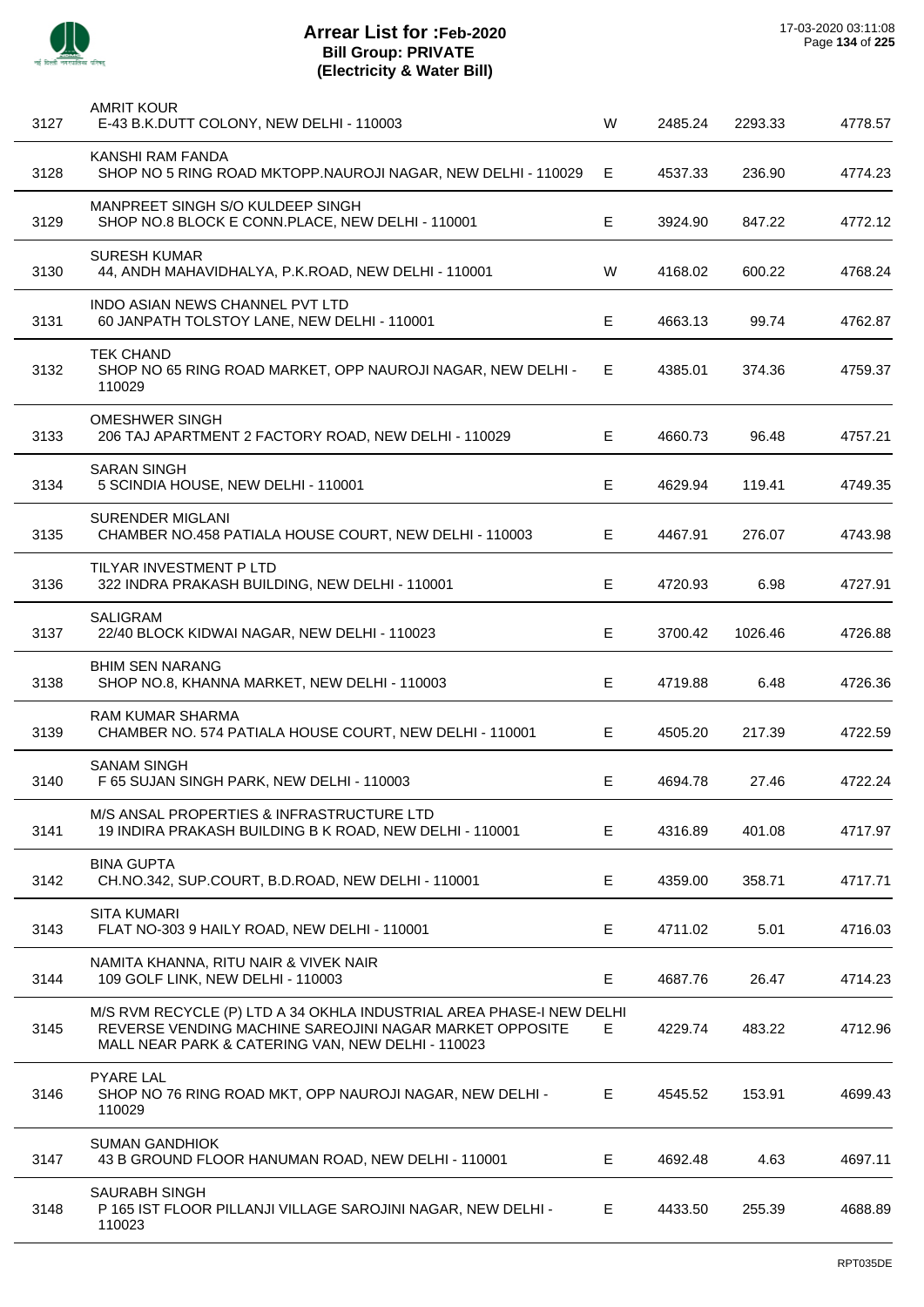# Arrear List for :Feb-2020
## Bill Group: PRIVATE
### (Electricity & Water Bill)

17-03-2020 03:11:08

| | | | | | |
|---|---|---|---|---|---|
| 3127 | AMRIT KOUR<br>E-43 B.K.DUTT COLONY, NEW DELHI - 110003 | W | 2485.24 | 2293.33 | 4778.57 |
| 3128 | KANSHI RAM FANDA<br>SHOP NO 5 RING ROAD MKTOPP.NAUROJI NAGAR, NEW DELHI - 110029 | E | 4537.33 | 236.90 | 4774.23 |
| 3129 | MANPREET SINGH S/O KULDEEP SINGH<br>SHOP NO.8 BLOCK E CONN.PLACE, NEW DELHI - 110001 | E | 3924.90 | 847.22 | 4772.12 |
| 3130 | SURESH KUMAR<br>44, ANDH MAHAVIDHALYA, P.K.ROAD, NEW DELHI - 110001 | W | 4168.02 | 600.22 | 4768.24 |
| 3131 | INDO ASIAN NEWS CHANNEL PVT LTD<br>60 JANPATH TOLSTOY LANE, NEW DELHI - 110001 | E | 4663.13 | 99.74 | 4762.87 |
| 3132 | TEK CHAND<br>SHOP NO 65 RING ROAD MARKET, OPP NAUROJI NAGAR, NEW DELHI - 110029 | E | 4385.01 | 374.36 | 4759.37 |
| 3133 | OMESHWER SINGH<br>206 TAJ APARTMENT 2 FACTORY ROAD, NEW DELHI - 110029 | E | 4660.73 | 96.48 | 4757.21 |
| 3134 | SARAN SINGH<br>5 SCINDIA HOUSE, NEW DELHI - 110001 | E | 4629.94 | 119.41 | 4749.35 |
| 3135 | SURENDER MIGLANI<br>CHAMBER NO.458 PATIALA HOUSE COURT, NEW DELHI - 110003 | E | 4467.91 | 276.07 | 4743.98 |
| 3136 | TILYAR INVESTMENT P LTD<br>322 INDRA PRAKASH BUILDING, NEW DELHI - 110001 | E | 4720.93 | 6.98 | 4727.91 |
| 3137 | SALIGRAM<br>22/40 BLOCK KIDWAI NAGAR, NEW DELHI - 110023 | E | 3700.42 | 1026.46 | 4726.88 |
| 3138 | BHIM SEN NARANG<br>SHOP NO.8, KHANNA MARKET, NEW DELHI - 110003 | E | 4719.88 | 6.48 | 4726.36 |
| 3139 | RAM KUMAR SHARMA<br>CHAMBER NO. 574 PATIALA HOUSE COURT, NEW DELHI - 110001 | E | 4505.20 | 217.39 | 4722.59 |
| 3140 | SANAM SINGH<br>F 65 SUJAN SINGH PARK, NEW DELHI - 110003 | E | 4694.78 | 27.46 | 4722.24 |
| 3141 | M/S ANSAL PROPERTIES & INFRASTRUCTURE LTD<br>19 INDIRA PRAKASH BUILDING B K ROAD, NEW DELHI - 110001 | E | 4316.89 | 401.08 | 4717.97 |
| 3142 | BINA GUPTA<br>CH.NO.342, SUP.COURT, B.D.ROAD, NEW DELHI - 110001 | E | 4359.00 | 358.71 | 4717.71 |
| 3143 | SITA KUMARI<br>FLAT NO-303 9 HAILY ROAD, NEW DELHI - 110001 | E | 4711.02 | 5.01 | 4716.03 |
| 3144 | NAMITA KHANNA, RITU NAIR & VIVEK NAIR<br>109 GOLF LINK, NEW DELHI - 110003 | E | 4687.76 | 26.47 | 4714.23 |
| 3145 | M/S RVM RECYCLE (P) LTD A 34 OKHLA INDUSTRIAL AREA PHASE-I NEW DELHI<br>REVERSE VENDING MACHINE SAREOJINI NAGAR MARKET OPPOSITE MALL NEAR PARK & CATERING VAN, NEW DELHI - 110023 | E | 4229.74 | 483.22 | 4712.96 |
| 3146 | PYARE LAL<br>SHOP NO 76 RING ROAD MKT, OPP NAUROJI NAGAR, NEW DELHI - 110029 | E | 4545.52 | 153.91 | 4699.43 |
| 3147 | SUMAN GANDHIOK<br>43 B GROUND FLOOR HANUMAN ROAD, NEW DELHI - 110001 | E | 4692.48 | 4.63 | 4697.11 |
| 3148 | SAURABH SINGH<br>P 165 IST FLOOR PILLANJI VILLAGE SAROJINI NAGAR, NEW DELHI - 110023 | E | 4433.50 | 255.39 | 4688.89 |

RPT035DE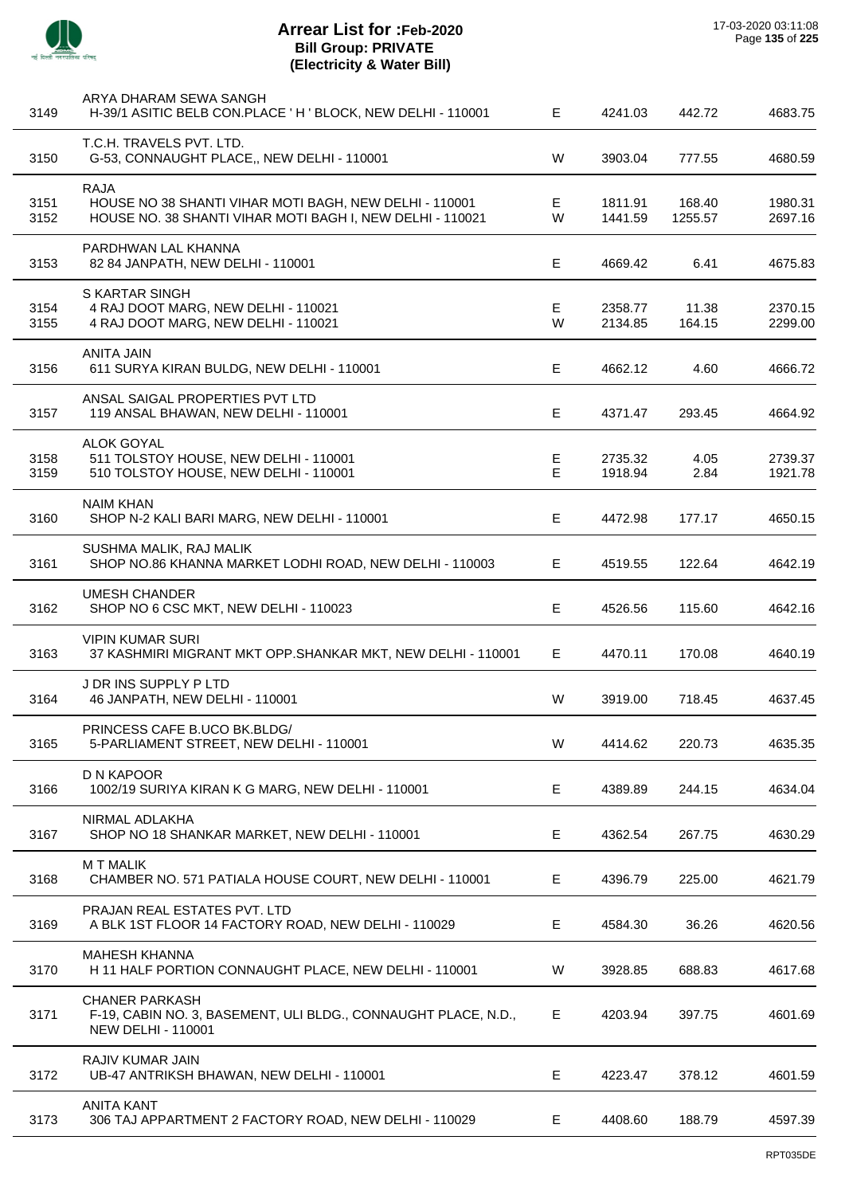# Arrear List for :Feb-2020
## Bill Group: PRIVATE
## (Electricity & Water Bill)

17-03-2020 03:11:08

| No. | Name / Address | Type | Amount | Surcharge | Total |
|---|---|---|---|---|---|
| | ARYA DHARAM SEWA SANGH | | | | |
| 3149 | H-39/1 ASITIC BELB CON.PLACE ' H ' BLOCK, NEW DELHI - 110001 | E | 4241.03 | 442.72 | 4683.75 |
| | T.C.H. TRAVELS PVT. LTD. | | | | |
| 3150 | G-53, CONNAUGHT PLACE,, NEW DELHI - 110001 | W | 3903.04 | 777.55 | 4680.59 |
| | RAJA | | | | |
| 3151 | HOUSE NO 38 SHANTI VIHAR MOTI BAGH, NEW DELHI - 110001 | E | 1811.91 | 168.40 | 1980.31 |
| 3152 | HOUSE NO. 38 SHANTI VIHAR MOTI BAGH I, NEW DELHI - 110021 | W | 1441.59 | 1255.57 | 2697.16 |
| | PARDHWAN LAL KHANNA | | | | |
| 3153 | 82 84 JANPATH, NEW DELHI - 110001 | E | 4669.42 | 6.41 | 4675.83 |
| | S KARTAR SINGH | | | | |
| 3154 | 4 RAJ DOOT MARG, NEW DELHI - 110021 | E | 2358.77 | 11.38 | 2370.15 |
| 3155 | 4 RAJ DOOT MARG, NEW DELHI - 110021 | W | 2134.85 | 164.15 | 2299.00 |
| | ANITA JAIN | | | | |
| 3156 | 611 SURYA KIRAN BULDG, NEW DELHI - 110001 | E | 4662.12 | 4.60 | 4666.72 |
| | ANSAL SAIGAL PROPERTIES PVT LTD | | | | |
| 3157 | 119 ANSAL BHAWAN, NEW DELHI - 110001 | E | 4371.47 | 293.45 | 4664.92 |
| | ALOK GOYAL | | | | |
| 3158 | 511 TOLSTOY HOUSE, NEW DELHI - 110001 | E | 2735.32 | 4.05 | 2739.37 |
| 3159 | 510 TOLSTOY HOUSE, NEW DELHI - 110001 | E | 1918.94 | 2.84 | 1921.78 |
| | NAIM KHAN | | | | |
| 3160 | SHOP N-2 KALI BARI MARG, NEW DELHI - 110001 | E | 4472.98 | 177.17 | 4650.15 |
| | SUSHMA MALIK, RAJ MALIK | | | | |
| 3161 | SHOP NO.86 KHANNA MARKET LODHI ROAD, NEW DELHI - 110003 | E | 4519.55 | 122.64 | 4642.19 |
| | UMESH CHANDER | | | | |
| 3162 | SHOP NO 6 CSC MKT, NEW DELHI - 110023 | E | 4526.56 | 115.60 | 4642.16 |
| | VIPIN KUMAR SURI | | | | |
| 3163 | 37 KASHMIRI MIGRANT MKT OPP.SHANKAR MKT, NEW DELHI - 110001 | E | 4470.11 | 170.08 | 4640.19 |
| | J DR INS SUPPLY P LTD | | | | |
| 3164 | 46 JANPATH, NEW DELHI - 110001 | W | 3919.00 | 718.45 | 4637.45 |
| | PRINCESS CAFE B.UCO BK.BLDG/ | | | | |
| 3165 | 5-PARLIAMENT STREET, NEW DELHI - 110001 | W | 4414.62 | 220.73 | 4635.35 |
| | D N KAPOOR | | | | |
| 3166 | 1002/19 SURIYA KIRAN K G MARG, NEW DELHI - 110001 | E | 4389.89 | 244.15 | 4634.04 |
| | NIRMAL ADLAKHA | | | | |
| 3167 | SHOP NO 18 SHANKAR MARKET, NEW DELHI - 110001 | E | 4362.54 | 267.75 | 4630.29 |
| | M T MALIK | | | | |
| 3168 | CHAMBER NO. 571 PATIALA HOUSE COURT, NEW DELHI - 110001 | E | 4396.79 | 225.00 | 4621.79 |
| | PRAJAN REAL ESTATES PVT. LTD | | | | |
| 3169 | A BLK 1ST FLOOR 14 FACTORY ROAD, NEW DELHI - 110029 | E | 4584.30 | 36.26 | 4620.56 |
| | MAHESH KHANNA | | | | |
| 3170 | H 11 HALF PORTION CONNAUGHT PLACE, NEW DELHI - 110001 | W | 3928.85 | 688.83 | 4617.68 |
| | CHANER PARKASH | | | | |
| 3171 | F-19, CABIN NO. 3, BASEMENT, ULI BLDG., CONNAUGHT PLACE, N.D., NEW DELHI - 110001 | E | 4203.94 | 397.75 | 4601.69 |
| | RAJIV KUMAR JAIN | | | | |
| 3172 | UB-47 ANTRIKSH BHAWAN, NEW DELHI - 110001 | E | 4223.47 | 378.12 | 4601.59 |
| | ANITA KANT | | | | |
| 3173 | 306 TAJ APPARTMENT 2 FACTORY ROAD, NEW DELHI - 110029 | E | 4408.60 | 188.79 | 4597.39 |

RPT035DE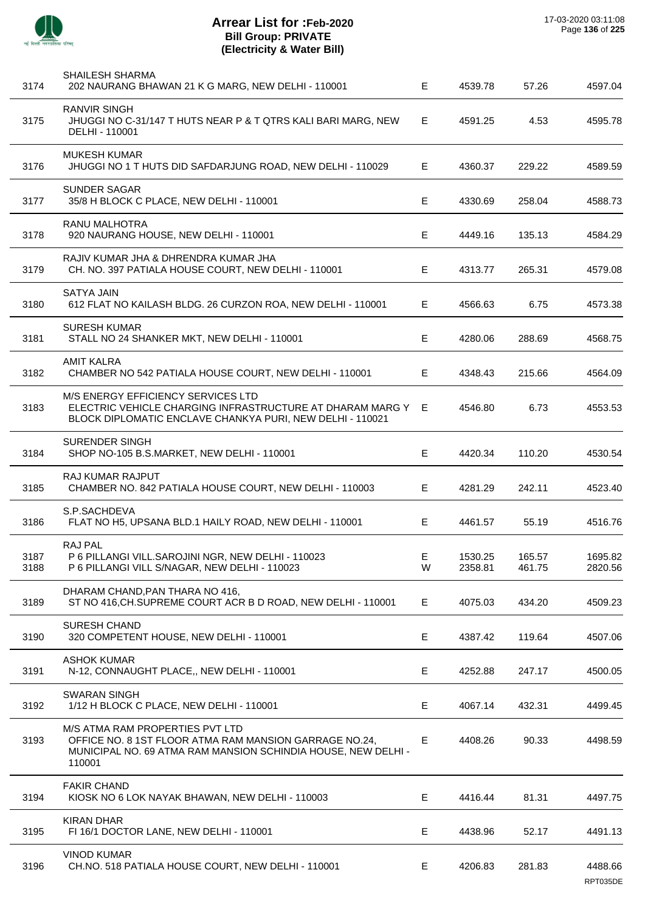# Arrear List for :Feb-2020
## Bill Group: PRIVATE
## (Electricity & Water Bill)

17-03-2020 03:11:08

| No. | Name / Address | Type | Amount | Surcharge | Total |
|---|---|---|---|---|---|
| 3174 | SHAILESH SHARMA<br>202 NAURANG BHAWAN 21 K G MARG, NEW DELHI - 110001 | E | 4539.78 | 57.26 | 4597.04 |
| 3175 | RANVIR SINGH<br>JHUGGI NO C-31/147 T HUTS NEAR P & T QTRS KALI BARI MARG, NEW DELHI - 110001 | E | 4591.25 | 4.53 | 4595.78 |
| 3176 | MUKESH KUMAR<br>JHUGGI NO 1 T HUTS DID SAFDARJUNG ROAD, NEW DELHI - 110029 | E | 4360.37 | 229.22 | 4589.59 |
| 3177 | SUNDER SAGAR<br>35/8 H BLOCK C PLACE, NEW DELHI - 110001 | E | 4330.69 | 258.04 | 4588.73 |
| 3178 | RANU MALHOTRA<br>920 NAURANG HOUSE, NEW DELHI - 110001 | E | 4449.16 | 135.13 | 4584.29 |
| 3179 | RAJIV KUMAR JHA & DHRENDRA KUMAR JHA<br>CH. NO. 397 PATIALA HOUSE COURT, NEW DELHI - 110001 | E | 4313.77 | 265.31 | 4579.08 |
| 3180 | SATYA JAIN<br>612 FLAT NO KAILASH BLDG. 26 CURZON ROA, NEW DELHI - 110001 | E | 4566.63 | 6.75 | 4573.38 |
| 3181 | SURESH KUMAR<br>STALL NO 24 SHANKER MKT, NEW DELHI - 110001 | E | 4280.06 | 288.69 | 4568.75 |
| 3182 | AMIT KALRA<br>CHAMBER NO 542 PATIALA HOUSE COURT, NEW DELHI - 110001 | E | 4348.43 | 215.66 | 4564.09 |
| 3183 | M/S ENERGY EFFICIENCY SERVICES LTD<br>ELECTRIC VEHICLE CHARGING INFRASTRUCTURE AT DHARAM MARG Y BLOCK DIPLOMATIC ENCLAVE CHANKYA PURI, NEW DELHI - 110021 | E | 4546.80 | 6.73 | 4553.53 |
| 3184 | SURENDER SINGH<br>SHOP NO-105 B.S.MARKET, NEW DELHI - 110001 | E | 4420.34 | 110.20 | 4530.54 |
| 3185 | RAJ KUMAR RAJPUT<br>CHAMBER NO. 842 PATIALA HOUSE COURT, NEW DELHI - 110003 | E | 4281.29 | 242.11 | 4523.40 |
| 3186 | S.P.SACHDEVA<br>FLAT NO H5, UPSANA BLD.1 HAILY ROAD, NEW DELHI - 110001 | E | 4461.57 | 55.19 | 4516.76 |
| 3187 | RAJ PAL<br>P 6 PILLANGI VILL.SAROJINI NGR, NEW DELHI - 110023 | E | 1530.25 | 165.57 | 1695.82 |
| 3188 | P 6 PILLANGI VILL S/NAGAR, NEW DELHI - 110023 | W | 2358.81 | 461.75 | 2820.56 |
| 3189 | DHARAM CHAND,PAN THARA NO 416,<br>ST NO 416,CH.SUPREME COURT ACR B D ROAD, NEW DELHI - 110001 | E | 4075.03 | 434.20 | 4509.23 |
| 3190 | SURESH CHAND<br>320 COMPETENT HOUSE, NEW DELHI - 110001 | E | 4387.42 | 119.64 | 4507.06 |
| 3191 | ASHOK KUMAR<br>N-12, CONNAUGHT PLACE,, NEW DELHI - 110001 | E | 4252.88 | 247.17 | 4500.05 |
| 3192 | SWARAN SINGH<br>1/12 H BLOCK C PLACE, NEW DELHI - 110001 | E | 4067.14 | 432.31 | 4499.45 |
| 3193 | M/S ATMA RAM PROPERTIES PVT LTD<br>OFFICE NO. 8 1ST FLOOR ATMA RAM MANSION GARRAGE NO.24, MUNICIPAL NO. 69 ATMA RAM MANSION SCHINDIA HOUSE, NEW DELHI - 110001 | E | 4408.26 | 90.33 | 4498.59 |
| 3194 | FAKIR CHAND<br>KIOSK NO 6 LOK NAYAK BHAWAN, NEW DELHI - 110003 | E | 4416.44 | 81.31 | 4497.75 |
| 3195 | KIRAN DHAR<br>FI 16/1 DOCTOR LANE, NEW DELHI - 110001 | E | 4438.96 | 52.17 | 4491.13 |
| 3196 | VINOD KUMAR<br>CH.NO. 518 PATIALA HOUSE COURT, NEW DELHI - 110001 | E | 4206.83 | 281.83 | 4488.66 |

RPT035DE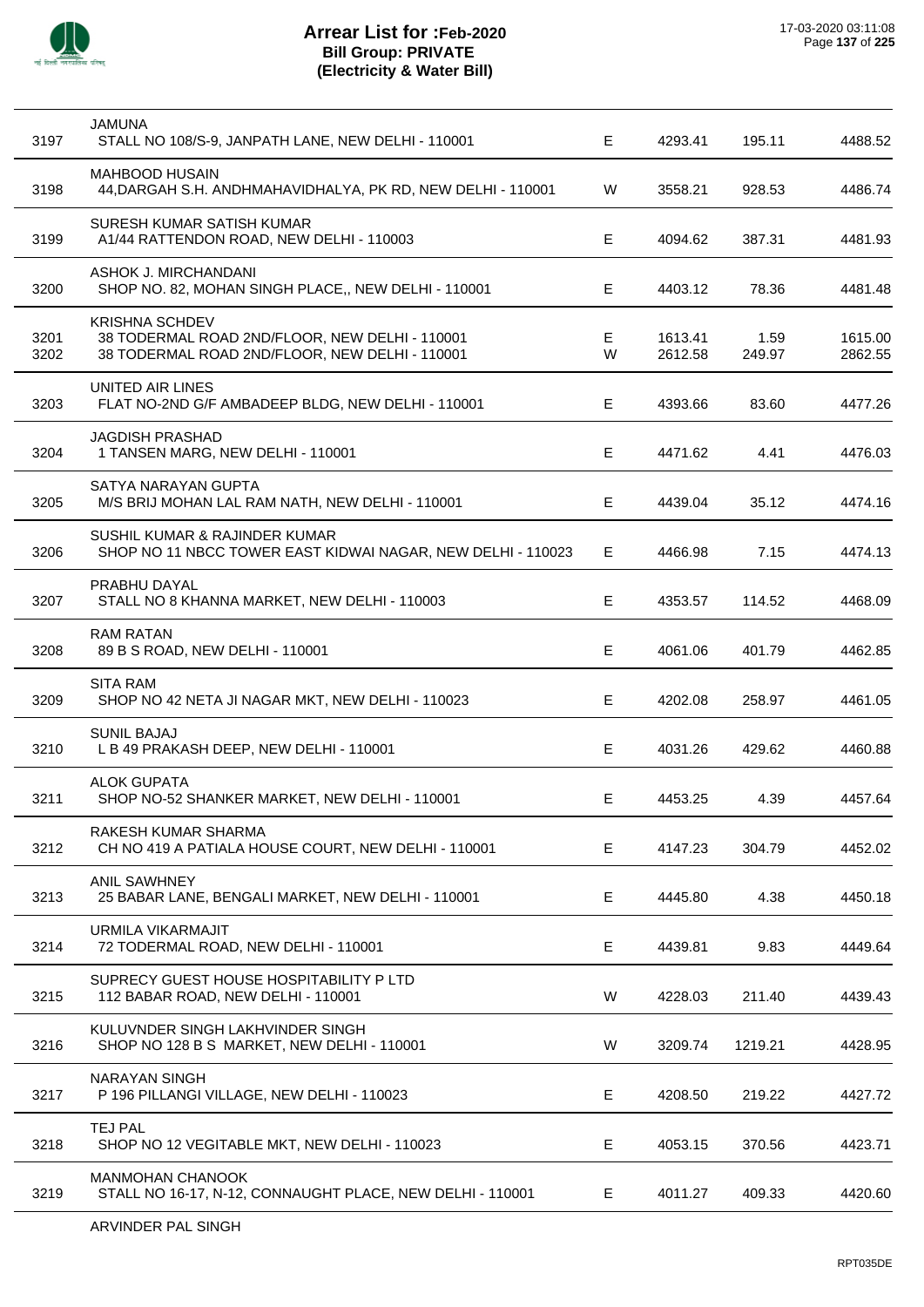# Arrear List for :Feb-2020
## Bill Group: PRIVATE
### (Electricity & Water Bill)

| | | | | | |
|---|---|---|---|---|---|
| 3197 | JAMUNA<br>STALL NO 108/S-9, JANPATH LANE, NEW DELHI - 110001 | E | 4293.41 | 195.11 | 4488.52 |
| 3198 | MAHBOOD HUSAIN<br>44,DARGAH S.H. ANDHMAHAVIDHALYA, PK RD, NEW DELHI - 110001 | W | 3558.21 | 928.53 | 4486.74 |
| 3199 | SURESH KUMAR SATISH KUMAR<br>A1/44 RATTENDON ROAD, NEW DELHI - 110003 | E | 4094.62 | 387.31 | 4481.93 |
| 3200 | ASHOK J. MIRCHANDANI<br>SHOP NO. 82, MOHAN SINGH PLACE,, NEW DELHI - 110001 | E | 4403.12 | 78.36 | 4481.48 |
| 3201 | KRISHNA SCHDEV<br>38 TODERMAL ROAD 2ND/FLOOR, NEW DELHI - 110001 | E | 1613.41 | 1.59 | 1615.00 |
| 3202 | 38 TODERMAL ROAD 2ND/FLOOR, NEW DELHI - 110001 | W | 2612.58 | 249.97 | 2862.55 |
| 3203 | UNITED AIR LINES<br>FLAT NO-2ND G/F AMBADEEP BLDG, NEW DELHI - 110001 | E | 4393.66 | 83.60 | 4477.26 |
| 3204 | JAGDISH PRASHAD<br>1 TANSEN MARG, NEW DELHI - 110001 | E | 4471.62 | 4.41 | 4476.03 |
| 3205 | SATYA NARAYAN GUPTA<br>M/S BRIJ MOHAN LAL RAM NATH, NEW DELHI - 110001 | E | 4439.04 | 35.12 | 4474.16 |
| 3206 | SUSHIL KUMAR & RAJINDER KUMAR<br>SHOP NO 11 NBCC TOWER EAST KIDWAI NAGAR, NEW DELHI - 110023 | E | 4466.98 | 7.15 | 4474.13 |
| 3207 | PRABHU DAYAL<br>STALL NO 8 KHANNA MARKET, NEW DELHI - 110003 | E | 4353.57 | 114.52 | 4468.09 |
| 3208 | RAM RATAN<br>89 B S ROAD, NEW DELHI - 110001 | E | 4061.06 | 401.79 | 4462.85 |
| 3209 | SITA RAM<br>SHOP NO 42 NETA JI NAGAR MKT, NEW DELHI - 110023 | E | 4202.08 | 258.97 | 4461.05 |
| 3210 | SUNIL BAJAJ<br>L B 49 PRAKASH DEEP, NEW DELHI - 110001 | E | 4031.26 | 429.62 | 4460.88 |
| 3211 | ALOK GUPATA<br>SHOP NO-52 SHANKER MARKET, NEW DELHI - 110001 | E | 4453.25 | 4.39 | 4457.64 |
| 3212 | RAKESH KUMAR SHARMA<br>CH NO 419 A PATIALA HOUSE COURT, NEW DELHI - 110001 | E | 4147.23 | 304.79 | 4452.02 |
| 3213 | ANIL SAWHNEY<br>25 BABAR LANE, BENGALI MARKET, NEW DELHI - 110001 | E | 4445.80 | 4.38 | 4450.18 |
| 3214 | URMILA VIKARMAJIT<br>72 TODERMAL ROAD, NEW DELHI - 110001 | E | 4439.81 | 9.83 | 4449.64 |
| 3215 | SUPRECY GUEST HOUSE HOSPITABILITY P LTD<br>112 BABAR ROAD, NEW DELHI - 110001 | W | 4228.03 | 211.40 | 4439.43 |
| 3216 | KULUVNDER SINGH LAKHVINDER SINGH<br>SHOP NO 128 B S MARKET, NEW DELHI - 110001 | W | 3209.74 | 1219.21 | 4428.95 |
| 3217 | NARAYAN SINGH<br>P 196 PILLANGI VILLAGE, NEW DELHI - 110023 | E | 4208.50 | 219.22 | 4427.72 |
| 3218 | TEJ PAL<br>SHOP NO 12 VEGITABLE MKT, NEW DELHI - 110023 | E | 4053.15 | 370.56 | 4423.71 |
| 3219 | MANMOHAN CHANOOK<br>STALL NO 16-17, N-12, CONNAUGHT PLACE, NEW DELHI - 110001 | E | 4011.27 | 409.33 | 4420.60 |

ARVINDER PAL SINGH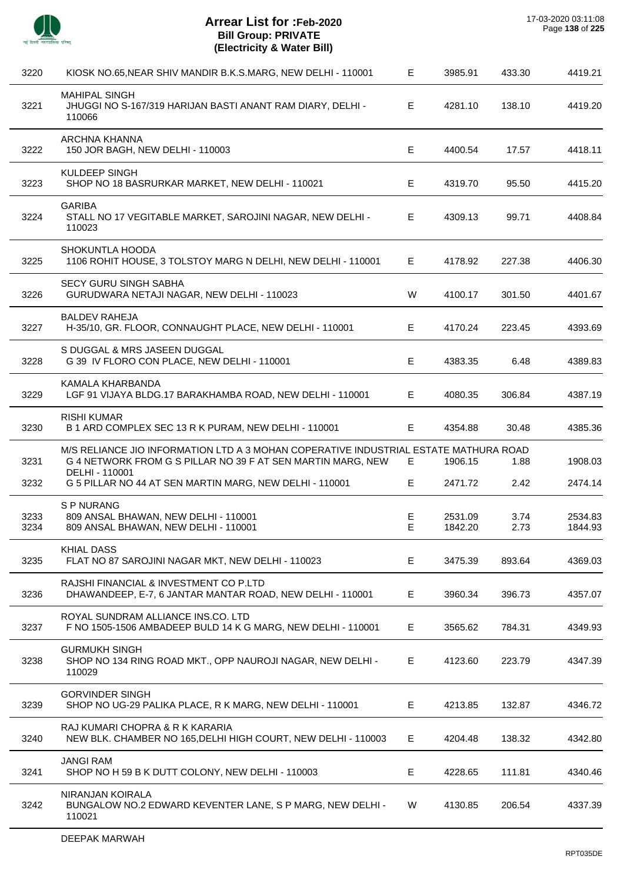# Arrear List for :Feb-2020
## Bill Group: PRIVATE
### (Electricity & Water Bill)

17-03-2020 03:11:08

| No. | Name / Address | Type | Amount | Surcharge | Total |
|---|---|---|---|---|---|
| 3220 | KIOSK NO.65,NEAR SHIV MANDIR B.K.S.MARG, NEW DELHI - 110001 | E | 3985.91 | 433.30 | 4419.21 |
| 3221 | MAHIPAL SINGH<br>JHUGGI NO S-167/319 HARIJAN BASTI ANANT RAM DIARY, DELHI - 110066 | E | 4281.10 | 138.10 | 4419.20 |
| 3222 | ARCHNA KHANNA<br>150 JOR BAGH, NEW DELHI - 110003 | E | 4400.54 | 17.57 | 4418.11 |
| 3223 | KULDEEP SINGH<br>SHOP NO 18 BASRURKAR MARKET, NEW DELHI - 110021 | E | 4319.70 | 95.50 | 4415.20 |
| 3224 | GARIBA<br>STALL NO 17 VEGITABLE MARKET, SAROJINI NAGAR, NEW DELHI - 110023 | E | 4309.13 | 99.71 | 4408.84 |
| 3225 | SHOKUNTLA HOODA<br>1106 ROHIT HOUSE, 3 TOLSTOY MARG N DELHI, NEW DELHI - 110001 | E | 4178.92 | 227.38 | 4406.30 |
| 3226 | SECY GURU SINGH SABHA<br>GURUDWARA NETAJI NAGAR, NEW DELHI - 110023 | W | 4100.17 | 301.50 | 4401.67 |
| 3227 | BALDEV RAHEJA<br>H-35/10, GR. FLOOR, CONNAUGHT PLACE, NEW DELHI - 110001 | E | 4170.24 | 223.45 | 4393.69 |
| 3228 | S DUGGAL & MRS JASEEN DUGGAL<br>G 39 IV FLORO CON PLACE, NEW DELHI - 110001 | E | 4383.35 | 6.48 | 4389.83 |
| 3229 | KAMALA KHARBANDA<br>LGF 91 VIJAYA BLDG.17 BARAKHAMBA ROAD, NEW DELHI - 110001 | E | 4080.35 | 306.84 | 4387.19 |
| 3230 | RISHI KUMAR<br>B 1 ARD COMPLEX SEC 13 R K PURAM, NEW DELHI - 110001 | E | 4354.88 | 30.48 | 4385.36 |
| | M/S RELIANCE JIO INFORMATION LTD A 3 MOHAN COPERATIVE INDUSTRIAL ESTATE MATHURA ROAD | | | | |
| 3231 | G 4 NETWORK FROM G S PILLAR NO 39 F AT SEN MARTIN MARG, NEW DELHI - 110001 | E | 1906.15 | 1.88 | 1908.03 |
| 3232 | G 5 PILLAR NO 44 AT SEN MARTIN MARG, NEW DELHI - 110001 | E | 2471.72 | 2.42 | 2474.14 |
| | S P NURANG | | | | |
| 3233 | 809 ANSAL BHAWAN, NEW DELHI - 110001 | E | 2531.09 | 3.74 | 2534.83 |
| 3234 | 809 ANSAL BHAWAN, NEW DELHI - 110001 | E | 1842.20 | 2.73 | 1844.93 |
| 3235 | KHIAL DASS<br>FLAT NO 87 SAROJINI NAGAR MKT, NEW DELHI - 110023 | E | 3475.39 | 893.64 | 4369.03 |
| 3236 | RAJSHI FINANCIAL & INVESTMENT CO P.LTD<br>DHAWANDEEP, E-7, 6 JANTAR MANTAR ROAD, NEW DELHI - 110001 | E | 3960.34 | 396.73 | 4357.07 |
| 3237 | ROYAL SUNDRAM ALLIANCE INS.CO. LTD<br>F NO 1505-1506 AMBADEEP BULD 14 K G MARG, NEW DELHI - 110001 | E | 3565.62 | 784.31 | 4349.93 |
| 3238 | GURMUKH SINGH<br>SHOP NO 134 RING ROAD MKT., OPP NAUROJI NAGAR, NEW DELHI - 110029 | E | 4123.60 | 223.79 | 4347.39 |
| 3239 | GORVINDER SINGH<br>SHOP NO UG-29 PALIKA PLACE, R K MARG, NEW DELHI - 110001 | E | 4213.85 | 132.87 | 4346.72 |
| 3240 | RAJ KUMARI CHOPRA & R K KARARIA<br>NEW BLK. CHAMBER NO 165,DELHI HIGH COURT, NEW DELHI - 110003 | E | 4204.48 | 138.32 | 4342.80 |
| 3241 | JANGI RAM<br>SHOP NO H 59 B K DUTT COLONY, NEW DELHI - 110003 | E | 4228.65 | 111.81 | 4340.46 |
| 3242 | NIRANJAN KOIRALA<br>BUNGALOW NO.2 EDWARD KEVENTER LANE, S P MARG, NEW DELHI - 110021 | W | 4130.85 | 206.54 | 4337.39 |

DEEPAK MARWAH

RPT035DE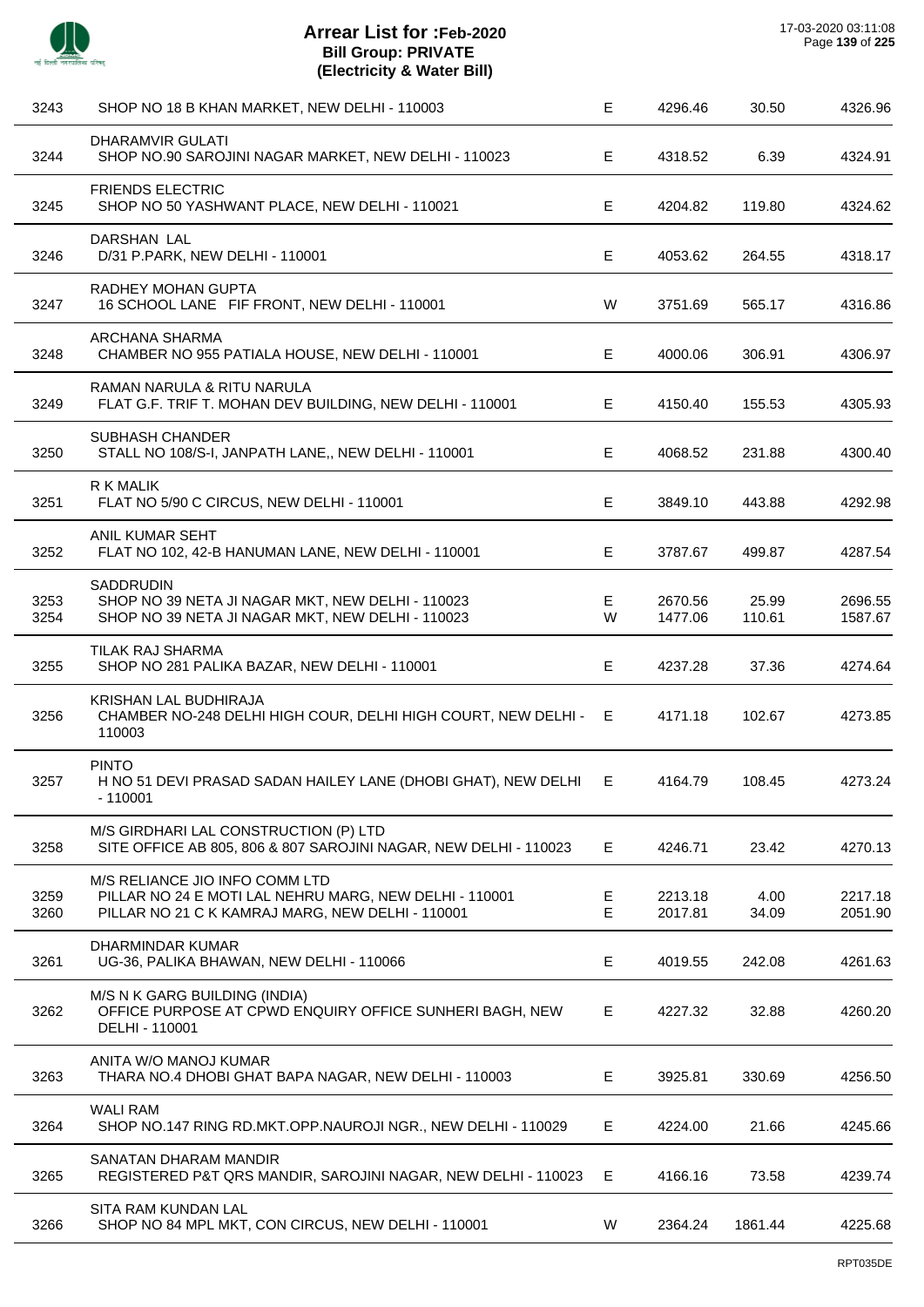# Arrear List for :Feb-2020
## Bill Group: PRIVATE
## (Electricity & Water Bill)

17-03-2020 03:11:08

| | | | | | |
|---|---|---|---|---|---|
| 3243 | SHOP NO 18 B KHAN MARKET, NEW DELHI - 110003 | E | 4296.46 | 30.50 | 4326.96 |
| 3244 | DHARAMVIR GULATI<br>SHOP NO.90 SAROJINI NAGAR MARKET, NEW DELHI - 110023 | E | 4318.52 | 6.39 | 4324.91 |
| 3245 | FRIENDS ELECTRIC<br>SHOP NO 50 YASHWANT PLACE, NEW DELHI - 110021 | E | 4204.82 | 119.80 | 4324.62 |
| 3246 | DARSHAN LAL<br>D/31 P.PARK, NEW DELHI - 110001 | E | 4053.62 | 264.55 | 4318.17 |
| 3247 | RADHEY MOHAN GUPTA<br>16 SCHOOL LANE FIF FRONT, NEW DELHI - 110001 | W | 3751.69 | 565.17 | 4316.86 |
| 3248 | ARCHANA SHARMA<br>CHAMBER NO 955 PATIALA HOUSE, NEW DELHI - 110001 | E | 4000.06 | 306.91 | 4306.97 |
| 3249 | RAMAN NARULA & RITU NARULA<br>FLAT G.F. TRIF T. MOHAN DEV BUILDING, NEW DELHI - 110001 | E | 4150.40 | 155.53 | 4305.93 |
| 3250 | SUBHASH CHANDER<br>STALL NO 108/S-I, JANPATH LANE,, NEW DELHI - 110001 | E | 4068.52 | 231.88 | 4300.40 |
| 3251 | R K MALIK<br>FLAT NO 5/90 C CIRCUS, NEW DELHI - 110001 | E | 3849.10 | 443.88 | 4292.98 |
| 3252 | ANIL KUMAR SEHT<br>FLAT NO 102, 42-B HANUMAN LANE, NEW DELHI - 110001 | E | 3787.67 | 499.87 | 4287.54 |
| 3253 | SADDRUDIN<br>SHOP NO 39 NETA JI NAGAR MKT, NEW DELHI - 110023 | E | 2670.56 | 25.99 | 2696.55 |
| 3254 | SHOP NO 39 NETA JI NAGAR MKT, NEW DELHI - 110023 | W | 1477.06 | 110.61 | 1587.67 |
| 3255 | TILAK RAJ SHARMA<br>SHOP NO 281 PALIKA BAZAR, NEW DELHI - 110001 | E | 4237.28 | 37.36 | 4274.64 |
| 3256 | KRISHAN LAL BUDHIRAJA<br>CHAMBER NO-248 DELHI HIGH COUR, DELHI HIGH COURT, NEW DELHI - 110003 | E | 4171.18 | 102.67 | 4273.85 |
| 3257 | PINTO<br>H NO 51 DEVI PRASAD SADAN HAILEY LANE (DHOBI GHAT), NEW DELHI - 110001 | E | 4164.79 | 108.45 | 4273.24 |
| 3258 | M/S GIRDHARI LAL CONSTRUCTION (P) LTD<br>SITE OFFICE AB 805, 806 & 807 SAROJINI NAGAR, NEW DELHI - 110023 | E | 4246.71 | 23.42 | 4270.13 |
| 3259 | M/S RELIANCE JIO INFO COMM LTD<br>PILLAR NO 24 E MOTI LAL NEHRU MARG, NEW DELHI - 110001 | E | 2213.18 | 4.00 | 2217.18 |
| 3260 | PILLAR NO 21 C K KAMRAJ MARG, NEW DELHI - 110001 | E | 2017.81 | 34.09 | 2051.90 |
| 3261 | DHARMINDAR KUMAR<br>UG-36, PALIKA BHAWAN, NEW DELHI - 110066 | E | 4019.55 | 242.08 | 4261.63 |
| 3262 | M/S N K GARG BUILDING (INDIA)<br>OFFICE PURPOSE AT CPWD ENQUIRY OFFICE SUNHERI BAGH, NEW DELHI - 110001 | E | 4227.32 | 32.88 | 4260.20 |
| 3263 | ANITA W/O MANOJ KUMAR<br>THARA NO.4 DHOBI GHAT BAPA NAGAR, NEW DELHI - 110003 | E | 3925.81 | 330.69 | 4256.50 |
| 3264 | WALI RAM<br>SHOP NO.147 RING RD.MKT.OPP.NAUROJI NGR., NEW DELHI - 110029 | E | 4224.00 | 21.66 | 4245.66 |
| 3265 | SANATAN DHARAM MANDIR<br>REGISTERED P&T QRS MANDIR, SAROJINI NAGAR, NEW DELHI - 110023 | E | 4166.16 | 73.58 | 4239.74 |
| 3266 | SITA RAM KUNDAN LAL<br>SHOP NO 84 MPL MKT, CON CIRCUS, NEW DELHI - 110001 | W | 2364.24 | 1861.44 | 4225.68 |

RPT035DE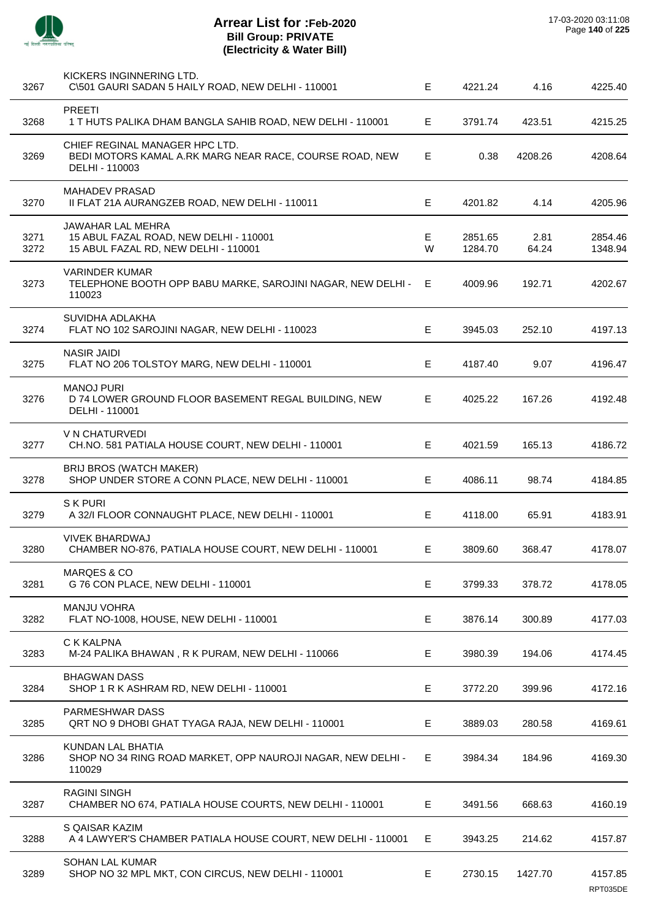# Arrear List for :Feb-2020
## Bill Group: PRIVATE
### (Electricity & Water Bill)

17-03-2020 03:11:08

| No. | Name / Address | Type | | | |
|---|---|---|---|---|---|
| 3267 | KICKERS INGINNERING LTD.<br>C\501 GAURI SADAN 5 HAILY ROAD, NEW DELHI - 110001 | E | 4221.24 | 4.16 | 4225.40 |
| 3268 | PREETI<br>1 T HUTS PALIKA DHAM BANGLA SAHIB ROAD, NEW DELHI - 110001 | E | 3791.74 | 423.51 | 4215.25 |
| 3269 | CHIEF REGINAL MANAGER HPC LTD.<br>BEDI MOTORS KAMAL A.RK MARG NEAR RACE, COURSE ROAD, NEW DELHI - 110003 | E | 0.38 | 4208.26 | 4208.64 |
| 3270 | MAHADEV PRASAD<br>II FLAT 21A AURANGZEB ROAD, NEW DELHI - 110011 | E | 4201.82 | 4.14 | 4205.96 |
| 3271 | JAWAHAR LAL MEHRA<br>15 ABUL FAZAL ROAD, NEW DELHI - 110001 | E | 2851.65 | 2.81 | 2854.46 |
| 3272 | 15 ABUL FAZAL RD, NEW DELHI - 110001 | W | 1284.70 | 64.24 | 1348.94 |
| 3273 | VARINDER KUMAR<br>TELEPHONE BOOTH OPP BABU MARKE, SAROJINI NAGAR, NEW DELHI - 110023 | E | 4009.96 | 192.71 | 4202.67 |
| 3274 | SUVIDHA ADLAKHA<br>FLAT NO 102 SAROJINI NAGAR, NEW DELHI - 110023 | E | 3945.03 | 252.10 | 4197.13 |
| 3275 | NASIR JAIDI<br>FLAT NO 206 TOLSTOY MARG, NEW DELHI - 110001 | E | 4187.40 | 9.07 | 4196.47 |
| 3276 | MANOJ PURI<br>D 74 LOWER GROUND FLOOR BASEMENT REGAL BUILDING, NEW DELHI - 110001 | E | 4025.22 | 167.26 | 4192.48 |
| 3277 | V N CHATURVEDI<br>CH.NO. 581 PATIALA HOUSE COURT, NEW DELHI - 110001 | E | 4021.59 | 165.13 | 4186.72 |
| 3278 | BRIJ BROS (WATCH MAKER)<br>SHOP UNDER STORE A CONN PLACE, NEW DELHI - 110001 | E | 4086.11 | 98.74 | 4184.85 |
| 3279 | S K PURI<br>A 32/I FLOOR CONNAUGHT PLACE, NEW DELHI - 110001 | E | 4118.00 | 65.91 | 4183.91 |
| 3280 | VIVEK BHARDWAJ<br>CHAMBER NO-876, PATIALA HOUSE COURT, NEW DELHI - 110001 | E | 3809.60 | 368.47 | 4178.07 |
| 3281 | MARQES & CO<br>G 76 CON PLACE, NEW DELHI - 110001 | E | 3799.33 | 378.72 | 4178.05 |
| 3282 | MANJU VOHRA<br>FLAT NO-1008, HOUSE, NEW DELHI - 110001 | E | 3876.14 | 300.89 | 4177.03 |
| 3283 | C K KALPNA<br>M-24 PALIKA BHAWAN , R K PURAM, NEW DELHI - 110066 | E | 3980.39 | 194.06 | 4174.45 |
| 3284 | BHAGWAN DASS<br>SHOP 1 R K ASHRAM RD, NEW DELHI - 110001 | E | 3772.20 | 399.96 | 4172.16 |
| 3285 | PARMESHWAR DASS<br>QRT NO 9 DHOBI GHAT TYAGA RAJA, NEW DELHI - 110001 | E | 3889.03 | 280.58 | 4169.61 |
| 3286 | KUNDAN LAL BHATIA<br>SHOP NO 34 RING ROAD MARKET, OPP NAUROJI NAGAR, NEW DELHI - 110029 | E | 3984.34 | 184.96 | 4169.30 |
| 3287 | RAGINI SINGH<br>CHAMBER NO 674, PATIALA HOUSE COURTS, NEW DELHI - 110001 | E | 3491.56 | 668.63 | 4160.19 |
| 3288 | S QAISAR KAZIM<br>A 4 LAWYER'S CHAMBER PATIALA HOUSE COURT, NEW DELHI - 110001 | E | 3943.25 | 214.62 | 4157.87 |
| 3289 | SOHAN LAL KUMAR<br>SHOP NO 32 MPL MKT, CON CIRCUS, NEW DELHI - 110001 | E | 2730.15 | 1427.70 | 4157.85 |

RPT035DE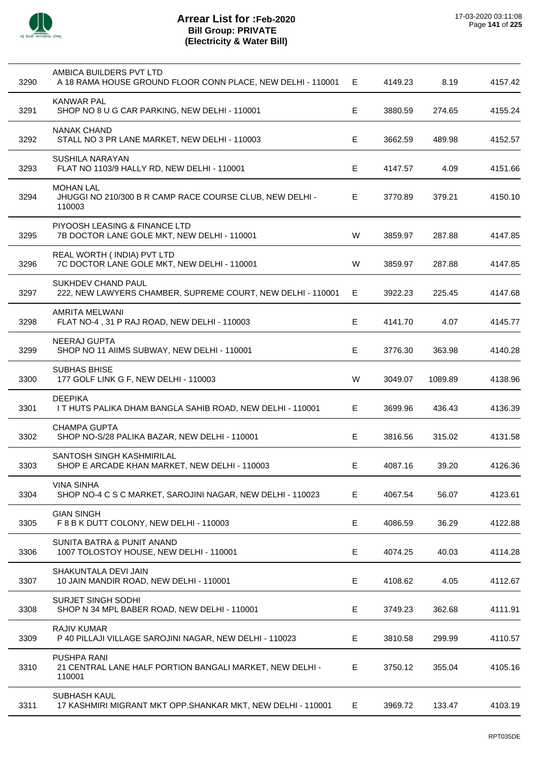# Arrear List for :Feb-2020
## Bill Group: PRIVATE
## (Electricity & Water Bill)

17-03-2020 03:11:08

| | | | | | |
|---|---|---|---|---|---|
| 3290 | AMBICA BUILDERS PVT LTD<br>A 18 RAMA HOUSE GROUND FLOOR CONN PLACE, NEW DELHI - 110001 | E | 4149.23 | 8.19 | 4157.42 |
| 3291 | KANWAR PAL<br>SHOP NO 8 U G CAR PARKING, NEW DELHI - 110001 | E | 3880.59 | 274.65 | 4155.24 |
| 3292 | NANAK CHAND<br>STALL NO 3 PR LANE MARKET, NEW DELHI - 110003 | E | 3662.59 | 489.98 | 4152.57 |
| 3293 | SUSHILA NARAYAN<br>FLAT NO 1103/9 HALLY RD, NEW DELHI - 110001 | E | 4147.57 | 4.09 | 4151.66 |
| 3294 | MOHAN LAL<br>JHUGGI NO 210/300 B R CAMP RACE COURSE CLUB, NEW DELHI - 110003 | E | 3770.89 | 379.21 | 4150.10 |
| 3295 | PIYOOSH LEASING & FINANCE LTD<br>7B DOCTOR LANE GOLE MKT, NEW DELHI - 110001 | W | 3859.97 | 287.88 | 4147.85 |
| 3296 | REAL WORTH ( INDIA) PVT LTD<br>7C DOCTOR LANE GOLE MKT, NEW DELHI - 110001 | W | 3859.97 | 287.88 | 4147.85 |
| 3297 | SUKHDEV CHAND PAUL<br>222, NEW LAWYERS CHAMBER, SUPREME COURT, NEW DELHI - 110001 | E | 3922.23 | 225.45 | 4147.68 |
| 3298 | AMRITA MELWANI<br>FLAT NO-4 , 31 P RAJ ROAD, NEW DELHI - 110003 | E | 4141.70 | 4.07 | 4145.77 |
| 3299 | NEERAJ GUPTA<br>SHOP NO 11 AIIMS SUBWAY, NEW DELHI - 110001 | E | 3776.30 | 363.98 | 4140.28 |
| 3300 | SUBHAS BHISE<br>177 GOLF LINK G F, NEW DELHI - 110003 | W | 3049.07 | 1089.89 | 4138.96 |
| 3301 | DEEPIKA<br>I T HUTS PALIKA DHAM BANGLA SAHIB ROAD, NEW DELHI - 110001 | E | 3699.96 | 436.43 | 4136.39 |
| 3302 | CHAMPA GUPTA<br>SHOP NO-S/28 PALIKA BAZAR, NEW DELHI - 110001 | E | 3816.56 | 315.02 | 4131.58 |
| 3303 | SANTOSH SINGH KASHMIRILAL<br>SHOP E ARCADE KHAN MARKET, NEW DELHI - 110003 | E | 4087.16 | 39.20 | 4126.36 |
| 3304 | VINA SINHA<br>SHOP NO-4 C S C MARKET, SAROJINI NAGAR, NEW DELHI - 110023 | E | 4067.54 | 56.07 | 4123.61 |
| 3305 | GIAN SINGH<br>F 8 B K DUTT COLONY, NEW DELHI - 110003 | E | 4086.59 | 36.29 | 4122.88 |
| 3306 | SUNITA BATRA & PUNIT ANAND<br>1007 TOLOSTOY HOUSE, NEW DELHI - 110001 | E | 4074.25 | 40.03 | 4114.28 |
| 3307 | SHAKUNTALA DEVI JAIN<br>10 JAIN MANDIR ROAD, NEW DELHI - 110001 | E | 4108.62 | 4.05 | 4112.67 |
| 3308 | SURJET SINGH SODHI<br>SHOP N 34 MPL BABER ROAD, NEW DELHI - 110001 | E | 3749.23 | 362.68 | 4111.91 |
| 3309 | RAJIV KUMAR<br>P 40 PILLAJI VILLAGE SAROJINI NAGAR, NEW DELHI - 110023 | E | 3810.58 | 299.99 | 4110.57 |
| 3310 | PUSHPA RANI<br>21 CENTRAL LANE HALF PORTION BANGALI MARKET, NEW DELHI - 110001 | E | 3750.12 | 355.04 | 4105.16 |
| 3311 | SUBHASH KAUL<br>17 KASHMIRI MIGRANT MKT OPP.SHANKAR MKT, NEW DELHI - 110001 | E | 3969.72 | 133.47 | 4103.19 |

RPT035DE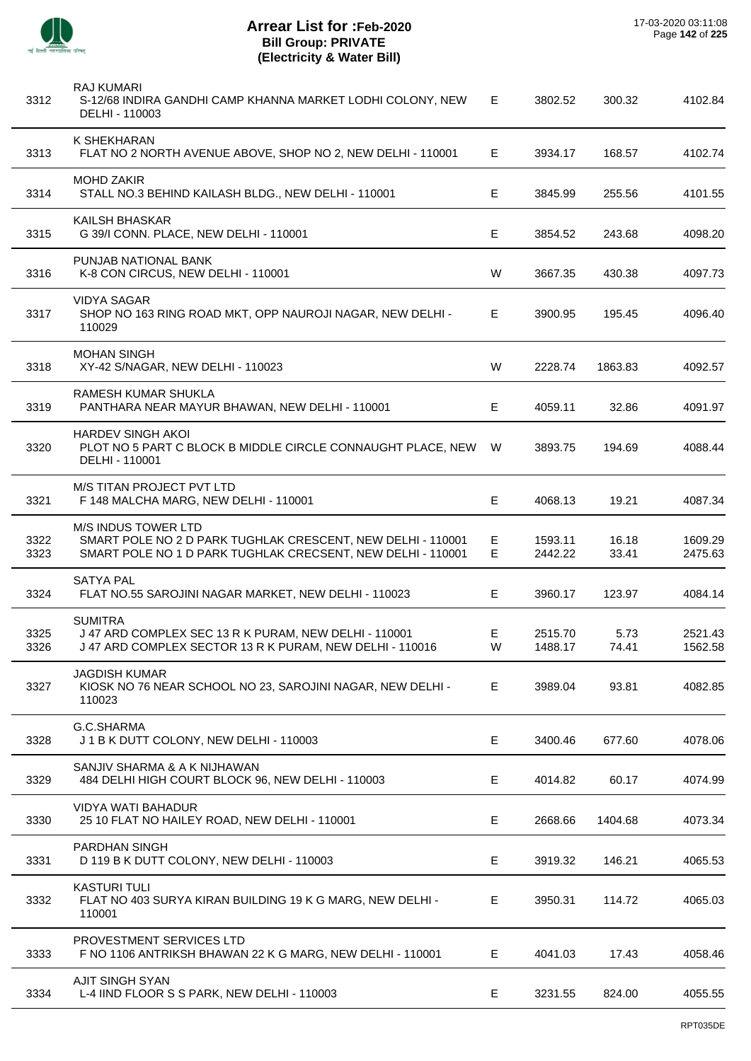# Arrear List for :Feb-2020
## Bill Group: PRIVATE
## (Electricity & Water Bill)

17-03-2020 03:11:08

| No. | Name / Address | Type | Amount | Surcharge | Total |
|---|---|---|---|---|---|
| 3312 | RAJ KUMARI<br>S-12/68 INDIRA GANDHI CAMP KHANNA MARKET LODHI COLONY, NEW DELHI - 110003 | E | 3802.52 | 300.32 | 4102.84 |
| 3313 | K SHEKHARAN<br>FLAT NO 2 NORTH AVENUE ABOVE, SHOP NO 2, NEW DELHI - 110001 | E | 3934.17 | 168.57 | 4102.74 |
| 3314 | MOHD ZAKIR<br>STALL NO.3 BEHIND KAILASH BLDG., NEW DELHI - 110001 | E | 3845.99 | 255.56 | 4101.55 |
| 3315 | KAILSH BHASKAR<br>G 39/I CONN. PLACE, NEW DELHI - 110001 | E | 3854.52 | 243.68 | 4098.20 |
| 3316 | PUNJAB NATIONAL BANK<br>K-8 CON CIRCUS, NEW DELHI - 110001 | W | 3667.35 | 430.38 | 4097.73 |
| 3317 | VIDYA SAGAR<br>SHOP NO 163 RING ROAD MKT, OPP NAUROJI NAGAR, NEW DELHI - 110029 | E | 3900.95 | 195.45 | 4096.40 |
| 3318 | MOHAN SINGH<br>XY-42 S/NAGAR, NEW DELHI - 110023 | W | 2228.74 | 1863.83 | 4092.57 |
| 3319 | RAMESH KUMAR SHUKLA<br>PANTHARA NEAR MAYUR BHAWAN, NEW DELHI - 110001 | E | 4059.11 | 32.86 | 4091.97 |
| 3320 | HARDEV SINGH AKOI<br>PLOT NO 5 PART C BLOCK B MIDDLE CIRCLE CONNAUGHT PLACE, NEW DELHI - 110001 | W | 3893.75 | 194.69 | 4088.44 |
| 3321 | M/S TITAN PROJECT PVT LTD<br>F 148 MALCHA MARG, NEW DELHI - 110001 | E | 4068.13 | 19.21 | 4087.34 |
| 3322 | M/S INDUS TOWER LTD<br>SMART POLE NO 2 D PARK TUGHLAK CRESCENT, NEW DELHI - 110001 | E | 1593.11 | 16.18 | 1609.29 |
| 3323 | SMART POLE NO 1 D PARK TUGHLAK CRECSENT, NEW DELHI - 110001 | E | 2442.22 | 33.41 | 2475.63 |
| 3324 | SATYA PAL<br>FLAT NO.55 SAROJINI NAGAR MARKET, NEW DELHI - 110023 | E | 3960.17 | 123.97 | 4084.14 |
| 3325 | SUMITRA<br>J 47 ARD COMPLEX SEC 13 R K PURAM, NEW DELHI - 110001 | E | 2515.70 | 5.73 | 2521.43 |
| 3326 | J 47 ARD COMPLEX SECTOR 13 R K PURAM, NEW DELHI - 110016 | W | 1488.17 | 74.41 | 1562.58 |
| 3327 | JAGDISH KUMAR<br>KIOSK NO 76 NEAR SCHOOL NO 23, SAROJINI NAGAR, NEW DELHI - 110023 | E | 3989.04 | 93.81 | 4082.85 |
| 3328 | G.C.SHARMA<br>J 1 B K DUTT COLONY, NEW DELHI - 110003 | E | 3400.46 | 677.60 | 4078.06 |
| 3329 | SANJIV SHARMA & A K NIJHAWAN<br>484 DELHI HIGH COURT BLOCK 96, NEW DELHI - 110003 | E | 4014.82 | 60.17 | 4074.99 |
| 3330 | VIDYA WATI BAHADUR<br>25 10 FLAT NO HAILEY ROAD, NEW DELHI - 110001 | E | 2668.66 | 1404.68 | 4073.34 |
| 3331 | PARDHAN SINGH<br>D 119 B K DUTT COLONY, NEW DELHI - 110003 | E | 3919.32 | 146.21 | 4065.53 |
| 3332 | KASTURI TULI<br>FLAT NO 403 SURYA KIRAN BUILDING 19 K G MARG, NEW DELHI - 110001 | E | 3950.31 | 114.72 | 4065.03 |
| 3333 | PROVESTMENT SERVICES LTD<br>F NO 1106 ANTRIKSH BHAWAN 22 K G MARG, NEW DELHI - 110001 | E | 4041.03 | 17.43 | 4058.46 |
| 3334 | AJIT SINGH SYAN<br>L-4 IIND FLOOR S S PARK, NEW DELHI - 110003 | E | 3231.55 | 824.00 | 4055.55 |

RPT035DE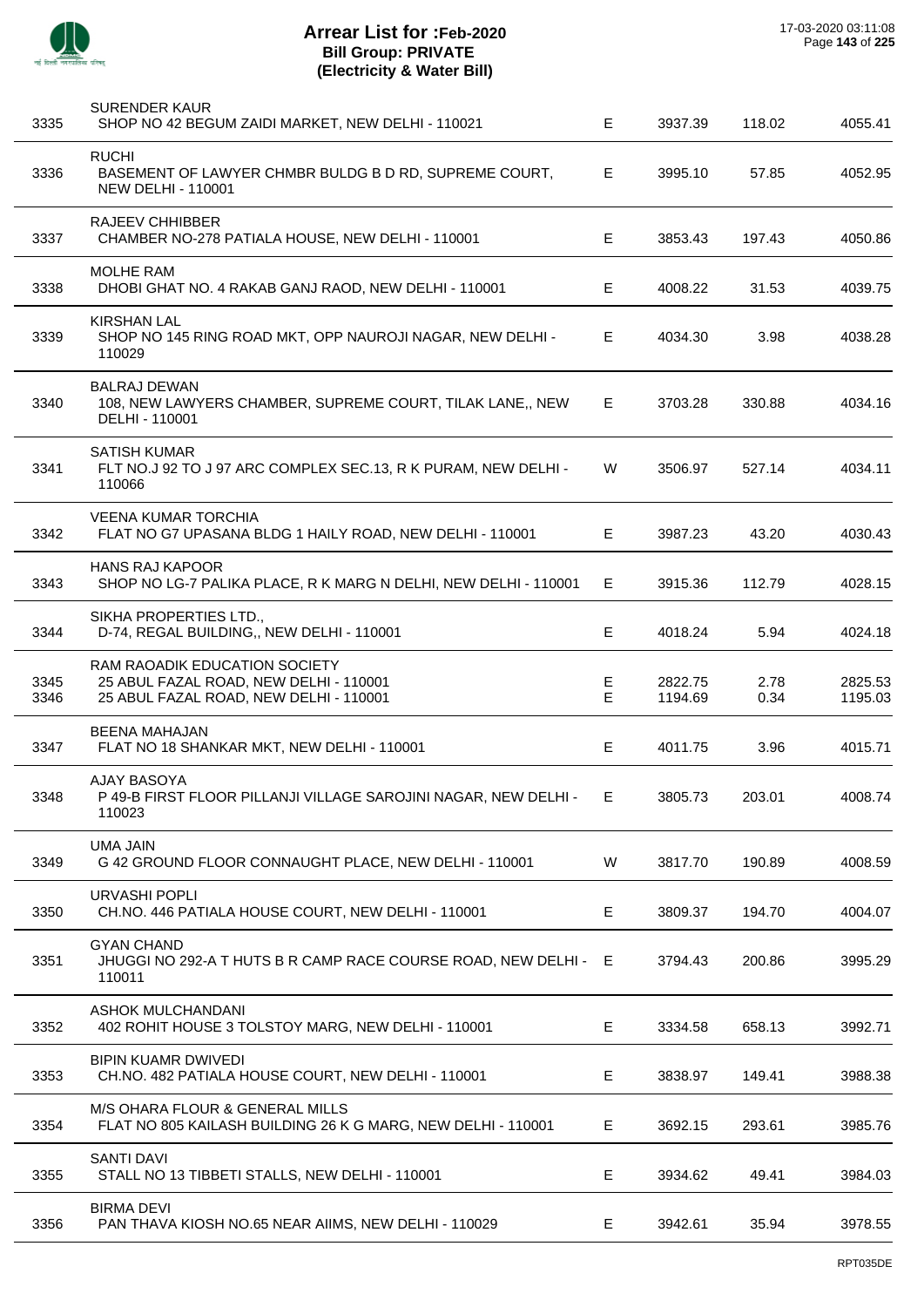# Arrear List for :Feb-2020
## Bill Group: PRIVATE
## (Electricity & Water Bill)

17-03-2020 03:11:08

| No. | Name / Address | Type | Principal | Surcharge | Total |
|---|---|---|---|---|---|
| 3335 | SURENDER KAUR<br>SHOP NO 42 BEGUM ZAIDI MARKET, NEW DELHI - 110021 | E | 3937.39 | 118.02 | 4055.41 |
| 3336 | RUCHI<br>BASEMENT OF LAWYER CHMBR BULDG B D RD, SUPREME COURT, NEW DELHI - 110001 | E | 3995.10 | 57.85 | 4052.95 |
| 3337 | RAJEEV CHHIBBER<br>CHAMBER NO-278 PATIALA HOUSE, NEW DELHI - 110001 | E | 3853.43 | 197.43 | 4050.86 |
| 3338 | MOLHE RAM<br>DHOBI GHAT NO. 4 RAKAB GANJ RAOD, NEW DELHI - 110001 | E | 4008.22 | 31.53 | 4039.75 |
| 3339 | KIRSHAN LAL<br>SHOP NO 145 RING ROAD MKT, OPP NAUROJI NAGAR, NEW DELHI - 110029 | E | 4034.30 | 3.98 | 4038.28 |
| 3340 | BALRAJ DEWAN<br>108, NEW LAWYERS CHAMBER, SUPREME COURT, TILAK LANE,, NEW DELHI - 110001 | E | 3703.28 | 330.88 | 4034.16 |
| 3341 | SATISH KUMAR<br>FLT NO.J 92 TO J 97 ARC COMPLEX SEC.13, R K PURAM, NEW DELHI - 110066 | W | 3506.97 | 527.14 | 4034.11 |
| 3342 | VEENA KUMAR TORCHIA<br>FLAT NO G7 UPASANA BLDG 1 HAILY ROAD, NEW DELHI - 110001 | E | 3987.23 | 43.20 | 4030.43 |
| 3343 | HANS RAJ KAPOOR<br>SHOP NO LG-7 PALIKA PLACE, R K MARG N DELHI, NEW DELHI - 110001 | E | 3915.36 | 112.79 | 4028.15 |
| 3344 | SIKHA PROPERTIES LTD.,<br>D-74, REGAL BUILDING,, NEW DELHI - 110001 | E | 4018.24 | 5.94 | 4024.18 |
| 3345 | RAM RAOADIK EDUCATION SOCIETY<br>25 ABUL FAZAL ROAD, NEW DELHI - 110001 | E | 2822.75 | 2.78 | 2825.53 |
| 3346 | 25 ABUL FAZAL ROAD, NEW DELHI - 110001 | E | 1194.69 | 0.34 | 1195.03 |
| 3347 | BEENA MAHAJAN<br>FLAT NO 18 SHANKAR MKT, NEW DELHI - 110001 | E | 4011.75 | 3.96 | 4015.71 |
| 3348 | AJAY BASOYA<br>P 49-B FIRST FLOOR PILLANJI VILLAGE SAROJINI NAGAR, NEW DELHI - 110023 | E | 3805.73 | 203.01 | 4008.74 |
| 3349 | UMA JAIN<br>G 42 GROUND FLOOR CONNAUGHT PLACE, NEW DELHI - 110001 | W | 3817.70 | 190.89 | 4008.59 |
| 3350 | URVASHI POPLI<br>CH.NO. 446 PATIALA HOUSE COURT, NEW DELHI - 110001 | E | 3809.37 | 194.70 | 4004.07 |
| 3351 | GYAN CHAND<br>JHUGGI NO 292-A T HUTS B R CAMP RACE COURSE ROAD, NEW DELHI - 110011 | E | 3794.43 | 200.86 | 3995.29 |
| 3352 | ASHOK MULCHANDANI<br>402 ROHIT HOUSE 3 TOLSTOY MARG, NEW DELHI - 110001 | E | 3334.58 | 658.13 | 3992.71 |
| 3353 | BIPIN KUAMR DWIVEDI<br>CH.NO. 482 PATIALA HOUSE COURT, NEW DELHI - 110001 | E | 3838.97 | 149.41 | 3988.38 |
| 3354 | M/S OHARA FLOUR & GENERAL MILLS<br>FLAT NO 805 KAILASH BUILDING 26 K G MARG, NEW DELHI - 110001 | E | 3692.15 | 293.61 | 3985.76 |
| 3355 | SANTI DAVI<br>STALL NO 13 TIBBETI STALLS, NEW DELHI - 110001 | E | 3934.62 | 49.41 | 3984.03 |
| 3356 | BIRMA DEVI<br>PAN THAVA KIOSH NO.65 NEAR AIIMS, NEW DELHI - 110029 | E | 3942.61 | 35.94 | 3978.55 |

RPT035DE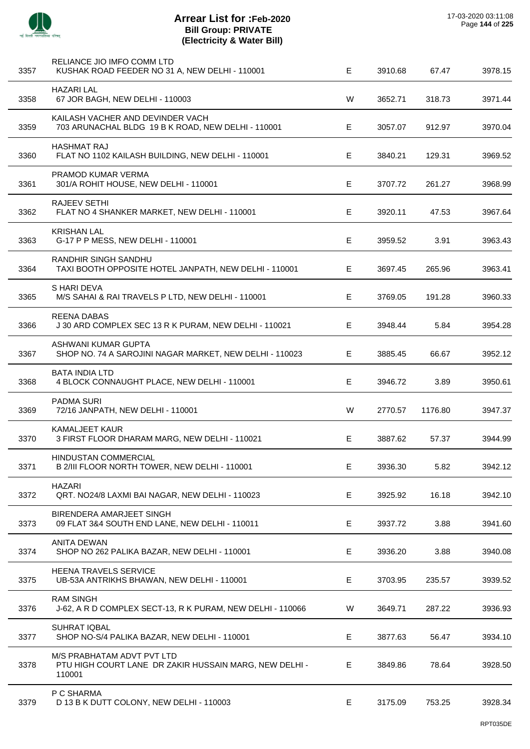# Arrear List for :Feb-2020
## Bill Group: PRIVATE
## (Electricity & Water Bill)

17-03-2020 03:11:08

| | | | | | |
|---|---|---|---|---|---|
| 3357 | RELIANCE JIO IMFO COMM LTD<br>KUSHAK ROAD FEEDER NO 31 A, NEW DELHI - 110001 | E | 3910.68 | 67.47 | 3978.15 |
| 3358 | HAZARI LAL<br>67 JOR BAGH, NEW DELHI - 110003 | W | 3652.71 | 318.73 | 3971.44 |
| 3359 | KAILASH VACHER AND DEVINDER VACH<br>703 ARUNACHAL BLDG 19 B K ROAD, NEW DELHI - 110001 | E | 3057.07 | 912.97 | 3970.04 |
| 3360 | HASHMAT RAJ<br>FLAT NO 1102 KAILASH BUILDING, NEW DELHI - 110001 | E | 3840.21 | 129.31 | 3969.52 |
| 3361 | PRAMOD KUMAR VERMA<br>301/A ROHIT HOUSE, NEW DELHI - 110001 | E | 3707.72 | 261.27 | 3968.99 |
| 3362 | RAJEEV SETHI<br>FLAT NO 4 SHANKER MARKET, NEW DELHI - 110001 | E | 3920.11 | 47.53 | 3967.64 |
| 3363 | KRISHAN LAL<br>G-17 P P MESS, NEW DELHI - 110001 | E | 3959.52 | 3.91 | 3963.43 |
| 3364 | RANDHIR SINGH SANDHU<br>TAXI BOOTH OPPOSITE HOTEL JANPATH, NEW DELHI - 110001 | E | 3697.45 | 265.96 | 3963.41 |
| 3365 | S HARI DEVA<br>M/S SAHAI & RAI TRAVELS P LTD, NEW DELHI - 110001 | E | 3769.05 | 191.28 | 3960.33 |
| 3366 | REENA DABAS<br>J 30 ARD COMPLEX SEC 13 R K PURAM, NEW DELHI - 110021 | E | 3948.44 | 5.84 | 3954.28 |
| 3367 | ASHWANI KUMAR GUPTA<br>SHOP NO. 74 A SAROJINI NAGAR MARKET, NEW DELHI - 110023 | E | 3885.45 | 66.67 | 3952.12 |
| 3368 | BATA INDIA LTD<br>4 BLOCK CONNAUGHT PLACE, NEW DELHI - 110001 | E | 3946.72 | 3.89 | 3950.61 |
| 3369 | PADMA SURI<br>72/16 JANPATH, NEW DELHI - 110001 | W | 2770.57 | 1176.80 | 3947.37 |
| 3370 | KAMALJEET KAUR<br>3 FIRST FLOOR DHARAM MARG, NEW DELHI - 110021 | E | 3887.62 | 57.37 | 3944.99 |
| 3371 | HINDUSTAN COMMERCIAL<br>B 2/III FLOOR NORTH TOWER, NEW DELHI - 110001 | E | 3936.30 | 5.82 | 3942.12 |
| 3372 | HAZARI<br>QRT. NO24/8 LAXMI BAI NAGAR, NEW DELHI - 110023 | E | 3925.92 | 16.18 | 3942.10 |
| 3373 | BIRENDERA AMARJEET SINGH<br>09 FLAT 3&4 SOUTH END LANE, NEW DELHI - 110011 | E | 3937.72 | 3.88 | 3941.60 |
| 3374 | ANITA DEWAN<br>SHOP NO 262 PALIKA BAZAR, NEW DELHI - 110001 | E | 3936.20 | 3.88 | 3940.08 |
| 3375 | HEENA TRAVELS SERVICE<br>UB-53A ANTRIKHS BHAWAN, NEW DELHI - 110001 | E | 3703.95 | 235.57 | 3939.52 |
| 3376 | RAM SINGH<br>J-62, A R D COMPLEX SECT-13, R K PURAM, NEW DELHI - 110066 | W | 3649.71 | 287.22 | 3936.93 |
| 3377 | SUHRAT IQBAL<br>SHOP NO-S/4 PALIKA BAZAR, NEW DELHI - 110001 | E | 3877.63 | 56.47 | 3934.10 |
| 3378 | M/S PRABHATAM ADVT PVT LTD<br>PTU HIGH COURT LANE DR ZAKIR HUSSAIN MARG, NEW DELHI - 110001 | E | 3849.86 | 78.64 | 3928.50 |
| 3379 | P C SHARMA<br>D 13 B K DUTT COLONY, NEW DELHI - 110003 | E | 3175.09 | 753.25 | 3928.34 |

RPT035DE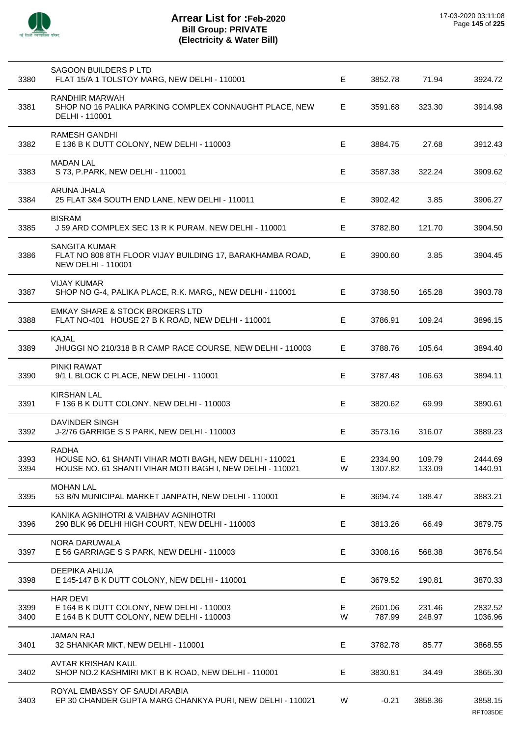# Arrear List for :Feb-2020
## Bill Group: PRIVATE
## (Electricity & Water Bill)

17-03-2020 03:11:08

| No. | Name / Address | Type | Amount 1 | Amount 2 | Total |
|---|---|---|---|---|---|
| 3380 | SAGOON BUILDERS P LTD<br>FLAT 15/A 1 TOLSTOY MARG, NEW DELHI - 110001 | E | 3852.78 | 71.94 | 3924.72 |
| 3381 | RANDHIR MARWAH<br>SHOP NO 16 PALIKA PARKING COMPLEX CONNAUGHT PLACE, NEW DELHI - 110001 | E | 3591.68 | 323.30 | 3914.98 |
| 3382 | RAMESH GANDHI<br>E 136 B K DUTT COLONY, NEW DELHI - 110003 | E | 3884.75 | 27.68 | 3912.43 |
| 3383 | MADAN LAL<br>S 73, P.PARK, NEW DELHI - 110001 | E | 3587.38 | 322.24 | 3909.62 |
| 3384 | ARUNA JHALA<br>25 FLAT 3&4 SOUTH END LANE, NEW DELHI - 110011 | E | 3902.42 | 3.85 | 3906.27 |
| 3385 | BISRAM<br>J 59 ARD COMPLEX SEC 13 R K PURAM, NEW DELHI - 110001 | E | 3782.80 | 121.70 | 3904.50 |
| 3386 | SANGITA KUMAR<br>FLAT NO 808 8TH FLOOR VIJAY BUILDING 17, BARAKHAMBA ROAD, NEW DELHI - 110001 | E | 3900.60 | 3.85 | 3904.45 |
| 3387 | VIJAY KUMAR<br>SHOP NO G-4, PALIKA PLACE, R.K. MARG,, NEW DELHI - 110001 | E | 3738.50 | 165.28 | 3903.78 |
| 3388 | EMKAY SHARE & STOCK BROKERS LTD<br>FLAT NO-401 HOUSE 27 B K ROAD, NEW DELHI - 110001 | E | 3786.91 | 109.24 | 3896.15 |
| 3389 | KAJAL<br>JHUGGI NO 210/318 B R CAMP RACE COURSE, NEW DELHI - 110003 | E | 3788.76 | 105.64 | 3894.40 |
| 3390 | PINKI RAWAT<br>9/1 L BLOCK C PLACE, NEW DELHI - 110001 | E | 3787.48 | 106.63 | 3894.11 |
| 3391 | KIRSHAN LAL<br>F 136 B K DUTT COLONY, NEW DELHI - 110003 | E | 3820.62 | 69.99 | 3890.61 |
| 3392 | DAVINDER SINGH<br>J-2/76 GARRIGE S S PARK, NEW DELHI - 110003 | E | 3573.16 | 316.07 | 3889.23 |
| 3393 | RADHA<br>HOUSE NO. 61 SHANTI VIHAR MOTI BAGH, NEW DELHI - 110021 | E | 2334.90 | 109.79 | 2444.69 |
| 3394 | HOUSE NO. 61 SHANTI VIHAR MOTI BAGH I, NEW DELHI - 110021 | W | 1307.82 | 133.09 | 1440.91 |
| 3395 | MOHAN LAL<br>53 B/N MUNICIPAL MARKET JANPATH, NEW DELHI - 110001 | E | 3694.74 | 188.47 | 3883.21 |
| 3396 | KANIKA AGNIHOTRI & VAIBHAV AGNIHOTRI<br>290 BLK 96 DELHI HIGH COURT, NEW DELHI - 110003 | E | 3813.26 | 66.49 | 3879.75 |
| 3397 | NORA DARUWALA<br>E 56 GARRIAGE S S PARK, NEW DELHI - 110003 | E | 3308.16 | 568.38 | 3876.54 |
| 3398 | DEEPIKA AHUJA<br>E 145-147 B K DUTT COLONY, NEW DELHI - 110001 | E | 3679.52 | 190.81 | 3870.33 |
| 3399 | HAR DEVI<br>E 164 B K DUTT COLONY, NEW DELHI - 110003 | E | 2601.06 | 231.46 | 2832.52 |
| 3400 | E 164 B K DUTT COLONY, NEW DELHI - 110003 | W | 787.99 | 248.97 | 1036.96 |
| 3401 | JAMAN RAJ<br>32 SHANKAR MKT, NEW DELHI - 110001 | E | 3782.78 | 85.77 | 3868.55 |
| 3402 | AVTAR KRISHAN KAUL<br>SHOP NO.2 KASHMIRI MKT B K ROAD, NEW DELHI - 110001 | E | 3830.81 | 34.49 | 3865.30 |
| 3403 | ROYAL EMBASSY OF SAUDI ARABIA<br>EP 30 CHANDER GUPTA MARG CHANKYA PURI, NEW DELHI - 110021 | W | -0.21 | 3858.36 | 3858.15 |

RPT035DE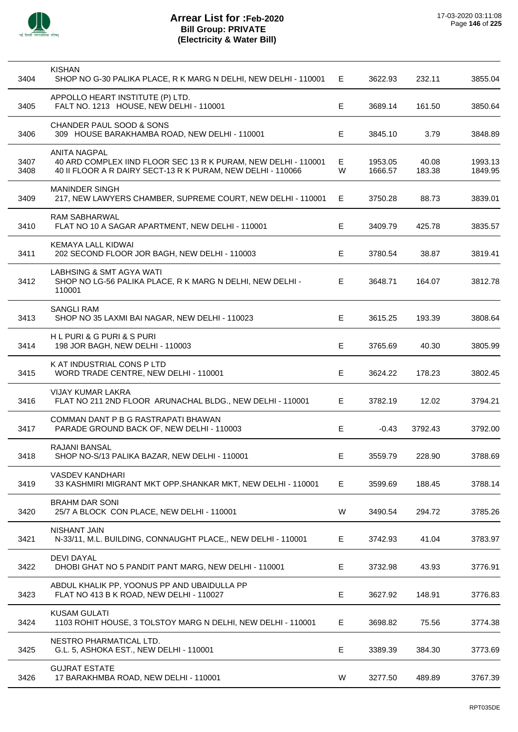# Arrear List for :Feb-2020
## Bill Group: PRIVATE
## (Electricity & Water Bill)

| | | | | | |
|---|---|---|---|---|---|
| 3404 | KISHAN<br>SHOP NO G-30 PALIKA PLACE, R K MARG N DELHI, NEW DELHI - 110001 | E | 3622.93 | 232.11 | 3855.04 |
| 3405 | APPOLLO HEART INSTITUTE (P) LTD.<br>FALT NO. 1213 HOUSE, NEW DELHI - 110001 | E | 3689.14 | 161.50 | 3850.64 |
| 3406 | CHANDER PAUL SOOD & SONS<br>309 HOUSE BARAKHAMBA ROAD, NEW DELHI - 110001 | E | 3845.10 | 3.79 | 3848.89 |
| 3407 | ANITA NAGPAL<br>40 ARD COMPLEX IIND FLOOR SEC 13 R K PURAM, NEW DELHI - 110001 | E | 1953.05 | 40.08 | 1993.13 |
| 3408 | 40 II FLOOR A R DAIRY SECT-13 R K PURAM, NEW DELHI - 110066 | W | 1666.57 | 183.38 | 1849.95 |
| 3409 | MANINDER SINGH<br>217, NEW LAWYERS CHAMBER, SUPREME COURT, NEW DELHI - 110001 | E | 3750.28 | 88.73 | 3839.01 |
| 3410 | RAM SABHARWAL<br>FLAT NO 10 A SAGAR APARTMENT, NEW DELHI - 110001 | E | 3409.79 | 425.78 | 3835.57 |
| 3411 | KEMAYA LALL KIDWAI<br>202 SECOND FLOOR JOR BAGH, NEW DELHI - 110003 | E | 3780.54 | 38.87 | 3819.41 |
| 3412 | LABHSING & SMT AGYA WATI<br>SHOP NO LG-56 PALIKA PLACE, R K MARG N DELHI, NEW DELHI - 110001 | E | 3648.71 | 164.07 | 3812.78 |
| 3413 | SANGLI RAM<br>SHOP NO 35 LAXMI BAI NAGAR, NEW DELHI - 110023 | E | 3615.25 | 193.39 | 3808.64 |
| 3414 | H L PURI & G PURI & S PURI<br>198 JOR BAGH, NEW DELHI - 110003 | E | 3765.69 | 40.30 | 3805.99 |
| 3415 | K AT INDUSTRIAL CONS P LTD<br>WORD TRADE CENTRE, NEW DELHI - 110001 | E | 3624.22 | 178.23 | 3802.45 |
| 3416 | VIJAY KUMAR LAKRA<br>FLAT NO 211 2ND FLOOR ARUNACHAL BLDG., NEW DELHI - 110001 | E | 3782.19 | 12.02 | 3794.21 |
| 3417 | COMMAN DANT P B G RASTRAPATI BHAWAN<br>PARADE GROUND BACK OF, NEW DELHI - 110003 | E | -0.43 | 3792.43 | 3792.00 |
| 3418 | RAJANI BANSAL<br>SHOP NO-S/13 PALIKA BAZAR, NEW DELHI - 110001 | E | 3559.79 | 228.90 | 3788.69 |
| 3419 | VASDEV KANDHARI<br>33 KASHMIRI MIGRANT MKT OPP.SHANKAR MKT, NEW DELHI - 110001 | E | 3599.69 | 188.45 | 3788.14 |
| 3420 | BRAHM DAR SONI<br>25/7 A BLOCK CON PLACE, NEW DELHI - 110001 | W | 3490.54 | 294.72 | 3785.26 |
| 3421 | NISHANT JAIN<br>N-33/11, M.L. BUILDING, CONNAUGHT PLACE,, NEW DELHI - 110001 | E | 3742.93 | 41.04 | 3783.97 |
| 3422 | DEVI DAYAL<br>DHOBI GHAT NO 5 PANDIT PANT MARG, NEW DELHI - 110001 | E | 3732.98 | 43.93 | 3776.91 |
| 3423 | ABDUL KHALIK PP, YOONUS PP AND UBAIDULLA PP<br>FLAT NO 413 B K ROAD, NEW DELHI - 110027 | E | 3627.92 | 148.91 | 3776.83 |
| 3424 | KUSAM GULATI<br>1103 ROHIT HOUSE, 3 TOLSTOY MARG N DELHI, NEW DELHI - 110001 | E | 3698.82 | 75.56 | 3774.38 |
| 3425 | NESTRO PHARMATICAL LTD.<br>G.L. 5, ASHOKA EST., NEW DELHI - 110001 | E | 3389.39 | 384.30 | 3773.69 |
| 3426 | GUJRAT ESTATE<br>17 BARAKHMBA ROAD, NEW DELHI - 110001 | W | 3277.50 | 489.89 | 3767.39 |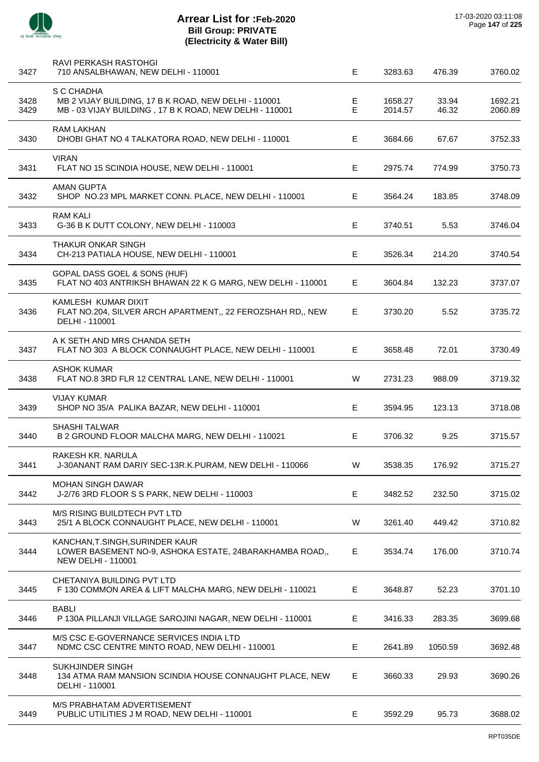# Arrear List for :Feb-2020
## Bill Group: PRIVATE
## (Electricity & Water Bill)

17-03-2020 03:11:08

| No. | Name / Address | Type | Amount 1 | Amount 2 | Total |
|---|---|---|---|---|---|
| 3427 | RAVI PERKASH RASTOHGI<br>710 ANSALBHAWAN, NEW DELHI - 110001 | E | 3283.63 | 476.39 | 3760.02 |
| 3428 | S C CHADHA<br>MB 2 VIJAY BUILDING, 17 B K ROAD, NEW DELHI - 110001 | E | 1658.27 | 33.94 | 1692.21 |
| 3429 | MB - 03 VIJAY BUILDING , 17 B K ROAD, NEW DELHI - 110001 | E | 2014.57 | 46.32 | 2060.89 |
| 3430 | RAM LAKHAN<br>DHOBI GHAT NO 4 TALKATORA ROAD, NEW DELHI - 110001 | E | 3684.66 | 67.67 | 3752.33 |
| 3431 | VIRAN<br>FLAT NO 15 SCINDIA HOUSE, NEW DELHI - 110001 | E | 2975.74 | 774.99 | 3750.73 |
| 3432 | AMAN GUPTA<br>SHOP NO.23 MPL MARKET CONN. PLACE, NEW DELHI - 110001 | E | 3564.24 | 183.85 | 3748.09 |
| 3433 | RAM KALI<br>G-36 B K DUTT COLONY, NEW DELHI - 110003 | E | 3740.51 | 5.53 | 3746.04 |
| 3434 | THAKUR ONKAR SINGH<br>CH-213 PATIALA HOUSE, NEW DELHI - 110001 | E | 3526.34 | 214.20 | 3740.54 |
| 3435 | GOPAL DASS GOEL & SONS (HUF)<br>FLAT NO 403 ANTRIKSH BHAWAN 22 K G MARG, NEW DELHI - 110001 | E | 3604.84 | 132.23 | 3737.07 |
| 3436 | KAMLESH KUMAR DIXIT<br>FLAT NO.204, SILVER ARCH APARTMENT,, 22 FEROZSHAH RD,, NEW DELHI - 110001 | E | 3730.20 | 5.52 | 3735.72 |
| 3437 | A K SETH AND MRS CHANDA SETH<br>FLAT NO 303 A BLOCK CONNAUGHT PLACE, NEW DELHI - 110001 | E | 3658.48 | 72.01 | 3730.49 |
| 3438 | ASHOK KUMAR<br>FLAT NO.8 3RD FLR 12 CENTRAL LANE, NEW DELHI - 110001 | W | 2731.23 | 988.09 | 3719.32 |
| 3439 | VIJAY KUMAR<br>SHOP NO 35/A PALIKA BAZAR, NEW DELHI - 110001 | E | 3594.95 | 123.13 | 3718.08 |
| 3440 | SHASHI TALWAR<br>B 2 GROUND FLOOR MALCHA MARG, NEW DELHI - 110021 | E | 3706.32 | 9.25 | 3715.57 |
| 3441 | RAKESH KR. NARULA<br>J-30ANANT RAM DARIY SEC-13R.K.PURAM, NEW DELHI - 110066 | W | 3538.35 | 176.92 | 3715.27 |
| 3442 | MOHAN SINGH DAWAR<br>J-2/76 3RD FLOOR S S PARK, NEW DELHI - 110003 | E | 3482.52 | 232.50 | 3715.02 |
| 3443 | M/S RISING BUILDTECH PVT LTD<br>25/1 A BLOCK CONNAUGHT PLACE, NEW DELHI - 110001 | W | 3261.40 | 449.42 | 3710.82 |
| 3444 | KANCHAN,T.SINGH,SURINDER KAUR<br>LOWER BASEMENT NO-9, ASHOKA ESTATE, 24BARAKHAMBA ROAD,, NEW DELHI - 110001 | E | 3534.74 | 176.00 | 3710.74 |
| 3445 | CHETANIYA BUILDING PVT LTD<br>F 130 COMMON AREA & LIFT MALCHA MARG, NEW DELHI - 110021 | E | 3648.87 | 52.23 | 3701.10 |
| 3446 | BABLI<br>P 130A PILLANJI VILLAGE SAROJINI NAGAR, NEW DELHI - 110001 | E | 3416.33 | 283.35 | 3699.68 |
| 3447 | M/S CSC E-GOVERNANCE SERVICES INDIA LTD<br>NDMC CSC CENTRE MINTO ROAD, NEW DELHI - 110001 | E | 2641.89 | 1050.59 | 3692.48 |
| 3448 | SUKHJINDER SINGH<br>134 ATMA RAM MANSION SCINDIA HOUSE CONNAUGHT PLACE, NEW DELHI - 110001 | E | 3660.33 | 29.93 | 3690.26 |
| 3449 | M/S PRABHATAM ADVERTISEMENT<br>PUBLIC UTILITIES J M ROAD, NEW DELHI - 110001 | E | 3592.29 | 95.73 | 3688.02 |

RPT035DE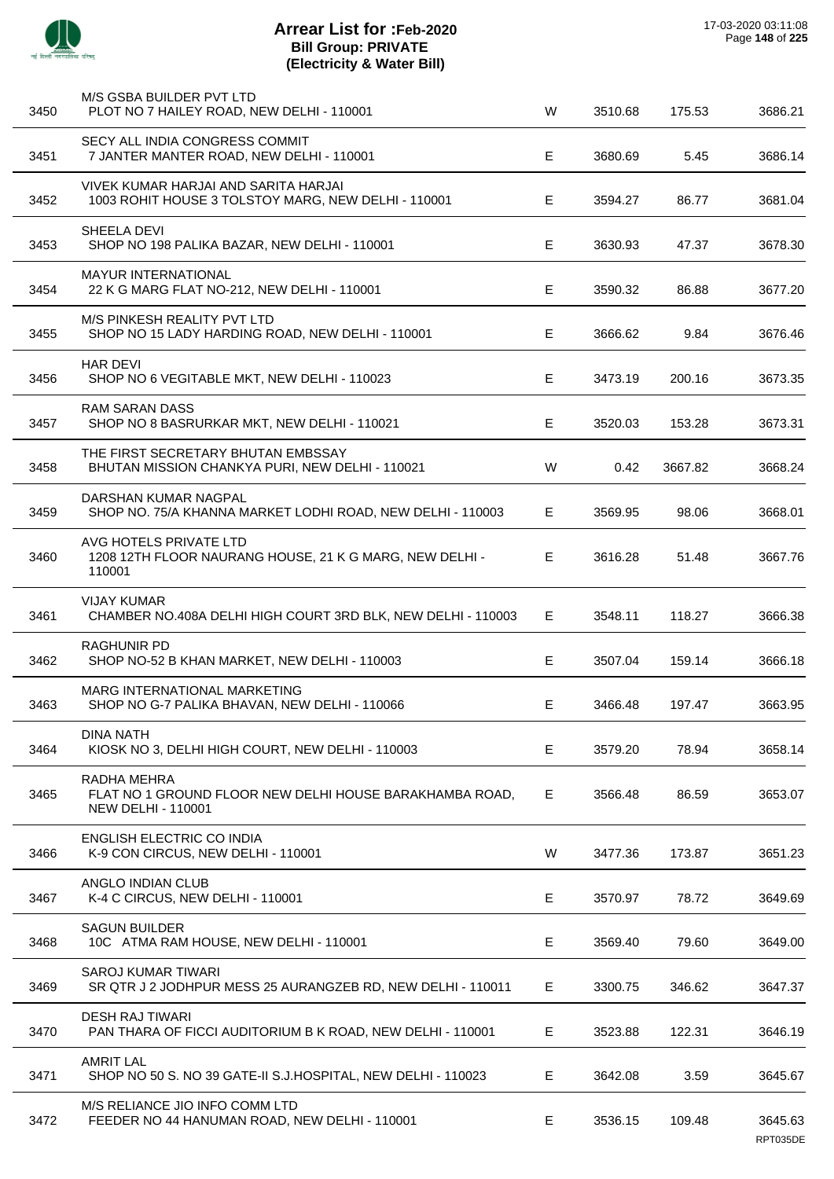# Arrear List for :Feb-2020
## Bill Group: PRIVATE
### (Electricity & Water Bill)

17-03-2020 03:11:08

| | | | | | |
|---|---|---|---|---|---|
| 3450 | M/S GSBA BUILDER PVT LTD<br>PLOT NO 7 HAILEY ROAD, NEW DELHI - 110001 | W | 3510.68 | 175.53 | 3686.21 |
| 3451 | SECY ALL INDIA CONGRESS COMMIT<br>7 JANTER MANTER ROAD, NEW DELHI - 110001 | E | 3680.69 | 5.45 | 3686.14 |
| 3452 | VIVEK KUMAR HARJAI AND SARITA HARJAI<br>1003 ROHIT HOUSE 3 TOLSTOY MARG, NEW DELHI - 110001 | E | 3594.27 | 86.77 | 3681.04 |
| 3453 | SHEELA DEVI<br>SHOP NO 198 PALIKA BAZAR, NEW DELHI - 110001 | E | 3630.93 | 47.37 | 3678.30 |
| 3454 | MAYUR INTERNATIONAL<br>22 K G MARG FLAT NO-212, NEW DELHI - 110001 | E | 3590.32 | 86.88 | 3677.20 |
| 3455 | M/S PINKESH REALITY PVT LTD<br>SHOP NO 15 LADY HARDING ROAD, NEW DELHI - 110001 | E | 3666.62 | 9.84 | 3676.46 |
| 3456 | HAR DEVI<br>SHOP NO 6 VEGITABLE MKT, NEW DELHI - 110023 | E | 3473.19 | 200.16 | 3673.35 |
| 3457 | RAM SARAN DASS<br>SHOP NO 8 BASRURKAR MKT, NEW DELHI - 110021 | E | 3520.03 | 153.28 | 3673.31 |
| 3458 | THE FIRST SECRETARY BHUTAN EMBSSAY<br>BHUTAN MISSION CHANKYA PURI, NEW DELHI - 110021 | W | 0.42 | 3667.82 | 3668.24 |
| 3459 | DARSHAN KUMAR NAGPAL<br>SHOP NO. 75/A KHANNA MARKET LODHI ROAD, NEW DELHI - 110003 | E | 3569.95 | 98.06 | 3668.01 |
| 3460 | AVG HOTELS PRIVATE LTD<br>1208 12TH FLOOR NAURANG HOUSE, 21 K G MARG, NEW DELHI - 110001 | E | 3616.28 | 51.48 | 3667.76 |
| 3461 | VIJAY KUMAR<br>CHAMBER NO.408A DELHI HIGH COURT 3RD BLK, NEW DELHI - 110003 | E | 3548.11 | 118.27 | 3666.38 |
| 3462 | RAGHUNIR PD<br>SHOP NO-52 B KHAN MARKET, NEW DELHI - 110003 | E | 3507.04 | 159.14 | 3666.18 |
| 3463 | MARG INTERNATIONAL MARKETING<br>SHOP NO G-7 PALIKA BHAVAN, NEW DELHI - 110066 | E | 3466.48 | 197.47 | 3663.95 |
| 3464 | DINA NATH<br>KIOSK NO 3, DELHI HIGH COURT, NEW DELHI - 110003 | E | 3579.20 | 78.94 | 3658.14 |
| 3465 | RADHA MEHRA<br>FLAT NO 1 GROUND FLOOR NEW DELHI HOUSE BARAKHAMBA ROAD, NEW DELHI - 110001 | E | 3566.48 | 86.59 | 3653.07 |
| 3466 | ENGLISH ELECTRIC CO INDIA<br>K-9 CON CIRCUS, NEW DELHI - 110001 | W | 3477.36 | 173.87 | 3651.23 |
| 3467 | ANGLO INDIAN CLUB<br>K-4 C CIRCUS, NEW DELHI - 110001 | E | 3570.97 | 78.72 | 3649.69 |
| 3468 | SAGUN BUILDER<br>10C ATMA RAM HOUSE, NEW DELHI - 110001 | E | 3569.40 | 79.60 | 3649.00 |
| 3469 | SAROJ KUMAR TIWARI<br>SR QTR J 2 JODHPUR MESS 25 AURANGZEB RD, NEW DELHI - 110011 | E | 3300.75 | 346.62 | 3647.37 |
| 3470 | DESH RAJ TIWARI<br>PAN THARA OF FICCI AUDITORIUM B K ROAD, NEW DELHI - 110001 | E | 3523.88 | 122.31 | 3646.19 |
| 3471 | AMRIT LAL<br>SHOP NO 50 S. NO 39 GATE-II S.J.HOSPITAL, NEW DELHI - 110023 | E | 3642.08 | 3.59 | 3645.67 |
| 3472 | M/S RELIANCE JIO INFO COMM LTD<br>FEEDER NO 44 HANUMAN ROAD, NEW DELHI - 110001 | E | 3536.15 | 109.48 | 3645.63 |

RPT035DE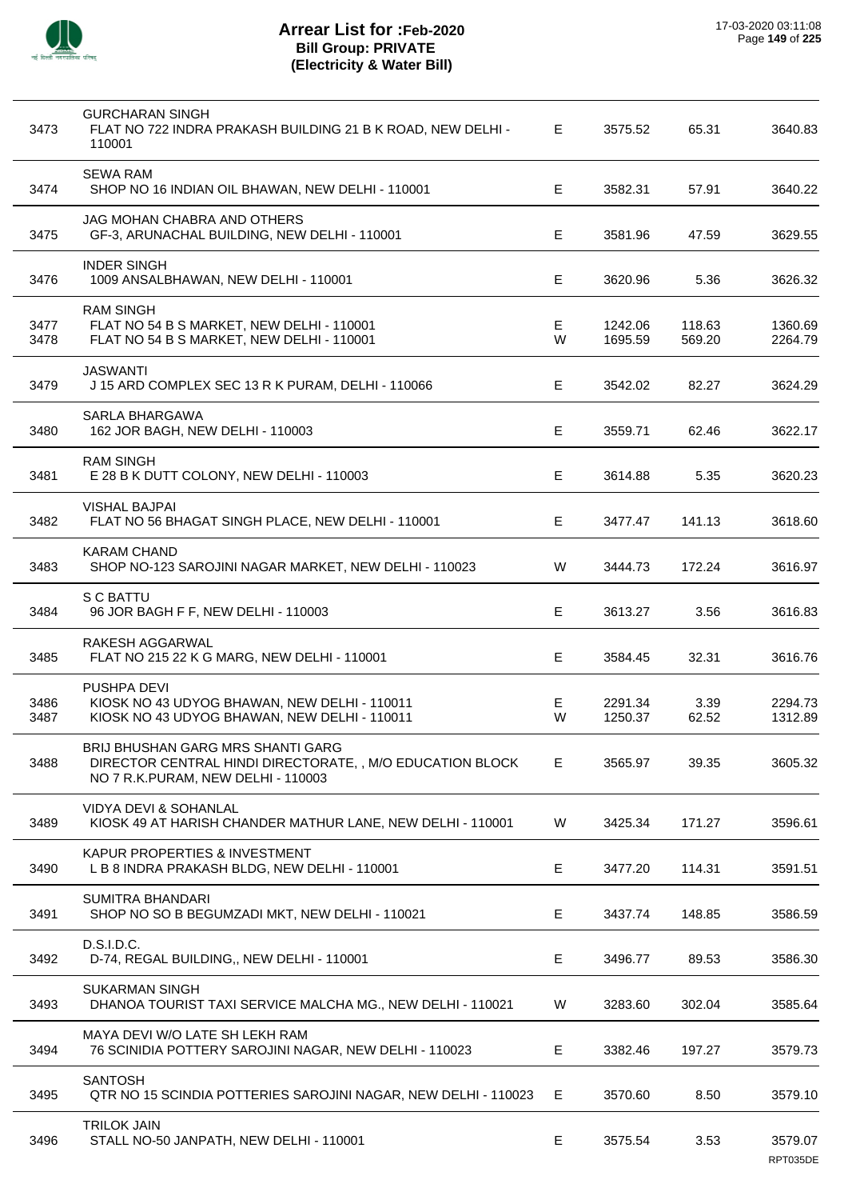# Arrear List for :Feb-2020
## Bill Group: PRIVATE
## (Electricity & Water Bill)

17-03-2020 03:11:08

| | | | | | |
|---|---|---|---|---|---|
| 3473 | GURCHARAN SINGH<br>FLAT NO 722 INDRA PRAKASH BUILDING 21 B K ROAD, NEW DELHI - 110001 | E | 3575.52 | 65.31 | 3640.83 |
| 3474 | SEWA RAM<br>SHOP NO 16 INDIAN OIL BHAWAN, NEW DELHI - 110001 | E | 3582.31 | 57.91 | 3640.22 |
| 3475 | JAG MOHAN CHABRA AND OTHERS<br>GF-3, ARUNACHAL BUILDING, NEW DELHI - 110001 | E | 3581.96 | 47.59 | 3629.55 |
| 3476 | INDER SINGH<br>1009 ANSALBHAWAN, NEW DELHI - 110001 | E | 3620.96 | 5.36 | 3626.32 |
| 3477 | RAM SINGH<br>FLAT NO 54 B S MARKET, NEW DELHI - 110001 | E | 1242.06 | 118.63 | 1360.69 |
| 3478 | FLAT NO 54 B S MARKET, NEW DELHI - 110001 | W | 1695.59 | 569.20 | 2264.79 |
| 3479 | JASWANTI<br>J 15 ARD COMPLEX SEC 13 R K PURAM, DELHI - 110066 | E | 3542.02 | 82.27 | 3624.29 |
| 3480 | SARLA BHARGAWA<br>162 JOR BAGH, NEW DELHI - 110003 | E | 3559.71 | 62.46 | 3622.17 |
| 3481 | RAM SINGH<br>E 28 B K DUTT COLONY, NEW DELHI - 110003 | E | 3614.88 | 5.35 | 3620.23 |
| 3482 | VISHAL BAJPAI<br>FLAT NO 56 BHAGAT SINGH PLACE, NEW DELHI - 110001 | E | 3477.47 | 141.13 | 3618.60 |
| 3483 | KARAM CHAND<br>SHOP NO-123 SAROJINI NAGAR MARKET, NEW DELHI - 110023 | W | 3444.73 | 172.24 | 3616.97 |
| 3484 | S C BATTU<br>96 JOR BAGH F F, NEW DELHI - 110003 | E | 3613.27 | 3.56 | 3616.83 |
| 3485 | RAKESH AGGARWAL<br>FLAT NO 215 22 K G MARG, NEW DELHI - 110001 | E | 3584.45 | 32.31 | 3616.76 |
| 3486 | PUSHPA DEVI<br>KIOSK NO 43 UDYOG BHAWAN, NEW DELHI - 110011 | E | 2291.34 | 3.39 | 2294.73 |
| 3487 | KIOSK NO 43 UDYOG BHAWAN, NEW DELHI - 110011 | W | 1250.37 | 62.52 | 1312.89 |
| 3488 | BRIJ BHUSHAN GARG MRS SHANTI GARG<br>DIRECTOR CENTRAL HINDI DIRECTORATE, , M/O EDUCATION BLOCK NO 7 R.K.PURAM, NEW DELHI - 110003 | E | 3565.97 | 39.35 | 3605.32 |
| 3489 | VIDYA DEVI & SOHANLAL<br>KIOSK 49 AT HARISH CHANDER MATHUR LANE, NEW DELHI - 110001 | W | 3425.34 | 171.27 | 3596.61 |
| 3490 | KAPUR PROPERTIES & INVESTMENT<br>L B 8 INDRA PRAKASH BLDG, NEW DELHI - 110001 | E | 3477.20 | 114.31 | 3591.51 |
| 3491 | SUMITRA BHANDARI<br>SHOP NO SO B BEGUMZADI MKT, NEW DELHI - 110021 | E | 3437.74 | 148.85 | 3586.59 |
| 3492 | D.S.I.D.C.<br>D-74, REGAL BUILDING,, NEW DELHI - 110001 | E | 3496.77 | 89.53 | 3586.30 |
| 3493 | SUKARMAN SINGH<br>DHANOA TOURIST TAXI SERVICE MALCHA MG., NEW DELHI - 110021 | W | 3283.60 | 302.04 | 3585.64 |
| 3494 | MAYA DEVI W/O LATE SH LEKH RAM<br>76 SCINIDIA POTTERY SAROJINI NAGAR, NEW DELHI - 110023 | E | 3382.46 | 197.27 | 3579.73 |
| 3495 | SANTOSH<br>QTR NO 15 SCINDIA POTTERIES SAROJINI NAGAR, NEW DELHI - 110023 | E | 3570.60 | 8.50 | 3579.10 |
| 3496 | TRILOK JAIN<br>STALL NO-50 JANPATH, NEW DELHI - 110001 | E | 3575.54 | 3.53 | 3579.07 |

RPT035DE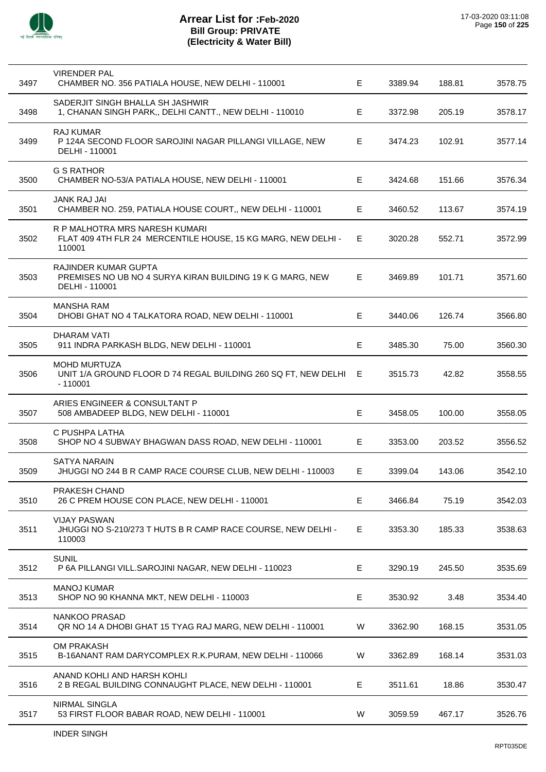# Arrear List for :Feb-2020
## Bill Group: PRIVATE
## (Electricity & Water Bill)

17-03-2020 03:11:08

| | | | | | |
|---|---|---|---|---|---|
| 3497 | VIRENDER PAL<br>CHAMBER NO. 356 PATIALA HOUSE, NEW DELHI - 110001 | E | 3389.94 | 188.81 | 3578.75 |
| 3498 | SADERJIT SINGH BHALLA SH JASHWIR<br>1, CHANAN SINGH PARK,, DELHI CANTT., NEW DELHI - 110010 | E | 3372.98 | 205.19 | 3578.17 |
| 3499 | RAJ KUMAR<br>P 124A SECOND FLOOR SAROJINI NAGAR PILLANGI VILLAGE, NEW DELHI - 110001 | E | 3474.23 | 102.91 | 3577.14 |
| 3500 | G S RATHOR<br>CHAMBER NO-53/A PATIALA HOUSE, NEW DELHI - 110001 | E | 3424.68 | 151.66 | 3576.34 |
| 3501 | JANK RAJ JAI<br>CHAMBER NO. 259, PATIALA HOUSE COURT,, NEW DELHI - 110001 | E | 3460.52 | 113.67 | 3574.19 |
| 3502 | R P MALHOTRA MRS NARESH KUMARI<br>FLAT 409 4TH FLR 24 MERCENTILE HOUSE, 15 KG MARG, NEW DELHI - 110001 | E | 3020.28 | 552.71 | 3572.99 |
| 3503 | RAJINDER KUMAR GUPTA<br>PREMISES NO UB NO 4 SURYA KIRAN BUILDING 19 K G MARG, NEW DELHI - 110001 | E | 3469.89 | 101.71 | 3571.60 |
| 3504 | MANSHA RAM<br>DHOBI GHAT NO 4 TALKATORA ROAD, NEW DELHI - 110001 | E | 3440.06 | 126.74 | 3566.80 |
| 3505 | DHARAM VATI<br>911 INDRA PARKASH BLDG, NEW DELHI - 110001 | E | 3485.30 | 75.00 | 3560.30 |
| 3506 | MOHD MURTUZA<br>UNIT 1/A GROUND FLOOR D 74 REGAL BUILDING 260 SQ FT, NEW DELHI - 110001 | E | 3515.73 | 42.82 | 3558.55 |
| 3507 | ARIES ENGINEER & CONSULTANT P<br>508 AMBADEEP BLDG, NEW DELHI - 110001 | E | 3458.05 | 100.00 | 3558.05 |
| 3508 | C PUSHPA LATHA<br>SHOP NO 4 SUBWAY BHAGWAN DASS ROAD, NEW DELHI - 110001 | E | 3353.00 | 203.52 | 3556.52 |
| 3509 | SATYA NARAIN<br>JHUGGI NO 244 B R CAMP RACE COURSE CLUB, NEW DELHI - 110003 | E | 3399.04 | 143.06 | 3542.10 |
| 3510 | PRAKESH CHAND<br>26 C PREM HOUSE CON PLACE, NEW DELHI - 110001 | E | 3466.84 | 75.19 | 3542.03 |
| 3511 | VIJAY PASWAN<br>JHUGGI NO S-210/273 T HUTS B R CAMP RACE COURSE, NEW DELHI - 110003 | E | 3353.30 | 185.33 | 3538.63 |
| 3512 | SUNIL<br>P 6A PILLANGI VILL.SAROJINI NAGAR, NEW DELHI - 110023 | E | 3290.19 | 245.50 | 3535.69 |
| 3513 | MANOJ KUMAR<br>SHOP NO 90 KHANNA MKT, NEW DELHI - 110003 | E | 3530.92 | 3.48 | 3534.40 |
| 3514 | NANKOO PRASAD<br>QR NO 14 A DHOBI GHAT 15 TYAG RAJ MARG, NEW DELHI - 110001 | W | 3362.90 | 168.15 | 3531.05 |
| 3515 | OM PRAKASH<br>B-16ANANT RAM DARYCOMPLEX R.K.PURAM, NEW DELHI - 110066 | W | 3362.89 | 168.14 | 3531.03 |
| 3516 | ANAND KOHLI AND HARSH KOHLI<br>2 B REGAL BUILDING CONNAUGHT PLACE, NEW DELHI - 110001 | E | 3511.61 | 18.86 | 3530.47 |
| 3517 | NIRMAL SINGLA<br>53 FIRST FLOOR BABAR ROAD, NEW DELHI - 110001 | W | 3059.59 | 467.17 | 3526.76 |

INDER SINGH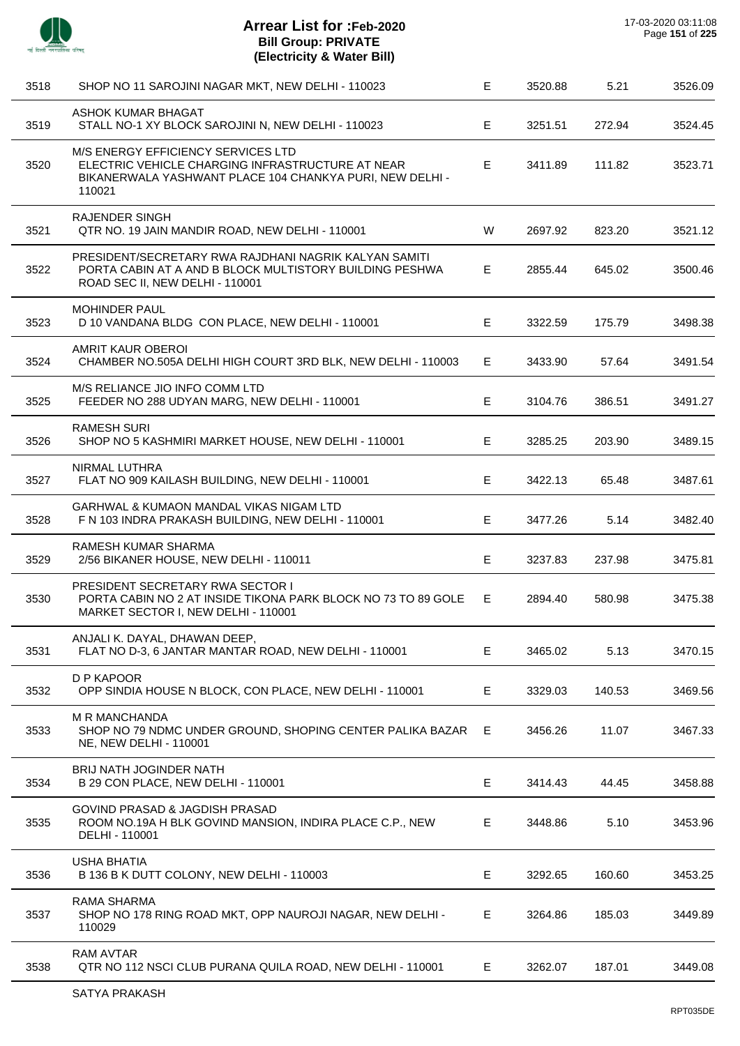# Arrear List for :Feb-2020
**Bill Group: PRIVATE**
**(Electricity & Water Bill)**

17-03-2020 03:11:08

| | | | | | |
|---|---|---|---|---|---|
| 3518 | SHOP NO 11 SAROJINI NAGAR MKT, NEW DELHI - 110023 | E | 3520.88 | 5.21 | 3526.09 |
| 3519 | ASHOK KUMAR BHAGAT<br>STALL NO-1 XY BLOCK SAROJINI N, NEW DELHI - 110023 | E | 3251.51 | 272.94 | 3524.45 |
| 3520 | M/S ENERGY EFFICIENCY SERVICES LTD<br>ELECTRIC VEHICLE CHARGING INFRASTRUCTURE AT NEAR BIKANERWALA YASHWANT PLACE 104 CHANKYA PURI, NEW DELHI - 110021 | E | 3411.89 | 111.82 | 3523.71 |
| 3521 | RAJENDER SINGH<br>QTR NO. 19 JAIN MANDIR ROAD, NEW DELHI - 110001 | W | 2697.92 | 823.20 | 3521.12 |
| 3522 | PRESIDENT/SECRETARY RWA RAJDHANI NAGRIK KALYAN SAMITI<br>PORTA CABIN AT A AND B BLOCK MULTISTORY BUILDING PESHWA ROAD SEC II, NEW DELHI - 110001 | E | 2855.44 | 645.02 | 3500.46 |
| 3523 | MOHINDER PAUL<br>D 10 VANDANA BLDG CON PLACE, NEW DELHI - 110001 | E | 3322.59 | 175.79 | 3498.38 |
| 3524 | AMRIT KAUR OBEROI<br>CHAMBER NO.505A DELHI HIGH COURT 3RD BLK, NEW DELHI - 110003 | E | 3433.90 | 57.64 | 3491.54 |
| 3525 | M/S RELIANCE JIO INFO COMM LTD<br>FEEDER NO 288 UDYAN MARG, NEW DELHI - 110001 | E | 3104.76 | 386.51 | 3491.27 |
| 3526 | RAMESH SURI<br>SHOP NO 5 KASHMIRI MARKET HOUSE, NEW DELHI - 110001 | E | 3285.25 | 203.90 | 3489.15 |
| 3527 | NIRMAL LUTHRA<br>FLAT NO 909 KAILASH BUILDING, NEW DELHI - 110001 | E | 3422.13 | 65.48 | 3487.61 |
| 3528 | GARHWAL & KUMAON MANDAL VIKAS NIGAM LTD<br>F N 103 INDRA PRAKASH BUILDING, NEW DELHI - 110001 | E | 3477.26 | 5.14 | 3482.40 |
| 3529 | RAMESH KUMAR SHARMA<br>2/56 BIKANER HOUSE, NEW DELHI - 110011 | E | 3237.83 | 237.98 | 3475.81 |
| 3530 | PRESIDENT SECRETARY RWA SECTOR I<br>PORTA CABIN NO 2 AT INSIDE TIKONA PARK BLOCK NO 73 TO 89 GOLE MARKET SECTOR I, NEW DELHI - 110001 | E | 2894.40 | 580.98 | 3475.38 |
| 3531 | ANJALI K. DAYAL, DHAWAN DEEP,<br>FLAT NO D-3, 6 JANTAR MANTAR ROAD, NEW DELHI - 110001 | E | 3465.02 | 5.13 | 3470.15 |
| 3532 | D P KAPOOR<br>OPP SINDIA HOUSE N BLOCK, CON PLACE, NEW DELHI - 110001 | E | 3329.03 | 140.53 | 3469.56 |
| 3533 | M R MANCHANDA<br>SHOP NO 79 NDMC UNDER GROUND, SHOPING CENTER PALIKA BAZAR NE, NEW DELHI - 110001 | E | 3456.26 | 11.07 | 3467.33 |
| 3534 | BRIJ NATH JOGINDER NATH<br>B 29 CON PLACE, NEW DELHI - 110001 | E | 3414.43 | 44.45 | 3458.88 |
| 3535 | GOVIND PRASAD & JAGDISH PRASAD<br>ROOM NO.19A H BLK GOVIND MANSION, INDIRA PLACE C.P., NEW DELHI - 110001 | E | 3448.86 | 5.10 | 3453.96 |
| 3536 | USHA BHATIA<br>B 136 B K DUTT COLONY, NEW DELHI - 110003 | E | 3292.65 | 160.60 | 3453.25 |
| 3537 | RAMA SHARMA<br>SHOP NO 178 RING ROAD MKT, OPP NAUROJI NAGAR, NEW DELHI - 110029 | E | 3264.86 | 185.03 | 3449.89 |
| 3538 | RAM AVTAR<br>QTR NO 112 NSCI CLUB PURANA QUILA ROAD, NEW DELHI - 110001 | E | 3262.07 | 187.01 | 3449.08 |
| | SATYA PRAKASH | | | | |

RPT035DE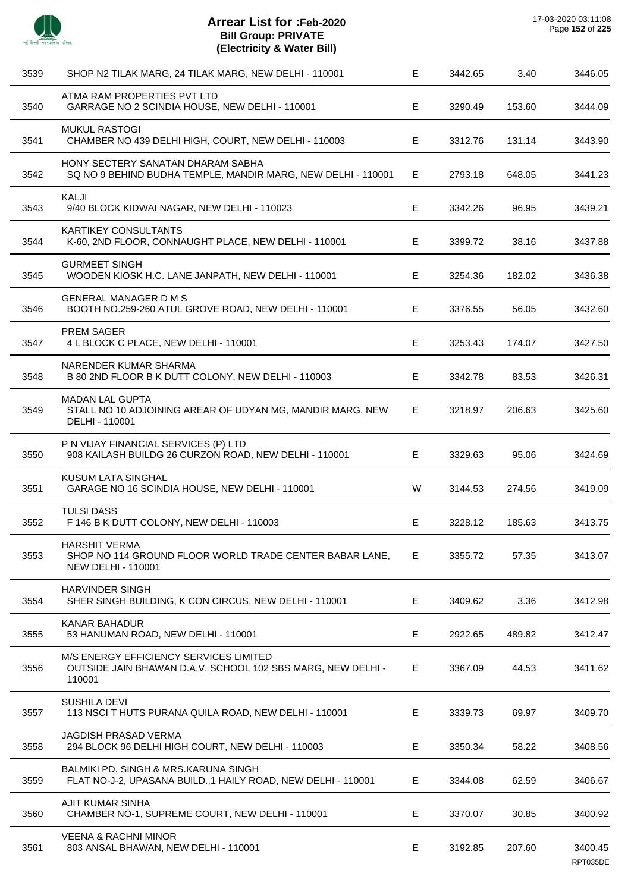# Arrear List for :Feb-2020
## Bill Group: PRIVATE
## (Electricity & Water Bill)

17-03-2020 03:11:08

| | | | | | |
|---|---|---|---|---|---|
| 3539 | SHOP N2 TILAK MARG, 24 TILAK MARG, NEW DELHI - 110001 | E | 3442.65 | 3.40 | 3446.05 |
| 3540 | ATMA RAM PROPERTIES PVT LTD<br>GARRAGE NO 2 SCINDIA HOUSE, NEW DELHI - 110001 | E | 3290.49 | 153.60 | 3444.09 |
| 3541 | MUKUL RASTOGI<br>CHAMBER NO 439 DELHI HIGH, COURT, NEW DELHI - 110003 | E | 3312.76 | 131.14 | 3443.90 |
| 3542 | HONY SECTERY SANATAN DHARAM SABHA<br>SQ NO 9 BEHIND BUDHA TEMPLE, MANDIR MARG, NEW DELHI - 110001 | E | 2793.18 | 648.05 | 3441.23 |
| 3543 | KALJI<br>9/40 BLOCK KIDWAI NAGAR, NEW DELHI - 110023 | E | 3342.26 | 96.95 | 3439.21 |
| 3544 | KARTIKEY CONSULTANTS<br>K-60, 2ND FLOOR, CONNAUGHT PLACE, NEW DELHI - 110001 | E | 3399.72 | 38.16 | 3437.88 |
| 3545 | GURMEET SINGH<br>WOODEN KIOSK H.C. LANE JANPATH, NEW DELHI - 110001 | E | 3254.36 | 182.02 | 3436.38 |
| 3546 | GENERAL MANAGER D M S<br>BOOTH NO.259-260 ATUL GROVE ROAD, NEW DELHI - 110001 | E | 3376.55 | 56.05 | 3432.60 |
| 3547 | PREM SAGER<br>4 L BLOCK C PLACE, NEW DELHI - 110001 | E | 3253.43 | 174.07 | 3427.50 |
| 3548 | NARENDER KUMAR SHARMA<br>B 80 2ND FLOOR B K DUTT COLONY, NEW DELHI - 110003 | E | 3342.78 | 83.53 | 3426.31 |
| 3549 | MADAN LAL GUPTA<br>STALL NO 10 ADJOINING AREAR OF UDYAN MG, MANDIR MARG, NEW DELHI - 110001 | E | 3218.97 | 206.63 | 3425.60 |
| 3550 | P N VIJAY FINANCIAL SERVICES (P) LTD<br>908 KAILASH BUILDG 26 CURZON ROAD, NEW DELHI - 110001 | E | 3329.63 | 95.06 | 3424.69 |
| 3551 | KUSUM LATA SINGHAL<br>GARAGE NO 16 SCINDIA HOUSE, NEW DELHI - 110001 | W | 3144.53 | 274.56 | 3419.09 |
| 3552 | TULSI DASS<br>F 146 B K DUTT COLONY, NEW DELHI - 110003 | E | 3228.12 | 185.63 | 3413.75 |
| 3553 | HARSHIT VERMA<br>SHOP NO 114 GROUND FLOOR WORLD TRADE CENTER BABAR LANE, NEW DELHI - 110001 | E | 3355.72 | 57.35 | 3413.07 |
| 3554 | HARVINDER SINGH<br>SHER SINGH BUILDING, K CON CIRCUS, NEW DELHI - 110001 | E | 3409.62 | 3.36 | 3412.98 |
| 3555 | KANAR BAHADUR<br>53 HANUMAN ROAD, NEW DELHI - 110001 | E | 2922.65 | 489.82 | 3412.47 |
| 3556 | M/S ENERGY EFFICIENCY SERVICES LIMITED<br>OUTSIDE JAIN BHAWAN D.A.V. SCHOOL 102 SBS MARG, NEW DELHI - 110001 | E | 3367.09 | 44.53 | 3411.62 |
| 3557 | SUSHILA DEVI<br>113 NSCI T HUTS PURANA QUILA ROAD, NEW DELHI - 110001 | E | 3339.73 | 69.97 | 3409.70 |
| 3558 | JAGDISH PRASAD VERMA<br>294 BLOCK 96 DELHI HIGH COURT, NEW DELHI - 110003 | E | 3350.34 | 58.22 | 3408.56 |
| 3559 | BALMIKI PD. SINGH & MRS.KARUNA SINGH<br>FLAT NO-J-2, UPASANA BUILD.,1 HAILY ROAD, NEW DELHI - 110001 | E | 3344.08 | 62.59 | 3406.67 |
| 3560 | AJIT KUMAR SINHA<br>CHAMBER NO-1, SUPREME COURT, NEW DELHI - 110001 | E | 3370.07 | 30.85 | 3400.92 |
| 3561 | VEENA & RACHNI MINOR<br>803 ANSAL BHAWAN, NEW DELHI - 110001 | E | 3192.85 | 207.60 | 3400.45 |

RPT035DE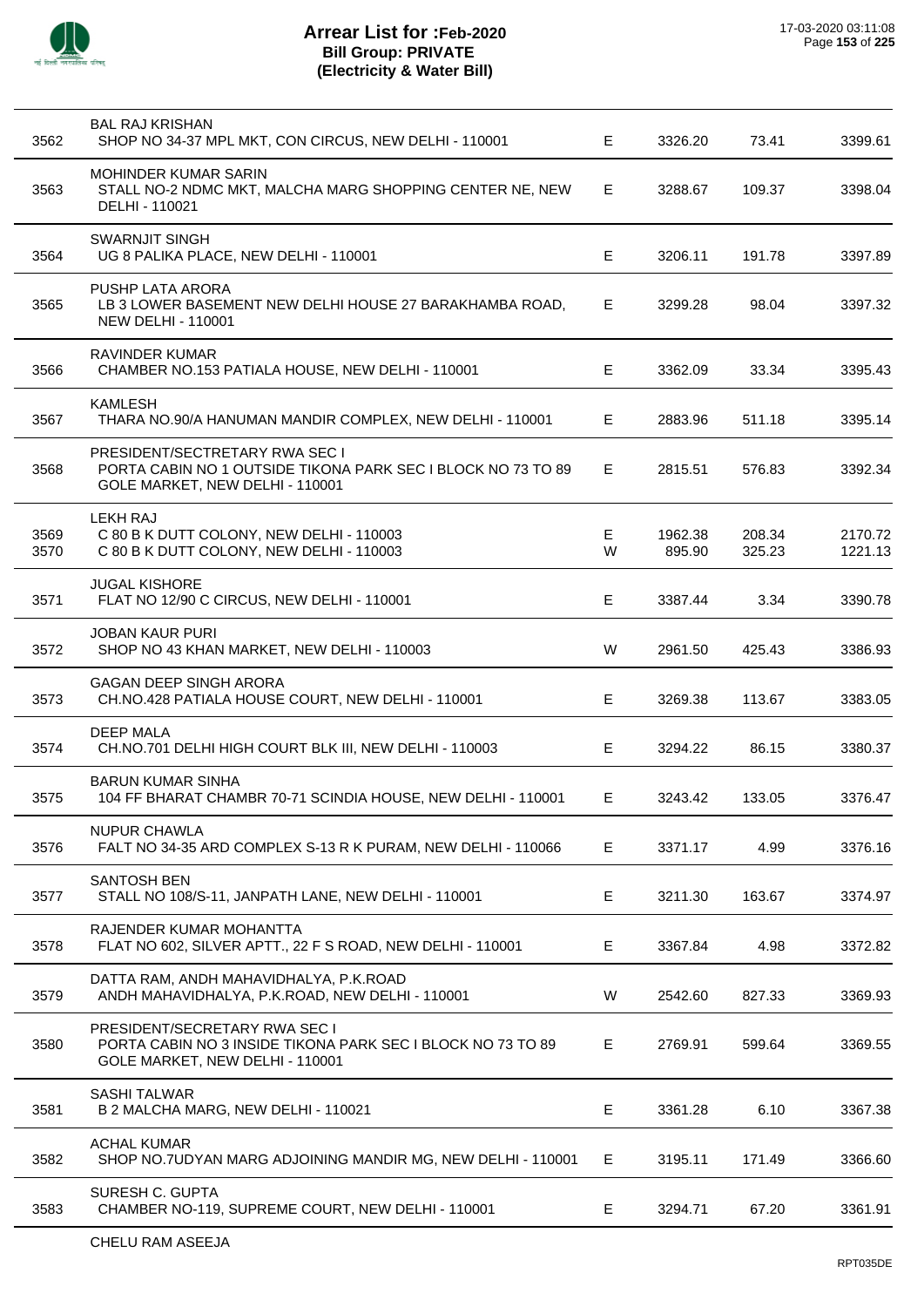# Arrear List for :Feb-2020
## Bill Group: PRIVATE
## (Electricity & Water Bill)

| No. | Name / Address | Type | Amount | Surcharge | Total |
|---|---|---|---|---|---|
| 3562 | BAL RAJ KRISHAN<br>SHOP NO 34-37 MPL MKT, CON CIRCUS, NEW DELHI - 110001 | E | 3326.20 | 73.41 | 3399.61 |
| 3563 | MOHINDER KUMAR SARIN<br>STALL NO-2 NDMC MKT, MALCHA MARG SHOPPING CENTER NE, NEW DELHI - 110021 | E | 3288.67 | 109.37 | 3398.04 |
| 3564 | SWARNJIT SINGH<br>UG 8 PALIKA PLACE, NEW DELHI - 110001 | E | 3206.11 | 191.78 | 3397.89 |
| 3565 | PUSHP LATA ARORA<br>LB 3 LOWER BASEMENT NEW DELHI HOUSE 27 BARAKHAMBA ROAD, NEW DELHI - 110001 | E | 3299.28 | 98.04 | 3397.32 |
| 3566 | RAVINDER KUMAR<br>CHAMBER NO.153 PATIALA HOUSE, NEW DELHI - 110001 | E | 3362.09 | 33.34 | 3395.43 |
| 3567 | KAMLESH<br>THARA NO.90/A HANUMAN MANDIR COMPLEX, NEW DELHI - 110001 | E | 2883.96 | 511.18 | 3395.14 |
| 3568 | PRESIDENT/SECTRETARY RWA SEC I<br>PORTA CABIN NO 1 OUTSIDE TIKONA PARK SEC I BLOCK NO 73 TO 89 GOLE MARKET, NEW DELHI - 110001 | E | 2815.51 | 576.83 | 3392.34 |
| 3569 | LEKH RAJ<br>C 80 B K DUTT COLONY, NEW DELHI - 110003 | E | 1962.38 | 208.34 | 2170.72 |
| 3570 | C 80 B K DUTT COLONY, NEW DELHI - 110003 | W | 895.90 | 325.23 | 1221.13 |
| 3571 | JUGAL KISHORE<br>FLAT NO 12/90 C CIRCUS, NEW DELHI - 110001 | E | 3387.44 | 3.34 | 3390.78 |
| 3572 | JOBAN KAUR PURI<br>SHOP NO 43 KHAN MARKET, NEW DELHI - 110003 | W | 2961.50 | 425.43 | 3386.93 |
| 3573 | GAGAN DEEP SINGH ARORA<br>CH.NO.428 PATIALA HOUSE COURT, NEW DELHI - 110001 | E | 3269.38 | 113.67 | 3383.05 |
| 3574 | DEEP MALA<br>CH.NO.701 DELHI HIGH COURT BLK III, NEW DELHI - 110003 | E | 3294.22 | 86.15 | 3380.37 |
| 3575 | BARUN KUMAR SINHA<br>104 FF BHARAT CHAMBR 70-71 SCINDIA HOUSE, NEW DELHI - 110001 | E | 3243.42 | 133.05 | 3376.47 |
| 3576 | NUPUR CHAWLA<br>FALT NO 34-35 ARD COMPLEX S-13 R K PURAM, NEW DELHI - 110066 | E | 3371.17 | 4.99 | 3376.16 |
| 3577 | SANTOSH BEN<br>STALL NO 108/S-11, JANPATH LANE, NEW DELHI - 110001 | E | 3211.30 | 163.67 | 3374.97 |
| 3578 | RAJENDER KUMAR MOHANTTA<br>FLAT NO 602, SILVER APTT., 22 F S ROAD, NEW DELHI - 110001 | E | 3367.84 | 4.98 | 3372.82 |
| 3579 | DATTA RAM, ANDH MAHAVIDHALYA, P.K.ROAD<br>ANDH MAHAVIDHALYA, P.K.ROAD, NEW DELHI - 110001 | W | 2542.60 | 827.33 | 3369.93 |
| 3580 | PRESIDENT/SECRETARY RWA SEC I<br>PORTA CABIN NO 3 INSIDE TIKONA PARK SEC I BLOCK NO 73 TO 89 GOLE MARKET, NEW DELHI - 110001 | E | 2769.91 | 599.64 | 3369.55 |
| 3581 | SASHI TALWAR<br>B 2 MALCHA MARG, NEW DELHI - 110021 | E | 3361.28 | 6.10 | 3367.38 |
| 3582 | ACHAL KUMAR<br>SHOP NO.7UDYAN MARG ADJOINING MANDIR MG, NEW DELHI - 110001 | E | 3195.11 | 171.49 | 3366.60 |
| 3583 | SURESH C. GUPTA<br>CHAMBER NO-119, SUPREME COURT, NEW DELHI - 110001 | E | 3294.71 | 67.20 | 3361.91 |

CHELU RAM ASEEJA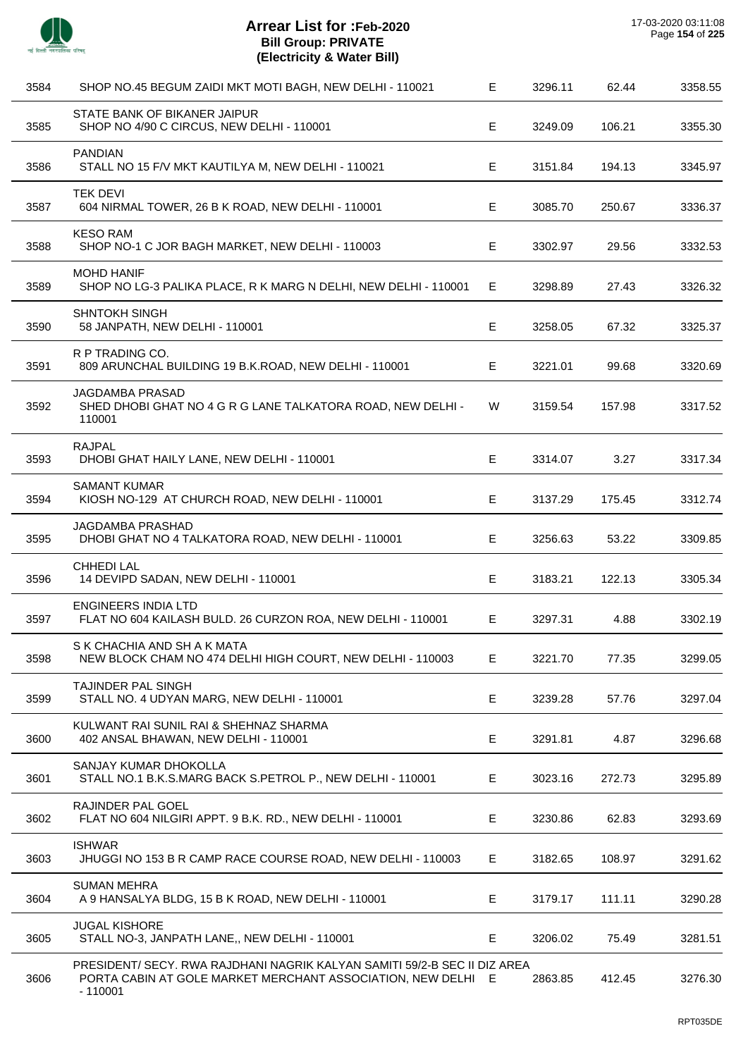# Arrear List for :Feb-2020
## Bill Group: PRIVATE
## (Electricity & Water Bill)

17-03-2020 03:11:08

| | | | | | |
|---|---|---|---|---|---|
| 3584 | SHOP NO.45 BEGUM ZAIDI MKT MOTI BAGH, NEW DELHI - 110021 | E | 3296.11 | 62.44 | 3358.55 |
| 3585 | STATE BANK OF BIKANER JAIPUR<br>SHOP NO 4/90 C CIRCUS, NEW DELHI - 110001 | E | 3249.09 | 106.21 | 3355.30 |
| 3586 | PANDIAN<br>STALL NO 15 F/V MKT KAUTILYA M, NEW DELHI - 110021 | E | 3151.84 | 194.13 | 3345.97 |
| 3587 | TEK DEVI<br>604 NIRMAL TOWER, 26 B K ROAD, NEW DELHI - 110001 | E | 3085.70 | 250.67 | 3336.37 |
| 3588 | KESO RAM<br>SHOP NO-1 C JOR BAGH MARKET, NEW DELHI - 110003 | E | 3302.97 | 29.56 | 3332.53 |
| 3589 | MOHD HANIF<br>SHOP NO LG-3 PALIKA PLACE, R K MARG N DELHI, NEW DELHI - 110001 | E | 3298.89 | 27.43 | 3326.32 |
| 3590 | SHNTOKH SINGH<br>58 JANPATH, NEW DELHI - 110001 | E | 3258.05 | 67.32 | 3325.37 |
| 3591 | R P TRADING CO.<br>809 ARUNCHAL BUILDING 19 B.K.ROAD, NEW DELHI - 110001 | E | 3221.01 | 99.68 | 3320.69 |
| 3592 | JAGDAMBA PRASAD<br>SHED DHOBI GHAT NO 4 G R G LANE TALKATORA ROAD, NEW DELHI - 110001 | W | 3159.54 | 157.98 | 3317.52 |
| 3593 | RAJPAL<br>DHOBI GHAT HAILY LANE, NEW DELHI - 110001 | E | 3314.07 | 3.27 | 3317.34 |
| 3594 | SAMANT KUMAR<br>KIOSH NO-129 AT CHURCH ROAD, NEW DELHI - 110001 | E | 3137.29 | 175.45 | 3312.74 |
| 3595 | JAGDAMBA PRASHAD<br>DHOBI GHAT NO 4 TALKATORA ROAD, NEW DELHI - 110001 | E | 3256.63 | 53.22 | 3309.85 |
| 3596 | CHHEDI LAL<br>14 DEVIPD SADAN, NEW DELHI - 110001 | E | 3183.21 | 122.13 | 3305.34 |
| 3597 | ENGINEERS INDIA LTD<br>FLAT NO 604 KAILASH BULD. 26 CURZON ROA, NEW DELHI - 110001 | E | 3297.31 | 4.88 | 3302.19 |
| 3598 | S K CHACHIA AND SH A K MATA<br>NEW BLOCK CHAM NO 474 DELHI HIGH COURT, NEW DELHI - 110003 | E | 3221.70 | 77.35 | 3299.05 |
| 3599 | TAJINDER PAL SINGH<br>STALL NO. 4 UDYAN MARG, NEW DELHI - 110001 | E | 3239.28 | 57.76 | 3297.04 |
| 3600 | KULWANT RAI SUNIL RAI & SHEHNAZ SHARMA<br>402 ANSAL BHAWAN, NEW DELHI - 110001 | E | 3291.81 | 4.87 | 3296.68 |
| 3601 | SANJAY KUMAR DHOKOLLA<br>STALL NO.1 B.K.S.MARG BACK S.PETROL P., NEW DELHI - 110001 | E | 3023.16 | 272.73 | 3295.89 |
| 3602 | RAJINDER PAL GOEL<br>FLAT NO 604 NILGIRI APPT. 9 B.K. RD., NEW DELHI - 110001 | E | 3230.86 | 62.83 | 3293.69 |
| 3603 | ISHWAR<br>JHUGGI NO 153 B R CAMP RACE COURSE ROAD, NEW DELHI - 110003 | E | 3182.65 | 108.97 | 3291.62 |
| 3604 | SUMAN MEHRA<br>A 9 HANSALYA BLDG, 15 B K ROAD, NEW DELHI - 110001 | E | 3179.17 | 111.11 | 3290.28 |
| 3605 | JUGAL KISHORE<br>STALL NO-3, JANPATH LANE,, NEW DELHI - 110001 | E | 3206.02 | 75.49 | 3281.51 |
| 3606 | PRESIDENT/ SECY. RWA RAJDHANI NAGRIK KALYAN SAMITI 59/2-B SEC II DIZ AREA<br>PORTA CABIN AT GOLE MARKET MERCHANT ASSOCIATION, NEW DELHI - 110001 | E | 2863.85 | 412.45 | 3276.30 |

RPT035DE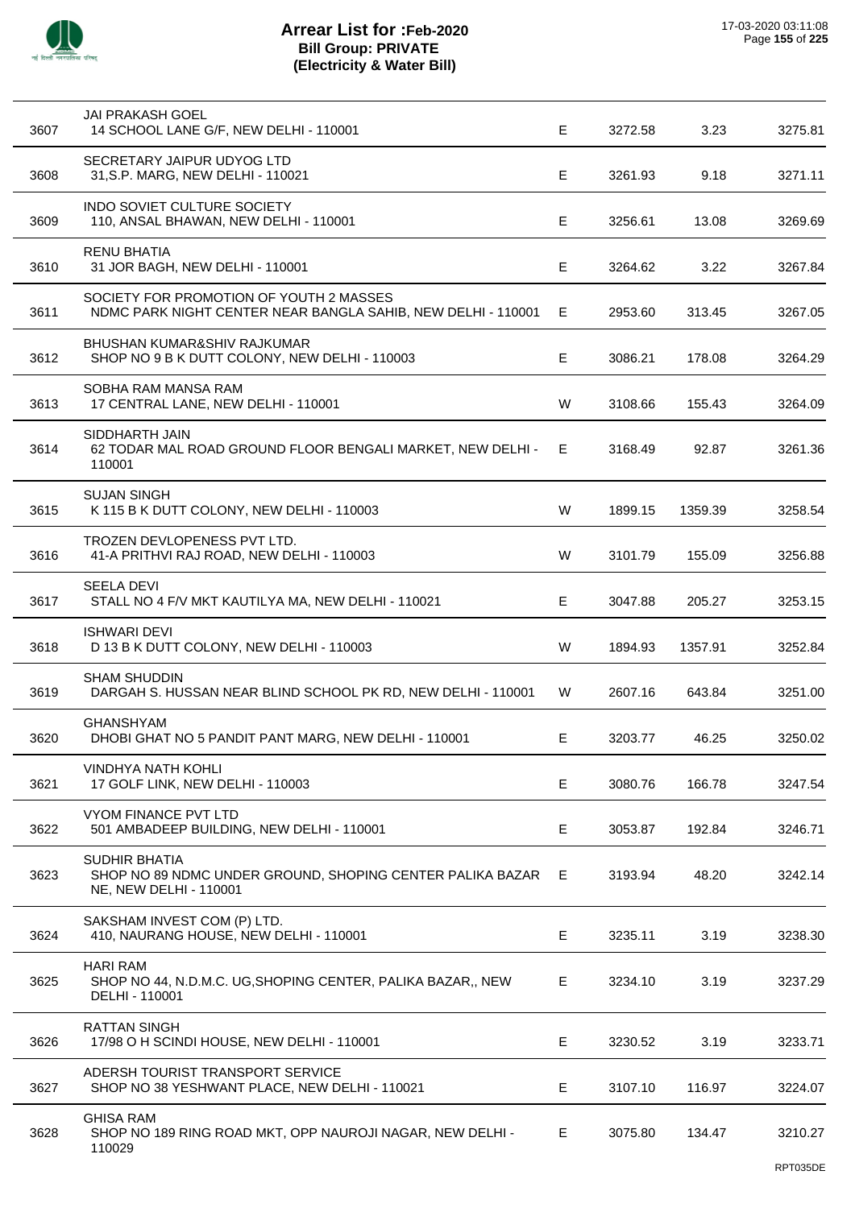## Arrear List for :Feb-2020
### Bill Group: PRIVATE
### (Electricity & Water Bill)

17-03-2020 03:11:08

| | | | | | |
|---|---|---|---|---|---|
| 3607 | JAI PRAKASH GOEL<br>14 SCHOOL LANE G/F, NEW DELHI - 110001 | E | 3272.58 | 3.23 | 3275.81 |
| 3608 | SECRETARY JAIPUR UDYOG LTD<br>31,S.P. MARG, NEW DELHI - 110021 | E | 3261.93 | 9.18 | 3271.11 |
| 3609 | INDO SOVIET CULTURE SOCIETY<br>110, ANSAL BHAWAN, NEW DELHI - 110001 | E | 3256.61 | 13.08 | 3269.69 |
| 3610 | RENU BHATIA<br>31 JOR BAGH, NEW DELHI - 110001 | E | 3264.62 | 3.22 | 3267.84 |
| 3611 | SOCIETY FOR PROMOTION OF YOUTH 2 MASSES<br>NDMC PARK NIGHT CENTER NEAR BANGLA SAHIB, NEW DELHI - 110001 | E | 2953.60 | 313.45 | 3267.05 |
| 3612 | BHUSHAN KUMAR&SHIV RAJKUMAR<br>SHOP NO 9 B K DUTT COLONY, NEW DELHI - 110003 | E | 3086.21 | 178.08 | 3264.29 |
| 3613 | SOBHA RAM MANSA RAM<br>17 CENTRAL LANE, NEW DELHI - 110001 | W | 3108.66 | 155.43 | 3264.09 |
| 3614 | SIDDHARTH JAIN<br>62 TODAR MAL ROAD GROUND FLOOR BENGALI MARKET, NEW DELHI - 110001 | E | 3168.49 | 92.87 | 3261.36 |
| 3615 | SUJAN SINGH<br>K 115 B K DUTT COLONY, NEW DELHI - 110003 | W | 1899.15 | 1359.39 | 3258.54 |
| 3616 | TROZEN DEVLOPENESS PVT LTD.<br>41-A PRITHVI RAJ ROAD, NEW DELHI - 110003 | W | 3101.79 | 155.09 | 3256.88 |
| 3617 | SEELA DEVI<br>STALL NO 4 F/V MKT KAUTILYA MA, NEW DELHI - 110021 | E | 3047.88 | 205.27 | 3253.15 |
| 3618 | ISHWARI DEVI<br>D 13 B K DUTT COLONY, NEW DELHI - 110003 | W | 1894.93 | 1357.91 | 3252.84 |
| 3619 | SHAM SHUDDIN<br>DARGAH S. HUSSAN NEAR BLIND SCHOOL PK RD, NEW DELHI - 110001 | W | 2607.16 | 643.84 | 3251.00 |
| 3620 | GHANSHYAM<br>DHOBI GHAT NO 5 PANDIT PANT MARG, NEW DELHI - 110001 | E | 3203.77 | 46.25 | 3250.02 |
| 3621 | VINDHYA NATH KOHLI<br>17 GOLF LINK, NEW DELHI - 110003 | E | 3080.76 | 166.78 | 3247.54 |
| 3622 | VYOM FINANCE PVT LTD<br>501 AMBADEEP BUILDING, NEW DELHI - 110001 | E | 3053.87 | 192.84 | 3246.71 |
| 3623 | SUDHIR BHATIA<br>SHOP NO 89 NDMC UNDER GROUND, SHOPING CENTER PALIKA BAZAR NE, NEW DELHI - 110001 | E | 3193.94 | 48.20 | 3242.14 |
| 3624 | SAKSHAM INVEST COM (P) LTD.<br>410, NAURANG HOUSE, NEW DELHI - 110001 | E | 3235.11 | 3.19 | 3238.30 |
| 3625 | HARI RAM<br>SHOP NO 44, N.D.M.C. UG,SHOPING CENTER, PALIKA BAZAR,, NEW DELHI - 110001 | E | 3234.10 | 3.19 | 3237.29 |
| 3626 | RATTAN SINGH<br>17/98 O H SCINDI HOUSE, NEW DELHI - 110001 | E | 3230.52 | 3.19 | 3233.71 |
| 3627 | ADERSH TOURIST TRANSPORT SERVICE<br>SHOP NO 38 YESHWANT PLACE, NEW DELHI - 110021 | E | 3107.10 | 116.97 | 3224.07 |
| 3628 | GHISA RAM<br>SHOP NO 189 RING ROAD MKT, OPP NAUROJI NAGAR, NEW DELHI - 110029 | E | 3075.80 | 134.47 | 3210.27 |

RPT035DE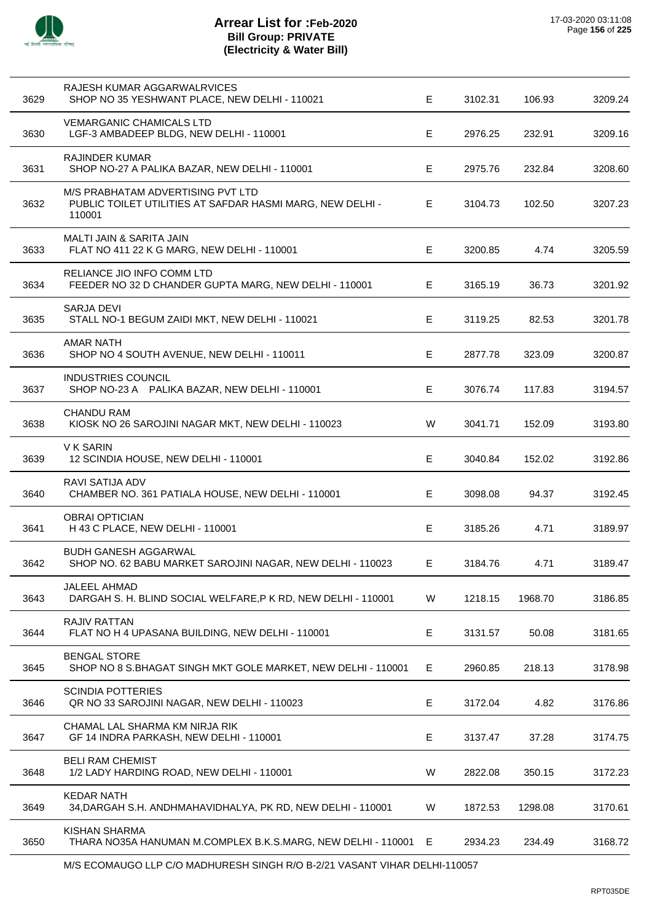# Arrear List for :Feb-2020
## Bill Group: PRIVATE
### (Electricity & Water Bill)

17-03-2020 03:11:08

| | | | | | |
|---|---|---|---|---|---|
| 3629 | RAJESH KUMAR AGGARWALRVICES<br>SHOP NO 35 YESHWANT PLACE, NEW DELHI - 110021 | E | 3102.31 | 106.93 | 3209.24 |
| 3630 | VEMARGANIC CHAMICALS LTD<br>LGF-3 AMBADEEP BLDG, NEW DELHI - 110001 | E | 2976.25 | 232.91 | 3209.16 |
| 3631 | RAJINDER KUMAR<br>SHOP NO-27 A PALIKA BAZAR, NEW DELHI - 110001 | E | 2975.76 | 232.84 | 3208.60 |
| 3632 | M/S PRABHATAM ADVERTISING PVT LTD<br>PUBLIC TOILET UTILITIES AT SAFDAR HASMI MARG, NEW DELHI - 110001 | E | 3104.73 | 102.50 | 3207.23 |
| 3633 | MALTI JAIN & SARITA JAIN<br>FLAT NO 411 22 K G MARG, NEW DELHI - 110001 | E | 3200.85 | 4.74 | 3205.59 |
| 3634 | RELIANCE JIO INFO COMM LTD<br>FEEDER NO 32 D CHANDER GUPTA MARG, NEW DELHI - 110001 | E | 3165.19 | 36.73 | 3201.92 |
| 3635 | SARJA DEVI<br>STALL NO-1 BEGUM ZAIDI MKT, NEW DELHI - 110021 | E | 3119.25 | 82.53 | 3201.78 |
| 3636 | AMAR NATH<br>SHOP NO 4 SOUTH AVENUE, NEW DELHI - 110011 | E | 2877.78 | 323.09 | 3200.87 |
| 3637 | INDUSTRIES COUNCIL<br>SHOP NO-23 A PALIKA BAZAR, NEW DELHI - 110001 | E | 3076.74 | 117.83 | 3194.57 |
| 3638 | CHANDU RAM<br>KIOSK NO 26 SAROJINI NAGAR MKT, NEW DELHI - 110023 | W | 3041.71 | 152.09 | 3193.80 |
| 3639 | V K SARIN<br>12 SCINDIA HOUSE, NEW DELHI - 110001 | E | 3040.84 | 152.02 | 3192.86 |
| 3640 | RAVI SATIJA ADV<br>CHAMBER NO. 361 PATIALA HOUSE, NEW DELHI - 110001 | E | 3098.08 | 94.37 | 3192.45 |
| 3641 | OBRAI OPTICIAN<br>H 43 C PLACE, NEW DELHI - 110001 | E | 3185.26 | 4.71 | 3189.97 |
| 3642 | BUDH GANESH AGGARWAL<br>SHOP NO. 62 BABU MARKET SAROJINI NAGAR, NEW DELHI - 110023 | E | 3184.76 | 4.71 | 3189.47 |
| 3643 | JALEEL AHMAD<br>DARGAH S. H. BLIND SOCIAL WELFARE,P K RD, NEW DELHI - 110001 | W | 1218.15 | 1968.70 | 3186.85 |
| 3644 | RAJIV RATTAN<br>FLAT NO H 4 UPASANA BUILDING, NEW DELHI - 110001 | E | 3131.57 | 50.08 | 3181.65 |
| 3645 | BENGAL STORE<br>SHOP NO 8 S.BHAGAT SINGH MKT GOLE MARKET, NEW DELHI - 110001 | E | 2960.85 | 218.13 | 3178.98 |
| 3646 | SCINDIA POTTERIES<br>QR NO 33 SAROJINI NAGAR, NEW DELHI - 110023 | E | 3172.04 | 4.82 | 3176.86 |
| 3647 | CHAMAL LAL SHARMA KM NIRJA RIK<br>GF 14 INDRA PARKASH, NEW DELHI - 110001 | E | 3137.47 | 37.28 | 3174.75 |
| 3648 | BELI RAM CHEMIST<br>1/2 LADY HARDING ROAD, NEW DELHI - 110001 | W | 2822.08 | 350.15 | 3172.23 |
| 3649 | KEDAR NATH<br>34,DARGAH S.H. ANDHMAHAVIDHALYA, PK RD, NEW DELHI - 110001 | W | 1872.53 | 1298.08 | 3170.61 |
| 3650 | KISHAN SHARMA<br>THARA NO35A HANUMAN M.COMPLEX B.K.S.MARG, NEW DELHI - 110001 | E | 2934.23 | 234.49 | 3168.72 |

M/S ECOMAUGO LLP C/O MADHURESH SINGH R/O B-2/21 VASANT VIHAR DELHI-110057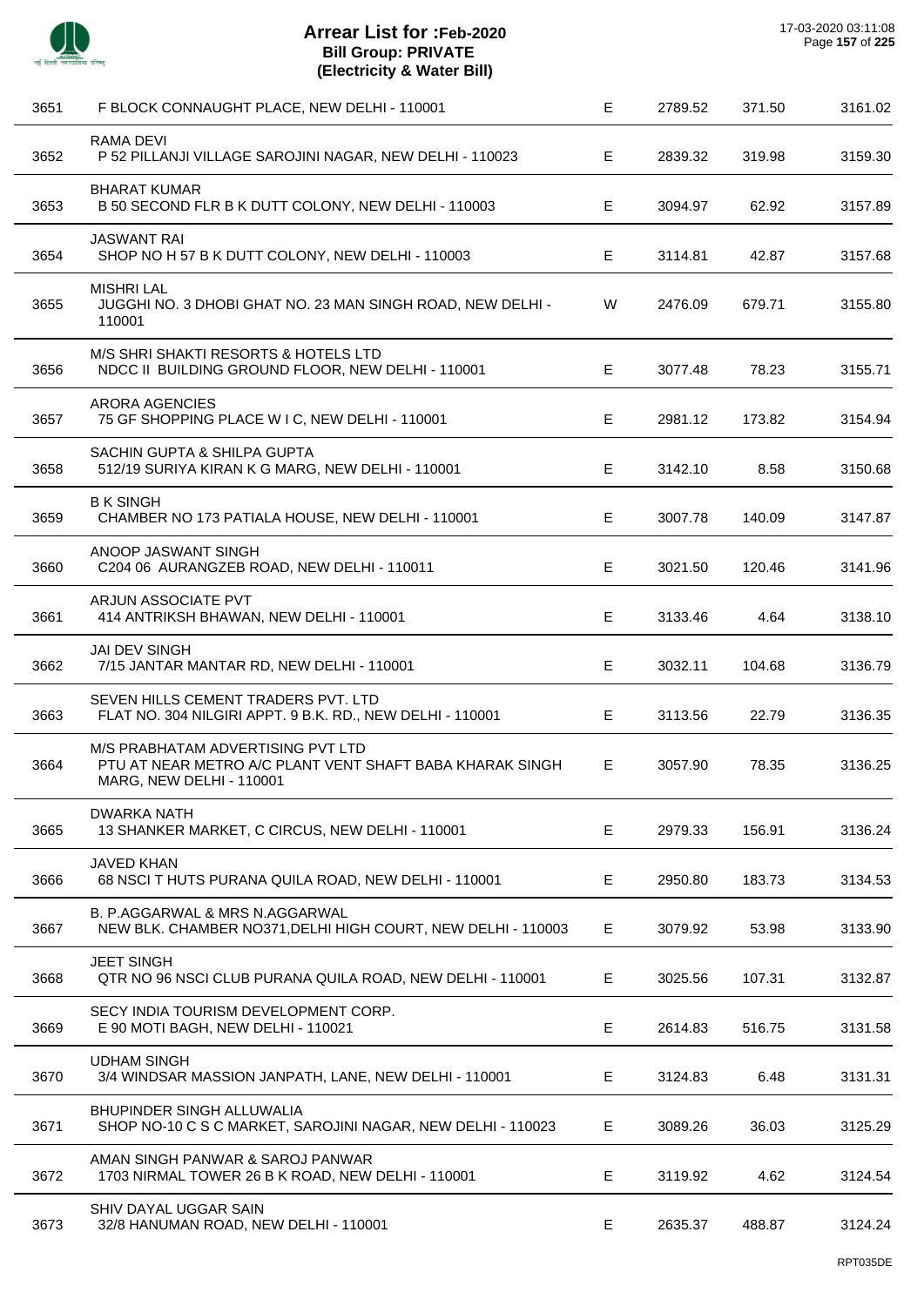# Arrear List for :Feb-2020
## Bill Group: PRIVATE
## (Electricity & Water Bill)

17-03-2020 03:11:08

| | | | | | |
|---|---|---|---|---|---|
| 3651 | F BLOCK CONNAUGHT PLACE, NEW DELHI - 110001 | E | 2789.52 | 371.50 | 3161.02 |
| 3652 | RAMA DEVI<br>P 52 PILLANJI VILLAGE SAROJINI NAGAR, NEW DELHI - 110023 | E | 2839.32 | 319.98 | 3159.30 |
| 3653 | BHARAT KUMAR<br>B 50 SECOND FLR B K DUTT COLONY, NEW DELHI - 110003 | E | 3094.97 | 62.92 | 3157.89 |
| 3654 | JASWANT RAI<br>SHOP NO H 57 B K DUTT COLONY, NEW DELHI - 110003 | E | 3114.81 | 42.87 | 3157.68 |
| 3655 | MISHRI LAL<br>JUGGHI NO. 3 DHOBI GHAT NO. 23 MAN SINGH ROAD, NEW DELHI - 110001 | W | 2476.09 | 679.71 | 3155.80 |
| 3656 | M/S SHRI SHAKTI RESORTS & HOTELS LTD<br>NDCC II BUILDING GROUND FLOOR, NEW DELHI - 110001 | E | 3077.48 | 78.23 | 3155.71 |
| 3657 | ARORA AGENCIES<br>75 GF SHOPPING PLACE W I C, NEW DELHI - 110001 | E | 2981.12 | 173.82 | 3154.94 |
| 3658 | SACHIN GUPTA & SHILPA GUPTA<br>512/19 SURIYA KIRAN K G MARG, NEW DELHI - 110001 | E | 3142.10 | 8.58 | 3150.68 |
| 3659 | B K SINGH<br>CHAMBER NO 173 PATIALA HOUSE, NEW DELHI - 110001 | E | 3007.78 | 140.09 | 3147.87 |
| 3660 | ANOOP JASWANT SINGH<br>C204 06 AURANGZEB ROAD, NEW DELHI - 110011 | E | 3021.50 | 120.46 | 3141.96 |
| 3661 | ARJUN ASSOCIATE PVT<br>414 ANTRIKSH BHAWAN, NEW DELHI - 110001 | E | 3133.46 | 4.64 | 3138.10 |
| 3662 | JAI DEV SINGH<br>7/15 JANTAR MANTAR RD, NEW DELHI - 110001 | E | 3032.11 | 104.68 | 3136.79 |
| 3663 | SEVEN HILLS CEMENT TRADERS PVT. LTD<br>FLAT NO. 304 NILGIRI APPT. 9 B.K. RD., NEW DELHI - 110001 | E | 3113.56 | 22.79 | 3136.35 |
| 3664 | M/S PRABHATAM ADVERTISING PVT LTD<br>PTU AT NEAR METRO A/C PLANT VENT SHAFT BABA KHARAK SINGH MARG, NEW DELHI - 110001 | E | 3057.90 | 78.35 | 3136.25 |
| 3665 | DWARKA NATH<br>13 SHANKER MARKET, C CIRCUS, NEW DELHI - 110001 | E | 2979.33 | 156.91 | 3136.24 |
| 3666 | JAVED KHAN<br>68 NSCI T HUTS PURANA QUILA ROAD, NEW DELHI - 110001 | E | 2950.80 | 183.73 | 3134.53 |
| 3667 | B. P.AGGARWAL & MRS N.AGGARWAL<br>NEW BLK. CHAMBER NO371,DELHI HIGH COURT, NEW DELHI - 110003 | E | 3079.92 | 53.98 | 3133.90 |
| 3668 | JEET SINGH<br>QTR NO 96 NSCI CLUB PURANA QUILA ROAD, NEW DELHI - 110001 | E | 3025.56 | 107.31 | 3132.87 |
| 3669 | SECY INDIA TOURISM DEVELOPMENT CORP.<br>E 90 MOTI BAGH, NEW DELHI - 110021 | E | 2614.83 | 516.75 | 3131.58 |
| 3670 | UDHAM SINGH<br>3/4 WINDSAR MASSION JANPATH, LANE, NEW DELHI - 110001 | E | 3124.83 | 6.48 | 3131.31 |
| 3671 | BHUPINDER SINGH ALLUWALIA<br>SHOP NO-10 C S C MARKET, SAROJINI NAGAR, NEW DELHI - 110023 | E | 3089.26 | 36.03 | 3125.29 |
| 3672 | AMAN SINGH PANWAR & SAROJ PANWAR<br>1703 NIRMAL TOWER 26 B K ROAD, NEW DELHI - 110001 | E | 3119.92 | 4.62 | 3124.54 |
| 3673 | SHIV DAYAL UGGAR SAIN<br>32/8 HANUMAN ROAD, NEW DELHI - 110001 | E | 2635.37 | 488.87 | 3124.24 |

RPT035DE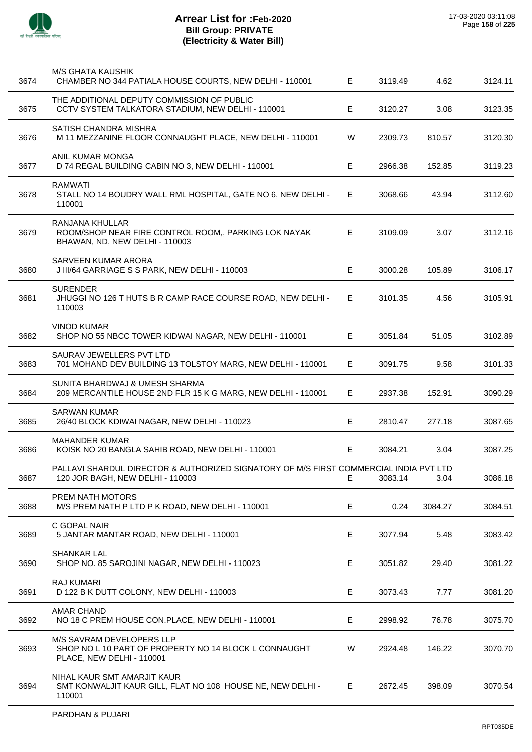# Arrear List for :Feb-2020
## Bill Group: PRIVATE
## (Electricity & Water Bill)

| | | | | | |
|---|---|---|---|---|---|
| 3674 | M/S GHATA KAUSHIK<br>CHAMBER NO 344 PATIALA HOUSE COURTS, NEW DELHI - 110001 | E | 3119.49 | 4.62 | 3124.11 |
| 3675 | THE ADDITIONAL DEPUTY COMMISSION OF PUBLIC<br>CCTV SYSTEM TALKATORA STADIUM, NEW DELHI - 110001 | E | 3120.27 | 3.08 | 3123.35 |
| 3676 | SATISH CHANDRA MISHRA<br>M 11 MEZZANINE FLOOR CONNAUGHT PLACE, NEW DELHI - 110001 | W | 2309.73 | 810.57 | 3120.30 |
| 3677 | ANIL KUMAR MONGA<br>D 74 REGAL BUILDING CABIN NO 3, NEW DELHI - 110001 | E | 2966.38 | 152.85 | 3119.23 |
| 3678 | RAMWATI<br>STALL NO 14 BOUDRY WALL RML HOSPITAL, GATE NO 6, NEW DELHI - 110001 | E | 3068.66 | 43.94 | 3112.60 |
| 3679 | RANJANA KHULLAR<br>ROOM/SHOP NEAR FIRE CONTROL ROOM,, PARKING LOK NAYAK BHAWAN, ND, NEW DELHI - 110003 | E | 3109.09 | 3.07 | 3112.16 |
| 3680 | SARVEEN KUMAR ARORA<br>J III/64 GARRIAGE S S PARK, NEW DELHI - 110003 | E | 3000.28 | 105.89 | 3106.17 |
| 3681 | SURENDER<br>JHUGGI NO 126 T HUTS B R CAMP RACE COURSE ROAD, NEW DELHI - 110003 | E | 3101.35 | 4.56 | 3105.91 |
| 3682 | VINOD KUMAR<br>SHOP NO 55 NBCC TOWER KIDWAI NAGAR, NEW DELHI - 110001 | E | 3051.84 | 51.05 | 3102.89 |
| 3683 | SAURAV JEWELLERS PVT LTD<br>701 MOHAND DEV BUILDING 13 TOLSTOY MARG, NEW DELHI - 110001 | E | 3091.75 | 9.58 | 3101.33 |
| 3684 | SUNITA BHARDWAJ & UMESH SHARMA<br>209 MERCANTILE HOUSE 2ND FLR 15 K G MARG, NEW DELHI - 110001 | E | 2937.38 | 152.91 | 3090.29 |
| 3685 | SARWAN KUMAR<br>26/40 BLOCK KDIWAI NAGAR, NEW DELHI - 110023 | E | 2810.47 | 277.18 | 3087.65 |
| 3686 | MAHANDER KUMAR<br>KOISK NO 20 BANGLA SAHIB ROAD, NEW DELHI - 110001 | E | 3084.21 | 3.04 | 3087.25 |
| 3687 | PALLAVI SHARDUL DIRECTOR & AUTHORIZED SIGNATORY OF M/S FIRST COMMERCIAL INDIA PVT LTD<br>120 JOR BAGH, NEW DELHI - 110003 | E | 3083.14 | 3.04 | 3086.18 |
| 3688 | PREM NATH MOTORS<br>M/S PREM NATH P LTD P K ROAD, NEW DELHI - 110001 | E | 0.24 | 3084.27 | 3084.51 |
| 3689 | C GOPAL NAIR<br>5 JANTAR MANTAR ROAD, NEW DELHI - 110001 | E | 3077.94 | 5.48 | 3083.42 |
| 3690 | SHANKAR LAL<br>SHOP NO. 85 SAROJINI NAGAR, NEW DELHI - 110023 | E | 3051.82 | 29.40 | 3081.22 |
| 3691 | RAJ KUMARI<br>D 122 B K DUTT COLONY, NEW DELHI - 110003 | E | 3073.43 | 7.77 | 3081.20 |
| 3692 | AMAR CHAND<br>NO 18 C PREM HOUSE CON.PLACE, NEW DELHI - 110001 | E | 2998.92 | 76.78 | 3075.70 |
| 3693 | M/S SAVRAM DEVELOPERS LLP<br>SHOP NO L 10 PART OF PROPERTY NO 14 BLOCK L CONNAUGHT PLACE, NEW DELHI - 110001 | W | 2924.48 | 146.22 | 3070.70 |
| 3694 | NIHAL KAUR SMT AMARJIT KAUR<br>SMT KONWALJIT KAUR GILL, FLAT NO 108 HOUSE NE, NEW DELHI - 110001 | E | 2672.45 | 398.09 | 3070.54 |

PARDHAN & PUJARI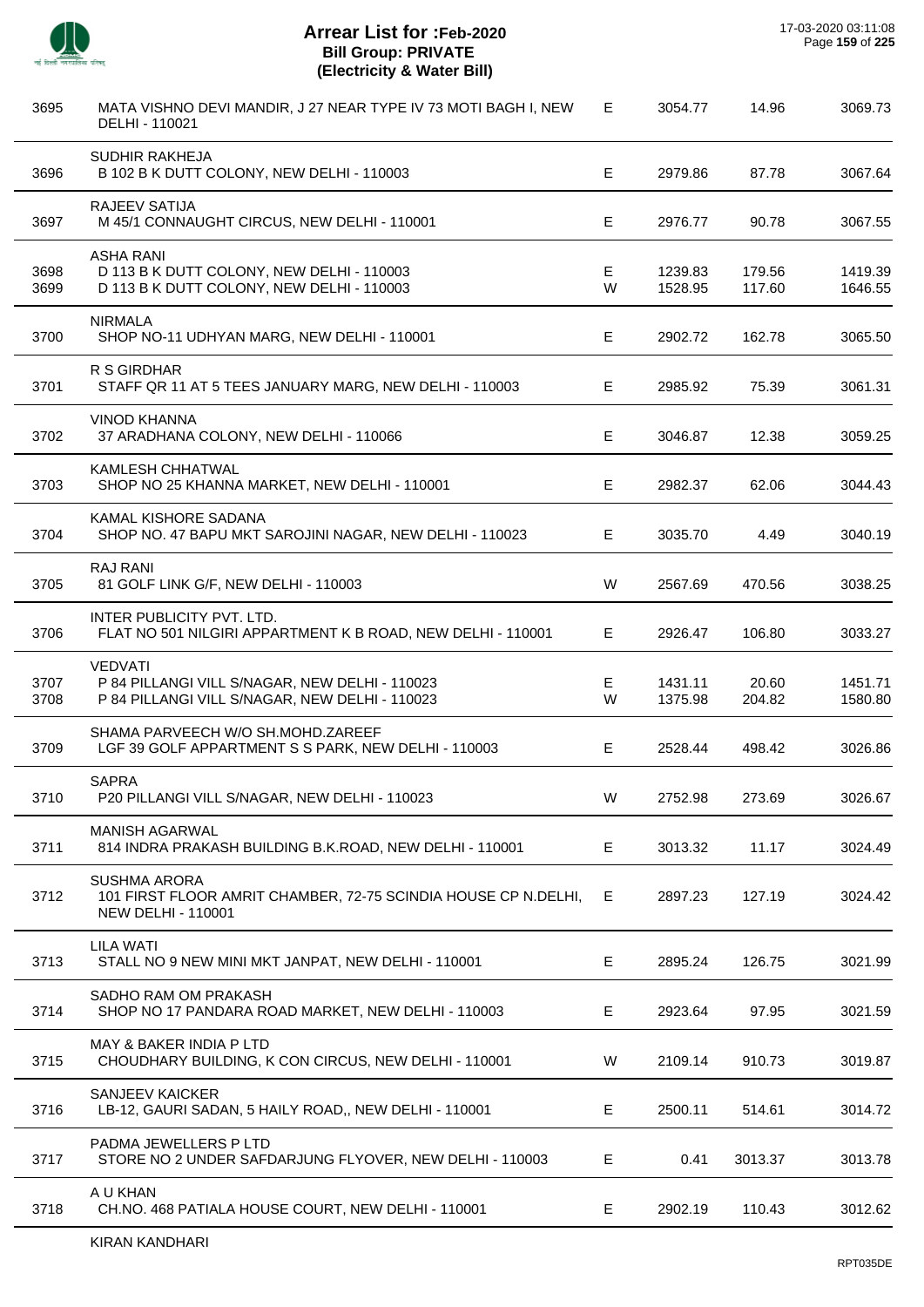# Arrear List for :Feb-2020
## Bill Group: PRIVATE
## (Electricity & Water Bill)

17-03-2020 03:11:08

| | | | | | |
|---|---|---|---|---|---|
| 3695 | MATA VISHNO DEVI MANDIR, J 27 NEAR TYPE IV 73 MOTI BAGH I, NEW DELHI - 110021 | E | 3054.77 | 14.96 | 3069.73 |
| | SUDHIR RAKHEJA | | | | |
| 3696 | B 102 B K DUTT COLONY, NEW DELHI - 110003 | E | 2979.86 | 87.78 | 3067.64 |
| | RAJEEV SATIJA | | | | |
| 3697 | M 45/1 CONNAUGHT CIRCUS, NEW DELHI - 110001 | E | 2976.77 | 90.78 | 3067.55 |
| | ASHA RANI | | | | |
| 3698 | D 113 B K DUTT COLONY, NEW DELHI - 110003 | E | 1239.83 | 179.56 | 1419.39 |
| 3699 | D 113 B K DUTT COLONY, NEW DELHI - 110003 | W | 1528.95 | 117.60 | 1646.55 |
| | NIRMALA | | | | |
| 3700 | SHOP NO-11 UDHYAN MARG, NEW DELHI - 110001 | E | 2902.72 | 162.78 | 3065.50 |
| | R S GIRDHAR | | | | |
| 3701 | STAFF QR 11 AT 5 TEES JANUARY MARG, NEW DELHI - 110003 | E | 2985.92 | 75.39 | 3061.31 |
| | VINOD KHANNA | | | | |
| 3702 | 37 ARADHANA COLONY, NEW DELHI - 110066 | E | 3046.87 | 12.38 | 3059.25 |
| | KAMLESH CHHATWAL | | | | |
| 3703 | SHOP NO 25 KHANNA MARKET, NEW DELHI - 110001 | E | 2982.37 | 62.06 | 3044.43 |
| | KAMAL KISHORE SADANA | | | | |
| 3704 | SHOP NO. 47 BAPU MKT SAROJINI NAGAR, NEW DELHI - 110023 | E | 3035.70 | 4.49 | 3040.19 |
| | RAJ RANI | | | | |
| 3705 | 81 GOLF LINK G/F, NEW DELHI - 110003 | W | 2567.69 | 470.56 | 3038.25 |
| | INTER PUBLICITY PVT. LTD. | | | | |
| 3706 | FLAT NO 501 NILGIRI APPARTMENT K B ROAD, NEW DELHI - 110001 | E | 2926.47 | 106.80 | 3033.27 |
| | VEDVATI | | | | |
| 3707 | P 84 PILLANGI VILL S/NAGAR, NEW DELHI - 110023 | E | 1431.11 | 20.60 | 1451.71 |
| 3708 | P 84 PILLANGI VILL S/NAGAR, NEW DELHI - 110023 | W | 1375.98 | 204.82 | 1580.80 |
| | SHAMA PARVEECH W/O SH.MOHD.ZAREEF | | | | |
| 3709 | LGF 39 GOLF APPARTMENT S S PARK, NEW DELHI - 110003 | E | 2528.44 | 498.42 | 3026.86 |
| | SAPRA | | | | |
| 3710 | P20 PILLANGI VILL S/NAGAR, NEW DELHI - 110023 | W | 2752.98 | 273.69 | 3026.67 |
| | MANISH AGARWAL | | | | |
| 3711 | 814 INDRA PRAKASH BUILDING B.K.ROAD, NEW DELHI - 110001 | E | 3013.32 | 11.17 | 3024.49 |
| | SUSHMA ARORA | | | | |
| 3712 | 101 FIRST FLOOR AMRIT CHAMBER, 72-75 SCINDIA HOUSE CP N.DELHI, NEW DELHI - 110001 | E | 2897.23 | 127.19 | 3024.42 |
| | LILA WATI | | | | |
| 3713 | STALL NO 9 NEW MINI MKT JANPAT, NEW DELHI - 110001 | E | 2895.24 | 126.75 | 3021.99 |
| | SADHO RAM OM PRAKASH | | | | |
| 3714 | SHOP NO 17 PANDARA ROAD MARKET, NEW DELHI - 110003 | E | 2923.64 | 97.95 | 3021.59 |
| | MAY & BAKER INDIA P LTD | | | | |
| 3715 | CHOUDHARY BUILDING, K CON CIRCUS, NEW DELHI - 110001 | W | 2109.14 | 910.73 | 3019.87 |
| | SANJEEV KAICKER | | | | |
| 3716 | LB-12, GAURI SADAN, 5 HAILY ROAD,, NEW DELHI - 110001 | E | 2500.11 | 514.61 | 3014.72 |
| | PADMA JEWELLERS P LTD | | | | |
| 3717 | STORE NO 2 UNDER SAFDARJUNG FLYOVER, NEW DELHI - 110003 | E | 0.41 | 3013.37 | 3013.78 |
| | A U KHAN | | | | |
| 3718 | CH.NO. 468 PATIALA HOUSE COURT, NEW DELHI - 110001 | E | 2902.19 | 110.43 | 3012.62 |
| | KIRAN KANDHARI | | | | |

RPT035DE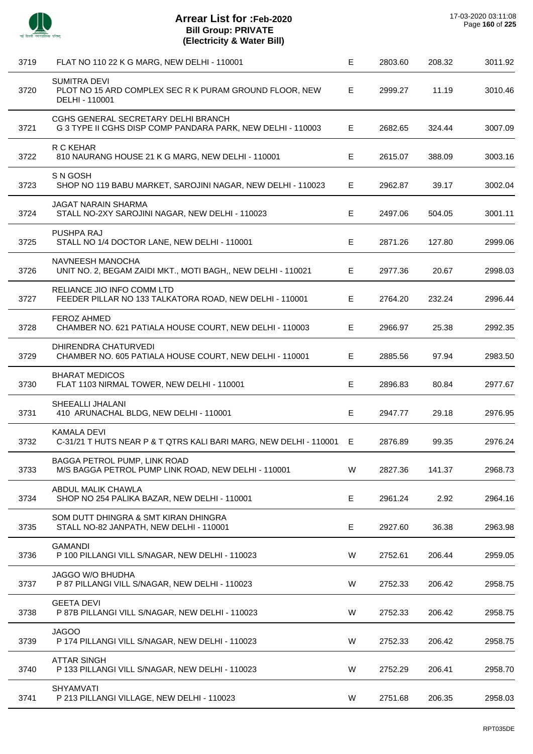# Arrear List for :Feb-2020
## Bill Group: PRIVATE
## (Electricity & Water Bill)

17-03-2020 03:11:08

| | | | | | |
|---|---|---|---|---|---|
| 3719 | FLAT NO 110 22 K G MARG, NEW DELHI - 110001 | E | 2803.60 | 208.32 | 3011.92 |
| 3720 | SUMITRA DEVI<br>PLOT NO 15 ARD COMPLEX SEC R K PURAM GROUND FLOOR, NEW DELHI - 110001 | E | 2999.27 | 11.19 | 3010.46 |
| 3721 | CGHS GENERAL SECRETARY DELHI BRANCH<br>G 3 TYPE II CGHS DISP COMP PANDARA PARK, NEW DELHI - 110003 | E | 2682.65 | 324.44 | 3007.09 |
| 3722 | R C KEHAR<br>810 NAURANG HOUSE 21 K G MARG, NEW DELHI - 110001 | E | 2615.07 | 388.09 | 3003.16 |
| 3723 | S N GOSH<br>SHOP NO 119 BABU MARKET, SAROJINI NAGAR, NEW DELHI - 110023 | E | 2962.87 | 39.17 | 3002.04 |
| 3724 | JAGAT NARAIN SHARMA<br>STALL NO-2XY SAROJINI NAGAR, NEW DELHI - 110023 | E | 2497.06 | 504.05 | 3001.11 |
| 3725 | PUSHPA RAJ<br>STALL NO 1/4 DOCTOR LANE, NEW DELHI - 110001 | E | 2871.26 | 127.80 | 2999.06 |
| 3726 | NAVNEESH MANOCHA<br>UNIT NO. 2, BEGAM ZAIDI MKT., MOTI BAGH,, NEW DELHI - 110021 | E | 2977.36 | 20.67 | 2998.03 |
| 3727 | RELIANCE JIO INFO COMM LTD<br>FEEDER PILLAR NO 133 TALKATORA ROAD, NEW DELHI - 110001 | E | 2764.20 | 232.24 | 2996.44 |
| 3728 | FEROZ AHMED<br>CHAMBER NO. 621 PATIALA HOUSE COURT, NEW DELHI - 110003 | E | 2966.97 | 25.38 | 2992.35 |
| 3729 | DHIRENDRA CHATURVEDI<br>CHAMBER NO. 605 PATIALA HOUSE COURT, NEW DELHI - 110001 | E | 2885.56 | 97.94 | 2983.50 |
| 3730 | BHARAT MEDICOS<br>FLAT 1103 NIRMAL TOWER, NEW DELHI - 110001 | E | 2896.83 | 80.84 | 2977.67 |
| 3731 | SHEEALLI JHALANI<br>410 ARUNACHAL BLDG, NEW DELHI - 110001 | E | 2947.77 | 29.18 | 2976.95 |
| 3732 | KAMALA DEVI<br>C-31/21 T HUTS NEAR P & T QTRS KALI BARI MARG, NEW DELHI - 110001 | E | 2876.89 | 99.35 | 2976.24 |
| 3733 | BAGGA PETROL PUMP, LINK ROAD<br>M/S BAGGA PETROL PUMP LINK ROAD, NEW DELHI - 110001 | W | 2827.36 | 141.37 | 2968.73 |
| 3734 | ABDUL MALIK CHAWLA<br>SHOP NO 254 PALIKA BAZAR, NEW DELHI - 110001 | E | 2961.24 | 2.92 | 2964.16 |
| 3735 | SOM DUTT DHINGRA & SMT KIRAN DHINGRA<br>STALL NO-82 JANPATH, NEW DELHI - 110001 | E | 2927.60 | 36.38 | 2963.98 |
| 3736 | GAMANDI<br>P 100 PILLANGI VILL S/NAGAR, NEW DELHI - 110023 | W | 2752.61 | 206.44 | 2959.05 |
| 3737 | JAGGO W/O BHUDHA<br>P 87 PILLANGI VILL S/NAGAR, NEW DELHI - 110023 | W | 2752.33 | 206.42 | 2958.75 |
| 3738 | GEETA DEVI<br>P 87B PILLANGI VILL S/NAGAR, NEW DELHI - 110023 | W | 2752.33 | 206.42 | 2958.75 |
| 3739 | JAGOO<br>P 174 PILLANGI VILL S/NAGAR, NEW DELHI - 110023 | W | 2752.33 | 206.42 | 2958.75 |
| 3740 | ATTAR SINGH<br>P 133 PILLANGI VILL S/NAGAR, NEW DELHI - 110023 | W | 2752.29 | 206.41 | 2958.70 |
| 3741 | SHYAMVATI<br>P 213 PILLANGI VILLAGE, NEW DELHI - 110023 | W | 2751.68 | 206.35 | 2958.03 |

RPT035DE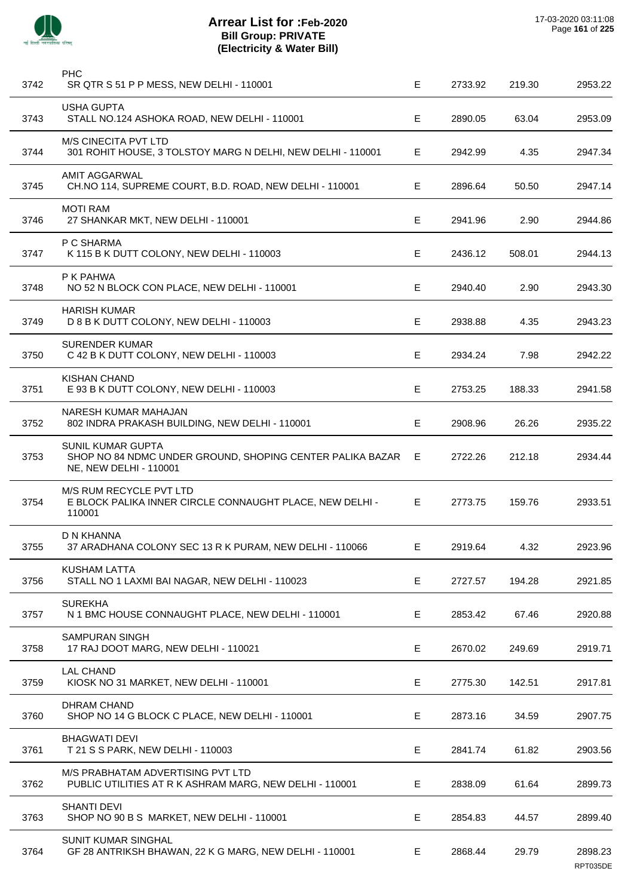# Arrear List for :Feb-2020
## Bill Group: PRIVATE
## (Electricity & Water Bill)

17-03-2020 03:11:08

| | | | | | |
|---|---|---|---|---|---|
| 3742 | PHC<br>SR QTR S 51 P P MESS, NEW DELHI - 110001 | E | 2733.92 | 219.30 | 2953.22 |
| 3743 | USHA GUPTA<br>STALL NO.124 ASHOKA ROAD, NEW DELHI - 110001 | E | 2890.05 | 63.04 | 2953.09 |
| 3744 | M/S CINECITA PVT LTD<br>301 ROHIT HOUSE, 3 TOLSTOY MARG N DELHI, NEW DELHI - 110001 | E | 2942.99 | 4.35 | 2947.34 |
| 3745 | AMIT AGGARWAL<br>CH.NO 114, SUPREME COURT, B.D. ROAD, NEW DELHI - 110001 | E | 2896.64 | 50.50 | 2947.14 |
| 3746 | MOTI RAM<br>27 SHANKAR MKT, NEW DELHI - 110001 | E | 2941.96 | 2.90 | 2944.86 |
| 3747 | P C SHARMA<br>K 115 B K DUTT COLONY, NEW DELHI - 110003 | E | 2436.12 | 508.01 | 2944.13 |
| 3748 | P K PAHWA<br>NO 52 N BLOCK CON PLACE, NEW DELHI - 110001 | E | 2940.40 | 2.90 | 2943.30 |
| 3749 | HARISH KUMAR<br>D 8 B K DUTT COLONY, NEW DELHI - 110003 | E | 2938.88 | 4.35 | 2943.23 |
| 3750 | SURENDER KUMAR<br>C 42 B K DUTT COLONY, NEW DELHI - 110003 | E | 2934.24 | 7.98 | 2942.22 |
| 3751 | KISHAN CHAND<br>E 93 B K DUTT COLONY, NEW DELHI - 110003 | E | 2753.25 | 188.33 | 2941.58 |
| 3752 | NARESH KUMAR MAHAJAN<br>802 INDRA PRAKASH BUILDING, NEW DELHI - 110001 | E | 2908.96 | 26.26 | 2935.22 |
| 3753 | SUNIL KUMAR GUPTA<br>SHOP NO 84 NDMC UNDER GROUND, SHOPING CENTER PALIKA BAZAR NE, NEW DELHI - 110001 | E | 2722.26 | 212.18 | 2934.44 |
| 3754 | M/S RUM RECYCLE PVT LTD<br>E BLOCK PALIKA INNER CIRCLE CONNAUGHT PLACE, NEW DELHI - 110001 | E | 2773.75 | 159.76 | 2933.51 |
| 3755 | D N KHANNA<br>37 ARADHANA COLONY SEC 13 R K PURAM, NEW DELHI - 110066 | E | 2919.64 | 4.32 | 2923.96 |
| 3756 | KUSHAM LATTA<br>STALL NO 1 LAXMI BAI NAGAR, NEW DELHI - 110023 | E | 2727.57 | 194.28 | 2921.85 |
| 3757 | SUREKHA<br>N 1 BMC HOUSE CONNAUGHT PLACE, NEW DELHI - 110001 | E | 2853.42 | 67.46 | 2920.88 |
| 3758 | SAMPURAN SINGH<br>17 RAJ DOOT MARG, NEW DELHI - 110021 | E | 2670.02 | 249.69 | 2919.71 |
| 3759 | LAL CHAND<br>KIOSK NO 31 MARKET, NEW DELHI - 110001 | E | 2775.30 | 142.51 | 2917.81 |
| 3760 | DHRAM CHAND<br>SHOP NO 14 G BLOCK C PLACE, NEW DELHI - 110001 | E | 2873.16 | 34.59 | 2907.75 |
| 3761 | BHAGWATI DEVI<br>T 21 S S PARK, NEW DELHI - 110003 | E | 2841.74 | 61.82 | 2903.56 |
| 3762 | M/S PRABHATAM ADVERTISING PVT LTD<br>PUBLIC UTILITIES AT R K ASHRAM MARG, NEW DELHI - 110001 | E | 2838.09 | 61.64 | 2899.73 |
| 3763 | SHANTI DEVI<br>SHOP NO 90 B S MARKET, NEW DELHI - 110001 | E | 2854.83 | 44.57 | 2899.40 |
| 3764 | SUNIT KUMAR SINGHAL<br>GF 28 ANTRIKSH BHAWAN, 22 K G MARG, NEW DELHI - 110001 | E | 2868.44 | 29.79 | 2898.23 |

RPT035DE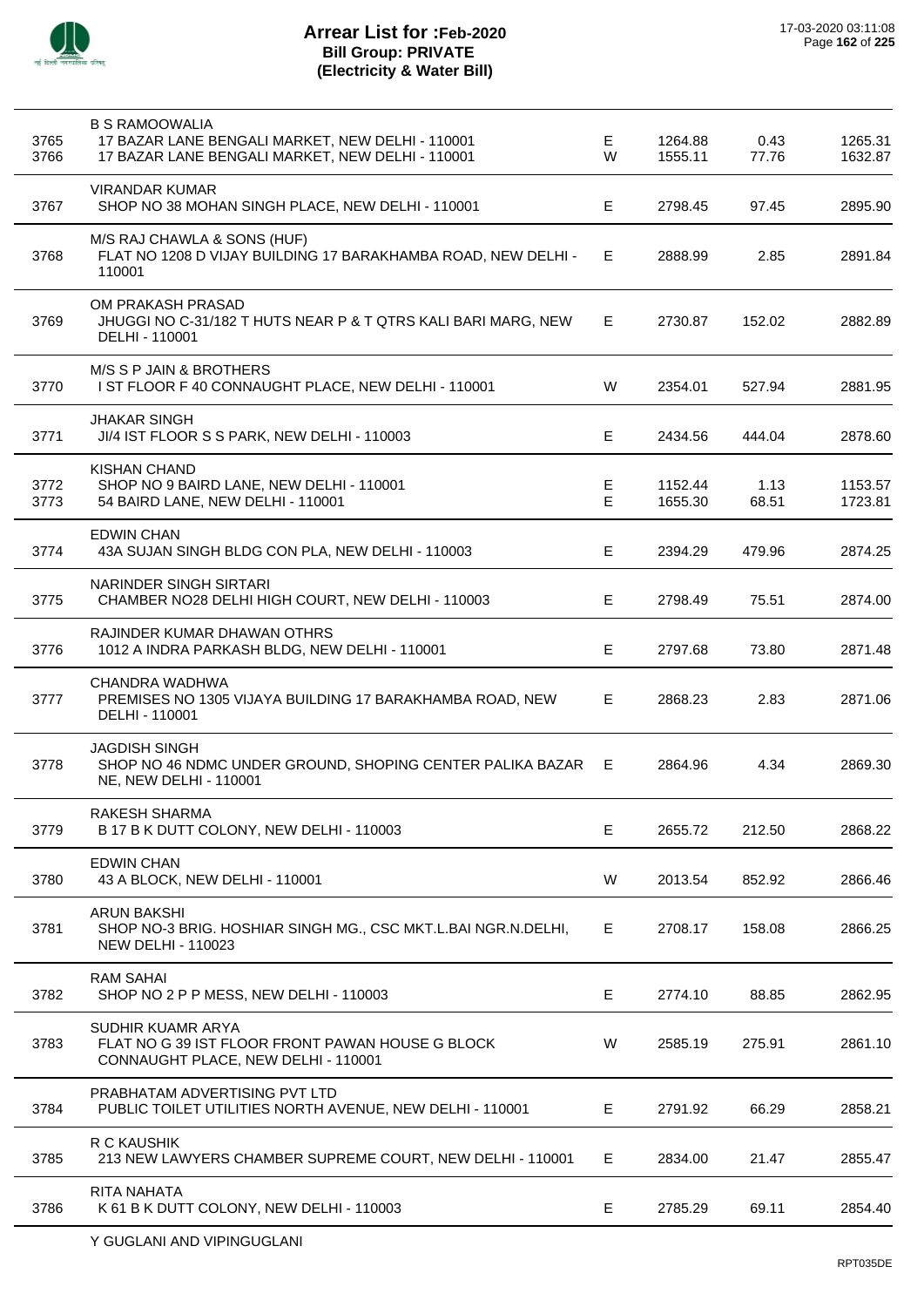# Arrear List for :Feb-2020
## Bill Group: PRIVATE
## (Electricity & Water Bill)

| S.No. | Name / Address | Type | Amount | Surcharge | Total |
|---|---|---|---|---|---|
| | B S RAMOOWALIA | | | | |
| 3765 | 17 BAZAR LANE BENGALI MARKET, NEW DELHI - 110001 | E | 1264.88 | 0.43 | 1265.31 |
| 3766 | 17 BAZAR LANE BENGALI MARKET, NEW DELHI - 110001 | W | 1555.11 | 77.76 | 1632.87 |
| | VIRANDAR KUMAR | | | | |
| 3767 | SHOP NO 38 MOHAN SINGH PLACE, NEW DELHI - 110001 | E | 2798.45 | 97.45 | 2895.90 |
| | M/S RAJ CHAWLA & SONS (HUF) | | | | |
| 3768 | FLAT NO 1208 D VIJAY BUILDING 17 BARAKHAMBA ROAD, NEW DELHI - 110001 | E | 2888.99 | 2.85 | 2891.84 |
| | OM PRAKASH PRASAD | | | | |
| 3769 | JHUGGI NO C-31/182 T HUTS NEAR P & T QTRS KALI BARI MARG, NEW DELHI - 110001 | E | 2730.87 | 152.02 | 2882.89 |
| | M/S S P JAIN & BROTHERS | | | | |
| 3770 | I ST FLOOR F 40 CONNAUGHT PLACE, NEW DELHI - 110001 | W | 2354.01 | 527.94 | 2881.95 |
| | JHAKAR SINGH | | | | |
| 3771 | JI/4 IST FLOOR S S PARK, NEW DELHI - 110003 | E | 2434.56 | 444.04 | 2878.60 |
| | KISHAN CHAND | | | | |
| 3772 | SHOP NO 9 BAIRD LANE, NEW DELHI - 110001 | E | 1152.44 | 1.13 | 1153.57 |
| 3773 | 54 BAIRD LANE, NEW DELHI - 110001 | E | 1655.30 | 68.51 | 1723.81 |
| | EDWIN CHAN | | | | |
| 3774 | 43A SUJAN SINGH BLDG CON PLA, NEW DELHI - 110003 | E | 2394.29 | 479.96 | 2874.25 |
| | NARINDER SINGH SIRTARI | | | | |
| 3775 | CHAMBER NO28 DELHI HIGH COURT, NEW DELHI - 110003 | E | 2798.49 | 75.51 | 2874.00 |
| | RAJINDER KUMAR DHAWAN OTHRS | | | | |
| 3776 | 1012 A INDRA PARKASH BLDG, NEW DELHI - 110001 | E | 2797.68 | 73.80 | 2871.48 |
| | CHANDRA WADHWA | | | | |
| 3777 | PREMISES NO 1305 VIJAYA BUILDING 17 BARAKHAMBA ROAD, NEW DELHI - 110001 | E | 2868.23 | 2.83 | 2871.06 |
| | JAGDISH SINGH | | | | |
| 3778 | SHOP NO 46 NDMC UNDER GROUND, SHOPING CENTER PALIKA BAZAR NE, NEW DELHI - 110001 | E | 2864.96 | 4.34 | 2869.30 |
| | RAKESH SHARMA | | | | |
| 3779 | B 17 B K DUTT COLONY, NEW DELHI - 110003 | E | 2655.72 | 212.50 | 2868.22 |
| | EDWIN CHAN | | | | |
| 3780 | 43 A BLOCK, NEW DELHI - 110001 | W | 2013.54 | 852.92 | 2866.46 |
| | ARUN BAKSHI | | | | |
| 3781 | SHOP NO-3 BRIG. HOSHIAR SINGH MG., CSC MKT.L.BAI NGR.N.DELHI, NEW DELHI - 110023 | E | 2708.17 | 158.08 | 2866.25 |
| | RAM SAHAI | | | | |
| 3782 | SHOP NO 2 P P MESS, NEW DELHI - 110003 | E | 2774.10 | 88.85 | 2862.95 |
| | SUDHIR KUAMR ARYA | | | | |
| 3783 | FLAT NO G 39 IST FLOOR FRONT PAWAN HOUSE G BLOCK CONNAUGHT PLACE, NEW DELHI - 110001 | W | 2585.19 | 275.91 | 2861.10 |
| | PRABHATAM ADVERTISING PVT LTD | | | | |
| 3784 | PUBLIC TOILET UTILITIES NORTH AVENUE, NEW DELHI - 110001 | E | 2791.92 | 66.29 | 2858.21 |
| | R C KAUSHIK | | | | |
| 3785 | 213 NEW LAWYERS CHAMBER SUPREME COURT, NEW DELHI - 110001 | E | 2834.00 | 21.47 | 2855.47 |
| | RITA NAHATA | | | | |
| 3786 | K 61 B K DUTT COLONY, NEW DELHI - 110003 | E | 2785.29 | 69.11 | 2854.40 |
| | Y GUGLANI AND VIPINGUGLANI | | | | |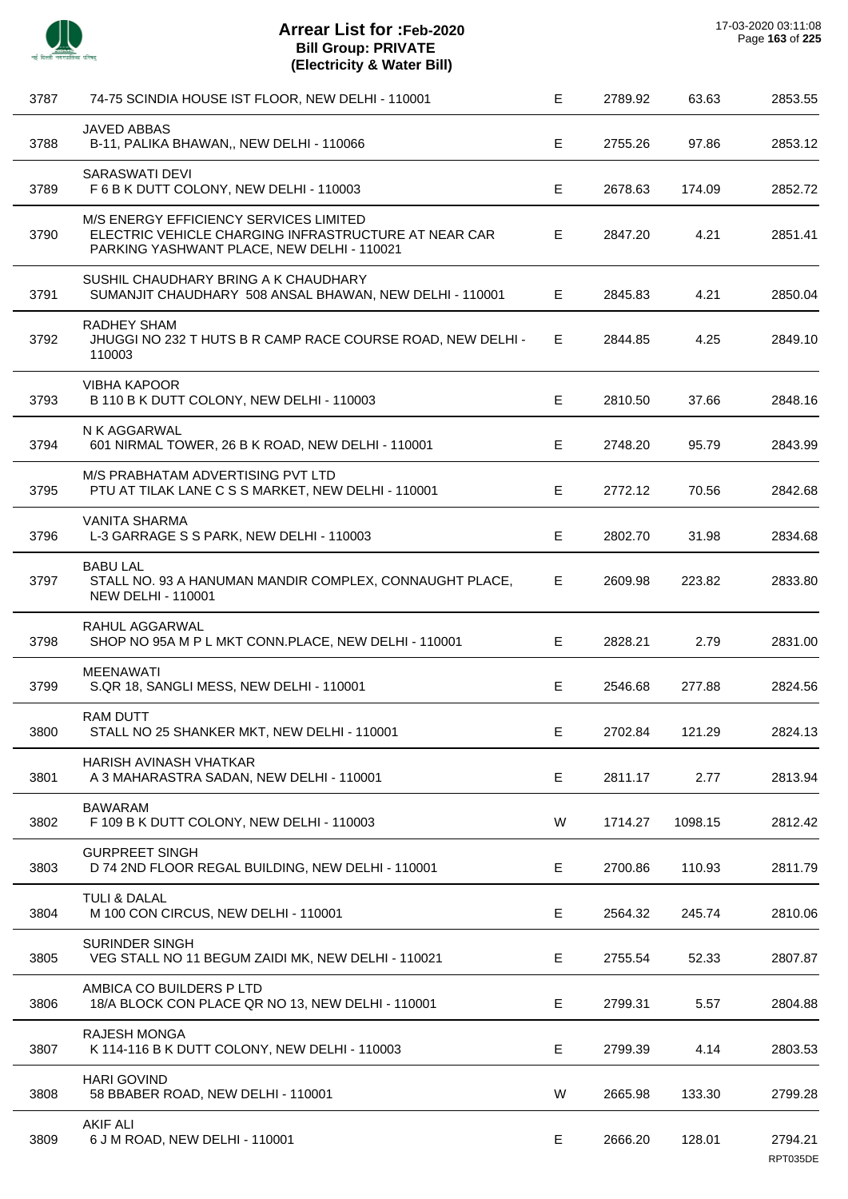# Arrear List for :Feb-2020
## Bill Group: PRIVATE
## (Electricity & Water Bill)

17-03-2020 03:11:08

| | | | | | |
|---|---|---|---|---|---|
| 3787 | 74-75 SCINDIA HOUSE IST FLOOR, NEW DELHI - 110001 | E | 2789.92 | 63.63 | 2853.55 |
| 3788 | JAVED ABBAS<br>B-11, PALIKA BHAWAN,, NEW DELHI - 110066 | E | 2755.26 | 97.86 | 2853.12 |
| 3789 | SARASWATI DEVI<br>F 6 B K DUTT COLONY, NEW DELHI - 110003 | E | 2678.63 | 174.09 | 2852.72 |
| 3790 | M/S ENERGY EFFICIENCY SERVICES LIMITED<br>ELECTRIC VEHICLE CHARGING INFRASTRUCTURE AT NEAR CAR PARKING YASHWANT PLACE, NEW DELHI - 110021 | E | 2847.20 | 4.21 | 2851.41 |
| 3791 | SUSHIL CHAUDHARY BRING A K CHAUDHARY<br>SUMANJIT CHAUDHARY 508 ANSAL BHAWAN, NEW DELHI - 110001 | E | 2845.83 | 4.21 | 2850.04 |
| 3792 | RADHEY SHAM<br>JHUGGI NO 232 T HUTS B R CAMP RACE COURSE ROAD, NEW DELHI - 110003 | E | 2844.85 | 4.25 | 2849.10 |
| 3793 | VIBHA KAPOOR<br>B 110 B K DUTT COLONY, NEW DELHI - 110003 | E | 2810.50 | 37.66 | 2848.16 |
| 3794 | N K AGGARWAL<br>601 NIRMAL TOWER, 26 B K ROAD, NEW DELHI - 110001 | E | 2748.20 | 95.79 | 2843.99 |
| 3795 | M/S PRABHATAM ADVERTISING PVT LTD<br>PTU AT TILAK LANE C S S MARKET, NEW DELHI - 110001 | E | 2772.12 | 70.56 | 2842.68 |
| 3796 | VANITA SHARMA<br>L-3 GARRAGE S S PARK, NEW DELHI - 110003 | E | 2802.70 | 31.98 | 2834.68 |
| 3797 | BABU LAL<br>STALL NO. 93 A HANUMAN MANDIR COMPLEX, CONNAUGHT PLACE, NEW DELHI - 110001 | E | 2609.98 | 223.82 | 2833.80 |
| 3798 | RAHUL AGGARWAL<br>SHOP NO 95A M P L MKT CONN.PLACE, NEW DELHI - 110001 | E | 2828.21 | 2.79 | 2831.00 |
| 3799 | MEENAWATI<br>S.QR 18, SANGLI MESS, NEW DELHI - 110001 | E | 2546.68 | 277.88 | 2824.56 |
| 3800 | RAM DUTT<br>STALL NO 25 SHANKER MKT, NEW DELHI - 110001 | E | 2702.84 | 121.29 | 2824.13 |
| 3801 | HARISH AVINASH VHATKAR<br>A 3 MAHARASTRA SADAN, NEW DELHI - 110001 | E | 2811.17 | 2.77 | 2813.94 |
| 3802 | BAWARAM<br>F 109 B K DUTT COLONY, NEW DELHI - 110003 | W | 1714.27 | 1098.15 | 2812.42 |
| 3803 | GURPREET SINGH<br>D 74 2ND FLOOR REGAL BUILDING, NEW DELHI - 110001 | E | 2700.86 | 110.93 | 2811.79 |
| 3804 | TULI & DALAL<br>M 100 CON CIRCUS, NEW DELHI - 110001 | E | 2564.32 | 245.74 | 2810.06 |
| 3805 | SURINDER SINGH<br>VEG STALL NO 11 BEGUM ZAIDI MK, NEW DELHI - 110021 | E | 2755.54 | 52.33 | 2807.87 |
| 3806 | AMBICA CO BUILDERS P LTD<br>18/A BLOCK CON PLACE QR NO 13, NEW DELHI - 110001 | E | 2799.31 | 5.57 | 2804.88 |
| 3807 | RAJESH MONGA<br>K 114-116 B K DUTT COLONY, NEW DELHI - 110003 | E | 2799.39 | 4.14 | 2803.53 |
| 3808 | HARI GOVIND<br>58 BBABER ROAD, NEW DELHI - 110001 | W | 2665.98 | 133.30 | 2799.28 |
| 3809 | AKIF ALI<br>6 J M ROAD, NEW DELHI - 110001 | E | 2666.20 | 128.01 | 2794.21 |

RPT035DE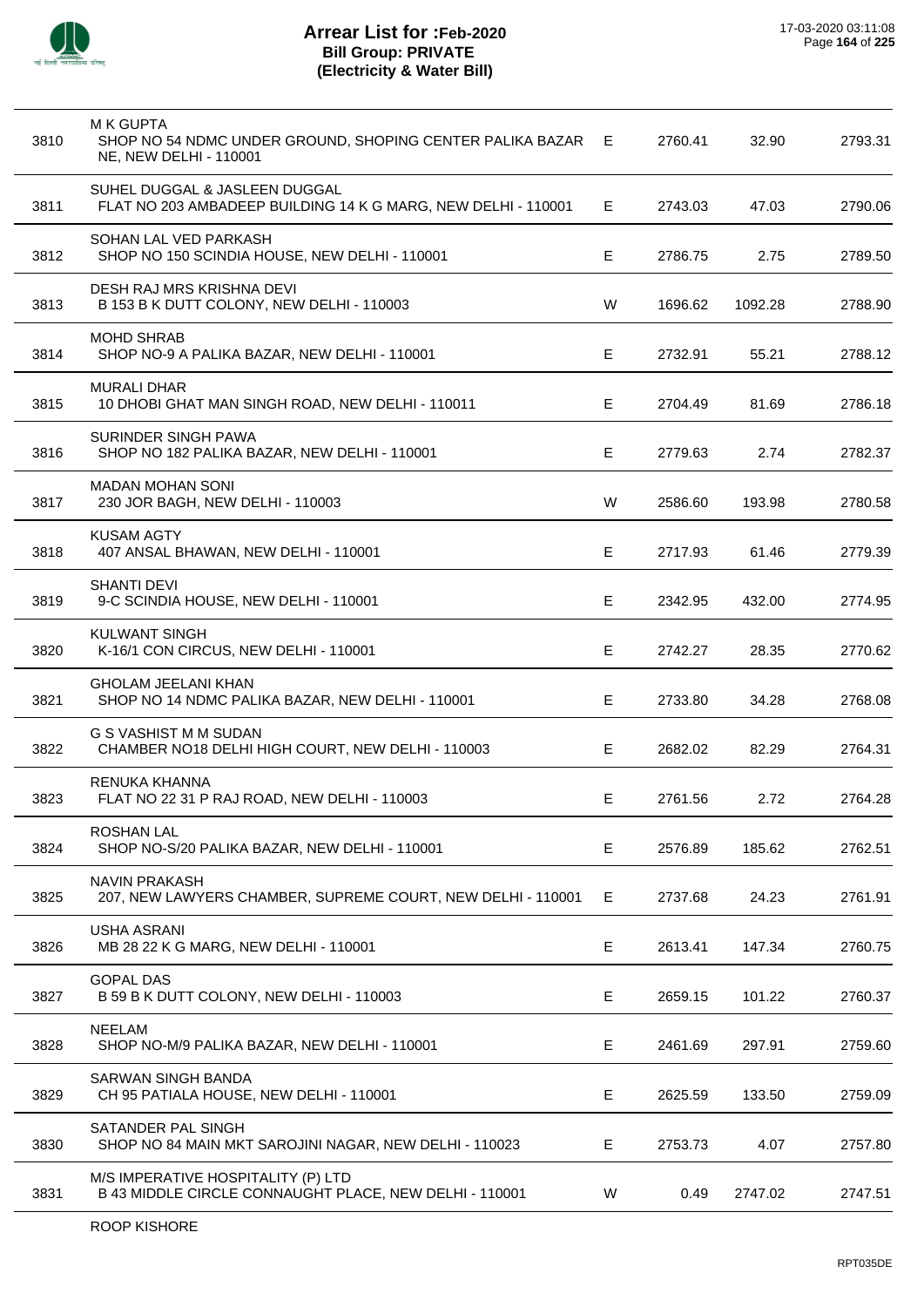# Arrear List for :Feb-2020
## Bill Group: PRIVATE
## (Electricity & Water Bill)

17-03-2020 03:11:08

| | | | | | |
|---|---|---|---|---|---|
| 3810 | M K GUPTA<br>SHOP NO 54 NDMC UNDER GROUND, SHOPING CENTER PALIKA BAZAR NE, NEW DELHI - 110001 | E | 2760.41 | 32.90 | 2793.31 |
| 3811 | SUHEL DUGGAL & JASLEEN DUGGAL<br>FLAT NO 203 AMBADEEP BUILDING 14 K G MARG, NEW DELHI - 110001 | E | 2743.03 | 47.03 | 2790.06 |
| 3812 | SOHAN LAL VED PARKASH<br>SHOP NO 150 SCINDIA HOUSE, NEW DELHI - 110001 | E | 2786.75 | 2.75 | 2789.50 |
| 3813 | DESH RAJ MRS KRISHNA DEVI<br>B 153 B K DUTT COLONY, NEW DELHI - 110003 | W | 1696.62 | 1092.28 | 2788.90 |
| 3814 | MOHD SHRAB<br>SHOP NO-9 A PALIKA BAZAR, NEW DELHI - 110001 | E | 2732.91 | 55.21 | 2788.12 |
| 3815 | MURALI DHAR<br>10 DHOBI GHAT MAN SINGH ROAD, NEW DELHI - 110011 | E | 2704.49 | 81.69 | 2786.18 |
| 3816 | SURINDER SINGH PAWA<br>SHOP NO 182 PALIKA BAZAR, NEW DELHI - 110001 | E | 2779.63 | 2.74 | 2782.37 |
| 3817 | MADAN MOHAN SONI<br>230 JOR BAGH, NEW DELHI - 110003 | W | 2586.60 | 193.98 | 2780.58 |
| 3818 | KUSAM AGTY<br>407 ANSAL BHAWAN, NEW DELHI - 110001 | E | 2717.93 | 61.46 | 2779.39 |
| 3819 | SHANTI DEVI<br>9-C SCINDIA HOUSE, NEW DELHI - 110001 | E | 2342.95 | 432.00 | 2774.95 |
| 3820 | KULWANT SINGH<br>K-16/1 CON CIRCUS, NEW DELHI - 110001 | E | 2742.27 | 28.35 | 2770.62 |
| 3821 | GHOLAM JEELANI KHAN<br>SHOP NO 14 NDMC PALIKA BAZAR, NEW DELHI - 110001 | E | 2733.80 | 34.28 | 2768.08 |
| 3822 | G S VASHIST M M SUDAN<br>CHAMBER NO18 DELHI HIGH COURT, NEW DELHI - 110003 | E | 2682.02 | 82.29 | 2764.31 |
| 3823 | RENUKA KHANNA<br>FLAT NO 22 31 P RAJ ROAD, NEW DELHI - 110003 | E | 2761.56 | 2.72 | 2764.28 |
| 3824 | ROSHAN LAL<br>SHOP NO-S/20 PALIKA BAZAR, NEW DELHI - 110001 | E | 2576.89 | 185.62 | 2762.51 |
| 3825 | NAVIN PRAKASH<br>207, NEW LAWYERS CHAMBER, SUPREME COURT, NEW DELHI - 110001 | E | 2737.68 | 24.23 | 2761.91 |
| 3826 | USHA ASRANI<br>MB 28 22 K G MARG, NEW DELHI - 110001 | E | 2613.41 | 147.34 | 2760.75 |
| 3827 | GOPAL DAS<br>B 59 B K DUTT COLONY, NEW DELHI - 110003 | E | 2659.15 | 101.22 | 2760.37 |
| 3828 | NEELAM<br>SHOP NO-M/9 PALIKA BAZAR, NEW DELHI - 110001 | E | 2461.69 | 297.91 | 2759.60 |
| 3829 | SARWAN SINGH BANDA<br>CH 95 PATIALA HOUSE, NEW DELHI - 110001 | E | 2625.59 | 133.50 | 2759.09 |
| 3830 | SATANDER PAL SINGH<br>SHOP NO 84 MAIN MKT SAROJINI NAGAR, NEW DELHI - 110023 | E | 2753.73 | 4.07 | 2757.80 |
| 3831 | M/S IMPERATIVE HOSPITALITY (P) LTD<br>B 43 MIDDLE CIRCLE CONNAUGHT PLACE, NEW DELHI - 110001 | W | 0.49 | 2747.02 | 2747.51 |
| | ROOP KISHORE | | | | |

RPT035DE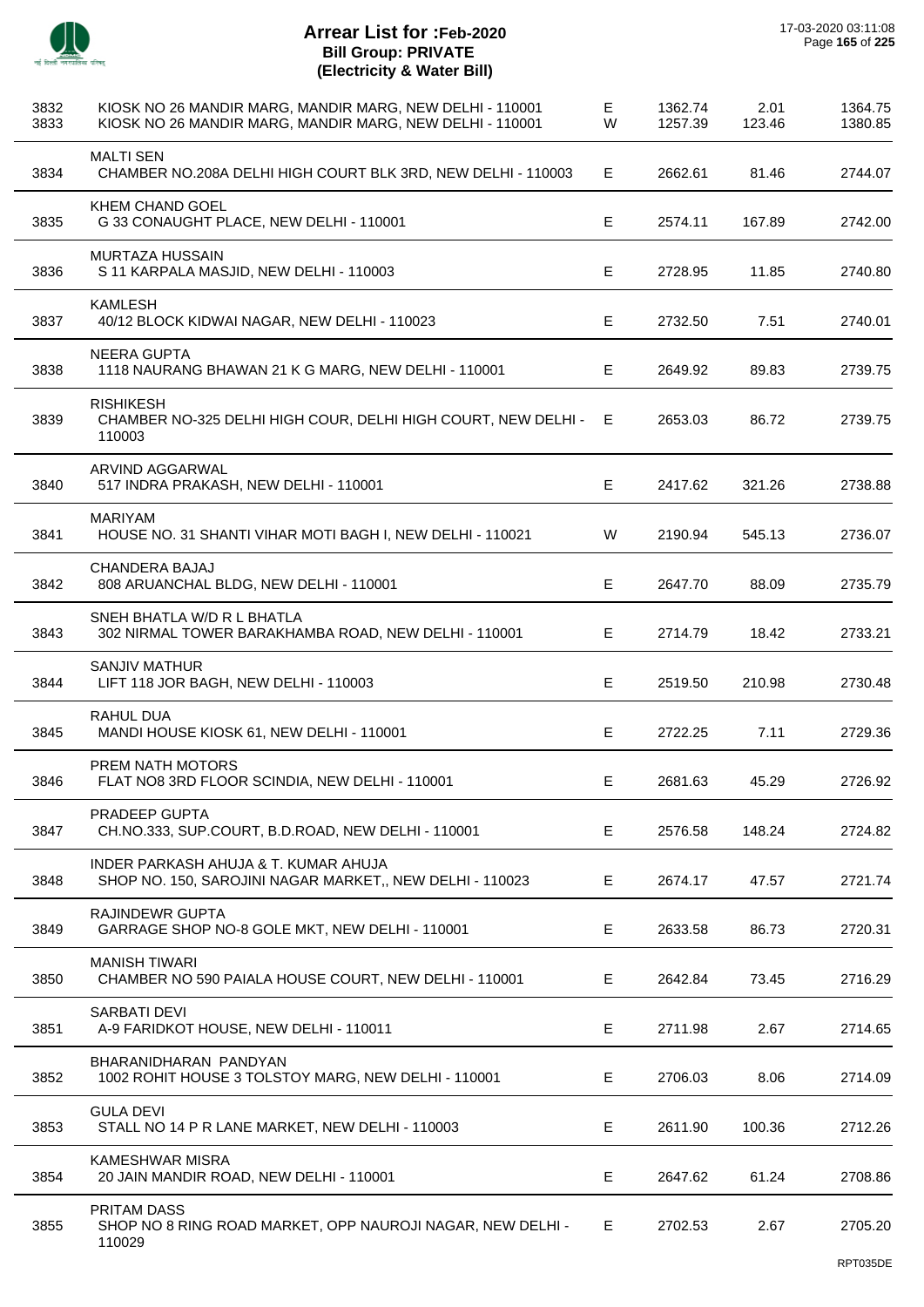# Arrear List for :Feb-2020
## Bill Group: PRIVATE
## (Electricity & Water Bill)

17-03-2020 03:11:08

| | | | | | |
|---|---|---|---|---|---|
| 3832 | KIOSK NO 26 MANDIR MARG, MANDIR MARG, NEW DELHI - 110001 | E | 1362.74 | 2.01 | 1364.75 |
| 3833 | KIOSK NO 26 MANDIR MARG, MANDIR MARG, NEW DELHI - 110001 | W | 1257.39 | 123.46 | 1380.85 |
| 3834 | MALTI SEN<br>CHAMBER NO.208A DELHI HIGH COURT BLK 3RD, NEW DELHI - 110003 | E | 2662.61 | 81.46 | 2744.07 |
| 3835 | KHEM CHAND GOEL<br>G 33 CONAUGHT PLACE, NEW DELHI - 110001 | E | 2574.11 | 167.89 | 2742.00 |
| 3836 | MURTAZA HUSSAIN<br>S 11 KARPALA MASJID, NEW DELHI - 110003 | E | 2728.95 | 11.85 | 2740.80 |
| 3837 | KAMLESH<br>40/12 BLOCK KIDWAI NAGAR, NEW DELHI - 110023 | E | 2732.50 | 7.51 | 2740.01 |
| 3838 | NEERA GUPTA<br>1118 NAURANG BHAWAN 21 K G MARG, NEW DELHI - 110001 | E | 2649.92 | 89.83 | 2739.75 |
| 3839 | RISHIKESH<br>CHAMBER NO-325 DELHI HIGH COUR, DELHI HIGH COURT, NEW DELHI - 110003 | E | 2653.03 | 86.72 | 2739.75 |
| 3840 | ARVIND AGGARWAL<br>517 INDRA PRAKASH, NEW DELHI - 110001 | E | 2417.62 | 321.26 | 2738.88 |
| 3841 | MARIYAM<br>HOUSE NO. 31 SHANTI VIHAR MOTI BAGH I, NEW DELHI - 110021 | W | 2190.94 | 545.13 | 2736.07 |
| 3842 | CHANDERA BAJAJ<br>808 ARUANCHAL BLDG, NEW DELHI - 110001 | E | 2647.70 | 88.09 | 2735.79 |
| 3843 | SNEH BHATLA W/D R L BHATLA<br>302 NIRMAL TOWER BARAKHAMBA ROAD, NEW DELHI - 110001 | E | 2714.79 | 18.42 | 2733.21 |
| 3844 | SANJIV MATHUR<br>LIFT 118 JOR BAGH, NEW DELHI - 110003 | E | 2519.50 | 210.98 | 2730.48 |
| 3845 | RAHUL DUA<br>MANDI HOUSE KIOSK 61, NEW DELHI - 110001 | E | 2722.25 | 7.11 | 2729.36 |
| 3846 | PREM NATH MOTORS<br>FLAT NO8 3RD FLOOR SCINDIA, NEW DELHI - 110001 | E | 2681.63 | 45.29 | 2726.92 |
| 3847 | PRADEEP GUPTA<br>CH.NO.333, SUP.COURT, B.D.ROAD, NEW DELHI - 110001 | E | 2576.58 | 148.24 | 2724.82 |
| 3848 | INDER PARKASH AHUJA & T. KUMAR AHUJA<br>SHOP NO. 150, SAROJINI NAGAR MARKET,, NEW DELHI - 110023 | E | 2674.17 | 47.57 | 2721.74 |
| 3849 | RAJINDEWR GUPTA<br>GARRAGE SHOP NO-8 GOLE MKT, NEW DELHI - 110001 | E | 2633.58 | 86.73 | 2720.31 |
| 3850 | MANISH TIWARI<br>CHAMBER NO 590 PAIALA HOUSE COURT, NEW DELHI - 110001 | E | 2642.84 | 73.45 | 2716.29 |
| 3851 | SARBATI DEVI<br>A-9 FARIDKOT HOUSE, NEW DELHI - 110011 | E | 2711.98 | 2.67 | 2714.65 |
| 3852 | BHARANIDHARAN PANDYAN<br>1002 ROHIT HOUSE 3 TOLSTOY MARG, NEW DELHI - 110001 | E | 2706.03 | 8.06 | 2714.09 |
| 3853 | GULA DEVI<br>STALL NO 14 P R LANE MARKET, NEW DELHI - 110003 | E | 2611.90 | 100.36 | 2712.26 |
| 3854 | KAMESHWAR MISRA<br>20 JAIN MANDIR ROAD, NEW DELHI - 110001 | E | 2647.62 | 61.24 | 2708.86 |
| 3855 | PRITAM DASS<br>SHOP NO 8 RING ROAD MARKET, OPP NAUROJI NAGAR, NEW DELHI - 110029 | E | 2702.53 | 2.67 | 2705.20 |

RPT035DE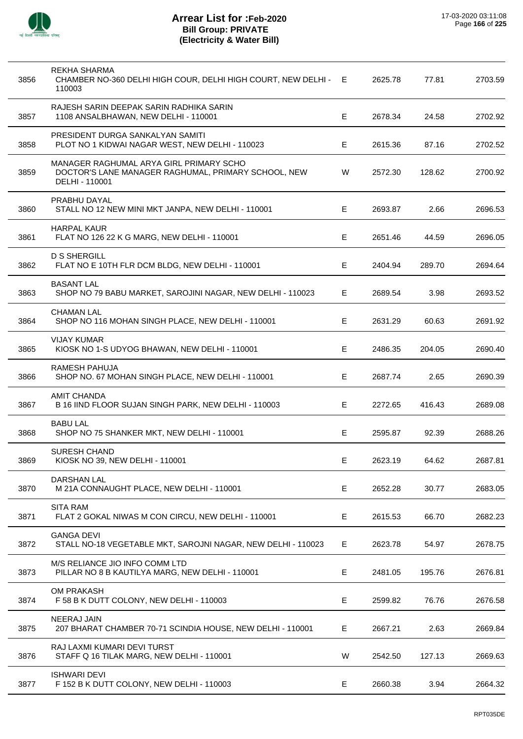# Arrear List for :Feb-2020
## Bill Group: PRIVATE
## (Electricity & Water Bill)

17-03-2020 03:11:08

| | | | | | |
|---|---|---|---|---|---|
| 3856 | REKHA SHARMA<br>CHAMBER NO-360 DELHI HIGH COUR, DELHI HIGH COURT, NEW DELHI - 110003 | E | 2625.78 | 77.81 | 2703.59 |
| 3857 | RAJESH SARIN DEEPAK SARIN RADHIKA SARIN<br>1108 ANSALBHAWAN, NEW DELHI - 110001 | E | 2678.34 | 24.58 | 2702.92 |
| 3858 | PRESIDENT DURGA SANKALYAN SAMITI<br>PLOT NO 1 KIDWAI NAGAR WEST, NEW DELHI - 110023 | E | 2615.36 | 87.16 | 2702.52 |
| 3859 | MANAGER RAGHUMAL ARYA GIRL PRIMARY SCHO<br>DOCTOR'S LANE MANAGER RAGHUMAL, PRIMARY SCHOOL, NEW DELHI - 110001 | W | 2572.30 | 128.62 | 2700.92 |
| 3860 | PRABHU DAYAL<br>STALL NO 12 NEW MINI MKT JANPA, NEW DELHI - 110001 | E | 2693.87 | 2.66 | 2696.53 |
| 3861 | HARPAL KAUR<br>FLAT NO 126 22 K G MARG, NEW DELHI - 110001 | E | 2651.46 | 44.59 | 2696.05 |
| 3862 | D S SHERGILL<br>FLAT NO E 10TH FLR DCM BLDG, NEW DELHI - 110001 | E | 2404.94 | 289.70 | 2694.64 |
| 3863 | BASANT LAL<br>SHOP NO 79 BABU MARKET, SAROJINI NAGAR, NEW DELHI - 110023 | E | 2689.54 | 3.98 | 2693.52 |
| 3864 | CHAMAN LAL<br>SHOP NO 116 MOHAN SINGH PLACE, NEW DELHI - 110001 | E | 2631.29 | 60.63 | 2691.92 |
| 3865 | VIJAY KUMAR<br>KIOSK NO 1-S UDYOG BHAWAN, NEW DELHI - 110001 | E | 2486.35 | 204.05 | 2690.40 |
| 3866 | RAMESH PAHUJA<br>SHOP NO. 67 MOHAN SINGH PLACE, NEW DELHI - 110001 | E | 2687.74 | 2.65 | 2690.39 |
| 3867 | AMIT CHANDA<br>B 16 IIND FLOOR SUJAN SINGH PARK, NEW DELHI - 110003 | E | 2272.65 | 416.43 | 2689.08 |
| 3868 | BABU LAL<br>SHOP NO 75 SHANKER MKT, NEW DELHI - 110001 | E | 2595.87 | 92.39 | 2688.26 |
| 3869 | SURESH CHAND<br>KIOSK NO 39, NEW DELHI - 110001 | E | 2623.19 | 64.62 | 2687.81 |
| 3870 | DARSHAN LAL<br>M 21A CONNAUGHT PLACE, NEW DELHI - 110001 | E | 2652.28 | 30.77 | 2683.05 |
| 3871 | SITA RAM<br>FLAT 2 GOKAL NIWAS M CON CIRCU, NEW DELHI - 110001 | E | 2615.53 | 66.70 | 2682.23 |
| 3872 | GANGA DEVI<br>STALL NO-18 VEGETABLE MKT, SAROJNI NAGAR, NEW DELHI - 110023 | E | 2623.78 | 54.97 | 2678.75 |
| 3873 | M/S RELIANCE JIO INFO COMM LTD<br>PILLAR NO 8 B KAUTILYA MARG, NEW DELHI - 110001 | E | 2481.05 | 195.76 | 2676.81 |
| 3874 | OM PRAKASH<br>F 58 B K DUTT COLONY, NEW DELHI - 110003 | E | 2599.82 | 76.76 | 2676.58 |
| 3875 | NEERAJ JAIN<br>207 BHARAT CHAMBER 70-71 SCINDIA HOUSE, NEW DELHI - 110001 | E | 2667.21 | 2.63 | 2669.84 |
| 3876 | RAJ LAXMI KUMARI DEVI TURST<br>STAFF Q 16 TILAK MARG, NEW DELHI - 110001 | W | 2542.50 | 127.13 | 2669.63 |
| 3877 | ISHWARI DEVI<br>F 152 B K DUTT COLONY, NEW DELHI - 110003 | E | 2660.38 | 3.94 | 2664.32 |

RPT035DE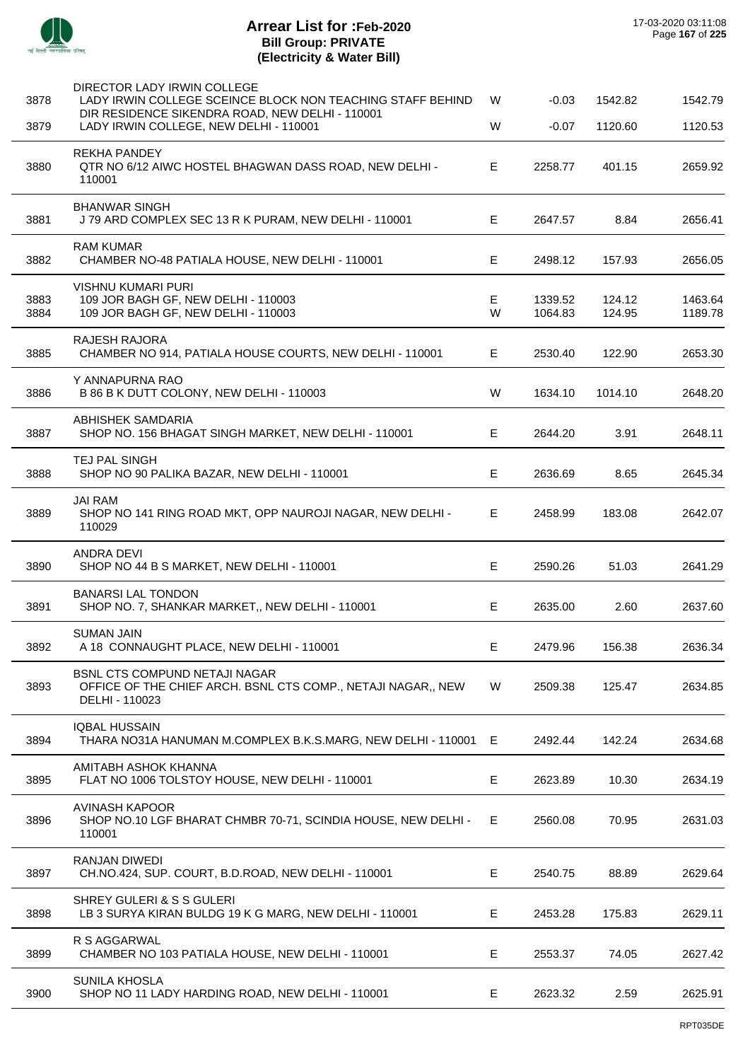# Arrear List for :Feb-2020
## Bill Group: PRIVATE
## (Electricity & Water Bill)

17-03-2020 03:11:08

| | | | | | |
|---|---|---|---|---|---|
| | DIRECTOR LADY IRWIN COLLEGE | | | | |
| 3878 | LADY IRWIN COLLEGE SCEINCE BLOCK NON TEACHING STAFF BEHIND DIR RESIDENCE SIKENDRA ROAD, NEW DELHI - 110001 | W | -0.03 | 1542.82 | 1542.79 |
| 3879 | LADY IRWIN COLLEGE, NEW DELHI - 110001 | W | -0.07 | 1120.60 | 1120.53 |
| | REKHA PANDEY | | | | |
| 3880 | QTR NO 6/12 AIWC HOSTEL BHAGWAN DASS ROAD, NEW DELHI - 110001 | E | 2258.77 | 401.15 | 2659.92 |
| | BHANWAR SINGH | | | | |
| 3881 | J 79 ARD COMPLEX SEC 13 R K PURAM, NEW DELHI - 110001 | E | 2647.57 | 8.84 | 2656.41 |
| | RAM KUMAR | | | | |
| 3882 | CHAMBER NO-48 PATIALA HOUSE, NEW DELHI - 110001 | E | 2498.12 | 157.93 | 2656.05 |
| | VISHNU KUMARI PURI | | | | |
| 3883 | 109 JOR BAGH GF, NEW DELHI - 110003 | E | 1339.52 | 124.12 | 1463.64 |
| 3884 | 109 JOR BAGH GF, NEW DELHI - 110003 | W | 1064.83 | 124.95 | 1189.78 |
| | RAJESH RAJORA | | | | |
| 3885 | CHAMBER NO 914, PATIALA HOUSE COURTS, NEW DELHI - 110001 | E | 2530.40 | 122.90 | 2653.30 |
| | Y ANNAPURNA RAO | | | | |
| 3886 | B 86 B K DUTT COLONY, NEW DELHI - 110003 | W | 1634.10 | 1014.10 | 2648.20 |
| | ABHISHEK SAMDARIA | | | | |
| 3887 | SHOP NO. 156 BHAGAT SINGH MARKET, NEW DELHI - 110001 | E | 2644.20 | 3.91 | 2648.11 |
| | TEJ PAL SINGH | | | | |
| 3888 | SHOP NO 90 PALIKA BAZAR, NEW DELHI - 110001 | E | 2636.69 | 8.65 | 2645.34 |
| | JAI RAM | | | | |
| 3889 | SHOP NO 141 RING ROAD MKT, OPP NAUROJI NAGAR, NEW DELHI - 110029 | E | 2458.99 | 183.08 | 2642.07 |
| | ANDRA DEVI | | | | |
| 3890 | SHOP NO 44 B S MARKET, NEW DELHI - 110001 | E | 2590.26 | 51.03 | 2641.29 |
| | BANARSI LAL TONDON | | | | |
| 3891 | SHOP NO. 7, SHANKAR MARKET,, NEW DELHI - 110001 | E | 2635.00 | 2.60 | 2637.60 |
| | SUMAN JAIN | | | | |
| 3892 | A 18 CONNAUGHT PLACE, NEW DELHI - 110001 | E | 2479.96 | 156.38 | 2636.34 |
| | BSNL CTS COMPUND NETAJI NAGAR | | | | |
| 3893 | OFFICE OF THE CHIEF ARCH. BSNL CTS COMP., NETAJI NAGAR,, NEW DELHI - 110023 | W | 2509.38 | 125.47 | 2634.85 |
| | IQBAL HUSSAIN | | | | |
| 3894 | THARA NO31A HANUMAN M.COMPLEX B.K.S.MARG, NEW DELHI - 110001 | E | 2492.44 | 142.24 | 2634.68 |
| | AMITABH ASHOK KHANNA | | | | |
| 3895 | FLAT NO 1006 TOLSTOY HOUSE, NEW DELHI - 110001 | E | 2623.89 | 10.30 | 2634.19 |
| | AVINASH KAPOOR | | | | |
| 3896 | SHOP NO.10 LGF BHARAT CHMBR 70-71, SCINDIA HOUSE, NEW DELHI - 110001 | E | 2560.08 | 70.95 | 2631.03 |
| | RANJAN DIWEDI | | | | |
| 3897 | CH.NO.424, SUP. COURT, B.D.ROAD, NEW DELHI - 110001 | E | 2540.75 | 88.89 | 2629.64 |
| | SHREY GULERI & S S GULERI | | | | |
| 3898 | LB 3 SURYA KIRAN BULDG 19 K G MARG, NEW DELHI - 110001 | E | 2453.28 | 175.83 | 2629.11 |
| | R S AGGARWAL | | | | |
| 3899 | CHAMBER NO 103 PATIALA HOUSE, NEW DELHI - 110001 | E | 2553.37 | 74.05 | 2627.42 |
| | SUNILA KHOSLA | | | | |
| 3900 | SHOP NO 11 LADY HARDING ROAD, NEW DELHI - 110001 | E | 2623.32 | 2.59 | 2625.91 |

RPT035DE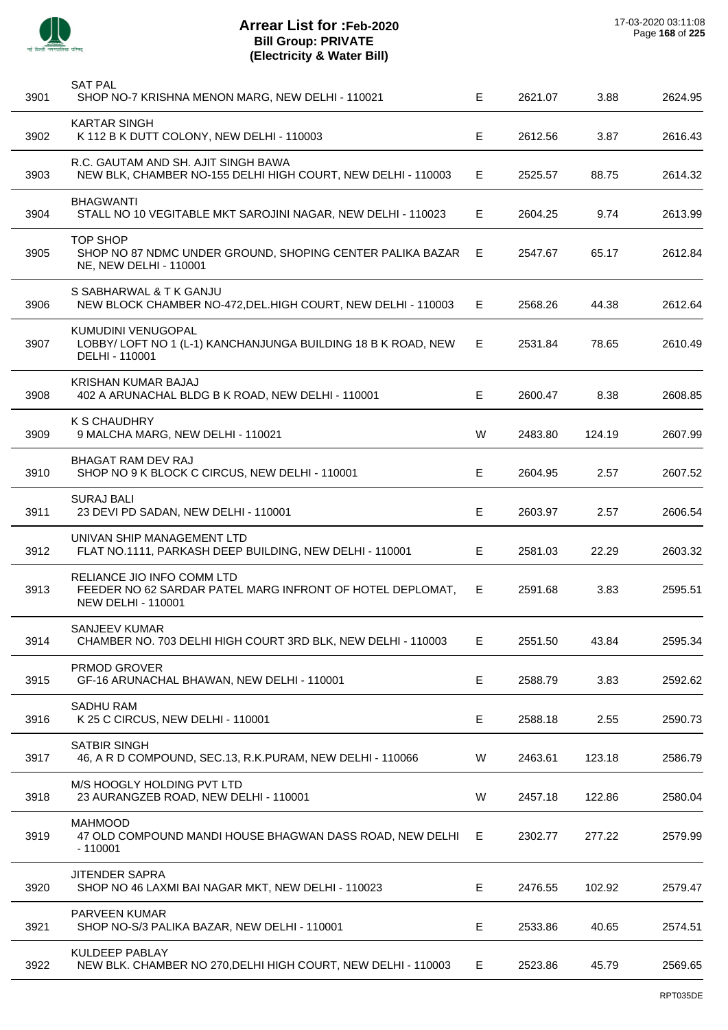# Arrear List for :Feb-2020
## Bill Group: PRIVATE
## (Electricity & Water Bill)

17-03-2020 03:11:08

| | | | | | |
|---|---|---|---|---|---|
| 3901 | SAT PAL<br>SHOP NO-7 KRISHNA MENON MARG, NEW DELHI - 110021 | E | 2621.07 | 3.88 | 2624.95 |
| 3902 | KARTAR SINGH<br>K 112 B K DUTT COLONY, NEW DELHI - 110003 | E | 2612.56 | 3.87 | 2616.43 |
| 3903 | R.C. GAUTAM AND SH. AJIT SINGH BAWA<br>NEW BLK, CHAMBER NO-155 DELHI HIGH COURT, NEW DELHI - 110003 | E | 2525.57 | 88.75 | 2614.32 |
| 3904 | BHAGWANTI<br>STALL NO 10 VEGITABLE MKT SAROJINI NAGAR, NEW DELHI - 110023 | E | 2604.25 | 9.74 | 2613.99 |
| 3905 | TOP SHOP<br>SHOP NO 87 NDMC UNDER GROUND, SHOPING CENTER PALIKA BAZAR NE, NEW DELHI - 110001 | E | 2547.67 | 65.17 | 2612.84 |
| 3906 | S SABHARWAL & T K GANJU<br>NEW BLOCK CHAMBER NO-472,DEL.HIGH COURT, NEW DELHI - 110003 | E | 2568.26 | 44.38 | 2612.64 |
| 3907 | KUMUDINI VENUGOPAL<br>LOBBY/ LOFT NO 1 (L-1) KANCHANJUNGA BUILDING 18 B K ROAD, NEW DELHI - 110001 | E | 2531.84 | 78.65 | 2610.49 |
| 3908 | KRISHAN KUMAR BAJAJ<br>402 A ARUNACHAL BLDG B K ROAD, NEW DELHI - 110001 | E | 2600.47 | 8.38 | 2608.85 |
| 3909 | K S CHAUDHRY<br>9 MALCHA MARG, NEW DELHI - 110021 | W | 2483.80 | 124.19 | 2607.99 |
| 3910 | BHAGAT RAM DEV RAJ<br>SHOP NO 9 K BLOCK C CIRCUS, NEW DELHI - 110001 | E | 2604.95 | 2.57 | 2607.52 |
| 3911 | SURAJ BALI<br>23 DEVI PD SADAN, NEW DELHI - 110001 | E | 2603.97 | 2.57 | 2606.54 |
| 3912 | UNIVAN SHIP MANAGEMENT LTD<br>FLAT NO.1111, PARKASH DEEP BUILDING, NEW DELHI - 110001 | E | 2581.03 | 22.29 | 2603.32 |
| 3913 | RELIANCE JIO INFO COMM LTD<br>FEEDER NO 62 SARDAR PATEL MARG INFRONT OF HOTEL DEPLOMAT, NEW DELHI - 110001 | E | 2591.68 | 3.83 | 2595.51 |
| 3914 | SANJEEV KUMAR<br>CHAMBER NO. 703 DELHI HIGH COURT 3RD BLK, NEW DELHI - 110003 | E | 2551.50 | 43.84 | 2595.34 |
| 3915 | PRMOD GROVER<br>GF-16 ARUNACHAL BHAWAN, NEW DELHI - 110001 | E | 2588.79 | 3.83 | 2592.62 |
| 3916 | SADHU RAM<br>K 25 C CIRCUS, NEW DELHI - 110001 | E | 2588.18 | 2.55 | 2590.73 |
| 3917 | SATBIR SINGH<br>46, A R D COMPOUND, SEC.13, R.K.PURAM, NEW DELHI - 110066 | W | 2463.61 | 123.18 | 2586.79 |
| 3918 | M/S HOOGLY HOLDING PVT LTD<br>23 AURANGZEB ROAD, NEW DELHI - 110001 | W | 2457.18 | 122.86 | 2580.04 |
| 3919 | MAHMOOD<br>47 OLD COMPOUND MANDI HOUSE BHAGWAN DASS ROAD, NEW DELHI - 110001 | E | 2302.77 | 277.22 | 2579.99 |
| 3920 | JITENDER SAPRA<br>SHOP NO 46 LAXMI BAI NAGAR MKT, NEW DELHI - 110023 | E | 2476.55 | 102.92 | 2579.47 |
| 3921 | PARVEEN KUMAR<br>SHOP NO-S/3 PALIKA BAZAR, NEW DELHI - 110001 | E | 2533.86 | 40.65 | 2574.51 |
| 3922 | KULDEEP PABLAY<br>NEW BLK. CHAMBER NO 270,DELHI HIGH COURT, NEW DELHI - 110003 | E | 2523.86 | 45.79 | 2569.65 |

RPT035DE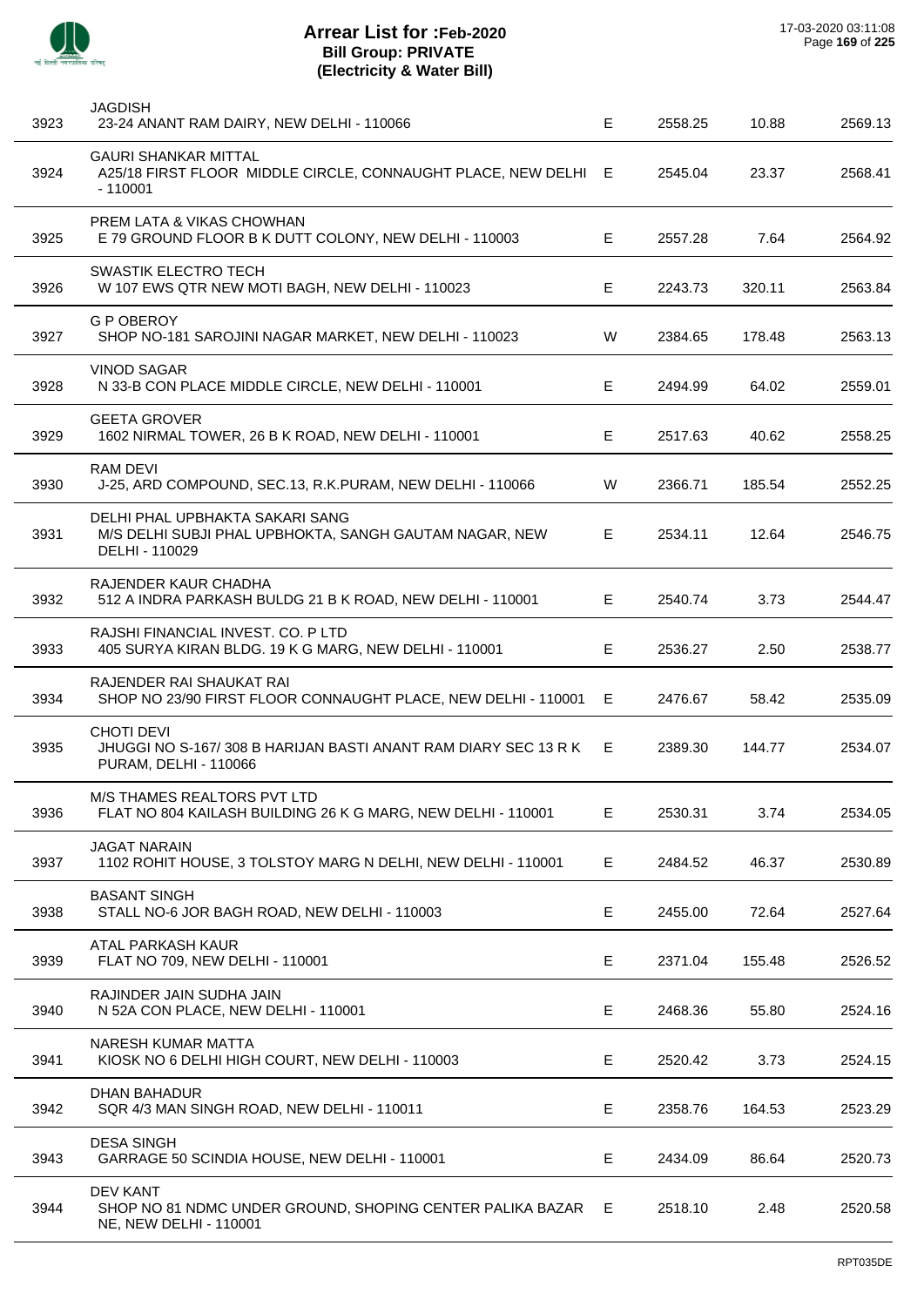# Arrear List for :Feb-2020
## Bill Group: PRIVATE
## (Electricity & Water Bill)

17-03-2020 03:11:08

| | | | | | |
|---|---|---|---|---|---|
| 3923 | JAGDISH<br>23-24 ANANT RAM DAIRY, NEW DELHI - 110066 | E | 2558.25 | 10.88 | 2569.13 |
| 3924 | GAURI SHANKAR MITTAL<br>A25/18 FIRST FLOOR MIDDLE CIRCLE, CONNAUGHT PLACE, NEW DELHI - 110001 | E | 2545.04 | 23.37 | 2568.41 |
| 3925 | PREM LATA & VIKAS CHOWHAN<br>E 79 GROUND FLOOR B K DUTT COLONY, NEW DELHI - 110003 | E | 2557.28 | 7.64 | 2564.92 |
| 3926 | SWASTIK ELECTRO TECH<br>W 107 EWS QTR NEW MOTI BAGH, NEW DELHI - 110023 | E | 2243.73 | 320.11 | 2563.84 |
| 3927 | G P OBEROY<br>SHOP NO-181 SAROJINI NAGAR MARKET, NEW DELHI - 110023 | W | 2384.65 | 178.48 | 2563.13 |
| 3928 | VINOD SAGAR<br>N 33-B CON PLACE MIDDLE CIRCLE, NEW DELHI - 110001 | E | 2494.99 | 64.02 | 2559.01 |
| 3929 | GEETA GROVER<br>1602 NIRMAL TOWER, 26 B K ROAD, NEW DELHI - 110001 | E | 2517.63 | 40.62 | 2558.25 |
| 3930 | RAM DEVI<br>J-25, ARD COMPOUND, SEC.13, R.K.PURAM, NEW DELHI - 110066 | W | 2366.71 | 185.54 | 2552.25 |
| 3931 | DELHI PHAL UPBHAKTA SAKARI SANG<br>M/S DELHI SUBJI PHAL UPBHOKTA, SANGH GAUTAM NAGAR, NEW DELHI - 110029 | E | 2534.11 | 12.64 | 2546.75 |
| 3932 | RAJENDER KAUR CHADHA<br>512 A INDRA PARKASH BULDG 21 B K ROAD, NEW DELHI - 110001 | E | 2540.74 | 3.73 | 2544.47 |
| 3933 | RAJSHI FINANCIAL INVEST. CO. P LTD<br>405 SURYA KIRAN BLDG. 19 K G MARG, NEW DELHI - 110001 | E | 2536.27 | 2.50 | 2538.77 |
| 3934 | RAJENDER RAI SHAUKAT RAI<br>SHOP NO 23/90 FIRST FLOOR CONNAUGHT PLACE, NEW DELHI - 110001 | E | 2476.67 | 58.42 | 2535.09 |
| 3935 | CHOTI DEVI<br>JHUGGI NO S-167/ 308 B HARIJAN BASTI ANANT RAM DIARY SEC 13 R K PURAM, DELHI - 110066 | E | 2389.30 | 144.77 | 2534.07 |
| 3936 | M/S THAMES REALTORS PVT LTD<br>FLAT NO 804 KAILASH BUILDING 26 K G MARG, NEW DELHI - 110001 | E | 2530.31 | 3.74 | 2534.05 |
| 3937 | JAGAT NARAIN<br>1102 ROHIT HOUSE, 3 TOLSTOY MARG N DELHI, NEW DELHI - 110001 | E | 2484.52 | 46.37 | 2530.89 |
| 3938 | BASANT SINGH<br>STALL NO-6 JOR BAGH ROAD, NEW DELHI - 110003 | E | 2455.00 | 72.64 | 2527.64 |
| 3939 | ATAL PARKASH KAUR<br>FLAT NO 709, NEW DELHI - 110001 | E | 2371.04 | 155.48 | 2526.52 |
| 3940 | RAJINDER JAIN SUDHA JAIN<br>N 52A CON PLACE, NEW DELHI - 110001 | E | 2468.36 | 55.80 | 2524.16 |
| 3941 | NARESH KUMAR MATTA<br>KIOSK NO 6 DELHI HIGH COURT, NEW DELHI - 110003 | E | 2520.42 | 3.73 | 2524.15 |
| 3942 | DHAN BAHADUR<br>SQR 4/3 MAN SINGH ROAD, NEW DELHI - 110011 | E | 2358.76 | 164.53 | 2523.29 |
| 3943 | DESA SINGH<br>GARRAGE 50 SCINDIA HOUSE, NEW DELHI - 110001 | E | 2434.09 | 86.64 | 2520.73 |
| 3944 | DEV KANT<br>SHOP NO 81 NDMC UNDER GROUND, SHOPING CENTER PALIKA BAZAR NE, NEW DELHI - 110001 | E | 2518.10 | 2.48 | 2520.58 |

RPT035DE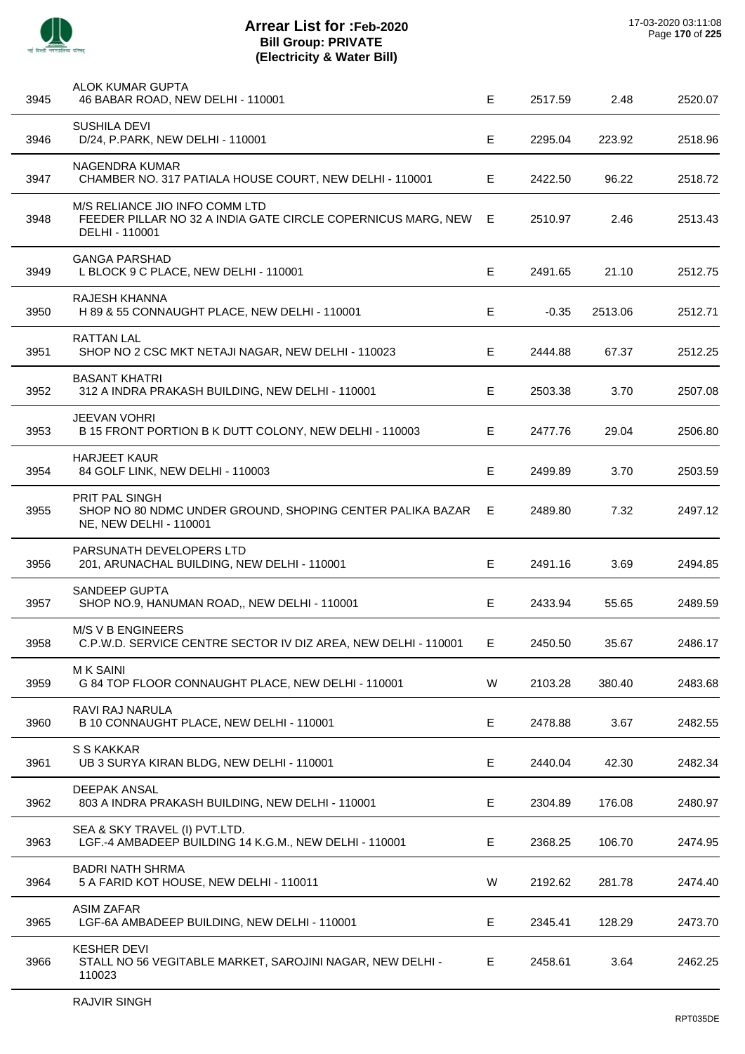# Arrear List for :Feb-2020
## Bill Group: PRIVATE
## (Electricity & Water Bill)

17-03-2020 03:11:08

| | | | | | |
|---|---|---|---|---|---|
| 3945 | ALOK KUMAR GUPTA<br>46 BABAR ROAD, NEW DELHI - 110001 | E | 2517.59 | 2.48 | 2520.07 |
| 3946 | SUSHILA DEVI<br>D/24, P.PARK, NEW DELHI - 110001 | E | 2295.04 | 223.92 | 2518.96 |
| 3947 | NAGENDRA KUMAR<br>CHAMBER NO. 317 PATIALA HOUSE COURT, NEW DELHI - 110001 | E | 2422.50 | 96.22 | 2518.72 |
| 3948 | M/S RELIANCE JIO INFO COMM LTD<br>FEEDER PILLAR NO 32 A INDIA GATE CIRCLE COPERNICUS MARG, NEW DELHI - 110001 | E | 2510.97 | 2.46 | 2513.43 |
| 3949 | GANGA PARSHAD<br>L BLOCK 9 C PLACE, NEW DELHI - 110001 | E | 2491.65 | 21.10 | 2512.75 |
| 3950 | RAJESH KHANNA<br>H 89 & 55 CONNAUGHT PLACE, NEW DELHI - 110001 | E | -0.35 | 2513.06 | 2512.71 |
| 3951 | RATTAN LAL<br>SHOP NO 2 CSC MKT NETAJI NAGAR, NEW DELHI - 110023 | E | 2444.88 | 67.37 | 2512.25 |
| 3952 | BASANT KHATRI<br>312 A INDRA PRAKASH BUILDING, NEW DELHI - 110001 | E | 2503.38 | 3.70 | 2507.08 |
| 3953 | JEEVAN VOHRI<br>B 15 FRONT PORTION B K DUTT COLONY, NEW DELHI - 110003 | E | 2477.76 | 29.04 | 2506.80 |
| 3954 | HARJEET KAUR<br>84 GOLF LINK, NEW DELHI - 110003 | E | 2499.89 | 3.70 | 2503.59 |
| 3955 | PRIT PAL SINGH<br>SHOP NO 80 NDMC UNDER GROUND, SHOPING CENTER PALIKA BAZAR NE, NEW DELHI - 110001 | E | 2489.80 | 7.32 | 2497.12 |
| 3956 | PARSUNATH DEVELOPERS LTD<br>201, ARUNACHAL BUILDING, NEW DELHI - 110001 | E | 2491.16 | 3.69 | 2494.85 |
| 3957 | SANDEEP GUPTA<br>SHOP NO.9, HANUMAN ROAD,, NEW DELHI - 110001 | E | 2433.94 | 55.65 | 2489.59 |
| 3958 | M/S V B ENGINEERS<br>C.P.W.D. SERVICE CENTRE SECTOR IV DIZ AREA, NEW DELHI - 110001 | E | 2450.50 | 35.67 | 2486.17 |
| 3959 | M K SAINI<br>G 84 TOP FLOOR CONNAUGHT PLACE, NEW DELHI - 110001 | W | 2103.28 | 380.40 | 2483.68 |
| 3960 | RAVI RAJ NARULA<br>B 10 CONNAUGHT PLACE, NEW DELHI - 110001 | E | 2478.88 | 3.67 | 2482.55 |
| 3961 | S S KAKKAR<br>UB 3 SURYA KIRAN BLDG, NEW DELHI - 110001 | E | 2440.04 | 42.30 | 2482.34 |
| 3962 | DEEPAK ANSAL<br>803 A INDRA PRAKASH BUILDING, NEW DELHI - 110001 | E | 2304.89 | 176.08 | 2480.97 |
| 3963 | SEA & SKY TRAVEL (I) PVT.LTD.<br>LGF.-4 AMBADEEP BUILDING 14 K.G.M., NEW DELHI - 110001 | E | 2368.25 | 106.70 | 2474.95 |
| 3964 | BADRI NATH SHRMA<br>5 A FARID KOT HOUSE, NEW DELHI - 110011 | W | 2192.62 | 281.78 | 2474.40 |
| 3965 | ASIM ZAFAR<br>LGF-6A AMBADEEP BUILDING, NEW DELHI - 110001 | E | 2345.41 | 128.29 | 2473.70 |
| 3966 | KESHER DEVI<br>STALL NO 56 VEGITABLE MARKET, SAROJINI NAGAR, NEW DELHI - 110023 | E | 2458.61 | 3.64 | 2462.25 |
| | RAJVIR SINGH | | | | |

RPT035DE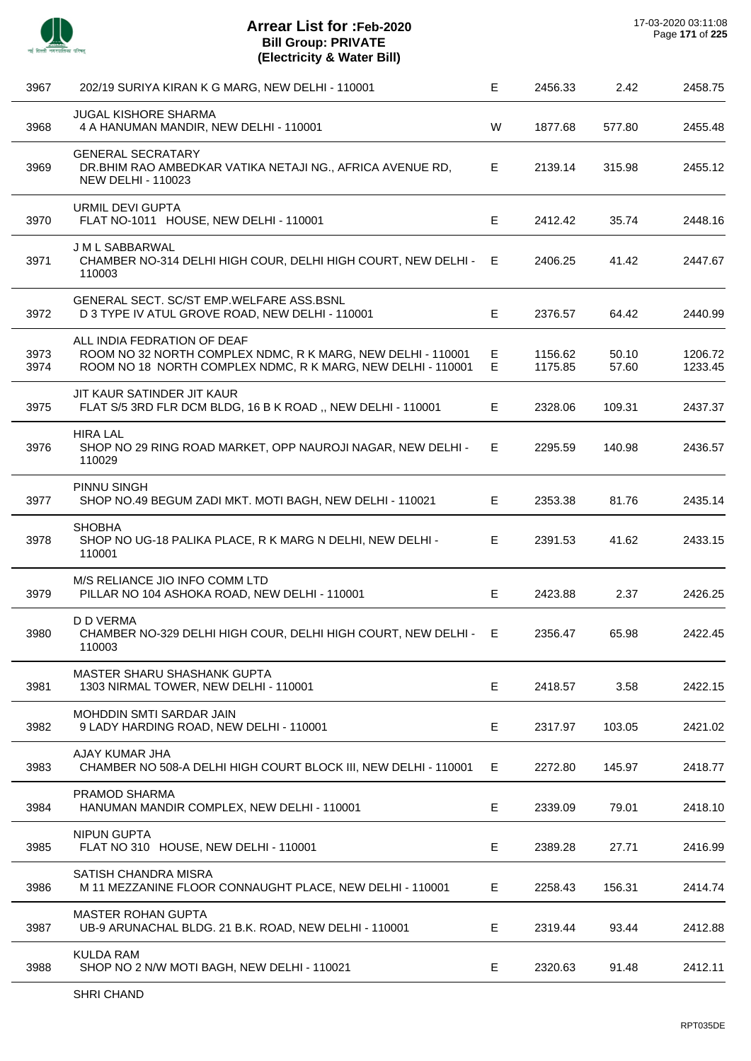# Arrear List for :Feb-2020
## Bill Group: PRIVATE
## (Electricity & Water Bill)

17-03-2020 03:11:08

| | | | | | |
|---|---|---|---|---|---|
| 3967 | 202/19 SURIYA KIRAN K G MARG, NEW DELHI - 110001 | E | 2456.33 | 2.42 | 2458.75 |
| 3968 | JUGAL KISHORE SHARMA<br>4 A HANUMAN MANDIR, NEW DELHI - 110001 | W | 1877.68 | 577.80 | 2455.48 |
| 3969 | GENERAL SECRATARY<br>DR.BHIM RAO AMBEDKAR VATIKA NETAJI NG., AFRICA AVENUE RD, NEW DELHI - 110023 | E | 2139.14 | 315.98 | 2455.12 |
| 3970 | URMIL DEVI GUPTA<br>FLAT NO-1011 HOUSE, NEW DELHI - 110001 | E | 2412.42 | 35.74 | 2448.16 |
| 3971 | J M L SABBARWAL<br>CHAMBER NO-314 DELHI HIGH COUR, DELHI HIGH COURT, NEW DELHI - 110003 | E | 2406.25 | 41.42 | 2447.67 |
| 3972 | GENERAL SECT. SC/ST EMP.WELFARE ASS.BSNL<br>D 3 TYPE IV ATUL GROVE ROAD, NEW DELHI - 110001 | E | 2376.57 | 64.42 | 2440.99 |
| 3973 | ALL INDIA FEDRATION OF DEAF<br>ROOM NO 32 NORTH COMPLEX NDMC, R K MARG, NEW DELHI - 110001 | E | 1156.62 | 50.10 | 1206.72 |
| 3974 | ROOM NO 18 NORTH COMPLEX NDMC, R K MARG, NEW DELHI - 110001 | E | 1175.85 | 57.60 | 1233.45 |
| 3975 | JIT KAUR SATINDER JIT KAUR<br>FLAT S/5 3RD FLR DCM BLDG, 16 B K ROAD ,, NEW DELHI - 110001 | E | 2328.06 | 109.31 | 2437.37 |
| 3976 | HIRA LAL<br>SHOP NO 29 RING ROAD MARKET, OPP NAUROJI NAGAR, NEW DELHI - 110029 | E | 2295.59 | 140.98 | 2436.57 |
| 3977 | PINNU SINGH<br>SHOP NO.49 BEGUM ZADI MKT. MOTI BAGH, NEW DELHI - 110021 | E | 2353.38 | 81.76 | 2435.14 |
| 3978 | SHOBHA<br>SHOP NO UG-18 PALIKA PLACE, R K MARG N DELHI, NEW DELHI - 110001 | E | 2391.53 | 41.62 | 2433.15 |
| 3979 | M/S RELIANCE JIO INFO COMM LTD<br>PILLAR NO 104 ASHOKA ROAD, NEW DELHI - 110001 | E | 2423.88 | 2.37 | 2426.25 |
| 3980 | D D VERMA<br>CHAMBER NO-329 DELHI HIGH COUR, DELHI HIGH COURT, NEW DELHI - 110003 | E | 2356.47 | 65.98 | 2422.45 |
| 3981 | MASTER SHARU SHASHANK GUPTA<br>1303 NIRMAL TOWER, NEW DELHI - 110001 | E | 2418.57 | 3.58 | 2422.15 |
| 3982 | MOHDDIN SMTI SARDAR JAIN<br>9 LADY HARDING ROAD, NEW DELHI - 110001 | E | 2317.97 | 103.05 | 2421.02 |
| 3983 | AJAY KUMAR JHA<br>CHAMBER NO 508-A DELHI HIGH COURT BLOCK III, NEW DELHI - 110001 | E | 2272.80 | 145.97 | 2418.77 |
| 3984 | PRAMOD SHARMA<br>HANUMAN MANDIR COMPLEX, NEW DELHI - 110001 | E | 2339.09 | 79.01 | 2418.10 |
| 3985 | NIPUN GUPTA<br>FLAT NO 310 HOUSE, NEW DELHI - 110001 | E | 2389.28 | 27.71 | 2416.99 |
| 3986 | SATISH CHANDRA MISRA<br>M 11 MEZZANINE FLOOR CONNAUGHT PLACE, NEW DELHI - 110001 | E | 2258.43 | 156.31 | 2414.74 |
| 3987 | MASTER ROHAN GUPTA<br>UB-9 ARUNACHAL BLDG. 21 B.K. ROAD, NEW DELHI - 110001 | E | 2319.44 | 93.44 | 2412.88 |
| 3988 | KULDA RAM<br>SHOP NO 2 N/W MOTI BAGH, NEW DELHI - 110021 | E | 2320.63 | 91.48 | 2412.11 |

SHRI CHAND

RPT035DE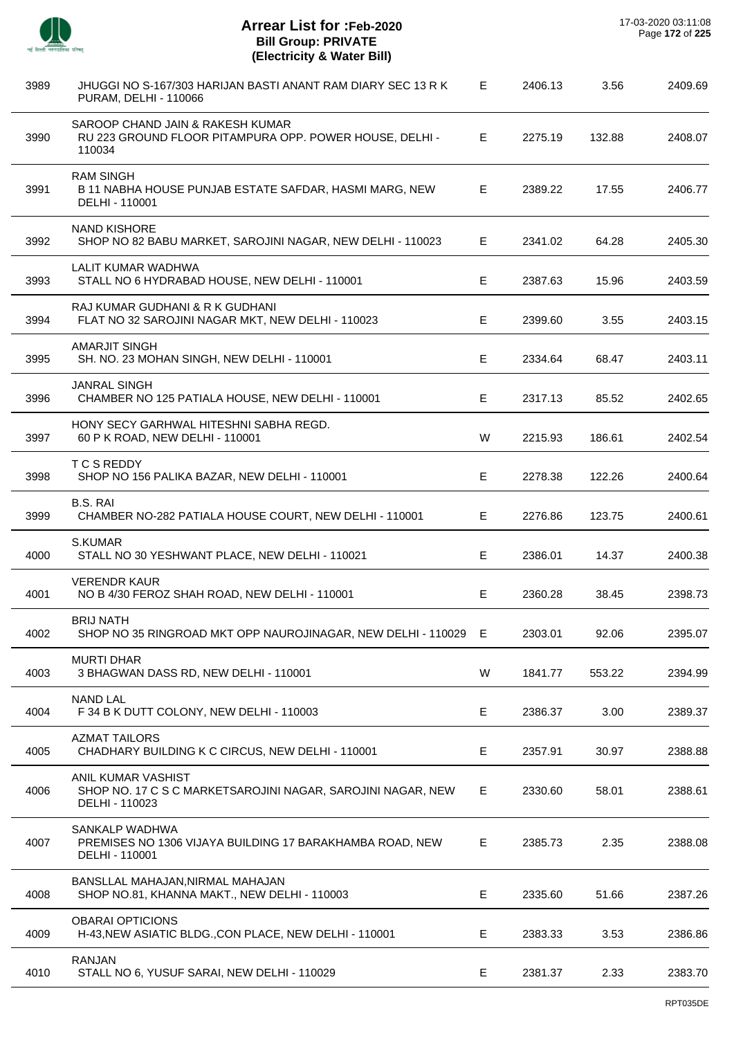# Arrear List for :Feb-2020
## Bill Group: PRIVATE
## (Electricity & Water Bill)

| | | | | | |
|---|---|---|---|---|---|
| 3989 | JHUGGI NO S-167/303 HARIJAN BASTI ANANT RAM DIARY SEC 13 R K PURAM, DELHI - 110066 | E | 2406.13 | 3.56 | 2409.69 |
| 3990 | SAROOP CHAND JAIN & RAKESH KUMAR<br>RU 223 GROUND FLOOR PITAMPURA OPP. POWER HOUSE, DELHI - 110034 | E | 2275.19 | 132.88 | 2408.07 |
| 3991 | RAM SINGH<br>B 11 NABHA HOUSE PUNJAB ESTATE SAFDAR, HASMI MARG, NEW DELHI - 110001 | E | 2389.22 | 17.55 | 2406.77 |
| 3992 | NAND KISHORE<br>SHOP NO 82 BABU MARKET, SAROJINI NAGAR, NEW DELHI - 110023 | E | 2341.02 | 64.28 | 2405.30 |
| 3993 | LALIT KUMAR WADHWA<br>STALL NO 6 HYDRABAD HOUSE, NEW DELHI - 110001 | E | 2387.63 | 15.96 | 2403.59 |
| 3994 | RAJ KUMAR GUDHANI & R K GUDHANI<br>FLAT NO 32 SAROJINI NAGAR MKT, NEW DELHI - 110023 | E | 2399.60 | 3.55 | 2403.15 |
| 3995 | AMARJIT SINGH<br>SH. NO. 23 MOHAN SINGH, NEW DELHI - 110001 | E | 2334.64 | 68.47 | 2403.11 |
| 3996 | JANRAL SINGH<br>CHAMBER NO 125 PATIALA HOUSE, NEW DELHI - 110001 | E | 2317.13 | 85.52 | 2402.65 |
| 3997 | HONY SECY GARHWAL HITESHNI SABHA REGD.<br>60 P K ROAD, NEW DELHI - 110001 | W | 2215.93 | 186.61 | 2402.54 |
| 3998 | T C S REDDY<br>SHOP NO 156 PALIKA BAZAR, NEW DELHI - 110001 | E | 2278.38 | 122.26 | 2400.64 |
| 3999 | B.S. RAI<br>CHAMBER NO-282 PATIALA HOUSE COURT, NEW DELHI - 110001 | E | 2276.86 | 123.75 | 2400.61 |
| 4000 | S.KUMAR<br>STALL NO 30 YESHWANT PLACE, NEW DELHI - 110021 | E | 2386.01 | 14.37 | 2400.38 |
| 4001 | VERENDR KAUR<br>NO B 4/30 FEROZ SHAH ROAD, NEW DELHI - 110001 | E | 2360.28 | 38.45 | 2398.73 |
| 4002 | BRIJ NATH<br>SHOP NO 35 RINGROAD MKT OPP NAUROJINAGAR, NEW DELHI - 110029 | E | 2303.01 | 92.06 | 2395.07 |
| 4003 | MURTI DHAR<br>3 BHAGWAN DASS RD, NEW DELHI - 110001 | W | 1841.77 | 553.22 | 2394.99 |
| 4004 | NAND LAL<br>F 34 B K DUTT COLONY, NEW DELHI - 110003 | E | 2386.37 | 3.00 | 2389.37 |
| 4005 | AZMAT TAILORS<br>CHADHARY BUILDING K C CIRCUS, NEW DELHI - 110001 | E | 2357.91 | 30.97 | 2388.88 |
| 4006 | ANIL KUMAR VASHIST<br>SHOP NO. 17 C S C MARKETSAROJINI NAGAR, SAROJINI NAGAR, NEW DELHI - 110023 | E | 2330.60 | 58.01 | 2388.61 |
| 4007 | SANKALP WADHWA<br>PREMISES NO 1306 VIJAYA BUILDING 17 BARAKHAMBA ROAD, NEW DELHI - 110001 | E | 2385.73 | 2.35 | 2388.08 |
| 4008 | BANSLLAL MAHAJAN,NIRMAL MAHAJAN<br>SHOP NO.81, KHANNA MAKT., NEW DELHI - 110003 | E | 2335.60 | 51.66 | 2387.26 |
| 4009 | OBARAI OPTICIONS<br>H-43,NEW ASIATIC BLDG.,CON PLACE, NEW DELHI - 110001 | E | 2383.33 | 3.53 | 2386.86 |
| 4010 | RANJAN<br>STALL NO 6, YUSUF SARAI, NEW DELHI - 110029 | E | 2381.37 | 2.33 | 2383.70 |

RPT035DE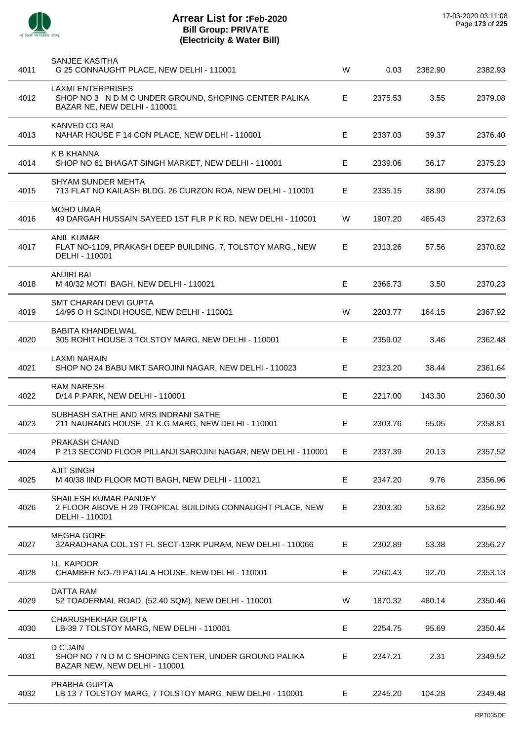# Arrear List for :Feb-2020
## Bill Group: PRIVATE
## (Electricity & Water Bill)

17-03-2020 03:11:08

| | | | | | |
|---|---|---|---|---|---|
| 4011 | SANJEE KASITHA<br>G 25 CONNAUGHT PLACE, NEW DELHI - 110001 | W | 0.03 | 2382.90 | 2382.93 |
| 4012 | LAXMI ENTERPRISES<br>SHOP NO 3 N D M C UNDER GROUND, SHOPING CENTER PALIKA BAZAR NE, NEW DELHI - 110001 | E | 2375.53 | 3.55 | 2379.08 |
| 4013 | KANVED CO RAI<br>NAHAR HOUSE F 14 CON PLACE, NEW DELHI - 110001 | E | 2337.03 | 39.37 | 2376.40 |
| 4014 | K B KHANNA<br>SHOP NO 61 BHAGAT SINGH MARKET, NEW DELHI - 110001 | E | 2339.06 | 36.17 | 2375.23 |
| 4015 | SHYAM SUNDER MEHTA<br>713 FLAT NO KAILASH BLDG. 26 CURZON ROA, NEW DELHI - 110001 | E | 2335.15 | 38.90 | 2374.05 |
| 4016 | MOHD UMAR<br>49 DARGAH HUSSAIN SAYEED 1ST FLR P K RD, NEW DELHI - 110001 | W | 1907.20 | 465.43 | 2372.63 |
| 4017 | ANIL KUMAR<br>FLAT NO-1109, PRAKASH DEEP BUILDING, 7, TOLSTOY MARG,, NEW DELHI - 110001 | E | 2313.26 | 57.56 | 2370.82 |
| 4018 | ANJIRI BAI<br>M 40/32 MOTI BAGH, NEW DELHI - 110021 | E | 2366.73 | 3.50 | 2370.23 |
| 4019 | SMT CHARAN DEVI GUPTA<br>14/95 O H SCINDI HOUSE, NEW DELHI - 110001 | W | 2203.77 | 164.15 | 2367.92 |
| 4020 | BABITA KHANDELWAL<br>305 ROHIT HOUSE 3 TOLSTOY MARG, NEW DELHI - 110001 | E | 2359.02 | 3.46 | 2362.48 |
| 4021 | LAXMI NARAIN<br>SHOP NO 24 BABU MKT SAROJINI NAGAR, NEW DELHI - 110023 | E | 2323.20 | 38.44 | 2361.64 |
| 4022 | RAM NARESH<br>D/14 P.PARK, NEW DELHI - 110001 | E | 2217.00 | 143.30 | 2360.30 |
| 4023 | SUBHASH SATHE AND MRS INDRANI SATHE<br>211 NAURANG HOUSE, 21 K.G.MARG, NEW DELHI - 110001 | E | 2303.76 | 55.05 | 2358.81 |
| 4024 | PRAKASH CHAND<br>P 213 SECOND FLOOR PILLANJI SAROJINI NAGAR, NEW DELHI - 110001 | E | 2337.39 | 20.13 | 2357.52 |
| 4025 | AJIT SINGH<br>M 40/38 IIND FLOOR MOTI BAGH, NEW DELHI - 110021 | E | 2347.20 | 9.76 | 2356.96 |
| 4026 | SHAILESH KUMAR PANDEY<br>2 FLOOR ABOVE H 29 TROPICAL BUILDING CONNAUGHT PLACE, NEW DELHI - 110001 | E | 2303.30 | 53.62 | 2356.92 |
| 4027 | MEGHA GORE<br>32ARADHANA COL.1ST FL SECT-13RK PURAM, NEW DELHI - 110066 | E | 2302.89 | 53.38 | 2356.27 |
| 4028 | I.L. KAPOOR<br>CHAMBER NO-79 PATIALA HOUSE, NEW DELHI - 110001 | E | 2260.43 | 92.70 | 2353.13 |
| 4029 | DATTA RAM<br>52 TOADERMAL ROAD, (52.40 SQM), NEW DELHI - 110001 | W | 1870.32 | 480.14 | 2350.46 |
| 4030 | CHARUSHEKHAR GUPTA<br>LB-39 7 TOLSTOY MARG, NEW DELHI - 110001 | E | 2254.75 | 95.69 | 2350.44 |
| 4031 | D C JAIN<br>SHOP NO 7 N D M C SHOPING CENTER, UNDER GROUND PALIKA BAZAR NEW, NEW DELHI - 110001 | E | 2347.21 | 2.31 | 2349.52 |
| 4032 | PRABHA GUPTA<br>LB 13 7 TOLSTOY MARG, 7 TOLSTOY MARG, NEW DELHI - 110001 | E | 2245.20 | 104.28 | 2349.48 |

RPT035DE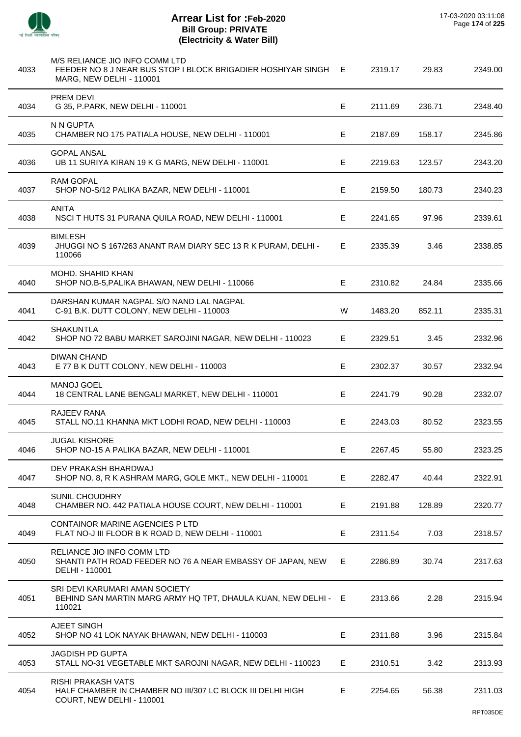# Arrear List for :Feb-2020
## Bill Group: PRIVATE
## (Electricity & Water Bill)

17-03-2020 03:11:08

| | | | | | |
|---|---|---|---|---|---|
| 4033 | M/S RELIANCE JIO INFO COMM LTD<br>FEEDER NO 8 J NEAR BUS STOP I BLOCK BRIGADIER HOSHIYAR SINGH MARG, NEW DELHI - 110001 | E | 2319.17 | 29.83 | 2349.00 |
| 4034 | PREM DEVI<br>G 35, P.PARK, NEW DELHI - 110001 | E | 2111.69 | 236.71 | 2348.40 |
| 4035 | N N GUPTA<br>CHAMBER NO 175 PATIALA HOUSE, NEW DELHI - 110001 | E | 2187.69 | 158.17 | 2345.86 |
| 4036 | GOPAL ANSAL<br>UB 11 SURIYA KIRAN 19 K G MARG, NEW DELHI - 110001 | E | 2219.63 | 123.57 | 2343.20 |
| 4037 | RAM GOPAL<br>SHOP NO-S/12 PALIKA BAZAR, NEW DELHI - 110001 | E | 2159.50 | 180.73 | 2340.23 |
| 4038 | ANITA<br>NSCI T HUTS 31 PURANA QUILA ROAD, NEW DELHI - 110001 | E | 2241.65 | 97.96 | 2339.61 |
| 4039 | BIMLESH<br>JHUGGI NO S 167/263 ANANT RAM DIARY SEC 13 R K PURAM, DELHI - 110066 | E | 2335.39 | 3.46 | 2338.85 |
| 4040 | MOHD. SHAHID KHAN<br>SHOP NO.B-5,PALIKA BHAWAN, NEW DELHI - 110066 | E | 2310.82 | 24.84 | 2335.66 |
| 4041 | DARSHAN KUMAR NAGPAL S/O NAND LAL NAGPAL<br>C-91 B.K. DUTT COLONY, NEW DELHI - 110003 | W | 1483.20 | 852.11 | 2335.31 |
| 4042 | SHAKUNTLA<br>SHOP NO 72 BABU MARKET SAROJINI NAGAR, NEW DELHI - 110023 | E | 2329.51 | 3.45 | 2332.96 |
| 4043 | DIWAN CHAND<br>E 77 B K DUTT COLONY, NEW DELHI - 110003 | E | 2302.37 | 30.57 | 2332.94 |
| 4044 | MANOJ GOEL<br>18 CENTRAL LANE BENGALI MARKET, NEW DELHI - 110001 | E | 2241.79 | 90.28 | 2332.07 |
| 4045 | RAJEEV RANA<br>STALL NO.11 KHANNA MKT LODHI ROAD, NEW DELHI - 110003 | E | 2243.03 | 80.52 | 2323.55 |
| 4046 | JUGAL KISHORE<br>SHOP NO-15 A PALIKA BAZAR, NEW DELHI - 110001 | E | 2267.45 | 55.80 | 2323.25 |
| 4047 | DEV PRAKASH BHARDWAJ<br>SHOP NO. 8, R K ASHRAM MARG, GOLE MKT., NEW DELHI - 110001 | E | 2282.47 | 40.44 | 2322.91 |
| 4048 | SUNIL CHOUDHRY<br>CHAMBER NO. 442 PATIALA HOUSE COURT, NEW DELHI - 110001 | E | 2191.88 | 128.89 | 2320.77 |
| 4049 | CONTAINOR MARINE AGENCIES P LTD<br>FLAT NO-J III FLOOR B K ROAD D, NEW DELHI - 110001 | E | 2311.54 | 7.03 | 2318.57 |
| 4050 | RELIANCE JIO INFO COMM LTD<br>SHANTI PATH ROAD FEEDER NO 76 A NEAR EMBASSY OF JAPAN, NEW DELHI - 110001 | E | 2286.89 | 30.74 | 2317.63 |
| 4051 | SRI DEVI KARUMARI AMAN SOCIETY<br>BEHIND SAN MARTIN MARG ARMY HQ TPT, DHAULA KUAN, NEW DELHI - 110021 | E | 2313.66 | 2.28 | 2315.94 |
| 4052 | AJEET SINGH<br>SHOP NO 41 LOK NAYAK BHAWAN, NEW DELHI - 110003 | E | 2311.88 | 3.96 | 2315.84 |
| 4053 | JAGDISH PD GUPTA<br>STALL NO-31 VEGETABLE MKT SAROJNI NAGAR, NEW DELHI - 110023 | E | 2310.51 | 3.42 | 2313.93 |
| 4054 | RISHI PRAKASH VATS<br>HALF CHAMBER IN CHAMBER NO III/307 LC BLOCK III DELHI HIGH COURT, NEW DELHI - 110001 | E | 2254.65 | 56.38 | 2311.03 |

RPT035DE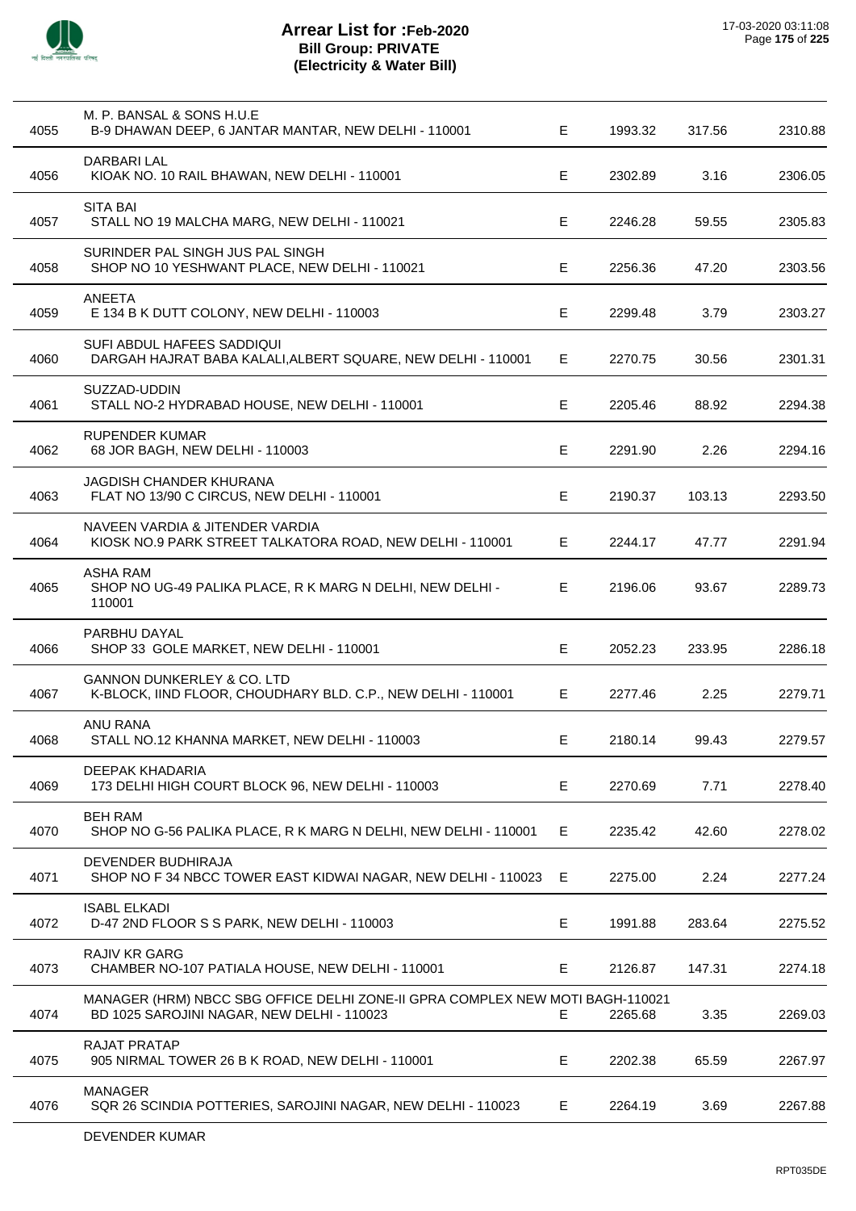# Arrear List for :Feb-2020
## Bill Group: PRIVATE
## (Electricity & Water Bill)

17-03-2020 03:11:08

| No. | Name / Address | Type | Amount | Surcharge | Total |
|---|---|---|---|---|---|
| 4055 | M. P. BANSAL & SONS H.U.E<br>B-9 DHAWAN DEEP, 6 JANTAR MANTAR, NEW DELHI - 110001 | E | 1993.32 | 317.56 | 2310.88 |
| 4056 | DARBARI LAL<br>KIOAK NO. 10 RAIL BHAWAN, NEW DELHI - 110001 | E | 2302.89 | 3.16 | 2306.05 |
| 4057 | SITA BAI<br>STALL NO 19 MALCHA MARG, NEW DELHI - 110021 | E | 2246.28 | 59.55 | 2305.83 |
| 4058 | SURINDER PAL SINGH JUS PAL SINGH<br>SHOP NO 10 YESHWANT PLACE, NEW DELHI - 110021 | E | 2256.36 | 47.20 | 2303.56 |
| 4059 | ANEETA<br>E 134 B K DUTT COLONY, NEW DELHI - 110003 | E | 2299.48 | 3.79 | 2303.27 |
| 4060 | SUFI ABDUL HAFEES SADDIQUI<br>DARGAH HAJRAT BABA KALALI,ALBERT SQUARE, NEW DELHI - 110001 | E | 2270.75 | 30.56 | 2301.31 |
| 4061 | SUZZAD-UDDIN<br>STALL NO-2 HYDRABAD HOUSE, NEW DELHI - 110001 | E | 2205.46 | 88.92 | 2294.38 |
| 4062 | RUPENDER KUMAR<br>68 JOR BAGH, NEW DELHI - 110003 | E | 2291.90 | 2.26 | 2294.16 |
| 4063 | JAGDISH CHANDER KHURANA<br>FLAT NO 13/90 C CIRCUS, NEW DELHI - 110001 | E | 2190.37 | 103.13 | 2293.50 |
| 4064 | NAVEEN VARDIA & JITENDER VARDIA<br>KIOSK NO.9 PARK STREET TALKATORA ROAD, NEW DELHI - 110001 | E | 2244.17 | 47.77 | 2291.94 |
| 4065 | ASHA RAM<br>SHOP NO UG-49 PALIKA PLACE, R K MARG N DELHI, NEW DELHI - 110001 | E | 2196.06 | 93.67 | 2289.73 |
| 4066 | PARBHU DAYAL<br>SHOP 33 GOLE MARKET, NEW DELHI - 110001 | E | 2052.23 | 233.95 | 2286.18 |
| 4067 | GANNON DUNKERLEY & CO. LTD<br>K-BLOCK, IIND FLOOR, CHOUDHARY BLD. C.P., NEW DELHI - 110001 | E | 2277.46 | 2.25 | 2279.71 |
| 4068 | ANU RANA<br>STALL NO.12 KHANNA MARKET, NEW DELHI - 110003 | E | 2180.14 | 99.43 | 2279.57 |
| 4069 | DEEPAK KHADARIA<br>173 DELHI HIGH COURT BLOCK 96, NEW DELHI - 110003 | E | 2270.69 | 7.71 | 2278.40 |
| 4070 | BEH RAM<br>SHOP NO G-56 PALIKA PLACE, R K MARG N DELHI, NEW DELHI - 110001 | E | 2235.42 | 42.60 | 2278.02 |
| 4071 | DEVENDER BUDHIRAJA<br>SHOP NO F 34 NBCC TOWER EAST KIDWAI NAGAR, NEW DELHI - 110023 | E | 2275.00 | 2.24 | 2277.24 |
| 4072 | ISABL ELKADI<br>D-47 2ND FLOOR S S PARK, NEW DELHI - 110003 | E | 1991.88 | 283.64 | 2275.52 |
| 4073 | RAJIV KR GARG<br>CHAMBER NO-107 PATIALA HOUSE, NEW DELHI - 110001 | E | 2126.87 | 147.31 | 2274.18 |
| 4074 | MANAGER (HRM) NBCC SBG OFFICE DELHI ZONE-II GPRA COMPLEX NEW MOTI BAGH-110021<br>BD 1025 SAROJINI NAGAR, NEW DELHI - 110023 | E | 2265.68 | 3.35 | 2269.03 |
| 4075 | RAJAT PRATAP<br>905 NIRMAL TOWER 26 B K ROAD, NEW DELHI - 110001 | E | 2202.38 | 65.59 | 2267.97 |
| 4076 | MANAGER<br>SQR 26 SCINDIA POTTERIES, SAROJINI NAGAR, NEW DELHI - 110023 | E | 2264.19 | 3.69 | 2267.88 |
| | DEVENDER KUMAR | | | | |

RPT035DE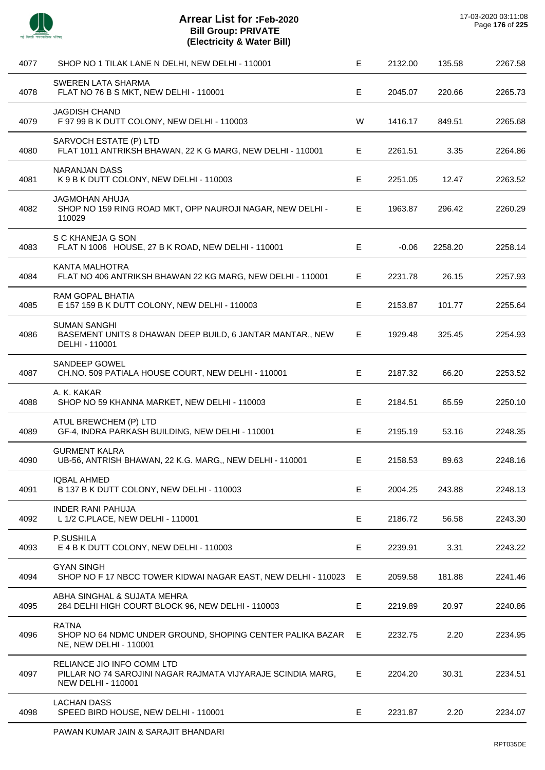# Arrear List for :Feb-2020
## Bill Group: PRIVATE
## (Electricity & Water Bill)

17-03-2020 03:11:08

| | | | | | |
|---|---|---|---|---|---|
| 4077 | SHOP NO 1 TILAK LANE N DELHI, NEW DELHI - 110001 | E | 2132.00 | 135.58 | 2267.58 |
| 4078 | SWEREN LATA SHARMA<br>FLAT NO 76 B S MKT, NEW DELHI - 110001 | E | 2045.07 | 220.66 | 2265.73 |
| 4079 | JAGDISH CHAND<br>F 97 99 B K DUTT COLONY, NEW DELHI - 110003 | W | 1416.17 | 849.51 | 2265.68 |
| 4080 | SARVOCH ESTATE (P) LTD<br>FLAT 1011 ANTRIKSH BHAWAN, 22 K G MARG, NEW DELHI - 110001 | E | 2261.51 | 3.35 | 2264.86 |
| 4081 | NARANJAN DASS<br>K 9 B K DUTT COLONY, NEW DELHI - 110003 | E | 2251.05 | 12.47 | 2263.52 |
| 4082 | JAGMOHAN AHUJA<br>SHOP NO 159 RING ROAD MKT, OPP NAUROJI NAGAR, NEW DELHI - 110029 | E | 1963.87 | 296.42 | 2260.29 |
| 4083 | S C KHANEJA G SON<br>FLAT N 1006 HOUSE, 27 B K ROAD, NEW DELHI - 110001 | E | -0.06 | 2258.20 | 2258.14 |
| 4084 | KANTA MALHOTRA<br>FLAT NO 406 ANTRIKSH BHAWAN 22 KG MARG, NEW DELHI - 110001 | E | 2231.78 | 26.15 | 2257.93 |
| 4085 | RAM GOPAL BHATIA<br>E 157 159 B K DUTT COLONY, NEW DELHI - 110003 | E | 2153.87 | 101.77 | 2255.64 |
| 4086 | SUMAN SANGHI<br>BASEMENT UNITS 8 DHAWAN DEEP BUILD, 6 JANTAR MANTAR,, NEW DELHI - 110001 | E | 1929.48 | 325.45 | 2254.93 |
| 4087 | SANDEEP GOWEL<br>CH.NO. 509 PATIALA HOUSE COURT, NEW DELHI - 110001 | E | 2187.32 | 66.20 | 2253.52 |
| 4088 | A. K. KAKAR<br>SHOP NO 59 KHANNA MARKET, NEW DELHI - 110003 | E | 2184.51 | 65.59 | 2250.10 |
| 4089 | ATUL BREWCHEM (P) LTD<br>GF-4, INDRA PARKASH BUILDING, NEW DELHI - 110001 | E | 2195.19 | 53.16 | 2248.35 |
| 4090 | GURMENT KALRA<br>UB-56, ANTRISH BHAWAN, 22 K.G. MARG,, NEW DELHI - 110001 | E | 2158.53 | 89.63 | 2248.16 |
| 4091 | IQBAL AHMED<br>B 137 B K DUTT COLONY, NEW DELHI - 110003 | E | 2004.25 | 243.88 | 2248.13 |
| 4092 | INDER RANI PAHUJA<br>L 1/2 C.PLACE, NEW DELHI - 110001 | E | 2186.72 | 56.58 | 2243.30 |
| 4093 | P.SUSHILA<br>E 4 B K DUTT COLONY, NEW DELHI - 110003 | E | 2239.91 | 3.31 | 2243.22 |
| 4094 | GYAN SINGH<br>SHOP NO F 17 NBCC TOWER KIDWAI NAGAR EAST, NEW DELHI - 110023 | E | 2059.58 | 181.88 | 2241.46 |
| 4095 | ABHA SINGHAL & SUJATA MEHRA<br>284 DELHI HIGH COURT BLOCK 96, NEW DELHI - 110003 | E | 2219.89 | 20.97 | 2240.86 |
| 4096 | RATNA<br>SHOP NO 64 NDMC UNDER GROUND, SHOPING CENTER PALIKA BAZAR NE, NEW DELHI - 110001 | E | 2232.75 | 2.20 | 2234.95 |
| 4097 | RELIANCE JIO INFO COMM LTD<br>PILLAR NO 74 SAROJINI NAGAR RAJMATA VIJYARAJE SCINDIA MARG, NEW DELHI - 110001 | E | 2204.20 | 30.31 | 2234.51 |
| 4098 | LACHAN DASS<br>SPEED BIRD HOUSE, NEW DELHI - 110001 | E | 2231.87 | 2.20 | 2234.07 |

PAWAN KUMAR JAIN & SARAJIT BHANDARI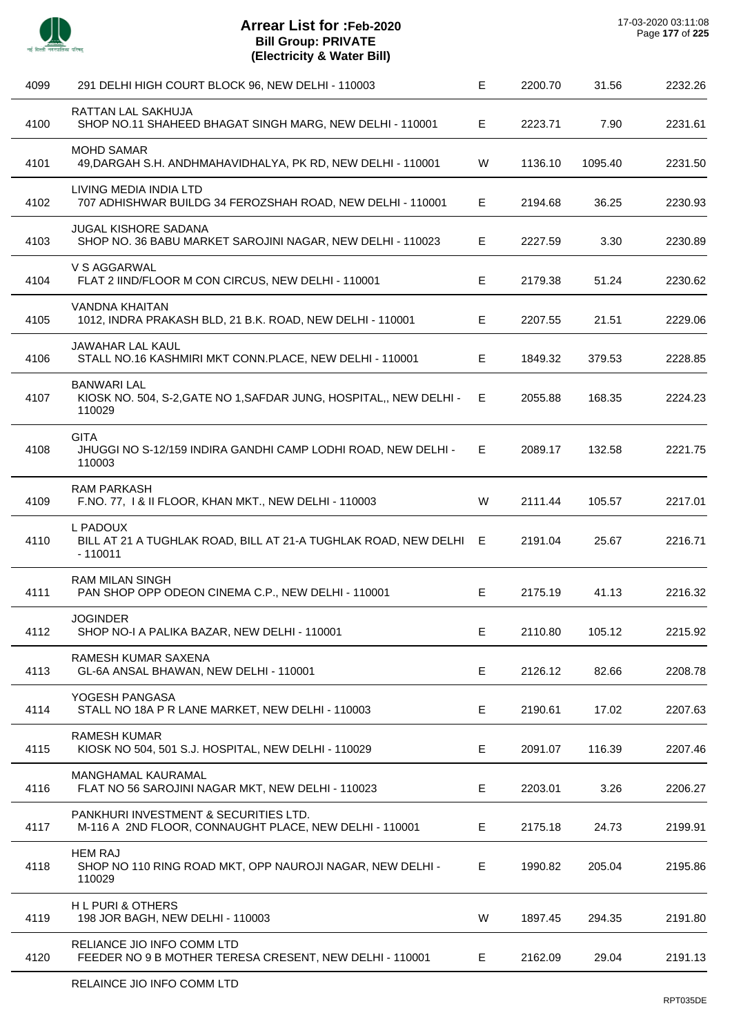# Arrear List for :Feb-2020
## Bill Group: PRIVATE
## (Electricity & Water Bill)

17-03-2020 03:11:08

| | | | | | |
|---|---|---|---|---|---|
| 4099 | 291 DELHI HIGH COURT BLOCK 96, NEW DELHI - 110003 | E | 2200.70 | 31.56 | 2232.26 |
| 4100 | RATTAN LAL SAKHUJA<br>SHOP NO.11 SHAHEED BHAGAT SINGH MARG, NEW DELHI - 110001 | E | 2223.71 | 7.90 | 2231.61 |
| 4101 | MOHD SAMAR<br>49,DARGAH S.H. ANDHMAHAVIDHALYA, PK RD, NEW DELHI - 110001 | W | 1136.10 | 1095.40 | 2231.50 |
| 4102 | LIVING MEDIA INDIA LTD<br>707 ADHISHWAR BUILDG 34 FEROZSHAH ROAD, NEW DELHI - 110001 | E | 2194.68 | 36.25 | 2230.93 |
| 4103 | JUGAL KISHORE SADANA<br>SHOP NO. 36 BABU MARKET SAROJINI NAGAR, NEW DELHI - 110023 | E | 2227.59 | 3.30 | 2230.89 |
| 4104 | V S AGGARWAL<br>FLAT 2 IIND/FLOOR M CON CIRCUS, NEW DELHI - 110001 | E | 2179.38 | 51.24 | 2230.62 |
| 4105 | VANDNA KHAITAN<br>1012, INDRA PRAKASH BLD, 21 B.K. ROAD, NEW DELHI - 110001 | E | 2207.55 | 21.51 | 2229.06 |
| 4106 | JAWAHAR LAL KAUL<br>STALL NO.16 KASHMIRI MKT CONN.PLACE, NEW DELHI - 110001 | E | 1849.32 | 379.53 | 2228.85 |
| 4107 | BANWARI LAL<br>KIOSK NO. 504, S-2,GATE NO 1,SAFDAR JUNG, HOSPITAL,, NEW DELHI - 110029 | E | 2055.88 | 168.35 | 2224.23 |
| 4108 | GITA<br>JHUGGI NO S-12/159 INDIRA GANDHI CAMP LODHI ROAD, NEW DELHI - 110003 | E | 2089.17 | 132.58 | 2221.75 |
| 4109 | RAM PARKASH<br>F.NO. 77, I & II FLOOR, KHAN MKT., NEW DELHI - 110003 | W | 2111.44 | 105.57 | 2217.01 |
| 4110 | L PADOUX<br>BILL AT 21 A TUGHLAK ROAD, BILL AT 21-A TUGHLAK ROAD, NEW DELHI - 110011 | E | 2191.04 | 25.67 | 2216.71 |
| 4111 | RAM MILAN SINGH<br>PAN SHOP OPP ODEON CINEMA C.P., NEW DELHI - 110001 | E | 2175.19 | 41.13 | 2216.32 |
| 4112 | JOGINDER<br>SHOP NO-I A PALIKA BAZAR, NEW DELHI - 110001 | E | 2110.80 | 105.12 | 2215.92 |
| 4113 | RAMESH KUMAR SAXENA<br>GL-6A ANSAL BHAWAN, NEW DELHI - 110001 | E | 2126.12 | 82.66 | 2208.78 |
| 4114 | YOGESH PANGASA<br>STALL NO 18A P R LANE MARKET, NEW DELHI - 110003 | E | 2190.61 | 17.02 | 2207.63 |
| 4115 | RAMESH KUMAR<br>KIOSK NO 504, 501 S.J. HOSPITAL, NEW DELHI - 110029 | E | 2091.07 | 116.39 | 2207.46 |
| 4116 | MANGHAMAL KAURAMAL<br>FLAT NO 56 SAROJINI NAGAR MKT, NEW DELHI - 110023 | E | 2203.01 | 3.26 | 2206.27 |
| 4117 | PANKHURI INVESTMENT & SECURITIES LTD.<br>M-116 A 2ND FLOOR, CONNAUGHT PLACE, NEW DELHI - 110001 | E | 2175.18 | 24.73 | 2199.91 |
| 4118 | HEM RAJ<br>SHOP NO 110 RING ROAD MKT, OPP NAUROJI NAGAR, NEW DELHI - 110029 | E | 1990.82 | 205.04 | 2195.86 |
| 4119 | H L PURI & OTHERS<br>198 JOR BAGH, NEW DELHI - 110003 | W | 1897.45 | 294.35 | 2191.80 |
| 4120 | RELIANCE JIO INFO COMM LTD<br>FEEDER NO 9 B MOTHER TERESA CRESENT, NEW DELHI - 110001 | E | 2162.09 | 29.04 | 2191.13 |

RELAINCE JIO INFO COMM LTD

RPT035DE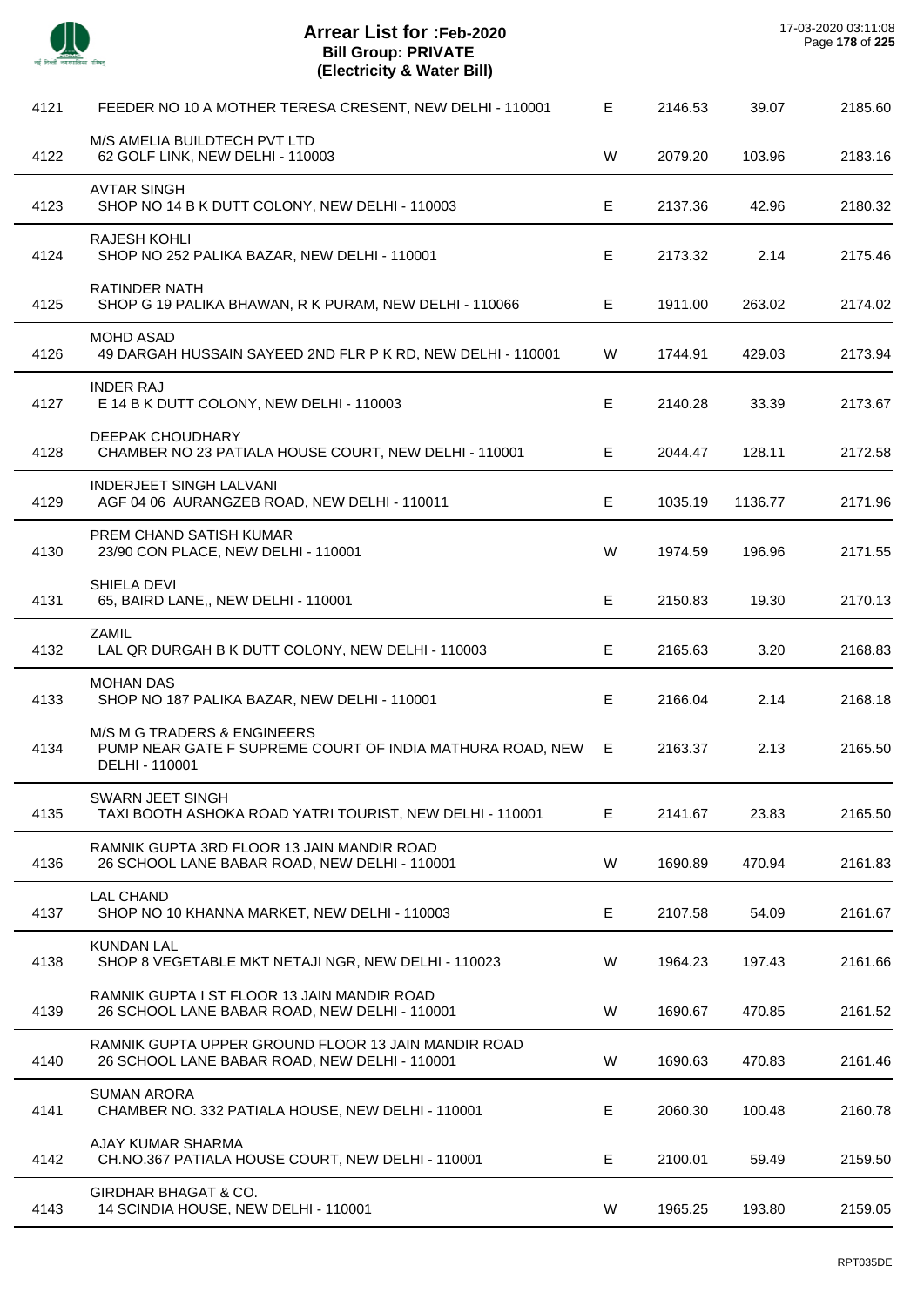# Arrear List for :Feb-2020
## Bill Group: PRIVATE
## (Electricity & Water Bill)

17-03-2020 03:11:08

| | | | | | |
|---|---|---|---|---|---|
| 4121 | FEEDER NO 10 A MOTHER TERESA CRESENT, NEW DELHI - 110001 | E | 2146.53 | 39.07 | 2185.60 |
| 4122 | M/S AMELIA BUILDTECH PVT LTD<br>62 GOLF LINK, NEW DELHI - 110003 | W | 2079.20 | 103.96 | 2183.16 |
| 4123 | AVTAR SINGH<br>SHOP NO 14 B K DUTT COLONY, NEW DELHI - 110003 | E | 2137.36 | 42.96 | 2180.32 |
| 4124 | RAJESH KOHLI<br>SHOP NO 252 PALIKA BAZAR, NEW DELHI - 110001 | E | 2173.32 | 2.14 | 2175.46 |
| 4125 | RATINDER NATH<br>SHOP G 19 PALIKA BHAWAN, R K PURAM, NEW DELHI - 110066 | E | 1911.00 | 263.02 | 2174.02 |
| 4126 | MOHD ASAD<br>49 DARGAH HUSSAIN SAYEED 2ND FLR P K RD, NEW DELHI - 110001 | W | 1744.91 | 429.03 | 2173.94 |
| 4127 | INDER RAJ<br>E 14 B K DUTT COLONY, NEW DELHI - 110003 | E | 2140.28 | 33.39 | 2173.67 |
| 4128 | DEEPAK CHOUDHARY<br>CHAMBER NO 23 PATIALA HOUSE COURT, NEW DELHI - 110001 | E | 2044.47 | 128.11 | 2172.58 |
| 4129 | INDERJEET SINGH LALVANI<br>AGF 04 06 AURANGZEB ROAD, NEW DELHI - 110011 | E | 1035.19 | 1136.77 | 2171.96 |
| 4130 | PREM CHAND SATISH KUMAR<br>23/90 CON PLACE, NEW DELHI - 110001 | W | 1974.59 | 196.96 | 2171.55 |
| 4131 | SHIELA DEVI<br>65, BAIRD LANE,, NEW DELHI - 110001 | E | 2150.83 | 19.30 | 2170.13 |
| 4132 | ZAMIL<br>LAL QR DURGAH B K DUTT COLONY, NEW DELHI - 110003 | E | 2165.63 | 3.20 | 2168.83 |
| 4133 | MOHAN DAS<br>SHOP NO 187 PALIKA BAZAR, NEW DELHI - 110001 | E | 2166.04 | 2.14 | 2168.18 |
| 4134 | M/S M G TRADERS & ENGINEERS<br>PUMP NEAR GATE F SUPREME COURT OF INDIA MATHURA ROAD, NEW DELHI - 110001 | E | 2163.37 | 2.13 | 2165.50 |
| 4135 | SWARN JEET SINGH<br>TAXI BOOTH ASHOKA ROAD YATRI TOURIST, NEW DELHI - 110001 | E | 2141.67 | 23.83 | 2165.50 |
| 4136 | RAMNIK GUPTA 3RD FLOOR 13 JAIN MANDIR ROAD<br>26 SCHOOL LANE BABAR ROAD, NEW DELHI - 110001 | W | 1690.89 | 470.94 | 2161.83 |
| 4137 | LAL CHAND<br>SHOP NO 10 KHANNA MARKET, NEW DELHI - 110003 | E | 2107.58 | 54.09 | 2161.67 |
| 4138 | KUNDAN LAL<br>SHOP 8 VEGETABLE MKT NETAJI NGR, NEW DELHI - 110023 | W | 1964.23 | 197.43 | 2161.66 |
| 4139 | RAMNIK GUPTA I ST FLOOR 13 JAIN MANDIR ROAD<br>26 SCHOOL LANE BABAR ROAD, NEW DELHI - 110001 | W | 1690.67 | 470.85 | 2161.52 |
| 4140 | RAMNIK GUPTA UPPER GROUND FLOOR 13 JAIN MANDIR ROAD<br>26 SCHOOL LANE BABAR ROAD, NEW DELHI - 110001 | W | 1690.63 | 470.83 | 2161.46 |
| 4141 | SUMAN ARORA<br>CHAMBER NO. 332 PATIALA HOUSE, NEW DELHI - 110001 | E | 2060.30 | 100.48 | 2160.78 |
| 4142 | AJAY KUMAR SHARMA<br>CH.NO.367 PATIALA HOUSE COURT, NEW DELHI - 110001 | E | 2100.01 | 59.49 | 2159.50 |
| 4143 | GIRDHAR BHAGAT & CO.<br>14 SCINDIA HOUSE, NEW DELHI - 110001 | W | 1965.25 | 193.80 | 2159.05 |

RPT035DE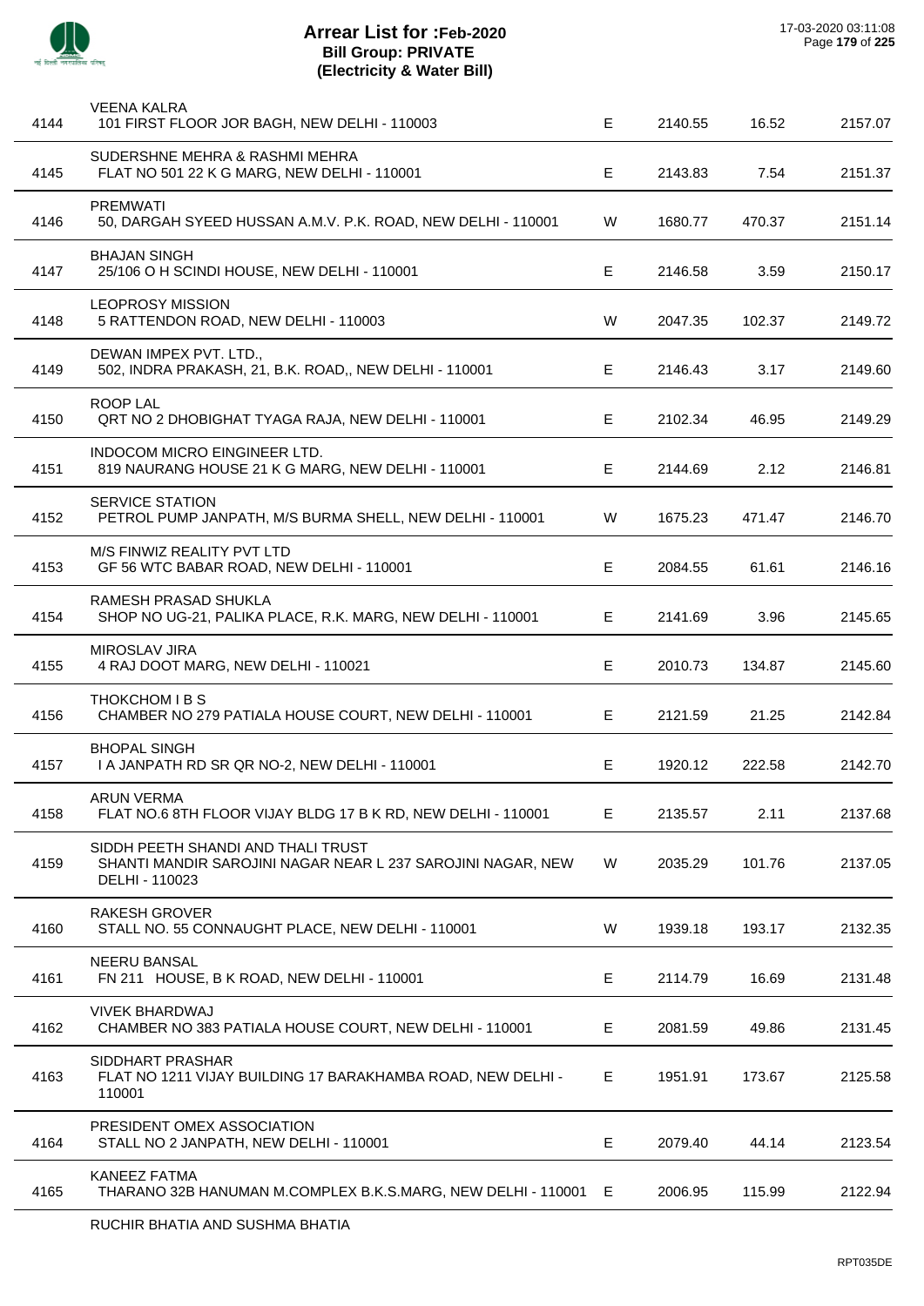# Arrear List for :Feb-2020
## Bill Group: PRIVATE
### (Electricity & Water Bill)

| | | | | | |
|---|---|---|---|---|---|
| 4144 | VEENA KALRA<br>101 FIRST FLOOR JOR BAGH, NEW DELHI - 110003 | E | 2140.55 | 16.52 | 2157.07 |
| 4145 | SUDERSHNE MEHRA & RASHMI MEHRA<br>FLAT NO 501 22 K G MARG, NEW DELHI - 110001 | E | 2143.83 | 7.54 | 2151.37 |
| 4146 | PREMWATI<br>50, DARGAH SYEED HUSSAN A.M.V. P.K. ROAD, NEW DELHI - 110001 | W | 1680.77 | 470.37 | 2151.14 |
| 4147 | BHAJAN SINGH<br>25/106 O H SCINDI HOUSE, NEW DELHI - 110001 | E | 2146.58 | 3.59 | 2150.17 |
| 4148 | LEOPROSY MISSION<br>5 RATTENDON ROAD, NEW DELHI - 110003 | W | 2047.35 | 102.37 | 2149.72 |
| 4149 | DEWAN IMPEX PVT. LTD.,<br>502, INDRA PRAKASH, 21, B.K. ROAD,, NEW DELHI - 110001 | E | 2146.43 | 3.17 | 2149.60 |
| 4150 | ROOP LAL<br>QRT NO 2 DHOBIGHAT TYAGA RAJA, NEW DELHI - 110001 | E | 2102.34 | 46.95 | 2149.29 |
| 4151 | INDOCOM MICRO EINGINEER LTD.<br>819 NAURANG HOUSE 21 K G MARG, NEW DELHI - 110001 | E | 2144.69 | 2.12 | 2146.81 |
| 4152 | SERVICE STATION<br>PETROL PUMP JANPATH, M/S BURMA SHELL, NEW DELHI - 110001 | W | 1675.23 | 471.47 | 2146.70 |
| 4153 | M/S FINWIZ REALITY PVT LTD<br>GF 56 WTC BABAR ROAD, NEW DELHI - 110001 | E | 2084.55 | 61.61 | 2146.16 |
| 4154 | RAMESH PRASAD SHUKLA<br>SHOP NO UG-21, PALIKA PLACE, R.K. MARG, NEW DELHI - 110001 | E | 2141.69 | 3.96 | 2145.65 |
| 4155 | MIROSLAV JIRA<br>4 RAJ DOOT MARG, NEW DELHI - 110021 | E | 2010.73 | 134.87 | 2145.60 |
| 4156 | THOKCHOM I B S<br>CHAMBER NO 279 PATIALA HOUSE COURT, NEW DELHI - 110001 | E | 2121.59 | 21.25 | 2142.84 |
| 4157 | BHOPAL SINGH<br>I A JANPATH RD SR QR NO-2, NEW DELHI - 110001 | E | 1920.12 | 222.58 | 2142.70 |
| 4158 | ARUN VERMA<br>FLAT NO.6 8TH FLOOR VIJAY BLDG 17 B K RD, NEW DELHI - 110001 | E | 2135.57 | 2.11 | 2137.68 |
| 4159 | SIDDH PEETH SHANDI AND THALI TRUST<br>SHANTI MANDIR SAROJINI NAGAR NEAR L 237 SAROJINI NAGAR, NEW DELHI - 110023 | W | 2035.29 | 101.76 | 2137.05 |
| 4160 | RAKESH GROVER<br>STALL NO. 55 CONNAUGHT PLACE, NEW DELHI - 110001 | W | 1939.18 | 193.17 | 2132.35 |
| 4161 | NEERU BANSAL<br>FN 211 HOUSE, B K ROAD, NEW DELHI - 110001 | E | 2114.79 | 16.69 | 2131.48 |
| 4162 | VIVEK BHARDWAJ<br>CHAMBER NO 383 PATIALA HOUSE COURT, NEW DELHI - 110001 | E | 2081.59 | 49.86 | 2131.45 |
| 4163 | SIDDHART PRASHAR<br>FLAT NO 1211 VIJAY BUILDING 17 BARAKHAMBA ROAD, NEW DELHI - 110001 | E | 1951.91 | 173.67 | 2125.58 |
| 4164 | PRESIDENT OMEX ASSOCIATION<br>STALL NO 2 JANPATH, NEW DELHI - 110001 | E | 2079.40 | 44.14 | 2123.54 |
| 4165 | KANEEZ FATMA<br>THARANO 32B HANUMAN M.COMPLEX B.K.S.MARG, NEW DELHI - 110001 | E | 2006.95 | 115.99 | 2122.94 |

RUCHIR BHATIA AND SUSHMA BHATIA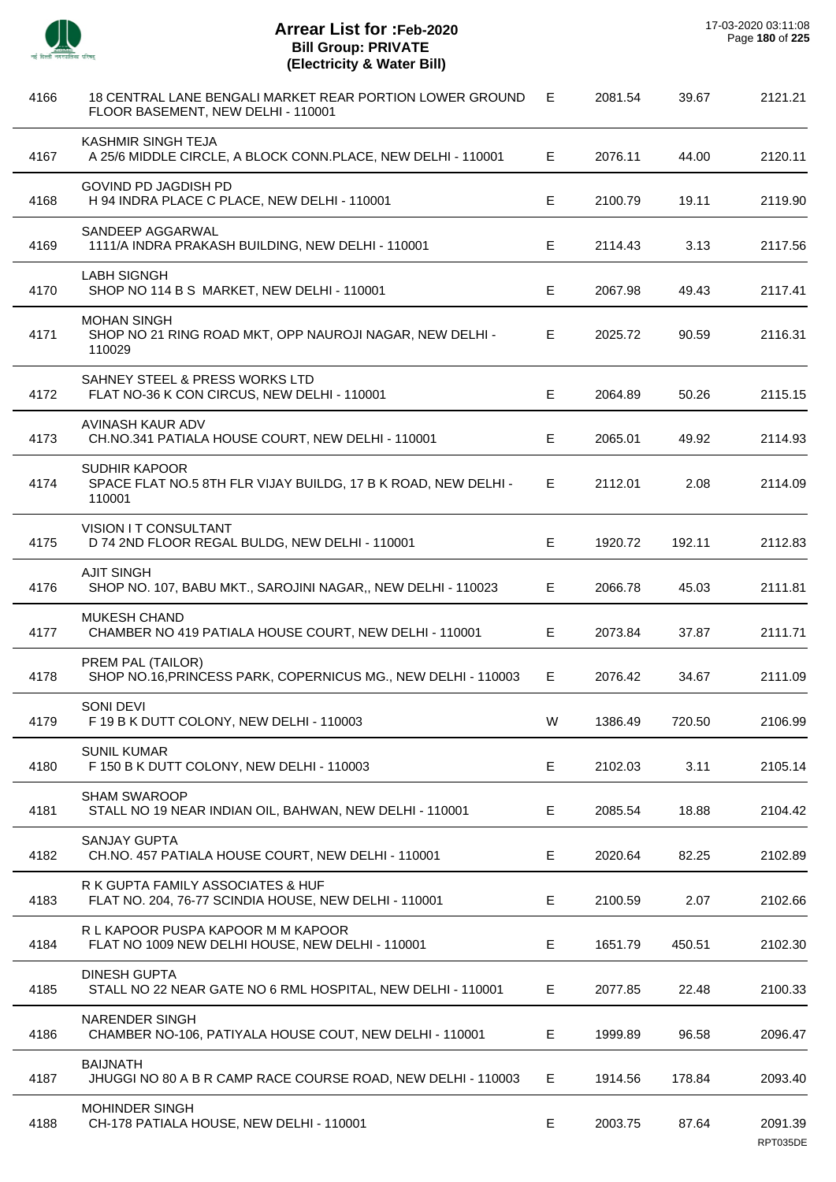# Arrear List for :Feb-2020
## Bill Group: PRIVATE
## (Electricity & Water Bill)

17-03-2020 03:11:08

| | | | | | |
|---|---|---|---|---|---|
| 4166 | 18 CENTRAL LANE BENGALI MARKET REAR PORTION LOWER GROUND FLOOR BASEMENT, NEW DELHI - 110001 | E | 2081.54 | 39.67 | 2121.21 |
| 4167 | KASHMIR SINGH TEJA<br>A 25/6 MIDDLE CIRCLE, A BLOCK CONN.PLACE, NEW DELHI - 110001 | E | 2076.11 | 44.00 | 2120.11 |
| 4168 | GOVIND PD JAGDISH PD<br>H 94 INDRA PLACE C PLACE, NEW DELHI - 110001 | E | 2100.79 | 19.11 | 2119.90 |
| 4169 | SANDEEP AGGARWAL<br>1111/A INDRA PRAKASH BUILDING, NEW DELHI - 110001 | E | 2114.43 | 3.13 | 2117.56 |
| 4170 | LABH SIGNGH<br>SHOP NO 114 B S MARKET, NEW DELHI - 110001 | E | 2067.98 | 49.43 | 2117.41 |
| 4171 | MOHAN SINGH<br>SHOP NO 21 RING ROAD MKT, OPP NAUROJI NAGAR, NEW DELHI - 110029 | E | 2025.72 | 90.59 | 2116.31 |
| 4172 | SAHNEY STEEL & PRESS WORKS LTD<br>FLAT NO-36 K CON CIRCUS, NEW DELHI - 110001 | E | 2064.89 | 50.26 | 2115.15 |
| 4173 | AVINASH KAUR ADV<br>CH.NO.341 PATIALA HOUSE COURT, NEW DELHI - 110001 | E | 2065.01 | 49.92 | 2114.93 |
| 4174 | SUDHIR KAPOOR<br>SPACE FLAT NO.5 8TH FLR VIJAY BUILDG, 17 B K ROAD, NEW DELHI - 110001 | E | 2112.01 | 2.08 | 2114.09 |
| 4175 | VISION I T CONSULTANT<br>D 74 2ND FLOOR REGAL BULDG, NEW DELHI - 110001 | E | 1920.72 | 192.11 | 2112.83 |
| 4176 | AJIT SINGH<br>SHOP NO. 107, BABU MKT., SAROJINI NAGAR,, NEW DELHI - 110023 | E | 2066.78 | 45.03 | 2111.81 |
| 4177 | MUKESH CHAND<br>CHAMBER NO 419 PATIALA HOUSE COURT, NEW DELHI - 110001 | E | 2073.84 | 37.87 | 2111.71 |
| 4178 | PREM PAL (TAILOR)<br>SHOP NO.16,PRINCESS PARK, COPERNICUS MG., NEW DELHI - 110003 | E | 2076.42 | 34.67 | 2111.09 |
| 4179 | SONI DEVI<br>F 19 B K DUTT COLONY, NEW DELHI - 110003 | W | 1386.49 | 720.50 | 2106.99 |
| 4180 | SUNIL KUMAR<br>F 150 B K DUTT COLONY, NEW DELHI - 110003 | E | 2102.03 | 3.11 | 2105.14 |
| 4181 | SHAM SWAROOP<br>STALL NO 19 NEAR INDIAN OIL, BAHWAN, NEW DELHI - 110001 | E | 2085.54 | 18.88 | 2104.42 |
| 4182 | SANJAY GUPTA<br>CH.NO. 457 PATIALA HOUSE COURT, NEW DELHI - 110001 | E | 2020.64 | 82.25 | 2102.89 |
| 4183 | R K GUPTA FAMILY ASSOCIATES & HUF<br>FLAT NO. 204, 76-77 SCINDIA HOUSE, NEW DELHI - 110001 | E | 2100.59 | 2.07 | 2102.66 |
| 4184 | R L KAPOOR PUSPA KAPOOR M M KAPOOR<br>FLAT NO 1009 NEW DELHI HOUSE, NEW DELHI - 110001 | E | 1651.79 | 450.51 | 2102.30 |
| 4185 | DINESH GUPTA<br>STALL NO 22 NEAR GATE NO 6 RML HOSPITAL, NEW DELHI - 110001 | E | 2077.85 | 22.48 | 2100.33 |
| 4186 | NARENDER SINGH<br>CHAMBER NO-106, PATIYALA HOUSE COUT, NEW DELHI - 110001 | E | 1999.89 | 96.58 | 2096.47 |
| 4187 | BAIJNATH<br>JHUGGI NO 80 A B R CAMP RACE COURSE ROAD, NEW DELHI - 110003 | E | 1914.56 | 178.84 | 2093.40 |
| 4188 | MOHINDER SINGH<br>CH-178 PATIALA HOUSE, NEW DELHI - 110001 | E | 2003.75 | 87.64 | 2091.39 |

RPT035DE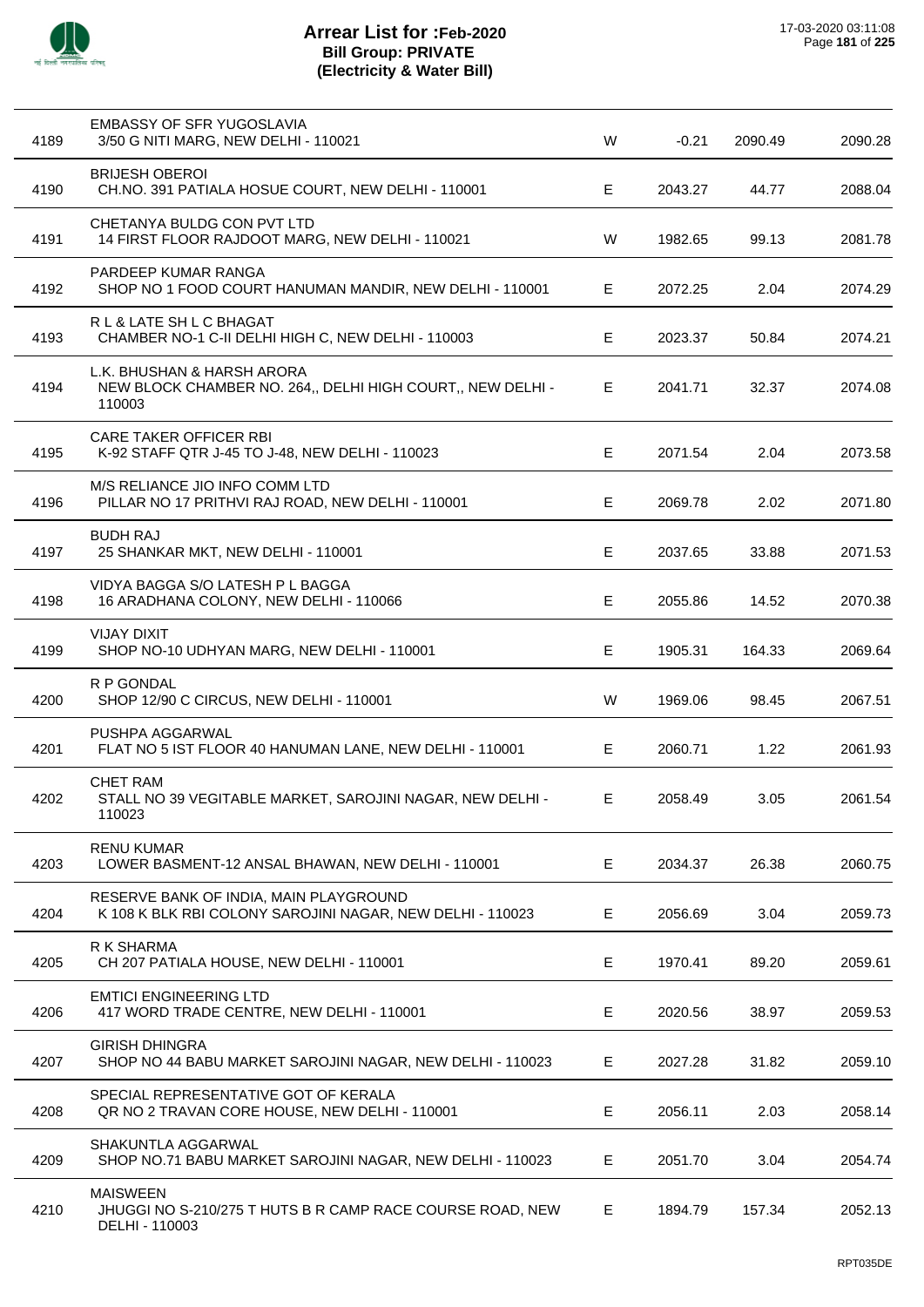# Arrear List for :Feb-2020
## Bill Group: PRIVATE
### (Electricity & Water Bill)

17-03-2020 03:11:08

| | | | | | |
|---|---|---|---|---|---|
| 4189 | EMBASSY OF SFR YUGOSLAVIA<br>3/50 G NITI MARG, NEW DELHI - 110021 | W | -0.21 | 2090.49 | 2090.28 |
| 4190 | BRIJESH OBEROI<br>CH.NO. 391 PATIALA HOSUE COURT, NEW DELHI - 110001 | E | 2043.27 | 44.77 | 2088.04 |
| 4191 | CHETANYA BULDG CON PVT LTD<br>14 FIRST FLOOR RAJDOOT MARG, NEW DELHI - 110021 | W | 1982.65 | 99.13 | 2081.78 |
| 4192 | PARDEEP KUMAR RANGA<br>SHOP NO 1 FOOD COURT HANUMAN MANDIR, NEW DELHI - 110001 | E | 2072.25 | 2.04 | 2074.29 |
| 4193 | R L & LATE SH L C BHAGAT<br>CHAMBER NO-1 C-II DELHI HIGH C, NEW DELHI - 110003 | E | 2023.37 | 50.84 | 2074.21 |
| 4194 | L.K. BHUSHAN & HARSH ARORA<br>NEW BLOCK CHAMBER NO. 264,, DELHI HIGH COURT,, NEW DELHI - 110003 | E | 2041.71 | 32.37 | 2074.08 |
| 4195 | CARE TAKER OFFICER RBI<br>K-92 STAFF QTR J-45 TO J-48, NEW DELHI - 110023 | E | 2071.54 | 2.04 | 2073.58 |
| 4196 | M/S RELIANCE JIO INFO COMM LTD<br>PILLAR NO 17 PRITHVI RAJ ROAD, NEW DELHI - 110001 | E | 2069.78 | 2.02 | 2071.80 |
| 4197 | BUDH RAJ<br>25 SHANKAR MKT, NEW DELHI - 110001 | E | 2037.65 | 33.88 | 2071.53 |
| 4198 | VIDYA BAGGA S/O LATESH P L BAGGA<br>16 ARADHANA COLONY, NEW DELHI - 110066 | E | 2055.86 | 14.52 | 2070.38 |
| 4199 | VIJAY DIXIT<br>SHOP NO-10 UDHYAN MARG, NEW DELHI - 110001 | E | 1905.31 | 164.33 | 2069.64 |
| 4200 | R P GONDAL<br>SHOP 12/90 C CIRCUS, NEW DELHI - 110001 | W | 1969.06 | 98.45 | 2067.51 |
| 4201 | PUSHPA AGGARWAL<br>FLAT NO 5 IST FLOOR 40 HANUMAN LANE, NEW DELHI - 110001 | E | 2060.71 | 1.22 | 2061.93 |
| 4202 | CHET RAM<br>STALL NO 39 VEGITABLE MARKET, SAROJINI NAGAR, NEW DELHI - 110023 | E | 2058.49 | 3.05 | 2061.54 |
| 4203 | RENU KUMAR<br>LOWER BASMENT-12 ANSAL BHAWAN, NEW DELHI - 110001 | E | 2034.37 | 26.38 | 2060.75 |
| 4204 | RESERVE BANK OF INDIA, MAIN PLAYGROUND<br>K 108 K BLK RBI COLONY SAROJINI NAGAR, NEW DELHI - 110023 | E | 2056.69 | 3.04 | 2059.73 |
| 4205 | R K SHARMA<br>CH 207 PATIALA HOUSE, NEW DELHI - 110001 | E | 1970.41 | 89.20 | 2059.61 |
| 4206 | EMTICI ENGINEERING LTD<br>417 WORD TRADE CENTRE, NEW DELHI - 110001 | E | 2020.56 | 38.97 | 2059.53 |
| 4207 | GIRISH DHINGRA<br>SHOP NO 44 BABU MARKET SAROJINI NAGAR, NEW DELHI - 110023 | E | 2027.28 | 31.82 | 2059.10 |
| 4208 | SPECIAL REPRESENTATIVE GOT OF KERALA<br>QR NO 2 TRAVAN CORE HOUSE, NEW DELHI - 110001 | E | 2056.11 | 2.03 | 2058.14 |
| 4209 | SHAKUNTLA AGGARWAL<br>SHOP NO.71 BABU MARKET SAROJINI NAGAR, NEW DELHI - 110023 | E | 2051.70 | 3.04 | 2054.74 |
| 4210 | MAISWEEN<br>JHUGGI NO S-210/275 T HUTS B R CAMP RACE COURSE ROAD, NEW DELHI - 110003 | E | 1894.79 | 157.34 | 2052.13 |

RPT035DE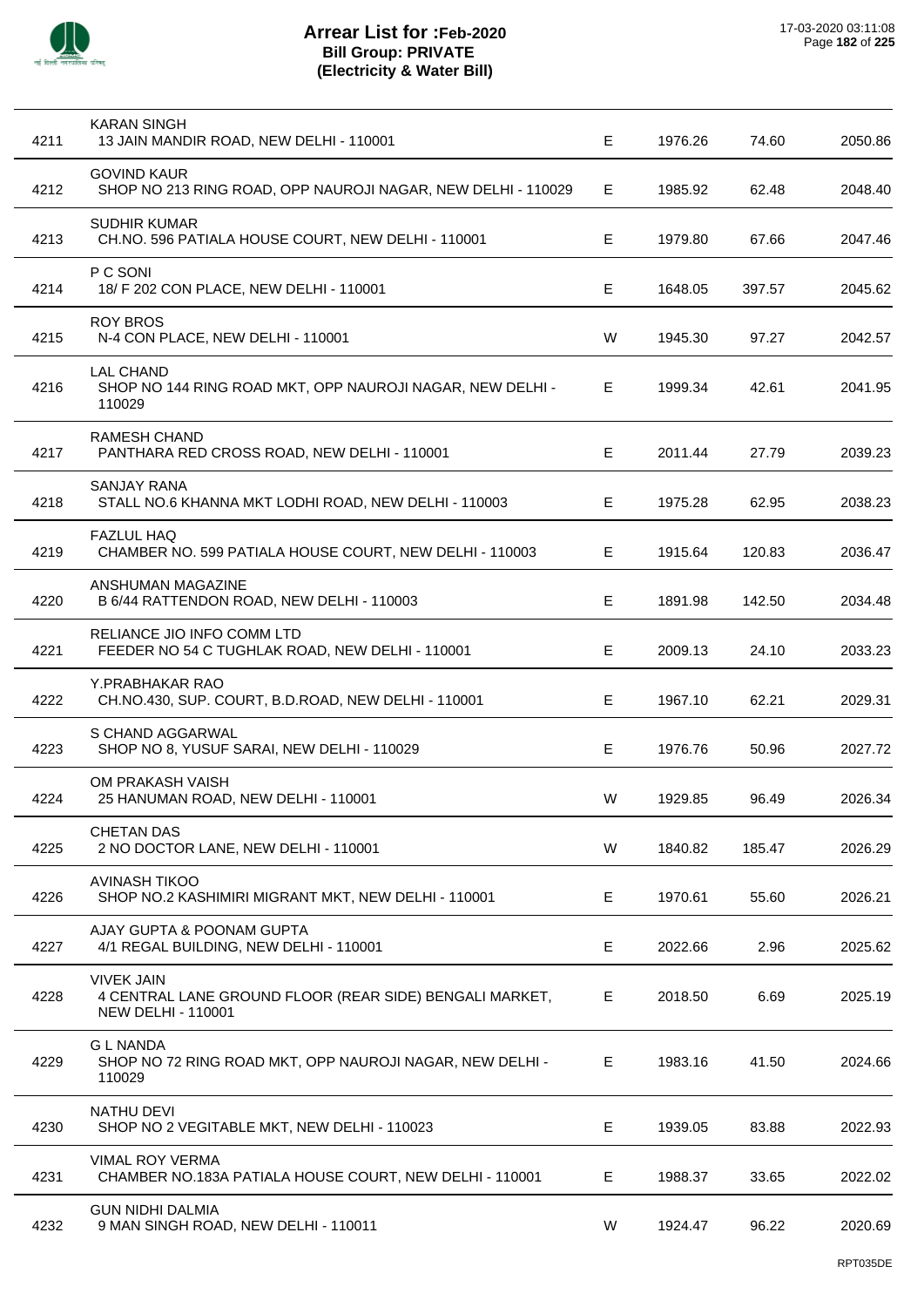# Arrear List for :Feb-2020
## Bill Group: PRIVATE
## (Electricity & Water Bill)

17-03-2020 03:11:08

| | | | | | |
|---|---|---|---|---|---|
| 4211 | KARAN SINGH<br>13 JAIN MANDIR ROAD, NEW DELHI - 110001 | E | 1976.26 | 74.60 | 2050.86 |
| 4212 | GOVIND KAUR<br>SHOP NO 213 RING ROAD, OPP NAUROJI NAGAR, NEW DELHI - 110029 | E | 1985.92 | 62.48 | 2048.40 |
| 4213 | SUDHIR KUMAR<br>CH.NO. 596 PATIALA HOUSE COURT, NEW DELHI - 110001 | E | 1979.80 | 67.66 | 2047.46 |
| 4214 | P C SONI<br>18/ F 202 CON PLACE, NEW DELHI - 110001 | E | 1648.05 | 397.57 | 2045.62 |
| 4215 | ROY BROS<br>N-4 CON PLACE, NEW DELHI - 110001 | W | 1945.30 | 97.27 | 2042.57 |
| 4216 | LAL CHAND<br>SHOP NO 144 RING ROAD MKT, OPP NAUROJI NAGAR, NEW DELHI - 110029 | E | 1999.34 | 42.61 | 2041.95 |
| 4217 | RAMESH CHAND<br>PANTHARA RED CROSS ROAD, NEW DELHI - 110001 | E | 2011.44 | 27.79 | 2039.23 |
| 4218 | SANJAY RANA<br>STALL NO.6 KHANNA MKT LODHI ROAD, NEW DELHI - 110003 | E | 1975.28 | 62.95 | 2038.23 |
| 4219 | FAZLUL HAQ<br>CHAMBER NO. 599 PATIALA HOUSE COURT, NEW DELHI - 110003 | E | 1915.64 | 120.83 | 2036.47 |
| 4220 | ANSHUMAN MAGAZINE<br>B 6/44 RATTENDON ROAD, NEW DELHI - 110003 | E | 1891.98 | 142.50 | 2034.48 |
| 4221 | RELIANCE JIO INFO COMM LTD<br>FEEDER NO 54 C TUGHLAK ROAD, NEW DELHI - 110001 | E | 2009.13 | 24.10 | 2033.23 |
| 4222 | Y.PRABHAKAR RAO<br>CH.NO.430, SUP. COURT, B.D.ROAD, NEW DELHI - 110001 | E | 1967.10 | 62.21 | 2029.31 |
| 4223 | S CHAND AGGARWAL<br>SHOP NO 8, YUSUF SARAI, NEW DELHI - 110029 | E | 1976.76 | 50.96 | 2027.72 |
| 4224 | OM PRAKASH VAISH<br>25 HANUMAN ROAD, NEW DELHI - 110001 | W | 1929.85 | 96.49 | 2026.34 |
| 4225 | CHETAN DAS<br>2 NO DOCTOR LANE, NEW DELHI - 110001 | W | 1840.82 | 185.47 | 2026.29 |
| 4226 | AVINASH TIKOO<br>SHOP NO.2 KASHIMIRI MIGRANT MKT, NEW DELHI - 110001 | E | 1970.61 | 55.60 | 2026.21 |
| 4227 | AJAY GUPTA & POONAM GUPTA<br>4/1 REGAL BUILDING, NEW DELHI - 110001 | E | 2022.66 | 2.96 | 2025.62 |
| 4228 | VIVEK JAIN<br>4 CENTRAL LANE GROUND FLOOR (REAR SIDE) BENGALI MARKET, NEW DELHI - 110001 | E | 2018.50 | 6.69 | 2025.19 |
| 4229 | G L NANDA<br>SHOP NO 72 RING ROAD MKT, OPP NAUROJI NAGAR, NEW DELHI - 110029 | E | 1983.16 | 41.50 | 2024.66 |
| 4230 | NATHU DEVI<br>SHOP NO 2 VEGITABLE MKT, NEW DELHI - 110023 | E | 1939.05 | 83.88 | 2022.93 |
| 4231 | VIMAL ROY VERMA<br>CHAMBER NO.183A PATIALA HOUSE COURT, NEW DELHI - 110001 | E | 1988.37 | 33.65 | 2022.02 |
| 4232 | GUN NIDHI DALMIA<br>9 MAN SINGH ROAD, NEW DELHI - 110011 | W | 1924.47 | 96.22 | 2020.69 |

RPT035DE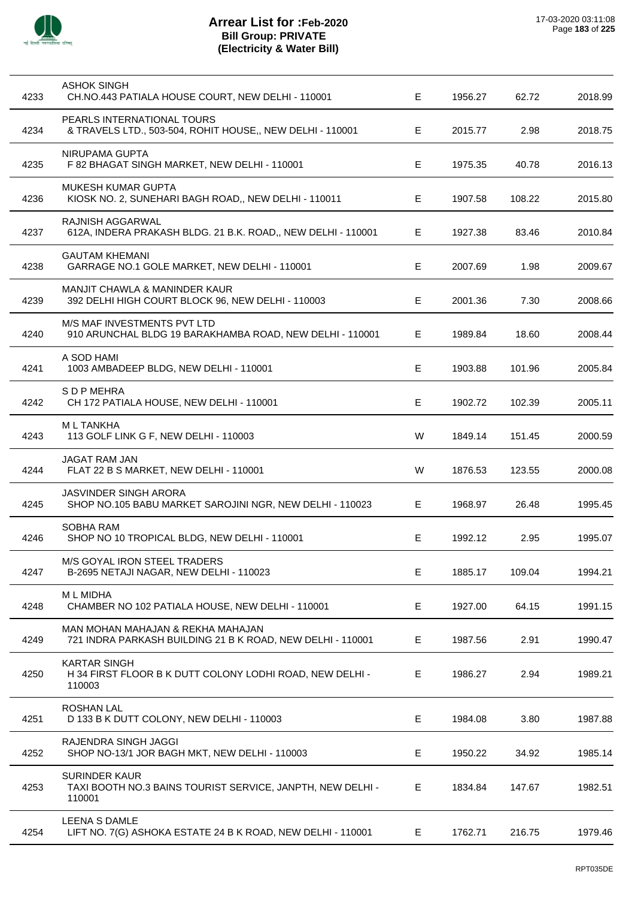# Arrear List for :Feb-2020
## Bill Group: PRIVATE
## (Electricity & Water Bill)

17-03-2020 03:11:08

| | | | | | |
|---|---|---|---|---|---|
| 4233 | ASHOK SINGH<br>CH.NO.443 PATIALA HOUSE COURT, NEW DELHI - 110001 | E | 1956.27 | 62.72 | 2018.99 |
| 4234 | PEARLS INTERNATIONAL TOURS<br>& TRAVELS LTD., 503-504, ROHIT HOUSE,, NEW DELHI - 110001 | E | 2015.77 | 2.98 | 2018.75 |
| 4235 | NIRUPAMA GUPTA<br>F 82 BHAGAT SINGH MARKET, NEW DELHI - 110001 | E | 1975.35 | 40.78 | 2016.13 |
| 4236 | MUKESH KUMAR GUPTA<br>KIOSK NO. 2, SUNEHARI BAGH ROAD,, NEW DELHI - 110011 | E | 1907.58 | 108.22 | 2015.80 |
| 4237 | RAJNISH AGGARWAL<br>612A, INDERA PRAKASH BLDG. 21 B.K. ROAD,, NEW DELHI - 110001 | E | 1927.38 | 83.46 | 2010.84 |
| 4238 | GAUTAM KHEMANI<br>GARRAGE NO.1 GOLE MARKET, NEW DELHI - 110001 | E | 2007.69 | 1.98 | 2009.67 |
| 4239 | MANJIT CHAWLA & MANINDER KAUR<br>392 DELHI HIGH COURT BLOCK 96, NEW DELHI - 110003 | E | 2001.36 | 7.30 | 2008.66 |
| 4240 | M/S MAF INVESTMENTS PVT LTD<br>910 ARUNCHAL BLDG 19 BARAKHAMBA ROAD, NEW DELHI - 110001 | E | 1989.84 | 18.60 | 2008.44 |
| 4241 | A SOD HAMI<br>1003 AMBADEEP BLDG, NEW DELHI - 110001 | E | 1903.88 | 101.96 | 2005.84 |
| 4242 | S D P MEHRA<br>CH 172 PATIALA HOUSE, NEW DELHI - 110001 | E | 1902.72 | 102.39 | 2005.11 |
| 4243 | M L TANKHA<br>113 GOLF LINK G F, NEW DELHI - 110003 | W | 1849.14 | 151.45 | 2000.59 |
| 4244 | JAGAT RAM JAN<br>FLAT 22 B S MARKET, NEW DELHI - 110001 | W | 1876.53 | 123.55 | 2000.08 |
| 4245 | JASVINDER SINGH ARORA<br>SHOP NO.105 BABU MARKET SAROJINI NGR, NEW DELHI - 110023 | E | 1968.97 | 26.48 | 1995.45 |
| 4246 | SOBHA RAM<br>SHOP NO 10 TROPICAL BLDG, NEW DELHI - 110001 | E | 1992.12 | 2.95 | 1995.07 |
| 4247 | M/S GOYAL IRON STEEL TRADERS<br>B-2695 NETAJI NAGAR, NEW DELHI - 110023 | E | 1885.17 | 109.04 | 1994.21 |
| 4248 | M L MIDHA<br>CHAMBER NO 102 PATIALA HOUSE, NEW DELHI - 110001 | E | 1927.00 | 64.15 | 1991.15 |
| 4249 | MAN MOHAN MAHAJAN & REKHA MAHAJAN<br>721 INDRA PARKASH BUILDING 21 B K ROAD, NEW DELHI - 110001 | E | 1987.56 | 2.91 | 1990.47 |
| 4250 | KARTAR SINGH<br>H 34 FIRST FLOOR B K DUTT COLONY LODHI ROAD, NEW DELHI - 110003 | E | 1986.27 | 2.94 | 1989.21 |
| 4251 | ROSHAN LAL<br>D 133 B K DUTT COLONY, NEW DELHI - 110003 | E | 1984.08 | 3.80 | 1987.88 |
| 4252 | RAJENDRA SINGH JAGGI<br>SHOP NO-13/1 JOR BAGH MKT, NEW DELHI - 110003 | E | 1950.22 | 34.92 | 1985.14 |
| 4253 | SURINDER KAUR<br>TAXI BOOTH NO.3 BAINS TOURIST SERVICE, JANPTH, NEW DELHI - 110001 | E | 1834.84 | 147.67 | 1982.51 |
| 4254 | LEENA S DAMLE<br>LIFT NO. 7(G) ASHOKA ESTATE 24 B K ROAD, NEW DELHI - 110001 | E | 1762.71 | 216.75 | 1979.46 |

RPT035DE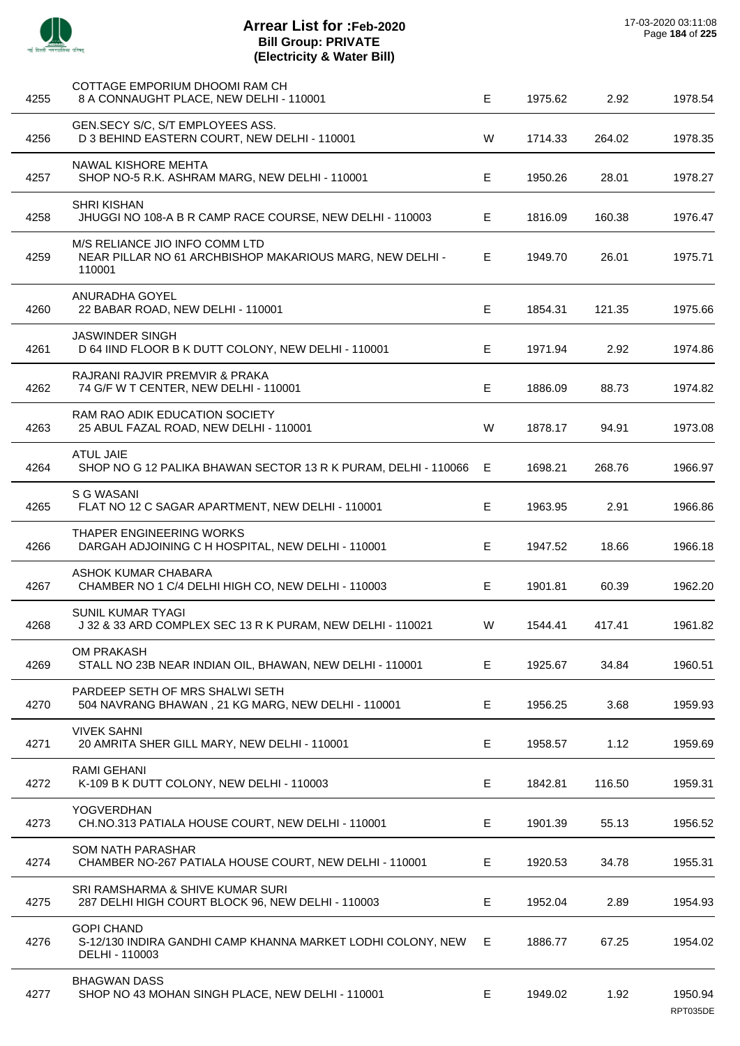# Arrear List for :Feb-2020
## Bill Group: PRIVATE
### (Electricity & Water Bill)

| | | | | | |
|---|---|---|---|---|---|
| 4255 | COTTAGE EMPORIUM DHOOMI RAM CH<br>8 A CONNAUGHT PLACE, NEW DELHI - 110001 | E | 1975.62 | 2.92 | 1978.54 |
| 4256 | GEN.SECY S/C, S/T EMPLOYEES ASS.<br>D 3 BEHIND EASTERN COURT, NEW DELHI - 110001 | W | 1714.33 | 264.02 | 1978.35 |
| 4257 | NAWAL KISHORE MEHTA<br>SHOP NO-5 R.K. ASHRAM MARG, NEW DELHI - 110001 | E | 1950.26 | 28.01 | 1978.27 |
| 4258 | SHRI KISHAN<br>JHUGGI NO 108-A B R CAMP RACE COURSE, NEW DELHI - 110003 | E | 1816.09 | 160.38 | 1976.47 |
| 4259 | M/S RELIANCE JIO INFO COMM LTD<br>NEAR PILLAR NO 61 ARCHBISHOP MAKARIOUS MARG, NEW DELHI - 110001 | E | 1949.70 | 26.01 | 1975.71 |
| 4260 | ANURADHA GOYEL<br>22 BABAR ROAD, NEW DELHI - 110001 | E | 1854.31 | 121.35 | 1975.66 |
| 4261 | JASWINDER SINGH<br>D 64 IIND FLOOR B K DUTT COLONY, NEW DELHI - 110001 | E | 1971.94 | 2.92 | 1974.86 |
| 4262 | RAJRANI RAJVIR PREMVIR & PRAKA<br>74 G/F W T CENTER, NEW DELHI - 110001 | E | 1886.09 | 88.73 | 1974.82 |
| 4263 | RAM RAO ADIK EDUCATION SOCIETY<br>25 ABUL FAZAL ROAD, NEW DELHI - 110001 | W | 1878.17 | 94.91 | 1973.08 |
| 4264 | ATUL JAIE<br>SHOP NO G 12 PALIKA BHAWAN SECTOR 13 R K PURAM, DELHI - 110066 | E | 1698.21 | 268.76 | 1966.97 |
| 4265 | S G WASANI<br>FLAT NO 12 C SAGAR APARTMENT, NEW DELHI - 110001 | E | 1963.95 | 2.91 | 1966.86 |
| 4266 | THAPER ENGINEERING WORKS<br>DARGAH ADJOINING C H HOSPITAL, NEW DELHI - 110001 | E | 1947.52 | 18.66 | 1966.18 |
| 4267 | ASHOK KUMAR CHABARA<br>CHAMBER NO 1 C/4 DELHI HIGH CO, NEW DELHI - 110003 | E | 1901.81 | 60.39 | 1962.20 |
| 4268 | SUNIL KUMAR TYAGI<br>J 32 & 33 ARD COMPLEX SEC 13 R K PURAM, NEW DELHI - 110021 | W | 1544.41 | 417.41 | 1961.82 |
| 4269 | OM PRAKASH<br>STALL NO 23B NEAR INDIAN OIL, BHAWAN, NEW DELHI - 110001 | E | 1925.67 | 34.84 | 1960.51 |
| 4270 | PARDEEP SETH OF MRS SHALWI SETH<br>504 NAVRANG BHAWAN , 21 KG MARG, NEW DELHI - 110001 | E | 1956.25 | 3.68 | 1959.93 |
| 4271 | VIVEK SAHNI<br>20 AMRITA SHER GILL MARY, NEW DELHI - 110001 | E | 1958.57 | 1.12 | 1959.69 |
| 4272 | RAMI GEHANI<br>K-109 B K DUTT COLONY, NEW DELHI - 110003 | E | 1842.81 | 116.50 | 1959.31 |
| 4273 | YOGVERDHAN<br>CH.NO.313 PATIALA HOUSE COURT, NEW DELHI - 110001 | E | 1901.39 | 55.13 | 1956.52 |
| 4274 | SOM NATH PARASHAR<br>CHAMBER NO-267 PATIALA HOUSE COURT, NEW DELHI - 110001 | E | 1920.53 | 34.78 | 1955.31 |
| 4275 | SRI RAMSHARMA & SHIVE KUMAR SURI<br>287 DELHI HIGH COURT BLOCK 96, NEW DELHI - 110003 | E | 1952.04 | 2.89 | 1954.93 |
| 4276 | GOPI CHAND<br>S-12/130 INDIRA GANDHI CAMP KHANNA MARKET LODHI COLONY, NEW DELHI - 110003 | E | 1886.77 | 67.25 | 1954.02 |
| 4277 | BHAGWAN DASS<br>SHOP NO 43 MOHAN SINGH PLACE, NEW DELHI - 110001 | E | 1949.02 | 1.92 | 1950.94 |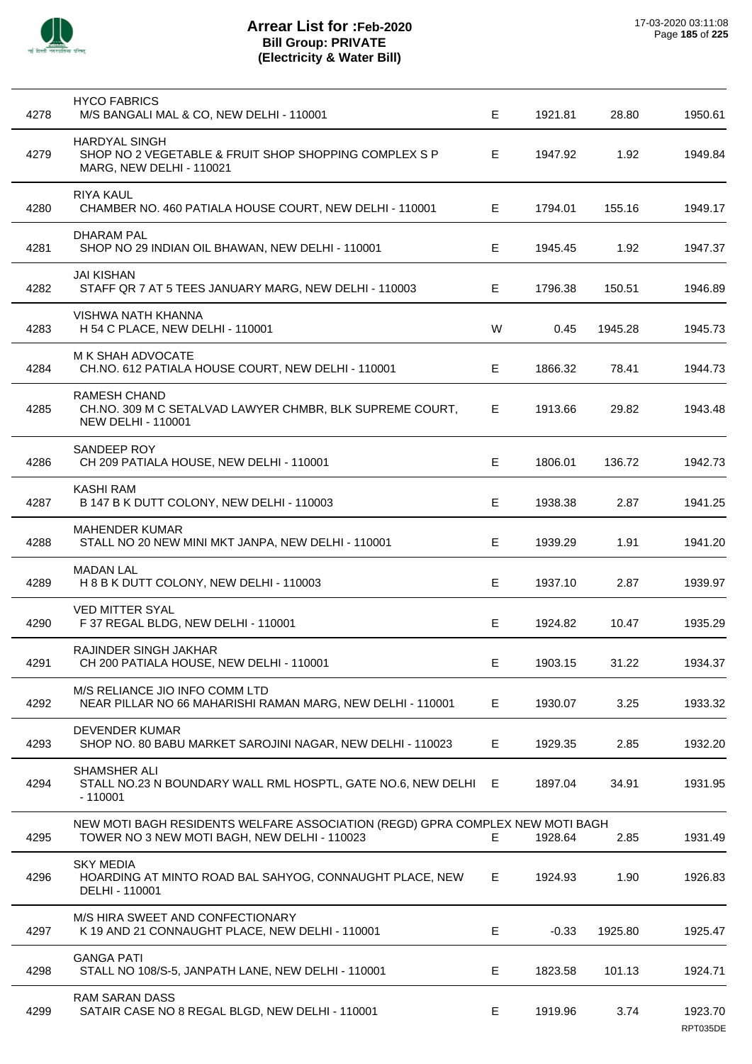# Arrear List for :Feb-2020
## Bill Group: PRIVATE
## (Electricity & Water Bill)

17-03-2020 03:11:08

| | | | | | |
|---|---|---|---|---|---|
| 4278 | HYCO FABRICS<br>M/S BANGALI MAL & CO, NEW DELHI - 110001 | E | 1921.81 | 28.80 | 1950.61 |
| 4279 | HARDYAL SINGH<br>SHOP NO 2 VEGETABLE & FRUIT SHOP SHOPPING COMPLEX S P MARG, NEW DELHI - 110021 | E | 1947.92 | 1.92 | 1949.84 |
| 4280 | RIYA KAUL<br>CHAMBER NO. 460 PATIALA HOUSE COURT, NEW DELHI - 110001 | E | 1794.01 | 155.16 | 1949.17 |
| 4281 | DHARAM PAL<br>SHOP NO 29 INDIAN OIL BHAWAN, NEW DELHI - 110001 | E | 1945.45 | 1.92 | 1947.37 |
| 4282 | JAI KISHAN<br>STAFF QR 7 AT 5 TEES JANUARY MARG, NEW DELHI - 110003 | E | 1796.38 | 150.51 | 1946.89 |
| 4283 | VISHWA NATH KHANNA<br>H 54 C PLACE, NEW DELHI - 110001 | W | 0.45 | 1945.28 | 1945.73 |
| 4284 | M K SHAH ADVOCATE<br>CH.NO. 612 PATIALA HOUSE COURT, NEW DELHI - 110001 | E | 1866.32 | 78.41 | 1944.73 |
| 4285 | RAMESH CHAND<br>CH.NO. 309 M C SETALVAD LAWYER CHMBR, BLK SUPREME COURT, NEW DELHI - 110001 | E | 1913.66 | 29.82 | 1943.48 |
| 4286 | SANDEEP ROY<br>CH 209 PATIALA HOUSE, NEW DELHI - 110001 | E | 1806.01 | 136.72 | 1942.73 |
| 4287 | KASHI RAM<br>B 147 B K DUTT COLONY, NEW DELHI - 110003 | E | 1938.38 | 2.87 | 1941.25 |
| 4288 | MAHENDER KUMAR<br>STALL NO 20 NEW MINI MKT JANPA, NEW DELHI - 110001 | E | 1939.29 | 1.91 | 1941.20 |
| 4289 | MADAN LAL<br>H 8 B K DUTT COLONY, NEW DELHI - 110003 | E | 1937.10 | 2.87 | 1939.97 |
| 4290 | VED MITTER SYAL<br>F 37 REGAL BLDG, NEW DELHI - 110001 | E | 1924.82 | 10.47 | 1935.29 |
| 4291 | RAJINDER SINGH JAKHAR<br>CH 200 PATIALA HOUSE, NEW DELHI - 110001 | E | 1903.15 | 31.22 | 1934.37 |
| 4292 | M/S RELIANCE JIO INFO COMM LTD<br>NEAR PILLAR NO 66 MAHARISHI RAMAN MARG, NEW DELHI - 110001 | E | 1930.07 | 3.25 | 1933.32 |
| 4293 | DEVENDER KUMAR<br>SHOP NO. 80 BABU MARKET SAROJINI NAGAR, NEW DELHI - 110023 | E | 1929.35 | 2.85 | 1932.20 |
| 4294 | SHAMSHER ALI<br>STALL NO.23 N BOUNDARY WALL RML HOSPTL, GATE NO.6, NEW DELHI - 110001 | E | 1897.04 | 34.91 | 1931.95 |
| 4295 | NEW MOTI BAGH RESIDENTS WELFARE ASSOCIATION (REGD) GPRA COMPLEX NEW MOTI BAGH<br>TOWER NO 3 NEW MOTI BAGH, NEW DELHI - 110023 | E | 1928.64 | 2.85 | 1931.49 |
| 4296 | SKY MEDIA<br>HOARDING AT MINTO ROAD BAL SAHYOG, CONNAUGHT PLACE, NEW DELHI - 110001 | E | 1924.93 | 1.90 | 1926.83 |
| 4297 | M/S HIRA SWEET AND CONFECTIONARY<br>K 19 AND 21 CONNAUGHT PLACE, NEW DELHI - 110001 | E | -0.33 | 1925.80 | 1925.47 |
| 4298 | GANGA PATI<br>STALL NO 108/S-5, JANPATH LANE, NEW DELHI - 110001 | E | 1823.58 | 101.13 | 1924.71 |
| 4299 | RAM SARAN DASS<br>SATAIR CASE NO 8 REGAL BLGD, NEW DELHI - 110001 | E | 1919.96 | 3.74 | 1923.70 |

RPT035DE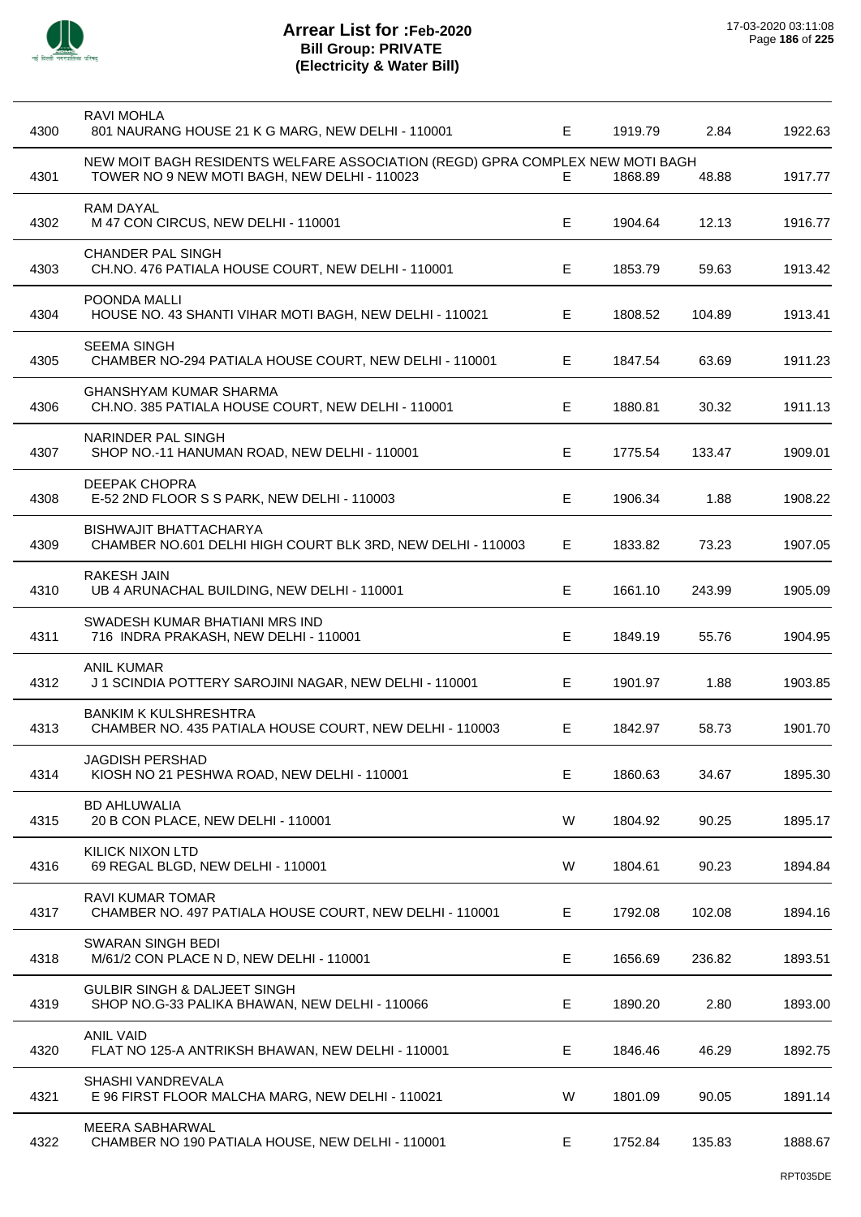# Arrear List for :Feb-2020
## Bill Group: PRIVATE
## (Electricity & Water Bill)

17-03-2020 03:11:08

| | | | | | |
|---|---|---|---|---|---|
| 4300 | RAVI MOHLA<br>801 NAURANG HOUSE 21 K G MARG, NEW DELHI - 110001 | E | 1919.79 | 2.84 | 1922.63 |
| 4301 | NEW MOIT BAGH RESIDENTS WELFARE ASSOCIATION (REGD) GPRA COMPLEX NEW MOTI BAGH<br>TOWER NO 9 NEW MOTI BAGH, NEW DELHI - 110023 | E | 1868.89 | 48.88 | 1917.77 |
| 4302 | RAM DAYAL<br>M 47 CON CIRCUS, NEW DELHI - 110001 | E | 1904.64 | 12.13 | 1916.77 |
| 4303 | CHANDER PAL SINGH<br>CH.NO. 476 PATIALA HOUSE COURT, NEW DELHI - 110001 | E | 1853.79 | 59.63 | 1913.42 |
| 4304 | POONDA MALLI<br>HOUSE NO. 43 SHANTI VIHAR MOTI BAGH, NEW DELHI - 110021 | E | 1808.52 | 104.89 | 1913.41 |
| 4305 | SEEMA SINGH<br>CHAMBER NO-294 PATIALA HOUSE COURT, NEW DELHI - 110001 | E | 1847.54 | 63.69 | 1911.23 |
| 4306 | GHANSHYAM KUMAR SHARMA<br>CH.NO. 385 PATIALA HOUSE COURT, NEW DELHI - 110001 | E | 1880.81 | 30.32 | 1911.13 |
| 4307 | NARINDER PAL SINGH<br>SHOP NO.-11 HANUMAN ROAD, NEW DELHI - 110001 | E | 1775.54 | 133.47 | 1909.01 |
| 4308 | DEEPAK CHOPRA<br>E-52 2ND FLOOR S S PARK, NEW DELHI - 110003 | E | 1906.34 | 1.88 | 1908.22 |
| 4309 | BISHWAJIT BHATTACHARYA<br>CHAMBER NO.601 DELHI HIGH COURT BLK 3RD, NEW DELHI - 110003 | E | 1833.82 | 73.23 | 1907.05 |
| 4310 | RAKESH JAIN<br>UB 4 ARUNACHAL BUILDING, NEW DELHI - 110001 | E | 1661.10 | 243.99 | 1905.09 |
| 4311 | SWADESH KUMAR BHATIANI MRS IND<br>716 INDRA PRAKASH, NEW DELHI - 110001 | E | 1849.19 | 55.76 | 1904.95 |
| 4312 | ANIL KUMAR<br>J 1 SCINDIA POTTERY SAROJINI NAGAR, NEW DELHI - 110001 | E | 1901.97 | 1.88 | 1903.85 |
| 4313 | BANKIM K KULSHRESHTRA<br>CHAMBER NO. 435 PATIALA HOUSE COURT, NEW DELHI - 110003 | E | 1842.97 | 58.73 | 1901.70 |
| 4314 | JAGDISH PERSHAD<br>KIOSH NO 21 PESHWA ROAD, NEW DELHI - 110001 | E | 1860.63 | 34.67 | 1895.30 |
| 4315 | BD AHLUWALIA<br>20 B CON PLACE, NEW DELHI - 110001 | W | 1804.92 | 90.25 | 1895.17 |
| 4316 | KILICK NIXON LTD<br>69 REGAL BLGD, NEW DELHI - 110001 | W | 1804.61 | 90.23 | 1894.84 |
| 4317 | RAVI KUMAR TOMAR<br>CHAMBER NO. 497 PATIALA HOUSE COURT, NEW DELHI - 110001 | E | 1792.08 | 102.08 | 1894.16 |
| 4318 | SWARAN SINGH BEDI<br>M/61/2 CON PLACE N D, NEW DELHI - 110001 | E | 1656.69 | 236.82 | 1893.51 |
| 4319 | GULBIR SINGH & DALJEET SINGH<br>SHOP NO.G-33 PALIKA BHAWAN, NEW DELHI - 110066 | E | 1890.20 | 2.80 | 1893.00 |
| 4320 | ANIL VAID<br>FLAT NO 125-A ANTRIKSH BHAWAN, NEW DELHI - 110001 | E | 1846.46 | 46.29 | 1892.75 |
| 4321 | SHASHI VANDREVALA<br>E 96 FIRST FLOOR MALCHA MARG, NEW DELHI - 110021 | W | 1801.09 | 90.05 | 1891.14 |
| 4322 | MEERA SABHARWAL<br>CHAMBER NO 190 PATIALA HOUSE, NEW DELHI - 110001 | E | 1752.84 | 135.83 | 1888.67 |

RPT035DE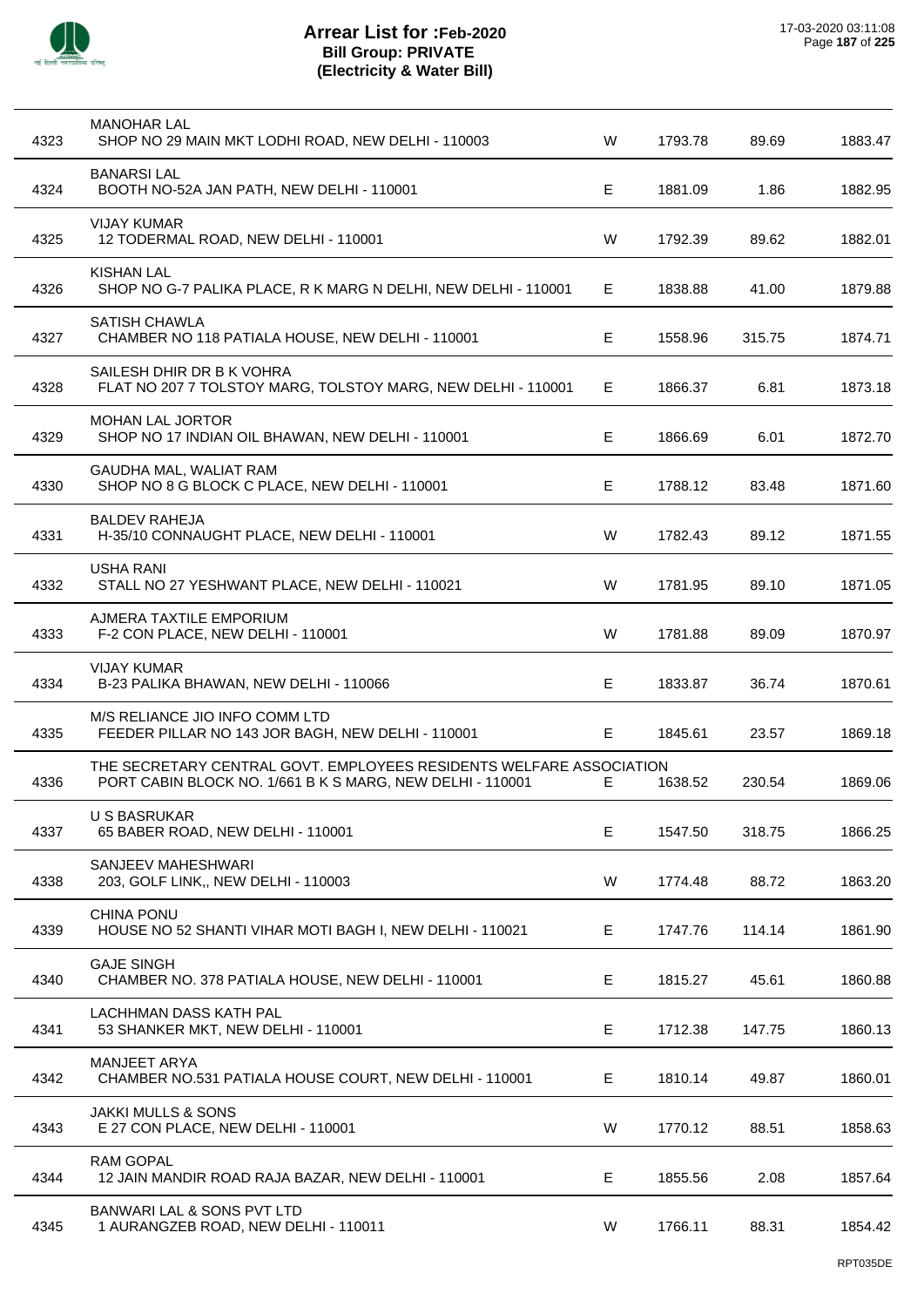# Arrear List for :Feb-2020
## Bill Group: PRIVATE
## (Electricity & Water Bill)

17-03-2020 03:11:08

| | | | | | |
|---|---|---|---|---|---|
| 4323 | MANOHAR LAL<br>SHOP NO 29 MAIN MKT LODHI ROAD, NEW DELHI - 110003 | W | 1793.78 | 89.69 | 1883.47 |
| 4324 | BANARSI LAL<br>BOOTH NO-52A JAN PATH, NEW DELHI - 110001 | E | 1881.09 | 1.86 | 1882.95 |
| 4325 | VIJAY KUMAR<br>12 TODERMAL ROAD, NEW DELHI - 110001 | W | 1792.39 | 89.62 | 1882.01 |
| 4326 | KISHAN LAL<br>SHOP NO G-7 PALIKA PLACE, R K MARG N DELHI, NEW DELHI - 110001 | E | 1838.88 | 41.00 | 1879.88 |
| 4327 | SATISH CHAWLA<br>CHAMBER NO 118 PATIALA HOUSE, NEW DELHI - 110001 | E | 1558.96 | 315.75 | 1874.71 |
| 4328 | SAILESH DHIR DR B K VOHRA<br>FLAT NO 207 7 TOLSTOY MARG, TOLSTOY MARG, NEW DELHI - 110001 | E | 1866.37 | 6.81 | 1873.18 |
| 4329 | MOHAN LAL JORTOR<br>SHOP NO 17 INDIAN OIL BHAWAN, NEW DELHI - 110001 | E | 1866.69 | 6.01 | 1872.70 |
| 4330 | GAUDHA MAL, WALIAT RAM<br>SHOP NO 8 G BLOCK C PLACE, NEW DELHI - 110001 | E | 1788.12 | 83.48 | 1871.60 |
| 4331 | BALDEV RAHEJA<br>H-35/10 CONNAUGHT PLACE, NEW DELHI - 110001 | W | 1782.43 | 89.12 | 1871.55 |
| 4332 | USHA RANI<br>STALL NO 27 YESHWANT PLACE, NEW DELHI - 110021 | W | 1781.95 | 89.10 | 1871.05 |
| 4333 | AJMERA TAXTILE EMPORIUM<br>F-2 CON PLACE, NEW DELHI - 110001 | W | 1781.88 | 89.09 | 1870.97 |
| 4334 | VIJAY KUMAR<br>B-23 PALIKA BHAWAN, NEW DELHI - 110066 | E | 1833.87 | 36.74 | 1870.61 |
| 4335 | M/S RELIANCE JIO INFO COMM LTD<br>FEEDER PILLAR NO 143 JOR BAGH, NEW DELHI - 110001 | E | 1845.61 | 23.57 | 1869.18 |
| 4336 | THE SECRETARY CENTRAL GOVT. EMPLOYEES RESIDENTS WELFARE ASSOCIATION<br>PORT CABIN BLOCK NO. 1/661 B K S MARG, NEW DELHI - 110001 | E | 1638.52 | 230.54 | 1869.06 |
| 4337 | U S BASRUKAR<br>65 BABER ROAD, NEW DELHI - 110001 | E | 1547.50 | 318.75 | 1866.25 |
| 4338 | SANJEEV MAHESHWARI<br>203, GOLF LINK,, NEW DELHI - 110003 | W | 1774.48 | 88.72 | 1863.20 |
| 4339 | CHINA PONU<br>HOUSE NO 52 SHANTI VIHAR MOTI BAGH I, NEW DELHI - 110021 | E | 1747.76 | 114.14 | 1861.90 |
| 4340 | GAJE SINGH<br>CHAMBER NO. 378 PATIALA HOUSE, NEW DELHI - 110001 | E | 1815.27 | 45.61 | 1860.88 |
| 4341 | LACHHMAN DASS KATH PAL<br>53 SHANKER MKT, NEW DELHI - 110001 | E | 1712.38 | 147.75 | 1860.13 |
| 4342 | MANJEET ARYA<br>CHAMBER NO.531 PATIALA HOUSE COURT, NEW DELHI - 110001 | E | 1810.14 | 49.87 | 1860.01 |
| 4343 | JAKKI MULLS & SONS<br>E 27 CON PLACE, NEW DELHI - 110001 | W | 1770.12 | 88.51 | 1858.63 |
| 4344 | RAM GOPAL<br>12 JAIN MANDIR ROAD RAJA BAZAR, NEW DELHI - 110001 | E | 1855.56 | 2.08 | 1857.64 |
| 4345 | BANWARI LAL & SONS PVT LTD<br>1 AURANGZEB ROAD, NEW DELHI - 110011 | W | 1766.11 | 88.31 | 1854.42 |

RPT035DE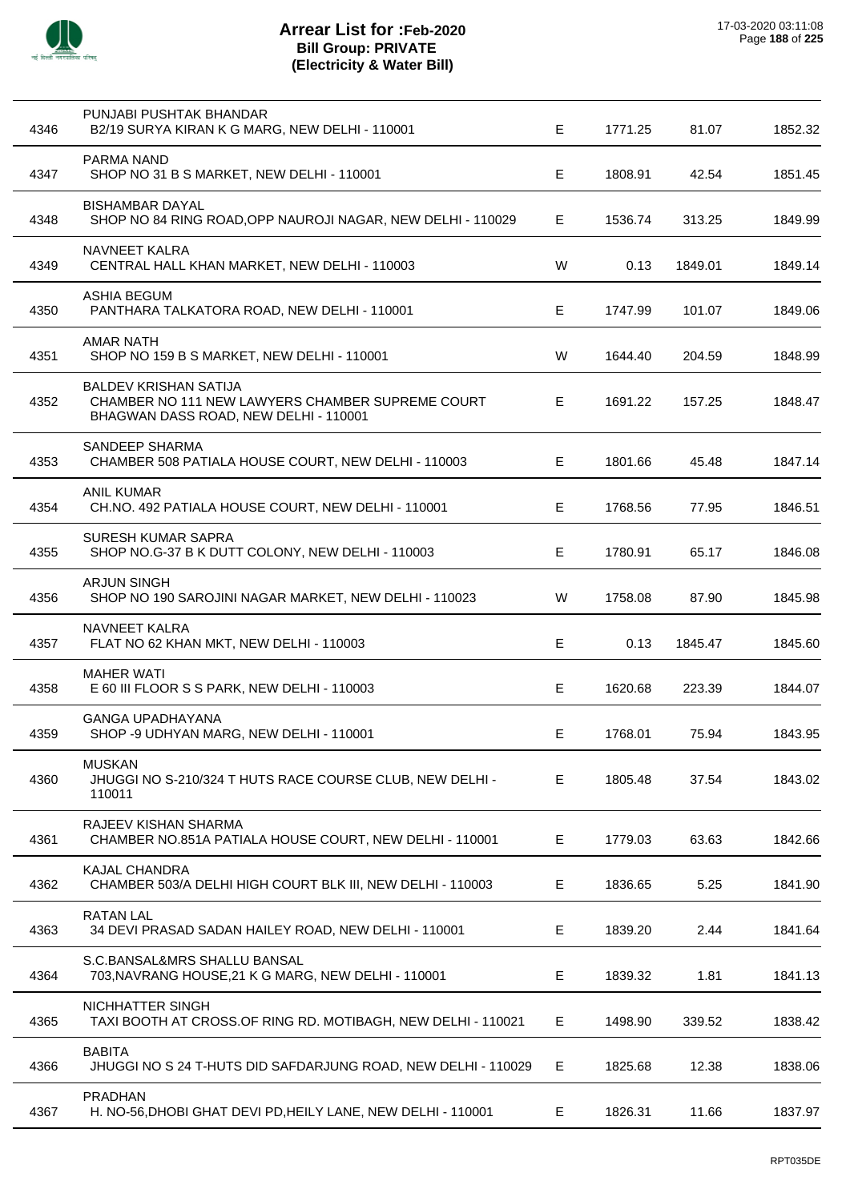# Arrear List for :Feb-2020
## Bill Group: PRIVATE
## (Electricity & Water Bill)

17-03-2020 03:11:08

| | | | | | |
|---|---|---|---|---|---|
| 4346 | PUNJABI PUSHTAK BHANDAR<br>B2/19 SURYA KIRAN K G MARG, NEW DELHI - 110001 | E | 1771.25 | 81.07 | 1852.32 |
| 4347 | PARMA NAND<br>SHOP NO 31 B S MARKET, NEW DELHI - 110001 | E | 1808.91 | 42.54 | 1851.45 |
| 4348 | BISHAMBAR DAYAL<br>SHOP NO 84 RING ROAD,OPP NAUROJI NAGAR, NEW DELHI - 110029 | E | 1536.74 | 313.25 | 1849.99 |
| 4349 | NAVNEET KALRA<br>CENTRAL HALL KHAN MARKET, NEW DELHI - 110003 | W | 0.13 | 1849.01 | 1849.14 |
| 4350 | ASHIA BEGUM<br>PANTHARA TALKATORA ROAD, NEW DELHI - 110001 | E | 1747.99 | 101.07 | 1849.06 |
| 4351 | AMAR NATH<br>SHOP NO 159 B S MARKET, NEW DELHI - 110001 | W | 1644.40 | 204.59 | 1848.99 |
| 4352 | BALDEV KRISHAN SATIJA<br>CHAMBER NO 111 NEW LAWYERS CHAMBER SUPREME COURT BHAGWAN DASS ROAD, NEW DELHI - 110001 | E | 1691.22 | 157.25 | 1848.47 |
| 4353 | SANDEEP SHARMA<br>CHAMBER 508 PATIALA HOUSE COURT, NEW DELHI - 110003 | E | 1801.66 | 45.48 | 1847.14 |
| 4354 | ANIL KUMAR<br>CH.NO. 492 PATIALA HOUSE COURT, NEW DELHI - 110001 | E | 1768.56 | 77.95 | 1846.51 |
| 4355 | SURESH KUMAR SAPRA<br>SHOP NO.G-37 B K DUTT COLONY, NEW DELHI - 110003 | E | 1780.91 | 65.17 | 1846.08 |
| 4356 | ARJUN SINGH<br>SHOP NO 190 SAROJINI NAGAR MARKET, NEW DELHI - 110023 | W | 1758.08 | 87.90 | 1845.98 |
| 4357 | NAVNEET KALRA<br>FLAT NO 62 KHAN MKT, NEW DELHI - 110003 | E | 0.13 | 1845.47 | 1845.60 |
| 4358 | MAHER WATI<br>E 60 III FLOOR S S PARK, NEW DELHI - 110003 | E | 1620.68 | 223.39 | 1844.07 |
| 4359 | GANGA UPADHAYANA<br>SHOP -9 UDHYAN MARG, NEW DELHI - 110001 | E | 1768.01 | 75.94 | 1843.95 |
| 4360 | MUSKAN<br>JHUGGI NO S-210/324 T HUTS RACE COURSE CLUB, NEW DELHI - 110011 | E | 1805.48 | 37.54 | 1843.02 |
| 4361 | RAJEEV KISHAN SHARMA<br>CHAMBER NO.851A PATIALA HOUSE COURT, NEW DELHI - 110001 | E | 1779.03 | 63.63 | 1842.66 |
| 4362 | KAJAL CHANDRA<br>CHAMBER 503/A DELHI HIGH COURT BLK III, NEW DELHI - 110003 | E | 1836.65 | 5.25 | 1841.90 |
| 4363 | RATAN LAL<br>34 DEVI PRASAD SADAN HAILEY ROAD, NEW DELHI - 110001 | E | 1839.20 | 2.44 | 1841.64 |
| 4364 | S.C.BANSAL&MRS SHALLU BANSAL<br>703,NAVRANG HOUSE,21 K G MARG, NEW DELHI - 110001 | E | 1839.32 | 1.81 | 1841.13 |
| 4365 | NICHHATTER SINGH<br>TAXI BOOTH AT CROSS.OF RING RD. MOTIBAGH, NEW DELHI - 110021 | E | 1498.90 | 339.52 | 1838.42 |
| 4366 | BABITA<br>JHUGGI NO S 24 T-HUTS DID SAFDARJUNG ROAD, NEW DELHI - 110029 | E | 1825.68 | 12.38 | 1838.06 |
| 4367 | PRADHAN<br>H. NO-56,DHOBI GHAT DEVI PD,HEILY LANE, NEW DELHI - 110001 | E | 1826.31 | 11.66 | 1837.97 |

RPT035DE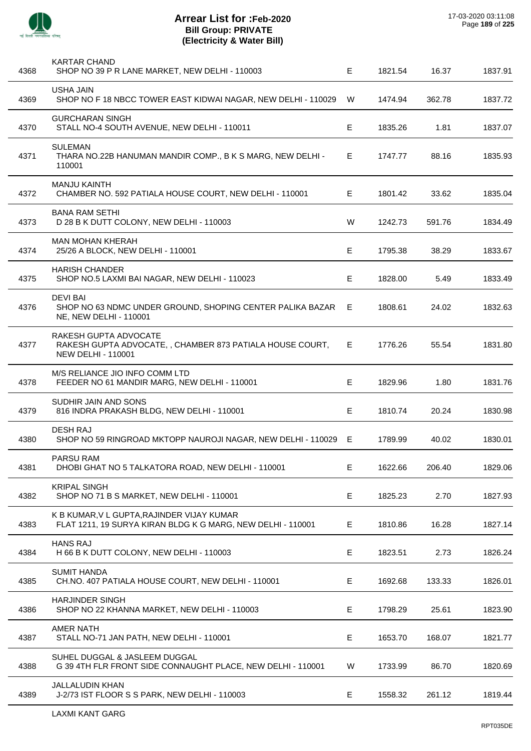# Arrear List for :Feb-2020
## Bill Group: PRIVATE
## (Electricity & Water Bill)

17-03-2020 03:11:08

| | | | | | |
|---|---|---|---|---|---|
| 4368 | KARTAR CHAND<br>SHOP NO 39 P R LANE MARKET, NEW DELHI - 110003 | E | 1821.54 | 16.37 | 1837.91 |
| 4369 | USHA JAIN<br>SHOP NO F 18 NBCC TOWER EAST KIDWAI NAGAR, NEW DELHI - 110029 | W | 1474.94 | 362.78 | 1837.72 |
| 4370 | GURCHARAN SINGH<br>STALL NO-4 SOUTH AVENUE, NEW DELHI - 110011 | E | 1835.26 | 1.81 | 1837.07 |
| 4371 | SULEMAN<br>THARA NO.22B HANUMAN MANDIR COMP., B K S MARG, NEW DELHI - 110001 | E | 1747.77 | 88.16 | 1835.93 |
| 4372 | MANJU KAINTH<br>CHAMBER NO. 592 PATIALA HOUSE COURT, NEW DELHI - 110001 | E | 1801.42 | 33.62 | 1835.04 |
| 4373 | BANA RAM SETHI<br>D 28 B K DUTT COLONY, NEW DELHI - 110003 | W | 1242.73 | 591.76 | 1834.49 |
| 4374 | MAN MOHAN KHERAH<br>25/26 A BLOCK, NEW DELHI - 110001 | E | 1795.38 | 38.29 | 1833.67 |
| 4375 | HARISH CHANDER<br>SHOP NO.5 LAXMI BAI NAGAR, NEW DELHI - 110023 | E | 1828.00 | 5.49 | 1833.49 |
| 4376 | DEVI BAI<br>SHOP NO 63 NDMC UNDER GROUND, SHOPING CENTER PALIKA BAZAR NE, NEW DELHI - 110001 | E | 1808.61 | 24.02 | 1832.63 |
| 4377 | RAKESH GUPTA ADVOCATE<br>RAKESH GUPTA ADVOCATE, , CHAMBER 873 PATIALA HOUSE COURT, NEW DELHI - 110001 | E | 1776.26 | 55.54 | 1831.80 |
| 4378 | M/S RELIANCE JIO INFO COMM LTD<br>FEEDER NO 61 MANDIR MARG, NEW DELHI - 110001 | E | 1829.96 | 1.80 | 1831.76 |
| 4379 | SUDHIR JAIN AND SONS<br>816 INDRA PRAKASH BLDG, NEW DELHI - 110001 | E | 1810.74 | 20.24 | 1830.98 |
| 4380 | DESH RAJ<br>SHOP NO 59 RINGROAD MKTOPP NAUROJI NAGAR, NEW DELHI - 110029 | E | 1789.99 | 40.02 | 1830.01 |
| 4381 | PARSU RAM<br>DHOBI GHAT NO 5 TALKATORA ROAD, NEW DELHI - 110001 | E | 1622.66 | 206.40 | 1829.06 |
| 4382 | KRIPAL SINGH<br>SHOP NO 71 B S MARKET, NEW DELHI - 110001 | E | 1825.23 | 2.70 | 1827.93 |
| 4383 | K B KUMAR,V L GUPTA,RAJINDER VIJAY KUMAR<br>FLAT 1211, 19 SURYA KIRAN BLDG K G MARG, NEW DELHI - 110001 | E | 1810.86 | 16.28 | 1827.14 |
| 4384 | HANS RAJ<br>H 66 B K DUTT COLONY, NEW DELHI - 110003 | E | 1823.51 | 2.73 | 1826.24 |
| 4385 | SUMIT HANDA<br>CH.NO. 407 PATIALA HOUSE COURT, NEW DELHI - 110001 | E | 1692.68 | 133.33 | 1826.01 |
| 4386 | HARJINDER SINGH<br>SHOP NO 22 KHANNA MARKET, NEW DELHI - 110003 | E | 1798.29 | 25.61 | 1823.90 |
| 4387 | AMER NATH<br>STALL NO-71 JAN PATH, NEW DELHI - 110001 | E | 1653.70 | 168.07 | 1821.77 |
| 4388 | SUHEL DUGGAL & JASLEEM DUGGAL<br>G 39 4TH FLR FRONT SIDE CONNAUGHT PLACE, NEW DELHI - 110001 | W | 1733.99 | 86.70 | 1820.69 |
| 4389 | JALLALUDIN KHAN<br>J-2/73 IST FLOOR S S PARK, NEW DELHI - 110003 | E | 1558.32 | 261.12 | 1819.44 |
| | LAXMI KANT GARG | | | | |

RPT035DE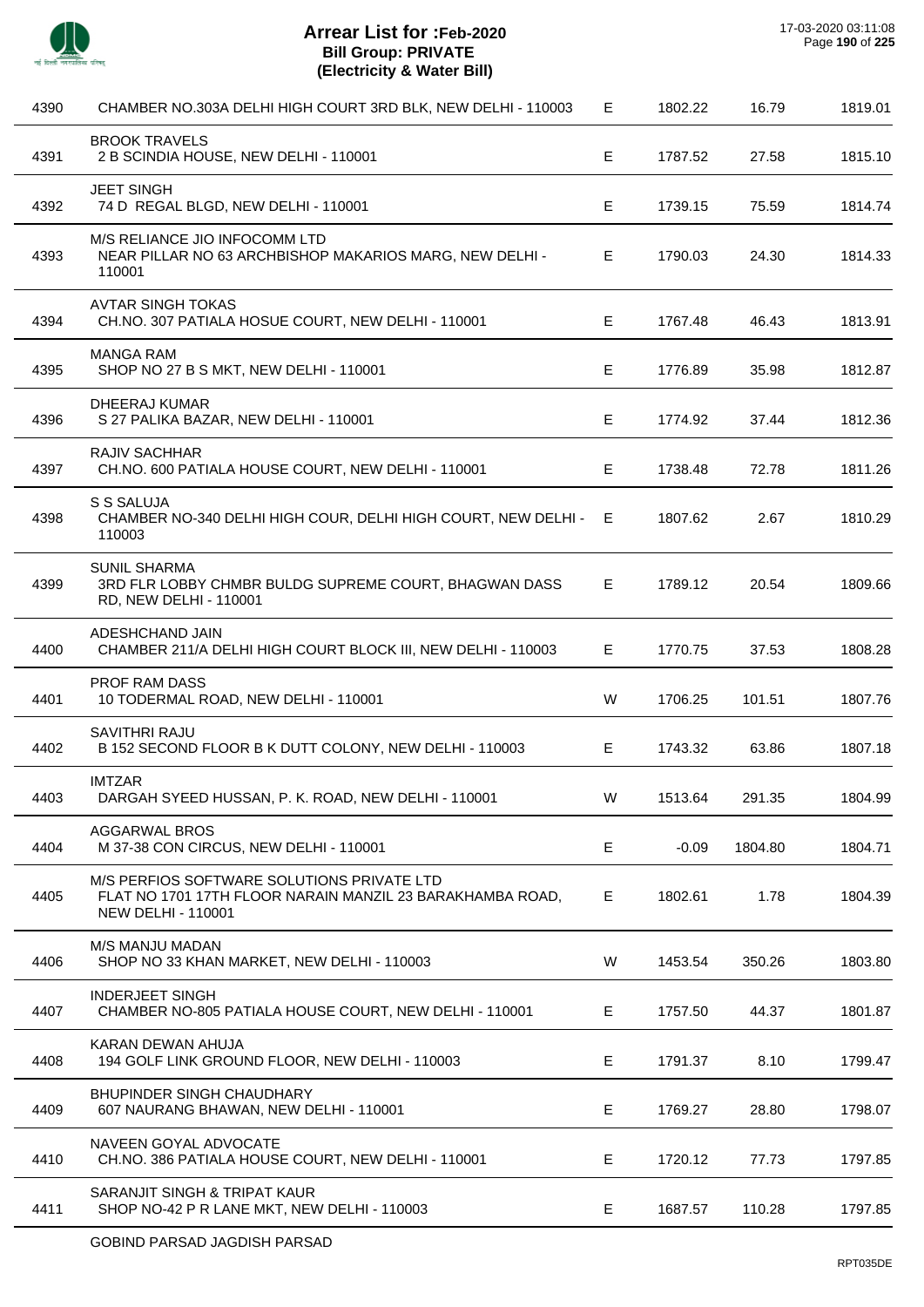# Arrear List for :Feb-2020
## Bill Group: PRIVATE
### (Electricity & Water Bill)

17-03-2020 03:11:08

| | | | | | |
|---|---|---|---|---|---|
| 4390 | CHAMBER NO.303A DELHI HIGH COURT 3RD BLK, NEW DELHI - 110003 | E | 1802.22 | 16.79 | 1819.01 |
| 4391 | BROOK TRAVELS<br>2 B SCINDIA HOUSE, NEW DELHI - 110001 | E | 1787.52 | 27.58 | 1815.10 |
| 4392 | JEET SINGH<br>74 D REGAL BLGD, NEW DELHI - 110001 | E | 1739.15 | 75.59 | 1814.74 |
| 4393 | M/S RELIANCE JIO INFOCOMM LTD<br>NEAR PILLAR NO 63 ARCHBISHOP MAKARIOS MARG, NEW DELHI - 110001 | E | 1790.03 | 24.30 | 1814.33 |
| 4394 | AVTAR SINGH TOKAS<br>CH.NO. 307 PATIALA HOSUE COURT, NEW DELHI - 110001 | E | 1767.48 | 46.43 | 1813.91 |
| 4395 | MANGA RAM<br>SHOP NO 27 B S MKT, NEW DELHI - 110001 | E | 1776.89 | 35.98 | 1812.87 |
| 4396 | DHEERAJ KUMAR<br>S 27 PALIKA BAZAR, NEW DELHI - 110001 | E | 1774.92 | 37.44 | 1812.36 |
| 4397 | RAJIV SACHHAR<br>CH.NO. 600 PATIALA HOUSE COURT, NEW DELHI - 110001 | E | 1738.48 | 72.78 | 1811.26 |
| 4398 | S S SALUJA<br>CHAMBER NO-340 DELHI HIGH COUR, DELHI HIGH COURT, NEW DELHI - 110003 | E | 1807.62 | 2.67 | 1810.29 |
| 4399 | SUNIL SHARMA<br>3RD FLR LOBBY CHMBR BULDG SUPREME COURT, BHAGWAN DASS RD, NEW DELHI - 110001 | E | 1789.12 | 20.54 | 1809.66 |
| 4400 | ADESHCHAND JAIN<br>CHAMBER 211/A DELHI HIGH COURT BLOCK III, NEW DELHI - 110003 | E | 1770.75 | 37.53 | 1808.28 |
| 4401 | PROF RAM DASS<br>10 TODERMAL ROAD, NEW DELHI - 110001 | W | 1706.25 | 101.51 | 1807.76 |
| 4402 | SAVITHRI RAJU<br>B 152 SECOND FLOOR B K DUTT COLONY, NEW DELHI - 110003 | E | 1743.32 | 63.86 | 1807.18 |
| 4403 | IMTZAR<br>DARGAH SYEED HUSSAN, P. K. ROAD, NEW DELHI - 110001 | W | 1513.64 | 291.35 | 1804.99 |
| 4404 | AGGARWAL BROS<br>M 37-38 CON CIRCUS, NEW DELHI - 110001 | E | -0.09 | 1804.80 | 1804.71 |
| 4405 | M/S PERFIOS SOFTWARE SOLUTIONS PRIVATE LTD<br>FLAT NO 1701 17TH FLOOR NARAIN MANZIL 23 BARAKHAMBA ROAD, NEW DELHI - 110001 | E | 1802.61 | 1.78 | 1804.39 |
| 4406 | M/S MANJU MADAN<br>SHOP NO 33 KHAN MARKET, NEW DELHI - 110003 | W | 1453.54 | 350.26 | 1803.80 |
| 4407 | INDERJEET SINGH<br>CHAMBER NO-805 PATIALA HOUSE COURT, NEW DELHI - 110001 | E | 1757.50 | 44.37 | 1801.87 |
| 4408 | KARAN DEWAN AHUJA<br>194 GOLF LINK GROUND FLOOR, NEW DELHI - 110003 | E | 1791.37 | 8.10 | 1799.47 |
| 4409 | BHUPINDER SINGH CHAUDHARY<br>607 NAURANG BHAWAN, NEW DELHI - 110001 | E | 1769.27 | 28.80 | 1798.07 |
| 4410 | NAVEEN GOYAL ADVOCATE<br>CH.NO. 386 PATIALA HOUSE COURT, NEW DELHI - 110001 | E | 1720.12 | 77.73 | 1797.85 |
| 4411 | SARANJIT SINGH & TRIPAT KAUR<br>SHOP NO-42 P R LANE MKT, NEW DELHI - 110003 | E | 1687.57 | 110.28 | 1797.85 |

GOBIND PARSAD JAGDISH PARSAD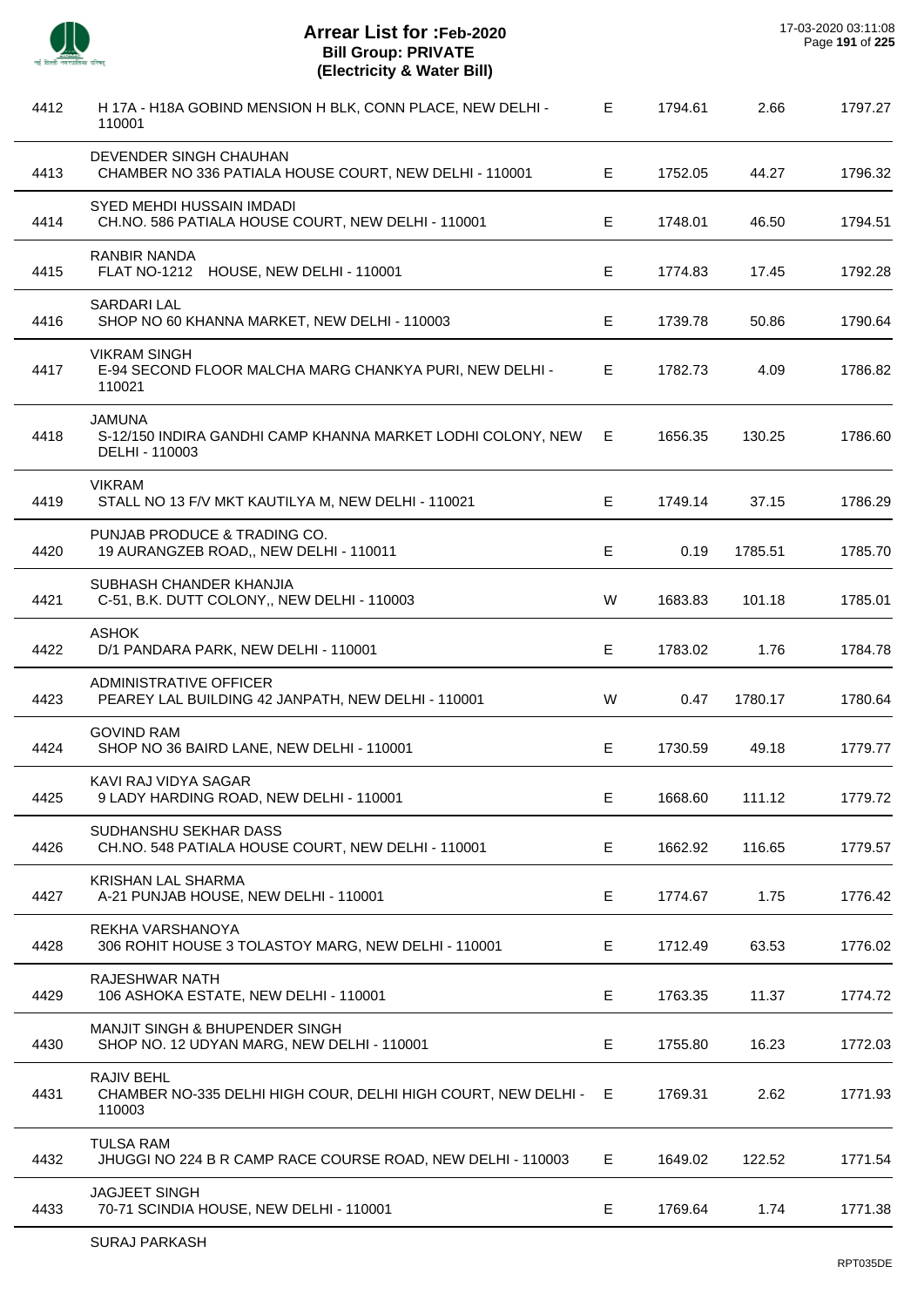# Arrear List for :Feb-2020
## Bill Group: PRIVATE
### (Electricity & Water Bill)

| | | | | | |
|---|---|---|---|---|---|
| 4412 | H 17A - H18A GOBIND MENSION H BLK, CONN PLACE, NEW DELHI - 110001 | E | 1794.61 | 2.66 | 1797.27 |
| 4413 | DEVENDER SINGH CHAUHAN<br>CHAMBER NO 336 PATIALA HOUSE COURT, NEW DELHI - 110001 | E | 1752.05 | 44.27 | 1796.32 |
| 4414 | SYED MEHDI HUSSAIN IMDADI<br>CH.NO. 586 PATIALA HOUSE COURT, NEW DELHI - 110001 | E | 1748.01 | 46.50 | 1794.51 |
| 4415 | RANBIR NANDA<br>FLAT NO-1212 HOUSE, NEW DELHI - 110001 | E | 1774.83 | 17.45 | 1792.28 |
| 4416 | SARDARI LAL<br>SHOP NO 60 KHANNA MARKET, NEW DELHI - 110003 | E | 1739.78 | 50.86 | 1790.64 |
| 4417 | VIKRAM SINGH<br>E-94 SECOND FLOOR MALCHA MARG CHANKYA PURI, NEW DELHI - 110021 | E | 1782.73 | 4.09 | 1786.82 |
| 4418 | JAMUNA<br>S-12/150 INDIRA GANDHI CAMP KHANNA MARKET LODHI COLONY, NEW DELHI - 110003 | E | 1656.35 | 130.25 | 1786.60 |
| 4419 | VIKRAM<br>STALL NO 13 F/V MKT KAUTILYA M, NEW DELHI - 110021 | E | 1749.14 | 37.15 | 1786.29 |
| 4420 | PUNJAB PRODUCE & TRADING CO.<br>19 AURANGZEB ROAD,, NEW DELHI - 110011 | E | 0.19 | 1785.51 | 1785.70 |
| 4421 | SUBHASH CHANDER KHANJIA<br>C-51, B.K. DUTT COLONY,, NEW DELHI - 110003 | W | 1683.83 | 101.18 | 1785.01 |
| 4422 | ASHOK<br>D/1 PANDARA PARK, NEW DELHI - 110001 | E | 1783.02 | 1.76 | 1784.78 |
| 4423 | ADMINISTRATIVE OFFICER<br>PEAREY LAL BUILDING 42 JANPATH, NEW DELHI - 110001 | W | 0.47 | 1780.17 | 1780.64 |
| 4424 | GOVIND RAM<br>SHOP NO 36 BAIRD LANE, NEW DELHI - 110001 | E | 1730.59 | 49.18 | 1779.77 |
| 4425 | KAVI RAJ VIDYA SAGAR<br>9 LADY HARDING ROAD, NEW DELHI - 110001 | E | 1668.60 | 111.12 | 1779.72 |
| 4426 | SUDHANSHU SEKHAR DASS<br>CH.NO. 548 PATIALA HOUSE COURT, NEW DELHI - 110001 | E | 1662.92 | 116.65 | 1779.57 |
| 4427 | KRISHAN LAL SHARMA<br>A-21 PUNJAB HOUSE, NEW DELHI - 110001 | E | 1774.67 | 1.75 | 1776.42 |
| 4428 | REKHA VARSHANOYA<br>306 ROHIT HOUSE 3 TOLASTOY MARG, NEW DELHI - 110001 | E | 1712.49 | 63.53 | 1776.02 |
| 4429 | RAJESHWAR NATH<br>106 ASHOKA ESTATE, NEW DELHI - 110001 | E | 1763.35 | 11.37 | 1774.72 |
| 4430 | MANJIT SINGH & BHUPENDER SINGH<br>SHOP NO. 12 UDYAN MARG, NEW DELHI - 110001 | E | 1755.80 | 16.23 | 1772.03 |
| 4431 | RAJIV BEHL<br>CHAMBER NO-335 DELHI HIGH COUR, DELHI HIGH COURT, NEW DELHI - 110003 | E | 1769.31 | 2.62 | 1771.93 |
| 4432 | TULSA RAM<br>JHUGGI NO 224 B R CAMP RACE COURSE ROAD, NEW DELHI - 110003 | E | 1649.02 | 122.52 | 1771.54 |
| 4433 | JAGJEET SINGH<br>70-71 SCINDIA HOUSE, NEW DELHI - 110001 | E | 1769.64 | 1.74 | 1771.38 |

SURAJ PARKASH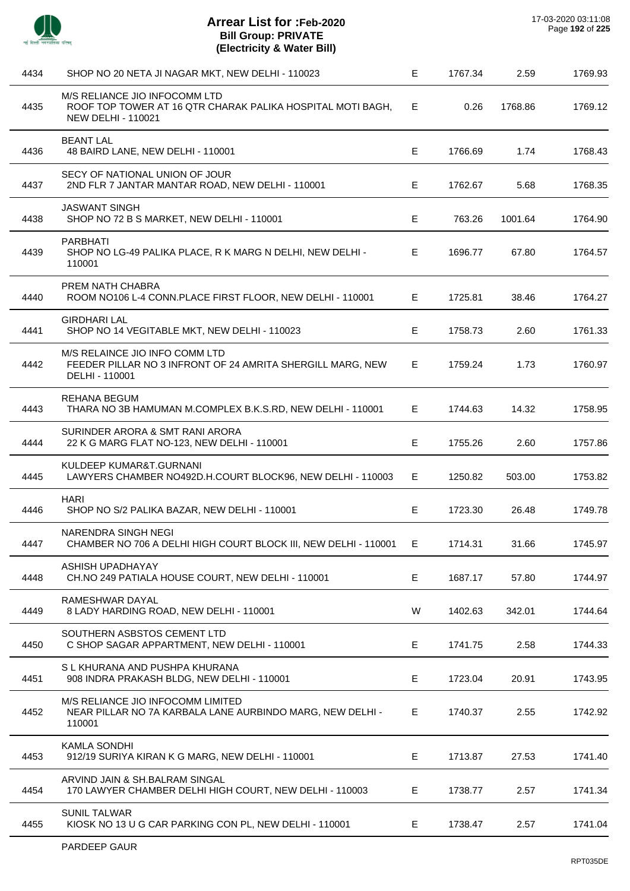# Arrear List for :Feb-2020
## Bill Group: PRIVATE
## (Electricity & Water Bill)

17-03-2020 03:11:08

| | | | | | |
|---|---|---|---|---|---|
| 4434 | SHOP NO 20 NETA JI NAGAR MKT, NEW DELHI - 110023 | E | 1767.34 | 2.59 | 1769.93 |
| 4435 | M/S RELIANCE JIO INFOCOMM LTD<br>ROOF TOP TOWER AT 16 QTR CHARAK PALIKA HOSPITAL MOTI BAGH, NEW DELHI - 110021 | E | 0.26 | 1768.86 | 1769.12 |
| 4436 | BEANT LAL<br>48 BAIRD LANE, NEW DELHI - 110001 | E | 1766.69 | 1.74 | 1768.43 |
| 4437 | SECY OF NATIONAL UNION OF JOUR<br>2ND FLR 7 JANTAR MANTAR ROAD, NEW DELHI - 110001 | E | 1762.67 | 5.68 | 1768.35 |
| 4438 | JASWANT SINGH<br>SHOP NO 72 B S MARKET, NEW DELHI - 110001 | E | 763.26 | 1001.64 | 1764.90 |
| 4439 | PARBHATI<br>SHOP NO LG-49 PALIKA PLACE, R K MARG N DELHI, NEW DELHI - 110001 | E | 1696.77 | 67.80 | 1764.57 |
| 4440 | PREM NATH CHABRA<br>ROOM NO106 L-4 CONN.PLACE FIRST FLOOR, NEW DELHI - 110001 | E | 1725.81 | 38.46 | 1764.27 |
| 4441 | GIRDHARI LAL<br>SHOP NO 14 VEGITABLE MKT, NEW DELHI - 110023 | E | 1758.73 | 2.60 | 1761.33 |
| 4442 | M/S RELAINCE JIO INFO COMM LTD<br>FEEDER PILLAR NO 3 INFRONT OF 24 AMRITA SHERGILL MARG, NEW DELHI - 110001 | E | 1759.24 | 1.73 | 1760.97 |
| 4443 | REHANA BEGUM<br>THARA NO 3B HAMUMAN M.COMPLEX B.K.S.RD, NEW DELHI - 110001 | E | 1744.63 | 14.32 | 1758.95 |
| 4444 | SURINDER ARORA & SMT RANI ARORA<br>22 K G MARG FLAT NO-123, NEW DELHI - 110001 | E | 1755.26 | 2.60 | 1757.86 |
| 4445 | KULDEEP KUMAR&T.GURNANI<br>LAWYERS CHAMBER NO492D.H.COURT BLOCK96, NEW DELHI - 110003 | E | 1250.82 | 503.00 | 1753.82 |
| 4446 | HARI<br>SHOP NO S/2 PALIKA BAZAR, NEW DELHI - 110001 | E | 1723.30 | 26.48 | 1749.78 |
| 4447 | NARENDRA SINGH NEGI<br>CHAMBER NO 706 A DELHI HIGH COURT BLOCK III, NEW DELHI - 110001 | E | 1714.31 | 31.66 | 1745.97 |
| 4448 | ASHISH UPADHAYAY<br>CH.NO 249 PATIALA HOUSE COURT, NEW DELHI - 110001 | E | 1687.17 | 57.80 | 1744.97 |
| 4449 | RAMESHWAR DAYAL<br>8 LADY HARDING ROAD, NEW DELHI - 110001 | W | 1402.63 | 342.01 | 1744.64 |
| 4450 | SOUTHERN ASBSTOS CEMENT LTD<br>C SHOP SAGAR APPARTMENT, NEW DELHI - 110001 | E | 1741.75 | 2.58 | 1744.33 |
| 4451 | S L KHURANA AND PUSHPA KHURANA<br>908 INDRA PRAKASH BLDG, NEW DELHI - 110001 | E | 1723.04 | 20.91 | 1743.95 |
| 4452 | M/S RELIANCE JIO INFOCOMM LIMITED<br>NEAR PILLAR NO 7A KARBALA LANE AURBINDO MARG, NEW DELHI - 110001 | E | 1740.37 | 2.55 | 1742.92 |
| 4453 | KAMLA SONDHI<br>912/19 SURIYA KIRAN K G MARG, NEW DELHI - 110001 | E | 1713.87 | 27.53 | 1741.40 |
| 4454 | ARVIND JAIN & SH.BALRAM SINGAL<br>170 LAWYER CHAMBER DELHI HIGH COURT, NEW DELHI - 110003 | E | 1738.77 | 2.57 | 1741.34 |
| 4455 | SUNIL TALWAR<br>KIOSK NO 13 U G CAR PARKING CON PL, NEW DELHI - 110001 | E | 1738.47 | 2.57 | 1741.04 |
| | PARDEEP GAUR | | | | |

RPT035DE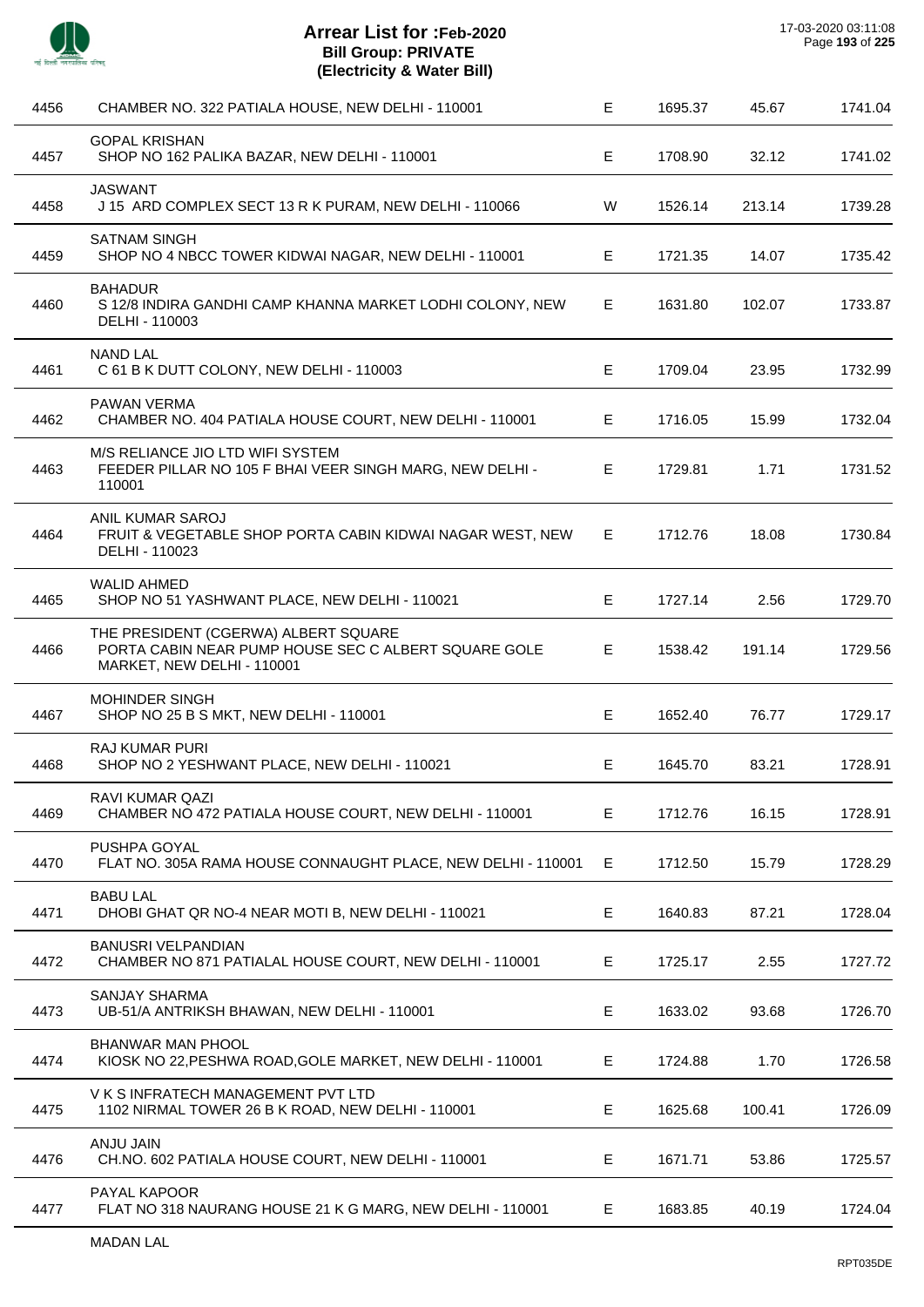# Arrear List for :Feb-2020
## Bill Group: PRIVATE
## (Electricity & Water Bill)

17-03-2020 03:11:08

| | | | | | |
|---|---|---|---|---|---|
| 4456 | CHAMBER NO. 322 PATIALA HOUSE, NEW DELHI - 110001 | E | 1695.37 | 45.67 | 1741.04 |
| 4457 | GOPAL KRISHAN<br>SHOP NO 162 PALIKA BAZAR, NEW DELHI - 110001 | E | 1708.90 | 32.12 | 1741.02 |
| 4458 | JASWANT<br>J 15 ARD COMPLEX SECT 13 R K PURAM, NEW DELHI - 110066 | W | 1526.14 | 213.14 | 1739.28 |
| 4459 | SATNAM SINGH<br>SHOP NO 4 NBCC TOWER KIDWAI NAGAR, NEW DELHI - 110001 | E | 1721.35 | 14.07 | 1735.42 |
| 4460 | BAHADUR<br>S 12/8 INDIRA GANDHI CAMP KHANNA MARKET LODHI COLONY, NEW DELHI - 110003 | E | 1631.80 | 102.07 | 1733.87 |
| 4461 | NAND LAL<br>C 61 B K DUTT COLONY, NEW DELHI - 110003 | E | 1709.04 | 23.95 | 1732.99 |
| 4462 | PAWAN VERMA<br>CHAMBER NO. 404 PATIALA HOUSE COURT, NEW DELHI - 110001 | E | 1716.05 | 15.99 | 1732.04 |
| 4463 | M/S RELIANCE JIO LTD WIFI SYSTEM<br>FEEDER PILLAR NO 105 F BHAI VEER SINGH MARG, NEW DELHI - 110001 | E | 1729.81 | 1.71 | 1731.52 |
| 4464 | ANIL KUMAR SAROJ<br>FRUIT & VEGETABLE SHOP PORTA CABIN KIDWAI NAGAR WEST, NEW DELHI - 110023 | E | 1712.76 | 18.08 | 1730.84 |
| 4465 | WALID AHMED<br>SHOP NO 51 YASHWANT PLACE, NEW DELHI - 110021 | E | 1727.14 | 2.56 | 1729.70 |
| 4466 | THE PRESIDENT (CGERWA) ALBERT SQUARE<br>PORTA CABIN NEAR PUMP HOUSE SEC C ALBERT SQUARE GOLE MARKET, NEW DELHI - 110001 | E | 1538.42 | 191.14 | 1729.56 |
| 4467 | MOHINDER SINGH<br>SHOP NO 25 B S MKT, NEW DELHI - 110001 | E | 1652.40 | 76.77 | 1729.17 |
| 4468 | RAJ KUMAR PURI<br>SHOP NO 2 YESHWANT PLACE, NEW DELHI - 110021 | E | 1645.70 | 83.21 | 1728.91 |
| 4469 | RAVI KUMAR QAZI<br>CHAMBER NO 472 PATIALA HOUSE COURT, NEW DELHI - 110001 | E | 1712.76 | 16.15 | 1728.91 |
| 4470 | PUSHPA GOYAL<br>FLAT NO. 305A RAMA HOUSE CONNAUGHT PLACE, NEW DELHI - 110001 | E | 1712.50 | 15.79 | 1728.29 |
| 4471 | BABU LAL<br>DHOBI GHAT QR NO-4 NEAR MOTI B, NEW DELHI - 110021 | E | 1640.83 | 87.21 | 1728.04 |
| 4472 | BANUSRI VELPANDIAN<br>CHAMBER NO 871 PATIALAL HOUSE COURT, NEW DELHI - 110001 | E | 1725.17 | 2.55 | 1727.72 |
| 4473 | SANJAY SHARMA<br>UB-51/A ANTRIKSH BHAWAN, NEW DELHI - 110001 | E | 1633.02 | 93.68 | 1726.70 |
| 4474 | BHANWAR MAN PHOOL<br>KIOSK NO 22,PESHWA ROAD,GOLE MARKET, NEW DELHI - 110001 | E | 1724.88 | 1.70 | 1726.58 |
| 4475 | V K S INFRATECH MANAGEMENT PVT LTD<br>1102 NIRMAL TOWER 26 B K ROAD, NEW DELHI - 110001 | E | 1625.68 | 100.41 | 1726.09 |
| 4476 | ANJU JAIN<br>CH.NO. 602 PATIALA HOUSE COURT, NEW DELHI - 110001 | E | 1671.71 | 53.86 | 1725.57 |
| 4477 | PAYAL KAPOOR<br>FLAT NO 318 NAURANG HOUSE 21 K G MARG, NEW DELHI - 110001 | E | 1683.85 | 40.19 | 1724.04 |

MADAN LAL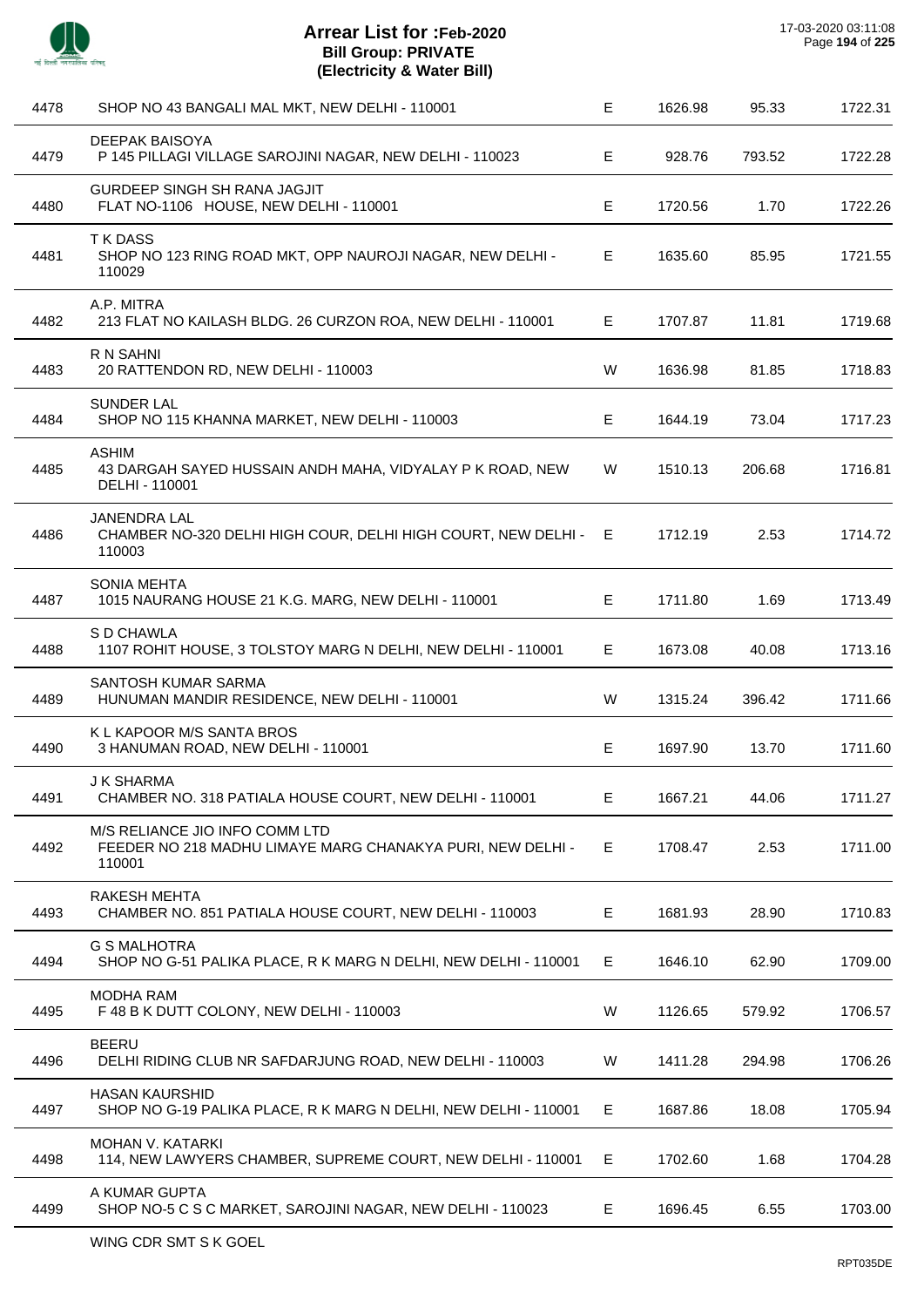# Arrear List for :Feb-2020
## Bill Group: PRIVATE
## (Electricity & Water Bill)

17-03-2020 03:11:08

| | | | | | |
|---|---|---|---|---|---|
| 4478 | SHOP NO 43 BANGALI MAL MKT, NEW DELHI - 110001 | E | 1626.98 | 95.33 | 1722.31 |
| 4479 | DEEPAK BAISOYA<br>P 145 PILLAGI VILLAGE SAROJINI NAGAR, NEW DELHI - 110023 | E | 928.76 | 793.52 | 1722.28 |
| 4480 | GURDEEP SINGH SH RANA JAGJIT<br>FLAT NO-1106 HOUSE, NEW DELHI - 110001 | E | 1720.56 | 1.70 | 1722.26 |
| 4481 | T K DASS<br>SHOP NO 123 RING ROAD MKT, OPP NAUROJI NAGAR, NEW DELHI - 110029 | E | 1635.60 | 85.95 | 1721.55 |
| 4482 | A.P. MITRA<br>213 FLAT NO KAILASH BLDG. 26 CURZON ROA, NEW DELHI - 110001 | E | 1707.87 | 11.81 | 1719.68 |
| 4483 | R N SAHNI<br>20 RATTENDON RD, NEW DELHI - 110003 | W | 1636.98 | 81.85 | 1718.83 |
| 4484 | SUNDER LAL<br>SHOP NO 115 KHANNA MARKET, NEW DELHI - 110003 | E | 1644.19 | 73.04 | 1717.23 |
| 4485 | ASHIM<br>43 DARGAH SAYED HUSSAIN ANDH MAHA, VIDYALAY P K ROAD, NEW DELHI - 110001 | W | 1510.13 | 206.68 | 1716.81 |
| 4486 | JANENDRA LAL<br>CHAMBER NO-320 DELHI HIGH COUR, DELHI HIGH COURT, NEW DELHI - 110003 | E | 1712.19 | 2.53 | 1714.72 |
| 4487 | SONIA MEHTA<br>1015 NAURANG HOUSE 21 K.G. MARG, NEW DELHI - 110001 | E | 1711.80 | 1.69 | 1713.49 |
| 4488 | S D CHAWLA<br>1107 ROHIT HOUSE, 3 TOLSTOY MARG N DELHI, NEW DELHI - 110001 | E | 1673.08 | 40.08 | 1713.16 |
| 4489 | SANTOSH KUMAR SARMA<br>HUNUMAN MANDIR RESIDENCE, NEW DELHI - 110001 | W | 1315.24 | 396.42 | 1711.66 |
| 4490 | K L KAPOOR M/S SANTA BROS<br>3 HANUMAN ROAD, NEW DELHI - 110001 | E | 1697.90 | 13.70 | 1711.60 |
| 4491 | J K SHARMA<br>CHAMBER NO. 318 PATIALA HOUSE COURT, NEW DELHI - 110001 | E | 1667.21 | 44.06 | 1711.27 |
| 4492 | M/S RELIANCE JIO INFO COMM LTD<br>FEEDER NO 218 MADHU LIMAYE MARG CHANAKYA PURI, NEW DELHI - 110001 | E | 1708.47 | 2.53 | 1711.00 |
| 4493 | RAKESH MEHTA<br>CHAMBER NO. 851 PATIALA HOUSE COURT, NEW DELHI - 110003 | E | 1681.93 | 28.90 | 1710.83 |
| 4494 | G S MALHOTRA<br>SHOP NO G-51 PALIKA PLACE, R K MARG N DELHI, NEW DELHI - 110001 | E | 1646.10 | 62.90 | 1709.00 |
| 4495 | MODHA RAM<br>F 48 B K DUTT COLONY, NEW DELHI - 110003 | W | 1126.65 | 579.92 | 1706.57 |
| 4496 | BEERU<br>DELHI RIDING CLUB NR SAFDARJUNG ROAD, NEW DELHI - 110003 | W | 1411.28 | 294.98 | 1706.26 |
| 4497 | HASAN KAURSHID<br>SHOP NO G-19 PALIKA PLACE, R K MARG N DELHI, NEW DELHI - 110001 | E | 1687.86 | 18.08 | 1705.94 |
| 4498 | MOHAN V. KATARKI<br>114, NEW LAWYERS CHAMBER, SUPREME COURT, NEW DELHI - 110001 | E | 1702.60 | 1.68 | 1704.28 |
| 4499 | A KUMAR GUPTA<br>SHOP NO-5 C S C MARKET, SAROJINI NAGAR, NEW DELHI - 110023 | E | 1696.45 | 6.55 | 1703.00 |

WING CDR SMT S K GOEL

RPT035DE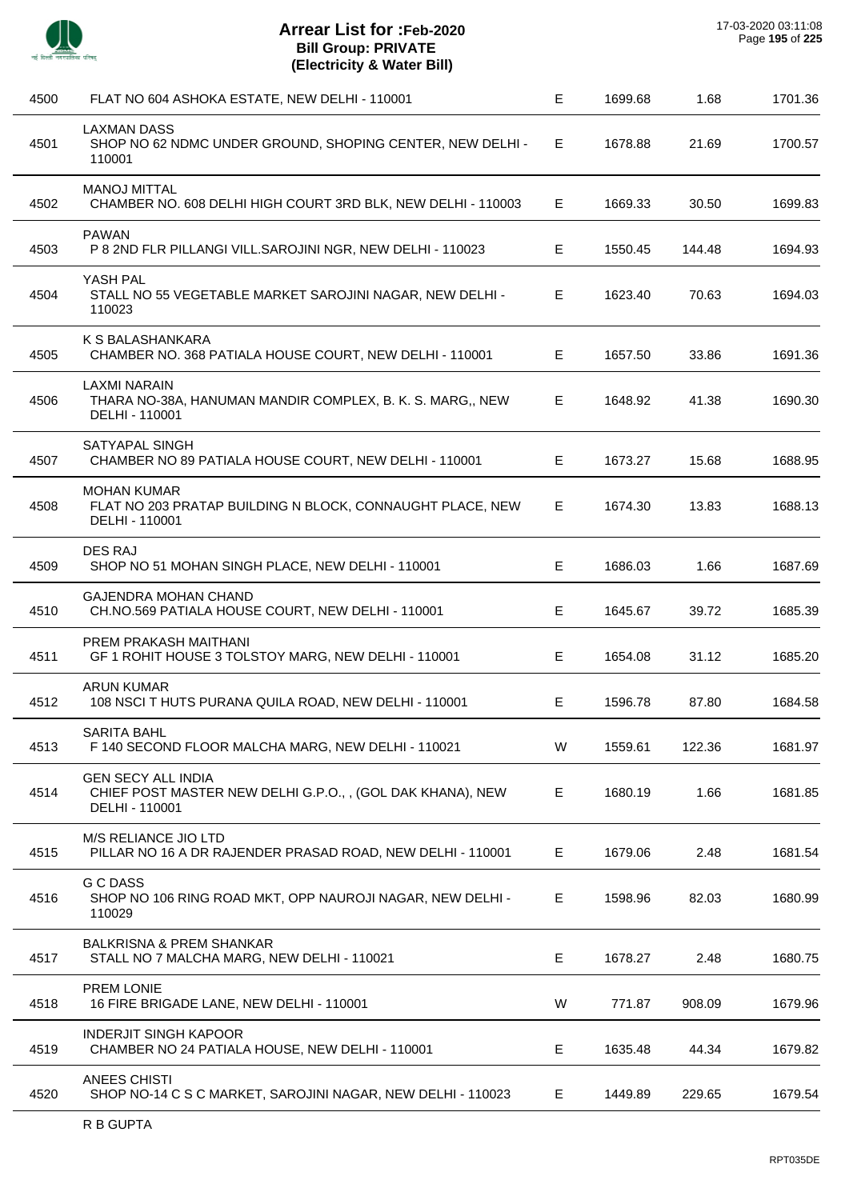# Arrear List for :Feb-2020
## Bill Group: PRIVATE
## (Electricity & Water Bill)

17-03-2020 03:11:08

| | | | | | |
|---|---|---|---|---|---|
| 4500 | FLAT NO 604 ASHOKA ESTATE, NEW DELHI - 110001 | E | 1699.68 | 1.68 | 1701.36 |
| 4501 | LAXMAN DASS<br>SHOP NO 62 NDMC UNDER GROUND, SHOPING CENTER, NEW DELHI - 110001 | E | 1678.88 | 21.69 | 1700.57 |
| 4502 | MANOJ MITTAL<br>CHAMBER NO. 608 DELHI HIGH COURT 3RD BLK, NEW DELHI - 110003 | E | 1669.33 | 30.50 | 1699.83 |
| 4503 | PAWAN<br>P 8 2ND FLR PILLANGI VILL.SAROJINI NGR, NEW DELHI - 110023 | E | 1550.45 | 144.48 | 1694.93 |
| 4504 | YASH PAL<br>STALL NO 55 VEGETABLE MARKET SAROJINI NAGAR, NEW DELHI - 110023 | E | 1623.40 | 70.63 | 1694.03 |
| 4505 | K S BALASHANKARA<br>CHAMBER NO. 368 PATIALA HOUSE COURT, NEW DELHI - 110001 | E | 1657.50 | 33.86 | 1691.36 |
| 4506 | LAXMI NARAIN<br>THARA NO-38A, HANUMAN MANDIR COMPLEX, B. K. S. MARG,, NEW DELHI - 110001 | E | 1648.92 | 41.38 | 1690.30 |
| 4507 | SATYAPAL SINGH<br>CHAMBER NO 89 PATIALA HOUSE COURT, NEW DELHI - 110001 | E | 1673.27 | 15.68 | 1688.95 |
| 4508 | MOHAN KUMAR<br>FLAT NO 203 PRATAP BUILDING N BLOCK, CONNAUGHT PLACE, NEW DELHI - 110001 | E | 1674.30 | 13.83 | 1688.13 |
| 4509 | DES RAJ<br>SHOP NO 51 MOHAN SINGH PLACE, NEW DELHI - 110001 | E | 1686.03 | 1.66 | 1687.69 |
| 4510 | GAJENDRA MOHAN CHAND<br>CH.NO.569 PATIALA HOUSE COURT, NEW DELHI - 110001 | E | 1645.67 | 39.72 | 1685.39 |
| 4511 | PREM PRAKASH MAITHANI<br>GF 1 ROHIT HOUSE 3 TOLSTOY MARG, NEW DELHI - 110001 | E | 1654.08 | 31.12 | 1685.20 |
| 4512 | ARUN KUMAR<br>108 NSCI T HUTS PURANA QUILA ROAD, NEW DELHI - 110001 | E | 1596.78 | 87.80 | 1684.58 |
| 4513 | SARITA BAHL<br>F 140 SECOND FLOOR MALCHA MARG, NEW DELHI - 110021 | W | 1559.61 | 122.36 | 1681.97 |
| 4514 | GEN SECY ALL INDIA<br>CHIEF POST MASTER NEW DELHI G.P.O., , (GOL DAK KHANA), NEW DELHI - 110001 | E | 1680.19 | 1.66 | 1681.85 |
| 4515 | M/S RELIANCE JIO LTD<br>PILLAR NO 16 A DR RAJENDER PRASAD ROAD, NEW DELHI - 110001 | E | 1679.06 | 2.48 | 1681.54 |
| 4516 | G C DASS<br>SHOP NO 106 RING ROAD MKT, OPP NAUROJI NAGAR, NEW DELHI - 110029 | E | 1598.96 | 82.03 | 1680.99 |
| 4517 | BALKRISNA & PREM SHANKAR<br>STALL NO 7 MALCHA MARG, NEW DELHI - 110021 | E | 1678.27 | 2.48 | 1680.75 |
| 4518 | PREM LONIE<br>16 FIRE BRIGADE LANE, NEW DELHI - 110001 | W | 771.87 | 908.09 | 1679.96 |
| 4519 | INDERJIT SINGH KAPOOR<br>CHAMBER NO 24 PATIALA HOUSE, NEW DELHI - 110001 | E | 1635.48 | 44.34 | 1679.82 |
| 4520 | ANEES CHISTI<br>SHOP NO-14 C S C MARKET, SAROJINI NAGAR, NEW DELHI - 110023 | E | 1449.89 | 229.65 | 1679.54 |

R B GUPTA

RPT035DE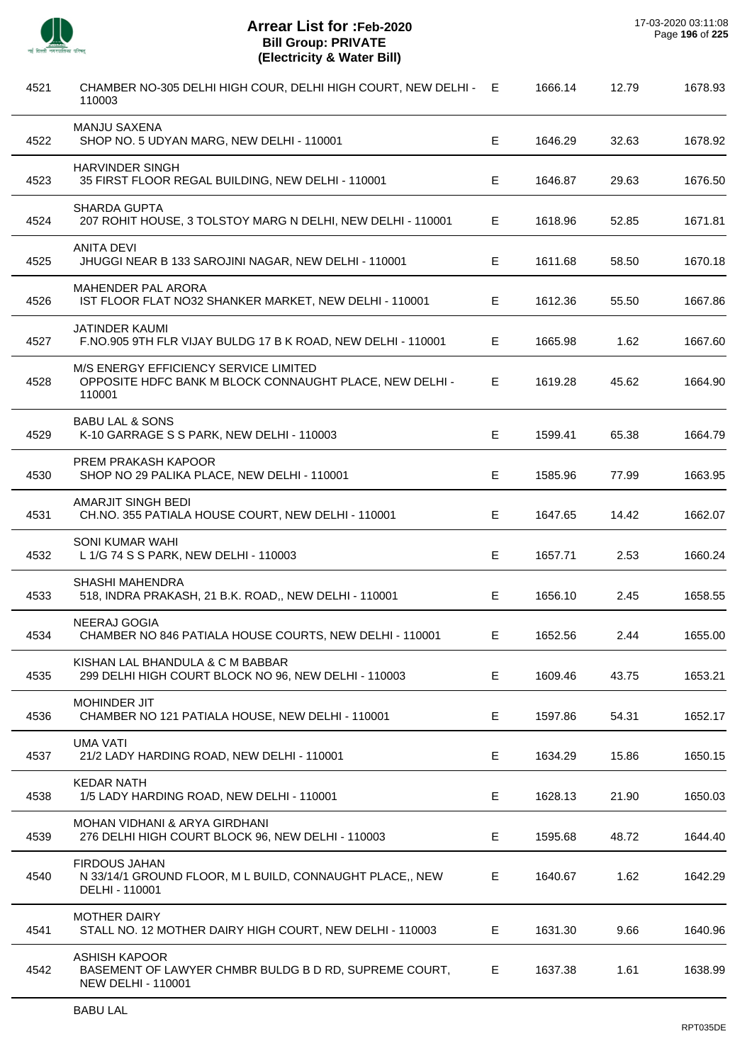# Arrear List for :Feb-2020
## Bill Group: PRIVATE
## (Electricity & Water Bill)

17-03-2020 03:11:08

| | | | | | |
|---|---|---|---|---|---|
| 4521 | CHAMBER NO-305 DELHI HIGH COUR, DELHI HIGH COURT, NEW DELHI - 110003 | E | 1666.14 | 12.79 | 1678.93 |
| 4522 | MANJU SAXENA<br>SHOP NO. 5 UDYAN MARG, NEW DELHI - 110001 | E | 1646.29 | 32.63 | 1678.92 |
| 4523 | HARVINDER SINGH<br>35 FIRST FLOOR REGAL BUILDING, NEW DELHI - 110001 | E | 1646.87 | 29.63 | 1676.50 |
| 4524 | SHARDA GUPTA<br>207 ROHIT HOUSE, 3 TOLSTOY MARG N DELHI, NEW DELHI - 110001 | E | 1618.96 | 52.85 | 1671.81 |
| 4525 | ANITA DEVI<br>JHUGGI NEAR B 133 SAROJINI NAGAR, NEW DELHI - 110001 | E | 1611.68 | 58.50 | 1670.18 |
| 4526 | MAHENDER PAL ARORA<br>IST FLOOR FLAT NO32 SHANKER MARKET, NEW DELHI - 110001 | E | 1612.36 | 55.50 | 1667.86 |
| 4527 | JATINDER KAUMI<br>F.NO.905 9TH FLR VIJAY BULDG 17 B K ROAD, NEW DELHI - 110001 | E | 1665.98 | 1.62 | 1667.60 |
| 4528 | M/S ENERGY EFFICIENCY SERVICE LIMITED<br>OPPOSITE HDFC BANK M BLOCK CONNAUGHT PLACE, NEW DELHI - 110001 | E | 1619.28 | 45.62 | 1664.90 |
| 4529 | BABU LAL & SONS<br>K-10 GARRAGE S S PARK, NEW DELHI - 110003 | E | 1599.41 | 65.38 | 1664.79 |
| 4530 | PREM PRAKASH KAPOOR<br>SHOP NO 29 PALIKA PLACE, NEW DELHI - 110001 | E | 1585.96 | 77.99 | 1663.95 |
| 4531 | AMARJIT SINGH BEDI<br>CH.NO. 355 PATIALA HOUSE COURT, NEW DELHI - 110001 | E | 1647.65 | 14.42 | 1662.07 |
| 4532 | SONI KUMAR WAHI<br>L 1/G 74 S S PARK, NEW DELHI - 110003 | E | 1657.71 | 2.53 | 1660.24 |
| 4533 | SHASHI MAHENDRA<br>518, INDRA PRAKASH, 21 B.K. ROAD,, NEW DELHI - 110001 | E | 1656.10 | 2.45 | 1658.55 |
| 4534 | NEERAJ GOGIA<br>CHAMBER NO 846 PATIALA HOUSE COURTS, NEW DELHI - 110001 | E | 1652.56 | 2.44 | 1655.00 |
| 4535 | KISHAN LAL BHANDULA & C M BABBAR<br>299 DELHI HIGH COURT BLOCK NO 96, NEW DELHI - 110003 | E | 1609.46 | 43.75 | 1653.21 |
| 4536 | MOHINDER JIT<br>CHAMBER NO 121 PATIALA HOUSE, NEW DELHI - 110001 | E | 1597.86 | 54.31 | 1652.17 |
| 4537 | UMA VATI<br>21/2 LADY HARDING ROAD, NEW DELHI - 110001 | E | 1634.29 | 15.86 | 1650.15 |
| 4538 | KEDAR NATH<br>1/5 LADY HARDING ROAD, NEW DELHI - 110001 | E | 1628.13 | 21.90 | 1650.03 |
| 4539 | MOHAN VIDHANI & ARYA GIRDHANI<br>276 DELHI HIGH COURT BLOCK 96, NEW DELHI - 110003 | E | 1595.68 | 48.72 | 1644.40 |
| 4540 | FIRDOUS JAHAN<br>N 33/14/1 GROUND FLOOR, M L BUILD, CONNAUGHT PLACE,, NEW DELHI - 110001 | E | 1640.67 | 1.62 | 1642.29 |
| 4541 | MOTHER DAIRY<br>STALL NO. 12 MOTHER DAIRY HIGH COURT, NEW DELHI - 110003 | E | 1631.30 | 9.66 | 1640.96 |
| 4542 | ASHISH KAPOOR<br>BASEMENT OF LAWYER CHMBR BULDG B D RD, SUPREME COURT, NEW DELHI - 110001 | E | 1637.38 | 1.61 | 1638.99 |
| | BABU LAL | | | | |

RPT035DE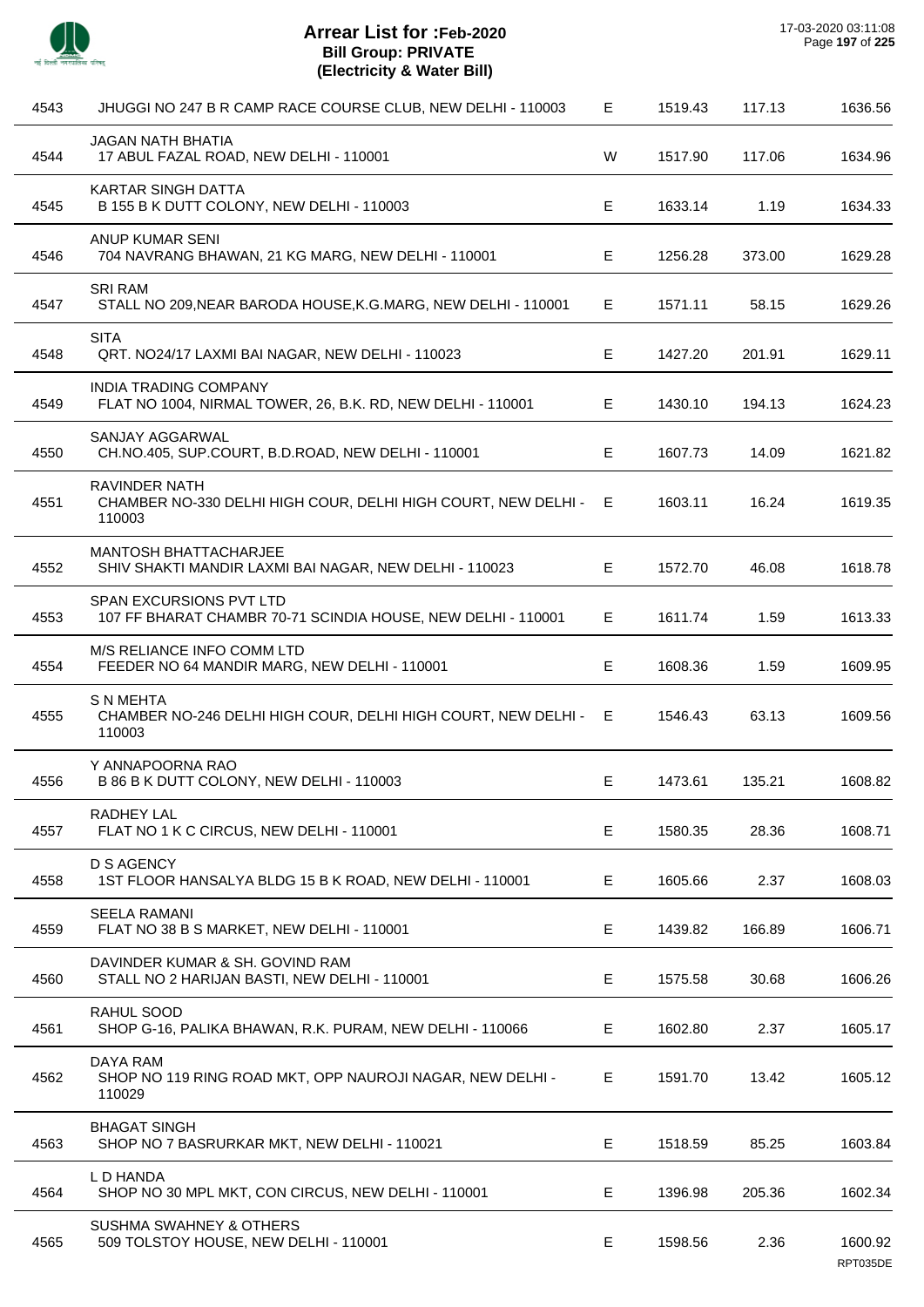# Arrear List for :Feb-2020
## Bill Group: PRIVATE
## (Electricity & Water Bill)

17-03-2020 03:11:08

| | | | | | |
|---|---|---|---|---|---|
| 4543 | JHUGGI NO 247 B R CAMP RACE COURSE CLUB, NEW DELHI - 110003 | E | 1519.43 | 117.13 | 1636.56 |
| 4544 | JAGAN NATH BHATIA<br>17 ABUL FAZAL ROAD, NEW DELHI - 110001 | W | 1517.90 | 117.06 | 1634.96 |
| 4545 | KARTAR SINGH DATTA<br>B 155 B K DUTT COLONY, NEW DELHI - 110003 | E | 1633.14 | 1.19 | 1634.33 |
| 4546 | ANUP KUMAR SENI<br>704 NAVRANG BHAWAN, 21 KG MARG, NEW DELHI - 110001 | E | 1256.28 | 373.00 | 1629.28 |
| 4547 | SRI RAM<br>STALL NO 209,NEAR BARODA HOUSE,K.G.MARG, NEW DELHI - 110001 | E | 1571.11 | 58.15 | 1629.26 |
| 4548 | SITA<br>QRT. NO24/17 LAXMI BAI NAGAR, NEW DELHI - 110023 | E | 1427.20 | 201.91 | 1629.11 |
| 4549 | INDIA TRADING COMPANY<br>FLAT NO 1004, NIRMAL TOWER, 26, B.K. RD, NEW DELHI - 110001 | E | 1430.10 | 194.13 | 1624.23 |
| 4550 | SANJAY AGGARWAL<br>CH.NO.405, SUP.COURT, B.D.ROAD, NEW DELHI - 110001 | E | 1607.73 | 14.09 | 1621.82 |
| 4551 | RAVINDER NATH<br>CHAMBER NO-330 DELHI HIGH COUR, DELHI HIGH COURT, NEW DELHI - 110003 | E | 1603.11 | 16.24 | 1619.35 |
| 4552 | MANTOSH BHATTACHARJEE<br>SHIV SHAKTI MANDIR LAXMI BAI NAGAR, NEW DELHI - 110023 | E | 1572.70 | 46.08 | 1618.78 |
| 4553 | SPAN EXCURSIONS PVT LTD<br>107 FF BHARAT CHAMBR 70-71 SCINDIA HOUSE, NEW DELHI - 110001 | E | 1611.74 | 1.59 | 1613.33 |
| 4554 | M/S RELIANCE INFO COMM LTD<br>FEEDER NO 64 MANDIR MARG, NEW DELHI - 110001 | E | 1608.36 | 1.59 | 1609.95 |
| 4555 | S N MEHTA<br>CHAMBER NO-246 DELHI HIGH COUR, DELHI HIGH COURT, NEW DELHI - 110003 | E | 1546.43 | 63.13 | 1609.56 |
| 4556 | Y ANNAPOORNA RAO<br>B 86 B K DUTT COLONY, NEW DELHI - 110003 | E | 1473.61 | 135.21 | 1608.82 |
| 4557 | RADHEY LAL<br>FLAT NO 1 K C CIRCUS, NEW DELHI - 110001 | E | 1580.35 | 28.36 | 1608.71 |
| 4558 | D S AGENCY<br>1ST FLOOR HANSALYA BLDG 15 B K ROAD, NEW DELHI - 110001 | E | 1605.66 | 2.37 | 1608.03 |
| 4559 | SEELA RAMANI<br>FLAT NO 38 B S MARKET, NEW DELHI - 110001 | E | 1439.82 | 166.89 | 1606.71 |
| 4560 | DAVINDER KUMAR & SH. GOVIND RAM<br>STALL NO 2 HARIJAN BASTI, NEW DELHI - 110001 | E | 1575.58 | 30.68 | 1606.26 |
| 4561 | RAHUL SOOD<br>SHOP G-16, PALIKA BHAWAN, R.K. PURAM, NEW DELHI - 110066 | E | 1602.80 | 2.37 | 1605.17 |
| 4562 | DAYA RAM<br>SHOP NO 119 RING ROAD MKT, OPP NAUROJI NAGAR, NEW DELHI - 110029 | E | 1591.70 | 13.42 | 1605.12 |
| 4563 | BHAGAT SINGH<br>SHOP NO 7 BASRURKAR MKT, NEW DELHI - 110021 | E | 1518.59 | 85.25 | 1603.84 |
| 4564 | L D HANDA<br>SHOP NO 30 MPL MKT, CON CIRCUS, NEW DELHI - 110001 | E | 1396.98 | 205.36 | 1602.34 |
| 4565 | SUSHMA SWAHNEY & OTHERS<br>509 TOLSTOY HOUSE, NEW DELHI - 110001 | E | 1598.56 | 2.36 | 1600.92 |

RPT035DE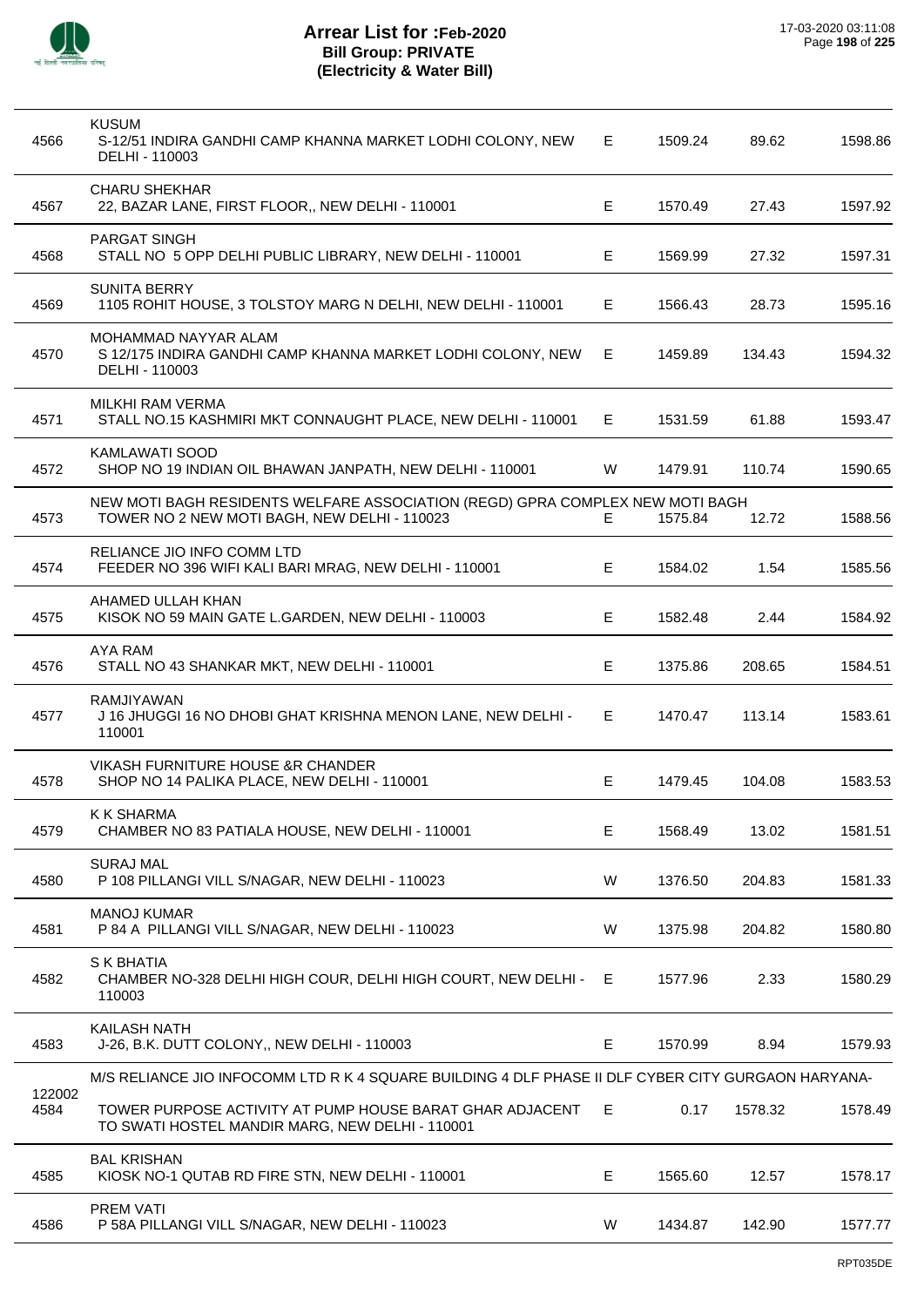# Arrear List for :Feb-2020
## Bill Group: PRIVATE
## (Electricity & Water Bill)

17-03-2020 03:11:08

| | | | | | |
|---|---|---|---|---|---|
| 4566 | KUSUM<br>S-12/51 INDIRA GANDHI CAMP KHANNA MARKET LODHI COLONY, NEW DELHI - 110003 | E | 1509.24 | 89.62 | 1598.86 |
| 4567 | CHARU SHEKHAR<br>22, BAZAR LANE, FIRST FLOOR,, NEW DELHI - 110001 | E | 1570.49 | 27.43 | 1597.92 |
| 4568 | PARGAT SINGH<br>STALL NO 5 OPP DELHI PUBLIC LIBRARY, NEW DELHI - 110001 | E | 1569.99 | 27.32 | 1597.31 |
| 4569 | SUNITA BERRY<br>1105 ROHIT HOUSE, 3 TOLSTOY MARG N DELHI, NEW DELHI - 110001 | E | 1566.43 | 28.73 | 1595.16 |
| 4570 | MOHAMMAD NAYYAR ALAM<br>S 12/175 INDIRA GANDHI CAMP KHANNA MARKET LODHI COLONY, NEW DELHI - 110003 | E | 1459.89 | 134.43 | 1594.32 |
| 4571 | MILKHI RAM VERMA<br>STALL NO.15 KASHMIRI MKT CONNAUGHT PLACE, NEW DELHI - 110001 | E | 1531.59 | 61.88 | 1593.47 |
| 4572 | KAMLAWATI SOOD<br>SHOP NO 19 INDIAN OIL BHAWAN JANPATH, NEW DELHI - 110001 | W | 1479.91 | 110.74 | 1590.65 |
| 4573 | NEW MOTI BAGH RESIDENTS WELFARE ASSOCIATION (REGD) GPRA COMPLEX NEW MOTI BAGH<br>TOWER NO 2 NEW MOTI BAGH, NEW DELHI - 110023 | E | 1575.84 | 12.72 | 1588.56 |
| 4574 | RELIANCE JIO INFO COMM LTD<br>FEEDER NO 396 WIFI KALI BARI MRAG, NEW DELHI - 110001 | E | 1584.02 | 1.54 | 1585.56 |
| 4575 | AHAMED ULLAH KHAN<br>KISOK NO 59 MAIN GATE L.GARDEN, NEW DELHI - 110003 | E | 1582.48 | 2.44 | 1584.92 |
| 4576 | AYA RAM<br>STALL NO 43 SHANKAR MKT, NEW DELHI - 110001 | E | 1375.86 | 208.65 | 1584.51 |
| 4577 | RAMJIYAWAN<br>J 16 JHUGGI 16 NO DHOBI GHAT KRISHNA MENON LANE, NEW DELHI - 110001 | E | 1470.47 | 113.14 | 1583.61 |
| 4578 | VIKASH FURNITURE HOUSE &R CHANDER<br>SHOP NO 14 PALIKA PLACE, NEW DELHI - 110001 | E | 1479.45 | 104.08 | 1583.53 |
| 4579 | K K SHARMA<br>CHAMBER NO 83 PATIALA HOUSE, NEW DELHI - 110001 | E | 1568.49 | 13.02 | 1581.51 |
| 4580 | SURAJ MAL<br>P 108 PILLANGI VILL S/NAGAR, NEW DELHI - 110023 | W | 1376.50 | 204.83 | 1581.33 |
| 4581 | MANOJ KUMAR<br>P 84 A PILLANGI VILL S/NAGAR, NEW DELHI - 110023 | W | 1375.98 | 204.82 | 1580.80 |
| 4582 | S K BHATIA<br>CHAMBER NO-328 DELHI HIGH COUR, DELHI HIGH COURT, NEW DELHI - 110003 | E | 1577.96 | 2.33 | 1580.29 |
| 4583 | KAILASH NATH<br>J-26, B.K. DUTT COLONY,, NEW DELHI - 110003 | E | 1570.99 | 8.94 | 1579.93 |
| 4584 | M/S RELIANCE JIO INFOCOMM LTD R K 4 SQUARE BUILDING 4 DLF PHASE II DLF CYBER CITY GURGAON HARYANA-122002<br>TOWER PURPOSE ACTIVITY AT PUMP HOUSE BARAT GHAR ADJACENT TO SWATI HOSTEL MANDIR MARG, NEW DELHI - 110001 | E | 0.17 | 1578.32 | 1578.49 |
| 4585 | BAL KRISHAN<br>KIOSK NO-1 QUTAB RD FIRE STN, NEW DELHI - 110001 | E | 1565.60 | 12.57 | 1578.17 |
| 4586 | PREM VATI<br>P 58A PILLANGI VILL S/NAGAR, NEW DELHI - 110023 | W | 1434.87 | 142.90 | 1577.77 |

RPT035DE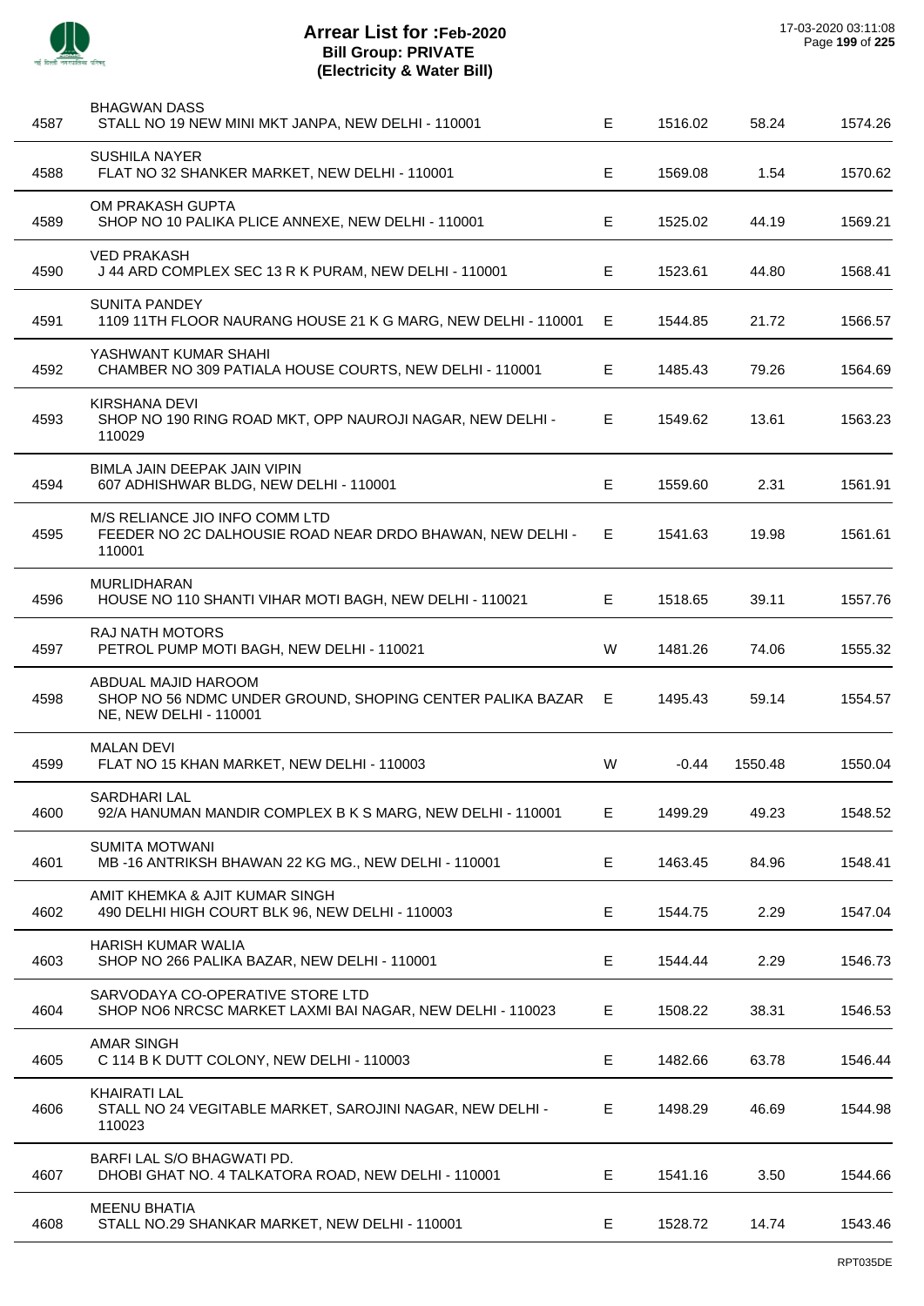# Arrear List for :Feb-2020
## Bill Group: PRIVATE
### (Electricity & Water Bill)

| | | | | | |
|---|---|---|---|---|---|
| 4587 | BHAGWAN DASS<br>STALL NO 19 NEW MINI MKT JANPA, NEW DELHI - 110001 | E | 1516.02 | 58.24 | 1574.26 |
| 4588 | SUSHILA NAYER<br>FLAT NO 32 SHANKER MARKET, NEW DELHI - 110001 | E | 1569.08 | 1.54 | 1570.62 |
| 4589 | OM PRAKASH GUPTA<br>SHOP NO 10 PALIKA PLICE ANNEXE, NEW DELHI - 110001 | E | 1525.02 | 44.19 | 1569.21 |
| 4590 | VED PRAKASH<br>J 44 ARD COMPLEX SEC 13 R K PURAM, NEW DELHI - 110001 | E | 1523.61 | 44.80 | 1568.41 |
| 4591 | SUNITA PANDEY<br>1109 11TH FLOOR NAURANG HOUSE 21 K G MARG, NEW DELHI - 110001 | E | 1544.85 | 21.72 | 1566.57 |
| 4592 | YASHWANT KUMAR SHAHI<br>CHAMBER NO 309 PATIALA HOUSE COURTS, NEW DELHI - 110001 | E | 1485.43 | 79.26 | 1564.69 |
| 4593 | KIRSHANA DEVI<br>SHOP NO 190 RING ROAD MKT, OPP NAUROJI NAGAR, NEW DELHI - 110029 | E | 1549.62 | 13.61 | 1563.23 |
| 4594 | BIMLA JAIN DEEPAK JAIN VIPIN<br>607 ADHISHWAR BLDG, NEW DELHI - 110001 | E | 1559.60 | 2.31 | 1561.91 |
| 4595 | M/S RELIANCE JIO INFO COMM LTD<br>FEEDER NO 2C DALHOUSIE ROAD NEAR DRDO BHAWAN, NEW DELHI - 110001 | E | 1541.63 | 19.98 | 1561.61 |
| 4596 | MURLIDHARAN<br>HOUSE NO 110 SHANTI VIHAR MOTI BAGH, NEW DELHI - 110021 | E | 1518.65 | 39.11 | 1557.76 |
| 4597 | RAJ NATH MOTORS<br>PETROL PUMP MOTI BAGH, NEW DELHI - 110021 | W | 1481.26 | 74.06 | 1555.32 |
| 4598 | ABDUAL MAJID HAROOM<br>SHOP NO 56 NDMC UNDER GROUND, SHOPING CENTER PALIKA BAZAR NE, NEW DELHI - 110001 | E | 1495.43 | 59.14 | 1554.57 |
| 4599 | MALAN DEVI<br>FLAT NO 15 KHAN MARKET, NEW DELHI - 110003 | W | -0.44 | 1550.48 | 1550.04 |
| 4600 | SARDHARI LAL<br>92/A HANUMAN MANDIR COMPLEX B K S MARG, NEW DELHI - 110001 | E | 1499.29 | 49.23 | 1548.52 |
| 4601 | SUMITA MOTWANI<br>MB -16 ANTRIKSH BHAWAN 22 KG MG., NEW DELHI - 110001 | E | 1463.45 | 84.96 | 1548.41 |
| 4602 | AMIT KHEMKA & AJIT KUMAR SINGH<br>490 DELHI HIGH COURT BLK 96, NEW DELHI - 110003 | E | 1544.75 | 2.29 | 1547.04 |
| 4603 | HARISH KUMAR WALIA<br>SHOP NO 266 PALIKA BAZAR, NEW DELHI - 110001 | E | 1544.44 | 2.29 | 1546.73 |
| 4604 | SARVODAYA CO-OPERATIVE STORE LTD<br>SHOP NO6 NRCSC MARKET LAXMI BAI NAGAR, NEW DELHI - 110023 | E | 1508.22 | 38.31 | 1546.53 |
| 4605 | AMAR SINGH<br>C 114 B K DUTT COLONY, NEW DELHI - 110003 | E | 1482.66 | 63.78 | 1546.44 |
| 4606 | KHAIRATI LAL<br>STALL NO 24 VEGITABLE MARKET, SAROJINI NAGAR, NEW DELHI - 110023 | E | 1498.29 | 46.69 | 1544.98 |
| 4607 | BARFI LAL S/O BHAGWATI PD.<br>DHOBI GHAT NO. 4 TALKATORA ROAD, NEW DELHI - 110001 | E | 1541.16 | 3.50 | 1544.66 |
| 4608 | MEENU BHATIA<br>STALL NO.29 SHANKAR MARKET, NEW DELHI - 110001 | E | 1528.72 | 14.74 | 1543.46 |

RPT035DE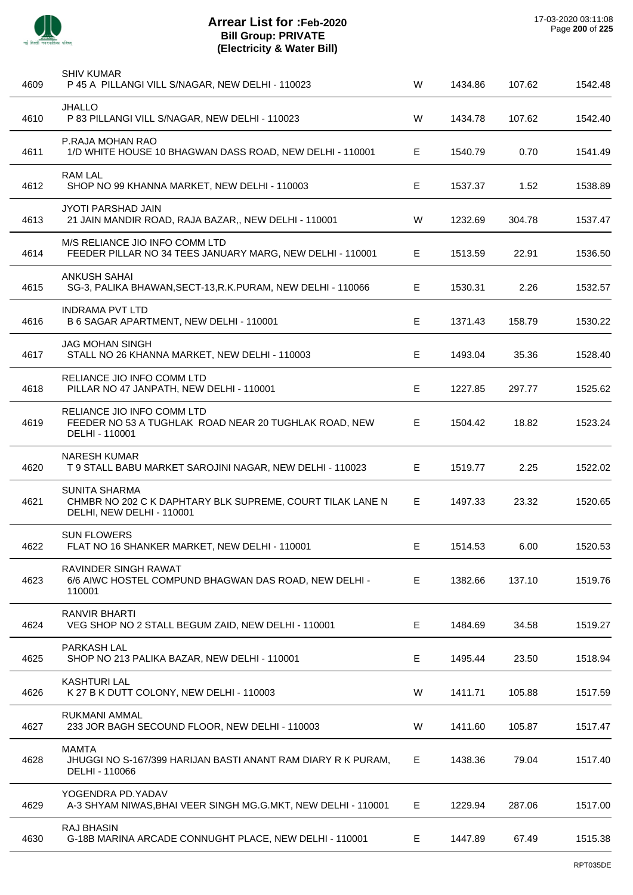# Arrear List for :Feb-2020
## Bill Group: PRIVATE
## (Electricity & Water Bill)

17-03-2020 03:11:08

| | | | | | |
|---|---|---|---|---|---|
| 4609 | SHIV KUMAR<br>P 45 A PILLANGI VILL S/NAGAR, NEW DELHI - 110023 | W | 1434.86 | 107.62 | 1542.48 |
| 4610 | JHALLO<br>P 83 PILLANGI VILL S/NAGAR, NEW DELHI - 110023 | W | 1434.78 | 107.62 | 1542.40 |
| 4611 | P.RAJA MOHAN RAO<br>1/D WHITE HOUSE 10 BHAGWAN DASS ROAD, NEW DELHI - 110001 | E | 1540.79 | 0.70 | 1541.49 |
| 4612 | RAM LAL<br>SHOP NO 99 KHANNA MARKET, NEW DELHI - 110003 | E | 1537.37 | 1.52 | 1538.89 |
| 4613 | JYOTI PARSHAD JAIN<br>21 JAIN MANDIR ROAD, RAJA BAZAR,, NEW DELHI - 110001 | W | 1232.69 | 304.78 | 1537.47 |
| 4614 | M/S RELIANCE JIO INFO COMM LTD<br>FEEDER PILLAR NO 34 TEES JANUARY MARG, NEW DELHI - 110001 | E | 1513.59 | 22.91 | 1536.50 |
| 4615 | ANKUSH SAHAI<br>SG-3, PALIKA BHAWAN,SECT-13,R.K.PURAM, NEW DELHI - 110066 | E | 1530.31 | 2.26 | 1532.57 |
| 4616 | INDRAMA PVT LTD<br>B 6 SAGAR APARTMENT, NEW DELHI - 110001 | E | 1371.43 | 158.79 | 1530.22 |
| 4617 | JAG MOHAN SINGH<br>STALL NO 26 KHANNA MARKET, NEW DELHI - 110003 | E | 1493.04 | 35.36 | 1528.40 |
| 4618 | RELIANCE JIO INFO COMM LTD<br>PILLAR NO 47 JANPATH, NEW DELHI - 110001 | E | 1227.85 | 297.77 | 1525.62 |
| 4619 | RELIANCE JIO INFO COMM LTD<br>FEEDER NO 53 A TUGHLAK ROAD NEAR 20 TUGHLAK ROAD, NEW DELHI - 110001 | E | 1504.42 | 18.82 | 1523.24 |
| 4620 | NARESH KUMAR<br>T 9 STALL BABU MARKET SAROJINI NAGAR, NEW DELHI - 110023 | E | 1519.77 | 2.25 | 1522.02 |
| 4621 | SUNITA SHARMA<br>CHMBR NO 202 C K DAPHTARY BLK SUPREME, COURT TILAK LANE N DELHI, NEW DELHI - 110001 | E | 1497.33 | 23.32 | 1520.65 |
| 4622 | SUN FLOWERS<br>FLAT NO 16 SHANKER MARKET, NEW DELHI - 110001 | E | 1514.53 | 6.00 | 1520.53 |
| 4623 | RAVINDER SINGH RAWAT<br>6/6 AIWC HOSTEL COMPUND BHAGWAN DAS ROAD, NEW DELHI - 110001 | E | 1382.66 | 137.10 | 1519.76 |
| 4624 | RANVIR BHARTI<br>VEG SHOP NO 2 STALL BEGUM ZAID, NEW DELHI - 110001 | E | 1484.69 | 34.58 | 1519.27 |
| 4625 | PARKASH LAL<br>SHOP NO 213 PALIKA BAZAR, NEW DELHI - 110001 | E | 1495.44 | 23.50 | 1518.94 |
| 4626 | KASHTURI LAL<br>K 27 B K DUTT COLONY, NEW DELHI - 110003 | W | 1411.71 | 105.88 | 1517.59 |
| 4627 | RUKMANI AMMAL<br>233 JOR BAGH SECOUND FLOOR, NEW DELHI - 110003 | W | 1411.60 | 105.87 | 1517.47 |
| 4628 | MAMTA<br>JHUGGI NO S-167/399 HARIJAN BASTI ANANT RAM DIARY R K PURAM, DELHI - 110066 | E | 1438.36 | 79.04 | 1517.40 |
| 4629 | YOGENDRA PD.YADAV<br>A-3 SHYAM NIWAS,BHAI VEER SINGH MG.G.MKT, NEW DELHI - 110001 | E | 1229.94 | 287.06 | 1517.00 |
| 4630 | RAJ BHASIN<br>G-18B MARINA ARCADE CONNUGHT PLACE, NEW DELHI - 110001 | E | 1447.89 | 67.49 | 1515.38 |

RPT035DE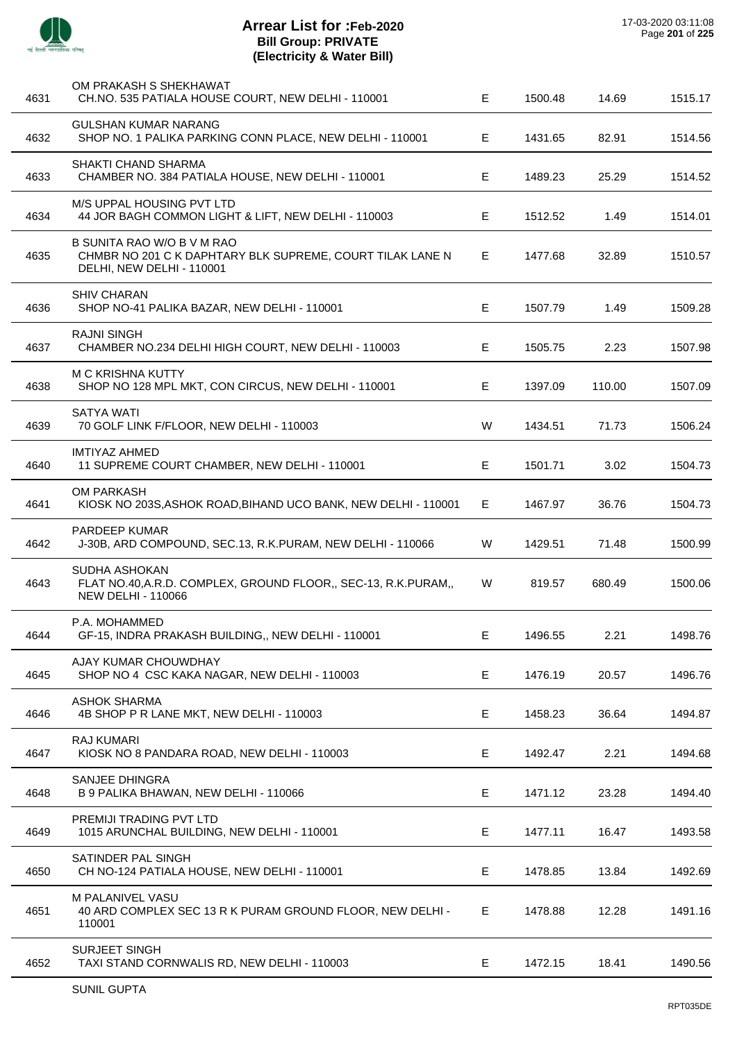# Arrear List for :Feb-2020
## Bill Group: PRIVATE
## (Electricity & Water Bill)

17-03-2020 03:11:08

| | | | | | |
|---|---|---|---|---|---|
| 4631 | OM PRAKASH S SHEKHAWAT<br>CH.NO. 535 PATIALA HOUSE COURT, NEW DELHI - 110001 | E | 1500.48 | 14.69 | 1515.17 |
| 4632 | GULSHAN KUMAR NARANG<br>SHOP NO. 1 PALIKA PARKING CONN PLACE, NEW DELHI - 110001 | E | 1431.65 | 82.91 | 1514.56 |
| 4633 | SHAKTI CHAND SHARMA<br>CHAMBER NO. 384 PATIALA HOUSE, NEW DELHI - 110001 | E | 1489.23 | 25.29 | 1514.52 |
| 4634 | M/S UPPAL HOUSING PVT LTD<br>44 JOR BAGH COMMON LIGHT & LIFT, NEW DELHI - 110003 | E | 1512.52 | 1.49 | 1514.01 |
| 4635 | B SUNITA RAO W/O B V M RAO<br>CHMBR NO 201 C K DAPHTARY BLK SUPREME, COURT TILAK LANE N DELHI, NEW DELHI - 110001 | E | 1477.68 | 32.89 | 1510.57 |
| 4636 | SHIV CHARAN<br>SHOP NO-41 PALIKA BAZAR, NEW DELHI - 110001 | E | 1507.79 | 1.49 | 1509.28 |
| 4637 | RAJNI SINGH<br>CHAMBER NO.234 DELHI HIGH COURT, NEW DELHI - 110003 | E | 1505.75 | 2.23 | 1507.98 |
| 4638 | M C KRISHNA KUTTY<br>SHOP NO 128 MPL MKT, CON CIRCUS, NEW DELHI - 110001 | E | 1397.09 | 110.00 | 1507.09 |
| 4639 | SATYA WATI<br>70 GOLF LINK F/FLOOR, NEW DELHI - 110003 | W | 1434.51 | 71.73 | 1506.24 |
| 4640 | IMTIYAZ AHMED<br>11 SUPREME COURT CHAMBER, NEW DELHI - 110001 | E | 1501.71 | 3.02 | 1504.73 |
| 4641 | OM PARKASH<br>KIOSK NO 203S,ASHOK ROAD,BIHAND UCO BANK, NEW DELHI - 110001 | E | 1467.97 | 36.76 | 1504.73 |
| 4642 | PARDEEP KUMAR<br>J-30B, ARD COMPOUND, SEC.13, R.K.PURAM, NEW DELHI - 110066 | W | 1429.51 | 71.48 | 1500.99 |
| 4643 | SUDHA ASHOKAN<br>FLAT NO.40,A.R.D. COMPLEX, GROUND FLOOR,, SEC-13, R.K.PURAM,, NEW DELHI - 110066 | W | 819.57 | 680.49 | 1500.06 |
| 4644 | P.A. MOHAMMED<br>GF-15, INDRA PRAKASH BUILDING,, NEW DELHI - 110001 | E | 1496.55 | 2.21 | 1498.76 |
| 4645 | AJAY KUMAR CHOUWDHAY<br>SHOP NO 4 CSC KAKA NAGAR, NEW DELHI - 110003 | E | 1476.19 | 20.57 | 1496.76 |
| 4646 | ASHOK SHARMA<br>4B SHOP P R LANE MKT, NEW DELHI - 110003 | E | 1458.23 | 36.64 | 1494.87 |
| 4647 | RAJ KUMARI<br>KIOSK NO 8 PANDARA ROAD, NEW DELHI - 110003 | E | 1492.47 | 2.21 | 1494.68 |
| 4648 | SANJEE DHINGRA<br>B 9 PALIKA BHAWAN, NEW DELHI - 110066 | E | 1471.12 | 23.28 | 1494.40 |
| 4649 | PREMIJI TRADING PVT LTD<br>1015 ARUNCHAL BUILDING, NEW DELHI - 110001 | E | 1477.11 | 16.47 | 1493.58 |
| 4650 | SATINDER PAL SINGH<br>CH NO-124 PATIALA HOUSE, NEW DELHI - 110001 | E | 1478.85 | 13.84 | 1492.69 |
| 4651 | M PALANIVEL VASU<br>40 ARD COMPLEX SEC 13 R K PURAM GROUND FLOOR, NEW DELHI - 110001 | E | 1478.88 | 12.28 | 1491.16 |
| 4652 | SURJEET SINGH<br>TAXI STAND CORNWALIS RD, NEW DELHI - 110003 | E | 1472.15 | 18.41 | 1490.56 |
| | SUNIL GUPTA | | | | |

RPT035DE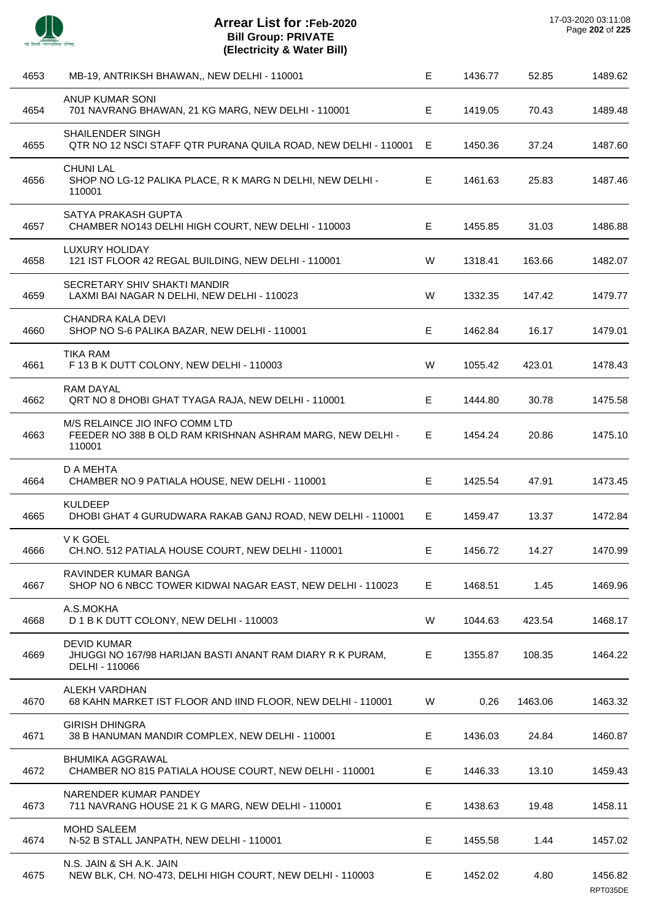# Arrear List for :Feb-2020
## Bill Group: PRIVATE
### (Electricity & Water Bill)

17-03-2020 03:11:08

| | | | | | |
|---|---|---|---|---|---|
| 4653 | MB-19, ANTRIKSH BHAWAN,, NEW DELHI - 110001 | E | 1436.77 | 52.85 | 1489.62 |
| 4654 | ANUP KUMAR SONI<br>701 NAVRANG BHAWAN, 21 KG MARG, NEW DELHI - 110001 | E | 1419.05 | 70.43 | 1489.48 |
| 4655 | SHAILENDER SINGH<br>QTR NO 12 NSCI STAFF QTR PURANA QUILA ROAD, NEW DELHI - 110001 | E | 1450.36 | 37.24 | 1487.60 |
| 4656 | CHUNI LAL<br>SHOP NO LG-12 PALIKA PLACE, R K MARG N DELHI, NEW DELHI - 110001 | E | 1461.63 | 25.83 | 1487.46 |
| 4657 | SATYA PRAKASH GUPTA<br>CHAMBER NO143 DELHI HIGH COURT, NEW DELHI - 110003 | E | 1455.85 | 31.03 | 1486.88 |
| 4658 | LUXURY HOLIDAY<br>121 IST FLOOR 42 REGAL BUILDING, NEW DELHI - 110001 | W | 1318.41 | 163.66 | 1482.07 |
| 4659 | SECRETARY SHIV SHAKTI MANDIR<br>LAXMI BAI NAGAR N DELHI, NEW DELHI - 110023 | W | 1332.35 | 147.42 | 1479.77 |
| 4660 | CHANDRA KALA DEVI<br>SHOP NO S-6 PALIKA BAZAR, NEW DELHI - 110001 | E | 1462.84 | 16.17 | 1479.01 |
| 4661 | TIKA RAM<br>F 13 B K DUTT COLONY, NEW DELHI - 110003 | W | 1055.42 | 423.01 | 1478.43 |
| 4662 | RAM DAYAL<br>QRT NO 8 DHOBI GHAT TYAGA RAJA, NEW DELHI - 110001 | E | 1444.80 | 30.78 | 1475.58 |
| 4663 | M/S RELAINCE JIO INFO COMM LTD<br>FEEDER NO 388 B OLD RAM KRISHNAN ASHRAM MARG, NEW DELHI - 110001 | E | 1454.24 | 20.86 | 1475.10 |
| 4664 | D A MEHTA<br>CHAMBER NO 9 PATIALA HOUSE, NEW DELHI - 110001 | E | 1425.54 | 47.91 | 1473.45 |
| 4665 | KULDEEP<br>DHOBI GHAT 4 GURUDWARA RAKAB GANJ ROAD, NEW DELHI - 110001 | E | 1459.47 | 13.37 | 1472.84 |
| 4666 | V K GOEL<br>CH.NO. 512 PATIALA HOUSE COURT, NEW DELHI - 110001 | E | 1456.72 | 14.27 | 1470.99 |
| 4667 | RAVINDER KUMAR BANGA<br>SHOP NO 6 NBCC TOWER KIDWAI NAGAR EAST, NEW DELHI - 110023 | E | 1468.51 | 1.45 | 1469.96 |
| 4668 | A.S.MOKHA<br>D 1 B K DUTT COLONY, NEW DELHI - 110003 | W | 1044.63 | 423.54 | 1468.17 |
| 4669 | DEVID KUMAR<br>JHUGGI NO 167/98 HARIJAN BASTI ANANT RAM DIARY R K PURAM, DELHI - 110066 | E | 1355.87 | 108.35 | 1464.22 |
| 4670 | ALEKH VARDHAN<br>68 KAHN MARKET IST FLOOR AND IIND FLOOR, NEW DELHI - 110001 | W | 0.26 | 1463.06 | 1463.32 |
| 4671 | GIRISH DHINGRA<br>38 B HANUMAN MANDIR COMPLEX, NEW DELHI - 110001 | E | 1436.03 | 24.84 | 1460.87 |
| 4672 | BHUMIKA AGGRAWAL<br>CHAMBER NO 815 PATIALA HOUSE COURT, NEW DELHI - 110001 | E | 1446.33 | 13.10 | 1459.43 |
| 4673 | NARENDER KUMAR PANDEY<br>711 NAVRANG HOUSE 21 K G MARG, NEW DELHI - 110001 | E | 1438.63 | 19.48 | 1458.11 |
| 4674 | MOHD SALEEM<br>N-52 B STALL JANPATH, NEW DELHI - 110001 | E | 1455.58 | 1.44 | 1457.02 |
| 4675 | N.S. JAIN & SH A.K. JAIN<br>NEW BLK, CH. NO-473, DELHI HIGH COURT, NEW DELHI - 110003 | E | 1452.02 | 4.80 | 1456.82 |

RPT035DE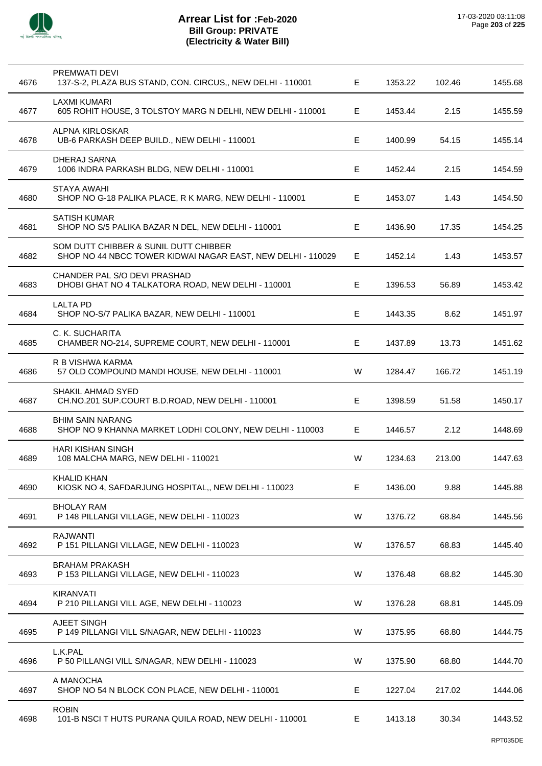# Arrear List for :Feb-2020
## Bill Group: PRIVATE
## (Electricity & Water Bill)

17-03-2020 03:11:08

| No. | Name / Address | Type | Amount 1 | Amount 2 | Total |
|---|---|---|---|---|---|
| 4676 | PREMWATI DEVI<br>137-S-2, PLAZA BUS STAND, CON. CIRCUS,, NEW DELHI - 110001 | E | 1353.22 | 102.46 | 1455.68 |
| 4677 | LAXMI KUMARI<br>605 ROHIT HOUSE, 3 TOLSTOY MARG N DELHI, NEW DELHI - 110001 | E | 1453.44 | 2.15 | 1455.59 |
| 4678 | ALPNA KIRLOSKAR<br>UB-6 PARKASH DEEP BUILD., NEW DELHI - 110001 | E | 1400.99 | 54.15 | 1455.14 |
| 4679 | DHERAJ SARNA<br>1006 INDRA PARKASH BLDG, NEW DELHI - 110001 | E | 1452.44 | 2.15 | 1454.59 |
| 4680 | STAYA AWAHI<br>SHOP NO G-18 PALIKA PLACE, R K MARG, NEW DELHI - 110001 | E | 1453.07 | 1.43 | 1454.50 |
| 4681 | SATISH KUMAR<br>SHOP NO S/5 PALIKA BAZAR N DEL, NEW DELHI - 110001 | E | 1436.90 | 17.35 | 1454.25 |
| 4682 | SOM DUTT CHIBBER & SUNIL DUTT CHIBBER<br>SHOP NO 44 NBCC TOWER KIDWAI NAGAR EAST, NEW DELHI - 110029 | E | 1452.14 | 1.43 | 1453.57 |
| 4683 | CHANDER PAL S/O DEVI PRASHAD<br>DHOBI GHAT NO 4 TALKATORA ROAD, NEW DELHI - 110001 | E | 1396.53 | 56.89 | 1453.42 |
| 4684 | LALTA PD<br>SHOP NO-S/7 PALIKA BAZAR, NEW DELHI - 110001 | E | 1443.35 | 8.62 | 1451.97 |
| 4685 | C. K. SUCHARITA<br>CHAMBER NO-214, SUPREME COURT, NEW DELHI - 110001 | E | 1437.89 | 13.73 | 1451.62 |
| 4686 | R B VISHWA KARMA<br>57 OLD COMPOUND MANDI HOUSE, NEW DELHI - 110001 | W | 1284.47 | 166.72 | 1451.19 |
| 4687 | SHAKIL AHMAD SYED<br>CH.NO.201 SUP.COURT B.D.ROAD, NEW DELHI - 110001 | E | 1398.59 | 51.58 | 1450.17 |
| 4688 | BHIM SAIN NARANG<br>SHOP NO 9 KHANNA MARKET LODHI COLONY, NEW DELHI - 110003 | E | 1446.57 | 2.12 | 1448.69 |
| 4689 | HARI KISHAN SINGH<br>108 MALCHA MARG, NEW DELHI - 110021 | W | 1234.63 | 213.00 | 1447.63 |
| 4690 | KHALID KHAN<br>KIOSK NO 4, SAFDARJUNG HOSPITAL,, NEW DELHI - 110023 | E | 1436.00 | 9.88 | 1445.88 |
| 4691 | BHOLAY RAM<br>P 148 PILLANGI VILLAGE, NEW DELHI - 110023 | W | 1376.72 | 68.84 | 1445.56 |
| 4692 | RAJWANTI<br>P 151 PILLANGI VILLAGE, NEW DELHI - 110023 | W | 1376.57 | 68.83 | 1445.40 |
| 4693 | BRAHAM PRAKASH<br>P 153 PILLANGI VILLAGE, NEW DELHI - 110023 | W | 1376.48 | 68.82 | 1445.30 |
| 4694 | KIRANVATI<br>P 210 PILLANGI VILL AGE, NEW DELHI - 110023 | W | 1376.28 | 68.81 | 1445.09 |
| 4695 | AJEET SINGH<br>P 149 PILLANGI VILL S/NAGAR, NEW DELHI - 110023 | W | 1375.95 | 68.80 | 1444.75 |
| 4696 | L.K.PAL<br>P 50 PILLANGI VILL S/NAGAR, NEW DELHI - 110023 | W | 1375.90 | 68.80 | 1444.70 |
| 4697 | A MANOCHA<br>SHOP NO 54 N BLOCK CON PLACE, NEW DELHI - 110001 | E | 1227.04 | 217.02 | 1444.06 |
| 4698 | ROBIN<br>101-B NSCI T HUTS PURANA QUILA ROAD, NEW DELHI - 110001 | E | 1413.18 | 30.34 | 1443.52 |

RPT035DE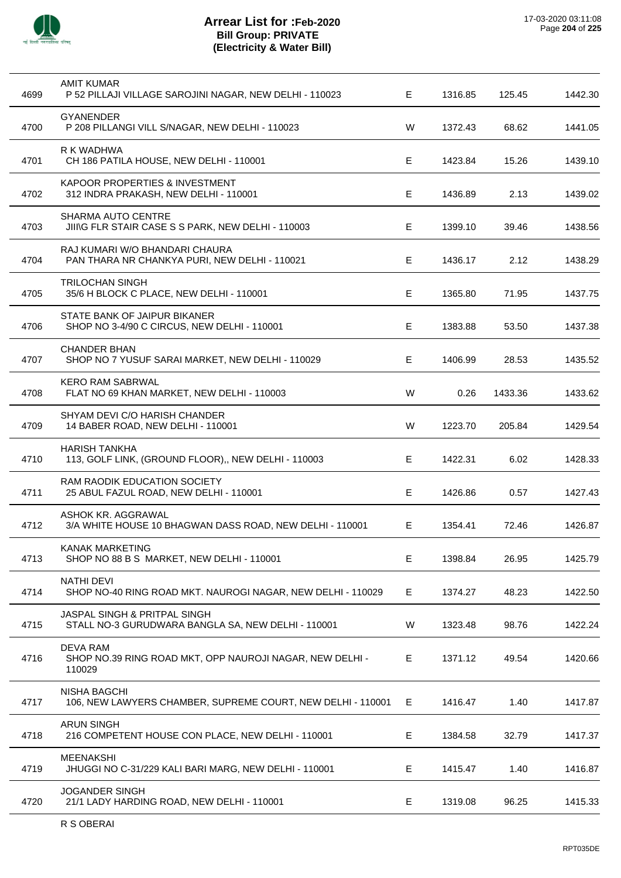# Arrear List for :Feb-2020
## Bill Group: PRIVATE
## (Electricity & Water Bill)

17-03-2020 03:11:08

| | | | | | |
|---|---|---|---|---|---|
| 4699 | AMIT KUMAR<br>P 52 PILLAJI VILLAGE SAROJINI NAGAR, NEW DELHI - 110023 | E | 1316.85 | 125.45 | 1442.30 |
| 4700 | GYANENDER<br>P 208 PILLANGI VILL S/NAGAR, NEW DELHI - 110023 | W | 1372.43 | 68.62 | 1441.05 |
| 4701 | R K WADHWA<br>CH 186 PATILA HOUSE, NEW DELHI - 110001 | E | 1423.84 | 15.26 | 1439.10 |
| 4702 | KAPOOR PROPERTIES & INVESTMENT<br>312 INDRA PRAKASH, NEW DELHI - 110001 | E | 1436.89 | 2.13 | 1439.02 |
| 4703 | SHARMA AUTO CENTRE<br>JIII\G FLR STAIR CASE S S PARK, NEW DELHI - 110003 | E | 1399.10 | 39.46 | 1438.56 |
| 4704 | RAJ KUMARI W/O BHANDARI CHAURA<br>PAN THARA NR CHANKYA PURI, NEW DELHI - 110021 | E | 1436.17 | 2.12 | 1438.29 |
| 4705 | TRILOCHAN SINGH<br>35/6 H BLOCK C PLACE, NEW DELHI - 110001 | E | 1365.80 | 71.95 | 1437.75 |
| 4706 | STATE BANK OF JAIPUR BIKANER<br>SHOP NO 3-4/90 C CIRCUS, NEW DELHI - 110001 | E | 1383.88 | 53.50 | 1437.38 |
| 4707 | CHANDER BHAN<br>SHOP NO 7 YUSUF SARAI MARKET, NEW DELHI - 110029 | E | 1406.99 | 28.53 | 1435.52 |
| 4708 | KERO RAM SABRWAL<br>FLAT NO 69 KHAN MARKET, NEW DELHI - 110003 | W | 0.26 | 1433.36 | 1433.62 |
| 4709 | SHYAM DEVI C/O HARISH CHANDER<br>14 BABER ROAD, NEW DELHI - 110001 | W | 1223.70 | 205.84 | 1429.54 |
| 4710 | HARISH TANKHA<br>113, GOLF LINK, (GROUND FLOOR),, NEW DELHI - 110003 | E | 1422.31 | 6.02 | 1428.33 |
| 4711 | RAM RAODIK EDUCATION SOCIETY<br>25 ABUL FAZUL ROAD, NEW DELHI - 110001 | E | 1426.86 | 0.57 | 1427.43 |
| 4712 | ASHOK KR. AGGRAWAL<br>3/A WHITE HOUSE 10 BHAGWAN DASS ROAD, NEW DELHI - 110001 | E | 1354.41 | 72.46 | 1426.87 |
| 4713 | KANAK MARKETING<br>SHOP NO 88 B S MARKET, NEW DELHI - 110001 | E | 1398.84 | 26.95 | 1425.79 |
| 4714 | NATHI DEVI<br>SHOP NO-40 RING ROAD MKT. NAUROGI NAGAR, NEW DELHI - 110029 | E | 1374.27 | 48.23 | 1422.50 |
| 4715 | JASPAL SINGH & PRITPAL SINGH<br>STALL NO-3 GURUDWARA BANGLA SA, NEW DELHI - 110001 | W | 1323.48 | 98.76 | 1422.24 |
| 4716 | DEVA RAM<br>SHOP NO.39 RING ROAD MKT, OPP NAUROJI NAGAR, NEW DELHI - 110029 | E | 1371.12 | 49.54 | 1420.66 |
| 4717 | NISHA BAGCHI<br>106, NEW LAWYERS CHAMBER, SUPREME COURT, NEW DELHI - 110001 | E | 1416.47 | 1.40 | 1417.87 |
| 4718 | ARUN SINGH<br>216 COMPETENT HOUSE CON PLACE, NEW DELHI - 110001 | E | 1384.58 | 32.79 | 1417.37 |
| 4719 | MEENAKSHI<br>JHUGGI NO C-31/229 KALI BARI MARG, NEW DELHI - 110001 | E | 1415.47 | 1.40 | 1416.87 |
| 4720 | JOGANDER SINGH<br>21/1 LADY HARDING ROAD, NEW DELHI - 110001 | E | 1319.08 | 96.25 | 1415.33 |

R S OBERAI

RPT035DE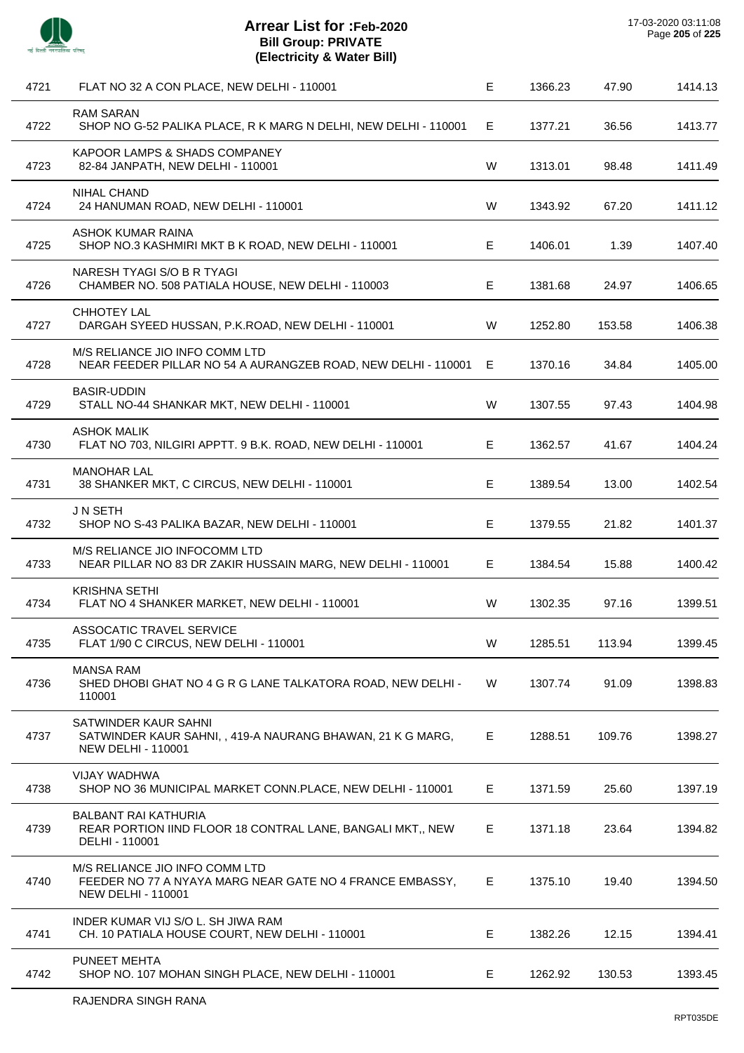# Arrear List for :Feb-2020
## Bill Group: PRIVATE
## (Electricity & Water Bill)

17-03-2020 03:11:08

| | | | | | |
|---|---|---|---|---|---|
| 4721 | FLAT NO 32 A CON PLACE, NEW DELHI - 110001 | E | 1366.23 | 47.90 | 1414.13 |
| 4722 | RAM SARAN<br>SHOP NO G-52 PALIKA PLACE, R K MARG N DELHI, NEW DELHI - 110001 | E | 1377.21 | 36.56 | 1413.77 |
| 4723 | KAPOOR LAMPS & SHADS COMPANEY<br>82-84 JANPATH, NEW DELHI - 110001 | W | 1313.01 | 98.48 | 1411.49 |
| 4724 | NIHAL CHAND<br>24 HANUMAN ROAD, NEW DELHI - 110001 | W | 1343.92 | 67.20 | 1411.12 |
| 4725 | ASHOK KUMAR RAINA<br>SHOP NO.3 KASHMIRI MKT B K ROAD, NEW DELHI - 110001 | E | 1406.01 | 1.39 | 1407.40 |
| 4726 | NARESH TYAGI S/O B R TYAGI<br>CHAMBER NO. 508 PATIALA HOUSE, NEW DELHI - 110003 | E | 1381.68 | 24.97 | 1406.65 |
| 4727 | CHHOTEY LAL<br>DARGAH SYEED HUSSAN, P.K.ROAD, NEW DELHI - 110001 | W | 1252.80 | 153.58 | 1406.38 |
| 4728 | M/S RELIANCE JIO INFO COMM LTD<br>NEAR FEEDER PILLAR NO 54 A AURANGZEB ROAD, NEW DELHI - 110001 | E | 1370.16 | 34.84 | 1405.00 |
| 4729 | BASIR-UDDIN<br>STALL NO-44 SHANKAR MKT, NEW DELHI - 110001 | W | 1307.55 | 97.43 | 1404.98 |
| 4730 | ASHOK MALIK<br>FLAT NO 703, NILGIRI APPTT. 9 B.K. ROAD, NEW DELHI - 110001 | E | 1362.57 | 41.67 | 1404.24 |
| 4731 | MANOHAR LAL<br>38 SHANKER MKT, C CIRCUS, NEW DELHI - 110001 | E | 1389.54 | 13.00 | 1402.54 |
| 4732 | J N SETH<br>SHOP NO S-43 PALIKA BAZAR, NEW DELHI - 110001 | E | 1379.55 | 21.82 | 1401.37 |
| 4733 | M/S RELIANCE JIO INFOCOMM LTD<br>NEAR PILLAR NO 83 DR ZAKIR HUSSAIN MARG, NEW DELHI - 110001 | E | 1384.54 | 15.88 | 1400.42 |
| 4734 | KRISHNA SETHI<br>FLAT NO 4 SHANKER MARKET, NEW DELHI - 110001 | W | 1302.35 | 97.16 | 1399.51 |
| 4735 | ASSOCATIC TRAVEL SERVICE<br>FLAT 1/90 C CIRCUS, NEW DELHI - 110001 | W | 1285.51 | 113.94 | 1399.45 |
| 4736 | MANSA RAM<br>SHED DHOBI GHAT NO 4 G R G LANE TALKATORA ROAD, NEW DELHI - 110001 | W | 1307.74 | 91.09 | 1398.83 |
| 4737 | SATWINDER KAUR SAHNI<br>SATWINDER KAUR SAHNI, , 419-A NAURANG BHAWAN, 21 K G MARG, NEW DELHI - 110001 | E | 1288.51 | 109.76 | 1398.27 |
| 4738 | VIJAY WADHWA<br>SHOP NO 36 MUNICIPAL MARKET CONN.PLACE, NEW DELHI - 110001 | E | 1371.59 | 25.60 | 1397.19 |
| 4739 | BALBANT RAI KATHURIA<br>REAR PORTION IIND FLOOR 18 CONTRAL LANE, BANGALI MKT,, NEW DELHI - 110001 | E | 1371.18 | 23.64 | 1394.82 |
| 4740 | M/S RELIANCE JIO INFO COMM LTD<br>FEEDER NO 77 A NYAYA MARG NEAR GATE NO 4 FRANCE EMBASSY, NEW DELHI - 110001 | E | 1375.10 | 19.40 | 1394.50 |
| 4741 | INDER KUMAR VIJ S/O L. SH JIWA RAM<br>CH. 10 PATIALA HOUSE COURT, NEW DELHI - 110001 | E | 1382.26 | 12.15 | 1394.41 |
| 4742 | PUNEET MEHTA<br>SHOP NO. 107 MOHAN SINGH PLACE, NEW DELHI - 110001 | E | 1262.92 | 130.53 | 1393.45 |

RAJENDRA SINGH RANA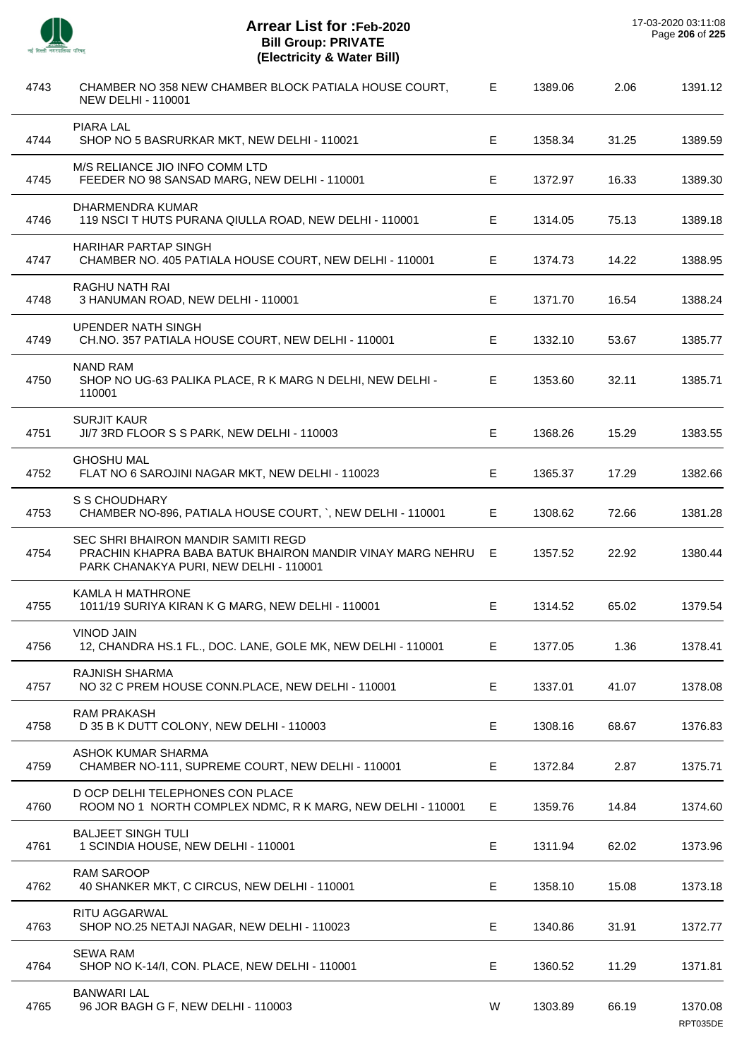# Arrear List for :Feb-2020
## Bill Group: PRIVATE
## (Electricity & Water Bill)

17-03-2020 03:11:08

| | | | | | |
|---|---|---|---|---|---|
| 4743 | CHAMBER NO 358 NEW CHAMBER BLOCK PATIALA HOUSE COURT, NEW DELHI - 110001 | E | 1389.06 | 2.06 | 1391.12 |
| 4744 | PIARA LAL<br>SHOP NO 5 BASRURKAR MKT, NEW DELHI - 110021 | E | 1358.34 | 31.25 | 1389.59 |
| 4745 | M/S RELIANCE JIO INFO COMM LTD<br>FEEDER NO 98 SANSAD MARG, NEW DELHI - 110001 | E | 1372.97 | 16.33 | 1389.30 |
| 4746 | DHARMENDRA KUMAR<br>119 NSCI T HUTS PURANA QIULLA ROAD, NEW DELHI - 110001 | E | 1314.05 | 75.13 | 1389.18 |
| 4747 | HARIHAR PARTAP SINGH<br>CHAMBER NO. 405 PATIALA HOUSE COURT, NEW DELHI - 110001 | E | 1374.73 | 14.22 | 1388.95 |
| 4748 | RAGHU NATH RAI<br>3 HANUMAN ROAD, NEW DELHI - 110001 | E | 1371.70 | 16.54 | 1388.24 |
| 4749 | UPENDER NATH SINGH<br>CH.NO. 357 PATIALA HOUSE COURT, NEW DELHI - 110001 | E | 1332.10 | 53.67 | 1385.77 |
| 4750 | NAND RAM<br>SHOP NO UG-63 PALIKA PLACE, R K MARG N DELHI, NEW DELHI - 110001 | E | 1353.60 | 32.11 | 1385.71 |
| 4751 | SURJIT KAUR<br>JI/7 3RD FLOOR S S PARK, NEW DELHI - 110003 | E | 1368.26 | 15.29 | 1383.55 |
| 4752 | GHOSHU MAL<br>FLAT NO 6 SAROJINI NAGAR MKT, NEW DELHI - 110023 | E | 1365.37 | 17.29 | 1382.66 |
| 4753 | S S CHOUDHARY<br>CHAMBER NO-896, PATIALA HOUSE COURT, `, NEW DELHI - 110001 | E | 1308.62 | 72.66 | 1381.28 |
| 4754 | SEC SHRI BHAIRON MANDIR SAMITI REGD<br>PRACHIN KHAPRA BABA BATUK BHAIRON MANDIR VINAY MARG NEHRU PARK CHANAKYA PURI, NEW DELHI - 110001 | E | 1357.52 | 22.92 | 1380.44 |
| 4755 | KAMLA H MATHRONE<br>1011/19 SURIYA KIRAN K G MARG, NEW DELHI - 110001 | E | 1314.52 | 65.02 | 1379.54 |
| 4756 | VINOD JAIN<br>12, CHANDRA HS.1 FL., DOC. LANE, GOLE MK, NEW DELHI - 110001 | E | 1377.05 | 1.36 | 1378.41 |
| 4757 | RAJNISH SHARMA<br>NO 32 C PREM HOUSE CONN.PLACE, NEW DELHI - 110001 | E | 1337.01 | 41.07 | 1378.08 |
| 4758 | RAM PRAKASH<br>D 35 B K DUTT COLONY, NEW DELHI - 110003 | E | 1308.16 | 68.67 | 1376.83 |
| 4759 | ASHOK KUMAR SHARMA<br>CHAMBER NO-111, SUPREME COURT, NEW DELHI - 110001 | E | 1372.84 | 2.87 | 1375.71 |
| 4760 | D OCP DELHI TELEPHONES CON PLACE<br>ROOM NO 1 NORTH COMPLEX NDMC, R K MARG, NEW DELHI - 110001 | E | 1359.76 | 14.84 | 1374.60 |
| 4761 | BALJEET SINGH TULI<br>1 SCINDIA HOUSE, NEW DELHI - 110001 | E | 1311.94 | 62.02 | 1373.96 |
| 4762 | RAM SAROOP<br>40 SHANKER MKT, C CIRCUS, NEW DELHI - 110001 | E | 1358.10 | 15.08 | 1373.18 |
| 4763 | RITU AGGARWAL<br>SHOP NO.25 NETAJI NAGAR, NEW DELHI - 110023 | E | 1340.86 | 31.91 | 1372.77 |
| 4764 | SEWA RAM<br>SHOP NO K-14/I, CON. PLACE, NEW DELHI - 110001 | E | 1360.52 | 11.29 | 1371.81 |
| 4765 | BANWARI LAL<br>96 JOR BAGH G F, NEW DELHI - 110003 | W | 1303.89 | 66.19 | 1370.08 |

RPT035DE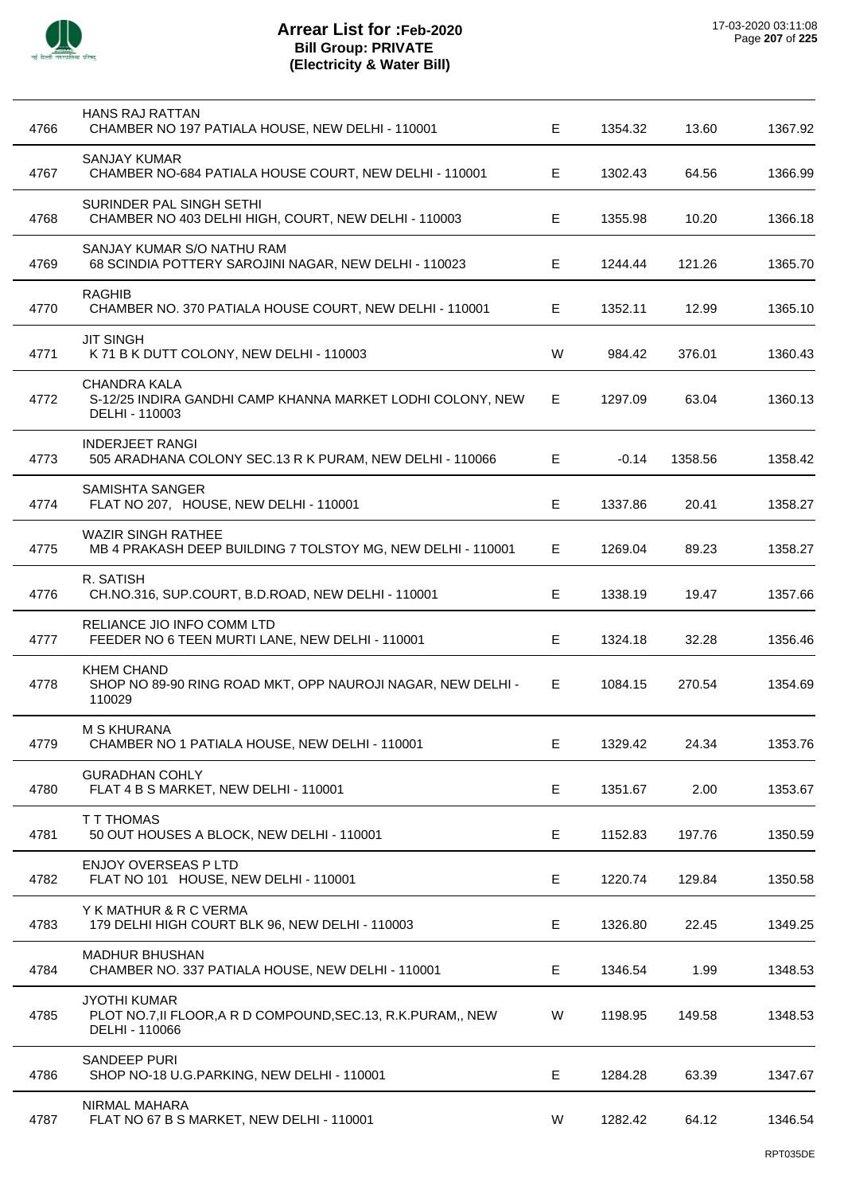# Arrear List for :Feb-2020
## Bill Group: PRIVATE
## (Electricity & Water Bill)

17-03-2020 03:11:08

| | | | | | |
|---|---|---|---|---|---|
| 4766 | HANS RAJ RATTAN<br>CHAMBER NO 197 PATIALA HOUSE, NEW DELHI - 110001 | E | 1354.32 | 13.60 | 1367.92 |
| 4767 | SANJAY KUMAR<br>CHAMBER NO-684 PATIALA HOUSE COURT, NEW DELHI - 110001 | E | 1302.43 | 64.56 | 1366.99 |
| 4768 | SURINDER PAL SINGH SETHI<br>CHAMBER NO 403 DELHI HIGH, COURT, NEW DELHI - 110003 | E | 1355.98 | 10.20 | 1366.18 |
| 4769 | SANJAY KUMAR S/O NATHU RAM<br>68 SCINDIA POTTERY SAROJINI NAGAR, NEW DELHI - 110023 | E | 1244.44 | 121.26 | 1365.70 |
| 4770 | RAGHIB<br>CHAMBER NO. 370 PATIALA HOUSE COURT, NEW DELHI - 110001 | E | 1352.11 | 12.99 | 1365.10 |
| 4771 | JIT SINGH<br>K 71 B K DUTT COLONY, NEW DELHI - 110003 | W | 984.42 | 376.01 | 1360.43 |
| 4772 | CHANDRA KALA<br>S-12/25 INDIRA GANDHI CAMP KHANNA MARKET LODHI COLONY, NEW DELHI - 110003 | E | 1297.09 | 63.04 | 1360.13 |
| 4773 | INDERJEET RANGI<br>505 ARADHANA COLONY SEC.13 R K PURAM, NEW DELHI - 110066 | E | -0.14 | 1358.56 | 1358.42 |
| 4774 | SAMISHTA SANGER<br>FLAT NO 207, HOUSE, NEW DELHI - 110001 | E | 1337.86 | 20.41 | 1358.27 |
| 4775 | WAZIR SINGH RATHEE<br>MB 4 PRAKASH DEEP BUILDING 7 TOLSTOY MG, NEW DELHI - 110001 | E | 1269.04 | 89.23 | 1358.27 |
| 4776 | R. SATISH<br>CH.NO.316, SUP.COURT, B.D.ROAD, NEW DELHI - 110001 | E | 1338.19 | 19.47 | 1357.66 |
| 4777 | RELIANCE JIO INFO COMM LTD<br>FEEDER NO 6 TEEN MURTI LANE, NEW DELHI - 110001 | E | 1324.18 | 32.28 | 1356.46 |
| 4778 | KHEM CHAND<br>SHOP NO 89-90 RING ROAD MKT, OPP NAUROJI NAGAR, NEW DELHI - 110029 | E | 1084.15 | 270.54 | 1354.69 |
| 4779 | M S KHURANA<br>CHAMBER NO 1 PATIALA HOUSE, NEW DELHI - 110001 | E | 1329.42 | 24.34 | 1353.76 |
| 4780 | GURADHAN COHLY<br>FLAT 4 B S MARKET, NEW DELHI - 110001 | E | 1351.67 | 2.00 | 1353.67 |
| 4781 | T T THOMAS<br>50 OUT HOUSES A BLOCK, NEW DELHI - 110001 | E | 1152.83 | 197.76 | 1350.59 |
| 4782 | ENJOY OVERSEAS P LTD<br>FLAT NO 101 HOUSE, NEW DELHI - 110001 | E | 1220.74 | 129.84 | 1350.58 |
| 4783 | Y K MATHUR & R C VERMA<br>179 DELHI HIGH COURT BLK 96, NEW DELHI - 110003 | E | 1326.80 | 22.45 | 1349.25 |
| 4784 | MADHUR BHUSHAN<br>CHAMBER NO. 337 PATIALA HOUSE, NEW DELHI - 110001 | E | 1346.54 | 1.99 | 1348.53 |
| 4785 | JYOTHI KUMAR<br>PLOT NO.7,II FLOOR,A R D COMPOUND,SEC.13, R.K.PURAM,, NEW DELHI - 110066 | W | 1198.95 | 149.58 | 1348.53 |
| 4786 | SANDEEP PURI<br>SHOP NO-18 U.G.PARKING, NEW DELHI - 110001 | E | 1284.28 | 63.39 | 1347.67 |
| 4787 | NIRMAL MAHARA<br>FLAT NO 67 B S MARKET, NEW DELHI - 110001 | W | 1282.42 | 64.12 | 1346.54 |

RPT035DE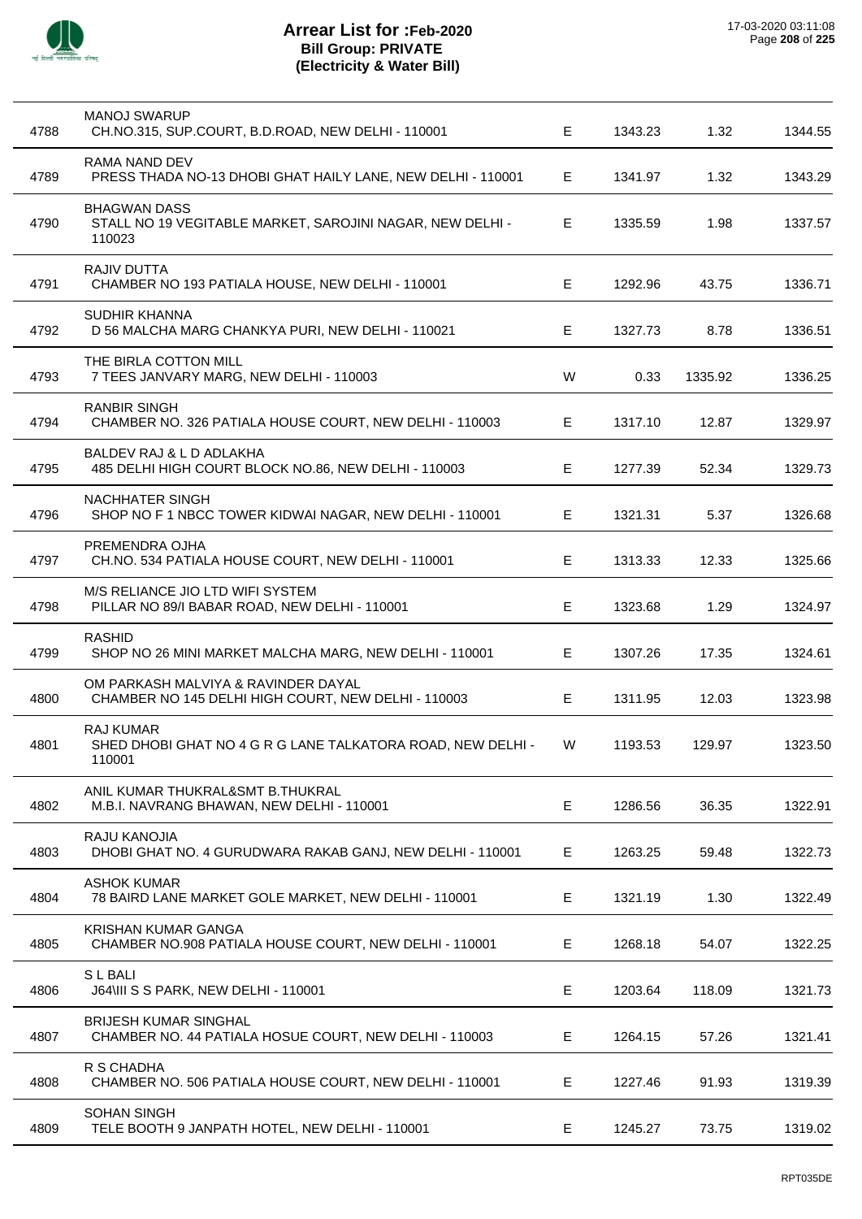# Arrear List for :Feb-2020
## Bill Group: PRIVATE
## (Electricity & Water Bill)

17-03-2020 03:11:08

| | | | | | |
|---|---|---|---|---|---|
| 4788 | MANOJ SWARUP<br>CH.NO.315, SUP.COURT, B.D.ROAD, NEW DELHI - 110001 | E | 1343.23 | 1.32 | 1344.55 |
| 4789 | RAMA NAND DEV<br>PRESS THADA NO-13 DHOBI GHAT HAILY LANE, NEW DELHI - 110001 | E | 1341.97 | 1.32 | 1343.29 |
| 4790 | BHAGWAN DASS<br>STALL NO 19 VEGITABLE MARKET, SAROJINI NAGAR, NEW DELHI - 110023 | E | 1335.59 | 1.98 | 1337.57 |
| 4791 | RAJIV DUTTA<br>CHAMBER NO 193 PATIALA HOUSE, NEW DELHI - 110001 | E | 1292.96 | 43.75 | 1336.71 |
| 4792 | SUDHIR KHANNA<br>D 56 MALCHA MARG CHANKYA PURI, NEW DELHI - 110021 | E | 1327.73 | 8.78 | 1336.51 |
| 4793 | THE BIRLA COTTON MILL<br>7 TEES JANVARY MARG, NEW DELHI - 110003 | W | 0.33 | 1335.92 | 1336.25 |
| 4794 | RANBIR SINGH<br>CHAMBER NO. 326 PATIALA HOUSE COURT, NEW DELHI - 110003 | E | 1317.10 | 12.87 | 1329.97 |
| 4795 | BALDEV RAJ & L D ADLAKHA<br>485 DELHI HIGH COURT BLOCK NO.86, NEW DELHI - 110003 | E | 1277.39 | 52.34 | 1329.73 |
| 4796 | NACHHATER SINGH<br>SHOP NO F 1 NBCC TOWER KIDWAI NAGAR, NEW DELHI - 110001 | E | 1321.31 | 5.37 | 1326.68 |
| 4797 | PREMENDRA OJHA<br>CH.NO. 534 PATIALA HOUSE COURT, NEW DELHI - 110001 | E | 1313.33 | 12.33 | 1325.66 |
| 4798 | M/S RELIANCE JIO LTD WIFI SYSTEM<br>PILLAR NO 89/I BABAR ROAD, NEW DELHI - 110001 | E | 1323.68 | 1.29 | 1324.97 |
| 4799 | RASHID<br>SHOP NO 26 MINI MARKET MALCHA MARG, NEW DELHI - 110001 | E | 1307.26 | 17.35 | 1324.61 |
| 4800 | OM PARKASH MALVIYA & RAVINDER DAYAL<br>CHAMBER NO 145 DELHI HIGH COURT, NEW DELHI - 110003 | E | 1311.95 | 12.03 | 1323.98 |
| 4801 | RAJ KUMAR<br>SHED DHOBI GHAT NO 4 G R G LANE TALKATORA ROAD, NEW DELHI - 110001 | W | 1193.53 | 129.97 | 1323.50 |
| 4802 | ANIL KUMAR THUKRAL&SMT B.THUKRAL<br>M.B.I. NAVRANG BHAWAN, NEW DELHI - 110001 | E | 1286.56 | 36.35 | 1322.91 |
| 4803 | RAJU KANOJIA<br>DHOBI GHAT NO. 4 GURUDWARA RAKAB GANJ, NEW DELHI - 110001 | E | 1263.25 | 59.48 | 1322.73 |
| 4804 | ASHOK KUMAR<br>78 BAIRD LANE MARKET GOLE MARKET, NEW DELHI - 110001 | E | 1321.19 | 1.30 | 1322.49 |
| 4805 | KRISHAN KUMAR GANGA<br>CHAMBER NO.908 PATIALA HOUSE COURT, NEW DELHI - 110001 | E | 1268.18 | 54.07 | 1322.25 |
| 4806 | S L BALI<br>J64\III S S PARK, NEW DELHI - 110001 | E | 1203.64 | 118.09 | 1321.73 |
| 4807 | BRIJESH KUMAR SINGHAL<br>CHAMBER NO. 44 PATIALA HOSUE COURT, NEW DELHI - 110003 | E | 1264.15 | 57.26 | 1321.41 |
| 4808 | R S CHADHA<br>CHAMBER NO. 506 PATIALA HOUSE COURT, NEW DELHI - 110001 | E | 1227.46 | 91.93 | 1319.39 |
| 4809 | SOHAN SINGH<br>TELE BOOTH 9 JANPATH HOTEL, NEW DELHI - 110001 | E | 1245.27 | 73.75 | 1319.02 |

RPT035DE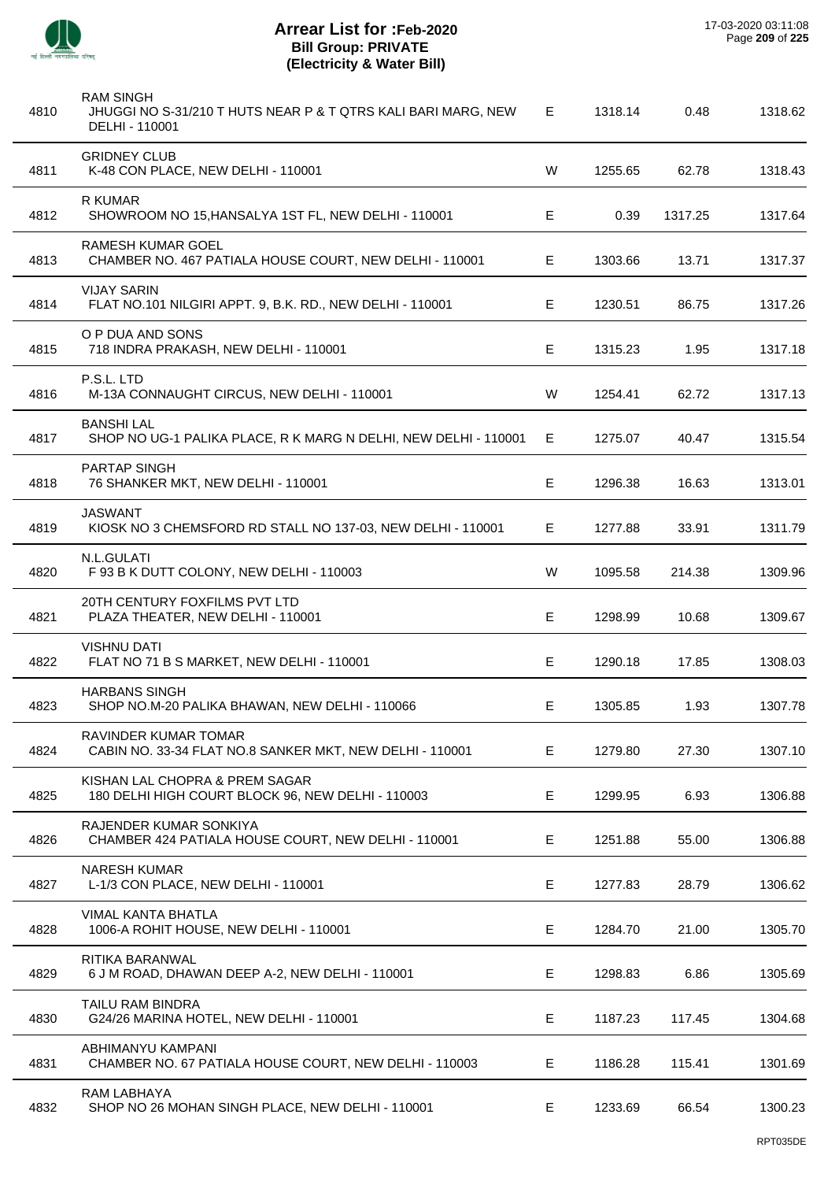# Arrear List for :Feb-2020
## Bill Group: PRIVATE
## (Electricity & Water Bill)

17-03-2020 03:11:08

| | | | | | |
|---|---|---|---|---|---|
| 4810 | RAM SINGH<br>JHUGGI NO S-31/210 T HUTS NEAR P & T QTRS KALI BARI MARG, NEW DELHI - 110001 | E | 1318.14 | 0.48 | 1318.62 |
| 4811 | GRIDNEY CLUB<br>K-48 CON PLACE, NEW DELHI - 110001 | W | 1255.65 | 62.78 | 1318.43 |
| 4812 | R KUMAR<br>SHOWROOM NO 15,HANSALYA 1ST FL, NEW DELHI - 110001 | E | 0.39 | 1317.25 | 1317.64 |
| 4813 | RAMESH KUMAR GOEL<br>CHAMBER NO. 467 PATIALA HOUSE COURT, NEW DELHI - 110001 | E | 1303.66 | 13.71 | 1317.37 |
| 4814 | VIJAY SARIN<br>FLAT NO.101 NILGIRI APPT. 9, B.K. RD., NEW DELHI - 110001 | E | 1230.51 | 86.75 | 1317.26 |
| 4815 | O P DUA AND SONS<br>718 INDRA PRAKASH, NEW DELHI - 110001 | E | 1315.23 | 1.95 | 1317.18 |
| 4816 | P.S.L. LTD<br>M-13A CONNAUGHT CIRCUS, NEW DELHI - 110001 | W | 1254.41 | 62.72 | 1317.13 |
| 4817 | BANSHI LAL<br>SHOP NO UG-1 PALIKA PLACE, R K MARG N DELHI, NEW DELHI - 110001 | E | 1275.07 | 40.47 | 1315.54 |
| 4818 | PARTAP SINGH<br>76 SHANKER MKT, NEW DELHI - 110001 | E | 1296.38 | 16.63 | 1313.01 |
| 4819 | JASWANT<br>KIOSK NO 3 CHEMSFORD RD STALL NO 137-03, NEW DELHI - 110001 | E | 1277.88 | 33.91 | 1311.79 |
| 4820 | N.L.GULATI<br>F 93 B K DUTT COLONY, NEW DELHI - 110003 | W | 1095.58 | 214.38 | 1309.96 |
| 4821 | 20TH CENTURY FOXFILMS PVT LTD<br>PLAZA THEATER, NEW DELHI - 110001 | E | 1298.99 | 10.68 | 1309.67 |
| 4822 | VISHNU DATI<br>FLAT NO 71 B S MARKET, NEW DELHI - 110001 | E | 1290.18 | 17.85 | 1308.03 |
| 4823 | HARBANS SINGH<br>SHOP NO.M-20 PALIKA BHAWAN, NEW DELHI - 110066 | E | 1305.85 | 1.93 | 1307.78 |
| 4824 | RAVINDER KUMAR TOMAR<br>CABIN NO. 33-34 FLAT NO.8 SANKER MKT, NEW DELHI - 110001 | E | 1279.80 | 27.30 | 1307.10 |
| 4825 | KISHAN LAL CHOPRA & PREM SAGAR<br>180 DELHI HIGH COURT BLOCK 96, NEW DELHI - 110003 | E | 1299.95 | 6.93 | 1306.88 |
| 4826 | RAJENDER KUMAR SONKIYA<br>CHAMBER 424 PATIALA HOUSE COURT, NEW DELHI - 110001 | E | 1251.88 | 55.00 | 1306.88 |
| 4827 | NARESH KUMAR<br>L-1/3 CON PLACE, NEW DELHI - 110001 | E | 1277.83 | 28.79 | 1306.62 |
| 4828 | VIMAL KANTA BHATLA<br>1006-A ROHIT HOUSE, NEW DELHI - 110001 | E | 1284.70 | 21.00 | 1305.70 |
| 4829 | RITIKA BARANWAL<br>6 J M ROAD, DHAWAN DEEP A-2, NEW DELHI - 110001 | E | 1298.83 | 6.86 | 1305.69 |
| 4830 | TAILU RAM BINDRA<br>G24/26 MARINA HOTEL, NEW DELHI - 110001 | E | 1187.23 | 117.45 | 1304.68 |
| 4831 | ABHIMANYU KAMPANI<br>CHAMBER NO. 67 PATIALA HOUSE COURT, NEW DELHI - 110003 | E | 1186.28 | 115.41 | 1301.69 |
| 4832 | RAM LABHAYA<br>SHOP NO 26 MOHAN SINGH PLACE, NEW DELHI - 110001 | E | 1233.69 | 66.54 | 1300.23 |

RPT035DE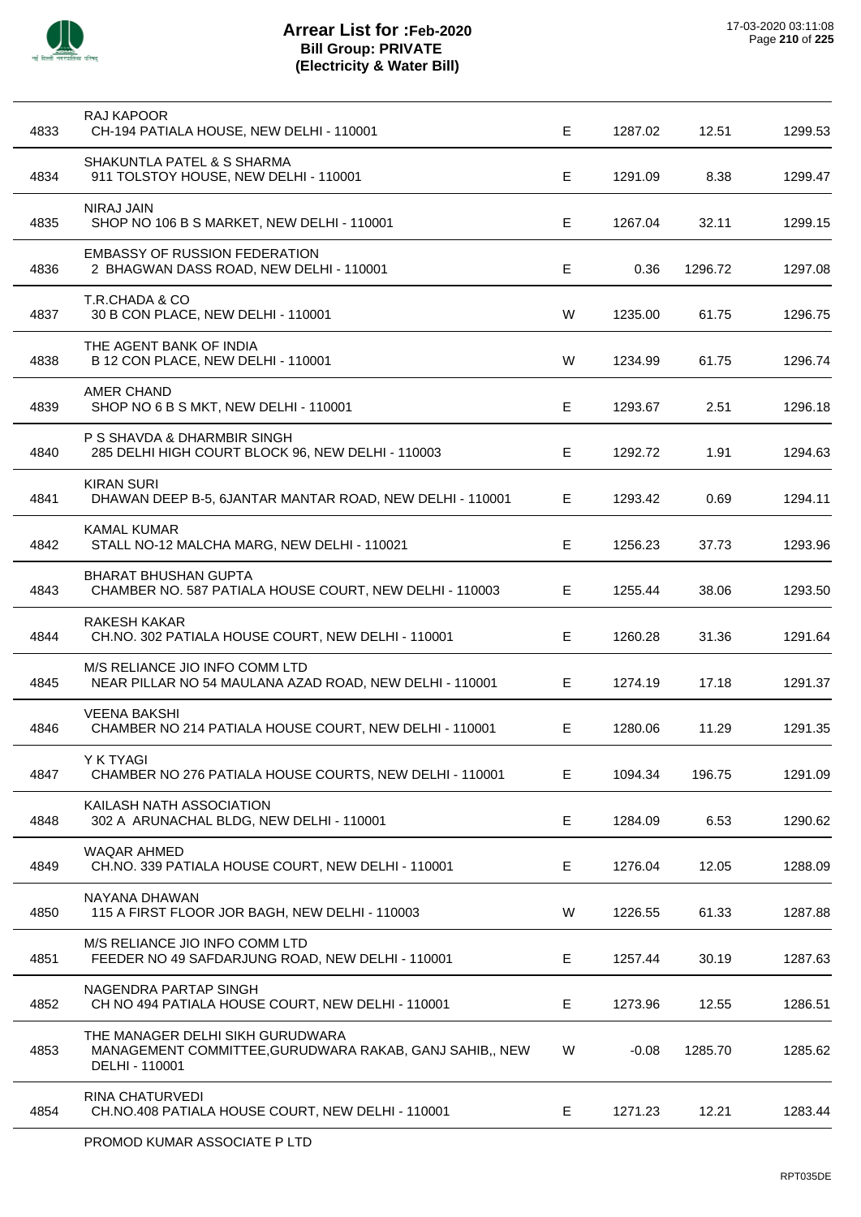# Arrear List for :Feb-2020
## Bill Group: PRIVATE
## (Electricity & Water Bill)

17-03-2020 03:11:08

| | | | | | |
|---|---|---|---|---|---|
| 4833 | RAJ KAPOOR<br>CH-194 PATIALA HOUSE, NEW DELHI - 110001 | E | 1287.02 | 12.51 | 1299.53 |
| 4834 | SHAKUNTLA PATEL & S SHARMA<br>911 TOLSTOY HOUSE, NEW DELHI - 110001 | E | 1291.09 | 8.38 | 1299.47 |
| 4835 | NIRAJ JAIN<br>SHOP NO 106 B S MARKET, NEW DELHI - 110001 | E | 1267.04 | 32.11 | 1299.15 |
| 4836 | EMBASSY OF RUSSION FEDERATION<br>2 BHAGWAN DASS ROAD, NEW DELHI - 110001 | E | 0.36 | 1296.72 | 1297.08 |
| 4837 | T.R.CHADA & CO<br>30 B CON PLACE, NEW DELHI - 110001 | W | 1235.00 | 61.75 | 1296.75 |
| 4838 | THE AGENT BANK OF INDIA<br>B 12 CON PLACE, NEW DELHI - 110001 | W | 1234.99 | 61.75 | 1296.74 |
| 4839 | AMER CHAND<br>SHOP NO 6 B S MKT, NEW DELHI - 110001 | E | 1293.67 | 2.51 | 1296.18 |
| 4840 | P S SHAVDA & DHARMBIR SINGH<br>285 DELHI HIGH COURT BLOCK 96, NEW DELHI - 110003 | E | 1292.72 | 1.91 | 1294.63 |
| 4841 | KIRAN SURI<br>DHAWAN DEEP B-5, 6JANTAR MANTAR ROAD, NEW DELHI - 110001 | E | 1293.42 | 0.69 | 1294.11 |
| 4842 | KAMAL KUMAR<br>STALL NO-12 MALCHA MARG, NEW DELHI - 110021 | E | 1256.23 | 37.73 | 1293.96 |
| 4843 | BHARAT BHUSHAN GUPTA<br>CHAMBER NO. 587 PATIALA HOUSE COURT, NEW DELHI - 110003 | E | 1255.44 | 38.06 | 1293.50 |
| 4844 | RAKESH KAKAR<br>CH.NO. 302 PATIALA HOUSE COURT, NEW DELHI - 110001 | E | 1260.28 | 31.36 | 1291.64 |
| 4845 | M/S RELIANCE JIO INFO COMM LTD<br>NEAR PILLAR NO 54 MAULANA AZAD ROAD, NEW DELHI - 110001 | E | 1274.19 | 17.18 | 1291.37 |
| 4846 | VEENA BAKSHI<br>CHAMBER NO 214 PATIALA HOUSE COURT, NEW DELHI - 110001 | E | 1280.06 | 11.29 | 1291.35 |
| 4847 | Y K TYAGI<br>CHAMBER NO 276 PATIALA HOUSE COURTS, NEW DELHI - 110001 | E | 1094.34 | 196.75 | 1291.09 |
| 4848 | KAILASH NATH ASSOCIATION<br>302 A ARUNACHAL BLDG, NEW DELHI - 110001 | E | 1284.09 | 6.53 | 1290.62 |
| 4849 | WAQAR AHMED<br>CH.NO. 339 PATIALA HOUSE COURT, NEW DELHI - 110001 | E | 1276.04 | 12.05 | 1288.09 |
| 4850 | NAYANA DHAWAN<br>115 A FIRST FLOOR JOR BAGH, NEW DELHI - 110003 | W | 1226.55 | 61.33 | 1287.88 |
| 4851 | M/S RELIANCE JIO INFO COMM LTD<br>FEEDER NO 49 SAFDARJUNG ROAD, NEW DELHI - 110001 | E | 1257.44 | 30.19 | 1287.63 |
| 4852 | NAGENDRA PARTAP SINGH<br>CH NO 494 PATIALA HOUSE COURT, NEW DELHI - 110001 | E | 1273.96 | 12.55 | 1286.51 |
| 4853 | THE MANAGER DELHI SIKH GURUDWARA<br>MANAGEMENT COMMITTEE,GURUDWARA RAKAB, GANJ SAHIB,, NEW DELHI - 110001 | W | -0.08 | 1285.70 | 1285.62 |
| 4854 | RINA CHATURVEDI<br>CH.NO.408 PATIALA HOUSE COURT, NEW DELHI - 110001 | E | 1271.23 | 12.21 | 1283.44 |

PROMOD KUMAR ASSOCIATE P LTD

RPT035DE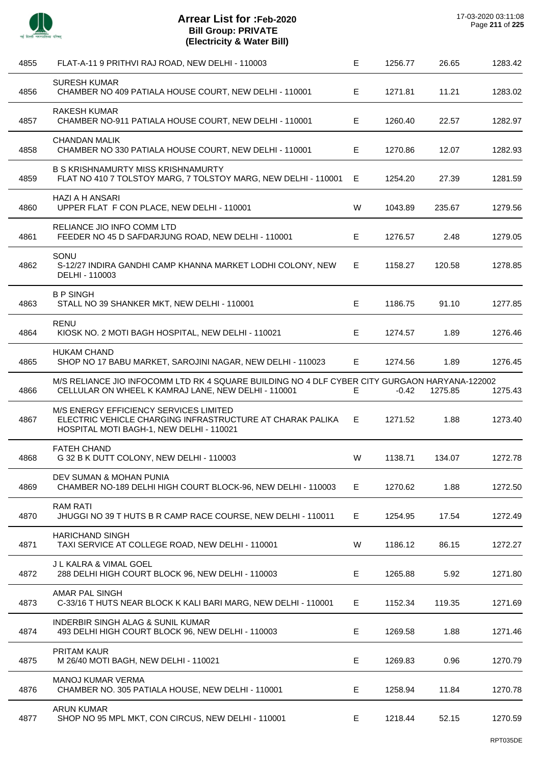# Arrear List for :Feb-2020
## Bill Group: PRIVATE
### (Electricity & Water Bill)

17-03-2020 03:11:08

| No. | Name / Address | Type | Amount 1 | Amount 2 | Total |
|---|---|---|---|---|---|
| 4855 | FLAT-A-11 9 PRITHVI RAJ ROAD, NEW DELHI - 110003 | E | 1256.77 | 26.65 | 1283.42 |
| 4856 | SURESH KUMAR<br>CHAMBER NO 409 PATIALA HOUSE COURT, NEW DELHI - 110001 | E | 1271.81 | 11.21 | 1283.02 |
| 4857 | RAKESH KUMAR<br>CHAMBER NO-911 PATIALA HOUSE COURT, NEW DELHI - 110001 | E | 1260.40 | 22.57 | 1282.97 |
| 4858 | CHANDAN MALIK<br>CHAMBER NO 330 PATIALA HOUSE COURT, NEW DELHI - 110001 | E | 1270.86 | 12.07 | 1282.93 |
| 4859 | B S KRISHNAMURTY MISS KRISHNAMURTY<br>FLAT NO 410 7 TOLSTOY MARG, 7 TOLSTOY MARG, NEW DELHI - 110001 | E | 1254.20 | 27.39 | 1281.59 |
| 4860 | HAZI A H ANSARI<br>UPPER FLAT F CON PLACE, NEW DELHI - 110001 | W | 1043.89 | 235.67 | 1279.56 |
| 4861 | RELIANCE JIO INFO COMM LTD<br>FEEDER NO 45 D SAFDARJUNG ROAD, NEW DELHI - 110001 | E | 1276.57 | 2.48 | 1279.05 |
| 4862 | SONU<br>S-12/27 INDIRA GANDHI CAMP KHANNA MARKET LODHI COLONY, NEW DELHI - 110003 | E | 1158.27 | 120.58 | 1278.85 |
| 4863 | B P SINGH<br>STALL NO 39 SHANKER MKT, NEW DELHI - 110001 | E | 1186.75 | 91.10 | 1277.85 |
| 4864 | RENU<br>KIOSK NO. 2 MOTI BAGH HOSPITAL, NEW DELHI - 110021 | E | 1274.57 | 1.89 | 1276.46 |
| 4865 | HUKAM CHAND<br>SHOP NO 17 BABU MARKET, SAROJINI NAGAR, NEW DELHI - 110023 | E | 1274.56 | 1.89 | 1276.45 |
| 4866 | M/S RELIANCE JIO INFOCOMM LTD RK 4 SQUARE BUILDING NO 4 DLF CYBER CITY GURGAON HARYANA-122002<br>CELLULAR ON WHEEL K KAMRAJ LANE, NEW DELHI - 110001 | E | -0.42 | 1275.85 | 1275.43 |
| 4867 | M/S ENERGY EFFICIENCY SERVICES LIMITED<br>ELECTRIC VEHICLE CHARGING INFRASTRUCTURE AT CHARAK PALIKA HOSPITAL MOTI BAGH-1, NEW DELHI - 110021 | E | 1271.52 | 1.88 | 1273.40 |
| 4868 | FATEH CHAND<br>G 32 B K DUTT COLONY, NEW DELHI - 110003 | W | 1138.71 | 134.07 | 1272.78 |
| 4869 | DEV SUMAN & MOHAN PUNIA<br>CHAMBER NO-189 DELHI HIGH COURT BLOCK-96, NEW DELHI - 110003 | E | 1270.62 | 1.88 | 1272.50 |
| 4870 | RAM RATI<br>JHUGGI NO 39 T HUTS B R CAMP RACE COURSE, NEW DELHI - 110011 | E | 1254.95 | 17.54 | 1272.49 |
| 4871 | HARICHAND SINGH<br>TAXI SERVICE AT COLLEGE ROAD, NEW DELHI - 110001 | W | 1186.12 | 86.15 | 1272.27 |
| 4872 | J L KALRA & VIMAL GOEL<br>288 DELHI HIGH COURT BLOCK 96, NEW DELHI - 110003 | E | 1265.88 | 5.92 | 1271.80 |
| 4873 | AMAR PAL SINGH<br>C-33/16 T HUTS NEAR BLOCK K KALI BARI MARG, NEW DELHI - 110001 | E | 1152.34 | 119.35 | 1271.69 |
| 4874 | INDERBIR SINGH ALAG & SUNIL KUMAR<br>493 DELHI HIGH COURT BLOCK 96, NEW DELHI - 110003 | E | 1269.58 | 1.88 | 1271.46 |
| 4875 | PRITAM KAUR<br>M 26/40 MOTI BAGH, NEW DELHI - 110021 | E | 1269.83 | 0.96 | 1270.79 |
| 4876 | MANOJ KUMAR VERMA<br>CHAMBER NO. 305 PATIALA HOUSE, NEW DELHI - 110001 | E | 1258.94 | 11.84 | 1270.78 |
| 4877 | ARUN KUMAR<br>SHOP NO 95 MPL MKT, CON CIRCUS, NEW DELHI - 110001 | E | 1218.44 | 52.15 | 1270.59 |

RPT035DE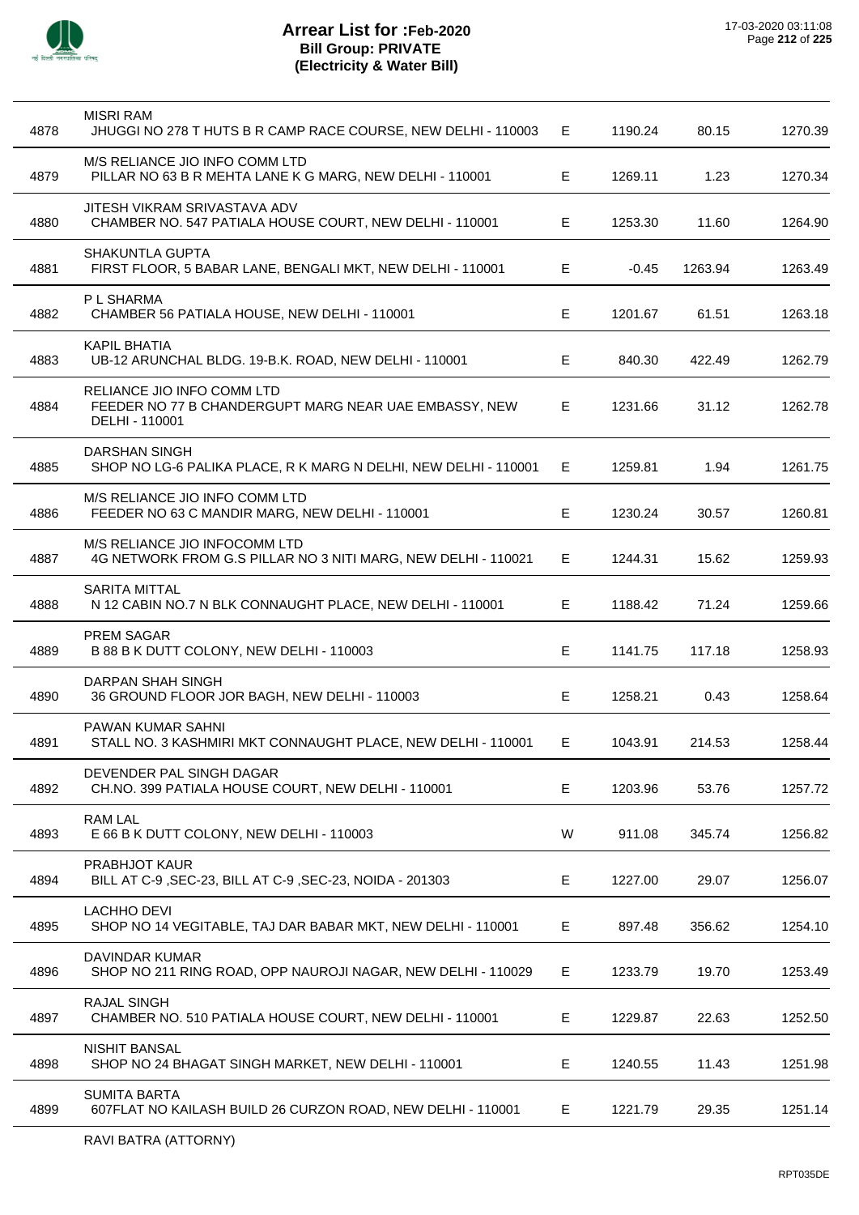# Arrear List for :Feb-2020
## Bill Group: PRIVATE
## (Electricity & Water Bill)

17-03-2020 03:11:08

| | | | | | |
|---|---|---|---|---|---|
| 4878 | MISRI RAM<br>JHUGGI NO 278 T HUTS B R CAMP RACE COURSE, NEW DELHI - 110003 | E | 1190.24 | 80.15 | 1270.39 |
| 4879 | M/S RELIANCE JIO INFO COMM LTD<br>PILLAR NO 63 B R MEHTA LANE K G MARG, NEW DELHI - 110001 | E | 1269.11 | 1.23 | 1270.34 |
| 4880 | JITESH VIKRAM SRIVASTAVA ADV<br>CHAMBER NO. 547 PATIALA HOUSE COURT, NEW DELHI - 110001 | E | 1253.30 | 11.60 | 1264.90 |
| 4881 | SHAKUNTLA GUPTA<br>FIRST FLOOR, 5 BABAR LANE, BENGALI MKT, NEW DELHI - 110001 | E | -0.45 | 1263.94 | 1263.49 |
| 4882 | P L SHARMA<br>CHAMBER 56 PATIALA HOUSE, NEW DELHI - 110001 | E | 1201.67 | 61.51 | 1263.18 |
| 4883 | KAPIL BHATIA<br>UB-12 ARUNCHAL BLDG. 19-B.K. ROAD, NEW DELHI - 110001 | E | 840.30 | 422.49 | 1262.79 |
| 4884 | RELIANCE JIO INFO COMM LTD<br>FEEDER NO 77 B CHANDERGUPT MARG NEAR UAE EMBASSY, NEW DELHI - 110001 | E | 1231.66 | 31.12 | 1262.78 |
| 4885 | DARSHAN SINGH<br>SHOP NO LG-6 PALIKA PLACE, R K MARG N DELHI, NEW DELHI - 110001 | E | 1259.81 | 1.94 | 1261.75 |
| 4886 | M/S RELIANCE JIO INFO COMM LTD<br>FEEDER NO 63 C MANDIR MARG, NEW DELHI - 110001 | E | 1230.24 | 30.57 | 1260.81 |
| 4887 | M/S RELIANCE JIO INFOCOMM LTD<br>4G NETWORK FROM G.S PILLAR NO 3 NITI MARG, NEW DELHI - 110021 | E | 1244.31 | 15.62 | 1259.93 |
| 4888 | SARITA MITTAL<br>N 12 CABIN NO.7 N BLK CONNAUGHT PLACE, NEW DELHI - 110001 | E | 1188.42 | 71.24 | 1259.66 |
| 4889 | PREM SAGAR<br>B 88 B K DUTT COLONY, NEW DELHI - 110003 | E | 1141.75 | 117.18 | 1258.93 |
| 4890 | DARPAN SHAH SINGH<br>36 GROUND FLOOR JOR BAGH, NEW DELHI - 110003 | E | 1258.21 | 0.43 | 1258.64 |
| 4891 | PAWAN KUMAR SAHNI<br>STALL NO. 3 KASHMIRI MKT CONNAUGHT PLACE, NEW DELHI - 110001 | E | 1043.91 | 214.53 | 1258.44 |
| 4892 | DEVENDER PAL SINGH DAGAR<br>CH.NO. 399 PATIALA HOUSE COURT, NEW DELHI - 110001 | E | 1203.96 | 53.76 | 1257.72 |
| 4893 | RAM LAL<br>E 66 B K DUTT COLONY, NEW DELHI - 110003 | W | 911.08 | 345.74 | 1256.82 |
| 4894 | PRABHJOT KAUR<br>BILL AT C-9 ,SEC-23, BILL AT C-9 ,SEC-23, NOIDA - 201303 | E | 1227.00 | 29.07 | 1256.07 |
| 4895 | LACHHO DEVI<br>SHOP NO 14 VEGITABLE, TAJ DAR BABAR MKT, NEW DELHI - 110001 | E | 897.48 | 356.62 | 1254.10 |
| 4896 | DAVINDAR KUMAR<br>SHOP NO 211 RING ROAD, OPP NAUROJI NAGAR, NEW DELHI - 110029 | E | 1233.79 | 19.70 | 1253.49 |
| 4897 | RAJAL SINGH<br>CHAMBER NO. 510 PATIALA HOUSE COURT, NEW DELHI - 110001 | E | 1229.87 | 22.63 | 1252.50 |
| 4898 | NISHIT BANSAL<br>SHOP NO 24 BHAGAT SINGH MARKET, NEW DELHI - 110001 | E | 1240.55 | 11.43 | 1251.98 |
| 4899 | SUMITA BARTA<br>607FLAT NO KAILASH BUILD 26 CURZON ROAD, NEW DELHI - 110001 | E | 1221.79 | 29.35 | 1251.14 |
| | RAVI BATRA (ATTORNY) | | | | |

RPT035DE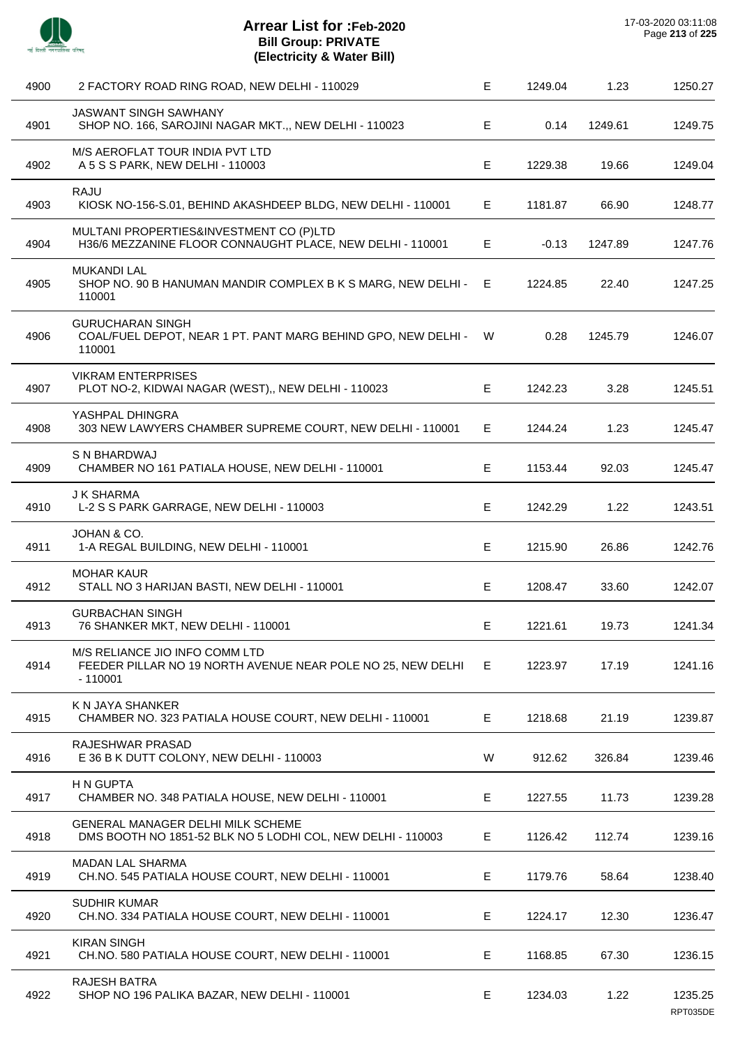# Arrear List for :Feb-2020
## Bill Group: PRIVATE
## (Electricity & Water Bill)

| | | | | | |
|---|---|---|---|---|---|
| 4900 | 2 FACTORY ROAD RING ROAD, NEW DELHI - 110029 | E | 1249.04 | 1.23 | 1250.27 |
| 4901 | JASWANT SINGH SAWHANY<br>SHOP NO. 166, SAROJINI NAGAR MKT.,, NEW DELHI - 110023 | E | 0.14 | 1249.61 | 1249.75 |
| 4902 | M/S AEROFLAT TOUR INDIA PVT LTD<br>A 5 S S PARK, NEW DELHI - 110003 | E | 1229.38 | 19.66 | 1249.04 |
| 4903 | RAJU<br>KIOSK NO-156-S.01, BEHIND AKASHDEEP BLDG, NEW DELHI - 110001 | E | 1181.87 | 66.90 | 1248.77 |
| 4904 | MULTANI PROPERTIES&INVESTMENT CO (P)LTD<br>H36/6 MEZZANINE FLOOR CONNAUGHT PLACE, NEW DELHI - 110001 | E | -0.13 | 1247.89 | 1247.76 |
| 4905 | MUKANDI LAL<br>SHOP NO. 90 B HANUMAN MANDIR COMPLEX B K S MARG, NEW DELHI - 110001 | E | 1224.85 | 22.40 | 1247.25 |
| 4906 | GURUCHARAN SINGH<br>COAL/FUEL DEPOT, NEAR 1 PT. PANT MARG BEHIND GPO, NEW DELHI - 110001 | W | 0.28 | 1245.79 | 1246.07 |
| 4907 | VIKRAM ENTERPRISES<br>PLOT NO-2, KIDWAI NAGAR (WEST),, NEW DELHI - 110023 | E | 1242.23 | 3.28 | 1245.51 |
| 4908 | YASHPAL DHINGRA<br>303 NEW LAWYERS CHAMBER SUPREME COURT, NEW DELHI - 110001 | E | 1244.24 | 1.23 | 1245.47 |
| 4909 | S N BHARDWAJ<br>CHAMBER NO 161 PATIALA HOUSE, NEW DELHI - 110001 | E | 1153.44 | 92.03 | 1245.47 |
| 4910 | J K SHARMA<br>L-2 S S PARK GARRAGE, NEW DELHI - 110003 | E | 1242.29 | 1.22 | 1243.51 |
| 4911 | JOHAN & CO.<br>1-A REGAL BUILDING, NEW DELHI - 110001 | E | 1215.90 | 26.86 | 1242.76 |
| 4912 | MOHAR KAUR<br>STALL NO 3 HARIJAN BASTI, NEW DELHI - 110001 | E | 1208.47 | 33.60 | 1242.07 |
| 4913 | GURBACHAN SINGH<br>76 SHANKER MKT, NEW DELHI - 110001 | E | 1221.61 | 19.73 | 1241.34 |
| 4914 | M/S RELIANCE JIO INFO COMM LTD<br>FEEDER PILLAR NO 19 NORTH AVENUE NEAR POLE NO 25, NEW DELHI - 110001 | E | 1223.97 | 17.19 | 1241.16 |
| 4915 | K N JAYA SHANKER<br>CHAMBER NO. 323 PATIALA HOUSE COURT, NEW DELHI - 110001 | E | 1218.68 | 21.19 | 1239.87 |
| 4916 | RAJESHWAR PRASAD<br>E 36 B K DUTT COLONY, NEW DELHI - 110003 | W | 912.62 | 326.84 | 1239.46 |
| 4917 | H N GUPTA<br>CHAMBER NO. 348 PATIALA HOUSE, NEW DELHI - 110001 | E | 1227.55 | 11.73 | 1239.28 |
| 4918 | GENERAL MANAGER DELHI MILK SCHEME<br>DMS BOOTH NO 1851-52 BLK NO 5 LODHI COL, NEW DELHI - 110003 | E | 1126.42 | 112.74 | 1239.16 |
| 4919 | MADAN LAL SHARMA<br>CH.NO. 545 PATIALA HOUSE COURT, NEW DELHI - 110001 | E | 1179.76 | 58.64 | 1238.40 |
| 4920 | SUDHIR KUMAR<br>CH.NO. 334 PATIALA HOUSE COURT, NEW DELHI - 110001 | E | 1224.17 | 12.30 | 1236.47 |
| 4921 | KIRAN SINGH<br>CH.NO. 580 PATIALA HOUSE COURT, NEW DELHI - 110001 | E | 1168.85 | 67.30 | 1236.15 |
| 4922 | RAJESH BATRA<br>SHOP NO 196 PALIKA BAZAR, NEW DELHI - 110001 | E | 1234.03 | 1.22 | 1235.25 |

RPT035DE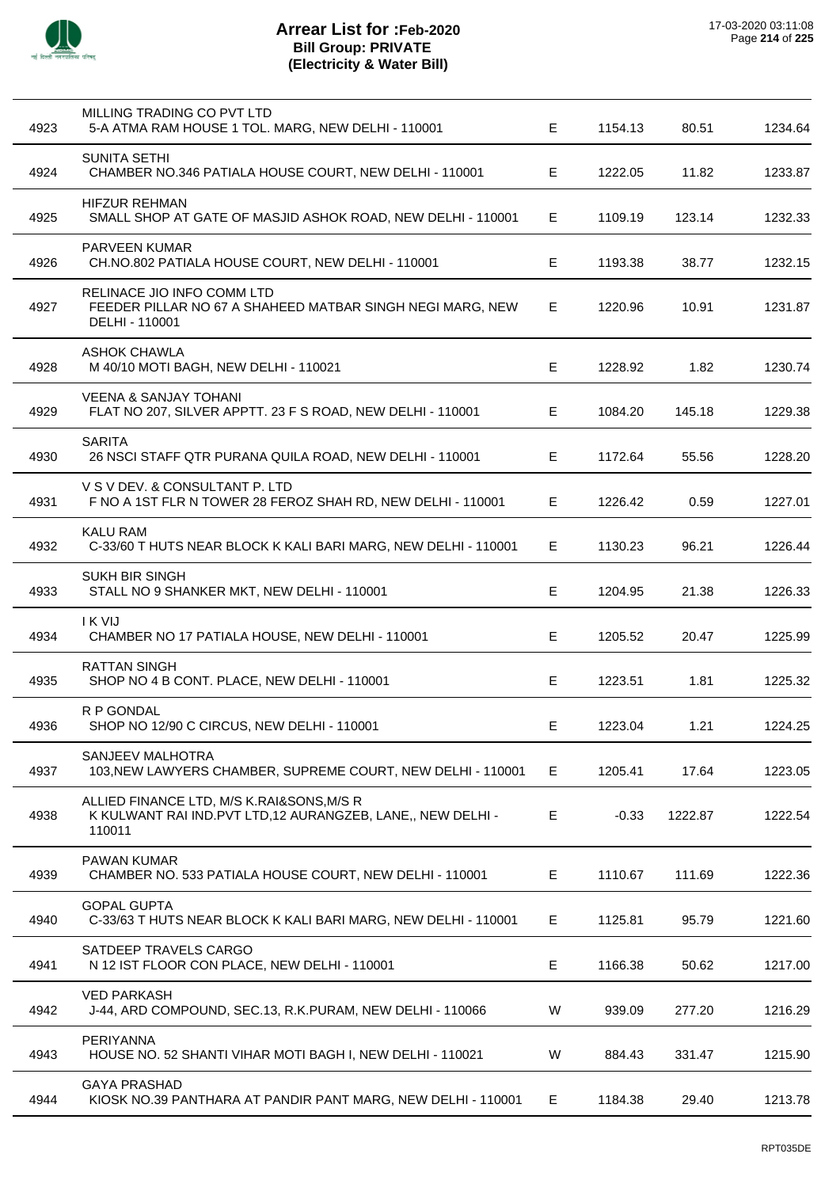# Arrear List for :Feb-2020
## Bill Group: PRIVATE
## (Electricity & Water Bill)

17-03-2020 03:11:08

| | | | | | |
|---|---|---|---|---|---|
| 4923 | MILLING TRADING CO PVT LTD<br>5-A ATMA RAM HOUSE 1 TOL. MARG, NEW DELHI - 110001 | E | 1154.13 | 80.51 | 1234.64 |
| 4924 | SUNITA SETHI<br>CHAMBER NO.346 PATIALA HOUSE COURT, NEW DELHI - 110001 | E | 1222.05 | 11.82 | 1233.87 |
| 4925 | HIFZUR REHMAN<br>SMALL SHOP AT GATE OF MASJID ASHOK ROAD, NEW DELHI - 110001 | E | 1109.19 | 123.14 | 1232.33 |
| 4926 | PARVEEN KUMAR<br>CH.NO.802 PATIALA HOUSE COURT, NEW DELHI - 110001 | E | 1193.38 | 38.77 | 1232.15 |
| 4927 | RELINACE JIO INFO COMM LTD<br>FEEDER PILLAR NO 67 A SHAHEED MATBAR SINGH NEGI MARG, NEW DELHI - 110001 | E | 1220.96 | 10.91 | 1231.87 |
| 4928 | ASHOK CHAWLA<br>M 40/10 MOTI BAGH, NEW DELHI - 110021 | E | 1228.92 | 1.82 | 1230.74 |
| 4929 | VEENA & SANJAY TOHANI<br>FLAT NO 207, SILVER APPTT. 23 F S ROAD, NEW DELHI - 110001 | E | 1084.20 | 145.18 | 1229.38 |
| 4930 | SARITA<br>26 NSCI STAFF QTR PURANA QUILA ROAD, NEW DELHI - 110001 | E | 1172.64 | 55.56 | 1228.20 |
| 4931 | V S V DEV. & CONSULTANT P. LTD<br>F NO A 1ST FLR N TOWER 28 FEROZ SHAH RD, NEW DELHI - 110001 | E | 1226.42 | 0.59 | 1227.01 |
| 4932 | KALU RAM<br>C-33/60 T HUTS NEAR BLOCK K KALI BARI MARG, NEW DELHI - 110001 | E | 1130.23 | 96.21 | 1226.44 |
| 4933 | SUKH BIR SINGH<br>STALL NO 9 SHANKER MKT, NEW DELHI - 110001 | E | 1204.95 | 21.38 | 1226.33 |
| 4934 | I K VIJ<br>CHAMBER NO 17 PATIALA HOUSE, NEW DELHI - 110001 | E | 1205.52 | 20.47 | 1225.99 |
| 4935 | RATTAN SINGH<br>SHOP NO 4 B CONT. PLACE, NEW DELHI - 110001 | E | 1223.51 | 1.81 | 1225.32 |
| 4936 | R P GONDAL<br>SHOP NO 12/90 C CIRCUS, NEW DELHI - 110001 | E | 1223.04 | 1.21 | 1224.25 |
| 4937 | SANJEEV MALHOTRA<br>103,NEW LAWYERS CHAMBER, SUPREME COURT, NEW DELHI - 110001 | E | 1205.41 | 17.64 | 1223.05 |
| 4938 | ALLIED FINANCE LTD, M/S K.RAI&SONS,M/S R<br>K KULWANT RAI IND.PVT LTD,12 AURANGZEB, LANE,, NEW DELHI - 110011 | E | -0.33 | 1222.87 | 1222.54 |
| 4939 | PAWAN KUMAR<br>CHAMBER NO. 533 PATIALA HOUSE COURT, NEW DELHI - 110001 | E | 1110.67 | 111.69 | 1222.36 |
| 4940 | GOPAL GUPTA<br>C-33/63 T HUTS NEAR BLOCK K KALI BARI MARG, NEW DELHI - 110001 | E | 1125.81 | 95.79 | 1221.60 |
| 4941 | SATDEEP TRAVELS CARGO<br>N 12 IST FLOOR CON PLACE, NEW DELHI - 110001 | E | 1166.38 | 50.62 | 1217.00 |
| 4942 | VED PARKASH<br>J-44, ARD COMPOUND, SEC.13, R.K.PURAM, NEW DELHI - 110066 | W | 939.09 | 277.20 | 1216.29 |
| 4943 | PERIYANNA<br>HOUSE NO. 52 SHANTI VIHAR MOTI BAGH I, NEW DELHI - 110021 | W | 884.43 | 331.47 | 1215.90 |
| 4944 | GAYA PRASHAD<br>KIOSK NO.39 PANTHARA AT PANDIR PANT MARG, NEW DELHI - 110001 | E | 1184.38 | 29.40 | 1213.78 |

RPT035DE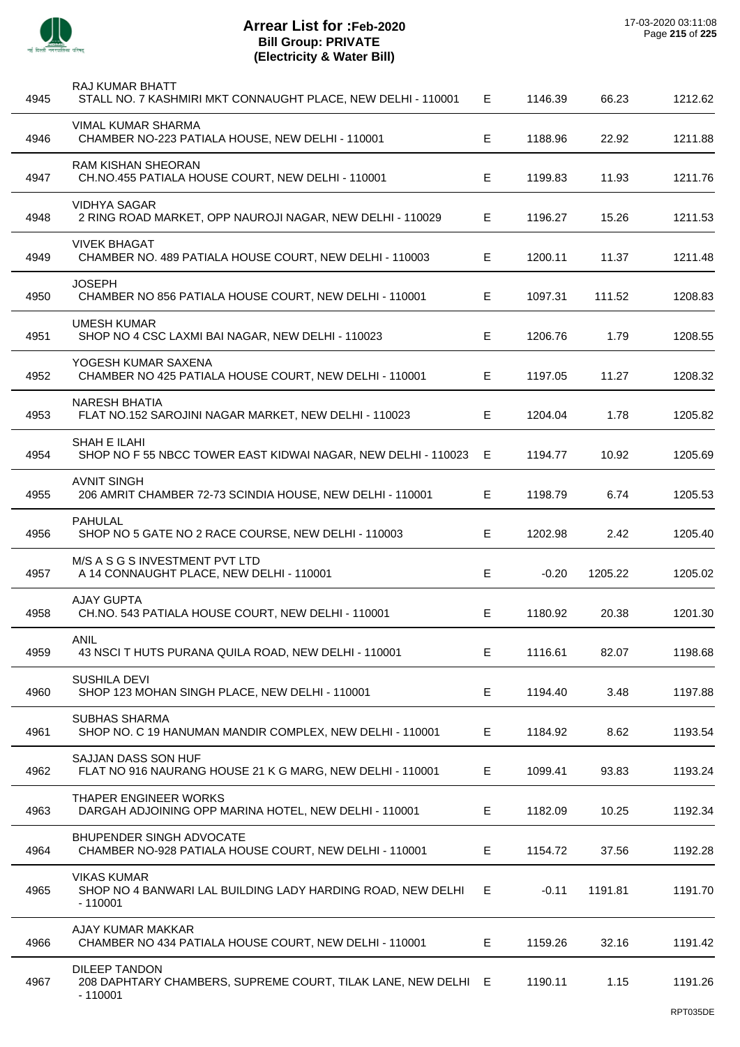# Arrear List for :Feb-2020
## Bill Group: PRIVATE
## (Electricity & Water Bill)

17-03-2020 03:11:08

| | | | | | |
|---|---|---|---|---|---|
| 4945 | RAJ KUMAR BHATT<br>STALL NO. 7 KASHMIRI MKT CONNAUGHT PLACE, NEW DELHI - 110001 | E | 1146.39 | 66.23 | 1212.62 |
| 4946 | VIMAL KUMAR SHARMA<br>CHAMBER NO-223 PATIALA HOUSE, NEW DELHI - 110001 | E | 1188.96 | 22.92 | 1211.88 |
| 4947 | RAM KISHAN SHEORAN<br>CH.NO.455 PATIALA HOUSE COURT, NEW DELHI - 110001 | E | 1199.83 | 11.93 | 1211.76 |
| 4948 | VIDHYA SAGAR<br>2 RING ROAD MARKET, OPP NAUROJI NAGAR, NEW DELHI - 110029 | E | 1196.27 | 15.26 | 1211.53 |
| 4949 | VIVEK BHAGAT<br>CHAMBER NO. 489 PATIALA HOUSE COURT, NEW DELHI - 110003 | E | 1200.11 | 11.37 | 1211.48 |
| 4950 | JOSEPH<br>CHAMBER NO 856 PATIALA HOUSE COURT, NEW DELHI - 110001 | E | 1097.31 | 111.52 | 1208.83 |
| 4951 | UMESH KUMAR<br>SHOP NO 4 CSC LAXMI BAI NAGAR, NEW DELHI - 110023 | E | 1206.76 | 1.79 | 1208.55 |
| 4952 | YOGESH KUMAR SAXENA<br>CHAMBER NO 425 PATIALA HOUSE COURT, NEW DELHI - 110001 | E | 1197.05 | 11.27 | 1208.32 |
| 4953 | NARESH BHATIA<br>FLAT NO.152 SAROJINI NAGAR MARKET, NEW DELHI - 110023 | E | 1204.04 | 1.78 | 1205.82 |
| 4954 | SHAH E ILAHI<br>SHOP NO F 55 NBCC TOWER EAST KIDWAI NAGAR, NEW DELHI - 110023 | E | 1194.77 | 10.92 | 1205.69 |
| 4955 | AVNIT SINGH<br>206 AMRIT CHAMBER 72-73 SCINDIA HOUSE, NEW DELHI - 110001 | E | 1198.79 | 6.74 | 1205.53 |
| 4956 | PAHULAL<br>SHOP NO 5 GATE NO 2 RACE COURSE, NEW DELHI - 110003 | E | 1202.98 | 2.42 | 1205.40 |
| 4957 | M/S A S G S INVESTMENT PVT LTD<br>A 14 CONNAUGHT PLACE, NEW DELHI - 110001 | E | -0.20 | 1205.22 | 1205.02 |
| 4958 | AJAY GUPTA<br>CH.NO. 543 PATIALA HOUSE COURT, NEW DELHI - 110001 | E | 1180.92 | 20.38 | 1201.30 |
| 4959 | ANIL<br>43 NSCI T HUTS PURANA QUILA ROAD, NEW DELHI - 110001 | E | 1116.61 | 82.07 | 1198.68 |
| 4960 | SUSHILA DEVI<br>SHOP 123 MOHAN SINGH PLACE, NEW DELHI - 110001 | E | 1194.40 | 3.48 | 1197.88 |
| 4961 | SUBHAS SHARMA<br>SHOP NO. C 19 HANUMAN MANDIR COMPLEX, NEW DELHI - 110001 | E | 1184.92 | 8.62 | 1193.54 |
| 4962 | SAJJAN DASS SON HUF<br>FLAT NO 916 NAURANG HOUSE 21 K G MARG, NEW DELHI - 110001 | E | 1099.41 | 93.83 | 1193.24 |
| 4963 | THAPER ENGINEER WORKS<br>DARGAH ADJOINING OPP MARINA HOTEL, NEW DELHI - 110001 | E | 1182.09 | 10.25 | 1192.34 |
| 4964 | BHUPENDER SINGH ADVOCATE<br>CHAMBER NO-928 PATIALA HOUSE COURT, NEW DELHI - 110001 | E | 1154.72 | 37.56 | 1192.28 |
| 4965 | VIKAS KUMAR<br>SHOP NO 4 BANWARI LAL BUILDING LADY HARDING ROAD, NEW DELHI - 110001 | E | -0.11 | 1191.81 | 1191.70 |
| 4966 | AJAY KUMAR MAKKAR<br>CHAMBER NO 434 PATIALA HOUSE COURT, NEW DELHI - 110001 | E | 1159.26 | 32.16 | 1191.42 |
| 4967 | DILEEP TANDON<br>208 DAPHTARY CHAMBERS, SUPREME COURT, TILAK LANE, NEW DELHI - 110001 | E | 1190.11 | 1.15 | 1191.26 |

RPT035DE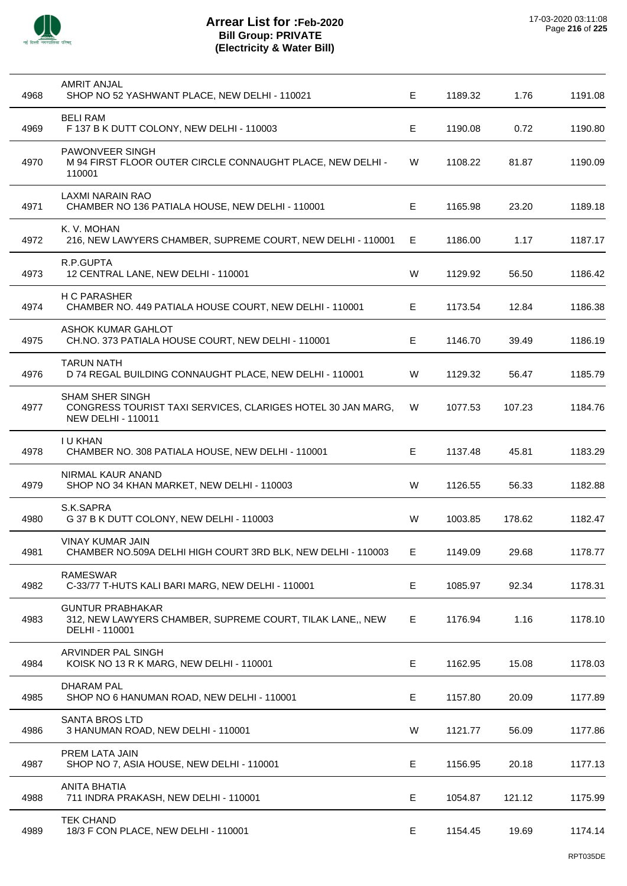# Arrear List for :Feb-2020
## Bill Group: PRIVATE
## (Electricity & Water Bill)

17-03-2020 03:11:08

| | | | | | |
|---|---|---|---|---|---|
| 4968 | AMRIT ANJAL<br>SHOP NO 52 YASHWANT PLACE, NEW DELHI - 110021 | E | 1189.32 | 1.76 | 1191.08 |
| 4969 | BELI RAM<br>F 137 B K DUTT COLONY, NEW DELHI - 110003 | E | 1190.08 | 0.72 | 1190.80 |
| 4970 | PAWONVEER SINGH<br>M 94 FIRST FLOOR OUTER CIRCLE CONNAUGHT PLACE, NEW DELHI - 110001 | W | 1108.22 | 81.87 | 1190.09 |
| 4971 | LAXMI NARAIN RAO<br>CHAMBER NO 136 PATIALA HOUSE, NEW DELHI - 110001 | E | 1165.98 | 23.20 | 1189.18 |
| 4972 | K. V. MOHAN<br>216, NEW LAWYERS CHAMBER, SUPREME COURT, NEW DELHI - 110001 | E | 1186.00 | 1.17 | 1187.17 |
| 4973 | R.P.GUPTA<br>12 CENTRAL LANE, NEW DELHI - 110001 | W | 1129.92 | 56.50 | 1186.42 |
| 4974 | H C PARASHER<br>CHAMBER NO. 449 PATIALA HOUSE COURT, NEW DELHI - 110001 | E | 1173.54 | 12.84 | 1186.38 |
| 4975 | ASHOK KUMAR GAHLOT<br>CH.NO. 373 PATIALA HOUSE COURT, NEW DELHI - 110001 | E | 1146.70 | 39.49 | 1186.19 |
| 4976 | TARUN NATH<br>D 74 REGAL BUILDING CONNAUGHT PLACE, NEW DELHI - 110001 | W | 1129.32 | 56.47 | 1185.79 |
| 4977 | SHAM SHER SINGH<br>CONGRESS TOURIST TAXI SERVICES, CLARIGES HOTEL 30 JAN MARG, NEW DELHI - 110011 | W | 1077.53 | 107.23 | 1184.76 |
| 4978 | I U KHAN<br>CHAMBER NO. 308 PATIALA HOUSE, NEW DELHI - 110001 | E | 1137.48 | 45.81 | 1183.29 |
| 4979 | NIRMAL KAUR ANAND<br>SHOP NO 34 KHAN MARKET, NEW DELHI - 110003 | W | 1126.55 | 56.33 | 1182.88 |
| 4980 | S.K.SAPRA<br>G 37 B K DUTT COLONY, NEW DELHI - 110003 | W | 1003.85 | 178.62 | 1182.47 |
| 4981 | VINAY KUMAR JAIN<br>CHAMBER NO.509A DELHI HIGH COURT 3RD BLK, NEW DELHI - 110003 | E | 1149.09 | 29.68 | 1178.77 |
| 4982 | RAMESWAR<br>C-33/77 T-HUTS KALI BARI MARG, NEW DELHI - 110001 | E | 1085.97 | 92.34 | 1178.31 |
| 4983 | GUNTUR PRABHAKAR<br>312, NEW LAWYERS CHAMBER, SUPREME COURT, TILAK LANE,, NEW DELHI - 110001 | E | 1176.94 | 1.16 | 1178.10 |
| 4984 | ARVINDER PAL SINGH<br>KOISK NO 13 R K MARG, NEW DELHI - 110001 | E | 1162.95 | 15.08 | 1178.03 |
| 4985 | DHARAM PAL<br>SHOP NO 6 HANUMAN ROAD, NEW DELHI - 110001 | E | 1157.80 | 20.09 | 1177.89 |
| 4986 | SANTA BROS LTD<br>3 HANUMAN ROAD, NEW DELHI - 110001 | W | 1121.77 | 56.09 | 1177.86 |
| 4987 | PREM LATA JAIN<br>SHOP NO 7, ASIA HOUSE, NEW DELHI - 110001 | E | 1156.95 | 20.18 | 1177.13 |
| 4988 | ANITA BHATIA<br>711 INDRA PRAKASH, NEW DELHI - 110001 | E | 1054.87 | 121.12 | 1175.99 |
| 4989 | TEK CHAND<br>18/3 F CON PLACE, NEW DELHI - 110001 | E | 1154.45 | 19.69 | 1174.14 |

RPT035DE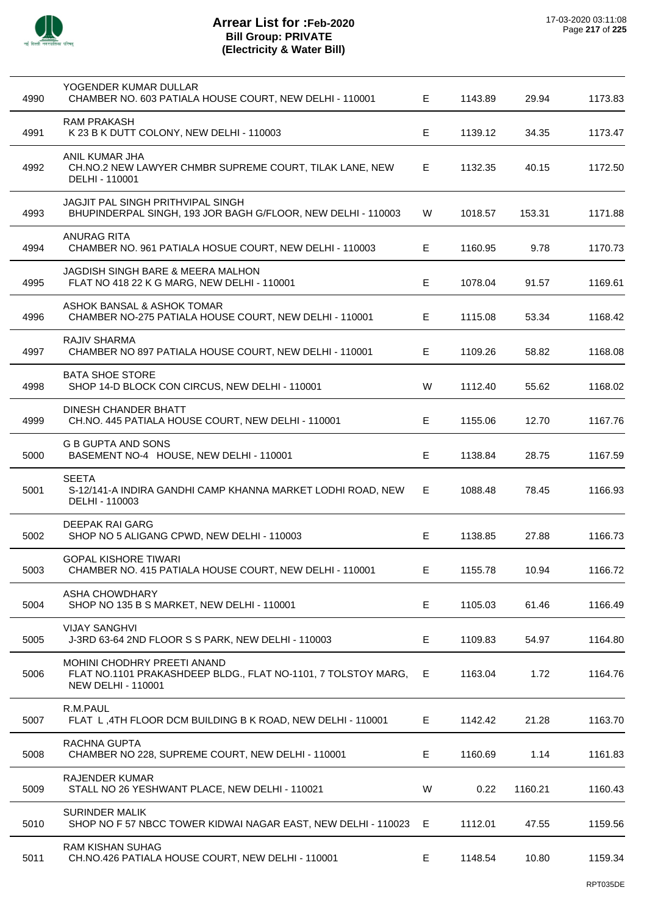# Arrear List for :Feb-2020
## Bill Group: PRIVATE
## (Electricity & Water Bill)

| | | | | | |
|---|---|---|---|---|---|
| 4990 | YOGENDER KUMAR DULLAR<br>CHAMBER NO. 603 PATIALA HOUSE COURT, NEW DELHI - 110001 | E | 1143.89 | 29.94 | 1173.83 |
| 4991 | RAM PRAKASH<br>K 23 B K DUTT COLONY, NEW DELHI - 110003 | E | 1139.12 | 34.35 | 1173.47 |
| 4992 | ANIL KUMAR JHA<br>CH.NO.2 NEW LAWYER CHMBR SUPREME COURT, TILAK LANE, NEW DELHI - 110001 | E | 1132.35 | 40.15 | 1172.50 |
| 4993 | JAGJIT PAL SINGH PRITHVIPAL SINGH<br>BHUPINDERPAL SINGH, 193 JOR BAGH G/FLOOR, NEW DELHI - 110003 | W | 1018.57 | 153.31 | 1171.88 |
| 4994 | ANURAG RITA<br>CHAMBER NO. 961 PATIALA HOSUE COURT, NEW DELHI - 110003 | E | 1160.95 | 9.78 | 1170.73 |
| 4995 | JAGDISH SINGH BARE & MEERA MALHON<br>FLAT NO 418 22 K G MARG, NEW DELHI - 110001 | E | 1078.04 | 91.57 | 1169.61 |
| 4996 | ASHOK BANSAL & ASHOK TOMAR<br>CHAMBER NO-275 PATIALA HOUSE COURT, NEW DELHI - 110001 | E | 1115.08 | 53.34 | 1168.42 |
| 4997 | RAJIV SHARMA<br>CHAMBER NO 897 PATIALA HOUSE COURT, NEW DELHI - 110001 | E | 1109.26 | 58.82 | 1168.08 |
| 4998 | BATA SHOE STORE<br>SHOP 14-D BLOCK CON CIRCUS, NEW DELHI - 110001 | W | 1112.40 | 55.62 | 1168.02 |
| 4999 | DINESH CHANDER BHATT<br>CH.NO. 445 PATIALA HOUSE COURT, NEW DELHI - 110001 | E | 1155.06 | 12.70 | 1167.76 |
| 5000 | G B GUPTA AND SONS<br>BASEMENT NO-4 HOUSE, NEW DELHI - 110001 | E | 1138.84 | 28.75 | 1167.59 |
| 5001 | SEETA<br>S-12/141-A INDIRA GANDHI CAMP KHANNA MARKET LODHI ROAD, NEW DELHI - 110003 | E | 1088.48 | 78.45 | 1166.93 |
| 5002 | DEEPAK RAI GARG<br>SHOP NO 5 ALIGANG CPWD, NEW DELHI - 110003 | E | 1138.85 | 27.88 | 1166.73 |
| 5003 | GOPAL KISHORE TIWARI<br>CHAMBER NO. 415 PATIALA HOUSE COURT, NEW DELHI - 110001 | E | 1155.78 | 10.94 | 1166.72 |
| 5004 | ASHA CHOWDHARY<br>SHOP NO 135 B S MARKET, NEW DELHI - 110001 | E | 1105.03 | 61.46 | 1166.49 |
| 5005 | VIJAY SANGHVI<br>J-3RD 63-64 2ND FLOOR S S PARK, NEW DELHI - 110003 | E | 1109.83 | 54.97 | 1164.80 |
| 5006 | MOHINI CHODHRY PREETI ANAND<br>FLAT NO.1101 PRAKASHDEEP BLDG., FLAT NO-1101, 7 TOLSTOY MARG, NEW DELHI - 110001 | E | 1163.04 | 1.72 | 1164.76 |
| 5007 | R.M.PAUL<br>FLAT L ,4TH FLOOR DCM BUILDING B K ROAD, NEW DELHI - 110001 | E | 1142.42 | 21.28 | 1163.70 |
| 5008 | RACHNA GUPTA<br>CHAMBER NO 228, SUPREME COURT, NEW DELHI - 110001 | E | 1160.69 | 1.14 | 1161.83 |
| 5009 | RAJENDER KUMAR<br>STALL NO 26 YESHWANT PLACE, NEW DELHI - 110021 | W | 0.22 | 1160.21 | 1160.43 |
| 5010 | SURINDER MALIK<br>SHOP NO F 57 NBCC TOWER KIDWAI NAGAR EAST, NEW DELHI - 110023 | E | 1112.01 | 47.55 | 1159.56 |
| 5011 | RAM KISHAN SUHAG<br>CH.NO.426 PATIALA HOUSE COURT, NEW DELHI - 110001 | E | 1148.54 | 10.80 | 1159.34 |

RPT035DE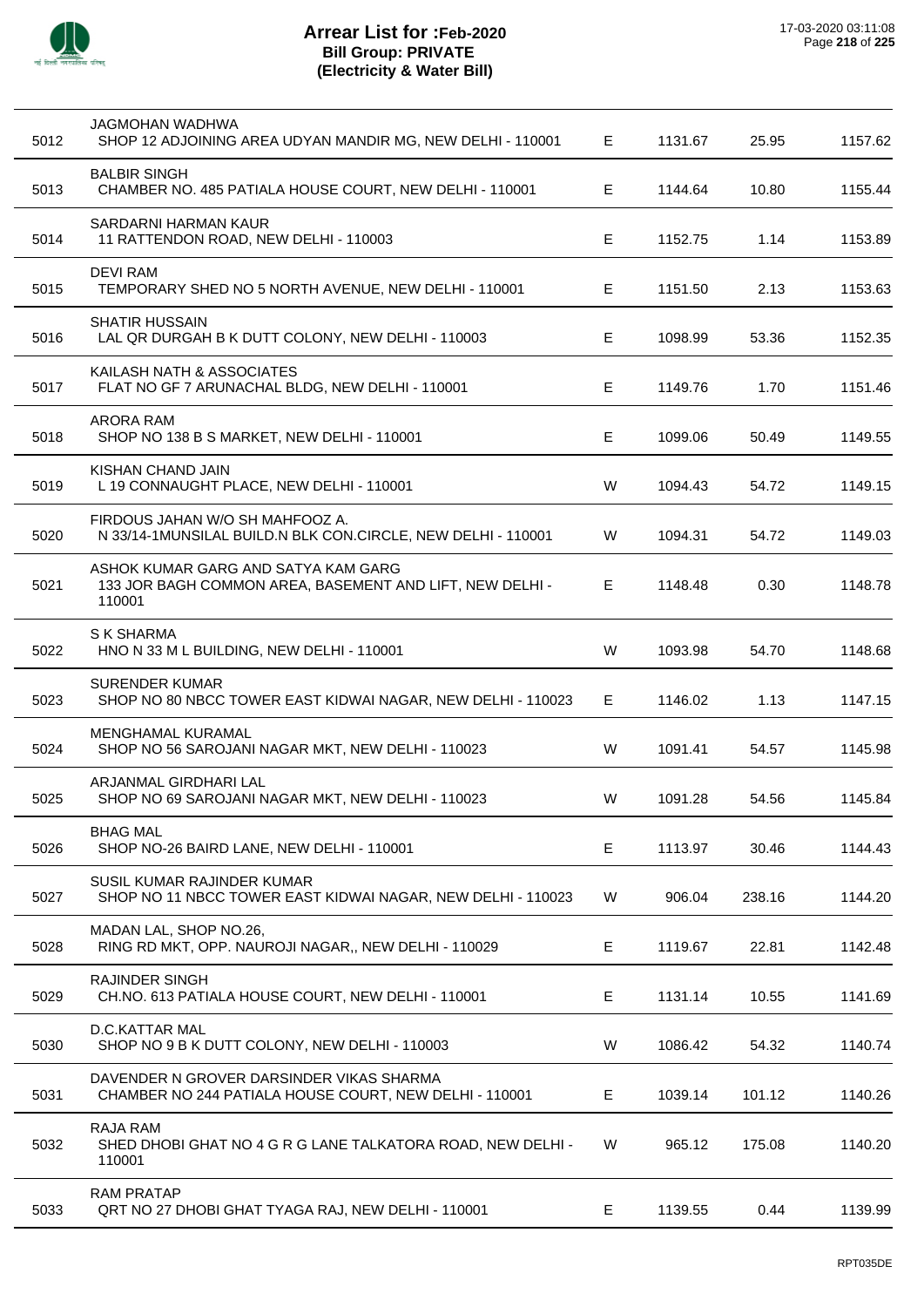# Arrear List for :Feb-2020
## Bill Group: PRIVATE
## (Electricity & Water Bill)

17-03-2020 03:11:08

| | | | | | |
|---|---|---|---|---|---|
| 5012 | JAGMOHAN WADHWA<br>SHOP 12 ADJOINING AREA UDYAN MANDIR MG, NEW DELHI - 110001 | E | 1131.67 | 25.95 | 1157.62 |
| 5013 | BALBIR SINGH<br>CHAMBER NO. 485 PATIALA HOUSE COURT, NEW DELHI - 110001 | E | 1144.64 | 10.80 | 1155.44 |
| 5014 | SARDARNI HARMAN KAUR<br>11 RATTENDON ROAD, NEW DELHI - 110003 | E | 1152.75 | 1.14 | 1153.89 |
| 5015 | DEVI RAM<br>TEMPORARY SHED NO 5 NORTH AVENUE, NEW DELHI - 110001 | E | 1151.50 | 2.13 | 1153.63 |
| 5016 | SHATIR HUSSAIN<br>LAL QR DURGAH B K DUTT COLONY, NEW DELHI - 110003 | E | 1098.99 | 53.36 | 1152.35 |
| 5017 | KAILASH NATH & ASSOCIATES<br>FLAT NO GF 7 ARUNACHAL BLDG, NEW DELHI - 110001 | E | 1149.76 | 1.70 | 1151.46 |
| 5018 | ARORA RAM<br>SHOP NO 138 B S MARKET, NEW DELHI - 110001 | E | 1099.06 | 50.49 | 1149.55 |
| 5019 | KISHAN CHAND JAIN<br>L 19 CONNAUGHT PLACE, NEW DELHI - 110001 | W | 1094.43 | 54.72 | 1149.15 |
| 5020 | FIRDOUS JAHAN W/O SH MAHFOOZ A.<br>N 33/14-1MUNSILAL BUILD.N BLK CON.CIRCLE, NEW DELHI - 110001 | W | 1094.31 | 54.72 | 1149.03 |
| 5021 | ASHOK KUMAR GARG AND SATYA KAM GARG<br>133 JOR BAGH COMMON AREA, BASEMENT AND LIFT, NEW DELHI - 110001 | E | 1148.48 | 0.30 | 1148.78 |
| 5022 | S K SHARMA<br>HNO N 33 M L BUILDING, NEW DELHI - 110001 | W | 1093.98 | 54.70 | 1148.68 |
| 5023 | SURENDER KUMAR<br>SHOP NO 80 NBCC TOWER EAST KIDWAI NAGAR, NEW DELHI - 110023 | E | 1146.02 | 1.13 | 1147.15 |
| 5024 | MENGHAMAL KURAMAL<br>SHOP NO 56 SAROJANI NAGAR MKT, NEW DELHI - 110023 | W | 1091.41 | 54.57 | 1145.98 |
| 5025 | ARJANMAL GIRDHARI LAL<br>SHOP NO 69 SAROJANI NAGAR MKT, NEW DELHI - 110023 | W | 1091.28 | 54.56 | 1145.84 |
| 5026 | BHAG MAL<br>SHOP NO-26 BAIRD LANE, NEW DELHI - 110001 | E | 1113.97 | 30.46 | 1144.43 |
| 5027 | SUSIL KUMAR RAJINDER KUMAR<br>SHOP NO 11 NBCC TOWER EAST KIDWAI NAGAR, NEW DELHI - 110023 | W | 906.04 | 238.16 | 1144.20 |
| 5028 | MADAN LAL, SHOP NO.26,<br>RING RD MKT, OPP. NAUROJI NAGAR,, NEW DELHI - 110029 | E | 1119.67 | 22.81 | 1142.48 |
| 5029 | RAJINDER SINGH<br>CH.NO. 613 PATIALA HOUSE COURT, NEW DELHI - 110001 | E | 1131.14 | 10.55 | 1141.69 |
| 5030 | D.C.KATTAR MAL<br>SHOP NO 9 B K DUTT COLONY, NEW DELHI - 110003 | W | 1086.42 | 54.32 | 1140.74 |
| 5031 | DAVENDER N GROVER DARSINDER VIKAS SHARMA<br>CHAMBER NO 244 PATIALA HOUSE COURT, NEW DELHI - 110001 | E | 1039.14 | 101.12 | 1140.26 |
| 5032 | RAJA RAM<br>SHED DHOBI GHAT NO 4 G R G LANE TALKATORA ROAD, NEW DELHI - 110001 | W | 965.12 | 175.08 | 1140.20 |
| 5033 | RAM PRATAP<br>QRT NO 27 DHOBI GHAT TYAGA RAJ, NEW DELHI - 110001 | E | 1139.55 | 0.44 | 1139.99 |

RPT035DE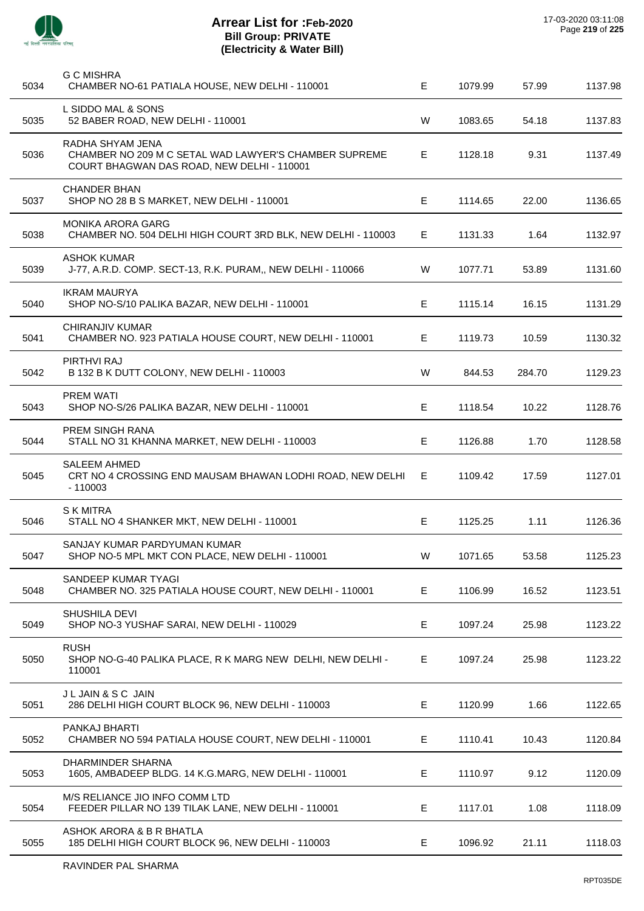# Arrear List for :Feb-2020
## Bill Group: PRIVATE
## (Electricity & Water Bill)

17-03-2020 03:11:08

| | | | | | |
|---|---|---|---|---|---|
| 5034 | G C MISHRA<br>CHAMBER NO-61 PATIALA HOUSE, NEW DELHI - 110001 | E | 1079.99 | 57.99 | 1137.98 |
| 5035 | L SIDDO MAL & SONS<br>52 BABER ROAD, NEW DELHI - 110001 | W | 1083.65 | 54.18 | 1137.83 |
| 5036 | RADHA SHYAM JENA<br>CHAMBER NO 209 M C SETAL WAD LAWYER'S CHAMBER SUPREME COURT BHAGWAN DAS ROAD, NEW DELHI - 110001 | E | 1128.18 | 9.31 | 1137.49 |
| 5037 | CHANDER BHAN<br>SHOP NO 28 B S MARKET, NEW DELHI - 110001 | E | 1114.65 | 22.00 | 1136.65 |
| 5038 | MONIKA ARORA GARG<br>CHAMBER NO. 504 DELHI HIGH COURT 3RD BLK, NEW DELHI - 110003 | E | 1131.33 | 1.64 | 1132.97 |
| 5039 | ASHOK KUMAR<br>J-77, A.R.D. COMP. SECT-13, R.K. PURAM,, NEW DELHI - 110066 | W | 1077.71 | 53.89 | 1131.60 |
| 5040 | IKRAM MAURYA<br>SHOP NO-S/10 PALIKA BAZAR, NEW DELHI - 110001 | E | 1115.14 | 16.15 | 1131.29 |
| 5041 | CHIRANJIV KUMAR<br>CHAMBER NO. 923 PATIALA HOUSE COURT, NEW DELHI - 110001 | E | 1119.73 | 10.59 | 1130.32 |
| 5042 | PIRTHVI RAJ<br>B 132 B K DUTT COLONY, NEW DELHI - 110003 | W | 844.53 | 284.70 | 1129.23 |
| 5043 | PREM WATI<br>SHOP NO-S/26 PALIKA BAZAR, NEW DELHI - 110001 | E | 1118.54 | 10.22 | 1128.76 |
| 5044 | PREM SINGH RANA<br>STALL NO 31 KHANNA MARKET, NEW DELHI - 110003 | E | 1126.88 | 1.70 | 1128.58 |
| 5045 | SALEEM AHMED<br>CRT NO 4 CROSSING END MAUSAM BHAWAN LODHI ROAD, NEW DELHI - 110003 | E | 1109.42 | 17.59 | 1127.01 |
| 5046 | S K MITRA<br>STALL NO 4 SHANKER MKT, NEW DELHI - 110001 | E | 1125.25 | 1.11 | 1126.36 |
| 5047 | SANJAY KUMAR PARDYUMAN KUMAR<br>SHOP NO-5 MPL MKT CON PLACE, NEW DELHI - 110001 | W | 1071.65 | 53.58 | 1125.23 |
| 5048 | SANDEEP KUMAR TYAGI<br>CHAMBER NO. 325 PATIALA HOUSE COURT, NEW DELHI - 110001 | E | 1106.99 | 16.52 | 1123.51 |
| 5049 | SHUSHILA DEVI<br>SHOP NO-3 YUSHAF SARAI, NEW DELHI - 110029 | E | 1097.24 | 25.98 | 1123.22 |
| 5050 | RUSH<br>SHOP NO-G-40 PALIKA PLACE, R K MARG NEW DELHI, NEW DELHI - 110001 | E | 1097.24 | 25.98 | 1123.22 |
| 5051 | J L JAIN & S C JAIN<br>286 DELHI HIGH COURT BLOCK 96, NEW DELHI - 110003 | E | 1120.99 | 1.66 | 1122.65 |
| 5052 | PANKAJ BHARTI<br>CHAMBER NO 594 PATIALA HOUSE COURT, NEW DELHI - 110001 | E | 1110.41 | 10.43 | 1120.84 |
| 5053 | DHARMINDER SHARNA<br>1605, AMBADEEP BLDG. 14 K.G.MARG, NEW DELHI - 110001 | E | 1110.97 | 9.12 | 1120.09 |
| 5054 | M/S RELIANCE JIO INFO COMM LTD<br>FEEDER PILLAR NO 139 TILAK LANE, NEW DELHI - 110001 | E | 1117.01 | 1.08 | 1118.09 |
| 5055 | ASHOK ARORA & B R BHATLA<br>185 DELHI HIGH COURT BLOCK 96, NEW DELHI - 110003 | E | 1096.92 | 21.11 | 1118.03 |
| | RAVINDER PAL SHARMA | | | | |

RPT035DE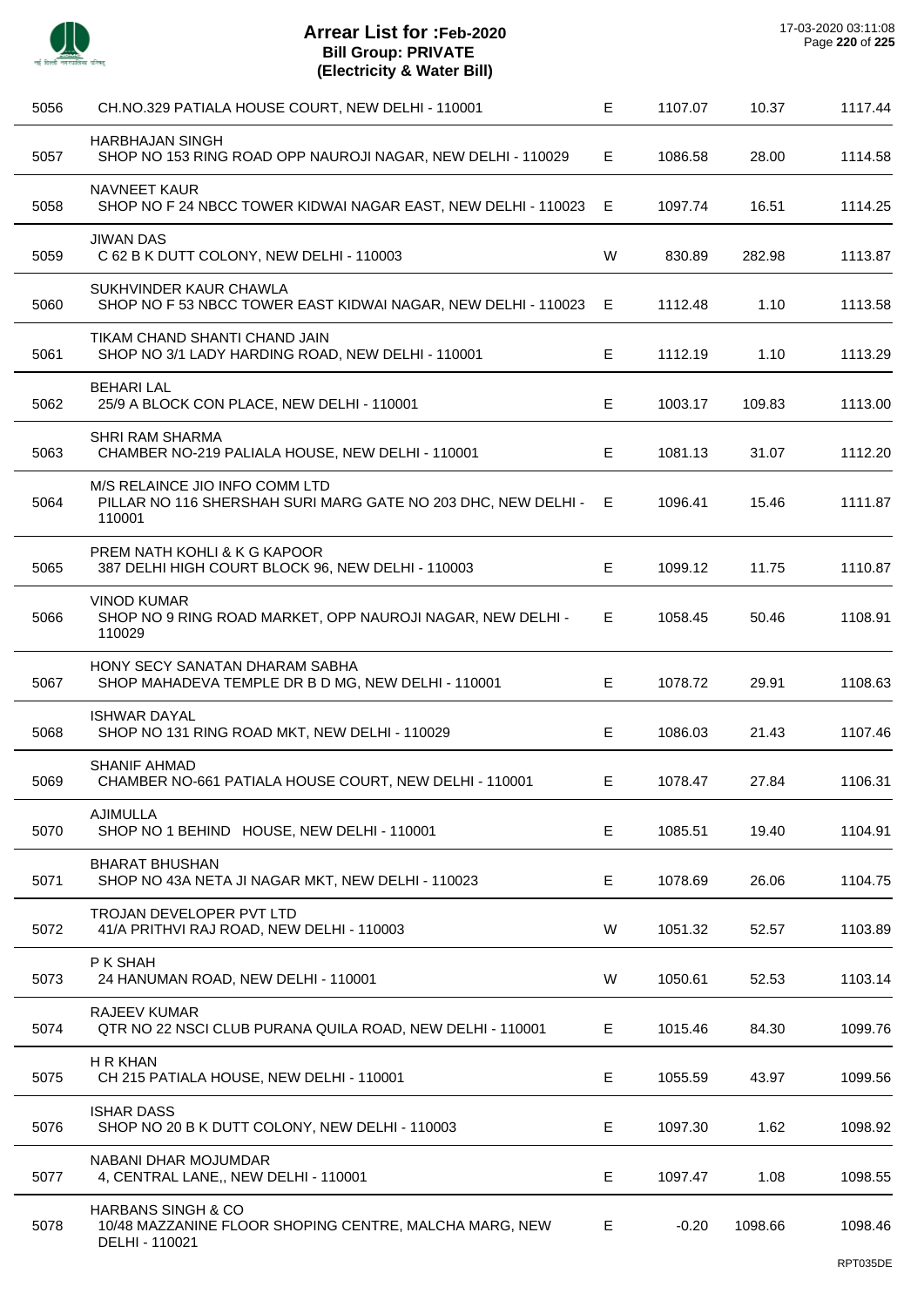# Arrear List for :Feb-2020
## Bill Group: PRIVATE
## (Electricity & Water Bill)

17-03-2020 03:11:08

| | | | | | |
|---|---|---|---|---|---|
| 5056 | CH.NO.329 PATIALA HOUSE COURT, NEW DELHI - 110001 | E | 1107.07 | 10.37 | 1117.44 |
| 5057 | HARBHAJAN SINGH<br>SHOP NO 153 RING ROAD OPP NAUROJI NAGAR, NEW DELHI - 110029 | E | 1086.58 | 28.00 | 1114.58 |
| 5058 | NAVNEET KAUR<br>SHOP NO F 24 NBCC TOWER KIDWAI NAGAR EAST, NEW DELHI - 110023 | E | 1097.74 | 16.51 | 1114.25 |
| 5059 | JIWAN DAS<br>C 62 B K DUTT COLONY, NEW DELHI - 110003 | W | 830.89 | 282.98 | 1113.87 |
| 5060 | SUKHVINDER KAUR CHAWLA<br>SHOP NO F 53 NBCC TOWER EAST KIDWAI NAGAR, NEW DELHI - 110023 | E | 1112.48 | 1.10 | 1113.58 |
| 5061 | TIKAM CHAND SHANTI CHAND JAIN<br>SHOP NO 3/1 LADY HARDING ROAD, NEW DELHI - 110001 | E | 1112.19 | 1.10 | 1113.29 |
| 5062 | BEHARI LAL<br>25/9 A BLOCK CON PLACE, NEW DELHI - 110001 | E | 1003.17 | 109.83 | 1113.00 |
| 5063 | SHRI RAM SHARMA<br>CHAMBER NO-219 PALIALA HOUSE, NEW DELHI - 110001 | E | 1081.13 | 31.07 | 1112.20 |
| 5064 | M/S RELAINCE JIO INFO COMM LTD<br>PILLAR NO 116 SHERSHAH SURI MARG GATE NO 203 DHC, NEW DELHI - 110001 | E | 1096.41 | 15.46 | 1111.87 |
| 5065 | PREM NATH KOHLI & K G KAPOOR<br>387 DELHI HIGH COURT BLOCK 96, NEW DELHI - 110003 | E | 1099.12 | 11.75 | 1110.87 |
| 5066 | VINOD KUMAR<br>SHOP NO 9 RING ROAD MARKET, OPP NAUROJI NAGAR, NEW DELHI - 110029 | E | 1058.45 | 50.46 | 1108.91 |
| 5067 | HONY SECY SANATAN DHARAM SABHA<br>SHOP MAHADEVA TEMPLE DR B D MG, NEW DELHI - 110001 | E | 1078.72 | 29.91 | 1108.63 |
| 5068 | ISHWAR DAYAL<br>SHOP NO 131 RING ROAD MKT, NEW DELHI - 110029 | E | 1086.03 | 21.43 | 1107.46 |
| 5069 | SHANIF AHMAD<br>CHAMBER NO-661 PATIALA HOUSE COURT, NEW DELHI - 110001 | E | 1078.47 | 27.84 | 1106.31 |
| 5070 | AJIMULLA<br>SHOP NO 1 BEHIND HOUSE, NEW DELHI - 110001 | E | 1085.51 | 19.40 | 1104.91 |
| 5071 | BHARAT BHUSHAN<br>SHOP NO 43A NETA JI NAGAR MKT, NEW DELHI - 110023 | E | 1078.69 | 26.06 | 1104.75 |
| 5072 | TROJAN DEVELOPER PVT LTD<br>41/A PRITHVI RAJ ROAD, NEW DELHI - 110003 | W | 1051.32 | 52.57 | 1103.89 |
| 5073 | P K SHAH<br>24 HANUMAN ROAD, NEW DELHI - 110001 | W | 1050.61 | 52.53 | 1103.14 |
| 5074 | RAJEEV KUMAR<br>QTR NO 22 NSCI CLUB PURANA QUILA ROAD, NEW DELHI - 110001 | E | 1015.46 | 84.30 | 1099.76 |
| 5075 | H R KHAN<br>CH 215 PATIALA HOUSE, NEW DELHI - 110001 | E | 1055.59 | 43.97 | 1099.56 |
| 5076 | ISHAR DASS<br>SHOP NO 20 B K DUTT COLONY, NEW DELHI - 110003 | E | 1097.30 | 1.62 | 1098.92 |
| 5077 | NABANI DHAR MOJUMDAR<br>4, CENTRAL LANE,, NEW DELHI - 110001 | E | 1097.47 | 1.08 | 1098.55 |
| 5078 | HARBANS SINGH & CO<br>10/48 MAZZANINE FLOOR SHOPING CENTRE, MALCHA MARG, NEW DELHI - 110021 | E | -0.20 | 1098.66 | 1098.46 |

RPT035DE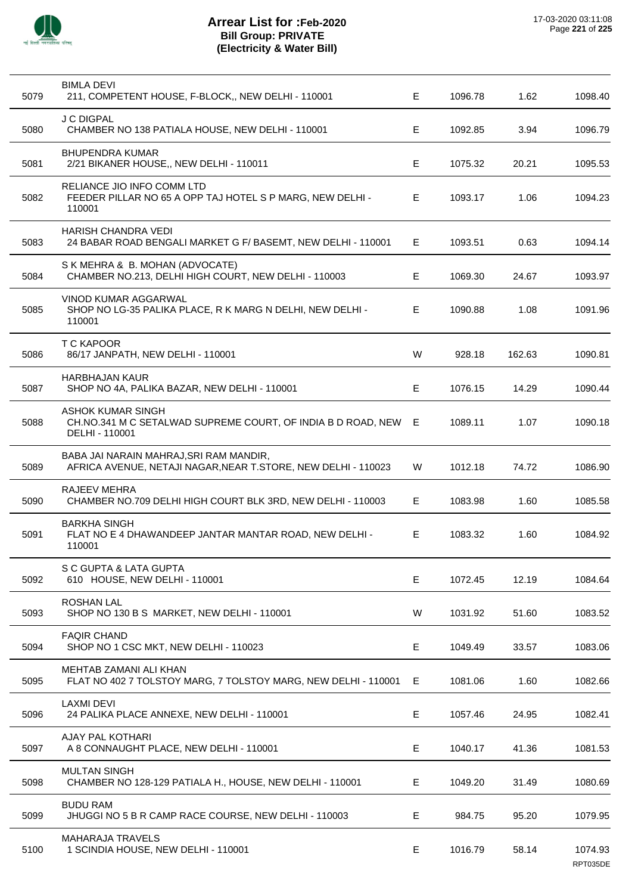# Arrear List for :Feb-2020
## Bill Group: PRIVATE
## (Electricity & Water Bill)

17-03-2020 03:11:08

| | | | | | |
|---|---|---|---|---|---|
| 5079 | BIMLA DEVI<br>211, COMPETENT HOUSE, F-BLOCK,, NEW DELHI - 110001 | E | 1096.78 | 1.62 | 1098.40 |
| 5080 | J C DIGPAL<br>CHAMBER NO 138 PATIALA HOUSE, NEW DELHI - 110001 | E | 1092.85 | 3.94 | 1096.79 |
| 5081 | BHUPENDRA KUMAR<br>2/21 BIKANER HOUSE,, NEW DELHI - 110011 | E | 1075.32 | 20.21 | 1095.53 |
| 5082 | RELIANCE JIO INFO COMM LTD<br>FEEDER PILLAR NO 65 A OPP TAJ HOTEL S P MARG, NEW DELHI - 110001 | E | 1093.17 | 1.06 | 1094.23 |
| 5083 | HARISH CHANDRA VEDI<br>24 BABAR ROAD BENGALI MARKET G F/ BASEMT, NEW DELHI - 110001 | E | 1093.51 | 0.63 | 1094.14 |
| 5084 | S K MEHRA & B. MOHAN (ADVOCATE)<br>CHAMBER NO.213, DELHI HIGH COURT, NEW DELHI - 110003 | E | 1069.30 | 24.67 | 1093.97 |
| 5085 | VINOD KUMAR AGGARWAL<br>SHOP NO LG-35 PALIKA PLACE, R K MARG N DELHI, NEW DELHI - 110001 | E | 1090.88 | 1.08 | 1091.96 |
| 5086 | T C KAPOOR<br>86/17 JANPATH, NEW DELHI - 110001 | W | 928.18 | 162.63 | 1090.81 |
| 5087 | HARBHAJAN KAUR<br>SHOP NO 4A, PALIKA BAZAR, NEW DELHI - 110001 | E | 1076.15 | 14.29 | 1090.44 |
| 5088 | ASHOK KUMAR SINGH<br>CH.NO.341 M C SETALWAD SUPREME COURT, OF INDIA B D ROAD, NEW DELHI - 110001 | E | 1089.11 | 1.07 | 1090.18 |
| 5089 | BABA JAI NARAIN MAHRAJ,SRI RAM MANDIR,<br>AFRICA AVENUE, NETAJI NAGAR,NEAR T.STORE, NEW DELHI - 110023 | W | 1012.18 | 74.72 | 1086.90 |
| 5090 | RAJEEV MEHRA<br>CHAMBER NO.709 DELHI HIGH COURT BLK 3RD, NEW DELHI - 110003 | E | 1083.98 | 1.60 | 1085.58 |
| 5091 | BARKHA SINGH<br>FLAT NO E 4 DHAWANDEEP JANTAR MANTAR ROAD, NEW DELHI - 110001 | E | 1083.32 | 1.60 | 1084.92 |
| 5092 | S C GUPTA & LATA GUPTA<br>610 HOUSE, NEW DELHI - 110001 | E | 1072.45 | 12.19 | 1084.64 |
| 5093 | ROSHAN LAL<br>SHOP NO 130 B S MARKET, NEW DELHI - 110001 | W | 1031.92 | 51.60 | 1083.52 |
| 5094 | FAQIR CHAND<br>SHOP NO 1 CSC MKT, NEW DELHI - 110023 | E | 1049.49 | 33.57 | 1083.06 |
| 5095 | MEHTAB ZAMANI ALI KHAN<br>FLAT NO 402 7 TOLSTOY MARG, 7 TOLSTOY MARG, NEW DELHI - 110001 | E | 1081.06 | 1.60 | 1082.66 |
| 5096 | LAXMI DEVI<br>24 PALIKA PLACE ANNEXE, NEW DELHI - 110001 | E | 1057.46 | 24.95 | 1082.41 |
| 5097 | AJAY PAL KOTHARI<br>A 8 CONNAUGHT PLACE, NEW DELHI - 110001 | E | 1040.17 | 41.36 | 1081.53 |
| 5098 | MULTAN SINGH<br>CHAMBER NO 128-129 PATIALA H., HOUSE, NEW DELHI - 110001 | E | 1049.20 | 31.49 | 1080.69 |
| 5099 | BUDU RAM<br>JHUGGI NO 5 B R CAMP RACE COURSE, NEW DELHI - 110003 | E | 984.75 | 95.20 | 1079.95 |
| 5100 | MAHARAJA TRAVELS<br>1 SCINDIA HOUSE, NEW DELHI - 110001 | E | 1016.79 | 58.14 | 1074.93 |

RPT035DE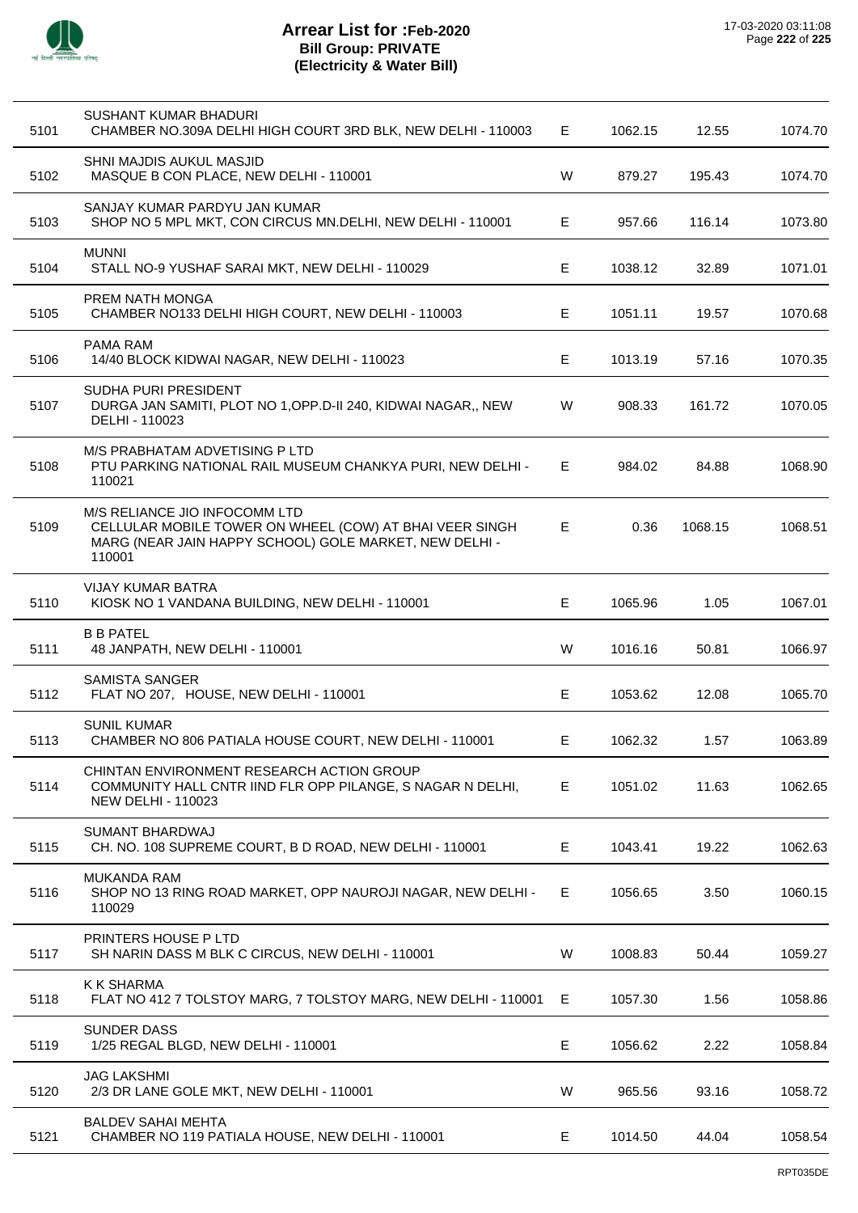# Arrear List for :Feb-2020
## Bill Group: PRIVATE
## (Electricity & Water Bill)

| | | | | | |
|---|---|---|---|---|---|
| 5101 | SUSHANT KUMAR BHADURI<br>CHAMBER NO.309A DELHI HIGH COURT 3RD BLK, NEW DELHI - 110003 | E | 1062.15 | 12.55 | 1074.70 |
| 5102 | SHNI MAJDIS AUKUL MASJID<br>MASQUE B CON PLACE, NEW DELHI - 110001 | W | 879.27 | 195.43 | 1074.70 |
| 5103 | SANJAY KUMAR PARDYU JAN KUMAR<br>SHOP NO 5 MPL MKT, CON CIRCUS MN.DELHI, NEW DELHI - 110001 | E | 957.66 | 116.14 | 1073.80 |
| 5104 | MUNNI<br>STALL NO-9 YUSHAF SARAI MKT, NEW DELHI - 110029 | E | 1038.12 | 32.89 | 1071.01 |
| 5105 | PREM NATH MONGA<br>CHAMBER NO133 DELHI HIGH COURT, NEW DELHI - 110003 | E | 1051.11 | 19.57 | 1070.68 |
| 5106 | PAMA RAM<br>14/40 BLOCK KIDWAI NAGAR, NEW DELHI - 110023 | E | 1013.19 | 57.16 | 1070.35 |
| 5107 | SUDHA PURI PRESIDENT<br>DURGA JAN SAMITI, PLOT NO 1,OPP.D-II 240, KIDWAI NAGAR,, NEW DELHI - 110023 | W | 908.33 | 161.72 | 1070.05 |
| 5108 | M/S PRABHATAM ADVETISING P LTD<br>PTU PARKING NATIONAL RAIL MUSEUM CHANKYA PURI, NEW DELHI - 110021 | E | 984.02 | 84.88 | 1068.90 |
| 5109 | M/S RELIANCE JIO INFOCOMM LTD<br>CELLULAR MOBILE TOWER ON WHEEL (COW) AT BHAI VEER SINGH MARG (NEAR JAIN HAPPY SCHOOL) GOLE MARKET, NEW DELHI - 110001 | E | 0.36 | 1068.15 | 1068.51 |
| 5110 | VIJAY KUMAR BATRA<br>KIOSK NO 1 VANDANA BUILDING, NEW DELHI - 110001 | E | 1065.96 | 1.05 | 1067.01 |
| 5111 | B B PATEL<br>48 JANPATH, NEW DELHI - 110001 | W | 1016.16 | 50.81 | 1066.97 |
| 5112 | SAMISTA SANGER<br>FLAT NO 207, HOUSE, NEW DELHI - 110001 | E | 1053.62 | 12.08 | 1065.70 |
| 5113 | SUNIL KUMAR<br>CHAMBER NO 806 PATIALA HOUSE COURT, NEW DELHI - 110001 | E | 1062.32 | 1.57 | 1063.89 |
| 5114 | CHINTAN ENVIRONMENT RESEARCH ACTION GROUP<br>COMMUNITY HALL CNTR IIND FLR OPP PILANGE, S NAGAR N DELHI, NEW DELHI - 110023 | E | 1051.02 | 11.63 | 1062.65 |
| 5115 | SUMANT BHARDWAJ<br>CH. NO. 108 SUPREME COURT, B D ROAD, NEW DELHI - 110001 | E | 1043.41 | 19.22 | 1062.63 |
| 5116 | MUKANDA RAM<br>SHOP NO 13 RING ROAD MARKET, OPP NAUROJI NAGAR, NEW DELHI - 110029 | E | 1056.65 | 3.50 | 1060.15 |
| 5117 | PRINTERS HOUSE P LTD<br>SH NARIN DASS M BLK C CIRCUS, NEW DELHI - 110001 | W | 1008.83 | 50.44 | 1059.27 |
| 5118 | K K SHARMA<br>FLAT NO 412 7 TOLSTOY MARG, 7 TOLSTOY MARG, NEW DELHI - 110001 | E | 1057.30 | 1.56 | 1058.86 |
| 5119 | SUNDER DASS<br>1/25 REGAL BLGD, NEW DELHI - 110001 | E | 1056.62 | 2.22 | 1058.84 |
| 5120 | JAG LAKSHMI<br>2/3 DR LANE GOLE MKT, NEW DELHI - 110001 | W | 965.56 | 93.16 | 1058.72 |
| 5121 | BALDEV SAHAI MEHTA<br>CHAMBER NO 119 PATIALA HOUSE, NEW DELHI - 110001 | E | 1014.50 | 44.04 | 1058.54 |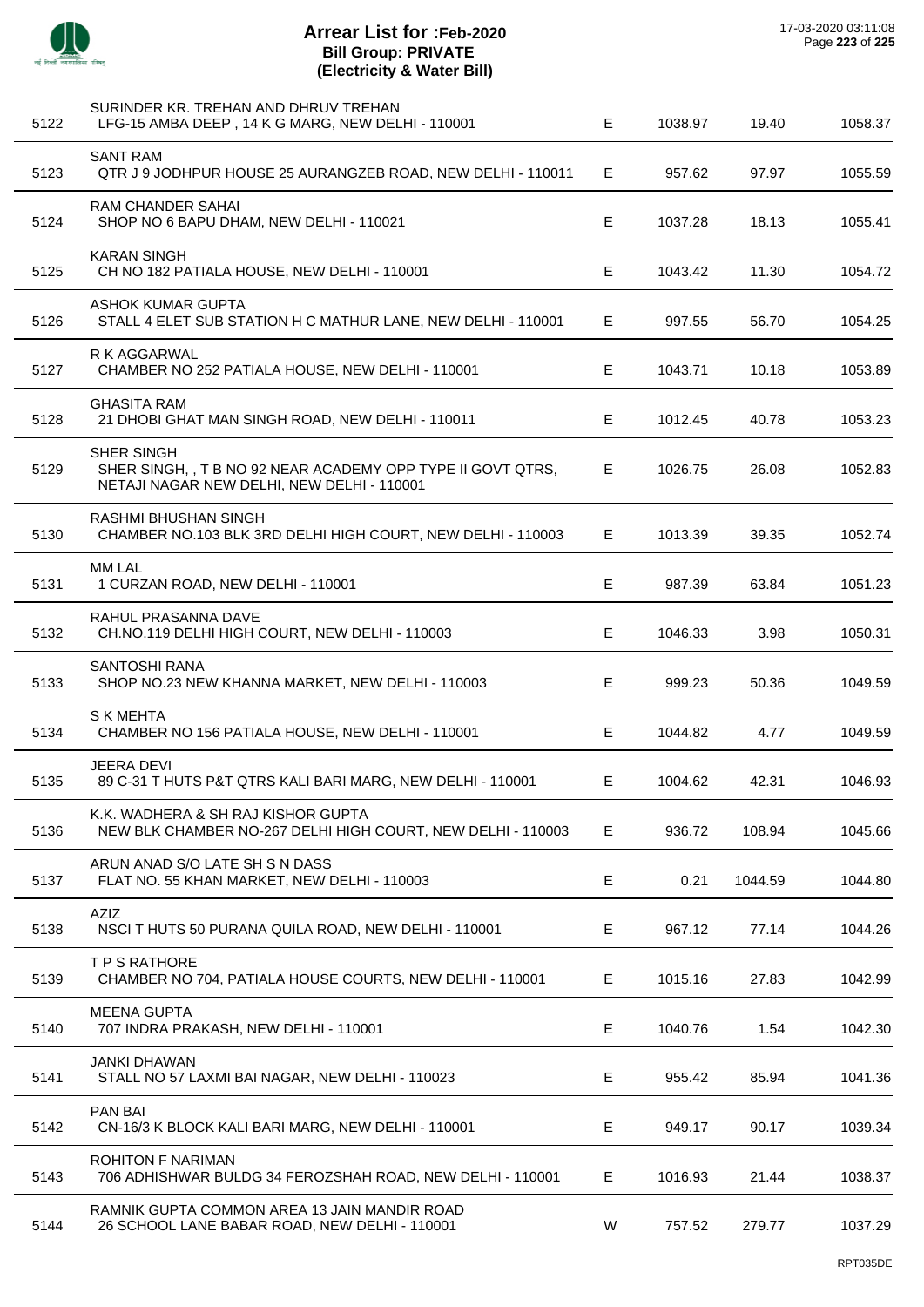# Arrear List for :Feb-2020

## Bill Group: PRIVATE

### (Electricity & Water Bill)

| | | | | | |
|---|---|---|---|---|---|
| 5122 | SURINDER KR. TREHAN AND DHRUV TREHAN<br>LFG-15 AMBA DEEP , 14 K G MARG, NEW DELHI - 110001 | E | 1038.97 | 19.40 | 1058.37 |
| 5123 | SANT RAM<br>QTR J 9 JODHPUR HOUSE 25 AURANGZEB ROAD, NEW DELHI - 110011 | E | 957.62 | 97.97 | 1055.59 |
| 5124 | RAM CHANDER SAHAI<br>SHOP NO 6 BAPU DHAM, NEW DELHI - 110021 | E | 1037.28 | 18.13 | 1055.41 |
| 5125 | KARAN SINGH<br>CH NO 182 PATIALA HOUSE, NEW DELHI - 110001 | E | 1043.42 | 11.30 | 1054.72 |
| 5126 | ASHOK KUMAR GUPTA<br>STALL 4 ELET SUB STATION H C MATHUR LANE, NEW DELHI - 110001 | E | 997.55 | 56.70 | 1054.25 |
| 5127 | R K AGGARWAL<br>CHAMBER NO 252 PATIALA HOUSE, NEW DELHI - 110001 | E | 1043.71 | 10.18 | 1053.89 |
| 5128 | GHASITA RAM<br>21 DHOBI GHAT MAN SINGH ROAD, NEW DELHI - 110011 | E | 1012.45 | 40.78 | 1053.23 |
| 5129 | SHER SINGH<br>SHER SINGH, , T B NO 92 NEAR ACADEMY OPP TYPE II GOVT QTRS, NETAJI NAGAR NEW DELHI, NEW DELHI - 110001 | E | 1026.75 | 26.08 | 1052.83 |
| 5130 | RASHMI BHUSHAN SINGH<br>CHAMBER NO.103 BLK 3RD DELHI HIGH COURT, NEW DELHI - 110003 | E | 1013.39 | 39.35 | 1052.74 |
| 5131 | MM LAL<br>1 CURZAN ROAD, NEW DELHI - 110001 | E | 987.39 | 63.84 | 1051.23 |
| 5132 | RAHUL PRASANNA DAVE<br>CH.NO.119 DELHI HIGH COURT, NEW DELHI - 110003 | E | 1046.33 | 3.98 | 1050.31 |
| 5133 | SANTOSHI RANA<br>SHOP NO.23 NEW KHANNA MARKET, NEW DELHI - 110003 | E | 999.23 | 50.36 | 1049.59 |
| 5134 | S K MEHTA<br>CHAMBER NO 156 PATIALA HOUSE, NEW DELHI - 110001 | E | 1044.82 | 4.77 | 1049.59 |
| 5135 | JEERA DEVI<br>89 C-31 T HUTS P&T QTRS KALI BARI MARG, NEW DELHI - 110001 | E | 1004.62 | 42.31 | 1046.93 |
| 5136 | K.K. WADHERA & SH RAJ KISHOR GUPTA<br>NEW BLK CHAMBER NO-267 DELHI HIGH COURT, NEW DELHI - 110003 | E | 936.72 | 108.94 | 1045.66 |
| 5137 | ARUN ANAD S/O LATE SH S N DASS<br>FLAT NO. 55 KHAN MARKET, NEW DELHI - 110003 | E | 0.21 | 1044.59 | 1044.80 |
| 5138 | AZIZ<br>NSCI T HUTS 50 PURANA QUILA ROAD, NEW DELHI - 110001 | E | 967.12 | 77.14 | 1044.26 |
| 5139 | T P S RATHORE<br>CHAMBER NO 704, PATIALA HOUSE COURTS, NEW DELHI - 110001 | E | 1015.16 | 27.83 | 1042.99 |
| 5140 | MEENA GUPTA<br>707 INDRA PRAKASH, NEW DELHI - 110001 | E | 1040.76 | 1.54 | 1042.30 |
| 5141 | JANKI DHAWAN<br>STALL NO 57 LAXMI BAI NAGAR, NEW DELHI - 110023 | E | 955.42 | 85.94 | 1041.36 |
| 5142 | PAN BAI<br>CN-16/3 K BLOCK KALI BARI MARG, NEW DELHI - 110001 | E | 949.17 | 90.17 | 1039.34 |
| 5143 | ROHITON F NARIMAN<br>706 ADHISHWAR BULDG 34 FEROZSHAH ROAD, NEW DELHI - 110001 | E | 1016.93 | 21.44 | 1038.37 |
| 5144 | RAMNIK GUPTA COMMON AREA 13 JAIN MANDIR ROAD<br>26 SCHOOL LANE BABAR ROAD, NEW DELHI - 110001 | W | 757.52 | 279.77 | 1037.29 |

RPT035DE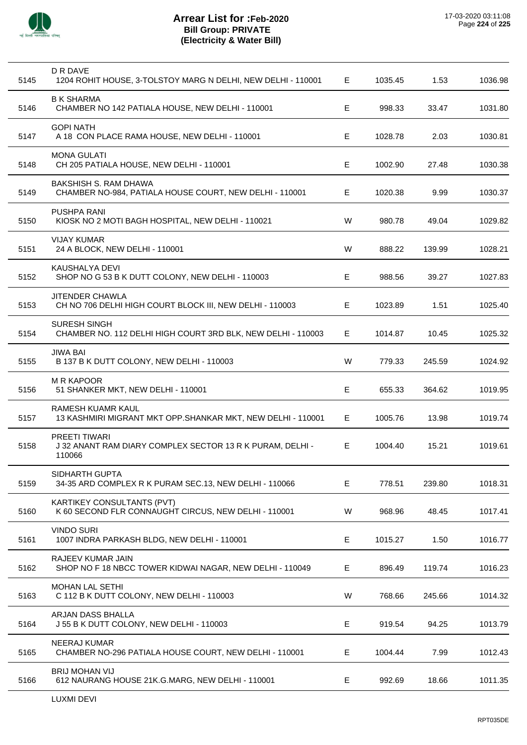# Arrear List for :Feb-2020
## Bill Group: PRIVATE
## (Electricity & Water Bill)

| | | | | | |
|---|---|---|---|---|---|
| 5145 | D R DAVE<br>1204 ROHIT HOUSE, 3-TOLSTOY MARG N DELHI, NEW DELHI - 110001 | E | 1035.45 | 1.53 | 1036.98 |
| 5146 | B K SHARMA<br>CHAMBER NO 142 PATIALA HOUSE, NEW DELHI - 110001 | E | 998.33 | 33.47 | 1031.80 |
| 5147 | GOPI NATH<br>A 18 CON PLACE RAMA HOUSE, NEW DELHI - 110001 | E | 1028.78 | 2.03 | 1030.81 |
| 5148 | MONA GULATI<br>CH 205 PATIALA HOUSE, NEW DELHI - 110001 | E | 1002.90 | 27.48 | 1030.38 |
| 5149 | BAKSHISH S. RAM DHAWA<br>CHAMBER NO-984, PATIALA HOUSE COURT, NEW DELHI - 110001 | E | 1020.38 | 9.99 | 1030.37 |
| 5150 | PUSHPA RANI<br>KIOSK NO 2 MOTI BAGH HOSPITAL, NEW DELHI - 110021 | W | 980.78 | 49.04 | 1029.82 |
| 5151 | VIJAY KUMAR<br>24 A BLOCK, NEW DELHI - 110001 | W | 888.22 | 139.99 | 1028.21 |
| 5152 | KAUSHALYA DEVI<br>SHOP NO G 53 B K DUTT COLONY, NEW DELHI - 110003 | E | 988.56 | 39.27 | 1027.83 |
| 5153 | JITENDER CHAWLA<br>CH NO 706 DELHI HIGH COURT BLOCK III, NEW DELHI - 110003 | E | 1023.89 | 1.51 | 1025.40 |
| 5154 | SURESH SINGH<br>CHAMBER NO. 112 DELHI HIGH COURT 3RD BLK, NEW DELHI - 110003 | E | 1014.87 | 10.45 | 1025.32 |
| 5155 | JIWA BAI<br>B 137 B K DUTT COLONY, NEW DELHI - 110003 | W | 779.33 | 245.59 | 1024.92 |
| 5156 | M R KAPOOR<br>51 SHANKER MKT, NEW DELHI - 110001 | E | 655.33 | 364.62 | 1019.95 |
| 5157 | RAMESH KUAMR KAUL<br>13 KASHMIRI MIGRANT MKT OPP.SHANKAR MKT, NEW DELHI - 110001 | E | 1005.76 | 13.98 | 1019.74 |
| 5158 | PREETI TIWARI<br>J 32 ANANT RAM DIARY COMPLEX SECTOR 13 R K PURAM, DELHI - 110066 | E | 1004.40 | 15.21 | 1019.61 |
| 5159 | SIDHARTH GUPTA<br>34-35 ARD COMPLEX R K PURAM SEC.13, NEW DELHI - 110066 | E | 778.51 | 239.80 | 1018.31 |
| 5160 | KARTIKEY CONSULTANTS (PVT)<br>K 60 SECOND FLR CONNAUGHT CIRCUS, NEW DELHI - 110001 | W | 968.96 | 48.45 | 1017.41 |
| 5161 | VINDO SURI<br>1007 INDRA PARKASH BLDG, NEW DELHI - 110001 | E | 1015.27 | 1.50 | 1016.77 |
| 5162 | RAJEEV KUMAR JAIN<br>SHOP NO F 18 NBCC TOWER KIDWAI NAGAR, NEW DELHI - 110049 | E | 896.49 | 119.74 | 1016.23 |
| 5163 | MOHAN LAL SETHI<br>C 112 B K DUTT COLONY, NEW DELHI - 110003 | W | 768.66 | 245.66 | 1014.32 |
| 5164 | ARJAN DASS BHALLA<br>J 55 B K DUTT COLONY, NEW DELHI - 110003 | E | 919.54 | 94.25 | 1013.79 |
| 5165 | NEERAJ KUMAR<br>CHAMBER NO-296 PATIALA HOUSE COURT, NEW DELHI - 110001 | E | 1004.44 | 7.99 | 1012.43 |
| 5166 | BRIJ MOHAN VIJ<br>612 NAURANG HOUSE 21K.G.MARG, NEW DELHI - 110001 | E | 992.69 | 18.66 | 1011.35 |

LUXMI DEVI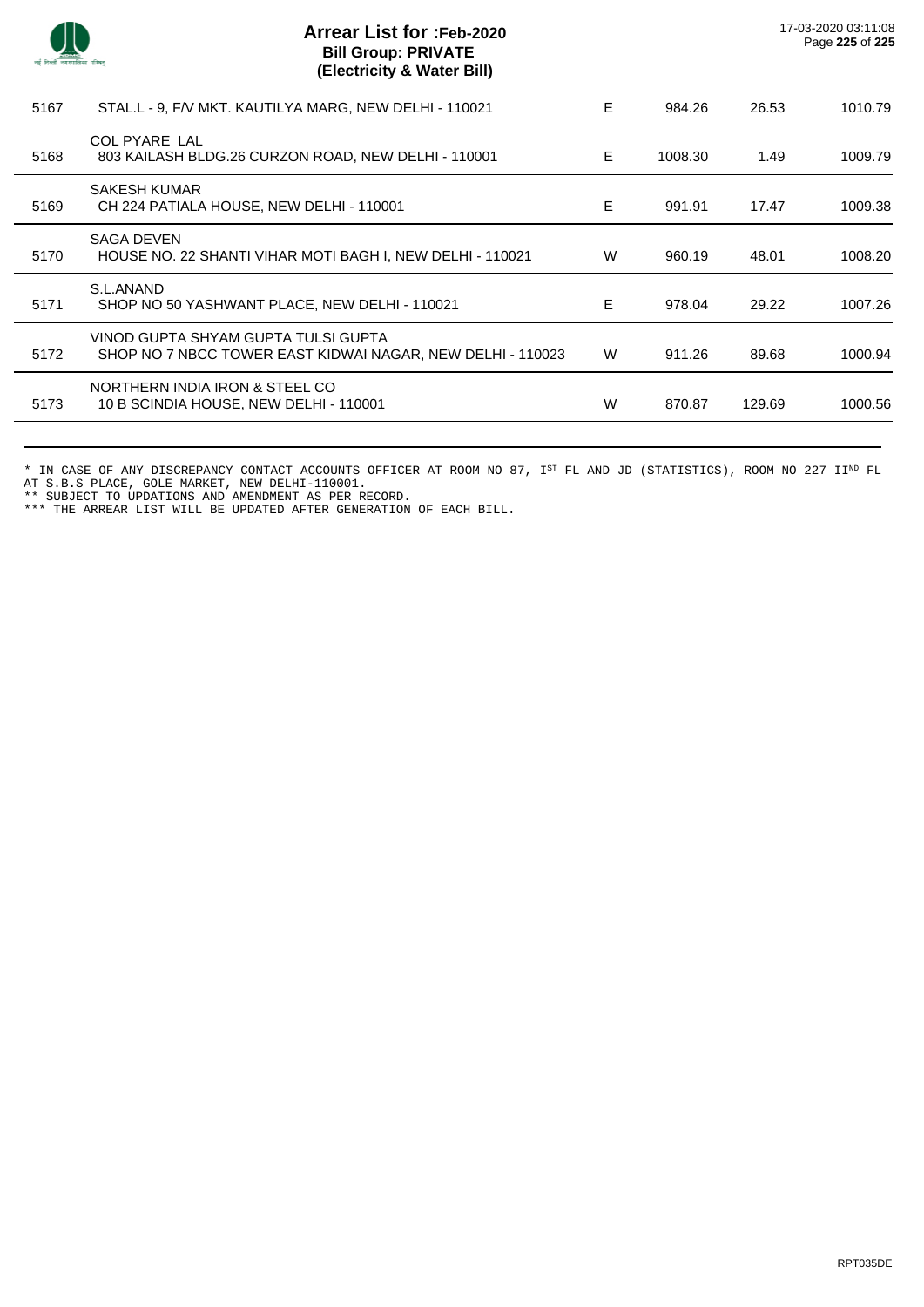# Arrear List for :Feb-2020
## Bill Group: PRIVATE
## (Electricity & Water Bill)

17-03-2020 03:11:08

| | | | | | |
|---|---|---|---|---|---|
| 5167 | STAL.L - 9, F/V MKT. KAUTILYA MARG, NEW DELHI - 110021 | E | 984.26 | 26.53 | 1010.79 |
| 5168 | COL PYARE LAL<br>803 KAILASH BLDG.26 CURZON ROAD, NEW DELHI - 110001 | E | 1008.30 | 1.49 | 1009.79 |
| 5169 | SAKESH KUMAR<br>CH 224 PATIALA HOUSE, NEW DELHI - 110001 | E | 991.91 | 17.47 | 1009.38 |
| 5170 | SAGA DEVEN<br>HOUSE NO. 22 SHANTI VIHAR MOTI BAGH I, NEW DELHI - 110021 | W | 960.19 | 48.01 | 1008.20 |
| 5171 | S.L.ANAND<br>SHOP NO 50 YASHWANT PLACE, NEW DELHI - 110021 | E | 978.04 | 29.22 | 1007.26 |
| 5172 | VINOD GUPTA SHYAM GUPTA TULSI GUPTA<br>SHOP NO 7 NBCC TOWER EAST KIDWAI NAGAR, NEW DELHI - 110023 | W | 911.26 | 89.68 | 1000.94 |
| 5173 | NORTHERN INDIA IRON & STEEL CO<br>10 B SCINDIA HOUSE, NEW DELHI - 110001 | W | 870.87 | 129.69 | 1000.56 |

* IN CASE OF ANY DISCREPANCY CONTACT ACCOUNTS OFFICER AT ROOM NO 87, IST FL AND JD (STATISTICS), ROOM NO 227 IIND FL AT S.B.S PLACE, GOLE MARKET, NEW DELHI-110001.
** SUBJECT TO UPDATIONS AND AMENDMENT AS PER RECORD.
*** THE ARREAR LIST WILL BE UPDATED AFTER GENERATION OF EACH BILL.

RPT035DE